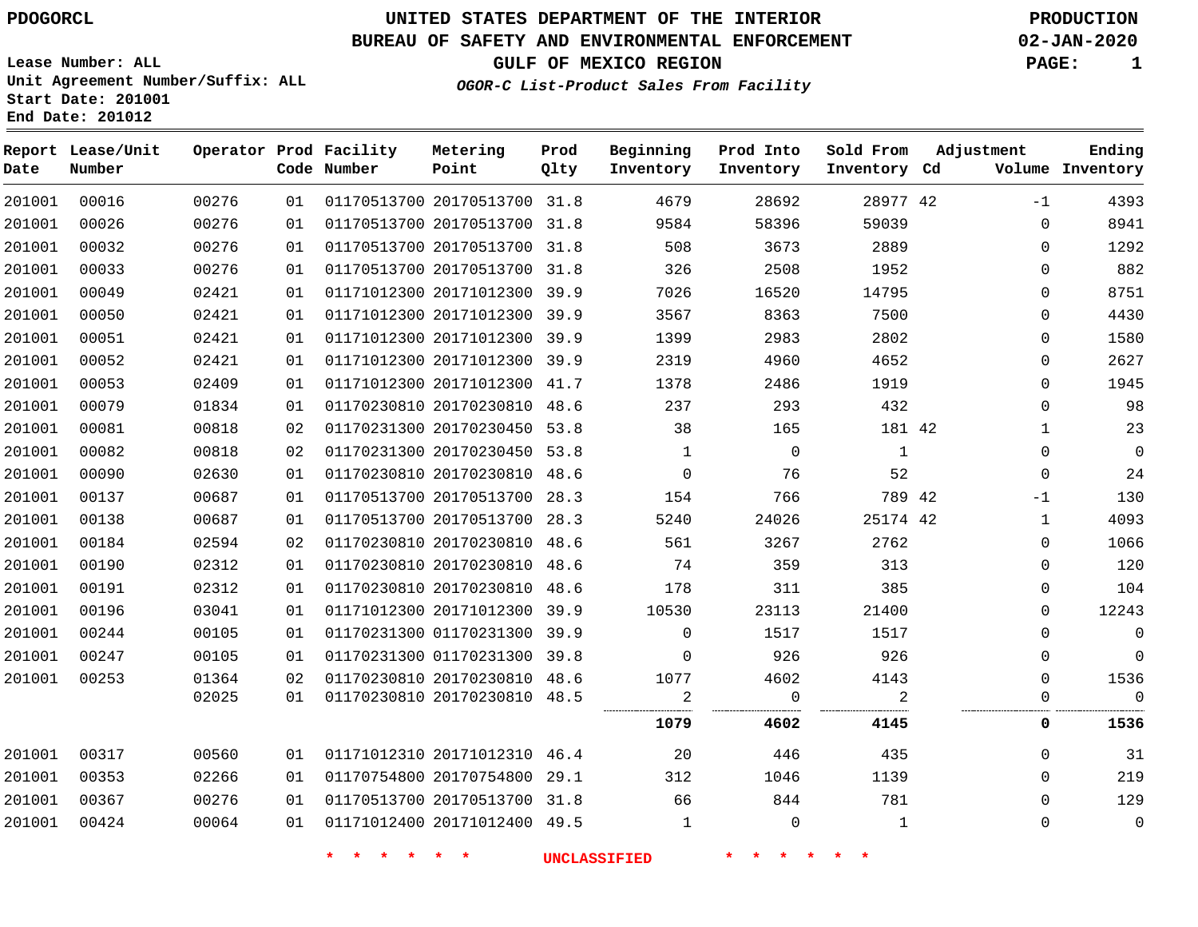PDOGORCL

# UNITED STATES DEPARTMENT OF THE INTERIOR
## BUREAU OF SAFETY AND ENVIRONMENTAL ENFORCEMENT
## GULF OF MEXICO REGION
### *OGOR-C List-Product Sales From Facility*

PRODUCTION
02-JAN-2020

Lease Number: ALL
Unit Agreement Number/Suffix: ALL
Start Date: 201001
End Date: 201012

| Report Date | Lease/Unit Number | Operator | Prod Code | Facility Number | Metering Point | Prod Qlty | Beginning Inventory | Prod Into Inventory | Sold From Inventory | Adjustment Cd | Adjustment Volume | Ending Inventory |
|---|---|---|---|---|---|---|---|---|---|---|---|---|
| 201001 | 00016 | 00276 | 01 | 01170513700 | 20170513700 | 31.8 | 4679 | 28692 | 28977 | 42 | -1 | 4393 |
| 201001 | 00026 | 00276 | 01 | 01170513700 | 20170513700 | 31.8 | 9584 | 58396 | 59039 | | 0 | 8941 |
| 201001 | 00032 | 00276 | 01 | 01170513700 | 20170513700 | 31.8 | 508 | 3673 | 2889 | | 0 | 1292 |
| 201001 | 00033 | 00276 | 01 | 01170513700 | 20170513700 | 31.8 | 326 | 2508 | 1952 | | 0 | 882 |
| 201001 | 00049 | 02421 | 01 | 01171012300 | 20171012300 | 39.9 | 7026 | 16520 | 14795 | | 0 | 8751 |
| 201001 | 00050 | 02421 | 01 | 01171012300 | 20171012300 | 39.9 | 3567 | 8363 | 7500 | | 0 | 4430 |
| 201001 | 00051 | 02421 | 01 | 01171012300 | 20171012300 | 39.9 | 1399 | 2983 | 2802 | | 0 | 1580 |
| 201001 | 00052 | 02421 | 01 | 01171012300 | 20171012300 | 39.9 | 2319 | 4960 | 4652 | | 0 | 2627 |
| 201001 | 00053 | 02409 | 01 | 01171012300 | 20171012300 | 41.7 | 1378 | 2486 | 1919 | | 0 | 1945 |
| 201001 | 00079 | 01834 | 01 | 01170230810 | 20170230810 | 48.6 | 237 | 293 | 432 | | 0 | 98 |
| 201001 | 00081 | 00818 | 02 | 01170231300 | 20170230450 | 53.8 | 38 | 165 | 181 | 42 | 1 | 23 |
| 201001 | 00082 | 00818 | 02 | 01170231300 | 20170230450 | 53.8 | 1 | 0 | 1 | | 0 | 0 |
| 201001 | 00090 | 02630 | 01 | 01170230810 | 20170230810 | 48.6 | 0 | 76 | 52 | | 0 | 24 |
| 201001 | 00137 | 00687 | 01 | 01170513700 | 20170513700 | 28.3 | 154 | 766 | 789 | 42 | -1 | 130 |
| 201001 | 00138 | 00687 | 01 | 01170513700 | 20170513700 | 28.3 | 5240 | 24026 | 25174 | 42 | 1 | 4093 |
| 201001 | 00184 | 02594 | 02 | 01170230810 | 20170230810 | 48.6 | 561 | 3267 | 2762 | | 0 | 1066 |
| 201001 | 00190 | 02312 | 01 | 01170230810 | 20170230810 | 48.6 | 74 | 359 | 313 | | 0 | 120 |
| 201001 | 00191 | 02312 | 01 | 01170230810 | 20170230810 | 48.6 | 178 | 311 | 385 | | 0 | 104 |
| 201001 | 00196 | 03041 | 01 | 01171012300 | 20171012300 | 39.9 | 10530 | 23113 | 21400 | | 0 | 12243 |
| 201001 | 00244 | 00105 | 01 | 01170231300 | 01170231300 | 39.9 | 0 | 1517 | 1517 | | 0 | 0 |
| 201001 | 00247 | 00105 | 01 | 01170231300 | 01170231300 | 39.8 | 0 | 926 | 926 | | 0 | 0 |
| 201001 | 00253 | 01364 | 02 | 01170230810 | 20170230810 | 48.6 | 1077 | 4602 | 4143 | | 0 | 1536 |
| | | 02025 | 01 | 01170230810 | 20170230810 | 48.5 | 2 | 0 | 2 | | 0 | 0 |
| | | | | | | | **1079** | **4602** | **4145** | | **0** | **1536** |
| 201001 | 00317 | 00560 | 01 | 01171012310 | 20171012310 | 46.4 | 20 | 446 | 435 | | 0 | 31 |
| 201001 | 00353 | 02266 | 01 | 01170754800 | 20170754800 | 29.1 | 312 | 1046 | 1139 | | 0 | 219 |
| 201001 | 00367 | 00276 | 01 | 01170513700 | 20170513700 | 31.8 | 66 | 844 | 781 | | 0 | 129 |
| 201001 | 00424 | 00064 | 01 | 01171012400 | 20171012400 | 49.5 | 1 | 0 | 1 | | 0 | 0 |

* * * * * * UNCLASSIFIED * * * * * *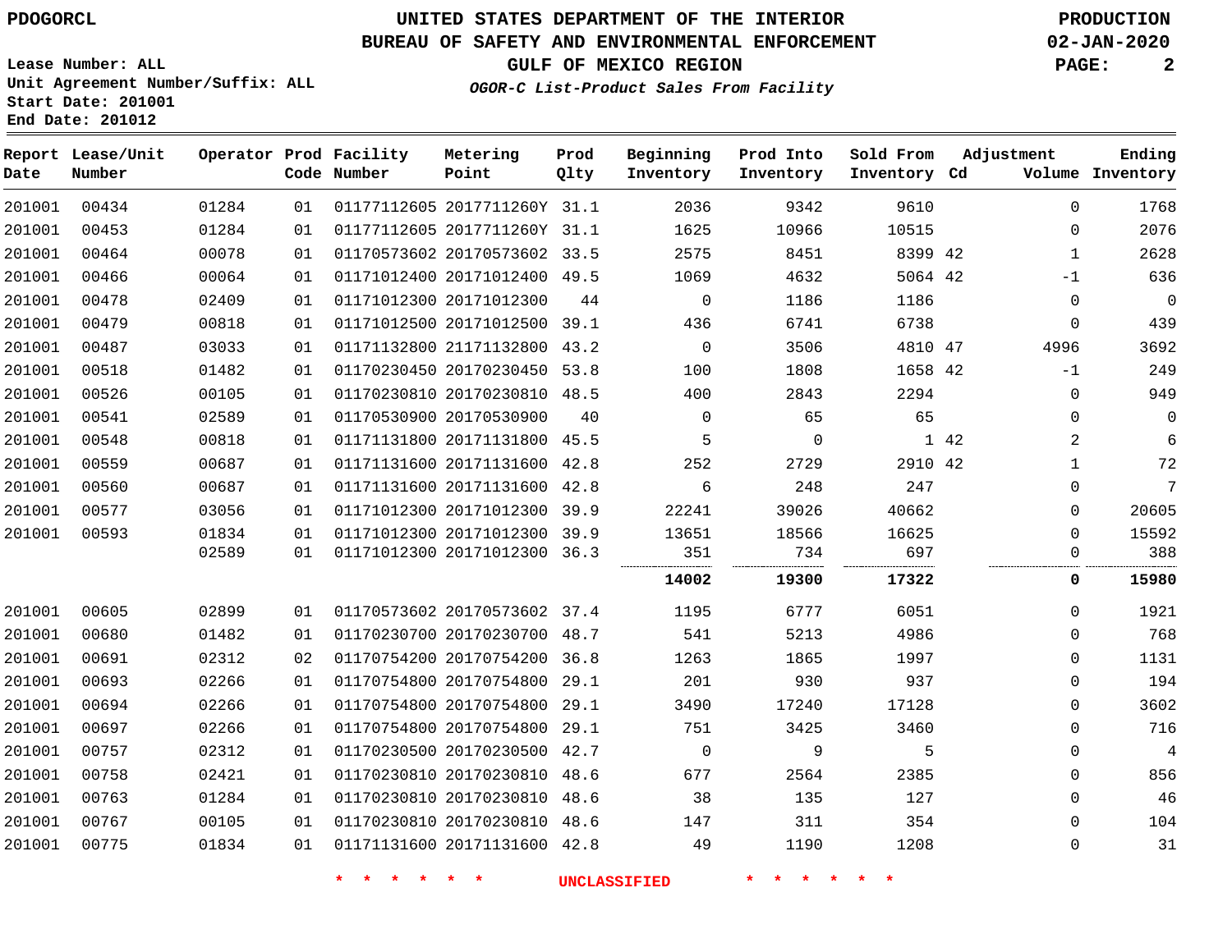PDOGORCL

# UNITED STATES DEPARTMENT OF THE INTERIOR
## BUREAU OF SAFETY AND ENVIRONMENTAL ENFORCEMENT
### GULF OF MEXICO REGION
*OGOR-C List-Product Sales From Facility*

PRODUCTION
02-JAN-2020

Lease Number: ALL
Unit Agreement Number/Suffix: ALL
Start Date: 201001
End Date: 201012

| Report Date | Lease/Unit Number | Operator | Prod Code | Facility Number | Metering Point | Prod Qlty | Beginning Inventory | Prod Into Inventory | Sold From Inventory | Adjustment Cd | Adjustment Volume | Ending Inventory |
|---|---|---|---|---|---|---|---|---|---|---|---|---|
| 201001 | 00434 | 01284 | 01 | 01177112605 | 2017711260Y | 31.1 | 2036 | 9342 | 9610 | | 0 | 1768 |
| 201001 | 00453 | 01284 | 01 | 01177112605 | 2017711260Y | 31.1 | 1625 | 10966 | 10515 | | 0 | 2076 |
| 201001 | 00464 | 00078 | 01 | 01170573602 | 20170573602 | 33.5 | 2575 | 8451 | 8399 | 42 | 1 | 2628 |
| 201001 | 00466 | 00064 | 01 | 01171012400 | 20171012400 | 49.5 | 1069 | 4632 | 5064 | 42 | -1 | 636 |
| 201001 | 00478 | 02409 | 01 | 01171012300 | 20171012300 | 44 | 0 | 1186 | 1186 | | 0 | 0 |
| 201001 | 00479 | 00818 | 01 | 01171012500 | 20171012500 | 39.1 | 436 | 6741 | 6738 | | 0 | 439 |
| 201001 | 00487 | 03033 | 01 | 01171132800 | 21171132800 | 43.2 | 0 | 3506 | 4810 | 47 | 4996 | 3692 |
| 201001 | 00518 | 01482 | 01 | 01170230450 | 20170230450 | 53.8 | 100 | 1808 | 1658 | 42 | -1 | 249 |
| 201001 | 00526 | 00105 | 01 | 01170230810 | 20170230810 | 48.5 | 400 | 2843 | 2294 | | 0 | 949 |
| 201001 | 00541 | 02589 | 01 | 01170530900 | 20170530900 | 40 | 0 | 65 | 65 | | 0 | 0 |
| 201001 | 00548 | 00818 | 01 | 01171131800 | 20171131800 | 45.5 | 5 | 0 | 1 | 42 | 2 | 6 |
| 201001 | 00559 | 00687 | 01 | 01171131600 | 20171131600 | 42.8 | 252 | 2729 | 2910 | 42 | 1 | 72 |
| 201001 | 00560 | 00687 | 01 | 01171131600 | 20171131600 | 42.8 | 6 | 248 | 247 | | 0 | 7 |
| 201001 | 00577 | 03056 | 01 | 01171012300 | 20171012300 | 39.9 | 22241 | 39026 | 40662 | | 0 | 20605 |
| 201001 | 00593 | 01834 | 01 | 01171012300 | 20171012300 | 39.9 | 13651 | 18566 | 16625 | | 0 | 15592 |
| | | 02589 | 01 | 01171012300 | 20171012300 | 36.3 | 351 | 734 | 697 | | 0 | 388 |
| | | | | | | | **14002** | **19300** | **17322** | | **0** | **15980** |
| 201001 | 00605 | 02899 | 01 | 01170573602 | 20170573602 | 37.4 | 1195 | 6777 | 6051 | | 0 | 1921 |
| 201001 | 00680 | 01482 | 01 | 01170230700 | 20170230700 | 48.7 | 541 | 5213 | 4986 | | 0 | 768 |
| 201001 | 00691 | 02312 | 02 | 01170754200 | 20170754200 | 36.8 | 1263 | 1865 | 1997 | | 0 | 1131 |
| 201001 | 00693 | 02266 | 01 | 01170754800 | 20170754800 | 29.1 | 201 | 930 | 937 | | 0 | 194 |
| 201001 | 00694 | 02266 | 01 | 01170754800 | 20170754800 | 29.1 | 3490 | 17240 | 17128 | | 0 | 3602 |
| 201001 | 00697 | 02266 | 01 | 01170754800 | 20170754800 | 29.1 | 751 | 3425 | 3460 | | 0 | 716 |
| 201001 | 00757 | 02312 | 01 | 01170230500 | 20170230500 | 42.7 | 0 | 9 | 5 | | 0 | 4 |
| 201001 | 00758 | 02421 | 01 | 01170230810 | 20170230810 | 48.6 | 677 | 2564 | 2385 | | 0 | 856 |
| 201001 | 00763 | 01284 | 01 | 01170230810 | 20170230810 | 48.6 | 38 | 135 | 127 | | 0 | 46 |
| 201001 | 00767 | 00105 | 01 | 01170230810 | 20170230810 | 48.6 | 147 | 311 | 354 | | 0 | 104 |
| 201001 | 00775 | 01834 | 01 | 01171131600 | 20171131600 | 42.8 | 49 | 1190 | 1208 | | 0 | 31 |

* * * * * * UNCLASSIFIED * * * * * *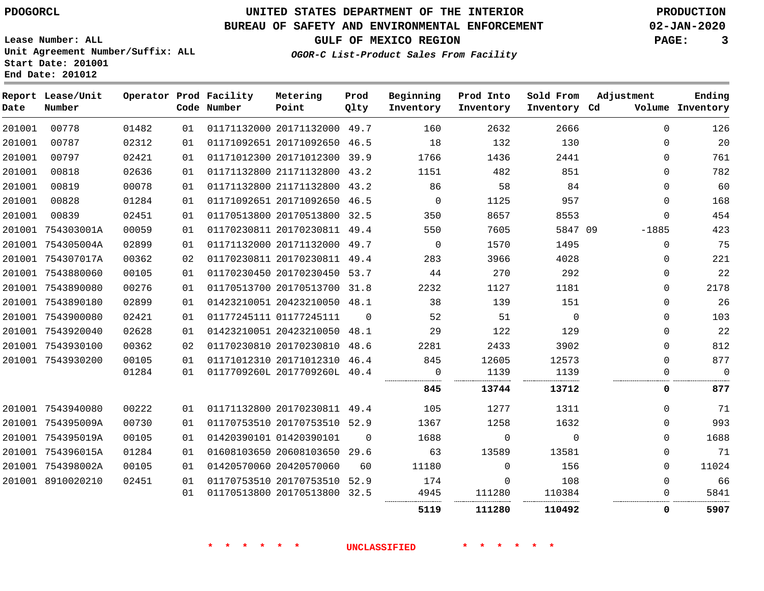PDOGORCL

# UNITED STATES DEPARTMENT OF THE INTERIOR
## BUREAU OF SAFETY AND ENVIRONMENTAL ENFORCEMENT
### GULF OF MEXICO REGION
*OGOR-C List-Product Sales From Facility*

PRODUCTION
02-JAN-2020

Lease Number: ALL
Unit Agreement Number/Suffix: ALL
Start Date: 201001
End Date: 201012

| Report Date | Lease/Unit Number | Operator | Prod Code | Facility Number | Metering Point | Prod Qlty | Beginning Inventory | Prod Into Inventory | Sold From Inventory | Adjustment Cd | Volume | Ending Inventory |
|---|---|---|---|---|---|---|---|---|---|---|---|---|
| 201001 | 00778 | 01482 | 01 | 01171132000 | 20171132000 | 49.7 | 160 | 2632 | 2666 | | 0 | 126 |
| 201001 | 00787 | 02312 | 01 | 01171092651 | 20171092650 | 46.5 | 18 | 132 | 130 | | 0 | 20 |
| 201001 | 00797 | 02421 | 01 | 01171012300 | 20171012300 | 39.9 | 1766 | 1436 | 2441 | | 0 | 761 |
| 201001 | 00818 | 02636 | 01 | 01171132800 | 21171132800 | 43.2 | 1151 | 482 | 851 | | 0 | 782 |
| 201001 | 00819 | 00078 | 01 | 01171132800 | 21171132800 | 43.2 | 86 | 58 | 84 | | 0 | 60 |
| 201001 | 00828 | 01284 | 01 | 01171092651 | 20171092650 | 46.5 | 0 | 1125 | 957 | | 0 | 168 |
| 201001 | 00839 | 02451 | 01 | 01170513800 | 20170513800 | 32.5 | 350 | 8657 | 8553 | | 0 | 454 |
| 201001 | 754303001A | 00059 | 01 | 01170230811 | 20170230811 | 49.4 | 550 | 7605 | 5847 | 09 | -1885 | 423 |
| 201001 | 754305004A | 02899 | 01 | 01171132000 | 20171132000 | 49.7 | 0 | 1570 | 1495 | | 0 | 75 |
| 201001 | 754307017A | 00362 | 02 | 01170230811 | 20170230811 | 49.4 | 283 | 3966 | 4028 | | 0 | 221 |
| 201001 | 7543880060 | 00105 | 01 | 01170230450 | 20170230450 | 53.7 | 44 | 270 | 292 | | 0 | 22 |
| 201001 | 7543890080 | 00276 | 01 | 01170513700 | 20170513700 | 31.8 | 2232 | 1127 | 1181 | | 0 | 2178 |
| 201001 | 7543890180 | 02899 | 01 | 01423210051 | 20423210050 | 48.1 | 38 | 139 | 151 | | 0 | 26 |
| 201001 | 7543900080 | 02421 | 01 | 01177245111 | 01177245111 | 0 | 52 | 51 | 0 | | 0 | 103 |
| 201001 | 7543920040 | 02628 | 01 | 01423210051 | 20423210050 | 48.1 | 29 | 122 | 129 | | 0 | 22 |
| 201001 | 7543930100 | 00362 | 02 | 01170230810 | 20170230810 | 48.6 | 2281 | 2433 | 3902 | | 0 | 812 |
| 201001 | 7543930200 | 00105 | 01 | 01171012310 | 20171012310 | 46.4 | 845 | 12605 | 12573 | | 0 | 877 |
| | | 01284 | 01 | 0117709260L | 2017709260L | 40.4 | 0 | 1139 | 1139 | | 0 | 0 |
| | | | | | | | **845** | **13744** | **13712** | | **0** | **877** |
| 201001 | 7543940080 | 00222 | 01 | 01171132800 | 20170230811 | 49.4 | 105 | 1277 | 1311 | | 0 | 71 |
| 201001 | 754395009A | 00730 | 01 | 01170753510 | 20170753510 | 52.9 | 1367 | 1258 | 1632 | | 0 | 993 |
| 201001 | 754395019A | 00105 | 01 | 01420390101 | 01420390101 | 0 | 1688 | 0 | 0 | | 0 | 1688 |
| 201001 | 754396015A | 01284 | 01 | 01608103650 | 20608103650 | 29.6 | 63 | 13589 | 13581 | | 0 | 71 |
| 201001 | 754398002A | 00105 | 01 | 01420570060 | 20420570060 | 60 | 11180 | 0 | 156 | | 0 | 11024 |
| 201001 | 8910020210 | 02451 | 01 | 01170753510 | 20170753510 | 52.9 | 174 | 0 | 108 | | 0 | 66 |
| | | | 01 | 01170513800 | 20170513800 | 32.5 | 4945 | 111280 | 110384 | | 0 | 5841 |
| | | | | | | | **5119** | **111280** | **110492** | | **0** | **5907** |

* * * * * * UNCLASSIFIED * * * * * *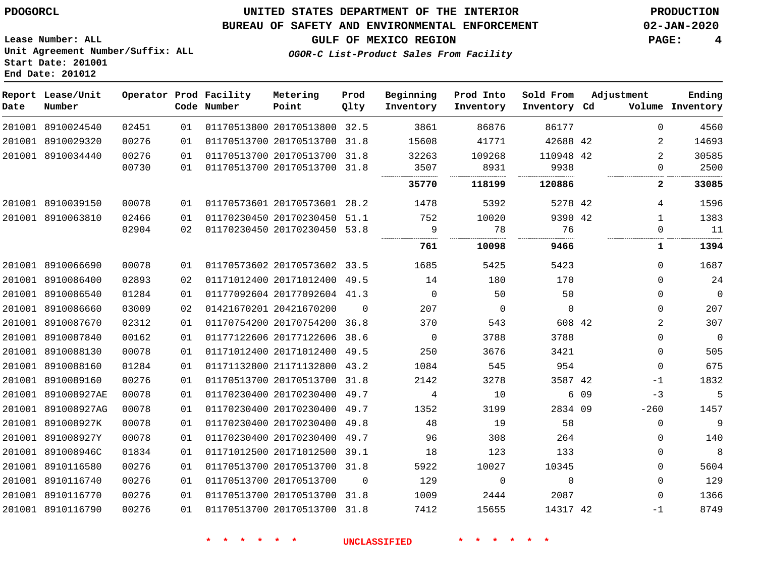PDOGORCL

# UNITED STATES DEPARTMENT OF THE INTERIOR
## BUREAU OF SAFETY AND ENVIRONMENTAL ENFORCEMENT
### GULF OF MEXICO REGION
*OGOR-C List-Product Sales From Facility*

PRODUCTION
02-JAN-2020

Lease Number: ALL
Unit Agreement Number/Suffix: ALL
Start Date: 201001
End Date: 201012

| Report Date | Lease/Unit Number | Operator | Prod Code | Facility Number | Metering Point | Prod Qlty | Beginning Inventory | Prod Into Inventory | Sold From Inventory | Adjustment Cd | Volume | Ending Inventory |
|---|---|---|---|---|---|---|---|---|---|---|---|---|
| 201001 | 8910024540 | 02451 | 01 | 01170513800 | 20170513800 | 32.5 | 3861 | 86876 | 86177 | | 0 | 4560 |
| 201001 | 8910029320 | 00276 | 01 | 01170513700 | 20170513700 | 31.8 | 15608 | 41771 | 42688 | 42 | 2 | 14693 |
| 201001 | 8910034440 | 00276 | 01 | 01170513700 | 20170513700 | 31.8 | 32263 | 109268 | 110948 | 42 | 2 | 30585 |
| | | 00730 | 01 | 01170513700 | 20170513700 | 31.8 | 3507 | 8931 | 9938 | | 0 | 2500 |
| | | | | | | | **35770** | **118199** | **120886** | | **2** | **33085** |
| 201001 | 8910039150 | 00078 | 01 | 01170573601 | 20170573601 | 28.2 | 1478 | 5392 | 5278 | 42 | 4 | 1596 |
| 201001 | 8910063810 | 02466 | 01 | 01170230450 | 20170230450 | 51.1 | 752 | 10020 | 9390 | 42 | 1 | 1383 |
| | | 02904 | 02 | 01170230450 | 20170230450 | 53.8 | 9 | 78 | 76 | | 0 | 11 |
| | | | | | | | **761** | **10098** | **9466** | | **1** | **1394** |
| 201001 | 8910066690 | 00078 | 01 | 01170573602 | 20170573602 | 33.5 | 1685 | 5425 | 5423 | | 0 | 1687 |
| 201001 | 8910086400 | 02893 | 02 | 01171012400 | 20171012400 | 49.5 | 14 | 180 | 170 | | 0 | 24 |
| 201001 | 8910086540 | 01284 | 01 | 01177092604 | 20177092604 | 41.3 | 0 | 50 | 50 | | 0 | 0 |
| 201001 | 8910086660 | 03009 | 02 | 01421670201 | 20421670200 | 0 | 207 | 0 | 0 | | 0 | 207 |
| 201001 | 8910087670 | 02312 | 01 | 01170754200 | 20170754200 | 36.8 | 370 | 543 | 608 | 42 | 2 | 307 |
| 201001 | 8910087840 | 00162 | 01 | 01177122606 | 20177122606 | 38.6 | 0 | 3788 | 3788 | | 0 | 0 |
| 201001 | 8910088130 | 00078 | 01 | 01171012400 | 20171012400 | 49.5 | 250 | 3676 | 3421 | | 0 | 505 |
| 201001 | 8910088160 | 01284 | 01 | 01171132800 | 21171132800 | 43.2 | 1084 | 545 | 954 | | 0 | 675 |
| 201001 | 8910089160 | 00276 | 01 | 01170513700 | 20170513700 | 31.8 | 2142 | 3278 | 3587 | 42 | -1 | 1832 |
| 201001 | 891008927AE | 00078 | 01 | 01170230400 | 20170230400 | 49.7 | 4 | 10 | 6 | 09 | -3 | 5 |
| 201001 | 891008927AG | 00078 | 01 | 01170230400 | 20170230400 | 49.7 | 1352 | 3199 | 2834 | 09 | -260 | 1457 |
| 201001 | 891008927K | 00078 | 01 | 01170230400 | 20170230400 | 49.8 | 48 | 19 | 58 | | 0 | 9 |
| 201001 | 891008927Y | 00078 | 01 | 01170230400 | 20170230400 | 49.7 | 96 | 308 | 264 | | 0 | 140 |
| 201001 | 891008946C | 01834 | 01 | 01171012500 | 20171012500 | 39.1 | 18 | 123 | 133 | | 0 | 8 |
| 201001 | 8910116580 | 00276 | 01 | 01170513700 | 20170513700 | 31.8 | 5922 | 10027 | 10345 | | 0 | 5604 |
| 201001 | 8910116740 | 00276 | 01 | 01170513700 | 20170513700 | 0 | 129 | 0 | 0 | | 0 | 129 |
| 201001 | 8910116770 | 00276 | 01 | 01170513700 | 20170513700 | 31.8 | 1009 | 2444 | 2087 | | 0 | 1366 |
| 201001 | 8910116790 | 00276 | 01 | 01170513700 | 20170513700 | 31.8 | 7412 | 15655 | 14317 | 42 | -1 | 8749 |

\* \* \* \* \* \* UNCLASSIFIED \* \* \* \* \* \*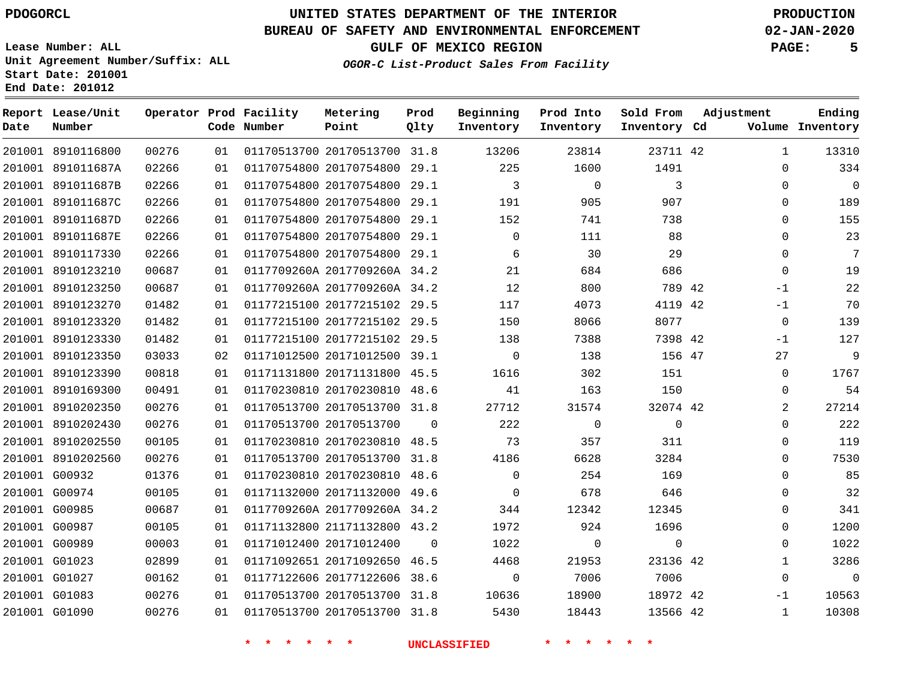PDOGORCL

# UNITED STATES DEPARTMENT OF THE INTERIOR
## BUREAU OF SAFETY AND ENVIRONMENTAL ENFORCEMENT
### GULF OF MEXICO REGION
*OGOR-C List-Product Sales From Facility*

PRODUCTION
02-JAN-2020

Lease Number: ALL
Unit Agreement Number/Suffix: ALL
Start Date: 201001
End Date: 201012

| Report Date | Lease/Unit Number | Operator | Prod Code | Facility Number | Metering Point | Prod Qlty | Beginning Inventory | Prod Into Inventory | Sold From Inventory | Adjustment Cd | Adjustment Volume | Ending Inventory |
|---|---|---|---|---|---|---|---|---|---|---|---|---|
| 201001 | 8910116800 | 00276 | 01 | 01170513700 | 20170513700 | 31.8 | 13206 | 23814 | 23711 | 42 | 1 | 13310 |
| 201001 | 891011687A | 02266 | 01 | 01170754800 | 20170754800 | 29.1 | 225 | 1600 | 1491 | | 0 | 334 |
| 201001 | 891011687B | 02266 | 01 | 01170754800 | 20170754800 | 29.1 | 3 | 0 | 3 | | 0 | 0 |
| 201001 | 891011687C | 02266 | 01 | 01170754800 | 20170754800 | 29.1 | 191 | 905 | 907 | | 0 | 189 |
| 201001 | 891011687D | 02266 | 01 | 01170754800 | 20170754800 | 29.1 | 152 | 741 | 738 | | 0 | 155 |
| 201001 | 891011687E | 02266 | 01 | 01170754800 | 20170754800 | 29.1 | 0 | 111 | 88 | | 0 | 23 |
| 201001 | 8910117330 | 02266 | 01 | 01170754800 | 20170754800 | 29.1 | 6 | 30 | 29 | | 0 | 7 |
| 201001 | 8910123210 | 00687 | 01 | 0117709260A | 2017709260A | 34.2 | 21 | 684 | 686 | | 0 | 19 |
| 201001 | 8910123250 | 00687 | 01 | 0117709260A | 2017709260A | 34.2 | 12 | 800 | 789 | 42 | -1 | 22 |
| 201001 | 8910123270 | 01482 | 01 | 01177215100 | 20177215102 | 29.5 | 117 | 4073 | 4119 | 42 | -1 | 70 |
| 201001 | 8910123320 | 01482 | 01 | 01177215100 | 20177215102 | 29.5 | 150 | 8066 | 8077 | | 0 | 139 |
| 201001 | 8910123330 | 01482 | 01 | 01177215100 | 20177215102 | 29.5 | 138 | 7388 | 7398 | 42 | -1 | 127 |
| 201001 | 8910123350 | 03033 | 02 | 01171012500 | 20171012500 | 39.1 | 0 | 138 | 156 | 47 | 27 | 9 |
| 201001 | 8910123390 | 00818 | 01 | 01171131800 | 20171131800 | 45.5 | 1616 | 302 | 151 | | 0 | 1767 |
| 201001 | 8910169300 | 00491 | 01 | 01170230810 | 20170230810 | 48.6 | 41 | 163 | 150 | | 0 | 54 |
| 201001 | 8910202350 | 00276 | 01 | 01170513700 | 20170513700 | 31.8 | 27712 | 31574 | 32074 | 42 | 2 | 27214 |
| 201001 | 8910202430 | 00276 | 01 | 01170513700 | 20170513700 | 0 | 222 | 0 | 0 | | 0 | 222 |
| 201001 | 8910202550 | 00105 | 01 | 01170230810 | 20170230810 | 48.5 | 73 | 357 | 311 | | 0 | 119 |
| 201001 | 8910202560 | 00276 | 01 | 01170513700 | 20170513700 | 31.8 | 4186 | 6628 | 3284 | | 0 | 7530 |
| 201001 | G00932 | 01376 | 01 | 01170230810 | 20170230810 | 48.6 | 0 | 254 | 169 | | 0 | 85 |
| 201001 | G00974 | 00105 | 01 | 01171132000 | 20171132000 | 49.6 | 0 | 678 | 646 | | 0 | 32 |
| 201001 | G00985 | 00687 | 01 | 0117709260A | 2017709260A | 34.2 | 344 | 12342 | 12345 | | 0 | 341 |
| 201001 | G00987 | 00105 | 01 | 01171132800 | 21171132800 | 43.2 | 1972 | 924 | 1696 | | 0 | 1200 |
| 201001 | G00989 | 00003 | 01 | 01171012400 | 20171012400 | 0 | 1022 | 0 | 0 | | 0 | 1022 |
| 201001 | G01023 | 02899 | 01 | 01171092651 | 20171092650 | 46.5 | 4468 | 21953 | 23136 | 42 | 1 | 3286 |
| 201001 | G01027 | 00162 | 01 | 01177122606 | 20177122606 | 38.6 | 0 | 7006 | 7006 | | 0 | 0 |
| 201001 | G01083 | 00276 | 01 | 01170513700 | 20170513700 | 31.8 | 10636 | 18900 | 18972 | 42 | -1 | 10563 |
| 201001 | G01090 | 00276 | 01 | 01170513700 | 20170513700 | 31.8 | 5430 | 18443 | 13566 | 42 | 1 | 10308 |

* * * * * * UNCLASSIFIED * * * * * *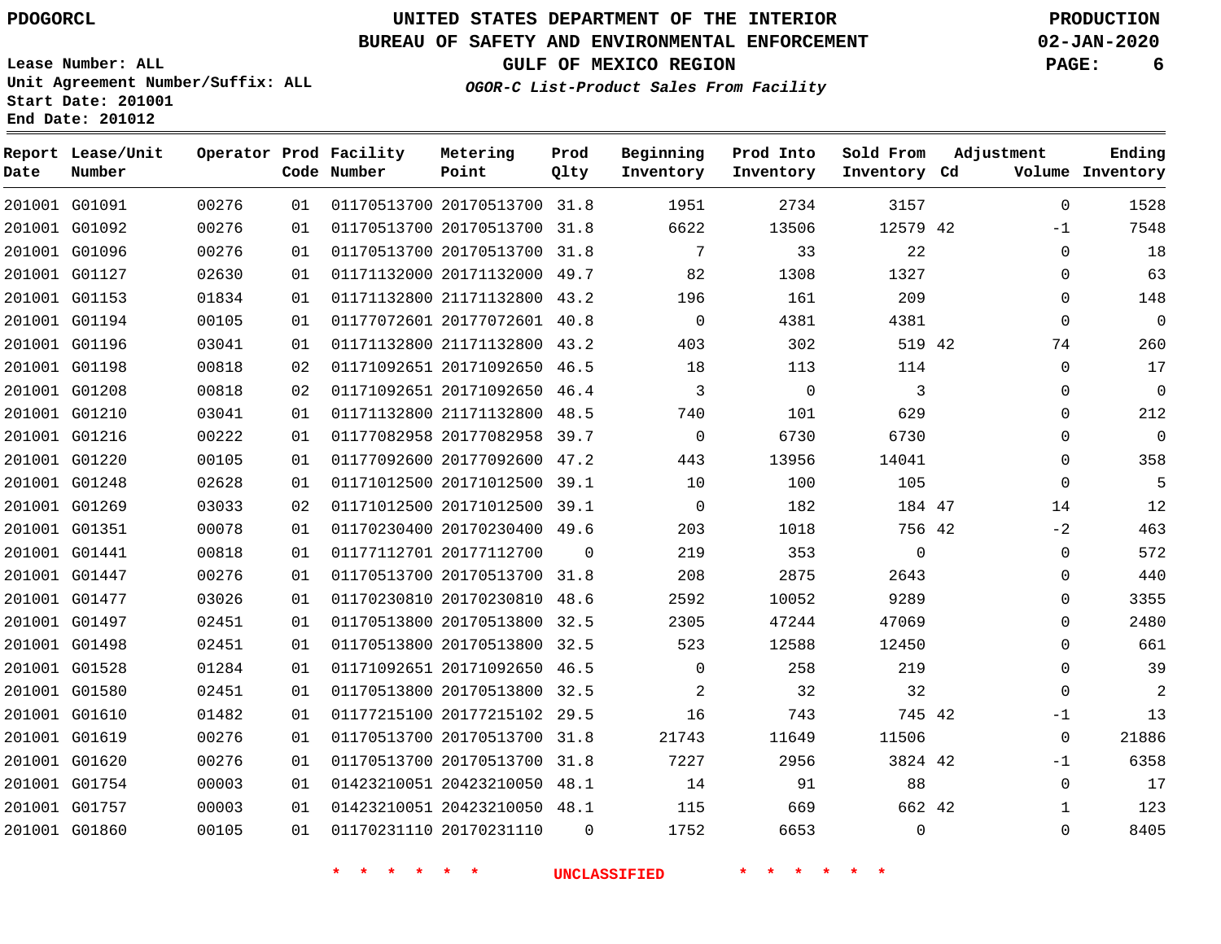PDOGORCL

# UNITED STATES DEPARTMENT OF THE INTERIOR
## BUREAU OF SAFETY AND ENVIRONMENTAL ENFORCEMENT
## GULF OF MEXICO REGION

*OGOR-C List-Product Sales From Facility*

PRODUCTION
02-JAN-2020

Lease Number: ALL
Unit Agreement Number/Suffix: ALL
Start Date: 201001
End Date: 201012

| Report Date | Lease/Unit Number | Operator | Prod Code | Facility Number | Metering Point | Prod Qlty | Beginning Inventory | Prod Into Inventory | Sold From Inventory | Adjustment Cd | Volume | Ending Inventory |
|---|---|---|---|---|---|---|---|---|---|---|---|---|
| 201001 | G01091 | 00276 | 01 | 01170513700 | 20170513700 | 31.8 | 1951 | 2734 | 3157 | | 0 | 1528 |
| 201001 | G01092 | 00276 | 01 | 01170513700 | 20170513700 | 31.8 | 6622 | 13506 | 12579 | 42 | -1 | 7548 |
| 201001 | G01096 | 00276 | 01 | 01170513700 | 20170513700 | 31.8 | 7 | 33 | 22 | | 0 | 18 |
| 201001 | G01127 | 02630 | 01 | 01171132000 | 20171132000 | 49.7 | 82 | 1308 | 1327 | | 0 | 63 |
| 201001 | G01153 | 01834 | 01 | 01171132800 | 21171132800 | 43.2 | 196 | 161 | 209 | | 0 | 148 |
| 201001 | G01194 | 00105 | 01 | 01177072601 | 20177072601 | 40.8 | 0 | 4381 | 4381 | | 0 | 0 |
| 201001 | G01196 | 03041 | 01 | 01171132800 | 21171132800 | 43.2 | 403 | 302 | 519 | 42 | 74 | 260 |
| 201001 | G01198 | 00818 | 02 | 01171092651 | 20171092650 | 46.5 | 18 | 113 | 114 | | 0 | 17 |
| 201001 | G01208 | 00818 | 02 | 01171092651 | 20171092650 | 46.4 | 3 | 0 | 3 | | 0 | 0 |
| 201001 | G01210 | 03041 | 01 | 01171132800 | 21171132800 | 48.5 | 740 | 101 | 629 | | 0 | 212 |
| 201001 | G01216 | 00222 | 01 | 01177082958 | 20177082958 | 39.7 | 0 | 6730 | 6730 | | 0 | 0 |
| 201001 | G01220 | 00105 | 01 | 01177092600 | 20177092600 | 47.2 | 443 | 13956 | 14041 | | 0 | 358 |
| 201001 | G01248 | 02628 | 01 | 01171012500 | 20171012500 | 39.1 | 10 | 100 | 105 | | 0 | 5 |
| 201001 | G01269 | 03033 | 02 | 01171012500 | 20171012500 | 39.1 | 0 | 182 | 184 | 47 | 14 | 12 |
| 201001 | G01351 | 00078 | 01 | 01170230400 | 20170230400 | 49.6 | 203 | 1018 | 756 | 42 | -2 | 463 |
| 201001 | G01441 | 00818 | 01 | 01177112701 | 20177112700 | 0 | 219 | 353 | 0 | | 0 | 572 |
| 201001 | G01447 | 00276 | 01 | 01170513700 | 20170513700 | 31.8 | 208 | 2875 | 2643 | | 0 | 440 |
| 201001 | G01477 | 03026 | 01 | 01170230810 | 20170230810 | 48.6 | 2592 | 10052 | 9289 | | 0 | 3355 |
| 201001 | G01497 | 02451 | 01 | 01170513800 | 20170513800 | 32.5 | 2305 | 47244 | 47069 | | 0 | 2480 |
| 201001 | G01498 | 02451 | 01 | 01170513800 | 20170513800 | 32.5 | 523 | 12588 | 12450 | | 0 | 661 |
| 201001 | G01528 | 01284 | 01 | 01171092651 | 20171092650 | 46.5 | 0 | 258 | 219 | | 0 | 39 |
| 201001 | G01580 | 02451 | 01 | 01170513800 | 20170513800 | 32.5 | 2 | 32 | 32 | | 0 | 2 |
| 201001 | G01610 | 01482 | 01 | 01177215100 | 20177215102 | 29.5 | 16 | 743 | 745 | 42 | -1 | 13 |
| 201001 | G01619 | 00276 | 01 | 01170513700 | 20170513700 | 31.8 | 21743 | 11649 | 11506 | | 0 | 21886 |
| 201001 | G01620 | 00276 | 01 | 01170513700 | 20170513700 | 31.8 | 7227 | 2956 | 3824 | 42 | -1 | 6358 |
| 201001 | G01754 | 00003 | 01 | 01423210051 | 20423210050 | 48.1 | 14 | 91 | 88 | | 0 | 17 |
| 201001 | G01757 | 00003 | 01 | 01423210051 | 20423210050 | 48.1 | 115 | 669 | 662 | 42 | 1 | 123 |
| 201001 | G01860 | 00105 | 01 | 01170231110 | 20170231110 | 0 | 1752 | 6653 | 0 | | 0 | 8405 |

\* \* \* \* \* \* UNCLASSIFIED \* \* \* \* \* \*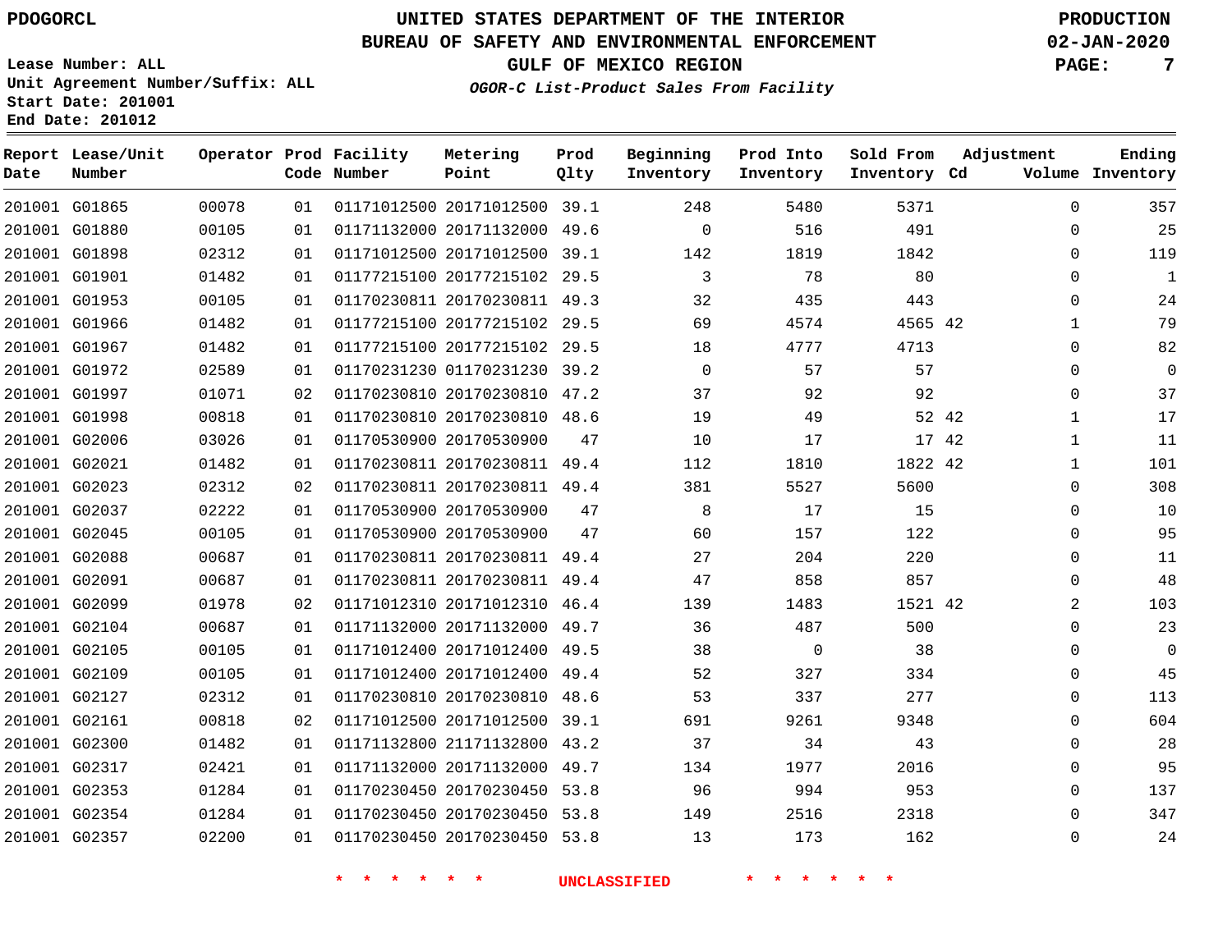PDOGORCL

# UNITED STATES DEPARTMENT OF THE INTERIOR
## BUREAU OF SAFETY AND ENVIRONMENTAL ENFORCEMENT
### GULF OF MEXICO REGION
*OGOR-C List-Product Sales From Facility*

PRODUCTION
02-JAN-2020

Lease Number: ALL
Unit Agreement Number/Suffix: ALL
Start Date: 201001
End Date: 201012

| Report Date | Lease/Unit Number | Operator | Prod Code | Facility Number | Metering Point | Prod Qlty | Beginning Inventory | Prod Into Inventory | Sold From Inventory | Adjustment Cd | Adjustment Volume | Ending Inventory |
|---|---|---|---|---|---|---|---|---|---|---|---|---|
| 201001 | G01865 | 00078 | 01 | 01171012500 | 20171012500 | 39.1 | 248 | 5480 | 5371 | | 0 | 357 |
| 201001 | G01880 | 00105 | 01 | 01171132000 | 20171132000 | 49.6 | 0 | 516 | 491 | | 0 | 25 |
| 201001 | G01898 | 02312 | 01 | 01171012500 | 20171012500 | 39.1 | 142 | 1819 | 1842 | | 0 | 119 |
| 201001 | G01901 | 01482 | 01 | 01177215100 | 20177215102 | 29.5 | 3 | 78 | 80 | | 0 | 1 |
| 201001 | G01953 | 00105 | 01 | 01170230811 | 20170230811 | 49.3 | 32 | 435 | 443 | | 0 | 24 |
| 201001 | G01966 | 01482 | 01 | 01177215100 | 20177215102 | 29.5 | 69 | 4574 | 4565 | 42 | 1 | 79 |
| 201001 | G01967 | 01482 | 01 | 01177215100 | 20177215102 | 29.5 | 18 | 4777 | 4713 | | 0 | 82 |
| 201001 | G01972 | 02589 | 01 | 01170231230 | 01170231230 | 39.2 | 0 | 57 | 57 | | 0 | 0 |
| 201001 | G01997 | 01071 | 02 | 01170230810 | 20170230810 | 47.2 | 37 | 92 | 92 | | 0 | 37 |
| 201001 | G01998 | 00818 | 01 | 01170230810 | 20170230810 | 48.6 | 19 | 49 | 52 | 42 | 1 | 17 |
| 201001 | G02006 | 03026 | 01 | 01170530900 | 20170530900 | 47 | 10 | 17 | 17 | 42 | 1 | 11 |
| 201001 | G02021 | 01482 | 01 | 01170230811 | 20170230811 | 49.4 | 112 | 1810 | 1822 | 42 | 1 | 101 |
| 201001 | G02023 | 02312 | 02 | 01170230811 | 20170230811 | 49.4 | 381 | 5527 | 5600 | | 0 | 308 |
| 201001 | G02037 | 02222 | 01 | 01170530900 | 20170530900 | 47 | 8 | 17 | 15 | | 0 | 10 |
| 201001 | G02045 | 00105 | 01 | 01170530900 | 20170530900 | 47 | 60 | 157 | 122 | | 0 | 95 |
| 201001 | G02088 | 00687 | 01 | 01170230811 | 20170230811 | 49.4 | 27 | 204 | 220 | | 0 | 11 |
| 201001 | G02091 | 00687 | 01 | 01170230811 | 20170230811 | 49.4 | 47 | 858 | 857 | | 0 | 48 |
| 201001 | G02099 | 01978 | 02 | 01171012310 | 20171012310 | 46.4 | 139 | 1483 | 1521 | 42 | 2 | 103 |
| 201001 | G02104 | 00687 | 01 | 01171132000 | 20171132000 | 49.7 | 36 | 487 | 500 | | 0 | 23 |
| 201001 | G02105 | 00105 | 01 | 01171012400 | 20171012400 | 49.5 | 38 | 0 | 38 | | 0 | 0 |
| 201001 | G02109 | 00105 | 01 | 01171012400 | 20171012400 | 49.4 | 52 | 327 | 334 | | 0 | 45 |
| 201001 | G02127 | 02312 | 01 | 01170230810 | 20170230810 | 48.6 | 53 | 337 | 277 | | 0 | 113 |
| 201001 | G02161 | 00818 | 02 | 01171012500 | 20171012500 | 39.1 | 691 | 9261 | 9348 | | 0 | 604 |
| 201001 | G02300 | 01482 | 01 | 01171132800 | 21171132800 | 43.2 | 37 | 34 | 43 | | 0 | 28 |
| 201001 | G02317 | 02421 | 01 | 01171132000 | 20171132000 | 49.7 | 134 | 1977 | 2016 | | 0 | 95 |
| 201001 | G02353 | 01284 | 01 | 01170230450 | 20170230450 | 53.8 | 96 | 994 | 953 | | 0 | 137 |
| 201001 | G02354 | 01284 | 01 | 01170230450 | 20170230450 | 53.8 | 149 | 2516 | 2318 | | 0 | 347 |
| 201001 | G02357 | 02200 | 01 | 01170230450 | 20170230450 | 53.8 | 13 | 173 | 162 | | 0 | 24 |

\* \* \* \* \* \* UNCLASSIFIED \* \* \* \* \* \*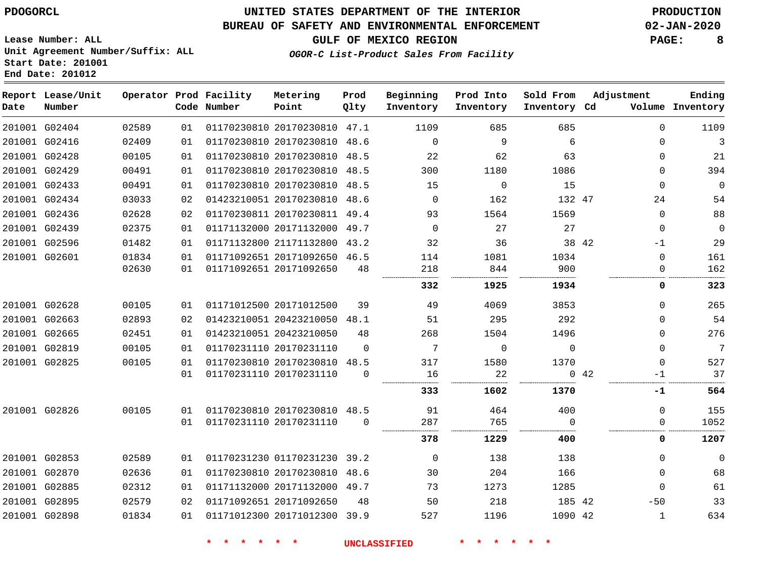PDOGORCL

# UNITED STATES DEPARTMENT OF THE INTERIOR
## BUREAU OF SAFETY AND ENVIRONMENTAL ENFORCEMENT
### GULF OF MEXICO REGION
*OGOR-C List-Product Sales From Facility*

PRODUCTION
02-JAN-2020

Lease Number: ALL
Unit Agreement Number/Suffix: ALL
Start Date: 201001
End Date: 201012

| Report Date | Lease/Unit Number | Operator | Prod Code | Facility Number | Metering Point | Prod Qlty | Beginning Inventory | Prod Into Inventory | Sold From Inventory | Adjustment Cd | Adjustment Volume | Ending Inventory |
|---|---|---|---|---|---|---|---|---|---|---|---|---|
| 201001 | G02404 | 02589 | 01 | 01170230810 | 20170230810 | 47.1 | 1109 | 685 | 685 | | 0 | 1109 |
| 201001 | G02416 | 02409 | 01 | 01170230810 | 20170230810 | 48.6 | 0 | 9 | 6 | | 0 | 3 |
| 201001 | G02428 | 00105 | 01 | 01170230810 | 20170230810 | 48.5 | 22 | 62 | 63 | | 0 | 21 |
| 201001 | G02429 | 00491 | 01 | 01170230810 | 20170230810 | 48.5 | 300 | 1180 | 1086 | | 0 | 394 |
| 201001 | G02433 | 00491 | 01 | 01170230810 | 20170230810 | 48.5 | 15 | 0 | 15 | | 0 | 0 |
| 201001 | G02434 | 03033 | 02 | 01423210051 | 20170230810 | 48.6 | 0 | 162 | 132 | 47 | 24 | 54 |
| 201001 | G02436 | 02628 | 02 | 01170230811 | 20170230811 | 49.4 | 93 | 1564 | 1569 | | 0 | 88 |
| 201001 | G02439 | 02375 | 01 | 01171132000 | 20171132000 | 49.7 | 0 | 27 | 27 | | 0 | 0 |
| 201001 | G02596 | 01482 | 01 | 01171132800 | 21171132800 | 43.2 | 32 | 36 | 38 | 42 | -1 | 29 |
| 201001 | G02601 | 01834 | 01 | 01171092651 | 20171092650 | 46.5 | 114 | 1081 | 1034 | | 0 | 161 |
| | | 02630 | 01 | 01171092651 | 20171092650 | 48 | 218 | 844 | 900 | | 0 | 162 |
| | | | | | | | **332** | **1925** | **1934** | | **0** | **323** |
| 201001 | G02628 | 00105 | 01 | 01171012500 | 20171012500 | 39 | 49 | 4069 | 3853 | | 0 | 265 |
| 201001 | G02663 | 02893 | 02 | 01423210051 | 20423210050 | 48.1 | 51 | 295 | 292 | | 0 | 54 |
| 201001 | G02665 | 02451 | 01 | 01423210051 | 20423210050 | 48 | 268 | 1504 | 1496 | | 0 | 276 |
| 201001 | G02819 | 00105 | 01 | 01170231110 | 20170231110 | 0 | 7 | 0 | 0 | | 0 | 7 |
| 201001 | G02825 | 00105 | 01 | 01170230810 | 20170230810 | 48.5 | 317 | 1580 | 1370 | | 0 | 527 |
| | | | 01 | 01170231110 | 20170231110 | 0 | 16 | 22 | 0 | 42 | -1 | 37 |
| | | | | | | | **333** | **1602** | **1370** | | **-1** | **564** |
| 201001 | G02826 | 00105 | 01 | 01170230810 | 20170230810 | 48.5 | 91 | 464 | 400 | | 0 | 155 |
| | | | 01 | 01170231110 | 20170231110 | 0 | 287 | 765 | 0 | | 0 | 1052 |
| | | | | | | | **378** | **1229** | **400** | | **0** | **1207** |
| 201001 | G02853 | 02589 | 01 | 01170231230 | 01170231230 | 39.2 | 0 | 138 | 138 | | 0 | 0 |
| 201001 | G02870 | 02636 | 01 | 01170230810 | 20170230810 | 48.6 | 30 | 204 | 166 | | 0 | 68 |
| 201001 | G02885 | 02312 | 01 | 01171132000 | 20171132000 | 49.7 | 73 | 1273 | 1285 | | 0 | 61 |
| 201001 | G02895 | 02579 | 02 | 01171092651 | 20171092650 | 48 | 50 | 218 | 185 | 42 | -50 | 33 |
| 201001 | G02898 | 01834 | 01 | 01171012300 | 20171012300 | 39.9 | 527 | 1196 | 1090 | 42 | 1 | 634 |

\* \* \* \* \* \* UNCLASSIFIED \* \* \* \* \* \*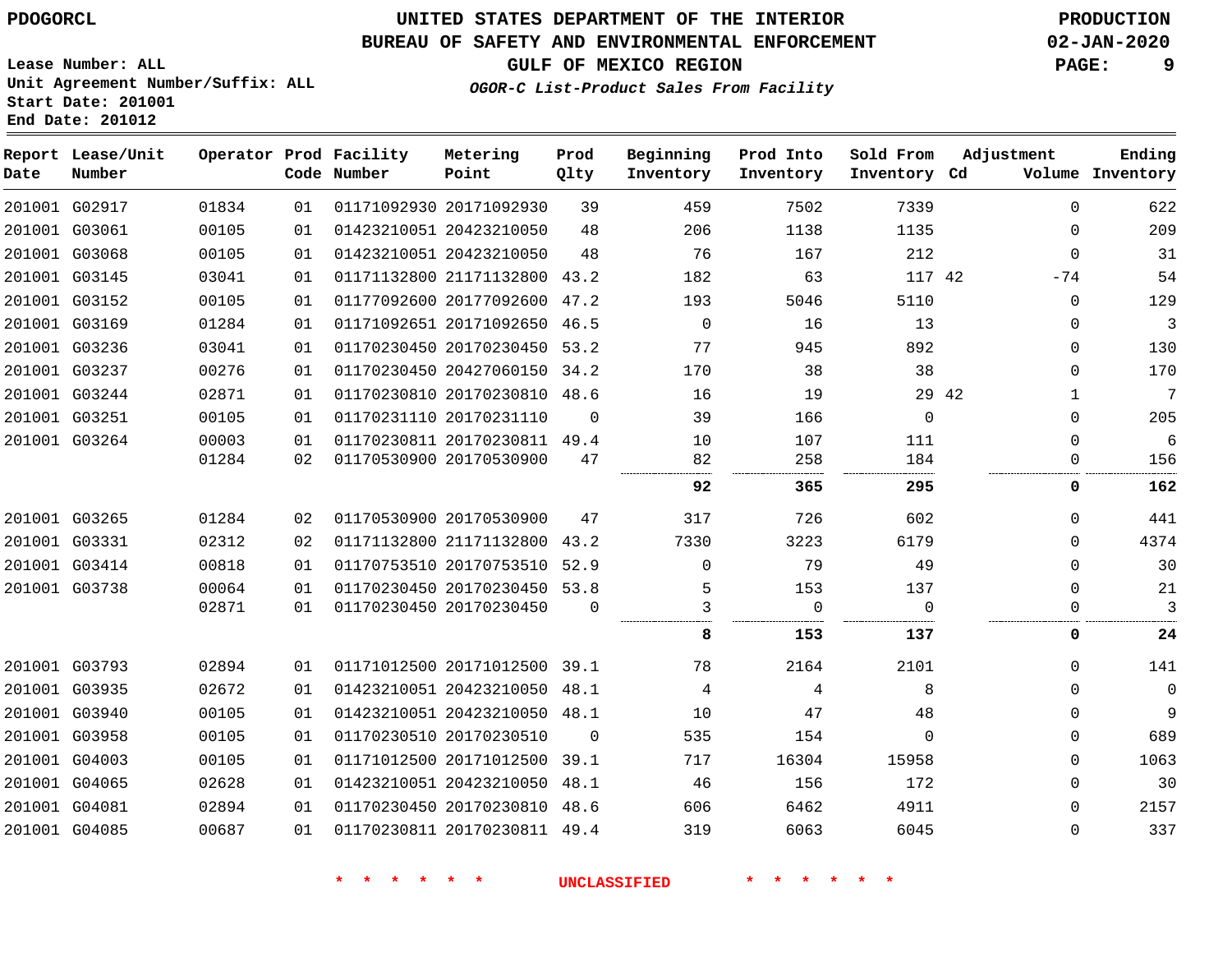PDOGORCL

# UNITED STATES DEPARTMENT OF THE INTERIOR
## BUREAU OF SAFETY AND ENVIRONMENTAL ENFORCEMENT
### GULF OF MEXICO REGION

PRODUCTION
02-JAN-2020

Lease Number: ALL
Unit Agreement Number/Suffix: ALL
Start Date: 201001
End Date: 201012

*OGOR-C List-Product Sales From Facility*

| Report Date | Lease/Unit Number | Operator | Prod Code | Facility Number | Metering Point | Prod Qlty | Beginning Inventory | Prod Into Inventory | Sold From Inventory | Adjustment Cd | Adjustment Volume | Ending Inventory |
|---|---|---|---|---|---|---|---|---|---|---|---|---|
| 201001 | G02917 | 01834 | 01 | 01171092930 | 20171092930 | 39 | 459 | 7502 | 7339 | | 0 | 622 |
| 201001 | G03061 | 00105 | 01 | 01423210051 | 20423210050 | 48 | 206 | 1138 | 1135 | | 0 | 209 |
| 201001 | G03068 | 00105 | 01 | 01423210051 | 20423210050 | 48 | 76 | 167 | 212 | | 0 | 31 |
| 201001 | G03145 | 03041 | 01 | 01171132800 | 21171132800 | 43.2 | 182 | 63 | 117 | 42 | -74 | 54 |
| 201001 | G03152 | 00105 | 01 | 01177092600 | 20177092600 | 47.2 | 193 | 5046 | 5110 | | 0 | 129 |
| 201001 | G03169 | 01284 | 01 | 01171092651 | 20171092650 | 46.5 | 0 | 16 | 13 | | 0 | 3 |
| 201001 | G03236 | 03041 | 01 | 01170230450 | 20170230450 | 53.2 | 77 | 945 | 892 | | 0 | 130 |
| 201001 | G03237 | 00276 | 01 | 01170230450 | 20427060150 | 34.2 | 170 | 38 | 38 | | 0 | 170 |
| 201001 | G03244 | 02871 | 01 | 01170230810 | 20170230810 | 48.6 | 16 | 19 | 29 | 42 | 1 | 7 |
| 201001 | G03251 | 00105 | 01 | 01170231110 | 20170231110 | 0 | 39 | 166 | 0 | | 0 | 205 |
| 201001 | G03264 | 00003 | 01 | 01170230811 | 20170230811 | 49.4 | 10 | 107 | 111 | | 0 | 6 |
| | | 01284 | 02 | 01170530900 | 20170530900 | 47 | 82 | 258 | 184 | | 0 | 156 |
| | | | | | | | **92** | **365** | **295** | | **0** | **162** |
| 201001 | G03265 | 01284 | 02 | 01170530900 | 20170530900 | 47 | 317 | 726 | 602 | | 0 | 441 |
| 201001 | G03331 | 02312 | 02 | 01171132800 | 21171132800 | 43.2 | 7330 | 3223 | 6179 | | 0 | 4374 |
| 201001 | G03414 | 00818 | 01 | 01170753510 | 20170753510 | 52.9 | 0 | 79 | 49 | | 0 | 30 |
| 201001 | G03738 | 00064 | 01 | 01170230450 | 20170230450 | 53.8 | 5 | 153 | 137 | | 0 | 21 |
| | | 02871 | 01 | 01170230450 | 20170230450 | 0 | 3 | 0 | 0 | | 0 | 3 |
| | | | | | | | **8** | **153** | **137** | | **0** | **24** |
| 201001 | G03793 | 02894 | 01 | 01171012500 | 20171012500 | 39.1 | 78 | 2164 | 2101 | | 0 | 141 |
| 201001 | G03935 | 02672 | 01 | 01423210051 | 20423210050 | 48.1 | 4 | 4 | 8 | | 0 | 0 |
| 201001 | G03940 | 00105 | 01 | 01423210051 | 20423210050 | 48.1 | 10 | 47 | 48 | | 0 | 9 |
| 201001 | G03958 | 00105 | 01 | 01170230510 | 20170230510 | 0 | 535 | 154 | 0 | | 0 | 689 |
| 201001 | G04003 | 00105 | 01 | 01171012500 | 20171012500 | 39.1 | 717 | 16304 | 15958 | | 0 | 1063 |
| 201001 | G04065 | 02628 | 01 | 01423210051 | 20423210050 | 48.1 | 46 | 156 | 172 | | 0 | 30 |
| 201001 | G04081 | 02894 | 01 | 01170230450 | 20170230810 | 48.6 | 606 | 6462 | 4911 | | 0 | 2157 |
| 201001 | G04085 | 00687 | 01 | 01170230811 | 20170230811 | 49.4 | 319 | 6063 | 6045 | | 0 | 337 |

\* \* \* \* \* \* UNCLASSIFIED \* \* \* \* \* \*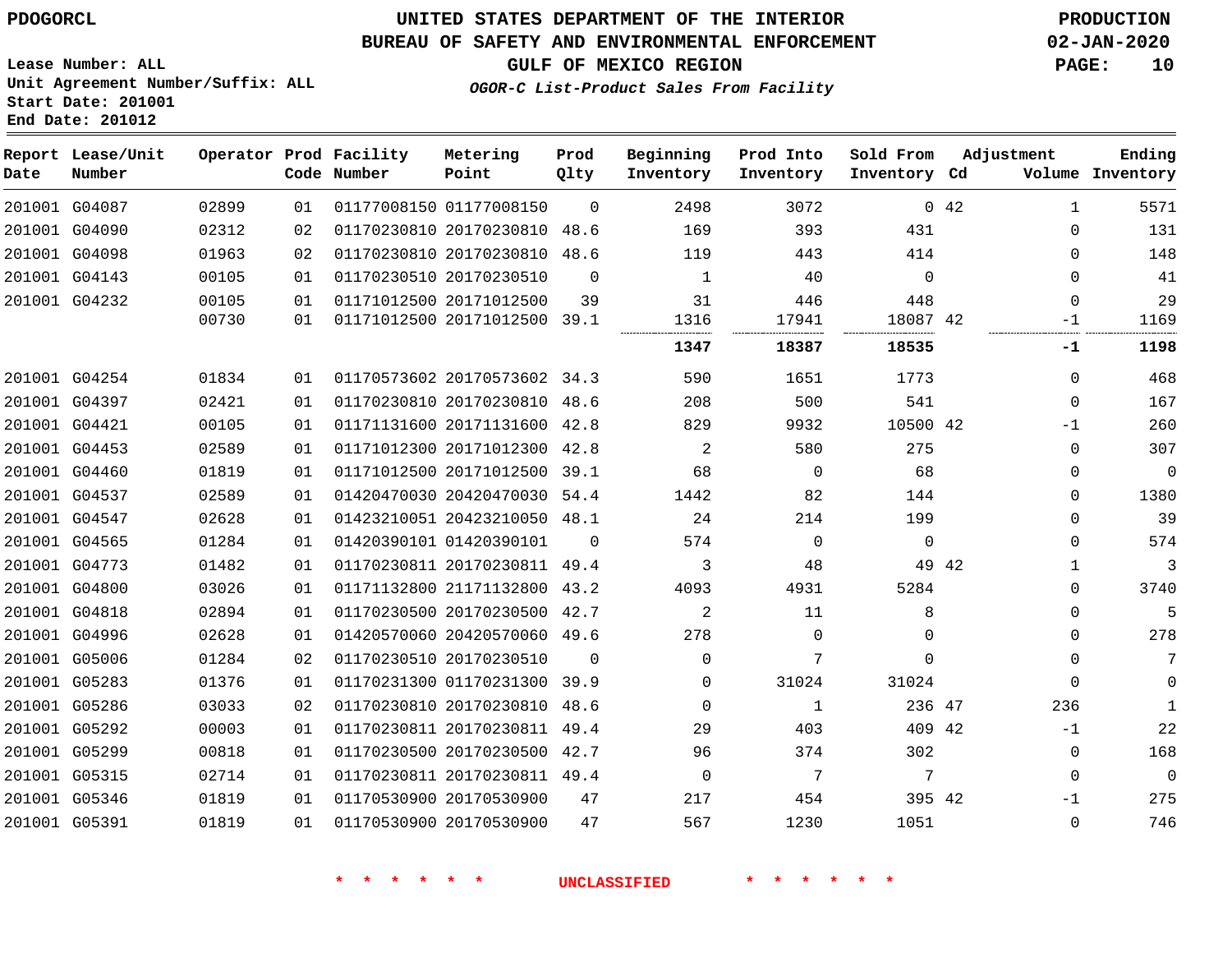PDOGORCL

# UNITED STATES DEPARTMENT OF THE INTERIOR
## BUREAU OF SAFETY AND ENVIRONMENTAL ENFORCEMENT
### GULF OF MEXICO REGION

*OGOR-C List-Product Sales From Facility*

PRODUCTION
02-JAN-2020

Lease Number: ALL
Unit Agreement Number/Suffix: ALL
Start Date: 201001
End Date: 201012

| Report Date | Lease/Unit Number | Operator | Prod Code | Facility Number | Metering Point | Prod Qlty | Beginning Inventory | Prod Into Inventory | Sold From Inventory | Adjustment Cd | Adjustment Volume | Ending Inventory |
|---|---|---|---|---|---|---|---|---|---|---|---|---|
| 201001 | G04087 | 02899 | 01 | 01177008150 | 01177008150 | 0 | 2498 | 3072 | 0 | 42 | 1 | 5571 |
| 201001 | G04090 | 02312 | 02 | 01170230810 | 20170230810 | 48.6 | 169 | 393 | 431 | | 0 | 131 |
| 201001 | G04098 | 01963 | 02 | 01170230810 | 20170230810 | 48.6 | 119 | 443 | 414 | | 0 | 148 |
| 201001 | G04143 | 00105 | 01 | 01170230510 | 20170230510 | 0 | 1 | 40 | 0 | | 0 | 41 |
| 201001 | G04232 | 00105 | 01 | 01171012500 | 20171012500 | 39 | 31 | 446 | 448 | | 0 | 29 |
| | | 00730 | 01 | 01171012500 | 20171012500 | 39.1 | 1316 | 17941 | 18087 | 42 | -1 | 1169 |
| | | | | | | | **1347** | **18387** | **18535** | | **-1** | **1198** |
| 201001 | G04254 | 01834 | 01 | 01170573602 | 20170573602 | 34.3 | 590 | 1651 | 1773 | | 0 | 468 |
| 201001 | G04397 | 02421 | 01 | 01170230810 | 20170230810 | 48.6 | 208 | 500 | 541 | | 0 | 167 |
| 201001 | G04421 | 00105 | 01 | 01171131600 | 20171131600 | 42.8 | 829 | 9932 | 10500 | 42 | -1 | 260 |
| 201001 | G04453 | 02589 | 01 | 01171012300 | 20171012300 | 42.8 | 2 | 580 | 275 | | 0 | 307 |
| 201001 | G04460 | 01819 | 01 | 01171012500 | 20171012500 | 39.1 | 68 | 0 | 68 | | 0 | 0 |
| 201001 | G04537 | 02589 | 01 | 01420470030 | 20420470030 | 54.4 | 1442 | 82 | 144 | | 0 | 1380 |
| 201001 | G04547 | 02628 | 01 | 01423210051 | 20423210050 | 48.1 | 24 | 214 | 199 | | 0 | 39 |
| 201001 | G04565 | 01284 | 01 | 01420390101 | 01420390101 | 0 | 574 | 0 | 0 | | 0 | 574 |
| 201001 | G04773 | 01482 | 01 | 01170230811 | 20170230811 | 49.4 | 3 | 48 | 49 | 42 | 1 | 3 |
| 201001 | G04800 | 03026 | 01 | 01171132800 | 21171132800 | 43.2 | 4093 | 4931 | 5284 | | 0 | 3740 |
| 201001 | G04818 | 02894 | 01 | 01170230500 | 20170230500 | 42.7 | 2 | 11 | 8 | | 0 | 5 |
| 201001 | G04996 | 02628 | 01 | 01420570060 | 20420570060 | 49.6 | 278 | 0 | 0 | | 0 | 278 |
| 201001 | G05006 | 01284 | 02 | 01170230510 | 20170230510 | 0 | 0 | 7 | 0 | | 0 | 7 |
| 201001 | G05283 | 01376 | 01 | 01170231300 | 01170231300 | 39.9 | 0 | 31024 | 31024 | | 0 | 0 |
| 201001 | G05286 | 03033 | 02 | 01170230810 | 20170230810 | 48.6 | 0 | 1 | 236 | 47 | 236 | 1 |
| 201001 | G05292 | 00003 | 01 | 01170230811 | 20170230811 | 49.4 | 29 | 403 | 409 | 42 | -1 | 22 |
| 201001 | G05299 | 00818 | 01 | 01170230500 | 20170230500 | 42.7 | 96 | 374 | 302 | | 0 | 168 |
| 201001 | G05315 | 02714 | 01 | 01170230811 | 20170230811 | 49.4 | 0 | 7 | 7 | | 0 | 0 |
| 201001 | G05346 | 01819 | 01 | 01170530900 | 20170530900 | 47 | 217 | 454 | 395 | 42 | -1 | 275 |
| 201001 | G05391 | 01819 | 01 | 01170530900 | 20170530900 | 47 | 567 | 1230 | 1051 | | 0 | 746 |

\* \* \* \* \* \* UNCLASSIFIED \* \* \* \* \* \*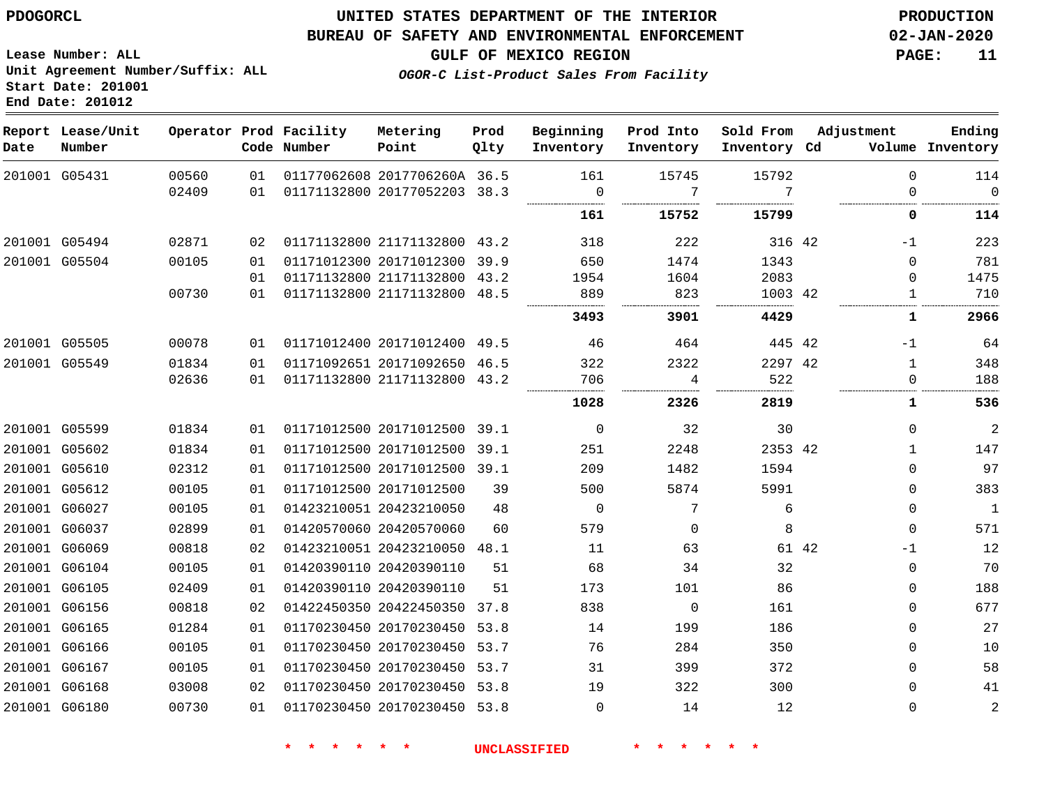PDOGORCL

# UNITED STATES DEPARTMENT OF THE INTERIOR
## BUREAU OF SAFETY AND ENVIRONMENTAL ENFORCEMENT
### GULF OF MEXICO REGION
*OGOR-C List-Product Sales From Facility*

PRODUCTION
02-JAN-2020

Lease Number: ALL
Unit Agreement Number/Suffix: ALL
Start Date: 201001
End Date: 201012

| Report Date | Lease/Unit Number | Operator | Prod Code | Facility Number | Metering Point | Prod Qlty | Beginning Inventory | Prod Into Inventory | Sold From Inventory | Adjustment Cd | Volume | Ending Inventory |
|---|---|---|---|---|---|---|---|---|---|---|---|---|
| 201001 | G05431 | 00560 | 01 | 01177062608 | 2017706260A | 36.5 | 161 | 15745 | 15792 | | 0 | 114 |
| | | 02409 | 01 | 01171132800 | 20177052203 | 38.3 | 0 | 7 | 7 | | 0 | 0 |
| | | | | | | | **161** | **15752** | **15799** | | **0** | **114** |
| 201001 | G05494 | 02871 | 02 | 01171132800 | 21171132800 | 43.2 | 318 | 222 | 316 | 42 | -1 | 223 |
| 201001 | G05504 | 00105 | 01 | 01171012300 | 20171012300 | 39.9 | 650 | 1474 | 1343 | | 0 | 781 |
| | | | 01 | 01171132800 | 21171132800 | 43.2 | 1954 | 1604 | 2083 | | 0 | 1475 |
| | | 00730 | 01 | 01171132800 | 21171132800 | 48.5 | 889 | 823 | 1003 | 42 | 1 | 710 |
| | | | | | | | **3493** | **3901** | **4429** | | **1** | **2966** |
| 201001 | G05505 | 00078 | 01 | 01171012400 | 20171012400 | 49.5 | 46 | 464 | 445 | 42 | -1 | 64 |
| 201001 | G05549 | 01834 | 01 | 01171092651 | 20171092650 | 46.5 | 322 | 2322 | 2297 | 42 | 1 | 348 |
| | | 02636 | 01 | 01171132800 | 21171132800 | 43.2 | 706 | 4 | 522 | | 0 | 188 |
| | | | | | | | **1028** | **2326** | **2819** | | **1** | **536** |
| 201001 | G05599 | 01834 | 01 | 01171012500 | 20171012500 | 39.1 | 0 | 32 | 30 | | 0 | 2 |
| 201001 | G05602 | 01834 | 01 | 01171012500 | 20171012500 | 39.1 | 251 | 2248 | 2353 | 42 | 1 | 147 |
| 201001 | G05610 | 02312 | 01 | 01171012500 | 20171012500 | 39.1 | 209 | 1482 | 1594 | | 0 | 97 |
| 201001 | G05612 | 00105 | 01 | 01171012500 | 20171012500 | 39 | 500 | 5874 | 5991 | | 0 | 383 |
| 201001 | G06027 | 00105 | 01 | 01423210051 | 20423210050 | 48 | 0 | 7 | 6 | | 0 | 1 |
| 201001 | G06037 | 02899 | 01 | 01420570060 | 20420570060 | 60 | 579 | 0 | 8 | | 0 | 571 |
| 201001 | G06069 | 00818 | 02 | 01423210051 | 20423210050 | 48.1 | 11 | 63 | 61 | 42 | -1 | 12 |
| 201001 | G06104 | 00105 | 01 | 01420390110 | 20420390110 | 51 | 68 | 34 | 32 | | 0 | 70 |
| 201001 | G06105 | 02409 | 01 | 01420390110 | 20420390110 | 51 | 173 | 101 | 86 | | 0 | 188 |
| 201001 | G06156 | 00818 | 02 | 01422450350 | 20422450350 | 37.8 | 838 | 0 | 161 | | 0 | 677 |
| 201001 | G06165 | 01284 | 01 | 01170230450 | 20170230450 | 53.8 | 14 | 199 | 186 | | 0 | 27 |
| 201001 | G06166 | 00105 | 01 | 01170230450 | 20170230450 | 53.7 | 76 | 284 | 350 | | 0 | 10 |
| 201001 | G06167 | 00105 | 01 | 01170230450 | 20170230450 | 53.7 | 31 | 399 | 372 | | 0 | 58 |
| 201001 | G06168 | 03008 | 02 | 01170230450 | 20170230450 | 53.8 | 19 | 322 | 300 | | 0 | 41 |
| 201001 | G06180 | 00730 | 01 | 01170230450 | 20170230450 | 53.8 | 0 | 14 | 12 | | 0 | 2 |

\* \* \* \* \* \* UNCLASSIFIED \* \* \* \* \* \*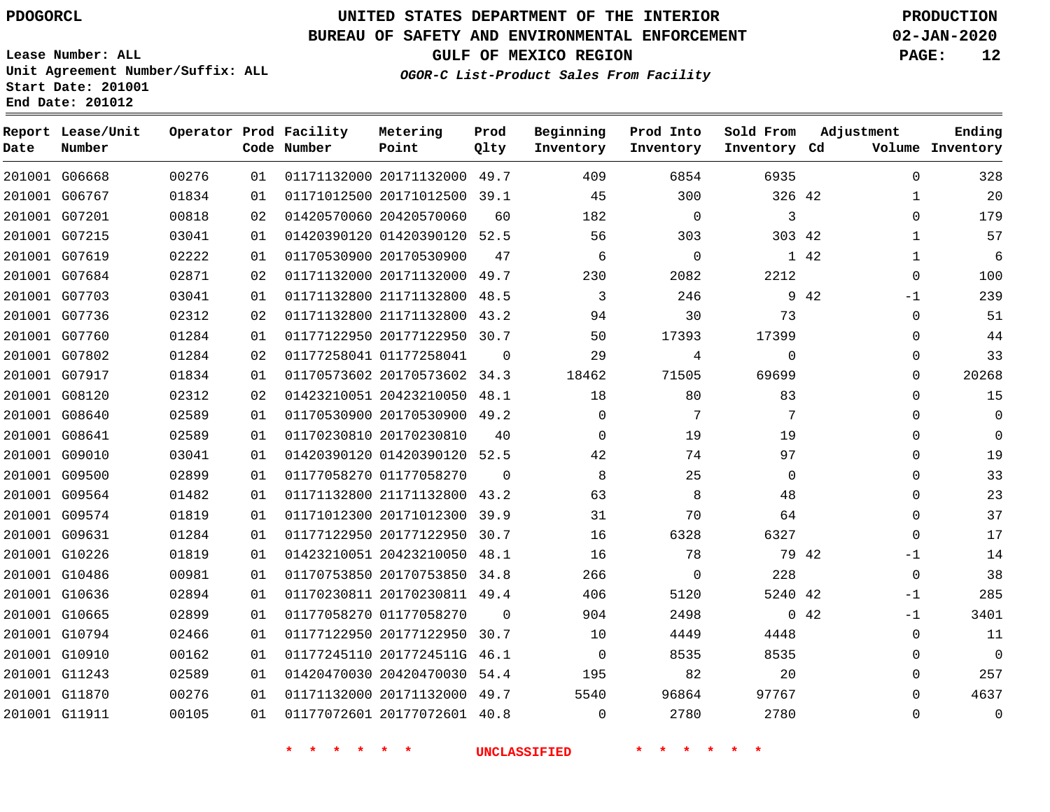PDOGORCL

# UNITED STATES DEPARTMENT OF THE INTERIOR
## BUREAU OF SAFETY AND ENVIRONMENTAL ENFORCEMENT
### GULF OF MEXICO REGION
*OGOR-C List-Product Sales From Facility*

PRODUCTION
02-JAN-2020
PAGE: 12

Lease Number: ALL
Unit Agreement Number/Suffix: ALL
Start Date: 201001
End Date: 201012

| Report Date | Lease/Unit Number | Operator | Prod Code | Facility Number | Metering Point | Prod Qlty | Beginning Inventory | Prod Into Inventory | Sold From Inventory | Adjustment Cd | Volume | Ending Inventory |
|---|---|---|---|---|---|---|---|---|---|---|---|---|
| 201001 | G06668 | 00276 | 01 | 01171132000 | 20171132000 | 49.7 | 409 | 6854 | 6935 | | 0 | 328 |
| 201001 | G06767 | 01834 | 01 | 01171012500 | 20171012500 | 39.1 | 45 | 300 | 326 | 42 | 1 | 20 |
| 201001 | G07201 | 00818 | 02 | 01420570060 | 20420570060 | 60 | 182 | 0 | 3 | | 0 | 179 |
| 201001 | G07215 | 03041 | 01 | 01420390120 | 01420390120 | 52.5 | 56 | 303 | 303 | 42 | 1 | 57 |
| 201001 | G07619 | 02222 | 01 | 01170530900 | 20170530900 | 47 | 6 | 0 | 1 | 42 | 1 | 6 |
| 201001 | G07684 | 02871 | 02 | 01171132000 | 20171132000 | 49.7 | 230 | 2082 | 2212 | | 0 | 100 |
| 201001 | G07703 | 03041 | 01 | 01171132800 | 21171132800 | 48.5 | 3 | 246 | 9 | 42 | -1 | 239 |
| 201001 | G07736 | 02312 | 02 | 01171132800 | 21171132800 | 43.2 | 94 | 30 | 73 | | 0 | 51 |
| 201001 | G07760 | 01284 | 01 | 01177122950 | 20177122950 | 30.7 | 50 | 17393 | 17399 | | 0 | 44 |
| 201001 | G07802 | 01284 | 02 | 01177258041 | 01177258041 | 0 | 29 | 4 | 0 | | 0 | 33 |
| 201001 | G07917 | 01834 | 01 | 01170573602 | 20170573602 | 34.3 | 18462 | 71505 | 69699 | | 0 | 20268 |
| 201001 | G08120 | 02312 | 02 | 01423210051 | 20423210050 | 48.1 | 18 | 80 | 83 | | 0 | 15 |
| 201001 | G08640 | 02589 | 01 | 01170530900 | 20170530900 | 49.2 | 0 | 7 | 7 | | 0 | 0 |
| 201001 | G08641 | 02589 | 01 | 01170230810 | 20170230810 | 40 | 0 | 19 | 19 | | 0 | 0 |
| 201001 | G09010 | 03041 | 01 | 01420390120 | 01420390120 | 52.5 | 42 | 74 | 97 | | 0 | 19 |
| 201001 | G09500 | 02899 | 01 | 01177058270 | 01177058270 | 0 | 8 | 25 | 0 | | 0 | 33 |
| 201001 | G09564 | 01482 | 01 | 01171132800 | 21171132800 | 43.2 | 63 | 8 | 48 | | 0 | 23 |
| 201001 | G09574 | 01819 | 01 | 01171012300 | 20171012300 | 39.9 | 31 | 70 | 64 | | 0 | 37 |
| 201001 | G09631 | 01284 | 01 | 01177122950 | 20177122950 | 30.7 | 16 | 6328 | 6327 | | 0 | 17 |
| 201001 | G10226 | 01819 | 01 | 01423210051 | 20423210050 | 48.1 | 16 | 78 | 79 | 42 | -1 | 14 |
| 201001 | G10486 | 00981 | 01 | 01170753850 | 20170753850 | 34.8 | 266 | 0 | 228 | | 0 | 38 |
| 201001 | G10636 | 02894 | 01 | 01170230811 | 20170230811 | 49.4 | 406 | 5120 | 5240 | 42 | -1 | 285 |
| 201001 | G10665 | 02899 | 01 | 01177058270 | 01177058270 | 0 | 904 | 2498 | 0 | 42 | -1 | 3401 |
| 201001 | G10794 | 02466 | 01 | 01177122950 | 20177122950 | 30.7 | 10 | 4449 | 4448 | | 0 | 11 |
| 201001 | G10910 | 00162 | 01 | 01177245110 | 2017724511G | 46.1 | 0 | 8535 | 8535 | | 0 | 0 |
| 201001 | G11243 | 02589 | 01 | 01420470030 | 20420470030 | 54.4 | 195 | 82 | 20 | | 0 | 257 |
| 201001 | G11870 | 00276 | 01 | 01171132000 | 20171132000 | 49.7 | 5540 | 96864 | 97767 | | 0 | 4637 |
| 201001 | G11911 | 00105 | 01 | 01177072601 | 20177072601 | 40.8 | 0 | 2780 | 2780 | | 0 | 0 |

* * * * * * UNCLASSIFIED * * * * * *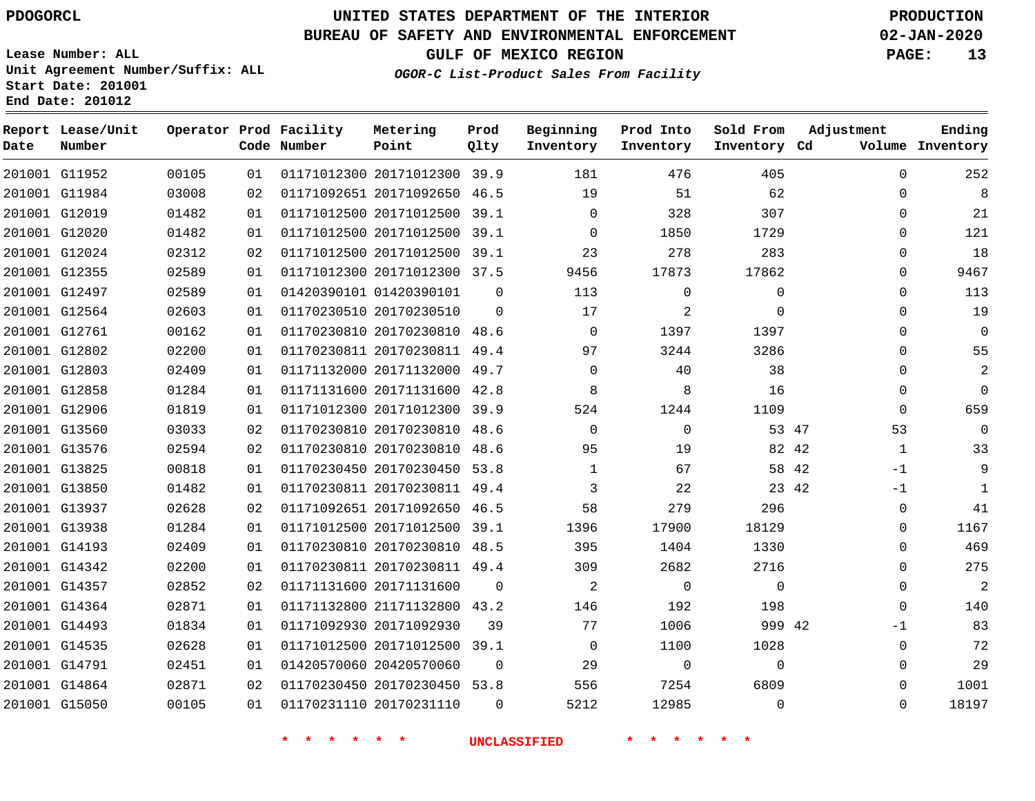PDOGORCL

# UNITED STATES DEPARTMENT OF THE INTERIOR
## BUREAU OF SAFETY AND ENVIRONMENTAL ENFORCEMENT
### GULF OF MEXICO REGION
*OGOR-C List-Product Sales From Facility*

PRODUCTION
02-JAN-2020

Lease Number: ALL
Unit Agreement Number/Suffix: ALL
Start Date: 201001
End Date: 201012

| Report Date | Lease/Unit Number | Operator | Prod Code | Facility Number | Metering Point | Prod Qlty | Beginning Inventory | Prod Into Inventory | Sold From Inventory | Adjustment Cd | Adjustment Volume | Ending Inventory |
|---|---|---|---|---|---|---|---|---|---|---|---|---|
| 201001 | G11952 | 00105 | 01 | 01171012300 | 20171012300 | 39.9 | 181 | 476 | 405 | | 0 | 252 |
| 201001 | G11984 | 03008 | 02 | 01171092651 | 20171092650 | 46.5 | 19 | 51 | 62 | | 0 | 8 |
| 201001 | G12019 | 01482 | 01 | 01171012500 | 20171012500 | 39.1 | 0 | 328 | 307 | | 0 | 21 |
| 201001 | G12020 | 01482 | 01 | 01171012500 | 20171012500 | 39.1 | 0 | 1850 | 1729 | | 0 | 121 |
| 201001 | G12024 | 02312 | 02 | 01171012500 | 20171012500 | 39.1 | 23 | 278 | 283 | | 0 | 18 |
| 201001 | G12355 | 02589 | 01 | 01171012300 | 20171012300 | 37.5 | 9456 | 17873 | 17862 | | 0 | 9467 |
| 201001 | G12497 | 02589 | 01 | 01420390101 | 01420390101 | 0 | 113 | 0 | 0 | | 0 | 113 |
| 201001 | G12564 | 02603 | 01 | 01170230510 | 20170230510 | 0 | 17 | 2 | 0 | | 0 | 19 |
| 201001 | G12761 | 00162 | 01 | 01170230810 | 20170230810 | 48.6 | 0 | 1397 | 1397 | | 0 | 0 |
| 201001 | G12802 | 02200 | 01 | 01170230811 | 20170230811 | 49.4 | 97 | 3244 | 3286 | | 0 | 55 |
| 201001 | G12803 | 02409 | 01 | 01171132000 | 20171132000 | 49.7 | 0 | 40 | 38 | | 0 | 2 |
| 201001 | G12858 | 01284 | 01 | 01171131600 | 20171131600 | 42.8 | 8 | 8 | 16 | | 0 | 0 |
| 201001 | G12906 | 01819 | 01 | 01171012300 | 20171012300 | 39.9 | 524 | 1244 | 1109 | | 0 | 659 |
| 201001 | G13560 | 03033 | 02 | 01170230810 | 20170230810 | 48.6 | 0 | 0 | 53 | 47 | 53 | 0 |
| 201001 | G13576 | 02594 | 02 | 01170230810 | 20170230810 | 48.6 | 95 | 19 | 82 | 42 | 1 | 33 |
| 201001 | G13825 | 00818 | 01 | 01170230450 | 20170230450 | 53.8 | 1 | 67 | 58 | 42 | -1 | 9 |
| 201001 | G13850 | 01482 | 01 | 01170230811 | 20170230811 | 49.4 | 3 | 22 | 23 | 42 | -1 | 1 |
| 201001 | G13937 | 02628 | 02 | 01171092651 | 20171092650 | 46.5 | 58 | 279 | 296 | | 0 | 41 |
| 201001 | G13938 | 01284 | 01 | 01171012500 | 20171012500 | 39.1 | 1396 | 17900 | 18129 | | 0 | 1167 |
| 201001 | G14193 | 02409 | 01 | 01170230810 | 20170230810 | 48.5 | 395 | 1404 | 1330 | | 0 | 469 |
| 201001 | G14342 | 02200 | 01 | 01170230811 | 20170230811 | 49.4 | 309 | 2682 | 2716 | | 0 | 275 |
| 201001 | G14357 | 02852 | 02 | 01171131600 | 20171131600 | 0 | 2 | 0 | 0 | | 0 | 2 |
| 201001 | G14364 | 02871 | 01 | 01171132800 | 21171132800 | 43.2 | 146 | 192 | 198 | | 0 | 140 |
| 201001 | G14493 | 01834 | 01 | 01171092930 | 20171092930 | 39 | 77 | 1006 | 999 | 42 | -1 | 83 |
| 201001 | G14535 | 02628 | 01 | 01171012500 | 20171012500 | 39.1 | 0 | 1100 | 1028 | | 0 | 72 |
| 201001 | G14791 | 02451 | 01 | 01420570060 | 20420570060 | 0 | 29 | 0 | 0 | | 0 | 29 |
| 201001 | G14864 | 02871 | 02 | 01170230450 | 20170230450 | 53.8 | 556 | 7254 | 6809 | | 0 | 1001 |
| 201001 | G15050 | 00105 | 01 | 01170231110 | 20170231110 | 0 | 5212 | 12985 | 0 | | 0 | 18197 |

\* \* \* \* \* \* UNCLASSIFIED \* \* \* \* \* \*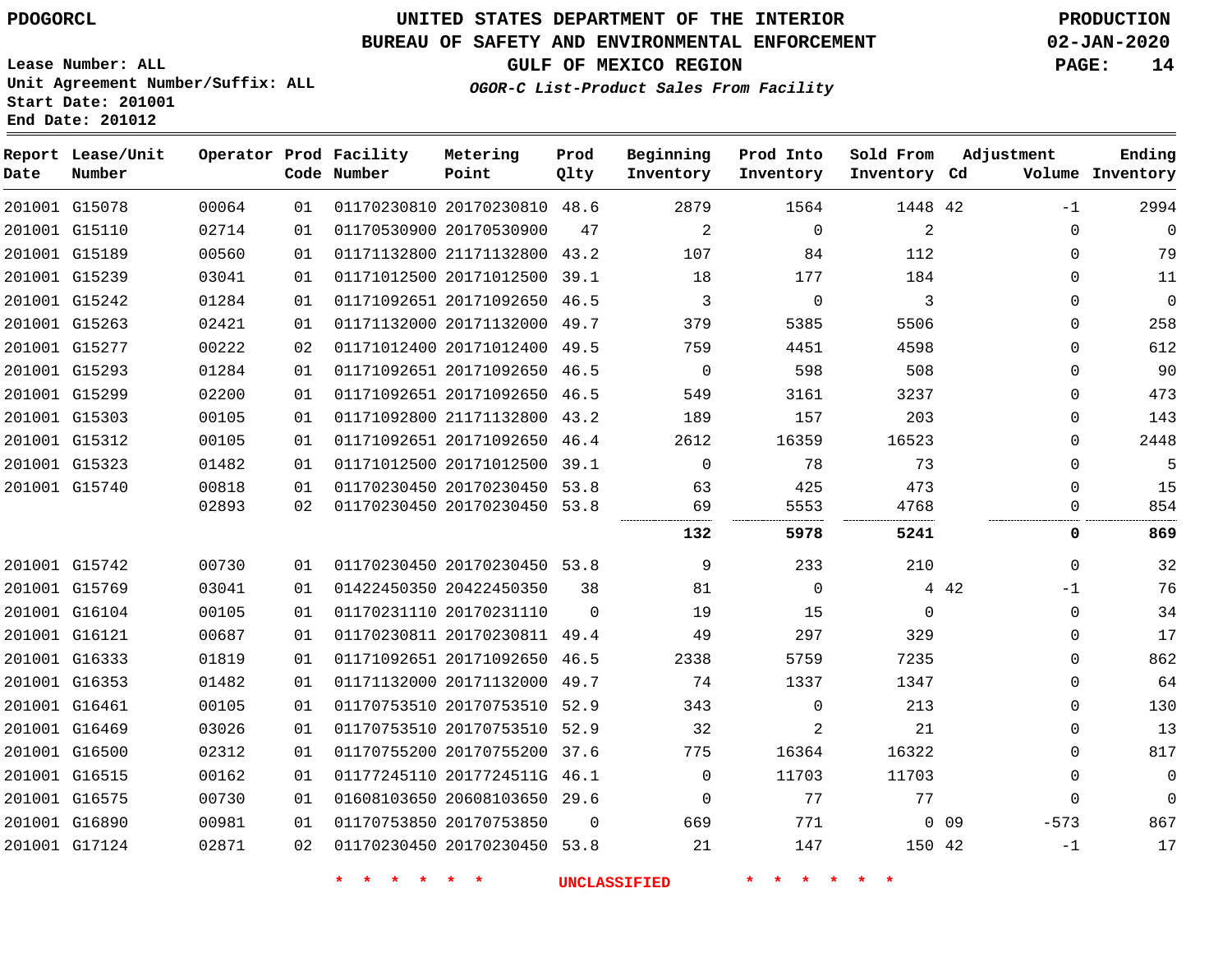PDOGORCL

# UNITED STATES DEPARTMENT OF THE INTERIOR
## BUREAU OF SAFETY AND ENVIRONMENTAL ENFORCEMENT
### GULF OF MEXICO REGION
*OGOR-C List-Product Sales From Facility*

PRODUCTION
02-JAN-2020

Lease Number: ALL
Unit Agreement Number/Suffix: ALL
Start Date: 201001
End Date: 201012

| Report Date | Lease/Unit Number | Operator | Prod Code | Facility Number | Metering Point | Prod Qlty | Beginning Inventory | Prod Into Inventory | Sold From Inventory | Adjustment Cd | Volume | Ending Inventory |
|---|---|---|---|---|---|---|---|---|---|---|---|---|
| 201001 | G15078 | 00064 | 01 | 01170230810 | 20170230810 | 48.6 | 2879 | 1564 | 1448 | 42 | -1 | 2994 |
| 201001 | G15110 | 02714 | 01 | 01170530900 | 20170530900 | 47 | 2 | 0 | 2 | | 0 | 0 |
| 201001 | G15189 | 00560 | 01 | 01171132800 | 21171132800 | 43.2 | 107 | 84 | 112 | | 0 | 79 |
| 201001 | G15239 | 03041 | 01 | 01171012500 | 20171012500 | 39.1 | 18 | 177 | 184 | | 0 | 11 |
| 201001 | G15242 | 01284 | 01 | 01171092651 | 20171092650 | 46.5 | 3 | 0 | 3 | | 0 | 0 |
| 201001 | G15263 | 02421 | 01 | 01171132000 | 20171132000 | 49.7 | 379 | 5385 | 5506 | | 0 | 258 |
| 201001 | G15277 | 00222 | 02 | 01171012400 | 20171012400 | 49.5 | 759 | 4451 | 4598 | | 0 | 612 |
| 201001 | G15293 | 01284 | 01 | 01171092651 | 20171092650 | 46.5 | 0 | 598 | 508 | | 0 | 90 |
| 201001 | G15299 | 02200 | 01 | 01171092651 | 20171092650 | 46.5 | 549 | 3161 | 3237 | | 0 | 473 |
| 201001 | G15303 | 00105 | 01 | 01171092800 | 21171132800 | 43.2 | 189 | 157 | 203 | | 0 | 143 |
| 201001 | G15312 | 00105 | 01 | 01171092651 | 20171092650 | 46.4 | 2612 | 16359 | 16523 | | 0 | 2448 |
| 201001 | G15323 | 01482 | 01 | 01171012500 | 20171012500 | 39.1 | 0 | 78 | 73 | | 0 | 5 |
| 201001 | G15740 | 00818 | 01 | 01170230450 | 20170230450 | 53.8 | 63 | 425 | 473 | | 0 | 15 |
| | | 02893 | 02 | 01170230450 | 20170230450 | 53.8 | 69 | 5553 | 4768 | | 0 | 854 |
| | | | | | | | **132** | **5978** | **5241** | | **0** | **869** |
| 201001 | G15742 | 00730 | 01 | 01170230450 | 20170230450 | 53.8 | 9 | 233 | 210 | | 0 | 32 |
| 201001 | G15769 | 03041 | 01 | 01422450350 | 20422450350 | 38 | 81 | 0 | 4 | 42 | -1 | 76 |
| 201001 | G16104 | 00105 | 01 | 01170231110 | 20170231110 | 0 | 19 | 15 | 0 | | 0 | 34 |
| 201001 | G16121 | 00687 | 01 | 01170230811 | 20170230811 | 49.4 | 49 | 297 | 329 | | 0 | 17 |
| 201001 | G16333 | 01819 | 01 | 01171092651 | 20171092650 | 46.5 | 2338 | 5759 | 7235 | | 0 | 862 |
| 201001 | G16353 | 01482 | 01 | 01171132000 | 20171132000 | 49.7 | 74 | 1337 | 1347 | | 0 | 64 |
| 201001 | G16461 | 00105 | 01 | 01170753510 | 20170753510 | 52.9 | 343 | 0 | 213 | | 0 | 130 |
| 201001 | G16469 | 03026 | 01 | 01170753510 | 20170753510 | 52.9 | 32 | 2 | 21 | | 0 | 13 |
| 201001 | G16500 | 02312 | 01 | 01170755200 | 20170755200 | 37.6 | 775 | 16364 | 16322 | | 0 | 817 |
| 201001 | G16515 | 00162 | 01 | 01177245110 | 2017724511G | 46.1 | 0 | 11703 | 11703 | | 0 | 0 |
| 201001 | G16575 | 00730 | 01 | 01608103650 | 20608103650 | 29.6 | 0 | 77 | 77 | | 0 | 0 |
| 201001 | G16890 | 00981 | 01 | 01170753850 | 20170753850 | 0 | 669 | 771 | 0 | 09 | -573 | 867 |
| 201001 | G17124 | 02871 | 02 | 01170230450 | 20170230450 | 53.8 | 21 | 147 | 150 | 42 | -1 | 17 |

* * * * * * UNCLASSIFIED * * * * * *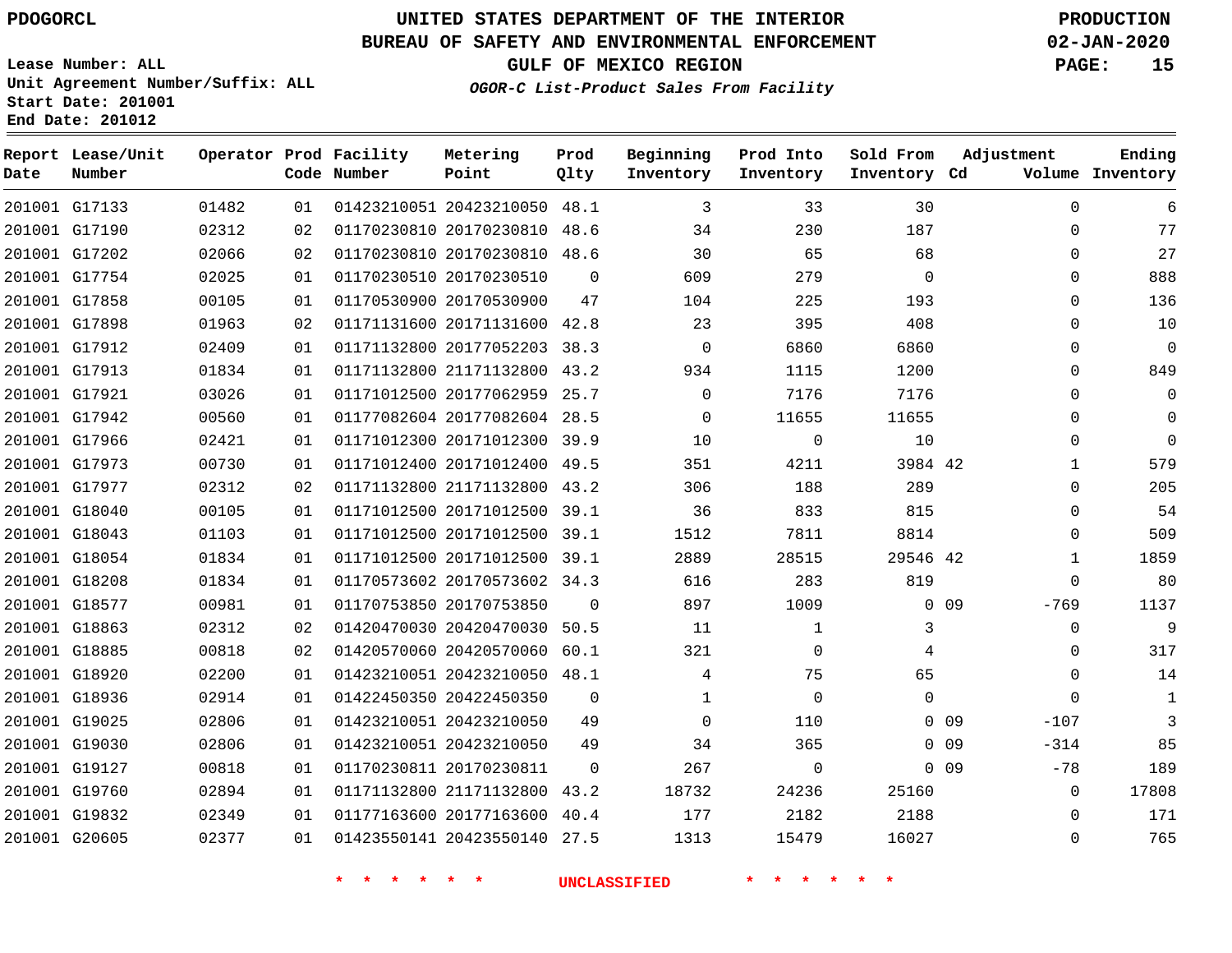PDOGORCL

# UNITED STATES DEPARTMENT OF THE INTERIOR
## BUREAU OF SAFETY AND ENVIRONMENTAL ENFORCEMENT
### GULF OF MEXICO REGION
*OGOR-C List-Product Sales From Facility*

PRODUCTION
02-JAN-2020

Lease Number: ALL
Unit Agreement Number/Suffix: ALL
Start Date: 201001
End Date: 201012

| Report Date | Lease/Unit Number | Operator | Prod Code | Facility Number | Metering Point | Prod Qlty | Beginning Inventory | Prod Into Inventory | Sold From Inventory | Adjustment Cd | Volume | Ending Inventory |
|---|---|---|---|---|---|---|---|---|---|---|---|---|
| 201001 | G17133 | 01482 | 01 | 01423210051 | 20423210050 | 48.1 | 3 | 33 | 30 | | 0 | 6 |
| 201001 | G17190 | 02312 | 02 | 01170230810 | 20170230810 | 48.6 | 34 | 230 | 187 | | 0 | 77 |
| 201001 | G17202 | 02066 | 02 | 01170230810 | 20170230810 | 48.6 | 30 | 65 | 68 | | 0 | 27 |
| 201001 | G17754 | 02025 | 01 | 01170230510 | 20170230510 | 0 | 609 | 279 | 0 | | 0 | 888 |
| 201001 | G17858 | 00105 | 01 | 01170530900 | 20170530900 | 47 | 104 | 225 | 193 | | 0 | 136 |
| 201001 | G17898 | 01963 | 02 | 01171131600 | 20171131600 | 42.8 | 23 | 395 | 408 | | 0 | 10 |
| 201001 | G17912 | 02409 | 01 | 01171132800 | 20177052203 | 38.3 | 0 | 6860 | 6860 | | 0 | 0 |
| 201001 | G17913 | 01834 | 01 | 01171132800 | 21171132800 | 43.2 | 934 | 1115 | 1200 | | 0 | 849 |
| 201001 | G17921 | 03026 | 01 | 01171012500 | 20177062959 | 25.7 | 0 | 7176 | 7176 | | 0 | 0 |
| 201001 | G17942 | 00560 | 01 | 01177082604 | 20177082604 | 28.5 | 0 | 11655 | 11655 | | 0 | 0 |
| 201001 | G17966 | 02421 | 01 | 01171012300 | 20171012300 | 39.9 | 10 | 0 | 10 | | 0 | 0 |
| 201001 | G17973 | 00730 | 01 | 01171012400 | 20171012400 | 49.5 | 351 | 4211 | 3984 | 42 | 1 | 579 |
| 201001 | G17977 | 02312 | 02 | 01171132800 | 21171132800 | 43.2 | 306 | 188 | 289 | | 0 | 205 |
| 201001 | G18040 | 00105 | 01 | 01171012500 | 20171012500 | 39.1 | 36 | 833 | 815 | | 0 | 54 |
| 201001 | G18043 | 01103 | 01 | 01171012500 | 20171012500 | 39.1 | 1512 | 7811 | 8814 | | 0 | 509 |
| 201001 | G18054 | 01834 | 01 | 01171012500 | 20171012500 | 39.1 | 2889 | 28515 | 29546 | 42 | 1 | 1859 |
| 201001 | G18208 | 01834 | 01 | 01170573602 | 20170573602 | 34.3 | 616 | 283 | 819 | | 0 | 80 |
| 201001 | G18577 | 00981 | 01 | 01170753850 | 20170753850 | 0 | 897 | 1009 | 0 | 09 | -769 | 1137 |
| 201001 | G18863 | 02312 | 02 | 01420470030 | 20420470030 | 50.5 | 11 | 1 | 3 | | 0 | 9 |
| 201001 | G18885 | 00818 | 02 | 01420570060 | 20420570060 | 60.1 | 321 | 0 | 4 | | 0 | 317 |
| 201001 | G18920 | 02200 | 01 | 01423210051 | 20423210050 | 48.1 | 4 | 75 | 65 | | 0 | 14 |
| 201001 | G18936 | 02914 | 01 | 01422450350 | 20422450350 | 0 | 1 | 0 | 0 | | 0 | 1 |
| 201001 | G19025 | 02806 | 01 | 01423210051 | 20423210050 | 49 | 0 | 110 | 0 | 09 | -107 | 3 |
| 201001 | G19030 | 02806 | 01 | 01423210051 | 20423210050 | 49 | 34 | 365 | 0 | 09 | -314 | 85 |
| 201001 | G19127 | 00818 | 01 | 01170230811 | 20170230811 | 0 | 267 | 0 | 0 | 09 | -78 | 189 |
| 201001 | G19760 | 02894 | 01 | 01171132800 | 21171132800 | 43.2 | 18732 | 24236 | 25160 | | 0 | 17808 |
| 201001 | G19832 | 02349 | 01 | 01177163600 | 20177163600 | 40.4 | 177 | 2182 | 2188 | | 0 | 171 |
| 201001 | G20605 | 02377 | 01 | 01423550141 | 20423550140 | 27.5 | 1313 | 15479 | 16027 | | 0 | 765 |

* * * * * * UNCLASSIFIED * * * * * *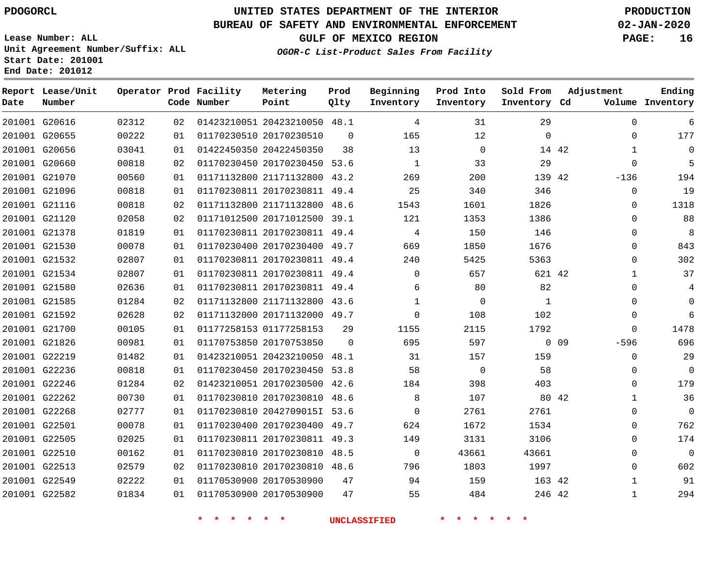PDOGORCL

# UNITED STATES DEPARTMENT OF THE INTERIOR
## BUREAU OF SAFETY AND ENVIRONMENTAL ENFORCEMENT
### GULF OF MEXICO REGION
*OGOR-C List-Product Sales From Facility*

PRODUCTION
02-JAN-2020

Lease Number: ALL
Unit Agreement Number/Suffix: ALL
Start Date: 201001
End Date: 201012

| Report Date | Lease/Unit Number | Operator | Prod Code | Facility Number | Metering Point | Prod Qlty | Beginning Inventory | Prod Into Inventory | Sold From Inventory | Adjustment Cd | Volume | Ending Inventory |
|---|---|---|---|---|---|---|---|---|---|---|---|---|
| 201001 | G20616 | 02312 | 02 | 01423210051 | 20423210050 | 48.1 | 4 | 31 | 29 | | 0 | 6 |
| 201001 | G20655 | 00222 | 01 | 01170230510 | 20170230510 | 0 | 165 | 12 | 0 | | 0 | 177 |
| 201001 | G20656 | 03041 | 01 | 01422450350 | 20422450350 | 38 | 13 | 0 | 14 | 42 | 1 | 0 |
| 201001 | G20660 | 00818 | 02 | 01170230450 | 20170230450 | 53.6 | 1 | 33 | 29 | | 0 | 5 |
| 201001 | G21070 | 00560 | 01 | 01171132800 | 21171132800 | 43.2 | 269 | 200 | 139 | 42 | -136 | 194 |
| 201001 | G21096 | 00818 | 01 | 01170230811 | 20170230811 | 49.4 | 25 | 340 | 346 | | 0 | 19 |
| 201001 | G21116 | 00818 | 02 | 01171132800 | 21171132800 | 48.6 | 1543 | 1601 | 1826 | | 0 | 1318 |
| 201001 | G21120 | 02058 | 02 | 01171012500 | 20171012500 | 39.1 | 121 | 1353 | 1386 | | 0 | 88 |
| 201001 | G21378 | 01819 | 01 | 01170230811 | 20170230811 | 49.4 | 4 | 150 | 146 | | 0 | 8 |
| 201001 | G21530 | 00078 | 01 | 01170230400 | 20170230400 | 49.7 | 669 | 1850 | 1676 | | 0 | 843 |
| 201001 | G21532 | 02807 | 01 | 01170230811 | 20170230811 | 49.4 | 240 | 5425 | 5363 | | 0 | 302 |
| 201001 | G21534 | 02807 | 01 | 01170230811 | 20170230811 | 49.4 | 0 | 657 | 621 | 42 | 1 | 37 |
| 201001 | G21580 | 02636 | 01 | 01170230811 | 20170230811 | 49.4 | 6 | 80 | 82 | | 0 | 4 |
| 201001 | G21585 | 01284 | 02 | 01171132800 | 21171132800 | 43.6 | 1 | 0 | 1 | | 0 | 0 |
| 201001 | G21592 | 02628 | 02 | 01171132000 | 20171132000 | 49.7 | 0 | 108 | 102 | | 0 | 6 |
| 201001 | G21700 | 00105 | 01 | 01177258153 | 01177258153 | 29 | 1155 | 2115 | 1792 | | 0 | 1478 |
| 201001 | G21826 | 00981 | 01 | 01170753850 | 20170753850 | 0 | 695 | 597 | 0 | 09 | -596 | 696 |
| 201001 | G22219 | 01482 | 01 | 01423210051 | 20423210050 | 48.1 | 31 | 157 | 159 | | 0 | 29 |
| 201001 | G22236 | 00818 | 01 | 01170230450 | 20170230450 | 53.8 | 58 | 0 | 58 | | 0 | 0 |
| 201001 | G22246 | 01284 | 02 | 01423210051 | 20170230500 | 42.6 | 184 | 398 | 403 | | 0 | 179 |
| 201001 | G22262 | 00730 | 01 | 01170230810 | 20170230810 | 48.6 | 8 | 107 | 80 | 42 | 1 | 36 |
| 201001 | G22268 | 02777 | 01 | 01170230810 | 2042709015I | 53.6 | 0 | 2761 | 2761 | | 0 | 0 |
| 201001 | G22501 | 00078 | 01 | 01170230400 | 20170230400 | 49.7 | 624 | 1672 | 1534 | | 0 | 762 |
| 201001 | G22505 | 02025 | 01 | 01170230811 | 20170230811 | 49.3 | 149 | 3131 | 3106 | | 0 | 174 |
| 201001 | G22510 | 00162 | 01 | 01170230810 | 20170230810 | 48.5 | 0 | 43661 | 43661 | | 0 | 0 |
| 201001 | G22513 | 02579 | 02 | 01170230810 | 20170230810 | 48.6 | 796 | 1803 | 1997 | | 0 | 602 |
| 201001 | G22549 | 02222 | 01 | 01170530900 | 20170530900 | 47 | 94 | 159 | 163 | 42 | 1 | 91 |
| 201001 | G22582 | 01834 | 01 | 01170530900 | 20170530900 | 47 | 55 | 484 | 246 | 42 | 1 | 294 |

* * * * * * UNCLASSIFIED * * * * * *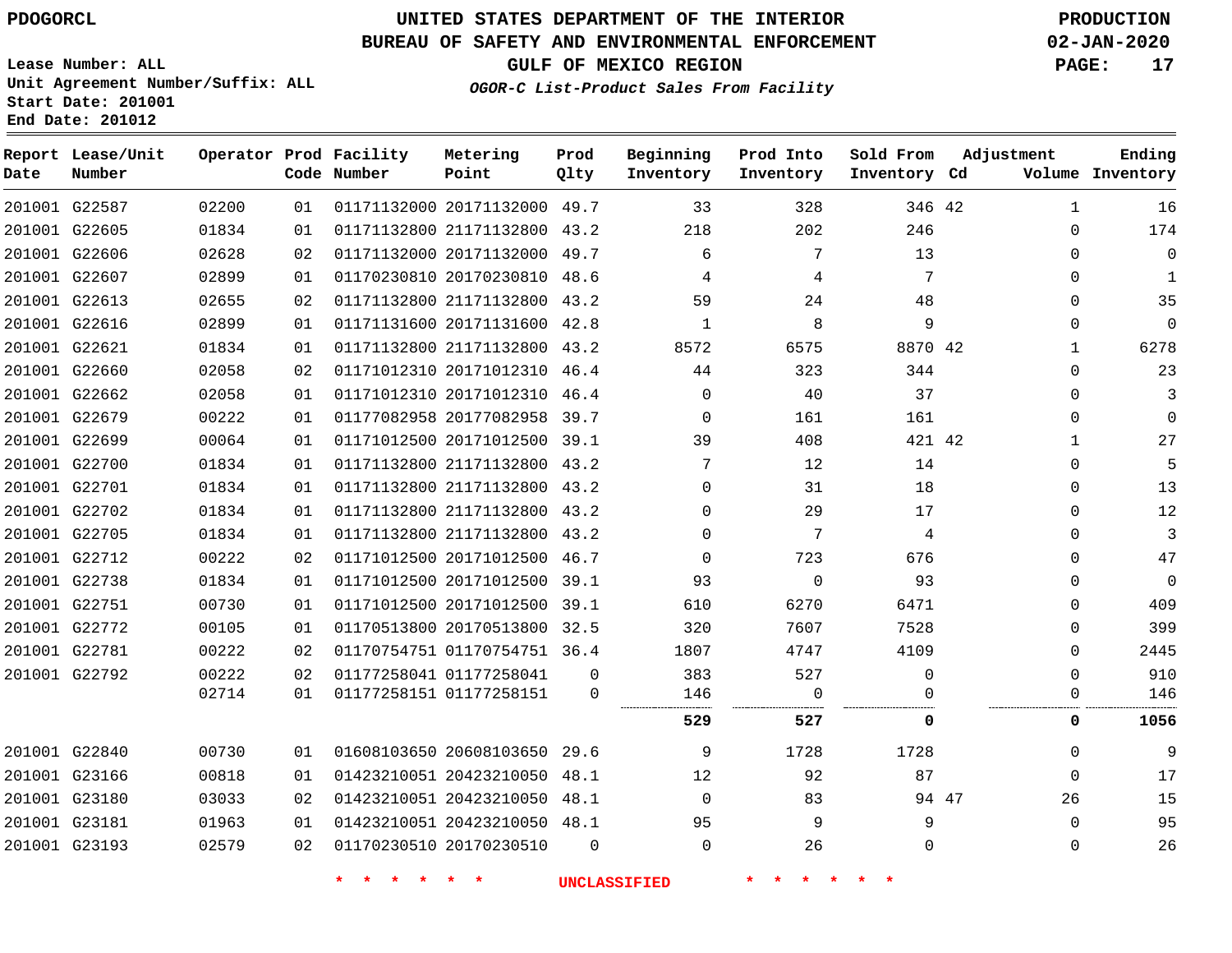PDOGORCL

# UNITED STATES DEPARTMENT OF THE INTERIOR
## BUREAU OF SAFETY AND ENVIRONMENTAL ENFORCEMENT
### GULF OF MEXICO REGION
*OGOR-C List-Product Sales From Facility*

PRODUCTION
02-JAN-2020

Lease Number: ALL
Unit Agreement Number/Suffix: ALL
Start Date: 201001
End Date: 201012

| Report Date | Lease/Unit Number | Operator | Prod Code | Facility Number | Metering Point | Prod Qlty | Beginning Inventory | Prod Into Inventory | Sold From Inventory | Adjustment Cd | Adjustment Volume | Ending Inventory |
|---|---|---|---|---|---|---|---|---|---|---|---|---|
| 201001 | G22587 | 02200 | 01 | 01171132000 | 20171132000 | 49.7 | 33 | 328 | 346 | 42 | 1 | 16 |
| 201001 | G22605 | 01834 | 01 | 01171132800 | 21171132800 | 43.2 | 218 | 202 | 246 | | 0 | 174 |
| 201001 | G22606 | 02628 | 02 | 01171132000 | 20171132000 | 49.7 | 6 | 7 | 13 | | 0 | 0 |
| 201001 | G22607 | 02899 | 01 | 01170230810 | 20170230810 | 48.6 | 4 | 4 | 7 | | 0 | 1 |
| 201001 | G22613 | 02655 | 02 | 01171132800 | 21171132800 | 43.2 | 59 | 24 | 48 | | 0 | 35 |
| 201001 | G22616 | 02899 | 01 | 01171131600 | 20171131600 | 42.8 | 1 | 8 | 9 | | 0 | 0 |
| 201001 | G22621 | 01834 | 01 | 01171132800 | 21171132800 | 43.2 | 8572 | 6575 | 8870 | 42 | 1 | 6278 |
| 201001 | G22660 | 02058 | 02 | 01171012310 | 20171012310 | 46.4 | 44 | 323 | 344 | | 0 | 23 |
| 201001 | G22662 | 02058 | 01 | 01171012310 | 20171012310 | 46.4 | 0 | 40 | 37 | | 0 | 3 |
| 201001 | G22679 | 00222 | 01 | 01177082958 | 20177082958 | 39.7 | 0 | 161 | 161 | | 0 | 0 |
| 201001 | G22699 | 00064 | 01 | 01171012500 | 20171012500 | 39.1 | 39 | 408 | 421 | 42 | 1 | 27 |
| 201001 | G22700 | 01834 | 01 | 01171132800 | 21171132800 | 43.2 | 7 | 12 | 14 | | 0 | 5 |
| 201001 | G22701 | 01834 | 01 | 01171132800 | 21171132800 | 43.2 | 0 | 31 | 18 | | 0 | 13 |
| 201001 | G22702 | 01834 | 01 | 01171132800 | 21171132800 | 43.2 | 0 | 29 | 17 | | 0 | 12 |
| 201001 | G22705 | 01834 | 01 | 01171132800 | 21171132800 | 43.2 | 0 | 7 | 4 | | 0 | 3 |
| 201001 | G22712 | 00222 | 02 | 01171012500 | 20171012500 | 46.7 | 0 | 723 | 676 | | 0 | 47 |
| 201001 | G22738 | 01834 | 01 | 01171012500 | 20171012500 | 39.1 | 93 | 0 | 93 | | 0 | 0 |
| 201001 | G22751 | 00730 | 01 | 01171012500 | 20171012500 | 39.1 | 610 | 6270 | 6471 | | 0 | 409 |
| 201001 | G22772 | 00105 | 01 | 01170513800 | 20170513800 | 32.5 | 320 | 7607 | 7528 | | 0 | 399 |
| 201001 | G22781 | 00222 | 02 | 01170754751 | 01170754751 | 36.4 | 1807 | 4747 | 4109 | | 0 | 2445 |
| 201001 | G22792 | 00222 | 02 | 01177258041 | 01177258041 | 0 | 383 | 527 | 0 | | 0 | 910 |
| | | 02714 | 01 | 01177258151 | 01177258151 | 0 | 146 | 0 | 0 | | 0 | 146 |
| | | | | | | | **529** | **527** | **0** | | **0** | **1056** |
| 201001 | G22840 | 00730 | 01 | 01608103650 | 20608103650 | 29.6 | 9 | 1728 | 1728 | | 0 | 9 |
| 201001 | G23166 | 00818 | 01 | 01423210051 | 20423210050 | 48.1 | 12 | 92 | 87 | | 0 | 17 |
| 201001 | G23180 | 03033 | 02 | 01423210051 | 20423210050 | 48.1 | 0 | 83 | 94 | 47 | 26 | 15 |
| 201001 | G23181 | 01963 | 01 | 01423210051 | 20423210050 | 48.1 | 95 | 9 | 9 | | 0 | 95 |
| 201001 | G23193 | 02579 | 02 | 01170230510 | 20170230510 | 0 | 0 | 26 | 0 | | 0 | 26 |

\* \* \* \* \* \* UNCLASSIFIED \* \* \* \* \* \*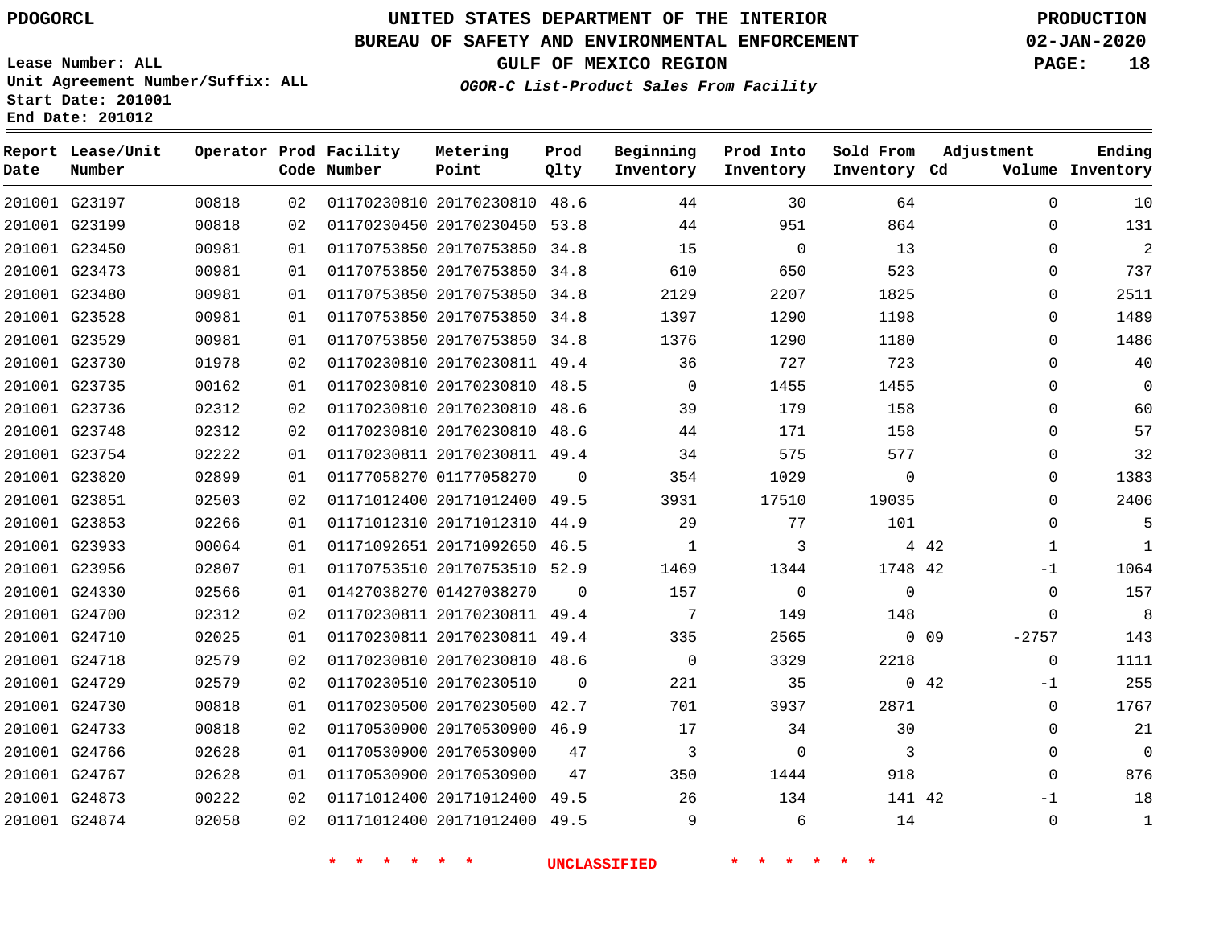PDOGORCL

# UNITED STATES DEPARTMENT OF THE INTERIOR
## BUREAU OF SAFETY AND ENVIRONMENTAL ENFORCEMENT
### GULF OF MEXICO REGION
*OGOR-C List-Product Sales From Facility*

PRODUCTION
02-JAN-2020

Lease Number: ALL
Unit Agreement Number/Suffix: ALL
Start Date: 201001
End Date: 201012

| Report Date | Lease/Unit Number | Operator | Prod Code | Facility Number | Metering Point | Prod Qlty | Beginning Inventory | Prod Into Inventory | Sold From Inventory | Adjustment Cd | Adjustment Volume | Ending Inventory |
|---|---|---|---|---|---|---|---|---|---|---|---|---|
| 201001 | G23197 | 00818 | 02 | 01170230810 | 20170230810 | 48.6 | 44 | 30 | 64 | | 0 | 10 |
| 201001 | G23199 | 00818 | 02 | 01170230450 | 20170230450 | 53.8 | 44 | 951 | 864 | | 0 | 131 |
| 201001 | G23450 | 00981 | 01 | 01170753850 | 20170753850 | 34.8 | 15 | 0 | 13 | | 0 | 2 |
| 201001 | G23473 | 00981 | 01 | 01170753850 | 20170753850 | 34.8 | 610 | 650 | 523 | | 0 | 737 |
| 201001 | G23480 | 00981 | 01 | 01170753850 | 20170753850 | 34.8 | 2129 | 2207 | 1825 | | 0 | 2511 |
| 201001 | G23528 | 00981 | 01 | 01170753850 | 20170753850 | 34.8 | 1397 | 1290 | 1198 | | 0 | 1489 |
| 201001 | G23529 | 00981 | 01 | 01170753850 | 20170753850 | 34.8 | 1376 | 1290 | 1180 | | 0 | 1486 |
| 201001 | G23730 | 01978 | 02 | 01170230810 | 20170230811 | 49.4 | 36 | 727 | 723 | | 0 | 40 |
| 201001 | G23735 | 00162 | 01 | 01170230810 | 20170230810 | 48.5 | 0 | 1455 | 1455 | | 0 | 0 |
| 201001 | G23736 | 02312 | 02 | 01170230810 | 20170230810 | 48.6 | 39 | 179 | 158 | | 0 | 60 |
| 201001 | G23748 | 02312 | 02 | 01170230810 | 20170230810 | 48.6 | 44 | 171 | 158 | | 0 | 57 |
| 201001 | G23754 | 02222 | 01 | 01170230811 | 20170230811 | 49.4 | 34 | 575 | 577 | | 0 | 32 |
| 201001 | G23820 | 02899 | 01 | 01177058270 | 01177058270 | 0 | 354 | 1029 | 0 | | 0 | 1383 |
| 201001 | G23851 | 02503 | 02 | 01171012400 | 20171012400 | 49.5 | 3931 | 17510 | 19035 | | 0 | 2406 |
| 201001 | G23853 | 02266 | 01 | 01171012310 | 20171012310 | 44.9 | 29 | 77 | 101 | | 0 | 5 |
| 201001 | G23933 | 00064 | 01 | 01171092651 | 20171092650 | 46.5 | 1 | 3 | 4 | 42 | 1 | 1 |
| 201001 | G23956 | 02807 | 01 | 01170753510 | 20170753510 | 52.9 | 1469 | 1344 | 1748 | 42 | -1 | 1064 |
| 201001 | G24330 | 02566 | 01 | 01427038270 | 01427038270 | 0 | 157 | 0 | 0 | | 0 | 157 |
| 201001 | G24700 | 02312 | 02 | 01170230811 | 20170230811 | 49.4 | 7 | 149 | 148 | | 0 | 8 |
| 201001 | G24710 | 02025 | 01 | 01170230811 | 20170230811 | 49.4 | 335 | 2565 | 0 | 09 | -2757 | 143 |
| 201001 | G24718 | 02579 | 02 | 01170230810 | 20170230810 | 48.6 | 0 | 3329 | 2218 | | 0 | 1111 |
| 201001 | G24729 | 02579 | 02 | 01170230510 | 20170230510 | 0 | 221 | 35 | 0 | 42 | -1 | 255 |
| 201001 | G24730 | 00818 | 01 | 01170230500 | 20170230500 | 42.7 | 701 | 3937 | 2871 | | 0 | 1767 |
| 201001 | G24733 | 00818 | 02 | 01170530900 | 20170530900 | 46.9 | 17 | 34 | 30 | | 0 | 21 |
| 201001 | G24766 | 02628 | 01 | 01170530900 | 20170530900 | 47 | 3 | 0 | 3 | | 0 | 0 |
| 201001 | G24767 | 02628 | 01 | 01170530900 | 20170530900 | 47 | 350 | 1444 | 918 | | 0 | 876 |
| 201001 | G24873 | 00222 | 02 | 01171012400 | 20171012400 | 49.5 | 26 | 134 | 141 | 42 | -1 | 18 |
| 201001 | G24874 | 02058 | 02 | 01171012400 | 20171012400 | 49.5 | 9 | 6 | 14 | | 0 | 1 |

* * * * * * UNCLASSIFIED * * * * * *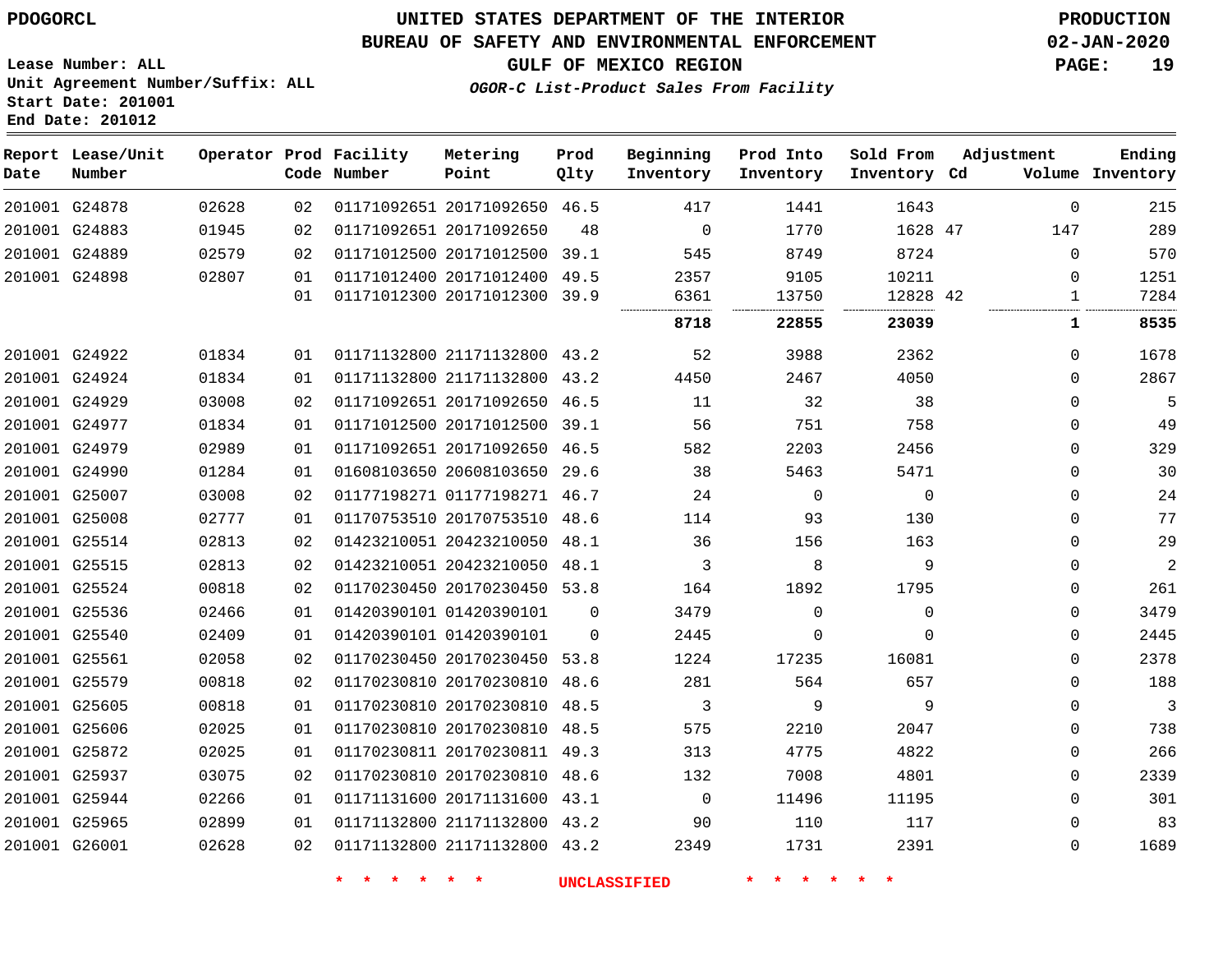PDOGORCL

# UNITED STATES DEPARTMENT OF THE INTERIOR
## BUREAU OF SAFETY AND ENVIRONMENTAL ENFORCEMENT
### GULF OF MEXICO REGION
*OGOR-C List-Product Sales From Facility*

PRODUCTION
02-JAN-2020

Lease Number: ALL
Unit Agreement Number/Suffix: ALL
Start Date: 201001
End Date: 201012

| Report Date | Lease/Unit Number | Operator | Prod Code | Facility Number | Metering Point | Prod Qlty | Beginning Inventory | Prod Into Inventory | Sold From Inventory | Adjustment Cd | Adjustment Volume | Ending Inventory |
|---|---|---|---|---|---|---|---|---|---|---|---|---|
| 201001 | G24878 | 02628 | 02 | 01171092651 | 20171092650 | 46.5 | 417 | 1441 | 1643 | | 0 | 215 |
| 201001 | G24883 | 01945 | 02 | 01171092651 | 20171092650 | 48 | 0 | 1770 | 1628 | 47 | 147 | 289 |
| 201001 | G24889 | 02579 | 02 | 01171012500 | 20171012500 | 39.1 | 545 | 8749 | 8724 | | 0 | 570 |
| 201001 | G24898 | 02807 | 01 | 01171012400 | 20171012400 | 49.5 | 2357 | 9105 | 10211 | | 0 | 1251 |
| | | | 01 | 01171012300 | 20171012300 | 39.9 | 6361 | 13750 | 12828 | 42 | 1 | 7284 |
| | | | | | | | **8718** | **22855** | **23039** | | **1** | **8535** |
| 201001 | G24922 | 01834 | 01 | 01171132800 | 21171132800 | 43.2 | 52 | 3988 | 2362 | | 0 | 1678 |
| 201001 | G24924 | 01834 | 01 | 01171132800 | 21171132800 | 43.2 | 4450 | 2467 | 4050 | | 0 | 2867 |
| 201001 | G24929 | 03008 | 02 | 01171092651 | 20171092650 | 46.5 | 11 | 32 | 38 | | 0 | 5 |
| 201001 | G24977 | 01834 | 01 | 01171012500 | 20171012500 | 39.1 | 56 | 751 | 758 | | 0 | 49 |
| 201001 | G24979 | 02989 | 01 | 01171092651 | 20171092650 | 46.5 | 582 | 2203 | 2456 | | 0 | 329 |
| 201001 | G24990 | 01284 | 01 | 01608103650 | 20608103650 | 29.6 | 38 | 5463 | 5471 | | 0 | 30 |
| 201001 | G25007 | 03008 | 02 | 01177198271 | 01177198271 | 46.7 | 24 | 0 | 0 | | 0 | 24 |
| 201001 | G25008 | 02777 | 01 | 01170753510 | 20170753510 | 48.6 | 114 | 93 | 130 | | 0 | 77 |
| 201001 | G25514 | 02813 | 02 | 01423210051 | 20423210050 | 48.1 | 36 | 156 | 163 | | 0 | 29 |
| 201001 | G25515 | 02813 | 02 | 01423210051 | 20423210050 | 48.1 | 3 | 8 | 9 | | 0 | 2 |
| 201001 | G25524 | 00818 | 02 | 01170230450 | 20170230450 | 53.8 | 164 | 1892 | 1795 | | 0 | 261 |
| 201001 | G25536 | 02466 | 01 | 01420390101 | 01420390101 | 0 | 3479 | 0 | 0 | | 0 | 3479 |
| 201001 | G25540 | 02409 | 01 | 01420390101 | 01420390101 | 0 | 2445 | 0 | 0 | | 0 | 2445 |
| 201001 | G25561 | 02058 | 02 | 01170230450 | 20170230450 | 53.8 | 1224 | 17235 | 16081 | | 0 | 2378 |
| 201001 | G25579 | 00818 | 02 | 01170230810 | 20170230810 | 48.6 | 281 | 564 | 657 | | 0 | 188 |
| 201001 | G25605 | 00818 | 01 | 01170230810 | 20170230810 | 48.5 | 3 | 9 | 9 | | 0 | 3 |
| 201001 | G25606 | 02025 | 01 | 01170230810 | 20170230810 | 48.5 | 575 | 2210 | 2047 | | 0 | 738 |
| 201001 | G25872 | 02025 | 01 | 01170230811 | 20170230811 | 49.3 | 313 | 4775 | 4822 | | 0 | 266 |
| 201001 | G25937 | 03075 | 02 | 01170230810 | 20170230810 | 48.6 | 132 | 7008 | 4801 | | 0 | 2339 |
| 201001 | G25944 | 02266 | 01 | 01171131600 | 20171131600 | 43.1 | 0 | 11496 | 11195 | | 0 | 301 |
| 201001 | G25965 | 02899 | 01 | 01171132800 | 21171132800 | 43.2 | 90 | 110 | 117 | | 0 | 83 |
| 201001 | G26001 | 02628 | 02 | 01171132800 | 21171132800 | 43.2 | 2349 | 1731 | 2391 | | 0 | 1689 |

* * * * * * UNCLASSIFIED * * * * * *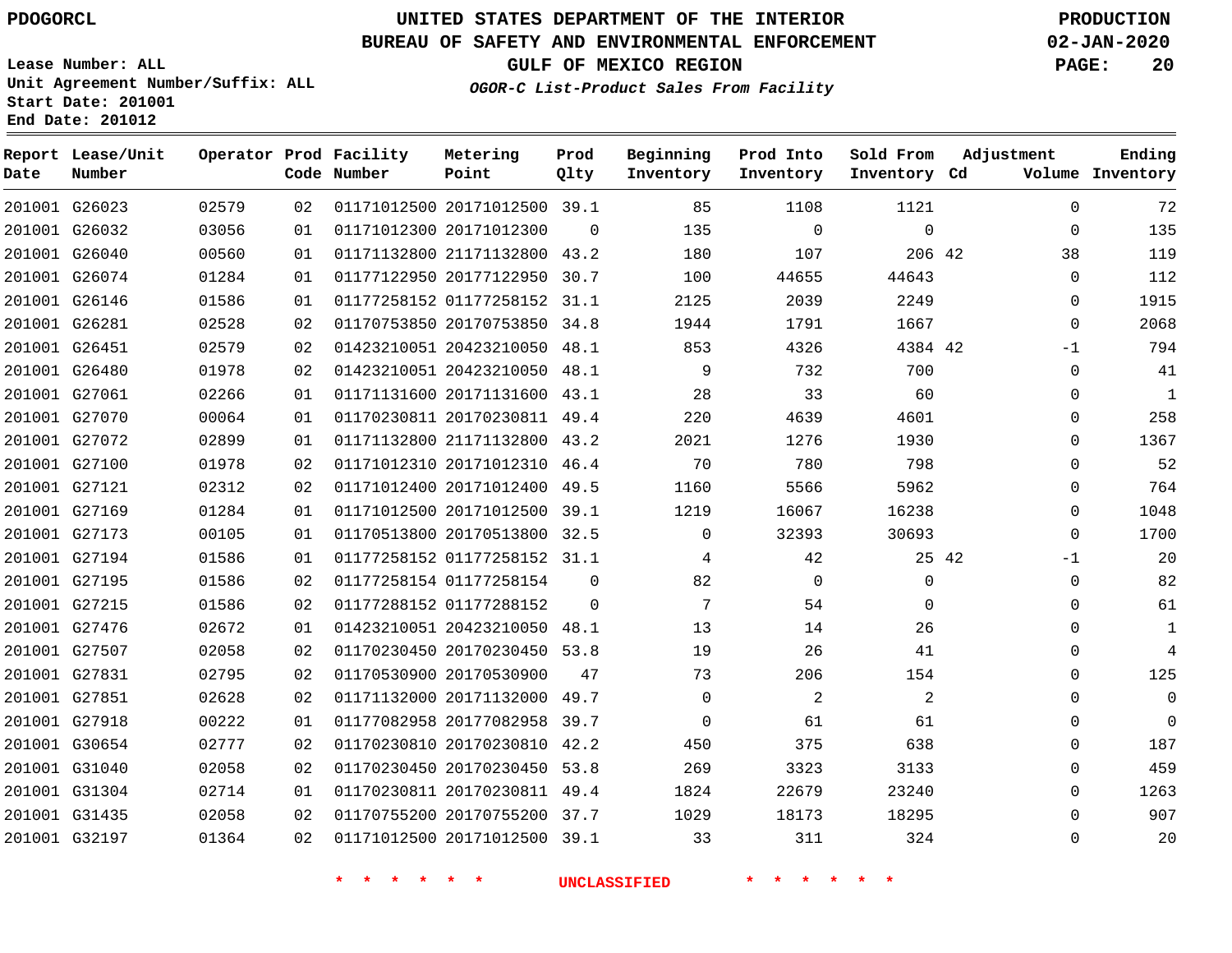PDOGORCL

**UNITED STATES DEPARTMENT OF THE INTERIOR**
**BUREAU OF SAFETY AND ENVIRONMENTAL ENFORCEMENT**
**GULF OF MEXICO REGION**
*OGOR-C List-Product Sales From Facility*

PRODUCTION
02-JAN-2020

Lease Number: ALL
Unit Agreement Number/Suffix: ALL
Start Date: 201001
End Date: 201012

| Report Date | Lease/Unit Number | Operator | Prod Code | Facility Number | Metering Point | Prod Qlty | Beginning Inventory | Prod Into Inventory | Sold From Inventory | Adjustment Cd | Volume | Ending Inventory |
|---|---|---|---|---|---|---|---|---|---|---|---|---|
| 201001 | G26023 | 02579 | 02 | 01171012500 | 20171012500 | 39.1 | 85 | 1108 | 1121 | | 0 | 72 |
| 201001 | G26032 | 03056 | 01 | 01171012300 | 20171012300 | 0 | 135 | 0 | 0 | | 0 | 135 |
| 201001 | G26040 | 00560 | 01 | 01171132800 | 21171132800 | 43.2 | 180 | 107 | 206 | 42 | 38 | 119 |
| 201001 | G26074 | 01284 | 01 | 01177122950 | 20177122950 | 30.7 | 100 | 44655 | 44643 | | 0 | 112 |
| 201001 | G26146 | 01586 | 01 | 01177258152 | 01177258152 | 31.1 | 2125 | 2039 | 2249 | | 0 | 1915 |
| 201001 | G26281 | 02528 | 02 | 01170753850 | 20170753850 | 34.8 | 1944 | 1791 | 1667 | | 0 | 2068 |
| 201001 | G26451 | 02579 | 02 | 01423210051 | 20423210050 | 48.1 | 853 | 4326 | 4384 | 42 | -1 | 794 |
| 201001 | G26480 | 01978 | 02 | 01423210051 | 20423210050 | 48.1 | 9 | 732 | 700 | | 0 | 41 |
| 201001 | G27061 | 02266 | 01 | 01171131600 | 20171131600 | 43.1 | 28 | 33 | 60 | | 0 | 1 |
| 201001 | G27070 | 00064 | 01 | 01170230811 | 20170230811 | 49.4 | 220 | 4639 | 4601 | | 0 | 258 |
| 201001 | G27072 | 02899 | 01 | 01171132800 | 21171132800 | 43.2 | 2021 | 1276 | 1930 | | 0 | 1367 |
| 201001 | G27100 | 01978 | 02 | 01171012310 | 20171012310 | 46.4 | 70 | 780 | 798 | | 0 | 52 |
| 201001 | G27121 | 02312 | 02 | 01171012400 | 20171012400 | 49.5 | 1160 | 5566 | 5962 | | 0 | 764 |
| 201001 | G27169 | 01284 | 01 | 01171012500 | 20171012500 | 39.1 | 1219 | 16067 | 16238 | | 0 | 1048 |
| 201001 | G27173 | 00105 | 01 | 01170513800 | 20170513800 | 32.5 | 0 | 32393 | 30693 | | 0 | 1700 |
| 201001 | G27194 | 01586 | 01 | 01177258152 | 01177258152 | 31.1 | 4 | 42 | 25 | 42 | -1 | 20 |
| 201001 | G27195 | 01586 | 02 | 01177258154 | 01177258154 | 0 | 82 | 0 | 0 | | 0 | 82 |
| 201001 | G27215 | 01586 | 02 | 01177288152 | 01177288152 | 0 | 7 | 54 | 0 | | 0 | 61 |
| 201001 | G27476 | 02672 | 01 | 01423210051 | 20423210050 | 48.1 | 13 | 14 | 26 | | 0 | 1 |
| 201001 | G27507 | 02058 | 02 | 01170230450 | 20170230450 | 53.8 | 19 | 26 | 41 | | 0 | 4 |
| 201001 | G27831 | 02795 | 02 | 01170530900 | 20170530900 | 47 | 73 | 206 | 154 | | 0 | 125 |
| 201001 | G27851 | 02628 | 02 | 01171132000 | 20171132000 | 49.7 | 0 | 2 | 2 | | 0 | 0 |
| 201001 | G27918 | 00222 | 01 | 01177082958 | 20177082958 | 39.7 | 0 | 61 | 61 | | 0 | 0 |
| 201001 | G30654 | 02777 | 02 | 01170230810 | 20170230810 | 42.2 | 450 | 375 | 638 | | 0 | 187 |
| 201001 | G31040 | 02058 | 02 | 01170230450 | 20170230450 | 53.8 | 269 | 3323 | 3133 | | 0 | 459 |
| 201001 | G31304 | 02714 | 01 | 01170230811 | 20170230811 | 49.4 | 1824 | 22679 | 23240 | | 0 | 1263 |
| 201001 | G31435 | 02058 | 02 | 01170755200 | 20170755200 | 37.7 | 1029 | 18173 | 18295 | | 0 | 907 |
| 201001 | G32197 | 01364 | 02 | 01171012500 | 20171012500 | 39.1 | 33 | 311 | 324 | | 0 | 20 |

\* \* \* \* \* \* UNCLASSIFIED \* \* \* \* \* \*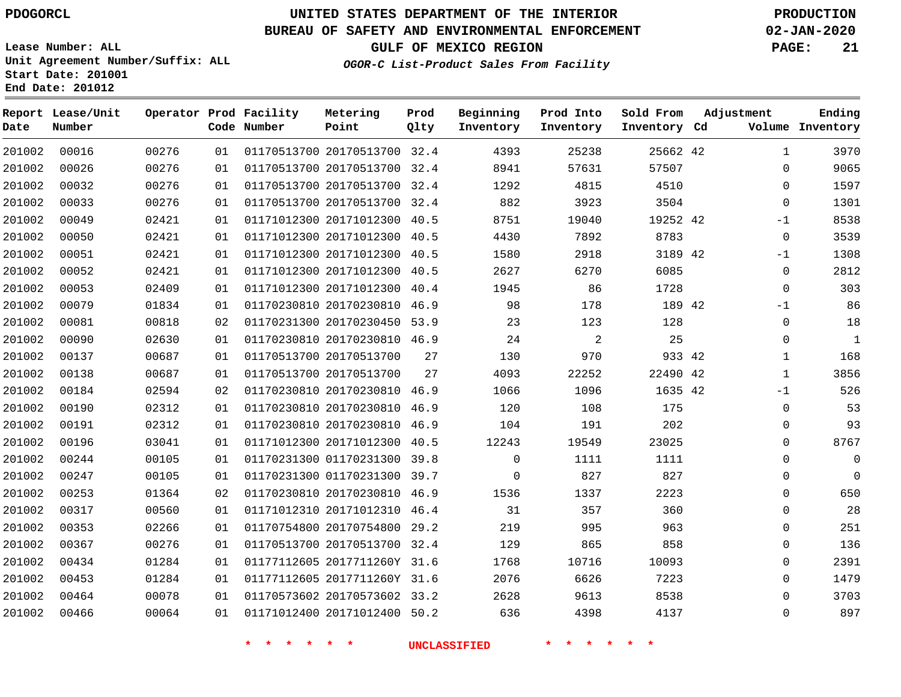# UNITED STATES DEPARTMENT OF THE INTERIOR
## BUREAU OF SAFETY AND ENVIRONMENTAL ENFORCEMENT
### GULF OF MEXICO REGION
*OGOR-C List-Product Sales From Facility*

PDOGORCL

PRODUCTION
02-JAN-2020

Lease Number: ALL
Unit Agreement Number/Suffix: ALL
Start Date: 201001
End Date: 201012

| Report Date | Lease/Unit Number | Operator | Prod Code | Facility Number | Metering Point | Prod Qlty | Beginning Inventory | Prod Into Inventory | Sold From Inventory | Adjustment Cd | Adjustment Volume | Ending Inventory |
|---|---|---|---|---|---|---|---|---|---|---|---|---|
| 201002 | 00016 | 00276 | 01 | 01170513700 | 20170513700 | 32.4 | 4393 | 25238 | 25662 | 42 | 1 | 3970 |
| 201002 | 00026 | 00276 | 01 | 01170513700 | 20170513700 | 32.4 | 8941 | 57631 | 57507 | | 0 | 9065 |
| 201002 | 00032 | 00276 | 01 | 01170513700 | 20170513700 | 32.4 | 1292 | 4815 | 4510 | | 0 | 1597 |
| 201002 | 00033 | 00276 | 01 | 01170513700 | 20170513700 | 32.4 | 882 | 3923 | 3504 | | 0 | 1301 |
| 201002 | 00049 | 02421 | 01 | 01171012300 | 20171012300 | 40.5 | 8751 | 19040 | 19252 | 42 | -1 | 8538 |
| 201002 | 00050 | 02421 | 01 | 01171012300 | 20171012300 | 40.5 | 4430 | 7892 | 8783 | | 0 | 3539 |
| 201002 | 00051 | 02421 | 01 | 01171012300 | 20171012300 | 40.5 | 1580 | 2918 | 3189 | 42 | -1 | 1308 |
| 201002 | 00052 | 02421 | 01 | 01171012300 | 20171012300 | 40.5 | 2627 | 6270 | 6085 | | 0 | 2812 |
| 201002 | 00053 | 02409 | 01 | 01171012300 | 20171012300 | 40.4 | 1945 | 86 | 1728 | | 0 | 303 |
| 201002 | 00079 | 01834 | 01 | 01170230810 | 20170230810 | 46.9 | 98 | 178 | 189 | 42 | -1 | 86 |
| 201002 | 00081 | 00818 | 02 | 01170231300 | 20170230450 | 53.9 | 23 | 123 | 128 | | 0 | 18 |
| 201002 | 00090 | 02630 | 01 | 01170230810 | 20170230810 | 46.9 | 24 | 2 | 25 | | 0 | 1 |
| 201002 | 00137 | 00687 | 01 | 01170513700 | 20170513700 | 27 | 130 | 970 | 933 | 42 | 1 | 168 |
| 201002 | 00138 | 00687 | 01 | 01170513700 | 20170513700 | 27 | 4093 | 22252 | 22490 | 42 | 1 | 3856 |
| 201002 | 00184 | 02594 | 02 | 01170230810 | 20170230810 | 46.9 | 1066 | 1096 | 1635 | 42 | -1 | 526 |
| 201002 | 00190 | 02312 | 01 | 01170230810 | 20170230810 | 46.9 | 120 | 108 | 175 | | 0 | 53 |
| 201002 | 00191 | 02312 | 01 | 01170230810 | 20170230810 | 46.9 | 104 | 191 | 202 | | 0 | 93 |
| 201002 | 00196 | 03041 | 01 | 01171012300 | 20171012300 | 40.5 | 12243 | 19549 | 23025 | | 0 | 8767 |
| 201002 | 00244 | 00105 | 01 | 01170231300 | 01170231300 | 39.8 | 0 | 1111 | 1111 | | 0 | 0 |
| 201002 | 00247 | 00105 | 01 | 01170231300 | 01170231300 | 39.7 | 0 | 827 | 827 | | 0 | 0 |
| 201002 | 00253 | 01364 | 02 | 01170230810 | 20170230810 | 46.9 | 1536 | 1337 | 2223 | | 0 | 650 |
| 201002 | 00317 | 00560 | 01 | 01171012310 | 20171012310 | 46.4 | 31 | 357 | 360 | | 0 | 28 |
| 201002 | 00353 | 02266 | 01 | 01170754800 | 20170754800 | 29.2 | 219 | 995 | 963 | | 0 | 251 |
| 201002 | 00367 | 00276 | 01 | 01170513700 | 20170513700 | 32.4 | 129 | 865 | 858 | | 0 | 136 |
| 201002 | 00434 | 01284 | 01 | 01177112605 | 2017711260Y | 31.6 | 1768 | 10716 | 10093 | | 0 | 2391 |
| 201002 | 00453 | 01284 | 01 | 01177112605 | 2017711260Y | 31.6 | 2076 | 6626 | 7223 | | 0 | 1479 |
| 201002 | 00464 | 00078 | 01 | 01170573602 | 20170573602 | 33.2 | 2628 | 9613 | 8538 | | 0 | 3703 |
| 201002 | 00466 | 00064 | 01 | 01171012400 | 20171012400 | 50.2 | 636 | 4398 | 4137 | | 0 | 897 |

\* \* \* \* \* \* UNCLASSIFIED \* \* \* \* \* \*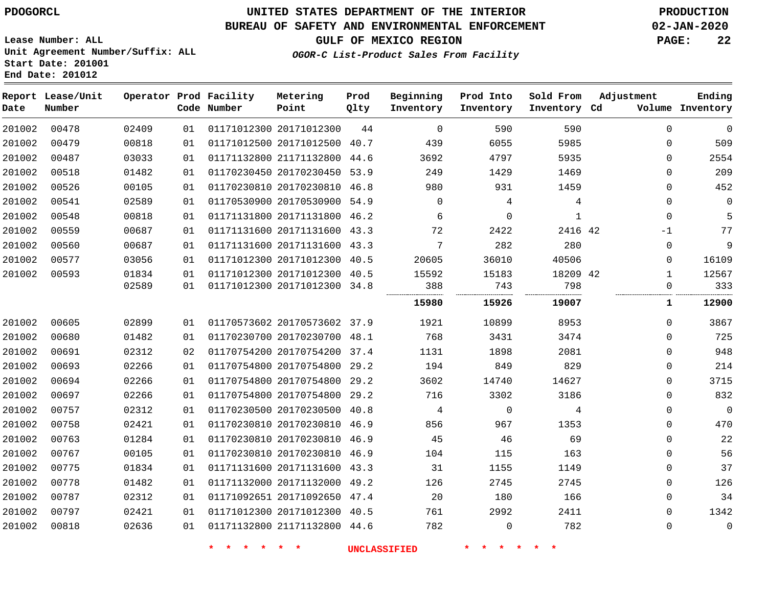PDOGORCL

Lease Number: ALL
Unit Agreement Number/Suffix: ALL
Start Date: 201001
End Date: 201012

# UNITED STATES DEPARTMENT OF THE INTERIOR
## BUREAU OF SAFETY AND ENVIRONMENTAL ENFORCEMENT
### GULF OF MEXICO REGION
*OGOR-C List-Product Sales From Facility*

PRODUCTION
02-JAN-2020

| Report Date | Lease/Unit Number | Operator | Prod Code | Facility Number | Metering Point | Prod Qlty | Beginning Inventory | Prod Into Inventory | Sold From Inventory | Adjustment Cd | Adjustment Volume | Ending Inventory |
|---|---|---|---|---|---|---|---|---|---|---|---|---|
| 201002 | 00478 | 02409 | 01 | 01171012300 | 20171012300 | 44 | 0 | 590 | 590 | | 0 | 0 |
| 201002 | 00479 | 00818 | 01 | 01171012500 | 20171012500 | 40.7 | 439 | 6055 | 5985 | | 0 | 509 |
| 201002 | 00487 | 03033 | 01 | 01171132800 | 21171132800 | 44.6 | 3692 | 4797 | 5935 | | 0 | 2554 |
| 201002 | 00518 | 01482 | 01 | 01170230450 | 20170230450 | 53.9 | 249 | 1429 | 1469 | | 0 | 209 |
| 201002 | 00526 | 00105 | 01 | 01170230810 | 20170230810 | 46.8 | 980 | 931 | 1459 | | 0 | 452 |
| 201002 | 00541 | 02589 | 01 | 01170530900 | 20170530900 | 54.9 | 0 | 4 | 4 | | 0 | 0 |
| 201002 | 00548 | 00818 | 01 | 01171131800 | 20171131800 | 46.2 | 6 | 0 | 1 | | 0 | 5 |
| 201002 | 00559 | 00687 | 01 | 01171131600 | 20171131600 | 43.3 | 72 | 2422 | 2416 | 42 | -1 | 77 |
| 201002 | 00560 | 00687 | 01 | 01171131600 | 20171131600 | 43.3 | 7 | 282 | 280 | | 0 | 9 |
| 201002 | 00577 | 03056 | 01 | 01171012300 | 20171012300 | 40.5 | 20605 | 36010 | 40506 | | 0 | 16109 |
| 201002 | 00593 | 01834 | 01 | 01171012300 | 20171012300 | 40.5 | 15592 | 15183 | 18209 | 42 | 1 | 12567 |
| | | 02589 | 01 | 01171012300 | 20171012300 | 34.8 | 388 | 743 | 798 | | 0 | 333 |
| | | | | | | | **15980** | **15926** | **19007** | | **1** | **12900** |
| 201002 | 00605 | 02899 | 01 | 01170573602 | 20170573602 | 37.9 | 1921 | 10899 | 8953 | | 0 | 3867 |
| 201002 | 00680 | 01482 | 01 | 01170230700 | 20170230700 | 48.1 | 768 | 3431 | 3474 | | 0 | 725 |
| 201002 | 00691 | 02312 | 02 | 01170754200 | 20170754200 | 37.4 | 1131 | 1898 | 2081 | | 0 | 948 |
| 201002 | 00693 | 02266 | 01 | 01170754800 | 20170754800 | 29.2 | 194 | 849 | 829 | | 0 | 214 |
| 201002 | 00694 | 02266 | 01 | 01170754800 | 20170754800 | 29.2 | 3602 | 14740 | 14627 | | 0 | 3715 |
| 201002 | 00697 | 02266 | 01 | 01170754800 | 20170754800 | 29.2 | 716 | 3302 | 3186 | | 0 | 832 |
| 201002 | 00757 | 02312 | 01 | 01170230500 | 20170230500 | 40.8 | 4 | 0 | 4 | | 0 | 0 |
| 201002 | 00758 | 02421 | 01 | 01170230810 | 20170230810 | 46.9 | 856 | 967 | 1353 | | 0 | 470 |
| 201002 | 00763 | 01284 | 01 | 01170230810 | 20170230810 | 46.9 | 45 | 46 | 69 | | 0 | 22 |
| 201002 | 00767 | 00105 | 01 | 01170230810 | 20170230810 | 46.9 | 104 | 115 | 163 | | 0 | 56 |
| 201002 | 00775 | 01834 | 01 | 01171131600 | 20171131600 | 43.3 | 31 | 1155 | 1149 | | 0 | 37 |
| 201002 | 00778 | 01482 | 01 | 01171132000 | 20171132000 | 49.2 | 126 | 2745 | 2745 | | 0 | 126 |
| 201002 | 00787 | 02312 | 01 | 01171092651 | 20171092650 | 47.4 | 20 | 180 | 166 | | 0 | 34 |
| 201002 | 00797 | 02421 | 01 | 01171012300 | 20171012300 | 40.5 | 761 | 2992 | 2411 | | 0 | 1342 |
| 201002 | 00818 | 02636 | 01 | 01171132800 | 21171132800 | 44.6 | 782 | 0 | 782 | | 0 | 0 |

* * * * * * UNCLASSIFIED * * * * * *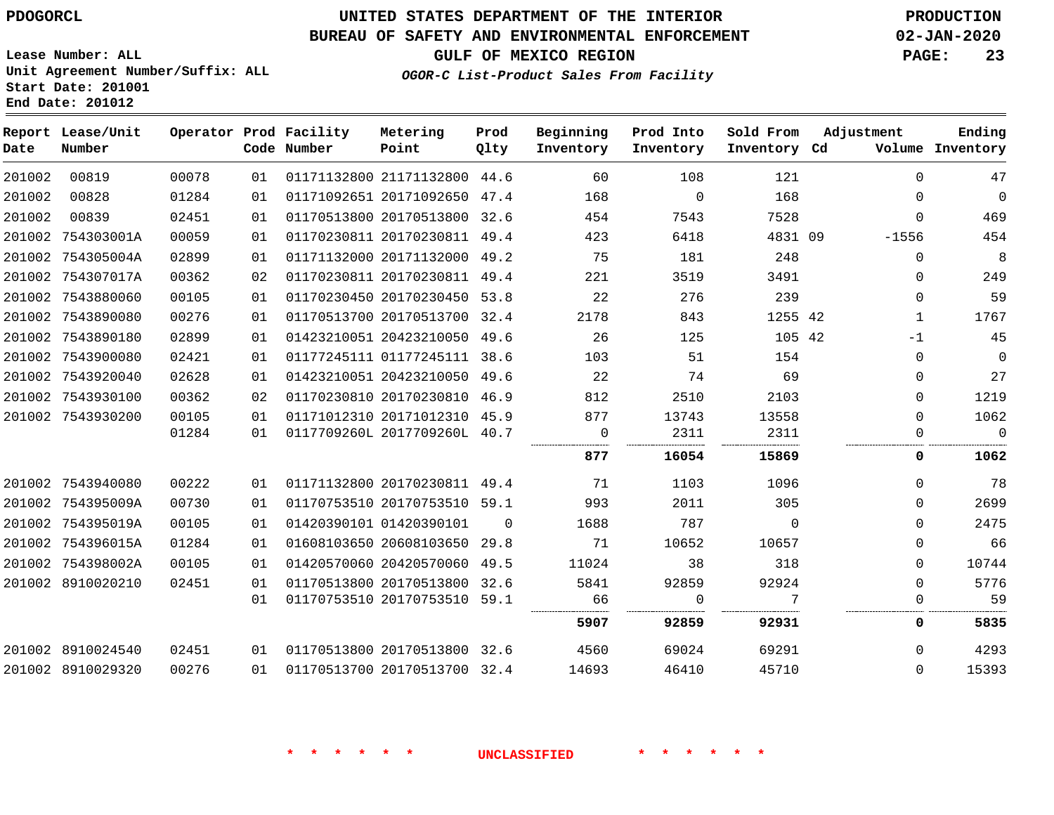PDOGORCL

# UNITED STATES DEPARTMENT OF THE INTERIOR
## BUREAU OF SAFETY AND ENVIRONMENTAL ENFORCEMENT
### GULF OF MEXICO REGION
*OGOR-C List-Product Sales From Facility*

PRODUCTION
02-JAN-2020

Lease Number: ALL
Unit Agreement Number/Suffix: ALL
Start Date: 201001
End Date: 201012

| Report Date | Lease/Unit Number | Operator | Prod Code | Facility Number | Metering Point | Prod Qlty | Beginning Inventory | Prod Into Inventory | Sold From Inventory | Adjustment Cd | Volume | Ending Inventory |
|---|---|---|---|---|---|---|---|---|---|---|---|---|
| 201002 | 00819 | 00078 | 01 | 01171132800 | 21171132800 | 44.6 | 60 | 108 | 121 | | 0 | 47 |
| 201002 | 00828 | 01284 | 01 | 01171092651 | 20171092650 | 47.4 | 168 | 0 | 168 | | 0 | 0 |
| 201002 | 00839 | 02451 | 01 | 01170513800 | 20170513800 | 32.6 | 454 | 7543 | 7528 | | 0 | 469 |
| 201002 | 754303001A | 00059 | 01 | 01170230811 | 20170230811 | 49.4 | 423 | 6418 | 4831 | 09 | -1556 | 454 |
| 201002 | 754305004A | 02899 | 01 | 01171132000 | 20171132000 | 49.2 | 75 | 181 | 248 | | 0 | 8 |
| 201002 | 754307017A | 00362 | 02 | 01170230811 | 20170230811 | 49.4 | 221 | 3519 | 3491 | | 0 | 249 |
| 201002 | 7543880060 | 00105 | 01 | 01170230450 | 20170230450 | 53.8 | 22 | 276 | 239 | | 0 | 59 |
| 201002 | 7543890080 | 00276 | 01 | 01170513700 | 20170513700 | 32.4 | 2178 | 843 | 1255 | 42 | 1 | 1767 |
| 201002 | 7543890180 | 02899 | 01 | 01423210051 | 20423210050 | 49.6 | 26 | 125 | 105 | 42 | -1 | 45 |
| 201002 | 7543900080 | 02421 | 01 | 01177245111 | 01177245111 | 38.6 | 103 | 51 | 154 | | 0 | 0 |
| 201002 | 7543920040 | 02628 | 01 | 01423210051 | 20423210050 | 49.6 | 22 | 74 | 69 | | 0 | 27 |
| 201002 | 7543930100 | 00362 | 02 | 01170230810 | 20170230810 | 46.9 | 812 | 2510 | 2103 | | 0 | 1219 |
| 201002 | 7543930200 | 00105 | 01 | 01171012310 | 20171012310 | 45.9 | 877 | 13743 | 13558 | | 0 | 1062 |
| | | 01284 | 01 | 0117709260L | 2017709260L | 40.7 | 0 | 2311 | 2311 | | 0 | 0 |
| | | | | | | | **877** | **16054** | **15869** | | **0** | **1062** |
| 201002 | 7543940080 | 00222 | 01 | 01171132800 | 20170230811 | 49.4 | 71 | 1103 | 1096 | | 0 | 78 |
| 201002 | 754395009A | 00730 | 01 | 01170753510 | 20170753510 | 59.1 | 993 | 2011 | 305 | | 0 | 2699 |
| 201002 | 754395019A | 00105 | 01 | 01420390101 | 01420390101 | 0 | 1688 | 787 | 0 | | 0 | 2475 |
| 201002 | 754396015A | 01284 | 01 | 01608103650 | 20608103650 | 29.8 | 71 | 10652 | 10657 | | 0 | 66 |
| 201002 | 754398002A | 00105 | 01 | 01420570060 | 20420570060 | 49.5 | 11024 | 38 | 318 | | 0 | 10744 |
| 201002 | 8910020210 | 02451 | 01 | 01170513800 | 20170513800 | 32.6 | 5841 | 92859 | 92924 | | 0 | 5776 |
| | | | 01 | 01170753510 | 20170753510 | 59.1 | 66 | 0 | 7 | | 0 | 59 |
| | | | | | | | **5907** | **92859** | **92931** | | **0** | **5835** |
| 201002 | 8910024540 | 02451 | 01 | 01170513800 | 20170513800 | 32.6 | 4560 | 69024 | 69291 | | 0 | 4293 |
| 201002 | 8910029320 | 00276 | 01 | 01170513700 | 20170513700 | 32.4 | 14693 | 46410 | 45710 | | 0 | 15393 |

\* \* \* \* \* \* UNCLASSIFIED \* \* \* \* \* \*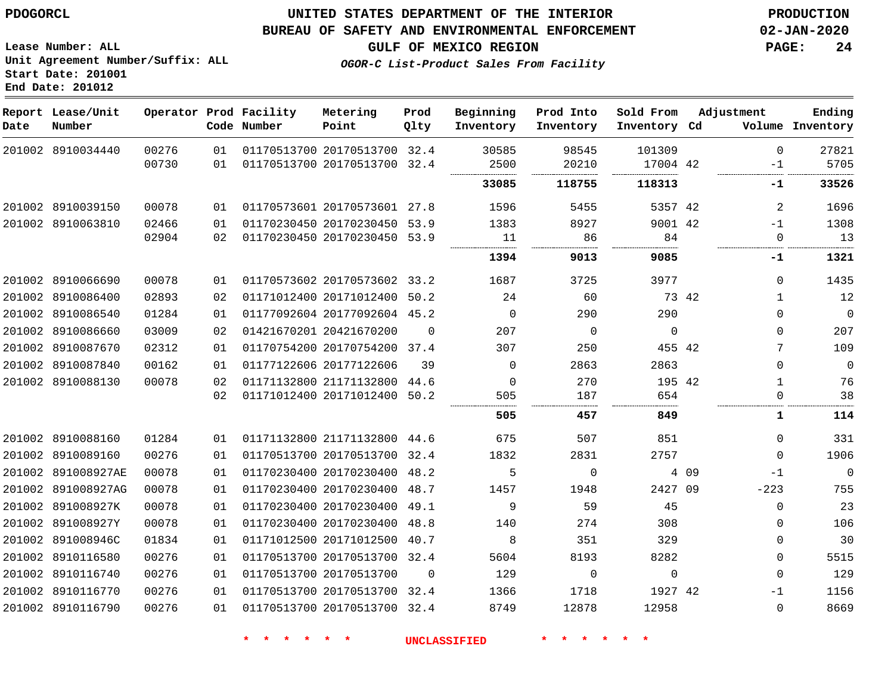PDOGORCL

# UNITED STATES DEPARTMENT OF THE INTERIOR
## BUREAU OF SAFETY AND ENVIRONMENTAL ENFORCEMENT
### GULF OF MEXICO REGION
*OGOR-C List-Product Sales From Facility*

PRODUCTION
02-JAN-2020

Lease Number: ALL
Unit Agreement Number/Suffix: ALL
Start Date: 201001
End Date: 201012

| Report Date | Lease/Unit Number | Operator | Prod Code | Facility Number | Metering Point | Prod Qlty | Beginning Inventory | Prod Into Inventory | Sold From Inventory | Adjustment Cd | Volume | Ending Inventory |
|---|---|---|---|---|---|---|---|---|---|---|---|---|
| 201002 | 8910034440 | 00276 | 01 | 01170513700 | 20170513700 | 32.4 | 30585 | 98545 | 101309 | | 0 | 27821 |
| | | 00730 | 01 | 01170513700 | 20170513700 | 32.4 | 2500 | 20210 | 17004 | 42 | -1 | 5705 |
| | | | | | | | **33085** | **118755** | **118313** | | **-1** | **33526** |
| 201002 | 8910039150 | 00078 | 01 | 01170573601 | 20170573601 | 27.8 | 1596 | 5455 | 5357 | 42 | 2 | 1696 |
| 201002 | 8910063810 | 02466 | 01 | 01170230450 | 20170230450 | 53.9 | 1383 | 8927 | 9001 | 42 | -1 | 1308 |
| | | 02904 | 02 | 01170230450 | 20170230450 | 53.9 | 11 | 86 | 84 | | 0 | 13 |
| | | | | | | | **1394** | **9013** | **9085** | | **-1** | **1321** |
| 201002 | 8910066690 | 00078 | 01 | 01170573602 | 20170573602 | 33.2 | 1687 | 3725 | 3977 | | 0 | 1435 |
| 201002 | 8910086400 | 02893 | 02 | 01171012400 | 20171012400 | 50.2 | 24 | 60 | 73 | 42 | 1 | 12 |
| 201002 | 8910086540 | 01284 | 01 | 01177092604 | 20177092604 | 45.2 | 0 | 290 | 290 | | 0 | 0 |
| 201002 | 8910086660 | 03009 | 02 | 01421670201 | 20421670200 | 0 | 207 | 0 | 0 | | 0 | 207 |
| 201002 | 8910087670 | 02312 | 01 | 01170754200 | 20170754200 | 37.4 | 307 | 250 | 455 | 42 | 7 | 109 |
| 201002 | 8910087840 | 00162 | 01 | 01177122606 | 20177122606 | 39 | 0 | 2863 | 2863 | | 0 | 0 |
| 201002 | 8910088130 | 00078 | 02 | 01171132800 | 21171132800 | 44.6 | 0 | 270 | 195 | 42 | 1 | 76 |
| | | | 02 | 01171012400 | 20171012400 | 50.2 | 505 | 187 | 654 | | 0 | 38 |
| | | | | | | | **505** | **457** | **849** | | **1** | **114** |
| 201002 | 8910088160 | 01284 | 01 | 01171132800 | 21171132800 | 44.6 | 675 | 507 | 851 | | 0 | 331 |
| 201002 | 8910089160 | 00276 | 01 | 01170513700 | 20170513700 | 32.4 | 1832 | 2831 | 2757 | | 0 | 1906 |
| 201002 | 891008927AE | 00078 | 01 | 01170230400 | 20170230400 | 48.2 | 5 | 0 | 4 | 09 | -1 | 0 |
| 201002 | 891008927AG | 00078 | 01 | 01170230400 | 20170230400 | 48.7 | 1457 | 1948 | 2427 | 09 | -223 | 755 |
| 201002 | 891008927K | 00078 | 01 | 01170230400 | 20170230400 | 49.1 | 9 | 59 | 45 | | 0 | 23 |
| 201002 | 891008927Y | 00078 | 01 | 01170230400 | 20170230400 | 48.8 | 140 | 274 | 308 | | 0 | 106 |
| 201002 | 891008946C | 01834 | 01 | 01171012500 | 20171012500 | 40.7 | 8 | 351 | 329 | | 0 | 30 |
| 201002 | 8910116580 | 00276 | 01 | 01170513700 | 20170513700 | 32.4 | 5604 | 8193 | 8282 | | 0 | 5515 |
| 201002 | 8910116740 | 00276 | 01 | 01170513700 | 20170513700 | 0 | 129 | 0 | 0 | | 0 | 129 |
| 201002 | 8910116770 | 00276 | 01 | 01170513700 | 20170513700 | 32.4 | 1366 | 1718 | 1927 | 42 | -1 | 1156 |
| 201002 | 8910116790 | 00276 | 01 | 01170513700 | 20170513700 | 32.4 | 8749 | 12878 | 12958 | | 0 | 8669 |

* * * * * * UNCLASSIFIED * * * * * *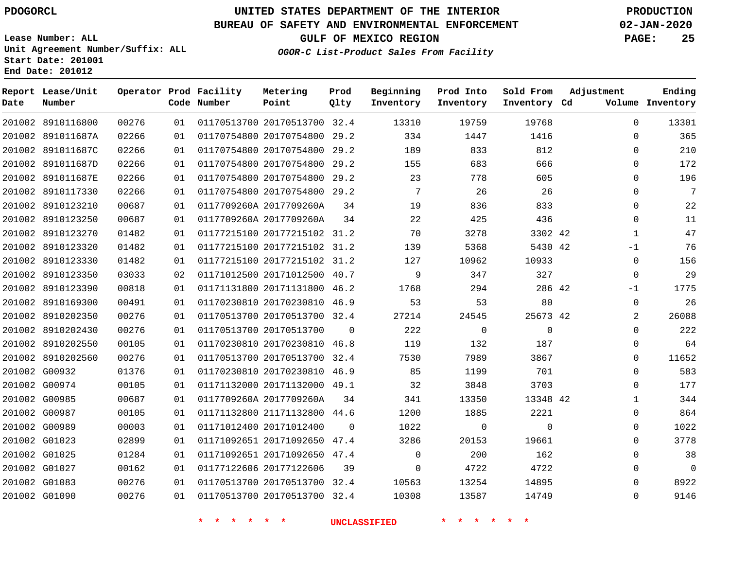PDOGORCL

**UNITED STATES DEPARTMENT OF THE INTERIOR**
**BUREAU OF SAFETY AND ENVIRONMENTAL ENFORCEMENT**
**GULF OF MEXICO REGION**
*OGOR-C List-Product Sales From Facility*

PRODUCTION
02-JAN-2020

Lease Number: ALL
Unit Agreement Number/Suffix: ALL
Start Date: 201001
End Date: 201012

| Report Date | Lease/Unit Number | Operator | Prod Code | Facility Number | Metering Point | Prod Qlty | Beginning Inventory | Prod Into Inventory | Sold From Inventory | Adjustment Cd | Adjustment Volume | Ending Inventory |
|---|---|---|---|---|---|---|---|---|---|---|---|---|
| 201002 | 8910116800 | 00276 | 01 | 01170513700 | 20170513700 | 32.4 | 13310 | 19759 | 19768 | | 0 | 13301 |
| 201002 | 891011687A | 02266 | 01 | 01170754800 | 20170754800 | 29.2 | 334 | 1447 | 1416 | | 0 | 365 |
| 201002 | 891011687C | 02266 | 01 | 01170754800 | 20170754800 | 29.2 | 189 | 833 | 812 | | 0 | 210 |
| 201002 | 891011687D | 02266 | 01 | 01170754800 | 20170754800 | 29.2 | 155 | 683 | 666 | | 0 | 172 |
| 201002 | 891011687E | 02266 | 01 | 01170754800 | 20170754800 | 29.2 | 23 | 778 | 605 | | 0 | 196 |
| 201002 | 8910117330 | 02266 | 01 | 01170754800 | 20170754800 | 29.2 | 7 | 26 | 26 | | 0 | 7 |
| 201002 | 8910123210 | 00687 | 01 | 0117709260A | 2017709260A | 34 | 19 | 836 | 833 | | 0 | 22 |
| 201002 | 8910123250 | 00687 | 01 | 0117709260A | 2017709260A | 34 | 22 | 425 | 436 | | 0 | 11 |
| 201002 | 8910123270 | 01482 | 01 | 01177215100 | 20177215102 | 31.2 | 70 | 3278 | 3302 | 42 | 1 | 47 |
| 201002 | 8910123320 | 01482 | 01 | 01177215100 | 20177215102 | 31.2 | 139 | 5368 | 5430 | 42 | -1 | 76 |
| 201002 | 8910123330 | 01482 | 01 | 01177215100 | 20177215102 | 31.2 | 127 | 10962 | 10933 | | 0 | 156 |
| 201002 | 8910123350 | 03033 | 02 | 01171012500 | 20171012500 | 40.7 | 9 | 347 | 327 | | 0 | 29 |
| 201002 | 8910123390 | 00818 | 01 | 01171131800 | 20171131800 | 46.2 | 1768 | 294 | 286 | 42 | -1 | 1775 |
| 201002 | 8910169300 | 00491 | 01 | 01170230810 | 20170230810 | 46.9 | 53 | 53 | 80 | | 0 | 26 |
| 201002 | 8910202350 | 00276 | 01 | 01170513700 | 20170513700 | 32.4 | 27214 | 24545 | 25673 | 42 | 2 | 26088 |
| 201002 | 8910202430 | 00276 | 01 | 01170513700 | 20170513700 | 0 | 222 | 0 | 0 | | 0 | 222 |
| 201002 | 8910202550 | 00105 | 01 | 01170230810 | 20170230810 | 46.8 | 119 | 132 | 187 | | 0 | 64 |
| 201002 | 8910202560 | 00276 | 01 | 01170513700 | 20170513700 | 32.4 | 7530 | 7989 | 3867 | | 0 | 11652 |
| 201002 | G00932 | 01376 | 01 | 01170230810 | 20170230810 | 46.9 | 85 | 1199 | 701 | | 0 | 583 |
| 201002 | G00974 | 00105 | 01 | 01171132000 | 20171132000 | 49.1 | 32 | 3848 | 3703 | | 0 | 177 |
| 201002 | G00985 | 00687 | 01 | 0117709260A | 2017709260A | 34 | 341 | 13350 | 13348 | 42 | 1 | 344 |
| 201002 | G00987 | 00105 | 01 | 01171132800 | 21171132800 | 44.6 | 1200 | 1885 | 2221 | | 0 | 864 |
| 201002 | G00989 | 00003 | 01 | 01171012400 | 20171012400 | 0 | 1022 | 0 | 0 | | 0 | 1022 |
| 201002 | G01023 | 02899 | 01 | 01171092651 | 20171092650 | 47.4 | 3286 | 20153 | 19661 | | 0 | 3778 |
| 201002 | G01025 | 01284 | 01 | 01171092651 | 20171092650 | 47.4 | 0 | 200 | 162 | | 0 | 38 |
| 201002 | G01027 | 00162 | 01 | 01177122606 | 20177122606 | 39 | 0 | 4722 | 4722 | | 0 | 0 |
| 201002 | G01083 | 00276 | 01 | 01170513700 | 20170513700 | 32.4 | 10563 | 13254 | 14895 | | 0 | 8922 |
| 201002 | G01090 | 00276 | 01 | 01170513700 | 20170513700 | 32.4 | 10308 | 13587 | 14749 | | 0 | 9146 |

* * * * * * UNCLASSIFIED * * * * * *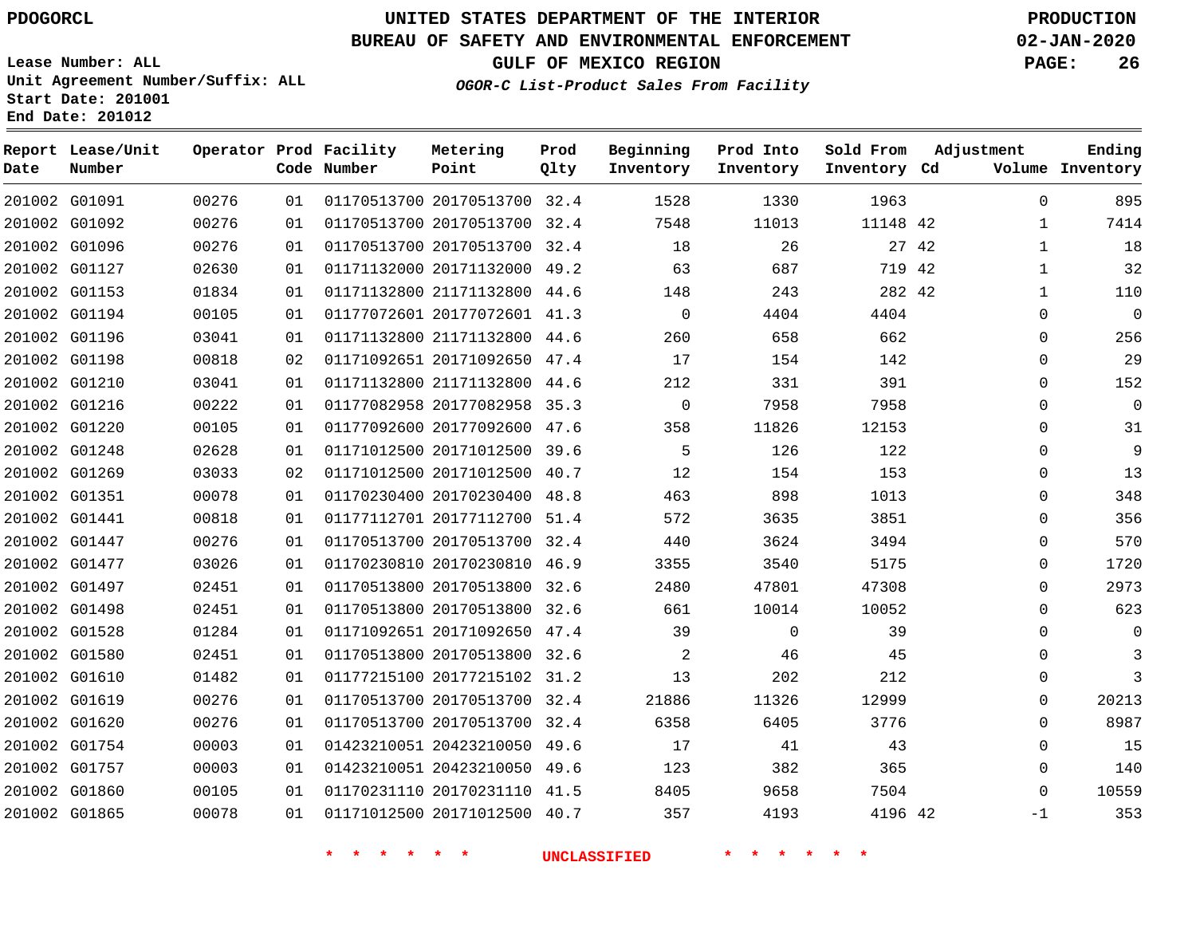PDOGORCL

# UNITED STATES DEPARTMENT OF THE INTERIOR
## BUREAU OF SAFETY AND ENVIRONMENTAL ENFORCEMENT
### GULF OF MEXICO REGION

PRODUCTION
02-JAN-2020

Lease Number: ALL
Unit Agreement Number/Suffix: ALL
Start Date: 201001
End Date: 201012

*OGOR-C List-Product Sales From Facility*

| Report Date | Lease/Unit Number | Operator | Prod Code | Facility Number | Metering Point | Prod Qlty | Beginning Inventory | Prod Into Inventory | Sold From Inventory | Adjustment Cd | Volume | Ending Inventory |
|---|---|---|---|---|---|---|---|---|---|---|---|---|
| 201002 | G01091 | 00276 | 01 | 01170513700 | 20170513700 | 32.4 | 1528 | 1330 | 1963 | | 0 | 895 |
| 201002 | G01092 | 00276 | 01 | 01170513700 | 20170513700 | 32.4 | 7548 | 11013 | 11148 | 42 | 1 | 7414 |
| 201002 | G01096 | 00276 | 01 | 01170513700 | 20170513700 | 32.4 | 18 | 26 | 27 | 42 | 1 | 18 |
| 201002 | G01127 | 02630 | 01 | 01171132000 | 20171132000 | 49.2 | 63 | 687 | 719 | 42 | 1 | 32 |
| 201002 | G01153 | 01834 | 01 | 01171132800 | 21171132800 | 44.6 | 148 | 243 | 282 | 42 | 1 | 110 |
| 201002 | G01194 | 00105 | 01 | 01177072601 | 20177072601 | 41.3 | 0 | 4404 | 4404 | | 0 | 0 |
| 201002 | G01196 | 03041 | 01 | 01171132800 | 21171132800 | 44.6 | 260 | 658 | 662 | | 0 | 256 |
| 201002 | G01198 | 00818 | 02 | 01171092651 | 20171092650 | 47.4 | 17 | 154 | 142 | | 0 | 29 |
| 201002 | G01210 | 03041 | 01 | 01171132800 | 21171132800 | 44.6 | 212 | 331 | 391 | | 0 | 152 |
| 201002 | G01216 | 00222 | 01 | 01177082958 | 20177082958 | 35.3 | 0 | 7958 | 7958 | | 0 | 0 |
| 201002 | G01220 | 00105 | 01 | 01177092600 | 20177092600 | 47.6 | 358 | 11826 | 12153 | | 0 | 31 |
| 201002 | G01248 | 02628 | 01 | 01171012500 | 20171012500 | 39.6 | 5 | 126 | 122 | | 0 | 9 |
| 201002 | G01269 | 03033 | 02 | 01171012500 | 20171012500 | 40.7 | 12 | 154 | 153 | | 0 | 13 |
| 201002 | G01351 | 00078 | 01 | 01170230400 | 20170230400 | 48.8 | 463 | 898 | 1013 | | 0 | 348 |
| 201002 | G01441 | 00818 | 01 | 01177112701 | 20177112700 | 51.4 | 572 | 3635 | 3851 | | 0 | 356 |
| 201002 | G01447 | 00276 | 01 | 01170513700 | 20170513700 | 32.4 | 440 | 3624 | 3494 | | 0 | 570 |
| 201002 | G01477 | 03026 | 01 | 01170230810 | 20170230810 | 46.9 | 3355 | 3540 | 5175 | | 0 | 1720 |
| 201002 | G01497 | 02451 | 01 | 01170513800 | 20170513800 | 32.6 | 2480 | 47801 | 47308 | | 0 | 2973 |
| 201002 | G01498 | 02451 | 01 | 01170513800 | 20170513800 | 32.6 | 661 | 10014 | 10052 | | 0 | 623 |
| 201002 | G01528 | 01284 | 01 | 01171092651 | 20171092650 | 47.4 | 39 | 0 | 39 | | 0 | 0 |
| 201002 | G01580 | 02451 | 01 | 01170513800 | 20170513800 | 32.6 | 2 | 46 | 45 | | 0 | 3 |
| 201002 | G01610 | 01482 | 01 | 01177215100 | 20177215102 | 31.2 | 13 | 202 | 212 | | 0 | 3 |
| 201002 | G01619 | 00276 | 01 | 01170513700 | 20170513700 | 32.4 | 21886 | 11326 | 12999 | | 0 | 20213 |
| 201002 | G01620 | 00276 | 01 | 01170513700 | 20170513700 | 32.4 | 6358 | 6405 | 3776 | | 0 | 8987 |
| 201002 | G01754 | 00003 | 01 | 01423210051 | 20423210050 | 49.6 | 17 | 41 | 43 | | 0 | 15 |
| 201002 | G01757 | 00003 | 01 | 01423210051 | 20423210050 | 49.6 | 123 | 382 | 365 | | 0 | 140 |
| 201002 | G01860 | 00105 | 01 | 01170231110 | 20170231110 | 41.5 | 8405 | 9658 | 7504 | | 0 | 10559 |
| 201002 | G01865 | 00078 | 01 | 01171012500 | 20171012500 | 40.7 | 357 | 4193 | 4196 | 42 | -1 | 353 |

* * * * * * UNCLASSIFIED * * * * * *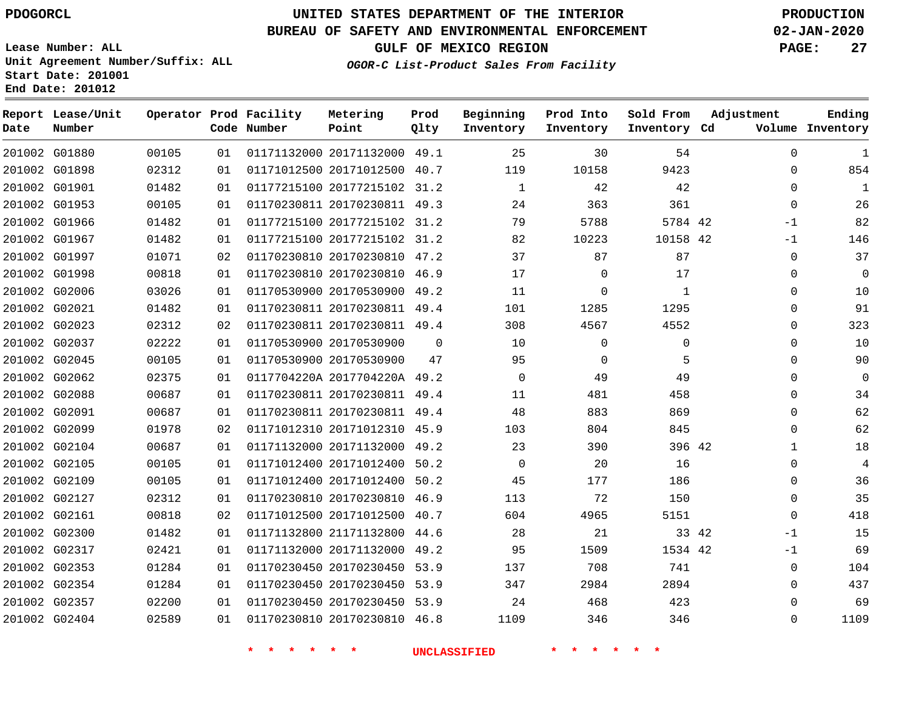PDOGORCL

# UNITED STATES DEPARTMENT OF THE INTERIOR
## BUREAU OF SAFETY AND ENVIRONMENTAL ENFORCEMENT
### GULF OF MEXICO REGION
*OGOR-C List-Product Sales From Facility*

PRODUCTION
02-JAN-2020

Lease Number: ALL
Unit Agreement Number/Suffix: ALL
Start Date: 201001
End Date: 201012

| Report Date | Lease/Unit Number | Operator | Prod Code | Facility Number | Metering Point | Prod Qlty | Beginning Inventory | Prod Into Inventory | Sold From Inventory | Adjustment Cd | Volume | Ending Inventory |
|---|---|---|---|---|---|---|---|---|---|---|---|---|
| 201002 | G01880 | 00105 | 01 | 01171132000 | 20171132000 | 49.1 | 25 | 30 | 54 | | 0 | 1 |
| 201002 | G01898 | 02312 | 01 | 01171012500 | 20171012500 | 40.7 | 119 | 10158 | 9423 | | 0 | 854 |
| 201002 | G01901 | 01482 | 01 | 01177215100 | 20177215102 | 31.2 | 1 | 42 | 42 | | 0 | 1 |
| 201002 | G01953 | 00105 | 01 | 01170230811 | 20170230811 | 49.3 | 24 | 363 | 361 | | 0 | 26 |
| 201002 | G01966 | 01482 | 01 | 01177215100 | 20177215102 | 31.2 | 79 | 5788 | 5784 | 42 | -1 | 82 |
| 201002 | G01967 | 01482 | 01 | 01177215100 | 20177215102 | 31.2 | 82 | 10223 | 10158 | 42 | -1 | 146 |
| 201002 | G01997 | 01071 | 02 | 01170230810 | 20170230810 | 47.2 | 37 | 87 | 87 | | 0 | 37 |
| 201002 | G01998 | 00818 | 01 | 01170230810 | 20170230810 | 46.9 | 17 | 0 | 17 | | 0 | 0 |
| 201002 | G02006 | 03026 | 01 | 01170530900 | 20170530900 | 49.2 | 11 | 0 | 1 | | 0 | 10 |
| 201002 | G02021 | 01482 | 01 | 01170230811 | 20170230811 | 49.4 | 101 | 1285 | 1295 | | 0 | 91 |
| 201002 | G02023 | 02312 | 02 | 01170230811 | 20170230811 | 49.4 | 308 | 4567 | 4552 | | 0 | 323 |
| 201002 | G02037 | 02222 | 01 | 01170530900 | 20170530900 | 0 | 10 | 0 | 0 | | 0 | 10 |
| 201002 | G02045 | 00105 | 01 | 01170530900 | 20170530900 | 47 | 95 | 0 | 5 | | 0 | 90 |
| 201002 | G02062 | 02375 | 01 | 0117704220A | 2017704220A | 49.2 | 0 | 49 | 49 | | 0 | 0 |
| 201002 | G02088 | 00687 | 01 | 01170230811 | 20170230811 | 49.4 | 11 | 481 | 458 | | 0 | 34 |
| 201002 | G02091 | 00687 | 01 | 01170230811 | 20170230811 | 49.4 | 48 | 883 | 869 | | 0 | 62 |
| 201002 | G02099 | 01978 | 02 | 01171012310 | 20171012310 | 45.9 | 103 | 804 | 845 | | 0 | 62 |
| 201002 | G02104 | 00687 | 01 | 01171132000 | 20171132000 | 49.2 | 23 | 390 | 396 | 42 | 1 | 18 |
| 201002 | G02105 | 00105 | 01 | 01171012400 | 20171012400 | 50.2 | 0 | 20 | 16 | | 0 | 4 |
| 201002 | G02109 | 00105 | 01 | 01171012400 | 20171012400 | 50.2 | 45 | 177 | 186 | | 0 | 36 |
| 201002 | G02127 | 02312 | 01 | 01170230810 | 20170230810 | 46.9 | 113 | 72 | 150 | | 0 | 35 |
| 201002 | G02161 | 00818 | 02 | 01171012500 | 20171012500 | 40.7 | 604 | 4965 | 5151 | | 0 | 418 |
| 201002 | G02300 | 01482 | 01 | 01171132800 | 21171132800 | 44.6 | 28 | 21 | 33 | 42 | -1 | 15 |
| 201002 | G02317 | 02421 | 01 | 01171132000 | 20171132000 | 49.2 | 95 | 1509 | 1534 | 42 | -1 | 69 |
| 201002 | G02353 | 01284 | 01 | 01170230450 | 20170230450 | 53.9 | 137 | 708 | 741 | | 0 | 104 |
| 201002 | G02354 | 01284 | 01 | 01170230450 | 20170230450 | 53.9 | 347 | 2984 | 2894 | | 0 | 437 |
| 201002 | G02357 | 02200 | 01 | 01170230450 | 20170230450 | 53.9 | 24 | 468 | 423 | | 0 | 69 |
| 201002 | G02404 | 02589 | 01 | 01170230810 | 20170230810 | 46.8 | 1109 | 346 | 346 | | 0 | 1109 |

* * * * * * UNCLASSIFIED * * * * * *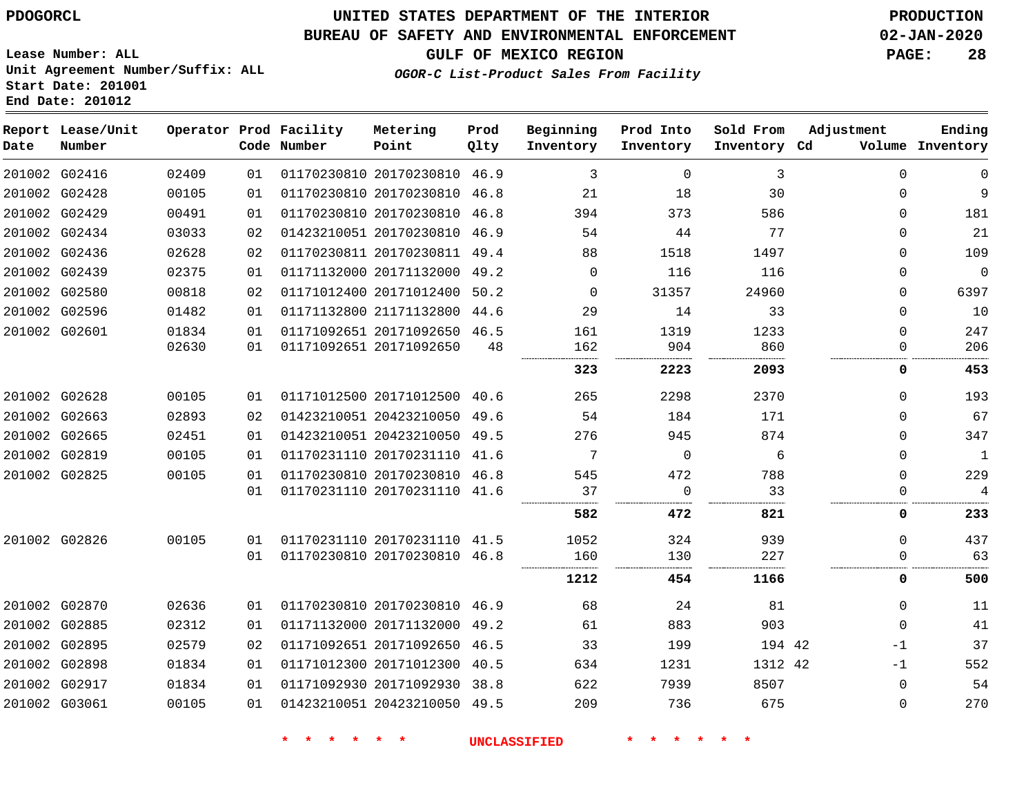PDOGORCL

# UNITED STATES DEPARTMENT OF THE INTERIOR
## BUREAU OF SAFETY AND ENVIRONMENTAL ENFORCEMENT
### GULF OF MEXICO REGION
*OGOR-C List-Product Sales From Facility*

PRODUCTION
02-JAN-2020

Lease Number: ALL
Unit Agreement Number/Suffix: ALL
Start Date: 201001
End Date: 201012

| Report Date | Lease/Unit Number | Operator | Prod Code | Facility Number | Metering Point | Prod Qlty | Beginning Inventory | Prod Into Inventory | Sold From Inventory | Adjustment Cd | Volume | Ending Inventory |
|---|---|---|---|---|---|---|---|---|---|---|---|---|
| 201002 | G02416 | 02409 | 01 | 01170230810 | 20170230810 | 46.9 | 3 | 0 | 3 | | 0 | 0 |
| 201002 | G02428 | 00105 | 01 | 01170230810 | 20170230810 | 46.8 | 21 | 18 | 30 | | 0 | 9 |
| 201002 | G02429 | 00491 | 01 | 01170230810 | 20170230810 | 46.8 | 394 | 373 | 586 | | 0 | 181 |
| 201002 | G02434 | 03033 | 02 | 01423210051 | 20170230810 | 46.9 | 54 | 44 | 77 | | 0 | 21 |
| 201002 | G02436 | 02628 | 02 | 01170230811 | 20170230811 | 49.4 | 88 | 1518 | 1497 | | 0 | 109 |
| 201002 | G02439 | 02375 | 01 | 01171132000 | 20171132000 | 49.2 | 0 | 116 | 116 | | 0 | 0 |
| 201002 | G02580 | 00818 | 02 | 01171012400 | 20171012400 | 50.2 | 0 | 31357 | 24960 | | 0 | 6397 |
| 201002 | G02596 | 01482 | 01 | 01171132800 | 21171132800 | 44.6 | 29 | 14 | 33 | | 0 | 10 |
| 201002 | G02601 | 01834 | 01 | 01171092651 | 20171092650 | 46.5 | 161 | 1319 | 1233 | | 0 | 247 |
| | | 02630 | 01 | 01171092651 | 20171092650 | 48 | 162 | 904 | 860 | | 0 | 206 |
| | | | | | | | **323** | **2223** | **2093** | | **0** | **453** |
| 201002 | G02628 | 00105 | 01 | 01171012500 | 20171012500 | 40.6 | 265 | 2298 | 2370 | | 0 | 193 |
| 201002 | G02663 | 02893 | 02 | 01423210051 | 20423210050 | 49.6 | 54 | 184 | 171 | | 0 | 67 |
| 201002 | G02665 | 02451 | 01 | 01423210051 | 20423210050 | 49.5 | 276 | 945 | 874 | | 0 | 347 |
| 201002 | G02819 | 00105 | 01 | 01170231110 | 20170231110 | 41.6 | 7 | 0 | 6 | | 0 | 1 |
| 201002 | G02825 | 00105 | 01 | 01170230810 | 20170230810 | 46.8 | 545 | 472 | 788 | | 0 | 229 |
| | | | 01 | 01170231110 | 20170231110 | 41.6 | 37 | 0 | 33 | | 0 | 4 |
| | | | | | | | **582** | **472** | **821** | | **0** | **233** |
| 201002 | G02826 | 00105 | 01 | 01170231110 | 20170231110 | 41.5 | 1052 | 324 | 939 | | 0 | 437 |
| | | | 01 | 01170230810 | 20170230810 | 46.8 | 160 | 130 | 227 | | 0 | 63 |
| | | | | | | | **1212** | **454** | **1166** | | **0** | **500** |
| 201002 | G02870 | 02636 | 01 | 01170230810 | 20170230810 | 46.9 | 68 | 24 | 81 | | 0 | 11 |
| 201002 | G02885 | 02312 | 01 | 01171132000 | 20171132000 | 49.2 | 61 | 883 | 903 | | 0 | 41 |
| 201002 | G02895 | 02579 | 02 | 01171092651 | 20171092650 | 46.5 | 33 | 199 | 194 | 42 | -1 | 37 |
| 201002 | G02898 | 01834 | 01 | 01171012300 | 20171012300 | 40.5 | 634 | 1231 | 1312 | 42 | -1 | 552 |
| 201002 | G02917 | 01834 | 01 | 01171092930 | 20171092930 | 38.8 | 622 | 7939 | 8507 | | 0 | 54 |
| 201002 | G03061 | 00105 | 01 | 01423210051 | 20423210050 | 49.5 | 209 | 736 | 675 | | 0 | 270 |

* * * * * * UNCLASSIFIED * * * * * *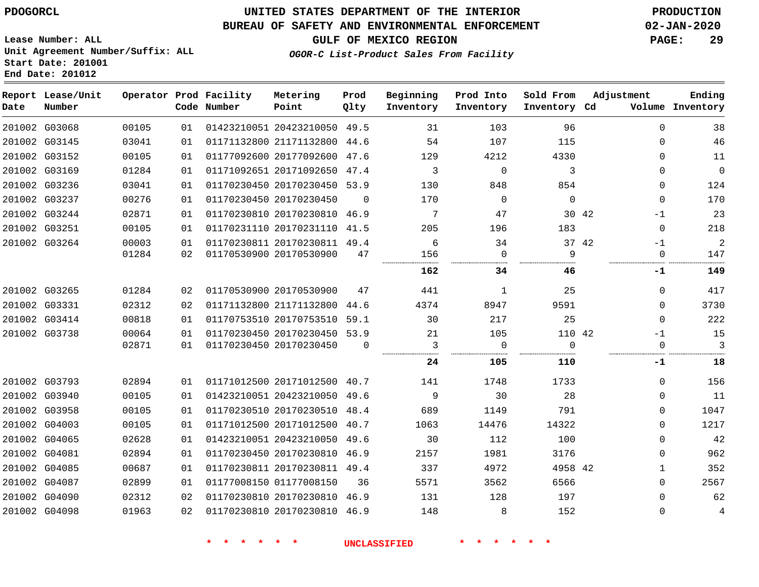PDOGORCL

# UNITED STATES DEPARTMENT OF THE INTERIOR
## BUREAU OF SAFETY AND ENVIRONMENTAL ENFORCEMENT
## GULF OF MEXICO REGION

PRODUCTION
02-JAN-2020

Lease Number: ALL
Unit Agreement Number/Suffix: ALL
Start Date: 201001
End Date: 201012

*OGOR-C List-Product Sales From Facility*

| Report Date | Lease/Unit Number | Operator | Prod Code | Facility Number | Metering Point | Prod Qlty | Beginning Inventory | Prod Into Inventory | Sold From Inventory | Adjustment Cd | Adjustment Volume | Ending Inventory |
|---|---|---|---|---|---|---|---|---|---|---|---|---|
| 201002 | G03068 | 00105 | 01 | 01423210051 | 20423210050 | 49.5 | 31 | 103 | 96 | | 0 | 38 |
| 201002 | G03145 | 03041 | 01 | 01171132800 | 21171132800 | 44.6 | 54 | 107 | 115 | | 0 | 46 |
| 201002 | G03152 | 00105 | 01 | 01177092600 | 20177092600 | 47.6 | 129 | 4212 | 4330 | | 0 | 11 |
| 201002 | G03169 | 01284 | 01 | 01171092651 | 20171092650 | 47.4 | 3 | 0 | 3 | | 0 | 0 |
| 201002 | G03236 | 03041 | 01 | 01170230450 | 20170230450 | 53.9 | 130 | 848 | 854 | | 0 | 124 |
| 201002 | G03237 | 00276 | 01 | 01170230450 | 20170230450 | 0 | 170 | 0 | 0 | | 0 | 170 |
| 201002 | G03244 | 02871 | 01 | 01170230810 | 20170230810 | 46.9 | 7 | 47 | 30 | 42 | -1 | 23 |
| 201002 | G03251 | 00105 | 01 | 01170231110 | 20170231110 | 41.5 | 205 | 196 | 183 | | 0 | 218 |
| 201002 | G03264 | 00003 | 01 | 01170230811 | 20170230811 | 49.4 | 6 | 34 | 37 | 42 | -1 | 2 |
| | | 01284 | 02 | 01170530900 | 20170530900 | 47 | 156 | 0 | 9 | | 0 | 147 |
| | | | | | | | **162** | **34** | **46** | | **-1** | **149** |
| 201002 | G03265 | 01284 | 02 | 01170530900 | 20170530900 | 47 | 441 | 1 | 25 | | 0 | 417 |
| 201002 | G03331 | 02312 | 02 | 01171132800 | 21171132800 | 44.6 | 4374 | 8947 | 9591 | | 0 | 3730 |
| 201002 | G03414 | 00818 | 01 | 01170753510 | 20170753510 | 59.1 | 30 | 217 | 25 | | 0 | 222 |
| 201002 | G03738 | 00064 | 01 | 01170230450 | 20170230450 | 53.9 | 21 | 105 | 110 | 42 | -1 | 15 |
| | | 02871 | 01 | 01170230450 | 20170230450 | 0 | 3 | 0 | 0 | | 0 | 3 |
| | | | | | | | **24** | **105** | **110** | | **-1** | **18** |
| 201002 | G03793 | 02894 | 01 | 01171012500 | 20171012500 | 40.7 | 141 | 1748 | 1733 | | 0 | 156 |
| 201002 | G03940 | 00105 | 01 | 01423210051 | 20423210050 | 49.6 | 9 | 30 | 28 | | 0 | 11 |
| 201002 | G03958 | 00105 | 01 | 01170230510 | 20170230510 | 48.4 | 689 | 1149 | 791 | | 0 | 1047 |
| 201002 | G04003 | 00105 | 01 | 01171012500 | 20171012500 | 40.7 | 1063 | 14476 | 14322 | | 0 | 1217 |
| 201002 | G04065 | 02628 | 01 | 01423210051 | 20423210050 | 49.6 | 30 | 112 | 100 | | 0 | 42 |
| 201002 | G04081 | 02894 | 01 | 01170230450 | 20170230810 | 46.9 | 2157 | 1981 | 3176 | | 0 | 962 |
| 201002 | G04085 | 00687 | 01 | 01170230811 | 20170230811 | 49.4 | 337 | 4972 | 4958 | 42 | 1 | 352 |
| 201002 | G04087 | 02899 | 01 | 01177008150 | 01177008150 | 36 | 5571 | 3562 | 6566 | | 0 | 2567 |
| 201002 | G04090 | 02312 | 02 | 01170230810 | 20170230810 | 46.9 | 131 | 128 | 197 | | 0 | 62 |
| 201002 | G04098 | 01963 | 02 | 01170230810 | 20170230810 | 46.9 | 148 | 8 | 152 | | 0 | 4 |

\* \* \* \* \* \* UNCLASSIFIED \* \* \* \* \* \*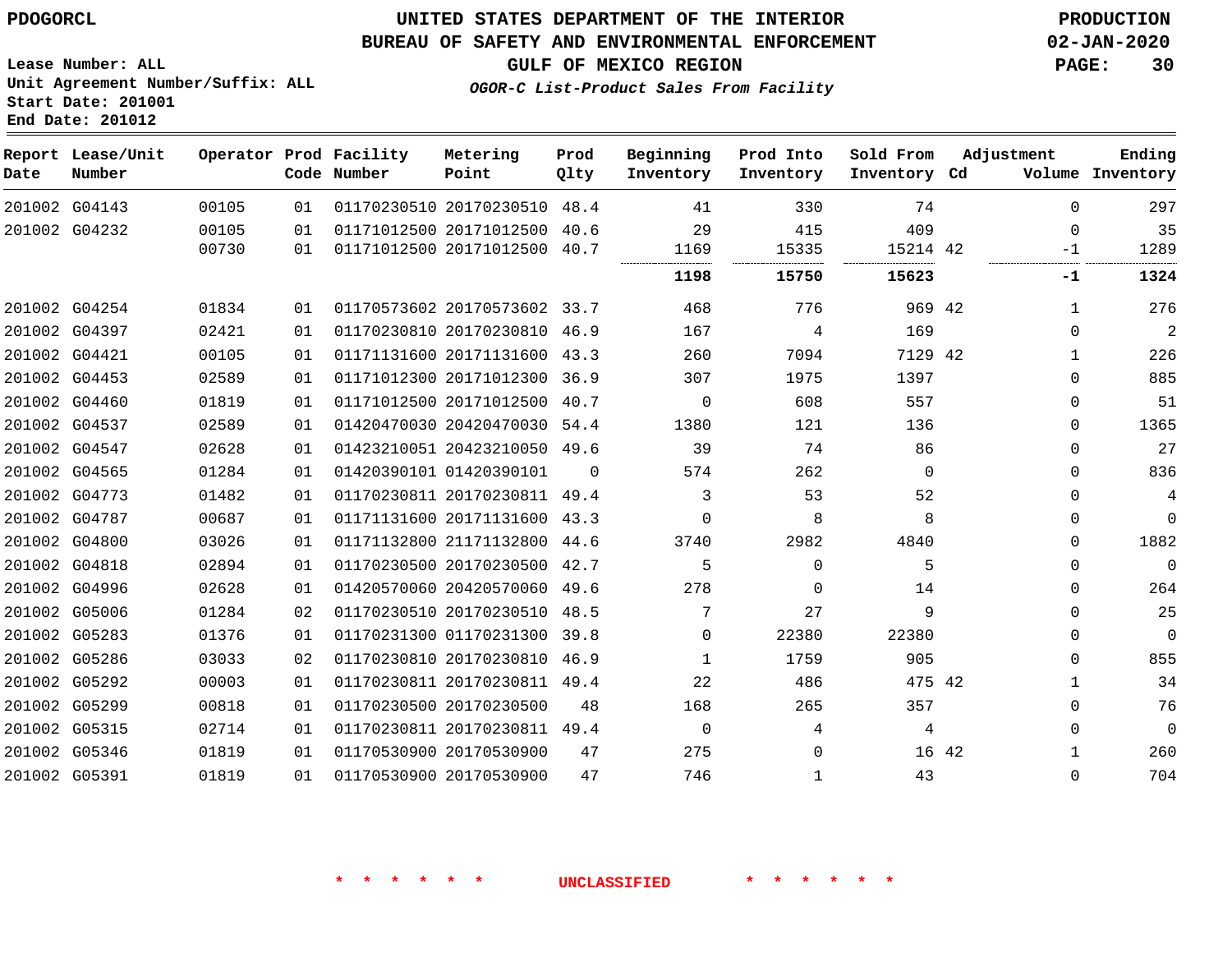PDOGORCL

# UNITED STATES DEPARTMENT OF THE INTERIOR
## BUREAU OF SAFETY AND ENVIRONMENTAL ENFORCEMENT
### GULF OF MEXICO REGION
*OGOR-C List-Product Sales From Facility*

PRODUCTION
02-JAN-2020

Lease Number: ALL
Unit Agreement Number/Suffix: ALL
Start Date: 201001
End Date: 201012

| Report Date | Lease/Unit Number | Operator | Prod Code | Facility Number | Metering Point | Prod Qlty | Beginning Inventory | Prod Into Inventory | Sold From Inventory | Adjustment Cd | Volume | Ending Inventory |
|---|---|---|---|---|---|---|---|---|---|---|---|---|
| 201002 | G04143 | 00105 | 01 | 01170230510 | 20170230510 | 48.4 | 41 | 330 | 74 | | 0 | 297 |
| 201002 | G04232 | 00105 | 01 | 01171012500 | 20171012500 | 40.6 | 29 | 415 | 409 | | 0 | 35 |
| | | 00730 | 01 | 01171012500 | 20171012500 | 40.7 | 1169 | 15335 | 15214 | 42 | -1 | 1289 |
| | | | | | | | **1198** | **15750** | **15623** | | **-1** | **1324** |
| 201002 | G04254 | 01834 | 01 | 01170573602 | 20170573602 | 33.7 | 468 | 776 | 969 | 42 | 1 | 276 |
| 201002 | G04397 | 02421 | 01 | 01170230810 | 20170230810 | 46.9 | 167 | 4 | 169 | | 0 | 2 |
| 201002 | G04421 | 00105 | 01 | 01171131600 | 20171131600 | 43.3 | 260 | 7094 | 7129 | 42 | 1 | 226 |
| 201002 | G04453 | 02589 | 01 | 01171012300 | 20171012300 | 36.9 | 307 | 1975 | 1397 | | 0 | 885 |
| 201002 | G04460 | 01819 | 01 | 01171012500 | 20171012500 | 40.7 | 0 | 608 | 557 | | 0 | 51 |
| 201002 | G04537 | 02589 | 01 | 01420470030 | 20420470030 | 54.4 | 1380 | 121 | 136 | | 0 | 1365 |
| 201002 | G04547 | 02628 | 01 | 01423210051 | 20423210050 | 49.6 | 39 | 74 | 86 | | 0 | 27 |
| 201002 | G04565 | 01284 | 01 | 01420390101 | 01420390101 | 0 | 574 | 262 | 0 | | 0 | 836 |
| 201002 | G04773 | 01482 | 01 | 01170230811 | 20170230811 | 49.4 | 3 | 53 | 52 | | 0 | 4 |
| 201002 | G04787 | 00687 | 01 | 01171131600 | 20171131600 | 43.3 | 0 | 8 | 8 | | 0 | 0 |
| 201002 | G04800 | 03026 | 01 | 01171132800 | 21171132800 | 44.6 | 3740 | 2982 | 4840 | | 0 | 1882 |
| 201002 | G04818 | 02894 | 01 | 01170230500 | 20170230500 | 42.7 | 5 | 0 | 5 | | 0 | 0 |
| 201002 | G04996 | 02628 | 01 | 01420570060 | 20420570060 | 49.6 | 278 | 0 | 14 | | 0 | 264 |
| 201002 | G05006 | 01284 | 02 | 01170230510 | 20170230510 | 48.5 | 7 | 27 | 9 | | 0 | 25 |
| 201002 | G05283 | 01376 | 01 | 01170231300 | 01170231300 | 39.8 | 0 | 22380 | 22380 | | 0 | 0 |
| 201002 | G05286 | 03033 | 02 | 01170230810 | 20170230810 | 46.9 | 1 | 1759 | 905 | | 0 | 855 |
| 201002 | G05292 | 00003 | 01 | 01170230811 | 20170230811 | 49.4 | 22 | 486 | 475 | 42 | 1 | 34 |
| 201002 | G05299 | 00818 | 01 | 01170230500 | 20170230500 | 48 | 168 | 265 | 357 | | 0 | 76 |
| 201002 | G05315 | 02714 | 01 | 01170230811 | 20170230811 | 49.4 | 0 | 4 | 4 | | 0 | 0 |
| 201002 | G05346 | 01819 | 01 | 01170530900 | 20170530900 | 47 | 275 | 0 | 16 | 42 | 1 | 260 |
| 201002 | G05391 | 01819 | 01 | 01170530900 | 20170530900 | 47 | 746 | 1 | 43 | | 0 | 704 |

\* \* \* \* \* \* UNCLASSIFIED \* \* \* \* \* \*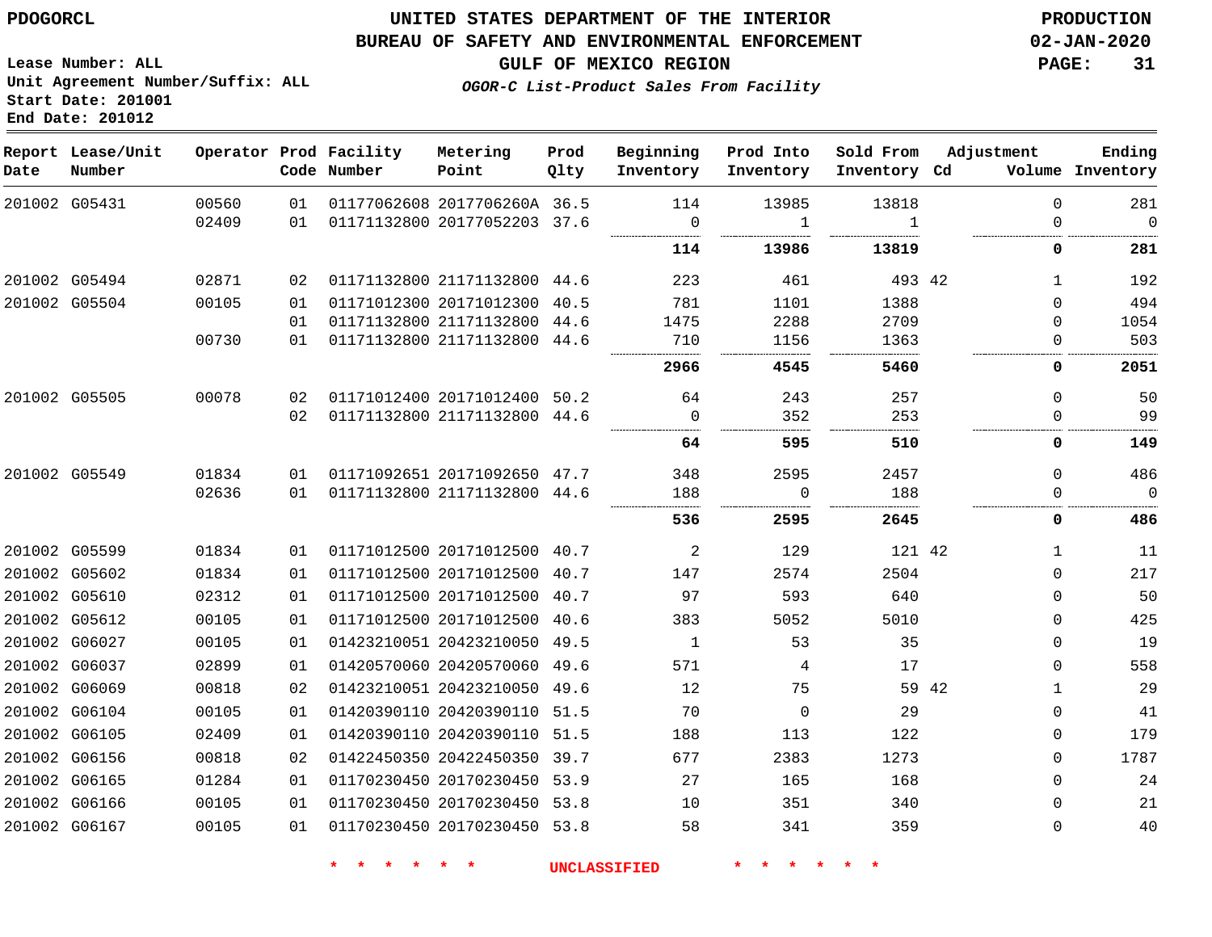**PDOGORCL**

**UNITED STATES DEPARTMENT OF THE INTERIOR**
**BUREAU OF SAFETY AND ENVIRONMENTAL ENFORCEMENT**
**GULF OF MEXICO REGION**
***OGOR-C List-Product Sales From Facility***

**PRODUCTION**
**02-JAN-2020**

**Lease Number: ALL**
**Unit Agreement Number/Suffix: ALL**
**Start Date: 201001**
**End Date: 201012**

| Report Date | Lease/Unit Number | Operator | Prod Code | Facility Number | Metering Point | Prod Qlty | Beginning Inventory | Prod Into Inventory | Sold From Inventory | Adjustment Cd | Adjustment Volume | Ending Inventory |
|---|---|---|---|---|---|---|---|---|---|---|---|---|
| 201002 | G05431 | 00560 | 01 | 01177062608 | 2017706260A | 36.5 | 114 | 13985 | 13818 | | 0 | 281 |
| | | 02409 | 01 | 01171132800 | 20177052203 | 37.6 | 0 | 1 | 1 | | 0 | 0 |
| | | | | | | | **114** | **13986** | **13819** | | **0** | **281** |
| 201002 | G05494 | 02871 | 02 | 01171132800 | 21171132800 | 44.6 | 223 | 461 | 493 | 42 | 1 | 192 |
| 201002 | G05504 | 00105 | 01 | 01171012300 | 20171012300 | 40.5 | 781 | 1101 | 1388 | | 0 | 494 |
| | | | 01 | 01171132800 | 21171132800 | 44.6 | 1475 | 2288 | 2709 | | 0 | 1054 |
| | | 00730 | 01 | 01171132800 | 21171132800 | 44.6 | 710 | 1156 | 1363 | | 0 | 503 |
| | | | | | | | **2966** | **4545** | **5460** | | **0** | **2051** |
| 201002 | G05505 | 00078 | 02 | 01171012400 | 20171012400 | 50.2 | 64 | 243 | 257 | | 0 | 50 |
| | | | 02 | 01171132800 | 21171132800 | 44.6 | 0 | 352 | 253 | | 0 | 99 |
| | | | | | | | **64** | **595** | **510** | | **0** | **149** |
| 201002 | G05549 | 01834 | 01 | 01171092651 | 20171092650 | 47.7 | 348 | 2595 | 2457 | | 0 | 486 |
| | | 02636 | 01 | 01171132800 | 21171132800 | 44.6 | 188 | 0 | 188 | | 0 | 0 |
| | | | | | | | **536** | **2595** | **2645** | | **0** | **486** |
| 201002 | G05599 | 01834 | 01 | 01171012500 | 20171012500 | 40.7 | 2 | 129 | 121 | 42 | 1 | 11 |
| 201002 | G05602 | 01834 | 01 | 01171012500 | 20171012500 | 40.7 | 147 | 2574 | 2504 | | 0 | 217 |
| 201002 | G05610 | 02312 | 01 | 01171012500 | 20171012500 | 40.7 | 97 | 593 | 640 | | 0 | 50 |
| 201002 | G05612 | 00105 | 01 | 01171012500 | 20171012500 | 40.6 | 383 | 5052 | 5010 | | 0 | 425 |
| 201002 | G06027 | 00105 | 01 | 01423210051 | 20423210050 | 49.5 | 1 | 53 | 35 | | 0 | 19 |
| 201002 | G06037 | 02899 | 01 | 01420570060 | 20420570060 | 49.6 | 571 | 4 | 17 | | 0 | 558 |
| 201002 | G06069 | 00818 | 02 | 01423210051 | 20423210050 | 49.6 | 12 | 75 | 59 | 42 | 1 | 29 |
| 201002 | G06104 | 00105 | 01 | 01420390110 | 20420390110 | 51.5 | 70 | 0 | 29 | | 0 | 41 |
| 201002 | G06105 | 02409 | 01 | 01420390110 | 20420390110 | 51.5 | 188 | 113 | 122 | | 0 | 179 |
| 201002 | G06156 | 00818 | 02 | 01422450350 | 20422450350 | 39.7 | 677 | 2383 | 1273 | | 0 | 1787 |
| 201002 | G06165 | 01284 | 01 | 01170230450 | 20170230450 | 53.9 | 27 | 165 | 168 | | 0 | 24 |
| 201002 | G06166 | 00105 | 01 | 01170230450 | 20170230450 | 53.8 | 10 | 351 | 340 | | 0 | 21 |
| 201002 | G06167 | 00105 | 01 | 01170230450 | 20170230450 | 53.8 | 58 | 341 | 359 | | 0 | 40 |

\* \* \* \* \* \* UNCLASSIFIED \* \* \* \* \* \*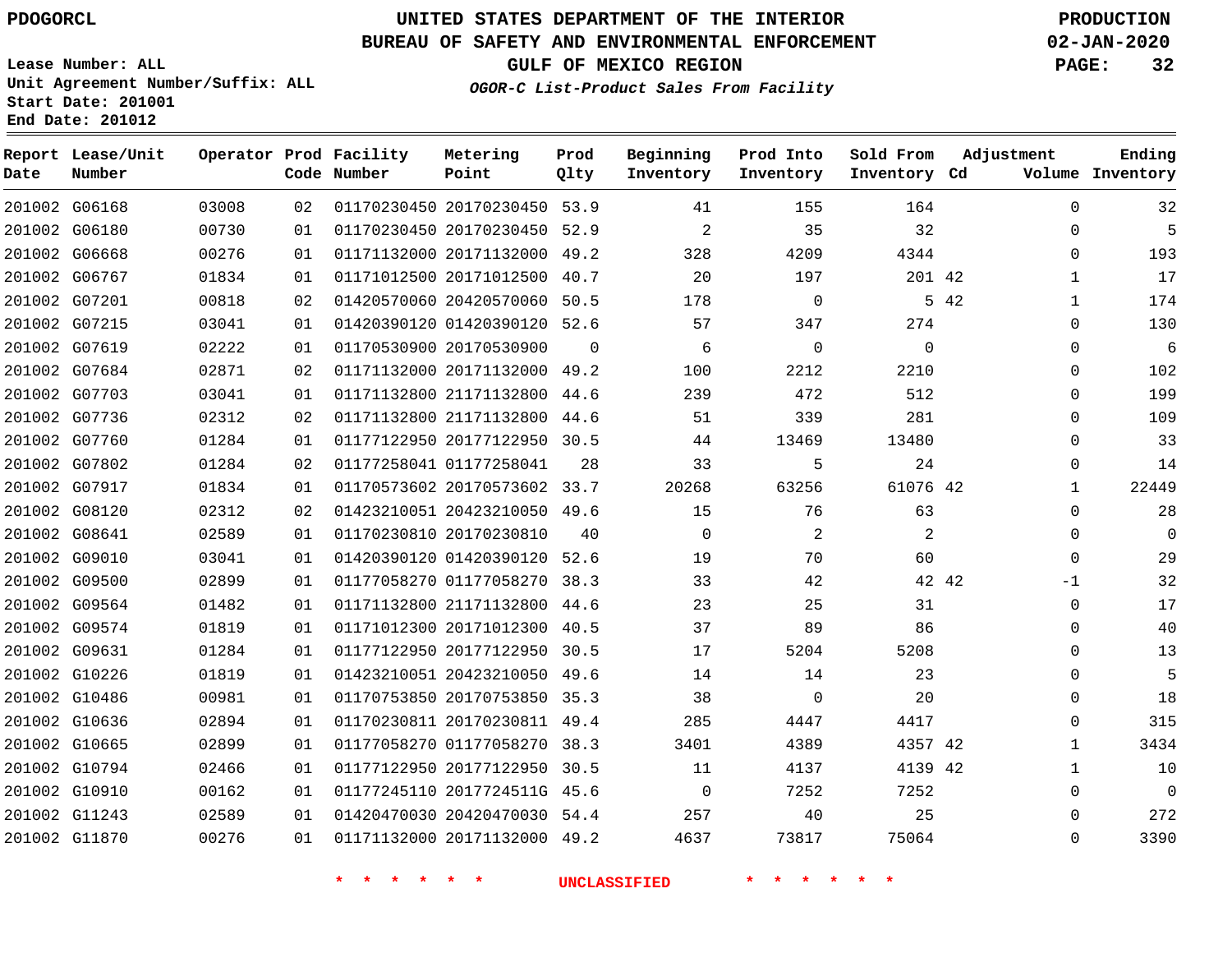PDOGORCL

# UNITED STATES DEPARTMENT OF THE INTERIOR
## BUREAU OF SAFETY AND ENVIRONMENTAL ENFORCEMENT
### GULF OF MEXICO REGION
*OGOR-C List-Product Sales From Facility*

PRODUCTION
02-JAN-2020

Lease Number: ALL
Unit Agreement Number/Suffix: ALL
Start Date: 201001
End Date: 201012

| Report Date | Lease/Unit Number | Operator | Prod Code | Facility Number | Metering Point | Prod Qlty | Beginning Inventory | Prod Into Inventory | Sold From Inventory | Adjustment Cd | Adjustment Volume | Ending Inventory |
|---|---|---|---|---|---|---|---|---|---|---|---|---|
| 201002 | G06168 | 03008 | 02 | 01170230450 | 20170230450 | 53.9 | 41 | 155 | 164 | | 0 | 32 |
| 201002 | G06180 | 00730 | 01 | 01170230450 | 20170230450 | 52.9 | 2 | 35 | 32 | | 0 | 5 |
| 201002 | G06668 | 00276 | 01 | 01171132000 | 20171132000 | 49.2 | 328 | 4209 | 4344 | | 0 | 193 |
| 201002 | G06767 | 01834 | 01 | 01171012500 | 20171012500 | 40.7 | 20 | 197 | 201 | 42 | 1 | 17 |
| 201002 | G07201 | 00818 | 02 | 01420570060 | 20420570060 | 50.5 | 178 | 0 | 5 | 42 | 1 | 174 |
| 201002 | G07215 | 03041 | 01 | 01420390120 | 01420390120 | 52.6 | 57 | 347 | 274 | | 0 | 130 |
| 201002 | G07619 | 02222 | 01 | 01170530900 | 20170530900 | 0 | 6 | 0 | 0 | | 0 | 6 |
| 201002 | G07684 | 02871 | 02 | 01171132000 | 20171132000 | 49.2 | 100 | 2212 | 2210 | | 0 | 102 |
| 201002 | G07703 | 03041 | 01 | 01171132800 | 21171132800 | 44.6 | 239 | 472 | 512 | | 0 | 199 |
| 201002 | G07736 | 02312 | 02 | 01171132800 | 21171132800 | 44.6 | 51 | 339 | 281 | | 0 | 109 |
| 201002 | G07760 | 01284 | 01 | 01177122950 | 20177122950 | 30.5 | 44 | 13469 | 13480 | | 0 | 33 |
| 201002 | G07802 | 01284 | 02 | 01177258041 | 01177258041 | 28 | 33 | 5 | 24 | | 0 | 14 |
| 201002 | G07917 | 01834 | 01 | 01170573602 | 20170573602 | 33.7 | 20268 | 63256 | 61076 | 42 | 1 | 22449 |
| 201002 | G08120 | 02312 | 02 | 01423210051 | 20423210050 | 49.6 | 15 | 76 | 63 | | 0 | 28 |
| 201002 | G08641 | 02589 | 01 | 01170230810 | 20170230810 | 40 | 0 | 2 | 2 | | 0 | 0 |
| 201002 | G09010 | 03041 | 01 | 01420390120 | 01420390120 | 52.6 | 19 | 70 | 60 | | 0 | 29 |
| 201002 | G09500 | 02899 | 01 | 01177058270 | 01177058270 | 38.3 | 33 | 42 | 42 | 42 | -1 | 32 |
| 201002 | G09564 | 01482 | 01 | 01171132800 | 21171132800 | 44.6 | 23 | 25 | 31 | | 0 | 17 |
| 201002 | G09574 | 01819 | 01 | 01171012300 | 20171012300 | 40.5 | 37 | 89 | 86 | | 0 | 40 |
| 201002 | G09631 | 01284 | 01 | 01177122950 | 20177122950 | 30.5 | 17 | 5204 | 5208 | | 0 | 13 |
| 201002 | G10226 | 01819 | 01 | 01423210051 | 20423210050 | 49.6 | 14 | 14 | 23 | | 0 | 5 |
| 201002 | G10486 | 00981 | 01 | 01170753850 | 20170753850 | 35.3 | 38 | 0 | 20 | | 0 | 18 |
| 201002 | G10636 | 02894 | 01 | 01170230811 | 20170230811 | 49.4 | 285 | 4447 | 4417 | | 0 | 315 |
| 201002 | G10665 | 02899 | 01 | 01177058270 | 01177058270 | 38.3 | 3401 | 4389 | 4357 | 42 | 1 | 3434 |
| 201002 | G10794 | 02466 | 01 | 01177122950 | 20177122950 | 30.5 | 11 | 4137 | 4139 | 42 | 1 | 10 |
| 201002 | G10910 | 00162 | 01 | 01177245110 | 2017724511G | 45.6 | 0 | 7252 | 7252 | | 0 | 0 |
| 201002 | G11243 | 02589 | 01 | 01420470030 | 20420470030 | 54.4 | 257 | 40 | 25 | | 0 | 272 |
| 201002 | G11870 | 00276 | 01 | 01171132000 | 20171132000 | 49.2 | 4637 | 73817 | 75064 | | 0 | 3390 |

* * * * * * UNCLASSIFIED * * * * * *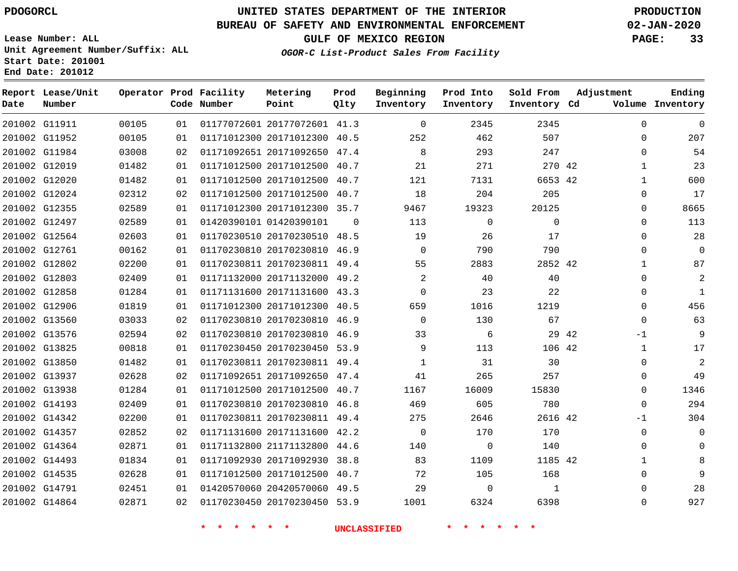PDOGORCL

# UNITED STATES DEPARTMENT OF THE INTERIOR
## BUREAU OF SAFETY AND ENVIRONMENTAL ENFORCEMENT
## GULF OF MEXICO REGION
### *OGOR-C List-Product Sales From Facility*

PRODUCTION
02-JAN-2020

Lease Number: ALL
Unit Agreement Number/Suffix: ALL
Start Date: 201001
End Date: 201012

| Report Date | Lease/Unit Number | Operator | Prod Code | Facility Number | Metering Point | Prod Qlty | Beginning Inventory | Prod Into Inventory | Sold From Inventory | Adjustment Cd | Adjustment Volume | Ending Inventory |
|---|---|---|---|---|---|---|---|---|---|---|---|---|
| 201002 | G11911 | 00105 | 01 | 01177072601 | 20177072601 | 41.3 | 0 | 2345 | 2345 | | 0 | 0 |
| 201002 | G11952 | 00105 | 01 | 01171012300 | 20171012300 | 40.5 | 252 | 462 | 507 | | 0 | 207 |
| 201002 | G11984 | 03008 | 02 | 01171092651 | 20171092650 | 47.4 | 8 | 293 | 247 | | 0 | 54 |
| 201002 | G12019 | 01482 | 01 | 01171012500 | 20171012500 | 40.7 | 21 | 271 | 270 | 42 | 1 | 23 |
| 201002 | G12020 | 01482 | 01 | 01171012500 | 20171012500 | 40.7 | 121 | 7131 | 6653 | 42 | 1 | 600 |
| 201002 | G12024 | 02312 | 02 | 01171012500 | 20171012500 | 40.7 | 18 | 204 | 205 | | 0 | 17 |
| 201002 | G12355 | 02589 | 01 | 01171012300 | 20171012300 | 35.7 | 9467 | 19323 | 20125 | | 0 | 8665 |
| 201002 | G12497 | 02589 | 01 | 01420390101 | 01420390101 | 0 | 113 | 0 | 0 | | 0 | 113 |
| 201002 | G12564 | 02603 | 01 | 01170230510 | 20170230510 | 48.5 | 19 | 26 | 17 | | 0 | 28 |
| 201002 | G12761 | 00162 | 01 | 01170230810 | 20170230810 | 46.9 | 0 | 790 | 790 | | 0 | 0 |
| 201002 | G12802 | 02200 | 01 | 01170230811 | 20170230811 | 49.4 | 55 | 2883 | 2852 | 42 | 1 | 87 |
| 201002 | G12803 | 02409 | 01 | 01171132000 | 20171132000 | 49.2 | 2 | 40 | 40 | | 0 | 2 |
| 201002 | G12858 | 01284 | 01 | 01171131600 | 20171131600 | 43.3 | 0 | 23 | 22 | | 0 | 1 |
| 201002 | G12906 | 01819 | 01 | 01171012300 | 20171012300 | 40.5 | 659 | 1016 | 1219 | | 0 | 456 |
| 201002 | G13560 | 03033 | 02 | 01170230810 | 20170230810 | 46.9 | 0 | 130 | 67 | | 0 | 63 |
| 201002 | G13576 | 02594 | 02 | 01170230810 | 20170230810 | 46.9 | 33 | 6 | 29 | 42 | -1 | 9 |
| 201002 | G13825 | 00818 | 01 | 01170230450 | 20170230450 | 53.9 | 9 | 113 | 106 | 42 | 1 | 17 |
| 201002 | G13850 | 01482 | 01 | 01170230811 | 20170230811 | 49.4 | 1 | 31 | 30 | | 0 | 2 |
| 201002 | G13937 | 02628 | 02 | 01171092651 | 20171092650 | 47.4 | 41 | 265 | 257 | | 0 | 49 |
| 201002 | G13938 | 01284 | 01 | 01171012500 | 20171012500 | 40.7 | 1167 | 16009 | 15830 | | 0 | 1346 |
| 201002 | G14193 | 02409 | 01 | 01170230810 | 20170230810 | 46.8 | 469 | 605 | 780 | | 0 | 294 |
| 201002 | G14342 | 02200 | 01 | 01170230811 | 20170230811 | 49.4 | 275 | 2646 | 2616 | 42 | -1 | 304 |
| 201002 | G14357 | 02852 | 02 | 01171131600 | 20171131600 | 42.2 | 0 | 170 | 170 | | 0 | 0 |
| 201002 | G14364 | 02871 | 01 | 01171132800 | 21171132800 | 44.6 | 140 | 0 | 140 | | 0 | 0 |
| 201002 | G14493 | 01834 | 01 | 01171092930 | 20171092930 | 38.8 | 83 | 1109 | 1185 | 42 | 1 | 8 |
| 201002 | G14535 | 02628 | 01 | 01171012500 | 20171012500 | 40.7 | 72 | 105 | 168 | | 0 | 9 |
| 201002 | G14791 | 02451 | 01 | 01420570060 | 20420570060 | 49.5 | 29 | 0 | 1 | | 0 | 28 |
| 201002 | G14864 | 02871 | 02 | 01170230450 | 20170230450 | 53.9 | 1001 | 6324 | 6398 | | 0 | 927 |

\* \* \* \* \* \* UNCLASSIFIED \* \* \* \* \* \*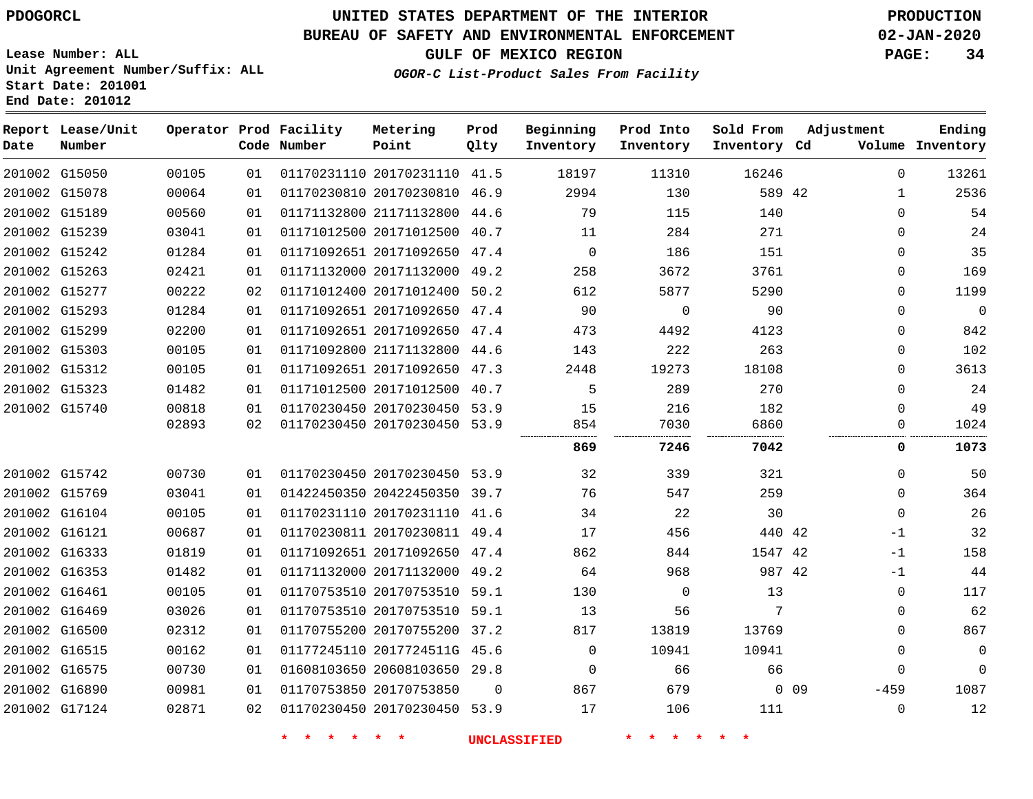PDOGORCL

# UNITED STATES DEPARTMENT OF THE INTERIOR
## BUREAU OF SAFETY AND ENVIRONMENTAL ENFORCEMENT
### GULF OF MEXICO REGION
*OGOR-C List-Product Sales From Facility*

PRODUCTION
02-JAN-2020

Lease Number: ALL
Unit Agreement Number/Suffix: ALL
Start Date: 201001
End Date: 201012

| Report Date | Lease/Unit Number | Operator | Prod Code | Facility Number | Metering Point | Prod Qlty | Beginning Inventory | Prod Into Inventory | Sold From Inventory | Adjustment Cd | Volume | Ending Inventory |
|---|---|---|---|---|---|---|---|---|---|---|---|---|
| 201002 | G15050 | 00105 | 01 | 01170231110 | 20170231110 | 41.5 | 18197 | 11310 | 16246 | | 0 | 13261 |
| 201002 | G15078 | 00064 | 01 | 01170230810 | 20170230810 | 46.9 | 2994 | 130 | 589 | 42 | 1 | 2536 |
| 201002 | G15189 | 00560 | 01 | 01171132800 | 21171132800 | 44.6 | 79 | 115 | 140 | | 0 | 54 |
| 201002 | G15239 | 03041 | 01 | 01171012500 | 20171012500 | 40.7 | 11 | 284 | 271 | | 0 | 24 |
| 201002 | G15242 | 01284 | 01 | 01171092651 | 20171092650 | 47.4 | 0 | 186 | 151 | | 0 | 35 |
| 201002 | G15263 | 02421 | 01 | 01171132000 | 20171132000 | 49.2 | 258 | 3672 | 3761 | | 0 | 169 |
| 201002 | G15277 | 00222 | 02 | 01171012400 | 20171012400 | 50.2 | 612 | 5877 | 5290 | | 0 | 1199 |
| 201002 | G15293 | 01284 | 01 | 01171092651 | 20171092650 | 47.4 | 90 | 0 | 90 | | 0 | 0 |
| 201002 | G15299 | 02200 | 01 | 01171092651 | 20171092650 | 47.4 | 473 | 4492 | 4123 | | 0 | 842 |
| 201002 | G15303 | 00105 | 01 | 01171092800 | 21171132800 | 44.6 | 143 | 222 | 263 | | 0 | 102 |
| 201002 | G15312 | 00105 | 01 | 01171092651 | 20171092650 | 47.3 | 2448 | 19273 | 18108 | | 0 | 3613 |
| 201002 | G15323 | 01482 | 01 | 01171012500 | 20171012500 | 40.7 | 5 | 289 | 270 | | 0 | 24 |
| 201002 | G15740 | 00818 | 01 | 01170230450 | 20170230450 | 53.9 | 15 | 216 | 182 | | 0 | 49 |
| | | 02893 | 02 | 01170230450 | 20170230450 | 53.9 | 854 | 7030 | 6860 | | 0 | 1024 |
| | | | | | | | **869** | **7246** | **7042** | | **0** | **1073** |
| 201002 | G15742 | 00730 | 01 | 01170230450 | 20170230450 | 53.9 | 32 | 339 | 321 | | 0 | 50 |
| 201002 | G15769 | 03041 | 01 | 01422450350 | 20422450350 | 39.7 | 76 | 547 | 259 | | 0 | 364 |
| 201002 | G16104 | 00105 | 01 | 01170231110 | 20170231110 | 41.6 | 34 | 22 | 30 | | 0 | 26 |
| 201002 | G16121 | 00687 | 01 | 01170230811 | 20170230811 | 49.4 | 17 | 456 | 440 | 42 | -1 | 32 |
| 201002 | G16333 | 01819 | 01 | 01171092651 | 20171092650 | 47.4 | 862 | 844 | 1547 | 42 | -1 | 158 |
| 201002 | G16353 | 01482 | 01 | 01171132000 | 20171132000 | 49.2 | 64 | 968 | 987 | 42 | -1 | 44 |
| 201002 | G16461 | 00105 | 01 | 01170753510 | 20170753510 | 59.1 | 130 | 0 | 13 | | 0 | 117 |
| 201002 | G16469 | 03026 | 01 | 01170753510 | 20170753510 | 59.1 | 13 | 56 | 7 | | 0 | 62 |
| 201002 | G16500 | 02312 | 01 | 01170755200 | 20170755200 | 37.2 | 817 | 13819 | 13769 | | 0 | 867 |
| 201002 | G16515 | 00162 | 01 | 01177245110 | 2017724511G | 45.6 | 0 | 10941 | 10941 | | 0 | 0 |
| 201002 | G16575 | 00730 | 01 | 01608103650 | 20608103650 | 29.8 | 0 | 66 | 66 | | 0 | 0 |
| 201002 | G16890 | 00981 | 01 | 01170753850 | 20170753850 | 0 | 867 | 679 | 0 | 09 | -459 | 1087 |
| 201002 | G17124 | 02871 | 02 | 01170230450 | 20170230450 | 53.9 | 17 | 106 | 111 | | 0 | 12 |

* * * * * * UNCLASSIFIED * * * * * *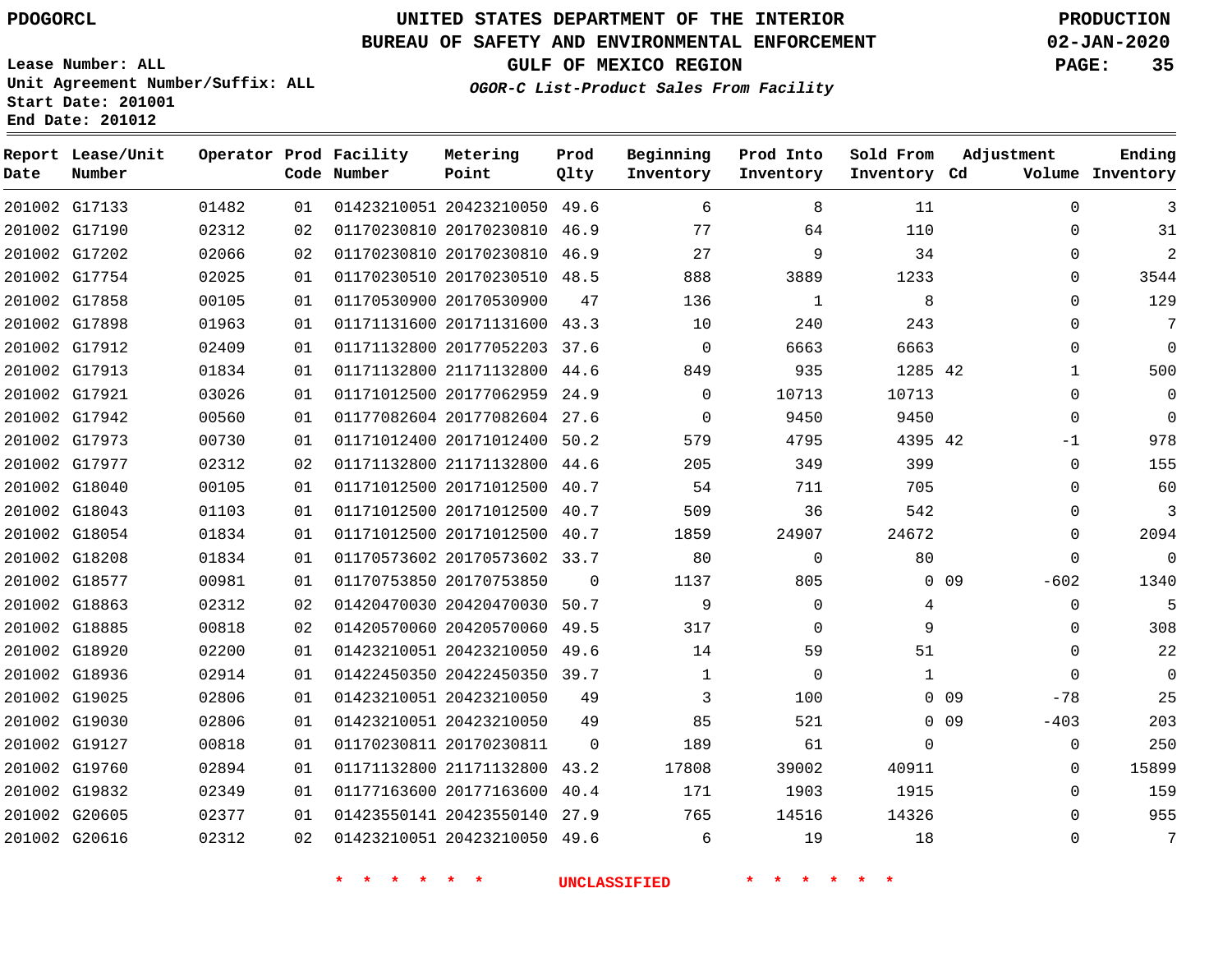PDOGORCL

# UNITED STATES DEPARTMENT OF THE INTERIOR
## BUREAU OF SAFETY AND ENVIRONMENTAL ENFORCEMENT
### GULF OF MEXICO REGION
*OGOR-C List-Product Sales From Facility*

PRODUCTION
02-JAN-2020

Lease Number: ALL
Unit Agreement Number/Suffix: ALL
Start Date: 201001
End Date: 201012

| Report Date | Lease/Unit Number | Operator | Prod Code | Facility Number | Metering Point | Prod Qlty | Beginning Inventory | Prod Into Inventory | Sold From Inventory | Adjustment Cd | Volume | Ending Inventory |
|---|---|---|---|---|---|---|---|---|---|---|---|---|
| 201002 | G17133 | 01482 | 01 | 01423210051 | 20423210050 | 49.6 | 6 | 8 | 11 | | 0 | 3 |
| 201002 | G17190 | 02312 | 02 | 01170230810 | 20170230810 | 46.9 | 77 | 64 | 110 | | 0 | 31 |
| 201002 | G17202 | 02066 | 02 | 01170230810 | 20170230810 | 46.9 | 27 | 9 | 34 | | 0 | 2 |
| 201002 | G17754 | 02025 | 01 | 01170230510 | 20170230510 | 48.5 | 888 | 3889 | 1233 | | 0 | 3544 |
| 201002 | G17858 | 00105 | 01 | 01170530900 | 20170530900 | 47 | 136 | 1 | 8 | | 0 | 129 |
| 201002 | G17898 | 01963 | 01 | 01171131600 | 20171131600 | 43.3 | 10 | 240 | 243 | | 0 | 7 |
| 201002 | G17912 | 02409 | 01 | 01171132800 | 20177052203 | 37.6 | 0 | 6663 | 6663 | | 0 | 0 |
| 201002 | G17913 | 01834 | 01 | 01171132800 | 21171132800 | 44.6 | 849 | 935 | 1285 | 42 | 1 | 500 |
| 201002 | G17921 | 03026 | 01 | 01171012500 | 20177062959 | 24.9 | 0 | 10713 | 10713 | | 0 | 0 |
| 201002 | G17942 | 00560 | 01 | 01177082604 | 20177082604 | 27.6 | 0 | 9450 | 9450 | | 0 | 0 |
| 201002 | G17973 | 00730 | 01 | 01171012400 | 20171012400 | 50.2 | 579 | 4795 | 4395 | 42 | -1 | 978 |
| 201002 | G17977 | 02312 | 02 | 01171132800 | 21171132800 | 44.6 | 205 | 349 | 399 | | 0 | 155 |
| 201002 | G18040 | 00105 | 01 | 01171012500 | 20171012500 | 40.7 | 54 | 711 | 705 | | 0 | 60 |
| 201002 | G18043 | 01103 | 01 | 01171012500 | 20171012500 | 40.7 | 509 | 36 | 542 | | 0 | 3 |
| 201002 | G18054 | 01834 | 01 | 01171012500 | 20171012500 | 40.7 | 1859 | 24907 | 24672 | | 0 | 2094 |
| 201002 | G18208 | 01834 | 01 | 01170573602 | 20170573602 | 33.7 | 80 | 0 | 80 | | 0 | 0 |
| 201002 | G18577 | 00981 | 01 | 01170753850 | 20170753850 | 0 | 1137 | 805 | 0 | 09 | -602 | 1340 |
| 201002 | G18863 | 02312 | 02 | 01420470030 | 20420470030 | 50.7 | 9 | 0 | 4 | | 0 | 5 |
| 201002 | G18885 | 00818 | 02 | 01420570060 | 20420570060 | 49.5 | 317 | 0 | 9 | | 0 | 308 |
| 201002 | G18920 | 02200 | 01 | 01423210051 | 20423210050 | 49.6 | 14 | 59 | 51 | | 0 | 22 |
| 201002 | G18936 | 02914 | 01 | 01422450350 | 20422450350 | 39.7 | 1 | 0 | 1 | | 0 | 0 |
| 201002 | G19025 | 02806 | 01 | 01423210051 | 20423210050 | 49 | 3 | 100 | 0 | 09 | -78 | 25 |
| 201002 | G19030 | 02806 | 01 | 01423210051 | 20423210050 | 49 | 85 | 521 | 0 | 09 | -403 | 203 |
| 201002 | G19127 | 00818 | 01 | 01170230811 | 20170230811 | 0 | 189 | 61 | 0 | | 0 | 250 |
| 201002 | G19760 | 02894 | 01 | 01171132800 | 21171132800 | 43.2 | 17808 | 39002 | 40911 | | 0 | 15899 |
| 201002 | G19832 | 02349 | 01 | 01177163600 | 20177163600 | 40.4 | 171 | 1903 | 1915 | | 0 | 159 |
| 201002 | G20605 | 02377 | 01 | 01423550141 | 20423550140 | 27.9 | 765 | 14516 | 14326 | | 0 | 955 |
| 201002 | G20616 | 02312 | 02 | 01423210051 | 20423210050 | 49.6 | 6 | 19 | 18 | | 0 | 7 |

* * * * * * UNCLASSIFIED * * * * * *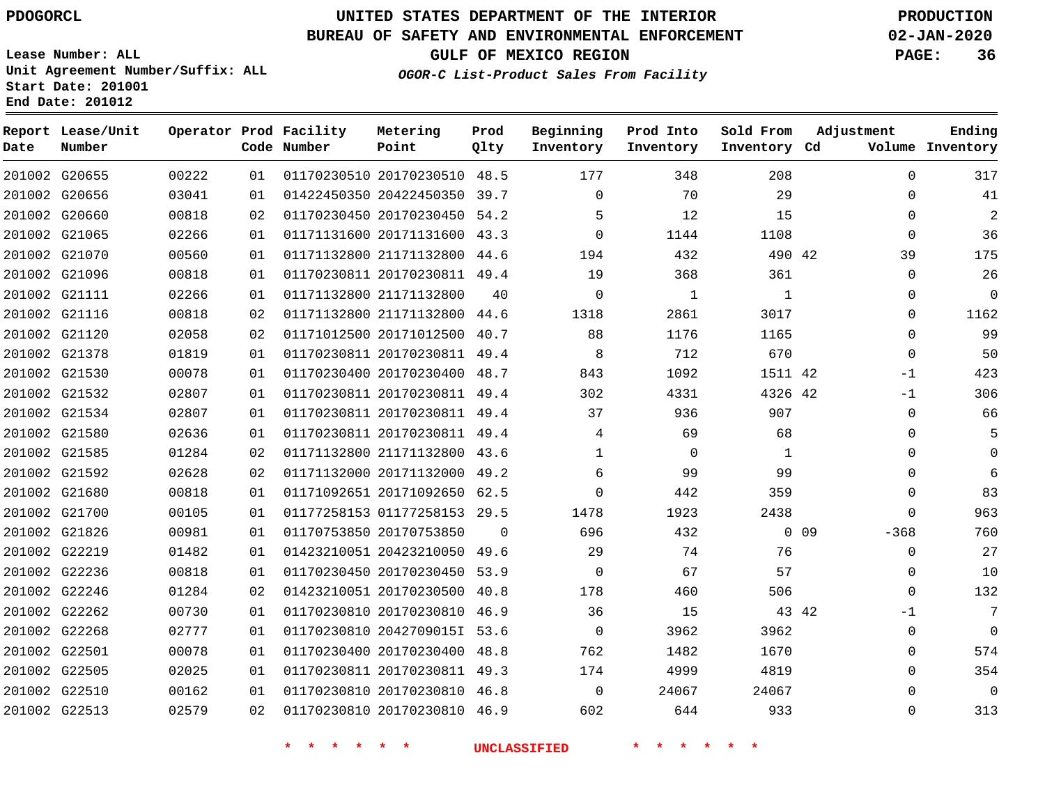PDOGORCL

# UNITED STATES DEPARTMENT OF THE INTERIOR
## BUREAU OF SAFETY AND ENVIRONMENTAL ENFORCEMENT
### GULF OF MEXICO REGION
*OGOR-C List-Product Sales From Facility*

PRODUCTION
02-JAN-2020

Lease Number: ALL
Unit Agreement Number/Suffix: ALL
Start Date: 201001
End Date: 201012

| Report Date | Lease/Unit Number | Operator | Prod Code | Facility Number | Metering Point | Prod Qlty | Beginning Inventory | Prod Into Inventory | Sold From Inventory | Adjustment Cd | Adjustment Volume | Ending Inventory |
|---|---|---|---|---|---|---|---|---|---|---|---|---|
| 201002 | G20655 | 00222 | 01 | 01170230510 | 20170230510 | 48.5 | 177 | 348 | 208 | | 0 | 317 |
| 201002 | G20656 | 03041 | 01 | 01422450350 | 20422450350 | 39.7 | 0 | 70 | 29 | | 0 | 41 |
| 201002 | G20660 | 00818 | 02 | 01170230450 | 20170230450 | 54.2 | 5 | 12 | 15 | | 0 | 2 |
| 201002 | G21065 | 02266 | 01 | 01171131600 | 20171131600 | 43.3 | 0 | 1144 | 1108 | | 0 | 36 |
| 201002 | G21070 | 00560 | 01 | 01171132800 | 21171132800 | 44.6 | 194 | 432 | 490 | 42 | 39 | 175 |
| 201002 | G21096 | 00818 | 01 | 01170230811 | 20170230811 | 49.4 | 19 | 368 | 361 | | 0 | 26 |
| 201002 | G21111 | 02266 | 01 | 01171132800 | 21171132800 | 40 | 0 | 1 | 1 | | 0 | 0 |
| 201002 | G21116 | 00818 | 02 | 01171132800 | 21171132800 | 44.6 | 1318 | 2861 | 3017 | | 0 | 1162 |
| 201002 | G21120 | 02058 | 02 | 01171012500 | 20171012500 | 40.7 | 88 | 1176 | 1165 | | 0 | 99 |
| 201002 | G21378 | 01819 | 01 | 01170230811 | 20170230811 | 49.4 | 8 | 712 | 670 | | 0 | 50 |
| 201002 | G21530 | 00078 | 01 | 01170230400 | 20170230400 | 48.7 | 843 | 1092 | 1511 | 42 | -1 | 423 |
| 201002 | G21532 | 02807 | 01 | 01170230811 | 20170230811 | 49.4 | 302 | 4331 | 4326 | 42 | -1 | 306 |
| 201002 | G21534 | 02807 | 01 | 01170230811 | 20170230811 | 49.4 | 37 | 936 | 907 | | 0 | 66 |
| 201002 | G21580 | 02636 | 01 | 01170230811 | 20170230811 | 49.4 | 4 | 69 | 68 | | 0 | 5 |
| 201002 | G21585 | 01284 | 02 | 01171132800 | 21171132800 | 43.6 | 1 | 0 | 1 | | 0 | 0 |
| 201002 | G21592 | 02628 | 02 | 01171132000 | 20171132000 | 49.2 | 6 | 99 | 99 | | 0 | 6 |
| 201002 | G21680 | 00818 | 01 | 01171092651 | 20171092650 | 62.5 | 0 | 442 | 359 | | 0 | 83 |
| 201002 | G21700 | 00105 | 01 | 01177258153 | 01177258153 | 29.5 | 1478 | 1923 | 2438 | | 0 | 963 |
| 201002 | G21826 | 00981 | 01 | 01170753850 | 20170753850 | 0 | 696 | 432 | 0 | 09 | -368 | 760 |
| 201002 | G22219 | 01482 | 01 | 01423210051 | 20423210050 | 49.6 | 29 | 74 | 76 | | 0 | 27 |
| 201002 | G22236 | 00818 | 01 | 01170230450 | 20170230450 | 53.9 | 0 | 67 | 57 | | 0 | 10 |
| 201002 | G22246 | 01284 | 02 | 01423210051 | 20170230500 | 40.8 | 178 | 460 | 506 | | 0 | 132 |
| 201002 | G22262 | 00730 | 01 | 01170230810 | 20170230810 | 46.9 | 36 | 15 | 43 | 42 | -1 | 7 |
| 201002 | G22268 | 02777 | 01 | 01170230810 | 2042709015I | 53.6 | 0 | 3962 | 3962 | | 0 | 0 |
| 201002 | G22501 | 00078 | 01 | 01170230400 | 20170230400 | 48.8 | 762 | 1482 | 1670 | | 0 | 574 |
| 201002 | G22505 | 02025 | 01 | 01170230811 | 20170230811 | 49.3 | 174 | 4999 | 4819 | | 0 | 354 |
| 201002 | G22510 | 00162 | 01 | 01170230810 | 20170230810 | 46.8 | 0 | 24067 | 24067 | | 0 | 0 |
| 201002 | G22513 | 02579 | 02 | 01170230810 | 20170230810 | 46.9 | 602 | 644 | 933 | | 0 | 313 |

* * * * * * UNCLASSIFIED * * * * * *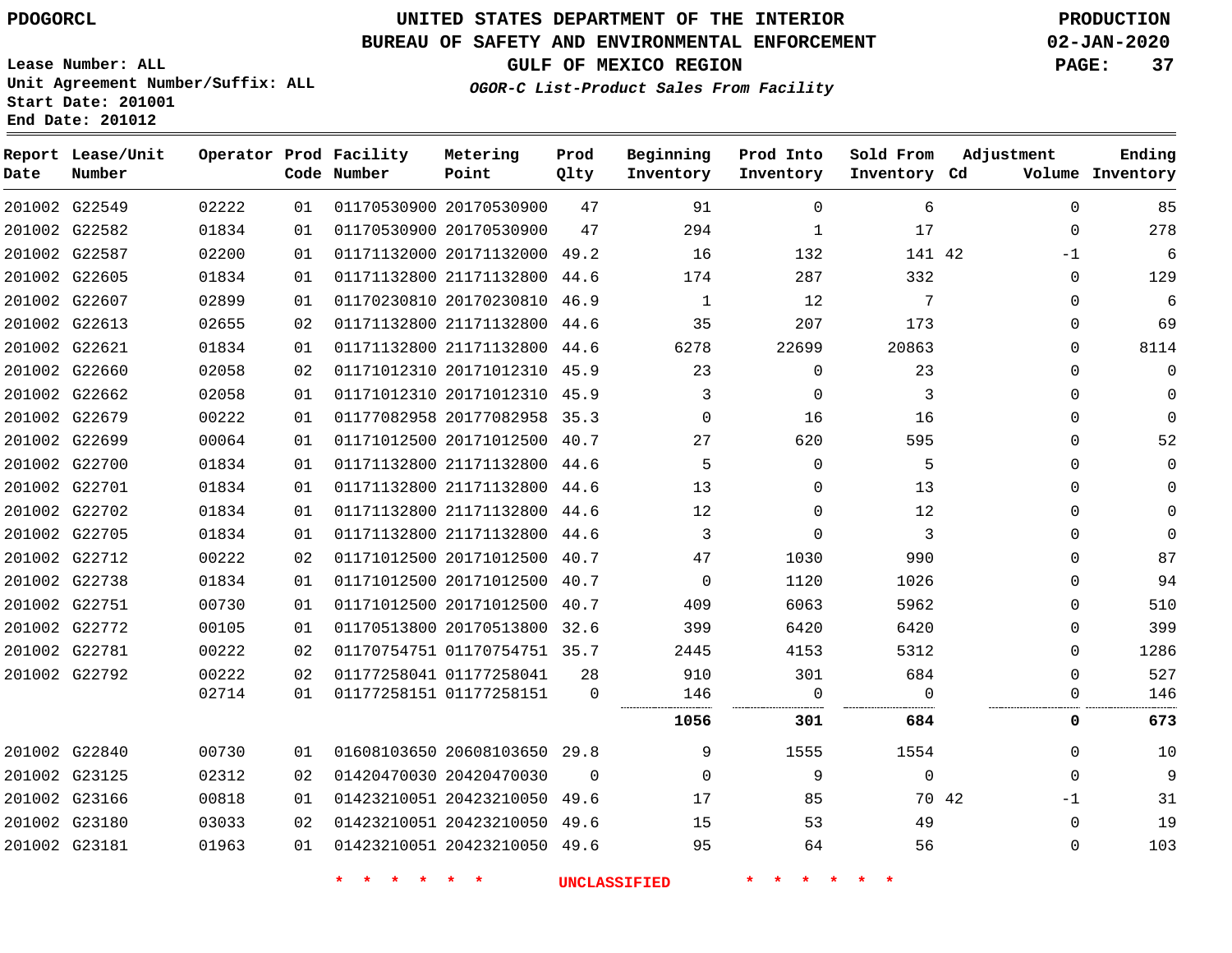# UNITED STATES DEPARTMENT OF THE INTERIOR
## BUREAU OF SAFETY AND ENVIRONMENTAL ENFORCEMENT
### GULF OF MEXICO REGION
*OGOR-C List-Product Sales From Facility*

PDOGORCL

PRODUCTION
02-JAN-2020

Lease Number: ALL
Unit Agreement Number/Suffix: ALL
Start Date: 201001
End Date: 201012

| Report Date | Lease/Unit Number | Operator | Prod Code | Facility Number | Metering Point | Prod Qlty | Beginning Inventory | Prod Into Inventory | Sold From Inventory | Adjustment Cd | Adjustment Volume | Ending Inventory |
|---|---|---|---|---|---|---|---|---|---|---|---|---|
| 201002 | G22549 | 02222 | 01 | 01170530900 | 20170530900 | 47 | 91 | 0 | 6 | | 0 | 85 |
| 201002 | G22582 | 01834 | 01 | 01170530900 | 20170530900 | 47 | 294 | 1 | 17 | | 0 | 278 |
| 201002 | G22587 | 02200 | 01 | 01171132000 | 20171132000 | 49.2 | 16 | 132 | 141 | 42 | -1 | 6 |
| 201002 | G22605 | 01834 | 01 | 01171132800 | 21171132800 | 44.6 | 174 | 287 | 332 | | 0 | 129 |
| 201002 | G22607 | 02899 | 01 | 01170230810 | 20170230810 | 46.9 | 1 | 12 | 7 | | 0 | 6 |
| 201002 | G22613 | 02655 | 02 | 01171132800 | 21171132800 | 44.6 | 35 | 207 | 173 | | 0 | 69 |
| 201002 | G22621 | 01834 | 01 | 01171132800 | 21171132800 | 44.6 | 6278 | 22699 | 20863 | | 0 | 8114 |
| 201002 | G22660 | 02058 | 02 | 01171012310 | 20171012310 | 45.9 | 23 | 0 | 23 | | 0 | 0 |
| 201002 | G22662 | 02058 | 01 | 01171012310 | 20171012310 | 45.9 | 3 | 0 | 3 | | 0 | 0 |
| 201002 | G22679 | 00222 | 01 | 01177082958 | 20177082958 | 35.3 | 0 | 16 | 16 | | 0 | 0 |
| 201002 | G22699 | 00064 | 01 | 01171012500 | 20171012500 | 40.7 | 27 | 620 | 595 | | 0 | 52 |
| 201002 | G22700 | 01834 | 01 | 01171132800 | 21171132800 | 44.6 | 5 | 0 | 5 | | 0 | 0 |
| 201002 | G22701 | 01834 | 01 | 01171132800 | 21171132800 | 44.6 | 13 | 0 | 13 | | 0 | 0 |
| 201002 | G22702 | 01834 | 01 | 01171132800 | 21171132800 | 44.6 | 12 | 0 | 12 | | 0 | 0 |
| 201002 | G22705 | 01834 | 01 | 01171132800 | 21171132800 | 44.6 | 3 | 0 | 3 | | 0 | 0 |
| 201002 | G22712 | 00222 | 02 | 01171012500 | 20171012500 | 40.7 | 47 | 1030 | 990 | | 0 | 87 |
| 201002 | G22738 | 01834 | 01 | 01171012500 | 20171012500 | 40.7 | 0 | 1120 | 1026 | | 0 | 94 |
| 201002 | G22751 | 00730 | 01 | 01171012500 | 20171012500 | 40.7 | 409 | 6063 | 5962 | | 0 | 510 |
| 201002 | G22772 | 00105 | 01 | 01170513800 | 20170513800 | 32.6 | 399 | 6420 | 6420 | | 0 | 399 |
| 201002 | G22781 | 00222 | 02 | 01170754751 | 01170754751 | 35.7 | 2445 | 4153 | 5312 | | 0 | 1286 |
| 201002 | G22792 | 00222 | 02 | 01177258041 | 01177258041 | 28 | 910 | 301 | 684 | | 0 | 527 |
| | | 02714 | 01 | 01177258151 | 01177258151 | 0 | 146 | 0 | 0 | | 0 | 146 |
| | | | | | | | **1056** | **301** | **684** | | **0** | **673** |
| 201002 | G22840 | 00730 | 01 | 01608103650 | 20608103650 | 29.8 | 9 | 1555 | 1554 | | 0 | 10 |
| 201002 | G23125 | 02312 | 02 | 01420470030 | 20420470030 | 0 | 0 | 9 | 0 | | 0 | 9 |
| 201002 | G23166 | 00818 | 01 | 01423210051 | 20423210050 | 49.6 | 17 | 85 | 70 | 42 | -1 | 31 |
| 201002 | G23180 | 03033 | 02 | 01423210051 | 20423210050 | 49.6 | 15 | 53 | 49 | | 0 | 19 |
| 201002 | G23181 | 01963 | 01 | 01423210051 | 20423210050 | 49.6 | 95 | 64 | 56 | | 0 | 103 |

\* \* \* \* \* \* UNCLASSIFIED \* \* \* \* \* \*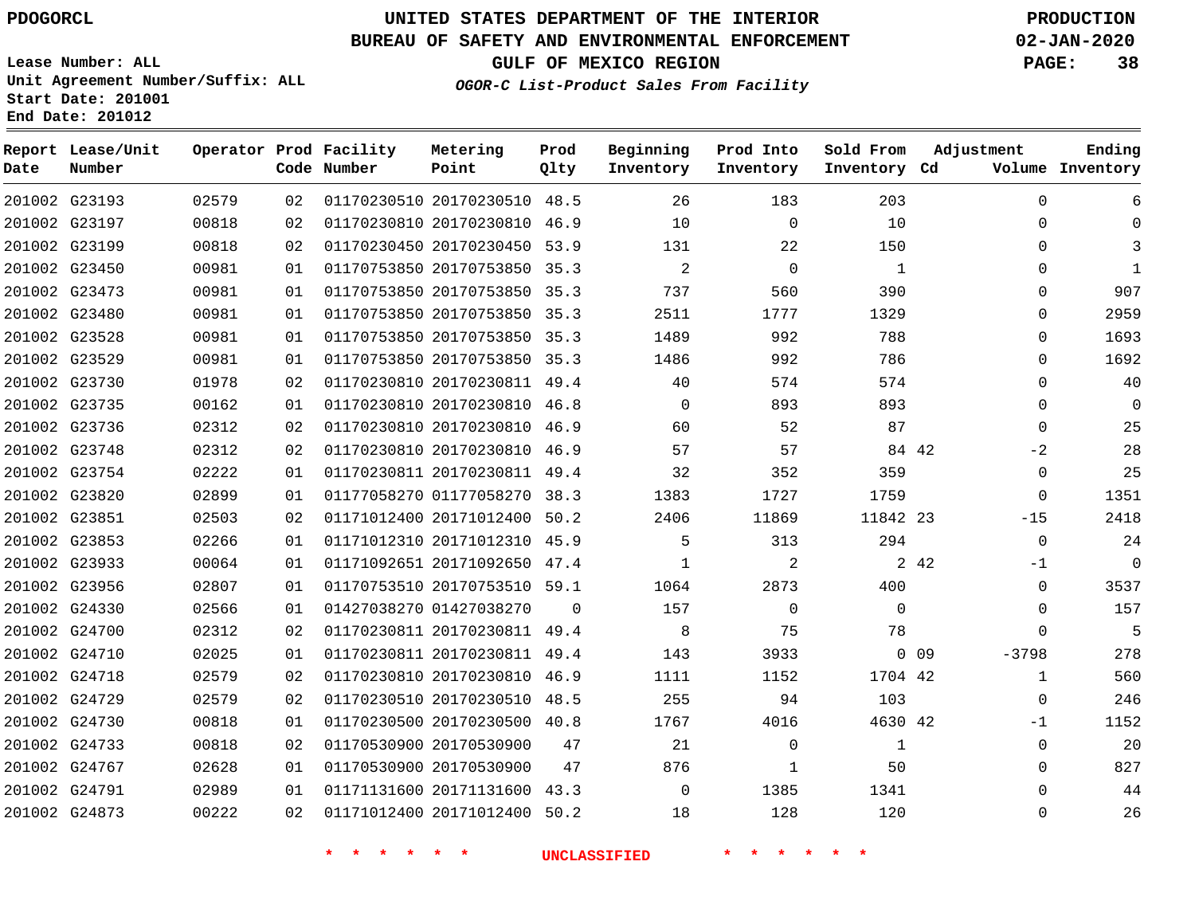PDOGORCL

# UNITED STATES DEPARTMENT OF THE INTERIOR
## BUREAU OF SAFETY AND ENVIRONMENTAL ENFORCEMENT
### GULF OF MEXICO REGION

*OGOR-C List-Product Sales From Facility*

PRODUCTION
02-JAN-2020

Lease Number: ALL
Unit Agreement Number/Suffix: ALL
Start Date: 201001
End Date: 201012

| Report Date | Lease/Unit Number | Operator | Prod Code | Facility Number | Metering Point | Prod Qlty | Beginning Inventory | Prod Into Inventory | Sold From Inventory | Adjustment Cd | Volume | Ending Inventory |
|---|---|---|---|---|---|---|---|---|---|---|---|---|
| 201002 | G23193 | 02579 | 02 | 01170230510 | 20170230510 | 48.5 | 26 | 183 | 203 | | 0 | 6 |
| 201002 | G23197 | 00818 | 02 | 01170230810 | 20170230810 | 46.9 | 10 | 0 | 10 | | 0 | 0 |
| 201002 | G23199 | 00818 | 02 | 01170230450 | 20170230450 | 53.9 | 131 | 22 | 150 | | 0 | 3 |
| 201002 | G23450 | 00981 | 01 | 01170753850 | 20170753850 | 35.3 | 2 | 0 | 1 | | 0 | 1 |
| 201002 | G23473 | 00981 | 01 | 01170753850 | 20170753850 | 35.3 | 737 | 560 | 390 | | 0 | 907 |
| 201002 | G23480 | 00981 | 01 | 01170753850 | 20170753850 | 35.3 | 2511 | 1777 | 1329 | | 0 | 2959 |
| 201002 | G23528 | 00981 | 01 | 01170753850 | 20170753850 | 35.3 | 1489 | 992 | 788 | | 0 | 1693 |
| 201002 | G23529 | 00981 | 01 | 01170753850 | 20170753850 | 35.3 | 1486 | 992 | 786 | | 0 | 1692 |
| 201002 | G23730 | 01978 | 02 | 01170230810 | 20170230811 | 49.4 | 40 | 574 | 574 | | 0 | 40 |
| 201002 | G23735 | 00162 | 01 | 01170230810 | 20170230810 | 46.8 | 0 | 893 | 893 | | 0 | 0 |
| 201002 | G23736 | 02312 | 02 | 01170230810 | 20170230810 | 46.9 | 60 | 52 | 87 | | 0 | 25 |
| 201002 | G23748 | 02312 | 02 | 01170230810 | 20170230810 | 46.9 | 57 | 57 | 84 | 42 | -2 | 28 |
| 201002 | G23754 | 02222 | 01 | 01170230811 | 20170230811 | 49.4 | 32 | 352 | 359 | | 0 | 25 |
| 201002 | G23820 | 02899 | 01 | 01177058270 | 01177058270 | 38.3 | 1383 | 1727 | 1759 | | 0 | 1351 |
| 201002 | G23851 | 02503 | 02 | 01171012400 | 20171012400 | 50.2 | 2406 | 11869 | 11842 | 23 | -15 | 2418 |
| 201002 | G23853 | 02266 | 01 | 01171012310 | 20171012310 | 45.9 | 5 | 313 | 294 | | 0 | 24 |
| 201002 | G23933 | 00064 | 01 | 01171092651 | 20171092650 | 47.4 | 1 | 2 | 2 | 42 | -1 | 0 |
| 201002 | G23956 | 02807 | 01 | 01170753510 | 20170753510 | 59.1 | 1064 | 2873 | 400 | | 0 | 3537 |
| 201002 | G24330 | 02566 | 01 | 01427038270 | 01427038270 | 0 | 157 | 0 | 0 | | 0 | 157 |
| 201002 | G24700 | 02312 | 02 | 01170230811 | 20170230811 | 49.4 | 8 | 75 | 78 | | 0 | 5 |
| 201002 | G24710 | 02025 | 01 | 01170230811 | 20170230811 | 49.4 | 143 | 3933 | 0 | 09 | -3798 | 278 |
| 201002 | G24718 | 02579 | 02 | 01170230810 | 20170230810 | 46.9 | 1111 | 1152 | 1704 | 42 | 1 | 560 |
| 201002 | G24729 | 02579 | 02 | 01170230510 | 20170230510 | 48.5 | 255 | 94 | 103 | | 0 | 246 |
| 201002 | G24730 | 00818 | 01 | 01170230500 | 20170230500 | 40.8 | 1767 | 4016 | 4630 | 42 | -1 | 1152 |
| 201002 | G24733 | 00818 | 02 | 01170530900 | 20170530900 | 47 | 21 | 0 | 1 | | 0 | 20 |
| 201002 | G24767 | 02628 | 01 | 01170530900 | 20170530900 | 47 | 876 | 1 | 50 | | 0 | 827 |
| 201002 | G24791 | 02989 | 01 | 01171131600 | 20171131600 | 43.3 | 0 | 1385 | 1341 | | 0 | 44 |
| 201002 | G24873 | 00222 | 02 | 01171012400 | 20171012400 | 50.2 | 18 | 128 | 120 | | 0 | 26 |

\* \* \* \* \* \* UNCLASSIFIED \* \* \* \* \* \*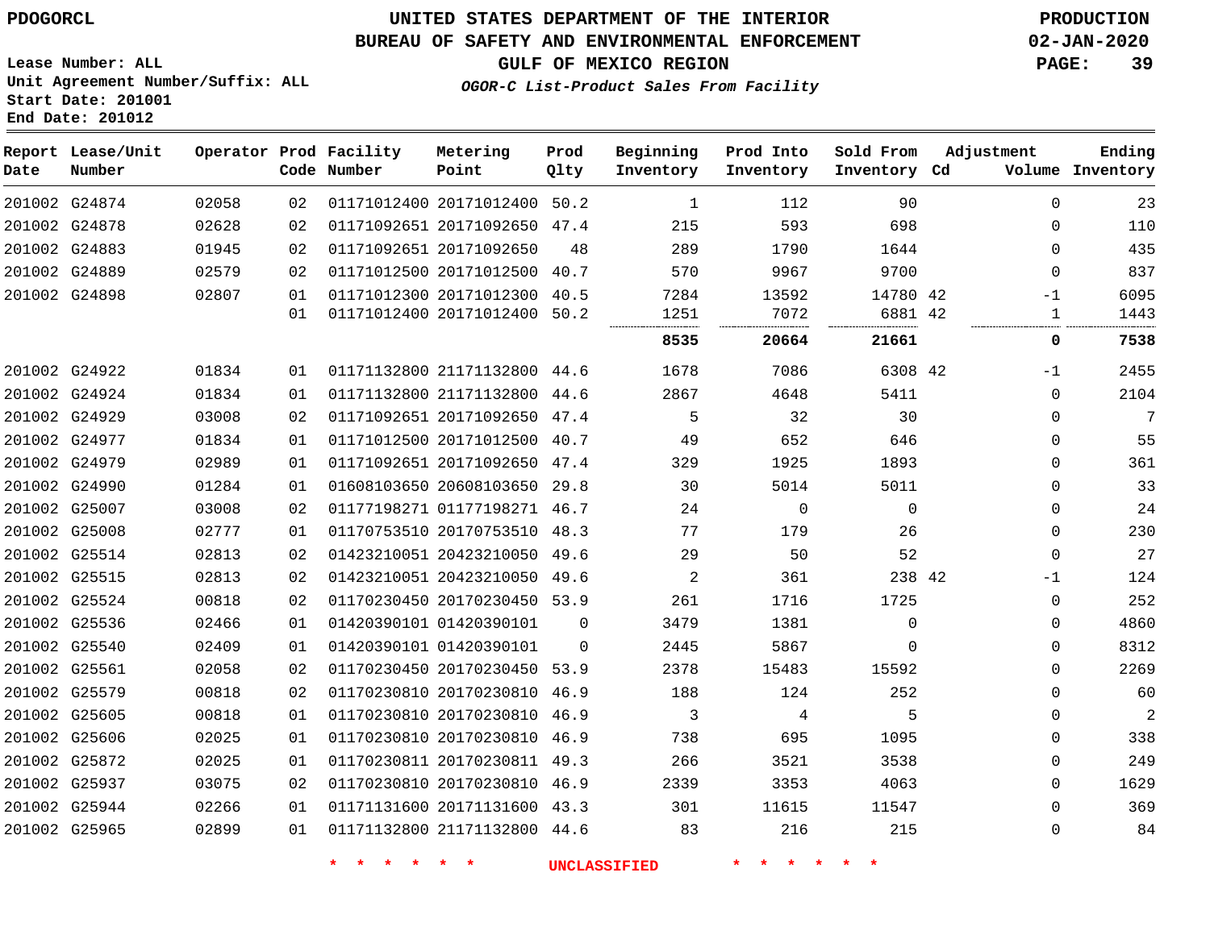PDOGORCL

# UNITED STATES DEPARTMENT OF THE INTERIOR
## BUREAU OF SAFETY AND ENVIRONMENTAL ENFORCEMENT
### GULF OF MEXICO REGION
*OGOR-C List-Product Sales From Facility*

PRODUCTION
02-JAN-2020

Lease Number: ALL
Unit Agreement Number/Suffix: ALL
Start Date: 201001
End Date: 201012

| Report Date | Lease/Unit Number | Operator | Prod Code | Facility Number | Metering Point | Prod Qlty | Beginning Inventory | Prod Into Inventory | Sold From Inventory | Adjustment Cd | Volume | Ending Inventory |
|---|---|---|---|---|---|---|---|---|---|---|---|---|
| 201002 | G24874 | 02058 | 02 | 01171012400 | 20171012400 | 50.2 | 1 | 112 | 90 | | 0 | 23 |
| 201002 | G24878 | 02628 | 02 | 01171092651 | 20171092650 | 47.4 | 215 | 593 | 698 | | 0 | 110 |
| 201002 | G24883 | 01945 | 02 | 01171092651 | 20171092650 | 48 | 289 | 1790 | 1644 | | 0 | 435 |
| 201002 | G24889 | 02579 | 02 | 01171012500 | 20171012500 | 40.7 | 570 | 9967 | 9700 | | 0 | 837 |
| 201002 | G24898 | 02807 | 01 | 01171012300 | 20171012300 | 40.5 | 7284 | 13592 | 14780 | 42 | -1 | 6095 |
| | | | 01 | 01171012400 | 20171012400 | 50.2 | 1251 | 7072 | 6881 | 42 | 1 | 1443 |
| | | | | | | | **8535** | **20664** | **21661** | | **0** | **7538** |
| 201002 | G24922 | 01834 | 01 | 01171132800 | 21171132800 | 44.6 | 1678 | 7086 | 6308 | 42 | -1 | 2455 |
| 201002 | G24924 | 01834 | 01 | 01171132800 | 21171132800 | 44.6 | 2867 | 4648 | 5411 | | 0 | 2104 |
| 201002 | G24929 | 03008 | 02 | 01171092651 | 20171092650 | 47.4 | 5 | 32 | 30 | | 0 | 7 |
| 201002 | G24977 | 01834 | 01 | 01171012500 | 20171012500 | 40.7 | 49 | 652 | 646 | | 0 | 55 |
| 201002 | G24979 | 02989 | 01 | 01171092651 | 20171092650 | 47.4 | 329 | 1925 | 1893 | | 0 | 361 |
| 201002 | G24990 | 01284 | 01 | 01608103650 | 20608103650 | 29.8 | 30 | 5014 | 5011 | | 0 | 33 |
| 201002 | G25007 | 03008 | 02 | 01177198271 | 01177198271 | 46.7 | 24 | 0 | 0 | | 0 | 24 |
| 201002 | G25008 | 02777 | 01 | 01170753510 | 20170753510 | 48.3 | 77 | 179 | 26 | | 0 | 230 |
| 201002 | G25514 | 02813 | 02 | 01423210051 | 20423210050 | 49.6 | 29 | 50 | 52 | | 0 | 27 |
| 201002 | G25515 | 02813 | 02 | 01423210051 | 20423210050 | 49.6 | 2 | 361 | 238 | 42 | -1 | 124 |
| 201002 | G25524 | 00818 | 02 | 01170230450 | 20170230450 | 53.9 | 261 | 1716 | 1725 | | 0 | 252 |
| 201002 | G25536 | 02466 | 01 | 01420390101 | 01420390101 | 0 | 3479 | 1381 | 0 | | 0 | 4860 |
| 201002 | G25540 | 02409 | 01 | 01420390101 | 01420390101 | 0 | 2445 | 5867 | 0 | | 0 | 8312 |
| 201002 | G25561 | 02058 | 02 | 01170230450 | 20170230450 | 53.9 | 2378 | 15483 | 15592 | | 0 | 2269 |
| 201002 | G25579 | 00818 | 02 | 01170230810 | 20170230810 | 46.9 | 188 | 124 | 252 | | 0 | 60 |
| 201002 | G25605 | 00818 | 01 | 01170230810 | 20170230810 | 46.9 | 3 | 4 | 5 | | 0 | 2 |
| 201002 | G25606 | 02025 | 01 | 01170230810 | 20170230810 | 46.9 | 738 | 695 | 1095 | | 0 | 338 |
| 201002 | G25872 | 02025 | 01 | 01170230811 | 20170230811 | 49.3 | 266 | 3521 | 3538 | | 0 | 249 |
| 201002 | G25937 | 03075 | 02 | 01170230810 | 20170230810 | 46.9 | 2339 | 3353 | 4063 | | 0 | 1629 |
| 201002 | G25944 | 02266 | 01 | 01171131600 | 20171131600 | 43.3 | 301 | 11615 | 11547 | | 0 | 369 |
| 201002 | G25965 | 02899 | 01 | 01171132800 | 21171132800 | 44.6 | 83 | 216 | 215 | | 0 | 84 |

* * * * * * UNCLASSIFIED * * * * * *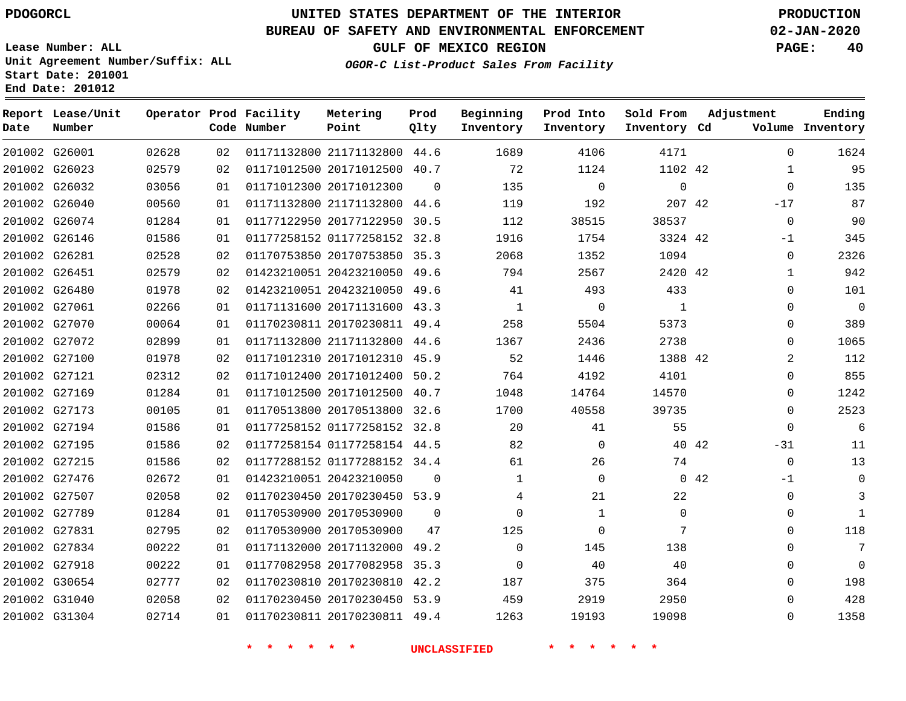PDOGORCL

# UNITED STATES DEPARTMENT OF THE INTERIOR
## BUREAU OF SAFETY AND ENVIRONMENTAL ENFORCEMENT
### GULF OF MEXICO REGION
*OGOR-C List-Product Sales From Facility*

PRODUCTION
02-JAN-2020

Lease Number: ALL
Unit Agreement Number/Suffix: ALL
Start Date: 201001
End Date: 201012

| Report Date | Lease/Unit Number | Operator | Prod Code | Facility Number | Metering Point | Prod Qlty | Beginning Inventory | Prod Into Inventory | Sold From Inventory | Adjustment Cd | Adjustment Volume | Ending Inventory |
|---|---|---|---|---|---|---|---|---|---|---|---|---|
| 201002 | G26001 | 02628 | 02 | 01171132800 | 21171132800 | 44.6 | 1689 | 4106 | 4171 | | 0 | 1624 |
| 201002 | G26023 | 02579 | 02 | 01171012500 | 20171012500 | 40.7 | 72 | 1124 | 1102 | 42 | 1 | 95 |
| 201002 | G26032 | 03056 | 01 | 01171012300 | 20171012300 | 0 | 135 | 0 | 0 | | 0 | 135 |
| 201002 | G26040 | 00560 | 01 | 01171132800 | 21171132800 | 44.6 | 119 | 192 | 207 | 42 | -17 | 87 |
| 201002 | G26074 | 01284 | 01 | 01177122950 | 20177122950 | 30.5 | 112 | 38515 | 38537 | | 0 | 90 |
| 201002 | G26146 | 01586 | 01 | 01177258152 | 01177258152 | 32.8 | 1916 | 1754 | 3324 | 42 | -1 | 345 |
| 201002 | G26281 | 02528 | 02 | 01170753850 | 20170753850 | 35.3 | 2068 | 1352 | 1094 | | 0 | 2326 |
| 201002 | G26451 | 02579 | 02 | 01423210051 | 20423210050 | 49.6 | 794 | 2567 | 2420 | 42 | 1 | 942 |
| 201002 | G26480 | 01978 | 02 | 01423210051 | 20423210050 | 49.6 | 41 | 493 | 433 | | 0 | 101 |
| 201002 | G27061 | 02266 | 01 | 01171131600 | 20171131600 | 43.3 | 1 | 0 | 1 | | 0 | 0 |
| 201002 | G27070 | 00064 | 01 | 01170230811 | 20170230811 | 49.4 | 258 | 5504 | 5373 | | 0 | 389 |
| 201002 | G27072 | 02899 | 01 | 01171132800 | 21171132800 | 44.6 | 1367 | 2436 | 2738 | | 0 | 1065 |
| 201002 | G27100 | 01978 | 02 | 01171012310 | 20171012310 | 45.9 | 52 | 1446 | 1388 | 42 | 2 | 112 |
| 201002 | G27121 | 02312 | 02 | 01171012400 | 20171012400 | 50.2 | 764 | 4192 | 4101 | | 0 | 855 |
| 201002 | G27169 | 01284 | 01 | 01171012500 | 20171012500 | 40.7 | 1048 | 14764 | 14570 | | 0 | 1242 |
| 201002 | G27173 | 00105 | 01 | 01170513800 | 20170513800 | 32.6 | 1700 | 40558 | 39735 | | 0 | 2523 |
| 201002 | G27194 | 01586 | 01 | 01177258152 | 01177258152 | 32.8 | 20 | 41 | 55 | | 0 | 6 |
| 201002 | G27195 | 01586 | 02 | 01177258154 | 01177258154 | 44.5 | 82 | 0 | 40 | 42 | -31 | 11 |
| 201002 | G27215 | 01586 | 02 | 01177288152 | 01177288152 | 34.4 | 61 | 26 | 74 | | 0 | 13 |
| 201002 | G27476 | 02672 | 01 | 01423210051 | 20423210050 | 0 | 1 | 0 | 0 | 42 | -1 | 0 |
| 201002 | G27507 | 02058 | 02 | 01170230450 | 20170230450 | 53.9 | 4 | 21 | 22 | | 0 | 3 |
| 201002 | G27789 | 01284 | 01 | 01170530900 | 20170530900 | 0 | 0 | 1 | 0 | | 0 | 1 |
| 201002 | G27831 | 02795 | 02 | 01170530900 | 20170530900 | 47 | 125 | 0 | 7 | | 0 | 118 |
| 201002 | G27834 | 00222 | 01 | 01171132000 | 20171132000 | 49.2 | 0 | 145 | 138 | | 0 | 7 |
| 201002 | G27918 | 00222 | 01 | 01177082958 | 20177082958 | 35.3 | 0 | 40 | 40 | | 0 | 0 |
| 201002 | G30654 | 02777 | 02 | 01170230810 | 20170230810 | 42.2 | 187 | 375 | 364 | | 0 | 198 |
| 201002 | G31040 | 02058 | 02 | 01170230450 | 20170230450 | 53.9 | 459 | 2919 | 2950 | | 0 | 428 |
| 201002 | G31304 | 02714 | 01 | 01170230811 | 20170230811 | 49.4 | 1263 | 19193 | 19098 | | 0 | 1358 |

* * * * * * UNCLASSIFIED * * * * * *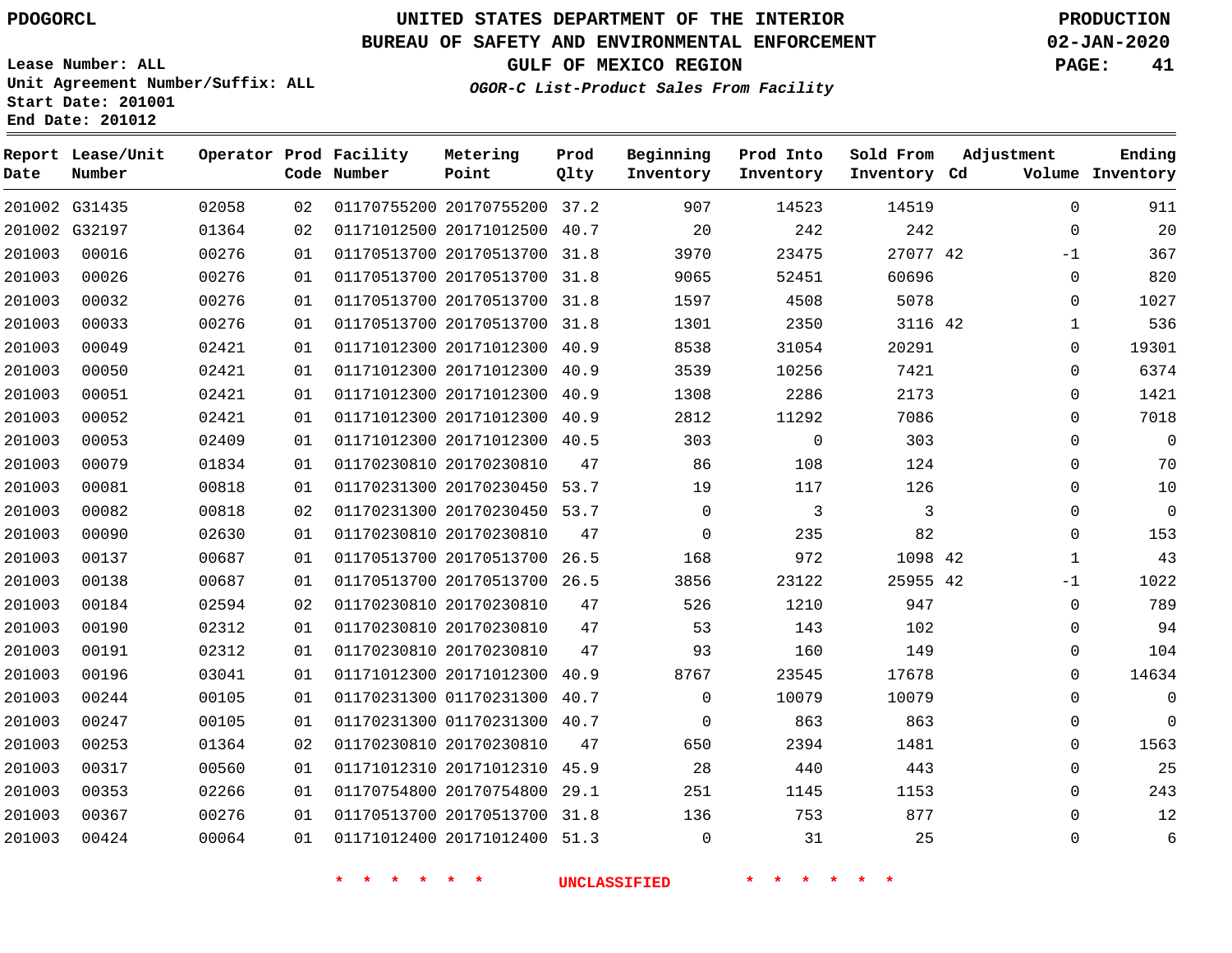PDOGORCL

# UNITED STATES DEPARTMENT OF THE INTERIOR
## BUREAU OF SAFETY AND ENVIRONMENTAL ENFORCEMENT
### GULF OF MEXICO REGION
*OGOR-C List-Product Sales From Facility*

PRODUCTION
02-JAN-2020

Lease Number: ALL
Unit Agreement Number/Suffix: ALL
Start Date: 201001
End Date: 201012

| Report Date | Lease/Unit Number | Operator | Prod Code | Facility Number | Metering Point | Prod Qlty | Beginning Inventory | Prod Into Inventory | Sold From Inventory | Adjustment Cd | Volume | Ending Inventory |
|---|---|---|---|---|---|---|---|---|---|---|---|---|
| 201002 | G31435 | 02058 | 02 | 01170755200 | 20170755200 | 37.2 | 907 | 14523 | 14519 | | 0 | 911 |
| 201002 | G32197 | 01364 | 02 | 01171012500 | 20171012500 | 40.7 | 20 | 242 | 242 | | 0 | 20 |
| 201003 | 00016 | 00276 | 01 | 01170513700 | 20170513700 | 31.8 | 3970 | 23475 | 27077 | 42 | -1 | 367 |
| 201003 | 00026 | 00276 | 01 | 01170513700 | 20170513700 | 31.8 | 9065 | 52451 | 60696 | | 0 | 820 |
| 201003 | 00032 | 00276 | 01 | 01170513700 | 20170513700 | 31.8 | 1597 | 4508 | 5078 | | 0 | 1027 |
| 201003 | 00033 | 00276 | 01 | 01170513700 | 20170513700 | 31.8 | 1301 | 2350 | 3116 | 42 | 1 | 536 |
| 201003 | 00049 | 02421 | 01 | 01171012300 | 20171012300 | 40.9 | 8538 | 31054 | 20291 | | 0 | 19301 |
| 201003 | 00050 | 02421 | 01 | 01171012300 | 20171012300 | 40.9 | 3539 | 10256 | 7421 | | 0 | 6374 |
| 201003 | 00051 | 02421 | 01 | 01171012300 | 20171012300 | 40.9 | 1308 | 2286 | 2173 | | 0 | 1421 |
| 201003 | 00052 | 02421 | 01 | 01171012300 | 20171012300 | 40.9 | 2812 | 11292 | 7086 | | 0 | 7018 |
| 201003 | 00053 | 02409 | 01 | 01171012300 | 20171012300 | 40.5 | 303 | 0 | 303 | | 0 | 0 |
| 201003 | 00079 | 01834 | 01 | 01170230810 | 20170230810 | 47 | 86 | 108 | 124 | | 0 | 70 |
| 201003 | 00081 | 00818 | 01 | 01170231300 | 20170230450 | 53.7 | 19 | 117 | 126 | | 0 | 10 |
| 201003 | 00082 | 00818 | 02 | 01170231300 | 20170230450 | 53.7 | 0 | 3 | 3 | | 0 | 0 |
| 201003 | 00090 | 02630 | 01 | 01170230810 | 20170230810 | 47 | 0 | 235 | 82 | | 0 | 153 |
| 201003 | 00137 | 00687 | 01 | 01170513700 | 20170513700 | 26.5 | 168 | 972 | 1098 | 42 | 1 | 43 |
| 201003 | 00138 | 00687 | 01 | 01170513700 | 20170513700 | 26.5 | 3856 | 23122 | 25955 | 42 | -1 | 1022 |
| 201003 | 00184 | 02594 | 02 | 01170230810 | 20170230810 | 47 | 526 | 1210 | 947 | | 0 | 789 |
| 201003 | 00190 | 02312 | 01 | 01170230810 | 20170230810 | 47 | 53 | 143 | 102 | | 0 | 94 |
| 201003 | 00191 | 02312 | 01 | 01170230810 | 20170230810 | 47 | 93 | 160 | 149 | | 0 | 104 |
| 201003 | 00196 | 03041 | 01 | 01171012300 | 20171012300 | 40.9 | 8767 | 23545 | 17678 | | 0 | 14634 |
| 201003 | 00244 | 00105 | 01 | 01170231300 | 01170231300 | 40.7 | 0 | 10079 | 10079 | | 0 | 0 |
| 201003 | 00247 | 00105 | 01 | 01170231300 | 01170231300 | 40.7 | 0 | 863 | 863 | | 0 | 0 |
| 201003 | 00253 | 01364 | 02 | 01170230810 | 20170230810 | 47 | 650 | 2394 | 1481 | | 0 | 1563 |
| 201003 | 00317 | 00560 | 01 | 01171012310 | 20171012310 | 45.9 | 28 | 440 | 443 | | 0 | 25 |
| 201003 | 00353 | 02266 | 01 | 01170754800 | 20170754800 | 29.1 | 251 | 1145 | 1153 | | 0 | 243 |
| 201003 | 00367 | 00276 | 01 | 01170513700 | 20170513700 | 31.8 | 136 | 753 | 877 | | 0 | 12 |
| 201003 | 00424 | 00064 | 01 | 01171012400 | 20171012400 | 51.3 | 0 | 31 | 25 | | 0 | 6 |

* * * * * * UNCLASSIFIED * * * * * *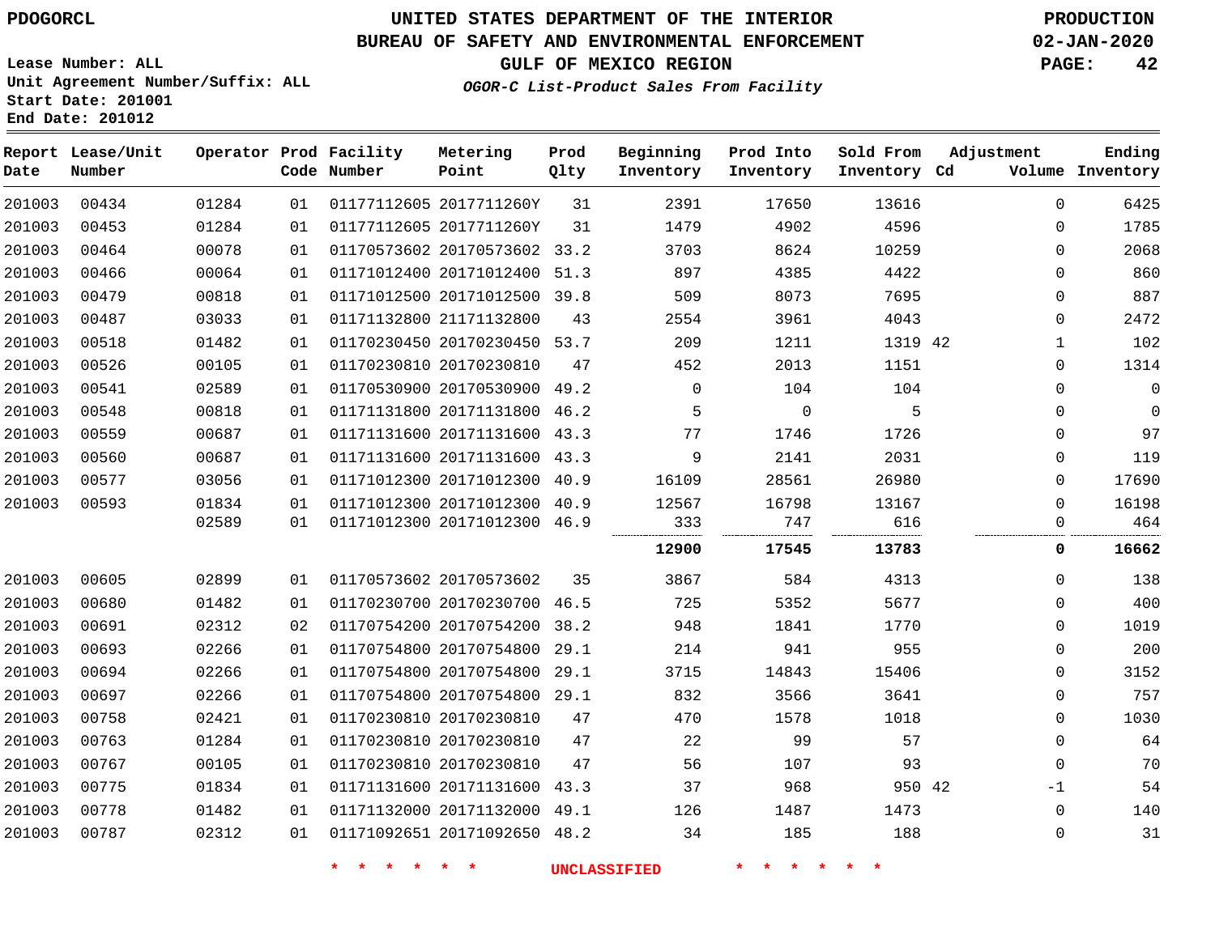PDOGORCL

# UNITED STATES DEPARTMENT OF THE INTERIOR
## BUREAU OF SAFETY AND ENVIRONMENTAL ENFORCEMENT
## GULF OF MEXICO REGION
### *OGOR-C List-Product Sales From Facility*

PRODUCTION
02-JAN-2020

Lease Number: ALL
Unit Agreement Number/Suffix: ALL
Start Date: 201001
End Date: 201012

| Report Date | Lease/Unit Number | Operator | Prod Code | Facility Number | Metering Point | Prod Qlty | Beginning Inventory | Prod Into Inventory | Sold From Inventory | Adjustment Cd | Volume | Ending Inventory |
|---|---|---|---|---|---|---|---|---|---|---|---|---|
| 201003 | 00434 | 01284 | 01 | 01177112605 | 2017711260Y | 31 | 2391 | 17650 | 13616 | | 0 | 6425 |
| 201003 | 00453 | 01284 | 01 | 01177112605 | 2017711260Y | 31 | 1479 | 4902 | 4596 | | 0 | 1785 |
| 201003 | 00464 | 00078 | 01 | 01170573602 | 20170573602 | 33.2 | 3703 | 8624 | 10259 | | 0 | 2068 |
| 201003 | 00466 | 00064 | 01 | 01171012400 | 20171012400 | 51.3 | 897 | 4385 | 4422 | | 0 | 860 |
| 201003 | 00479 | 00818 | 01 | 01171012500 | 20171012500 | 39.8 | 509 | 8073 | 7695 | | 0 | 887 |
| 201003 | 00487 | 03033 | 01 | 01171132800 | 21171132800 | 43 | 2554 | 3961 | 4043 | | 0 | 2472 |
| 201003 | 00518 | 01482 | 01 | 01170230450 | 20170230450 | 53.7 | 209 | 1211 | 1319 | 42 | 1 | 102 |
| 201003 | 00526 | 00105 | 01 | 01170230810 | 20170230810 | 47 | 452 | 2013 | 1151 | | 0 | 1314 |
| 201003 | 00541 | 02589 | 01 | 01170530900 | 20170530900 | 49.2 | 0 | 104 | 104 | | 0 | 0 |
| 201003 | 00548 | 00818 | 01 | 01171131800 | 20171131800 | 46.2 | 5 | 0 | 5 | | 0 | 0 |
| 201003 | 00559 | 00687 | 01 | 01171131600 | 20171131600 | 43.3 | 77 | 1746 | 1726 | | 0 | 97 |
| 201003 | 00560 | 00687 | 01 | 01171131600 | 20171131600 | 43.3 | 9 | 2141 | 2031 | | 0 | 119 |
| 201003 | 00577 | 03056 | 01 | 01171012300 | 20171012300 | 40.9 | 16109 | 28561 | 26980 | | 0 | 17690 |
| 201003 | 00593 | 01834 | 01 | 01171012300 | 20171012300 | 40.9 | 12567 | 16798 | 13167 | | 0 | 16198 |
| | | 02589 | 01 | 01171012300 | 20171012300 | 46.9 | 333 | 747 | 616 | | 0 | 464 |
| | | | | | | | **12900** | **17545** | **13783** | | **0** | **16662** |
| 201003 | 00605 | 02899 | 01 | 01170573602 | 20170573602 | 35 | 3867 | 584 | 4313 | | 0 | 138 |
| 201003 | 00680 | 01482 | 01 | 01170230700 | 20170230700 | 46.5 | 725 | 5352 | 5677 | | 0 | 400 |
| 201003 | 00691 | 02312 | 02 | 01170754200 | 20170754200 | 38.2 | 948 | 1841 | 1770 | | 0 | 1019 |
| 201003 | 00693 | 02266 | 01 | 01170754800 | 20170754800 | 29.1 | 214 | 941 | 955 | | 0 | 200 |
| 201003 | 00694 | 02266 | 01 | 01170754800 | 20170754800 | 29.1 | 3715 | 14843 | 15406 | | 0 | 3152 |
| 201003 | 00697 | 02266 | 01 | 01170754800 | 20170754800 | 29.1 | 832 | 3566 | 3641 | | 0 | 757 |
| 201003 | 00758 | 02421 | 01 | 01170230810 | 20170230810 | 47 | 470 | 1578 | 1018 | | 0 | 1030 |
| 201003 | 00763 | 01284 | 01 | 01170230810 | 20170230810 | 47 | 22 | 99 | 57 | | 0 | 64 |
| 201003 | 00767 | 00105 | 01 | 01170230810 | 20170230810 | 47 | 56 | 107 | 93 | | 0 | 70 |
| 201003 | 00775 | 01834 | 01 | 01171131600 | 20171131600 | 43.3 | 37 | 968 | 950 | 42 | -1 | 54 |
| 201003 | 00778 | 01482 | 01 | 01171132000 | 20171132000 | 49.1 | 126 | 1487 | 1473 | | 0 | 140 |
| 201003 | 00787 | 02312 | 01 | 01171092651 | 20171092650 | 48.2 | 34 | 185 | 188 | | 0 | 31 |

* * * * * * UNCLASSIFIED * * * * * *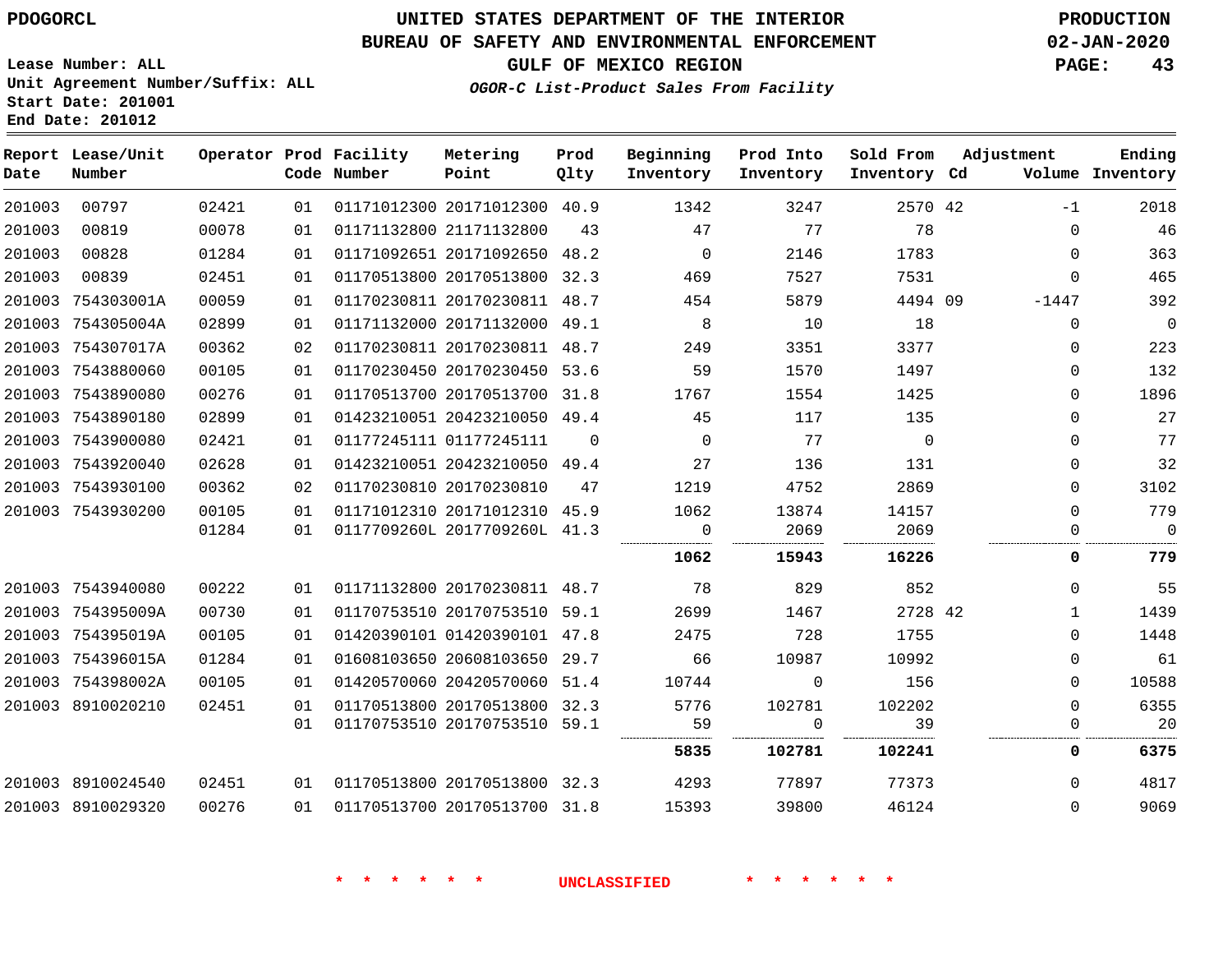PDOGORCL

# UNITED STATES DEPARTMENT OF THE INTERIOR
## BUREAU OF SAFETY AND ENVIRONMENTAL ENFORCEMENT
### GULF OF MEXICO REGION
*OGOR-C List-Product Sales From Facility*

PRODUCTION
02-JAN-2020

Lease Number: ALL
Unit Agreement Number/Suffix: ALL
Start Date: 201001
End Date: 201012

| Report Date | Lease/Unit Number | Operator | Prod Code | Facility Number | Metering Point | Prod Qlty | Beginning Inventory | Prod Into Inventory | Sold From Inventory | Adjustment Cd | Volume | Ending Inventory |
|---|---|---|---|---|---|---|---|---|---|---|---|---|
| 201003 | 00797 | 02421 | 01 | 01171012300 | 20171012300 | 40.9 | 1342 | 3247 | 2570 | 42 | -1 | 2018 |
| 201003 | 00819 | 00078 | 01 | 01171132800 | 21171132800 | 43 | 47 | 77 | 78 | | 0 | 46 |
| 201003 | 00828 | 01284 | 01 | 01171092651 | 20171092650 | 48.2 | 0 | 2146 | 1783 | | 0 | 363 |
| 201003 | 00839 | 02451 | 01 | 01170513800 | 20170513800 | 32.3 | 469 | 7527 | 7531 | | 0 | 465 |
| 201003 | 754303001A | 00059 | 01 | 01170230811 | 20170230811 | 48.7 | 454 | 5879 | 4494 | 09 | -1447 | 392 |
| 201003 | 754305004A | 02899 | 01 | 01171132000 | 20171132000 | 49.1 | 8 | 10 | 18 | | 0 | 0 |
| 201003 | 754307017A | 00362 | 02 | 01170230811 | 20170230811 | 48.7 | 249 | 3351 | 3377 | | 0 | 223 |
| 201003 | 7543880060 | 00105 | 01 | 01170230450 | 20170230450 | 53.6 | 59 | 1570 | 1497 | | 0 | 132 |
| 201003 | 7543890080 | 00276 | 01 | 01170513700 | 20170513700 | 31.8 | 1767 | 1554 | 1425 | | 0 | 1896 |
| 201003 | 7543890180 | 02899 | 01 | 01423210051 | 20423210050 | 49.4 | 45 | 117 | 135 | | 0 | 27 |
| 201003 | 7543900080 | 02421 | 01 | 01177245111 | 01177245111 | 0 | 0 | 77 | 0 | | 0 | 77 |
| 201003 | 7543920040 | 02628 | 01 | 01423210051 | 20423210050 | 49.4 | 27 | 136 | 131 | | 0 | 32 |
| 201003 | 7543930100 | 00362 | 02 | 01170230810 | 20170230810 | 47 | 1219 | 4752 | 2869 | | 0 | 3102 |
| 201003 | 7543930200 | 00105 | 01 | 01171012310 | 20171012310 | 45.9 | 1062 | 13874 | 14157 | | 0 | 779 |
| | | 01284 | 01 | 0117709260L | 2017709260L | 41.3 | 0 | 2069 | 2069 | | 0 | 0 |
| | | | | | | | **1062** | **15943** | **16226** | | **0** | **779** |
| 201003 | 7543940080 | 00222 | 01 | 01171132800 | 20170230811 | 48.7 | 78 | 829 | 852 | | 0 | 55 |
| 201003 | 754395009A | 00730 | 01 | 01170753510 | 20170753510 | 59.1 | 2699 | 1467 | 2728 | 42 | 1 | 1439 |
| 201003 | 754395019A | 00105 | 01 | 01420390101 | 01420390101 | 47.8 | 2475 | 728 | 1755 | | 0 | 1448 |
| 201003 | 754396015A | 01284 | 01 | 01608103650 | 20608103650 | 29.7 | 66 | 10987 | 10992 | | 0 | 61 |
| 201003 | 754398002A | 00105 | 01 | 01420570060 | 20420570060 | 51.4 | 10744 | 0 | 156 | | 0 | 10588 |
| 201003 | 8910020210 | 02451 | 01 | 01170513800 | 20170513800 | 32.3 | 5776 | 102781 | 102202 | | 0 | 6355 |
| | | | 01 | 01170753510 | 20170753510 | 59.1 | 59 | 0 | 39 | | 0 | 20 |
| | | | | | | | **5835** | **102781** | **102241** | | **0** | **6375** |
| 201003 | 8910024540 | 02451 | 01 | 01170513800 | 20170513800 | 32.3 | 4293 | 77897 | 77373 | | 0 | 4817 |
| 201003 | 8910029320 | 00276 | 01 | 01170513700 | 20170513700 | 31.8 | 15393 | 39800 | 46124 | | 0 | 9069 |

* * * * * * UNCLASSIFIED * * * * * *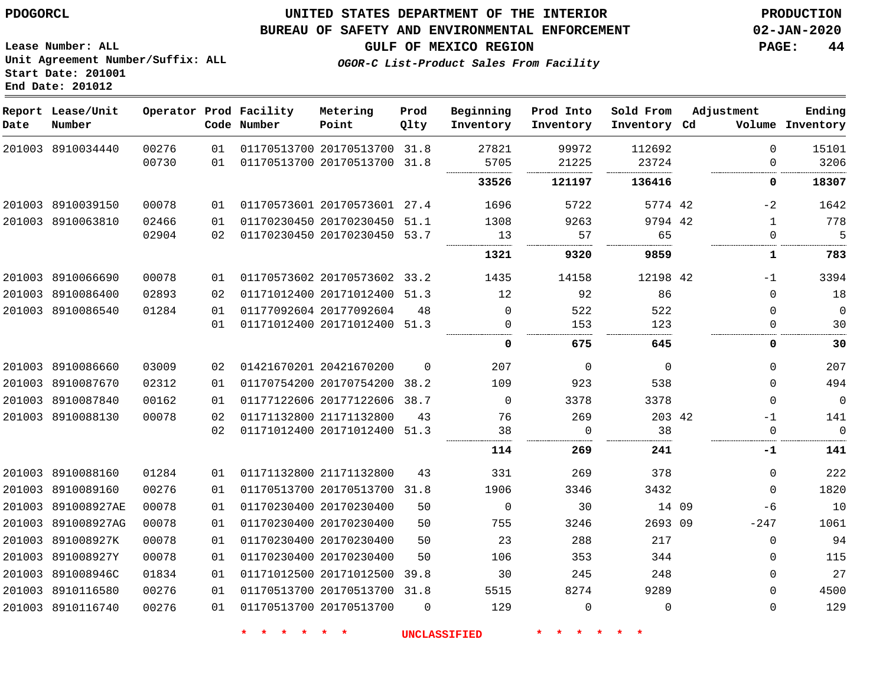# UNITED STATES DEPARTMENT OF THE INTERIOR
## BUREAU OF SAFETY AND ENVIRONMENTAL ENFORCEMENT
### GULF OF MEXICO REGION
*OGOR-C List-Product Sales From Facility*

PDOGORCL

Lease Number: ALL
Unit Agreement Number/Suffix: ALL
Start Date: 201001
End Date: 201012

PRODUCTION
02-JAN-2020

| Report Date | Lease/Unit Number | Operator | Prod Code | Facility Number | Metering Point | Prod Qlty | Beginning Inventory | Prod Into Inventory | Sold From Inventory | Adjustment Cd | Volume | Ending Inventory |
|---|---|---|---|---|---|---|---|---|---|---|---|---|
| 201003 | 8910034440 | 00276 | 01 | 01170513700 | 20170513700 | 31.8 | 27821 | 99972 | 112692 | | 0 | 15101 |
| | | 00730 | 01 | 01170513700 | 20170513700 | 31.8 | 5705 | 21225 | 23724 | | 0 | 3206 |
| | | | | | | | **33526** | **121197** | **136416** | | **0** | **18307** |
| 201003 | 8910039150 | 00078 | 01 | 01170573601 | 20170573601 | 27.4 | 1696 | 5722 | 5774 | 42 | -2 | 1642 |
| 201003 | 8910063810 | 02466 | 01 | 01170230450 | 20170230450 | 51.1 | 1308 | 9263 | 9794 | 42 | 1 | 778 |
| | | 02904 | 02 | 01170230450 | 20170230450 | 53.7 | 13 | 57 | 65 | | 0 | 5 |
| | | | | | | | **1321** | **9320** | **9859** | | **1** | **783** |
| 201003 | 8910066690 | 00078 | 01 | 01170573602 | 20170573602 | 33.2 | 1435 | 14158 | 12198 | 42 | -1 | 3394 |
| 201003 | 8910086400 | 02893 | 02 | 01171012400 | 20171012400 | 51.3 | 12 | 92 | 86 | | 0 | 18 |
| 201003 | 8910086540 | 01284 | 01 | 01177092604 | 20177092604 | 48 | 0 | 522 | 522 | | 0 | 0 |
| | | | 01 | 01171012400 | 20171012400 | 51.3 | 0 | 153 | 123 | | 0 | 30 |
| | | | | | | | **0** | **675** | **645** | | **0** | **30** |
| 201003 | 8910086660 | 03009 | 02 | 01421670201 | 20421670200 | 0 | 207 | 0 | 0 | | 0 | 207 |
| 201003 | 8910087670 | 02312 | 01 | 01170754200 | 20170754200 | 38.2 | 109 | 923 | 538 | | 0 | 494 |
| 201003 | 8910087840 | 00162 | 01 | 01177122606 | 20177122606 | 38.7 | 0 | 3378 | 3378 | | 0 | 0 |
| 201003 | 8910088130 | 00078 | 02 | 01171132800 | 21171132800 | 43 | 76 | 269 | 203 | 42 | -1 | 141 |
| | | | 02 | 01171012400 | 20171012400 | 51.3 | 38 | 0 | 38 | | 0 | 0 |
| | | | | | | | **114** | **269** | **241** | | **-1** | **141** |
| 201003 | 8910088160 | 01284 | 01 | 01171132800 | 21171132800 | 43 | 331 | 269 | 378 | | 0 | 222 |
| 201003 | 8910089160 | 00276 | 01 | 01170513700 | 20170513700 | 31.8 | 1906 | 3346 | 3432 | | 0 | 1820 |
| 201003 | 891008927AE | 00078 | 01 | 01170230400 | 20170230400 | 50 | 0 | 30 | 14 | 09 | -6 | 10 |
| 201003 | 891008927AG | 00078 | 01 | 01170230400 | 20170230400 | 50 | 755 | 3246 | 2693 | 09 | -247 | 1061 |
| 201003 | 891008927K | 00078 | 01 | 01170230400 | 20170230400 | 50 | 23 | 288 | 217 | | 0 | 94 |
| 201003 | 891008927Y | 00078 | 01 | 01170230400 | 20170230400 | 50 | 106 | 353 | 344 | | 0 | 115 |
| 201003 | 891008946C | 01834 | 01 | 01171012500 | 20171012500 | 39.8 | 30 | 245 | 248 | | 0 | 27 |
| 201003 | 8910116580 | 00276 | 01 | 01170513700 | 20170513700 | 31.8 | 5515 | 8274 | 9289 | | 0 | 4500 |
| 201003 | 8910116740 | 00276 | 01 | 01170513700 | 20170513700 | 0 | 129 | 0 | 0 | | 0 | 129 |

\* \* \* \* \* \* UNCLASSIFIED \* \* \* \* \* \*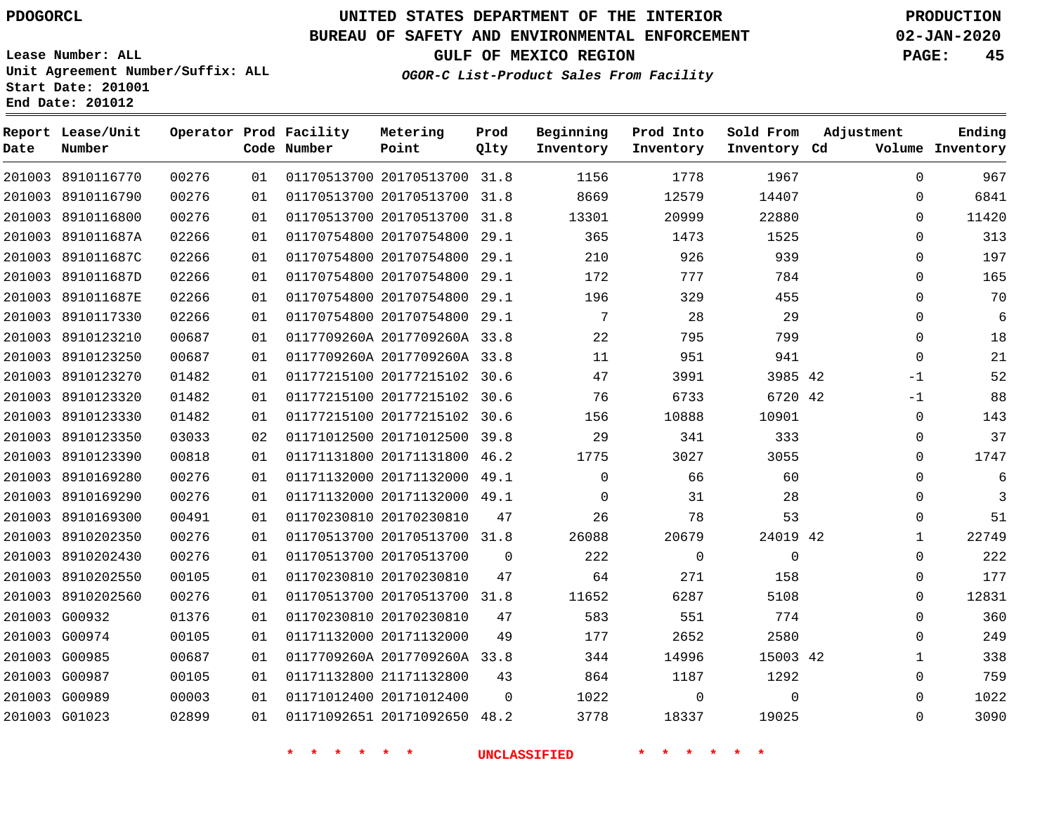# UNITED STATES DEPARTMENT OF THE INTERIOR
## BUREAU OF SAFETY AND ENVIRONMENTAL ENFORCEMENT
### GULF OF MEXICO REGION
*OGOR-C List-Product Sales From Facility*

PDOGORCL

Lease Number: ALL
Unit Agreement Number/Suffix: ALL
Start Date: 201001
End Date: 201012

PRODUCTION
02-JAN-2020

| Report Date | Lease/Unit Number | Operator | Prod Code | Facility Number | Metering Point | Prod Qlty | Beginning Inventory | Prod Into Inventory | Sold From Inventory | Adjustment Cd | Adjustment Volume | Ending Inventory |
|---|---|---|---|---|---|---|---|---|---|---|---|---|
| 201003 | 8910116770 | 00276 | 01 | 01170513700 | 20170513700 | 31.8 | 1156 | 1778 | 1967 | | 0 | 967 |
| 201003 | 8910116790 | 00276 | 01 | 01170513700 | 20170513700 | 31.8 | 8669 | 12579 | 14407 | | 0 | 6841 |
| 201003 | 8910116800 | 00276 | 01 | 01170513700 | 20170513700 | 31.8 | 13301 | 20999 | 22880 | | 0 | 11420 |
| 201003 | 891011687A | 02266 | 01 | 01170754800 | 20170754800 | 29.1 | 365 | 1473 | 1525 | | 0 | 313 |
| 201003 | 891011687C | 02266 | 01 | 01170754800 | 20170754800 | 29.1 | 210 | 926 | 939 | | 0 | 197 |
| 201003 | 891011687D | 02266 | 01 | 01170754800 | 20170754800 | 29.1 | 172 | 777 | 784 | | 0 | 165 |
| 201003 | 891011687E | 02266 | 01 | 01170754800 | 20170754800 | 29.1 | 196 | 329 | 455 | | 0 | 70 |
| 201003 | 8910117330 | 02266 | 01 | 01170754800 | 20170754800 | 29.1 | 7 | 28 | 29 | | 0 | 6 |
| 201003 | 8910123210 | 00687 | 01 | 0117709260A | 2017709260A | 33.8 | 22 | 795 | 799 | | 0 | 18 |
| 201003 | 8910123250 | 00687 | 01 | 0117709260A | 2017709260A | 33.8 | 11 | 951 | 941 | | 0 | 21 |
| 201003 | 8910123270 | 01482 | 01 | 01177215100 | 20177215102 | 30.6 | 47 | 3991 | 3985 | 42 | -1 | 52 |
| 201003 | 8910123320 | 01482 | 01 | 01177215100 | 20177215102 | 30.6 | 76 | 6733 | 6720 | 42 | -1 | 88 |
| 201003 | 8910123330 | 01482 | 01 | 01177215100 | 20177215102 | 30.6 | 156 | 10888 | 10901 | | 0 | 143 |
| 201003 | 8910123350 | 03033 | 02 | 01171012500 | 20171012500 | 39.8 | 29 | 341 | 333 | | 0 | 37 |
| 201003 | 8910123390 | 00818 | 01 | 01171131800 | 20171131800 | 46.2 | 1775 | 3027 | 3055 | | 0 | 1747 |
| 201003 | 8910169280 | 00276 | 01 | 01171132000 | 20171132000 | 49.1 | 0 | 66 | 60 | | 0 | 6 |
| 201003 | 8910169290 | 00276 | 01 | 01171132000 | 20171132000 | 49.1 | 0 | 31 | 28 | | 0 | 3 |
| 201003 | 8910169300 | 00491 | 01 | 01170230810 | 20170230810 | 47 | 26 | 78 | 53 | | 0 | 51 |
| 201003 | 8910202350 | 00276 | 01 | 01170513700 | 20170513700 | 31.8 | 26088 | 20679 | 24019 | 42 | 1 | 22749 |
| 201003 | 8910202430 | 00276 | 01 | 01170513700 | 20170513700 | 0 | 222 | 0 | 0 | | 0 | 222 |
| 201003 | 8910202550 | 00105 | 01 | 01170230810 | 20170230810 | 47 | 64 | 271 | 158 | | 0 | 177 |
| 201003 | 8910202560 | 00276 | 01 | 01170513700 | 20170513700 | 31.8 | 11652 | 6287 | 5108 | | 0 | 12831 |
| 201003 | G00932 | 01376 | 01 | 01170230810 | 20170230810 | 47 | 583 | 551 | 774 | | 0 | 360 |
| 201003 | G00974 | 00105 | 01 | 01171132000 | 20171132000 | 49 | 177 | 2652 | 2580 | | 0 | 249 |
| 201003 | G00985 | 00687 | 01 | 0117709260A | 2017709260A | 33.8 | 344 | 14996 | 15003 | 42 | 1 | 338 |
| 201003 | G00987 | 00105 | 01 | 01171132800 | 21171132800 | 43 | 864 | 1187 | 1292 | | 0 | 759 |
| 201003 | G00989 | 00003 | 01 | 01171012400 | 20171012400 | 0 | 1022 | 0 | 0 | | 0 | 1022 |
| 201003 | G01023 | 02899 | 01 | 01171092651 | 20171092650 | 48.2 | 3778 | 18337 | 19025 | | 0 | 3090 |

* * * * * * UNCLASSIFIED * * * * * *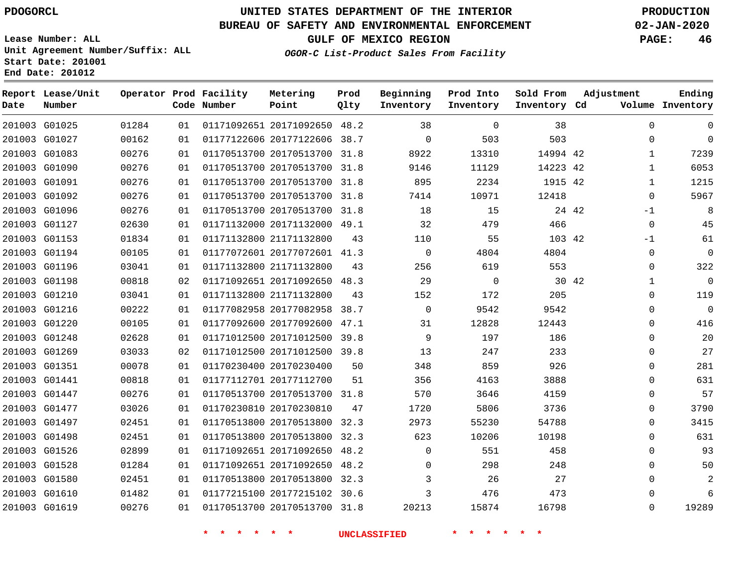PDOGORCL

Lease Number: ALL
Unit Agreement Number/Suffix: ALL
Start Date: 201001
End Date: 201012

# UNITED STATES DEPARTMENT OF THE INTERIOR
## BUREAU OF SAFETY AND ENVIRONMENTAL ENFORCEMENT
### GULF OF MEXICO REGION

*OGOR-C List-Product Sales From Facility*

PRODUCTION
02-JAN-2020

| Report Date | Lease/Unit Number | Operator | Prod Code | Facility Number | Metering Point | Prod Qlty | Beginning Inventory | Prod Into Inventory | Sold From Inventory | Adjustment Cd | Adjustment Volume | Ending Inventory |
|---|---|---|---|---|---|---|---|---|---|---|---|---|
| 201003 | G01025 | 01284 | 01 | 01171092651 | 20171092650 | 48.2 | 38 | 0 | 38 | | 0 | 0 |
| 201003 | G01027 | 00162 | 01 | 01177122606 | 20177122606 | 38.7 | 0 | 503 | 503 | | 0 | 0 |
| 201003 | G01083 | 00276 | 01 | 01170513700 | 20170513700 | 31.8 | 8922 | 13310 | 14994 | 42 | 1 | 7239 |
| 201003 | G01090 | 00276 | 01 | 01170513700 | 20170513700 | 31.8 | 9146 | 11129 | 14223 | 42 | 1 | 6053 |
| 201003 | G01091 | 00276 | 01 | 01170513700 | 20170513700 | 31.8 | 895 | 2234 | 1915 | 42 | 1 | 1215 |
| 201003 | G01092 | 00276 | 01 | 01170513700 | 20170513700 | 31.8 | 7414 | 10971 | 12418 | | 0 | 5967 |
| 201003 | G01096 | 00276 | 01 | 01170513700 | 20170513700 | 31.8 | 18 | 15 | 24 | 42 | -1 | 8 |
| 201003 | G01127 | 02630 | 01 | 01171132000 | 20171132000 | 49.1 | 32 | 479 | 466 | | 0 | 45 |
| 201003 | G01153 | 01834 | 01 | 01171132800 | 21171132800 | 43 | 110 | 55 | 103 | 42 | -1 | 61 |
| 201003 | G01194 | 00105 | 01 | 01177072601 | 20177072601 | 41.3 | 0 | 4804 | 4804 | | 0 | 0 |
| 201003 | G01196 | 03041 | 01 | 01171132800 | 21171132800 | 43 | 256 | 619 | 553 | | 0 | 322 |
| 201003 | G01198 | 00818 | 02 | 01171092651 | 20171092650 | 48.3 | 29 | 0 | 30 | 42 | 1 | 0 |
| 201003 | G01210 | 03041 | 01 | 01171132800 | 21171132800 | 43 | 152 | 172 | 205 | | 0 | 119 |
| 201003 | G01216 | 00222 | 01 | 01177082958 | 20177082958 | 38.7 | 0 | 9542 | 9542 | | 0 | 0 |
| 201003 | G01220 | 00105 | 01 | 01177092600 | 20177092600 | 47.1 | 31 | 12828 | 12443 | | 0 | 416 |
| 201003 | G01248 | 02628 | 01 | 01171012500 | 20171012500 | 39.8 | 9 | 197 | 186 | | 0 | 20 |
| 201003 | G01269 | 03033 | 02 | 01171012500 | 20171012500 | 39.8 | 13 | 247 | 233 | | 0 | 27 |
| 201003 | G01351 | 00078 | 01 | 01170230400 | 20170230400 | 50 | 348 | 859 | 926 | | 0 | 281 |
| 201003 | G01441 | 00818 | 01 | 01177112701 | 20177112700 | 51 | 356 | 4163 | 3888 | | 0 | 631 |
| 201003 | G01447 | 00276 | 01 | 01170513700 | 20170513700 | 31.8 | 570 | 3646 | 4159 | | 0 | 57 |
| 201003 | G01477 | 03026 | 01 | 01170230810 | 20170230810 | 47 | 1720 | 5806 | 3736 | | 0 | 3790 |
| 201003 | G01497 | 02451 | 01 | 01170513800 | 20170513800 | 32.3 | 2973 | 55230 | 54788 | | 0 | 3415 |
| 201003 | G01498 | 02451 | 01 | 01170513800 | 20170513800 | 32.3 | 623 | 10206 | 10198 | | 0 | 631 |
| 201003 | G01526 | 02899 | 01 | 01171092651 | 20171092650 | 48.2 | 0 | 551 | 458 | | 0 | 93 |
| 201003 | G01528 | 01284 | 01 | 01171092651 | 20171092650 | 48.2 | 0 | 298 | 248 | | 0 | 50 |
| 201003 | G01580 | 02451 | 01 | 01170513800 | 20170513800 | 32.3 | 3 | 26 | 27 | | 0 | 2 |
| 201003 | G01610 | 01482 | 01 | 01177215100 | 20177215102 | 30.6 | 3 | 476 | 473 | | 0 | 6 |
| 201003 | G01619 | 00276 | 01 | 01170513700 | 20170513700 | 31.8 | 20213 | 15874 | 16798 | | 0 | 19289 |

\* \* \* \* \* \* UNCLASSIFIED \* \* \* \* \* \*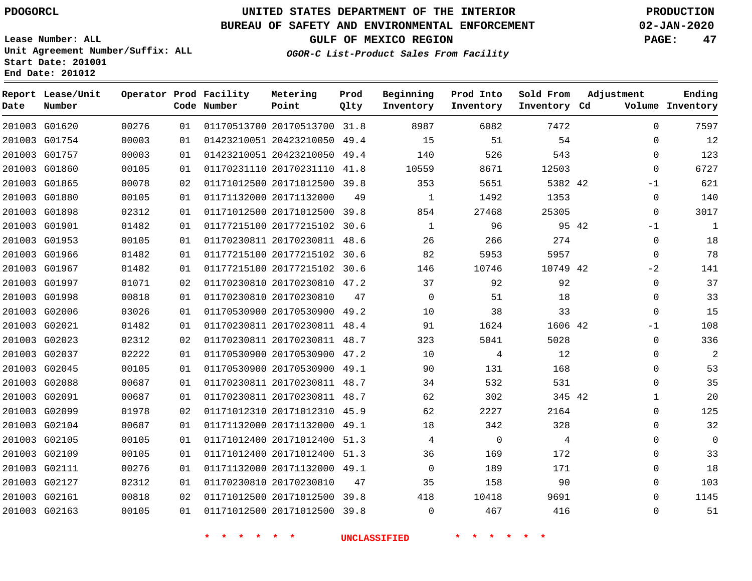PDOGORCL

# UNITED STATES DEPARTMENT OF THE INTERIOR
## BUREAU OF SAFETY AND ENVIRONMENTAL ENFORCEMENT
### GULF OF MEXICO REGION

PRODUCTION
02-JAN-2020

Lease Number: ALL
Unit Agreement Number/Suffix: ALL
Start Date: 201001
End Date: 201012

*OGOR-C List-Product Sales From Facility*

| Report Date | Lease/Unit Number | Operator | Prod Code | Facility Number | Metering Point | Prod Qlty | Beginning Inventory | Prod Into Inventory | Sold From Inventory | Adjustment Cd | Volume | Ending Inventory |
|---|---|---|---|---|---|---|---|---|---|---|---|---|
| 201003 | G01620 | 00276 | 01 | 01170513700 | 20170513700 | 31.8 | 8987 | 6082 | 7472 | | 0 | 7597 |
| 201003 | G01754 | 00003 | 01 | 01423210051 | 20423210050 | 49.4 | 15 | 51 | 54 | | 0 | 12 |
| 201003 | G01757 | 00003 | 01 | 01423210051 | 20423210050 | 49.4 | 140 | 526 | 543 | | 0 | 123 |
| 201003 | G01860 | 00105 | 01 | 01170231110 | 20170231110 | 41.8 | 10559 | 8671 | 12503 | | 0 | 6727 |
| 201003 | G01865 | 00078 | 02 | 01171012500 | 20171012500 | 39.8 | 353 | 5651 | 5382 | 42 | -1 | 621 |
| 201003 | G01880 | 00105 | 01 | 01171132000 | 20171132000 | 49 | 1 | 1492 | 1353 | | 0 | 140 |
| 201003 | G01898 | 02312 | 01 | 01171012500 | 20171012500 | 39.8 | 854 | 27468 | 25305 | | 0 | 3017 |
| 201003 | G01901 | 01482 | 01 | 01177215100 | 20177215102 | 30.6 | 1 | 96 | 95 | 42 | -1 | 1 |
| 201003 | G01953 | 00105 | 01 | 01170230811 | 20170230811 | 48.6 | 26 | 266 | 274 | | 0 | 18 |
| 201003 | G01966 | 01482 | 01 | 01177215100 | 20177215102 | 30.6 | 82 | 5953 | 5957 | | 0 | 78 |
| 201003 | G01967 | 01482 | 01 | 01177215100 | 20177215102 | 30.6 | 146 | 10746 | 10749 | 42 | -2 | 141 |
| 201003 | G01997 | 01071 | 02 | 01170230810 | 20170230810 | 47.2 | 37 | 92 | 92 | | 0 | 37 |
| 201003 | G01998 | 00818 | 01 | 01170230810 | 20170230810 | 47 | 0 | 51 | 18 | | 0 | 33 |
| 201003 | G02006 | 03026 | 01 | 01170530900 | 20170530900 | 49.2 | 10 | 38 | 33 | | 0 | 15 |
| 201003 | G02021 | 01482 | 01 | 01170230811 | 20170230811 | 48.4 | 91 | 1624 | 1606 | 42 | -1 | 108 |
| 201003 | G02023 | 02312 | 02 | 01170230811 | 20170230811 | 48.7 | 323 | 5041 | 5028 | | 0 | 336 |
| 201003 | G02037 | 02222 | 01 | 01170530900 | 20170530900 | 47.2 | 10 | 4 | 12 | | 0 | 2 |
| 201003 | G02045 | 00105 | 01 | 01170530900 | 20170530900 | 49.1 | 90 | 131 | 168 | | 0 | 53 |
| 201003 | G02088 | 00687 | 01 | 01170230811 | 20170230811 | 48.7 | 34 | 532 | 531 | | 0 | 35 |
| 201003 | G02091 | 00687 | 01 | 01170230811 | 20170230811 | 48.7 | 62 | 302 | 345 | 42 | 1 | 20 |
| 201003 | G02099 | 01978 | 02 | 01171012310 | 20171012310 | 45.9 | 62 | 2227 | 2164 | | 0 | 125 |
| 201003 | G02104 | 00687 | 01 | 01171132000 | 20171132000 | 49.1 | 18 | 342 | 328 | | 0 | 32 |
| 201003 | G02105 | 00105 | 01 | 01171012400 | 20171012400 | 51.3 | 4 | 0 | 4 | | 0 | 0 |
| 201003 | G02109 | 00105 | 01 | 01171012400 | 20171012400 | 51.3 | 36 | 169 | 172 | | 0 | 33 |
| 201003 | G02111 | 00276 | 01 | 01171132000 | 20171132000 | 49.1 | 0 | 189 | 171 | | 0 | 18 |
| 201003 | G02127 | 02312 | 01 | 01170230810 | 20170230810 | 47 | 35 | 158 | 90 | | 0 | 103 |
| 201003 | G02161 | 00818 | 02 | 01171012500 | 20171012500 | 39.8 | 418 | 10418 | 9691 | | 0 | 1145 |
| 201003 | G02163 | 00105 | 01 | 01171012500 | 20171012500 | 39.8 | 0 | 467 | 416 | | 0 | 51 |

* * * * * * UNCLASSIFIED * * * * * *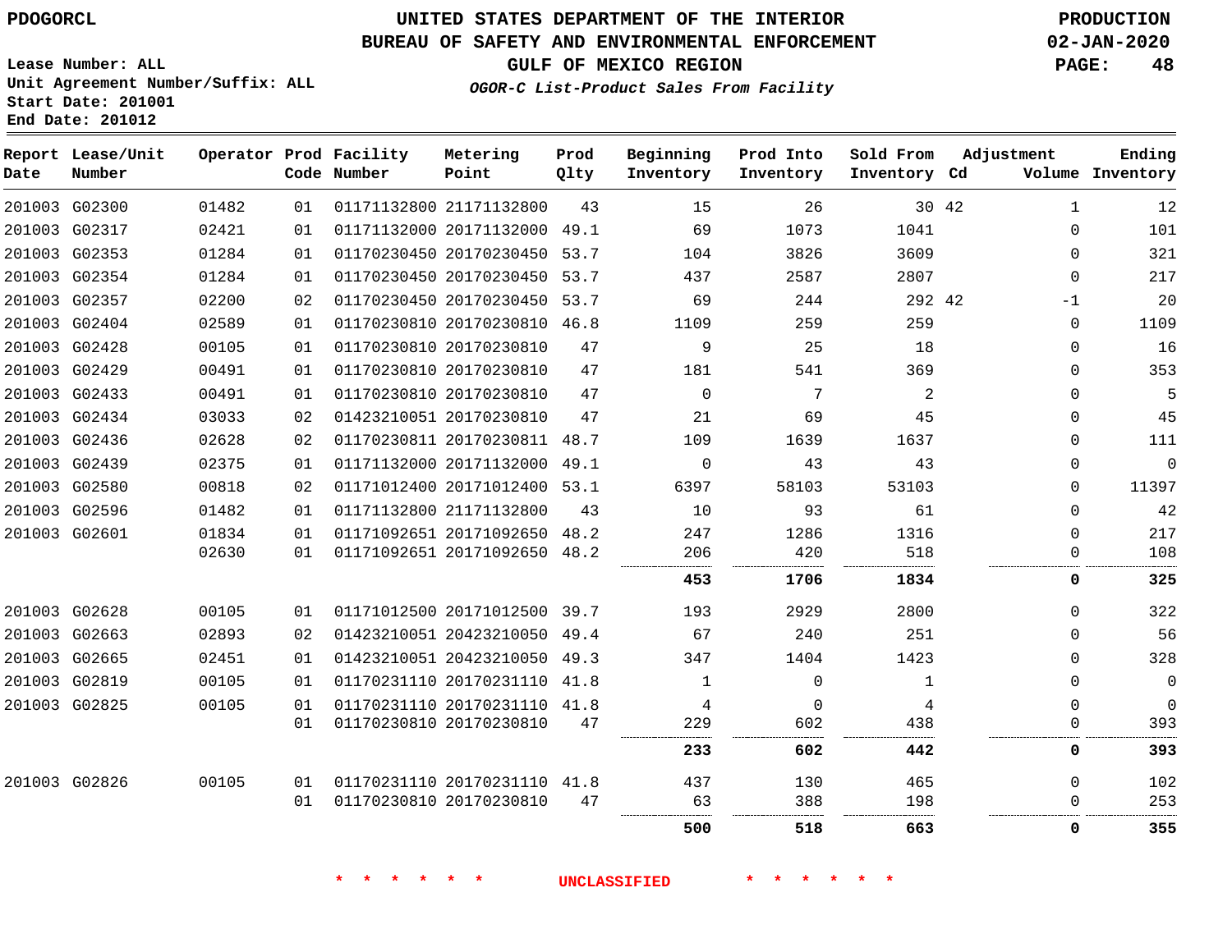PDOGORCL

# UNITED STATES DEPARTMENT OF THE INTERIOR
## BUREAU OF SAFETY AND ENVIRONMENTAL ENFORCEMENT
### GULF OF MEXICO REGION
*OGOR-C List-Product Sales From Facility*

PRODUCTION
02-JAN-2020

Lease Number: ALL
Unit Agreement Number/Suffix: ALL
Start Date: 201001
End Date: 201012

| Report Date | Lease/Unit Number | Operator | Prod Code | Facility Number | Metering Point | Prod Qlty | Beginning Inventory | Prod Into Inventory | Sold From Inventory | Adjustment Cd | Adjustment Volume | Ending Inventory |
|---|---|---|---|---|---|---|---|---|---|---|---|---|
| 201003 | G02300 | 01482 | 01 | 01171132800 | 21171132800 | 43 | 15 | 26 | 30 | 42 | 1 | 12 |
| 201003 | G02317 | 02421 | 01 | 01171132000 | 20171132000 | 49.1 | 69 | 1073 | 1041 | | 0 | 101 |
| 201003 | G02353 | 01284 | 01 | 01170230450 | 20170230450 | 53.7 | 104 | 3826 | 3609 | | 0 | 321 |
| 201003 | G02354 | 01284 | 01 | 01170230450 | 20170230450 | 53.7 | 437 | 2587 | 2807 | | 0 | 217 |
| 201003 | G02357 | 02200 | 02 | 01170230450 | 20170230450 | 53.7 | 69 | 244 | 292 | 42 | -1 | 20 |
| 201003 | G02404 | 02589 | 01 | 01170230810 | 20170230810 | 46.8 | 1109 | 259 | 259 | | 0 | 1109 |
| 201003 | G02428 | 00105 | 01 | 01170230810 | 20170230810 | 47 | 9 | 25 | 18 | | 0 | 16 |
| 201003 | G02429 | 00491 | 01 | 01170230810 | 20170230810 | 47 | 181 | 541 | 369 | | 0 | 353 |
| 201003 | G02433 | 00491 | 01 | 01170230810 | 20170230810 | 47 | 0 | 7 | 2 | | 0 | 5 |
| 201003 | G02434 | 03033 | 02 | 01423210051 | 20170230810 | 47 | 21 | 69 | 45 | | 0 | 45 |
| 201003 | G02436 | 02628 | 02 | 01170230811 | 20170230811 | 48.7 | 109 | 1639 | 1637 | | 0 | 111 |
| 201003 | G02439 | 02375 | 01 | 01171132000 | 20171132000 | 49.1 | 0 | 43 | 43 | | 0 | 0 |
| 201003 | G02580 | 00818 | 02 | 01171012400 | 20171012400 | 53.1 | 6397 | 58103 | 53103 | | 0 | 11397 |
| 201003 | G02596 | 01482 | 01 | 01171132800 | 21171132800 | 43 | 10 | 93 | 61 | | 0 | 42 |
| 201003 | G02601 | 01834 | 01 | 01171092651 | 20171092650 | 48.2 | 247 | 1286 | 1316 | | 0 | 217 |
| | | 02630 | 01 | 01171092651 | 20171092650 | 48.2 | 206 | 420 | 518 | | 0 | 108 |
| | | | | | | | **453** | **1706** | **1834** | | **0** | **325** |
| 201003 | G02628 | 00105 | 01 | 01171012500 | 20171012500 | 39.7 | 193 | 2929 | 2800 | | 0 | 322 |
| 201003 | G02663 | 02893 | 02 | 01423210051 | 20423210050 | 49.4 | 67 | 240 | 251 | | 0 | 56 |
| 201003 | G02665 | 02451 | 01 | 01423210051 | 20423210050 | 49.3 | 347 | 1404 | 1423 | | 0 | 328 |
| 201003 | G02819 | 00105 | 01 | 01170231110 | 20170231110 | 41.8 | 1 | 0 | 1 | | 0 | 0 |
| 201003 | G02825 | 00105 | 01 | 01170231110 | 20170231110 | 41.8 | 4 | 0 | 4 | | 0 | 0 |
| | | | 01 | 01170230810 | 20170230810 | 47 | 229 | 602 | 438 | | 0 | 393 |
| | | | | | | | **233** | **602** | **442** | | **0** | **393** |
| 201003 | G02826 | 00105 | 01 | 01170231110 | 20170231110 | 41.8 | 437 | 130 | 465 | | 0 | 102 |
| | | | 01 | 01170230810 | 20170230810 | 47 | 63 | 388 | 198 | | 0 | 253 |
| | | | | | | | **500** | **518** | **663** | | **0** | **355** |

\* \* \* \* \* \* UNCLASSIFIED \* \* \* \* \* \*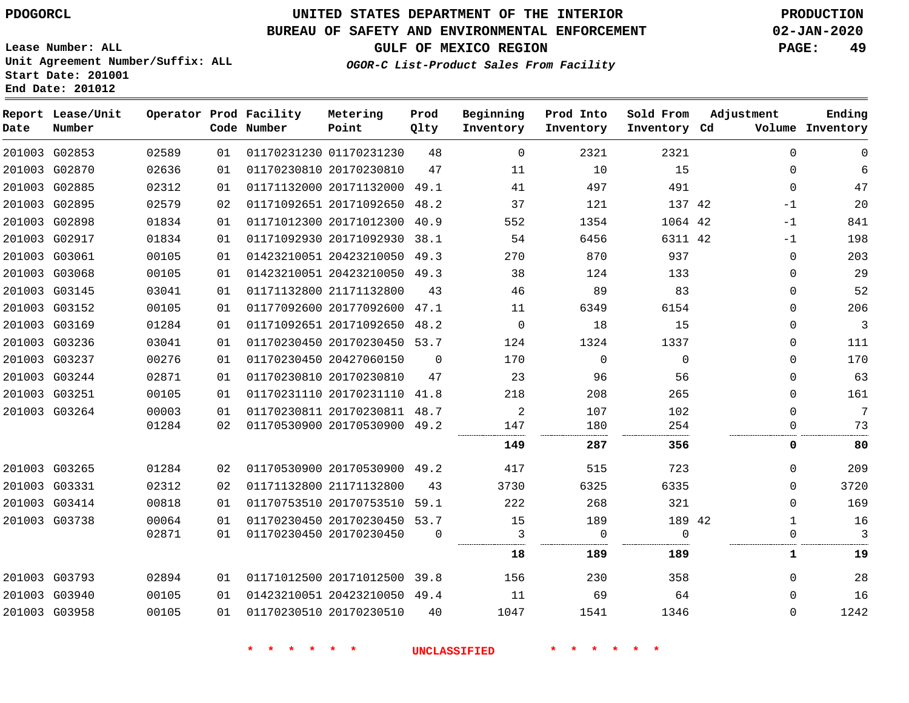# UNITED STATES DEPARTMENT OF THE INTERIOR
## BUREAU OF SAFETY AND ENVIRONMENTAL ENFORCEMENT
### GULF OF MEXICO REGION
*OGOR-C List-Product Sales From Facility*

PDOGORCL

Lease Number: ALL
Unit Agreement Number/Suffix: ALL
Start Date: 201001
End Date: 201012

PRODUCTION
02-JAN-2020

| Report Date | Lease/Unit Number | Operator | Prod Code | Facility Number | Metering Point | Prod Qlty | Beginning Inventory | Prod Into Inventory | Sold From Inventory | Adjustment Cd | Adjustment Volume | Ending Inventory |
|---|---|---|---|---|---|---|---|---|---|---|---|---|
| 201003 | G02853 | 02589 | 01 | 01170231230 | 01170231230 | 48 | 0 | 2321 | 2321 | | 0 | 0 |
| 201003 | G02870 | 02636 | 01 | 01170230810 | 20170230810 | 47 | 11 | 10 | 15 | | 0 | 6 |
| 201003 | G02885 | 02312 | 01 | 01171132000 | 20171132000 | 49.1 | 41 | 497 | 491 | | 0 | 47 |
| 201003 | G02895 | 02579 | 02 | 01171092651 | 20171092650 | 48.2 | 37 | 121 | 137 | 42 | -1 | 20 |
| 201003 | G02898 | 01834 | 01 | 01171012300 | 20171012300 | 40.9 | 552 | 1354 | 1064 | 42 | -1 | 841 |
| 201003 | G02917 | 01834 | 01 | 01171092930 | 20171092930 | 38.1 | 54 | 6456 | 6311 | 42 | -1 | 198 |
| 201003 | G03061 | 00105 | 01 | 01423210051 | 20423210050 | 49.3 | 270 | 870 | 937 | | 0 | 203 |
| 201003 | G03068 | 00105 | 01 | 01423210051 | 20423210050 | 49.3 | 38 | 124 | 133 | | 0 | 29 |
| 201003 | G03145 | 03041 | 01 | 01171132800 | 21171132800 | 43 | 46 | 89 | 83 | | 0 | 52 |
| 201003 | G03152 | 00105 | 01 | 01177092600 | 20177092600 | 47.1 | 11 | 6349 | 6154 | | 0 | 206 |
| 201003 | G03169 | 01284 | 01 | 01171092651 | 20171092650 | 48.2 | 0 | 18 | 15 | | 0 | 3 |
| 201003 | G03236 | 03041 | 01 | 01170230450 | 20170230450 | 53.7 | 124 | 1324 | 1337 | | 0 | 111 |
| 201003 | G03237 | 00276 | 01 | 01170230450 | 20427060150 | 0 | 170 | 0 | 0 | | 0 | 170 |
| 201003 | G03244 | 02871 | 01 | 01170230810 | 20170230810 | 47 | 23 | 96 | 56 | | 0 | 63 |
| 201003 | G03251 | 00105 | 01 | 01170231110 | 20170231110 | 41.8 | 218 | 208 | 265 | | 0 | 161 |
| 201003 | G03264 | 00003 | 01 | 01170230811 | 20170230811 | 48.7 | 2 | 107 | 102 | | 0 | 7 |
| | | 01284 | 02 | 01170530900 | 20170530900 | 49.2 | 147 | 180 | 254 | | 0 | 73 |
| | | | | | | | **149** | **287** | **356** | | **0** | **80** |
| 201003 | G03265 | 01284 | 02 | 01170530900 | 20170530900 | 49.2 | 417 | 515 | 723 | | 0 | 209 |
| 201003 | G03331 | 02312 | 02 | 01171132800 | 21171132800 | 43 | 3730 | 6325 | 6335 | | 0 | 3720 |
| 201003 | G03414 | 00818 | 01 | 01170753510 | 20170753510 | 59.1 | 222 | 268 | 321 | | 0 | 169 |
| 201003 | G03738 | 00064 | 01 | 01170230450 | 20170230450 | 53.7 | 15 | 189 | 189 | 42 | 1 | 16 |
| | | 02871 | 01 | 01170230450 | 20170230450 | 0 | 3 | 0 | 0 | | 0 | 3 |
| | | | | | | | **18** | **189** | **189** | | **1** | **19** |
| 201003 | G03793 | 02894 | 01 | 01171012500 | 20171012500 | 39.8 | 156 | 230 | 358 | | 0 | 28 |
| 201003 | G03940 | 00105 | 01 | 01423210051 | 20423210050 | 49.4 | 11 | 69 | 64 | | 0 | 16 |
| 201003 | G03958 | 00105 | 01 | 01170230510 | 20170230510 | 40 | 1047 | 1541 | 1346 | | 0 | 1242 |

\* \* \* \* \* \* UNCLASSIFIED \* \* \* \* \* \*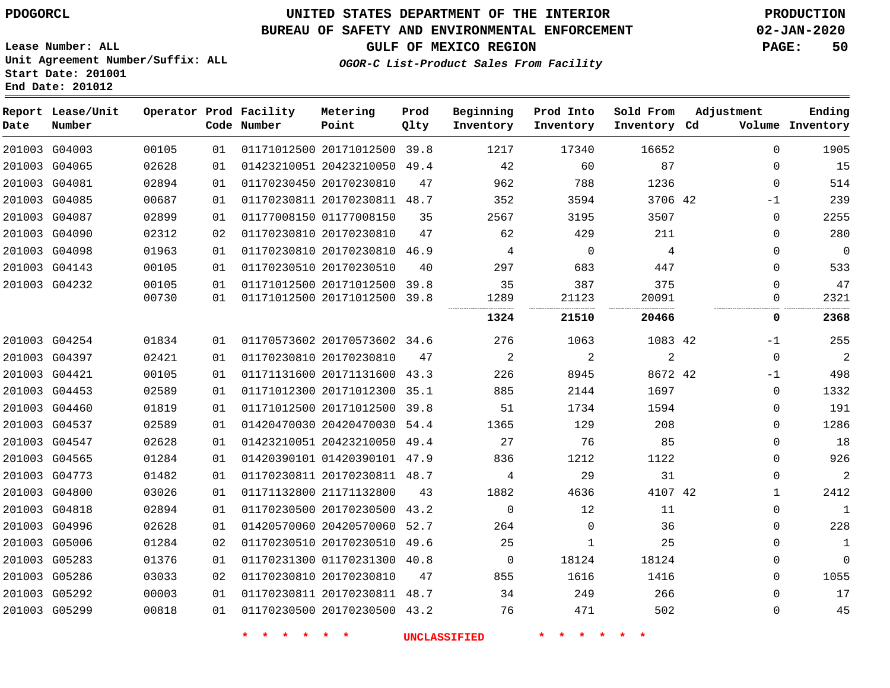PDOGORCL

# UNITED STATES DEPARTMENT OF THE INTERIOR
## BUREAU OF SAFETY AND ENVIRONMENTAL ENFORCEMENT
## GULF OF MEXICO REGION

*OGOR-C List-Product Sales From Facility*

PRODUCTION
02-JAN-2020

Lease Number: ALL
Unit Agreement Number/Suffix: ALL
Start Date: 201001
End Date: 201012

| Report Date | Lease/Unit Number | Operator | Prod Code | Facility Number | Metering Point | Prod Qlty | Beginning Inventory | Prod Into Inventory | Sold From Inventory | Adjustment Cd | Volume | Ending Inventory |
|---|---|---|---|---|---|---|---|---|---|---|---|---|
| 201003 | G04003 | 00105 | 01 | 01171012500 | 20171012500 | 39.8 | 1217 | 17340 | 16652 | | 0 | 1905 |
| 201003 | G04065 | 02628 | 01 | 01423210051 | 20423210050 | 49.4 | 42 | 60 | 87 | | 0 | 15 |
| 201003 | G04081 | 02894 | 01 | 01170230450 | 20170230810 | 47 | 962 | 788 | 1236 | | 0 | 514 |
| 201003 | G04085 | 00687 | 01 | 01170230811 | 20170230811 | 48.7 | 352 | 3594 | 3706 | 42 | -1 | 239 |
| 201003 | G04087 | 02899 | 01 | 01177008150 | 01177008150 | 35 | 2567 | 3195 | 3507 | | 0 | 2255 |
| 201003 | G04090 | 02312 | 02 | 01170230810 | 20170230810 | 47 | 62 | 429 | 211 | | 0 | 280 |
| 201003 | G04098 | 01963 | 01 | 01170230810 | 20170230810 | 46.9 | 4 | 0 | 4 | | 0 | 0 |
| 201003 | G04143 | 00105 | 01 | 01170230510 | 20170230510 | 40 | 297 | 683 | 447 | | 0 | 533 |
| 201003 | G04232 | 00105 | 01 | 01171012500 | 20171012500 | 39.8 | 35 | 387 | 375 | | 0 | 47 |
| | | 00730 | 01 | 01171012500 | 20171012500 | 39.8 | 1289 | 21123 | 20091 | | 0 | 2321 |
| | | | | | | | **1324** | **21510** | **20466** | | **0** | **2368** |
| 201003 | G04254 | 01834 | 01 | 01170573602 | 20170573602 | 34.6 | 276 | 1063 | 1083 | 42 | -1 | 255 |
| 201003 | G04397 | 02421 | 01 | 01170230810 | 20170230810 | 47 | 2 | 2 | 2 | | 0 | 2 |
| 201003 | G04421 | 00105 | 01 | 01171131600 | 20171131600 | 43.3 | 226 | 8945 | 8672 | 42 | -1 | 498 |
| 201003 | G04453 | 02589 | 01 | 01171012300 | 20171012300 | 35.1 | 885 | 2144 | 1697 | | 0 | 1332 |
| 201003 | G04460 | 01819 | 01 | 01171012500 | 20171012500 | 39.8 | 51 | 1734 | 1594 | | 0 | 191 |
| 201003 | G04537 | 02589 | 01 | 01420470030 | 20420470030 | 54.4 | 1365 | 129 | 208 | | 0 | 1286 |
| 201003 | G04547 | 02628 | 01 | 01423210051 | 20423210050 | 49.4 | 27 | 76 | 85 | | 0 | 18 |
| 201003 | G04565 | 01284 | 01 | 01420390101 | 01420390101 | 47.9 | 836 | 1212 | 1122 | | 0 | 926 |
| 201003 | G04773 | 01482 | 01 | 01170230811 | 20170230811 | 48.7 | 4 | 29 | 31 | | 0 | 2 |
| 201003 | G04800 | 03026 | 01 | 01171132800 | 21171132800 | 43 | 1882 | 4636 | 4107 | 42 | 1 | 2412 |
| 201003 | G04818 | 02894 | 01 | 01170230500 | 20170230500 | 43.2 | 0 | 12 | 11 | | 0 | 1 |
| 201003 | G04996 | 02628 | 01 | 01420570060 | 20420570060 | 52.7 | 264 | 0 | 36 | | 0 | 228 |
| 201003 | G05006 | 01284 | 02 | 01170230510 | 20170230510 | 49.6 | 25 | 1 | 25 | | 0 | 1 |
| 201003 | G05283 | 01376 | 01 | 01170231300 | 01170231300 | 40.8 | 0 | 18124 | 18124 | | 0 | 0 |
| 201003 | G05286 | 03033 | 02 | 01170230810 | 20170230810 | 47 | 855 | 1616 | 1416 | | 0 | 1055 |
| 201003 | G05292 | 00003 | 01 | 01170230811 | 20170230811 | 48.7 | 34 | 249 | 266 | | 0 | 17 |
| 201003 | G05299 | 00818 | 01 | 01170230500 | 20170230500 | 43.2 | 76 | 471 | 502 | | 0 | 45 |

* * * * * * UNCLASSIFIED * * * * * *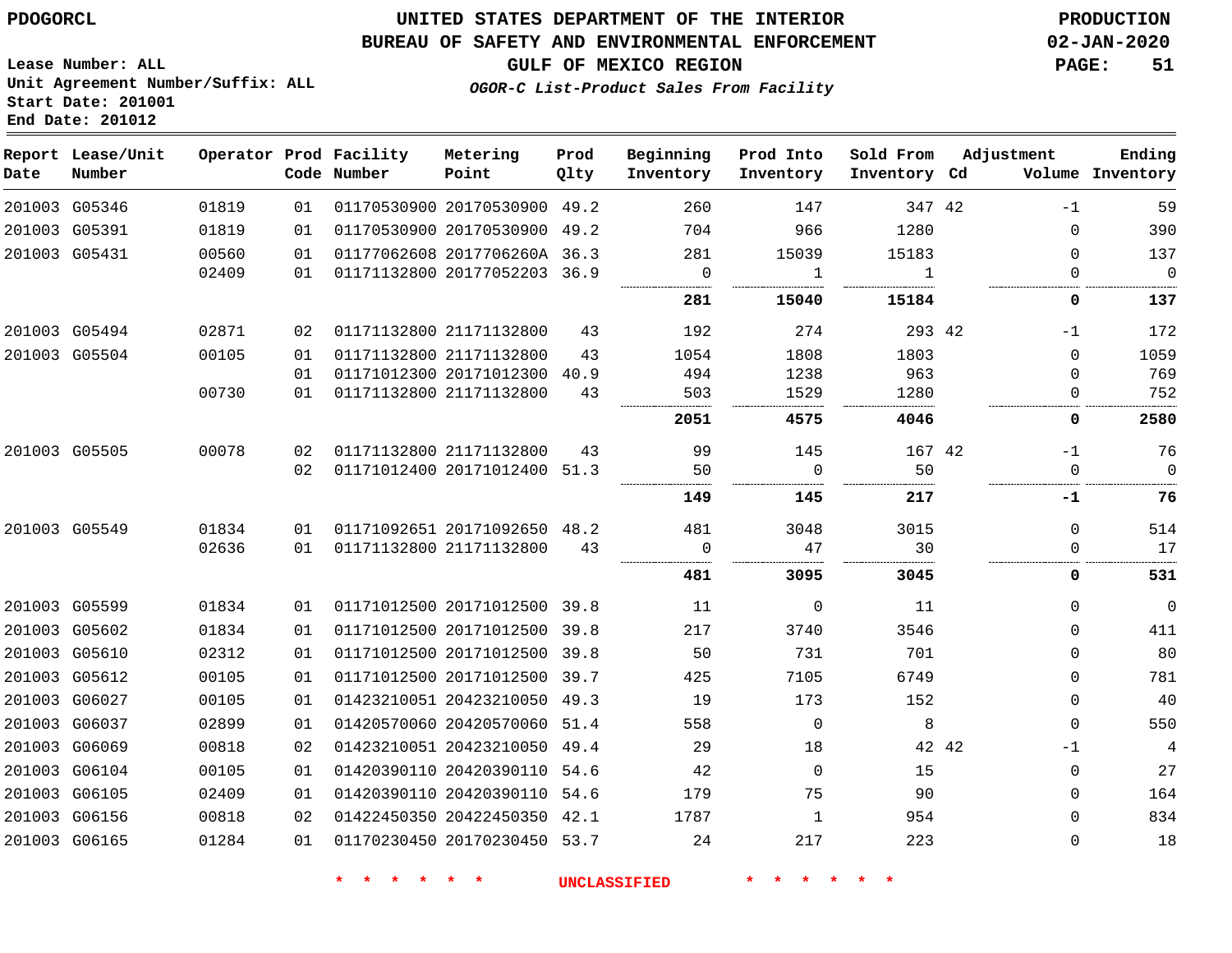PDOGORCL

# UNITED STATES DEPARTMENT OF THE INTERIOR
## BUREAU OF SAFETY AND ENVIRONMENTAL ENFORCEMENT
### GULF OF MEXICO REGION
*OGOR-C List-Product Sales From Facility*

PRODUCTION
02-JAN-2020

Lease Number: ALL
Unit Agreement Number/Suffix: ALL
Start Date: 201001
End Date: 201012

| Report Date | Lease/Unit Number | Operator | Prod Code | Facility Number | Metering Point | Prod Qlty | Beginning Inventory | Prod Into Inventory | Sold From Inventory | Adjustment Cd | Adjustment Volume | Ending Inventory |
|---|---|---|---|---|---|---|---|---|---|---|---|---|
| 201003 | G05346 | 01819 | 01 | 01170530900 | 20170530900 | 49.2 | 260 | 147 | 347 | 42 | -1 | 59 |
| 201003 | G05391 | 01819 | 01 | 01170530900 | 20170530900 | 49.2 | 704 | 966 | 1280 | | 0 | 390 |
| 201003 | G05431 | 00560 | 01 | 01177062608 | 2017706260A | 36.3 | 281 | 15039 | 15183 | | 0 | 137 |
| | | 02409 | 01 | 01171132800 | 20177052203 | 36.9 | 0 | 1 | 1 | | 0 | 0 |
| | | | | | | | **281** | **15040** | **15184** | | **0** | **137** |
| 201003 | G05494 | 02871 | 02 | 01171132800 | 21171132800 | 43 | 192 | 274 | 293 | 42 | -1 | 172 |
| 201003 | G05504 | 00105 | 01 | 01171132800 | 21171132800 | 43 | 1054 | 1808 | 1803 | | 0 | 1059 |
| | | | 01 | 01171012300 | 20171012300 | 40.9 | 494 | 1238 | 963 | | 0 | 769 |
| | | 00730 | 01 | 01171132800 | 21171132800 | 43 | 503 | 1529 | 1280 | | 0 | 752 |
| | | | | | | | **2051** | **4575** | **4046** | | **0** | **2580** |
| 201003 | G05505 | 00078 | 02 | 01171132800 | 21171132800 | 43 | 99 | 145 | 167 | 42 | -1 | 76 |
| | | | 02 | 01171012400 | 20171012400 | 51.3 | 50 | 0 | 50 | | 0 | 0 |
| | | | | | | | **149** | **145** | **217** | | **-1** | **76** |
| 201003 | G05549 | 01834 | 01 | 01171092651 | 20171092650 | 48.2 | 481 | 3048 | 3015 | | 0 | 514 |
| | | 02636 | 01 | 01171132800 | 21171132800 | 43 | 0 | 47 | 30 | | 0 | 17 |
| | | | | | | | **481** | **3095** | **3045** | | **0** | **531** |
| 201003 | G05599 | 01834 | 01 | 01171012500 | 20171012500 | 39.8 | 11 | 0 | 11 | | 0 | 0 |
| 201003 | G05602 | 01834 | 01 | 01171012500 | 20171012500 | 39.8 | 217 | 3740 | 3546 | | 0 | 411 |
| 201003 | G05610 | 02312 | 01 | 01171012500 | 20171012500 | 39.8 | 50 | 731 | 701 | | 0 | 80 |
| 201003 | G05612 | 00105 | 01 | 01171012500 | 20171012500 | 39.7 | 425 | 7105 | 6749 | | 0 | 781 |
| 201003 | G06027 | 00105 | 01 | 01423210051 | 20423210050 | 49.3 | 19 | 173 | 152 | | 0 | 40 |
| 201003 | G06037 | 02899 | 01 | 01420570060 | 20420570060 | 51.4 | 558 | 0 | 8 | | 0 | 550 |
| 201003 | G06069 | 00818 | 02 | 01423210051 | 20423210050 | 49.4 | 29 | 18 | 42 | 42 | -1 | 4 |
| 201003 | G06104 | 00105 | 01 | 01420390110 | 20420390110 | 54.6 | 42 | 0 | 15 | | 0 | 27 |
| 201003 | G06105 | 02409 | 01 | 01420390110 | 20420390110 | 54.6 | 179 | 75 | 90 | | 0 | 164 |
| 201003 | G06156 | 00818 | 02 | 01422450350 | 20422450350 | 42.1 | 1787 | 1 | 954 | | 0 | 834 |
| 201003 | G06165 | 01284 | 01 | 01170230450 | 20170230450 | 53.7 | 24 | 217 | 223 | | 0 | 18 |

* * * * * * UNCLASSIFIED * * * * * *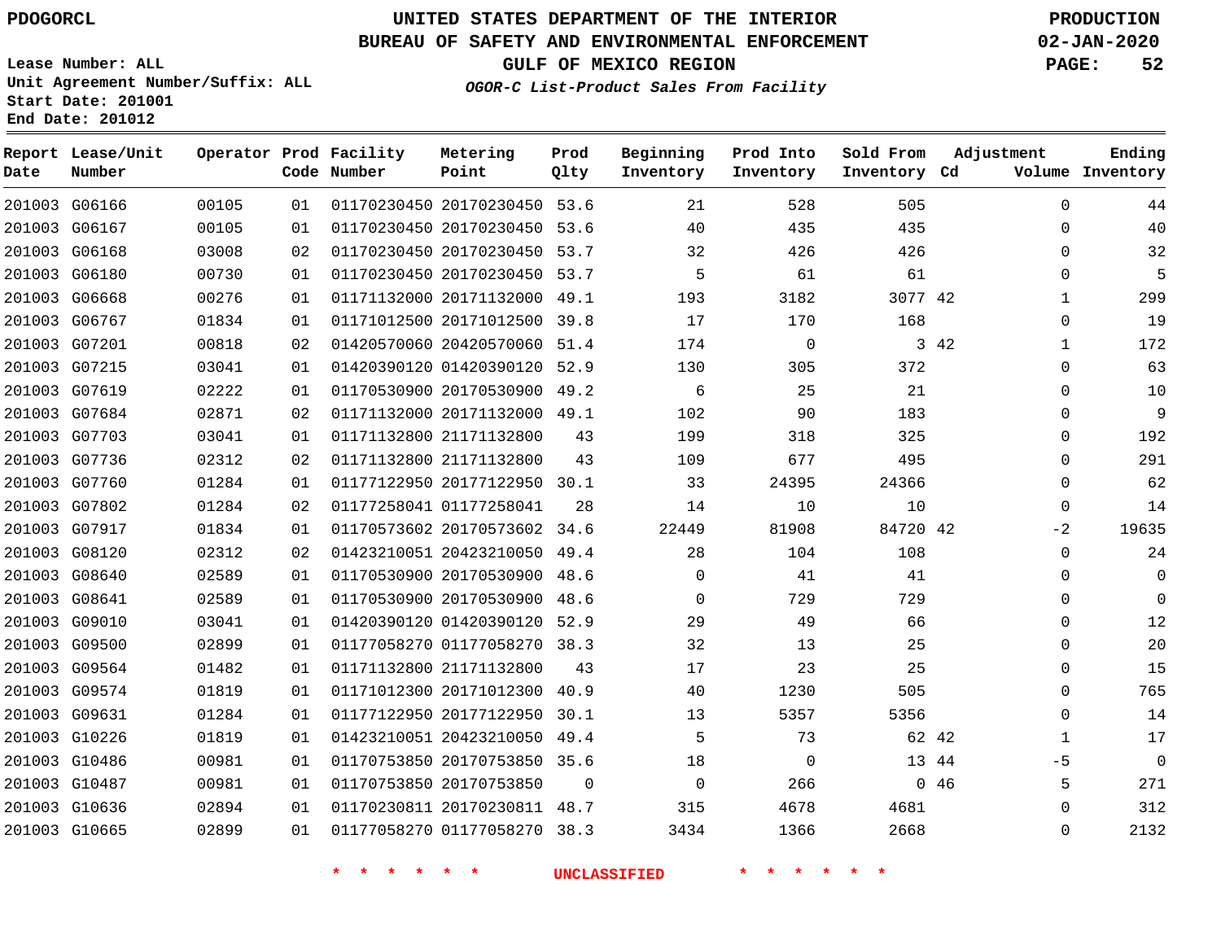PDOGORCL

# UNITED STATES DEPARTMENT OF THE INTERIOR
## BUREAU OF SAFETY AND ENVIRONMENTAL ENFORCEMENT
## GULF OF MEXICO REGION
### *OGOR-C List-Product Sales From Facility*

PRODUCTION
02-JAN-2020

Lease Number: ALL
Unit Agreement Number/Suffix: ALL
Start Date: 201001
End Date: 201012

| Report Date | Lease/Unit Number | Operator | Prod Code | Facility Number | Metering Point | Prod Qlty | Beginning Inventory | Prod Into Inventory | Sold From Inventory | Adjustment Cd | Adjustment Volume | Ending Inventory |
|---|---|---|---|---|---|---|---|---|---|---|---|---|
| 201003 | G06166 | 00105 | 01 | 01170230450 | 20170230450 | 53.6 | 21 | 528 | 505 | | 0 | 44 |
| 201003 | G06167 | 00105 | 01 | 01170230450 | 20170230450 | 53.6 | 40 | 435 | 435 | | 0 | 40 |
| 201003 | G06168 | 03008 | 02 | 01170230450 | 20170230450 | 53.7 | 32 | 426 | 426 | | 0 | 32 |
| 201003 | G06180 | 00730 | 01 | 01170230450 | 20170230450 | 53.7 | 5 | 61 | 61 | | 0 | 5 |
| 201003 | G06668 | 00276 | 01 | 01171132000 | 20171132000 | 49.1 | 193 | 3182 | 3077 | 42 | 1 | 299 |
| 201003 | G06767 | 01834 | 01 | 01171012500 | 20171012500 | 39.8 | 17 | 170 | 168 | | 0 | 19 |
| 201003 | G07201 | 00818 | 02 | 01420570060 | 20420570060 | 51.4 | 174 | 0 | 3 | 42 | 1 | 172 |
| 201003 | G07215 | 03041 | 01 | 01420390120 | 01420390120 | 52.9 | 130 | 305 | 372 | | 0 | 63 |
| 201003 | G07619 | 02222 | 01 | 01170530900 | 20170530900 | 49.2 | 6 | 25 | 21 | | 0 | 10 |
| 201003 | G07684 | 02871 | 02 | 01171132000 | 20171132000 | 49.1 | 102 | 90 | 183 | | 0 | 9 |
| 201003 | G07703 | 03041 | 01 | 01171132800 | 21171132800 | 43 | 199 | 318 | 325 | | 0 | 192 |
| 201003 | G07736 | 02312 | 02 | 01171132800 | 21171132800 | 43 | 109 | 677 | 495 | | 0 | 291 |
| 201003 | G07760 | 01284 | 01 | 01177122950 | 20177122950 | 30.1 | 33 | 24395 | 24366 | | 0 | 62 |
| 201003 | G07802 | 01284 | 02 | 01177258041 | 01177258041 | 28 | 14 | 10 | 10 | | 0 | 14 |
| 201003 | G07917 | 01834 | 01 | 01170573602 | 20170573602 | 34.6 | 22449 | 81908 | 84720 | 42 | -2 | 19635 |
| 201003 | G08120 | 02312 | 02 | 01423210051 | 20423210050 | 49.4 | 28 | 104 | 108 | | 0 | 24 |
| 201003 | G08640 | 02589 | 01 | 01170530900 | 20170530900 | 48.6 | 0 | 41 | 41 | | 0 | 0 |
| 201003 | G08641 | 02589 | 01 | 01170530900 | 20170530900 | 48.6 | 0 | 729 | 729 | | 0 | 0 |
| 201003 | G09010 | 03041 | 01 | 01420390120 | 01420390120 | 52.9 | 29 | 49 | 66 | | 0 | 12 |
| 201003 | G09500 | 02899 | 01 | 01177058270 | 01177058270 | 38.3 | 32 | 13 | 25 | | 0 | 20 |
| 201003 | G09564 | 01482 | 01 | 01171132800 | 21171132800 | 43 | 17 | 23 | 25 | | 0 | 15 |
| 201003 | G09574 | 01819 | 01 | 01171012300 | 20171012300 | 40.9 | 40 | 1230 | 505 | | 0 | 765 |
| 201003 | G09631 | 01284 | 01 | 01177122950 | 20177122950 | 30.1 | 13 | 5357 | 5356 | | 0 | 14 |
| 201003 | G10226 | 01819 | 01 | 01423210051 | 20423210050 | 49.4 | 5 | 73 | 62 | 42 | 1 | 17 |
| 201003 | G10486 | 00981 | 01 | 01170753850 | 20170753850 | 35.6 | 18 | 0 | 13 | 44 | -5 | 0 |
| 201003 | G10487 | 00981 | 01 | 01170753850 | 20170753850 | 0 | 0 | 266 | 0 | 46 | 5 | 271 |
| 201003 | G10636 | 02894 | 01 | 01170230811 | 20170230811 | 48.7 | 315 | 4678 | 4681 | | 0 | 312 |
| 201003 | G10665 | 02899 | 01 | 01177058270 | 01177058270 | 38.3 | 3434 | 1366 | 2668 | | 0 | 2132 |

* * * * * * UNCLASSIFIED * * * * * *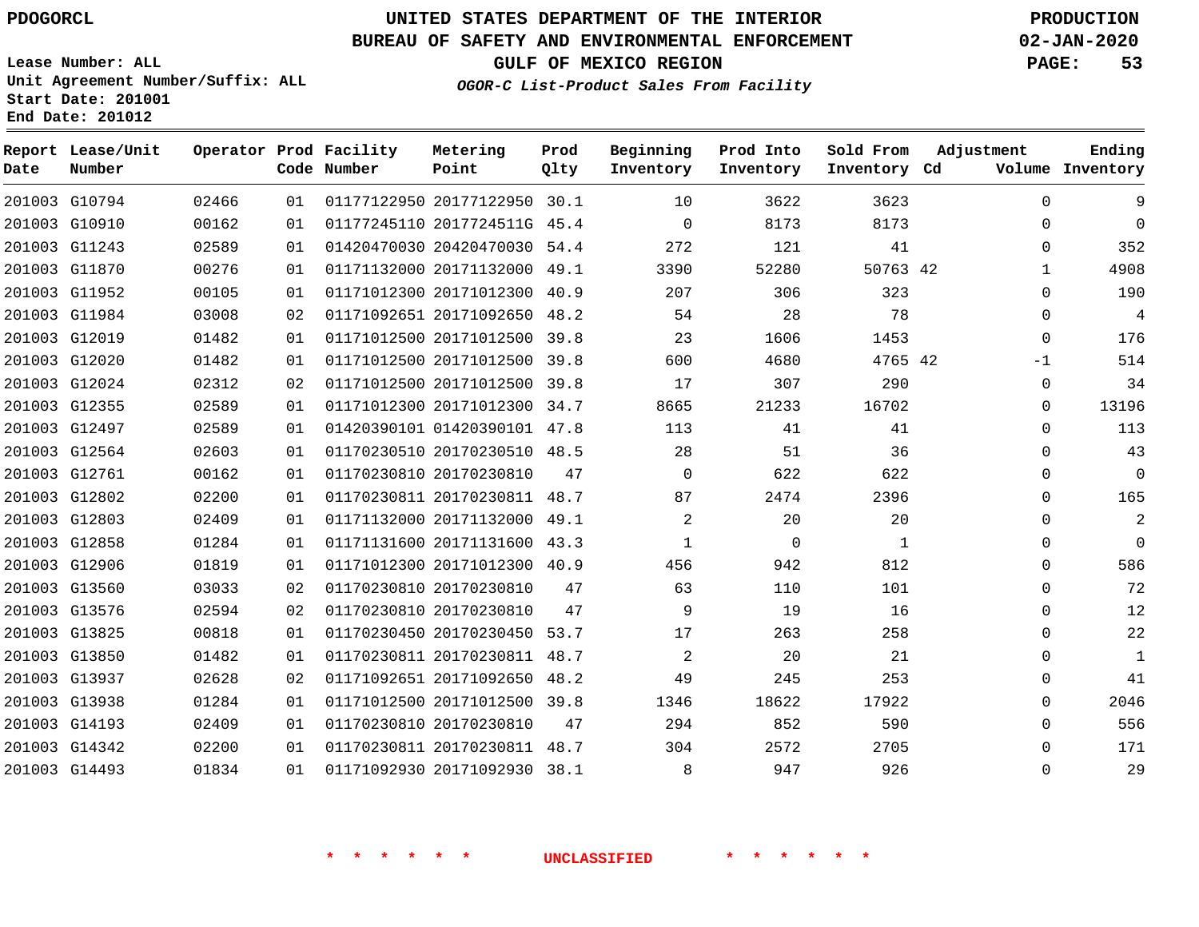PDOGORCL

Lease Number: ALL
Unit Agreement Number/Suffix: ALL
Start Date: 201001
End Date: 201012

# UNITED STATES DEPARTMENT OF THE INTERIOR
## BUREAU OF SAFETY AND ENVIRONMENTAL ENFORCEMENT
### GULF OF MEXICO REGION
*OGOR-C List-Product Sales From Facility*

PRODUCTION
02-JAN-2020

| Report Date | Lease/Unit Number | Operator | Prod Code | Facility Number | Metering Point | Prod Qlty | Beginning Inventory | Prod Into Inventory | Sold From Inventory | Adjustment Cd | Adjustment Volume | Ending Inventory |
|---|---|---|---|---|---|---|---|---|---|---|---|---|
| 201003 | G10794 | 02466 | 01 | 01177122950 | 20177122950 | 30.1 | 10 | 3622 | 3623 | | 0 | 9 |
| 201003 | G10910 | 00162 | 01 | 01177245110 | 2017724511G | 45.4 | 0 | 8173 | 8173 | | 0 | 0 |
| 201003 | G11243 | 02589 | 01 | 01420470030 | 20420470030 | 54.4 | 272 | 121 | 41 | | 0 | 352 |
| 201003 | G11870 | 00276 | 01 | 01171132000 | 20171132000 | 49.1 | 3390 | 52280 | 50763 | 42 | 1 | 4908 |
| 201003 | G11952 | 00105 | 01 | 01171012300 | 20171012300 | 40.9 | 207 | 306 | 323 | | 0 | 190 |
| 201003 | G11984 | 03008 | 02 | 01171092651 | 20171092650 | 48.2 | 54 | 28 | 78 | | 0 | 4 |
| 201003 | G12019 | 01482 | 01 | 01171012500 | 20171012500 | 39.8 | 23 | 1606 | 1453 | | 0 | 176 |
| 201003 | G12020 | 01482 | 01 | 01171012500 | 20171012500 | 39.8 | 600 | 4680 | 4765 | 42 | -1 | 514 |
| 201003 | G12024 | 02312 | 02 | 01171012500 | 20171012500 | 39.8 | 17 | 307 | 290 | | 0 | 34 |
| 201003 | G12355 | 02589 | 01 | 01171012300 | 20171012300 | 34.7 | 8665 | 21233 | 16702 | | 0 | 13196 |
| 201003 | G12497 | 02589 | 01 | 01420390101 | 01420390101 | 47.8 | 113 | 41 | 41 | | 0 | 113 |
| 201003 | G12564 | 02603 | 01 | 01170230510 | 20170230510 | 48.5 | 28 | 51 | 36 | | 0 | 43 |
| 201003 | G12761 | 00162 | 01 | 01170230810 | 20170230810 | 47 | 0 | 622 | 622 | | 0 | 0 |
| 201003 | G12802 | 02200 | 01 | 01170230811 | 20170230811 | 48.7 | 87 | 2474 | 2396 | | 0 | 165 |
| 201003 | G12803 | 02409 | 01 | 01171132000 | 20171132000 | 49.1 | 2 | 20 | 20 | | 0 | 2 |
| 201003 | G12858 | 01284 | 01 | 01171131600 | 20171131600 | 43.3 | 1 | 0 | 1 | | 0 | 0 |
| 201003 | G12906 | 01819 | 01 | 01171012300 | 20171012300 | 40.9 | 456 | 942 | 812 | | 0 | 586 |
| 201003 | G13560 | 03033 | 02 | 01170230810 | 20170230810 | 47 | 63 | 110 | 101 | | 0 | 72 |
| 201003 | G13576 | 02594 | 02 | 01170230810 | 20170230810 | 47 | 9 | 19 | 16 | | 0 | 12 |
| 201003 | G13825 | 00818 | 01 | 01170230450 | 20170230450 | 53.7 | 17 | 263 | 258 | | 0 | 22 |
| 201003 | G13850 | 01482 | 01 | 01170230811 | 20170230811 | 48.7 | 2 | 20 | 21 | | 0 | 1 |
| 201003 | G13937 | 02628 | 02 | 01171092651 | 20171092650 | 48.2 | 49 | 245 | 253 | | 0 | 41 |
| 201003 | G13938 | 01284 | 01 | 01171012500 | 20171012500 | 39.8 | 1346 | 18622 | 17922 | | 0 | 2046 |
| 201003 | G14193 | 02409 | 01 | 01170230810 | 20170230810 | 47 | 294 | 852 | 590 | | 0 | 556 |
| 201003 | G14342 | 02200 | 01 | 01170230811 | 20170230811 | 48.7 | 304 | 2572 | 2705 | | 0 | 171 |
| 201003 | G14493 | 01834 | 01 | 01171092930 | 20171092930 | 38.1 | 8 | 947 | 926 | | 0 | 29 |

* * * * * * UNCLASSIFIED * * * * * *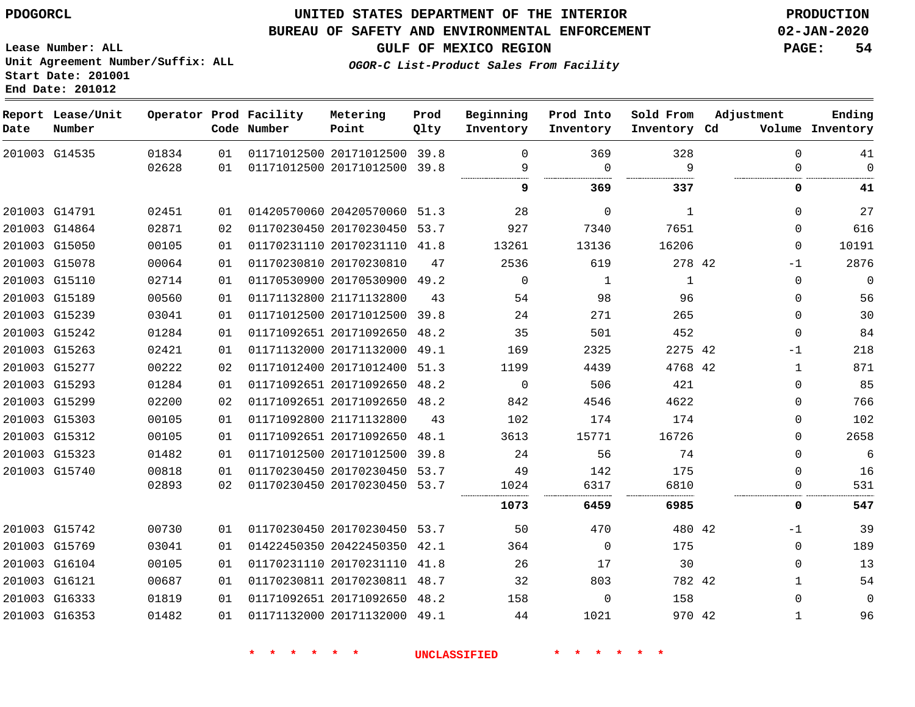PDOGORCL

**UNITED STATES DEPARTMENT OF THE INTERIOR**
**BUREAU OF SAFETY AND ENVIRONMENTAL ENFORCEMENT**
**GULF OF MEXICO REGION**
*OGOR-C List-Product Sales From Facility*

**PRODUCTION**
**02-JAN-2020**

Lease Number: ALL
Unit Agreement Number/Suffix: ALL
Start Date: 201001
End Date: 201012

| Report Date | Lease/Unit Number | Operator | Prod Code | Facility Number | Metering Point | Prod Qlty | Beginning Inventory | Prod Into Inventory | Sold From Inventory | Adjustment Cd | Adjustment Volume | Ending Inventory |
|---|---|---|---|---|---|---|---|---|---|---|---|---|
| 201003 | G14535 | 01834 | 01 | 01171012500 | 20171012500 | 39.8 | 0 | 369 | 328 | | 0 | 41 |
| | | 02628 | 01 | 01171012500 | 20171012500 | 39.8 | 9 | 0 | 9 | | 0 | 0 |
| | | | | | | | **9** | **369** | **337** | | **0** | **41** |
| 201003 | G14791 | 02451 | 01 | 01420570060 | 20420570060 | 51.3 | 28 | 0 | 1 | | 0 | 27 |
| 201003 | G14864 | 02871 | 02 | 01170230450 | 20170230450 | 53.7 | 927 | 7340 | 7651 | | 0 | 616 |
| 201003 | G15050 | 00105 | 01 | 01170231110 | 20170231110 | 41.8 | 13261 | 13136 | 16206 | | 0 | 10191 |
| 201003 | G15078 | 00064 | 01 | 01170230810 | 20170230810 | 47 | 2536 | 619 | 278 | 42 | -1 | 2876 |
| 201003 | G15110 | 02714 | 01 | 01170530900 | 20170530900 | 49.2 | 0 | 1 | 1 | | 0 | 0 |
| 201003 | G15189 | 00560 | 01 | 01171132800 | 21171132800 | 43 | 54 | 98 | 96 | | 0 | 56 |
| 201003 | G15239 | 03041 | 01 | 01171012500 | 20171012500 | 39.8 | 24 | 271 | 265 | | 0 | 30 |
| 201003 | G15242 | 01284 | 01 | 01171092651 | 20171092650 | 48.2 | 35 | 501 | 452 | | 0 | 84 |
| 201003 | G15263 | 02421 | 01 | 01171132000 | 20171132000 | 49.1 | 169 | 2325 | 2275 | 42 | -1 | 218 |
| 201003 | G15277 | 00222 | 02 | 01171012400 | 20171012400 | 51.3 | 1199 | 4439 | 4768 | 42 | 1 | 871 |
| 201003 | G15293 | 01284 | 01 | 01171092651 | 20171092650 | 48.2 | 0 | 506 | 421 | | 0 | 85 |
| 201003 | G15299 | 02200 | 02 | 01171092651 | 20171092650 | 48.2 | 842 | 4546 | 4622 | | 0 | 766 |
| 201003 | G15303 | 00105 | 01 | 01171092800 | 21171132800 | 43 | 102 | 174 | 174 | | 0 | 102 |
| 201003 | G15312 | 00105 | 01 | 01171092651 | 20171092650 | 48.1 | 3613 | 15771 | 16726 | | 0 | 2658 |
| 201003 | G15323 | 01482 | 01 | 01171012500 | 20171012500 | 39.8 | 24 | 56 | 74 | | 0 | 6 |
| 201003 | G15740 | 00818 | 01 | 01170230450 | 20170230450 | 53.7 | 49 | 142 | 175 | | 0 | 16 |
| | | 02893 | 02 | 01170230450 | 20170230450 | 53.7 | 1024 | 6317 | 6810 | | 0 | 531 |
| | | | | | | | **1073** | **6459** | **6985** | | **0** | **547** |
| 201003 | G15742 | 00730 | 01 | 01170230450 | 20170230450 | 53.7 | 50 | 470 | 480 | 42 | -1 | 39 |
| 201003 | G15769 | 03041 | 01 | 01422450350 | 20422450350 | 42.1 | 364 | 0 | 175 | | 0 | 189 |
| 201003 | G16104 | 00105 | 01 | 01170231110 | 20170231110 | 41.8 | 26 | 17 | 30 | | 0 | 13 |
| 201003 | G16121 | 00687 | 01 | 01170230811 | 20170230811 | 48.7 | 32 | 803 | 782 | 42 | 1 | 54 |
| 201003 | G16333 | 01819 | 01 | 01171092651 | 20171092650 | 48.2 | 158 | 0 | 158 | | 0 | 0 |
| 201003 | G16353 | 01482 | 01 | 01171132000 | 20171132000 | 49.1 | 44 | 1021 | 970 | 42 | 1 | 96 |

* * * * * * UNCLASSIFIED * * * * * *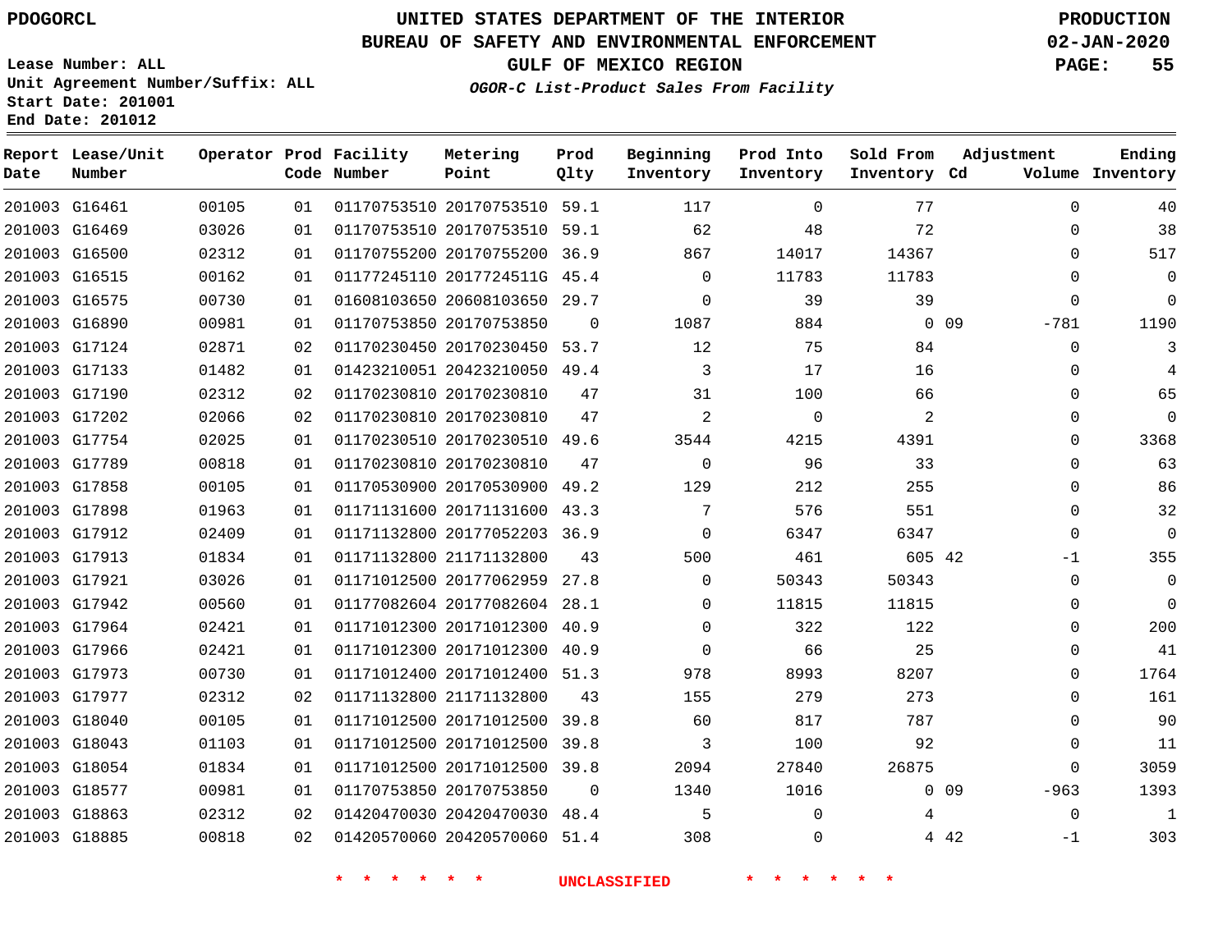PDOGORCL

# UNITED STATES DEPARTMENT OF THE INTERIOR
## BUREAU OF SAFETY AND ENVIRONMENTAL ENFORCEMENT
### GULF OF MEXICO REGION

*OGOR-C List-Product Sales From Facility*

PRODUCTION
02-JAN-2020

Lease Number: ALL
Unit Agreement Number/Suffix: ALL
Start Date: 201001
End Date: 201012

| Report Date | Lease/Unit Number | Operator | Prod Code | Facility Number | Metering Point | Prod Qlty | Beginning Inventory | Prod Into Inventory | Sold From Inventory | Adjustment Cd | Adjustment Volume | Ending Inventory |
|---|---|---|---|---|---|---|---|---|---|---|---|---|
| 201003 | G16461 | 00105 | 01 | 01170753510 | 20170753510 | 59.1 | 117 | 0 | 77 | | 0 | 40 |
| 201003 | G16469 | 03026 | 01 | 01170753510 | 20170753510 | 59.1 | 62 | 48 | 72 | | 0 | 38 |
| 201003 | G16500 | 02312 | 01 | 01170755200 | 20170755200 | 36.9 | 867 | 14017 | 14367 | | 0 | 517 |
| 201003 | G16515 | 00162 | 01 | 01177245110 | 2017724511G | 45.4 | 0 | 11783 | 11783 | | 0 | 0 |
| 201003 | G16575 | 00730 | 01 | 01608103650 | 20608103650 | 29.7 | 0 | 39 | 39 | | 0 | 0 |
| 201003 | G16890 | 00981 | 01 | 01170753850 | 20170753850 | 0 | 1087 | 884 | 0 | 09 | -781 | 1190 |
| 201003 | G17124 | 02871 | 02 | 01170230450 | 20170230450 | 53.7 | 12 | 75 | 84 | | 0 | 3 |
| 201003 | G17133 | 01482 | 01 | 01423210051 | 20423210050 | 49.4 | 3 | 17 | 16 | | 0 | 4 |
| 201003 | G17190 | 02312 | 02 | 01170230810 | 20170230810 | 47 | 31 | 100 | 66 | | 0 | 65 |
| 201003 | G17202 | 02066 | 02 | 01170230810 | 20170230810 | 47 | 2 | 0 | 2 | | 0 | 0 |
| 201003 | G17754 | 02025 | 01 | 01170230510 | 20170230510 | 49.6 | 3544 | 4215 | 4391 | | 0 | 3368 |
| 201003 | G17789 | 00818 | 01 | 01170230810 | 20170230810 | 47 | 0 | 96 | 33 | | 0 | 63 |
| 201003 | G17858 | 00105 | 01 | 01170530900 | 20170530900 | 49.2 | 129 | 212 | 255 | | 0 | 86 |
| 201003 | G17898 | 01963 | 01 | 01171131600 | 20171131600 | 43.3 | 7 | 576 | 551 | | 0 | 32 |
| 201003 | G17912 | 02409 | 01 | 01171132800 | 20177052203 | 36.9 | 0 | 6347 | 6347 | | 0 | 0 |
| 201003 | G17913 | 01834 | 01 | 01171132800 | 21171132800 | 43 | 500 | 461 | 605 | 42 | -1 | 355 |
| 201003 | G17921 | 03026 | 01 | 01171012500 | 20177062959 | 27.8 | 0 | 50343 | 50343 | | 0 | 0 |
| 201003 | G17942 | 00560 | 01 | 01177082604 | 20177082604 | 28.1 | 0 | 11815 | 11815 | | 0 | 0 |
| 201003 | G17964 | 02421 | 01 | 01171012300 | 20171012300 | 40.9 | 0 | 322 | 122 | | 0 | 200 |
| 201003 | G17966 | 02421 | 01 | 01171012300 | 20171012300 | 40.9 | 0 | 66 | 25 | | 0 | 41 |
| 201003 | G17973 | 00730 | 01 | 01171012400 | 20171012400 | 51.3 | 978 | 8993 | 8207 | | 0 | 1764 |
| 201003 | G17977 | 02312 | 02 | 01171132800 | 21171132800 | 43 | 155 | 279 | 273 | | 0 | 161 |
| 201003 | G18040 | 00105 | 01 | 01171012500 | 20171012500 | 39.8 | 60 | 817 | 787 | | 0 | 90 |
| 201003 | G18043 | 01103 | 01 | 01171012500 | 20171012500 | 39.8 | 3 | 100 | 92 | | 0 | 11 |
| 201003 | G18054 | 01834 | 01 | 01171012500 | 20171012500 | 39.8 | 2094 | 27840 | 26875 | | 0 | 3059 |
| 201003 | G18577 | 00981 | 01 | 01170753850 | 20170753850 | 0 | 1340 | 1016 | 0 | 09 | -963 | 1393 |
| 201003 | G18863 | 02312 | 02 | 01420470030 | 20420470030 | 48.4 | 5 | 0 | 4 | | 0 | 1 |
| 201003 | G18885 | 00818 | 02 | 01420570060 | 20420570060 | 51.4 | 308 | 0 | 4 | 42 | -1 | 303 |

\* \* \* \* \* \* UNCLASSIFIED \* \* \* \* \* \*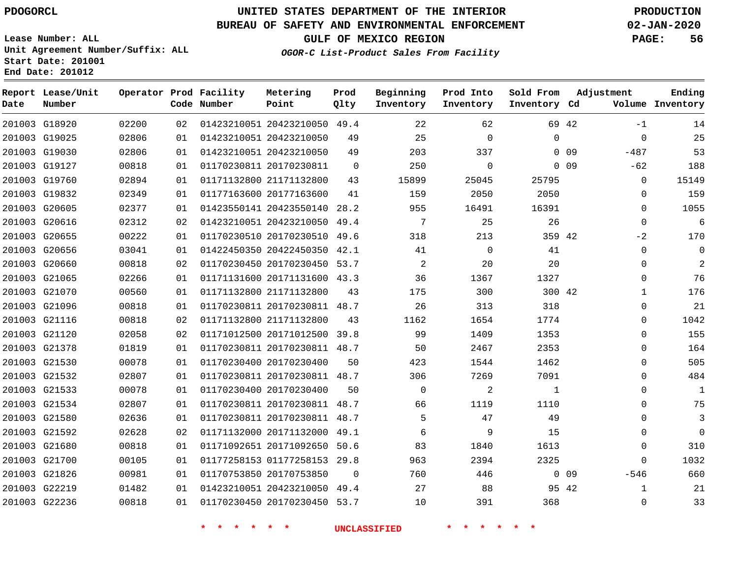PDOGORCL

# UNITED STATES DEPARTMENT OF THE INTERIOR
## BUREAU OF SAFETY AND ENVIRONMENTAL ENFORCEMENT
### GULF OF MEXICO REGION

*OGOR-C List-Product Sales From Facility*

PRODUCTION
02-JAN-2020

Lease Number: ALL
Unit Agreement Number/Suffix: ALL
Start Date: 201001
End Date: 201012

| Report Date | Lease/Unit Number | Operator | Prod Code | Facility Number | Metering Point | Prod Qlty | Beginning Inventory | Prod Into Inventory | Sold From Inventory | Adjustment Cd | Adjustment Volume | Ending Inventory |
|---|---|---|---|---|---|---|---|---|---|---|---|---|
| 201003 | G18920 | 02200 | 02 | 01423210051 | 20423210050 | 49.4 | 22 | 62 | 69 | 42 | -1 | 14 |
| 201003 | G19025 | 02806 | 01 | 01423210051 | 20423210050 | 49 | 25 | 0 | 0 | | 0 | 25 |
| 201003 | G19030 | 02806 | 01 | 01423210051 | 20423210050 | 49 | 203 | 337 | 0 | 09 | -487 | 53 |
| 201003 | G19127 | 00818 | 01 | 01170230811 | 20170230811 | 0 | 250 | 0 | 0 | 09 | -62 | 188 |
| 201003 | G19760 | 02894 | 01 | 01171132800 | 21171132800 | 43 | 15899 | 25045 | 25795 | | 0 | 15149 |
| 201003 | G19832 | 02349 | 01 | 01177163600 | 20177163600 | 41 | 159 | 2050 | 2050 | | 0 | 159 |
| 201003 | G20605 | 02377 | 01 | 01423550141 | 20423550140 | 28.2 | 955 | 16491 | 16391 | | 0 | 1055 |
| 201003 | G20616 | 02312 | 02 | 01423210051 | 20423210050 | 49.4 | 7 | 25 | 26 | | 0 | 6 |
| 201003 | G20655 | 00222 | 01 | 01170230510 | 20170230510 | 49.6 | 318 | 213 | 359 | 42 | -2 | 170 |
| 201003 | G20656 | 03041 | 01 | 01422450350 | 20422450350 | 42.1 | 41 | 0 | 41 | | 0 | 0 |
| 201003 | G20660 | 00818 | 02 | 01170230450 | 20170230450 | 53.7 | 2 | 20 | 20 | | 0 | 2 |
| 201003 | G21065 | 02266 | 01 | 01171131600 | 20171131600 | 43.3 | 36 | 1367 | 1327 | | 0 | 76 |
| 201003 | G21070 | 00560 | 01 | 01171132800 | 21171132800 | 43 | 175 | 300 | 300 | 42 | 1 | 176 |
| 201003 | G21096 | 00818 | 01 | 01170230811 | 20170230811 | 48.7 | 26 | 313 | 318 | | 0 | 21 |
| 201003 | G21116 | 00818 | 02 | 01171132800 | 21171132800 | 43 | 1162 | 1654 | 1774 | | 0 | 1042 |
| 201003 | G21120 | 02058 | 02 | 01171012500 | 20171012500 | 39.8 | 99 | 1409 | 1353 | | 0 | 155 |
| 201003 | G21378 | 01819 | 01 | 01170230811 | 20170230811 | 48.7 | 50 | 2467 | 2353 | | 0 | 164 |
| 201003 | G21530 | 00078 | 01 | 01170230400 | 20170230400 | 50 | 423 | 1544 | 1462 | | 0 | 505 |
| 201003 | G21532 | 02807 | 01 | 01170230811 | 20170230811 | 48.7 | 306 | 7269 | 7091 | | 0 | 484 |
| 201003 | G21533 | 00078 | 01 | 01170230400 | 20170230400 | 50 | 0 | 2 | 1 | | 0 | 1 |
| 201003 | G21534 | 02807 | 01 | 01170230811 | 20170230811 | 48.7 | 66 | 1119 | 1110 | | 0 | 75 |
| 201003 | G21580 | 02636 | 01 | 01170230811 | 20170230811 | 48.7 | 5 | 47 | 49 | | 0 | 3 |
| 201003 | G21592 | 02628 | 02 | 01171132000 | 20171132000 | 49.1 | 6 | 9 | 15 | | 0 | 0 |
| 201003 | G21680 | 00818 | 01 | 01171092651 | 20171092650 | 50.6 | 83 | 1840 | 1613 | | 0 | 310 |
| 201003 | G21700 | 00105 | 01 | 01177258153 | 01177258153 | 29.8 | 963 | 2394 | 2325 | | 0 | 1032 |
| 201003 | G21826 | 00981 | 01 | 01170753850 | 20170753850 | 0 | 760 | 446 | 0 | 09 | -546 | 660 |
| 201003 | G22219 | 01482 | 01 | 01423210051 | 20423210050 | 49.4 | 27 | 88 | 95 | 42 | 1 | 21 |
| 201003 | G22236 | 00818 | 01 | 01170230450 | 20170230450 | 53.7 | 10 | 391 | 368 | | 0 | 33 |

\* \* \* \* \* \* UNCLASSIFIED \* \* \* \* \* \*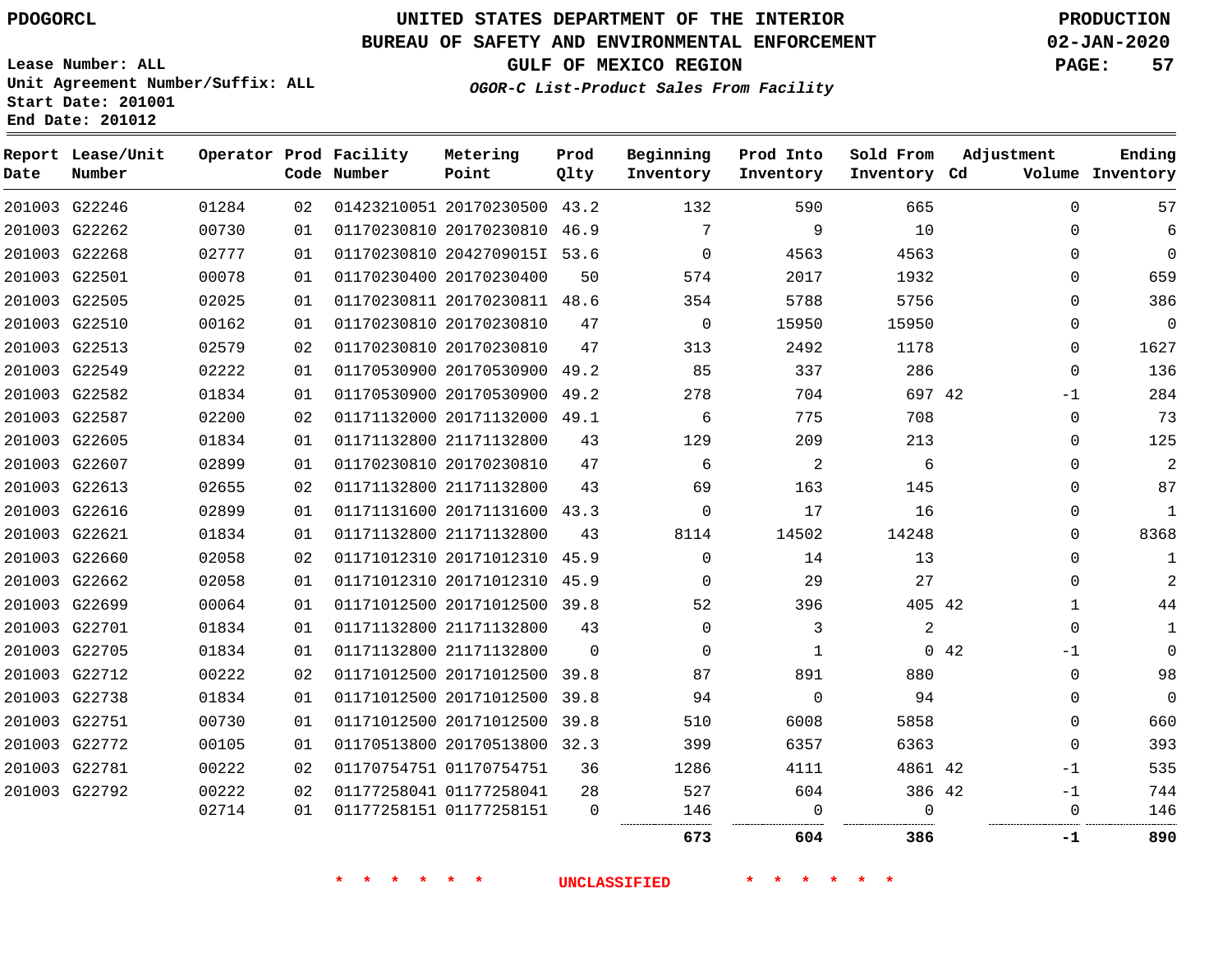Lease Number: ALL
Unit Agreement Number/Suffix: ALL
Start Date: 201001
End Date: 201012

# UNITED STATES DEPARTMENT OF THE INTERIOR
## BUREAU OF SAFETY AND ENVIRONMENTAL ENFORCEMENT
### GULF OF MEXICO REGION

*OGOR-C List-Product Sales From Facility*

PRODUCTION
02-JAN-2020

| Report Date | Lease/Unit Number | Operator | Prod Code | Facility Number | Metering Point | Prod Qlty | Beginning Inventory | Prod Into Inventory | Sold From Inventory | Adjustment Cd | Volume | Ending Inventory |
|---|---|---|---|---|---|---|---|---|---|---|---|---|
| 201003 | G22246 | 01284 | 02 | 01423210051 | 20170230500 | 43.2 | 132 | 590 | 665 | | 0 | 57 |
| 201003 | G22262 | 00730 | 01 | 01170230810 | 20170230810 | 46.9 | 7 | 9 | 10 | | 0 | 6 |
| 201003 | G22268 | 02777 | 01 | 01170230810 | 2042709015I | 53.6 | 0 | 4563 | 4563 | | 0 | 0 |
| 201003 | G22501 | 00078 | 01 | 01170230400 | 20170230400 | 50 | 574 | 2017 | 1932 | | 0 | 659 |
| 201003 | G22505 | 02025 | 01 | 01170230811 | 20170230811 | 48.6 | 354 | 5788 | 5756 | | 0 | 386 |
| 201003 | G22510 | 00162 | 01 | 01170230810 | 20170230810 | 47 | 0 | 15950 | 15950 | | 0 | 0 |
| 201003 | G22513 | 02579 | 02 | 01170230810 | 20170230810 | 47 | 313 | 2492 | 1178 | | 0 | 1627 |
| 201003 | G22549 | 02222 | 01 | 01170530900 | 20170530900 | 49.2 | 85 | 337 | 286 | | 0 | 136 |
| 201003 | G22582 | 01834 | 01 | 01170530900 | 20170530900 | 49.2 | 278 | 704 | 697 | 42 | -1 | 284 |
| 201003 | G22587 | 02200 | 02 | 01171132000 | 20171132000 | 49.1 | 6 | 775 | 708 | | 0 | 73 |
| 201003 | G22605 | 01834 | 01 | 01171132800 | 21171132800 | 43 | 129 | 209 | 213 | | 0 | 125 |
| 201003 | G22607 | 02899 | 01 | 01170230810 | 20170230810 | 47 | 6 | 2 | 6 | | 0 | 2 |
| 201003 | G22613 | 02655 | 02 | 01171132800 | 21171132800 | 43 | 69 | 163 | 145 | | 0 | 87 |
| 201003 | G22616 | 02899 | 01 | 01171131600 | 20171131600 | 43.3 | 0 | 17 | 16 | | 0 | 1 |
| 201003 | G22621 | 01834 | 01 | 01171132800 | 21171132800 | 43 | 8114 | 14502 | 14248 | | 0 | 8368 |
| 201003 | G22660 | 02058 | 02 | 01171012310 | 20171012310 | 45.9 | 0 | 14 | 13 | | 0 | 1 |
| 201003 | G22662 | 02058 | 01 | 01171012310 | 20171012310 | 45.9 | 0 | 29 | 27 | | 0 | 2 |
| 201003 | G22699 | 00064 | 01 | 01171012500 | 20171012500 | 39.8 | 52 | 396 | 405 | 42 | 1 | 44 |
| 201003 | G22701 | 01834 | 01 | 01171132800 | 21171132800 | 43 | 0 | 3 | 2 | | 0 | 1 |
| 201003 | G22705 | 01834 | 01 | 01171132800 | 21171132800 | 0 | 0 | 1 | 0 | 42 | -1 | 0 |
| 201003 | G22712 | 00222 | 02 | 01171012500 | 20171012500 | 39.8 | 87 | 891 | 880 | | 0 | 98 |
| 201003 | G22738 | 01834 | 01 | 01171012500 | 20171012500 | 39.8 | 94 | 0 | 94 | | 0 | 0 |
| 201003 | G22751 | 00730 | 01 | 01171012500 | 20171012500 | 39.8 | 510 | 6008 | 5858 | | 0 | 660 |
| 201003 | G22772 | 00105 | 01 | 01170513800 | 20170513800 | 32.3 | 399 | 6357 | 6363 | | 0 | 393 |
| 201003 | G22781 | 00222 | 02 | 01170754751 | 01170754751 | 36 | 1286 | 4111 | 4861 | 42 | -1 | 535 |
| 201003 | G22792 | 00222 | 02 | 01177258041 | 01177258041 | 28 | 527 | 604 | 386 | 42 | -1 | 744 |
| | | 02714 | 01 | 01177258151 | 01177258151 | 0 | 146 | 0 | 0 | | 0 | 146 |
| | | | | | | | **673** | **604** | **386** | | **-1** | **890** |

\* \* \* \* \* \* UNCLASSIFIED \* \* \* \* \* \*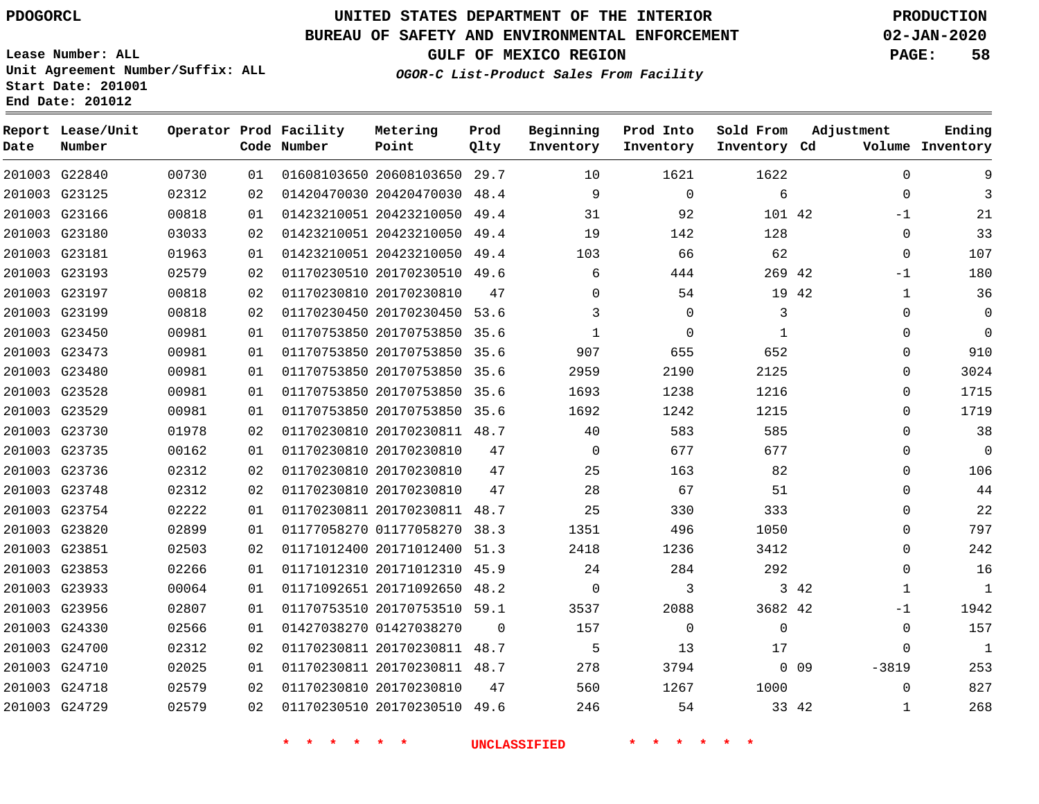# UNITED STATES DEPARTMENT OF THE INTERIOR
# BUREAU OF SAFETY AND ENVIRONMENTAL ENFORCEMENT
## GULF OF MEXICO REGION
### *OGOR-C List-Product Sales From Facility*

PDOGORCL

PRODUCTION 02-JAN-2020

Lease Number: ALL
Unit Agreement Number/Suffix: ALL
Start Date: 201001
End Date: 201012

| Report Date | Lease/Unit Number | Operator | Prod Code | Facility Number | Metering Point | Prod Qlty | Beginning Inventory | Prod Into Inventory | Sold From Inventory | Adjustment Cd | Adjustment Volume | Ending Inventory |
|---|---|---|---|---|---|---|---|---|---|---|---|---|
| 201003 | G22840 | 00730 | 01 | 01608103650 | 20608103650 | 29.7 | 10 | 1621 | 1622 | | 0 | 9 |
| 201003 | G23125 | 02312 | 02 | 01420470030 | 20420470030 | 48.4 | 9 | 0 | 6 | | 0 | 3 |
| 201003 | G23166 | 00818 | 01 | 01423210051 | 20423210050 | 49.4 | 31 | 92 | 101 | 42 | -1 | 21 |
| 201003 | G23180 | 03033 | 02 | 01423210051 | 20423210050 | 49.4 | 19 | 142 | 128 | | 0 | 33 |
| 201003 | G23181 | 01963 | 01 | 01423210051 | 20423210050 | 49.4 | 103 | 66 | 62 | | 0 | 107 |
| 201003 | G23193 | 02579 | 02 | 01170230510 | 20170230510 | 49.6 | 6 | 444 | 269 | 42 | -1 | 180 |
| 201003 | G23197 | 00818 | 02 | 01170230810 | 20170230810 | 47 | 0 | 54 | 19 | 42 | 1 | 36 |
| 201003 | G23199 | 00818 | 02 | 01170230450 | 20170230450 | 53.6 | 3 | 0 | 3 | | 0 | 0 |
| 201003 | G23450 | 00981 | 01 | 01170753850 | 20170753850 | 35.6 | 1 | 0 | 1 | | 0 | 0 |
| 201003 | G23473 | 00981 | 01 | 01170753850 | 20170753850 | 35.6 | 907 | 655 | 652 | | 0 | 910 |
| 201003 | G23480 | 00981 | 01 | 01170753850 | 20170753850 | 35.6 | 2959 | 2190 | 2125 | | 0 | 3024 |
| 201003 | G23528 | 00981 | 01 | 01170753850 | 20170753850 | 35.6 | 1693 | 1238 | 1216 | | 0 | 1715 |
| 201003 | G23529 | 00981 | 01 | 01170753850 | 20170753850 | 35.6 | 1692 | 1242 | 1215 | | 0 | 1719 |
| 201003 | G23730 | 01978 | 02 | 01170230810 | 20170230811 | 48.7 | 40 | 583 | 585 | | 0 | 38 |
| 201003 | G23735 | 00162 | 01 | 01170230810 | 20170230810 | 47 | 0 | 677 | 677 | | 0 | 0 |
| 201003 | G23736 | 02312 | 02 | 01170230810 | 20170230810 | 47 | 25 | 163 | 82 | | 0 | 106 |
| 201003 | G23748 | 02312 | 02 | 01170230810 | 20170230810 | 47 | 28 | 67 | 51 | | 0 | 44 |
| 201003 | G23754 | 02222 | 01 | 01170230811 | 20170230811 | 48.7 | 25 | 330 | 333 | | 0 | 22 |
| 201003 | G23820 | 02899 | 01 | 01177058270 | 01177058270 | 38.3 | 1351 | 496 | 1050 | | 0 | 797 |
| 201003 | G23851 | 02503 | 02 | 01171012400 | 20171012400 | 51.3 | 2418 | 1236 | 3412 | | 0 | 242 |
| 201003 | G23853 | 02266 | 01 | 01171012310 | 20171012310 | 45.9 | 24 | 284 | 292 | | 0 | 16 |
| 201003 | G23933 | 00064 | 01 | 01171092651 | 20171092650 | 48.2 | 0 | 3 | 3 | 42 | 1 | 1 |
| 201003 | G23956 | 02807 | 01 | 01170753510 | 20170753510 | 59.1 | 3537 | 2088 | 3682 | 42 | -1 | 1942 |
| 201003 | G24330 | 02566 | 01 | 01427038270 | 01427038270 | 0 | 157 | 0 | 0 | | 0 | 157 |
| 201003 | G24700 | 02312 | 02 | 01170230811 | 20170230811 | 48.7 | 5 | 13 | 17 | | 0 | 1 |
| 201003 | G24710 | 02025 | 01 | 01170230811 | 20170230811 | 48.7 | 278 | 3794 | 0 | 09 | -3819 | 253 |
| 201003 | G24718 | 02579 | 02 | 01170230810 | 20170230810 | 47 | 560 | 1267 | 1000 | | 0 | 827 |
| 201003 | G24729 | 02579 | 02 | 01170230510 | 20170230510 | 49.6 | 246 | 54 | 33 | 42 | 1 | 268 |

* * * * * * UNCLASSIFIED * * * * * *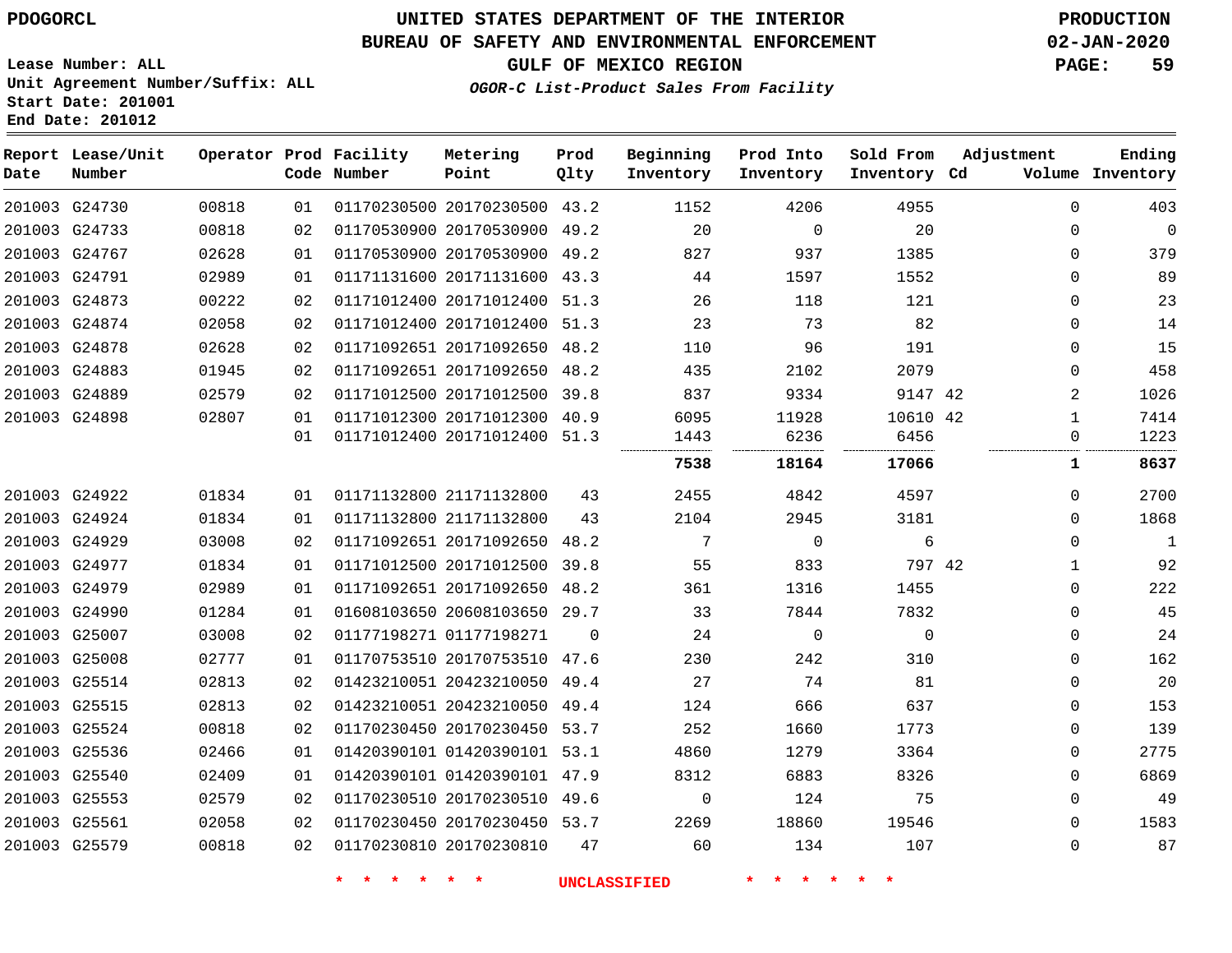PDOGORCL

# UNITED STATES DEPARTMENT OF THE INTERIOR
## BUREAU OF SAFETY AND ENVIRONMENTAL ENFORCEMENT
## GULF OF MEXICO REGION
### *OGOR-C List-Product Sales From Facility*

PRODUCTION
02-JAN-2020

Lease Number: ALL
Unit Agreement Number/Suffix: ALL
Start Date: 201001
End Date: 201012

| Report Date | Lease/Unit Number | Operator | Prod Code | Facility Number | Metering Point | Prod Qlty | Beginning Inventory | Prod Into Inventory | Sold From Inventory | Adjustment Cd | Adjustment Volume | Ending Inventory |
|---|---|---|---|---|---|---|---|---|---|---|---|---|
| 201003 | G24730 | 00818 | 01 | 01170230500 | 20170230500 | 43.2 | 1152 | 4206 | 4955 | | 0 | 403 |
| 201003 | G24733 | 00818 | 02 | 01170530900 | 20170530900 | 49.2 | 20 | 0 | 20 | | 0 | 0 |
| 201003 | G24767 | 02628 | 01 | 01170530900 | 20170530900 | 49.2 | 827 | 937 | 1385 | | 0 | 379 |
| 201003 | G24791 | 02989 | 01 | 01171131600 | 20171131600 | 43.3 | 44 | 1597 | 1552 | | 0 | 89 |
| 201003 | G24873 | 00222 | 02 | 01171012400 | 20171012400 | 51.3 | 26 | 118 | 121 | | 0 | 23 |
| 201003 | G24874 | 02058 | 02 | 01171012400 | 20171012400 | 51.3 | 23 | 73 | 82 | | 0 | 14 |
| 201003 | G24878 | 02628 | 02 | 01171092651 | 20171092650 | 48.2 | 110 | 96 | 191 | | 0 | 15 |
| 201003 | G24883 | 01945 | 02 | 01171092651 | 20171092650 | 48.2 | 435 | 2102 | 2079 | | 0 | 458 |
| 201003 | G24889 | 02579 | 02 | 01171012500 | 20171012500 | 39.8 | 837 | 9334 | 9147 | 42 | 2 | 1026 |
| 201003 | G24898 | 02807 | 01 | 01171012300 | 20171012300 | 40.9 | 6095 | 11928 | 10610 | 42 | 1 | 7414 |
| | | | 01 | 01171012400 | 20171012400 | 51.3 | 1443 | 6236 | 6456 | | 0 | 1223 |
| | | | | | | | **7538** | **18164** | **17066** | | **1** | **8637** |
| 201003 | G24922 | 01834 | 01 | 01171132800 | 21171132800 | 43 | 2455 | 4842 | 4597 | | 0 | 2700 |
| 201003 | G24924 | 01834 | 01 | 01171132800 | 21171132800 | 43 | 2104 | 2945 | 3181 | | 0 | 1868 |
| 201003 | G24929 | 03008 | 02 | 01171092651 | 20171092650 | 48.2 | 7 | 0 | 6 | | 0 | 1 |
| 201003 | G24977 | 01834 | 01 | 01171012500 | 20171012500 | 39.8 | 55 | 833 | 797 | 42 | 1 | 92 |
| 201003 | G24979 | 02989 | 01 | 01171092651 | 20171092650 | 48.2 | 361 | 1316 | 1455 | | 0 | 222 |
| 201003 | G24990 | 01284 | 01 | 01608103650 | 20608103650 | 29.7 | 33 | 7844 | 7832 | | 0 | 45 |
| 201003 | G25007 | 03008 | 02 | 01177198271 | 01177198271 | 0 | 24 | 0 | 0 | | 0 | 24 |
| 201003 | G25008 | 02777 | 01 | 01170753510 | 20170753510 | 47.6 | 230 | 242 | 310 | | 0 | 162 |
| 201003 | G25514 | 02813 | 02 | 01423210051 | 20423210050 | 49.4 | 27 | 74 | 81 | | 0 | 20 |
| 201003 | G25515 | 02813 | 02 | 01423210051 | 20423210050 | 49.4 | 124 | 666 | 637 | | 0 | 153 |
| 201003 | G25524 | 00818 | 02 | 01170230450 | 20170230450 | 53.7 | 252 | 1660 | 1773 | | 0 | 139 |
| 201003 | G25536 | 02466 | 01 | 01420390101 | 01420390101 | 53.1 | 4860 | 1279 | 3364 | | 0 | 2775 |
| 201003 | G25540 | 02409 | 01 | 01420390101 | 01420390101 | 47.9 | 8312 | 6883 | 8326 | | 0 | 6869 |
| 201003 | G25553 | 02579 | 02 | 01170230510 | 20170230510 | 49.6 | 0 | 124 | 75 | | 0 | 49 |
| 201003 | G25561 | 02058 | 02 | 01170230450 | 20170230450 | 53.7 | 2269 | 18860 | 19546 | | 0 | 1583 |
| 201003 | G25579 | 00818 | 02 | 01170230810 | 20170230810 | 47 | 60 | 134 | 107 | | 0 | 87 |

* * * * * * UNCLASSIFIED * * * * * *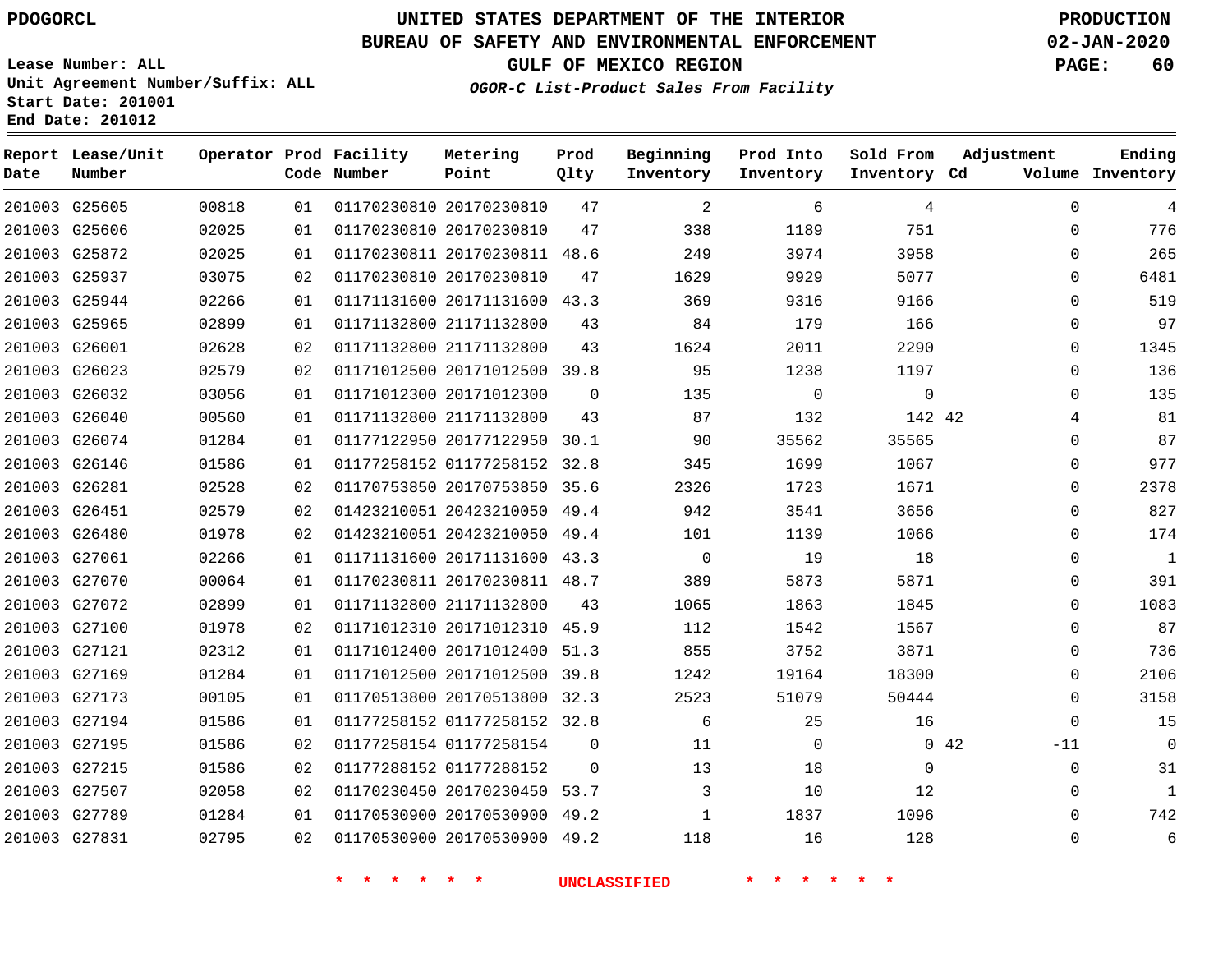PDOGORCL

# UNITED STATES DEPARTMENT OF THE INTERIOR
## BUREAU OF SAFETY AND ENVIRONMENTAL ENFORCEMENT
### GULF OF MEXICO REGION

*OGOR-C List-Product Sales From Facility*

PRODUCTION
02-JAN-2020

Lease Number: ALL
Unit Agreement Number/Suffix: ALL
Start Date: 201001
End Date: 201012

| Report Date | Lease/Unit Number | Operator | Prod Code | Facility Number | Metering Point | Prod Qlty | Beginning Inventory | Prod Into Inventory | Sold From Inventory | Adjustment Cd | Adjustment Volume | Ending Inventory |
|---|---|---|---|---|---|---|---|---|---|---|---|---|
| 201003 | G25605 | 00818 | 01 | 01170230810 | 20170230810 | 47 | 2 | 6 | 4 | | 0 | 4 |
| 201003 | G25606 | 02025 | 01 | 01170230810 | 20170230810 | 47 | 338 | 1189 | 751 | | 0 | 776 |
| 201003 | G25872 | 02025 | 01 | 01170230811 | 20170230811 | 48.6 | 249 | 3974 | 3958 | | 0 | 265 |
| 201003 | G25937 | 03075 | 02 | 01170230810 | 20170230810 | 47 | 1629 | 9929 | 5077 | | 0 | 6481 |
| 201003 | G25944 | 02266 | 01 | 01171131600 | 20171131600 | 43.3 | 369 | 9316 | 9166 | | 0 | 519 |
| 201003 | G25965 | 02899 | 01 | 01171132800 | 21171132800 | 43 | 84 | 179 | 166 | | 0 | 97 |
| 201003 | G26001 | 02628 | 02 | 01171132800 | 21171132800 | 43 | 1624 | 2011 | 2290 | | 0 | 1345 |
| 201003 | G26023 | 02579 | 02 | 01171012500 | 20171012500 | 39.8 | 95 | 1238 | 1197 | | 0 | 136 |
| 201003 | G26032 | 03056 | 01 | 01171012300 | 20171012300 | 0 | 135 | 0 | 0 | | 0 | 135 |
| 201003 | G26040 | 00560 | 01 | 01171132800 | 21171132800 | 43 | 87 | 132 | 142 | 42 | 4 | 81 |
| 201003 | G26074 | 01284 | 01 | 01177122950 | 20177122950 | 30.1 | 90 | 35562 | 35565 | | 0 | 87 |
| 201003 | G26146 | 01586 | 01 | 01177258152 | 01177258152 | 32.8 | 345 | 1699 | 1067 | | 0 | 977 |
| 201003 | G26281 | 02528 | 02 | 01170753850 | 20170753850 | 35.6 | 2326 | 1723 | 1671 | | 0 | 2378 |
| 201003 | G26451 | 02579 | 02 | 01423210051 | 20423210050 | 49.4 | 942 | 3541 | 3656 | | 0 | 827 |
| 201003 | G26480 | 01978 | 02 | 01423210051 | 20423210050 | 49.4 | 101 | 1139 | 1066 | | 0 | 174 |
| 201003 | G27061 | 02266 | 01 | 01171131600 | 20171131600 | 43.3 | 0 | 19 | 18 | | 0 | 1 |
| 201003 | G27070 | 00064 | 01 | 01170230811 | 20170230811 | 48.7 | 389 | 5873 | 5871 | | 0 | 391 |
| 201003 | G27072 | 02899 | 01 | 01171132800 | 21171132800 | 43 | 1065 | 1863 | 1845 | | 0 | 1083 |
| 201003 | G27100 | 01978 | 02 | 01171012310 | 20171012310 | 45.9 | 112 | 1542 | 1567 | | 0 | 87 |
| 201003 | G27121 | 02312 | 01 | 01171012400 | 20171012400 | 51.3 | 855 | 3752 | 3871 | | 0 | 736 |
| 201003 | G27169 | 01284 | 01 | 01171012500 | 20171012500 | 39.8 | 1242 | 19164 | 18300 | | 0 | 2106 |
| 201003 | G27173 | 00105 | 01 | 01170513800 | 20170513800 | 32.3 | 2523 | 51079 | 50444 | | 0 | 3158 |
| 201003 | G27194 | 01586 | 01 | 01177258152 | 01177258152 | 32.8 | 6 | 25 | 16 | | 0 | 15 |
| 201003 | G27195 | 01586 | 02 | 01177258154 | 01177258154 | 0 | 11 | 0 | 0 | 42 | -11 | 0 |
| 201003 | G27215 | 01586 | 02 | 01177288152 | 01177288152 | 0 | 13 | 18 | 0 | | 0 | 31 |
| 201003 | G27507 | 02058 | 02 | 01170230450 | 20170230450 | 53.7 | 3 | 10 | 12 | | 0 | 1 |
| 201003 | G27789 | 01284 | 01 | 01170530900 | 20170530900 | 49.2 | 1 | 1837 | 1096 | | 0 | 742 |
| 201003 | G27831 | 02795 | 02 | 01170530900 | 20170530900 | 49.2 | 118 | 16 | 128 | | 0 | 6 |

* * * * * * UNCLASSIFIED * * * * * *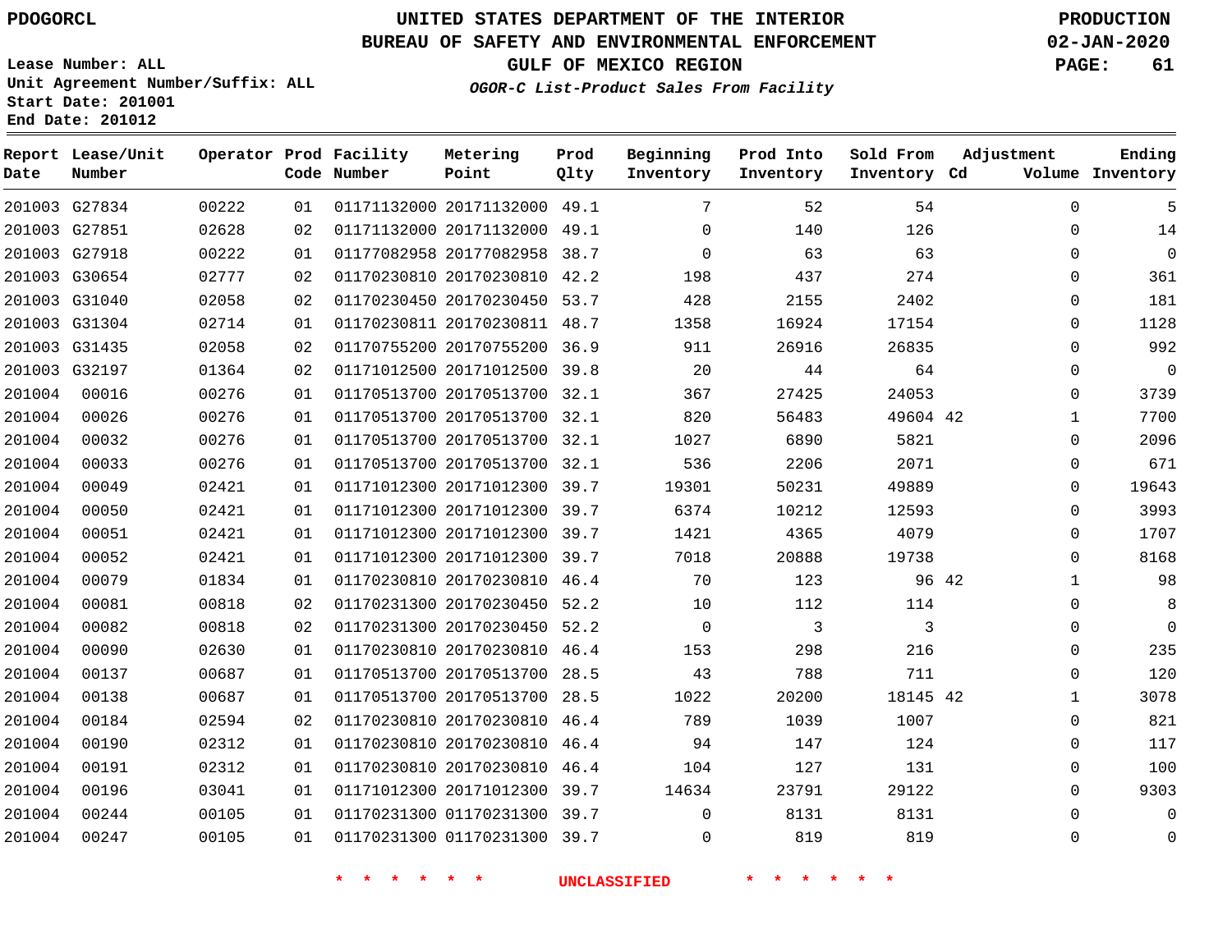PDOGORCL

# UNITED STATES DEPARTMENT OF THE INTERIOR
## BUREAU OF SAFETY AND ENVIRONMENTAL ENFORCEMENT
### GULF OF MEXICO REGION
*OGOR-C List-Product Sales From Facility*

PRODUCTION
02-JAN-2020

Lease Number: ALL
Unit Agreement Number/Suffix: ALL
Start Date: 201001
End Date: 201012

| Report Date | Lease/Unit Number | Operator | Prod Code | Facility Number | Metering Point | Prod Qlty | Beginning Inventory | Prod Into Inventory | Sold From Inventory | Adjustment Cd | Adjustment Volume | Ending Inventory |
|---|---|---|---|---|---|---|---|---|---|---|---|---|
| 201003 | G27834 | 00222 | 01 | 01171132000 | 20171132000 | 49.1 | 7 | 52 | 54 | | 0 | 5 |
| 201003 | G27851 | 02628 | 02 | 01171132000 | 20171132000 | 49.1 | 0 | 140 | 126 | | 0 | 14 |
| 201003 | G27918 | 00222 | 01 | 01177082958 | 20177082958 | 38.7 | 0 | 63 | 63 | | 0 | 0 |
| 201003 | G30654 | 02777 | 02 | 01170230810 | 20170230810 | 42.2 | 198 | 437 | 274 | | 0 | 361 |
| 201003 | G31040 | 02058 | 02 | 01170230450 | 20170230450 | 53.7 | 428 | 2155 | 2402 | | 0 | 181 |
| 201003 | G31304 | 02714 | 01 | 01170230811 | 20170230811 | 48.7 | 1358 | 16924 | 17154 | | 0 | 1128 |
| 201003 | G31435 | 02058 | 02 | 01170755200 | 20170755200 | 36.9 | 911 | 26916 | 26835 | | 0 | 992 |
| 201003 | G32197 | 01364 | 02 | 01171012500 | 20171012500 | 39.8 | 20 | 44 | 64 | | 0 | 0 |
| 201004 | 00016 | 00276 | 01 | 01170513700 | 20170513700 | 32.1 | 367 | 27425 | 24053 | | 0 | 3739 |
| 201004 | 00026 | 00276 | 01 | 01170513700 | 20170513700 | 32.1 | 820 | 56483 | 49604 | 42 | 1 | 7700 |
| 201004 | 00032 | 00276 | 01 | 01170513700 | 20170513700 | 32.1 | 1027 | 6890 | 5821 | | 0 | 2096 |
| 201004 | 00033 | 00276 | 01 | 01170513700 | 20170513700 | 32.1 | 536 | 2206 | 2071 | | 0 | 671 |
| 201004 | 00049 | 02421 | 01 | 01171012300 | 20171012300 | 39.7 | 19301 | 50231 | 49889 | | 0 | 19643 |
| 201004 | 00050 | 02421 | 01 | 01171012300 | 20171012300 | 39.7 | 6374 | 10212 | 12593 | | 0 | 3993 |
| 201004 | 00051 | 02421 | 01 | 01171012300 | 20171012300 | 39.7 | 1421 | 4365 | 4079 | | 0 | 1707 |
| 201004 | 00052 | 02421 | 01 | 01171012300 | 20171012300 | 39.7 | 7018 | 20888 | 19738 | | 0 | 8168 |
| 201004 | 00079 | 01834 | 01 | 01170230810 | 20170230810 | 46.4 | 70 | 123 | 96 | 42 | 1 | 98 |
| 201004 | 00081 | 00818 | 02 | 01170231300 | 20170230450 | 52.2 | 10 | 112 | 114 | | 0 | 8 |
| 201004 | 00082 | 00818 | 02 | 01170231300 | 20170230450 | 52.2 | 0 | 3 | 3 | | 0 | 0 |
| 201004 | 00090 | 02630 | 01 | 01170230810 | 20170230810 | 46.4 | 153 | 298 | 216 | | 0 | 235 |
| 201004 | 00137 | 00687 | 01 | 01170513700 | 20170513700 | 28.5 | 43 | 788 | 711 | | 0 | 120 |
| 201004 | 00138 | 00687 | 01 | 01170513700 | 20170513700 | 28.5 | 1022 | 20200 | 18145 | 42 | 1 | 3078 |
| 201004 | 00184 | 02594 | 02 | 01170230810 | 20170230810 | 46.4 | 789 | 1039 | 1007 | | 0 | 821 |
| 201004 | 00190 | 02312 | 01 | 01170230810 | 20170230810 | 46.4 | 94 | 147 | 124 | | 0 | 117 |
| 201004 | 00191 | 02312 | 01 | 01170230810 | 20170230810 | 46.4 | 104 | 127 | 131 | | 0 | 100 |
| 201004 | 00196 | 03041 | 01 | 01171012300 | 20171012300 | 39.7 | 14634 | 23791 | 29122 | | 0 | 9303 |
| 201004 | 00244 | 00105 | 01 | 01170231300 | 01170231300 | 39.7 | 0 | 8131 | 8131 | | 0 | 0 |
| 201004 | 00247 | 00105 | 01 | 01170231300 | 01170231300 | 39.7 | 0 | 819 | 819 | | 0 | 0 |

* * * * * * UNCLASSIFIED * * * * * *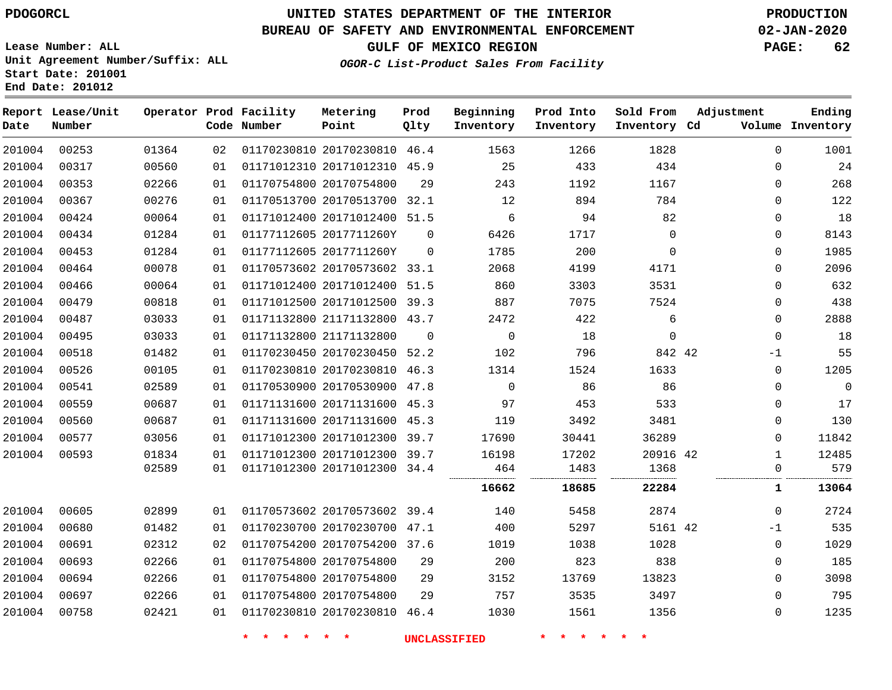PDOGORCL

Lease Number: ALL
Unit Agreement Number/Suffix: ALL
Start Date: 201001
End Date: 201012

# UNITED STATES DEPARTMENT OF THE INTERIOR
## BUREAU OF SAFETY AND ENVIRONMENTAL ENFORCEMENT
### GULF OF MEXICO REGION
*OGOR-C List-Product Sales From Facility*

PRODUCTION
02-JAN-2020

| Report Date | Lease/Unit Number | Operator | Prod Code | Facility Number | Metering Point | Prod Qlty | Beginning Inventory | Prod Into Inventory | Sold From Inventory | Adjustment Cd | Adjustment Volume | Ending Inventory |
|---|---|---|---|---|---|---|---|---|---|---|---|---|
| 201004 | 00253 | 01364 | 02 | 01170230810 | 20170230810 | 46.4 | 1563 | 1266 | 1828 | | 0 | 1001 |
| 201004 | 00317 | 00560 | 01 | 01171012310 | 20171012310 | 45.9 | 25 | 433 | 434 | | 0 | 24 |
| 201004 | 00353 | 02266 | 01 | 01170754800 | 20170754800 | 29 | 243 | 1192 | 1167 | | 0 | 268 |
| 201004 | 00367 | 00276 | 01 | 01170513700 | 20170513700 | 32.1 | 12 | 894 | 784 | | 0 | 122 |
| 201004 | 00424 | 00064 | 01 | 01171012400 | 20171012400 | 51.5 | 6 | 94 | 82 | | 0 | 18 |
| 201004 | 00434 | 01284 | 01 | 01177112605 | 2017711260Y | 0 | 6426 | 1717 | 0 | | 0 | 8143 |
| 201004 | 00453 | 01284 | 01 | 01177112605 | 2017711260Y | 0 | 1785 | 200 | 0 | | 0 | 1985 |
| 201004 | 00464 | 00078 | 01 | 01170573602 | 20170573602 | 33.1 | 2068 | 4199 | 4171 | | 0 | 2096 |
| 201004 | 00466 | 00064 | 01 | 01171012400 | 20171012400 | 51.5 | 860 | 3303 | 3531 | | 0 | 632 |
| 201004 | 00479 | 00818 | 01 | 01171012500 | 20171012500 | 39.3 | 887 | 7075 | 7524 | | 0 | 438 |
| 201004 | 00487 | 03033 | 01 | 01171132800 | 21171132800 | 43.7 | 2472 | 422 | 6 | | 0 | 2888 |
| 201004 | 00495 | 03033 | 01 | 01171132800 | 21171132800 | 0 | 0 | 18 | 0 | | 0 | 18 |
| 201004 | 00518 | 01482 | 01 | 01170230450 | 20170230450 | 52.2 | 102 | 796 | 842 | 42 | -1 | 55 |
| 201004 | 00526 | 00105 | 01 | 01170230810 | 20170230810 | 46.3 | 1314 | 1524 | 1633 | | 0 | 1205 |
| 201004 | 00541 | 02589 | 01 | 01170530900 | 20170530900 | 47.8 | 0 | 86 | 86 | | 0 | 0 |
| 201004 | 00559 | 00687 | 01 | 01171131600 | 20171131600 | 45.3 | 97 | 453 | 533 | | 0 | 17 |
| 201004 | 00560 | 00687 | 01 | 01171131600 | 20171131600 | 45.3 | 119 | 3492 | 3481 | | 0 | 130 |
| 201004 | 00577 | 03056 | 01 | 01171012300 | 20171012300 | 39.7 | 17690 | 30441 | 36289 | | 0 | 11842 |
| 201004 | 00593 | 01834 | 01 | 01171012300 | 20171012300 | 39.7 | 16198 | 17202 | 20916 | 42 | 1 | 12485 |
| | | 02589 | 01 | 01171012300 | 20171012300 | 34.4 | 464 | 1483 | 1368 | | 0 | 579 |
| | | | | | | | **16662** | **18685** | **22284** | | **1** | **13064** |
| 201004 | 00605 | 02899 | 01 | 01170573602 | 20170573602 | 39.4 | 140 | 5458 | 2874 | | 0 | 2724 |
| 201004 | 00680 | 01482 | 01 | 01170230700 | 20170230700 | 47.1 | 400 | 5297 | 5161 | 42 | -1 | 535 |
| 201004 | 00691 | 02312 | 02 | 01170754200 | 20170754200 | 37.6 | 1019 | 1038 | 1028 | | 0 | 1029 |
| 201004 | 00693 | 02266 | 01 | 01170754800 | 20170754800 | 29 | 200 | 823 | 838 | | 0 | 185 |
| 201004 | 00694 | 02266 | 01 | 01170754800 | 20170754800 | 29 | 3152 | 13769 | 13823 | | 0 | 3098 |
| 201004 | 00697 | 02266 | 01 | 01170754800 | 20170754800 | 29 | 757 | 3535 | 3497 | | 0 | 795 |
| 201004 | 00758 | 02421 | 01 | 01170230810 | 20170230810 | 46.4 | 1030 | 1561 | 1356 | | 0 | 1235 |

* * * * * * UNCLASSIFIED * * * * * *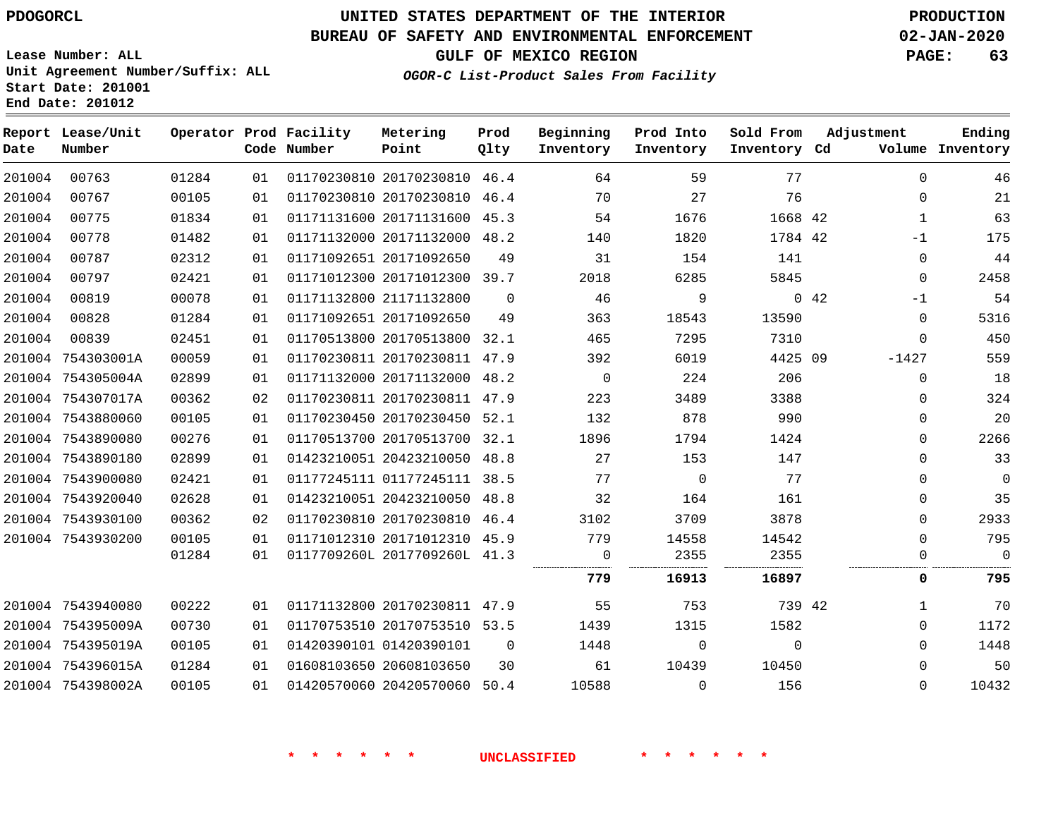PDOGORCL

# UNITED STATES DEPARTMENT OF THE INTERIOR
## BUREAU OF SAFETY AND ENVIRONMENTAL ENFORCEMENT
### GULF OF MEXICO REGION
*OGOR-C List-Product Sales From Facility*

PRODUCTION
02-JAN-2020

Lease Number: ALL
Unit Agreement Number/Suffix: ALL
Start Date: 201001
End Date: 201012

| Report Date | Lease/Unit Number | Operator | Prod Code | Facility Number | Metering Point | Prod Qlty | Beginning Inventory | Prod Into Inventory | Sold From Inventory | Adjustment Cd | Adjustment Volume | Ending Inventory |
|---|---|---|---|---|---|---|---|---|---|---|---|---|
| 201004 | 00763 | 01284 | 01 | 01170230810 | 20170230810 | 46.4 | 64 | 59 | 77 | | 0 | 46 |
| 201004 | 00767 | 00105 | 01 | 01170230810 | 20170230810 | 46.4 | 70 | 27 | 76 | | 0 | 21 |
| 201004 | 00775 | 01834 | 01 | 01171131600 | 20171131600 | 45.3 | 54 | 1676 | 1668 | 42 | 1 | 63 |
| 201004 | 00778 | 01482 | 01 | 01171132000 | 20171132000 | 48.2 | 140 | 1820 | 1784 | 42 | -1 | 175 |
| 201004 | 00787 | 02312 | 01 | 01171092651 | 20171092650 | 49 | 31 | 154 | 141 | | 0 | 44 |
| 201004 | 00797 | 02421 | 01 | 01171012300 | 20171012300 | 39.7 | 2018 | 6285 | 5845 | | 0 | 2458 |
| 201004 | 00819 | 00078 | 01 | 01171132800 | 21171132800 | 0 | 46 | 9 | 0 | 42 | -1 | 54 |
| 201004 | 00828 | 01284 | 01 | 01171092651 | 20171092650 | 49 | 363 | 18543 | 13590 | | 0 | 5316 |
| 201004 | 00839 | 02451 | 01 | 01170513800 | 20170513800 | 32.1 | 465 | 7295 | 7310 | | 0 | 450 |
| 201004 | 754303001A | 00059 | 01 | 01170230811 | 20170230811 | 47.9 | 392 | 6019 | 4425 | 09 | -1427 | 559 |
| 201004 | 754305004A | 02899 | 01 | 01171132000 | 20171132000 | 48.2 | 0 | 224 | 206 | | 0 | 18 |
| 201004 | 754307017A | 00362 | 02 | 01170230811 | 20170230811 | 47.9 | 223 | 3489 | 3388 | | 0 | 324 |
| 201004 | 7543880060 | 00105 | 01 | 01170230450 | 20170230450 | 52.1 | 132 | 878 | 990 | | 0 | 20 |
| 201004 | 7543890080 | 00276 | 01 | 01170513700 | 20170513700 | 32.1 | 1896 | 1794 | 1424 | | 0 | 2266 |
| 201004 | 7543890180 | 02899 | 01 | 01423210051 | 20423210050 | 48.8 | 27 | 153 | 147 | | 0 | 33 |
| 201004 | 7543900080 | 02421 | 01 | 01177245111 | 01177245111 | 38.5 | 77 | 0 | 77 | | 0 | 0 |
| 201004 | 7543920040 | 02628 | 01 | 01423210051 | 20423210050 | 48.8 | 32 | 164 | 161 | | 0 | 35 |
| 201004 | 7543930100 | 00362 | 02 | 01170230810 | 20170230810 | 46.4 | 3102 | 3709 | 3878 | | 0 | 2933 |
| 201004 | 7543930200 | 00105 | 01 | 01171012310 | 20171012310 | 45.9 | 779 | 14558 | 14542 | | 0 | 795 |
| | | 01284 | 01 | 0117709260L | 2017709260L | 41.3 | 0 | 2355 | 2355 | | 0 | 0 |
| | | | | | | | **779** | **16913** | **16897** | | **0** | **795** |
| 201004 | 7543940080 | 00222 | 01 | 01171132800 | 20170230811 | 47.9 | 55 | 753 | 739 | 42 | 1 | 70 |
| 201004 | 754395009A | 00730 | 01 | 01170753510 | 20170753510 | 53.5 | 1439 | 1315 | 1582 | | 0 | 1172 |
| 201004 | 754395019A | 00105 | 01 | 01420390101 | 01420390101 | 0 | 1448 | 0 | 0 | | 0 | 1448 |
| 201004 | 754396015A | 01284 | 01 | 01608103650 | 20608103650 | 30 | 61 | 10439 | 10450 | | 0 | 50 |
| 201004 | 754398002A | 00105 | 01 | 01420570060 | 20420570060 | 50.4 | 10588 | 0 | 156 | | 0 | 10432 |

\* \* \* \* \* \* UNCLASSIFIED \* \* \* \* \* \*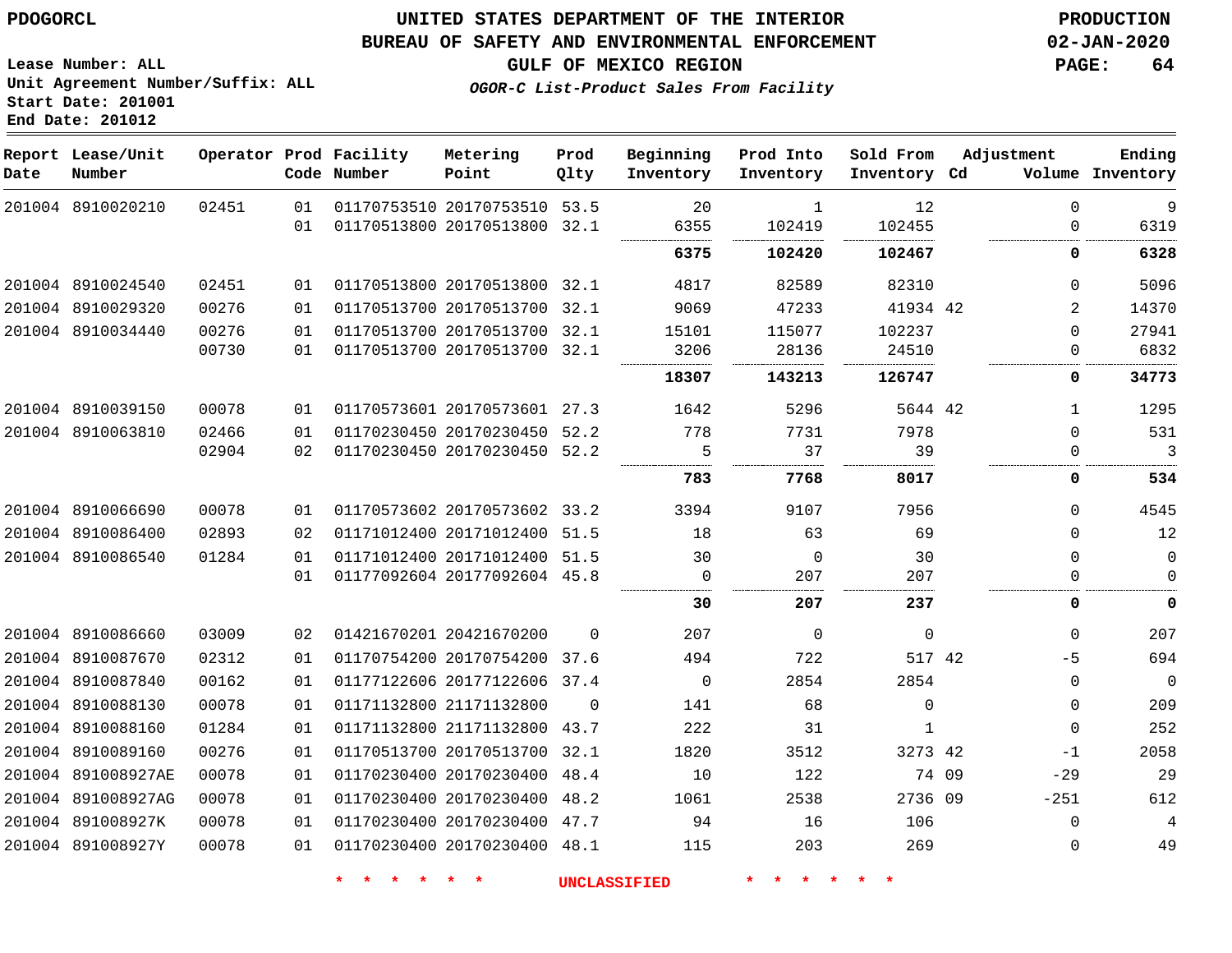PDOGORCL

# UNITED STATES DEPARTMENT OF THE INTERIOR
## BUREAU OF SAFETY AND ENVIRONMENTAL ENFORCEMENT
### GULF OF MEXICO REGION
*OGOR-C List-Product Sales From Facility*

PRODUCTION
02-JAN-2020

Lease Number: ALL
Unit Agreement Number/Suffix: ALL
Start Date: 201001
End Date: 201012

| Report Date | Lease/Unit Number | Operator | Prod Code | Facility Number | Metering Point | Prod Qlty | Beginning Inventory | Prod Into Inventory | Sold From Inventory | Adjustment Cd | Volume | Ending Inventory |
|---|---|---|---|---|---|---|---|---|---|---|---|---|
| 201004 | 8910020210 | 02451 | 01 | 01170753510 | 20170753510 | 53.5 | 20 | 1 | 12 | | 0 | 9 |
| | | | 01 | 01170513800 | 20170513800 | 32.1 | 6355 | 102419 | 102455 | | 0 | 6319 |
| | | | | | | | **6375** | **102420** | **102467** | | **0** | **6328** |
| 201004 | 8910024540 | 02451 | 01 | 01170513800 | 20170513800 | 32.1 | 4817 | 82589 | 82310 | | 0 | 5096 |
| 201004 | 8910029320 | 00276 | 01 | 01170513700 | 20170513700 | 32.1 | 9069 | 47233 | 41934 | 42 | 2 | 14370 |
| 201004 | 8910034440 | 00276 | 01 | 01170513700 | 20170513700 | 32.1 | 15101 | 115077 | 102237 | | 0 | 27941 |
| | | 00730 | 01 | 01170513700 | 20170513700 | 32.1 | 3206 | 28136 | 24510 | | 0 | 6832 |
| | | | | | | | **18307** | **143213** | **126747** | | **0** | **34773** |
| 201004 | 8910039150 | 00078 | 01 | 01170573601 | 20170573601 | 27.3 | 1642 | 5296 | 5644 | 42 | 1 | 1295 |
| 201004 | 8910063810 | 02466 | 01 | 01170230450 | 20170230450 | 52.2 | 778 | 7731 | 7978 | | 0 | 531 |
| | | 02904 | 02 | 01170230450 | 20170230450 | 52.2 | 5 | 37 | 39 | | 0 | 3 |
| | | | | | | | **783** | **7768** | **8017** | | **0** | **534** |
| 201004 | 8910066690 | 00078 | 01 | 01170573602 | 20170573602 | 33.2 | 3394 | 9107 | 7956 | | 0 | 4545 |
| 201004 | 8910086400 | 02893 | 02 | 01171012400 | 20171012400 | 51.5 | 18 | 63 | 69 | | 0 | 12 |
| 201004 | 8910086540 | 01284 | 01 | 01171012400 | 20171012400 | 51.5 | 30 | 0 | 30 | | 0 | 0 |
| | | | 01 | 01177092604 | 20177092604 | 45.8 | 0 | 207 | 207 | | 0 | 0 |
| | | | | | | | **30** | **207** | **237** | | **0** | **0** |
| 201004 | 8910086660 | 03009 | 02 | 01421670201 | 20421670200 | 0 | 207 | 0 | 0 | | 0 | 207 |
| 201004 | 8910087670 | 02312 | 01 | 01170754200 | 20170754200 | 37.6 | 494 | 722 | 517 | 42 | -5 | 694 |
| 201004 | 8910087840 | 00162 | 01 | 01177122606 | 20177122606 | 37.4 | 0 | 2854 | 2854 | | 0 | 0 |
| 201004 | 8910088130 | 00078 | 01 | 01171132800 | 21171132800 | 0 | 141 | 68 | 0 | | 0 | 209 |
| 201004 | 8910088160 | 01284 | 01 | 01171132800 | 21171132800 | 43.7 | 222 | 31 | 1 | | 0 | 252 |
| 201004 | 8910089160 | 00276 | 01 | 01170513700 | 20170513700 | 32.1 | 1820 | 3512 | 3273 | 42 | -1 | 2058 |
| 201004 | 891008927AE | 00078 | 01 | 01170230400 | 20170230400 | 48.4 | 10 | 122 | 74 | 09 | -29 | 29 |
| 201004 | 891008927AG | 00078 | 01 | 01170230400 | 20170230400 | 48.2 | 1061 | 2538 | 2736 | 09 | -251 | 612 |
| 201004 | 891008927K | 00078 | 01 | 01170230400 | 20170230400 | 47.7 | 94 | 16 | 106 | | 0 | 4 |
| 201004 | 891008927Y | 00078 | 01 | 01170230400 | 20170230400 | 48.1 | 115 | 203 | 269 | | 0 | 49 |

* * * * * * UNCLASSIFIED * * * * * *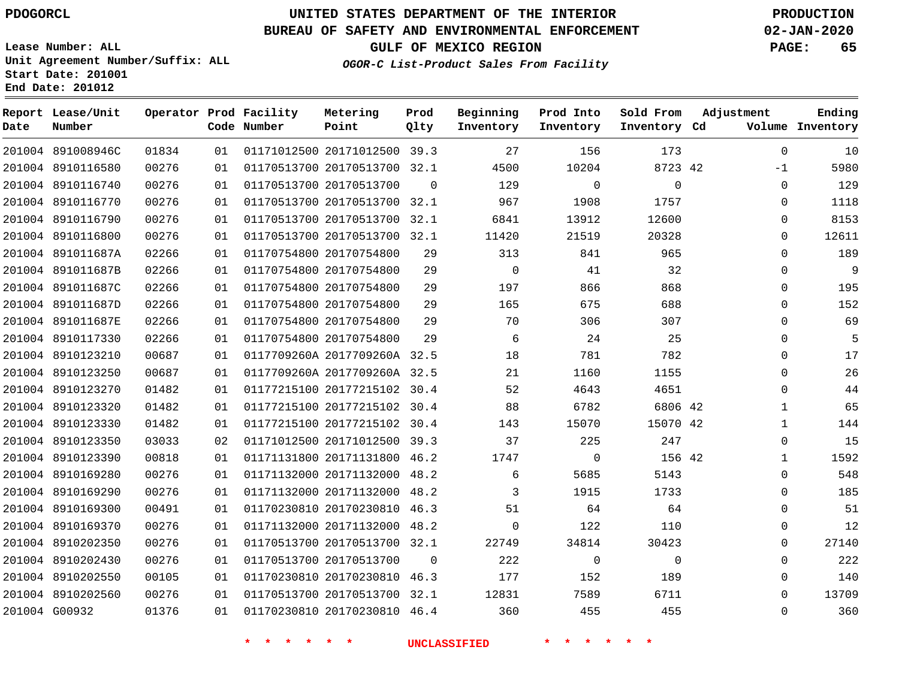PDOGORCL

# UNITED STATES DEPARTMENT OF THE INTERIOR
## BUREAU OF SAFETY AND ENVIRONMENTAL ENFORCEMENT
### GULF OF MEXICO REGION
*OGOR-C List-Product Sales From Facility*

PRODUCTION
02-JAN-2020

Lease Number: ALL
Unit Agreement Number/Suffix: ALL
Start Date: 201001
End Date: 201012

| Report Date | Lease/Unit Number | Operator | Prod Code | Facility Number | Metering Point | Prod Qlty | Beginning Inventory | Prod Into Inventory | Sold From Inventory | Adjustment Cd | Volume | Ending Inventory |
|---|---|---|---|---|---|---|---|---|---|---|---|---|
| 201004 | 891008946C | 01834 | 01 | 01171012500 | 20171012500 | 39.3 | 27 | 156 | 173 | | 0 | 10 |
| 201004 | 8910116580 | 00276 | 01 | 01170513700 | 20170513700 | 32.1 | 4500 | 10204 | 8723 | 42 | -1 | 5980 |
| 201004 | 8910116740 | 00276 | 01 | 01170513700 | 20170513700 | 0 | 129 | 0 | 0 | | 0 | 129 |
| 201004 | 8910116770 | 00276 | 01 | 01170513700 | 20170513700 | 32.1 | 967 | 1908 | 1757 | | 0 | 1118 |
| 201004 | 8910116790 | 00276 | 01 | 01170513700 | 20170513700 | 32.1 | 6841 | 13912 | 12600 | | 0 | 8153 |
| 201004 | 8910116800 | 00276 | 01 | 01170513700 | 20170513700 | 32.1 | 11420 | 21519 | 20328 | | 0 | 12611 |
| 201004 | 891011687A | 02266 | 01 | 01170754800 | 20170754800 | 29 | 313 | 841 | 965 | | 0 | 189 |
| 201004 | 891011687B | 02266 | 01 | 01170754800 | 20170754800 | 29 | 0 | 41 | 32 | | 0 | 9 |
| 201004 | 891011687C | 02266 | 01 | 01170754800 | 20170754800 | 29 | 197 | 866 | 868 | | 0 | 195 |
| 201004 | 891011687D | 02266 | 01 | 01170754800 | 20170754800 | 29 | 165 | 675 | 688 | | 0 | 152 |
| 201004 | 891011687E | 02266 | 01 | 01170754800 | 20170754800 | 29 | 70 | 306 | 307 | | 0 | 69 |
| 201004 | 8910117330 | 02266 | 01 | 01170754800 | 20170754800 | 29 | 6 | 24 | 25 | | 0 | 5 |
| 201004 | 8910123210 | 00687 | 01 | 0117709260A | 2017709260A | 32.5 | 18 | 781 | 782 | | 0 | 17 |
| 201004 | 8910123250 | 00687 | 01 | 0117709260A | 2017709260A | 32.5 | 21 | 1160 | 1155 | | 0 | 26 |
| 201004 | 8910123270 | 01482 | 01 | 01177215100 | 20177215102 | 30.4 | 52 | 4643 | 4651 | | 0 | 44 |
| 201004 | 8910123320 | 01482 | 01 | 01177215100 | 20177215102 | 30.4 | 88 | 6782 | 6806 | 42 | 1 | 65 |
| 201004 | 8910123330 | 01482 | 01 | 01177215100 | 20177215102 | 30.4 | 143 | 15070 | 15070 | 42 | 1 | 144 |
| 201004 | 8910123350 | 03033 | 02 | 01171012500 | 20171012500 | 39.3 | 37 | 225 | 247 | | 0 | 15 |
| 201004 | 8910123390 | 00818 | 01 | 01171131800 | 20171131800 | 46.2 | 1747 | 0 | 156 | 42 | 1 | 1592 |
| 201004 | 8910169280 | 00276 | 01 | 01171132000 | 20171132000 | 48.2 | 6 | 5685 | 5143 | | 0 | 548 |
| 201004 | 8910169290 | 00276 | 01 | 01171132000 | 20171132000 | 48.2 | 3 | 1915 | 1733 | | 0 | 185 |
| 201004 | 8910169300 | 00491 | 01 | 01170230810 | 20170230810 | 46.3 | 51 | 64 | 64 | | 0 | 51 |
| 201004 | 8910169370 | 00276 | 01 | 01171132000 | 20171132000 | 48.2 | 0 | 122 | 110 | | 0 | 12 |
| 201004 | 8910202350 | 00276 | 01 | 01170513700 | 20170513700 | 32.1 | 22749 | 34814 | 30423 | | 0 | 27140 |
| 201004 | 8910202430 | 00276 | 01 | 01170513700 | 20170513700 | 0 | 222 | 0 | 0 | | 0 | 222 |
| 201004 | 8910202550 | 00105 | 01 | 01170230810 | 20170230810 | 46.3 | 177 | 152 | 189 | | 0 | 140 |
| 201004 | 8910202560 | 00276 | 01 | 01170513700 | 20170513700 | 32.1 | 12831 | 7589 | 6711 | | 0 | 13709 |
| 201004 | G00932 | 01376 | 01 | 01170230810 | 20170230810 | 46.4 | 360 | 455 | 455 | | 0 | 360 |

* * * * * * UNCLASSIFIED * * * * * *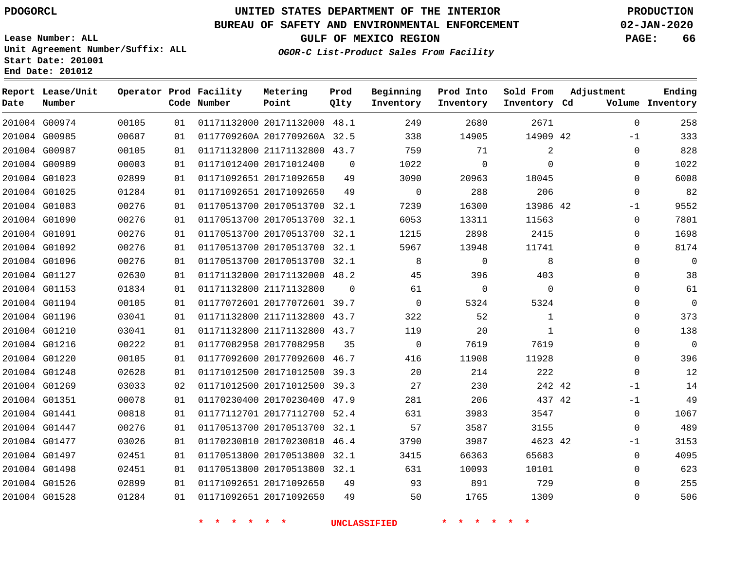PDOGORCL

# UNITED STATES DEPARTMENT OF THE INTERIOR
## BUREAU OF SAFETY AND ENVIRONMENTAL ENFORCEMENT
### GULF OF MEXICO REGION

*OGOR-C List-Product Sales From Facility*

PRODUCTION
02-JAN-2020

Lease Number: ALL
Unit Agreement Number/Suffix: ALL
Start Date: 201001
End Date: 201012

| Report Date | Lease/Unit Number | Operator | Prod Code | Facility Number | Metering Point | Prod Qlty | Beginning Inventory | Prod Into Inventory | Sold From Inventory | Adjustment Cd | Adjustment Volume | Ending Inventory |
|---|---|---|---|---|---|---|---|---|---|---|---|---|
| 201004 | G00974 | 00105 | 01 | 01171132000 | 20171132000 | 48.1 | 249 | 2680 | 2671 | | 0 | 258 |
| 201004 | G00985 | 00687 | 01 | 0117709260A | 2017709260A | 32.5 | 338 | 14905 | 14909 | 42 | -1 | 333 |
| 201004 | G00987 | 00105 | 01 | 01171132800 | 21171132800 | 43.7 | 759 | 71 | 2 | | 0 | 828 |
| 201004 | G00989 | 00003 | 01 | 01171012400 | 20171012400 | 0 | 1022 | 0 | 0 | | 0 | 1022 |
| 201004 | G01023 | 02899 | 01 | 01171092651 | 20171092650 | 49 | 3090 | 20963 | 18045 | | 0 | 6008 |
| 201004 | G01025 | 01284 | 01 | 01171092651 | 20171092650 | 49 | 0 | 288 | 206 | | 0 | 82 |
| 201004 | G01083 | 00276 | 01 | 01170513700 | 20170513700 | 32.1 | 7239 | 16300 | 13986 | 42 | -1 | 9552 |
| 201004 | G01090 | 00276 | 01 | 01170513700 | 20170513700 | 32.1 | 6053 | 13311 | 11563 | | 0 | 7801 |
| 201004 | G01091 | 00276 | 01 | 01170513700 | 20170513700 | 32.1 | 1215 | 2898 | 2415 | | 0 | 1698 |
| 201004 | G01092 | 00276 | 01 | 01170513700 | 20170513700 | 32.1 | 5967 | 13948 | 11741 | | 0 | 8174 |
| 201004 | G01096 | 00276 | 01 | 01170513700 | 20170513700 | 32.1 | 8 | 0 | 8 | | 0 | 0 |
| 201004 | G01127 | 02630 | 01 | 01171132000 | 20171132000 | 48.2 | 45 | 396 | 403 | | 0 | 38 |
| 201004 | G01153 | 01834 | 01 | 01171132800 | 21171132800 | 0 | 61 | 0 | 0 | | 0 | 61 |
| 201004 | G01194 | 00105 | 01 | 01177072601 | 20177072601 | 39.7 | 0 | 5324 | 5324 | | 0 | 0 |
| 201004 | G01196 | 03041 | 01 | 01171132800 | 21171132800 | 43.7 | 322 | 52 | 1 | | 0 | 373 |
| 201004 | G01210 | 03041 | 01 | 01171132800 | 21171132800 | 43.7 | 119 | 20 | 1 | | 0 | 138 |
| 201004 | G01216 | 00222 | 01 | 01177082958 | 20177082958 | 35 | 0 | 7619 | 7619 | | 0 | 0 |
| 201004 | G01220 | 00105 | 01 | 01177092600 | 20177092600 | 46.7 | 416 | 11908 | 11928 | | 0 | 396 |
| 201004 | G01248 | 02628 | 01 | 01171012500 | 20171012500 | 39.3 | 20 | 214 | 222 | | 0 | 12 |
| 201004 | G01269 | 03033 | 02 | 01171012500 | 20171012500 | 39.3 | 27 | 230 | 242 | 42 | -1 | 14 |
| 201004 | G01351 | 00078 | 01 | 01170230400 | 20170230400 | 47.9 | 281 | 206 | 437 | 42 | -1 | 49 |
| 201004 | G01441 | 00818 | 01 | 01177112701 | 20177112700 | 52.4 | 631 | 3983 | 3547 | | 0 | 1067 |
| 201004 | G01447 | 00276 | 01 | 01170513700 | 20170513700 | 32.1 | 57 | 3587 | 3155 | | 0 | 489 |
| 201004 | G01477 | 03026 | 01 | 01170230810 | 20170230810 | 46.4 | 3790 | 3987 | 4623 | 42 | -1 | 3153 |
| 201004 | G01497 | 02451 | 01 | 01170513800 | 20170513800 | 32.1 | 3415 | 66363 | 65683 | | 0 | 4095 |
| 201004 | G01498 | 02451 | 01 | 01170513800 | 20170513800 | 32.1 | 631 | 10093 | 10101 | | 0 | 623 |
| 201004 | G01526 | 02899 | 01 | 01171092651 | 20171092650 | 49 | 93 | 891 | 729 | | 0 | 255 |
| 201004 | G01528 | 01284 | 01 | 01171092651 | 20171092650 | 49 | 50 | 1765 | 1309 | | 0 | 506 |

* * * * * * UNCLASSIFIED * * * * * *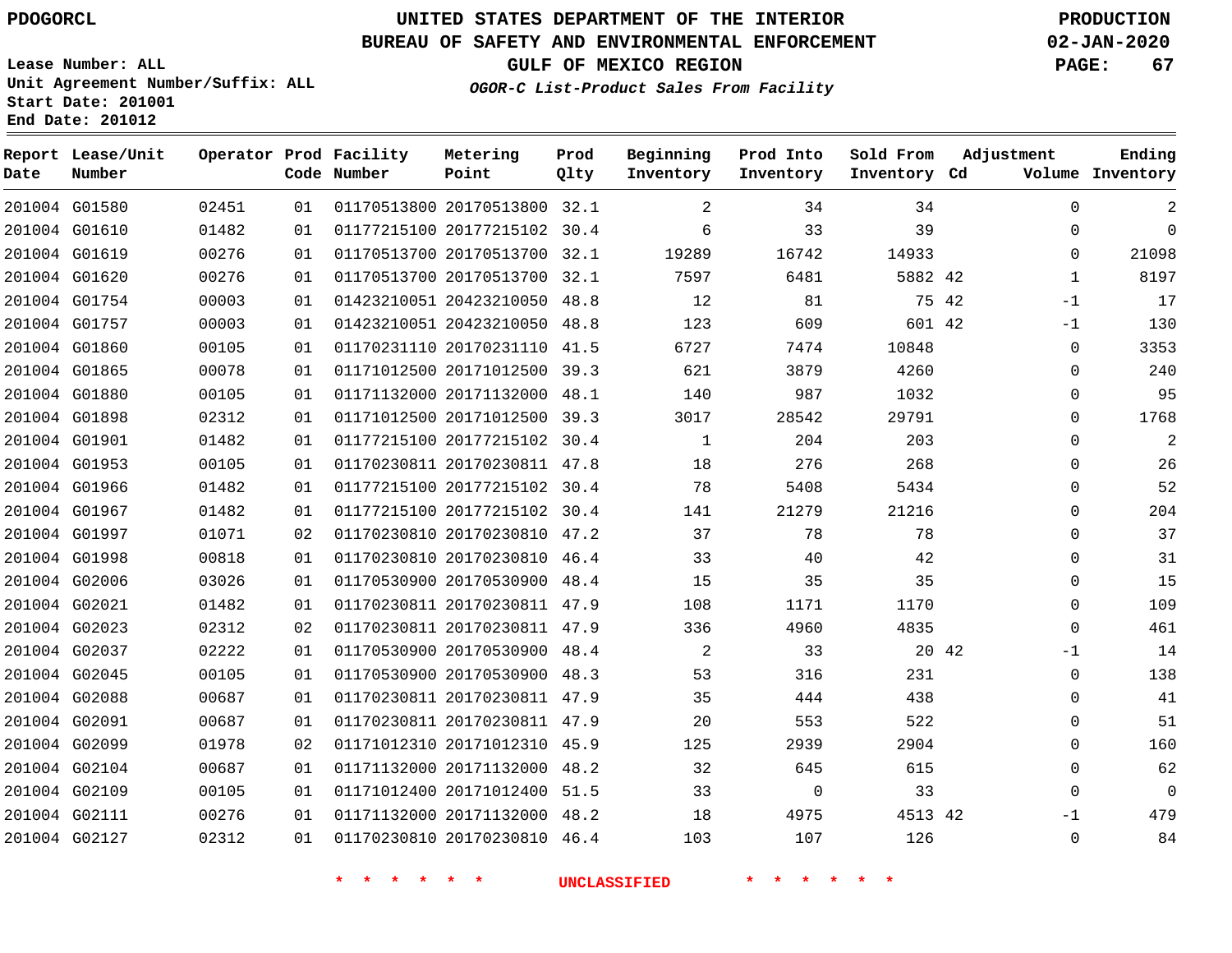PDOGORCL

# UNITED STATES DEPARTMENT OF THE INTERIOR
## BUREAU OF SAFETY AND ENVIRONMENTAL ENFORCEMENT
## GULF OF MEXICO REGION
### *OGOR-C List-Product Sales From Facility*

PRODUCTION
02-JAN-2020

Lease Number: ALL
Unit Agreement Number/Suffix: ALL
Start Date: 201001
End Date: 201012

| Report Date | Lease/Unit Number | Operator | Prod Code | Facility Number | Metering Point | Prod Qlty | Beginning Inventory | Prod Into Inventory | Sold From Inventory | Adjustment Cd | Volume | Ending Inventory |
|---|---|---|---|---|---|---|---|---|---|---|---|---|
| 201004 | G01580 | 02451 | 01 | 01170513800 | 20170513800 | 32.1 | 2 | 34 | 34 | | 0 | 2 |
| 201004 | G01610 | 01482 | 01 | 01177215100 | 20177215102 | 30.4 | 6 | 33 | 39 | | 0 | 0 |
| 201004 | G01619 | 00276 | 01 | 01170513700 | 20170513700 | 32.1 | 19289 | 16742 | 14933 | | 0 | 21098 |
| 201004 | G01620 | 00276 | 01 | 01170513700 | 20170513700 | 32.1 | 7597 | 6481 | 5882 | 42 | 1 | 8197 |
| 201004 | G01754 | 00003 | 01 | 01423210051 | 20423210050 | 48.8 | 12 | 81 | 75 | 42 | -1 | 17 |
| 201004 | G01757 | 00003 | 01 | 01423210051 | 20423210050 | 48.8 | 123 | 609 | 601 | 42 | -1 | 130 |
| 201004 | G01860 | 00105 | 01 | 01170231110 | 20170231110 | 41.5 | 6727 | 7474 | 10848 | | 0 | 3353 |
| 201004 | G01865 | 00078 | 01 | 01171012500 | 20171012500 | 39.3 | 621 | 3879 | 4260 | | 0 | 240 |
| 201004 | G01880 | 00105 | 01 | 01171132000 | 20171132000 | 48.1 | 140 | 987 | 1032 | | 0 | 95 |
| 201004 | G01898 | 02312 | 01 | 01171012500 | 20171012500 | 39.3 | 3017 | 28542 | 29791 | | 0 | 1768 |
| 201004 | G01901 | 01482 | 01 | 01177215100 | 20177215102 | 30.4 | 1 | 204 | 203 | | 0 | 2 |
| 201004 | G01953 | 00105 | 01 | 01170230811 | 20170230811 | 47.8 | 18 | 276 | 268 | | 0 | 26 |
| 201004 | G01966 | 01482 | 01 | 01177215100 | 20177215102 | 30.4 | 78 | 5408 | 5434 | | 0 | 52 |
| 201004 | G01967 | 01482 | 01 | 01177215100 | 20177215102 | 30.4 | 141 | 21279 | 21216 | | 0 | 204 |
| 201004 | G01997 | 01071 | 02 | 01170230810 | 20170230810 | 47.2 | 37 | 78 | 78 | | 0 | 37 |
| 201004 | G01998 | 00818 | 01 | 01170230810 | 20170230810 | 46.4 | 33 | 40 | 42 | | 0 | 31 |
| 201004 | G02006 | 03026 | 01 | 01170530900 | 20170530900 | 48.4 | 15 | 35 | 35 | | 0 | 15 |
| 201004 | G02021 | 01482 | 01 | 01170230811 | 20170230811 | 47.9 | 108 | 1171 | 1170 | | 0 | 109 |
| 201004 | G02023 | 02312 | 02 | 01170230811 | 20170230811 | 47.9 | 336 | 4960 | 4835 | | 0 | 461 |
| 201004 | G02037 | 02222 | 01 | 01170530900 | 20170530900 | 48.4 | 2 | 33 | 20 | 42 | -1 | 14 |
| 201004 | G02045 | 00105 | 01 | 01170530900 | 20170530900 | 48.3 | 53 | 316 | 231 | | 0 | 138 |
| 201004 | G02088 | 00687 | 01 | 01170230811 | 20170230811 | 47.9 | 35 | 444 | 438 | | 0 | 41 |
| 201004 | G02091 | 00687 | 01 | 01170230811 | 20170230811 | 47.9 | 20 | 553 | 522 | | 0 | 51 |
| 201004 | G02099 | 01978 | 02 | 01171012310 | 20171012310 | 45.9 | 125 | 2939 | 2904 | | 0 | 160 |
| 201004 | G02104 | 00687 | 01 | 01171132000 | 20171132000 | 48.2 | 32 | 645 | 615 | | 0 | 62 |
| 201004 | G02109 | 00105 | 01 | 01171012400 | 20171012400 | 51.5 | 33 | 0 | 33 | | 0 | 0 |
| 201004 | G02111 | 00276 | 01 | 01171132000 | 20171132000 | 48.2 | 18 | 4975 | 4513 | 42 | -1 | 479 |
| 201004 | G02127 | 02312 | 01 | 01170230810 | 20170230810 | 46.4 | 103 | 107 | 126 | | 0 | 84 |

\* \* \* \* \* \* UNCLASSIFIED \* \* \* \* \* \*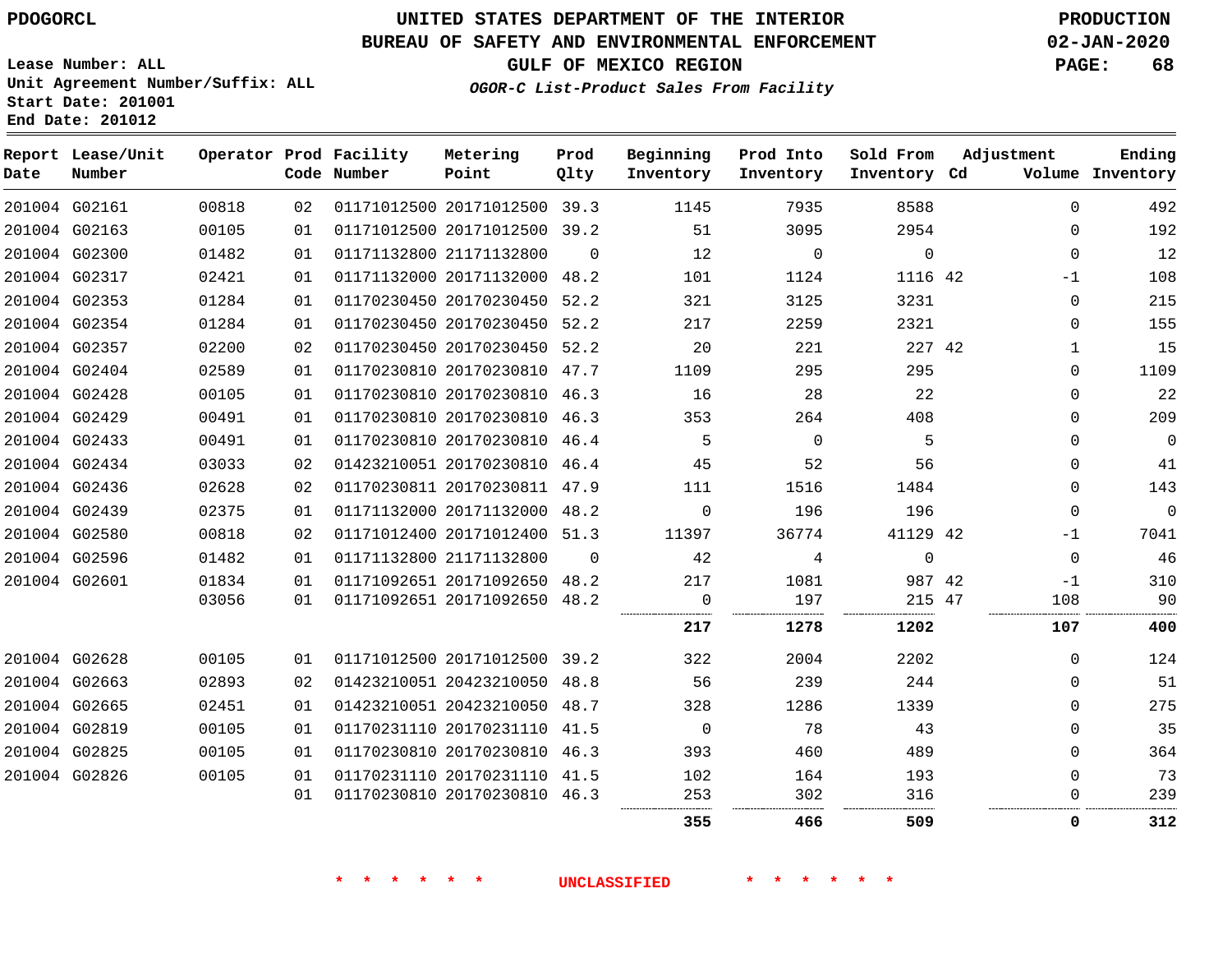PDOGORCL

Lease Number: ALL
Unit Agreement Number/Suffix: ALL
Start Date: 201001
End Date: 201012

# UNITED STATES DEPARTMENT OF THE INTERIOR
## BUREAU OF SAFETY AND ENVIRONMENTAL ENFORCEMENT
### GULF OF MEXICO REGION
*OGOR-C List-Product Sales From Facility*

PRODUCTION
02-JAN-2020

| Report Date | Lease/Unit Number | Operator | Prod Code | Facility Number | Metering Point | Prod Qlty | Beginning Inventory | Prod Into Inventory | Sold From Inventory | Adjustment Cd | Volume | Ending Inventory |
|---|---|---|---|---|---|---|---|---|---|---|---|---|
| 201004 | G02161 | 00818 | 02 | 01171012500 | 20171012500 | 39.3 | 1145 | 7935 | 8588 | | 0 | 492 |
| 201004 | G02163 | 00105 | 01 | 01171012500 | 20171012500 | 39.2 | 51 | 3095 | 2954 | | 0 | 192 |
| 201004 | G02300 | 01482 | 01 | 01171132800 | 21171132800 | 0 | 12 | 0 | 0 | | 0 | 12 |
| 201004 | G02317 | 02421 | 01 | 01171132000 | 20171132000 | 48.2 | 101 | 1124 | 1116 | 42 | -1 | 108 |
| 201004 | G02353 | 01284 | 01 | 01170230450 | 20170230450 | 52.2 | 321 | 3125 | 3231 | | 0 | 215 |
| 201004 | G02354 | 01284 | 01 | 01170230450 | 20170230450 | 52.2 | 217 | 2259 | 2321 | | 0 | 155 |
| 201004 | G02357 | 02200 | 02 | 01170230450 | 20170230450 | 52.2 | 20 | 221 | 227 | 42 | 1 | 15 |
| 201004 | G02404 | 02589 | 01 | 01170230810 | 20170230810 | 47.7 | 1109 | 295 | 295 | | 0 | 1109 |
| 201004 | G02428 | 00105 | 01 | 01170230810 | 20170230810 | 46.3 | 16 | 28 | 22 | | 0 | 22 |
| 201004 | G02429 | 00491 | 01 | 01170230810 | 20170230810 | 46.3 | 353 | 264 | 408 | | 0 | 209 |
| 201004 | G02433 | 00491 | 01 | 01170230810 | 20170230810 | 46.4 | 5 | 0 | 5 | | 0 | 0 |
| 201004 | G02434 | 03033 | 02 | 01423210051 | 20170230810 | 46.4 | 45 | 52 | 56 | | 0 | 41 |
| 201004 | G02436 | 02628 | 02 | 01170230811 | 20170230811 | 47.9 | 111 | 1516 | 1484 | | 0 | 143 |
| 201004 | G02439 | 02375 | 01 | 01171132000 | 20171132000 | 48.2 | 0 | 196 | 196 | | 0 | 0 |
| 201004 | G02580 | 00818 | 02 | 01171012400 | 20171012400 | 51.3 | 11397 | 36774 | 41129 | 42 | -1 | 7041 |
| 201004 | G02596 | 01482 | 01 | 01171132800 | 21171132800 | 0 | 42 | 4 | 0 | | 0 | 46 |
| 201004 | G02601 | 01834 | 01 | 01171092651 | 20171092650 | 48.2 | 217 | 1081 | 987 | 42 | -1 | 310 |
| | | 03056 | 01 | 01171092651 | 20171092650 | 48.2 | 0 | 197 | 215 | 47 | 108 | 90 |
| | | | | | | | **217** | **1278** | **1202** | | **107** | **400** |
| 201004 | G02628 | 00105 | 01 | 01171012500 | 20171012500 | 39.2 | 322 | 2004 | 2202 | | 0 | 124 |
| 201004 | G02663 | 02893 | 02 | 01423210051 | 20423210050 | 48.8 | 56 | 239 | 244 | | 0 | 51 |
| 201004 | G02665 | 02451 | 01 | 01423210051 | 20423210050 | 48.7 | 328 | 1286 | 1339 | | 0 | 275 |
| 201004 | G02819 | 00105 | 01 | 01170231110 | 20170231110 | 41.5 | 0 | 78 | 43 | | 0 | 35 |
| 201004 | G02825 | 00105 | 01 | 01170230810 | 20170230810 | 46.3 | 393 | 460 | 489 | | 0 | 364 |
| 201004 | G02826 | 00105 | 01 | 01170231110 | 20170231110 | 41.5 | 102 | 164 | 193 | | 0 | 73 |
| | | | 01 | 01170230810 | 20170230810 | 46.3 | 253 | 302 | 316 | | 0 | 239 |
| | | | | | | | **355** | **466** | **509** | | **0** | **312** |

\* \* \* \* \* \* UNCLASSIFIED \* \* \* \* \* \*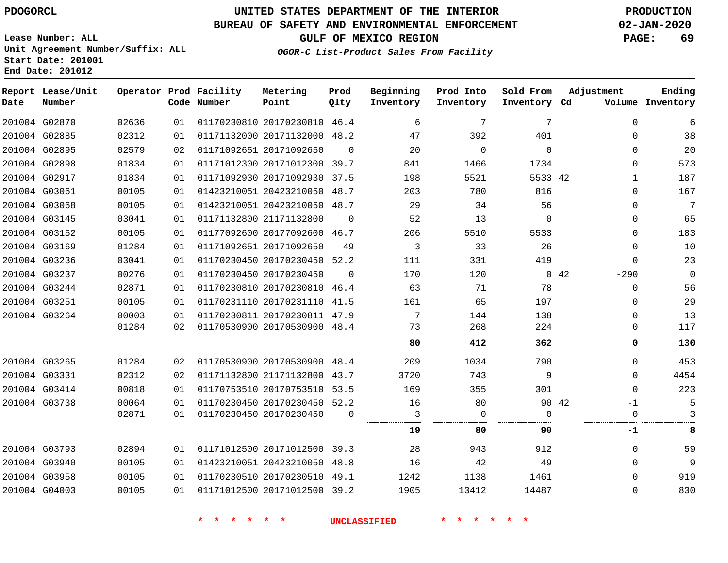PDOGORCL

Lease Number: ALL
Unit Agreement Number/Suffix: ALL
Start Date: 201001
End Date: 201012

# UNITED STATES DEPARTMENT OF THE INTERIOR
## BUREAU OF SAFETY AND ENVIRONMENTAL ENFORCEMENT
### GULF OF MEXICO REGION

*OGOR-C List-Product Sales From Facility*

PRODUCTION
02-JAN-2020

| Report Date | Lease/Unit Number | Operator | Prod Code | Facility Number | Metering Point | Prod Qlty | Beginning Inventory | Prod Into Inventory | Sold From Inventory | Adjustment Cd | Volume | Ending Inventory |
|---|---|---|---|---|---|---|---|---|---|---|---|---|
| 201004 | G02870 | 02636 | 01 | 01170230810 | 20170230810 | 46.4 | 6 | 7 | 7 | | 0 | 6 |
| 201004 | G02885 | 02312 | 01 | 01171132000 | 20171132000 | 48.2 | 47 | 392 | 401 | | 0 | 38 |
| 201004 | G02895 | 02579 | 02 | 01171092651 | 20171092650 | 0 | 20 | 0 | 0 | | 0 | 20 |
| 201004 | G02898 | 01834 | 01 | 01171012300 | 20171012300 | 39.7 | 841 | 1466 | 1734 | | 0 | 573 |
| 201004 | G02917 | 01834 | 01 | 01171092930 | 20171092930 | 37.5 | 198 | 5521 | 5533 | 42 | 1 | 187 |
| 201004 | G03061 | 00105 | 01 | 01423210051 | 20423210050 | 48.7 | 203 | 780 | 816 | | 0 | 167 |
| 201004 | G03068 | 00105 | 01 | 01423210051 | 20423210050 | 48.7 | 29 | 34 | 56 | | 0 | 7 |
| 201004 | G03145 | 03041 | 01 | 01171132800 | 21171132800 | 0 | 52 | 13 | 0 | | 0 | 65 |
| 201004 | G03152 | 00105 | 01 | 01177092600 | 20177092600 | 46.7 | 206 | 5510 | 5533 | | 0 | 183 |
| 201004 | G03169 | 01284 | 01 | 01171092651 | 20171092650 | 49 | 3 | 33 | 26 | | 0 | 10 |
| 201004 | G03236 | 03041 | 01 | 01170230450 | 20170230450 | 52.2 | 111 | 331 | 419 | | 0 | 23 |
| 201004 | G03237 | 00276 | 01 | 01170230450 | 20170230450 | 0 | 170 | 120 | 0 | 42 | -290 | 0 |
| 201004 | G03244 | 02871 | 01 | 01170230810 | 20170230810 | 46.4 | 63 | 71 | 78 | | 0 | 56 |
| 201004 | G03251 | 00105 | 01 | 01170231110 | 20170231110 | 41.5 | 161 | 65 | 197 | | 0 | 29 |
| 201004 | G03264 | 00003 | 01 | 01170230811 | 20170230811 | 47.9 | 7 | 144 | 138 | | 0 | 13 |
| | | 01284 | 02 | 01170530900 | 20170530900 | 48.4 | 73 | 268 | 224 | | 0 | 117 |
| | | | | | | | **80** | **412** | **362** | | **0** | **130** |
| 201004 | G03265 | 01284 | 02 | 01170530900 | 20170530900 | 48.4 | 209 | 1034 | 790 | | 0 | 453 |
| 201004 | G03331 | 02312 | 02 | 01171132800 | 21171132800 | 43.7 | 3720 | 743 | 9 | | 0 | 4454 |
| 201004 | G03414 | 00818 | 01 | 01170753510 | 20170753510 | 53.5 | 169 | 355 | 301 | | 0 | 223 |
| 201004 | G03738 | 00064 | 01 | 01170230450 | 20170230450 | 52.2 | 16 | 80 | 90 | 42 | -1 | 5 |
| | | 02871 | 01 | 01170230450 | 20170230450 | 0 | 3 | 0 | 0 | | 0 | 3 |
| | | | | | | | **19** | **80** | **90** | | **-1** | **8** |
| 201004 | G03793 | 02894 | 01 | 01171012500 | 20171012500 | 39.3 | 28 | 943 | 912 | | 0 | 59 |
| 201004 | G03940 | 00105 | 01 | 01423210051 | 20423210050 | 48.8 | 16 | 42 | 49 | | 0 | 9 |
| 201004 | G03958 | 00105 | 01 | 01170230510 | 20170230510 | 49.1 | 1242 | 1138 | 1461 | | 0 | 919 |
| 201004 | G04003 | 00105 | 01 | 01171012500 | 20171012500 | 39.2 | 1905 | 13412 | 14487 | | 0 | 830 |

* * * * * * UNCLASSIFIED * * * * * *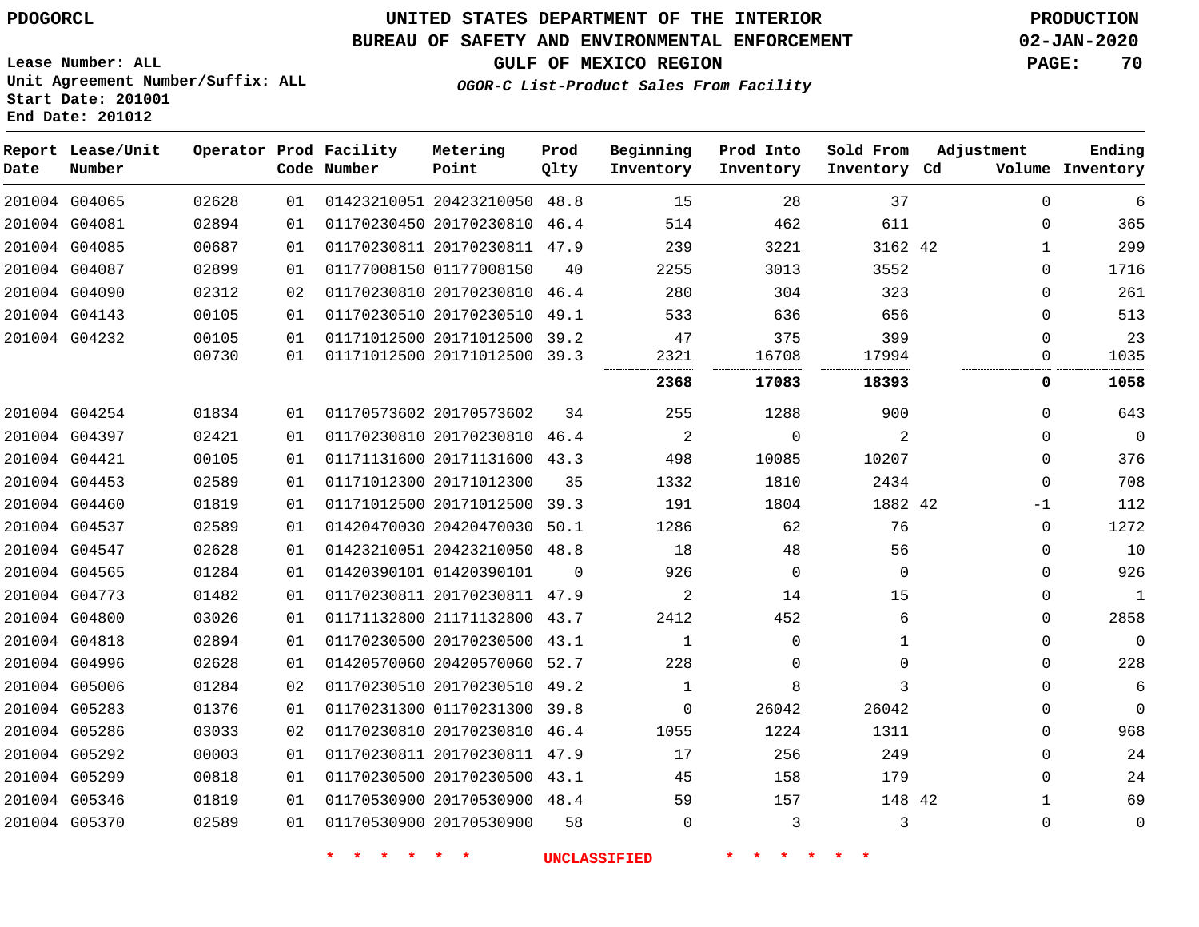PDOGORCL

# UNITED STATES DEPARTMENT OF THE INTERIOR
## BUREAU OF SAFETY AND ENVIRONMENTAL ENFORCEMENT
### GULF OF MEXICO REGION

*OGOR-C List-Product Sales From Facility*

PRODUCTION
02-JAN-2020

Lease Number: ALL
Unit Agreement Number/Suffix: ALL
Start Date: 201001
End Date: 201012

| Report Date | Lease/Unit Number | Operator | Prod Code | Facility Number | Metering Point | Prod Qlty | Beginning Inventory | Prod Into Inventory | Sold From Inventory | Adjustment Cd | Adjustment Volume | Ending Inventory |
|---|---|---|---|---|---|---|---|---|---|---|---|---|
| 201004 | G04065 | 02628 | 01 | 01423210051 | 20423210050 | 48.8 | 15 | 28 | 37 | | 0 | 6 |
| 201004 | G04081 | 02894 | 01 | 01170230450 | 20170230810 | 46.4 | 514 | 462 | 611 | | 0 | 365 |
| 201004 | G04085 | 00687 | 01 | 01170230811 | 20170230811 | 47.9 | 239 | 3221 | 3162 | 42 | 1 | 299 |
| 201004 | G04087 | 02899 | 01 | 01177008150 | 01177008150 | 40 | 2255 | 3013 | 3552 | | 0 | 1716 |
| 201004 | G04090 | 02312 | 02 | 01170230810 | 20170230810 | 46.4 | 280 | 304 | 323 | | 0 | 261 |
| 201004 | G04143 | 00105 | 01 | 01170230510 | 20170230510 | 49.1 | 533 | 636 | 656 | | 0 | 513 |
| 201004 | G04232 | 00105 | 01 | 01171012500 | 20171012500 | 39.2 | 47 | 375 | 399 | | 0 | 23 |
| | | 00730 | 01 | 01171012500 | 20171012500 | 39.3 | 2321 | 16708 | 17994 | | 0 | 1035 |
| | | | | | | | **2368** | **17083** | **18393** | | **0** | **1058** |
| 201004 | G04254 | 01834 | 01 | 01170573602 | 20170573602 | 34 | 255 | 1288 | 900 | | 0 | 643 |
| 201004 | G04397 | 02421 | 01 | 01170230810 | 20170230810 | 46.4 | 2 | 0 | 2 | | 0 | 0 |
| 201004 | G04421 | 00105 | 01 | 01171131600 | 20171131600 | 43.3 | 498 | 10085 | 10207 | | 0 | 376 |
| 201004 | G04453 | 02589 | 01 | 01171012300 | 20171012300 | 35 | 1332 | 1810 | 2434 | | 0 | 708 |
| 201004 | G04460 | 01819 | 01 | 01171012500 | 20171012500 | 39.3 | 191 | 1804 | 1882 | 42 | -1 | 112 |
| 201004 | G04537 | 02589 | 01 | 01420470030 | 20420470030 | 50.1 | 1286 | 62 | 76 | | 0 | 1272 |
| 201004 | G04547 | 02628 | 01 | 01423210051 | 20423210050 | 48.8 | 18 | 48 | 56 | | 0 | 10 |
| 201004 | G04565 | 01284 | 01 | 01420390101 | 01420390101 | 0 | 926 | 0 | 0 | | 0 | 926 |
| 201004 | G04773 | 01482 | 01 | 01170230811 | 20170230811 | 47.9 | 2 | 14 | 15 | | 0 | 1 |
| 201004 | G04800 | 03026 | 01 | 01171132800 | 21171132800 | 43.7 | 2412 | 452 | 6 | | 0 | 2858 |
| 201004 | G04818 | 02894 | 01 | 01170230500 | 20170230500 | 43.1 | 1 | 0 | 1 | | 0 | 0 |
| 201004 | G04996 | 02628 | 01 | 01420570060 | 20420570060 | 52.7 | 228 | 0 | 0 | | 0 | 228 |
| 201004 | G05006 | 01284 | 02 | 01170230510 | 20170230510 | 49.2 | 1 | 8 | 3 | | 0 | 6 |
| 201004 | G05283 | 01376 | 01 | 01170231300 | 01170231300 | 39.8 | 0 | 26042 | 26042 | | 0 | 0 |
| 201004 | G05286 | 03033 | 02 | 01170230810 | 20170230810 | 46.4 | 1055 | 1224 | 1311 | | 0 | 968 |
| 201004 | G05292 | 00003 | 01 | 01170230811 | 20170230811 | 47.9 | 17 | 256 | 249 | | 0 | 24 |
| 201004 | G05299 | 00818 | 01 | 01170230500 | 20170230500 | 43.1 | 45 | 158 | 179 | | 0 | 24 |
| 201004 | G05346 | 01819 | 01 | 01170530900 | 20170530900 | 48.4 | 59 | 157 | 148 | 42 | 1 | 69 |
| 201004 | G05370 | 02589 | 01 | 01170530900 | 20170530900 | 58 | 0 | 3 | 3 | | 0 | 0 |

\* \* \* \* \* \* UNCLASSIFIED \* \* \* \* \* \*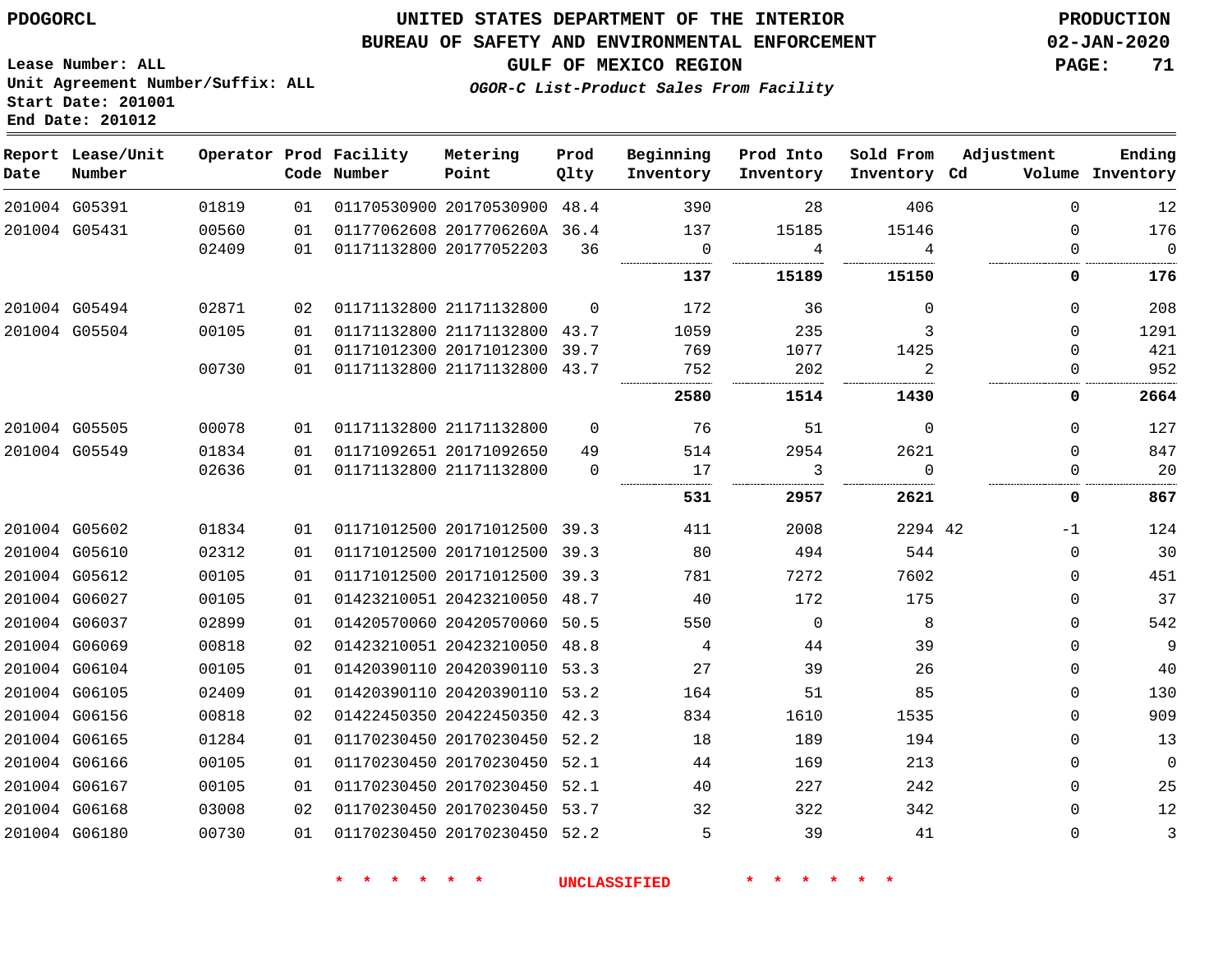PDOGORCL

# UNITED STATES DEPARTMENT OF THE INTERIOR
## BUREAU OF SAFETY AND ENVIRONMENTAL ENFORCEMENT
### GULF OF MEXICO REGION
*OGOR-C List-Product Sales From Facility*

PRODUCTION
02-JAN-2020

Lease Number: ALL
Unit Agreement Number/Suffix: ALL
Start Date: 201001
End Date: 201012

| Report Date | Lease/Unit Number | Operator | Prod Code | Facility Number | Metering Point | Prod Qlty | Beginning Inventory | Prod Into Inventory | Sold From Inventory | Adjustment Cd | Adjustment Volume | Ending Inventory |
|---|---|---|---|---|---|---|---|---|---|---|---|---|
| 201004 | G05391 | 01819 | 01 | 01170530900 | 20170530900 | 48.4 | 390 | 28 | 406 | | 0 | 12 |
| 201004 | G05431 | 00560 | 01 | 01177062608 | 2017706260A | 36.4 | 137 | 15185 | 15146 | | 0 | 176 |
| | | 02409 | 01 | 01171132800 | 20177052203 | 36 | 0 | 4 | 4 | | 0 | 0 |
| | | | | | | | **137** | **15189** | **15150** | | **0** | **176** |
| 201004 | G05494 | 02871 | 02 | 01171132800 | 21171132800 | 0 | 172 | 36 | 0 | | 0 | 208 |
| 201004 | G05504 | 00105 | 01 | 01171132800 | 21171132800 | 43.7 | 1059 | 235 | 3 | | 0 | 1291 |
| | | | 01 | 01171012300 | 20171012300 | 39.7 | 769 | 1077 | 1425 | | 0 | 421 |
| | | 00730 | 01 | 01171132800 | 21171132800 | 43.7 | 752 | 202 | 2 | | 0 | 952 |
| | | | | | | | **2580** | **1514** | **1430** | | **0** | **2664** |
| 201004 | G05505 | 00078 | 01 | 01171132800 | 21171132800 | 0 | 76 | 51 | 0 | | 0 | 127 |
| 201004 | G05549 | 01834 | 01 | 01171092651 | 20171092650 | 49 | 514 | 2954 | 2621 | | 0 | 847 |
| | | 02636 | 01 | 01171132800 | 21171132800 | 0 | 17 | 3 | 0 | | 0 | 20 |
| | | | | | | | **531** | **2957** | **2621** | | **0** | **867** |
| 201004 | G05602 | 01834 | 01 | 01171012500 | 20171012500 | 39.3 | 411 | 2008 | 2294 | 42 | -1 | 124 |
| 201004 | G05610 | 02312 | 01 | 01171012500 | 20171012500 | 39.3 | 80 | 494 | 544 | | 0 | 30 |
| 201004 | G05612 | 00105 | 01 | 01171012500 | 20171012500 | 39.3 | 781 | 7272 | 7602 | | 0 | 451 |
| 201004 | G06027 | 00105 | 01 | 01423210051 | 20423210050 | 48.7 | 40 | 172 | 175 | | 0 | 37 |
| 201004 | G06037 | 02899 | 01 | 01420570060 | 20420570060 | 50.5 | 550 | 0 | 8 | | 0 | 542 |
| 201004 | G06069 | 00818 | 02 | 01423210051 | 20423210050 | 48.8 | 4 | 44 | 39 | | 0 | 9 |
| 201004 | G06104 | 00105 | 01 | 01420390110 | 20420390110 | 53.3 | 27 | 39 | 26 | | 0 | 40 |
| 201004 | G06105 | 02409 | 01 | 01420390110 | 20420390110 | 53.2 | 164 | 51 | 85 | | 0 | 130 |
| 201004 | G06156 | 00818 | 02 | 01422450350 | 20422450350 | 42.3 | 834 | 1610 | 1535 | | 0 | 909 |
| 201004 | G06165 | 01284 | 01 | 01170230450 | 20170230450 | 52.2 | 18 | 189 | 194 | | 0 | 13 |
| 201004 | G06166 | 00105 | 01 | 01170230450 | 20170230450 | 52.1 | 44 | 169 | 213 | | 0 | 0 |
| 201004 | G06167 | 00105 | 01 | 01170230450 | 20170230450 | 52.1 | 40 | 227 | 242 | | 0 | 25 |
| 201004 | G06168 | 03008 | 02 | 01170230450 | 20170230450 | 53.7 | 32 | 322 | 342 | | 0 | 12 |
| 201004 | G06180 | 00730 | 01 | 01170230450 | 20170230450 | 52.2 | 5 | 39 | 41 | | 0 | 3 |

\* \* \* \* \* \* UNCLASSIFIED \* \* \* \* \* \*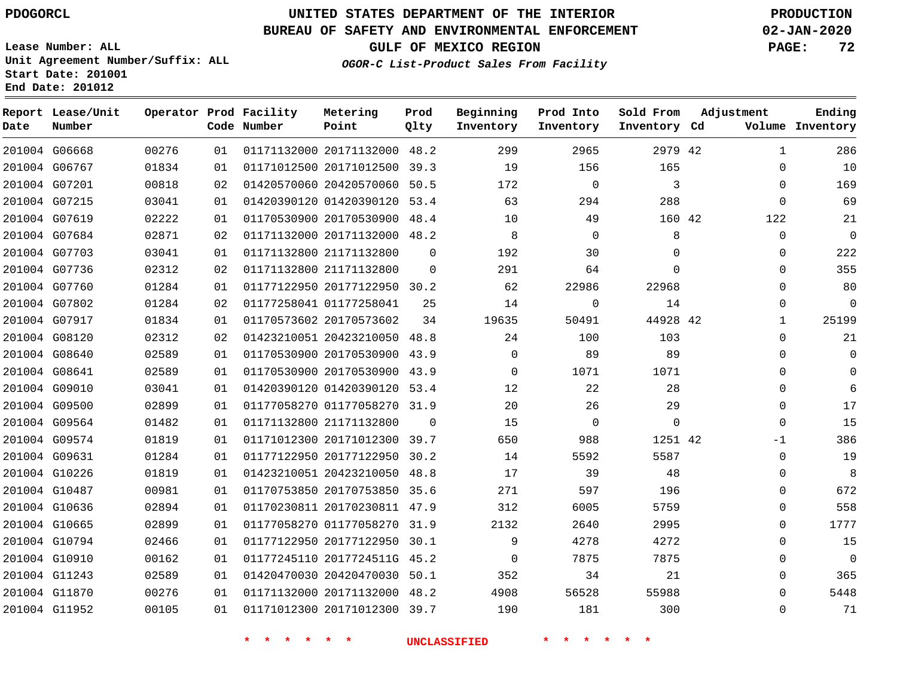PDOGORCL

Lease Number: ALL
Unit Agreement Number/Suffix: ALL
Start Date: 201001
End Date: 201012

# UNITED STATES DEPARTMENT OF THE INTERIOR
## BUREAU OF SAFETY AND ENVIRONMENTAL ENFORCEMENT
### GULF OF MEXICO REGION

*OGOR-C List-Product Sales From Facility*

PRODUCTION
02-JAN-2020

| Report Date | Lease/Unit Number | Operator | Prod Code | Facility Number | Metering Point | Prod Qlty | Beginning Inventory | Prod Into Inventory | Sold From Inventory | Adjustment Cd | Adjustment Volume | Ending Inventory |
|---|---|---|---|---|---|---|---|---|---|---|---|---|
| 201004 | G06668 | 00276 | 01 | 01171132000 | 20171132000 | 48.2 | 299 | 2965 | 2979 | 42 | 1 | 286 |
| 201004 | G06767 | 01834 | 01 | 01171012500 | 20171012500 | 39.3 | 19 | 156 | 165 | | 0 | 10 |
| 201004 | G07201 | 00818 | 02 | 01420570060 | 20420570060 | 50.5 | 172 | 0 | 3 | | 0 | 169 |
| 201004 | G07215 | 03041 | 01 | 01420390120 | 01420390120 | 53.4 | 63 | 294 | 288 | | 0 | 69 |
| 201004 | G07619 | 02222 | 01 | 01170530900 | 20170530900 | 48.4 | 10 | 49 | 160 | 42 | 122 | 21 |
| 201004 | G07684 | 02871 | 02 | 01171132000 | 20171132000 | 48.2 | 8 | 0 | 8 | | 0 | 0 |
| 201004 | G07703 | 03041 | 01 | 01171132800 | 21171132800 | 0 | 192 | 30 | 0 | | 0 | 222 |
| 201004 | G07736 | 02312 | 02 | 01171132800 | 21171132800 | 0 | 291 | 64 | 0 | | 0 | 355 |
| 201004 | G07760 | 01284 | 01 | 01177122950 | 20177122950 | 30.2 | 62 | 22986 | 22968 | | 0 | 80 |
| 201004 | G07802 | 01284 | 02 | 01177258041 | 01177258041 | 25 | 14 | 0 | 14 | | 0 | 0 |
| 201004 | G07917 | 01834 | 01 | 01170573602 | 20170573602 | 34 | 19635 | 50491 | 44928 | 42 | 1 | 25199 |
| 201004 | G08120 | 02312 | 02 | 01423210051 | 20423210050 | 48.8 | 24 | 100 | 103 | | 0 | 21 |
| 201004 | G08640 | 02589 | 01 | 01170530900 | 20170530900 | 43.9 | 0 | 89 | 89 | | 0 | 0 |
| 201004 | G08641 | 02589 | 01 | 01170530900 | 20170530900 | 43.9 | 0 | 1071 | 1071 | | 0 | 0 |
| 201004 | G09010 | 03041 | 01 | 01420390120 | 01420390120 | 53.4 | 12 | 22 | 28 | | 0 | 6 |
| 201004 | G09500 | 02899 | 01 | 01177058270 | 01177058270 | 31.9 | 20 | 26 | 29 | | 0 | 17 |
| 201004 | G09564 | 01482 | 01 | 01171132800 | 21171132800 | 0 | 15 | 0 | 0 | | 0 | 15 |
| 201004 | G09574 | 01819 | 01 | 01171012300 | 20171012300 | 39.7 | 650 | 988 | 1251 | 42 | -1 | 386 |
| 201004 | G09631 | 01284 | 01 | 01177122950 | 20177122950 | 30.2 | 14 | 5592 | 5587 | | 0 | 19 |
| 201004 | G10226 | 01819 | 01 | 01423210051 | 20423210050 | 48.8 | 17 | 39 | 48 | | 0 | 8 |
| 201004 | G10487 | 00981 | 01 | 01170753850 | 20170753850 | 35.6 | 271 | 597 | 196 | | 0 | 672 |
| 201004 | G10636 | 02894 | 01 | 01170230811 | 20170230811 | 47.9 | 312 | 6005 | 5759 | | 0 | 558 |
| 201004 | G10665 | 02899 | 01 | 01177058270 | 01177058270 | 31.9 | 2132 | 2640 | 2995 | | 0 | 1777 |
| 201004 | G10794 | 02466 | 01 | 01177122950 | 20177122950 | 30.1 | 9 | 4278 | 4272 | | 0 | 15 |
| 201004 | G10910 | 00162 | 01 | 01177245110 | 2017724511G | 45.2 | 0 | 7875 | 7875 | | 0 | 0 |
| 201004 | G11243 | 02589 | 01 | 01420470030 | 20420470030 | 50.1 | 352 | 34 | 21 | | 0 | 365 |
| 201004 | G11870 | 00276 | 01 | 01171132000 | 20171132000 | 48.2 | 4908 | 56528 | 55988 | | 0 | 5448 |
| 201004 | G11952 | 00105 | 01 | 01171012300 | 20171012300 | 39.7 | 190 | 181 | 300 | | 0 | 71 |

\* \* \* \* \* \* UNCLASSIFIED \* \* \* \* \* \*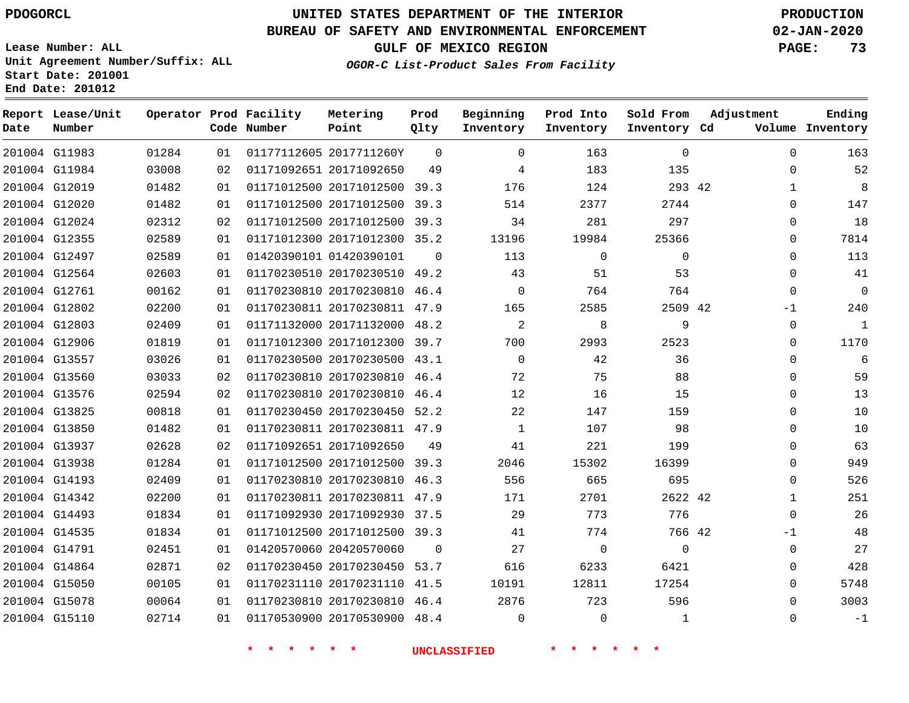PDOGORCL

# UNITED STATES DEPARTMENT OF THE INTERIOR
## BUREAU OF SAFETY AND ENVIRONMENTAL ENFORCEMENT
### GULF OF MEXICO REGION
*OGOR-C List-Product Sales From Facility*

PRODUCTION
02-JAN-2020

Lease Number: ALL
Unit Agreement Number/Suffix: ALL
Start Date: 201001
End Date: 201012

| Report Date | Lease/Unit Number | Operator | Prod Code | Facility Number | Metering Point | Prod Qlty | Beginning Inventory | Prod Into Inventory | Sold From Inventory | Adjustment Cd | Adjustment Volume | Ending Inventory |
|---|---|---|---|---|---|---|---|---|---|---|---|---|
| 201004 | G11983 | 01284 | 01 | 01177112605 | 2017711260Y | 0 | 0 | 163 | 0 | | 0 | 163 |
| 201004 | G11984 | 03008 | 02 | 01171092651 | 20171092650 | 49 | 4 | 183 | 135 | | 0 | 52 |
| 201004 | G12019 | 01482 | 01 | 01171012500 | 20171012500 | 39.3 | 176 | 124 | 293 | 42 | 1 | 8 |
| 201004 | G12020 | 01482 | 01 | 01171012500 | 20171012500 | 39.3 | 514 | 2377 | 2744 | | 0 | 147 |
| 201004 | G12024 | 02312 | 02 | 01171012500 | 20171012500 | 39.3 | 34 | 281 | 297 | | 0 | 18 |
| 201004 | G12355 | 02589 | 01 | 01171012300 | 20171012300 | 35.2 | 13196 | 19984 | 25366 | | 0 | 7814 |
| 201004 | G12497 | 02589 | 01 | 01420390101 | 01420390101 | 0 | 113 | 0 | 0 | | 0 | 113 |
| 201004 | G12564 | 02603 | 01 | 01170230510 | 20170230510 | 49.2 | 43 | 51 | 53 | | 0 | 41 |
| 201004 | G12761 | 00162 | 01 | 01170230810 | 20170230810 | 46.4 | 0 | 764 | 764 | | 0 | 0 |
| 201004 | G12802 | 02200 | 01 | 01170230811 | 20170230811 | 47.9 | 165 | 2585 | 2509 | 42 | -1 | 240 |
| 201004 | G12803 | 02409 | 01 | 01171132000 | 20171132000 | 48.2 | 2 | 8 | 9 | | 0 | 1 |
| 201004 | G12906 | 01819 | 01 | 01171012300 | 20171012300 | 39.7 | 700 | 2993 | 2523 | | 0 | 1170 |
| 201004 | G13557 | 03026 | 01 | 01170230500 | 20170230500 | 43.1 | 0 | 42 | 36 | | 0 | 6 |
| 201004 | G13560 | 03033 | 02 | 01170230810 | 20170230810 | 46.4 | 72 | 75 | 88 | | 0 | 59 |
| 201004 | G13576 | 02594 | 02 | 01170230810 | 20170230810 | 46.4 | 12 | 16 | 15 | | 0 | 13 |
| 201004 | G13825 | 00818 | 01 | 01170230450 | 20170230450 | 52.2 | 22 | 147 | 159 | | 0 | 10 |
| 201004 | G13850 | 01482 | 01 | 01170230811 | 20170230811 | 47.9 | 1 | 107 | 98 | | 0 | 10 |
| 201004 | G13937 | 02628 | 02 | 01171092651 | 20171092650 | 49 | 41 | 221 | 199 | | 0 | 63 |
| 201004 | G13938 | 01284 | 01 | 01171012500 | 20171012500 | 39.3 | 2046 | 15302 | 16399 | | 0 | 949 |
| 201004 | G14193 | 02409 | 01 | 01170230810 | 20170230810 | 46.3 | 556 | 665 | 695 | | 0 | 526 |
| 201004 | G14342 | 02200 | 01 | 01170230811 | 20170230811 | 47.9 | 171 | 2701 | 2622 | 42 | 1 | 251 |
| 201004 | G14493 | 01834 | 01 | 01171092930 | 20171092930 | 37.5 | 29 | 773 | 776 | | 0 | 26 |
| 201004 | G14535 | 01834 | 01 | 01171012500 | 20171012500 | 39.3 | 41 | 774 | 766 | 42 | -1 | 48 |
| 201004 | G14791 | 02451 | 01 | 01420570060 | 20420570060 | 0 | 27 | 0 | 0 | | 0 | 27 |
| 201004 | G14864 | 02871 | 02 | 01170230450 | 20170230450 | 53.7 | 616 | 6233 | 6421 | | 0 | 428 |
| 201004 | G15050 | 00105 | 01 | 01170231110 | 20170231110 | 41.5 | 10191 | 12811 | 17254 | | 0 | 5748 |
| 201004 | G15078 | 00064 | 01 | 01170230810 | 20170230810 | 46.4 | 2876 | 723 | 596 | | 0 | 3003 |
| 201004 | G15110 | 02714 | 01 | 01170530900 | 20170530900 | 48.4 | 0 | 0 | 1 | | 0 | -1 |

* * * * * * UNCLASSIFIED * * * * * *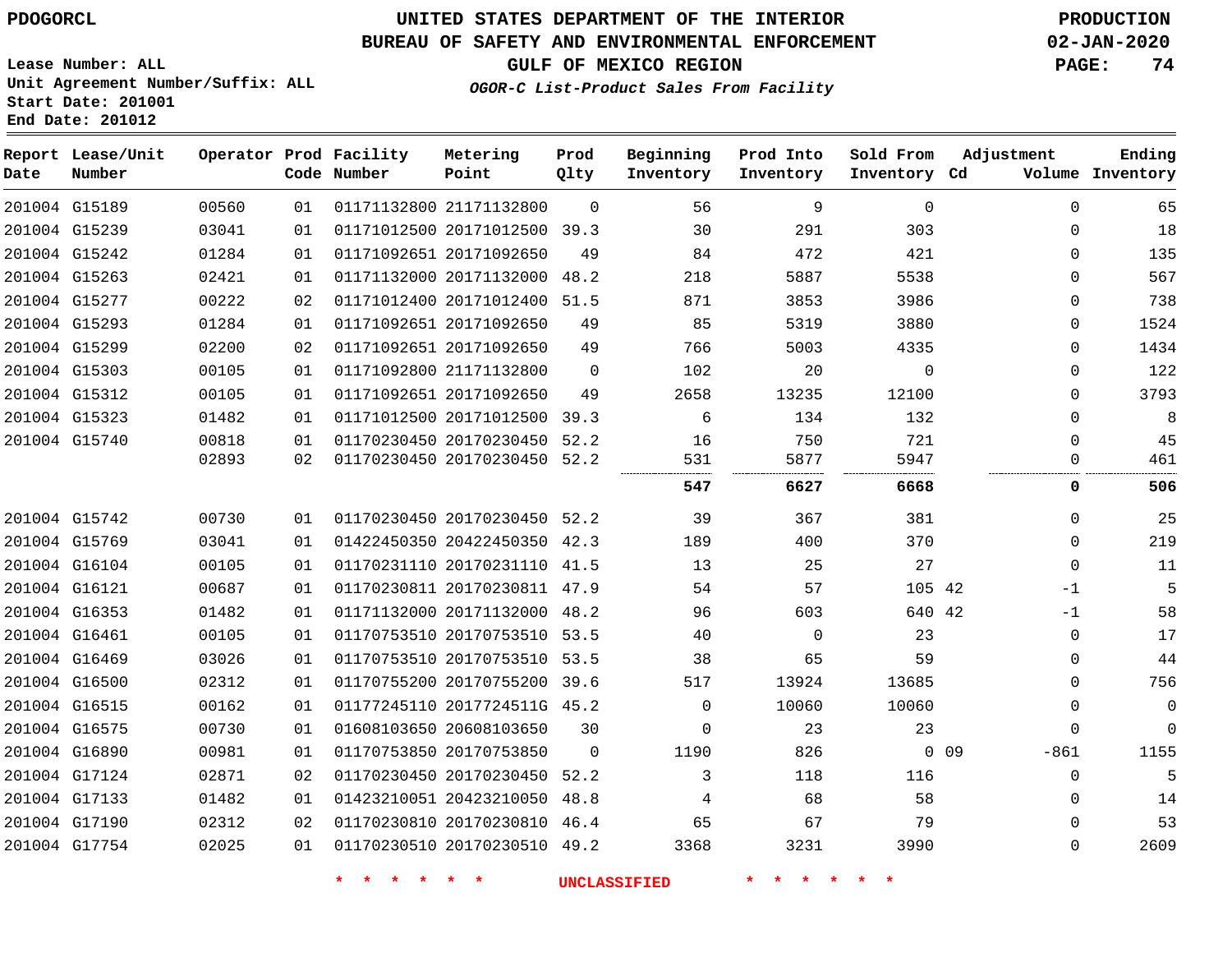PDOGORCL

# UNITED STATES DEPARTMENT OF THE INTERIOR
## BUREAU OF SAFETY AND ENVIRONMENTAL ENFORCEMENT
### GULF OF MEXICO REGION
*OGOR-C List-Product Sales From Facility*

PRODUCTION
02-JAN-2020

Lease Number: ALL
Unit Agreement Number/Suffix: ALL
Start Date: 201001
End Date: 201012

| Report Date | Lease/Unit Number | Operator | Prod Code | Facility Number | Metering Point | Prod Qlty | Beginning Inventory | Prod Into Inventory | Sold From Inventory | Adjustment Cd | Volume | Ending Inventory |
|---|---|---|---|---|---|---|---|---|---|---|---|---|
| 201004 | G15189 | 00560 | 01 | 01171132800 | 21171132800 | 0 | 56 | 9 | 0 | | 0 | 65 |
| 201004 | G15239 | 03041 | 01 | 01171012500 | 20171012500 | 39.3 | 30 | 291 | 303 | | 0 | 18 |
| 201004 | G15242 | 01284 | 01 | 01171092651 | 20171092650 | 49 | 84 | 472 | 421 | | 0 | 135 |
| 201004 | G15263 | 02421 | 01 | 01171132000 | 20171132000 | 48.2 | 218 | 5887 | 5538 | | 0 | 567 |
| 201004 | G15277 | 00222 | 02 | 01171012400 | 20171012400 | 51.5 | 871 | 3853 | 3986 | | 0 | 738 |
| 201004 | G15293 | 01284 | 01 | 01171092651 | 20171092650 | 49 | 85 | 5319 | 3880 | | 0 | 1524 |
| 201004 | G15299 | 02200 | 02 | 01171092651 | 20171092650 | 49 | 766 | 5003 | 4335 | | 0 | 1434 |
| 201004 | G15303 | 00105 | 01 | 01171092800 | 21171132800 | 0 | 102 | 20 | 0 | | 0 | 122 |
| 201004 | G15312 | 00105 | 01 | 01171092651 | 20171092650 | 49 | 2658 | 13235 | 12100 | | 0 | 3793 |
| 201004 | G15323 | 01482 | 01 | 01171012500 | 20171012500 | 39.3 | 6 | 134 | 132 | | 0 | 8 |
| 201004 | G15740 | 00818 | 01 | 01170230450 | 20170230450 | 52.2 | 16 | 750 | 721 | | 0 | 45 |
| | | 02893 | 02 | 01170230450 | 20170230450 | 52.2 | 531 | 5877 | 5947 | | 0 | 461 |
| | | | | | | | **547** | **6627** | **6668** | | **0** | **506** |
| 201004 | G15742 | 00730 | 01 | 01170230450 | 20170230450 | 52.2 | 39 | 367 | 381 | | 0 | 25 |
| 201004 | G15769 | 03041 | 01 | 01422450350 | 20422450350 | 42.3 | 189 | 400 | 370 | | 0 | 219 |
| 201004 | G16104 | 00105 | 01 | 01170231110 | 20170231110 | 41.5 | 13 | 25 | 27 | | 0 | 11 |
| 201004 | G16121 | 00687 | 01 | 01170230811 | 20170230811 | 47.9 | 54 | 57 | 105 | 42 | -1 | 5 |
| 201004 | G16353 | 01482 | 01 | 01171132000 | 20171132000 | 48.2 | 96 | 603 | 640 | 42 | -1 | 58 |
| 201004 | G16461 | 00105 | 01 | 01170753510 | 20170753510 | 53.5 | 40 | 0 | 23 | | 0 | 17 |
| 201004 | G16469 | 03026 | 01 | 01170753510 | 20170753510 | 53.5 | 38 | 65 | 59 | | 0 | 44 |
| 201004 | G16500 | 02312 | 01 | 01170755200 | 20170755200 | 39.6 | 517 | 13924 | 13685 | | 0 | 756 |
| 201004 | G16515 | 00162 | 01 | 01177245110 | 2017724511G | 45.2 | 0 | 10060 | 10060 | | 0 | 0 |
| 201004 | G16575 | 00730 | 01 | 01608103650 | 20608103650 | 30 | 0 | 23 | 23 | | 0 | 0 |
| 201004 | G16890 | 00981 | 01 | 01170753850 | 20170753850 | 0 | 1190 | 826 | 0 | 09 | -861 | 1155 |
| 201004 | G17124 | 02871 | 02 | 01170230450 | 20170230450 | 52.2 | 3 | 118 | 116 | | 0 | 5 |
| 201004 | G17133 | 01482 | 01 | 01423210051 | 20423210050 | 48.8 | 4 | 68 | 58 | | 0 | 14 |
| 201004 | G17190 | 02312 | 02 | 01170230810 | 20170230810 | 46.4 | 65 | 67 | 79 | | 0 | 53 |
| 201004 | G17754 | 02025 | 01 | 01170230510 | 20170230510 | 49.2 | 3368 | 3231 | 3990 | | 0 | 2609 |

* * * * * * UNCLASSIFIED * * * * * *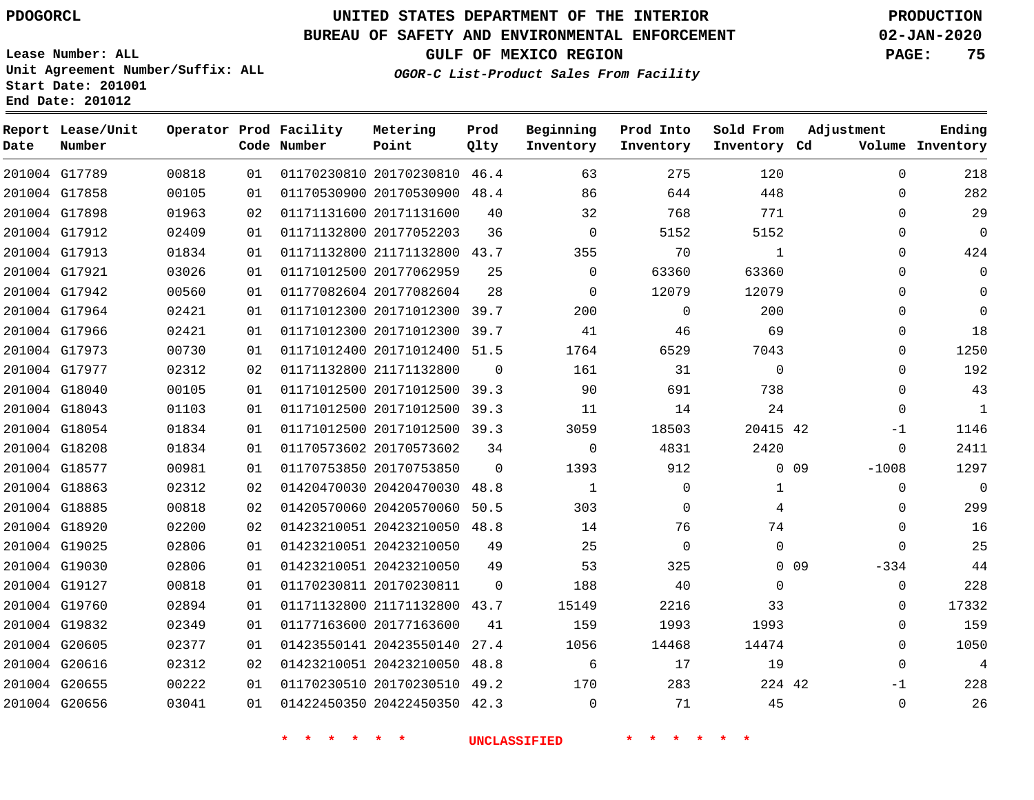PDOGORCL

# UNITED STATES DEPARTMENT OF THE INTERIOR
## BUREAU OF SAFETY AND ENVIRONMENTAL ENFORCEMENT
### GULF OF MEXICO REGION
*OGOR-C List-Product Sales From Facility*

PRODUCTION
02-JAN-2020

Lease Number: ALL
Unit Agreement Number/Suffix: ALL
Start Date: 201001
End Date: 201012

| Report Date | Lease/Unit Number | Operator | Prod Code | Facility Number | Metering Point | Prod Qlty | Beginning Inventory | Prod Into Inventory | Sold From Inventory | Adjustment Cd | Adjustment Volume | Ending Inventory |
|---|---|---|---|---|---|---|---|---|---|---|---|---|
| 201004 | G17789 | 00818 | 01 | 01170230810 | 20170230810 | 46.4 | 63 | 275 | 120 | | 0 | 218 |
| 201004 | G17858 | 00105 | 01 | 01170530900 | 20170530900 | 48.4 | 86 | 644 | 448 | | 0 | 282 |
| 201004 | G17898 | 01963 | 02 | 01171131600 | 20171131600 | 40 | 32 | 768 | 771 | | 0 | 29 |
| 201004 | G17912 | 02409 | 01 | 01171132800 | 20177052203 | 36 | 0 | 5152 | 5152 | | 0 | 0 |
| 201004 | G17913 | 01834 | 01 | 01171132800 | 21171132800 | 43.7 | 355 | 70 | 1 | | 0 | 424 |
| 201004 | G17921 | 03026 | 01 | 01171012500 | 20177062959 | 25 | 0 | 63360 | 63360 | | 0 | 0 |
| 201004 | G17942 | 00560 | 01 | 01177082604 | 20177082604 | 28 | 0 | 12079 | 12079 | | 0 | 0 |
| 201004 | G17964 | 02421 | 01 | 01171012300 | 20171012300 | 39.7 | 200 | 0 | 200 | | 0 | 0 |
| 201004 | G17966 | 02421 | 01 | 01171012300 | 20171012300 | 39.7 | 41 | 46 | 69 | | 0 | 18 |
| 201004 | G17973 | 00730 | 01 | 01171012400 | 20171012400 | 51.5 | 1764 | 6529 | 7043 | | 0 | 1250 |
| 201004 | G17977 | 02312 | 02 | 01171132800 | 21171132800 | 0 | 161 | 31 | 0 | | 0 | 192 |
| 201004 | G18040 | 00105 | 01 | 01171012500 | 20171012500 | 39.3 | 90 | 691 | 738 | | 0 | 43 |
| 201004 | G18043 | 01103 | 01 | 01171012500 | 20171012500 | 39.3 | 11 | 14 | 24 | | 0 | 1 |
| 201004 | G18054 | 01834 | 01 | 01171012500 | 20171012500 | 39.3 | 3059 | 18503 | 20415 | 42 | -1 | 1146 |
| 201004 | G18208 | 01834 | 01 | 01170573602 | 20170573602 | 34 | 0 | 4831 | 2420 | | 0 | 2411 |
| 201004 | G18577 | 00981 | 01 | 01170753850 | 20170753850 | 0 | 1393 | 912 | 0 | 09 | -1008 | 1297 |
| 201004 | G18863 | 02312 | 02 | 01420470030 | 20420470030 | 48.8 | 1 | 0 | 1 | | 0 | 0 |
| 201004 | G18885 | 00818 | 02 | 01420570060 | 20420570060 | 50.5 | 303 | 0 | 4 | | 0 | 299 |
| 201004 | G18920 | 02200 | 02 | 01423210051 | 20423210050 | 48.8 | 14 | 76 | 74 | | 0 | 16 |
| 201004 | G19025 | 02806 | 01 | 01423210051 | 20423210050 | 49 | 25 | 0 | 0 | | 0 | 25 |
| 201004 | G19030 | 02806 | 01 | 01423210051 | 20423210050 | 49 | 53 | 325 | 0 | 09 | -334 | 44 |
| 201004 | G19127 | 00818 | 01 | 01170230811 | 20170230811 | 0 | 188 | 40 | 0 | | 0 | 228 |
| 201004 | G19760 | 02894 | 01 | 01171132800 | 21171132800 | 43.7 | 15149 | 2216 | 33 | | 0 | 17332 |
| 201004 | G19832 | 02349 | 01 | 01177163600 | 20177163600 | 41 | 159 | 1993 | 1993 | | 0 | 159 |
| 201004 | G20605 | 02377 | 01 | 01423550141 | 20423550140 | 27.4 | 1056 | 14468 | 14474 | | 0 | 1050 |
| 201004 | G20616 | 02312 | 02 | 01423210051 | 20423210050 | 48.8 | 6 | 17 | 19 | | 0 | 4 |
| 201004 | G20655 | 00222 | 01 | 01170230510 | 20170230510 | 49.2 | 170 | 283 | 224 | 42 | -1 | 228 |
| 201004 | G20656 | 03041 | 01 | 01422450350 | 20422450350 | 42.3 | 0 | 71 | 45 | | 0 | 26 |

\* \* \* \* \* \* UNCLASSIFIED \* \* \* \* \* \*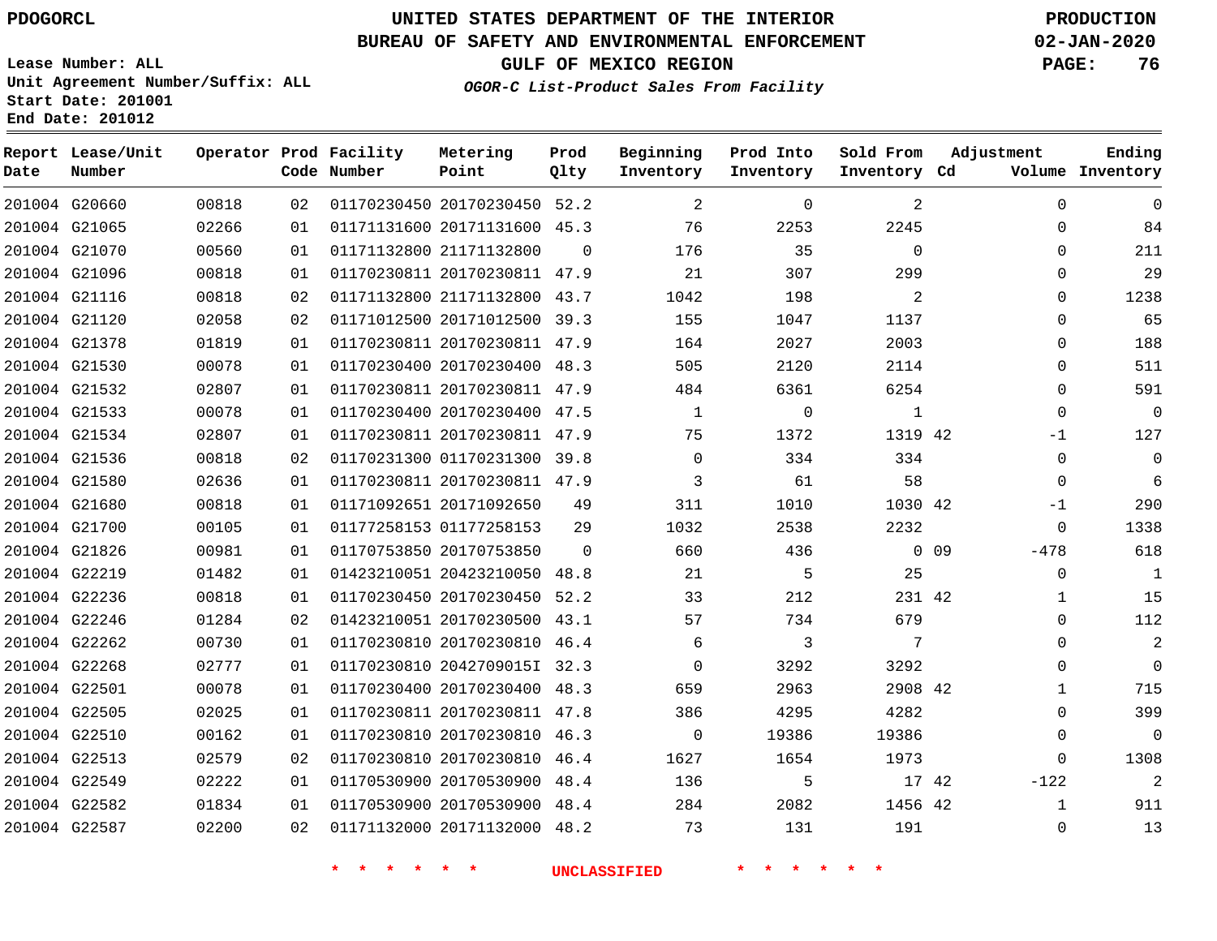PDOGORCL

# UNITED STATES DEPARTMENT OF THE INTERIOR
## BUREAU OF SAFETY AND ENVIRONMENTAL ENFORCEMENT
### GULF OF MEXICO REGION
*OGOR-C List-Product Sales From Facility*

PRODUCTION
02-JAN-2020

Lease Number: ALL
Unit Agreement Number/Suffix: ALL
Start Date: 201001
End Date: 201012

| Report Date | Lease/Unit Number | Operator | Prod Code | Facility Number | Metering Point | Prod Qlty | Beginning Inventory | Prod Into Inventory | Sold From Inventory | Adjustment Cd | Adjustment Volume | Ending Inventory |
|---|---|---|---|---|---|---|---|---|---|---|---|---|
| 201004 | G20660 | 00818 | 02 | 01170230450 | 20170230450 | 52.2 | 2 | 0 | 2 | | 0 | 0 |
| 201004 | G21065 | 02266 | 01 | 01171131600 | 20171131600 | 45.3 | 76 | 2253 | 2245 | | 0 | 84 |
| 201004 | G21070 | 00560 | 01 | 01171132800 | 21171132800 | 0 | 176 | 35 | 0 | | 0 | 211 |
| 201004 | G21096 | 00818 | 01 | 01170230811 | 20170230811 | 47.9 | 21 | 307 | 299 | | 0 | 29 |
| 201004 | G21116 | 00818 | 02 | 01171132800 | 21171132800 | 43.7 | 1042 | 198 | 2 | | 0 | 1238 |
| 201004 | G21120 | 02058 | 02 | 01171012500 | 20171012500 | 39.3 | 155 | 1047 | 1137 | | 0 | 65 |
| 201004 | G21378 | 01819 | 01 | 01170230811 | 20170230811 | 47.9 | 164 | 2027 | 2003 | | 0 | 188 |
| 201004 | G21530 | 00078 | 01 | 01170230400 | 20170230400 | 48.3 | 505 | 2120 | 2114 | | 0 | 511 |
| 201004 | G21532 | 02807 | 01 | 01170230811 | 20170230811 | 47.9 | 484 | 6361 | 6254 | | 0 | 591 |
| 201004 | G21533 | 00078 | 01 | 01170230400 | 20170230400 | 47.5 | 1 | 0 | 1 | | 0 | 0 |
| 201004 | G21534 | 02807 | 01 | 01170230811 | 20170230811 | 47.9 | 75 | 1372 | 1319 | 42 | -1 | 127 |
| 201004 | G21536 | 00818 | 02 | 01170231300 | 01170231300 | 39.8 | 0 | 334 | 334 | | 0 | 0 |
| 201004 | G21580 | 02636 | 01 | 01170230811 | 20170230811 | 47.9 | 3 | 61 | 58 | | 0 | 6 |
| 201004 | G21680 | 00818 | 01 | 01171092651 | 20171092650 | 49 | 311 | 1010 | 1030 | 42 | -1 | 290 |
| 201004 | G21700 | 00105 | 01 | 01177258153 | 01177258153 | 29 | 1032 | 2538 | 2232 | | 0 | 1338 |
| 201004 | G21826 | 00981 | 01 | 01170753850 | 20170753850 | 0 | 660 | 436 | 0 | 09 | -478 | 618 |
| 201004 | G22219 | 01482 | 01 | 01423210051 | 20423210050 | 48.8 | 21 | 5 | 25 | | 0 | 1 |
| 201004 | G22236 | 00818 | 01 | 01170230450 | 20170230450 | 52.2 | 33 | 212 | 231 | 42 | 1 | 15 |
| 201004 | G22246 | 01284 | 02 | 01423210051 | 20170230500 | 43.1 | 57 | 734 | 679 | | 0 | 112 |
| 201004 | G22262 | 00730 | 01 | 01170230810 | 20170230810 | 46.4 | 6 | 3 | 7 | | 0 | 2 |
| 201004 | G22268 | 02777 | 01 | 01170230810 | 20427090151 | 32.3 | 0 | 3292 | 3292 | | 0 | 0 |
| 201004 | G22501 | 00078 | 01 | 01170230400 | 20170230400 | 48.3 | 659 | 2963 | 2908 | 42 | 1 | 715 |
| 201004 | G22505 | 02025 | 01 | 01170230811 | 20170230811 | 47.8 | 386 | 4295 | 4282 | | 0 | 399 |
| 201004 | G22510 | 00162 | 01 | 01170230810 | 20170230810 | 46.3 | 0 | 19386 | 19386 | | 0 | 0 |
| 201004 | G22513 | 02579 | 02 | 01170230810 | 20170230810 | 46.4 | 1627 | 1654 | 1973 | | 0 | 1308 |
| 201004 | G22549 | 02222 | 01 | 01170530900 | 20170530900 | 48.4 | 136 | 5 | 17 | 42 | -122 | 2 |
| 201004 | G22582 | 01834 | 01 | 01170530900 | 20170530900 | 48.4 | 284 | 2082 | 1456 | 42 | 1 | 911 |
| 201004 | G22587 | 02200 | 02 | 01171132000 | 20171132000 | 48.2 | 73 | 131 | 191 | | 0 | 13 |

* * * * * * UNCLASSIFIED * * * * * *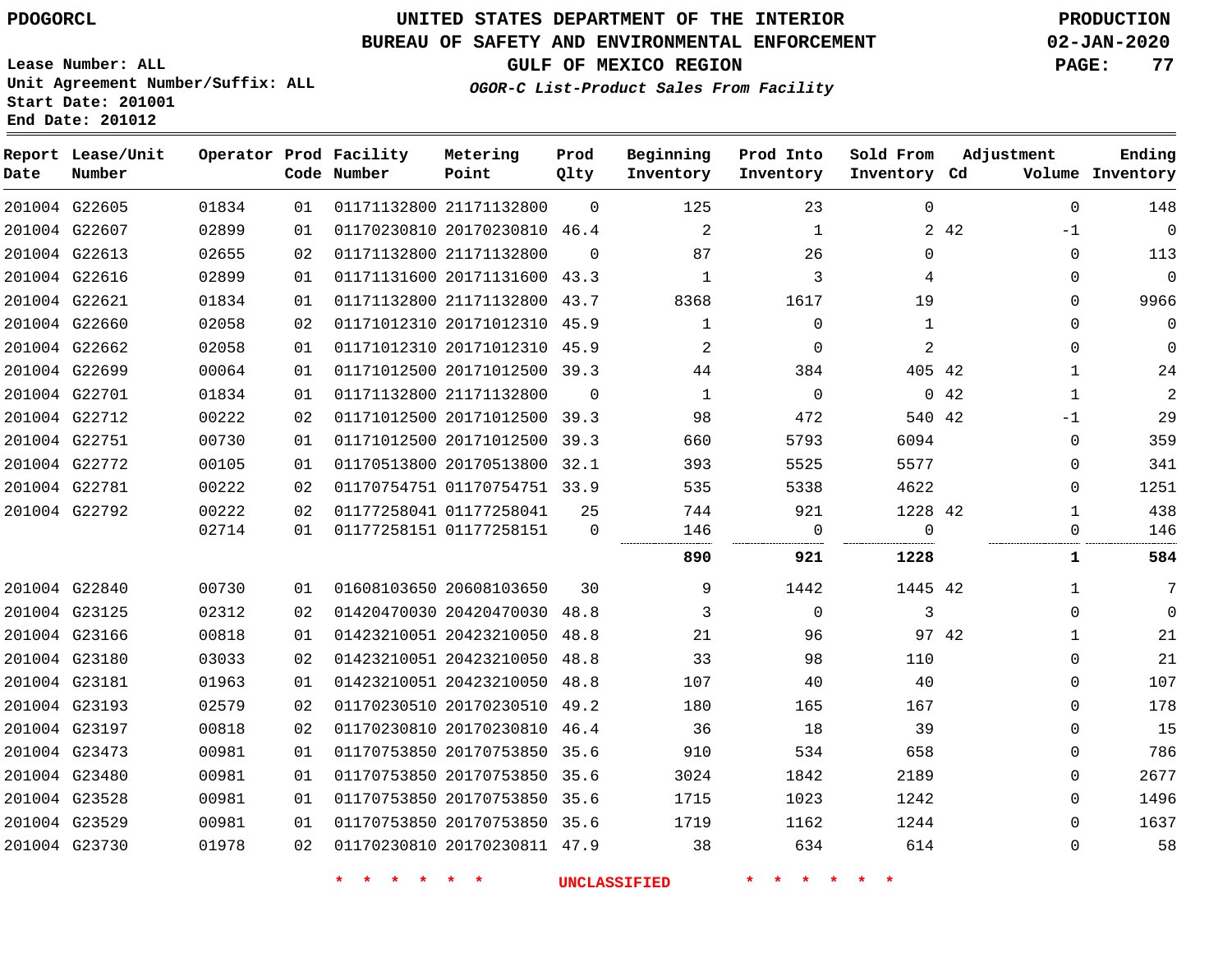PDOGORCL

Lease Number: ALL
Unit Agreement Number/Suffix: ALL
Start Date: 201001
End Date: 201012

# UNITED STATES DEPARTMENT OF THE INTERIOR
## BUREAU OF SAFETY AND ENVIRONMENTAL ENFORCEMENT
### GULF OF MEXICO REGION

*OGOR-C List-Product Sales From Facility*

PRODUCTION
02-JAN-2020

| Report Date | Lease/Unit Number | Operator | Prod Code | Facility Number | Metering Point | Prod Qlty | Beginning Inventory | Prod Into Inventory | Sold From Inventory | Adjustment Cd | Adjustment Volume | Ending Inventory |
|---|---|---|---|---|---|---|---|---|---|---|---|---|
| 201004 | G22605 | 01834 | 01 | 01171132800 | 21171132800 | 0 | 125 | 23 | 0 | | 0 | 148 |
| 201004 | G22607 | 02899 | 01 | 01170230810 | 20170230810 | 46.4 | 2 | 1 | 2 | 42 | -1 | 0 |
| 201004 | G22613 | 02655 | 02 | 01171132800 | 21171132800 | 0 | 87 | 26 | 0 | | 0 | 113 |
| 201004 | G22616 | 02899 | 01 | 01171131600 | 20171131600 | 43.3 | 1 | 3 | 4 | | 0 | 0 |
| 201004 | G22621 | 01834 | 01 | 01171132800 | 21171132800 | 43.7 | 8368 | 1617 | 19 | | 0 | 9966 |
| 201004 | G22660 | 02058 | 02 | 01171012310 | 20171012310 | 45.9 | 1 | 0 | 1 | | 0 | 0 |
| 201004 | G22662 | 02058 | 01 | 01171012310 | 20171012310 | 45.9 | 2 | 0 | 2 | | 0 | 0 |
| 201004 | G22699 | 00064 | 01 | 01171012500 | 20171012500 | 39.3 | 44 | 384 | 405 | 42 | 1 | 24 |
| 201004 | G22701 | 01834 | 01 | 01171132800 | 21171132800 | 0 | 1 | 0 | 0 | 42 | 1 | 2 |
| 201004 | G22712 | 00222 | 02 | 01171012500 | 20171012500 | 39.3 | 98 | 472 | 540 | 42 | -1 | 29 |
| 201004 | G22751 | 00730 | 01 | 01171012500 | 20171012500 | 39.3 | 660 | 5793 | 6094 | | 0 | 359 |
| 201004 | G22772 | 00105 | 01 | 01170513800 | 20170513800 | 32.1 | 393 | 5525 | 5577 | | 0 | 341 |
| 201004 | G22781 | 00222 | 02 | 01170754751 | 01170754751 | 33.9 | 535 | 5338 | 4622 | | 0 | 1251 |
| 201004 | G22792 | 00222 | 02 | 01177258041 | 01177258041 | 25 | 744 | 921 | 1228 | 42 | 1 | 438 |
| | | 02714 | 01 | 01177258151 | 01177258151 | 0 | 146 | 0 | 0 | | 0 | 146 |
| | | | | | | | **890** | **921** | **1228** | | **1** | **584** |
| 201004 | G22840 | 00730 | 01 | 01608103650 | 20608103650 | 30 | 9 | 1442 | 1445 | 42 | 1 | 7 |
| 201004 | G23125 | 02312 | 02 | 01420470030 | 20420470030 | 48.8 | 3 | 0 | 3 | | 0 | 0 |
| 201004 | G23166 | 00818 | 01 | 01423210051 | 20423210050 | 48.8 | 21 | 96 | 97 | 42 | 1 | 21 |
| 201004 | G23180 | 03033 | 02 | 01423210051 | 20423210050 | 48.8 | 33 | 98 | 110 | | 0 | 21 |
| 201004 | G23181 | 01963 | 01 | 01423210051 | 20423210050 | 48.8 | 107 | 40 | 40 | | 0 | 107 |
| 201004 | G23193 | 02579 | 02 | 01170230510 | 20170230510 | 49.2 | 180 | 165 | 167 | | 0 | 178 |
| 201004 | G23197 | 00818 | 02 | 01170230810 | 20170230810 | 46.4 | 36 | 18 | 39 | | 0 | 15 |
| 201004 | G23473 | 00981 | 01 | 01170753850 | 20170753850 | 35.6 | 910 | 534 | 658 | | 0 | 786 |
| 201004 | G23480 | 00981 | 01 | 01170753850 | 20170753850 | 35.6 | 3024 | 1842 | 2189 | | 0 | 2677 |
| 201004 | G23528 | 00981 | 01 | 01170753850 | 20170753850 | 35.6 | 1715 | 1023 | 1242 | | 0 | 1496 |
| 201004 | G23529 | 00981 | 01 | 01170753850 | 20170753850 | 35.6 | 1719 | 1162 | 1244 | | 0 | 1637 |
| 201004 | G23730 | 01978 | 02 | 01170230810 | 20170230811 | 47.9 | 38 | 634 | 614 | | 0 | 58 |

* * * * * * UNCLASSIFIED * * * * * *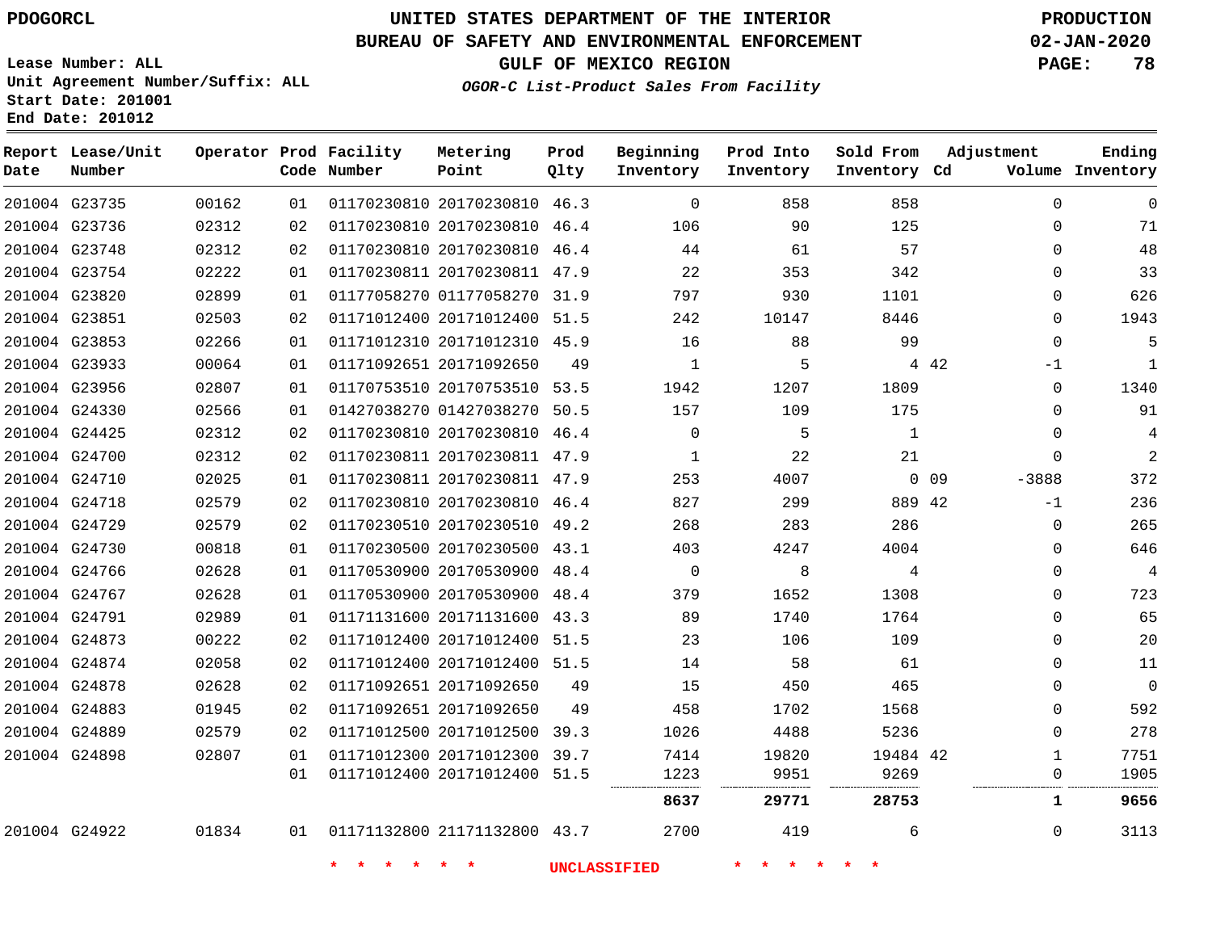PDOGORCL

# UNITED STATES DEPARTMENT OF THE INTERIOR
## BUREAU OF SAFETY AND ENVIRONMENTAL ENFORCEMENT
### GULF OF MEXICO REGION

*OGOR-C List-Product Sales From Facility*

PRODUCTION
02-JAN-2020

Lease Number: ALL
Unit Agreement Number/Suffix: ALL
Start Date: 201001
End Date: 201012

| Report Date | Lease/Unit Number | Operator | Prod Code | Facility Number | Metering Point | Prod Qlty | Beginning Inventory | Prod Into Inventory | Sold From Inventory | Adjustment Cd | Adjustment Volume | Ending Inventory |
|---|---|---|---|---|---|---|---|---|---|---|---|---|
| 201004 | G23735 | 00162 | 01 | 01170230810 | 20170230810 | 46.3 | 0 | 858 | 858 | | 0 | 0 |
| 201004 | G23736 | 02312 | 02 | 01170230810 | 20170230810 | 46.4 | 106 | 90 | 125 | | 0 | 71 |
| 201004 | G23748 | 02312 | 02 | 01170230810 | 20170230810 | 46.4 | 44 | 61 | 57 | | 0 | 48 |
| 201004 | G23754 | 02222 | 01 | 01170230811 | 20170230811 | 47.9 | 22 | 353 | 342 | | 0 | 33 |
| 201004 | G23820 | 02899 | 01 | 01177058270 | 01177058270 | 31.9 | 797 | 930 | 1101 | | 0 | 626 |
| 201004 | G23851 | 02503 | 02 | 01171012400 | 20171012400 | 51.5 | 242 | 10147 | 8446 | | 0 | 1943 |
| 201004 | G23853 | 02266 | 01 | 01171012310 | 20171012310 | 45.9 | 16 | 88 | 99 | | 0 | 5 |
| 201004 | G23933 | 00064 | 01 | 01171092651 | 20171092650 | 49 | 1 | 5 | 4 | 42 | -1 | 1 |
| 201004 | G23956 | 02807 | 01 | 01170753510 | 20170753510 | 53.5 | 1942 | 1207 | 1809 | | 0 | 1340 |
| 201004 | G24330 | 02566 | 01 | 01427038270 | 01427038270 | 50.5 | 157 | 109 | 175 | | 0 | 91 |
| 201004 | G24425 | 02312 | 02 | 01170230810 | 20170230810 | 46.4 | 0 | 5 | 1 | | 0 | 4 |
| 201004 | G24700 | 02312 | 02 | 01170230811 | 20170230811 | 47.9 | 1 | 22 | 21 | | 0 | 2 |
| 201004 | G24710 | 02025 | 01 | 01170230811 | 20170230811 | 47.9 | 253 | 4007 | 0 | 09 | -3888 | 372 |
| 201004 | G24718 | 02579 | 02 | 01170230810 | 20170230810 | 46.4 | 827 | 299 | 889 | 42 | -1 | 236 |
| 201004 | G24729 | 02579 | 02 | 01170230510 | 20170230510 | 49.2 | 268 | 283 | 286 | | 0 | 265 |
| 201004 | G24730 | 00818 | 01 | 01170230500 | 20170230500 | 43.1 | 403 | 4247 | 4004 | | 0 | 646 |
| 201004 | G24766 | 02628 | 01 | 01170530900 | 20170530900 | 48.4 | 0 | 8 | 4 | | 0 | 4 |
| 201004 | G24767 | 02628 | 01 | 01170530900 | 20170530900 | 48.4 | 379 | 1652 | 1308 | | 0 | 723 |
| 201004 | G24791 | 02989 | 01 | 01171131600 | 20171131600 | 43.3 | 89 | 1740 | 1764 | | 0 | 65 |
| 201004 | G24873 | 00222 | 02 | 01171012400 | 20171012400 | 51.5 | 23 | 106 | 109 | | 0 | 20 |
| 201004 | G24874 | 02058 | 02 | 01171012400 | 20171012400 | 51.5 | 14 | 58 | 61 | | 0 | 11 |
| 201004 | G24878 | 02628 | 02 | 01171092651 | 20171092650 | 49 | 15 | 450 | 465 | | 0 | 0 |
| 201004 | G24883 | 01945 | 02 | 01171092651 | 20171092650 | 49 | 458 | 1702 | 1568 | | 0 | 592 |
| 201004 | G24889 | 02579 | 02 | 01171012500 | 20171012500 | 39.3 | 1026 | 4488 | 5236 | | 0 | 278 |
| 201004 | G24898 | 02807 | 01 | 01171012300 | 20171012300 | 39.7 | 7414 | 19820 | 19484 | 42 | 1 | 7751 |
| | | | 01 | 01171012400 | 20171012400 | 51.5 | 1223 | 9951 | 9269 | | 0 | 1905 |
| | | | | | | | **8637** | **29771** | **28753** | | **1** | **9656** |
| 201004 | G24922 | 01834 | 01 | 01171132800 | 21171132800 | 43.7 | 2700 | 419 | 6 | | 0 | 3113 |

* * * * * * UNCLASSIFIED * * * * * *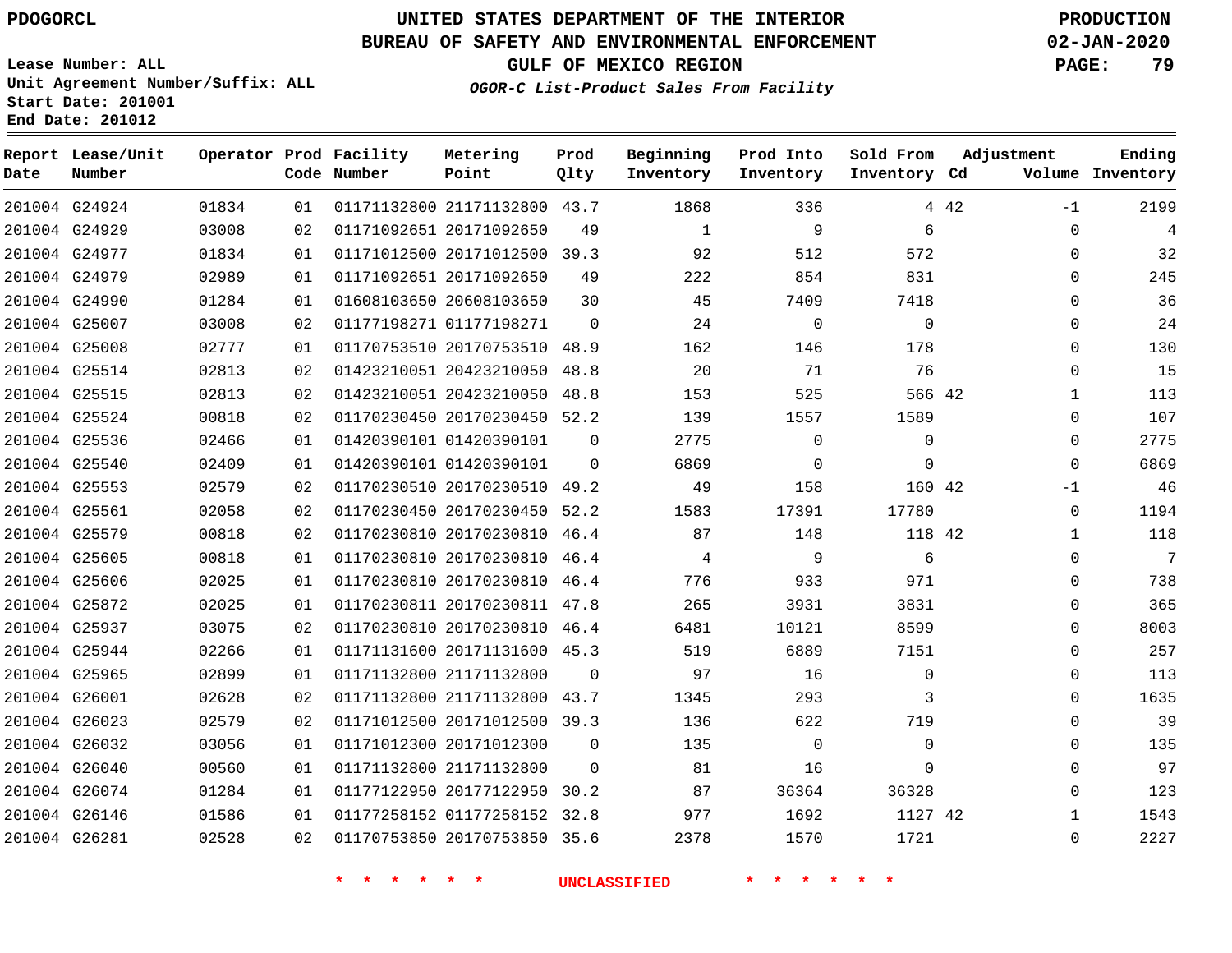# UNITED STATES DEPARTMENT OF THE INTERIOR
## BUREAU OF SAFETY AND ENVIRONMENTAL ENFORCEMENT
### GULF OF MEXICO REGION
*OGOR-C List-Product Sales From Facility*

PDOGORCL

PRODUCTION
02-JAN-2020

Lease Number: ALL
Unit Agreement Number/Suffix: ALL
Start Date: 201001
End Date: 201012

| Report Date | Lease/Unit Number | Operator | Prod Code | Facility Number | Metering Point | Prod Qlty | Beginning Inventory | Prod Into Inventory | Sold From Inventory | Adjustment Cd | Adjustment Volume | Ending Inventory |
|---|---|---|---|---|---|---|---|---|---|---|---|---|
| 201004 | G24924 | 01834 | 01 | 01171132800 | 21171132800 | 43.7 | 1868 | 336 | 4 | 42 | -1 | 2199 |
| 201004 | G24929 | 03008 | 02 | 01171092651 | 20171092650 | 49 | 1 | 9 | 6 | | 0 | 4 |
| 201004 | G24977 | 01834 | 01 | 01171012500 | 20171012500 | 39.3 | 92 | 512 | 572 | | 0 | 32 |
| 201004 | G24979 | 02989 | 01 | 01171092651 | 20171092650 | 49 | 222 | 854 | 831 | | 0 | 245 |
| 201004 | G24990 | 01284 | 01 | 01608103650 | 20608103650 | 30 | 45 | 7409 | 7418 | | 0 | 36 |
| 201004 | G25007 | 03008 | 02 | 01177198271 | 01177198271 | 0 | 24 | 0 | 0 | | 0 | 24 |
| 201004 | G25008 | 02777 | 01 | 01170753510 | 20170753510 | 48.9 | 162 | 146 | 178 | | 0 | 130 |
| 201004 | G25514 | 02813 | 02 | 01423210051 | 20423210050 | 48.8 | 20 | 71 | 76 | | 0 | 15 |
| 201004 | G25515 | 02813 | 02 | 01423210051 | 20423210050 | 48.8 | 153 | 525 | 566 | 42 | 1 | 113 |
| 201004 | G25524 | 00818 | 02 | 01170230450 | 20170230450 | 52.2 | 139 | 1557 | 1589 | | 0 | 107 |
| 201004 | G25536 | 02466 | 01 | 01420390101 | 01420390101 | 0 | 2775 | 0 | 0 | | 0 | 2775 |
| 201004 | G25540 | 02409 | 01 | 01420390101 | 01420390101 | 0 | 6869 | 0 | 0 | | 0 | 6869 |
| 201004 | G25553 | 02579 | 02 | 01170230510 | 20170230510 | 49.2 | 49 | 158 | 160 | 42 | -1 | 46 |
| 201004 | G25561 | 02058 | 02 | 01170230450 | 20170230450 | 52.2 | 1583 | 17391 | 17780 | | 0 | 1194 |
| 201004 | G25579 | 00818 | 02 | 01170230810 | 20170230810 | 46.4 | 87 | 148 | 118 | 42 | 1 | 118 |
| 201004 | G25605 | 00818 | 01 | 01170230810 | 20170230810 | 46.4 | 4 | 9 | 6 | | 0 | 7 |
| 201004 | G25606 | 02025 | 01 | 01170230810 | 20170230810 | 46.4 | 776 | 933 | 971 | | 0 | 738 |
| 201004 | G25872 | 02025 | 01 | 01170230811 | 20170230811 | 47.8 | 265 | 3931 | 3831 | | 0 | 365 |
| 201004 | G25937 | 03075 | 02 | 01170230810 | 20170230810 | 46.4 | 6481 | 10121 | 8599 | | 0 | 8003 |
| 201004 | G25944 | 02266 | 01 | 01171131600 | 20171131600 | 45.3 | 519 | 6889 | 7151 | | 0 | 257 |
| 201004 | G25965 | 02899 | 01 | 01171132800 | 21171132800 | 0 | 97 | 16 | 0 | | 0 | 113 |
| 201004 | G26001 | 02628 | 02 | 01171132800 | 21171132800 | 43.7 | 1345 | 293 | 3 | | 0 | 1635 |
| 201004 | G26023 | 02579 | 02 | 01171012500 | 20171012500 | 39.3 | 136 | 622 | 719 | | 0 | 39 |
| 201004 | G26032 | 03056 | 01 | 01171012300 | 20171012300 | 0 | 135 | 0 | 0 | | 0 | 135 |
| 201004 | G26040 | 00560 | 01 | 01171132800 | 21171132800 | 0 | 81 | 16 | 0 | | 0 | 97 |
| 201004 | G26074 | 01284 | 01 | 01177122950 | 20177122950 | 30.2 | 87 | 36364 | 36328 | | 0 | 123 |
| 201004 | G26146 | 01586 | 01 | 01177258152 | 01177258152 | 32.8 | 977 | 1692 | 1127 | 42 | 1 | 1543 |
| 201004 | G26281 | 02528 | 02 | 01170753850 | 20170753850 | 35.6 | 2378 | 1570 | 1721 | | 0 | 2227 |

* * * * * * * UNCLASSIFIED * * * * * * *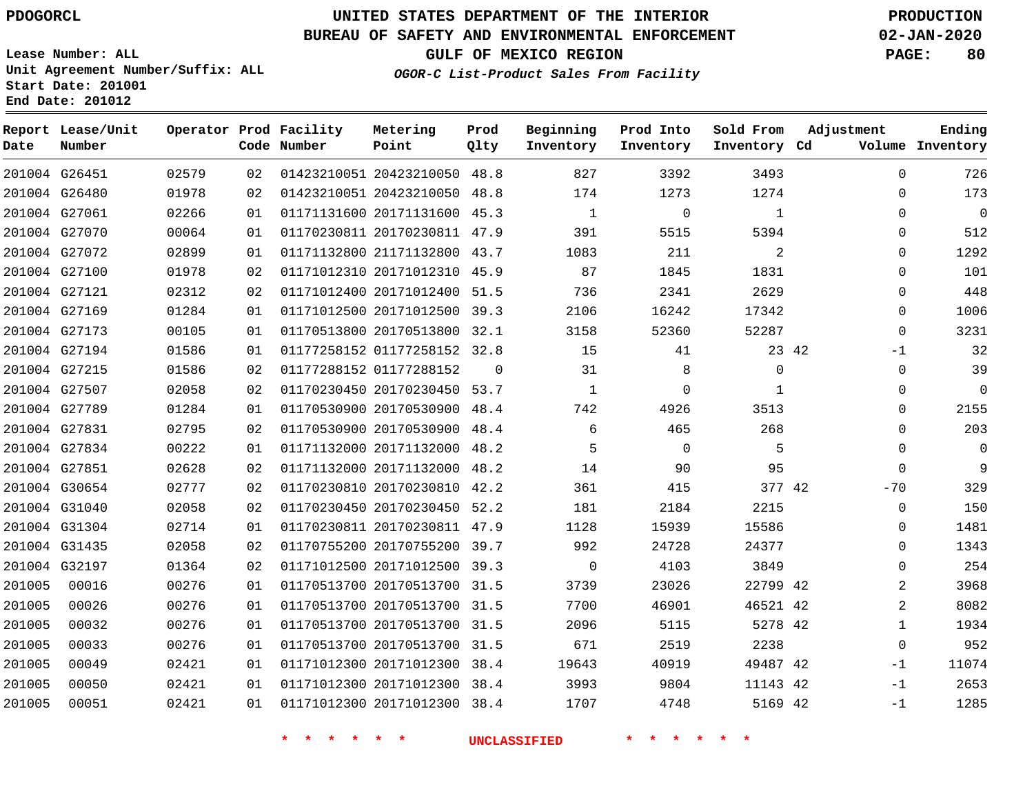PDOGORCL

# UNITED STATES DEPARTMENT OF THE INTERIOR
## BUREAU OF SAFETY AND ENVIRONMENTAL ENFORCEMENT
### GULF OF MEXICO REGION
*OGOR-C List-Product Sales From Facility*

PRODUCTION
02-JAN-2020

Lease Number: ALL
Unit Agreement Number/Suffix: ALL
Start Date: 201001
End Date: 201012

| Report Date | Lease/Unit Number | Operator | Prod Code | Facility Number | Metering Point | Prod Qlty | Beginning Inventory | Prod Into Inventory | Sold From Inventory | Adjustment Cd | Adjustment Volume | Ending Inventory |
|---|---|---|---|---|---|---|---|---|---|---|---|---|
| 201004 | G26451 | 02579 | 02 | 01423210051 | 20423210050 | 48.8 | 827 | 3392 | 3493 | | 0 | 726 |
| 201004 | G26480 | 01978 | 02 | 01423210051 | 20423210050 | 48.8 | 174 | 1273 | 1274 | | 0 | 173 |
| 201004 | G27061 | 02266 | 01 | 01171131600 | 20171131600 | 45.3 | 1 | 0 | 1 | | 0 | 0 |
| 201004 | G27070 | 00064 | 01 | 01170230811 | 20170230811 | 47.9 | 391 | 5515 | 5394 | | 0 | 512 |
| 201004 | G27072 | 02899 | 01 | 01171132800 | 21171132800 | 43.7 | 1083 | 211 | 2 | | 0 | 1292 |
| 201004 | G27100 | 01978 | 02 | 01171012310 | 20171012310 | 45.9 | 87 | 1845 | 1831 | | 0 | 101 |
| 201004 | G27121 | 02312 | 02 | 01171012400 | 20171012400 | 51.5 | 736 | 2341 | 2629 | | 0 | 448 |
| 201004 | G27169 | 01284 | 01 | 01171012500 | 20171012500 | 39.3 | 2106 | 16242 | 17342 | | 0 | 1006 |
| 201004 | G27173 | 00105 | 01 | 01170513800 | 20170513800 | 32.1 | 3158 | 52360 | 52287 | | 0 | 3231 |
| 201004 | G27194 | 01586 | 01 | 01177258152 | 01177258152 | 32.8 | 15 | 41 | 23 | 42 | -1 | 32 |
| 201004 | G27215 | 01586 | 02 | 01177288152 | 01177288152 | 0 | 31 | 8 | 0 | | 0 | 39 |
| 201004 | G27507 | 02058 | 02 | 01170230450 | 20170230450 | 53.7 | 1 | 0 | 1 | | 0 | 0 |
| 201004 | G27789 | 01284 | 01 | 01170530900 | 20170530900 | 48.4 | 742 | 4926 | 3513 | | 0 | 2155 |
| 201004 | G27831 | 02795 | 02 | 01170530900 | 20170530900 | 48.4 | 6 | 465 | 268 | | 0 | 203 |
| 201004 | G27834 | 00222 | 01 | 01171132000 | 20171132000 | 48.2 | 5 | 0 | 5 | | 0 | 0 |
| 201004 | G27851 | 02628 | 02 | 01171132000 | 20171132000 | 48.2 | 14 | 90 | 95 | | 0 | 9 |
| 201004 | G30654 | 02777 | 02 | 01170230810 | 20170230810 | 42.2 | 361 | 415 | 377 | 42 | -70 | 329 |
| 201004 | G31040 | 02058 | 02 | 01170230450 | 20170230450 | 52.2 | 181 | 2184 | 2215 | | 0 | 150 |
| 201004 | G31304 | 02714 | 01 | 01170230811 | 20170230811 | 47.9 | 1128 | 15939 | 15586 | | 0 | 1481 |
| 201004 | G31435 | 02058 | 02 | 01170755200 | 20170755200 | 39.7 | 992 | 24728 | 24377 | | 0 | 1343 |
| 201004 | G32197 | 01364 | 02 | 01171012500 | 20171012500 | 39.3 | 0 | 4103 | 3849 | | 0 | 254 |
| 201005 | 00016 | 00276 | 01 | 01170513700 | 20170513700 | 31.5 | 3739 | 23026 | 22799 | 42 | 2 | 3968 |
| 201005 | 00026 | 00276 | 01 | 01170513700 | 20170513700 | 31.5 | 7700 | 46901 | 46521 | 42 | 2 | 8082 |
| 201005 | 00032 | 00276 | 01 | 01170513700 | 20170513700 | 31.5 | 2096 | 5115 | 5278 | 42 | 1 | 1934 |
| 201005 | 00033 | 00276 | 01 | 01170513700 | 20170513700 | 31.5 | 671 | 2519 | 2238 | | 0 | 952 |
| 201005 | 00049 | 02421 | 01 | 01171012300 | 20171012300 | 38.4 | 19643 | 40919 | 49487 | 42 | -1 | 11074 |
| 201005 | 00050 | 02421 | 01 | 01171012300 | 20171012300 | 38.4 | 3993 | 9804 | 11143 | 42 | -1 | 2653 |
| 201005 | 00051 | 02421 | 01 | 01171012300 | 20171012300 | 38.4 | 1707 | 4748 | 5169 | 42 | -1 | 1285 |

* * * * * * UNCLASSIFIED * * * * * *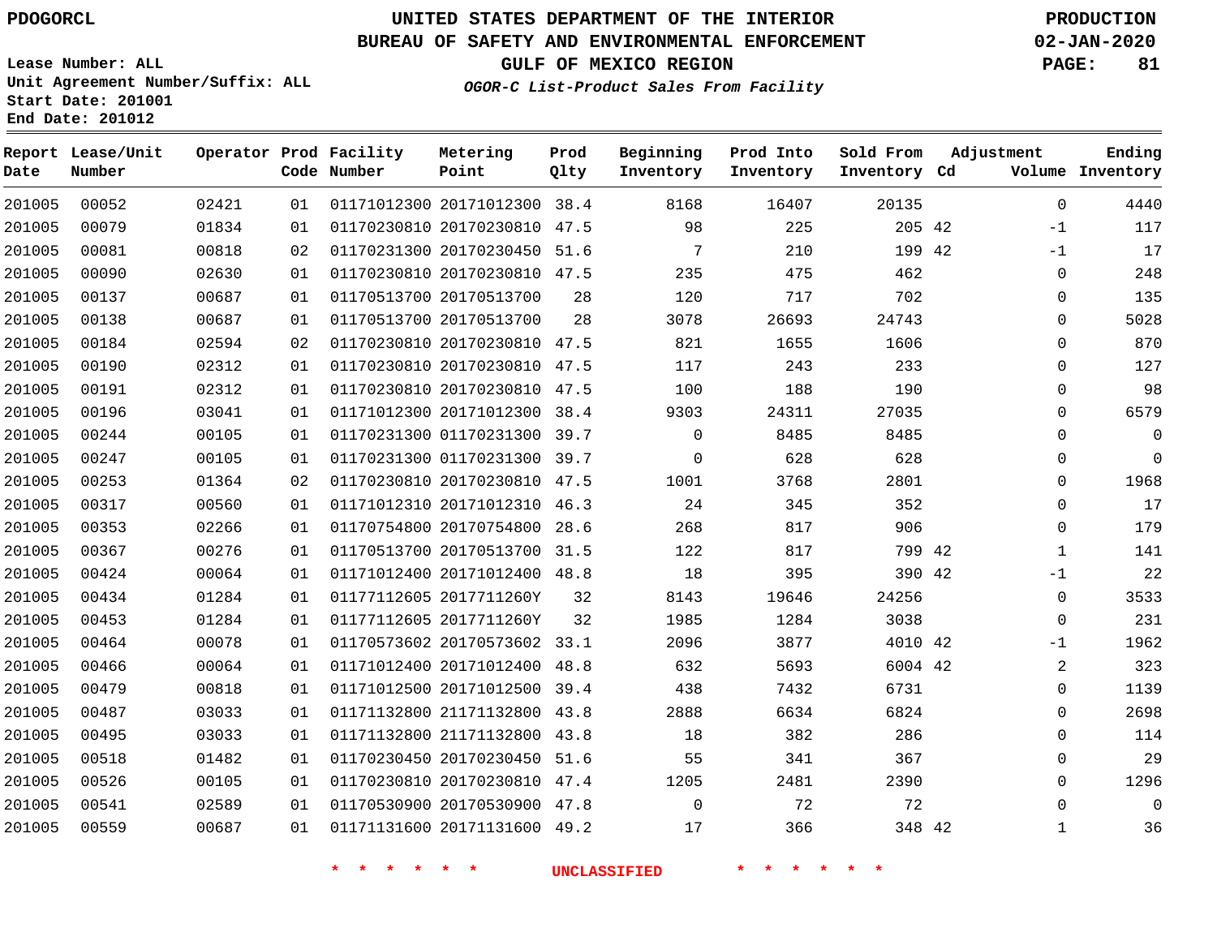# UNITED STATES DEPARTMENT OF THE INTERIOR
## BUREAU OF SAFETY AND ENVIRONMENTAL ENFORCEMENT
### GULF OF MEXICO REGION
*OGOR-C List-Product Sales From Facility*

PDOGORCL

Lease Number: ALL
Unit Agreement Number/Suffix: ALL
Start Date: 201001
End Date: 201012

PRODUCTION
02-JAN-2020

| Report Date | Lease/Unit Number | Operator | Prod Code | Facility Number | Metering Point | Prod Qlty | Beginning Inventory | Prod Into Inventory | Sold From Inventory | Adjustment Cd | Adjustment Volume | Ending Inventory |
|---|---|---|---|---|---|---|---|---|---|---|---|---|
| 201005 | 00052 | 02421 | 01 | 01171012300 | 20171012300 | 38.4 | 8168 | 16407 | 20135 | | 0 | 4440 |
| 201005 | 00079 | 01834 | 01 | 01170230810 | 20170230810 | 47.5 | 98 | 225 | 205 | 42 | -1 | 117 |
| 201005 | 00081 | 00818 | 02 | 01170231300 | 20170230450 | 51.6 | 7 | 210 | 199 | 42 | -1 | 17 |
| 201005 | 00090 | 02630 | 01 | 01170230810 | 20170230810 | 47.5 | 235 | 475 | 462 | | 0 | 248 |
| 201005 | 00137 | 00687 | 01 | 01170513700 | 20170513700 | 28 | 120 | 717 | 702 | | 0 | 135 |
| 201005 | 00138 | 00687 | 01 | 01170513700 | 20170513700 | 28 | 3078 | 26693 | 24743 | | 0 | 5028 |
| 201005 | 00184 | 02594 | 02 | 01170230810 | 20170230810 | 47.5 | 821 | 1655 | 1606 | | 0 | 870 |
| 201005 | 00190 | 02312 | 01 | 01170230810 | 20170230810 | 47.5 | 117 | 243 | 233 | | 0 | 127 |
| 201005 | 00191 | 02312 | 01 | 01170230810 | 20170230810 | 47.5 | 100 | 188 | 190 | | 0 | 98 |
| 201005 | 00196 | 03041 | 01 | 01171012300 | 20171012300 | 38.4 | 9303 | 24311 | 27035 | | 0 | 6579 |
| 201005 | 00244 | 00105 | 01 | 01170231300 | 01170231300 | 39.7 | 0 | 8485 | 8485 | | 0 | 0 |
| 201005 | 00247 | 00105 | 01 | 01170231300 | 01170231300 | 39.7 | 0 | 628 | 628 | | 0 | 0 |
| 201005 | 00253 | 01364 | 02 | 01170230810 | 20170230810 | 47.5 | 1001 | 3768 | 2801 | | 0 | 1968 |
| 201005 | 00317 | 00560 | 01 | 01171012310 | 20171012310 | 46.3 | 24 | 345 | 352 | | 0 | 17 |
| 201005 | 00353 | 02266 | 01 | 01170754800 | 20170754800 | 28.6 | 268 | 817 | 906 | | 0 | 179 |
| 201005 | 00367 | 00276 | 01 | 01170513700 | 20170513700 | 31.5 | 122 | 817 | 799 | 42 | 1 | 141 |
| 201005 | 00424 | 00064 | 01 | 01171012400 | 20171012400 | 48.8 | 18 | 395 | 390 | 42 | -1 | 22 |
| 201005 | 00434 | 01284 | 01 | 01177112605 | 2017711260Y | 32 | 8143 | 19646 | 24256 | | 0 | 3533 |
| 201005 | 00453 | 01284 | 01 | 01177112605 | 2017711260Y | 32 | 1985 | 1284 | 3038 | | 0 | 231 |
| 201005 | 00464 | 00078 | 01 | 01170573602 | 20170573602 | 33.1 | 2096 | 3877 | 4010 | 42 | -1 | 1962 |
| 201005 | 00466 | 00064 | 01 | 01171012400 | 20171012400 | 48.8 | 632 | 5693 | 6004 | 42 | 2 | 323 |
| 201005 | 00479 | 00818 | 01 | 01171012500 | 20171012500 | 39.4 | 438 | 7432 | 6731 | | 0 | 1139 |
| 201005 | 00487 | 03033 | 01 | 01171132800 | 21171132800 | 43.8 | 2888 | 6634 | 6824 | | 0 | 2698 |
| 201005 | 00495 | 03033 | 01 | 01171132800 | 21171132800 | 43.8 | 18 | 382 | 286 | | 0 | 114 |
| 201005 | 00518 | 01482 | 01 | 01170230450 | 20170230450 | 51.6 | 55 | 341 | 367 | | 0 | 29 |
| 201005 | 00526 | 00105 | 01 | 01170230810 | 20170230810 | 47.4 | 1205 | 2481 | 2390 | | 0 | 1296 |
| 201005 | 00541 | 02589 | 01 | 01170530900 | 20170530900 | 47.8 | 0 | 72 | 72 | | 0 | 0 |
| 201005 | 00559 | 00687 | 01 | 01171131600 | 20171131600 | 49.2 | 17 | 366 | 348 | 42 | 1 | 36 |

* * * * * * * UNCLASSIFIED * * * * * * *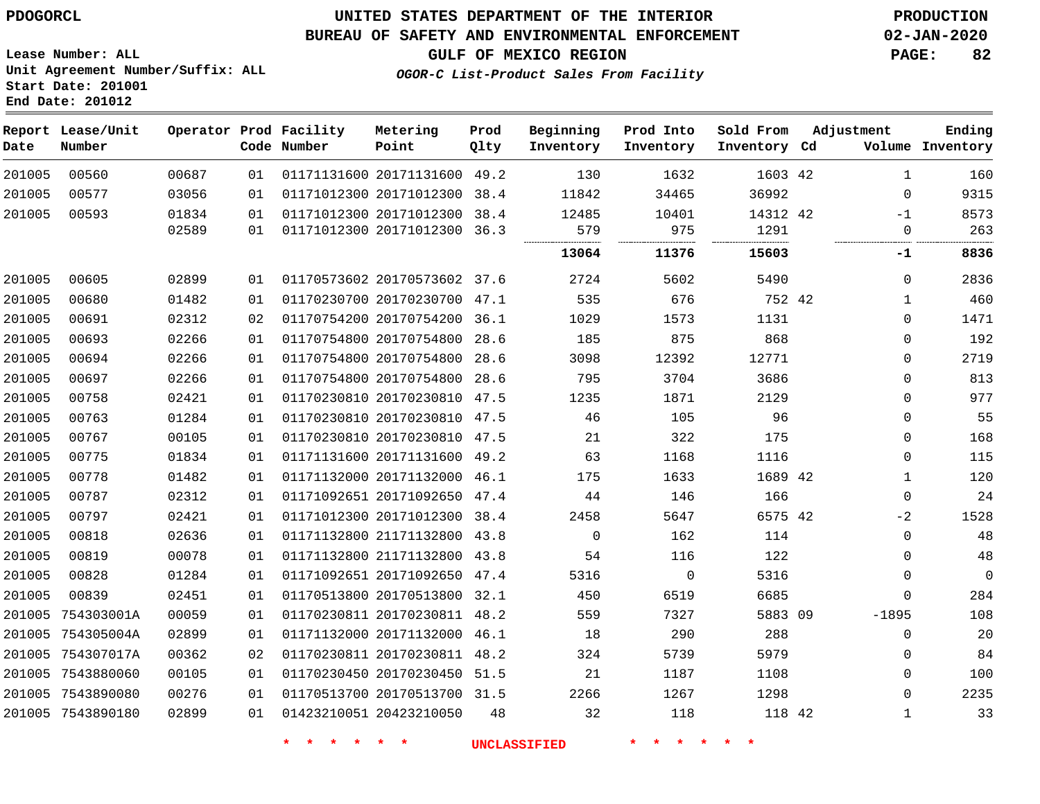PDOGORCL

# UNITED STATES DEPARTMENT OF THE INTERIOR
## BUREAU OF SAFETY AND ENVIRONMENTAL ENFORCEMENT
### GULF OF MEXICO REGION
*OGOR-C List-Product Sales From Facility*

PRODUCTION
02-JAN-2020

Lease Number: ALL
Unit Agreement Number/Suffix: ALL
Start Date: 201001
End Date: 201012

| Report Date | Lease/Unit Number | Operator | Prod Code | Facility Number | Metering Point | Prod Qlty | Beginning Inventory | Prod Into Inventory | Sold From Inventory | Adjustment Cd | Volume | Ending Inventory |
|---|---|---|---|---|---|---|---|---|---|---|---|---|
| 201005 | 00560 | 00687 | 01 | 01171131600 | 20171131600 | 49.2 | 130 | 1632 | 1603 | 42 | 1 | 160 |
| 201005 | 00577 | 03056 | 01 | 01171012300 | 20171012300 | 38.4 | 11842 | 34465 | 36992 | | 0 | 9315 |
| 201005 | 00593 | 01834 | 01 | 01171012300 | 20171012300 | 38.4 | 12485 | 10401 | 14312 | 42 | -1 | 8573 |
| | | 02589 | 01 | 01171012300 | 20171012300 | 36.3 | 579 | 975 | 1291 | | 0 | 263 |
| | | | | | | | **13064** | **11376** | **15603** | | **-1** | **8836** |
| 201005 | 00605 | 02899 | 01 | 01170573602 | 20170573602 | 37.6 | 2724 | 5602 | 5490 | | 0 | 2836 |
| 201005 | 00680 | 01482 | 01 | 01170230700 | 20170230700 | 47.1 | 535 | 676 | 752 | 42 | 1 | 460 |
| 201005 | 00691 | 02312 | 02 | 01170754200 | 20170754200 | 36.1 | 1029 | 1573 | 1131 | | 0 | 1471 |
| 201005 | 00693 | 02266 | 01 | 01170754800 | 20170754800 | 28.6 | 185 | 875 | 868 | | 0 | 192 |
| 201005 | 00694 | 02266 | 01 | 01170754800 | 20170754800 | 28.6 | 3098 | 12392 | 12771 | | 0 | 2719 |
| 201005 | 00697 | 02266 | 01 | 01170754800 | 20170754800 | 28.6 | 795 | 3704 | 3686 | | 0 | 813 |
| 201005 | 00758 | 02421 | 01 | 01170230810 | 20170230810 | 47.5 | 1235 | 1871 | 2129 | | 0 | 977 |
| 201005 | 00763 | 01284 | 01 | 01170230810 | 20170230810 | 47.5 | 46 | 105 | 96 | | 0 | 55 |
| 201005 | 00767 | 00105 | 01 | 01170230810 | 20170230810 | 47.5 | 21 | 322 | 175 | | 0 | 168 |
| 201005 | 00775 | 01834 | 01 | 01171131600 | 20171131600 | 49.2 | 63 | 1168 | 1116 | | 0 | 115 |
| 201005 | 00778 | 01482 | 01 | 01171132000 | 20171132000 | 46.1 | 175 | 1633 | 1689 | 42 | 1 | 120 |
| 201005 | 00787 | 02312 | 01 | 01171092651 | 20171092650 | 47.4 | 44 | 146 | 166 | | 0 | 24 |
| 201005 | 00797 | 02421 | 01 | 01171012300 | 20171012300 | 38.4 | 2458 | 5647 | 6575 | 42 | -2 | 1528 |
| 201005 | 00818 | 02636 | 01 | 01171132800 | 21171132800 | 43.8 | 0 | 162 | 114 | | 0 | 48 |
| 201005 | 00819 | 00078 | 01 | 01171132800 | 21171132800 | 43.8 | 54 | 116 | 122 | | 0 | 48 |
| 201005 | 00828 | 01284 | 01 | 01171092651 | 20171092650 | 47.4 | 5316 | 0 | 5316 | | 0 | 0 |
| 201005 | 00839 | 02451 | 01 | 01170513800 | 20170513800 | 32.1 | 450 | 6519 | 6685 | | 0 | 284 |
| 201005 | 754303001A | 00059 | 01 | 01170230811 | 20170230811 | 48.2 | 559 | 7327 | 5883 | 09 | -1895 | 108 |
| 201005 | 754305004A | 02899 | 01 | 01171132000 | 20171132000 | 46.1 | 18 | 290 | 288 | | 0 | 20 |
| 201005 | 754307017A | 00362 | 02 | 01170230811 | 20170230811 | 48.2 | 324 | 5739 | 5979 | | 0 | 84 |
| 201005 | 7543880060 | 00105 | 01 | 01170230450 | 20170230450 | 51.5 | 21 | 1187 | 1108 | | 0 | 100 |
| 201005 | 7543890080 | 00276 | 01 | 01170513700 | 20170513700 | 31.5 | 2266 | 1267 | 1298 | | 0 | 2235 |
| 201005 | 7543890180 | 02899 | 01 | 01423210051 | 20423210050 | 48 | 32 | 118 | 118 | 42 | 1 | 33 |

* * * * * * UNCLASSIFIED * * * * * *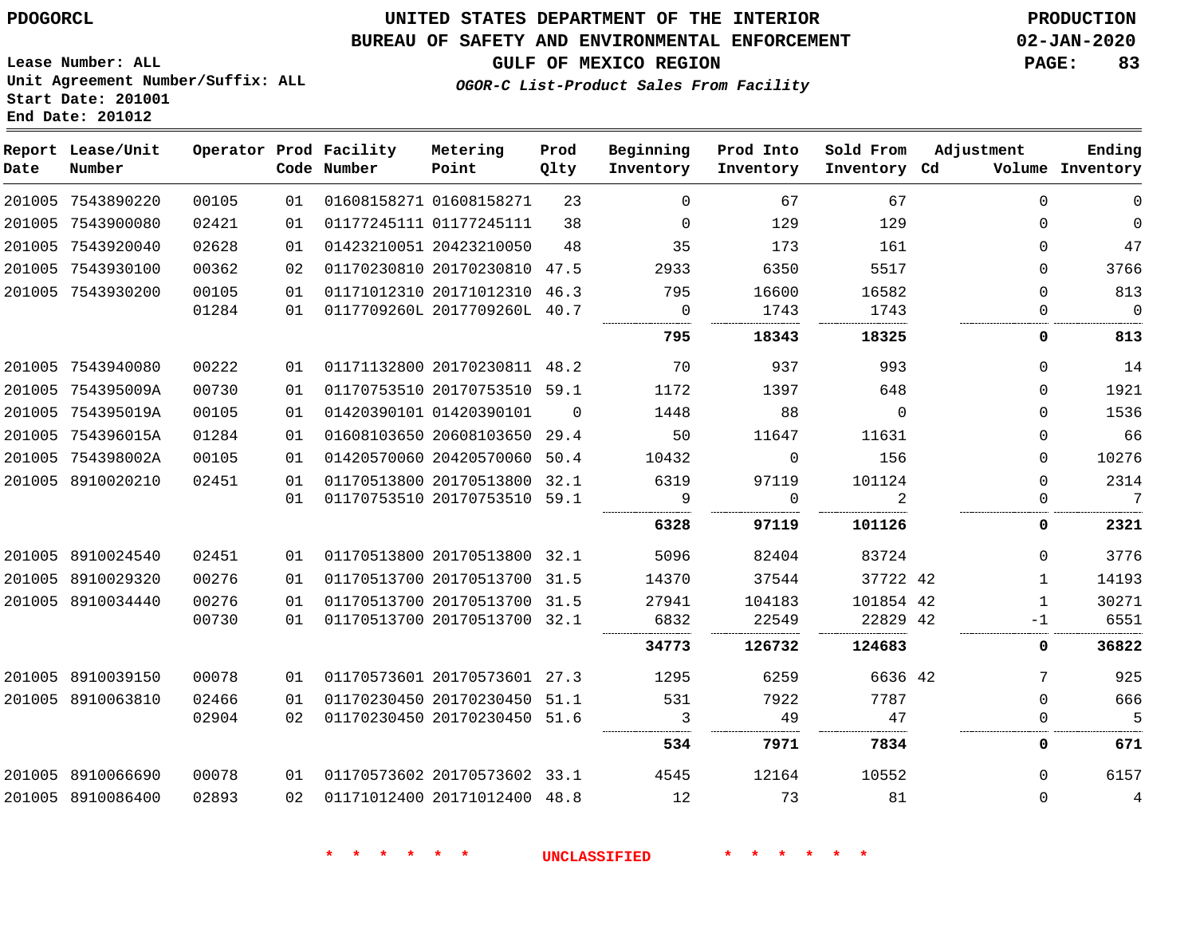PDOGORCL

# UNITED STATES DEPARTMENT OF THE INTERIOR
## BUREAU OF SAFETY AND ENVIRONMENTAL ENFORCEMENT
### GULF OF MEXICO REGION
*OGOR-C List-Product Sales From Facility*

PRODUCTION
02-JAN-2020

Lease Number: ALL
Unit Agreement Number/Suffix: ALL
Start Date: 201001
End Date: 201012

| Report Date | Lease/Unit Number | Operator | Prod Code | Facility Number | Metering Point | Prod Qlty | Beginning Inventory | Prod Into Inventory | Sold From Inventory | Adjustment Cd | Volume | Ending Inventory |
|---|---|---|---|---|---|---|---|---|---|---|---|---|
| 201005 | 7543890220 | 00105 | 01 | 01608158271 | 01608158271 | 23 | 0 | 67 | 67 | | 0 | 0 |
| 201005 | 7543900080 | 02421 | 01 | 01177245111 | 01177245111 | 38 | 0 | 129 | 129 | | 0 | 0 |
| 201005 | 7543920040 | 02628 | 01 | 01423210051 | 20423210050 | 48 | 35 | 173 | 161 | | 0 | 47 |
| 201005 | 7543930100 | 00362 | 02 | 01170230810 | 20170230810 | 47.5 | 2933 | 6350 | 5517 | | 0 | 3766 |
| 201005 | 7543930200 | 00105 | 01 | 01171012310 | 20171012310 | 46.3 | 795 | 16600 | 16582 | | 0 | 813 |
| | | 01284 | 01 | 0117709260L | 2017709260L | 40.7 | 0 | 1743 | 1743 | | 0 | 0 |
| | | | | | | | **795** | **18343** | **18325** | | **0** | **813** |
| 201005 | 7543940080 | 00222 | 01 | 01171132800 | 20170230811 | 48.2 | 70 | 937 | 993 | | 0 | 14 |
| 201005 | 754395009A | 00730 | 01 | 01170753510 | 20170753510 | 59.1 | 1172 | 1397 | 648 | | 0 | 1921 |
| 201005 | 754395019A | 00105 | 01 | 01420390101 | 01420390101 | 0 | 1448 | 88 | 0 | | 0 | 1536 |
| 201005 | 754396015A | 01284 | 01 | 01608103650 | 20608103650 | 29.4 | 50 | 11647 | 11631 | | 0 | 66 |
| 201005 | 754398002A | 00105 | 01 | 01420570060 | 20420570060 | 50.4 | 10432 | 0 | 156 | | 0 | 10276 |
| 201005 | 8910020210 | 02451 | 01 | 01170513800 | 20170513800 | 32.1 | 6319 | 97119 | 101124 | | 0 | 2314 |
| | | | 01 | 01170753510 | 20170753510 | 59.1 | 9 | 0 | 2 | | 0 | 7 |
| | | | | | | | **6328** | **97119** | **101126** | | **0** | **2321** |
| 201005 | 8910024540 | 02451 | 01 | 01170513800 | 20170513800 | 32.1 | 5096 | 82404 | 83724 | | 0 | 3776 |
| 201005 | 8910029320 | 00276 | 01 | 01170513700 | 20170513700 | 31.5 | 14370 | 37544 | 37722 | 42 | 1 | 14193 |
| 201005 | 8910034440 | 00276 | 01 | 01170513700 | 20170513700 | 31.5 | 27941 | 104183 | 101854 | 42 | 1 | 30271 |
| | | 00730 | 01 | 01170513700 | 20170513700 | 32.1 | 6832 | 22549 | 22829 | 42 | -1 | 6551 |
| | | | | | | | **34773** | **126732** | **124683** | | **0** | **36822** |
| 201005 | 8910039150 | 00078 | 01 | 01170573601 | 20170573601 | 27.3 | 1295 | 6259 | 6636 | 42 | 7 | 925 |
| 201005 | 8910063810 | 02466 | 01 | 01170230450 | 20170230450 | 51.1 | 531 | 7922 | 7787 | | 0 | 666 |
| | | 02904 | 02 | 01170230450 | 20170230450 | 51.6 | 3 | 49 | 47 | | 0 | 5 |
| | | | | | | | **534** | **7971** | **7834** | | **0** | **671** |
| 201005 | 8910066690 | 00078 | 01 | 01170573602 | 20170573602 | 33.1 | 4545 | 12164 | 10552 | | 0 | 6157 |
| 201005 | 8910086400 | 02893 | 02 | 01171012400 | 20171012400 | 48.8 | 12 | 73 | 81 | | 0 | 4 |

* * * * * * UNCLASSIFIED * * * * * *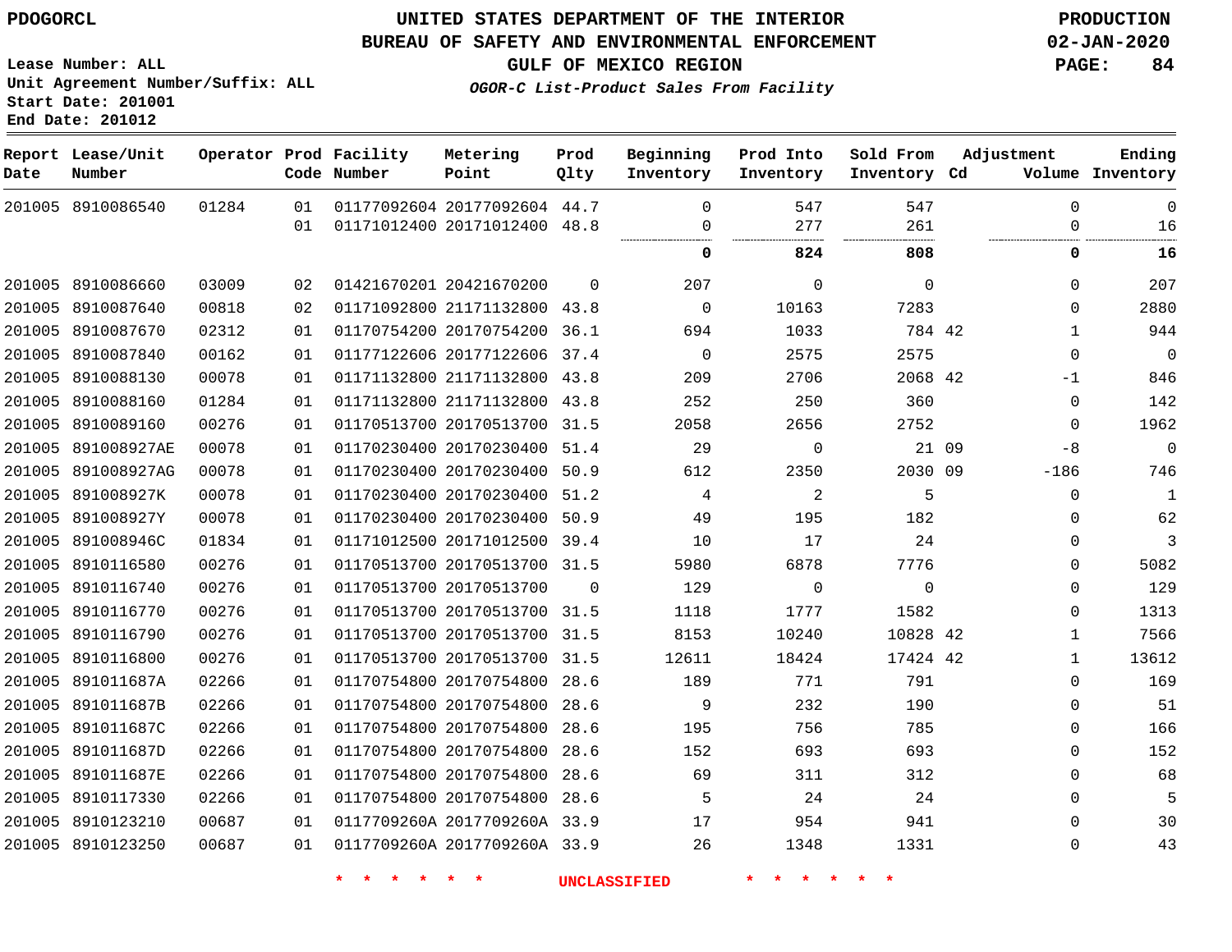PDOGORCL

# UNITED STATES DEPARTMENT OF THE INTERIOR
## BUREAU OF SAFETY AND ENVIRONMENTAL ENFORCEMENT
### GULF OF MEXICO REGION

*OGOR-C List-Product Sales From Facility*

PRODUCTION
02-JAN-2020

Lease Number: ALL
Unit Agreement Number/Suffix: ALL
Start Date: 201001
End Date: 201012

| Report Date | Lease/Unit Number | Operator | Prod Code | Facility Number | Metering Point | Prod Qlty | Beginning Inventory | Prod Into Inventory | Sold From Inventory | Adjustment Cd | Adjustment Volume | Ending Inventory |
|---|---|---|---|---|---|---|---|---|---|---|---|---|
| 201005 | 8910086540 | 01284 | 01 | 01177092604 | 20177092604 | 44.7 | 0 | 547 | 547 | | 0 | 0 |
| | | | 01 | 01171012400 | 20171012400 | 48.8 | 0 | 277 | 261 | | 0 | 16 |
| | | | | | | | **0** | **824** | **808** | | **0** | **16** |
| 201005 | 8910086660 | 03009 | 02 | 01421670201 | 20421670200 | 0 | 207 | 0 | 0 | | 0 | 207 |
| 201005 | 8910087640 | 00818 | 02 | 01171092800 | 21171132800 | 43.8 | 0 | 10163 | 7283 | | 0 | 2880 |
| 201005 | 8910087670 | 02312 | 01 | 01170754200 | 20170754200 | 36.1 | 694 | 1033 | 784 | 42 | 1 | 944 |
| 201005 | 8910087840 | 00162 | 01 | 01177122606 | 20177122606 | 37.4 | 0 | 2575 | 2575 | | 0 | 0 |
| 201005 | 8910088130 | 00078 | 01 | 01171132800 | 21171132800 | 43.8 | 209 | 2706 | 2068 | 42 | -1 | 846 |
| 201005 | 8910088160 | 01284 | 01 | 01171132800 | 21171132800 | 43.8 | 252 | 250 | 360 | | 0 | 142 |
| 201005 | 8910089160 | 00276 | 01 | 01170513700 | 20170513700 | 31.5 | 2058 | 2656 | 2752 | | 0 | 1962 |
| 201005 | 891008927AE | 00078 | 01 | 01170230400 | 20170230400 | 51.4 | 29 | 0 | 21 | 09 | -8 | 0 |
| 201005 | 891008927AG | 00078 | 01 | 01170230400 | 20170230400 | 50.9 | 612 | 2350 | 2030 | 09 | -186 | 746 |
| 201005 | 891008927K | 00078 | 01 | 01170230400 | 20170230400 | 51.2 | 4 | 2 | 5 | | 0 | 1 |
| 201005 | 891008927Y | 00078 | 01 | 01170230400 | 20170230400 | 50.9 | 49 | 195 | 182 | | 0 | 62 |
| 201005 | 891008946C | 01834 | 01 | 01171012500 | 20171012500 | 39.4 | 10 | 17 | 24 | | 0 | 3 |
| 201005 | 8910116580 | 00276 | 01 | 01170513700 | 20170513700 | 31.5 | 5980 | 6878 | 7776 | | 0 | 5082 |
| 201005 | 8910116740 | 00276 | 01 | 01170513700 | 20170513700 | 0 | 129 | 0 | 0 | | 0 | 129 |
| 201005 | 8910116770 | 00276 | 01 | 01170513700 | 20170513700 | 31.5 | 1118 | 1777 | 1582 | | 0 | 1313 |
| 201005 | 8910116790 | 00276 | 01 | 01170513700 | 20170513700 | 31.5 | 8153 | 10240 | 10828 | 42 | 1 | 7566 |
| 201005 | 8910116800 | 00276 | 01 | 01170513700 | 20170513700 | 31.5 | 12611 | 18424 | 17424 | 42 | 1 | 13612 |
| 201005 | 891011687A | 02266 | 01 | 01170754800 | 20170754800 | 28.6 | 189 | 771 | 791 | | 0 | 169 |
| 201005 | 891011687B | 02266 | 01 | 01170754800 | 20170754800 | 28.6 | 9 | 232 | 190 | | 0 | 51 |
| 201005 | 891011687C | 02266 | 01 | 01170754800 | 20170754800 | 28.6 | 195 | 756 | 785 | | 0 | 166 |
| 201005 | 891011687D | 02266 | 01 | 01170754800 | 20170754800 | 28.6 | 152 | 693 | 693 | | 0 | 152 |
| 201005 | 891011687E | 02266 | 01 | 01170754800 | 20170754800 | 28.6 | 69 | 311 | 312 | | 0 | 68 |
| 201005 | 8910117330 | 02266 | 01 | 01170754800 | 20170754800 | 28.6 | 5 | 24 | 24 | | 0 | 5 |
| 201005 | 8910123210 | 00687 | 01 | 0117709260A | 2017709260A | 33.9 | 17 | 954 | 941 | | 0 | 30 |
| 201005 | 8910123250 | 00687 | 01 | 0117709260A | 2017709260A | 33.9 | 26 | 1348 | 1331 | | 0 | 43 |

* * * * * * UNCLASSIFIED * * * * * *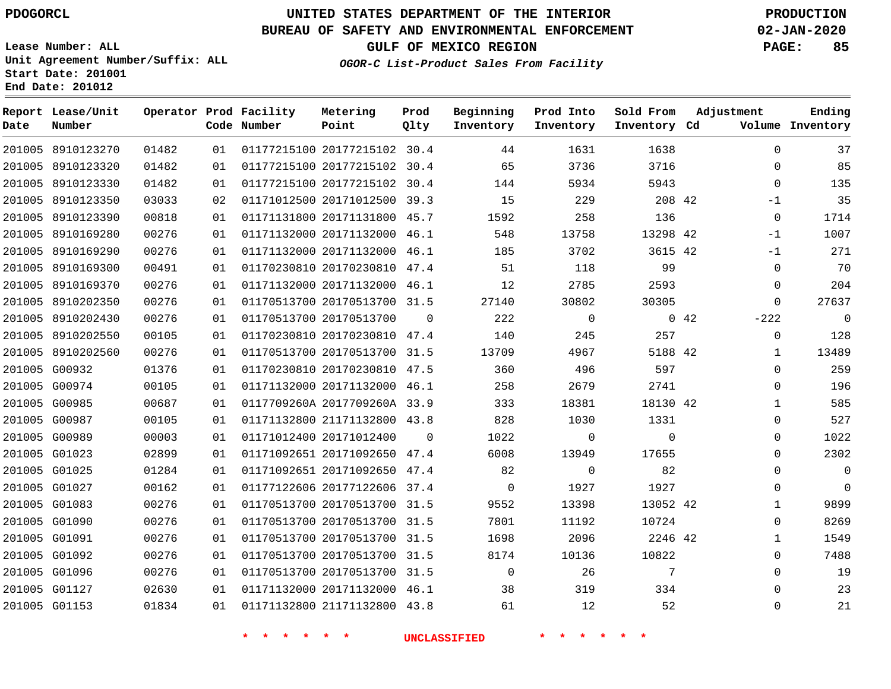PDOGORCL

# UNITED STATES DEPARTMENT OF THE INTERIOR
## BUREAU OF SAFETY AND ENVIRONMENTAL ENFORCEMENT
### GULF OF MEXICO REGION
#### *OGOR-C List-Product Sales From Facility*

PRODUCTION
02-JAN-2020

Lease Number: ALL
Unit Agreement Number/Suffix: ALL
Start Date: 201001
End Date: 201012

| Report Date | Lease/Unit Number | Operator | Prod Code | Facility Number | Metering Point | Prod Qlty | Beginning Inventory | Prod Into Inventory | Sold From Inventory | Adjustment Cd | Adjustment Volume | Ending Inventory |
|---|---|---|---|---|---|---|---|---|---|---|---|---|
| 201005 | 8910123270 | 01482 | 01 | 01177215100 | 20177215102 | 30.4 | 44 | 1631 | 1638 | | 0 | 37 |
| 201005 | 8910123320 | 01482 | 01 | 01177215100 | 20177215102 | 30.4 | 65 | 3736 | 3716 | | 0 | 85 |
| 201005 | 8910123330 | 01482 | 01 | 01177215100 | 20177215102 | 30.4 | 144 | 5934 | 5943 | | 0 | 135 |
| 201005 | 8910123350 | 03033 | 02 | 01171012500 | 20171012500 | 39.3 | 15 | 229 | 208 | 42 | -1 | 35 |
| 201005 | 8910123390 | 00818 | 01 | 01171131800 | 20171131800 | 45.7 | 1592 | 258 | 136 | | 0 | 1714 |
| 201005 | 8910169280 | 00276 | 01 | 01171132000 | 20171132000 | 46.1 | 548 | 13758 | 13298 | 42 | -1 | 1007 |
| 201005 | 8910169290 | 00276 | 01 | 01171132000 | 20171132000 | 46.1 | 185 | 3702 | 3615 | 42 | -1 | 271 |
| 201005 | 8910169300 | 00491 | 01 | 01170230810 | 20170230810 | 47.4 | 51 | 118 | 99 | | 0 | 70 |
| 201005 | 8910169370 | 00276 | 01 | 01171132000 | 20171132000 | 46.1 | 12 | 2785 | 2593 | | 0 | 204 |
| 201005 | 8910202350 | 00276 | 01 | 01170513700 | 20170513700 | 31.5 | 27140 | 30802 | 30305 | | 0 | 27637 |
| 201005 | 8910202430 | 00276 | 01 | 01170513700 | 20170513700 | 0 | 222 | 0 | 0 | 42 | -222 | 0 |
| 201005 | 8910202550 | 00105 | 01 | 01170230810 | 20170230810 | 47.4 | 140 | 245 | 257 | | 0 | 128 |
| 201005 | 8910202560 | 00276 | 01 | 01170513700 | 20170513700 | 31.5 | 13709 | 4967 | 5188 | 42 | 1 | 13489 |
| 201005 | G00932 | 01376 | 01 | 01170230810 | 20170230810 | 47.5 | 360 | 496 | 597 | | 0 | 259 |
| 201005 | G00974 | 00105 | 01 | 01171132000 | 20171132000 | 46.1 | 258 | 2679 | 2741 | | 0 | 196 |
| 201005 | G00985 | 00687 | 01 | 0117709260A | 2017709260A | 33.9 | 333 | 18381 | 18130 | 42 | 1 | 585 |
| 201005 | G00987 | 00105 | 01 | 01171132800 | 21171132800 | 43.8 | 828 | 1030 | 1331 | | 0 | 527 |
| 201005 | G00989 | 00003 | 01 | 01171012400 | 20171012400 | 0 | 1022 | 0 | 0 | | 0 | 1022 |
| 201005 | G01023 | 02899 | 01 | 01171092651 | 20171092650 | 47.4 | 6008 | 13949 | 17655 | | 0 | 2302 |
| 201005 | G01025 | 01284 | 01 | 01171092651 | 20171092650 | 47.4 | 82 | 0 | 82 | | 0 | 0 |
| 201005 | G01027 | 00162 | 01 | 01177122606 | 20177122606 | 37.4 | 0 | 1927 | 1927 | | 0 | 0 |
| 201005 | G01083 | 00276 | 01 | 01170513700 | 20170513700 | 31.5 | 9552 | 13398 | 13052 | 42 | 1 | 9899 |
| 201005 | G01090 | 00276 | 01 | 01170513700 | 20170513700 | 31.5 | 7801 | 11192 | 10724 | | 0 | 8269 |
| 201005 | G01091 | 00276 | 01 | 01170513700 | 20170513700 | 31.5 | 1698 | 2096 | 2246 | 42 | 1 | 1549 |
| 201005 | G01092 | 00276 | 01 | 01170513700 | 20170513700 | 31.5 | 8174 | 10136 | 10822 | | 0 | 7488 |
| 201005 | G01096 | 00276 | 01 | 01170513700 | 20170513700 | 31.5 | 0 | 26 | 7 | | 0 | 19 |
| 201005 | G01127 | 02630 | 01 | 01171132000 | 20171132000 | 46.1 | 38 | 319 | 334 | | 0 | 23 |
| 201005 | G01153 | 01834 | 01 | 01171132800 | 21171132800 | 43.8 | 61 | 12 | 52 | | 0 | 21 |

* * * * * * UNCLASSIFIED * * * * * *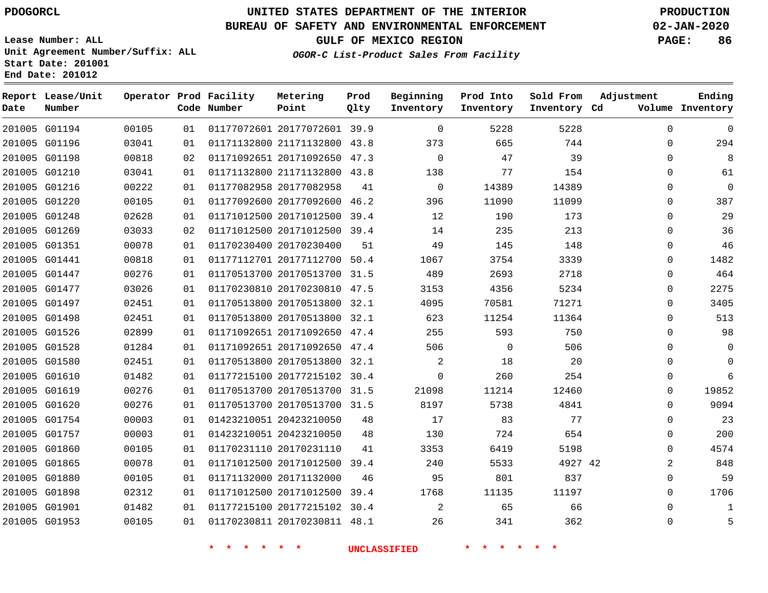PDOGORCL

# UNITED STATES DEPARTMENT OF THE INTERIOR
## BUREAU OF SAFETY AND ENVIRONMENTAL ENFORCEMENT
### GULF OF MEXICO REGION
*OGOR-C List-Product Sales From Facility*

PRODUCTION
02-JAN-2020

Lease Number: ALL
Unit Agreement Number/Suffix: ALL
Start Date: 201001
End Date: 201012

| Report Date | Lease/Unit Number | Operator | Prod Code | Facility Number | Metering Point | Prod Qlty | Beginning Inventory | Prod Into Inventory | Sold From Inventory | Adjustment Cd | Adjustment Volume | Ending Inventory |
|---|---|---|---|---|---|---|---|---|---|---|---|---|
| 201005 | G01194 | 00105 | 01 | 01177072601 | 20177072601 | 39.9 | 0 | 5228 | 5228 | | 0 | 0 |
| 201005 | G01196 | 03041 | 01 | 01171132800 | 21171132800 | 43.8 | 373 | 665 | 744 | | 0 | 294 |
| 201005 | G01198 | 00818 | 02 | 01171092651 | 20171092650 | 47.3 | 0 | 47 | 39 | | 0 | 8 |
| 201005 | G01210 | 03041 | 01 | 01171132800 | 21171132800 | 43.8 | 138 | 77 | 154 | | 0 | 61 |
| 201005 | G01216 | 00222 | 01 | 01177082958 | 20177082958 | 41 | 0 | 14389 | 14389 | | 0 | 0 |
| 201005 | G01220 | 00105 | 01 | 01177092600 | 20177092600 | 46.2 | 396 | 11090 | 11099 | | 0 | 387 |
| 201005 | G01248 | 02628 | 01 | 01171012500 | 20171012500 | 39.4 | 12 | 190 | 173 | | 0 | 29 |
| 201005 | G01269 | 03033 | 02 | 01171012500 | 20171012500 | 39.4 | 14 | 235 | 213 | | 0 | 36 |
| 201005 | G01351 | 00078 | 01 | 01170230400 | 20170230400 | 51 | 49 | 145 | 148 | | 0 | 46 |
| 201005 | G01441 | 00818 | 01 | 01177112701 | 20177112700 | 50.4 | 1067 | 3754 | 3339 | | 0 | 1482 |
| 201005 | G01447 | 00276 | 01 | 01170513700 | 20170513700 | 31.5 | 489 | 2693 | 2718 | | 0 | 464 |
| 201005 | G01477 | 03026 | 01 | 01170230810 | 20170230810 | 47.5 | 3153 | 4356 | 5234 | | 0 | 2275 |
| 201005 | G01497 | 02451 | 01 | 01170513800 | 20170513800 | 32.1 | 4095 | 70581 | 71271 | | 0 | 3405 |
| 201005 | G01498 | 02451 | 01 | 01170513800 | 20170513800 | 32.1 | 623 | 11254 | 11364 | | 0 | 513 |
| 201005 | G01526 | 02899 | 01 | 01171092651 | 20171092650 | 47.4 | 255 | 593 | 750 | | 0 | 98 |
| 201005 | G01528 | 01284 | 01 | 01171092651 | 20171092650 | 47.4 | 506 | 0 | 506 | | 0 | 0 |
| 201005 | G01580 | 02451 | 01 | 01170513800 | 20170513800 | 32.1 | 2 | 18 | 20 | | 0 | 0 |
| 201005 | G01610 | 01482 | 01 | 01177215100 | 20177215102 | 30.4 | 0 | 260 | 254 | | 0 | 6 |
| 201005 | G01619 | 00276 | 01 | 01170513700 | 20170513700 | 31.5 | 21098 | 11214 | 12460 | | 0 | 19852 |
| 201005 | G01620 | 00276 | 01 | 01170513700 | 20170513700 | 31.5 | 8197 | 5738 | 4841 | | 0 | 9094 |
| 201005 | G01754 | 00003 | 01 | 01423210051 | 20423210050 | 48 | 17 | 83 | 77 | | 0 | 23 |
| 201005 | G01757 | 00003 | 01 | 01423210051 | 20423210050 | 48 | 130 | 724 | 654 | | 0 | 200 |
| 201005 | G01860 | 00105 | 01 | 01170231110 | 20170231110 | 41 | 3353 | 6419 | 5198 | | 0 | 4574 |
| 201005 | G01865 | 00078 | 01 | 01171012500 | 20171012500 | 39.4 | 240 | 5533 | 4927 | 42 | 2 | 848 |
| 201005 | G01880 | 00105 | 01 | 01171132000 | 20171132000 | 46 | 95 | 801 | 837 | | 0 | 59 |
| 201005 | G01898 | 02312 | 01 | 01171012500 | 20171012500 | 39.4 | 1768 | 11135 | 11197 | | 0 | 1706 |
| 201005 | G01901 | 01482 | 01 | 01177215100 | 20177215102 | 30.4 | 2 | 65 | 66 | | 0 | 1 |
| 201005 | G01953 | 00105 | 01 | 01170230811 | 20170230811 | 48.1 | 26 | 341 | 362 | | 0 | 5 |

* * * * * * UNCLASSIFIED * * * * * *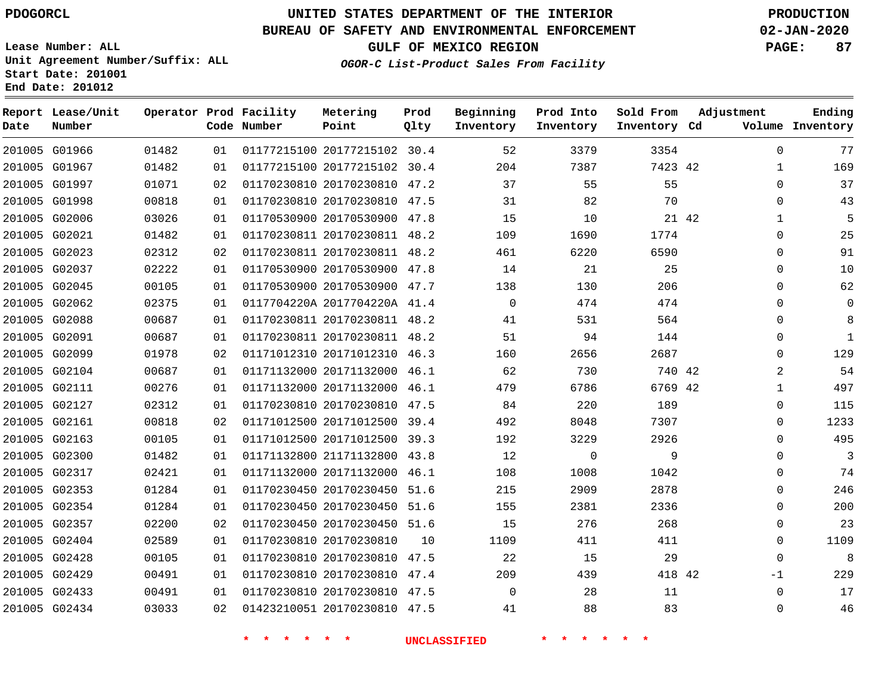# UNITED STATES DEPARTMENT OF THE INTERIOR
## BUREAU OF SAFETY AND ENVIRONMENTAL ENFORCEMENT
### GULF OF MEXICO REGION

PDOGORCL

PRODUCTION
02-JAN-2020

Lease Number: ALL
Unit Agreement Number/Suffix: ALL
Start Date: 201001
End Date: 201012

*OGOR-C List-Product Sales From Facility*

| Report Date | Lease/Unit Number | Operator | Prod Code | Facility Number | Metering Point | Prod Qlty | Beginning Inventory | Prod Into Inventory | Sold From Inventory | Adjustment Cd | Adjustment Volume | Ending Inventory |
|---|---|---|---|---|---|---|---|---|---|---|---|---|
| 201005 | G01966 | 01482 | 01 | 01177215100 | 20177215102 | 30.4 | 52 | 3379 | 3354 | | 0 | 77 |
| 201005 | G01967 | 01482 | 01 | 01177215100 | 20177215102 | 30.4 | 204 | 7387 | 7423 | 42 | 1 | 169 |
| 201005 | G01997 | 01071 | 02 | 01170230810 | 20170230810 | 47.2 | 37 | 55 | 55 | | 0 | 37 |
| 201005 | G01998 | 00818 | 01 | 01170230810 | 20170230810 | 47.5 | 31 | 82 | 70 | | 0 | 43 |
| 201005 | G02006 | 03026 | 01 | 01170530900 | 20170530900 | 47.8 | 15 | 10 | 21 | 42 | 1 | 5 |
| 201005 | G02021 | 01482 | 01 | 01170230811 | 20170230811 | 48.2 | 109 | 1690 | 1774 | | 0 | 25 |
| 201005 | G02023 | 02312 | 02 | 01170230811 | 20170230811 | 48.2 | 461 | 6220 | 6590 | | 0 | 91 |
| 201005 | G02037 | 02222 | 01 | 01170530900 | 20170530900 | 47.8 | 14 | 21 | 25 | | 0 | 10 |
| 201005 | G02045 | 00105 | 01 | 01170530900 | 20170530900 | 47.7 | 138 | 130 | 206 | | 0 | 62 |
| 201005 | G02062 | 02375 | 01 | 0117704220A | 2017704220A | 41.4 | 0 | 474 | 474 | | 0 | 0 |
| 201005 | G02088 | 00687 | 01 | 01170230811 | 20170230811 | 48.2 | 41 | 531 | 564 | | 0 | 8 |
| 201005 | G02091 | 00687 | 01 | 01170230811 | 20170230811 | 48.2 | 51 | 94 | 144 | | 0 | 1 |
| 201005 | G02099 | 01978 | 02 | 01171012310 | 20171012310 | 46.3 | 160 | 2656 | 2687 | | 0 | 129 |
| 201005 | G02104 | 00687 | 01 | 01171132000 | 20171132000 | 46.1 | 62 | 730 | 740 | 42 | 2 | 54 |
| 201005 | G02111 | 00276 | 01 | 01171132000 | 20171132000 | 46.1 | 479 | 6786 | 6769 | 42 | 1 | 497 |
| 201005 | G02127 | 02312 | 01 | 01170230810 | 20170230810 | 47.5 | 84 | 220 | 189 | | 0 | 115 |
| 201005 | G02161 | 00818 | 02 | 01171012500 | 20171012500 | 39.4 | 492 | 8048 | 7307 | | 0 | 1233 |
| 201005 | G02163 | 00105 | 01 | 01171012500 | 20171012500 | 39.3 | 192 | 3229 | 2926 | | 0 | 495 |
| 201005 | G02300 | 01482 | 01 | 01171132800 | 21171132800 | 43.8 | 12 | 0 | 9 | | 0 | 3 |
| 201005 | G02317 | 02421 | 01 | 01171132000 | 20171132000 | 46.1 | 108 | 1008 | 1042 | | 0 | 74 |
| 201005 | G02353 | 01284 | 01 | 01170230450 | 20170230450 | 51.6 | 215 | 2909 | 2878 | | 0 | 246 |
| 201005 | G02354 | 01284 | 01 | 01170230450 | 20170230450 | 51.6 | 155 | 2381 | 2336 | | 0 | 200 |
| 201005 | G02357 | 02200 | 02 | 01170230450 | 20170230450 | 51.6 | 15 | 276 | 268 | | 0 | 23 |
| 201005 | G02404 | 02589 | 01 | 01170230810 | 20170230810 | 10 | 1109 | 411 | 411 | | 0 | 1109 |
| 201005 | G02428 | 00105 | 01 | 01170230810 | 20170230810 | 47.5 | 22 | 15 | 29 | | 0 | 8 |
| 201005 | G02429 | 00491 | 01 | 01170230810 | 20170230810 | 47.4 | 209 | 439 | 418 | 42 | -1 | 229 |
| 201005 | G02433 | 00491 | 01 | 01170230810 | 20170230810 | 47.5 | 0 | 28 | 11 | | 0 | 17 |
| 201005 | G02434 | 03033 | 02 | 01423210051 | 20170230810 | 47.5 | 41 | 88 | 83 | | 0 | 46 |

* * * * * * UNCLASSIFIED * * * * * *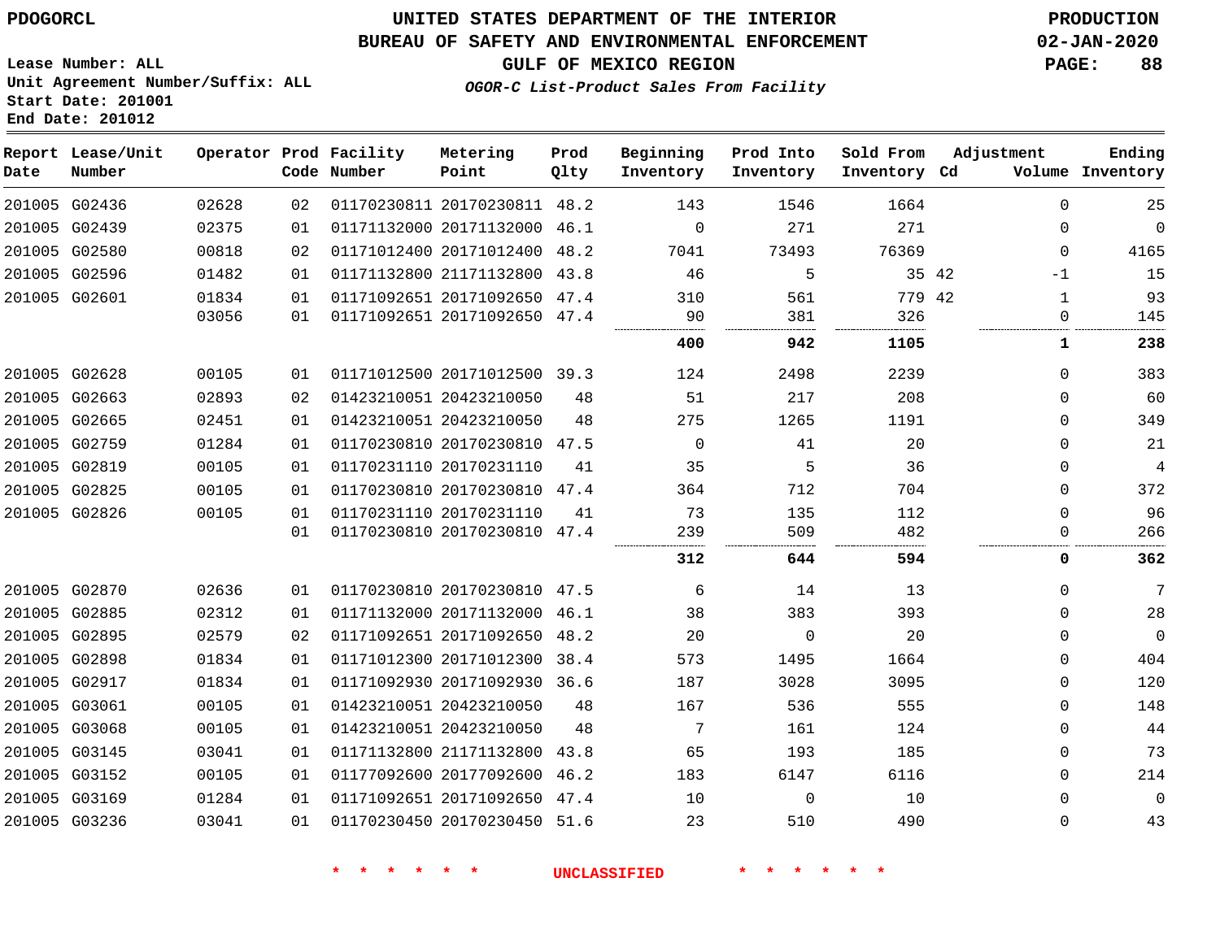PDOGORCL

# UNITED STATES DEPARTMENT OF THE INTERIOR
## BUREAU OF SAFETY AND ENVIRONMENTAL ENFORCEMENT
### GULF OF MEXICO REGION
*OGOR-C List-Product Sales From Facility*

PRODUCTION
02-JAN-2020

Lease Number: ALL
Unit Agreement Number/Suffix: ALL
Start Date: 201001
End Date: 201012

| Report Date | Lease/Unit Number | Operator | Prod Code | Facility Number | Metering Point | Prod Qlty | Beginning Inventory | Prod Into Inventory | Sold From Inventory | Adjustment Cd | Volume | Ending Inventory |
|---|---|---|---|---|---|---|---|---|---|---|---|---|
| 201005 | G02436 | 02628 | 02 | 01170230811 | 20170230811 | 48.2 | 143 | 1546 | 1664 | | 0 | 25 |
| 201005 | G02439 | 02375 | 01 | 01171132000 | 20171132000 | 46.1 | 0 | 271 | 271 | | 0 | 0 |
| 201005 | G02580 | 00818 | 02 | 01171012400 | 20171012400 | 48.2 | 7041 | 73493 | 76369 | | 0 | 4165 |
| 201005 | G02596 | 01482 | 01 | 01171132800 | 21171132800 | 43.8 | 46 | 5 | 35 | 42 | -1 | 15 |
| 201005 | G02601 | 01834 | 01 | 01171092651 | 20171092650 | 47.4 | 310 | 561 | 779 | 42 | 1 | 93 |
| | | 03056 | 01 | 01171092651 | 20171092650 | 47.4 | 90 | 381 | 326 | | 0 | 145 |
| | | | | | | | **400** | **942** | **1105** | | **1** | **238** |
| 201005 | G02628 | 00105 | 01 | 01171012500 | 20171012500 | 39.3 | 124 | 2498 | 2239 | | 0 | 383 |
| 201005 | G02663 | 02893 | 02 | 01423210051 | 20423210050 | 48 | 51 | 217 | 208 | | 0 | 60 |
| 201005 | G02665 | 02451 | 01 | 01423210051 | 20423210050 | 48 | 275 | 1265 | 1191 | | 0 | 349 |
| 201005 | G02759 | 01284 | 01 | 01170230810 | 20170230810 | 47.5 | 0 | 41 | 20 | | 0 | 21 |
| 201005 | G02819 | 00105 | 01 | 01170231110 | 20170231110 | 41 | 35 | 5 | 36 | | 0 | 4 |
| 201005 | G02825 | 00105 | 01 | 01170230810 | 20170230810 | 47.4 | 364 | 712 | 704 | | 0 | 372 |
| 201005 | G02826 | 00105 | 01 | 01170231110 | 20170231110 | 41 | 73 | 135 | 112 | | 0 | 96 |
| | | | 01 | 01170230810 | 20170230810 | 47.4 | 239 | 509 | 482 | | 0 | 266 |
| | | | | | | | **312** | **644** | **594** | | **0** | **362** |
| 201005 | G02870 | 02636 | 01 | 01170230810 | 20170230810 | 47.5 | 6 | 14 | 13 | | 0 | 7 |
| 201005 | G02885 | 02312 | 01 | 01171132000 | 20171132000 | 46.1 | 38 | 383 | 393 | | 0 | 28 |
| 201005 | G02895 | 02579 | 02 | 01171092651 | 20171092650 | 48.2 | 20 | 0 | 20 | | 0 | 0 |
| 201005 | G02898 | 01834 | 01 | 01171012300 | 20171012300 | 38.4 | 573 | 1495 | 1664 | | 0 | 404 |
| 201005 | G02917 | 01834 | 01 | 01171092930 | 20171092930 | 36.6 | 187 | 3028 | 3095 | | 0 | 120 |
| 201005 | G03061 | 00105 | 01 | 01423210051 | 20423210050 | 48 | 167 | 536 | 555 | | 0 | 148 |
| 201005 | G03068 | 00105 | 01 | 01423210051 | 20423210050 | 48 | 7 | 161 | 124 | | 0 | 44 |
| 201005 | G03145 | 03041 | 01 | 01171132800 | 21171132800 | 43.8 | 65 | 193 | 185 | | 0 | 73 |
| 201005 | G03152 | 00105 | 01 | 01177092600 | 20177092600 | 46.2 | 183 | 6147 | 6116 | | 0 | 214 |
| 201005 | G03169 | 01284 | 01 | 01171092651 | 20171092650 | 47.4 | 10 | 0 | 10 | | 0 | 0 |
| 201005 | G03236 | 03041 | 01 | 01170230450 | 20170230450 | 51.6 | 23 | 510 | 490 | | 0 | 43 |

\* \* \* \* \* \* UNCLASSIFIED \* \* \* \* \* \*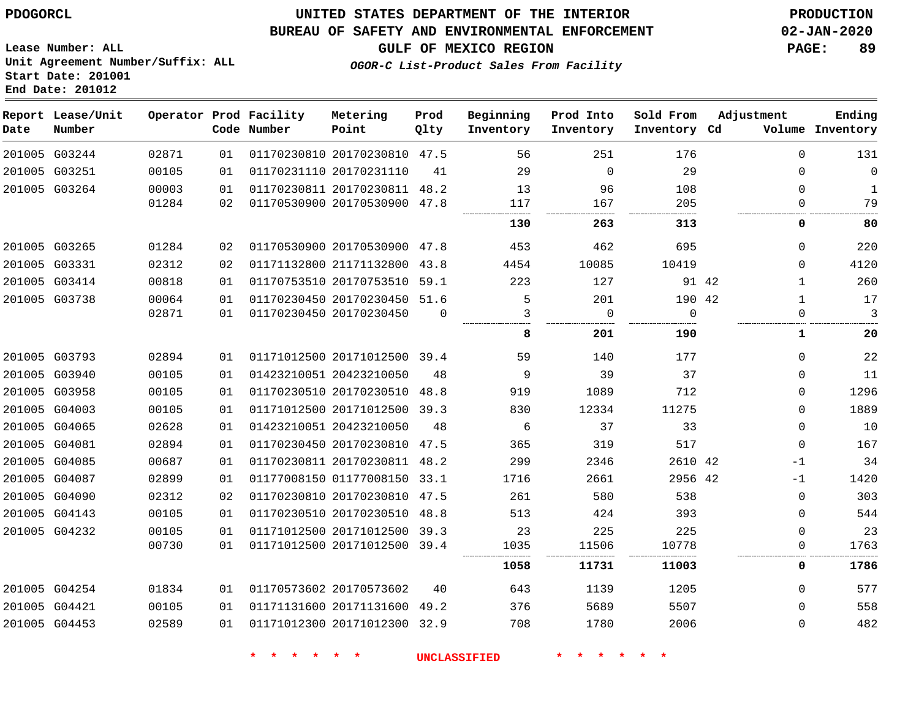PDOGORCL

# UNITED STATES DEPARTMENT OF THE INTERIOR
## BUREAU OF SAFETY AND ENVIRONMENTAL ENFORCEMENT
### GULF OF MEXICO REGION

*OGOR-C List-Product Sales From Facility*

PRODUCTION
02-JAN-2020

Lease Number: ALL
Unit Agreement Number/Suffix: ALL
Start Date: 201001
End Date: 201012

| Report Date | Lease/Unit Number | Operator | Prod Code | Facility Number | Metering Point | Prod Qlty | Beginning Inventory | Prod Into Inventory | Sold From Inventory | Adjustment Cd | Volume | Ending Inventory |
|---|---|---|---|---|---|---|---|---|---|---|---|---|
| 201005 | G03244 | 02871 | 01 | 01170230810 | 20170230810 | 47.5 | 56 | 251 | 176 | | 0 | 131 |
| 201005 | G03251 | 00105 | 01 | 01170231110 | 20170231110 | 41 | 29 | 0 | 29 | | 0 | 0 |
| 201005 | G03264 | 00003 | 01 | 01170230811 | 20170230811 | 48.2 | 13 | 96 | 108 | | 0 | 1 |
| | | 01284 | 02 | 01170530900 | 20170530900 | 47.8 | 117 | 167 | 205 | | 0 | 79 |
| | | | | | | | **130** | **263** | **313** | | **0** | **80** |
| 201005 | G03265 | 01284 | 02 | 01170530900 | 20170530900 | 47.8 | 453 | 462 | 695 | | 0 | 220 |
| 201005 | G03331 | 02312 | 02 | 01171132800 | 21171132800 | 43.8 | 4454 | 10085 | 10419 | | 0 | 4120 |
| 201005 | G03414 | 00818 | 01 | 01170753510 | 20170753510 | 59.1 | 223 | 127 | 91 | 42 | 1 | 260 |
| 201005 | G03738 | 00064 | 01 | 01170230450 | 20170230450 | 51.6 | 5 | 201 | 190 | 42 | 1 | 17 |
| | | 02871 | 01 | 01170230450 | 20170230450 | 0 | 3 | 0 | 0 | | 0 | 3 |
| | | | | | | | **8** | **201** | **190** | | **1** | **20** |
| 201005 | G03793 | 02894 | 01 | 01171012500 | 20171012500 | 39.4 | 59 | 140 | 177 | | 0 | 22 |
| 201005 | G03940 | 00105 | 01 | 01423210051 | 20423210050 | 48 | 9 | 39 | 37 | | 0 | 11 |
| 201005 | G03958 | 00105 | 01 | 01170230510 | 20170230510 | 48.8 | 919 | 1089 | 712 | | 0 | 1296 |
| 201005 | G04003 | 00105 | 01 | 01171012500 | 20171012500 | 39.3 | 830 | 12334 | 11275 | | 0 | 1889 |
| 201005 | G04065 | 02628 | 01 | 01423210051 | 20423210050 | 48 | 6 | 37 | 33 | | 0 | 10 |
| 201005 | G04081 | 02894 | 01 | 01170230450 | 20170230810 | 47.5 | 365 | 319 | 517 | | 0 | 167 |
| 201005 | G04085 | 00687 | 01 | 01170230811 | 20170230811 | 48.2 | 299 | 2346 | 2610 | 42 | -1 | 34 |
| 201005 | G04087 | 02899 | 01 | 01177008150 | 01177008150 | 33.1 | 1716 | 2661 | 2956 | 42 | -1 | 1420 |
| 201005 | G04090 | 02312 | 02 | 01170230810 | 20170230810 | 47.5 | 261 | 580 | 538 | | 0 | 303 |
| 201005 | G04143 | 00105 | 01 | 01170230510 | 20170230510 | 48.8 | 513 | 424 | 393 | | 0 | 544 |
| 201005 | G04232 | 00105 | 01 | 01171012500 | 20171012500 | 39.3 | 23 | 225 | 225 | | 0 | 23 |
| | | 00730 | 01 | 01171012500 | 20171012500 | 39.4 | 1035 | 11506 | 10778 | | 0 | 1763 |
| | | | | | | | **1058** | **11731** | **11003** | | **0** | **1786** |
| 201005 | G04254 | 01834 | 01 | 01170573602 | 20170573602 | 40 | 643 | 1139 | 1205 | | 0 | 577 |
| 201005 | G04421 | 00105 | 01 | 01171131600 | 20171131600 | 49.2 | 376 | 5689 | 5507 | | 0 | 558 |
| 201005 | G04453 | 02589 | 01 | 01171012300 | 20171012300 | 32.9 | 708 | 1780 | 2006 | | 0 | 482 |

\* \* \* \* \* \* UNCLASSIFIED \* \* \* \* \* \*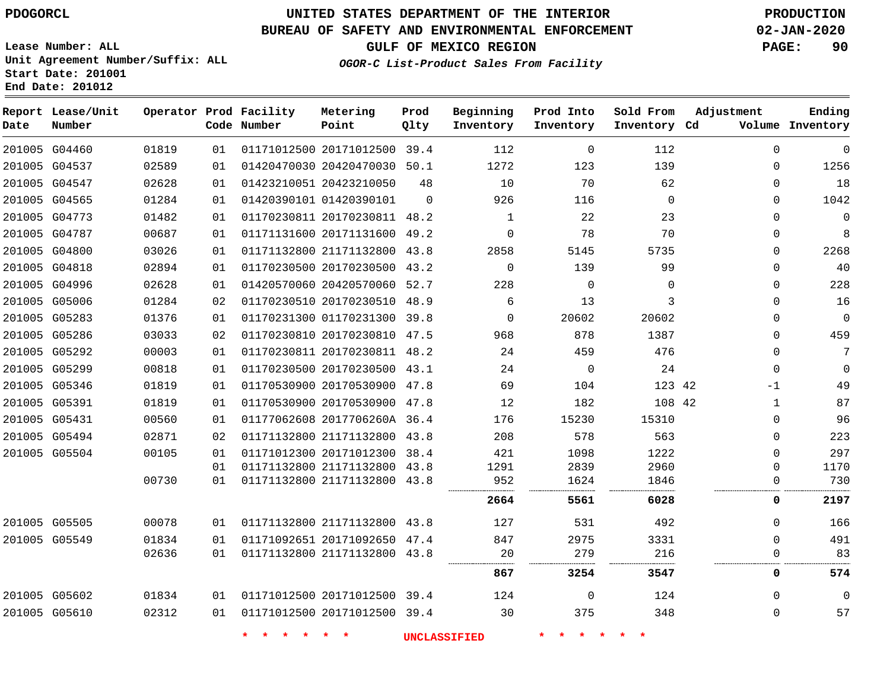PDOGORCL

# UNITED STATES DEPARTMENT OF THE INTERIOR
## BUREAU OF SAFETY AND ENVIRONMENTAL ENFORCEMENT
### GULF OF MEXICO REGION
*OGOR-C List-Product Sales From Facility*

PRODUCTION
02-JAN-2020

Lease Number: ALL
Unit Agreement Number/Suffix: ALL
Start Date: 201001
End Date: 201012

| Report Date | Lease/Unit Number | Operator | Prod Code | Facility Number | Metering Point | Prod Qlty | Beginning Inventory | Prod Into Inventory | Sold From Inventory | Adjustment Cd | Adjustment Volume | Ending Inventory |
|---|---|---|---|---|---|---|---|---|---|---|---|---|
| 201005 | G04460 | 01819 | 01 | 01171012500 | 20171012500 | 39.4 | 112 | 0 | 112 | | 0 | 0 |
| 201005 | G04537 | 02589 | 01 | 01420470030 | 20420470030 | 50.1 | 1272 | 123 | 139 | | 0 | 1256 |
| 201005 | G04547 | 02628 | 01 | 01423210051 | 20423210050 | 48 | 10 | 70 | 62 | | 0 | 18 |
| 201005 | G04565 | 01284 | 01 | 01420390101 | 01420390101 | 0 | 926 | 116 | 0 | | 0 | 1042 |
| 201005 | G04773 | 01482 | 01 | 01170230811 | 20170230811 | 48.2 | 1 | 22 | 23 | | 0 | 0 |
| 201005 | G04787 | 00687 | 01 | 01171131600 | 20171131600 | 49.2 | 0 | 78 | 70 | | 0 | 8 |
| 201005 | G04800 | 03026 | 01 | 01171132800 | 21171132800 | 43.8 | 2858 | 5145 | 5735 | | 0 | 2268 |
| 201005 | G04818 | 02894 | 01 | 01170230500 | 20170230500 | 43.2 | 0 | 139 | 99 | | 0 | 40 |
| 201005 | G04996 | 02628 | 01 | 01420570060 | 20420570060 | 52.7 | 228 | 0 | 0 | | 0 | 228 |
| 201005 | G05006 | 01284 | 02 | 01170230510 | 20170230510 | 48.9 | 6 | 13 | 3 | | 0 | 16 |
| 201005 | G05283 | 01376 | 01 | 01170231300 | 01170231300 | 39.8 | 0 | 20602 | 20602 | | 0 | 0 |
| 201005 | G05286 | 03033 | 02 | 01170230810 | 20170230810 | 47.5 | 968 | 878 | 1387 | | 0 | 459 |
| 201005 | G05292 | 00003 | 01 | 01170230811 | 20170230811 | 48.2 | 24 | 459 | 476 | | 0 | 7 |
| 201005 | G05299 | 00818 | 01 | 01170230500 | 20170230500 | 43.1 | 24 | 0 | 24 | | 0 | 0 |
| 201005 | G05346 | 01819 | 01 | 01170530900 | 20170530900 | 47.8 | 69 | 104 | 123 | 42 | -1 | 49 |
| 201005 | G05391 | 01819 | 01 | 01170530900 | 20170530900 | 47.8 | 12 | 182 | 108 | 42 | 1 | 87 |
| 201005 | G05431 | 00560 | 01 | 01177062608 | 2017706260A | 36.4 | 176 | 15230 | 15310 | | 0 | 96 |
| 201005 | G05494 | 02871 | 02 | 01171132800 | 21171132800 | 43.8 | 208 | 578 | 563 | | 0 | 223 |
| 201005 | G05504 | 00105 | 01 | 01171012300 | 20171012300 | 38.4 | 421 | 1098 | 1222 | | 0 | 297 |
| | | | 01 | 01171132800 | 21171132800 | 43.8 | 1291 | 2839 | 2960 | | 0 | 1170 |
| | | 00730 | 01 | 01171132800 | 21171132800 | 43.8 | 952 | 1624 | 1846 | | 0 | 730 |
| | | | | | | | **2664** | **5561** | **6028** | | **0** | **2197** |
| 201005 | G05505 | 00078 | 01 | 01171132800 | 21171132800 | 43.8 | 127 | 531 | 492 | | 0 | 166 |
| 201005 | G05549 | 01834 | 01 | 01171092651 | 20171092650 | 47.4 | 847 | 2975 | 3331 | | 0 | 491 |
| | | 02636 | 01 | 01171132800 | 21171132800 | 43.8 | 20 | 279 | 216 | | 0 | 83 |
| | | | | | | | **867** | **3254** | **3547** | | **0** | **574** |
| 201005 | G05602 | 01834 | 01 | 01171012500 | 20171012500 | 39.4 | 124 | 0 | 124 | | 0 | 0 |
| 201005 | G05610 | 02312 | 01 | 01171012500 | 20171012500 | 39.4 | 30 | 375 | 348 | | 0 | 57 |

* * * * * * UNCLASSIFIED * * * * * *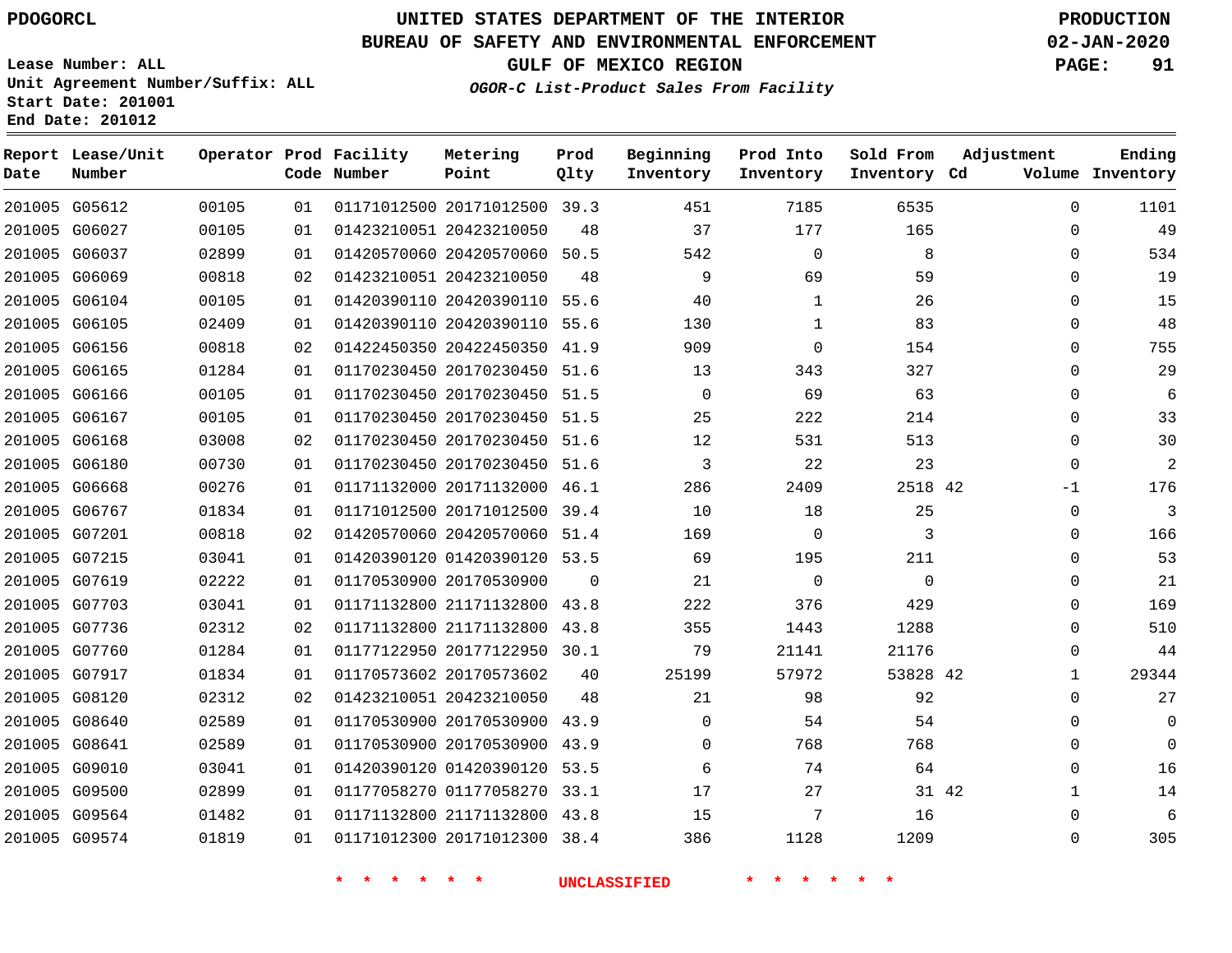PDOGORCL

# UNITED STATES DEPARTMENT OF THE INTERIOR
## BUREAU OF SAFETY AND ENVIRONMENTAL ENFORCEMENT
### GULF OF MEXICO REGION
*OGOR-C List-Product Sales From Facility*

PRODUCTION
02-JAN-2020

Lease Number: ALL
Unit Agreement Number/Suffix: ALL
Start Date: 201001
End Date: 201012

| Report Date | Lease/Unit Number | Operator | Prod Code | Facility Number | Metering Point | Prod Qlty | Beginning Inventory | Prod Into Inventory | Sold From Inventory | Adjustment Cd | Adjustment Volume | Ending Inventory |
|---|---|---|---|---|---|---|---|---|---|---|---|---|
| 201005 | G05612 | 00105 | 01 | 01171012500 | 20171012500 | 39.3 | 451 | 7185 | 6535 | | 0 | 1101 |
| 201005 | G06027 | 00105 | 01 | 01423210051 | 20423210050 | 48 | 37 | 177 | 165 | | 0 | 49 |
| 201005 | G06037 | 02899 | 01 | 01420570060 | 20420570060 | 50.5 | 542 | 0 | 8 | | 0 | 534 |
| 201005 | G06069 | 00818 | 02 | 01423210051 | 20423210050 | 48 | 9 | 69 | 59 | | 0 | 19 |
| 201005 | G06104 | 00105 | 01 | 01420390110 | 20420390110 | 55.6 | 40 | 1 | 26 | | 0 | 15 |
| 201005 | G06105 | 02409 | 01 | 01420390110 | 20420390110 | 55.6 | 130 | 1 | 83 | | 0 | 48 |
| 201005 | G06156 | 00818 | 02 | 01422450350 | 20422450350 | 41.9 | 909 | 0 | 154 | | 0 | 755 |
| 201005 | G06165 | 01284 | 01 | 01170230450 | 20170230450 | 51.6 | 13 | 343 | 327 | | 0 | 29 |
| 201005 | G06166 | 00105 | 01 | 01170230450 | 20170230450 | 51.5 | 0 | 69 | 63 | | 0 | 6 |
| 201005 | G06167 | 00105 | 01 | 01170230450 | 20170230450 | 51.5 | 25 | 222 | 214 | | 0 | 33 |
| 201005 | G06168 | 03008 | 02 | 01170230450 | 20170230450 | 51.6 | 12 | 531 | 513 | | 0 | 30 |
| 201005 | G06180 | 00730 | 01 | 01170230450 | 20170230450 | 51.6 | 3 | 22 | 23 | | 0 | 2 |
| 201005 | G06668 | 00276 | 01 | 01171132000 | 20171132000 | 46.1 | 286 | 2409 | 2518 | 42 | -1 | 176 |
| 201005 | G06767 | 01834 | 01 | 01171012500 | 20171012500 | 39.4 | 10 | 18 | 25 | | 0 | 3 |
| 201005 | G07201 | 00818 | 02 | 01420570060 | 20420570060 | 51.4 | 169 | 0 | 3 | | 0 | 166 |
| 201005 | G07215 | 03041 | 01 | 01420390120 | 01420390120 | 53.5 | 69 | 195 | 211 | | 0 | 53 |
| 201005 | G07619 | 02222 | 01 | 01170530900 | 20170530900 | 0 | 21 | 0 | 0 | | 0 | 21 |
| 201005 | G07703 | 03041 | 01 | 01171132800 | 21171132800 | 43.8 | 222 | 376 | 429 | | 0 | 169 |
| 201005 | G07736 | 02312 | 02 | 01171132800 | 21171132800 | 43.8 | 355 | 1443 | 1288 | | 0 | 510 |
| 201005 | G07760 | 01284 | 01 | 01177122950 | 20177122950 | 30.1 | 79 | 21141 | 21176 | | 0 | 44 |
| 201005 | G07917 | 01834 | 01 | 01170573602 | 20170573602 | 40 | 25199 | 57972 | 53828 | 42 | 1 | 29344 |
| 201005 | G08120 | 02312 | 02 | 01423210051 | 20423210050 | 48 | 21 | 98 | 92 | | 0 | 27 |
| 201005 | G08640 | 02589 | 01 | 01170530900 | 20170530900 | 43.9 | 0 | 54 | 54 | | 0 | 0 |
| 201005 | G08641 | 02589 | 01 | 01170530900 | 20170530900 | 43.9 | 0 | 768 | 768 | | 0 | 0 |
| 201005 | G09010 | 03041 | 01 | 01420390120 | 01420390120 | 53.5 | 6 | 74 | 64 | | 0 | 16 |
| 201005 | G09500 | 02899 | 01 | 01177058270 | 01177058270 | 33.1 | 17 | 27 | 31 | 42 | 1 | 14 |
| 201005 | G09564 | 01482 | 01 | 01171132800 | 21171132800 | 43.8 | 15 | 7 | 16 | | 0 | 6 |
| 201005 | G09574 | 01819 | 01 | 01171012300 | 20171012300 | 38.4 | 386 | 1128 | 1209 | | 0 | 305 |

* * * * * * UNCLASSIFIED * * * * * *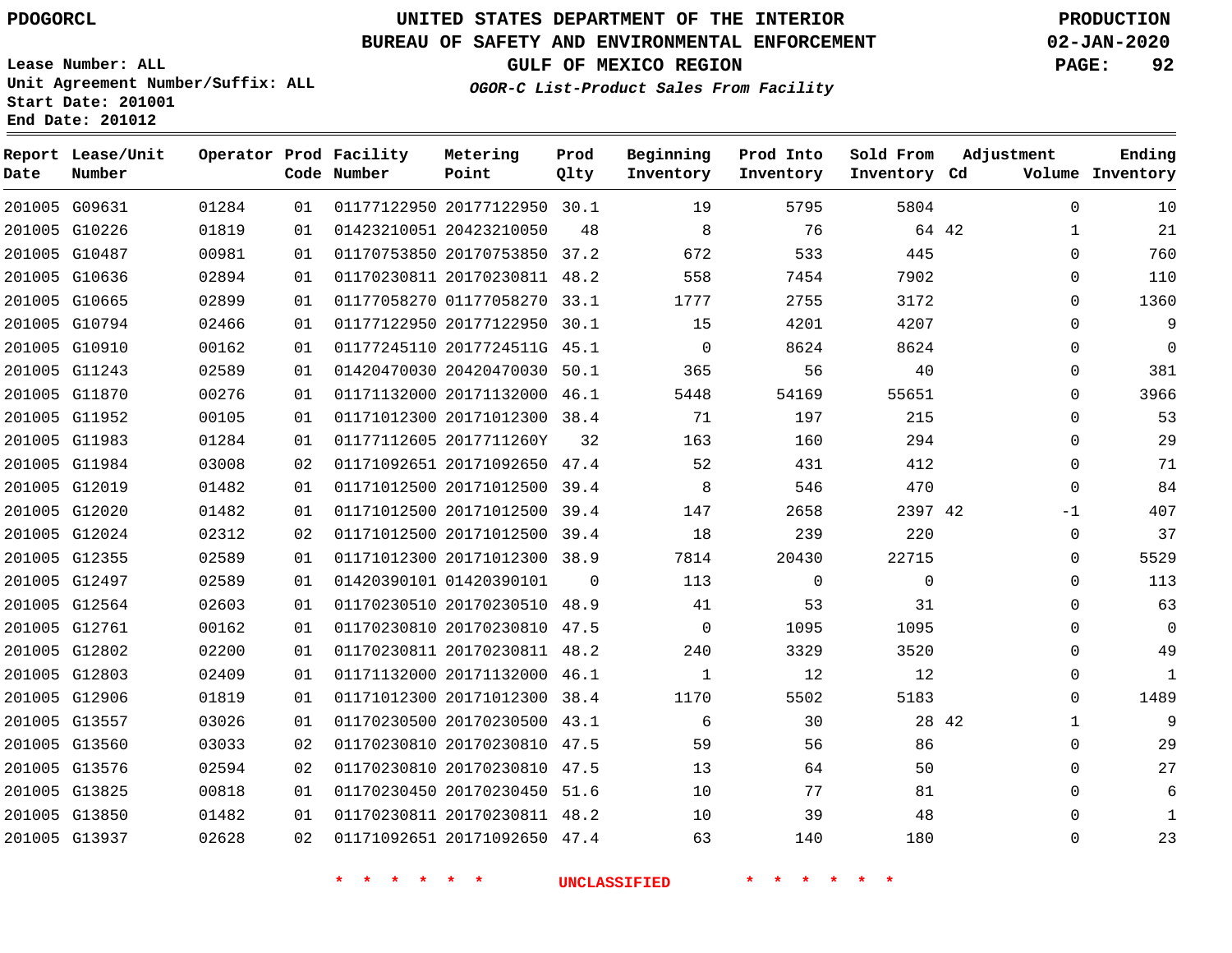PDOGORCL

# UNITED STATES DEPARTMENT OF THE INTERIOR
## BUREAU OF SAFETY AND ENVIRONMENTAL ENFORCEMENT
### GULF OF MEXICO REGION

*OGOR-C List-Product Sales From Facility*

PRODUCTION
02-JAN-2020

Lease Number: ALL
Unit Agreement Number/Suffix: ALL
Start Date: 201001
End Date: 201012

| Report Date | Lease/Unit Number | Operator | Prod Code | Facility Number | Metering Point | Prod Qlty | Beginning Inventory | Prod Into Inventory | Sold From Inventory | Adjustment Cd | Adjustment Volume | Ending Inventory |
|---|---|---|---|---|---|---|---|---|---|---|---|---|
| 201005 | G09631 | 01284 | 01 | 01177122950 | 20177122950 | 30.1 | 19 | 5795 | 5804 | | 0 | 10 |
| 201005 | G10226 | 01819 | 01 | 01423210051 | 20423210050 | 48 | 8 | 76 | 64 | 42 | 1 | 21 |
| 201005 | G10487 | 00981 | 01 | 01170753850 | 20170753850 | 37.2 | 672 | 533 | 445 | | 0 | 760 |
| 201005 | G10636 | 02894 | 01 | 01170230811 | 20170230811 | 48.2 | 558 | 7454 | 7902 | | 0 | 110 |
| 201005 | G10665 | 02899 | 01 | 01177058270 | 01177058270 | 33.1 | 1777 | 2755 | 3172 | | 0 | 1360 |
| 201005 | G10794 | 02466 | 01 | 01177122950 | 20177122950 | 30.1 | 15 | 4201 | 4207 | | 0 | 9 |
| 201005 | G10910 | 00162 | 01 | 01177245110 | 2017724511G | 45.1 | 0 | 8624 | 8624 | | 0 | 0 |
| 201005 | G11243 | 02589 | 01 | 01420470030 | 20420470030 | 50.1 | 365 | 56 | 40 | | 0 | 381 |
| 201005 | G11870 | 00276 | 01 | 01171132000 | 20171132000 | 46.1 | 5448 | 54169 | 55651 | | 0 | 3966 |
| 201005 | G11952 | 00105 | 01 | 01171012300 | 20171012300 | 38.4 | 71 | 197 | 215 | | 0 | 53 |
| 201005 | G11983 | 01284 | 01 | 01177112605 | 2017711260Y | 32 | 163 | 160 | 294 | | 0 | 29 |
| 201005 | G11984 | 03008 | 02 | 01171092651 | 20171092650 | 47.4 | 52 | 431 | 412 | | 0 | 71 |
| 201005 | G12019 | 01482 | 01 | 01171012500 | 20171012500 | 39.4 | 8 | 546 | 470 | | 0 | 84 |
| 201005 | G12020 | 01482 | 01 | 01171012500 | 20171012500 | 39.4 | 147 | 2658 | 2397 | 42 | -1 | 407 |
| 201005 | G12024 | 02312 | 02 | 01171012500 | 20171012500 | 39.4 | 18 | 239 | 220 | | 0 | 37 |
| 201005 | G12355 | 02589 | 01 | 01171012300 | 20171012300 | 38.9 | 7814 | 20430 | 22715 | | 0 | 5529 |
| 201005 | G12497 | 02589 | 01 | 01420390101 | 01420390101 | 0 | 113 | 0 | 0 | | 0 | 113 |
| 201005 | G12564 | 02603 | 01 | 01170230510 | 20170230510 | 48.9 | 41 | 53 | 31 | | 0 | 63 |
| 201005 | G12761 | 00162 | 01 | 01170230810 | 20170230810 | 47.5 | 0 | 1095 | 1095 | | 0 | 0 |
| 201005 | G12802 | 02200 | 01 | 01170230811 | 20170230811 | 48.2 | 240 | 3329 | 3520 | | 0 | 49 |
| 201005 | G12803 | 02409 | 01 | 01171132000 | 20171132000 | 46.1 | 1 | 12 | 12 | | 0 | 1 |
| 201005 | G12906 | 01819 | 01 | 01171012300 | 20171012300 | 38.4 | 1170 | 5502 | 5183 | | 0 | 1489 |
| 201005 | G13557 | 03026 | 01 | 01170230500 | 20170230500 | 43.1 | 6 | 30 | 28 | 42 | 1 | 9 |
| 201005 | G13560 | 03033 | 02 | 01170230810 | 20170230810 | 47.5 | 59 | 56 | 86 | | 0 | 29 |
| 201005 | G13576 | 02594 | 02 | 01170230810 | 20170230810 | 47.5 | 13 | 64 | 50 | | 0 | 27 |
| 201005 | G13825 | 00818 | 01 | 01170230450 | 20170230450 | 51.6 | 10 | 77 | 81 | | 0 | 6 |
| 201005 | G13850 | 01482 | 01 | 01170230811 | 20170230811 | 48.2 | 10 | 39 | 48 | | 0 | 1 |
| 201005 | G13937 | 02628 | 02 | 01171092651 | 20171092650 | 47.4 | 63 | 140 | 180 | | 0 | 23 |

* * * * * * UNCLASSIFIED * * * * * *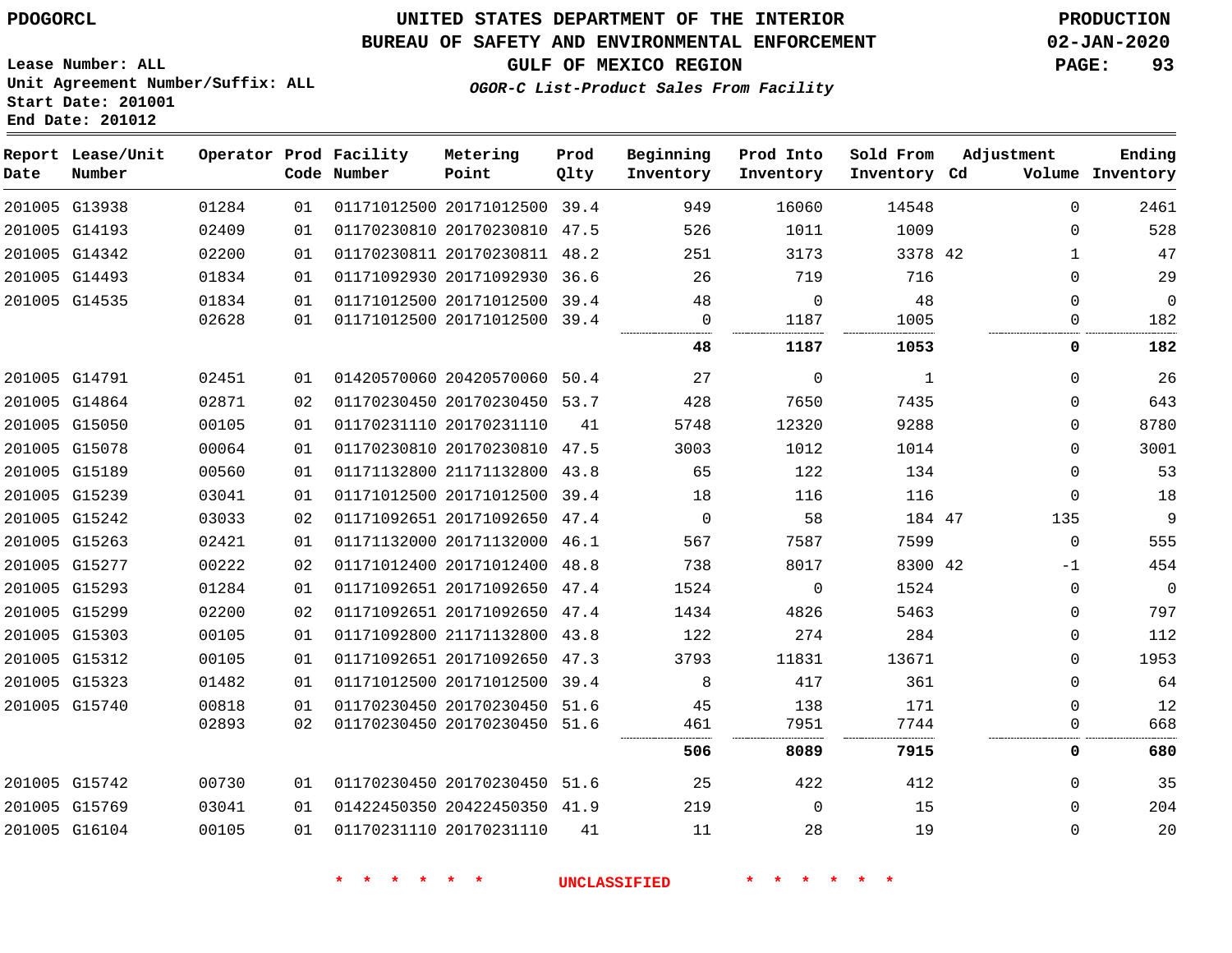PDOGORCL

# UNITED STATES DEPARTMENT OF THE INTERIOR
## BUREAU OF SAFETY AND ENVIRONMENTAL ENFORCEMENT
### GULF OF MEXICO REGION

*OGOR-C List-Product Sales From Facility*

PRODUCTION
02-JAN-2020

Lease Number: ALL
Unit Agreement Number/Suffix: ALL
Start Date: 201001
End Date: 201012

| Report Date | Lease/Unit Number | Operator | Prod Code | Facility Number | Metering Point | Prod Qlty | Beginning Inventory | Prod Into Inventory | Sold From Inventory | Adjustment Cd | Volume | Ending Inventory |
|---|---|---|---|---|---|---|---|---|---|---|---|---|
| 201005 | G13938 | 01284 | 01 | 01171012500 | 20171012500 | 39.4 | 949 | 16060 | 14548 | | 0 | 2461 |
| 201005 | G14193 | 02409 | 01 | 01170230810 | 20170230810 | 47.5 | 526 | 1011 | 1009 | | 0 | 528 |
| 201005 | G14342 | 02200 | 01 | 01170230811 | 20170230811 | 48.2 | 251 | 3173 | 3378 | 42 | 1 | 47 |
| 201005 | G14493 | 01834 | 01 | 01171092930 | 20171092930 | 36.6 | 26 | 719 | 716 | | 0 | 29 |
| 201005 | G14535 | 01834 | 01 | 01171012500 | 20171012500 | 39.4 | 48 | 0 | 48 | | 0 | 0 |
| | | 02628 | 01 | 01171012500 | 20171012500 | 39.4 | 0 | 1187 | 1005 | | 0 | 182 |
| | | | | | | | **48** | **1187** | **1053** | | **0** | **182** |
| 201005 | G14791 | 02451 | 01 | 01420570060 | 20420570060 | 50.4 | 27 | 0 | 1 | | 0 | 26 |
| 201005 | G14864 | 02871 | 02 | 01170230450 | 20170230450 | 53.7 | 428 | 7650 | 7435 | | 0 | 643 |
| 201005 | G15050 | 00105 | 01 | 01170231110 | 20170231110 | 41 | 5748 | 12320 | 9288 | | 0 | 8780 |
| 201005 | G15078 | 00064 | 01 | 01170230810 | 20170230810 | 47.5 | 3003 | 1012 | 1014 | | 0 | 3001 |
| 201005 | G15189 | 00560 | 01 | 01171132800 | 21171132800 | 43.8 | 65 | 122 | 134 | | 0 | 53 |
| 201005 | G15239 | 03041 | 01 | 01171012500 | 20171012500 | 39.4 | 18 | 116 | 116 | | 0 | 18 |
| 201005 | G15242 | 03033 | 02 | 01171092651 | 20171092650 | 47.4 | 0 | 58 | 184 | 47 | 135 | 9 |
| 201005 | G15263 | 02421 | 01 | 01171132000 | 20171132000 | 46.1 | 567 | 7587 | 7599 | | 0 | 555 |
| 201005 | G15277 | 00222 | 02 | 01171012400 | 20171012400 | 48.8 | 738 | 8017 | 8300 | 42 | -1 | 454 |
| 201005 | G15293 | 01284 | 01 | 01171092651 | 20171092650 | 47.4 | 1524 | 0 | 1524 | | 0 | 0 |
| 201005 | G15299 | 02200 | 02 | 01171092651 | 20171092650 | 47.4 | 1434 | 4826 | 5463 | | 0 | 797 |
| 201005 | G15303 | 00105 | 01 | 01171092800 | 21171132800 | 43.8 | 122 | 274 | 284 | | 0 | 112 |
| 201005 | G15312 | 00105 | 01 | 01171092651 | 20171092650 | 47.3 | 3793 | 11831 | 13671 | | 0 | 1953 |
| 201005 | G15323 | 01482 | 01 | 01171012500 | 20171012500 | 39.4 | 8 | 417 | 361 | | 0 | 64 |
| 201005 | G15740 | 00818 | 01 | 01170230450 | 20170230450 | 51.6 | 45 | 138 | 171 | | 0 | 12 |
| | | 02893 | 02 | 01170230450 | 20170230450 | 51.6 | 461 | 7951 | 7744 | | 0 | 668 |
| | | | | | | | **506** | **8089** | **7915** | | **0** | **680** |
| 201005 | G15742 | 00730 | 01 | 01170230450 | 20170230450 | 51.6 | 25 | 422 | 412 | | 0 | 35 |
| 201005 | G15769 | 03041 | 01 | 01422450350 | 20422450350 | 41.9 | 219 | 0 | 15 | | 0 | 204 |
| 201005 | G16104 | 00105 | 01 | 01170231110 | 20170231110 | 41 | 11 | 28 | 19 | | 0 | 20 |

\* \* \* \* \* \* UNCLASSIFIED \* \* \* \* \* \*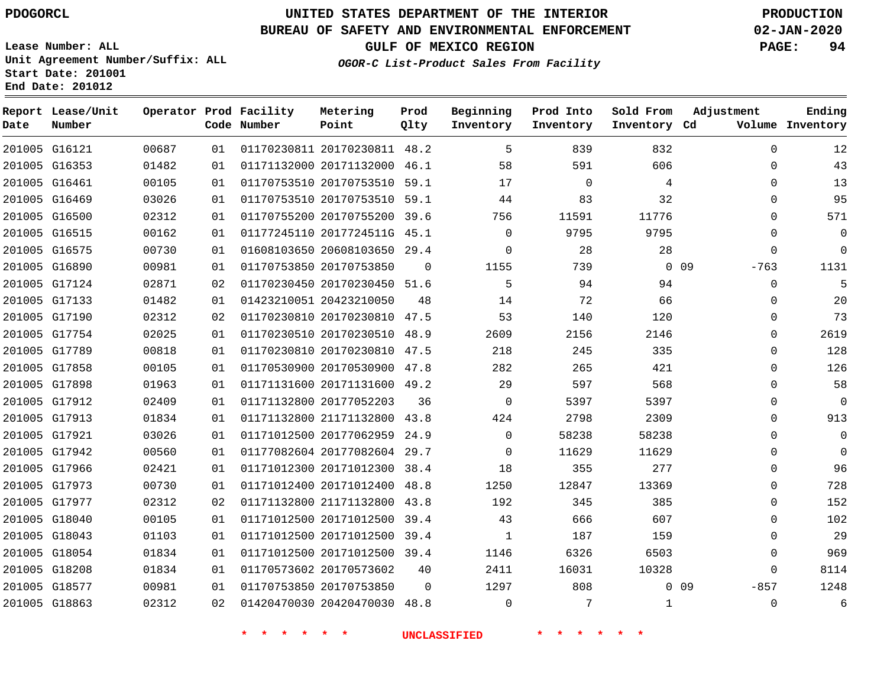# UNITED STATES DEPARTMENT OF THE INTERIOR
## BUREAU OF SAFETY AND ENVIRONMENTAL ENFORCEMENT
### GULF OF MEXICO REGION
*OGOR-C List-Product Sales From Facility*

PDOGORCL

PRODUCTION 02-JAN-2020

Lease Number: ALL
Unit Agreement Number/Suffix: ALL
Start Date: 201001
End Date: 201012

| Report Date | Lease/Unit Number | Operator | Prod Code | Facility Number | Metering Point | Prod Qlty | Beginning Inventory | Prod Into Inventory | Sold From Inventory | Adjustment Cd | Volume | Ending Inventory |
|---|---|---|---|---|---|---|---|---|---|---|---|---|
| 201005 | G16121 | 00687 | 01 | 01170230811 | 20170230811 | 48.2 | 5 | 839 | 832 | | 0 | 12 |
| 201005 | G16353 | 01482 | 01 | 01171132000 | 20171132000 | 46.1 | 58 | 591 | 606 | | 0 | 43 |
| 201005 | G16461 | 00105 | 01 | 01170753510 | 20170753510 | 59.1 | 17 | 0 | 4 | | 0 | 13 |
| 201005 | G16469 | 03026 | 01 | 01170753510 | 20170753510 | 59.1 | 44 | 83 | 32 | | 0 | 95 |
| 201005 | G16500 | 02312 | 01 | 01170755200 | 20170755200 | 39.6 | 756 | 11591 | 11776 | | 0 | 571 |
| 201005 | G16515 | 00162 | 01 | 01177245110 | 2017724511G | 45.1 | 0 | 9795 | 9795 | | 0 | 0 |
| 201005 | G16575 | 00730 | 01 | 01608103650 | 20608103650 | 29.4 | 0 | 28 | 28 | | 0 | 0 |
| 201005 | G16890 | 00981 | 01 | 01170753850 | 20170753850 | 0 | 1155 | 739 | 0 | 09 | -763 | 1131 |
| 201005 | G17124 | 02871 | 02 | 01170230450 | 20170230450 | 51.6 | 5 | 94 | 94 | | 0 | 5 |
| 201005 | G17133 | 01482 | 01 | 01423210051 | 20423210050 | 48 | 14 | 72 | 66 | | 0 | 20 |
| 201005 | G17190 | 02312 | 02 | 01170230810 | 20170230810 | 47.5 | 53 | 140 | 120 | | 0 | 73 |
| 201005 | G17754 | 02025 | 01 | 01170230510 | 20170230510 | 48.9 | 2609 | 2156 | 2146 | | 0 | 2619 |
| 201005 | G17789 | 00818 | 01 | 01170230810 | 20170230810 | 47.5 | 218 | 245 | 335 | | 0 | 128 |
| 201005 | G17858 | 00105 | 01 | 01170530900 | 20170530900 | 47.8 | 282 | 265 | 421 | | 0 | 126 |
| 201005 | G17898 | 01963 | 01 | 01171131600 | 20171131600 | 49.2 | 29 | 597 | 568 | | 0 | 58 |
| 201005 | G17912 | 02409 | 01 | 01171132800 | 20177052203 | 36 | 0 | 5397 | 5397 | | 0 | 0 |
| 201005 | G17913 | 01834 | 01 | 01171132800 | 21171132800 | 43.8 | 424 | 2798 | 2309 | | 0 | 913 |
| 201005 | G17921 | 03026 | 01 | 01171012500 | 20177062959 | 24.9 | 0 | 58238 | 58238 | | 0 | 0 |
| 201005 | G17942 | 00560 | 01 | 01177082604 | 20177082604 | 29.7 | 0 | 11629 | 11629 | | 0 | 0 |
| 201005 | G17966 | 02421 | 01 | 01171012300 | 20171012300 | 38.4 | 18 | 355 | 277 | | 0 | 96 |
| 201005 | G17973 | 00730 | 01 | 01171012400 | 20171012400 | 48.8 | 1250 | 12847 | 13369 | | 0 | 728 |
| 201005 | G17977 | 02312 | 02 | 01171132800 | 21171132800 | 43.8 | 192 | 345 | 385 | | 0 | 152 |
| 201005 | G18040 | 00105 | 01 | 01171012500 | 20171012500 | 39.4 | 43 | 666 | 607 | | 0 | 102 |
| 201005 | G18043 | 01103 | 01 | 01171012500 | 20171012500 | 39.4 | 1 | 187 | 159 | | 0 | 29 |
| 201005 | G18054 | 01834 | 01 | 01171012500 | 20171012500 | 39.4 | 1146 | 6326 | 6503 | | 0 | 969 |
| 201005 | G18208 | 01834 | 01 | 01170573602 | 20170573602 | 40 | 2411 | 16031 | 10328 | | 0 | 8114 |
| 201005 | G18577 | 00981 | 01 | 01170753850 | 20170753850 | 0 | 1297 | 808 | 0 | 09 | -857 | 1248 |
| 201005 | G18863 | 02312 | 02 | 01420470030 | 20420470030 | 48.8 | 0 | 7 | 1 | | 0 | 6 |

\* \* \* \* \* \* UNCLASSIFIED \* \* \* \* \* \*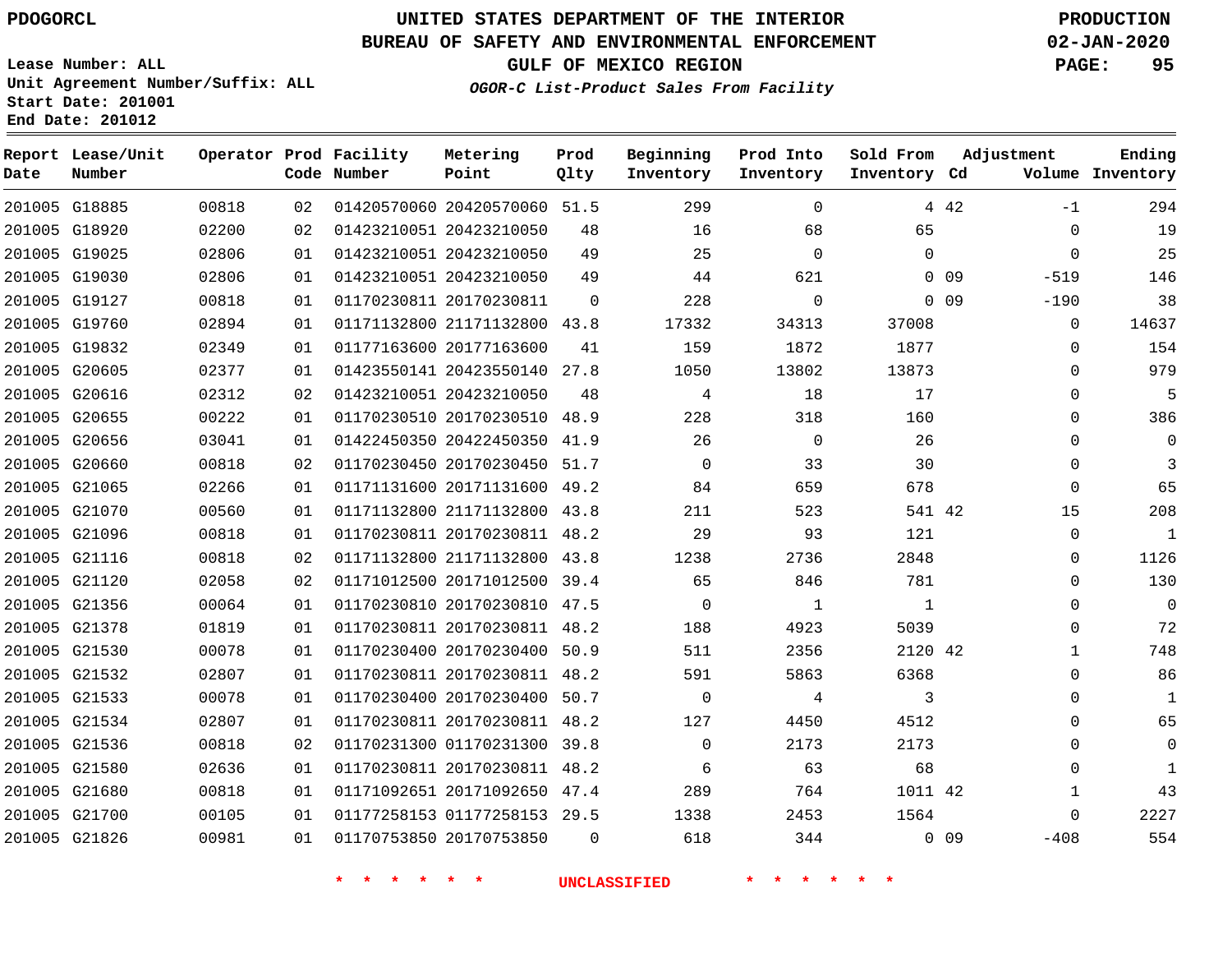# UNITED STATES DEPARTMENT OF THE INTERIOR
## BUREAU OF SAFETY AND ENVIRONMENTAL ENFORCEMENT
### GULF OF MEXICO REGION
*OGOR-C List-Product Sales From Facility*

PDOGORCL

PRODUCTION 02-JAN-2020

Lease Number: ALL
Unit Agreement Number/Suffix: ALL
Start Date: 201001
End Date: 201012

| Report Date | Lease/Unit Number | Operator | Prod Code | Facility Number | Metering Point | Prod Qlty | Beginning Inventory | Prod Into Inventory | Sold From Inventory | Adjustment Cd | Volume | Ending Inventory |
|---|---|---|---|---|---|---|---|---|---|---|---|---|
| 201005 | G18885 | 00818 | 02 | 01420570060 | 20420570060 | 51.5 | 299 | 0 | 4 | 42 | -1 | 294 |
| 201005 | G18920 | 02200 | 02 | 01423210051 | 20423210050 | 48 | 16 | 68 | 65 | | 0 | 19 |
| 201005 | G19025 | 02806 | 01 | 01423210051 | 20423210050 | 49 | 25 | 0 | 0 | | 0 | 25 |
| 201005 | G19030 | 02806 | 01 | 01423210051 | 20423210050 | 49 | 44 | 621 | 0 | 09 | -519 | 146 |
| 201005 | G19127 | 00818 | 01 | 01170230811 | 20170230811 | 0 | 228 | 0 | 0 | 09 | -190 | 38 |
| 201005 | G19760 | 02894 | 01 | 01171132800 | 21171132800 | 43.8 | 17332 | 34313 | 37008 | | 0 | 14637 |
| 201005 | G19832 | 02349 | 01 | 01177163600 | 20177163600 | 41 | 159 | 1872 | 1877 | | 0 | 154 |
| 201005 | G20605 | 02377 | 01 | 01423550141 | 20423550140 | 27.8 | 1050 | 13802 | 13873 | | 0 | 979 |
| 201005 | G20616 | 02312 | 02 | 01423210051 | 20423210050 | 48 | 4 | 18 | 17 | | 0 | 5 |
| 201005 | G20655 | 00222 | 01 | 01170230510 | 20170230510 | 48.9 | 228 | 318 | 160 | | 0 | 386 |
| 201005 | G20656 | 03041 | 01 | 01422450350 | 20422450350 | 41.9 | 26 | 0 | 26 | | 0 | 0 |
| 201005 | G20660 | 00818 | 02 | 01170230450 | 20170230450 | 51.7 | 0 | 33 | 30 | | 0 | 3 |
| 201005 | G21065 | 02266 | 01 | 01171131600 | 20171131600 | 49.2 | 84 | 659 | 678 | | 0 | 65 |
| 201005 | G21070 | 00560 | 01 | 01171132800 | 21171132800 | 43.8 | 211 | 523 | 541 | 42 | 15 | 208 |
| 201005 | G21096 | 00818 | 01 | 01170230811 | 20170230811 | 48.2 | 29 | 93 | 121 | | 0 | 1 |
| 201005 | G21116 | 00818 | 02 | 01171132800 | 21171132800 | 43.8 | 1238 | 2736 | 2848 | | 0 | 1126 |
| 201005 | G21120 | 02058 | 02 | 01171012500 | 20171012500 | 39.4 | 65 | 846 | 781 | | 0 | 130 |
| 201005 | G21356 | 00064 | 01 | 01170230810 | 20170230810 | 47.5 | 0 | 1 | 1 | | 0 | 0 |
| 201005 | G21378 | 01819 | 01 | 01170230811 | 20170230811 | 48.2 | 188 | 4923 | 5039 | | 0 | 72 |
| 201005 | G21530 | 00078 | 01 | 01170230400 | 20170230400 | 50.9 | 511 | 2356 | 2120 | 42 | 1 | 748 |
| 201005 | G21532 | 02807 | 01 | 01170230811 | 20170230811 | 48.2 | 591 | 5863 | 6368 | | 0 | 86 |
| 201005 | G21533 | 00078 | 01 | 01170230400 | 20170230400 | 50.7 | 0 | 4 | 3 | | 0 | 1 |
| 201005 | G21534 | 02807 | 01 | 01170230811 | 20170230811 | 48.2 | 127 | 4450 | 4512 | | 0 | 65 |
| 201005 | G21536 | 00818 | 02 | 01170231300 | 01170231300 | 39.8 | 0 | 2173 | 2173 | | 0 | 0 |
| 201005 | G21580 | 02636 | 01 | 01170230811 | 20170230811 | 48.2 | 6 | 63 | 68 | | 0 | 1 |
| 201005 | G21680 | 00818 | 01 | 01171092651 | 20171092650 | 47.4 | 289 | 764 | 1011 | 42 | 1 | 43 |
| 201005 | G21700 | 00105 | 01 | 01177258153 | 01177258153 | 29.5 | 1338 | 2453 | 1564 | | 0 | 2227 |
| 201005 | G21826 | 00981 | 01 | 01170753850 | 20170753850 | 0 | 618 | 344 | 0 | 09 | -408 | 554 |

\* \* \* \* \* \* UNCLASSIFIED \* \* \* \* \* \*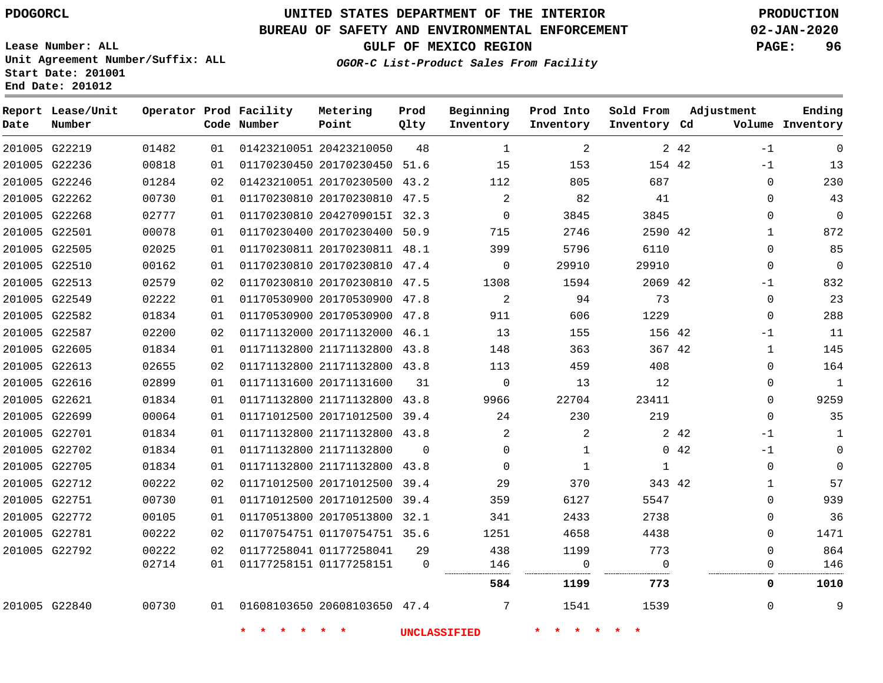# UNITED STATES DEPARTMENT OF THE INTERIOR
## BUREAU OF SAFETY AND ENVIRONMENTAL ENFORCEMENT
### GULF OF MEXICO REGION
*OGOR-C List-Product Sales From Facility*

PDOGORCL

PRODUCTION 02-JAN-2020

Lease Number: ALL
Unit Agreement Number/Suffix: ALL
Start Date: 201001
End Date: 201012

| Report Date | Lease/Unit Number | Operator | Prod Code | Facility Number | Metering Point | Prod Qlty | Beginning Inventory | Prod Into Inventory | Sold From Inventory | Adjustment Cd | Adjustment Volume | Ending Inventory |
|---|---|---|---|---|---|---|---|---|---|---|---|---|
| 201005 | G22219 | 01482 | 01 | 01423210051 | 20423210050 | 48 | 1 | 2 | 2 | 42 | -1 | 0 |
| 201005 | G22236 | 00818 | 01 | 01170230450 | 20170230450 | 51.6 | 15 | 153 | 154 | 42 | -1 | 13 |
| 201005 | G22246 | 01284 | 02 | 01423210051 | 20170230500 | 43.2 | 112 | 805 | 687 | | 0 | 230 |
| 201005 | G22262 | 00730 | 01 | 01170230810 | 20170230810 | 47.5 | 2 | 82 | 41 | | 0 | 43 |
| 201005 | G22268 | 02777 | 01 | 01170230810 | 2042709015I | 32.3 | 0 | 3845 | 3845 | | 0 | 0 |
| 201005 | G22501 | 00078 | 01 | 01170230400 | 20170230400 | 50.9 | 715 | 2746 | 2590 | 42 | 1 | 872 |
| 201005 | G22505 | 02025 | 01 | 01170230811 | 20170230811 | 48.1 | 399 | 5796 | 6110 | | 0 | 85 |
| 201005 | G22510 | 00162 | 01 | 01170230810 | 20170230810 | 47.4 | 0 | 29910 | 29910 | | 0 | 0 |
| 201005 | G22513 | 02579 | 02 | 01170230810 | 20170230810 | 47.5 | 1308 | 1594 | 2069 | 42 | -1 | 832 |
| 201005 | G22549 | 02222 | 01 | 01170530900 | 20170530900 | 47.8 | 2 | 94 | 73 | | 0 | 23 |
| 201005 | G22582 | 01834 | 01 | 01170530900 | 20170530900 | 47.8 | 911 | 606 | 1229 | | 0 | 288 |
| 201005 | G22587 | 02200 | 02 | 01171132000 | 20171132000 | 46.1 | 13 | 155 | 156 | 42 | -1 | 11 |
| 201005 | G22605 | 01834 | 01 | 01171132800 | 21171132800 | 43.8 | 148 | 363 | 367 | 42 | 1 | 145 |
| 201005 | G22613 | 02655 | 02 | 01171132800 | 21171132800 | 43.8 | 113 | 459 | 408 | | 0 | 164 |
| 201005 | G22616 | 02899 | 01 | 01171131600 | 20171131600 | 31 | 0 | 13 | 12 | | 0 | 1 |
| 201005 | G22621 | 01834 | 01 | 01171132800 | 21171132800 | 43.8 | 9966 | 22704 | 23411 | | 0 | 9259 |
| 201005 | G22699 | 00064 | 01 | 01171012500 | 20171012500 | 39.4 | 24 | 230 | 219 | | 0 | 35 |
| 201005 | G22701 | 01834 | 01 | 01171132800 | 21171132800 | 43.8 | 2 | 2 | 2 | 42 | -1 | 1 |
| 201005 | G22702 | 01834 | 01 | 01171132800 | 21171132800 | 0 | 0 | 1 | 0 | 42 | -1 | 0 |
| 201005 | G22705 | 01834 | 01 | 01171132800 | 21171132800 | 43.8 | 0 | 1 | 1 | | 0 | 0 |
| 201005 | G22712 | 00222 | 02 | 01171012500 | 20171012500 | 39.4 | 29 | 370 | 343 | 42 | 1 | 57 |
| 201005 | G22751 | 00730 | 01 | 01171012500 | 20171012500 | 39.4 | 359 | 6127 | 5547 | | 0 | 939 |
| 201005 | G22772 | 00105 | 01 | 01170513800 | 20170513800 | 32.1 | 341 | 2433 | 2738 | | 0 | 36 |
| 201005 | G22781 | 00222 | 02 | 01170754751 | 01170754751 | 35.6 | 1251 | 4658 | 4438 | | 0 | 1471 |
| 201005 | G22792 | 00222 | 02 | 01177258041 | 01177258041 | 29 | 438 | 1199 | 773 | | 0 | 864 |
| | | 02714 | 01 | 01177258151 | 01177258151 | 0 | 146 | 0 | 0 | | 0 | 146 |
| | | | | | | | **584** | **1199** | **773** | | **0** | **1010** |
| 201005 | G22840 | 00730 | 01 | 01608103650 | 20608103650 | 47.4 | 7 | 1541 | 1539 | | 0 | 9 |

\* \* \* \* \* \* UNCLASSIFIED \* \* \* \* \* \*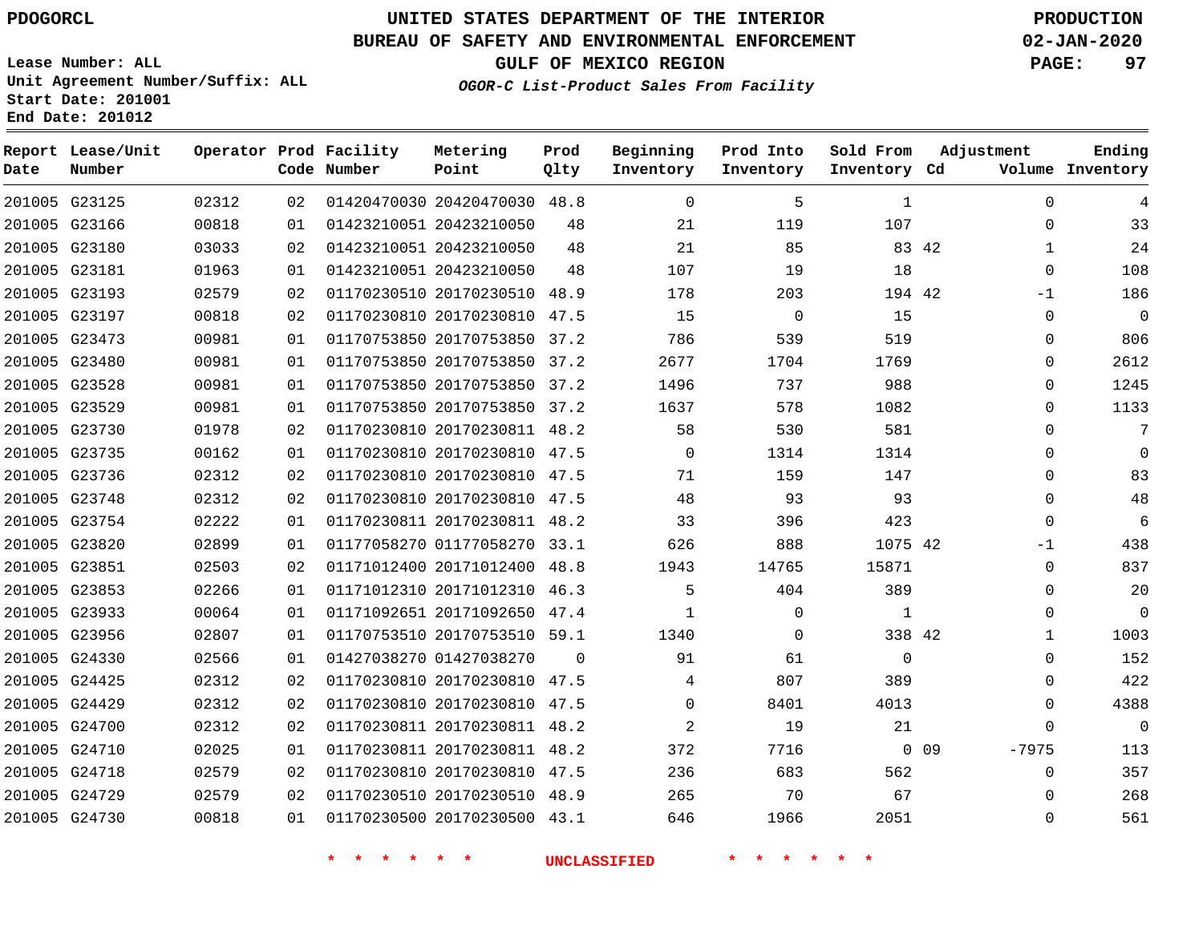PDOGORCL

# UNITED STATES DEPARTMENT OF THE INTERIOR
## BUREAU OF SAFETY AND ENVIRONMENTAL ENFORCEMENT
### GULF OF MEXICO REGION
*OGOR-C List-Product Sales From Facility*

PRODUCTION
02-JAN-2020

Lease Number: ALL
Unit Agreement Number/Suffix: ALL
Start Date: 201001
End Date: 201012

| Report Date | Lease/Unit Number | Operator | Prod Code | Facility Number | Metering Point | Prod Qlty | Beginning Inventory | Prod Into Inventory | Sold From Inventory | Adjustment Cd | Volume | Ending Inventory |
|---|---|---|---|---|---|---|---|---|---|---|---|---|
| 201005 | G23125 | 02312 | 02 | 01420470030 | 20420470030 | 48.8 | 0 | 5 | 1 | | 0 | 4 |
| 201005 | G23166 | 00818 | 01 | 01423210051 | 20423210050 | 48 | 21 | 119 | 107 | | 0 | 33 |
| 201005 | G23180 | 03033 | 02 | 01423210051 | 20423210050 | 48 | 21 | 85 | 83 | 42 | 1 | 24 |
| 201005 | G23181 | 01963 | 01 | 01423210051 | 20423210050 | 48 | 107 | 19 | 18 | | 0 | 108 |
| 201005 | G23193 | 02579 | 02 | 01170230510 | 20170230510 | 48.9 | 178 | 203 | 194 | 42 | -1 | 186 |
| 201005 | G23197 | 00818 | 02 | 01170230810 | 20170230810 | 47.5 | 15 | 0 | 15 | | 0 | 0 |
| 201005 | G23473 | 00981 | 01 | 01170753850 | 20170753850 | 37.2 | 786 | 539 | 519 | | 0 | 806 |
| 201005 | G23480 | 00981 | 01 | 01170753850 | 20170753850 | 37.2 | 2677 | 1704 | 1769 | | 0 | 2612 |
| 201005 | G23528 | 00981 | 01 | 01170753850 | 20170753850 | 37.2 | 1496 | 737 | 988 | | 0 | 1245 |
| 201005 | G23529 | 00981 | 01 | 01170753850 | 20170753850 | 37.2 | 1637 | 578 | 1082 | | 0 | 1133 |
| 201005 | G23730 | 01978 | 02 | 01170230810 | 20170230811 | 48.2 | 58 | 530 | 581 | | 0 | 7 |
| 201005 | G23735 | 00162 | 01 | 01170230810 | 20170230810 | 47.5 | 0 | 1314 | 1314 | | 0 | 0 |
| 201005 | G23736 | 02312 | 02 | 01170230810 | 20170230810 | 47.5 | 71 | 159 | 147 | | 0 | 83 |
| 201005 | G23748 | 02312 | 02 | 01170230810 | 20170230810 | 47.5 | 48 | 93 | 93 | | 0 | 48 |
| 201005 | G23754 | 02222 | 01 | 01170230811 | 20170230811 | 48.2 | 33 | 396 | 423 | | 0 | 6 |
| 201005 | G23820 | 02899 | 01 | 01177058270 | 01177058270 | 33.1 | 626 | 888 | 1075 | 42 | -1 | 438 |
| 201005 | G23851 | 02503 | 02 | 01171012400 | 20171012400 | 48.8 | 1943 | 14765 | 15871 | | 0 | 837 |
| 201005 | G23853 | 02266 | 01 | 01171012310 | 20171012310 | 46.3 | 5 | 404 | 389 | | 0 | 20 |
| 201005 | G23933 | 00064 | 01 | 01171092651 | 20171092650 | 47.4 | 1 | 0 | 1 | | 0 | 0 |
| 201005 | G23956 | 02807 | 01 | 01170753510 | 20170753510 | 59.1 | 1340 | 0 | 338 | 42 | 1 | 1003 |
| 201005 | G24330 | 02566 | 01 | 01427038270 | 01427038270 | 0 | 91 | 61 | 0 | | 0 | 152 |
| 201005 | G24425 | 02312 | 02 | 01170230810 | 20170230810 | 47.5 | 4 | 807 | 389 | | 0 | 422 |
| 201005 | G24429 | 02312 | 02 | 01170230810 | 20170230810 | 47.5 | 0 | 8401 | 4013 | | 0 | 4388 |
| 201005 | G24700 | 02312 | 02 | 01170230811 | 20170230811 | 48.2 | 2 | 19 | 21 | | 0 | 0 |
| 201005 | G24710 | 02025 | 01 | 01170230811 | 20170230811 | 48.2 | 372 | 7716 | 0 | 09 | -7975 | 113 |
| 201005 | G24718 | 02579 | 02 | 01170230810 | 20170230810 | 47.5 | 236 | 683 | 562 | | 0 | 357 |
| 201005 | G24729 | 02579 | 02 | 01170230510 | 20170230510 | 48.9 | 265 | 70 | 67 | | 0 | 268 |
| 201005 | G24730 | 00818 | 01 | 01170230500 | 20170230500 | 43.1 | 646 | 1966 | 2051 | | 0 | 561 |

* * * * * * UNCLASSIFIED * * * * * *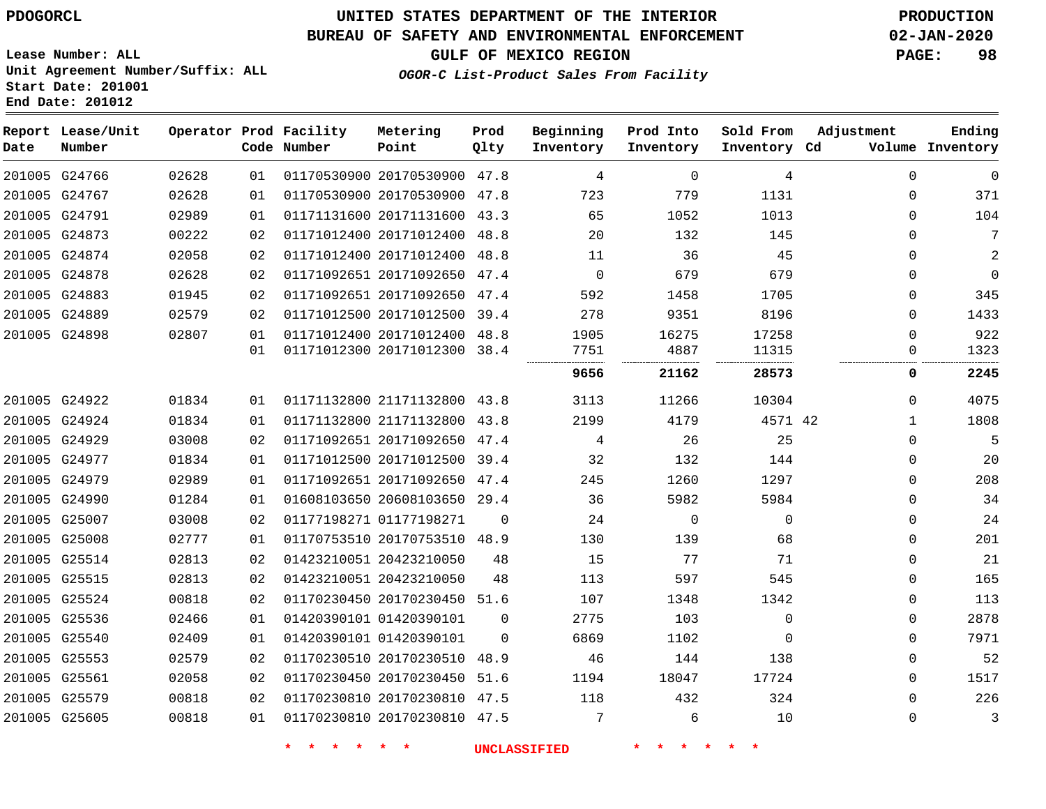# UNITED STATES DEPARTMENT OF THE INTERIOR
## BUREAU OF SAFETY AND ENVIRONMENTAL ENFORCEMENT
### GULF OF MEXICO REGION
*OGOR-C List-Product Sales From Facility*

PDOGORCL

PRODUCTION
02-JAN-2020

Lease Number: ALL
Unit Agreement Number/Suffix: ALL
Start Date: 201001
End Date: 201012

| Report Date | Lease/Unit Number | Operator | Prod Code | Facility Number | Metering Point | Prod Qlty | Beginning Inventory | Prod Into Inventory | Sold From Inventory | Adjustment Cd | Adjustment Volume | Ending Inventory |
|---|---|---|---|---|---|---|---|---|---|---|---|---|
| 201005 | G24766 | 02628 | 01 | 01170530900 | 20170530900 | 47.8 | 4 | 0 | 4 | | 0 | 0 |
| 201005 | G24767 | 02628 | 01 | 01170530900 | 20170530900 | 47.8 | 723 | 779 | 1131 | | 0 | 371 |
| 201005 | G24791 | 02989 | 01 | 01171131600 | 20171131600 | 43.3 | 65 | 1052 | 1013 | | 0 | 104 |
| 201005 | G24873 | 00222 | 02 | 01171012400 | 20171012400 | 48.8 | 20 | 132 | 145 | | 0 | 7 |
| 201005 | G24874 | 02058 | 02 | 01171012400 | 20171012400 | 48.8 | 11 | 36 | 45 | | 0 | 2 |
| 201005 | G24878 | 02628 | 02 | 01171092651 | 20171092650 | 47.4 | 0 | 679 | 679 | | 0 | 0 |
| 201005 | G24883 | 01945 | 02 | 01171092651 | 20171092650 | 47.4 | 592 | 1458 | 1705 | | 0 | 345 |
| 201005 | G24889 | 02579 | 02 | 01171012500 | 20171012500 | 39.4 | 278 | 9351 | 8196 | | 0 | 1433 |
| 201005 | G24898 | 02807 | 01 | 01171012400 | 20171012400 | 48.8 | 1905 | 16275 | 17258 | | 0 | 922 |
| | | | 01 | 01171012300 | 20171012300 | 38.4 | 7751 | 4887 | 11315 | | 0 | 1323 |
| | | | | | | | **9656** | **21162** | **28573** | | **0** | **2245** |
| 201005 | G24922 | 01834 | 01 | 01171132800 | 21171132800 | 43.8 | 3113 | 11266 | 10304 | | 0 | 4075 |
| 201005 | G24924 | 01834 | 01 | 01171132800 | 21171132800 | 43.8 | 2199 | 4179 | 4571 | 42 | 1 | 1808 |
| 201005 | G24929 | 03008 | 02 | 01171092651 | 20171092650 | 47.4 | 4 | 26 | 25 | | 0 | 5 |
| 201005 | G24977 | 01834 | 01 | 01171012500 | 20171012500 | 39.4 | 32 | 132 | 144 | | 0 | 20 |
| 201005 | G24979 | 02989 | 01 | 01171092651 | 20171092650 | 47.4 | 245 | 1260 | 1297 | | 0 | 208 |
| 201005 | G24990 | 01284 | 01 | 01608103650 | 20608103650 | 29.4 | 36 | 5982 | 5984 | | 0 | 34 |
| 201005 | G25007 | 03008 | 02 | 01177198271 | 01177198271 | 0 | 24 | 0 | 0 | | 0 | 24 |
| 201005 | G25008 | 02777 | 01 | 01170753510 | 20170753510 | 48.9 | 130 | 139 | 68 | | 0 | 201 |
| 201005 | G25514 | 02813 | 02 | 01423210051 | 20423210050 | 48 | 15 | 77 | 71 | | 0 | 21 |
| 201005 | G25515 | 02813 | 02 | 01423210051 | 20423210050 | 48 | 113 | 597 | 545 | | 0 | 165 |
| 201005 | G25524 | 00818 | 02 | 01170230450 | 20170230450 | 51.6 | 107 | 1348 | 1342 | | 0 | 113 |
| 201005 | G25536 | 02466 | 01 | 01420390101 | 01420390101 | 0 | 2775 | 103 | 0 | | 0 | 2878 |
| 201005 | G25540 | 02409 | 01 | 01420390101 | 01420390101 | 0 | 6869 | 1102 | 0 | | 0 | 7971 |
| 201005 | G25553 | 02579 | 02 | 01170230510 | 20170230510 | 48.9 | 46 | 144 | 138 | | 0 | 52 |
| 201005 | G25561 | 02058 | 02 | 01170230450 | 20170230450 | 51.6 | 1194 | 18047 | 17724 | | 0 | 1517 |
| 201005 | G25579 | 00818 | 02 | 01170230810 | 20170230810 | 47.5 | 118 | 432 | 324 | | 0 | 226 |
| 201005 | G25605 | 00818 | 01 | 01170230810 | 20170230810 | 47.5 | 7 | 6 | 10 | | 0 | 3 |

* * * * * * UNCLASSIFIED * * * * * *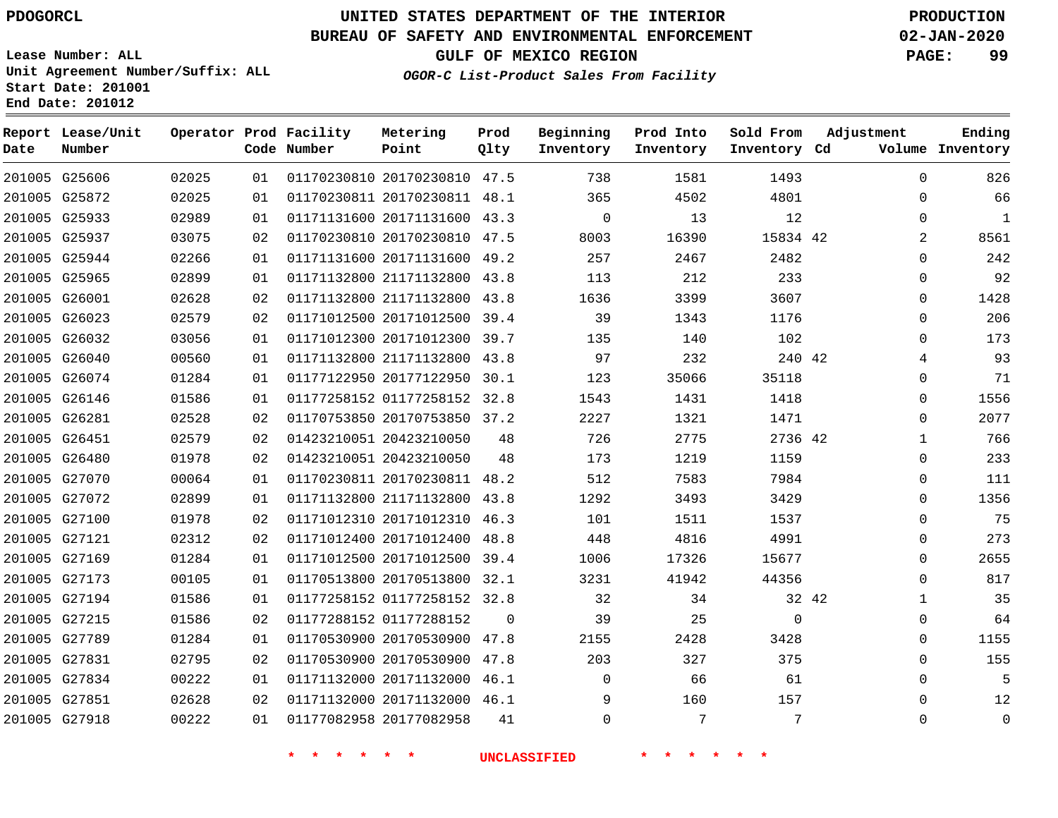PDOGORCL

# UNITED STATES DEPARTMENT OF THE INTERIOR
## BUREAU OF SAFETY AND ENVIRONMENTAL ENFORCEMENT
## GULF OF MEXICO REGION
### *OGOR-C List-Product Sales From Facility*

PRODUCTION
02-JAN-2020

Lease Number: ALL
Unit Agreement Number/Suffix: ALL
Start Date: 201001
End Date: 201012

| Report Date | Lease/Unit Number | Operator | Prod Code | Facility Number | Metering Point | Prod Qlty | Beginning Inventory | Prod Into Inventory | Sold From Inventory | Adjustment Cd | Volume | Ending Inventory |
|---|---|---|---|---|---|---|---|---|---|---|---|---|
| 201005 | G25606 | 02025 | 01 | 01170230810 | 20170230810 | 47.5 | 738 | 1581 | 1493 | | 0 | 826 |
| 201005 | G25872 | 02025 | 01 | 01170230811 | 20170230811 | 48.1 | 365 | 4502 | 4801 | | 0 | 66 |
| 201005 | G25933 | 02989 | 01 | 01171131600 | 20171131600 | 43.3 | 0 | 13 | 12 | | 0 | 1 |
| 201005 | G25937 | 03075 | 02 | 01170230810 | 20170230810 | 47.5 | 8003 | 16390 | 15834 | 42 | 2 | 8561 |
| 201005 | G25944 | 02266 | 01 | 01171131600 | 20171131600 | 49.2 | 257 | 2467 | 2482 | | 0 | 242 |
| 201005 | G25965 | 02899 | 01 | 01171132800 | 21171132800 | 43.8 | 113 | 212 | 233 | | 0 | 92 |
| 201005 | G26001 | 02628 | 02 | 01171132800 | 21171132800 | 43.8 | 1636 | 3399 | 3607 | | 0 | 1428 |
| 201005 | G26023 | 02579 | 02 | 01171012500 | 20171012500 | 39.4 | 39 | 1343 | 1176 | | 0 | 206 |
| 201005 | G26032 | 03056 | 01 | 01171012300 | 20171012300 | 39.7 | 135 | 140 | 102 | | 0 | 173 |
| 201005 | G26040 | 00560 | 01 | 01171132800 | 21171132800 | 43.8 | 97 | 232 | 240 | 42 | 4 | 93 |
| 201005 | G26074 | 01284 | 01 | 01177122950 | 20177122950 | 30.1 | 123 | 35066 | 35118 | | 0 | 71 |
| 201005 | G26146 | 01586 | 01 | 01177258152 | 01177258152 | 32.8 | 1543 | 1431 | 1418 | | 0 | 1556 |
| 201005 | G26281 | 02528 | 02 | 01170753850 | 20170753850 | 37.2 | 2227 | 1321 | 1471 | | 0 | 2077 |
| 201005 | G26451 | 02579 | 02 | 01423210051 | 20423210050 | 48 | 726 | 2775 | 2736 | 42 | 1 | 766 |
| 201005 | G26480 | 01978 | 02 | 01423210051 | 20423210050 | 48 | 173 | 1219 | 1159 | | 0 | 233 |
| 201005 | G27070 | 00064 | 01 | 01170230811 | 20170230811 | 48.2 | 512 | 7583 | 7984 | | 0 | 111 |
| 201005 | G27072 | 02899 | 01 | 01171132800 | 21171132800 | 43.8 | 1292 | 3493 | 3429 | | 0 | 1356 |
| 201005 | G27100 | 01978 | 02 | 01171012310 | 20171012310 | 46.3 | 101 | 1511 | 1537 | | 0 | 75 |
| 201005 | G27121 | 02312 | 02 | 01171012400 | 20171012400 | 48.8 | 448 | 4816 | 4991 | | 0 | 273 |
| 201005 | G27169 | 01284 | 01 | 01171012500 | 20171012500 | 39.4 | 1006 | 17326 | 15677 | | 0 | 2655 |
| 201005 | G27173 | 00105 | 01 | 01170513800 | 20170513800 | 32.1 | 3231 | 41942 | 44356 | | 0 | 817 |
| 201005 | G27194 | 01586 | 01 | 01177258152 | 01177258152 | 32.8 | 32 | 34 | 32 | 42 | 1 | 35 |
| 201005 | G27215 | 01586 | 02 | 01177288152 | 01177288152 | 0 | 39 | 25 | 0 | | 0 | 64 |
| 201005 | G27789 | 01284 | 01 | 01170530900 | 20170530900 | 47.8 | 2155 | 2428 | 3428 | | 0 | 1155 |
| 201005 | G27831 | 02795 | 02 | 01170530900 | 20170530900 | 47.8 | 203 | 327 | 375 | | 0 | 155 |
| 201005 | G27834 | 00222 | 01 | 01171132000 | 20171132000 | 46.1 | 0 | 66 | 61 | | 0 | 5 |
| 201005 | G27851 | 02628 | 02 | 01171132000 | 20171132000 | 46.1 | 9 | 160 | 157 | | 0 | 12 |
| 201005 | G27918 | 00222 | 01 | 01177082958 | 20177082958 | 41 | 0 | 7 | 7 | | 0 | 0 |

* * * * * * UNCLASSIFIED * * * * * *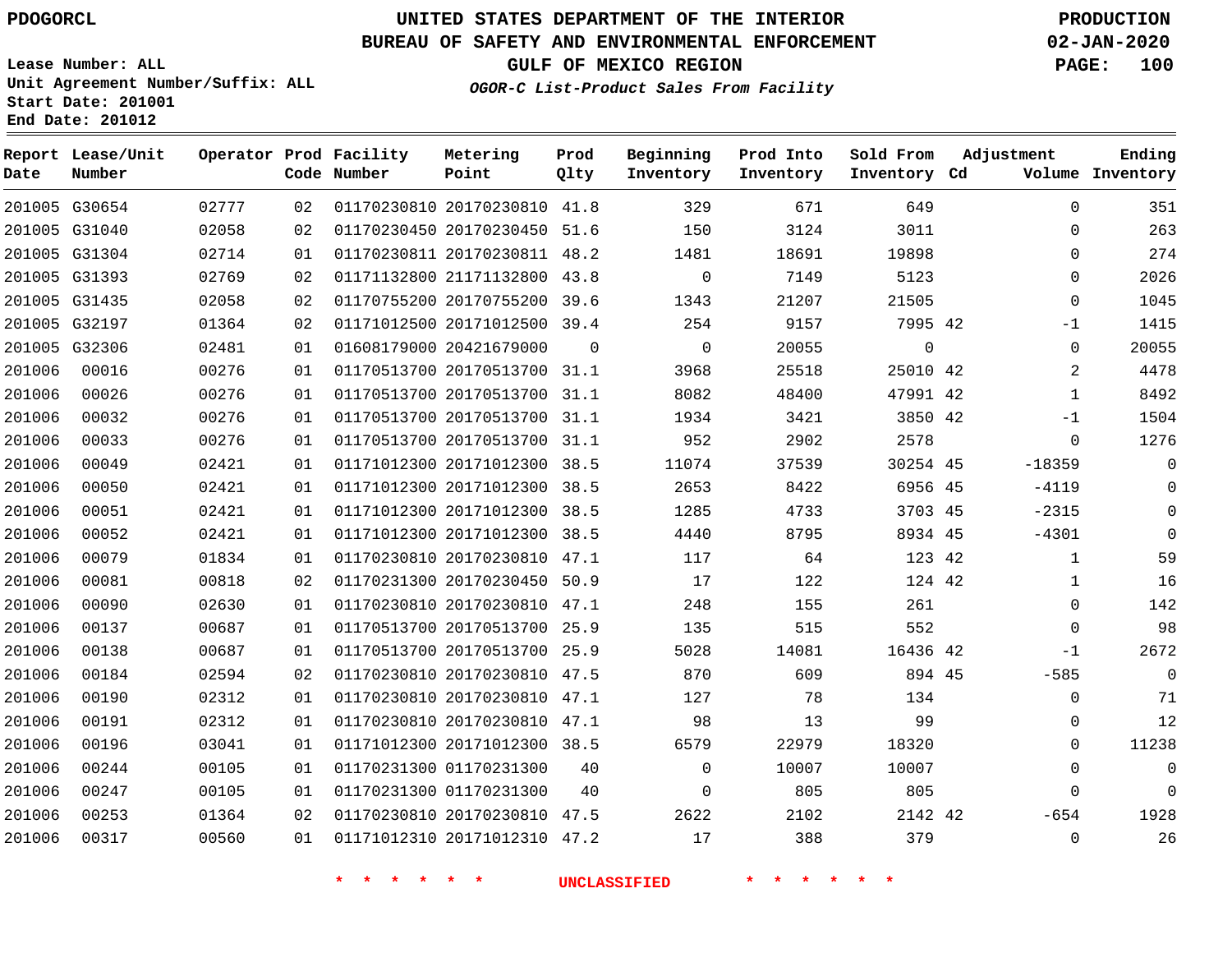PDOGORCL

# UNITED STATES DEPARTMENT OF THE INTERIOR
## BUREAU OF SAFETY AND ENVIRONMENTAL ENFORCEMENT
### GULF OF MEXICO REGION
*OGOR-C List-Product Sales From Facility*

PRODUCTION
02-JAN-2020

Lease Number: ALL
Unit Agreement Number/Suffix: ALL
Start Date: 201001
End Date: 201012

| Report Date | Lease/Unit Number | Operator | Prod Code | Facility Number | Metering Point | Prod Qlty | Beginning Inventory | Prod Into Inventory | Sold From Inventory | Adjustment Cd | Volume | Ending Inventory |
|---|---|---|---|---|---|---|---|---|---|---|---|---|
| 201005 | G30654 | 02777 | 02 | 01170230810 | 20170230810 | 41.8 | 329 | 671 | 649 | | 0 | 351 |
| 201005 | G31040 | 02058 | 02 | 01170230450 | 20170230450 | 51.6 | 150 | 3124 | 3011 | | 0 | 263 |
| 201005 | G31304 | 02714 | 01 | 01170230811 | 20170230811 | 48.2 | 1481 | 18691 | 19898 | | 0 | 274 |
| 201005 | G31393 | 02769 | 02 | 01171132800 | 21171132800 | 43.8 | 0 | 7149 | 5123 | | 0 | 2026 |
| 201005 | G31435 | 02058 | 02 | 01170755200 | 20170755200 | 39.6 | 1343 | 21207 | 21505 | | 0 | 1045 |
| 201005 | G32197 | 01364 | 02 | 01171012500 | 20171012500 | 39.4 | 254 | 9157 | 7995 | 42 | -1 | 1415 |
| 201005 | G32306 | 02481 | 01 | 01608179000 | 20421679000 | 0 | 0 | 20055 | 0 | | 0 | 20055 |
| 201006 | 00016 | 00276 | 01 | 01170513700 | 20170513700 | 31.1 | 3968 | 25518 | 25010 | 42 | 2 | 4478 |
| 201006 | 00026 | 00276 | 01 | 01170513700 | 20170513700 | 31.1 | 8082 | 48400 | 47991 | 42 | 1 | 8492 |
| 201006 | 00032 | 00276 | 01 | 01170513700 | 20170513700 | 31.1 | 1934 | 3421 | 3850 | 42 | -1 | 1504 |
| 201006 | 00033 | 00276 | 01 | 01170513700 | 20170513700 | 31.1 | 952 | 2902 | 2578 | | 0 | 1276 |
| 201006 | 00049 | 02421 | 01 | 01171012300 | 20171012300 | 38.5 | 11074 | 37539 | 30254 | 45 | -18359 | 0 |
| 201006 | 00050 | 02421 | 01 | 01171012300 | 20171012300 | 38.5 | 2653 | 8422 | 6956 | 45 | -4119 | 0 |
| 201006 | 00051 | 02421 | 01 | 01171012300 | 20171012300 | 38.5 | 1285 | 4733 | 3703 | 45 | -2315 | 0 |
| 201006 | 00052 | 02421 | 01 | 01171012300 | 20171012300 | 38.5 | 4440 | 8795 | 8934 | 45 | -4301 | 0 |
| 201006 | 00079 | 01834 | 01 | 01170230810 | 20170230810 | 47.1 | 117 | 64 | 123 | 42 | 1 | 59 |
| 201006 | 00081 | 00818 | 02 | 01170231300 | 20170230450 | 50.9 | 17 | 122 | 124 | 42 | 1 | 16 |
| 201006 | 00090 | 02630 | 01 | 01170230810 | 20170230810 | 47.1 | 248 | 155 | 261 | | 0 | 142 |
| 201006 | 00137 | 00687 | 01 | 01170513700 | 20170513700 | 25.9 | 135 | 515 | 552 | | 0 | 98 |
| 201006 | 00138 | 00687 | 01 | 01170513700 | 20170513700 | 25.9 | 5028 | 14081 | 16436 | 42 | -1 | 2672 |
| 201006 | 00184 | 02594 | 02 | 01170230810 | 20170230810 | 47.5 | 870 | 609 | 894 | 45 | -585 | 0 |
| 201006 | 00190 | 02312 | 01 | 01170230810 | 20170230810 | 47.1 | 127 | 78 | 134 | | 0 | 71 |
| 201006 | 00191 | 02312 | 01 | 01170230810 | 20170230810 | 47.1 | 98 | 13 | 99 | | 0 | 12 |
| 201006 | 00196 | 03041 | 01 | 01171012300 | 20171012300 | 38.5 | 6579 | 22979 | 18320 | | 0 | 11238 |
| 201006 | 00244 | 00105 | 01 | 01170231300 | 01170231300 | 40 | 0 | 10007 | 10007 | | 0 | 0 |
| 201006 | 00247 | 00105 | 01 | 01170231300 | 01170231300 | 40 | 0 | 805 | 805 | | 0 | 0 |
| 201006 | 00253 | 01364 | 02 | 01170230810 | 20170230810 | 47.5 | 2622 | 2102 | 2142 | 42 | -654 | 1928 |
| 201006 | 00317 | 00560 | 01 | 01171012310 | 20171012310 | 47.2 | 17 | 388 | 379 | | 0 | 26 |

\* \* \* \* \* \* UNCLASSIFIED \* \* \* \* \* \*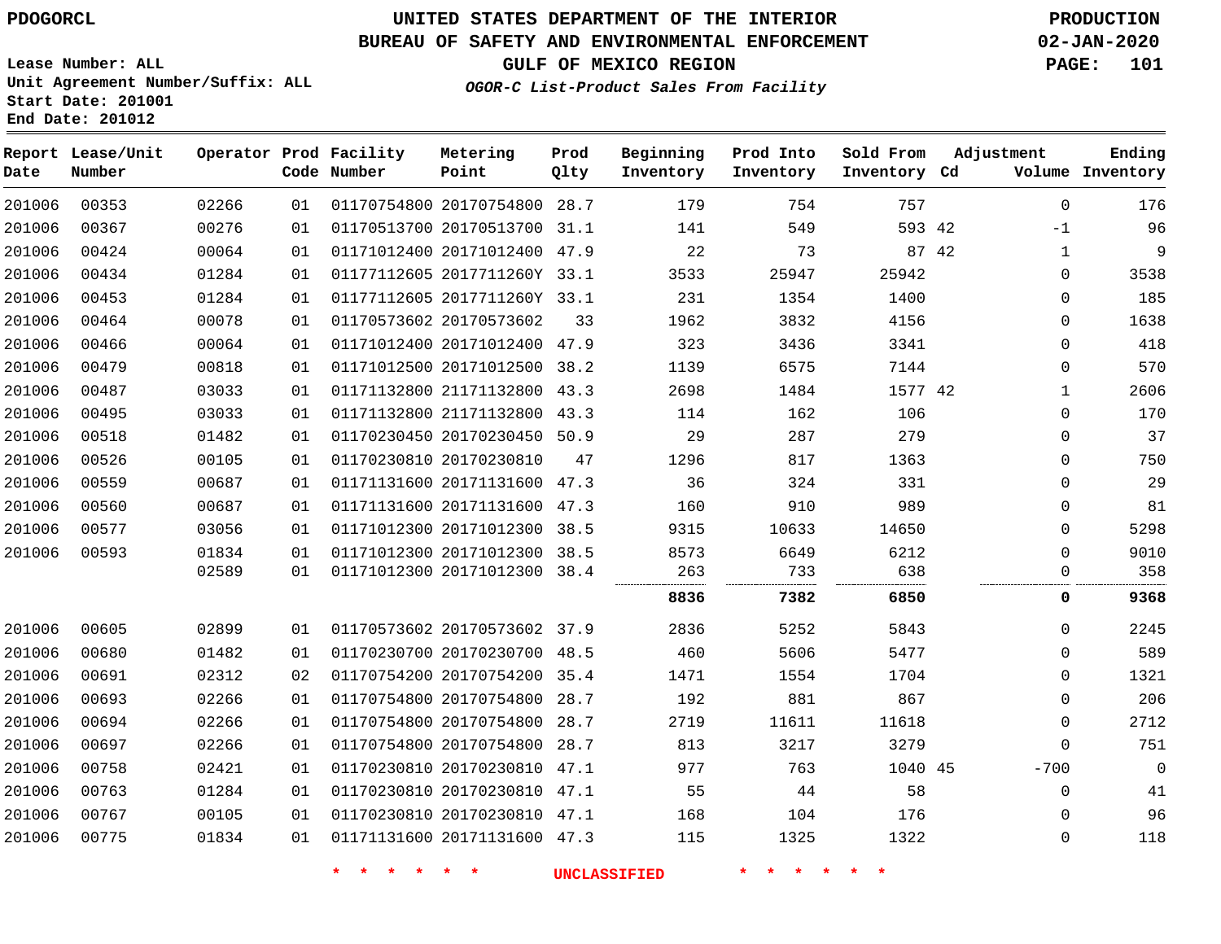PDOGORCL

# UNITED STATES DEPARTMENT OF THE INTERIOR
## BUREAU OF SAFETY AND ENVIRONMENTAL ENFORCEMENT
### GULF OF MEXICO REGION

PRODUCTION
02-JAN-2020

Lease Number: ALL
Unit Agreement Number/Suffix: ALL
Start Date: 201001
End Date: 201012

*OGOR-C List-Product Sales From Facility*

| Report Date | Lease/Unit Number | Operator | Prod Code | Facility Number | Metering Point | Prod Qlty | Beginning Inventory | Prod Into Inventory | Sold From Inventory | Adjustment Cd | Adjustment Volume | Ending Inventory |
|---|---|---|---|---|---|---|---|---|---|---|---|---|
| 201006 | 00353 | 02266 | 01 | 01170754800 | 20170754800 | 28.7 | 179 | 754 | 757 | | 0 | 176 |
| 201006 | 00367 | 00276 | 01 | 01170513700 | 20170513700 | 31.1 | 141 | 549 | 593 | 42 | -1 | 96 |
| 201006 | 00424 | 00064 | 01 | 01171012400 | 20171012400 | 47.9 | 22 | 73 | 87 | 42 | 1 | 9 |
| 201006 | 00434 | 01284 | 01 | 01177112605 | 2017711260Y | 33.1 | 3533 | 25947 | 25942 | | 0 | 3538 |
| 201006 | 00453 | 01284 | 01 | 01177112605 | 2017711260Y | 33.1 | 231 | 1354 | 1400 | | 0 | 185 |
| 201006 | 00464 | 00078 | 01 | 01170573602 | 20170573602 | 33 | 1962 | 3832 | 4156 | | 0 | 1638 |
| 201006 | 00466 | 00064 | 01 | 01171012400 | 20171012400 | 47.9 | 323 | 3436 | 3341 | | 0 | 418 |
| 201006 | 00479 | 00818 | 01 | 01171012500 | 20171012500 | 38.2 | 1139 | 6575 | 7144 | | 0 | 570 |
| 201006 | 00487 | 03033 | 01 | 01171132800 | 21171132800 | 43.3 | 2698 | 1484 | 1577 | 42 | 1 | 2606 |
| 201006 | 00495 | 03033 | 01 | 01171132800 | 21171132800 | 43.3 | 114 | 162 | 106 | | 0 | 170 |
| 201006 | 00518 | 01482 | 01 | 01170230450 | 20170230450 | 50.9 | 29 | 287 | 279 | | 0 | 37 |
| 201006 | 00526 | 00105 | 01 | 01170230810 | 20170230810 | 47 | 1296 | 817 | 1363 | | 0 | 750 |
| 201006 | 00559 | 00687 | 01 | 01171131600 | 20171131600 | 47.3 | 36 | 324 | 331 | | 0 | 29 |
| 201006 | 00560 | 00687 | 01 | 01171131600 | 20171131600 | 47.3 | 160 | 910 | 989 | | 0 | 81 |
| 201006 | 00577 | 03056 | 01 | 01171012300 | 20171012300 | 38.5 | 9315 | 10633 | 14650 | | 0 | 5298 |
| 201006 | 00593 | 01834 | 01 | 01171012300 | 20171012300 | 38.5 | 8573 | 6649 | 6212 | | 0 | 9010 |
| | | 02589 | 01 | 01171012300 | 20171012300 | 38.4 | 263 | 733 | 638 | | 0 | 358 |
| | | | | | | | **8836** | **7382** | **6850** | | **0** | **9368** |
| 201006 | 00605 | 02899 | 01 | 01170573602 | 20170573602 | 37.9 | 2836 | 5252 | 5843 | | 0 | 2245 |
| 201006 | 00680 | 01482 | 01 | 01170230700 | 20170230700 | 48.5 | 460 | 5606 | 5477 | | 0 | 589 |
| 201006 | 00691 | 02312 | 02 | 01170754200 | 20170754200 | 35.4 | 1471 | 1554 | 1704 | | 0 | 1321 |
| 201006 | 00693 | 02266 | 01 | 01170754800 | 20170754800 | 28.7 | 192 | 881 | 867 | | 0 | 206 |
| 201006 | 00694 | 02266 | 01 | 01170754800 | 20170754800 | 28.7 | 2719 | 11611 | 11618 | | 0 | 2712 |
| 201006 | 00697 | 02266 | 01 | 01170754800 | 20170754800 | 28.7 | 813 | 3217 | 3279 | | 0 | 751 |
| 201006 | 00758 | 02421 | 01 | 01170230810 | 20170230810 | 47.1 | 977 | 763 | 1040 | 45 | -700 | 0 |
| 201006 | 00763 | 01284 | 01 | 01170230810 | 20170230810 | 47.1 | 55 | 44 | 58 | | 0 | 41 |
| 201006 | 00767 | 00105 | 01 | 01170230810 | 20170230810 | 47.1 | 168 | 104 | 176 | | 0 | 96 |
| 201006 | 00775 | 01834 | 01 | 01171131600 | 20171131600 | 47.3 | 115 | 1325 | 1322 | | 0 | 118 |

* * * * * * UNCLASSIFIED * * * * * *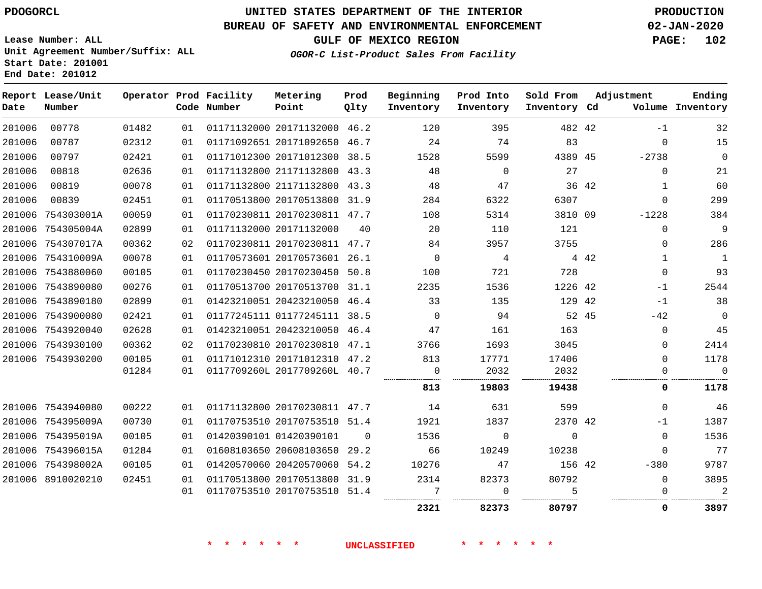PDOGORCL

# UNITED STATES DEPARTMENT OF THE INTERIOR
## BUREAU OF SAFETY AND ENVIRONMENTAL ENFORCEMENT
### GULF OF MEXICO REGION
*OGOR-C List-Product Sales From Facility*

PRODUCTION
02-JAN-2020
PAGE: 102

Lease Number: ALL
Unit Agreement Number/Suffix: ALL
Start Date: 201001
End Date: 201012

| Report Date | Lease/Unit Number | Operator | Prod Code | Facility Number | Metering Point | Prod Qlty | Beginning Inventory | Prod Into Inventory | Sold From Inventory | Adjustment Cd | Adjustment Volume | Ending Inventory |
|---|---|---|---|---|---|---|---|---|---|---|---|---|
| 201006 | 00778 | 01482 | 01 | 01171132000 | 20171132000 | 46.2 | 120 | 395 | 482 | 42 | -1 | 32 |
| 201006 | 00787 | 02312 | 01 | 01171092651 | 20171092650 | 46.7 | 24 | 74 | 83 | | 0 | 15 |
| 201006 | 00797 | 02421 | 01 | 01171012300 | 20171012300 | 38.5 | 1528 | 5599 | 4389 | 45 | -2738 | 0 |
| 201006 | 00818 | 02636 | 01 | 01171132800 | 21171132800 | 43.3 | 48 | 0 | 27 | | 0 | 21 |
| 201006 | 00819 | 00078 | 01 | 01171132800 | 21171132800 | 43.3 | 48 | 47 | 36 | 42 | 1 | 60 |
| 201006 | 00839 | 02451 | 01 | 01170513800 | 20170513800 | 31.9 | 284 | 6322 | 6307 | | 0 | 299 |
| 201006 | 754303001A | 00059 | 01 | 01170230811 | 20170230811 | 47.7 | 108 | 5314 | 3810 | 09 | -1228 | 384 |
| 201006 | 754305004A | 02899 | 01 | 01171132000 | 20171132000 | 40 | 20 | 110 | 121 | | 0 | 9 |
| 201006 | 754307017A | 00362 | 02 | 01170230811 | 20170230811 | 47.7 | 84 | 3957 | 3755 | | 0 | 286 |
| 201006 | 754310009A | 00078 | 01 | 01170573601 | 20170573601 | 26.1 | 0 | 4 | 4 | 42 | 1 | 1 |
| 201006 | 7543880060 | 00105 | 01 | 01170230450 | 20170230450 | 50.8 | 100 | 721 | 728 | | 0 | 93 |
| 201006 | 7543890080 | 00276 | 01 | 01170513700 | 20170513700 | 31.1 | 2235 | 1536 | 1226 | 42 | -1 | 2544 |
| 201006 | 7543890180 | 02899 | 01 | 01423210051 | 20423210050 | 46.4 | 33 | 135 | 129 | 42 | -1 | 38 |
| 201006 | 7543900080 | 02421 | 01 | 01177245111 | 01177245111 | 38.5 | 0 | 94 | 52 | 45 | -42 | 0 |
| 201006 | 7543920040 | 02628 | 01 | 01423210051 | 20423210050 | 46.4 | 47 | 161 | 163 | | 0 | 45 |
| 201006 | 7543930100 | 00362 | 02 | 01170230810 | 20170230810 | 47.1 | 3766 | 1693 | 3045 | | 0 | 2414 |
| 201006 | 7543930200 | 00105 | 01 | 01171012310 | 20171012310 | 47.2 | 813 | 17771 | 17406 | | 0 | 1178 |
| | | 01284 | 01 | 0117709260L | 2017709260L | 40.7 | 0 | 2032 | 2032 | | 0 | 0 |
| | | | | | | | **813** | **19803** | **19438** | | **0** | **1178** |
| 201006 | 7543940080 | 00222 | 01 | 01171132800 | 20170230811 | 47.7 | 14 | 631 | 599 | | 0 | 46 |
| 201006 | 754395009A | 00730 | 01 | 01170753510 | 20170753510 | 51.4 | 1921 | 1837 | 2370 | 42 | -1 | 1387 |
| 201006 | 754395019A | 00105 | 01 | 01420390101 | 01420390101 | 0 | 1536 | 0 | 0 | | 0 | 1536 |
| 201006 | 754396015A | 01284 | 01 | 01608103650 | 20608103650 | 29.2 | 66 | 10249 | 10238 | | 0 | 77 |
| 201006 | 754398002A | 00105 | 01 | 01420570060 | 20420570060 | 54.2 | 10276 | 47 | 156 | 42 | -380 | 9787 |
| 201006 | 8910020210 | 02451 | 01 | 01170513800 | 20170513800 | 31.9 | 2314 | 82373 | 80792 | | 0 | 3895 |
| | | | 01 | 01170753510 | 20170753510 | 51.4 | 7 | 0 | 5 | | 0 | 2 |
| | | | | | | | **2321** | **82373** | **80797** | | **0** | **3897** |

\* \* \* \* \* \* UNCLASSIFIED \* \* \* \* \* \*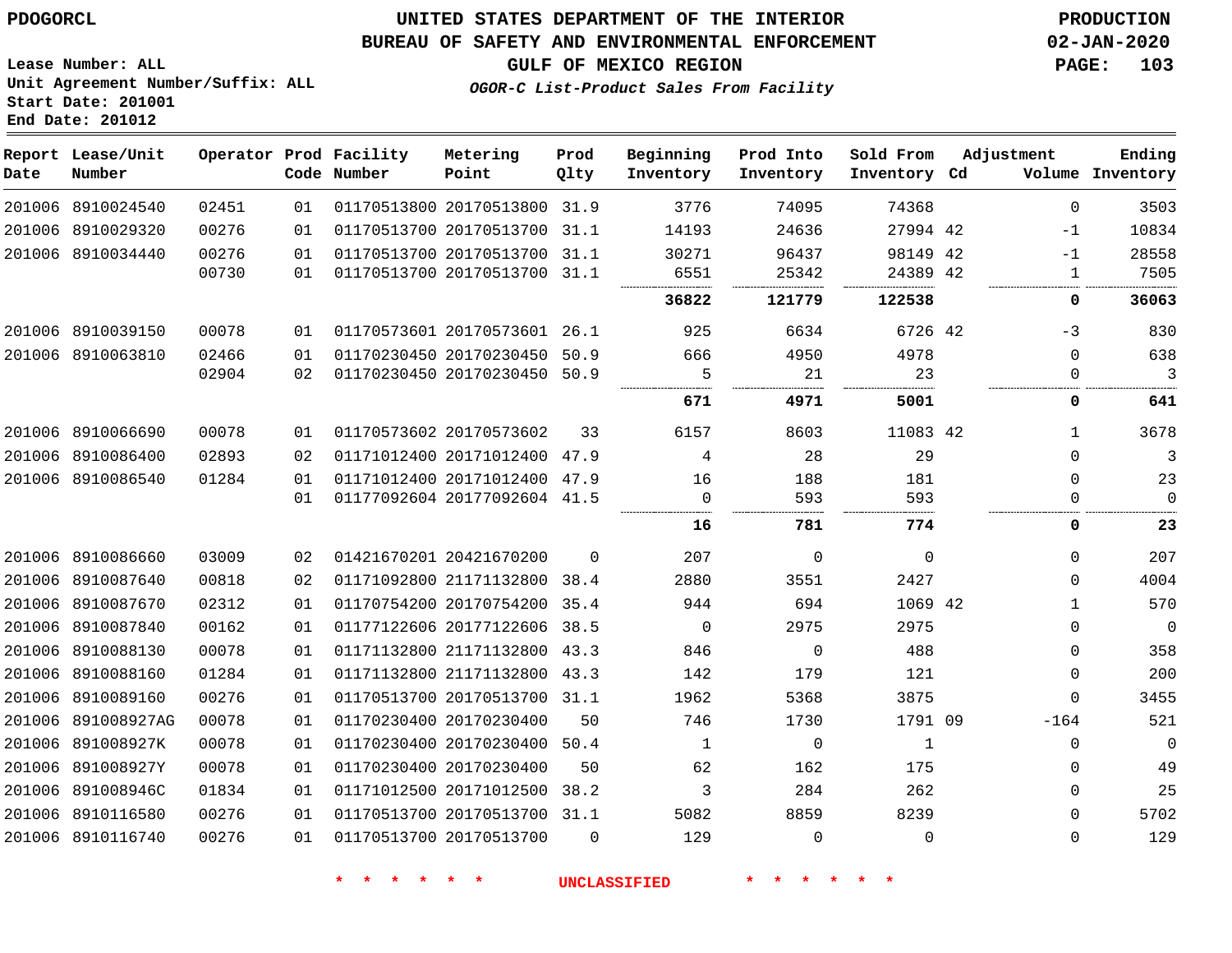PDOGORCL

# UNITED STATES DEPARTMENT OF THE INTERIOR
## BUREAU OF SAFETY AND ENVIRONMENTAL ENFORCEMENT
### GULF OF MEXICO REGION
*OGOR-C List-Product Sales From Facility*

PRODUCTION
02-JAN-2020

Lease Number: ALL
Unit Agreement Number/Suffix: ALL
Start Date: 201001
End Date: 201012

| Report Date | Lease/Unit Number | Operator | Prod Code | Facility Number | Metering Point | Prod Qlty | Beginning Inventory | Prod Into Inventory | Sold From Inventory | Adjustment Cd | Adjustment Volume | Ending Inventory |
|---|---|---|---|---|---|---|---|---|---|---|---|---|
| 201006 | 8910024540 | 02451 | 01 | 01170513800 | 20170513800 | 31.9 | 3776 | 74095 | 74368 | | 0 | 3503 |
| 201006 | 8910029320 | 00276 | 01 | 01170513700 | 20170513700 | 31.1 | 14193 | 24636 | 27994 | 42 | -1 | 10834 |
| 201006 | 8910034440 | 00276 | 01 | 01170513700 | 20170513700 | 31.1 | 30271 | 96437 | 98149 | 42 | -1 | 28558 |
| | | 00730 | 01 | 01170513700 | 20170513700 | 31.1 | 6551 | 25342 | 24389 | 42 | 1 | 7505 |
| | | | | | | | **36822** | **121779** | **122538** | | **0** | **36063** |
| 201006 | 8910039150 | 00078 | 01 | 01170573601 | 20170573601 | 26.1 | 925 | 6634 | 6726 | 42 | -3 | 830 |
| 201006 | 8910063810 | 02466 | 01 | 01170230450 | 20170230450 | 50.9 | 666 | 4950 | 4978 | | 0 | 638 |
| | | 02904 | 02 | 01170230450 | 20170230450 | 50.9 | 5 | 21 | 23 | | 0 | 3 |
| | | | | | | | **671** | **4971** | **5001** | | **0** | **641** |
| 201006 | 8910066690 | 00078 | 01 | 01170573602 | 20170573602 | 33 | 6157 | 8603 | 11083 | 42 | 1 | 3678 |
| 201006 | 8910086400 | 02893 | 02 | 01171012400 | 20171012400 | 47.9 | 4 | 28 | 29 | | 0 | 3 |
| 201006 | 8910086540 | 01284 | 01 | 01171012400 | 20171012400 | 47.9 | 16 | 188 | 181 | | 0 | 23 |
| | | | 01 | 01177092604 | 20177092604 | 41.5 | 0 | 593 | 593 | | 0 | 0 |
| | | | | | | | **16** | **781** | **774** | | **0** | **23** |
| 201006 | 8910086660 | 03009 | 02 | 01421670201 | 20421670200 | 0 | 207 | 0 | 0 | | 0 | 207 |
| 201006 | 8910087640 | 00818 | 02 | 01171092800 | 21171132800 | 38.4 | 2880 | 3551 | 2427 | | 0 | 4004 |
| 201006 | 8910087670 | 02312 | 01 | 01170754200 | 20170754200 | 35.4 | 944 | 694 | 1069 | 42 | 1 | 570 |
| 201006 | 8910087840 | 00162 | 01 | 01177122606 | 20177122606 | 38.5 | 0 | 2975 | 2975 | | 0 | 0 |
| 201006 | 8910088130 | 00078 | 01 | 01171132800 | 21171132800 | 43.3 | 846 | 0 | 488 | | 0 | 358 |
| 201006 | 8910088160 | 01284 | 01 | 01171132800 | 21171132800 | 43.3 | 142 | 179 | 121 | | 0 | 200 |
| 201006 | 8910089160 | 00276 | 01 | 01170513700 | 20170513700 | 31.1 | 1962 | 5368 | 3875 | | 0 | 3455 |
| 201006 | 891008927AG | 00078 | 01 | 01170230400 | 20170230400 | 50 | 746 | 1730 | 1791 | 09 | -164 | 521 |
| 201006 | 891008927K | 00078 | 01 | 01170230400 | 20170230400 | 50.4 | 1 | 0 | 1 | | 0 | 0 |
| 201006 | 891008927Y | 00078 | 01 | 01170230400 | 20170230400 | 50 | 62 | 162 | 175 | | 0 | 49 |
| 201006 | 891008946C | 01834 | 01 | 01171012500 | 20171012500 | 38.2 | 3 | 284 | 262 | | 0 | 25 |
| 201006 | 8910116580 | 00276 | 01 | 01170513700 | 20170513700 | 31.1 | 5082 | 8859 | 8239 | | 0 | 5702 |
| 201006 | 8910116740 | 00276 | 01 | 01170513700 | 20170513700 | 0 | 129 | 0 | 0 | | 0 | 129 |

* * * * * * UNCLASSIFIED * * * * * *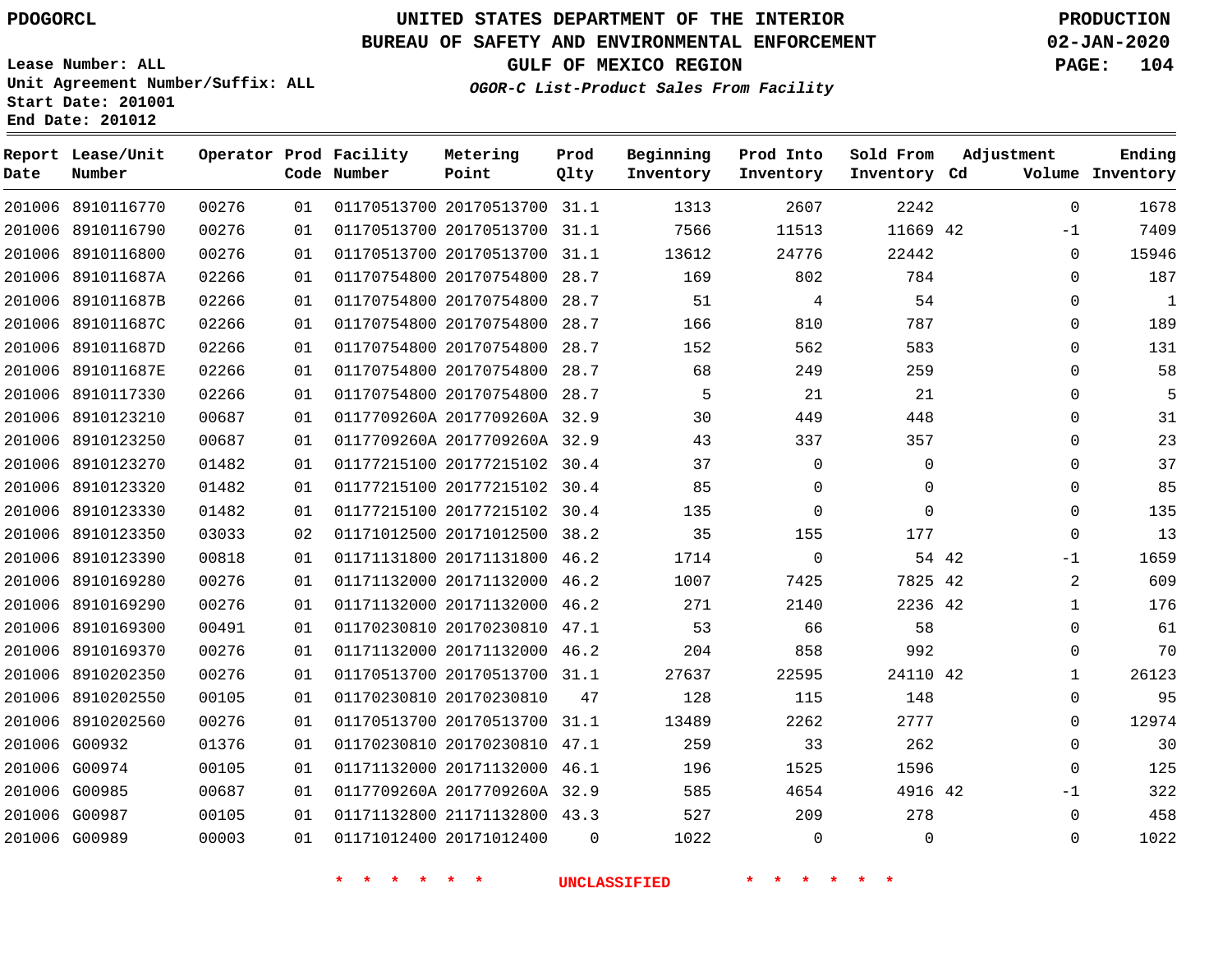PDOGORCL

# UNITED STATES DEPARTMENT OF THE INTERIOR
## BUREAU OF SAFETY AND ENVIRONMENTAL ENFORCEMENT
### GULF OF MEXICO REGION
*OGOR-C List-Product Sales From Facility*

PRODUCTION
02-JAN-2020

Lease Number: ALL
Unit Agreement Number/Suffix: ALL
Start Date: 201001
End Date: 201012

| Report Date | Lease/Unit Number | Operator | Prod Code | Facility Number | Metering Point | Prod Qlty | Beginning Inventory | Prod Into Inventory | Sold From Inventory | Adjustment Cd | Adjustment Volume | Ending Inventory |
|---|---|---|---|---|---|---|---|---|---|---|---|---|
| 201006 | 8910116770 | 00276 | 01 | 01170513700 | 20170513700 | 31.1 | 1313 | 2607 | 2242 | | 0 | 1678 |
| 201006 | 8910116790 | 00276 | 01 | 01170513700 | 20170513700 | 31.1 | 7566 | 11513 | 11669 | 42 | -1 | 7409 |
| 201006 | 8910116800 | 00276 | 01 | 01170513700 | 20170513700 | 31.1 | 13612 | 24776 | 22442 | | 0 | 15946 |
| 201006 | 891011687A | 02266 | 01 | 01170754800 | 20170754800 | 28.7 | 169 | 802 | 784 | | 0 | 187 |
| 201006 | 891011687B | 02266 | 01 | 01170754800 | 20170754800 | 28.7 | 51 | 4 | 54 | | 0 | 1 |
| 201006 | 891011687C | 02266 | 01 | 01170754800 | 20170754800 | 28.7 | 166 | 810 | 787 | | 0 | 189 |
| 201006 | 891011687D | 02266 | 01 | 01170754800 | 20170754800 | 28.7 | 152 | 562 | 583 | | 0 | 131 |
| 201006 | 891011687E | 02266 | 01 | 01170754800 | 20170754800 | 28.7 | 68 | 249 | 259 | | 0 | 58 |
| 201006 | 8910117330 | 02266 | 01 | 01170754800 | 20170754800 | 28.7 | 5 | 21 | 21 | | 0 | 5 |
| 201006 | 8910123210 | 00687 | 01 | 0117709260A | 2017709260A | 32.9 | 30 | 449 | 448 | | 0 | 31 |
| 201006 | 8910123250 | 00687 | 01 | 0117709260A | 2017709260A | 32.9 | 43 | 337 | 357 | | 0 | 23 |
| 201006 | 8910123270 | 01482 | 01 | 01177215100 | 20177215102 | 30.4 | 37 | 0 | 0 | | 0 | 37 |
| 201006 | 8910123320 | 01482 | 01 | 01177215100 | 20177215102 | 30.4 | 85 | 0 | 0 | | 0 | 85 |
| 201006 | 8910123330 | 01482 | 01 | 01177215100 | 20177215102 | 30.4 | 135 | 0 | 0 | | 0 | 135 |
| 201006 | 8910123350 | 03033 | 02 | 01171012500 | 20171012500 | 38.2 | 35 | 155 | 177 | | 0 | 13 |
| 201006 | 8910123390 | 00818 | 01 | 01171131800 | 20171131800 | 46.2 | 1714 | 0 | 54 | 42 | -1 | 1659 |
| 201006 | 8910169280 | 00276 | 01 | 01171132000 | 20171132000 | 46.2 | 1007 | 7425 | 7825 | 42 | 2 | 609 |
| 201006 | 8910169290 | 00276 | 01 | 01171132000 | 20171132000 | 46.2 | 271 | 2140 | 2236 | 42 | 1 | 176 |
| 201006 | 8910169300 | 00491 | 01 | 01170230810 | 20170230810 | 47.1 | 53 | 66 | 58 | | 0 | 61 |
| 201006 | 8910169370 | 00276 | 01 | 01171132000 | 20171132000 | 46.2 | 204 | 858 | 992 | | 0 | 70 |
| 201006 | 8910202350 | 00276 | 01 | 01170513700 | 20170513700 | 31.1 | 27637 | 22595 | 24110 | 42 | 1 | 26123 |
| 201006 | 8910202550 | 00105 | 01 | 01170230810 | 20170230810 | 47 | 128 | 115 | 148 | | 0 | 95 |
| 201006 | 8910202560 | 00276 | 01 | 01170513700 | 20170513700 | 31.1 | 13489 | 2262 | 2777 | | 0 | 12974 |
| 201006 | G00932 | 01376 | 01 | 01170230810 | 20170230810 | 47.1 | 259 | 33 | 262 | | 0 | 30 |
| 201006 | G00974 | 00105 | 01 | 01171132000 | 20171132000 | 46.1 | 196 | 1525 | 1596 | | 0 | 125 |
| 201006 | G00985 | 00687 | 01 | 0117709260A | 2017709260A | 32.9 | 585 | 4654 | 4916 | 42 | -1 | 322 |
| 201006 | G00987 | 00105 | 01 | 01171132800 | 21171132800 | 43.3 | 527 | 209 | 278 | | 0 | 458 |
| 201006 | G00989 | 00003 | 01 | 01171012400 | 20171012400 | 0 | 1022 | 0 | 0 | | 0 | 1022 |

\* \* \* \* \* \* UNCLASSIFIED \* \* \* \* \* \*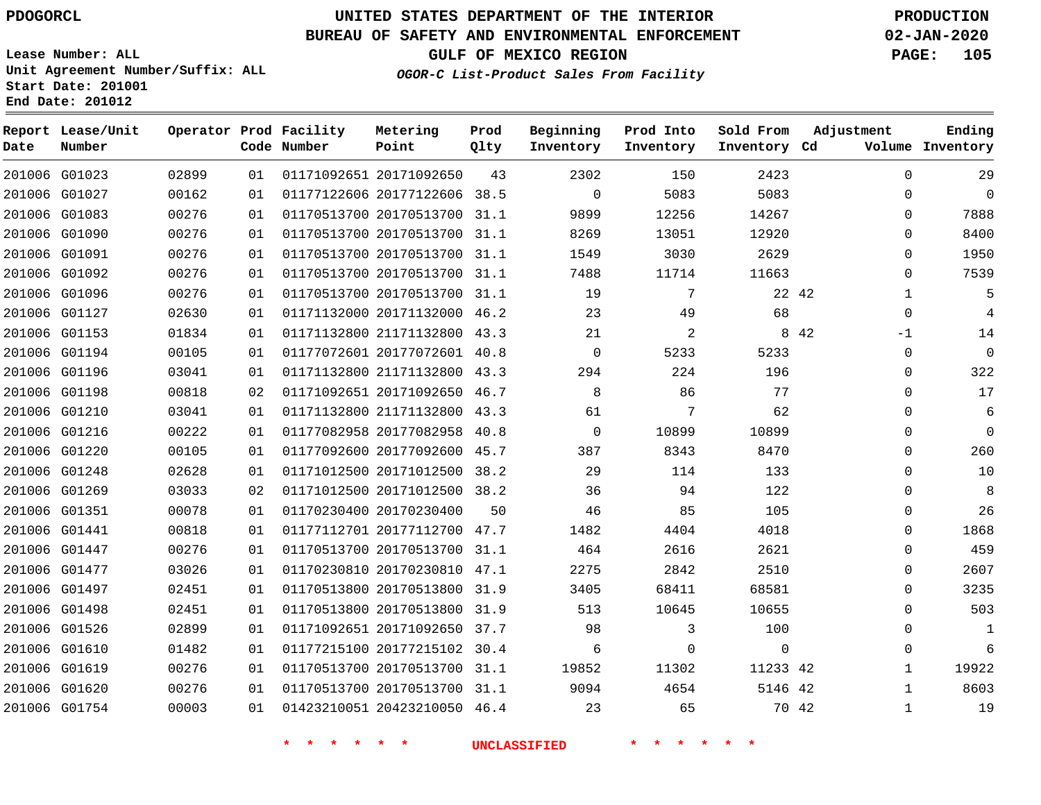PDOGORCL

# UNITED STATES DEPARTMENT OF THE INTERIOR
## BUREAU OF SAFETY AND ENVIRONMENTAL ENFORCEMENT
### GULF OF MEXICO REGION
*OGOR-C List-Product Sales From Facility*

PRODUCTION
02-JAN-2020

Lease Number: ALL
Unit Agreement Number/Suffix: ALL
Start Date: 201001
End Date: 201012

| Report Date | Lease/Unit Number | Operator | Prod Code | Facility Number | Metering Point | Prod Qlty | Beginning Inventory | Prod Into Inventory | Sold From Inventory | Adjustment Cd | Adjustment Volume | Ending Inventory |
|---|---|---|---|---|---|---|---|---|---|---|---|---|
| 201006 | G01023 | 02899 | 01 | 01171092651 | 20171092650 | 43 | 2302 | 150 | 2423 | | 0 | 29 |
| 201006 | G01027 | 00162 | 01 | 01177122606 | 20177122606 | 38.5 | 0 | 5083 | 5083 | | 0 | 0 |
| 201006 | G01083 | 00276 | 01 | 01170513700 | 20170513700 | 31.1 | 9899 | 12256 | 14267 | | 0 | 7888 |
| 201006 | G01090 | 00276 | 01 | 01170513700 | 20170513700 | 31.1 | 8269 | 13051 | 12920 | | 0 | 8400 |
| 201006 | G01091 | 00276 | 01 | 01170513700 | 20170513700 | 31.1 | 1549 | 3030 | 2629 | | 0 | 1950 |
| 201006 | G01092 | 00276 | 01 | 01170513700 | 20170513700 | 31.1 | 7488 | 11714 | 11663 | | 0 | 7539 |
| 201006 | G01096 | 00276 | 01 | 01170513700 | 20170513700 | 31.1 | 19 | 7 | 22 | 42 | 1 | 5 |
| 201006 | G01127 | 02630 | 01 | 01171132000 | 20171132000 | 46.2 | 23 | 49 | 68 | | 0 | 4 |
| 201006 | G01153 | 01834 | 01 | 01171132800 | 21171132800 | 43.3 | 21 | 2 | 8 | 42 | -1 | 14 |
| 201006 | G01194 | 00105 | 01 | 01177072601 | 20177072601 | 40.8 | 0 | 5233 | 5233 | | 0 | 0 |
| 201006 | G01196 | 03041 | 01 | 01171132800 | 21171132800 | 43.3 | 294 | 224 | 196 | | 0 | 322 |
| 201006 | G01198 | 00818 | 02 | 01171092651 | 20171092650 | 46.7 | 8 | 86 | 77 | | 0 | 17 |
| 201006 | G01210 | 03041 | 01 | 01171132800 | 21171132800 | 43.3 | 61 | 7 | 62 | | 0 | 6 |
| 201006 | G01216 | 00222 | 01 | 01177082958 | 20177082958 | 40.8 | 0 | 10899 | 10899 | | 0 | 0 |
| 201006 | G01220 | 00105 | 01 | 01177092600 | 20177092600 | 45.7 | 387 | 8343 | 8470 | | 0 | 260 |
| 201006 | G01248 | 02628 | 01 | 01171012500 | 20171012500 | 38.2 | 29 | 114 | 133 | | 0 | 10 |
| 201006 | G01269 | 03033 | 02 | 01171012500 | 20171012500 | 38.2 | 36 | 94 | 122 | | 0 | 8 |
| 201006 | G01351 | 00078 | 01 | 01170230400 | 20170230400 | 50 | 46 | 85 | 105 | | 0 | 26 |
| 201006 | G01441 | 00818 | 01 | 01177112701 | 20177112700 | 47.7 | 1482 | 4404 | 4018 | | 0 | 1868 |
| 201006 | G01447 | 00276 | 01 | 01170513700 | 20170513700 | 31.1 | 464 | 2616 | 2621 | | 0 | 459 |
| 201006 | G01477 | 03026 | 01 | 01170230810 | 20170230810 | 47.1 | 2275 | 2842 | 2510 | | 0 | 2607 |
| 201006 | G01497 | 02451 | 01 | 01170513800 | 20170513800 | 31.9 | 3405 | 68411 | 68581 | | 0 | 3235 |
| 201006 | G01498 | 02451 | 01 | 01170513800 | 20170513800 | 31.9 | 513 | 10645 | 10655 | | 0 | 503 |
| 201006 | G01526 | 02899 | 01 | 01171092651 | 20171092650 | 37.7 | 98 | 3 | 100 | | 0 | 1 |
| 201006 | G01610 | 01482 | 01 | 01177215100 | 20177215102 | 30.4 | 6 | 0 | 0 | | 0 | 6 |
| 201006 | G01619 | 00276 | 01 | 01170513700 | 20170513700 | 31.1 | 19852 | 11302 | 11233 | 42 | 1 | 19922 |
| 201006 | G01620 | 00276 | 01 | 01170513700 | 20170513700 | 31.1 | 9094 | 4654 | 5146 | 42 | 1 | 8603 |
| 201006 | G01754 | 00003 | 01 | 01423210051 | 20423210050 | 46.4 | 23 | 65 | 70 | 42 | 1 | 19 |

\* \* \* \* \* \* UNCLASSIFIED \* \* \* \* \* \*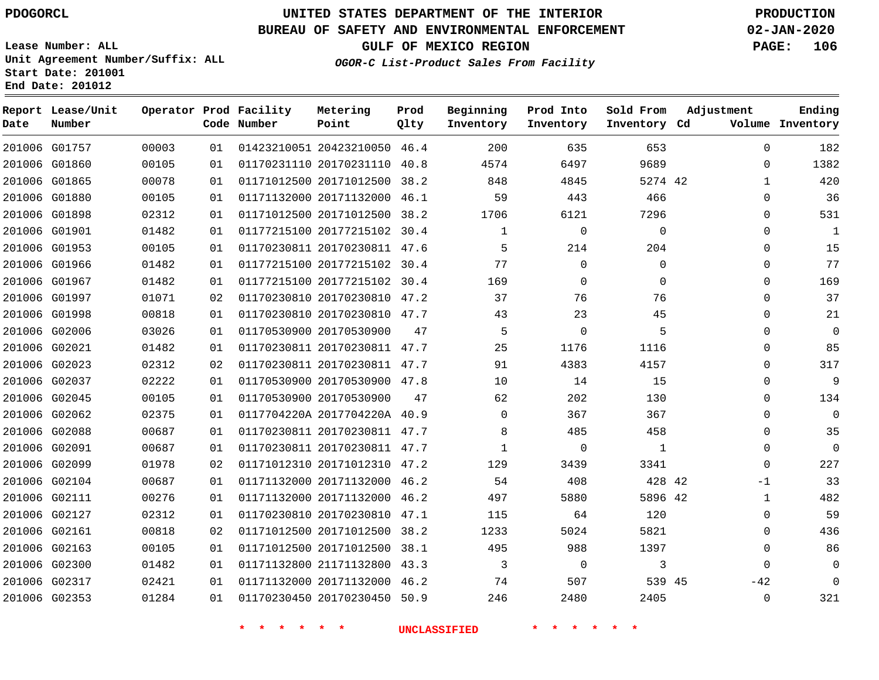PDOGORCL

# UNITED STATES DEPARTMENT OF THE INTERIOR
## BUREAU OF SAFETY AND ENVIRONMENTAL ENFORCEMENT
### GULF OF MEXICO REGION
*OGOR-C List-Product Sales From Facility*

PRODUCTION
02-JAN-2020

Lease Number: ALL
Unit Agreement Number/Suffix: ALL
Start Date: 201001
End Date: 201012

| Report Date | Lease/Unit Number | Operator | Prod Code | Facility Number | Metering Point | Prod Qlty | Beginning Inventory | Prod Into Inventory | Sold From Inventory | Adjustment Cd | Volume | Ending Inventory |
|---|---|---|---|---|---|---|---|---|---|---|---|---|
| 201006 | G01757 | 00003 | 01 | 01423210051 | 20423210050 | 46.4 | 200 | 635 | 653 | | 0 | 182 |
| 201006 | G01860 | 00105 | 01 | 01170231110 | 20170231110 | 40.8 | 4574 | 6497 | 9689 | | 0 | 1382 |
| 201006 | G01865 | 00078 | 01 | 01171012500 | 20171012500 | 38.2 | 848 | 4845 | 5274 | 42 | 1 | 420 |
| 201006 | G01880 | 00105 | 01 | 01171132000 | 20171132000 | 46.1 | 59 | 443 | 466 | | 0 | 36 |
| 201006 | G01898 | 02312 | 01 | 01171012500 | 20171012500 | 38.2 | 1706 | 6121 | 7296 | | 0 | 531 |
| 201006 | G01901 | 01482 | 01 | 01177215100 | 20177215102 | 30.4 | 1 | 0 | 0 | | 0 | 1 |
| 201006 | G01953 | 00105 | 01 | 01170230811 | 20170230811 | 47.6 | 5 | 214 | 204 | | 0 | 15 |
| 201006 | G01966 | 01482 | 01 | 01177215100 | 20177215102 | 30.4 | 77 | 0 | 0 | | 0 | 77 |
| 201006 | G01967 | 01482 | 01 | 01177215100 | 20177215102 | 30.4 | 169 | 0 | 0 | | 0 | 169 |
| 201006 | G01997 | 01071 | 02 | 01170230810 | 20170230810 | 47.2 | 37 | 76 | 76 | | 0 | 37 |
| 201006 | G01998 | 00818 | 01 | 01170230810 | 20170230810 | 47.7 | 43 | 23 | 45 | | 0 | 21 |
| 201006 | G02006 | 03026 | 01 | 01170530900 | 20170530900 | 47 | 5 | 0 | 5 | | 0 | 0 |
| 201006 | G02021 | 01482 | 01 | 01170230811 | 20170230811 | 47.7 | 25 | 1176 | 1116 | | 0 | 85 |
| 201006 | G02023 | 02312 | 02 | 01170230811 | 20170230811 | 47.7 | 91 | 4383 | 4157 | | 0 | 317 |
| 201006 | G02037 | 02222 | 01 | 01170530900 | 20170530900 | 47.8 | 10 | 14 | 15 | | 0 | 9 |
| 201006 | G02045 | 00105 | 01 | 01170530900 | 20170530900 | 47 | 62 | 202 | 130 | | 0 | 134 |
| 201006 | G02062 | 02375 | 01 | 0117704220A | 2017704220A | 40.9 | 0 | 367 | 367 | | 0 | 0 |
| 201006 | G02088 | 00687 | 01 | 01170230811 | 20170230811 | 47.7 | 8 | 485 | 458 | | 0 | 35 |
| 201006 | G02091 | 00687 | 01 | 01170230811 | 20170230811 | 47.7 | 1 | 0 | 1 | | 0 | 0 |
| 201006 | G02099 | 01978 | 02 | 01171012310 | 20171012310 | 47.2 | 129 | 3439 | 3341 | | 0 | 227 |
| 201006 | G02104 | 00687 | 01 | 01171132000 | 20171132000 | 46.2 | 54 | 408 | 428 | 42 | -1 | 33 |
| 201006 | G02111 | 00276 | 01 | 01171132000 | 20171132000 | 46.2 | 497 | 5880 | 5896 | 42 | 1 | 482 |
| 201006 | G02127 | 02312 | 01 | 01170230810 | 20170230810 | 47.1 | 115 | 64 | 120 | | 0 | 59 |
| 201006 | G02161 | 00818 | 02 | 01171012500 | 20171012500 | 38.2 | 1233 | 5024 | 5821 | | 0 | 436 |
| 201006 | G02163 | 00105 | 01 | 01171012500 | 20171012500 | 38.1 | 495 | 988 | 1397 | | 0 | 86 |
| 201006 | G02300 | 01482 | 01 | 01171132800 | 21171132800 | 43.3 | 3 | 0 | 3 | | 0 | 0 |
| 201006 | G02317 | 02421 | 01 | 01171132000 | 20171132000 | 46.2 | 74 | 507 | 539 | 45 | -42 | 0 |
| 201006 | G02353 | 01284 | 01 | 01170230450 | 20170230450 | 50.9 | 246 | 2480 | 2405 | | 0 | 321 |

\* \* \* \* \* \* UNCLASSIFIED \* \* \* \* \* \*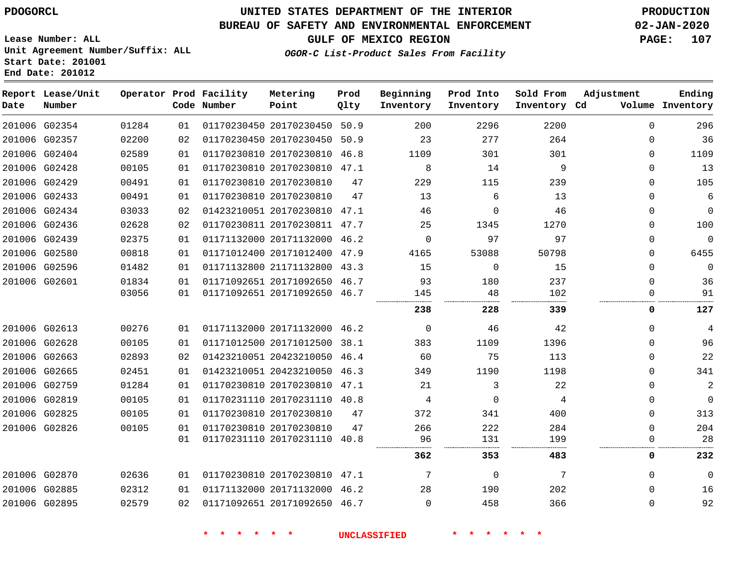# UNITED STATES DEPARTMENT OF THE INTERIOR
## BUREAU OF SAFETY AND ENVIRONMENTAL ENFORCEMENT
### GULF OF MEXICO REGION

PDOGORCL

PRODUCTION
02-JAN-2020

Lease Number: ALL
Unit Agreement Number/Suffix: ALL
Start Date: 201001
End Date: 201012

*OGOR-C List-Product Sales From Facility*

| Report Date | Lease/Unit Number | Operator | Prod Code | Facility Number | Metering Point | Prod Qlty | Beginning Inventory | Prod Into Inventory | Sold From Inventory | Adjustment Cd | Adjustment Volume | Ending Inventory |
|---|---|---|---|---|---|---|---|---|---|---|---|---|
| 201006 | G02354 | 01284 | 01 | 01170230450 | 20170230450 | 50.9 | 200 | 2296 | 2200 | | 0 | 296 |
| 201006 | G02357 | 02200 | 02 | 01170230450 | 20170230450 | 50.9 | 23 | 277 | 264 | | 0 | 36 |
| 201006 | G02404 | 02589 | 01 | 01170230810 | 20170230810 | 46.8 | 1109 | 301 | 301 | | 0 | 1109 |
| 201006 | G02428 | 00105 | 01 | 01170230810 | 20170230810 | 47.1 | 8 | 14 | 9 | | 0 | 13 |
| 201006 | G02429 | 00491 | 01 | 01170230810 | 20170230810 | 47 | 229 | 115 | 239 | | 0 | 105 |
| 201006 | G02433 | 00491 | 01 | 01170230810 | 20170230810 | 47 | 13 | 6 | 13 | | 0 | 6 |
| 201006 | G02434 | 03033 | 02 | 01423210051 | 20170230810 | 47.1 | 46 | 0 | 46 | | 0 | 0 |
| 201006 | G02436 | 02628 | 02 | 01170230811 | 20170230811 | 47.7 | 25 | 1345 | 1270 | | 0 | 100 |
| 201006 | G02439 | 02375 | 01 | 01171132000 | 20171132000 | 46.2 | 0 | 97 | 97 | | 0 | 0 |
| 201006 | G02580 | 00818 | 01 | 01171012400 | 20171012400 | 47.9 | 4165 | 53088 | 50798 | | 0 | 6455 |
| 201006 | G02596 | 01482 | 01 | 01171132800 | 21171132800 | 43.3 | 15 | 0 | 15 | | 0 | 0 |
| 201006 | G02601 | 01834 | 01 | 01171092651 | 20171092650 | 46.7 | 93 | 180 | 237 | | 0 | 36 |
| | | 03056 | 01 | 01171092651 | 20171092650 | 46.7 | 145 | 48 | 102 | | 0 | 91 |
| | | | | | | | **238** | **228** | **339** | | **0** | **127** |
| 201006 | G02613 | 00276 | 01 | 01171132000 | 20171132000 | 46.2 | 0 | 46 | 42 | | 0 | 4 |
| 201006 | G02628 | 00105 | 01 | 01171012500 | 20171012500 | 38.1 | 383 | 1109 | 1396 | | 0 | 96 |
| 201006 | G02663 | 02893 | 02 | 01423210051 | 20423210050 | 46.4 | 60 | 75 | 113 | | 0 | 22 |
| 201006 | G02665 | 02451 | 01 | 01423210051 | 20423210050 | 46.3 | 349 | 1190 | 1198 | | 0 | 341 |
| 201006 | G02759 | 01284 | 01 | 01170230810 | 20170230810 | 47.1 | 21 | 3 | 22 | | 0 | 2 |
| 201006 | G02819 | 00105 | 01 | 01170231110 | 20170231110 | 40.8 | 4 | 0 | 4 | | 0 | 0 |
| 201006 | G02825 | 00105 | 01 | 01170230810 | 20170230810 | 47 | 372 | 341 | 400 | | 0 | 313 |
| 201006 | G02826 | 00105 | 01 | 01170230810 | 20170230810 | 47 | 266 | 222 | 284 | | 0 | 204 |
| | | | 01 | 01170231110 | 20170231110 | 40.8 | 96 | 131 | 199 | | 0 | 28 |
| | | | | | | | **362** | **353** | **483** | | **0** | **232** |
| 201006 | G02870 | 02636 | 01 | 01170230810 | 20170230810 | 47.1 | 7 | 0 | 7 | | 0 | 0 |
| 201006 | G02885 | 02312 | 01 | 01171132000 | 20171132000 | 46.2 | 28 | 190 | 202 | | 0 | 16 |
| 201006 | G02895 | 02579 | 02 | 01171092651 | 20171092650 | 46.7 | 0 | 458 | 366 | | 0 | 92 |

\* \* \* \* \* \* UNCLASSIFIED \* \* \* \* \* \*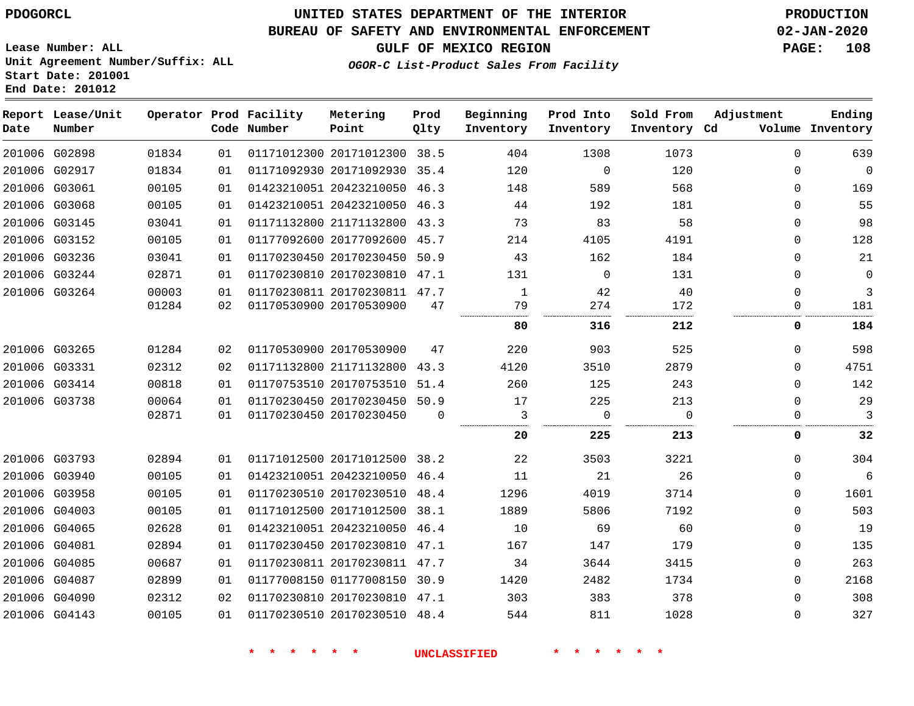PDOGORCL

# UNITED STATES DEPARTMENT OF THE INTERIOR
## BUREAU OF SAFETY AND ENVIRONMENTAL ENFORCEMENT
### GULF OF MEXICO REGION

*OGOR-C List-Product Sales From Facility*

PRODUCTION
02-JAN-2020

Lease Number: ALL
Unit Agreement Number/Suffix: ALL
Start Date: 201001
End Date: 201012

| Report Date | Lease/Unit Number | Operator | Prod Code | Facility Number | Metering Point | Prod Qlty | Beginning Inventory | Prod Into Inventory | Sold From Inventory | Adjustment Cd | Volume | Ending Inventory |
|---|---|---|---|---|---|---|---|---|---|---|---|---|
| 201006 | G02898 | 01834 | 01 | 01171012300 | 20171012300 | 38.5 | 404 | 1308 | 1073 | | 0 | 639 |
| 201006 | G02917 | 01834 | 01 | 01171092930 | 20171092930 | 35.4 | 120 | 0 | 120 | | 0 | 0 |
| 201006 | G03061 | 00105 | 01 | 01423210051 | 20423210050 | 46.3 | 148 | 589 | 568 | | 0 | 169 |
| 201006 | G03068 | 00105 | 01 | 01423210051 | 20423210050 | 46.3 | 44 | 192 | 181 | | 0 | 55 |
| 201006 | G03145 | 03041 | 01 | 01171132800 | 21171132800 | 43.3 | 73 | 83 | 58 | | 0 | 98 |
| 201006 | G03152 | 00105 | 01 | 01177092600 | 20177092600 | 45.7 | 214 | 4105 | 4191 | | 0 | 128 |
| 201006 | G03236 | 03041 | 01 | 01170230450 | 20170230450 | 50.9 | 43 | 162 | 184 | | 0 | 21 |
| 201006 | G03244 | 02871 | 01 | 01170230810 | 20170230810 | 47.1 | 131 | 0 | 131 | | 0 | 0 |
| 201006 | G03264 | 00003 | 01 | 01170230811 | 20170230811 | 47.7 | 1 | 42 | 40 | | 0 | 3 |
| | | 01284 | 02 | 01170530900 | 20170530900 | 47 | 79 | 274 | 172 | | 0 | 181 |
| | | | | | | | **80** | **316** | **212** | | **0** | **184** |
| 201006 | G03265 | 01284 | 02 | 01170530900 | 20170530900 | 47 | 220 | 903 | 525 | | 0 | 598 |
| 201006 | G03331 | 02312 | 02 | 01171132800 | 21171132800 | 43.3 | 4120 | 3510 | 2879 | | 0 | 4751 |
| 201006 | G03414 | 00818 | 01 | 01170753510 | 20170753510 | 51.4 | 260 | 125 | 243 | | 0 | 142 |
| 201006 | G03738 | 00064 | 01 | 01170230450 | 20170230450 | 50.9 | 17 | 225 | 213 | | 0 | 29 |
| | | 02871 | 01 | 01170230450 | 20170230450 | 0 | 3 | 0 | 0 | | 0 | 3 |
| | | | | | | | **20** | **225** | **213** | | **0** | **32** |
| 201006 | G03793 | 02894 | 01 | 01171012500 | 20171012500 | 38.2 | 22 | 3503 | 3221 | | 0 | 304 |
| 201006 | G03940 | 00105 | 01 | 01423210051 | 20423210050 | 46.4 | 11 | 21 | 26 | | 0 | 6 |
| 201006 | G03958 | 00105 | 01 | 01170230510 | 20170230510 | 48.4 | 1296 | 4019 | 3714 | | 0 | 1601 |
| 201006 | G04003 | 00105 | 01 | 01171012500 | 20171012500 | 38.1 | 1889 | 5806 | 7192 | | 0 | 503 |
| 201006 | G04065 | 02628 | 01 | 01423210051 | 20423210050 | 46.4 | 10 | 69 | 60 | | 0 | 19 |
| 201006 | G04081 | 02894 | 01 | 01170230450 | 20170230810 | 47.1 | 167 | 147 | 179 | | 0 | 135 |
| 201006 | G04085 | 00687 | 01 | 01170230811 | 20170230811 | 47.7 | 34 | 3644 | 3415 | | 0 | 263 |
| 201006 | G04087 | 02899 | 01 | 01177008150 | 01177008150 | 30.9 | 1420 | 2482 | 1734 | | 0 | 2168 |
| 201006 | G04090 | 02312 | 02 | 01170230810 | 20170230810 | 47.1 | 303 | 383 | 378 | | 0 | 308 |
| 201006 | G04143 | 00105 | 01 | 01170230510 | 20170230510 | 48.4 | 544 | 811 | 1028 | | 0 | 327 |

* * * * * * UNCLASSIFIED * * * * * *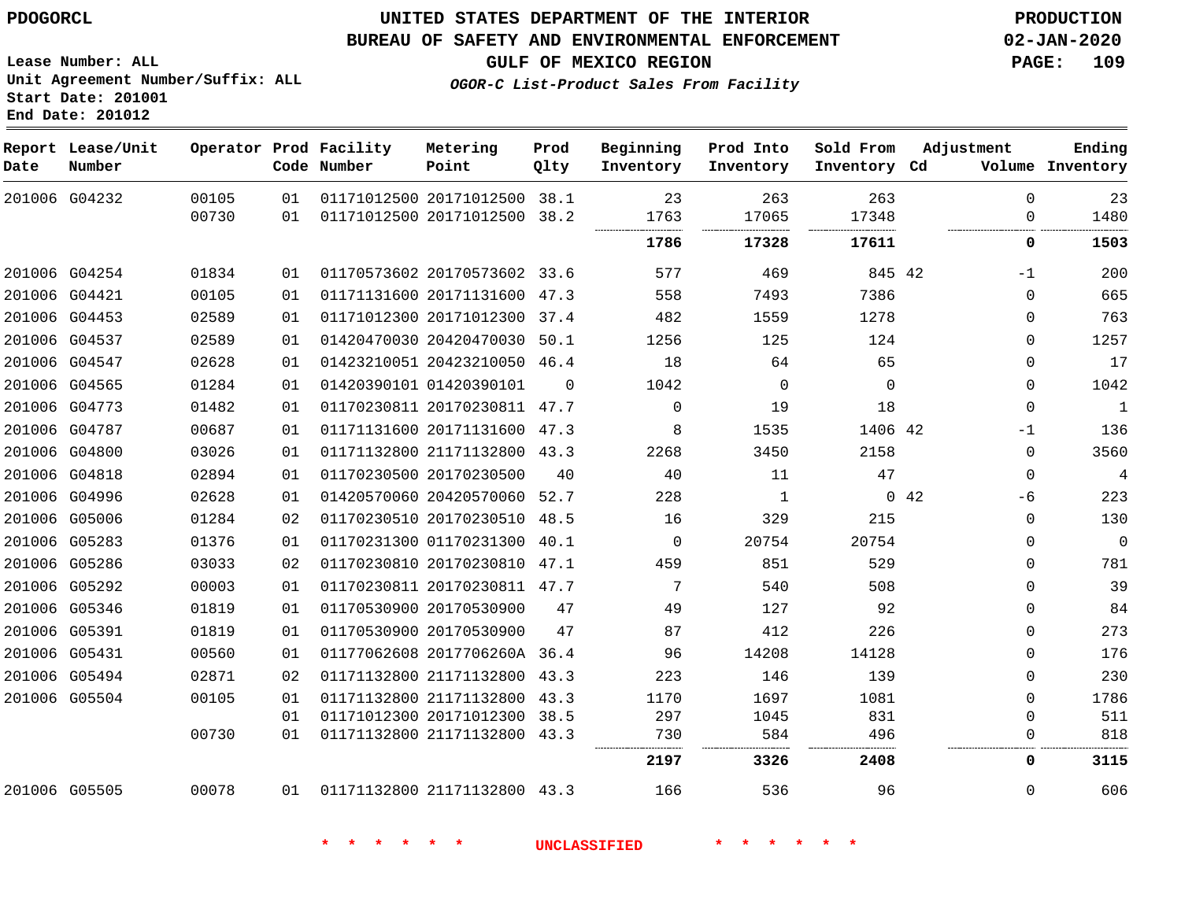PDOGORCL

# UNITED STATES DEPARTMENT OF THE INTERIOR
## BUREAU OF SAFETY AND ENVIRONMENTAL ENFORCEMENT
### GULF OF MEXICO REGION
*OGOR-C List-Product Sales From Facility*

PRODUCTION
02-JAN-2020

Lease Number: ALL
Unit Agreement Number/Suffix: ALL
Start Date: 201001
End Date: 201012

| Report Date | Lease/Unit Number | Operator | Prod Code | Facility Number | Metering Point | Prod Qlty | Beginning Inventory | Prod Into Inventory | Sold From Inventory | Adjustment Cd | Adjustment Volume | Ending Inventory |
|---|---|---|---|---|---|---|---|---|---|---|---|---|
| 201006 | G04232 | 00105 | 01 | 01171012500 | 20171012500 | 38.1 | 23 | 263 | 263 | | 0 | 23 |
| | | 00730 | 01 | 01171012500 | 20171012500 | 38.2 | 1763 | 17065 | 17348 | | 0 | 1480 |
| | | | | | | | **1786** | **17328** | **17611** | | **0** | **1503** |
| 201006 | G04254 | 01834 | 01 | 01170573602 | 20170573602 | 33.6 | 577 | 469 | 845 | 42 | -1 | 200 |
| 201006 | G04421 | 00105 | 01 | 01171131600 | 20171131600 | 47.3 | 558 | 7493 | 7386 | | 0 | 665 |
| 201006 | G04453 | 02589 | 01 | 01171012300 | 20171012300 | 37.4 | 482 | 1559 | 1278 | | 0 | 763 |
| 201006 | G04537 | 02589 | 01 | 01420470030 | 20420470030 | 50.1 | 1256 | 125 | 124 | | 0 | 1257 |
| 201006 | G04547 | 02628 | 01 | 01423210051 | 20423210050 | 46.4 | 18 | 64 | 65 | | 0 | 17 |
| 201006 | G04565 | 01284 | 01 | 01420390101 | 01420390101 | 0 | 1042 | 0 | 0 | | 0 | 1042 |
| 201006 | G04773 | 01482 | 01 | 01170230811 | 20170230811 | 47.7 | 0 | 19 | 18 | | 0 | 1 |
| 201006 | G04787 | 00687 | 01 | 01171131600 | 20171131600 | 47.3 | 8 | 1535 | 1406 | 42 | -1 | 136 |
| 201006 | G04800 | 03026 | 01 | 01171132800 | 21171132800 | 43.3 | 2268 | 3450 | 2158 | | 0 | 3560 |
| 201006 | G04818 | 02894 | 01 | 01170230500 | 20170230500 | 40 | 40 | 11 | 47 | | 0 | 4 |
| 201006 | G04996 | 02628 | 01 | 01420570060 | 20420570060 | 52.7 | 228 | 1 | 0 | 42 | -6 | 223 |
| 201006 | G05006 | 01284 | 02 | 01170230510 | 20170230510 | 48.5 | 16 | 329 | 215 | | 0 | 130 |
| 201006 | G05283 | 01376 | 01 | 01170231300 | 01170231300 | 40.1 | 0 | 20754 | 20754 | | 0 | 0 |
| 201006 | G05286 | 03033 | 02 | 01170230810 | 20170230810 | 47.1 | 459 | 851 | 529 | | 0 | 781 |
| 201006 | G05292 | 00003 | 01 | 01170230811 | 20170230811 | 47.7 | 7 | 540 | 508 | | 0 | 39 |
| 201006 | G05346 | 01819 | 01 | 01170530900 | 20170530900 | 47 | 49 | 127 | 92 | | 0 | 84 |
| 201006 | G05391 | 01819 | 01 | 01170530900 | 20170530900 | 47 | 87 | 412 | 226 | | 0 | 273 |
| 201006 | G05431 | 00560 | 01 | 01177062608 | 2017706260A | 36.4 | 96 | 14208 | 14128 | | 0 | 176 |
| 201006 | G05494 | 02871 | 02 | 01171132800 | 21171132800 | 43.3 | 223 | 146 | 139 | | 0 | 230 |
| 201006 | G05504 | 00105 | 01 | 01171132800 | 21171132800 | 43.3 | 1170 | 1697 | 1081 | | 0 | 1786 |
| | | | 01 | 01171012300 | 20171012300 | 38.5 | 297 | 1045 | 831 | | 0 | 511 |
| | | 00730 | 01 | 01171132800 | 21171132800 | 43.3 | 730 | 584 | 496 | | 0 | 818 |
| | | | | | | | **2197** | **3326** | **2408** | | **0** | **3115** |
| 201006 | G05505 | 00078 | 01 | 01171132800 | 21171132800 | 43.3 | 166 | 536 | 96 | | 0 | 606 |

\* \* \* \* \* \* UNCLASSIFIED \* \* \* \* \* \*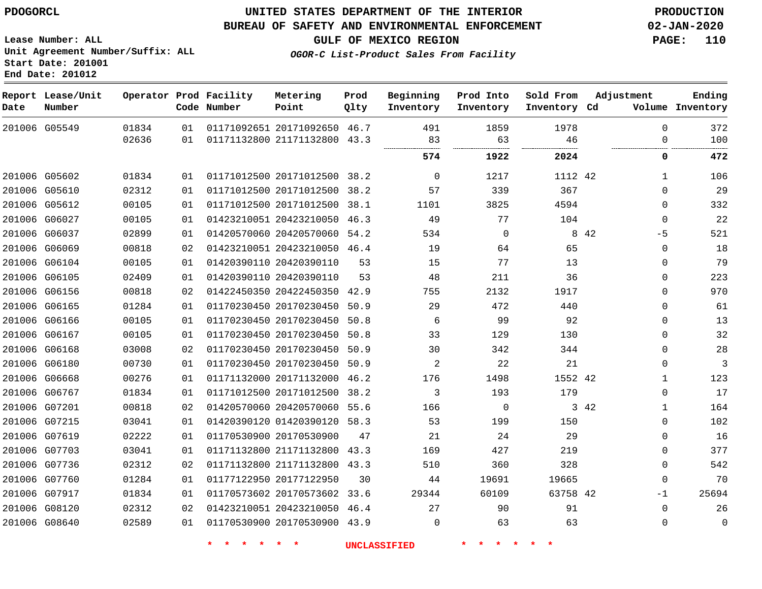PDOGORCL

# UNITED STATES DEPARTMENT OF THE INTERIOR
## BUREAU OF SAFETY AND ENVIRONMENTAL ENFORCEMENT
### GULF OF MEXICO REGION

*OGOR-C List-Product Sales From Facility*

PRODUCTION
02-JAN-2020

Lease Number: ALL
Unit Agreement Number/Suffix: ALL
Start Date: 201001
End Date: 201012

| Report Date | Lease/Unit Number | Operator | Prod Code | Facility Number | Metering Point | Prod Qlty | Beginning Inventory | Prod Into Inventory | Sold From Inventory | Adjustment Cd | Volume | Ending Inventory |
|---|---|---|---|---|---|---|---|---|---|---|---|---|
| 201006 | G05549 | 01834 | 01 | 01171092651 | 20171092650 | 46.7 | 491 | 1859 | 1978 | | 0 | 372 |
| | | 02636 | 01 | 01171132800 | 21171132800 | 43.3 | 83 | 63 | 46 | | 0 | 100 |
| | | | | | | | **574** | **1922** | **2024** | | **0** | **472** |
| 201006 | G05602 | 01834 | 01 | 01171012500 | 20171012500 | 38.2 | 0 | 1217 | 1112 | 42 | 1 | 106 |
| 201006 | G05610 | 02312 | 01 | 01171012500 | 20171012500 | 38.2 | 57 | 339 | 367 | | 0 | 29 |
| 201006 | G05612 | 00105 | 01 | 01171012500 | 20171012500 | 38.1 | 1101 | 3825 | 4594 | | 0 | 332 |
| 201006 | G06027 | 00105 | 01 | 01423210051 | 20423210050 | 46.3 | 49 | 77 | 104 | | 0 | 22 |
| 201006 | G06037 | 02899 | 01 | 01420570060 | 20420570060 | 54.2 | 534 | 0 | 8 | 42 | -5 | 521 |
| 201006 | G06069 | 00818 | 02 | 01423210051 | 20423210050 | 46.4 | 19 | 64 | 65 | | 0 | 18 |
| 201006 | G06104 | 00105 | 01 | 01420390110 | 20420390110 | 53 | 15 | 77 | 13 | | 0 | 79 |
| 201006 | G06105 | 02409 | 01 | 01420390110 | 20420390110 | 53 | 48 | 211 | 36 | | 0 | 223 |
| 201006 | G06156 | 00818 | 02 | 01422450350 | 20422450350 | 42.9 | 755 | 2132 | 1917 | | 0 | 970 |
| 201006 | G06165 | 01284 | 01 | 01170230450 | 20170230450 | 50.9 | 29 | 472 | 440 | | 0 | 61 |
| 201006 | G06166 | 00105 | 01 | 01170230450 | 20170230450 | 50.8 | 6 | 99 | 92 | | 0 | 13 |
| 201006 | G06167 | 00105 | 01 | 01170230450 | 20170230450 | 50.8 | 33 | 129 | 130 | | 0 | 32 |
| 201006 | G06168 | 03008 | 02 | 01170230450 | 20170230450 | 50.9 | 30 | 342 | 344 | | 0 | 28 |
| 201006 | G06180 | 00730 | 01 | 01170230450 | 20170230450 | 50.9 | 2 | 22 | 21 | | 0 | 3 |
| 201006 | G06668 | 00276 | 01 | 01171132000 | 20171132000 | 46.2 | 176 | 1498 | 1552 | 42 | 1 | 123 |
| 201006 | G06767 | 01834 | 01 | 01171012500 | 20171012500 | 38.2 | 3 | 193 | 179 | | 0 | 17 |
| 201006 | G07201 | 00818 | 02 | 01420570060 | 20420570060 | 55.6 | 166 | 0 | 3 | 42 | 1 | 164 |
| 201006 | G07215 | 03041 | 01 | 01420390120 | 01420390120 | 58.3 | 53 | 199 | 150 | | 0 | 102 |
| 201006 | G07619 | 02222 | 01 | 01170530900 | 20170530900 | 47 | 21 | 24 | 29 | | 0 | 16 |
| 201006 | G07703 | 03041 | 01 | 01171132800 | 21171132800 | 43.3 | 169 | 427 | 219 | | 0 | 377 |
| 201006 | G07736 | 02312 | 02 | 01171132800 | 21171132800 | 43.3 | 510 | 360 | 328 | | 0 | 542 |
| 201006 | G07760 | 01284 | 01 | 01177122950 | 20177122950 | 30 | 44 | 19691 | 19665 | | 0 | 70 |
| 201006 | G07917 | 01834 | 01 | 01170573602 | 20170573602 | 33.6 | 29344 | 60109 | 63758 | 42 | -1 | 25694 |
| 201006 | G08120 | 02312 | 02 | 01423210051 | 20423210050 | 46.4 | 27 | 90 | 91 | | 0 | 26 |
| 201006 | G08640 | 02589 | 01 | 01170530900 | 20170530900 | 43.9 | 0 | 63 | 63 | | 0 | 0 |

* * * * * * UNCLASSIFIED * * * * * *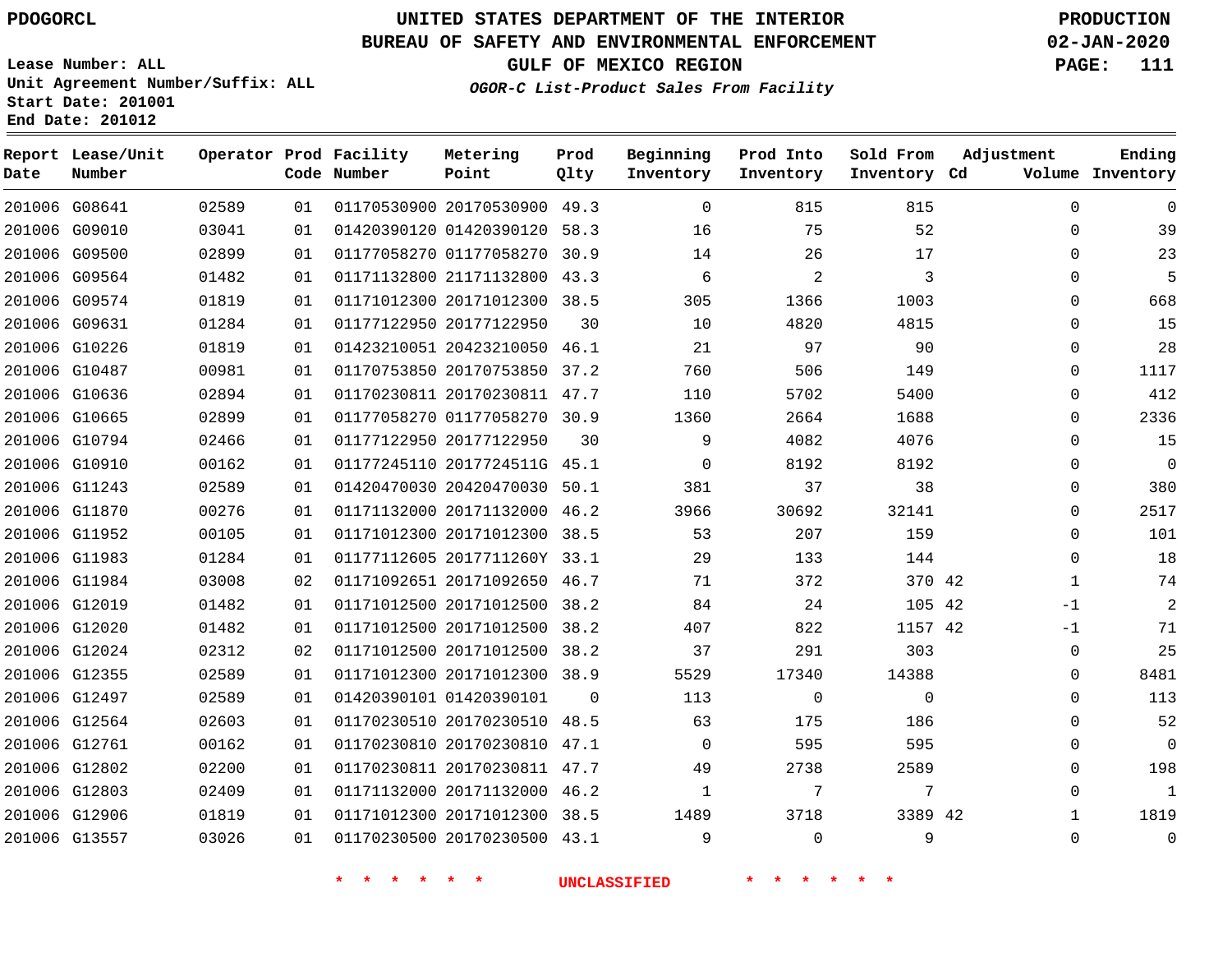PDOGORCL

# UNITED STATES DEPARTMENT OF THE INTERIOR
## BUREAU OF SAFETY AND ENVIRONMENTAL ENFORCEMENT
### GULF OF MEXICO REGION
*OGOR-C List-Product Sales From Facility*

PRODUCTION 02-JAN-2020

Lease Number: ALL
Unit Agreement Number/Suffix: ALL
Start Date: 201001
End Date: 201012

| Report Date | Lease/Unit Number | Operator | Prod Code | Facility Number | Metering Point | Prod Qlty | Beginning Inventory | Prod Into Inventory | Sold From Inventory | Adjustment Cd | Adjustment Volume | Ending Inventory |
|---|---|---|---|---|---|---|---|---|---|---|---|---|
| 201006 | G08641 | 02589 | 01 | 01170530900 | 20170530900 | 49.3 | 0 | 815 | 815 | | 0 | 0 |
| 201006 | G09010 | 03041 | 01 | 01420390120 | 01420390120 | 58.3 | 16 | 75 | 52 | | 0 | 39 |
| 201006 | G09500 | 02899 | 01 | 01177058270 | 01177058270 | 30.9 | 14 | 26 | 17 | | 0 | 23 |
| 201006 | G09564 | 01482 | 01 | 01171132800 | 21171132800 | 43.3 | 6 | 2 | 3 | | 0 | 5 |
| 201006 | G09574 | 01819 | 01 | 01171012300 | 20171012300 | 38.5 | 305 | 1366 | 1003 | | 0 | 668 |
| 201006 | G09631 | 01284 | 01 | 01177122950 | 20177122950 | 30 | 10 | 4820 | 4815 | | 0 | 15 |
| 201006 | G10226 | 01819 | 01 | 01423210051 | 20423210050 | 46.1 | 21 | 97 | 90 | | 0 | 28 |
| 201006 | G10487 | 00981 | 01 | 01170753850 | 20170753850 | 37.2 | 760 | 506 | 149 | | 0 | 1117 |
| 201006 | G10636 | 02894 | 01 | 01170230811 | 20170230811 | 47.7 | 110 | 5702 | 5400 | | 0 | 412 |
| 201006 | G10665 | 02899 | 01 | 01177058270 | 01177058270 | 30.9 | 1360 | 2664 | 1688 | | 0 | 2336 |
| 201006 | G10794 | 02466 | 01 | 01177122950 | 20177122950 | 30 | 9 | 4082 | 4076 | | 0 | 15 |
| 201006 | G10910 | 00162 | 01 | 01177245110 | 2017724511G | 45.1 | 0 | 8192 | 8192 | | 0 | 0 |
| 201006 | G11243 | 02589 | 01 | 01420470030 | 20420470030 | 50.1 | 381 | 37 | 38 | | 0 | 380 |
| 201006 | G11870 | 00276 | 01 | 01171132000 | 20171132000 | 46.2 | 3966 | 30692 | 32141 | | 0 | 2517 |
| 201006 | G11952 | 00105 | 01 | 01171012300 | 20171012300 | 38.5 | 53 | 207 | 159 | | 0 | 101 |
| 201006 | G11983 | 01284 | 01 | 01177112605 | 2017711260Y | 33.1 | 29 | 133 | 144 | | 0 | 18 |
| 201006 | G11984 | 03008 | 02 | 01171092651 | 20171092650 | 46.7 | 71 | 372 | 370 | 42 | 1 | 74 |
| 201006 | G12019 | 01482 | 01 | 01171012500 | 20171012500 | 38.2 | 84 | 24 | 105 | 42 | -1 | 2 |
| 201006 | G12020 | 01482 | 01 | 01171012500 | 20171012500 | 38.2 | 407 | 822 | 1157 | 42 | -1 | 71 |
| 201006 | G12024 | 02312 | 02 | 01171012500 | 20171012500 | 38.2 | 37 | 291 | 303 | | 0 | 25 |
| 201006 | G12355 | 02589 | 01 | 01171012300 | 20171012300 | 38.9 | 5529 | 17340 | 14388 | | 0 | 8481 |
| 201006 | G12497 | 02589 | 01 | 01420390101 | 01420390101 | 0 | 113 | 0 | 0 | | 0 | 113 |
| 201006 | G12564 | 02603 | 01 | 01170230510 | 20170230510 | 48.5 | 63 | 175 | 186 | | 0 | 52 |
| 201006 | G12761 | 00162 | 01 | 01170230810 | 20170230810 | 47.1 | 0 | 595 | 595 | | 0 | 0 |
| 201006 | G12802 | 02200 | 01 | 01170230811 | 20170230811 | 47.7 | 49 | 2738 | 2589 | | 0 | 198 |
| 201006 | G12803 | 02409 | 01 | 01171132000 | 20171132000 | 46.2 | 1 | 7 | 7 | | 0 | 1 |
| 201006 | G12906 | 01819 | 01 | 01171012300 | 20171012300 | 38.5 | 1489 | 3718 | 3389 | 42 | 1 | 1819 |
| 201006 | G13557 | 03026 | 01 | 01170230500 | 20170230500 | 43.1 | 9 | 0 | 9 | | 0 | 0 |

* * * * * * UNCLASSIFIED * * * * * *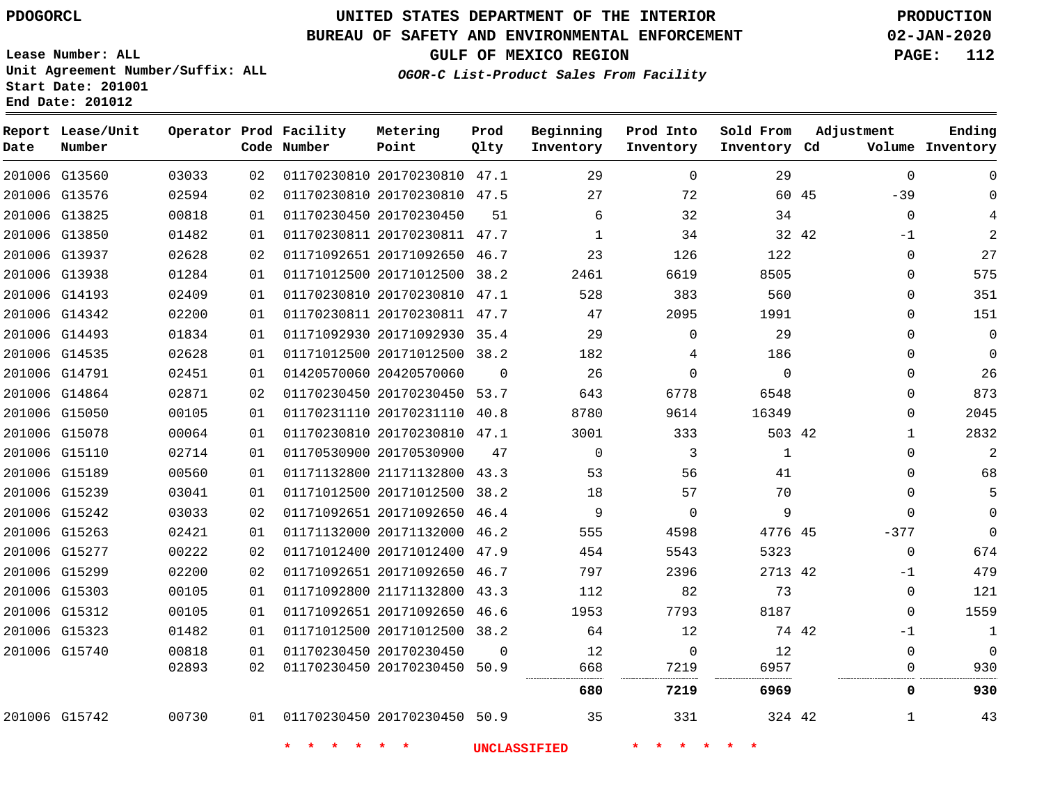PDOGORCL

# UNITED STATES DEPARTMENT OF THE INTERIOR
## BUREAU OF SAFETY AND ENVIRONMENTAL ENFORCEMENT
### GULF OF MEXICO REGION
*OGOR-C List-Product Sales From Facility*

PRODUCTION
02-JAN-2020

Lease Number: ALL
Unit Agreement Number/Suffix: ALL
Start Date: 201001
End Date: 201012

| Report Date | Lease/Unit Number | Operator | Prod Code | Facility Number | Metering Point | Prod Qlty | Beginning Inventory | Prod Into Inventory | Sold From Inventory | Adjustment Cd | Adjustment Volume | Ending Inventory |
|---|---|---|---|---|---|---|---|---|---|---|---|---|
| 201006 | G13560 | 03033 | 02 | 01170230810 | 20170230810 | 47.1 | 29 | 0 | 29 | | 0 | 0 |
| 201006 | G13576 | 02594 | 02 | 01170230810 | 20170230810 | 47.5 | 27 | 72 | 60 | 45 | -39 | 0 |
| 201006 | G13825 | 00818 | 01 | 01170230450 | 20170230450 | 51 | 6 | 32 | 34 | | 0 | 4 |
| 201006 | G13850 | 01482 | 01 | 01170230811 | 20170230811 | 47.7 | 1 | 34 | 32 | 42 | -1 | 2 |
| 201006 | G13937 | 02628 | 02 | 01171092651 | 20171092650 | 46.7 | 23 | 126 | 122 | | 0 | 27 |
| 201006 | G13938 | 01284 | 01 | 01171012500 | 20171012500 | 38.2 | 2461 | 6619 | 8505 | | 0 | 575 |
| 201006 | G14193 | 02409 | 01 | 01170230810 | 20170230810 | 47.1 | 528 | 383 | 560 | | 0 | 351 |
| 201006 | G14342 | 02200 | 01 | 01170230811 | 20170230811 | 47.7 | 47 | 2095 | 1991 | | 0 | 151 |
| 201006 | G14493 | 01834 | 01 | 01171092930 | 20171092930 | 35.4 | 29 | 0 | 29 | | 0 | 0 |
| 201006 | G14535 | 02628 | 01 | 01171012500 | 20171012500 | 38.2 | 182 | 4 | 186 | | 0 | 0 |
| 201006 | G14791 | 02451 | 01 | 01420570060 | 20420570060 | 0 | 26 | 0 | 0 | | 0 | 26 |
| 201006 | G14864 | 02871 | 02 | 01170230450 | 20170230450 | 53.7 | 643 | 6778 | 6548 | | 0 | 873 |
| 201006 | G15050 | 00105 | 01 | 01170231110 | 20170231110 | 40.8 | 8780 | 9614 | 16349 | | 0 | 2045 |
| 201006 | G15078 | 00064 | 01 | 01170230810 | 20170230810 | 47.1 | 3001 | 333 | 503 | 42 | 1 | 2832 |
| 201006 | G15110 | 02714 | 01 | 01170530900 | 20170530900 | 47 | 0 | 3 | 1 | | 0 | 2 |
| 201006 | G15189 | 00560 | 01 | 01171132800 | 21171132800 | 43.3 | 53 | 56 | 41 | | 0 | 68 |
| 201006 | G15239 | 03041 | 01 | 01171012500 | 20171012500 | 38.2 | 18 | 57 | 70 | | 0 | 5 |
| 201006 | G15242 | 03033 | 02 | 01171092651 | 20171092650 | 46.4 | 9 | 0 | 9 | | 0 | 0 |
| 201006 | G15263 | 02421 | 01 | 01171132000 | 20171132000 | 46.2 | 555 | 4598 | 4776 | 45 | -377 | 0 |
| 201006 | G15277 | 00222 | 02 | 01171012400 | 20171012400 | 47.9 | 454 | 5543 | 5323 | | 0 | 674 |
| 201006 | G15299 | 02200 | 02 | 01171092651 | 20171092650 | 46.7 | 797 | 2396 | 2713 | 42 | -1 | 479 |
| 201006 | G15303 | 00105 | 01 | 01171092800 | 21171132800 | 43.3 | 112 | 82 | 73 | | 0 | 121 |
| 201006 | G15312 | 00105 | 01 | 01171092651 | 20171092650 | 46.6 | 1953 | 7793 | 8187 | | 0 | 1559 |
| 201006 | G15323 | 01482 | 01 | 01171012500 | 20171012500 | 38.2 | 64 | 12 | 74 | 42 | -1 | 1 |
| 201006 | G15740 | 00818 | 01 | 01170230450 | 20170230450 | 0 | 12 | 0 | 12 | | 0 | 0 |
| | | 02893 | 02 | 01170230450 | 20170230450 | 50.9 | 668 | 7219 | 6957 | | 0 | 930 |
| | | | | | | | **680** | **7219** | **6969** | | **0** | **930** |
| 201006 | G15742 | 00730 | 01 | 01170230450 | 20170230450 | 50.9 | 35 | 331 | 324 | 42 | 1 | 43 |

\* \* \* \* \* \* UNCLASSIFIED \* \* \* \* \* \*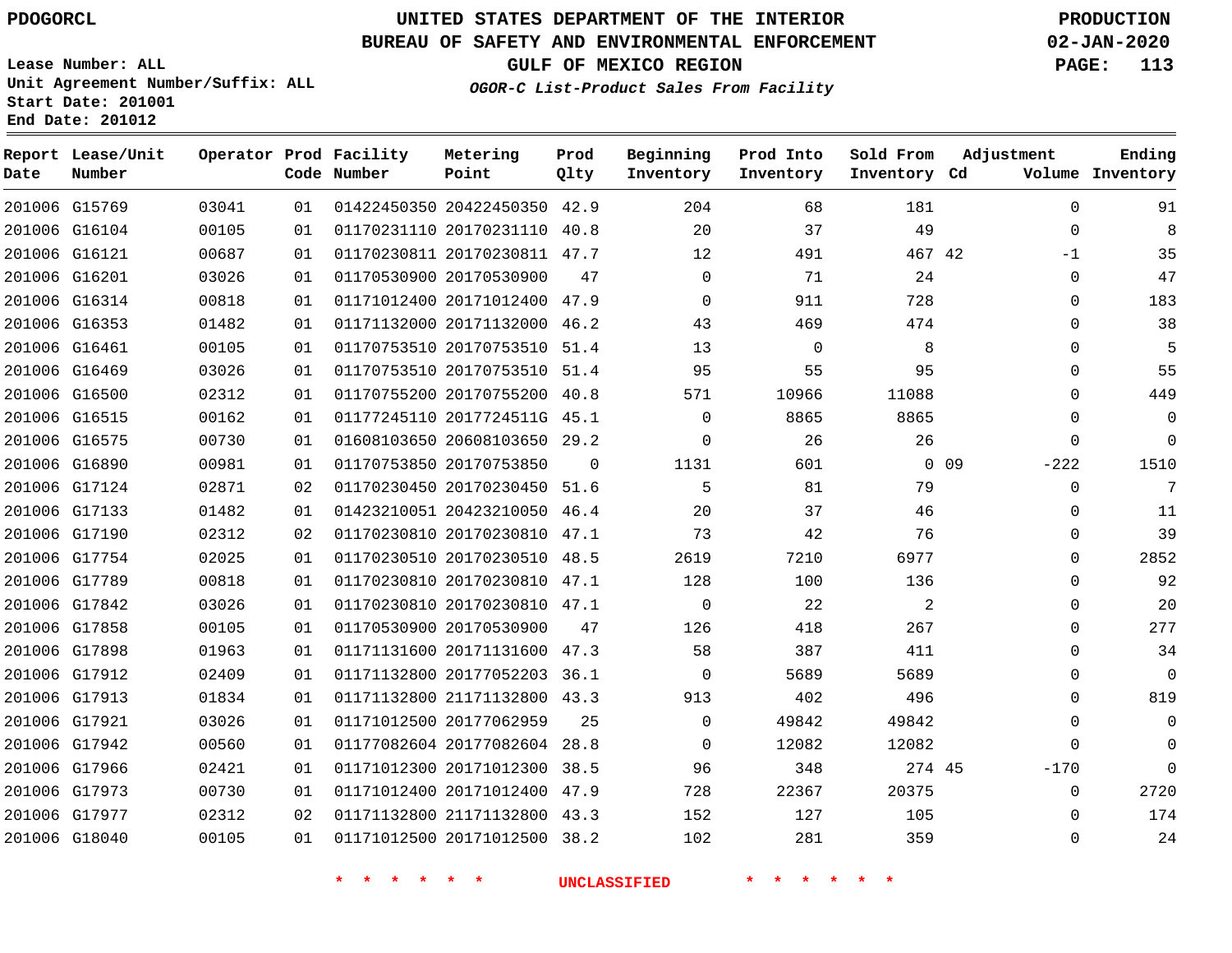PDOGORCL

# UNITED STATES DEPARTMENT OF THE INTERIOR
## BUREAU OF SAFETY AND ENVIRONMENTAL ENFORCEMENT
### GULF OF MEXICO REGION
*OGOR-C List-Product Sales From Facility*

PRODUCTION
02-JAN-2020

Lease Number: ALL
Unit Agreement Number/Suffix: ALL
Start Date: 201001
End Date: 201012

| Report Date | Lease/Unit Number | Operator | Prod Code | Facility Number | Metering Point | Prod Qlty | Beginning Inventory | Prod Into Inventory | Sold From Inventory | Adjustment Cd | Adjustment Volume | Ending Inventory |
|---|---|---|---|---|---|---|---|---|---|---|---|---|
| 201006 | G15769 | 03041 | 01 | 01422450350 | 20422450350 | 42.9 | 204 | 68 | 181 | | 0 | 91 |
| 201006 | G16104 | 00105 | 01 | 01170231110 | 20170231110 | 40.8 | 20 | 37 | 49 | | 0 | 8 |
| 201006 | G16121 | 00687 | 01 | 01170230811 | 20170230811 | 47.7 | 12 | 491 | 467 | 42 | -1 | 35 |
| 201006 | G16201 | 03026 | 01 | 01170530900 | 20170530900 | 47 | 0 | 71 | 24 | | 0 | 47 |
| 201006 | G16314 | 00818 | 01 | 01171012400 | 20171012400 | 47.9 | 0 | 911 | 728 | | 0 | 183 |
| 201006 | G16353 | 01482 | 01 | 01171132000 | 20171132000 | 46.2 | 43 | 469 | 474 | | 0 | 38 |
| 201006 | G16461 | 00105 | 01 | 01170753510 | 20170753510 | 51.4 | 13 | 0 | 8 | | 0 | 5 |
| 201006 | G16469 | 03026 | 01 | 01170753510 | 20170753510 | 51.4 | 95 | 55 | 95 | | 0 | 55 |
| 201006 | G16500 | 02312 | 01 | 01170755200 | 20170755200 | 40.8 | 571 | 10966 | 11088 | | 0 | 449 |
| 201006 | G16515 | 00162 | 01 | 01177245110 | 2017724511G | 45.1 | 0 | 8865 | 8865 | | 0 | 0 |
| 201006 | G16575 | 00730 | 01 | 01608103650 | 20608103650 | 29.2 | 0 | 26 | 26 | | 0 | 0 |
| 201006 | G16890 | 00981 | 01 | 01170753850 | 20170753850 | 0 | 1131 | 601 | 0 | 09 | -222 | 1510 |
| 201006 | G17124 | 02871 | 02 | 01170230450 | 20170230450 | 51.6 | 5 | 81 | 79 | | 0 | 7 |
| 201006 | G17133 | 01482 | 01 | 01423210051 | 20423210050 | 46.4 | 20 | 37 | 46 | | 0 | 11 |
| 201006 | G17190 | 02312 | 02 | 01170230810 | 20170230810 | 47.1 | 73 | 42 | 76 | | 0 | 39 |
| 201006 | G17754 | 02025 | 01 | 01170230510 | 20170230510 | 48.5 | 2619 | 7210 | 6977 | | 0 | 2852 |
| 201006 | G17789 | 00818 | 01 | 01170230810 | 20170230810 | 47.1 | 128 | 100 | 136 | | 0 | 92 |
| 201006 | G17842 | 03026 | 01 | 01170230810 | 20170230810 | 47.1 | 0 | 22 | 2 | | 0 | 20 |
| 201006 | G17858 | 00105 | 01 | 01170530900 | 20170530900 | 47 | 126 | 418 | 267 | | 0 | 277 |
| 201006 | G17898 | 01963 | 01 | 01171131600 | 20171131600 | 47.3 | 58 | 387 | 411 | | 0 | 34 |
| 201006 | G17912 | 02409 | 01 | 01171132800 | 20177052203 | 36.1 | 0 | 5689 | 5689 | | 0 | 0 |
| 201006 | G17913 | 01834 | 01 | 01171132800 | 21171132800 | 43.3 | 913 | 402 | 496 | | 0 | 819 |
| 201006 | G17921 | 03026 | 01 | 01171012500 | 20177062959 | 25 | 0 | 49842 | 49842 | | 0 | 0 |
| 201006 | G17942 | 00560 | 01 | 01177082604 | 20177082604 | 28.8 | 0 | 12082 | 12082 | | 0 | 0 |
| 201006 | G17966 | 02421 | 01 | 01171012300 | 20171012300 | 38.5 | 96 | 348 | 274 | 45 | -170 | 0 |
| 201006 | G17973 | 00730 | 01 | 01171012400 | 20171012400 | 47.9 | 728 | 22367 | 20375 | | 0 | 2720 |
| 201006 | G17977 | 02312 | 02 | 01171132800 | 21171132800 | 43.3 | 152 | 127 | 105 | | 0 | 174 |
| 201006 | G18040 | 00105 | 01 | 01171012500 | 20171012500 | 38.2 | 102 | 281 | 359 | | 0 | 24 |

* * * * * * UNCLASSIFIED * * * * * *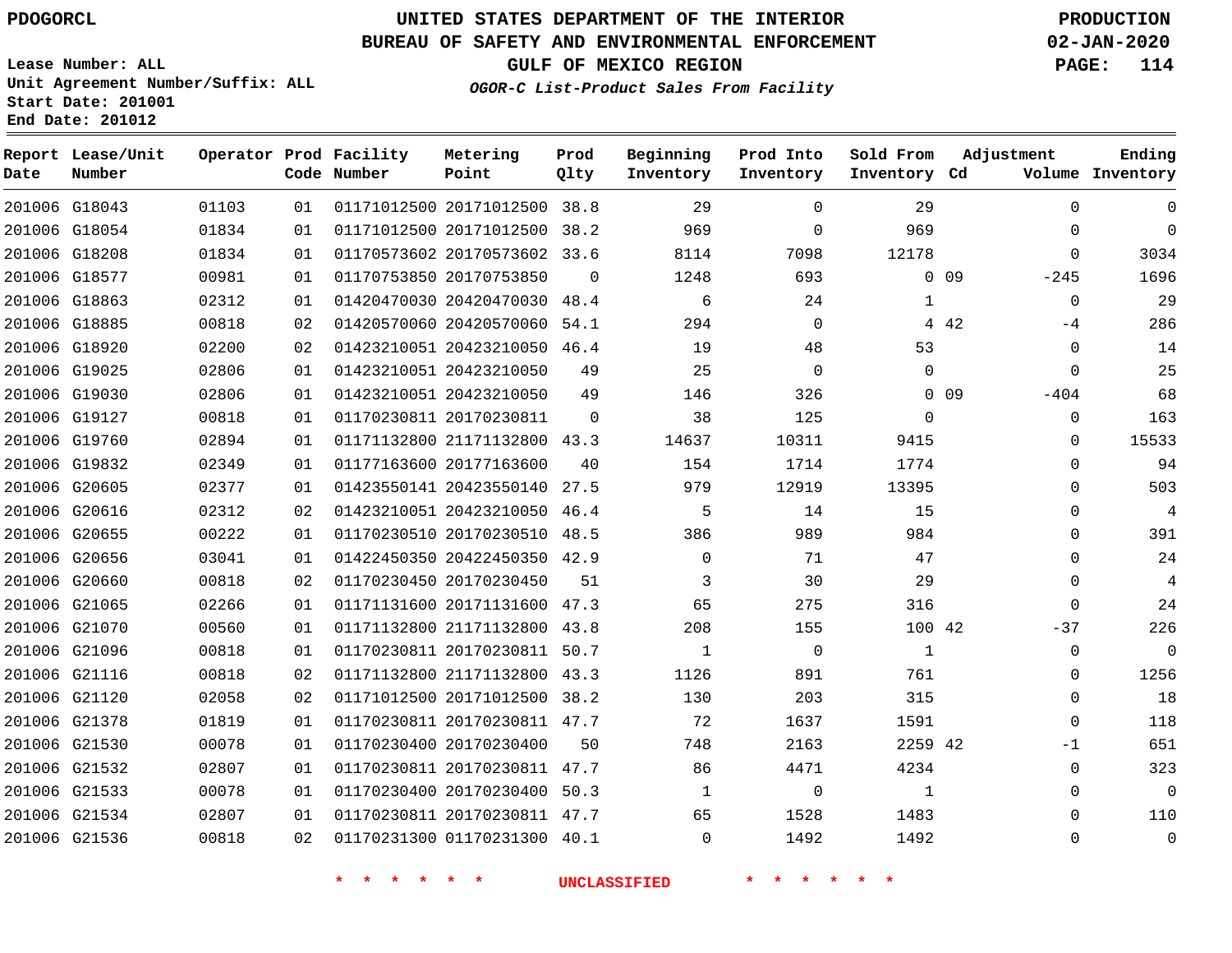PDOGORCL

# UNITED STATES DEPARTMENT OF THE INTERIOR
## BUREAU OF SAFETY AND ENVIRONMENTAL ENFORCEMENT
### GULF OF MEXICO REGION
*OGOR-C List-Product Sales From Facility*

PRODUCTION
02-JAN-2020

Lease Number: ALL
Unit Agreement Number/Suffix: ALL
Start Date: 201001
End Date: 201012

| Report Date | Lease/Unit Number | Operator | Prod Code | Facility Number | Metering Point | Prod Qlty | Beginning Inventory | Prod Into Inventory | Sold From Inventory | Adjustment Cd | Adjustment Volume | Ending Inventory |
|---|---|---|---|---|---|---|---|---|---|---|---|---|
| 201006 | G18043 | 01103 | 01 | 01171012500 | 20171012500 | 38.8 | 29 | 0 | 29 | | 0 | 0 |
| 201006 | G18054 | 01834 | 01 | 01171012500 | 20171012500 | 38.2 | 969 | 0 | 969 | | 0 | 0 |
| 201006 | G18208 | 01834 | 01 | 01170573602 | 20170573602 | 33.6 | 8114 | 7098 | 12178 | | 0 | 3034 |
| 201006 | G18577 | 00981 | 01 | 01170753850 | 20170753850 | 0 | 1248 | 693 | 0 | 09 | -245 | 1696 |
| 201006 | G18863 | 02312 | 01 | 01420470030 | 20420470030 | 48.4 | 6 | 24 | 1 | | 0 | 29 |
| 201006 | G18885 | 00818 | 02 | 01420570060 | 20420570060 | 54.1 | 294 | 0 | 4 | 42 | -4 | 286 |
| 201006 | G18920 | 02200 | 02 | 01423210051 | 20423210050 | 46.4 | 19 | 48 | 53 | | 0 | 14 |
| 201006 | G19025 | 02806 | 01 | 01423210051 | 20423210050 | 49 | 25 | 0 | 0 | | 0 | 25 |
| 201006 | G19030 | 02806 | 01 | 01423210051 | 20423210050 | 49 | 146 | 326 | 0 | 09 | -404 | 68 |
| 201006 | G19127 | 00818 | 01 | 01170230811 | 20170230811 | 0 | 38 | 125 | 0 | | 0 | 163 |
| 201006 | G19760 | 02894 | 01 | 01171132800 | 21171132800 | 43.3 | 14637 | 10311 | 9415 | | 0 | 15533 |
| 201006 | G19832 | 02349 | 01 | 01177163600 | 20177163600 | 40 | 154 | 1714 | 1774 | | 0 | 94 |
| 201006 | G20605 | 02377 | 01 | 01423550141 | 20423550140 | 27.5 | 979 | 12919 | 13395 | | 0 | 503 |
| 201006 | G20616 | 02312 | 02 | 01423210051 | 20423210050 | 46.4 | 5 | 14 | 15 | | 0 | 4 |
| 201006 | G20655 | 00222 | 01 | 01170230510 | 20170230510 | 48.5 | 386 | 989 | 984 | | 0 | 391 |
| 201006 | G20656 | 03041 | 01 | 01422450350 | 20422450350 | 42.9 | 0 | 71 | 47 | | 0 | 24 |
| 201006 | G20660 | 00818 | 02 | 01170230450 | 20170230450 | 51 | 3 | 30 | 29 | | 0 | 4 |
| 201006 | G21065 | 02266 | 01 | 01171131600 | 20171131600 | 47.3 | 65 | 275 | 316 | | 0 | 24 |
| 201006 | G21070 | 00560 | 01 | 01171132800 | 21171132800 | 43.8 | 208 | 155 | 100 | 42 | -37 | 226 |
| 201006 | G21096 | 00818 | 01 | 01170230811 | 20170230811 | 50.7 | 1 | 0 | 1 | | 0 | 0 |
| 201006 | G21116 | 00818 | 02 | 01171132800 | 21171132800 | 43.3 | 1126 | 891 | 761 | | 0 | 1256 |
| 201006 | G21120 | 02058 | 02 | 01171012500 | 20171012500 | 38.2 | 130 | 203 | 315 | | 0 | 18 |
| 201006 | G21378 | 01819 | 01 | 01170230811 | 20170230811 | 47.7 | 72 | 1637 | 1591 | | 0 | 118 |
| 201006 | G21530 | 00078 | 01 | 01170230400 | 20170230400 | 50 | 748 | 2163 | 2259 | 42 | -1 | 651 |
| 201006 | G21532 | 02807 | 01 | 01170230811 | 20170230811 | 47.7 | 86 | 4471 | 4234 | | 0 | 323 |
| 201006 | G21533 | 00078 | 01 | 01170230400 | 20170230400 | 50.3 | 1 | 0 | 1 | | 0 | 0 |
| 201006 | G21534 | 02807 | 01 | 01170230811 | 20170230811 | 47.7 | 65 | 1528 | 1483 | | 0 | 110 |
| 201006 | G21536 | 00818 | 02 | 01170231300 | 01170231300 | 40.1 | 0 | 1492 | 1492 | | 0 | 0 |

* * * * * * UNCLASSIFIED * * * * * *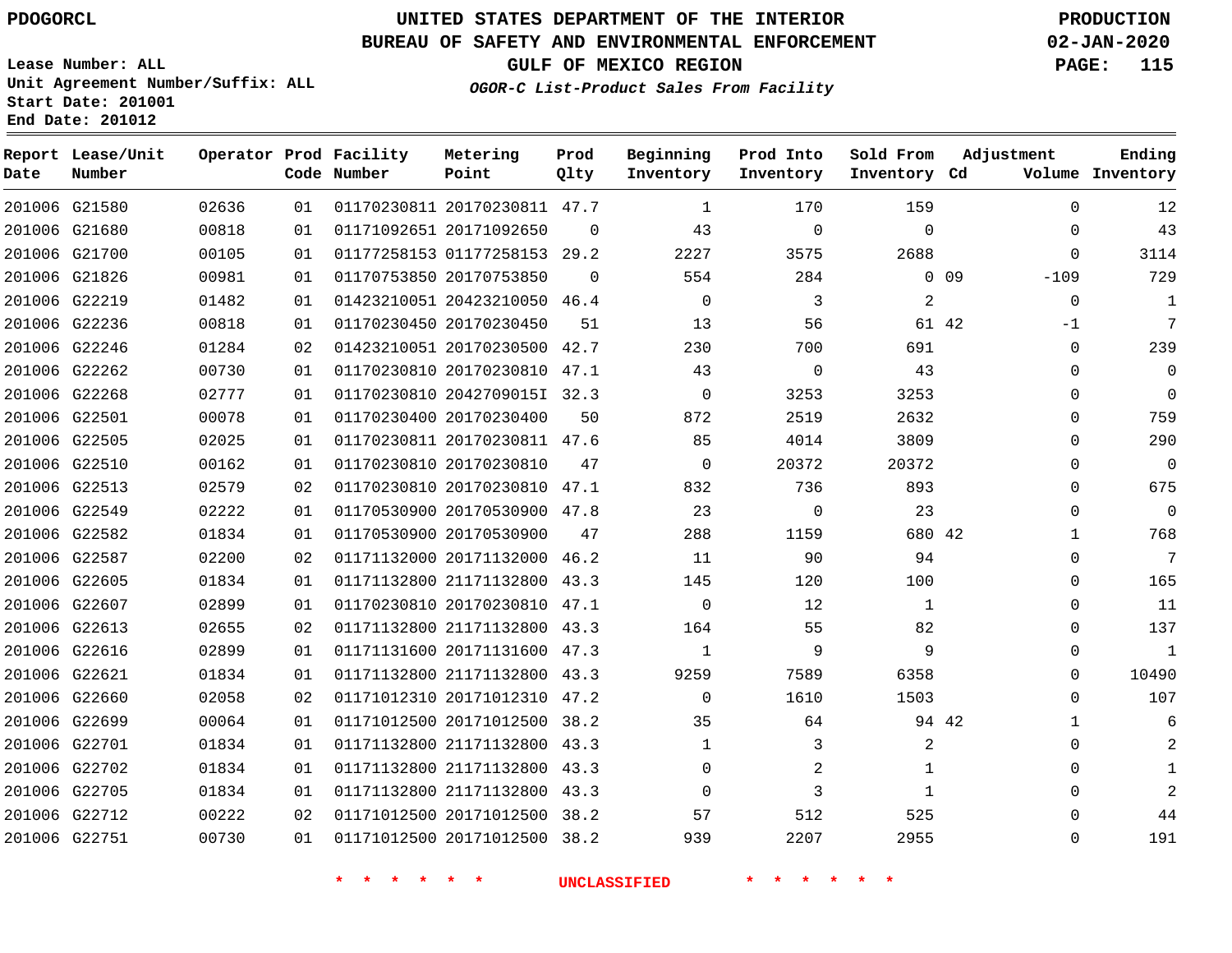PDOGORCL

# UNITED STATES DEPARTMENT OF THE INTERIOR
## BUREAU OF SAFETY AND ENVIRONMENTAL ENFORCEMENT
### GULF OF MEXICO REGION
*OGOR-C List-Product Sales From Facility*

PRODUCTION
02-JAN-2020

Lease Number: ALL
Unit Agreement Number/Suffix: ALL
Start Date: 201001
End Date: 201012

| Report Date | Lease/Unit Number | Operator | Prod Code | Facility Number | Metering Point | Prod Qlty | Beginning Inventory | Prod Into Inventory | Sold From Inventory | Adjustment Cd | Adjustment Volume | Ending Inventory |
|---|---|---|---|---|---|---|---|---|---|---|---|---|
| 201006 | G21580 | 02636 | 01 | 01170230811 | 20170230811 | 47.7 | 1 | 170 | 159 | | 0 | 12 |
| 201006 | G21680 | 00818 | 01 | 01171092651 | 20171092650 | 0 | 43 | 0 | 0 | | 0 | 43 |
| 201006 | G21700 | 00105 | 01 | 01177258153 | 01177258153 | 29.2 | 2227 | 3575 | 2688 | | 0 | 3114 |
| 201006 | G21826 | 00981 | 01 | 01170753850 | 20170753850 | 0 | 554 | 284 | 0 | 09 | -109 | 729 |
| 201006 | G22219 | 01482 | 01 | 01423210051 | 20423210050 | 46.4 | 0 | 3 | 2 | | 0 | 1 |
| 201006 | G22236 | 00818 | 01 | 01170230450 | 20170230450 | 51 | 13 | 56 | 61 | 42 | -1 | 7 |
| 201006 | G22246 | 01284 | 02 | 01423210051 | 20170230500 | 42.7 | 230 | 700 | 691 | | 0 | 239 |
| 201006 | G22262 | 00730 | 01 | 01170230810 | 20170230810 | 47.1 | 43 | 0 | 43 | | 0 | 0 |
| 201006 | G22268 | 02777 | 01 | 01170230810 | 2042709015I | 32.3 | 0 | 3253 | 3253 | | 0 | 0 |
| 201006 | G22501 | 00078 | 01 | 01170230400 | 20170230400 | 50 | 872 | 2519 | 2632 | | 0 | 759 |
| 201006 | G22505 | 02025 | 01 | 01170230811 | 20170230811 | 47.6 | 85 | 4014 | 3809 | | 0 | 290 |
| 201006 | G22510 | 00162 | 01 | 01170230810 | 20170230810 | 47 | 0 | 20372 | 20372 | | 0 | 0 |
| 201006 | G22513 | 02579 | 02 | 01170230810 | 20170230810 | 47.1 | 832 | 736 | 893 | | 0 | 675 |
| 201006 | G22549 | 02222 | 01 | 01170530900 | 20170530900 | 47.8 | 23 | 0 | 23 | | 0 | 0 |
| 201006 | G22582 | 01834 | 01 | 01170530900 | 20170530900 | 47 | 288 | 1159 | 680 | 42 | 1 | 768 |
| 201006 | G22587 | 02200 | 02 | 01171132000 | 20171132000 | 46.2 | 11 | 90 | 94 | | 0 | 7 |
| 201006 | G22605 | 01834 | 01 | 01171132800 | 21171132800 | 43.3 | 145 | 120 | 100 | | 0 | 165 |
| 201006 | G22607 | 02899 | 01 | 01170230810 | 20170230810 | 47.1 | 0 | 12 | 1 | | 0 | 11 |
| 201006 | G22613 | 02655 | 02 | 01171132800 | 21171132800 | 43.3 | 164 | 55 | 82 | | 0 | 137 |
| 201006 | G22616 | 02899 | 01 | 01171131600 | 20171131600 | 47.3 | 1 | 9 | 9 | | 0 | 1 |
| 201006 | G22621 | 01834 | 01 | 01171132800 | 21171132800 | 43.3 | 9259 | 7589 | 6358 | | 0 | 10490 |
| 201006 | G22660 | 02058 | 02 | 01171012310 | 20171012310 | 47.2 | 0 | 1610 | 1503 | | 0 | 107 |
| 201006 | G22699 | 00064 | 01 | 01171012500 | 20171012500 | 38.2 | 35 | 64 | 94 | 42 | 1 | 6 |
| 201006 | G22701 | 01834 | 01 | 01171132800 | 21171132800 | 43.3 | 1 | 3 | 2 | | 0 | 2 |
| 201006 | G22702 | 01834 | 01 | 01171132800 | 21171132800 | 43.3 | 0 | 2 | 1 | | 0 | 1 |
| 201006 | G22705 | 01834 | 01 | 01171132800 | 21171132800 | 43.3 | 0 | 3 | 1 | | 0 | 2 |
| 201006 | G22712 | 00222 | 02 | 01171012500 | 20171012500 | 38.2 | 57 | 512 | 525 | | 0 | 44 |
| 201006 | G22751 | 00730 | 01 | 01171012500 | 20171012500 | 38.2 | 939 | 2207 | 2955 | | 0 | 191 |

\* \* \* \* \* \* UNCLASSIFIED \* \* \* \* \* \*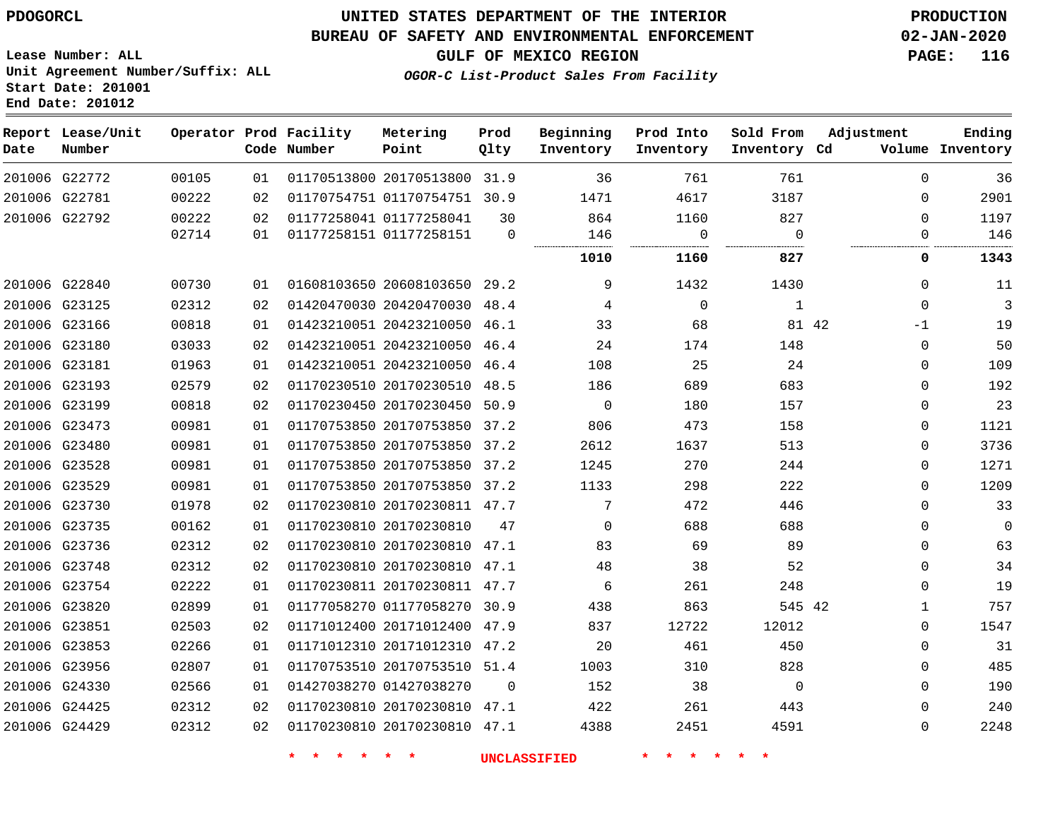# UNITED STATES DEPARTMENT OF THE INTERIOR
## BUREAU OF SAFETY AND ENVIRONMENTAL ENFORCEMENT
### GULF OF MEXICO REGION
*OGOR-C List-Product Sales From Facility*

PDOGORCL

Lease Number: ALL
Unit Agreement Number/Suffix: ALL
Start Date: 201001
End Date: 201012

PRODUCTION
02-JAN-2020

| Report Date | Lease/Unit Number | Operator | Prod Code | Facility Number | Metering Point | Prod Qlty | Beginning Inventory | Prod Into Inventory | Sold From Inventory | Adjustment Cd | Adjustment Volume | Ending Inventory |
|---|---|---|---|---|---|---|---|---|---|---|---|---|
| 201006 | G22772 | 00105 | 01 | 01170513800 | 20170513800 | 31.9 | 36 | 761 | 761 | | 0 | 36 |
| 201006 | G22781 | 00222 | 02 | 01170754751 | 01170754751 | 30.9 | 1471 | 4617 | 3187 | | 0 | 2901 |
| 201006 | G22792 | 00222 | 02 | 01177258041 | 01177258041 | 30 | 864 | 1160 | 827 | | 0 | 1197 |
| | | 02714 | 01 | 01177258151 | 01177258151 | 0 | 146 | 0 | 0 | | 0 | 146 |
| | | | | | | | **1010** | **1160** | **827** | | **0** | **1343** |
| 201006 | G22840 | 00730 | 01 | 01608103650 | 20608103650 | 29.2 | 9 | 1432 | 1430 | | 0 | 11 |
| 201006 | G23125 | 02312 | 02 | 01420470030 | 20420470030 | 48.4 | 4 | 0 | 1 | | 0 | 3 |
| 201006 | G23166 | 00818 | 01 | 01423210051 | 20423210050 | 46.1 | 33 | 68 | 81 | 42 | -1 | 19 |
| 201006 | G23180 | 03033 | 02 | 01423210051 | 20423210050 | 46.4 | 24 | 174 | 148 | | 0 | 50 |
| 201006 | G23181 | 01963 | 01 | 01423210051 | 20423210050 | 46.4 | 108 | 25 | 24 | | 0 | 109 |
| 201006 | G23193 | 02579 | 02 | 01170230510 | 20170230510 | 48.5 | 186 | 689 | 683 | | 0 | 192 |
| 201006 | G23199 | 00818 | 02 | 01170230450 | 20170230450 | 50.9 | 0 | 180 | 157 | | 0 | 23 |
| 201006 | G23473 | 00981 | 01 | 01170753850 | 20170753850 | 37.2 | 806 | 473 | 158 | | 0 | 1121 |
| 201006 | G23480 | 00981 | 01 | 01170753850 | 20170753850 | 37.2 | 2612 | 1637 | 513 | | 0 | 3736 |
| 201006 | G23528 | 00981 | 01 | 01170753850 | 20170753850 | 37.2 | 1245 | 270 | 244 | | 0 | 1271 |
| 201006 | G23529 | 00981 | 01 | 01170753850 | 20170753850 | 37.2 | 1133 | 298 | 222 | | 0 | 1209 |
| 201006 | G23730 | 01978 | 02 | 01170230810 | 20170230811 | 47.7 | 7 | 472 | 446 | | 0 | 33 |
| 201006 | G23735 | 00162 | 01 | 01170230810 | 20170230810 | 47 | 0 | 688 | 688 | | 0 | 0 |
| 201006 | G23736 | 02312 | 02 | 01170230810 | 20170230810 | 47.1 | 83 | 69 | 89 | | 0 | 63 |
| 201006 | G23748 | 02312 | 02 | 01170230810 | 20170230810 | 47.1 | 48 | 38 | 52 | | 0 | 34 |
| 201006 | G23754 | 02222 | 01 | 01170230811 | 20170230811 | 47.7 | 6 | 261 | 248 | | 0 | 19 |
| 201006 | G23820 | 02899 | 01 | 01177058270 | 01177058270 | 30.9 | 438 | 863 | 545 | 42 | 1 | 757 |
| 201006 | G23851 | 02503 | 02 | 01171012400 | 20171012400 | 47.9 | 837 | 12722 | 12012 | | 0 | 1547 |
| 201006 | G23853 | 02266 | 01 | 01171012310 | 20171012310 | 47.2 | 20 | 461 | 450 | | 0 | 31 |
| 201006 | G23956 | 02807 | 01 | 01170753510 | 20170753510 | 51.4 | 1003 | 310 | 828 | | 0 | 485 |
| 201006 | G24330 | 02566 | 01 | 01427038270 | 01427038270 | 0 | 152 | 38 | 0 | | 0 | 190 |
| 201006 | G24425 | 02312 | 02 | 01170230810 | 20170230810 | 47.1 | 422 | 261 | 443 | | 0 | 240 |
| 201006 | G24429 | 02312 | 02 | 01170230810 | 20170230810 | 47.1 | 4388 | 2451 | 4591 | | 0 | 2248 |

* * * * * * UNCLASSIFIED * * * * * *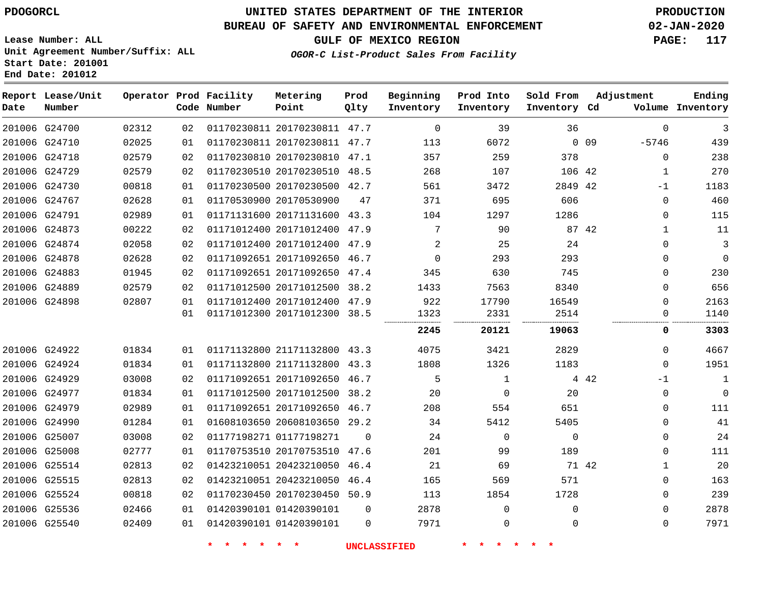PDOGORCL

# UNITED STATES DEPARTMENT OF THE INTERIOR
## BUREAU OF SAFETY AND ENVIRONMENTAL ENFORCEMENT
### GULF OF MEXICO REGION
*OGOR-C List-Product Sales From Facility*

PRODUCTION
02-JAN-2020

Lease Number: ALL
Unit Agreement Number/Suffix: ALL
Start Date: 201001
End Date: 201012

| Report Date | Lease/Unit Number | Operator | Prod Code | Facility Number | Metering Point | Prod Qlty | Beginning Inventory | Prod Into Inventory | Sold From Inventory | Adjustment Cd | Adjustment Volume | Ending Inventory |
|---|---|---|---|---|---|---|---|---|---|---|---|---|
| 201006 | G24700 | 02312 | 02 | 01170230811 | 20170230811 | 47.7 | 0 | 39 | 36 | | 0 | 3 |
| 201006 | G24710 | 02025 | 01 | 01170230811 | 20170230811 | 47.7 | 113 | 6072 | 0 | 09 | -5746 | 439 |
| 201006 | G24718 | 02579 | 02 | 01170230810 | 20170230810 | 47.1 | 357 | 259 | 378 | | 0 | 238 |
| 201006 | G24729 | 02579 | 02 | 01170230510 | 20170230510 | 48.5 | 268 | 107 | 106 | 42 | 1 | 270 |
| 201006 | G24730 | 00818 | 01 | 01170230500 | 20170230500 | 42.7 | 561 | 3472 | 2849 | 42 | -1 | 1183 |
| 201006 | G24767 | 02628 | 01 | 01170530900 | 20170530900 | 47 | 371 | 695 | 606 | | 0 | 460 |
| 201006 | G24791 | 02989 | 01 | 01171131600 | 20171131600 | 43.3 | 104 | 1297 | 1286 | | 0 | 115 |
| 201006 | G24873 | 00222 | 02 | 01171012400 | 20171012400 | 47.9 | 7 | 90 | 87 | 42 | 1 | 11 |
| 201006 | G24874 | 02058 | 02 | 01171012400 | 20171012400 | 47.9 | 2 | 25 | 24 | | 0 | 3 |
| 201006 | G24878 | 02628 | 02 | 01171092651 | 20171092650 | 46.7 | 0 | 293 | 293 | | 0 | 0 |
| 201006 | G24883 | 01945 | 02 | 01171092651 | 20171092650 | 47.4 | 345 | 630 | 745 | | 0 | 230 |
| 201006 | G24889 | 02579 | 02 | 01171012500 | 20171012500 | 38.2 | 1433 | 7563 | 8340 | | 0 | 656 |
| 201006 | G24898 | 02807 | 01 | 01171012400 | 20171012400 | 47.9 | 922 | 17790 | 16549 | | 0 | 2163 |
| | | | 01 | 01171012300 | 20171012300 | 38.5 | 1323 | 2331 | 2514 | | 0 | 1140 |
| | | | | | | | **2245** | **20121** | **19063** | | **0** | **3303** |
| 201006 | G24922 | 01834 | 01 | 01171132800 | 21171132800 | 43.3 | 4075 | 3421 | 2829 | | 0 | 4667 |
| 201006 | G24924 | 01834 | 01 | 01171132800 | 21171132800 | 43.3 | 1808 | 1326 | 1183 | | 0 | 1951 |
| 201006 | G24929 | 03008 | 02 | 01171092651 | 20171092650 | 46.7 | 5 | 1 | 4 | 42 | -1 | 1 |
| 201006 | G24977 | 01834 | 01 | 01171012500 | 20171012500 | 38.2 | 20 | 0 | 20 | | 0 | 0 |
| 201006 | G24979 | 02989 | 01 | 01171092651 | 20171092650 | 46.7 | 208 | 554 | 651 | | 0 | 111 |
| 201006 | G24990 | 01284 | 01 | 01608103650 | 20608103650 | 29.2 | 34 | 5412 | 5405 | | 0 | 41 |
| 201006 | G25007 | 03008 | 02 | 01177198271 | 01177198271 | 0 | 24 | 0 | 0 | | 0 | 24 |
| 201006 | G25008 | 02777 | 01 | 01170753510 | 20170753510 | 47.6 | 201 | 99 | 189 | | 0 | 111 |
| 201006 | G25514 | 02813 | 02 | 01423210051 | 20423210050 | 46.4 | 21 | 69 | 71 | 42 | 1 | 20 |
| 201006 | G25515 | 02813 | 02 | 01423210051 | 20423210050 | 46.4 | 165 | 569 | 571 | | 0 | 163 |
| 201006 | G25524 | 00818 | 02 | 01170230450 | 20170230450 | 50.9 | 113 | 1854 | 1728 | | 0 | 239 |
| 201006 | G25536 | 02466 | 01 | 01420390101 | 01420390101 | 0 | 2878 | 0 | 0 | | 0 | 2878 |
| 201006 | G25540 | 02409 | 01 | 01420390101 | 01420390101 | 0 | 7971 | 0 | 0 | | 0 | 7971 |

* * * * * * UNCLASSIFIED * * * * * *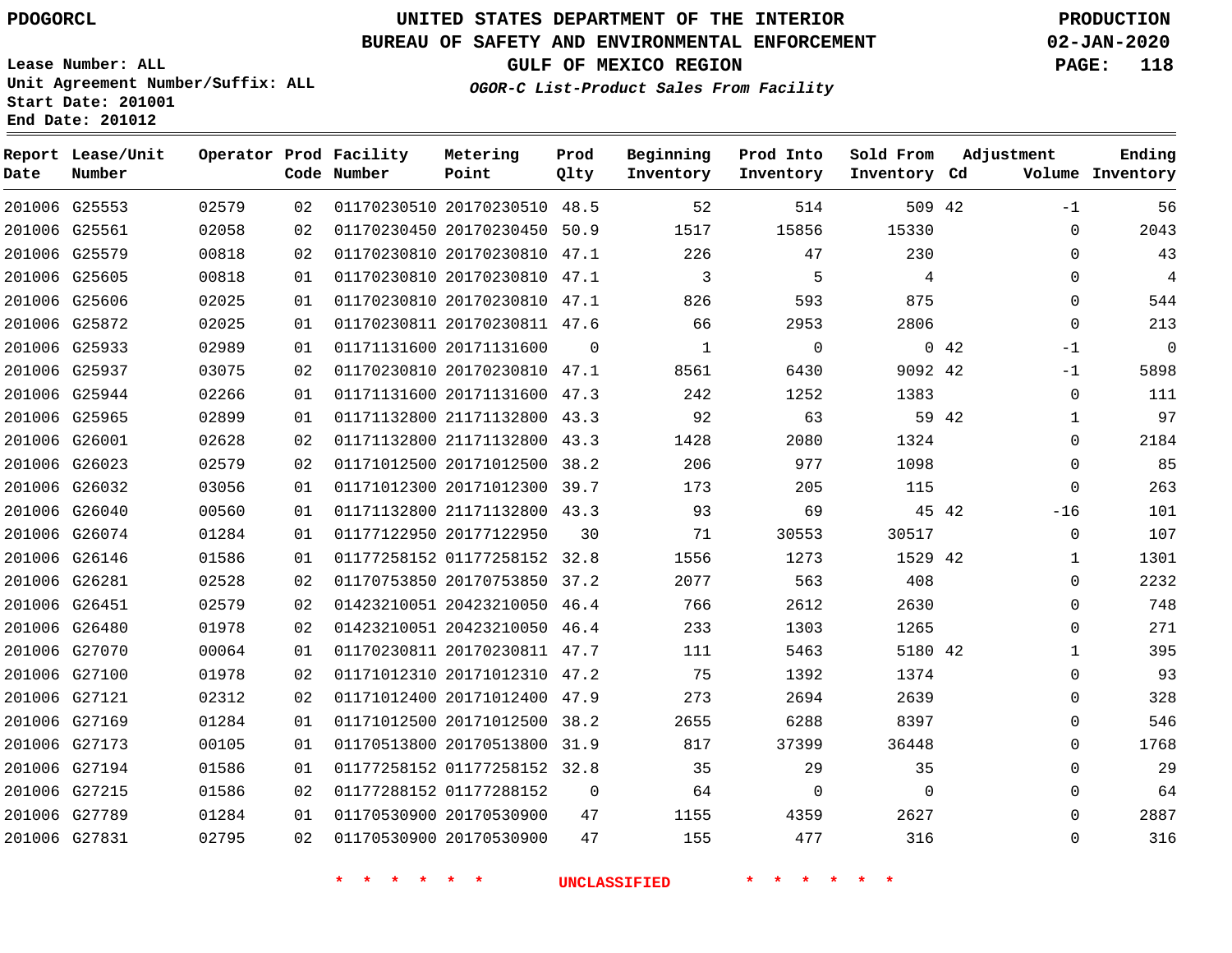**PDOGORCL**

**Lease Number: ALL**
**Unit Agreement Number/Suffix: ALL**
**Start Date: 201001**
**End Date: 201012**

# UNITED STATES DEPARTMENT OF THE INTERIOR
## BUREAU OF SAFETY AND ENVIRONMENTAL ENFORCEMENT
## GULF OF MEXICO REGION
### *OGOR-C List-Product Sales From Facility*

**PRODUCTION**
**02-JAN-2020**

| Report Date | Lease/Unit Number | Operator | Prod Code | Facility Number | Metering Point | Prod Qlty | Beginning Inventory | Prod Into Inventory | Sold From Inventory | Adjustment Cd | Adjustment Volume | Ending Inventory |
|---|---|---|---|---|---|---|---|---|---|---|---|---|
| 201006 | G25553 | 02579 | 02 | 01170230510 | 20170230510 | 48.5 | 52 | 514 | 509 | 42 | -1 | 56 |
| 201006 | G25561 | 02058 | 02 | 01170230450 | 20170230450 | 50.9 | 1517 | 15856 | 15330 | | 0 | 2043 |
| 201006 | G25579 | 00818 | 02 | 01170230810 | 20170230810 | 47.1 | 226 | 47 | 230 | | 0 | 43 |
| 201006 | G25605 | 00818 | 01 | 01170230810 | 20170230810 | 47.1 | 3 | 5 | 4 | | 0 | 4 |
| 201006 | G25606 | 02025 | 01 | 01170230810 | 20170230810 | 47.1 | 826 | 593 | 875 | | 0 | 544 |
| 201006 | G25872 | 02025 | 01 | 01170230811 | 20170230811 | 47.6 | 66 | 2953 | 2806 | | 0 | 213 |
| 201006 | G25933 | 02989 | 01 | 01171131600 | 20171131600 | 0 | 1 | 0 | 0 | 42 | -1 | 0 |
| 201006 | G25937 | 03075 | 02 | 01170230810 | 20170230810 | 47.1 | 8561 | 6430 | 9092 | 42 | -1 | 5898 |
| 201006 | G25944 | 02266 | 01 | 01171131600 | 20171131600 | 47.3 | 242 | 1252 | 1383 | | 0 | 111 |
| 201006 | G25965 | 02899 | 01 | 01171132800 | 21171132800 | 43.3 | 92 | 63 | 59 | 42 | 1 | 97 |
| 201006 | G26001 | 02628 | 02 | 01171132800 | 21171132800 | 43.3 | 1428 | 2080 | 1324 | | 0 | 2184 |
| 201006 | G26023 | 02579 | 02 | 01171012500 | 20171012500 | 38.2 | 206 | 977 | 1098 | | 0 | 85 |
| 201006 | G26032 | 03056 | 01 | 01171012300 | 20171012300 | 39.7 | 173 | 205 | 115 | | 0 | 263 |
| 201006 | G26040 | 00560 | 01 | 01171132800 | 21171132800 | 43.3 | 93 | 69 | 45 | 42 | -16 | 101 |
| 201006 | G26074 | 01284 | 01 | 01177122950 | 20177122950 | 30 | 71 | 30553 | 30517 | | 0 | 107 |
| 201006 | G26146 | 01586 | 01 | 01177258152 | 01177258152 | 32.8 | 1556 | 1273 | 1529 | 42 | 1 | 1301 |
| 201006 | G26281 | 02528 | 02 | 01170753850 | 20170753850 | 37.2 | 2077 | 563 | 408 | | 0 | 2232 |
| 201006 | G26451 | 02579 | 02 | 01423210051 | 20423210050 | 46.4 | 766 | 2612 | 2630 | | 0 | 748 |
| 201006 | G26480 | 01978 | 02 | 01423210051 | 20423210050 | 46.4 | 233 | 1303 | 1265 | | 0 | 271 |
| 201006 | G27070 | 00064 | 01 | 01170230811 | 20170230811 | 47.7 | 111 | 5463 | 5180 | 42 | 1 | 395 |
| 201006 | G27100 | 01978 | 02 | 01171012310 | 20171012310 | 47.2 | 75 | 1392 | 1374 | | 0 | 93 |
| 201006 | G27121 | 02312 | 02 | 01171012400 | 20171012400 | 47.9 | 273 | 2694 | 2639 | | 0 | 328 |
| 201006 | G27169 | 01284 | 01 | 01171012500 | 20171012500 | 38.2 | 2655 | 6288 | 8397 | | 0 | 546 |
| 201006 | G27173 | 00105 | 01 | 01170513800 | 20170513800 | 31.9 | 817 | 37399 | 36448 | | 0 | 1768 |
| 201006 | G27194 | 01586 | 01 | 01177258152 | 01177258152 | 32.8 | 35 | 29 | 35 | | 0 | 29 |
| 201006 | G27215 | 01586 | 02 | 01177288152 | 01177288152 | 0 | 64 | 0 | 0 | | 0 | 64 |
| 201006 | G27789 | 01284 | 01 | 01170530900 | 20170530900 | 47 | 1155 | 4359 | 2627 | | 0 | 2887 |
| 201006 | G27831 | 02795 | 02 | 01170530900 | 20170530900 | 47 | 155 | 477 | 316 | | 0 | 316 |

\* \* \* \* \* \* UNCLASSIFIED \* \* \* \* \* \*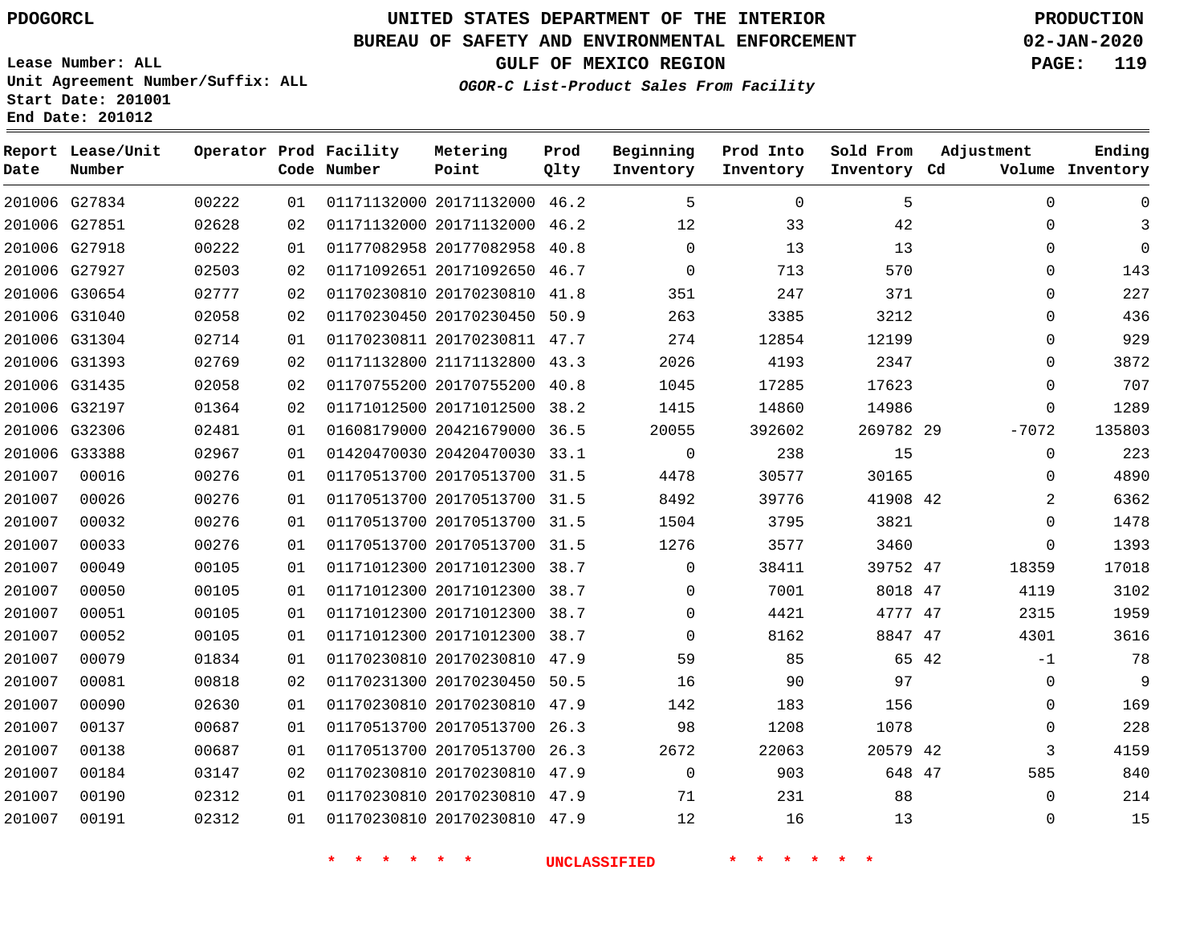PDOGORCL

Lease Number: ALL
Unit Agreement Number/Suffix: ALL
Start Date: 201001
End Date: 201012

# UNITED STATES DEPARTMENT OF THE INTERIOR
## BUREAU OF SAFETY AND ENVIRONMENTAL ENFORCEMENT
### GULF OF MEXICO REGION
*OGOR-C List-Product Sales From Facility*

PRODUCTION
02-JAN-2020

| Report Date | Lease/Unit Number | Operator | Prod Code | Facility Number | Metering Point | Prod Qlty | Beginning Inventory | Prod Into Inventory | Sold From Inventory | Adjustment Cd | Adjustment Volume | Ending Inventory |
|---|---|---|---|---|---|---|---|---|---|---|---|---|
| 201006 | G27834 | 00222 | 01 | 01171132000 | 20171132000 | 46.2 | 5 | 0 | 5 | | 0 | 0 |
| 201006 | G27851 | 02628 | 02 | 01171132000 | 20171132000 | 46.2 | 12 | 33 | 42 | | 0 | 3 |
| 201006 | G27918 | 00222 | 01 | 01177082958 | 20177082958 | 40.8 | 0 | 13 | 13 | | 0 | 0 |
| 201006 | G27927 | 02503 | 02 | 01171092651 | 20171092650 | 46.7 | 0 | 713 | 570 | | 0 | 143 |
| 201006 | G30654 | 02777 | 02 | 01170230810 | 20170230810 | 41.8 | 351 | 247 | 371 | | 0 | 227 |
| 201006 | G31040 | 02058 | 02 | 01170230450 | 20170230450 | 50.9 | 263 | 3385 | 3212 | | 0 | 436 |
| 201006 | G31304 | 02714 | 01 | 01170230811 | 20170230811 | 47.7 | 274 | 12854 | 12199 | | 0 | 929 |
| 201006 | G31393 | 02769 | 02 | 01171132800 | 21171132800 | 43.3 | 2026 | 4193 | 2347 | | 0 | 3872 |
| 201006 | G31435 | 02058 | 02 | 01170755200 | 20170755200 | 40.8 | 1045 | 17285 | 17623 | | 0 | 707 |
| 201006 | G32197 | 01364 | 02 | 01171012500 | 20171012500 | 38.2 | 1415 | 14860 | 14986 | | 0 | 1289 |
| 201006 | G32306 | 02481 | 01 | 01608179000 | 20421679000 | 36.5 | 20055 | 392602 | 269782 | 29 | -7072 | 135803 |
| 201006 | G33388 | 02967 | 01 | 01420470030 | 20420470030 | 33.1 | 0 | 238 | 15 | | 0 | 223 |
| 201007 | 00016 | 00276 | 01 | 01170513700 | 20170513700 | 31.5 | 4478 | 30577 | 30165 | | 0 | 4890 |
| 201007 | 00026 | 00276 | 01 | 01170513700 | 20170513700 | 31.5 | 8492 | 39776 | 41908 | 42 | 2 | 6362 |
| 201007 | 00032 | 00276 | 01 | 01170513700 | 20170513700 | 31.5 | 1504 | 3795 | 3821 | | 0 | 1478 |
| 201007 | 00033 | 00276 | 01 | 01170513700 | 20170513700 | 31.5 | 1276 | 3577 | 3460 | | 0 | 1393 |
| 201007 | 00049 | 00105 | 01 | 01171012300 | 20171012300 | 38.7 | 0 | 38411 | 39752 | 47 | 18359 | 17018 |
| 201007 | 00050 | 00105 | 01 | 01171012300 | 20171012300 | 38.7 | 0 | 7001 | 8018 | 47 | 4119 | 3102 |
| 201007 | 00051 | 00105 | 01 | 01171012300 | 20171012300 | 38.7 | 0 | 4421 | 4777 | 47 | 2315 | 1959 |
| 201007 | 00052 | 00105 | 01 | 01171012300 | 20171012300 | 38.7 | 0 | 8162 | 8847 | 47 | 4301 | 3616 |
| 201007 | 00079 | 01834 | 01 | 01170230810 | 20170230810 | 47.9 | 59 | 85 | 65 | 42 | -1 | 78 |
| 201007 | 00081 | 00818 | 02 | 01170231300 | 20170230450 | 50.5 | 16 | 90 | 97 | | 0 | 9 |
| 201007 | 00090 | 02630 | 01 | 01170230810 | 20170230810 | 47.9 | 142 | 183 | 156 | | 0 | 169 |
| 201007 | 00137 | 00687 | 01 | 01170513700 | 20170513700 | 26.3 | 98 | 1208 | 1078 | | 0 | 228 |
| 201007 | 00138 | 00687 | 01 | 01170513700 | 20170513700 | 26.3 | 2672 | 22063 | 20579 | 42 | 3 | 4159 |
| 201007 | 00184 | 03147 | 02 | 01170230810 | 20170230810 | 47.9 | 0 | 903 | 648 | 47 | 585 | 840 |
| 201007 | 00190 | 02312 | 01 | 01170230810 | 20170230810 | 47.9 | 71 | 231 | 88 | | 0 | 214 |
| 201007 | 00191 | 02312 | 01 | 01170230810 | 20170230810 | 47.9 | 12 | 16 | 13 | | 0 | 15 |

* * * * * * UNCLASSIFIED * * * * * *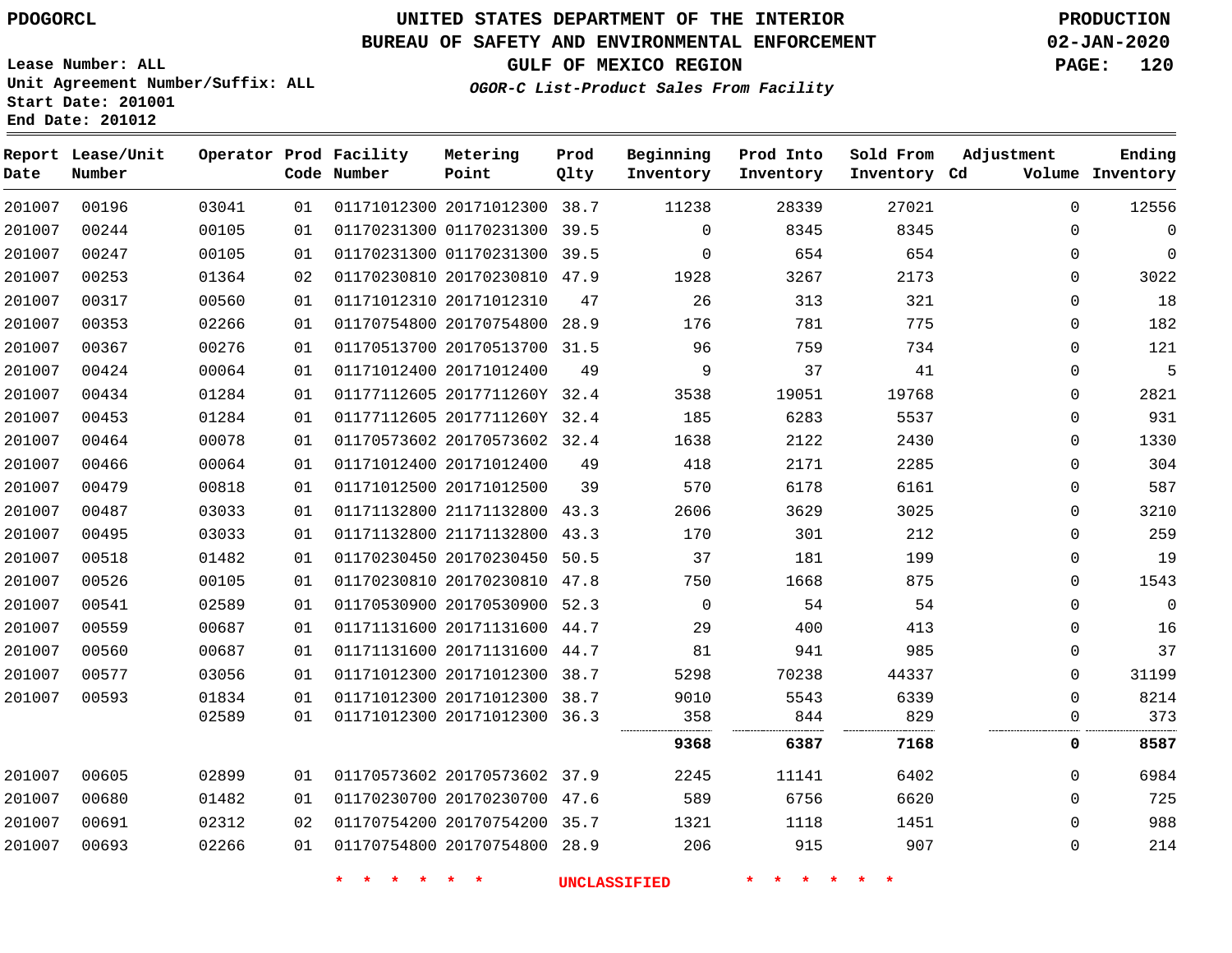PDOGORCL

# UNITED STATES DEPARTMENT OF THE INTERIOR
## BUREAU OF SAFETY AND ENVIRONMENTAL ENFORCEMENT
## GULF OF MEXICO REGION
### *OGOR-C List-Product Sales From Facility*

PRODUCTION
02-JAN-2020

Lease Number: ALL
Unit Agreement Number/Suffix: ALL
Start Date: 201001
End Date: 201012

| Report Date | Lease/Unit Number | Operator | Prod Code | Facility Number | Metering Point | Prod Qlty | Beginning Inventory | Prod Into Inventory | Sold From Inventory | Adjustment Cd | Volume | Ending Inventory |
|---|---|---|---|---|---|---|---|---|---|---|---|---|
| 201007 | 00196 | 03041 | 01 | 01171012300 | 20171012300 | 38.7 | 11238 | 28339 | 27021 | | 0 | 12556 |
| 201007 | 00244 | 00105 | 01 | 01170231300 | 01170231300 | 39.5 | 0 | 8345 | 8345 | | 0 | 0 |
| 201007 | 00247 | 00105 | 01 | 01170231300 | 01170231300 | 39.5 | 0 | 654 | 654 | | 0 | 0 |
| 201007 | 00253 | 01364 | 02 | 01170230810 | 20170230810 | 47.9 | 1928 | 3267 | 2173 | | 0 | 3022 |
| 201007 | 00317 | 00560 | 01 | 01171012310 | 20171012310 | 47 | 26 | 313 | 321 | | 0 | 18 |
| 201007 | 00353 | 02266 | 01 | 01170754800 | 20170754800 | 28.9 | 176 | 781 | 775 | | 0 | 182 |
| 201007 | 00367 | 00276 | 01 | 01170513700 | 20170513700 | 31.5 | 96 | 759 | 734 | | 0 | 121 |
| 201007 | 00424 | 00064 | 01 | 01171012400 | 20171012400 | 49 | 9 | 37 | 41 | | 0 | 5 |
| 201007 | 00434 | 01284 | 01 | 01177112605 | 2017711260Y | 32.4 | 3538 | 19051 | 19768 | | 0 | 2821 |
| 201007 | 00453 | 01284 | 01 | 01177112605 | 2017711260Y | 32.4 | 185 | 6283 | 5537 | | 0 | 931 |
| 201007 | 00464 | 00078 | 01 | 01170573602 | 20170573602 | 32.4 | 1638 | 2122 | 2430 | | 0 | 1330 |
| 201007 | 00466 | 00064 | 01 | 01171012400 | 20171012400 | 49 | 418 | 2171 | 2285 | | 0 | 304 |
| 201007 | 00479 | 00818 | 01 | 01171012500 | 20171012500 | 39 | 570 | 6178 | 6161 | | 0 | 587 |
| 201007 | 00487 | 03033 | 01 | 01171132800 | 21171132800 | 43.3 | 2606 | 3629 | 3025 | | 0 | 3210 |
| 201007 | 00495 | 03033 | 01 | 01171132800 | 21171132800 | 43.3 | 170 | 301 | 212 | | 0 | 259 |
| 201007 | 00518 | 01482 | 01 | 01170230450 | 20170230450 | 50.5 | 37 | 181 | 199 | | 0 | 19 |
| 201007 | 00526 | 00105 | 01 | 01170230810 | 20170230810 | 47.8 | 750 | 1668 | 875 | | 0 | 1543 |
| 201007 | 00541 | 02589 | 01 | 01170530900 | 20170530900 | 52.3 | 0 | 54 | 54 | | 0 | 0 |
| 201007 | 00559 | 00687 | 01 | 01171131600 | 20171131600 | 44.7 | 29 | 400 | 413 | | 0 | 16 |
| 201007 | 00560 | 00687 | 01 | 01171131600 | 20171131600 | 44.7 | 81 | 941 | 985 | | 0 | 37 |
| 201007 | 00577 | 03056 | 01 | 01171012300 | 20171012300 | 38.7 | 5298 | 70238 | 44337 | | 0 | 31199 |
| 201007 | 00593 | 01834 | 01 | 01171012300 | 20171012300 | 38.7 | 9010 | 5543 | 6339 | | 0 | 8214 |
| | | 02589 | 01 | 01171012300 | 20171012300 | 36.3 | 358 | 844 | 829 | | 0 | 373 |
| | | | | | | | **9368** | **6387** | **7168** | | **0** | **8587** |
| 201007 | 00605 | 02899 | 01 | 01170573602 | 20170573602 | 37.9 | 2245 | 11141 | 6402 | | 0 | 6984 |
| 201007 | 00680 | 01482 | 01 | 01170230700 | 20170230700 | 47.6 | 589 | 6756 | 6620 | | 0 | 725 |
| 201007 | 00691 | 02312 | 02 | 01170754200 | 20170754200 | 35.7 | 1321 | 1118 | 1451 | | 0 | 988 |
| 201007 | 00693 | 02266 | 01 | 01170754800 | 20170754800 | 28.9 | 206 | 915 | 907 | | 0 | 214 |

\* \* \* \* \* \* UNCLASSIFIED \* \* \* \* \* \*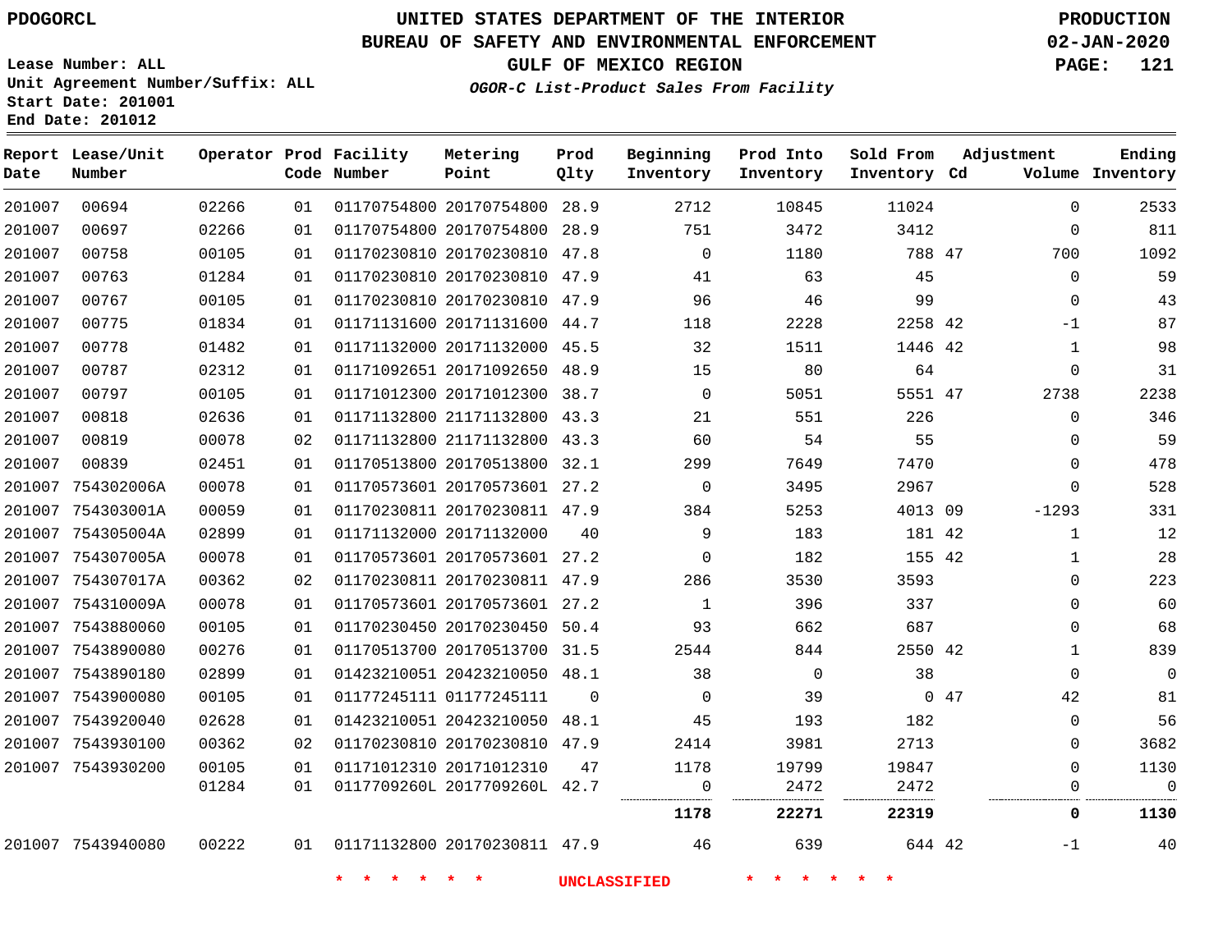PDOGORCL

# UNITED STATES DEPARTMENT OF THE INTERIOR
## BUREAU OF SAFETY AND ENVIRONMENTAL ENFORCEMENT
### GULF OF MEXICO REGION

*OGOR-C List-Product Sales From Facility*

PRODUCTION
02-JAN-2020

Lease Number: ALL
Unit Agreement Number/Suffix: ALL
Start Date: 201001
End Date: 201012

| Report Date | Lease/Unit Number | Operator | Prod Code | Facility Number | Metering Point | Prod Qlty | Beginning Inventory | Prod Into Inventory | Sold From Inventory | Adjustment Cd | Volume | Ending Inventory |
|---|---|---|---|---|---|---|---|---|---|---|---|---|
| 201007 | 00694 | 02266 | 01 | 01170754800 | 20170754800 | 28.9 | 2712 | 10845 | 11024 | | 0 | 2533 |
| 201007 | 00697 | 02266 | 01 | 01170754800 | 20170754800 | 28.9 | 751 | 3472 | 3412 | | 0 | 811 |
| 201007 | 00758 | 00105 | 01 | 01170230810 | 20170230810 | 47.8 | 0 | 1180 | 788 | 47 | 700 | 1092 |
| 201007 | 00763 | 01284 | 01 | 01170230810 | 20170230810 | 47.9 | 41 | 63 | 45 | | 0 | 59 |
| 201007 | 00767 | 00105 | 01 | 01170230810 | 20170230810 | 47.9 | 96 | 46 | 99 | | 0 | 43 |
| 201007 | 00775 | 01834 | 01 | 01171131600 | 20171131600 | 44.7 | 118 | 2228 | 2258 | 42 | -1 | 87 |
| 201007 | 00778 | 01482 | 01 | 01171132000 | 20171132000 | 45.5 | 32 | 1511 | 1446 | 42 | 1 | 98 |
| 201007 | 00787 | 02312 | 01 | 01171092651 | 20171092650 | 48.9 | 15 | 80 | 64 | | 0 | 31 |
| 201007 | 00797 | 00105 | 01 | 01171012300 | 20171012300 | 38.7 | 0 | 5051 | 5551 | 47 | 2738 | 2238 |
| 201007 | 00818 | 02636 | 01 | 01171132800 | 21171132800 | 43.3 | 21 | 551 | 226 | | 0 | 346 |
| 201007 | 00819 | 00078 | 02 | 01171132800 | 21171132800 | 43.3 | 60 | 54 | 55 | | 0 | 59 |
| 201007 | 00839 | 02451 | 01 | 01170513800 | 20170513800 | 32.1 | 299 | 7649 | 7470 | | 0 | 478 |
| 201007 | 754302006A | 00078 | 01 | 01170573601 | 20170573601 | 27.2 | 0 | 3495 | 2967 | | 0 | 528 |
| 201007 | 754303001A | 00059 | 01 | 01170230811 | 20170230811 | 47.9 | 384 | 5253 | 4013 | 09 | -1293 | 331 |
| 201007 | 754305004A | 02899 | 01 | 01171132000 | 20171132000 | 40 | 9 | 183 | 181 | 42 | 1 | 12 |
| 201007 | 754307005A | 00078 | 01 | 01170573601 | 20170573601 | 27.2 | 0 | 182 | 155 | 42 | 1 | 28 |
| 201007 | 754307017A | 00362 | 02 | 01170230811 | 20170230811 | 47.9 | 286 | 3530 | 3593 | | 0 | 223 |
| 201007 | 754310009A | 00078 | 01 | 01170573601 | 20170573601 | 27.2 | 1 | 396 | 337 | | 0 | 60 |
| 201007 | 7543880060 | 00105 | 01 | 01170230450 | 20170230450 | 50.4 | 93 | 662 | 687 | | 0 | 68 |
| 201007 | 7543890080 | 00276 | 01 | 01170513700 | 20170513700 | 31.5 | 2544 | 844 | 2550 | 42 | 1 | 839 |
| 201007 | 7543890180 | 02899 | 01 | 01423210051 | 20423210050 | 48.1 | 38 | 0 | 38 | | 0 | 0 |
| 201007 | 7543900080 | 00105 | 01 | 01177245111 | 01177245111 | 0 | 0 | 39 | 0 | 47 | 42 | 81 |
| 201007 | 7543920040 | 02628 | 01 | 01423210051 | 20423210050 | 48.1 | 45 | 193 | 182 | | 0 | 56 |
| 201007 | 7543930100 | 00362 | 02 | 01170230810 | 20170230810 | 47.9 | 2414 | 3981 | 2713 | | 0 | 3682 |
| 201007 | 7543930200 | 00105 | 01 | 01171012310 | 20171012310 | 47 | 1178 | 19799 | 19847 | | 0 | 1130 |
| | | 01284 | 01 | 0117709260L | 2017709260L | 42.7 | 0 | 2472 | 2472 | | 0 | 0 |
| | | | | | | | **1178** | **22271** | **22319** | | **0** | **1130** |
| 201007 | 7543940080 | 00222 | 01 | 01171132800 | 20170230811 | 47.9 | 46 | 639 | 644 | 42 | -1 | 40 |

\* \* \* \* \* \* UNCLASSIFIED \* \* \* \* \* \*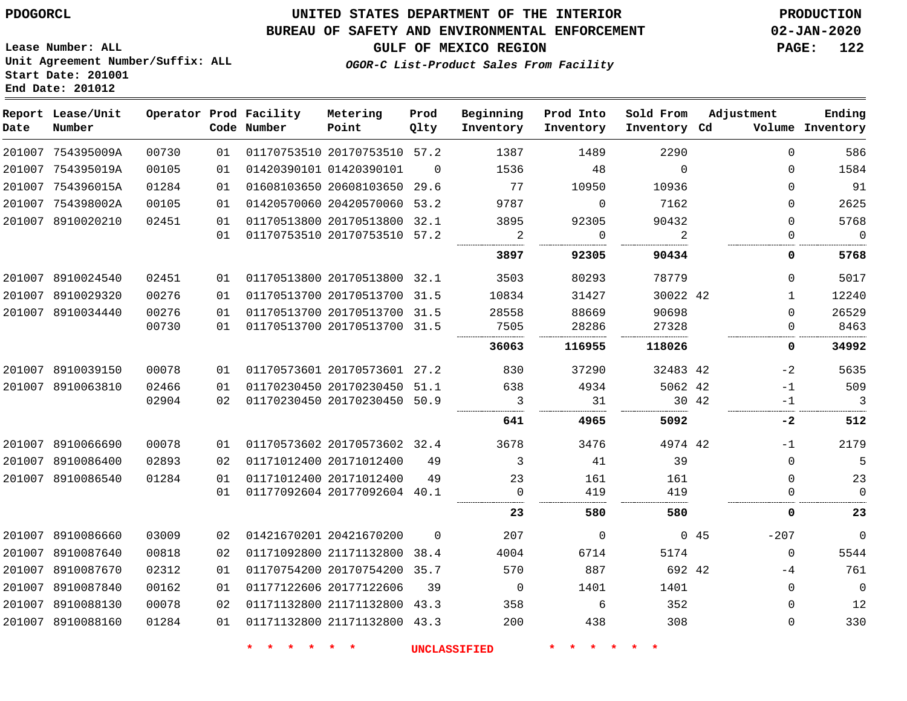PDOGORCL

# UNITED STATES DEPARTMENT OF THE INTERIOR
## BUREAU OF SAFETY AND ENVIRONMENTAL ENFORCEMENT
### GULF OF MEXICO REGION
*OGOR-C List-Product Sales From Facility*

PRODUCTION
02-JAN-2020

Lease Number: ALL
Unit Agreement Number/Suffix: ALL
Start Date: 201001
End Date: 201012

| Report Date | Lease/Unit Number | Operator | Prod Code | Facility Number | Metering Point | Prod Qlty | Beginning Inventory | Prod Into Inventory | Sold From Inventory | Adjustment Cd | Volume | Ending Inventory |
|---|---|---|---|---|---|---|---|---|---|---|---|---|
| 201007 | 754395009A | 00730 | 01 | 01170753510 | 20170753510 | 57.2 | 1387 | 1489 | 2290 | | 0 | 586 |
| 201007 | 754395019A | 00105 | 01 | 01420390101 | 01420390101 | 0 | 1536 | 48 | 0 | | 0 | 1584 |
| 201007 | 754396015A | 01284 | 01 | 01608103650 | 20608103650 | 29.6 | 77 | 10950 | 10936 | | 0 | 91 |
| 201007 | 754398002A | 00105 | 01 | 01420570060 | 20420570060 | 53.2 | 9787 | 0 | 7162 | | 0 | 2625 |
| 201007 | 8910020210 | 02451 | 01 | 01170513800 | 20170513800 | 32.1 | 3895 | 92305 | 90432 | | 0 | 5768 |
| | | | 01 | 01170753510 | 20170753510 | 57.2 | 2 | 0 | 2 | | 0 | 0 |
| | | | | | | | **3897** | **92305** | **90434** | | **0** | **5768** |
| 201007 | 8910024540 | 02451 | 01 | 01170513800 | 20170513800 | 32.1 | 3503 | 80293 | 78779 | | 0 | 5017 |
| 201007 | 8910029320 | 00276 | 01 | 01170513700 | 20170513700 | 31.5 | 10834 | 31427 | 30022 | 42 | 1 | 12240 |
| 201007 | 8910034440 | 00276 | 01 | 01170513700 | 20170513700 | 31.5 | 28558 | 88669 | 90698 | | 0 | 26529 |
| | | 00730 | 01 | 01170513700 | 20170513700 | 31.5 | 7505 | 28286 | 27328 | | 0 | 8463 |
| | | | | | | | **36063** | **116955** | **118026** | | **0** | **34992** |
| 201007 | 8910039150 | 00078 | 01 | 01170573601 | 20170573601 | 27.2 | 830 | 37290 | 32483 | 42 | -2 | 5635 |
| 201007 | 8910063810 | 02466 | 01 | 01170230450 | 20170230450 | 51.1 | 638 | 4934 | 5062 | 42 | -1 | 509 |
| | | 02904 | 02 | 01170230450 | 20170230450 | 50.9 | 3 | 31 | 30 | 42 | -1 | 3 |
| | | | | | | | **641** | **4965** | **5092** | | **-2** | **512** |
| 201007 | 8910066690 | 00078 | 01 | 01170573602 | 20170573602 | 32.4 | 3678 | 3476 | 4974 | 42 | -1 | 2179 |
| 201007 | 8910086400 | 02893 | 02 | 01171012400 | 20171012400 | 49 | 3 | 41 | 39 | | 0 | 5 |
| 201007 | 8910086540 | 01284 | 01 | 01171012400 | 20171012400 | 49 | 23 | 161 | 161 | | 0 | 23 |
| | | | 01 | 01177092604 | 20177092604 | 40.1 | 0 | 419 | 419 | | 0 | 0 |
| | | | | | | | **23** | **580** | **580** | | **0** | **23** |
| 201007 | 8910086660 | 03009 | 02 | 01421670201 | 20421670200 | 0 | 207 | 0 | 0 | 45 | -207 | 0 |
| 201007 | 8910087640 | 00818 | 02 | 01171092800 | 21171132800 | 38.4 | 4004 | 6714 | 5174 | | 0 | 5544 |
| 201007 | 8910087670 | 02312 | 01 | 01170754200 | 20170754200 | 35.7 | 570 | 887 | 692 | 42 | -4 | 761 |
| 201007 | 8910087840 | 00162 | 01 | 01177122606 | 20177122606 | 39 | 0 | 1401 | 1401 | | 0 | 0 |
| 201007 | 8910088130 | 00078 | 02 | 01171132800 | 21171132800 | 43.3 | 358 | 6 | 352 | | 0 | 12 |
| 201007 | 8910088160 | 01284 | 01 | 01171132800 | 21171132800 | 43.3 | 200 | 438 | 308 | | 0 | 330 |

\* \* \* \* \* \* UNCLASSIFIED \* \* \* \* \* \*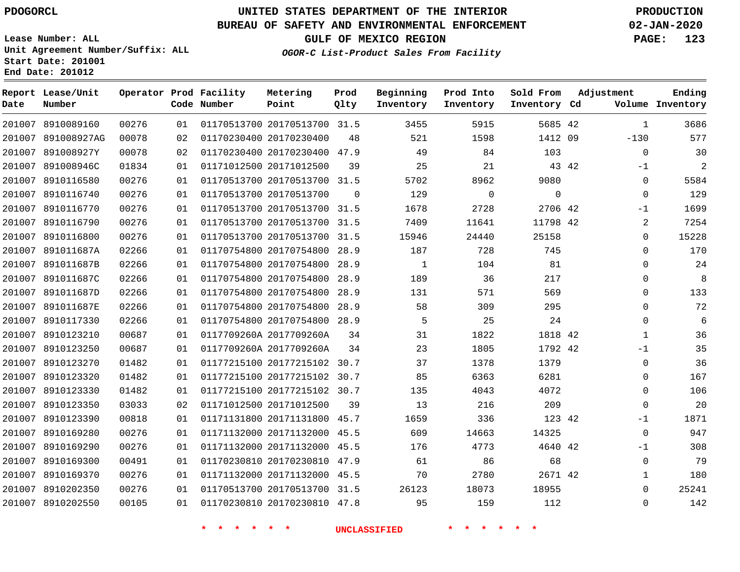PDOGORCL

# UNITED STATES DEPARTMENT OF THE INTERIOR
## BUREAU OF SAFETY AND ENVIRONMENTAL ENFORCEMENT
## GULF OF MEXICO REGION
### *OGOR-C List-Product Sales From Facility*

PRODUCTION
02-JAN-2020

Lease Number: ALL
Unit Agreement Number/Suffix: ALL
Start Date: 201001
End Date: 201012

| Report Date | Lease/Unit Number | Operator | Prod Code | Facility Number | Metering Point | Prod Qlty | Beginning Inventory | Prod Into Inventory | Sold From Inventory | Adjustment Cd | Volume | Ending Inventory |
|---|---|---|---|---|---|---|---|---|---|---|---|---|
| 201007 | 8910089160 | 00276 | 01 | 01170513700 | 20170513700 | 31.5 | 3455 | 5915 | 5685 | 42 | 1 | 3686 |
| 201007 | 891008927AG | 00078 | 02 | 01170230400 | 20170230400 | 48 | 521 | 1598 | 1412 | 09 | -130 | 577 |
| 201007 | 891008927Y | 00078 | 02 | 01170230400 | 20170230400 | 47.9 | 49 | 84 | 103 | | 0 | 30 |
| 201007 | 891008946C | 01834 | 01 | 01171012500 | 20171012500 | 39 | 25 | 21 | 43 | 42 | -1 | 2 |
| 201007 | 8910116580 | 00276 | 01 | 01170513700 | 20170513700 | 31.5 | 5702 | 8962 | 9080 | | 0 | 5584 |
| 201007 | 8910116740 | 00276 | 01 | 01170513700 | 20170513700 | 0 | 129 | 0 | 0 | | 0 | 129 |
| 201007 | 8910116770 | 00276 | 01 | 01170513700 | 20170513700 | 31.5 | 1678 | 2728 | 2706 | 42 | -1 | 1699 |
| 201007 | 8910116790 | 00276 | 01 | 01170513700 | 20170513700 | 31.5 | 7409 | 11641 | 11798 | 42 | 2 | 7254 |
| 201007 | 8910116800 | 00276 | 01 | 01170513700 | 20170513700 | 31.5 | 15946 | 24440 | 25158 | | 0 | 15228 |
| 201007 | 891011687A | 02266 | 01 | 01170754800 | 20170754800 | 28.9 | 187 | 728 | 745 | | 0 | 170 |
| 201007 | 891011687B | 02266 | 01 | 01170754800 | 20170754800 | 28.9 | 1 | 104 | 81 | | 0 | 24 |
| 201007 | 891011687C | 02266 | 01 | 01170754800 | 20170754800 | 28.9 | 189 | 36 | 217 | | 0 | 8 |
| 201007 | 891011687D | 02266 | 01 | 01170754800 | 20170754800 | 28.9 | 131 | 571 | 569 | | 0 | 133 |
| 201007 | 891011687E | 02266 | 01 | 01170754800 | 20170754800 | 28.9 | 58 | 309 | 295 | | 0 | 72 |
| 201007 | 8910117330 | 02266 | 01 | 01170754800 | 20170754800 | 28.9 | 5 | 25 | 24 | | 0 | 6 |
| 201007 | 8910123210 | 00687 | 01 | 0117709260A | 2017709260A | 34 | 31 | 1822 | 1818 | 42 | 1 | 36 |
| 201007 | 8910123250 | 00687 | 01 | 0117709260A | 2017709260A | 34 | 23 | 1805 | 1792 | 42 | -1 | 35 |
| 201007 | 8910123270 | 01482 | 01 | 01177215100 | 20177215102 | 30.7 | 37 | 1378 | 1379 | | 0 | 36 |
| 201007 | 8910123320 | 01482 | 01 | 01177215100 | 20177215102 | 30.7 | 85 | 6363 | 6281 | | 0 | 167 |
| 201007 | 8910123330 | 01482 | 01 | 01177215100 | 20177215102 | 30.7 | 135 | 4043 | 4072 | | 0 | 106 |
| 201007 | 8910123350 | 03033 | 02 | 01171012500 | 20171012500 | 39 | 13 | 216 | 209 | | 0 | 20 |
| 201007 | 8910123390 | 00818 | 01 | 01171131800 | 20171131800 | 45.7 | 1659 | 336 | 123 | 42 | -1 | 1871 |
| 201007 | 8910169280 | 00276 | 01 | 01171132000 | 20171132000 | 45.5 | 609 | 14663 | 14325 | | 0 | 947 |
| 201007 | 8910169290 | 00276 | 01 | 01171132000 | 20171132000 | 45.5 | 176 | 4773 | 4640 | 42 | -1 | 308 |
| 201007 | 8910169300 | 00491 | 01 | 01170230810 | 20170230810 | 47.9 | 61 | 86 | 68 | | 0 | 79 |
| 201007 | 8910169370 | 00276 | 01 | 01171132000 | 20171132000 | 45.5 | 70 | 2780 | 2671 | 42 | 1 | 180 |
| 201007 | 8910202350 | 00276 | 01 | 01170513700 | 20170513700 | 31.5 | 26123 | 18073 | 18955 | | 0 | 25241 |
| 201007 | 8910202550 | 00105 | 01 | 01170230810 | 20170230810 | 47.8 | 95 | 159 | 112 | | 0 | 142 |

\* \* \* \* \* \* UNCLASSIFIED \* \* \* \* \* \*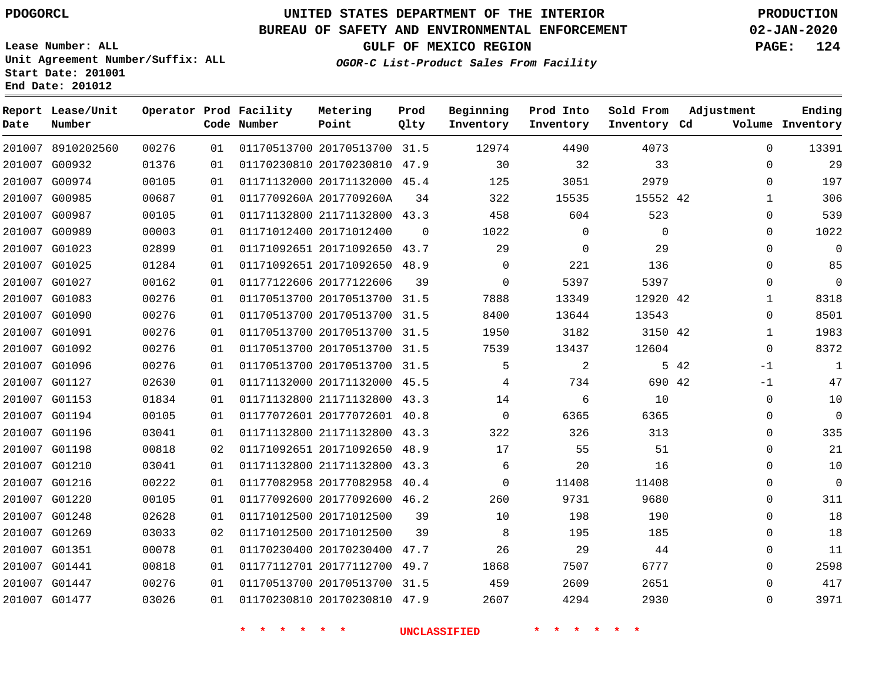PDOGORCL

# UNITED STATES DEPARTMENT OF THE INTERIOR
## BUREAU OF SAFETY AND ENVIRONMENTAL ENFORCEMENT
### GULF OF MEXICO REGION

*OGOR-C List-Product Sales From Facility*

PRODUCTION
02-JAN-2020

Lease Number: ALL
Unit Agreement Number/Suffix: ALL
Start Date: 201001
End Date: 201012

| Report Date | Lease/Unit Number | Operator | Prod Code | Facility Number | Metering Point | Prod Qlty | Beginning Inventory | Prod Into Inventory | Sold From Inventory | Adjustment Cd | Adjustment Volume | Ending Inventory |
|---|---|---|---|---|---|---|---|---|---|---|---|---|
| 201007 | 8910202560 | 00276 | 01 | 01170513700 | 20170513700 | 31.5 | 12974 | 4490 | 4073 | | 0 | 13391 |
| 201007 | G00932 | 01376 | 01 | 01170230810 | 20170230810 | 47.9 | 30 | 32 | 33 | | 0 | 29 |
| 201007 | G00974 | 00105 | 01 | 01171132000 | 20171132000 | 45.4 | 125 | 3051 | 2979 | | 0 | 197 |
| 201007 | G00985 | 00687 | 01 | 0117709260A | 2017709260A | 34 | 322 | 15535 | 15552 | 42 | 1 | 306 |
| 201007 | G00987 | 00105 | 01 | 01171132800 | 21171132800 | 43.3 | 458 | 604 | 523 | | 0 | 539 |
| 201007 | G00989 | 00003 | 01 | 01171012400 | 20171012400 | 0 | 1022 | 0 | 0 | | 0 | 1022 |
| 201007 | G01023 | 02899 | 01 | 01171092651 | 20171092650 | 43.7 | 29 | 0 | 29 | | 0 | 0 |
| 201007 | G01025 | 01284 | 01 | 01171092651 | 20171092650 | 48.9 | 0 | 221 | 136 | | 0 | 85 |
| 201007 | G01027 | 00162 | 01 | 01177122606 | 20177122606 | 39 | 0 | 5397 | 5397 | | 0 | 0 |
| 201007 | G01083 | 00276 | 01 | 01170513700 | 20170513700 | 31.5 | 7888 | 13349 | 12920 | 42 | 1 | 8318 |
| 201007 | G01090 | 00276 | 01 | 01170513700 | 20170513700 | 31.5 | 8400 | 13644 | 13543 | | 0 | 8501 |
| 201007 | G01091 | 00276 | 01 | 01170513700 | 20170513700 | 31.5 | 1950 | 3182 | 3150 | 42 | 1 | 1983 |
| 201007 | G01092 | 00276 | 01 | 01170513700 | 20170513700 | 31.5 | 7539 | 13437 | 12604 | | 0 | 8372 |
| 201007 | G01096 | 00276 | 01 | 01170513700 | 20170513700 | 31.5 | 5 | 2 | 5 | 42 | -1 | 1 |
| 201007 | G01127 | 02630 | 01 | 01171132000 | 20171132000 | 45.5 | 4 | 734 | 690 | 42 | -1 | 47 |
| 201007 | G01153 | 01834 | 01 | 01171132800 | 21171132800 | 43.3 | 14 | 6 | 10 | | 0 | 10 |
| 201007 | G01194 | 00105 | 01 | 01177072601 | 20177072601 | 40.8 | 0 | 6365 | 6365 | | 0 | 0 |
| 201007 | G01196 | 03041 | 01 | 01171132800 | 21171132800 | 43.3 | 322 | 326 | 313 | | 0 | 335 |
| 201007 | G01198 | 00818 | 02 | 01171092651 | 20171092650 | 48.9 | 17 | 55 | 51 | | 0 | 21 |
| 201007 | G01210 | 03041 | 01 | 01171132800 | 21171132800 | 43.3 | 6 | 20 | 16 | | 0 | 10 |
| 201007 | G01216 | 00222 | 01 | 01177082958 | 20177082958 | 40.4 | 0 | 11408 | 11408 | | 0 | 0 |
| 201007 | G01220 | 00105 | 01 | 01177092600 | 20177092600 | 46.2 | 260 | 9731 | 9680 | | 0 | 311 |
| 201007 | G01248 | 02628 | 01 | 01171012500 | 20171012500 | 39 | 10 | 198 | 190 | | 0 | 18 |
| 201007 | G01269 | 03033 | 02 | 01171012500 | 20171012500 | 39 | 8 | 195 | 185 | | 0 | 18 |
| 201007 | G01351 | 00078 | 01 | 01170230400 | 20170230400 | 47.7 | 26 | 29 | 44 | | 0 | 11 |
| 201007 | G01441 | 00818 | 01 | 01177112701 | 20177112700 | 49.7 | 1868 | 7507 | 6777 | | 0 | 2598 |
| 201007 | G01447 | 00276 | 01 | 01170513700 | 20170513700 | 31.5 | 459 | 2609 | 2651 | | 0 | 417 |
| 201007 | G01477 | 03026 | 01 | 01170230810 | 20170230810 | 47.9 | 2607 | 4294 | 2930 | | 0 | 3971 |

* * * * * * UNCLASSIFIED * * * * * *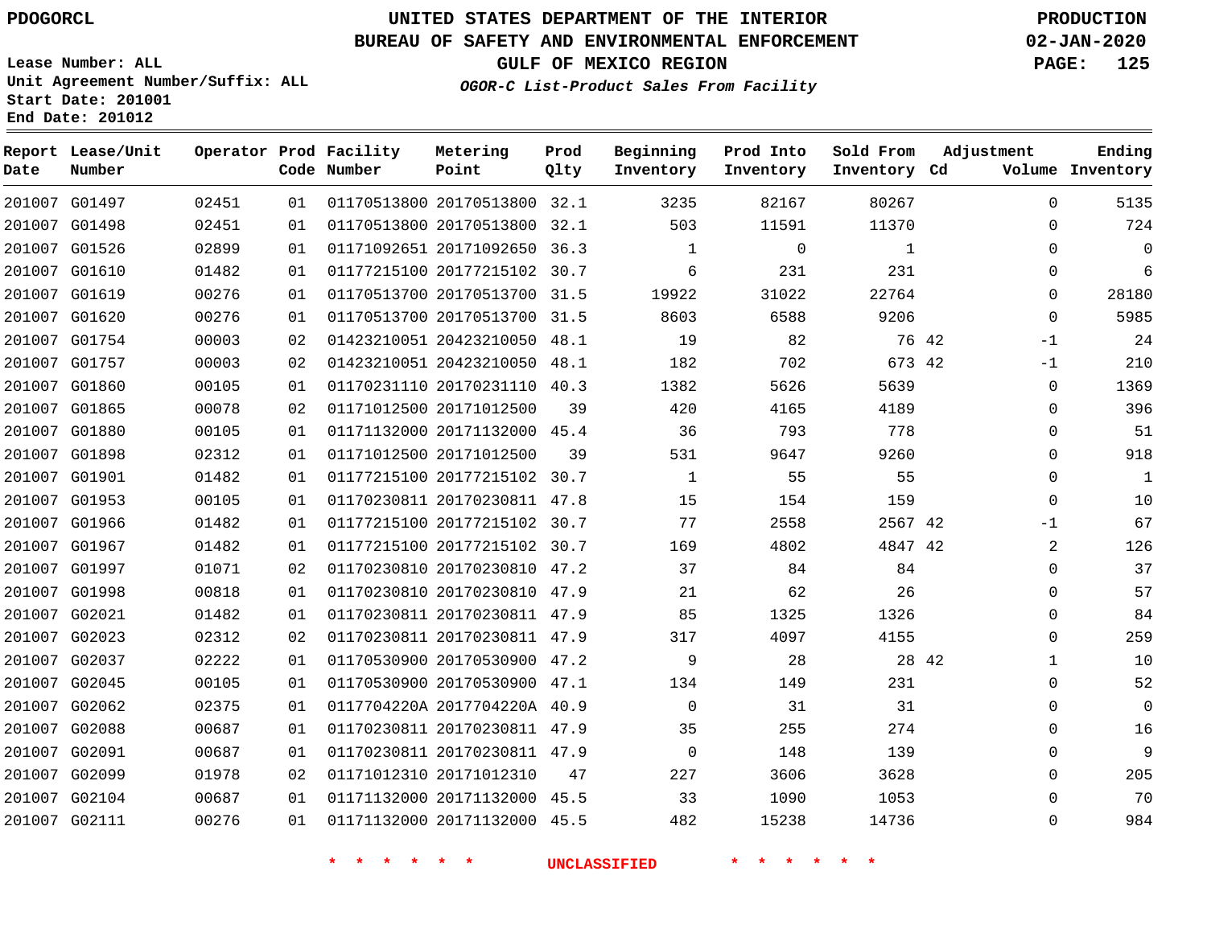PDOGORCL

# UNITED STATES DEPARTMENT OF THE INTERIOR
## BUREAU OF SAFETY AND ENVIRONMENTAL ENFORCEMENT
### GULF OF MEXICO REGION
*OGOR-C List-Product Sales From Facility*

PRODUCTION
02-JAN-2020

Lease Number: ALL
Unit Agreement Number/Suffix: ALL
Start Date: 201001
End Date: 201012

| Report Date | Lease/Unit Number | Operator | Prod Code | Facility Number | Metering Point | Prod Qlty | Beginning Inventory | Prod Into Inventory | Sold From Inventory | Adjustment Cd | Adjustment Volume | Ending Inventory |
|---|---|---|---|---|---|---|---|---|---|---|---|---|
| 201007 | G01497 | 02451 | 01 | 01170513800 | 20170513800 | 32.1 | 3235 | 82167 | 80267 | | 0 | 5135 |
| 201007 | G01498 | 02451 | 01 | 01170513800 | 20170513800 | 32.1 | 503 | 11591 | 11370 | | 0 | 724 |
| 201007 | G01526 | 02899 | 01 | 01171092651 | 20171092650 | 36.3 | 1 | 0 | 1 | | 0 | 0 |
| 201007 | G01610 | 01482 | 01 | 01177215100 | 20177215102 | 30.7 | 6 | 231 | 231 | | 0 | 6 |
| 201007 | G01619 | 00276 | 01 | 01170513700 | 20170513700 | 31.5 | 19922 | 31022 | 22764 | | 0 | 28180 |
| 201007 | G01620 | 00276 | 01 | 01170513700 | 20170513700 | 31.5 | 8603 | 6588 | 9206 | | 0 | 5985 |
| 201007 | G01754 | 00003 | 02 | 01423210051 | 20423210050 | 48.1 | 19 | 82 | 76 | 42 | -1 | 24 |
| 201007 | G01757 | 00003 | 02 | 01423210051 | 20423210050 | 48.1 | 182 | 702 | 673 | 42 | -1 | 210 |
| 201007 | G01860 | 00105 | 01 | 01170231110 | 20170231110 | 40.3 | 1382 | 5626 | 5639 | | 0 | 1369 |
| 201007 | G01865 | 00078 | 02 | 01171012500 | 20171012500 | 39 | 420 | 4165 | 4189 | | 0 | 396 |
| 201007 | G01880 | 00105 | 01 | 01171132000 | 20171132000 | 45.4 | 36 | 793 | 778 | | 0 | 51 |
| 201007 | G01898 | 02312 | 01 | 01171012500 | 20171012500 | 39 | 531 | 9647 | 9260 | | 0 | 918 |
| 201007 | G01901 | 01482 | 01 | 01177215100 | 20177215102 | 30.7 | 1 | 55 | 55 | | 0 | 1 |
| 201007 | G01953 | 00105 | 01 | 01170230811 | 20170230811 | 47.8 | 15 | 154 | 159 | | 0 | 10 |
| 201007 | G01966 | 01482 | 01 | 01177215100 | 20177215102 | 30.7 | 77 | 2558 | 2567 | 42 | -1 | 67 |
| 201007 | G01967 | 01482 | 01 | 01177215100 | 20177215102 | 30.7 | 169 | 4802 | 4847 | 42 | 2 | 126 |
| 201007 | G01997 | 01071 | 02 | 01170230810 | 20170230810 | 47.2 | 37 | 84 | 84 | | 0 | 37 |
| 201007 | G01998 | 00818 | 01 | 01170230810 | 20170230810 | 47.9 | 21 | 62 | 26 | | 0 | 57 |
| 201007 | G02021 | 01482 | 01 | 01170230811 | 20170230811 | 47.9 | 85 | 1325 | 1326 | | 0 | 84 |
| 201007 | G02023 | 02312 | 02 | 01170230811 | 20170230811 | 47.9 | 317 | 4097 | 4155 | | 0 | 259 |
| 201007 | G02037 | 02222 | 01 | 01170530900 | 20170530900 | 47.2 | 9 | 28 | 28 | 42 | 1 | 10 |
| 201007 | G02045 | 00105 | 01 | 01170530900 | 20170530900 | 47.1 | 134 | 149 | 231 | | 0 | 52 |
| 201007 | G02062 | 02375 | 01 | 0117704220A | 2017704220A | 40.9 | 0 | 31 | 31 | | 0 | 0 |
| 201007 | G02088 | 00687 | 01 | 01170230811 | 20170230811 | 47.9 | 35 | 255 | 274 | | 0 | 16 |
| 201007 | G02091 | 00687 | 01 | 01170230811 | 20170230811 | 47.9 | 0 | 148 | 139 | | 0 | 9 |
| 201007 | G02099 | 01978 | 02 | 01171012310 | 20171012310 | 47 | 227 | 3606 | 3628 | | 0 | 205 |
| 201007 | G02104 | 00687 | 01 | 01171132000 | 20171132000 | 45.5 | 33 | 1090 | 1053 | | 0 | 70 |
| 201007 | G02111 | 00276 | 01 | 01171132000 | 20171132000 | 45.5 | 482 | 15238 | 14736 | | 0 | 984 |

* * * * * * UNCLASSIFIED * * * * * *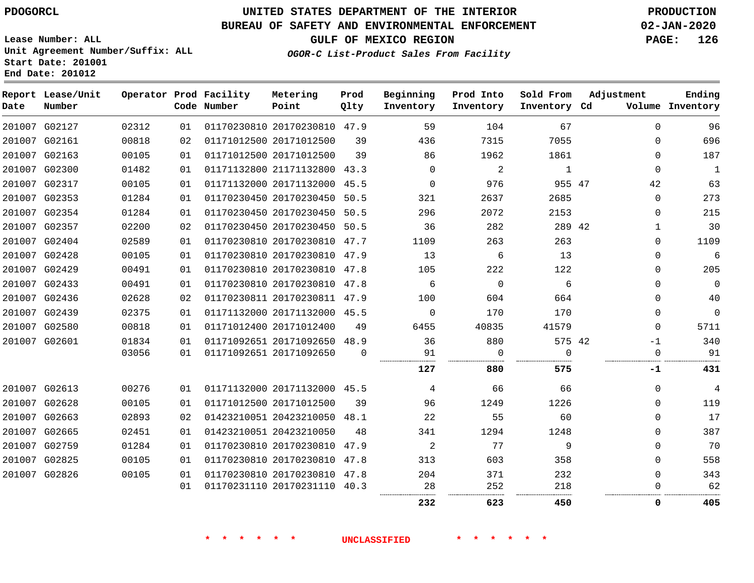# UNITED STATES DEPARTMENT OF THE INTERIOR
## BUREAU OF SAFETY AND ENVIRONMENTAL ENFORCEMENT
### GULF OF MEXICO REGION
*OGOR-C List-Product Sales From Facility*

PDOGORCL

Lease Number: ALL
Unit Agreement Number/Suffix: ALL
Start Date: 201001
End Date: 201012

PRODUCTION
02-JAN-2020

| Report Date | Lease/Unit Number | Operator | Prod Code | Facility Number | Metering Point | Prod Qlty | Beginning Inventory | Prod Into Inventory | Sold From Inventory | Adjustment Cd | Adjustment Volume | Ending Inventory |
|---|---|---|---|---|---|---|---|---|---|---|---|---|
| 201007 | G02127 | 02312 | 01 | 01170230810 | 20170230810 | 47.9 | 59 | 104 | 67 | | 0 | 96 |
| 201007 | G02161 | 00818 | 02 | 01171012500 | 20171012500 | 39 | 436 | 7315 | 7055 | | 0 | 696 |
| 201007 | G02163 | 00105 | 01 | 01171012500 | 20171012500 | 39 | 86 | 1962 | 1861 | | 0 | 187 |
| 201007 | G02300 | 01482 | 01 | 01171132800 | 21171132800 | 43.3 | 0 | 2 | 1 | | 0 | 1 |
| 201007 | G02317 | 00105 | 01 | 01171132000 | 20171132000 | 45.5 | 0 | 976 | 955 | 47 | 42 | 63 |
| 201007 | G02353 | 01284 | 01 | 01170230450 | 20170230450 | 50.5 | 321 | 2637 | 2685 | | 0 | 273 |
| 201007 | G02354 | 01284 | 01 | 01170230450 | 20170230450 | 50.5 | 296 | 2072 | 2153 | | 0 | 215 |
| 201007 | G02357 | 02200 | 02 | 01170230450 | 20170230450 | 50.5 | 36 | 282 | 289 | 42 | 1 | 30 |
| 201007 | G02404 | 02589 | 01 | 01170230810 | 20170230810 | 47.7 | 1109 | 263 | 263 | | 0 | 1109 |
| 201007 | G02428 | 00105 | 01 | 01170230810 | 20170230810 | 47.9 | 13 | 6 | 13 | | 0 | 6 |
| 201007 | G02429 | 00491 | 01 | 01170230810 | 20170230810 | 47.8 | 105 | 222 | 122 | | 0 | 205 |
| 201007 | G02433 | 00491 | 01 | 01170230810 | 20170230810 | 47.8 | 6 | 0 | 6 | | 0 | 0 |
| 201007 | G02436 | 02628 | 02 | 01170230811 | 20170230811 | 47.9 | 100 | 604 | 664 | | 0 | 40 |
| 201007 | G02439 | 02375 | 01 | 01171132000 | 20171132000 | 45.5 | 0 | 170 | 170 | | 0 | 0 |
| 201007 | G02580 | 00818 | 01 | 01171012400 | 20171012400 | 49 | 6455 | 40835 | 41579 | | 0 | 5711 |
| 201007 | G02601 | 01834 | 01 | 01171092651 | 20171092650 | 48.9 | 36 | 880 | 575 | 42 | -1 | 340 |
| | | 03056 | 01 | 01171092651 | 20171092650 | 0 | 91 | 0 | 0 | | 0 | 91 |
| | | | | | | | **127** | **880** | **575** | | **-1** | **431** |
| 201007 | G02613 | 00276 | 01 | 01171132000 | 20171132000 | 45.5 | 4 | 66 | 66 | | 0 | 4 |
| 201007 | G02628 | 00105 | 01 | 01171012500 | 20171012500 | 39 | 96 | 1249 | 1226 | | 0 | 119 |
| 201007 | G02663 | 02893 | 02 | 01423210051 | 20423210050 | 48.1 | 22 | 55 | 60 | | 0 | 17 |
| 201007 | G02665 | 02451 | 01 | 01423210051 | 20423210050 | 48 | 341 | 1294 | 1248 | | 0 | 387 |
| 201007 | G02759 | 01284 | 01 | 01170230810 | 20170230810 | 47.9 | 2 | 77 | 9 | | 0 | 70 |
| 201007 | G02825 | 00105 | 01 | 01170230810 | 20170230810 | 47.8 | 313 | 603 | 358 | | 0 | 558 |
| 201007 | G02826 | 00105 | 01 | 01170230810 | 20170230810 | 47.8 | 204 | 371 | 232 | | 0 | 343 |
| | | | 01 | 01170231110 | 20170231110 | 40.3 | 28 | 252 | 218 | | 0 | 62 |
| | | | | | | | **232** | **623** | **450** | | **0** | **405** |

\* \* \* \* \* \* UNCLASSIFIED \* \* \* \* \* \*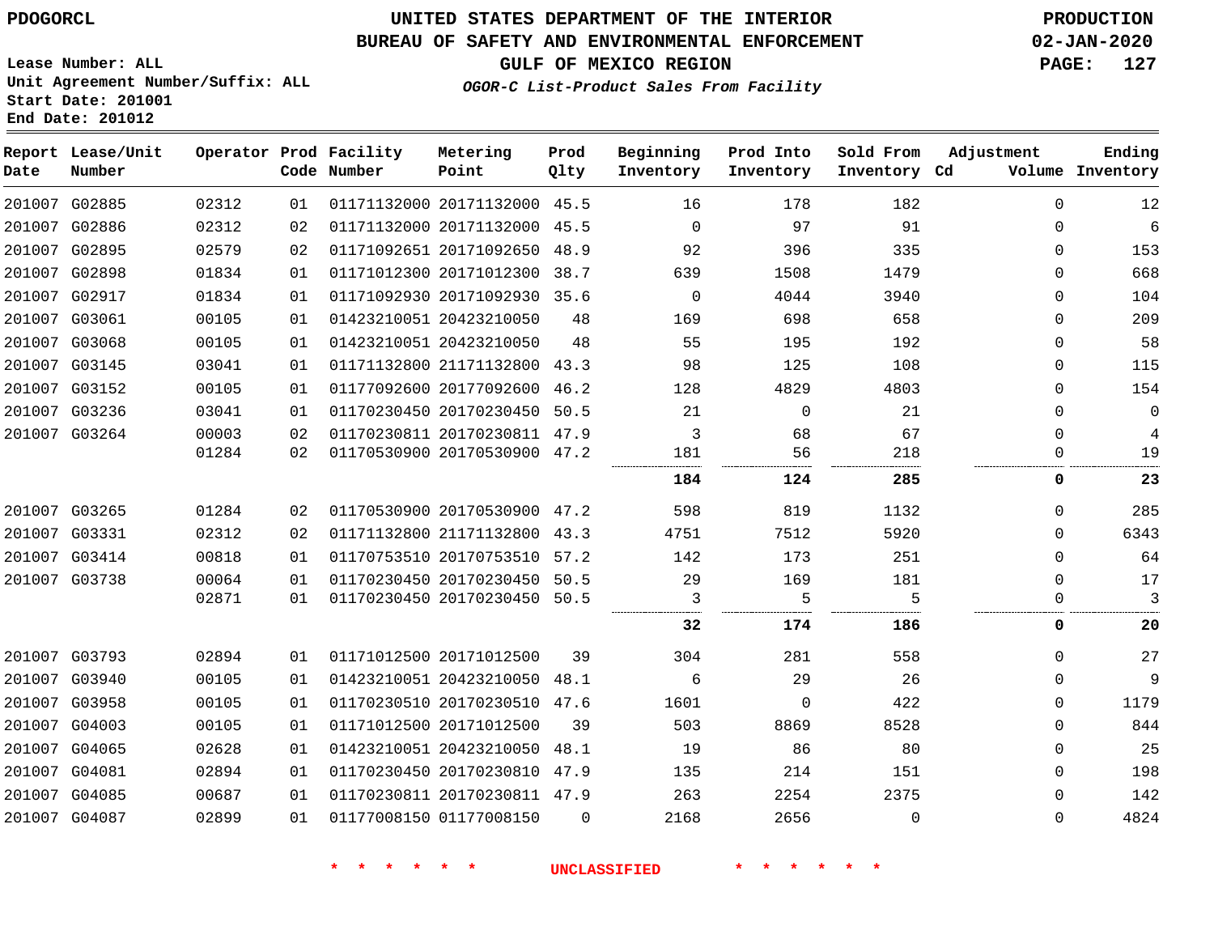# UNITED STATES DEPARTMENT OF THE INTERIOR
## BUREAU OF SAFETY AND ENVIRONMENTAL ENFORCEMENT
### GULF OF MEXICO REGION

*OGOR-C List-Product Sales From Facility*

PDOGORCL

PRODUCTION
02-JAN-2020

Lease Number: ALL
Unit Agreement Number/Suffix: ALL
Start Date: 201001
End Date: 201012

| Report Date | Lease/Unit Number | Operator | Prod Code | Facility Number | Metering Point | Prod Qlty | Beginning Inventory | Prod Into Inventory | Sold From Inventory | Adjustment Cd | Adjustment Volume | Ending Inventory |
|---|---|---|---|---|---|---|---|---|---|---|---|---|
| 201007 | G02885 | 02312 | 01 | 01171132000 | 20171132000 | 45.5 | 16 | 178 | 182 | | 0 | 12 |
| 201007 | G02886 | 02312 | 02 | 01171132000 | 20171132000 | 45.5 | 0 | 97 | 91 | | 0 | 6 |
| 201007 | G02895 | 02579 | 02 | 01171092651 | 20171092650 | 48.9 | 92 | 396 | 335 | | 0 | 153 |
| 201007 | G02898 | 01834 | 01 | 01171012300 | 20171012300 | 38.7 | 639 | 1508 | 1479 | | 0 | 668 |
| 201007 | G02917 | 01834 | 01 | 01171092930 | 20171092930 | 35.6 | 0 | 4044 | 3940 | | 0 | 104 |
| 201007 | G03061 | 00105 | 01 | 01423210051 | 20423210050 | 48 | 169 | 698 | 658 | | 0 | 209 |
| 201007 | G03068 | 00105 | 01 | 01423210051 | 20423210050 | 48 | 55 | 195 | 192 | | 0 | 58 |
| 201007 | G03145 | 03041 | 01 | 01171132800 | 21171132800 | 43.3 | 98 | 125 | 108 | | 0 | 115 |
| 201007 | G03152 | 00105 | 01 | 01177092600 | 20177092600 | 46.2 | 128 | 4829 | 4803 | | 0 | 154 |
| 201007 | G03236 | 03041 | 01 | 01170230450 | 20170230450 | 50.5 | 21 | 0 | 21 | | 0 | 0 |
| 201007 | G03264 | 00003 | 02 | 01170230811 | 20170230811 | 47.9 | 3 | 68 | 67 | | 0 | 4 |
| | | 01284 | 02 | 01170530900 | 20170530900 | 47.2 | 181 | 56 | 218 | | 0 | 19 |
| | | | | | | | **184** | **124** | **285** | | **0** | **23** |
| 201007 | G03265 | 01284 | 02 | 01170530900 | 20170530900 | 47.2 | 598 | 819 | 1132 | | 0 | 285 |
| 201007 | G03331 | 02312 | 02 | 01171132800 | 21171132800 | 43.3 | 4751 | 7512 | 5920 | | 0 | 6343 |
| 201007 | G03414 | 00818 | 01 | 01170753510 | 20170753510 | 57.2 | 142 | 173 | 251 | | 0 | 64 |
| 201007 | G03738 | 00064 | 01 | 01170230450 | 20170230450 | 50.5 | 29 | 169 | 181 | | 0 | 17 |
| | | 02871 | 01 | 01170230450 | 20170230450 | 50.5 | 3 | 5 | 5 | | 0 | 3 |
| | | | | | | | **32** | **174** | **186** | | **0** | **20** |
| 201007 | G03793 | 02894 | 01 | 01171012500 | 20171012500 | 39 | 304 | 281 | 558 | | 0 | 27 |
| 201007 | G03940 | 00105 | 01 | 01423210051 | 20423210050 | 48.1 | 6 | 29 | 26 | | 0 | 9 |
| 201007 | G03958 | 00105 | 01 | 01170230510 | 20170230510 | 47.6 | 1601 | 0 | 422 | | 0 | 1179 |
| 201007 | G04003 | 00105 | 01 | 01171012500 | 20171012500 | 39 | 503 | 8869 | 8528 | | 0 | 844 |
| 201007 | G04065 | 02628 | 01 | 01423210051 | 20423210050 | 48.1 | 19 | 86 | 80 | | 0 | 25 |
| 201007 | G04081 | 02894 | 01 | 01170230450 | 20170230810 | 47.9 | 135 | 214 | 151 | | 0 | 198 |
| 201007 | G04085 | 00687 | 01 | 01170230811 | 20170230811 | 47.9 | 263 | 2254 | 2375 | | 0 | 142 |
| 201007 | G04087 | 02899 | 01 | 01177008150 | 01177008150 | 0 | 2168 | 2656 | 0 | | 0 | 4824 |

* * * * * * UNCLASSIFIED * * * * * *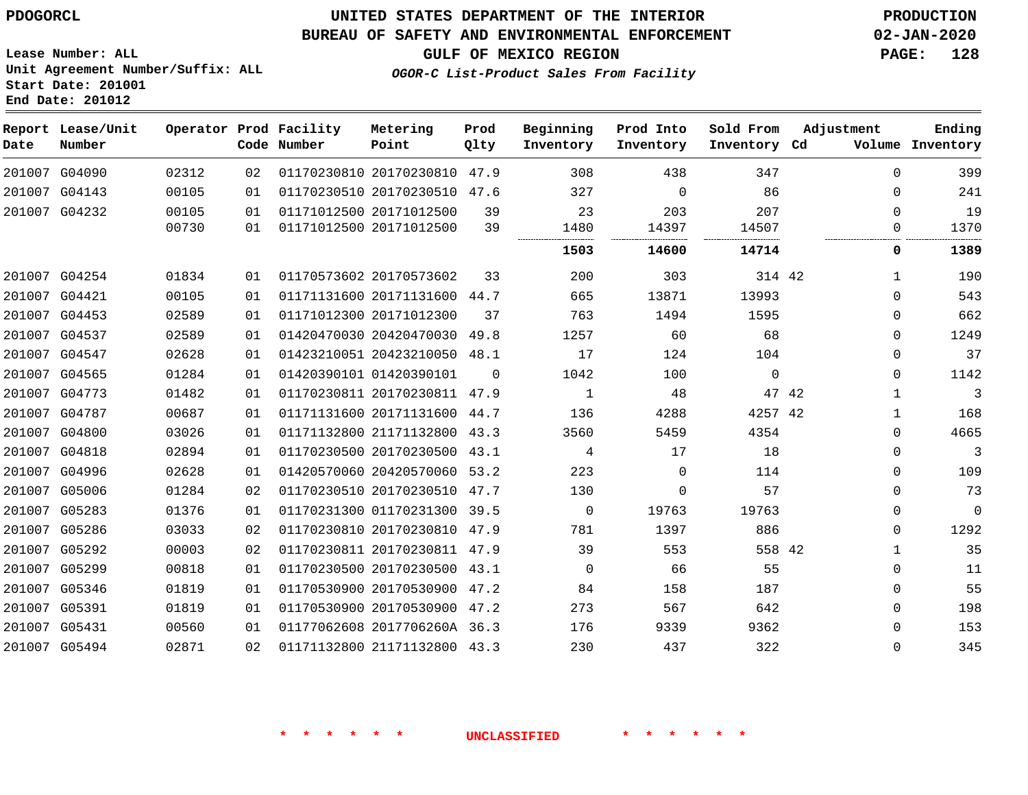# UNITED STATES DEPARTMENT OF THE INTERIOR
## BUREAU OF SAFETY AND ENVIRONMENTAL ENFORCEMENT
### GULF OF MEXICO REGION
*OGOR-C List-Product Sales From Facility*

PDOGORCL

Lease Number: ALL
Unit Agreement Number/Suffix: ALL
Start Date: 201001
End Date: 201012

PRODUCTION
02-JAN-2020

| Report Date | Lease/Unit Number | Operator | Prod Code | Facility Number | Metering Point | Prod Qlty | Beginning Inventory | Prod Into Inventory | Sold From Inventory | Adjustment Cd | Adjustment Volume | Ending Inventory |
|---|---|---|---|---|---|---|---|---|---|---|---|---|
| 201007 | G04090 | 02312 | 02 | 01170230810 | 20170230810 | 47.9 | 308 | 438 | 347 | | 0 | 399 |
| 201007 | G04143 | 00105 | 01 | 01170230510 | 20170230510 | 47.6 | 327 | 0 | 86 | | 0 | 241 |
| 201007 | G04232 | 00105 | 01 | 01171012500 | 20171012500 | 39 | 23 | 203 | 207 | | 0 | 19 |
| | | 00730 | 01 | 01171012500 | 20171012500 | 39 | 1480 | 14397 | 14507 | | 0 | 1370 |
| | | | | | | | **1503** | **14600** | **14714** | | **0** | **1389** |
| 201007 | G04254 | 01834 | 01 | 01170573602 | 20170573602 | 33 | 200 | 303 | 314 | 42 | 1 | 190 |
| 201007 | G04421 | 00105 | 01 | 01171131600 | 20171131600 | 44.7 | 665 | 13871 | 13993 | | 0 | 543 |
| 201007 | G04453 | 02589 | 01 | 01171012300 | 20171012300 | 37 | 763 | 1494 | 1595 | | 0 | 662 |
| 201007 | G04537 | 02589 | 01 | 01420470030 | 20420470030 | 49.8 | 1257 | 60 | 68 | | 0 | 1249 |
| 201007 | G04547 | 02628 | 01 | 01423210051 | 20423210050 | 48.1 | 17 | 124 | 104 | | 0 | 37 |
| 201007 | G04565 | 01284 | 01 | 01420390101 | 01420390101 | 0 | 1042 | 100 | 0 | | 0 | 1142 |
| 201007 | G04773 | 01482 | 01 | 01170230811 | 20170230811 | 47.9 | 1 | 48 | 47 | 42 | 1 | 3 |
| 201007 | G04787 | 00687 | 01 | 01171131600 | 20171131600 | 44.7 | 136 | 4288 | 4257 | 42 | 1 | 168 |
| 201007 | G04800 | 03026 | 01 | 01171132800 | 21171132800 | 43.3 | 3560 | 5459 | 4354 | | 0 | 4665 |
| 201007 | G04818 | 02894 | 01 | 01170230500 | 20170230500 | 43.1 | 4 | 17 | 18 | | 0 | 3 |
| 201007 | G04996 | 02628 | 01 | 01420570060 | 20420570060 | 53.2 | 223 | 0 | 114 | | 0 | 109 |
| 201007 | G05006 | 01284 | 02 | 01170230510 | 20170230510 | 47.7 | 130 | 0 | 57 | | 0 | 73 |
| 201007 | G05283 | 01376 | 01 | 01170231300 | 01170231300 | 39.5 | 0 | 19763 | 19763 | | 0 | 0 |
| 201007 | G05286 | 03033 | 02 | 01170230810 | 20170230810 | 47.9 | 781 | 1397 | 886 | | 0 | 1292 |
| 201007 | G05292 | 00003 | 02 | 01170230811 | 20170230811 | 47.9 | 39 | 553 | 558 | 42 | 1 | 35 |
| 201007 | G05299 | 00818 | 01 | 01170230500 | 20170230500 | 43.1 | 0 | 66 | 55 | | 0 | 11 |
| 201007 | G05346 | 01819 | 01 | 01170530900 | 20170530900 | 47.2 | 84 | 158 | 187 | | 0 | 55 |
| 201007 | G05391 | 01819 | 01 | 01170530900 | 20170530900 | 47.2 | 273 | 567 | 642 | | 0 | 198 |
| 201007 | G05431 | 00560 | 01 | 01177062608 | 2017706260A | 36.3 | 176 | 9339 | 9362 | | 0 | 153 |
| 201007 | G05494 | 02871 | 02 | 01171132800 | 21171132800 | 43.3 | 230 | 437 | 322 | | 0 | 345 |

\* \* \* \* \* \* UNCLASSIFIED \* \* \* \* \* \*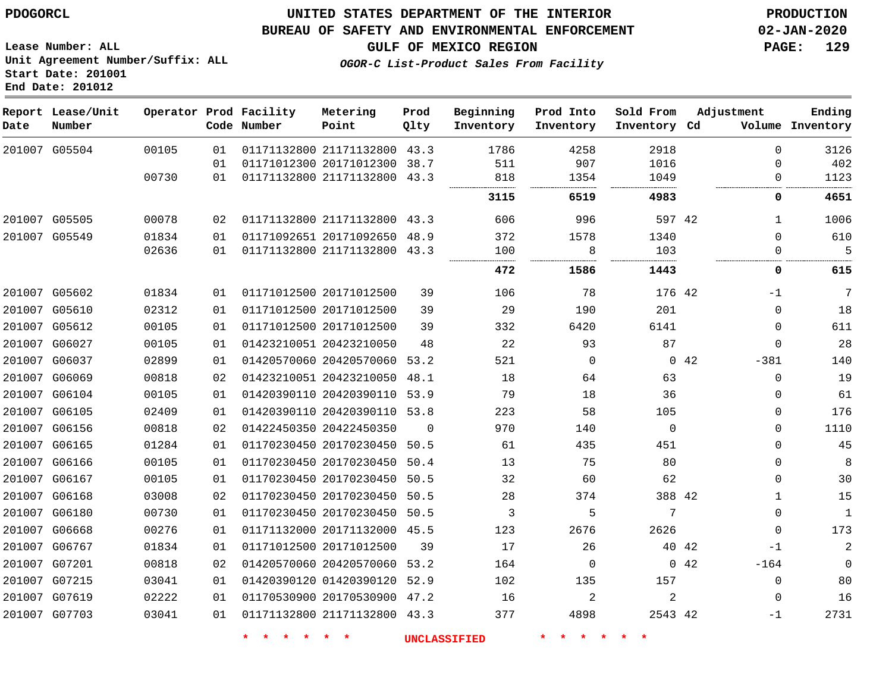PDOGORCL

# UNITED STATES DEPARTMENT OF THE INTERIOR
## BUREAU OF SAFETY AND ENVIRONMENTAL ENFORCEMENT
### GULF OF MEXICO REGION

*OGOR-C List-Product Sales From Facility*

PRODUCTION
02-JAN-2020

Lease Number: ALL
Unit Agreement Number/Suffix: ALL
Start Date: 201001
End Date: 201012

| Report Date | Lease/Unit Number | Operator | Prod Code | Facility Number | Metering Point | Prod Qlty | Beginning Inventory | Prod Into Inventory | Sold From Inventory | Adjustment Cd | Volume | Ending Inventory |
|---|---|---|---|---|---|---|---|---|---|---|---|---|
| 201007 | G05504 | 00105 | 01 | 01171132800 | 21171132800 | 43.3 | 1786 | 4258 | 2918 | | 0 | 3126 |
| | | | 01 | 01171012300 | 20171012300 | 38.7 | 511 | 907 | 1016 | | 0 | 402 |
| | | 00730 | 01 | 01171132800 | 21171132800 | 43.3 | 818 | 1354 | 1049 | | 0 | 1123 |
| | | | | | | | **3115** | **6519** | **4983** | | **0** | **4651** |
| 201007 | G05505 | 00078 | 02 | 01171132800 | 21171132800 | 43.3 | 606 | 996 | 597 | 42 | 1 | 1006 |
| 201007 | G05549 | 01834 | 01 | 01171092651 | 20171092650 | 48.9 | 372 | 1578 | 1340 | | 0 | 610 |
| | | 02636 | 01 | 01171132800 | 21171132800 | 43.3 | 100 | 8 | 103 | | 0 | 5 |
| | | | | | | | **472** | **1586** | **1443** | | **0** | **615** |
| 201007 | G05602 | 01834 | 01 | 01171012500 | 20171012500 | 39 | 106 | 78 | 176 | 42 | -1 | 7 |
| 201007 | G05610 | 02312 | 01 | 01171012500 | 20171012500 | 39 | 29 | 190 | 201 | | 0 | 18 |
| 201007 | G05612 | 00105 | 01 | 01171012500 | 20171012500 | 39 | 332 | 6420 | 6141 | | 0 | 611 |
| 201007 | G06027 | 00105 | 01 | 01423210051 | 20423210050 | 48 | 22 | 93 | 87 | | 0 | 28 |
| 201007 | G06037 | 02899 | 01 | 01420570060 | 20420570060 | 53.2 | 521 | 0 | 0 | 42 | -381 | 140 |
| 201007 | G06069 | 00818 | 02 | 01423210051 | 20423210050 | 48.1 | 18 | 64 | 63 | | 0 | 19 |
| 201007 | G06104 | 00105 | 01 | 01420390110 | 20420390110 | 53.9 | 79 | 18 | 36 | | 0 | 61 |
| 201007 | G06105 | 02409 | 01 | 01420390110 | 20420390110 | 53.8 | 223 | 58 | 105 | | 0 | 176 |
| 201007 | G06156 | 00818 | 02 | 01422450350 | 20422450350 | 0 | 970 | 140 | 0 | | 0 | 1110 |
| 201007 | G06165 | 01284 | 01 | 01170230450 | 20170230450 | 50.5 | 61 | 435 | 451 | | 0 | 45 |
| 201007 | G06166 | 00105 | 01 | 01170230450 | 20170230450 | 50.4 | 13 | 75 | 80 | | 0 | 8 |
| 201007 | G06167 | 00105 | 01 | 01170230450 | 20170230450 | 50.5 | 32 | 60 | 62 | | 0 | 30 |
| 201007 | G06168 | 03008 | 02 | 01170230450 | 20170230450 | 50.5 | 28 | 374 | 388 | 42 | 1 | 15 |
| 201007 | G06180 | 00730 | 01 | 01170230450 | 20170230450 | 50.5 | 3 | 5 | 7 | | 0 | 1 |
| 201007 | G06668 | 00276 | 01 | 01171132000 | 20171132000 | 45.5 | 123 | 2676 | 2626 | | 0 | 173 |
| 201007 | G06767 | 01834 | 01 | 01171012500 | 20171012500 | 39 | 17 | 26 | 40 | 42 | -1 | 2 |
| 201007 | G07201 | 00818 | 02 | 01420570060 | 20420570060 | 53.2 | 164 | 0 | 0 | 42 | -164 | 0 |
| 201007 | G07215 | 03041 | 01 | 01420390120 | 01420390120 | 52.9 | 102 | 135 | 157 | | 0 | 80 |
| 201007 | G07619 | 02222 | 01 | 01170530900 | 20170530900 | 47.2 | 16 | 2 | 2 | | 0 | 16 |
| 201007 | G07703 | 03041 | 01 | 01171132800 | 21171132800 | 43.3 | 377 | 4898 | 2543 | 42 | -1 | 2731 |

\* \* \* \* \* \* UNCLASSIFIED \* \* \* \* \* \*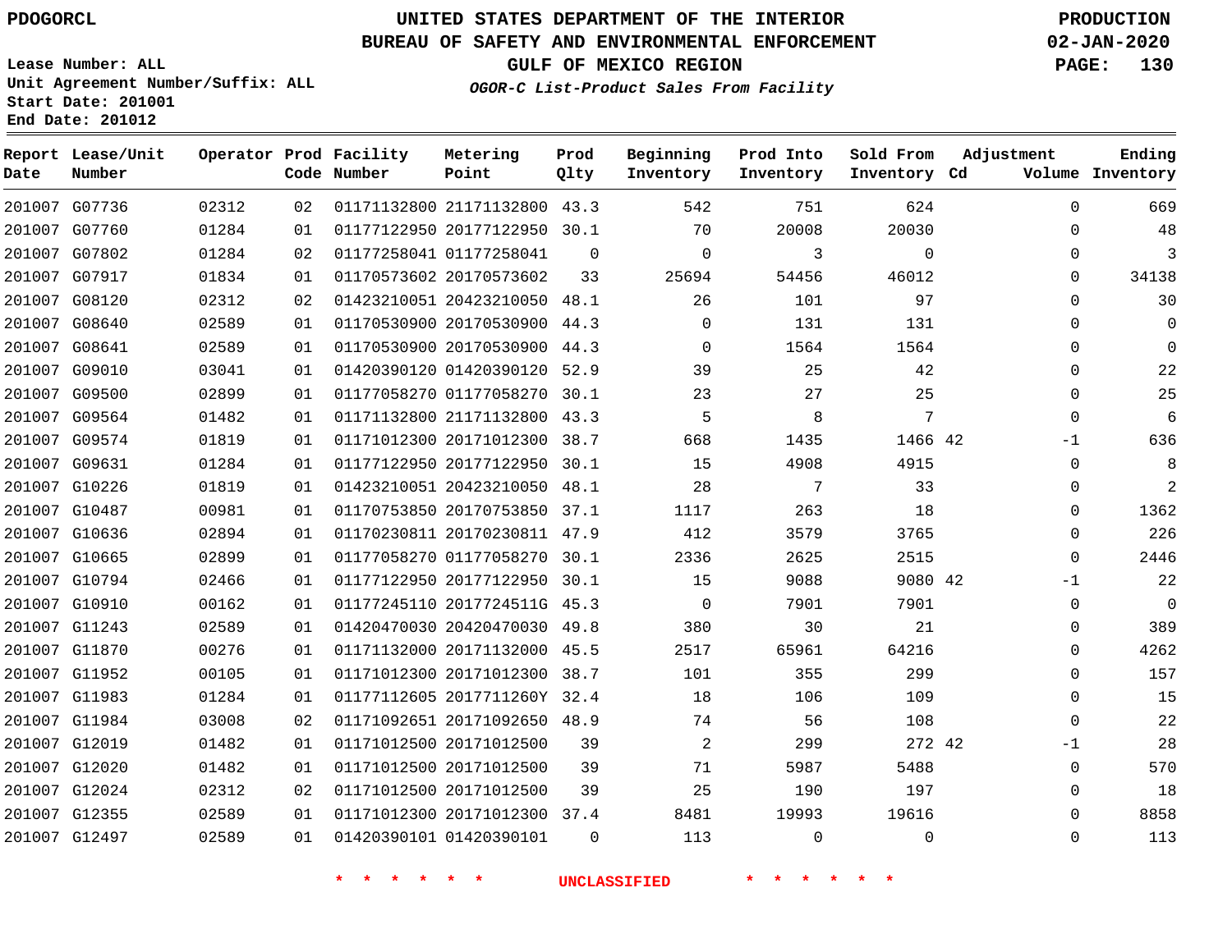PDOGORCL

Lease Number: ALL
Unit Agreement Number/Suffix: ALL
Start Date: 201001
End Date: 201012

# UNITED STATES DEPARTMENT OF THE INTERIOR
## BUREAU OF SAFETY AND ENVIRONMENTAL ENFORCEMENT
### GULF OF MEXICO REGION
*OGOR-C List-Product Sales From Facility*

PRODUCTION
02-JAN-2020

| Report Date | Lease/Unit Number | Operator | Prod Code | Facility Number | Metering Point | Prod Qlty | Beginning Inventory | Prod Into Inventory | Sold From Inventory | Adjustment Cd | Adjustment Volume | Ending Inventory |
|---|---|---|---|---|---|---|---|---|---|---|---|---|
| 201007 | G07736 | 02312 | 02 | 01171132800 | 21171132800 | 43.3 | 542 | 751 | 624 | | 0 | 669 |
| 201007 | G07760 | 01284 | 01 | 01177122950 | 20177122950 | 30.1 | 70 | 20008 | 20030 | | 0 | 48 |
| 201007 | G07802 | 01284 | 02 | 01177258041 | 01177258041 | 0 | 0 | 3 | 0 | | 0 | 3 |
| 201007 | G07917 | 01834 | 01 | 01170573602 | 20170573602 | 33 | 25694 | 54456 | 46012 | | 0 | 34138 |
| 201007 | G08120 | 02312 | 02 | 01423210051 | 20423210050 | 48.1 | 26 | 101 | 97 | | 0 | 30 |
| 201007 | G08640 | 02589 | 01 | 01170530900 | 20170530900 | 44.3 | 0 | 131 | 131 | | 0 | 0 |
| 201007 | G08641 | 02589 | 01 | 01170530900 | 20170530900 | 44.3 | 0 | 1564 | 1564 | | 0 | 0 |
| 201007 | G09010 | 03041 | 01 | 01420390120 | 01420390120 | 52.9 | 39 | 25 | 42 | | 0 | 22 |
| 201007 | G09500 | 02899 | 01 | 01177058270 | 01177058270 | 30.1 | 23 | 27 | 25 | | 0 | 25 |
| 201007 | G09564 | 01482 | 01 | 01171132800 | 21171132800 | 43.3 | 5 | 8 | 7 | | 0 | 6 |
| 201007 | G09574 | 01819 | 01 | 01171012300 | 20171012300 | 38.7 | 668 | 1435 | 1466 | 42 | -1 | 636 |
| 201007 | G09631 | 01284 | 01 | 01177122950 | 20177122950 | 30.1 | 15 | 4908 | 4915 | | 0 | 8 |
| 201007 | G10226 | 01819 | 01 | 01423210051 | 20423210050 | 48.1 | 28 | 7 | 33 | | 0 | 2 |
| 201007 | G10487 | 00981 | 01 | 01170753850 | 20170753850 | 37.1 | 1117 | 263 | 18 | | 0 | 1362 |
| 201007 | G10636 | 02894 | 01 | 01170230811 | 20170230811 | 47.9 | 412 | 3579 | 3765 | | 0 | 226 |
| 201007 | G10665 | 02899 | 01 | 01177058270 | 01177058270 | 30.1 | 2336 | 2625 | 2515 | | 0 | 2446 |
| 201007 | G10794 | 02466 | 01 | 01177122950 | 20177122950 | 30.1 | 15 | 9088 | 9080 | 42 | -1 | 22 |
| 201007 | G10910 | 00162 | 01 | 01177245110 | 2017724511G | 45.3 | 0 | 7901 | 7901 | | 0 | 0 |
| 201007 | G11243 | 02589 | 01 | 01420470030 | 20420470030 | 49.8 | 380 | 30 | 21 | | 0 | 389 |
| 201007 | G11870 | 00276 | 01 | 01171132000 | 20171132000 | 45.5 | 2517 | 65961 | 64216 | | 0 | 4262 |
| 201007 | G11952 | 00105 | 01 | 01171012300 | 20171012300 | 38.7 | 101 | 355 | 299 | | 0 | 157 |
| 201007 | G11983 | 01284 | 01 | 01177112605 | 2017711260Y | 32.4 | 18 | 106 | 109 | | 0 | 15 |
| 201007 | G11984 | 03008 | 02 | 01171092651 | 20171092650 | 48.9 | 74 | 56 | 108 | | 0 | 22 |
| 201007 | G12019 | 01482 | 01 | 01171012500 | 20171012500 | 39 | 2 | 299 | 272 | 42 | -1 | 28 |
| 201007 | G12020 | 01482 | 01 | 01171012500 | 20171012500 | 39 | 71 | 5987 | 5488 | | 0 | 570 |
| 201007 | G12024 | 02312 | 02 | 01171012500 | 20171012500 | 39 | 25 | 190 | 197 | | 0 | 18 |
| 201007 | G12355 | 02589 | 01 | 01171012300 | 20171012300 | 37.4 | 8481 | 19993 | 19616 | | 0 | 8858 |
| 201007 | G12497 | 02589 | 01 | 01420390101 | 01420390101 | 0 | 113 | 0 | 0 | | 0 | 113 |

* * * * * * UNCLASSIFIED * * * * * *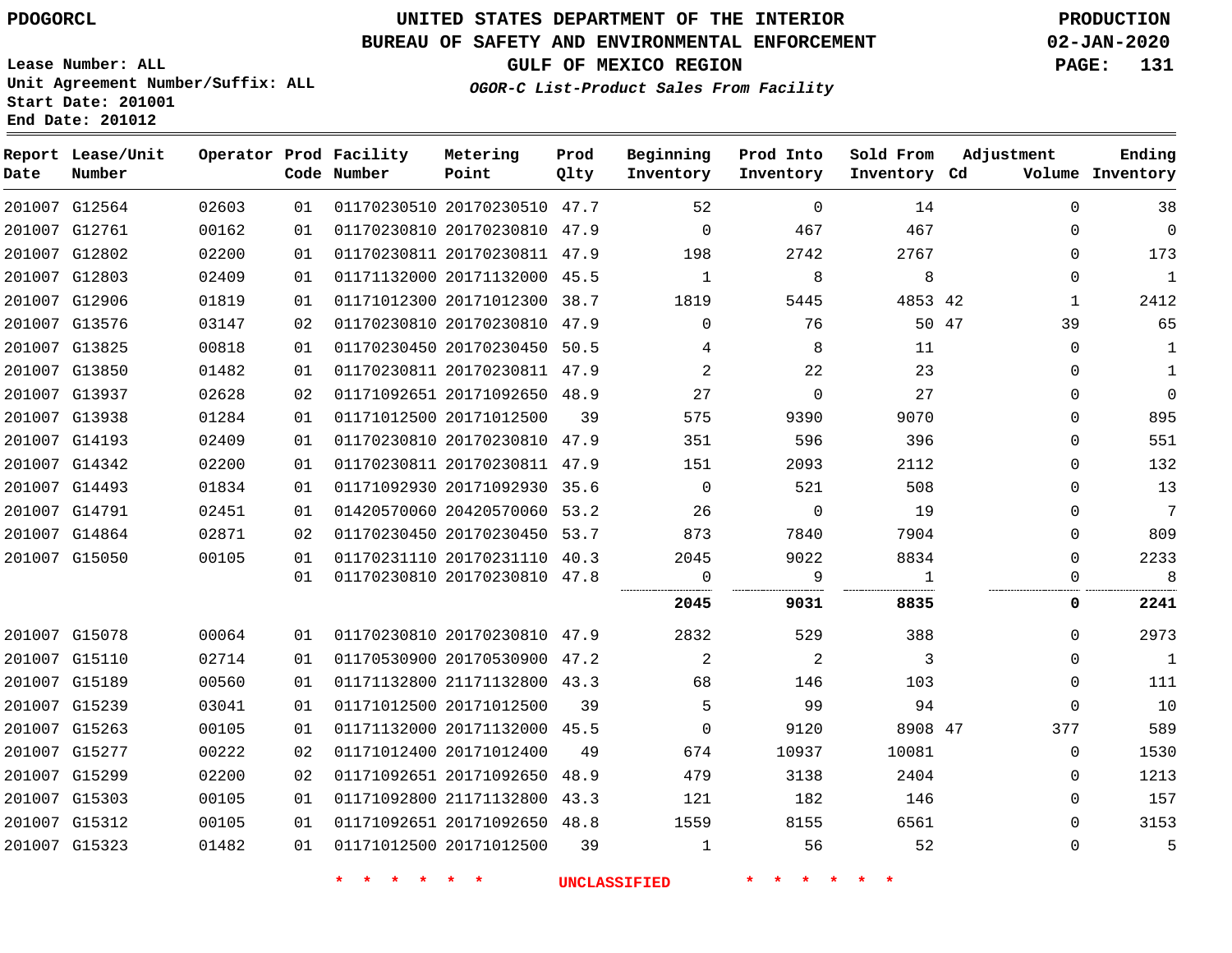PDOGORCL

# UNITED STATES DEPARTMENT OF THE INTERIOR
## BUREAU OF SAFETY AND ENVIRONMENTAL ENFORCEMENT
### GULF OF MEXICO REGION

*OGOR-C List-Product Sales From Facility*

PRODUCTION
02-JAN-2020

Lease Number: ALL
Unit Agreement Number/Suffix: ALL
Start Date: 201001
End Date: 201012

| Report Date | Lease/Unit Number | Operator | Prod Code | Facility Number | Metering Point | Prod Qlty | Beginning Inventory | Prod Into Inventory | Sold From Inventory | Adjustment Cd | Volume | Ending Inventory |
|---|---|---|---|---|---|---|---|---|---|---|---|---|
| 201007 | G12564 | 02603 | 01 | 01170230510 | 20170230510 | 47.7 | 52 | 0 | 14 | | 0 | 38 |
| 201007 | G12761 | 00162 | 01 | 01170230810 | 20170230810 | 47.9 | 0 | 467 | 467 | | 0 | 0 |
| 201007 | G12802 | 02200 | 01 | 01170230811 | 20170230811 | 47.9 | 198 | 2742 | 2767 | | 0 | 173 |
| 201007 | G12803 | 02409 | 01 | 01171132000 | 20171132000 | 45.5 | 1 | 8 | 8 | | 0 | 1 |
| 201007 | G12906 | 01819 | 01 | 01171012300 | 20171012300 | 38.7 | 1819 | 5445 | 4853 | 42 | 1 | 2412 |
| 201007 | G13576 | 03147 | 02 | 01170230810 | 20170230810 | 47.9 | 0 | 76 | 50 | 47 | 39 | 65 |
| 201007 | G13825 | 00818 | 01 | 01170230450 | 20170230450 | 50.5 | 4 | 8 | 11 | | 0 | 1 |
| 201007 | G13850 | 01482 | 01 | 01170230811 | 20170230811 | 47.9 | 2 | 22 | 23 | | 0 | 1 |
| 201007 | G13937 | 02628 | 02 | 01171092651 | 20171092650 | 48.9 | 27 | 0 | 27 | | 0 | 0 |
| 201007 | G13938 | 01284 | 01 | 01171012500 | 20171012500 | 39 | 575 | 9390 | 9070 | | 0 | 895 |
| 201007 | G14193 | 02409 | 01 | 01170230810 | 20170230810 | 47.9 | 351 | 596 | 396 | | 0 | 551 |
| 201007 | G14342 | 02200 | 01 | 01170230811 | 20170230811 | 47.9 | 151 | 2093 | 2112 | | 0 | 132 |
| 201007 | G14493 | 01834 | 01 | 01171092930 | 20171092930 | 35.6 | 0 | 521 | 508 | | 0 | 13 |
| 201007 | G14791 | 02451 | 01 | 01420570060 | 20420570060 | 53.2 | 26 | 0 | 19 | | 0 | 7 |
| 201007 | G14864 | 02871 | 02 | 01170230450 | 20170230450 | 53.7 | 873 | 7840 | 7904 | | 0 | 809 |
| 201007 | G15050 | 00105 | 01 | 01170231110 | 20170231110 | 40.3 | 2045 | 9022 | 8834 | | 0 | 2233 |
| | | | 01 | 01170230810 | 20170230810 | 47.8 | 0 | 9 | 1 | | 0 | 8 |
| | | | | | | | **2045** | **9031** | **8835** | | **0** | **2241** |
| 201007 | G15078 | 00064 | 01 | 01170230810 | 20170230810 | 47.9 | 2832 | 529 | 388 | | 0 | 2973 |
| 201007 | G15110 | 02714 | 01 | 01170530900 | 20170530900 | 47.2 | 2 | 2 | 3 | | 0 | 1 |
| 201007 | G15189 | 00560 | 01 | 01171132800 | 21171132800 | 43.3 | 68 | 146 | 103 | | 0 | 111 |
| 201007 | G15239 | 03041 | 01 | 01171012500 | 20171012500 | 39 | 5 | 99 | 94 | | 0 | 10 |
| 201007 | G15263 | 00105 | 01 | 01171132000 | 20171132000 | 45.5 | 0 | 9120 | 8908 | 47 | 377 | 589 |
| 201007 | G15277 | 00222 | 02 | 01171012400 | 20171012400 | 49 | 674 | 10937 | 10081 | | 0 | 1530 |
| 201007 | G15299 | 02200 | 02 | 01171092651 | 20171092650 | 48.9 | 479 | 3138 | 2404 | | 0 | 1213 |
| 201007 | G15303 | 00105 | 01 | 01171092800 | 21171132800 | 43.3 | 121 | 182 | 146 | | 0 | 157 |
| 201007 | G15312 | 00105 | 01 | 01171092651 | 20171092650 | 48.8 | 1559 | 8155 | 6561 | | 0 | 3153 |
| 201007 | G15323 | 01482 | 01 | 01171012500 | 20171012500 | 39 | 1 | 56 | 52 | | 0 | 5 |

* * * * * * UNCLASSIFIED * * * * * *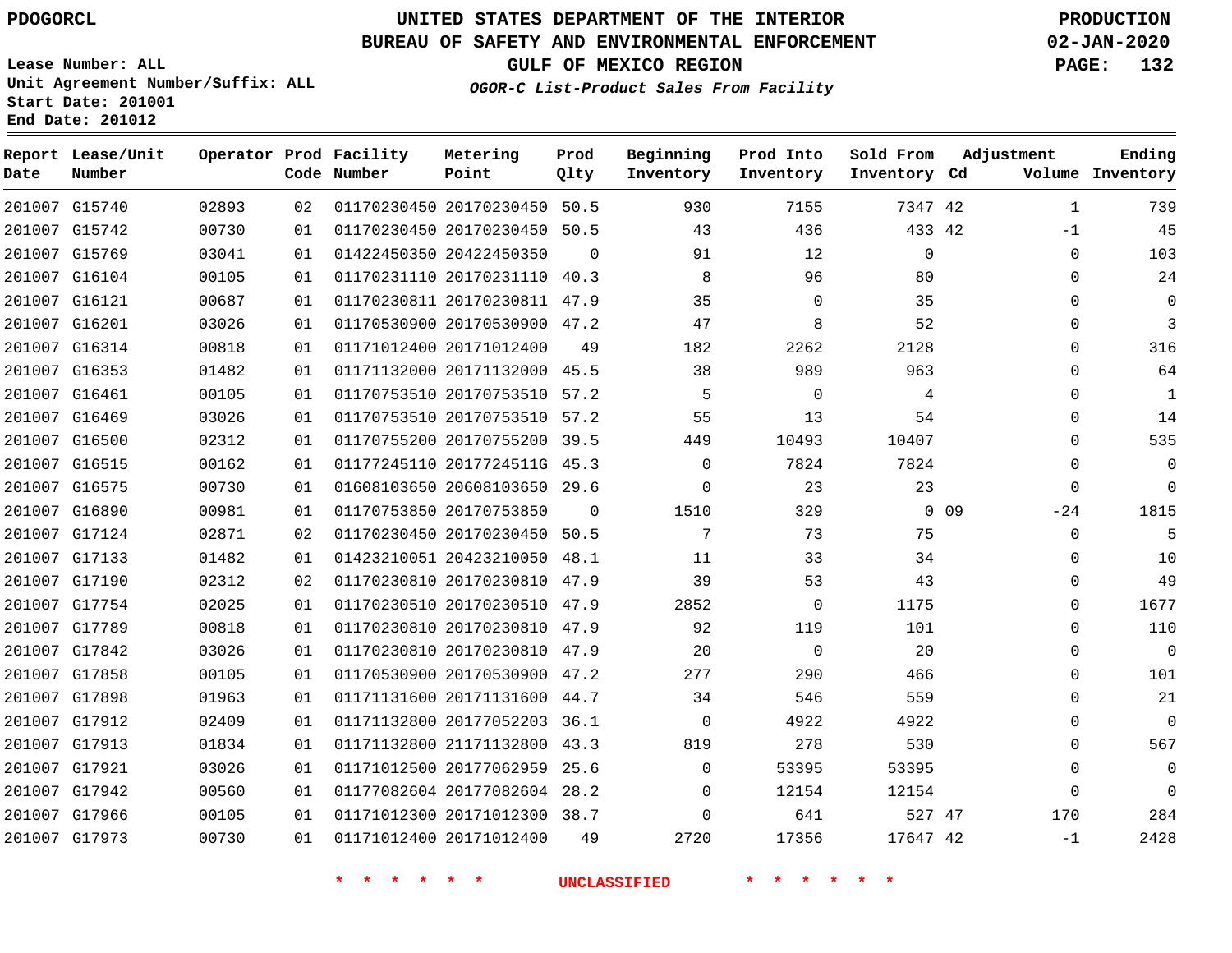PDOGORCL

# UNITED STATES DEPARTMENT OF THE INTERIOR
## BUREAU OF SAFETY AND ENVIRONMENTAL ENFORCEMENT
### GULF OF MEXICO REGION
*OGOR-C List-Product Sales From Facility*

PRODUCTION
02-JAN-2020

Lease Number: ALL
Unit Agreement Number/Suffix: ALL
Start Date: 201001
End Date: 201012

| Report Date | Lease/Unit Number | Operator | Prod Code | Facility Number | Metering Point | Prod Qlty | Beginning Inventory | Prod Into Inventory | Sold From Inventory | Adjustment Cd | Adjustment Volume | Ending Inventory |
|---|---|---|---|---|---|---|---|---|---|---|---|---|
| 201007 | G15740 | 02893 | 02 | 01170230450 | 20170230450 | 50.5 | 930 | 7155 | 7347 | 42 | 1 | 739 |
| 201007 | G15742 | 00730 | 01 | 01170230450 | 20170230450 | 50.5 | 43 | 436 | 433 | 42 | -1 | 45 |
| 201007 | G15769 | 03041 | 01 | 01422450350 | 20422450350 | 0 | 91 | 12 | 0 | | 0 | 103 |
| 201007 | G16104 | 00105 | 01 | 01170231110 | 20170231110 | 40.3 | 8 | 96 | 80 | | 0 | 24 |
| 201007 | G16121 | 00687 | 01 | 01170230811 | 20170230811 | 47.9 | 35 | 0 | 35 | | 0 | 0 |
| 201007 | G16201 | 03026 | 01 | 01170530900 | 20170530900 | 47.2 | 47 | 8 | 52 | | 0 | 3 |
| 201007 | G16314 | 00818 | 01 | 01171012400 | 20171012400 | 49 | 182 | 2262 | 2128 | | 0 | 316 |
| 201007 | G16353 | 01482 | 01 | 01171132000 | 20171132000 | 45.5 | 38 | 989 | 963 | | 0 | 64 |
| 201007 | G16461 | 00105 | 01 | 01170753510 | 20170753510 | 57.2 | 5 | 0 | 4 | | 0 | 1 |
| 201007 | G16469 | 03026 | 01 | 01170753510 | 20170753510 | 57.2 | 55 | 13 | 54 | | 0 | 14 |
| 201007 | G16500 | 02312 | 01 | 01170755200 | 20170755200 | 39.5 | 449 | 10493 | 10407 | | 0 | 535 |
| 201007 | G16515 | 00162 | 01 | 01177245110 | 2017724511G | 45.3 | 0 | 7824 | 7824 | | 0 | 0 |
| 201007 | G16575 | 00730 | 01 | 01608103650 | 20608103650 | 29.6 | 0 | 23 | 23 | | 0 | 0 |
| 201007 | G16890 | 00981 | 01 | 01170753850 | 20170753850 | 0 | 1510 | 329 | 0 | 09 | -24 | 1815 |
| 201007 | G17124 | 02871 | 02 | 01170230450 | 20170230450 | 50.5 | 7 | 73 | 75 | | 0 | 5 |
| 201007 | G17133 | 01482 | 01 | 01423210051 | 20423210050 | 48.1 | 11 | 33 | 34 | | 0 | 10 |
| 201007 | G17190 | 02312 | 02 | 01170230810 | 20170230810 | 47.9 | 39 | 53 | 43 | | 0 | 49 |
| 201007 | G17754 | 02025 | 01 | 01170230510 | 20170230510 | 47.9 | 2852 | 0 | 1175 | | 0 | 1677 |
| 201007 | G17789 | 00818 | 01 | 01170230810 | 20170230810 | 47.9 | 92 | 119 | 101 | | 0 | 110 |
| 201007 | G17842 | 03026 | 01 | 01170230810 | 20170230810 | 47.9 | 20 | 0 | 20 | | 0 | 0 |
| 201007 | G17858 | 00105 | 01 | 01170530900 | 20170530900 | 47.2 | 277 | 290 | 466 | | 0 | 101 |
| 201007 | G17898 | 01963 | 01 | 01171131600 | 20171131600 | 44.7 | 34 | 546 | 559 | | 0 | 21 |
| 201007 | G17912 | 02409 | 01 | 01171132800 | 20177052203 | 36.1 | 0 | 4922 | 4922 | | 0 | 0 |
| 201007 | G17913 | 01834 | 01 | 01171132800 | 21171132800 | 43.3 | 819 | 278 | 530 | | 0 | 567 |
| 201007 | G17921 | 03026 | 01 | 01171012500 | 20177062959 | 25.6 | 0 | 53395 | 53395 | | 0 | 0 |
| 201007 | G17942 | 00560 | 01 | 01177082604 | 20177082604 | 28.2 | 0 | 12154 | 12154 | | 0 | 0 |
| 201007 | G17966 | 00105 | 01 | 01171012300 | 20171012300 | 38.7 | 0 | 641 | 527 | 47 | 170 | 284 |
| 201007 | G17973 | 00730 | 01 | 01171012400 | 20171012400 | 49 | 2720 | 17356 | 17647 | 42 | -1 | 2428 |

* * * * * * UNCLASSIFIED * * * * * *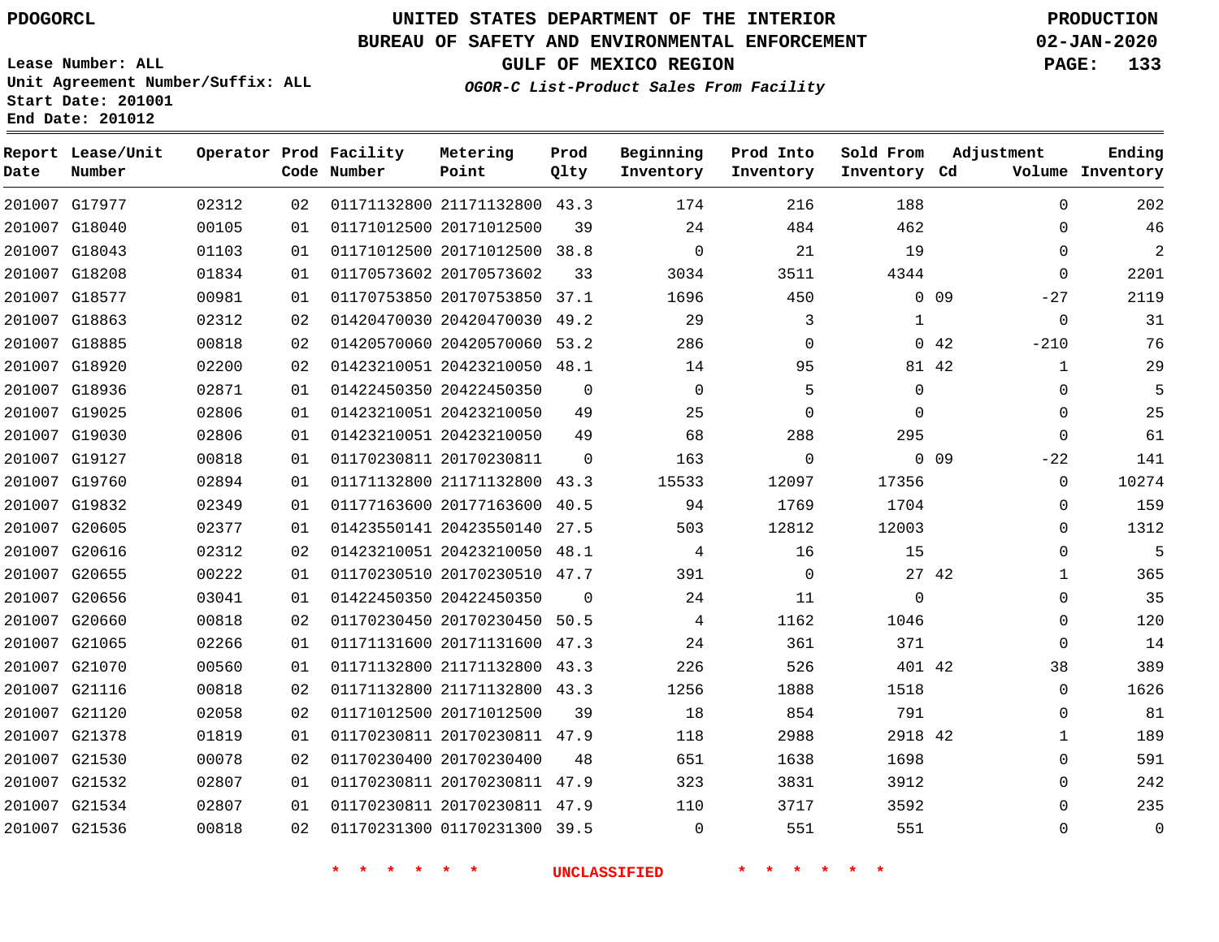PDOGORCL

# UNITED STATES DEPARTMENT OF THE INTERIOR
## BUREAU OF SAFETY AND ENVIRONMENTAL ENFORCEMENT
### GULF OF MEXICO REGION
*OGOR-C List-Product Sales From Facility*

PRODUCTION
02-JAN-2020

Lease Number: ALL
Unit Agreement Number/Suffix: ALL
Start Date: 201001
End Date: 201012

| Report Date | Lease/Unit Number | Operator | Prod Code | Facility Number | Metering Point | Prod Qlty | Beginning Inventory | Prod Into Inventory | Sold From Inventory | Adjustment Cd | Volume | Ending Inventory |
|---|---|---|---|---|---|---|---|---|---|---|---|---|
| 201007 | G17977 | 02312 | 02 | 01171132800 | 21171132800 | 43.3 | 174 | 216 | 188 | | 0 | 202 |
| 201007 | G18040 | 00105 | 01 | 01171012500 | 20171012500 | 39 | 24 | 484 | 462 | | 0 | 46 |
| 201007 | G18043 | 01103 | 01 | 01171012500 | 20171012500 | 38.8 | 0 | 21 | 19 | | 0 | 2 |
| 201007 | G18208 | 01834 | 01 | 01170573602 | 20170573602 | 33 | 3034 | 3511 | 4344 | | 0 | 2201 |
| 201007 | G18577 | 00981 | 01 | 01170753850 | 20170753850 | 37.1 | 1696 | 450 | 0 | 09 | -27 | 2119 |
| 201007 | G18863 | 02312 | 02 | 01420470030 | 20420470030 | 49.2 | 29 | 3 | 1 | | 0 | 31 |
| 201007 | G18885 | 00818 | 02 | 01420570060 | 20420570060 | 53.2 | 286 | 0 | 0 | 42 | -210 | 76 |
| 201007 | G18920 | 02200 | 02 | 01423210051 | 20423210050 | 48.1 | 14 | 95 | 81 | 42 | 1 | 29 |
| 201007 | G18936 | 02871 | 01 | 01422450350 | 20422450350 | 0 | 0 | 5 | 0 | | 0 | 5 |
| 201007 | G19025 | 02806 | 01 | 01423210051 | 20423210050 | 49 | 25 | 0 | 0 | | 0 | 25 |
| 201007 | G19030 | 02806 | 01 | 01423210051 | 20423210050 | 49 | 68 | 288 | 295 | | 0 | 61 |
| 201007 | G19127 | 00818 | 01 | 01170230811 | 20170230811 | 0 | 163 | 0 | 0 | 09 | -22 | 141 |
| 201007 | G19760 | 02894 | 01 | 01171132800 | 21171132800 | 43.3 | 15533 | 12097 | 17356 | | 0 | 10274 |
| 201007 | G19832 | 02349 | 01 | 01177163600 | 20177163600 | 40.5 | 94 | 1769 | 1704 | | 0 | 159 |
| 201007 | G20605 | 02377 | 01 | 01423550141 | 20423550140 | 27.5 | 503 | 12812 | 12003 | | 0 | 1312 |
| 201007 | G20616 | 02312 | 02 | 01423210051 | 20423210050 | 48.1 | 4 | 16 | 15 | | 0 | 5 |
| 201007 | G20655 | 00222 | 01 | 01170230510 | 20170230510 | 47.7 | 391 | 0 | 27 | 42 | 1 | 365 |
| 201007 | G20656 | 03041 | 01 | 01422450350 | 20422450350 | 0 | 24 | 11 | 0 | | 0 | 35 |
| 201007 | G20660 | 00818 | 02 | 01170230450 | 20170230450 | 50.5 | 4 | 1162 | 1046 | | 0 | 120 |
| 201007 | G21065 | 02266 | 01 | 01171131600 | 20171131600 | 47.3 | 24 | 361 | 371 | | 0 | 14 |
| 201007 | G21070 | 00560 | 01 | 01171132800 | 21171132800 | 43.3 | 226 | 526 | 401 | 42 | 38 | 389 |
| 201007 | G21116 | 00818 | 02 | 01171132800 | 21171132800 | 43.3 | 1256 | 1888 | 1518 | | 0 | 1626 |
| 201007 | G21120 | 02058 | 02 | 01171012500 | 20171012500 | 39 | 18 | 854 | 791 | | 0 | 81 |
| 201007 | G21378 | 01819 | 01 | 01170230811 | 20170230811 | 47.9 | 118 | 2988 | 2918 | 42 | 1 | 189 |
| 201007 | G21530 | 00078 | 02 | 01170230400 | 20170230400 | 48 | 651 | 1638 | 1698 | | 0 | 591 |
| 201007 | G21532 | 02807 | 01 | 01170230811 | 20170230811 | 47.9 | 323 | 3831 | 3912 | | 0 | 242 |
| 201007 | G21534 | 02807 | 01 | 01170230811 | 20170230811 | 47.9 | 110 | 3717 | 3592 | | 0 | 235 |
| 201007 | G21536 | 00818 | 02 | 01170231300 | 01170231300 | 39.5 | 0 | 551 | 551 | | 0 | 0 |

* * * * * * UNCLASSIFIED * * * * * *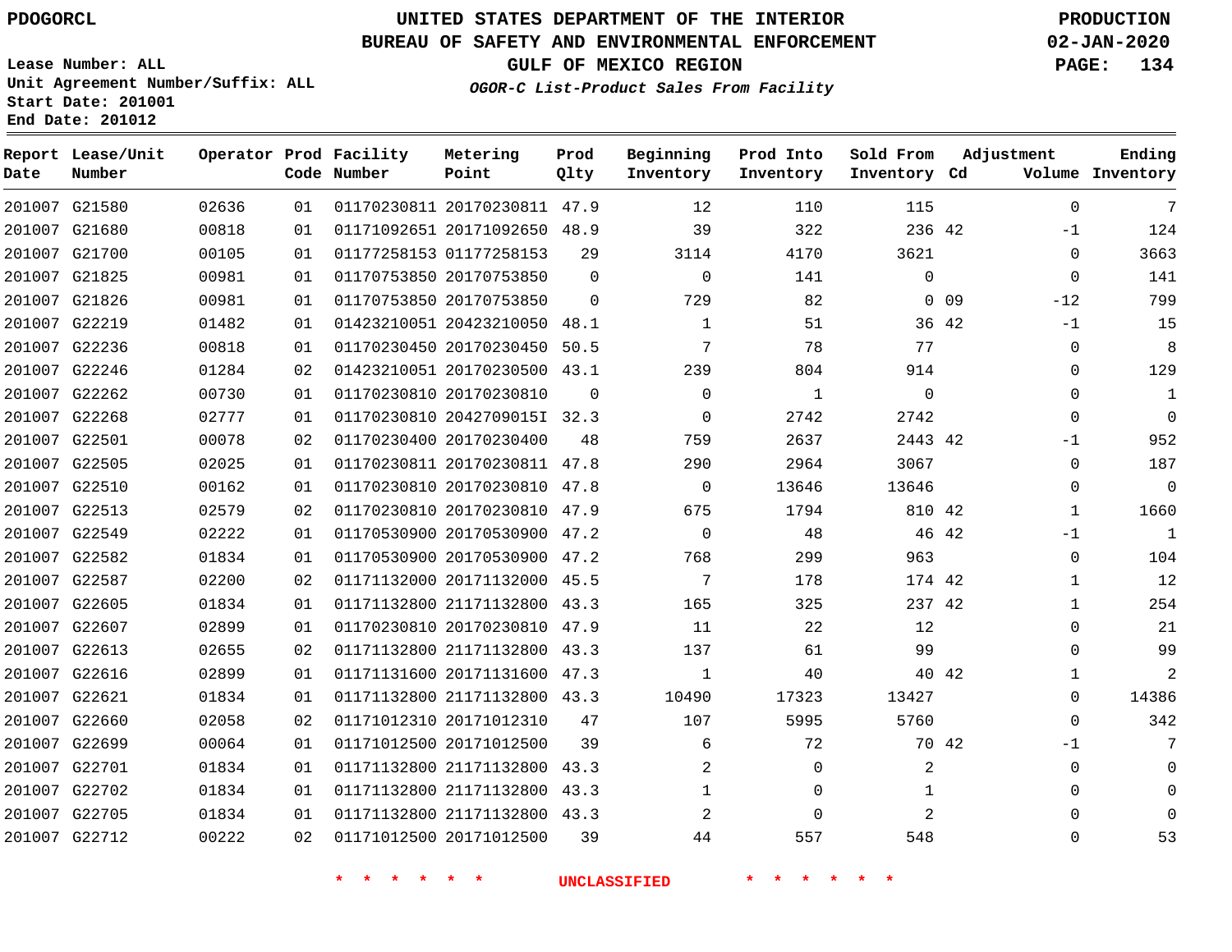PDOGORCL

# UNITED STATES DEPARTMENT OF THE INTERIOR
## BUREAU OF SAFETY AND ENVIRONMENTAL ENFORCEMENT
## GULF OF MEXICO REGION
### *OGOR-C List-Product Sales From Facility*

PRODUCTION
02-JAN-2020

Lease Number: ALL
Unit Agreement Number/Suffix: ALL
Start Date: 201001
End Date: 201012

| Report Date | Lease/Unit Number | Operator | Prod Code | Facility Number | Metering Point | Prod Qlty | Beginning Inventory | Prod Into Inventory | Sold From Inventory | Adjustment Cd | Volume | Ending Inventory |
|---|---|---|---|---|---|---|---|---|---|---|---|---|
| 201007 | G21580 | 02636 | 01 | 01170230811 | 20170230811 | 47.9 | 12 | 110 | 115 | | 0 | 7 |
| 201007 | G21680 | 00818 | 01 | 01171092651 | 20171092650 | 48.9 | 39 | 322 | 236 | 42 | -1 | 124 |
| 201007 | G21700 | 00105 | 01 | 01177258153 | 01177258153 | 29 | 3114 | 4170 | 3621 | | 0 | 3663 |
| 201007 | G21825 | 00981 | 01 | 01170753850 | 20170753850 | 0 | 0 | 141 | 0 | | 0 | 141 |
| 201007 | G21826 | 00981 | 01 | 01170753850 | 20170753850 | 0 | 729 | 82 | 0 | 09 | -12 | 799 |
| 201007 | G22219 | 01482 | 01 | 01423210051 | 20423210050 | 48.1 | 1 | 51 | 36 | 42 | -1 | 15 |
| 201007 | G22236 | 00818 | 01 | 01170230450 | 20170230450 | 50.5 | 7 | 78 | 77 | | 0 | 8 |
| 201007 | G22246 | 01284 | 02 | 01423210051 | 20170230500 | 43.1 | 239 | 804 | 914 | | 0 | 129 |
| 201007 | G22262 | 00730 | 01 | 01170230810 | 20170230810 | 0 | 0 | 1 | 0 | | 0 | 1 |
| 201007 | G22268 | 02777 | 01 | 01170230810 | 2042709015I | 32.3 | 0 | 2742 | 2742 | | 0 | 0 |
| 201007 | G22501 | 00078 | 02 | 01170230400 | 20170230400 | 48 | 759 | 2637 | 2443 | 42 | -1 | 952 |
| 201007 | G22505 | 02025 | 01 | 01170230811 | 20170230811 | 47.8 | 290 | 2964 | 3067 | | 0 | 187 |
| 201007 | G22510 | 00162 | 01 | 01170230810 | 20170230810 | 47.8 | 0 | 13646 | 13646 | | 0 | 0 |
| 201007 | G22513 | 02579 | 02 | 01170230810 | 20170230810 | 47.9 | 675 | 1794 | 810 | 42 | 1 | 1660 |
| 201007 | G22549 | 02222 | 01 | 01170530900 | 20170530900 | 47.2 | 0 | 48 | 46 | 42 | -1 | 1 |
| 201007 | G22582 | 01834 | 01 | 01170530900 | 20170530900 | 47.2 | 768 | 299 | 963 | | 0 | 104 |
| 201007 | G22587 | 02200 | 02 | 01171132000 | 20171132000 | 45.5 | 7 | 178 | 174 | 42 | 1 | 12 |
| 201007 | G22605 | 01834 | 01 | 01171132800 | 21171132800 | 43.3 | 165 | 325 | 237 | 42 | 1 | 254 |
| 201007 | G22607 | 02899 | 01 | 01170230810 | 20170230810 | 47.9 | 11 | 22 | 12 | | 0 | 21 |
| 201007 | G22613 | 02655 | 02 | 01171132800 | 21171132800 | 43.3 | 137 | 61 | 99 | | 0 | 99 |
| 201007 | G22616 | 02899 | 01 | 01171131600 | 20171131600 | 47.3 | 1 | 40 | 40 | 42 | 1 | 2 |
| 201007 | G22621 | 01834 | 01 | 01171132800 | 21171132800 | 43.3 | 10490 | 17323 | 13427 | | 0 | 14386 |
| 201007 | G22660 | 02058 | 02 | 01171012310 | 20171012310 | 47 | 107 | 5995 | 5760 | | 0 | 342 |
| 201007 | G22699 | 00064 | 01 | 01171012500 | 20171012500 | 39 | 6 | 72 | 70 | 42 | -1 | 7 |
| 201007 | G22701 | 01834 | 01 | 01171132800 | 21171132800 | 43.3 | 2 | 0 | 2 | | 0 | 0 |
| 201007 | G22702 | 01834 | 01 | 01171132800 | 21171132800 | 43.3 | 1 | 0 | 1 | | 0 | 0 |
| 201007 | G22705 | 01834 | 01 | 01171132800 | 21171132800 | 43.3 | 2 | 0 | 2 | | 0 | 0 |
| 201007 | G22712 | 00222 | 02 | 01171012500 | 20171012500 | 39 | 44 | 557 | 548 | | 0 | 53 |

\* \* \* \* \* \* UNCLASSIFIED \* \* \* \* \* \*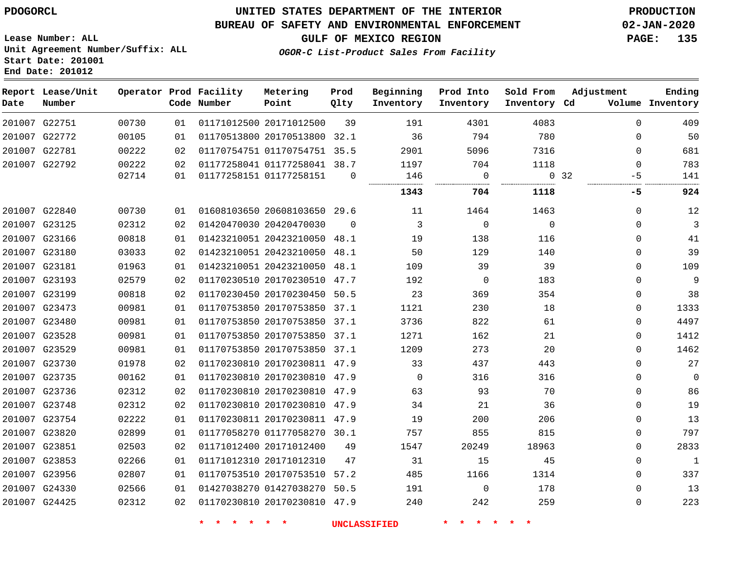# UNITED STATES DEPARTMENT OF THE INTERIOR
## BUREAU OF SAFETY AND ENVIRONMENTAL ENFORCEMENT
### GULF OF MEXICO REGION
*OGOR-C List-Product Sales From Facility*

PDOGORCL

Lease Number: ALL
Unit Agreement Number/Suffix: ALL
Start Date: 201001
End Date: 201012

PRODUCTION
02-JAN-2020

| Report Date | Lease/Unit Number | Operator | Prod Code | Facility Number | Metering Point | Prod Qlty | Beginning Inventory | Prod Into Inventory | Sold From Inventory | Adjustment Cd | Adjustment Volume | Ending Inventory |
|---|---|---|---|---|---|---|---|---|---|---|---|---|
| 201007 | G22751 | 00730 | 01 | 01171012500 | 20171012500 | 39 | 191 | 4301 | 4083 | | 0 | 409 |
| 201007 | G22772 | 00105 | 01 | 01170513800 | 20170513800 | 32.1 | 36 | 794 | 780 | | 0 | 50 |
| 201007 | G22781 | 00222 | 02 | 01170754751 | 01170754751 | 35.5 | 2901 | 5096 | 7316 | | 0 | 681 |
| 201007 | G22792 | 00222 | 02 | 01177258041 | 01177258041 | 38.7 | 1197 | 704 | 1118 | | 0 | 783 |
| | | 02714 | 01 | 01177258151 | 01177258151 | 0 | 146 | 0 | 0 | 32 | -5 | 141 |
| | | | | | | | **1343** | **704** | **1118** | | **-5** | **924** |
| 201007 | G22840 | 00730 | 01 | 01608103650 | 20608103650 | 29.6 | 11 | 1464 | 1463 | | 0 | 12 |
| 201007 | G23125 | 02312 | 02 | 01420470030 | 20420470030 | 0 | 3 | 0 | 0 | | 0 | 3 |
| 201007 | G23166 | 00818 | 01 | 01423210051 | 20423210050 | 48.1 | 19 | 138 | 116 | | 0 | 41 |
| 201007 | G23180 | 03033 | 02 | 01423210051 | 20423210050 | 48.1 | 50 | 129 | 140 | | 0 | 39 |
| 201007 | G23181 | 01963 | 01 | 01423210051 | 20423210050 | 48.1 | 109 | 39 | 39 | | 0 | 109 |
| 201007 | G23193 | 02579 | 02 | 01170230510 | 20170230510 | 47.7 | 192 | 0 | 183 | | 0 | 9 |
| 201007 | G23199 | 00818 | 02 | 01170230450 | 20170230450 | 50.5 | 23 | 369 | 354 | | 0 | 38 |
| 201007 | G23473 | 00981 | 01 | 01170753850 | 20170753850 | 37.1 | 1121 | 230 | 18 | | 0 | 1333 |
| 201007 | G23480 | 00981 | 01 | 01170753850 | 20170753850 | 37.1 | 3736 | 822 | 61 | | 0 | 4497 |
| 201007 | G23528 | 00981 | 01 | 01170753850 | 20170753850 | 37.1 | 1271 | 162 | 21 | | 0 | 1412 |
| 201007 | G23529 | 00981 | 01 | 01170753850 | 20170753850 | 37.1 | 1209 | 273 | 20 | | 0 | 1462 |
| 201007 | G23730 | 01978 | 02 | 01170230810 | 20170230811 | 47.9 | 33 | 437 | 443 | | 0 | 27 |
| 201007 | G23735 | 00162 | 01 | 01170230810 | 20170230810 | 47.9 | 0 | 316 | 316 | | 0 | 0 |
| 201007 | G23736 | 02312 | 02 | 01170230810 | 20170230810 | 47.9 | 63 | 93 | 70 | | 0 | 86 |
| 201007 | G23748 | 02312 | 02 | 01170230810 | 20170230810 | 47.9 | 34 | 21 | 36 | | 0 | 19 |
| 201007 | G23754 | 02222 | 01 | 01170230811 | 20170230811 | 47.9 | 19 | 200 | 206 | | 0 | 13 |
| 201007 | G23820 | 02899 | 01 | 01177058270 | 01177058270 | 30.1 | 757 | 855 | 815 | | 0 | 797 |
| 201007 | G23851 | 02503 | 02 | 01171012400 | 20171012400 | 49 | 1547 | 20249 | 18963 | | 0 | 2833 |
| 201007 | G23853 | 02266 | 01 | 01171012310 | 20171012310 | 47 | 31 | 15 | 45 | | 0 | 1 |
| 201007 | G23956 | 02807 | 01 | 01170753510 | 20170753510 | 57.2 | 485 | 1166 | 1314 | | 0 | 337 |
| 201007 | G24330 | 02566 | 01 | 01427038270 | 01427038270 | 50.5 | 191 | 0 | 178 | | 0 | 13 |
| 201007 | G24425 | 02312 | 02 | 01170230810 | 20170230810 | 47.9 | 240 | 242 | 259 | | 0 | 223 |

\* \* \* \* \* \* UNCLASSIFIED \* \* \* \* \* \*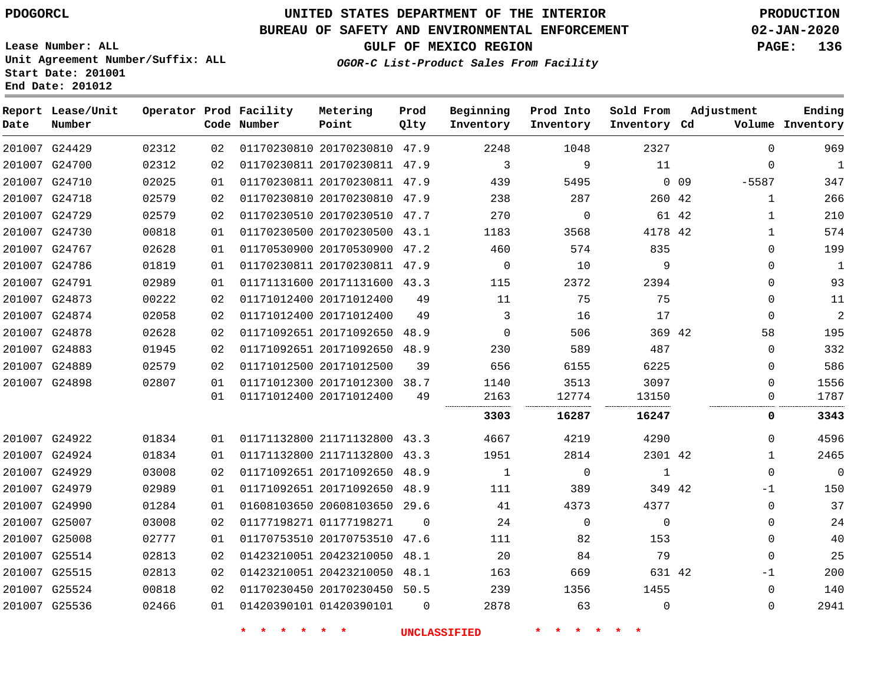# UNITED STATES DEPARTMENT OF THE INTERIOR
## BUREAU OF SAFETY AND ENVIRONMENTAL ENFORCEMENT
### GULF OF MEXICO REGION

PDOGORCL

PRODUCTION
02-JAN-2020

Lease Number: ALL
Unit Agreement Number/Suffix: ALL
Start Date: 201001
End Date: 201012

*OGOR-C List-Product Sales From Facility*

| Report Date | Lease/Unit Number | Operator | Prod Code | Facility Number | Metering Point | Prod Qlty | Beginning Inventory | Prod Into Inventory | Sold From Inventory | Adjustment Cd | Adjustment Volume | Ending Inventory |
|---|---|---|---|---|---|---|---|---|---|---|---|---|
| 201007 | G24429 | 02312 | 02 | 01170230810 | 20170230810 | 47.9 | 2248 | 1048 | 2327 | | 0 | 969 |
| 201007 | G24700 | 02312 | 02 | 01170230811 | 20170230811 | 47.9 | 3 | 9 | 11 | | 0 | 1 |
| 201007 | G24710 | 02025 | 01 | 01170230811 | 20170230811 | 47.9 | 439 | 5495 | 0 | 09 | -5587 | 347 |
| 201007 | G24718 | 02579 | 02 | 01170230810 | 20170230810 | 47.9 | 238 | 287 | 260 | 42 | 1 | 266 |
| 201007 | G24729 | 02579 | 02 | 01170230510 | 20170230510 | 47.7 | 270 | 0 | 61 | 42 | 1 | 210 |
| 201007 | G24730 | 00818 | 01 | 01170230500 | 20170230500 | 43.1 | 1183 | 3568 | 4178 | 42 | 1 | 574 |
| 201007 | G24767 | 02628 | 01 | 01170530900 | 20170530900 | 47.2 | 460 | 574 | 835 | | 0 | 199 |
| 201007 | G24786 | 01819 | 01 | 01170230811 | 20170230811 | 47.9 | 0 | 10 | 9 | | 0 | 1 |
| 201007 | G24791 | 02989 | 01 | 01171131600 | 20171131600 | 43.3 | 115 | 2372 | 2394 | | 0 | 93 |
| 201007 | G24873 | 00222 | 02 | 01171012400 | 20171012400 | 49 | 11 | 75 | 75 | | 0 | 11 |
| 201007 | G24874 | 02058 | 02 | 01171012400 | 20171012400 | 49 | 3 | 16 | 17 | | 0 | 2 |
| 201007 | G24878 | 02628 | 02 | 01171092651 | 20171092650 | 48.9 | 0 | 506 | 369 | 42 | 58 | 195 |
| 201007 | G24883 | 01945 | 02 | 01171092651 | 20171092650 | 48.9 | 230 | 589 | 487 | | 0 | 332 |
| 201007 | G24889 | 02579 | 02 | 01171012500 | 20171012500 | 39 | 656 | 6155 | 6225 | | 0 | 586 |
| 201007 | G24898 | 02807 | 01 | 01171012300 | 20171012300 | 38.7 | 1140 | 3513 | 3097 | | 0 | 1556 |
| | | | 01 | 01171012400 | 20171012400 | 49 | 2163 | 12774 | 13150 | | 0 | 1787 |
| | | | | | | | **3303** | **16287** | **16247** | | **0** | **3343** |
| 201007 | G24922 | 01834 | 01 | 01171132800 | 21171132800 | 43.3 | 4667 | 4219 | 4290 | | 0 | 4596 |
| 201007 | G24924 | 01834 | 01 | 01171132800 | 21171132800 | 43.3 | 1951 | 2814 | 2301 | 42 | 1 | 2465 |
| 201007 | G24929 | 03008 | 02 | 01171092651 | 20171092650 | 48.9 | 1 | 0 | 1 | | 0 | 0 |
| 201007 | G24979 | 02989 | 01 | 01171092651 | 20171092650 | 48.9 | 111 | 389 | 349 | 42 | -1 | 150 |
| 201007 | G24990 | 01284 | 01 | 01608103650 | 20608103650 | 29.6 | 41 | 4373 | 4377 | | 0 | 37 |
| 201007 | G25007 | 03008 | 02 | 01177198271 | 01177198271 | 0 | 24 | 0 | 0 | | 0 | 24 |
| 201007 | G25008 | 02777 | 01 | 01170753510 | 20170753510 | 47.6 | 111 | 82 | 153 | | 0 | 40 |
| 201007 | G25514 | 02813 | 02 | 01423210051 | 20423210050 | 48.1 | 20 | 84 | 79 | | 0 | 25 |
| 201007 | G25515 | 02813 | 02 | 01423210051 | 20423210050 | 48.1 | 163 | 669 | 631 | 42 | -1 | 200 |
| 201007 | G25524 | 00818 | 02 | 01170230450 | 20170230450 | 50.5 | 239 | 1356 | 1455 | | 0 | 140 |
| 201007 | G25536 | 02466 | 01 | 01420390101 | 01420390101 | 0 | 2878 | 63 | 0 | | 0 | 2941 |

\* \* \* \* \* \* UNCLASSIFIED \* \* \* \* \* \*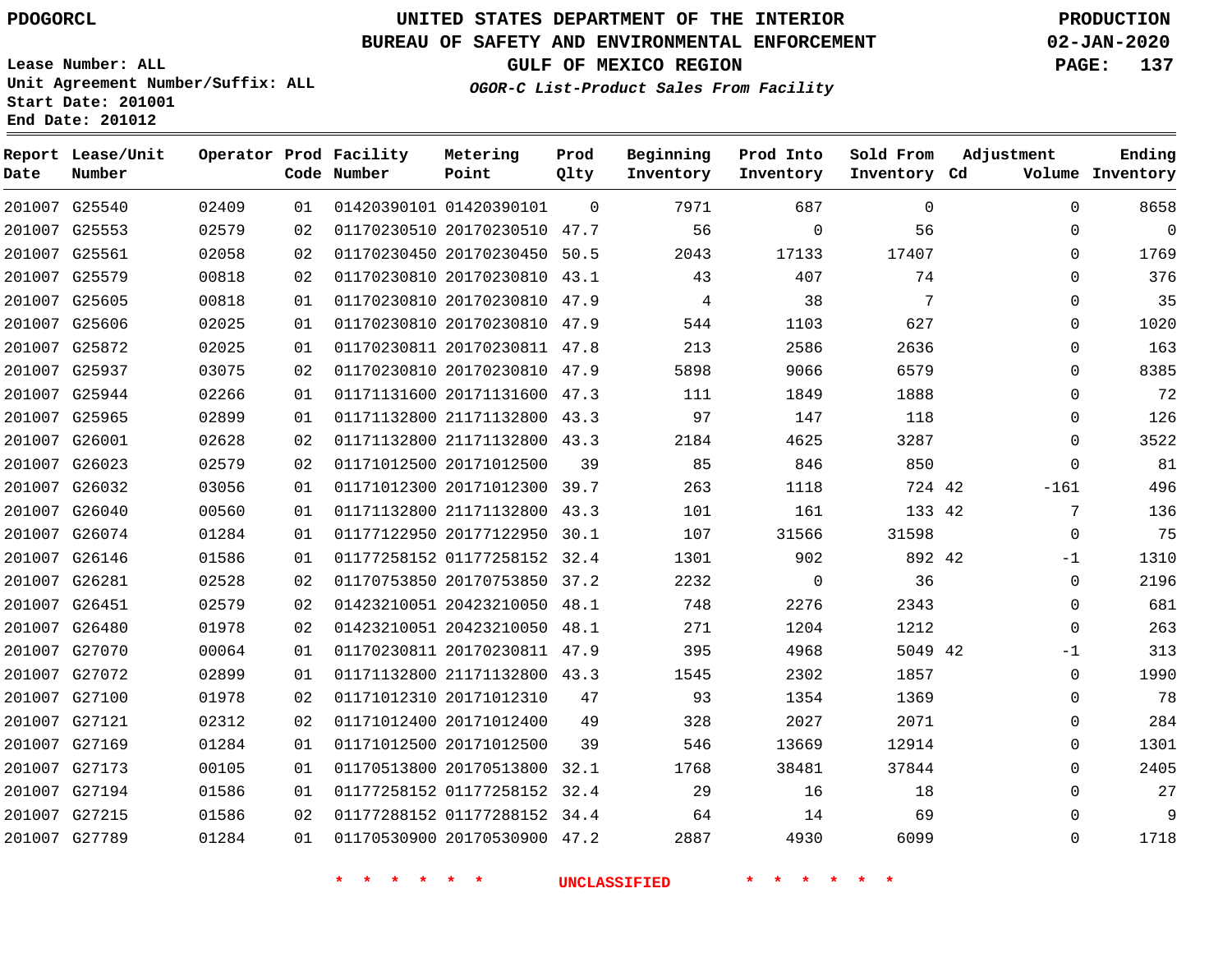PDOGORCL

# UNITED STATES DEPARTMENT OF THE INTERIOR
## BUREAU OF SAFETY AND ENVIRONMENTAL ENFORCEMENT
### GULF OF MEXICO REGION

PRODUCTION
02-JAN-2020

Lease Number: ALL
Unit Agreement Number/Suffix: ALL
Start Date: 201001
End Date: 201012

*OGOR-C List-Product Sales From Facility*

| Report Date | Lease/Unit Number | Operator | Prod Code | Facility Number | Metering Point | Prod Qlty | Beginning Inventory | Prod Into Inventory | Sold From Inventory | Adjustment Cd | Adjustment Volume | Ending Inventory |
|---|---|---|---|---|---|---|---|---|---|---|---|---|
| 201007 | G25540 | 02409 | 01 | 01420390101 | 01420390101 | 0 | 7971 | 687 | 0 | | 0 | 8658 |
| 201007 | G25553 | 02579 | 02 | 01170230510 | 20170230510 | 47.7 | 56 | 0 | 56 | | 0 | 0 |
| 201007 | G25561 | 02058 | 02 | 01170230450 | 20170230450 | 50.5 | 2043 | 17133 | 17407 | | 0 | 1769 |
| 201007 | G25579 | 00818 | 02 | 01170230810 | 20170230810 | 43.1 | 43 | 407 | 74 | | 0 | 376 |
| 201007 | G25605 | 00818 | 01 | 01170230810 | 20170230810 | 47.9 | 4 | 38 | 7 | | 0 | 35 |
| 201007 | G25606 | 02025 | 01 | 01170230810 | 20170230810 | 47.9 | 544 | 1103 | 627 | | 0 | 1020 |
| 201007 | G25872 | 02025 | 01 | 01170230811 | 20170230811 | 47.8 | 213 | 2586 | 2636 | | 0 | 163 |
| 201007 | G25937 | 03075 | 02 | 01170230810 | 20170230810 | 47.9 | 5898 | 9066 | 6579 | | 0 | 8385 |
| 201007 | G25944 | 02266 | 01 | 01171131600 | 20171131600 | 47.3 | 111 | 1849 | 1888 | | 0 | 72 |
| 201007 | G25965 | 02899 | 01 | 01171132800 | 21171132800 | 43.3 | 97 | 147 | 118 | | 0 | 126 |
| 201007 | G26001 | 02628 | 02 | 01171132800 | 21171132800 | 43.3 | 2184 | 4625 | 3287 | | 0 | 3522 |
| 201007 | G26023 | 02579 | 02 | 01171012500 | 20171012500 | 39 | 85 | 846 | 850 | | 0 | 81 |
| 201007 | G26032 | 03056 | 01 | 01171012300 | 20171012300 | 39.7 | 263 | 1118 | 724 | 42 | -161 | 496 |
| 201007 | G26040 | 00560 | 01 | 01171132800 | 21171132800 | 43.3 | 101 | 161 | 133 | 42 | 7 | 136 |
| 201007 | G26074 | 01284 | 01 | 01177122950 | 20177122950 | 30.1 | 107 | 31566 | 31598 | | 0 | 75 |
| 201007 | G26146 | 01586 | 01 | 01177258152 | 01177258152 | 32.4 | 1301 | 902 | 892 | 42 | -1 | 1310 |
| 201007 | G26281 | 02528 | 02 | 01170753850 | 20170753850 | 37.2 | 2232 | 0 | 36 | | 0 | 2196 |
| 201007 | G26451 | 02579 | 02 | 01423210051 | 20423210050 | 48.1 | 748 | 2276 | 2343 | | 0 | 681 |
| 201007 | G26480 | 01978 | 02 | 01423210051 | 20423210050 | 48.1 | 271 | 1204 | 1212 | | 0 | 263 |
| 201007 | G27070 | 00064 | 01 | 01170230811 | 20170230811 | 47.9 | 395 | 4968 | 5049 | 42 | -1 | 313 |
| 201007 | G27072 | 02899 | 01 | 01171132800 | 21171132800 | 43.3 | 1545 | 2302 | 1857 | | 0 | 1990 |
| 201007 | G27100 | 01978 | 02 | 01171012310 | 20171012310 | 47 | 93 | 1354 | 1369 | | 0 | 78 |
| 201007 | G27121 | 02312 | 02 | 01171012400 | 20171012400 | 49 | 328 | 2027 | 2071 | | 0 | 284 |
| 201007 | G27169 | 01284 | 01 | 01171012500 | 20171012500 | 39 | 546 | 13669 | 12914 | | 0 | 1301 |
| 201007 | G27173 | 00105 | 01 | 01170513800 | 20170513800 | 32.1 | 1768 | 38481 | 37844 | | 0 | 2405 |
| 201007 | G27194 | 01586 | 01 | 01177258152 | 01177258152 | 32.4 | 29 | 16 | 18 | | 0 | 27 |
| 201007 | G27215 | 01586 | 02 | 01177288152 | 01177288152 | 34.4 | 64 | 14 | 69 | | 0 | 9 |
| 201007 | G27789 | 01284 | 01 | 01170530900 | 20170530900 | 47.2 | 2887 | 4930 | 6099 | | 0 | 1718 |

* * * * * * UNCLASSIFIED * * * * * *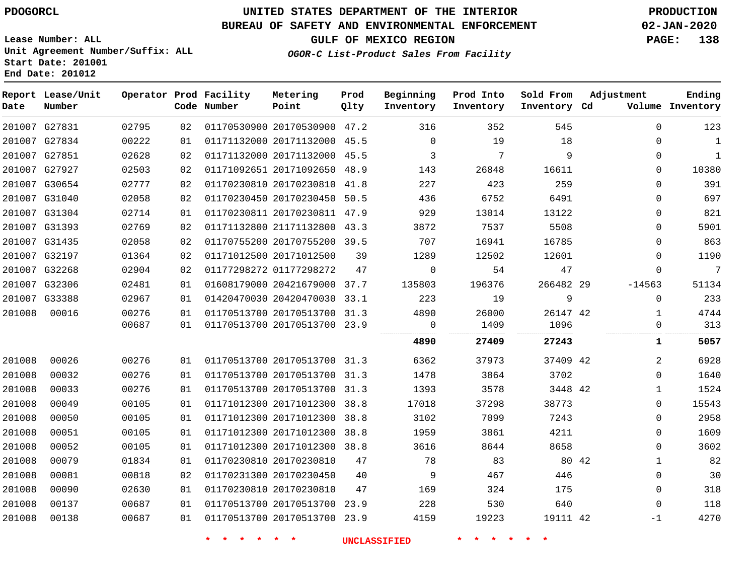Lease Number: ALL
Unit Agreement Number/Suffix: ALL
Start Date: 201001
End Date: 201012

# UNITED STATES DEPARTMENT OF THE INTERIOR
## BUREAU OF SAFETY AND ENVIRONMENTAL ENFORCEMENT
### GULF OF MEXICO REGION
*OGOR-C List-Product Sales From Facility*

PRODUCTION
02-JAN-2020

| Report Date | Lease/Unit Number | Operator | Prod Code | Facility Number | Metering Point | Prod Qlty | Beginning Inventory | Prod Into Inventory | Sold From Inventory | Adjustment Cd | Volume | Ending Inventory |
|---|---|---|---|---|---|---|---|---|---|---|---|---|
| 201007 | G27831 | 02795 | 02 | 01170530900 | 20170530900 | 47.2 | 316 | 352 | 545 | | 0 | 123 |
| 201007 | G27834 | 00222 | 01 | 01171132000 | 20171132000 | 45.5 | 0 | 19 | 18 | | 0 | 1 |
| 201007 | G27851 | 02628 | 02 | 01171132000 | 20171132000 | 45.5 | 3 | 7 | 9 | | 0 | 1 |
| 201007 | G27927 | 02503 | 02 | 01171092651 | 20171092650 | 48.9 | 143 | 26848 | 16611 | | 0 | 10380 |
| 201007 | G30654 | 02777 | 02 | 01170230810 | 20170230810 | 41.8 | 227 | 423 | 259 | | 0 | 391 |
| 201007 | G31040 | 02058 | 02 | 01170230450 | 20170230450 | 50.5 | 436 | 6752 | 6491 | | 0 | 697 |
| 201007 | G31304 | 02714 | 01 | 01170230811 | 20170230811 | 47.9 | 929 | 13014 | 13122 | | 0 | 821 |
| 201007 | G31393 | 02769 | 02 | 01171132800 | 21171132800 | 43.3 | 3872 | 7537 | 5508 | | 0 | 5901 |
| 201007 | G31435 | 02058 | 02 | 01170755200 | 20170755200 | 39.5 | 707 | 16941 | 16785 | | 0 | 863 |
| 201007 | G32197 | 01364 | 02 | 01171012500 | 20171012500 | 39 | 1289 | 12502 | 12601 | | 0 | 1190 |
| 201007 | G32268 | 02904 | 02 | 01177298272 | 01177298272 | 47 | 0 | 54 | 47 | | 0 | 7 |
| 201007 | G32306 | 02481 | 01 | 01608179000 | 20421679000 | 37.7 | 135803 | 196376 | 266482 | 29 | -14563 | 51134 |
| 201007 | G33388 | 02967 | 01 | 01420470030 | 20420470030 | 33.1 | 223 | 19 | 9 | | 0 | 233 |
| 201008 | 00016 | 00276 | 01 | 01170513700 | 20170513700 | 31.3 | 4890 | 26000 | 26147 | 42 | 1 | 4744 |
| | | 00687 | 01 | 01170513700 | 20170513700 | 23.9 | 0 | 1409 | 1096 | | 0 | 313 |
| | | | | | | | **4890** | **27409** | **27243** | | **1** | **5057** |
| 201008 | 00026 | 00276 | 01 | 01170513700 | 20170513700 | 31.3 | 6362 | 37973 | 37409 | 42 | 2 | 6928 |
| 201008 | 00032 | 00276 | 01 | 01170513700 | 20170513700 | 31.3 | 1478 | 3864 | 3702 | | 0 | 1640 |
| 201008 | 00033 | 00276 | 01 | 01170513700 | 20170513700 | 31.3 | 1393 | 3578 | 3448 | 42 | 1 | 1524 |
| 201008 | 00049 | 00105 | 01 | 01171012300 | 20171012300 | 38.8 | 17018 | 37298 | 38773 | | 0 | 15543 |
| 201008 | 00050 | 00105 | 01 | 01171012300 | 20171012300 | 38.8 | 3102 | 7099 | 7243 | | 0 | 2958 |
| 201008 | 00051 | 00105 | 01 | 01171012300 | 20171012300 | 38.8 | 1959 | 3861 | 4211 | | 0 | 1609 |
| 201008 | 00052 | 00105 | 01 | 01171012300 | 20171012300 | 38.8 | 3616 | 8644 | 8658 | | 0 | 3602 |
| 201008 | 00079 | 01834 | 01 | 01170230810 | 20170230810 | 47 | 78 | 83 | 80 | 42 | 1 | 82 |
| 201008 | 00081 | 00818 | 02 | 01170231300 | 20170230450 | 40 | 9 | 467 | 446 | | 0 | 30 |
| 201008 | 00090 | 02630 | 01 | 01170230810 | 20170230810 | 47 | 169 | 324 | 175 | | 0 | 318 |
| 201008 | 00137 | 00687 | 01 | 01170513700 | 20170513700 | 23.9 | 228 | 530 | 640 | | 0 | 118 |
| 201008 | 00138 | 00687 | 01 | 01170513700 | 20170513700 | 23.9 | 4159 | 19223 | 19111 | 42 | -1 | 4270 |

* * * * * * UNCLASSIFIED * * * * * *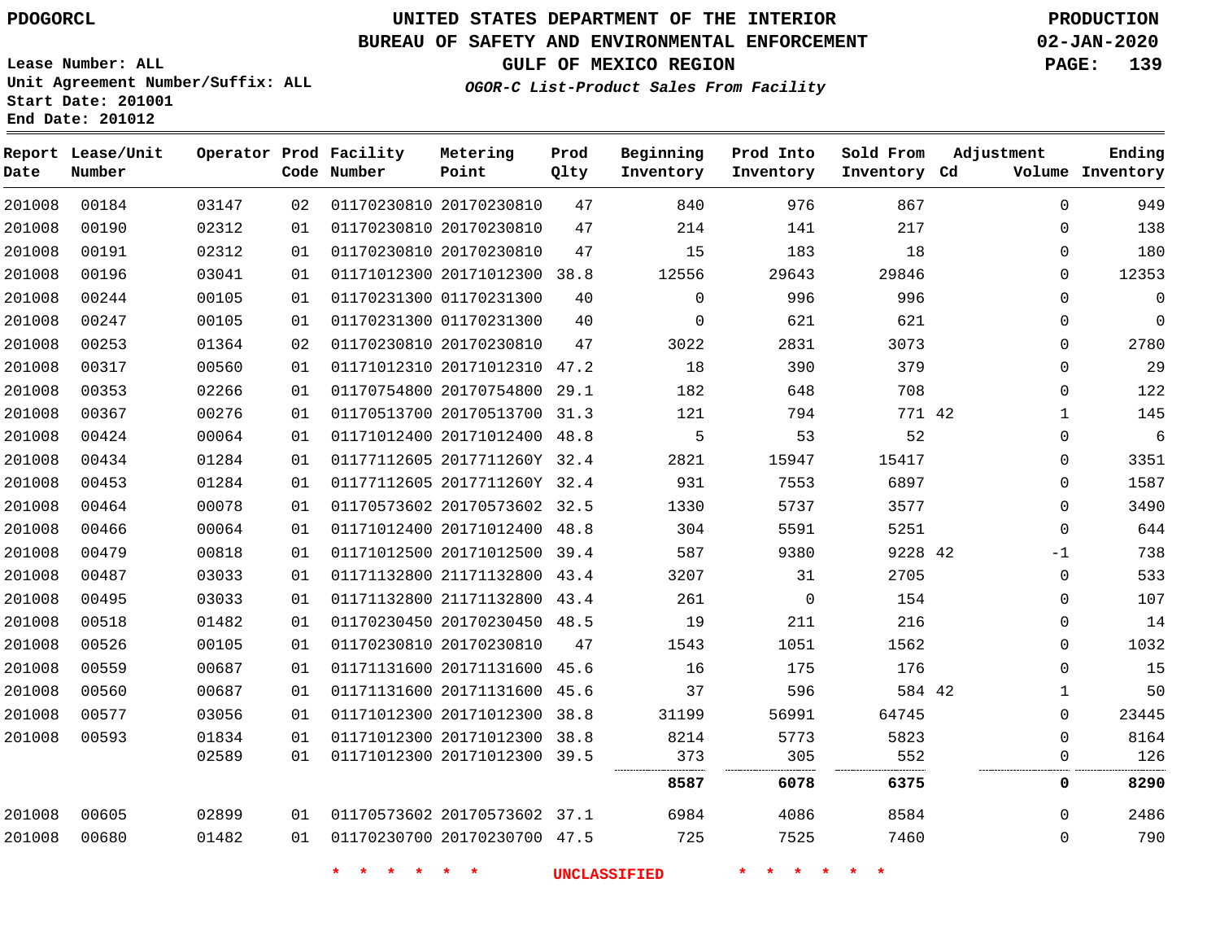PDOGORCL

# UNITED STATES DEPARTMENT OF THE INTERIOR
## BUREAU OF SAFETY AND ENVIRONMENTAL ENFORCEMENT
### GULF OF MEXICO REGION
*OGOR-C List-Product Sales From Facility*

PRODUCTION
02-JAN-2020

Lease Number: ALL
Unit Agreement Number/Suffix: ALL
Start Date: 201001
End Date: 201012

| Report Date | Lease/Unit Number | Operator | Prod Code | Facility Number | Metering Point | Prod Qlty | Beginning Inventory | Prod Into Inventory | Sold From Inventory | Adjustment Cd | Volume | Ending Inventory |
|---|---|---|---|---|---|---|---|---|---|---|---|---|
| 201008 | 00184 | 03147 | 02 | 01170230810 | 20170230810 | 47 | 840 | 976 | 867 | | 0 | 949 |
| 201008 | 00190 | 02312 | 01 | 01170230810 | 20170230810 | 47 | 214 | 141 | 217 | | 0 | 138 |
| 201008 | 00191 | 02312 | 01 | 01170230810 | 20170230810 | 47 | 15 | 183 | 18 | | 0 | 180 |
| 201008 | 00196 | 03041 | 01 | 01171012300 | 20171012300 | 38.8 | 12556 | 29643 | 29846 | | 0 | 12353 |
| 201008 | 00244 | 00105 | 01 | 01170231300 | 01170231300 | 40 | 0 | 996 | 996 | | 0 | 0 |
| 201008 | 00247 | 00105 | 01 | 01170231300 | 01170231300 | 40 | 0 | 621 | 621 | | 0 | 0 |
| 201008 | 00253 | 01364 | 02 | 01170230810 | 20170230810 | 47 | 3022 | 2831 | 3073 | | 0 | 2780 |
| 201008 | 00317 | 00560 | 01 | 01171012310 | 20171012310 | 47.2 | 18 | 390 | 379 | | 0 | 29 |
| 201008 | 00353 | 02266 | 01 | 01170754800 | 20170754800 | 29.1 | 182 | 648 | 708 | | 0 | 122 |
| 201008 | 00367 | 00276 | 01 | 01170513700 | 20170513700 | 31.3 | 121 | 794 | 771 | 42 | 1 | 145 |
| 201008 | 00424 | 00064 | 01 | 01171012400 | 20171012400 | 48.8 | 5 | 53 | 52 | | 0 | 6 |
| 201008 | 00434 | 01284 | 01 | 01177112605 | 2017711260Y | 32.4 | 2821 | 15947 | 15417 | | 0 | 3351 |
| 201008 | 00453 | 01284 | 01 | 01177112605 | 2017711260Y | 32.4 | 931 | 7553 | 6897 | | 0 | 1587 |
| 201008 | 00464 | 00078 | 01 | 01170573602 | 20170573602 | 32.5 | 1330 | 5737 | 3577 | | 0 | 3490 |
| 201008 | 00466 | 00064 | 01 | 01171012400 | 20171012400 | 48.8 | 304 | 5591 | 5251 | | 0 | 644 |
| 201008 | 00479 | 00818 | 01 | 01171012500 | 20171012500 | 39.4 | 587 | 9380 | 9228 | 42 | -1 | 738 |
| 201008 | 00487 | 03033 | 01 | 01171132800 | 21171132800 | 43.4 | 3207 | 31 | 2705 | | 0 | 533 |
| 201008 | 00495 | 03033 | 01 | 01171132800 | 21171132800 | 43.4 | 261 | 0 | 154 | | 0 | 107 |
| 201008 | 00518 | 01482 | 01 | 01170230450 | 20170230450 | 48.5 | 19 | 211 | 216 | | 0 | 14 |
| 201008 | 00526 | 00105 | 01 | 01170230810 | 20170230810 | 47 | 1543 | 1051 | 1562 | | 0 | 1032 |
| 201008 | 00559 | 00687 | 01 | 01171131600 | 20171131600 | 45.6 | 16 | 175 | 176 | | 0 | 15 |
| 201008 | 00560 | 00687 | 01 | 01171131600 | 20171131600 | 45.6 | 37 | 596 | 584 | 42 | 1 | 50 |
| 201008 | 00577 | 03056 | 01 | 01171012300 | 20171012300 | 38.8 | 31199 | 56991 | 64745 | | 0 | 23445 |
| 201008 | 00593 | 01834 | 01 | 01171012300 | 20171012300 | 38.8 | 8214 | 5773 | 5823 | | 0 | 8164 |
| | | 02589 | 01 | 01171012300 | 20171012300 | 39.5 | 373 | 305 | 552 | | 0 | 126 |
| | | | | | | | **8587** | **6078** | **6375** | | **0** | **8290** |
| 201008 | 00605 | 02899 | 01 | 01170573602 | 20170573602 | 37.1 | 6984 | 4086 | 8584 | | 0 | 2486 |
| 201008 | 00680 | 01482 | 01 | 01170230700 | 20170230700 | 47.5 | 725 | 7525 | 7460 | | 0 | 790 |

* * * * * * UNCLASSIFIED * * * * * *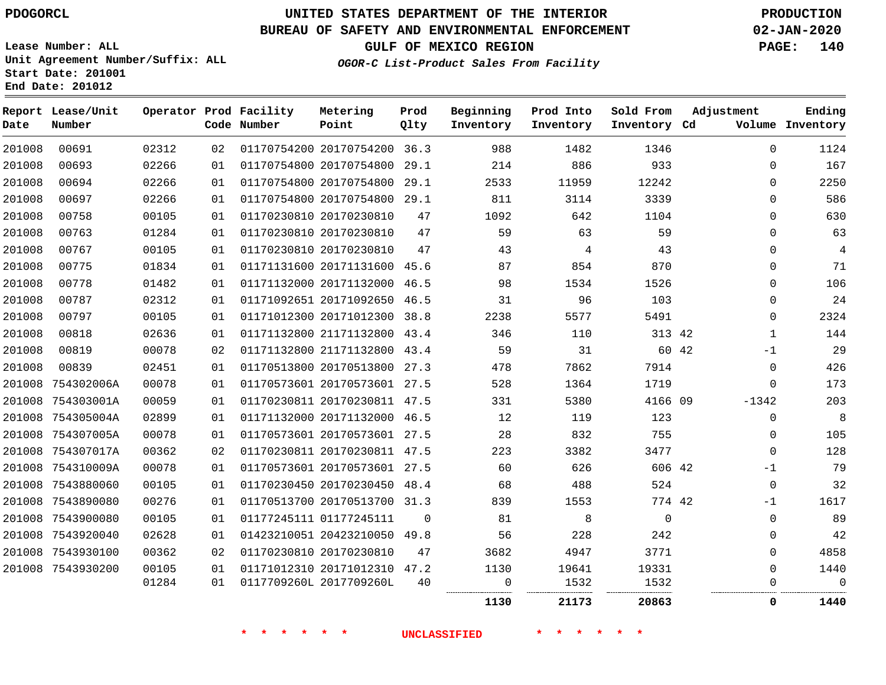UNITED STATES DEPARTMENT OF THE INTERIOR
BUREAU OF SAFETY AND ENVIRONMENTAL ENFORCEMENT
GULF OF MEXICO REGION
*OGOR-C List-Product Sales From Facility*

PDOGORCL

Lease Number: ALL
Unit Agreement Number/Suffix: ALL
Start Date: 201001
End Date: 201012

PRODUCTION
02-JAN-2020

| Report Date | Lease/Unit Number | Operator | Prod Code | Facility Number | Metering Point | Prod Qlty | Beginning Inventory | Prod Into Inventory | Sold From Inventory | Adjustment Cd | Volume | Ending Inventory |
|---|---|---|---|---|---|---|---|---|---|---|---|---|
| 201008 | 00691 | 02312 | 02 | 01170754200 | 20170754200 | 36.3 | 988 | 1482 | 1346 | | 0 | 1124 |
| 201008 | 00693 | 02266 | 01 | 01170754800 | 20170754800 | 29.1 | 214 | 886 | 933 | | 0 | 167 |
| 201008 | 00694 | 02266 | 01 | 01170754800 | 20170754800 | 29.1 | 2533 | 11959 | 12242 | | 0 | 2250 |
| 201008 | 00697 | 02266 | 01 | 01170754800 | 20170754800 | 29.1 | 811 | 3114 | 3339 | | 0 | 586 |
| 201008 | 00758 | 00105 | 01 | 01170230810 | 20170230810 | 47 | 1092 | 642 | 1104 | | 0 | 630 |
| 201008 | 00763 | 01284 | 01 | 01170230810 | 20170230810 | 47 | 59 | 63 | 59 | | 0 | 63 |
| 201008 | 00767 | 00105 | 01 | 01170230810 | 20170230810 | 47 | 43 | 4 | 43 | | 0 | 4 |
| 201008 | 00775 | 01834 | 01 | 01171131600 | 20171131600 | 45.6 | 87 | 854 | 870 | | 0 | 71 |
| 201008 | 00778 | 01482 | 01 | 01171132000 | 20171132000 | 46.5 | 98 | 1534 | 1526 | | 0 | 106 |
| 201008 | 00787 | 02312 | 01 | 01171092651 | 20171092650 | 46.5 | 31 | 96 | 103 | | 0 | 24 |
| 201008 | 00797 | 00105 | 01 | 01171012300 | 20171012300 | 38.8 | 2238 | 5577 | 5491 | | 0 | 2324 |
| 201008 | 00818 | 02636 | 01 | 01171132800 | 21171132800 | 43.4 | 346 | 110 | 313 | 42 | 1 | 144 |
| 201008 | 00819 | 00078 | 02 | 01171132800 | 21171132800 | 43.4 | 59 | 31 | 60 | 42 | -1 | 29 |
| 201008 | 00839 | 02451 | 01 | 01170513800 | 20170513800 | 27.3 | 478 | 7862 | 7914 | | 0 | 426 |
| 201008 | 754302006A | 00078 | 01 | 01170573601 | 20170573601 | 27.5 | 528 | 1364 | 1719 | | 0 | 173 |
| 201008 | 754303001A | 00059 | 01 | 01170230811 | 20170230811 | 47.5 | 331 | 5380 | 4166 | 09 | -1342 | 203 |
| 201008 | 754305004A | 02899 | 01 | 01171132000 | 20171132000 | 46.5 | 12 | 119 | 123 | | 0 | 8 |
| 201008 | 754307005A | 00078 | 01 | 01170573601 | 20170573601 | 27.5 | 28 | 832 | 755 | | 0 | 105 |
| 201008 | 754307017A | 00362 | 02 | 01170230811 | 20170230811 | 47.5 | 223 | 3382 | 3477 | | 0 | 128 |
| 201008 | 754310009A | 00078 | 01 | 01170573601 | 20170573601 | 27.5 | 60 | 626 | 606 | 42 | -1 | 79 |
| 201008 | 7543880060 | 00105 | 01 | 01170230450 | 20170230450 | 48.4 | 68 | 488 | 524 | | 0 | 32 |
| 201008 | 7543890080 | 00276 | 01 | 01170513700 | 20170513700 | 31.3 | 839 | 1553 | 774 | 42 | -1 | 1617 |
| 201008 | 7543900080 | 00105 | 01 | 01177245111 | 01177245111 | 0 | 81 | 8 | 0 | | 0 | 89 |
| 201008 | 7543920040 | 02628 | 01 | 01423210051 | 20423210050 | 49.8 | 56 | 228 | 242 | | 0 | 42 |
| 201008 | 7543930100 | 00362 | 02 | 01170230810 | 20170230810 | 47 | 3682 | 4947 | 3771 | | 0 | 4858 |
| 201008 | 7543930200 | 00105 | 01 | 01171012310 | 20171012310 | 47.2 | 1130 | 19641 | 19331 | | 0 | 1440 |
| | | 01284 | 01 | 0117709260L | 2017709260L | 40 | 0 | 1532 | 1532 | | 0 | 0 |
| | | | | | | | **1130** | **21173** | **20863** | | **0** | **1440** |

\* \* \* \* \* \* UNCLASSIFIED \* \* \* \* \* \*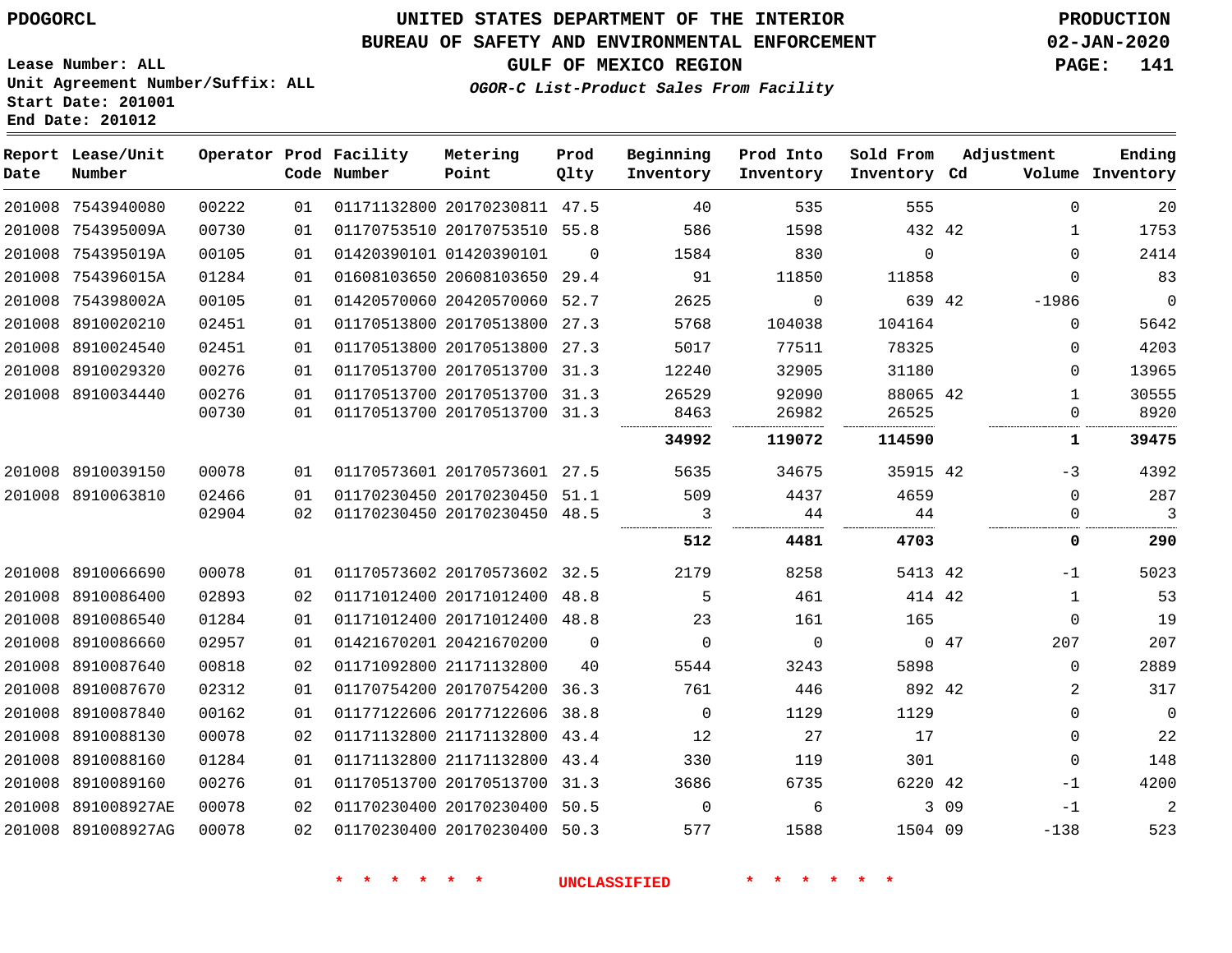PDOGORCL

# UNITED STATES DEPARTMENT OF THE INTERIOR
## BUREAU OF SAFETY AND ENVIRONMENTAL ENFORCEMENT
### GULF OF MEXICO REGION
*OGOR-C List-Product Sales From Facility*

PRODUCTION
02-JAN-2020

Lease Number: ALL
Unit Agreement Number/Suffix: ALL
Start Date: 201001
End Date: 201012

| Report Date | Lease/Unit Number | Operator | Prod Code | Facility Number | Metering Point | Prod Qlty | Beginning Inventory | Prod Into Inventory | Sold From Inventory | Adjustment Cd | Volume | Ending Inventory |
|---|---|---|---|---|---|---|---|---|---|---|---|---|
| 201008 | 7543940080 | 00222 | 01 | 01171132800 | 20170230811 | 47.5 | 40 | 535 | 555 | | 0 | 20 |
| 201008 | 754395009A | 00730 | 01 | 01170753510 | 20170753510 | 55.8 | 586 | 1598 | 432 | 42 | 1 | 1753 |
| 201008 | 754395019A | 00105 | 01 | 01420390101 | 01420390101 | 0 | 1584 | 830 | 0 | | 0 | 2414 |
| 201008 | 754396015A | 01284 | 01 | 01608103650 | 20608103650 | 29.4 | 91 | 11850 | 11858 | | 0 | 83 |
| 201008 | 754398002A | 00105 | 01 | 01420570060 | 20420570060 | 52.7 | 2625 | 0 | 639 | 42 | -1986 | 0 |
| 201008 | 8910020210 | 02451 | 01 | 01170513800 | 20170513800 | 27.3 | 5768 | 104038 | 104164 | | 0 | 5642 |
| 201008 | 8910024540 | 02451 | 01 | 01170513800 | 20170513800 | 27.3 | 5017 | 77511 | 78325 | | 0 | 4203 |
| 201008 | 8910029320 | 00276 | 01 | 01170513700 | 20170513700 | 31.3 | 12240 | 32905 | 31180 | | 0 | 13965 |
| 201008 | 8910034440 | 00276 | 01 | 01170513700 | 20170513700 | 31.3 | 26529 | 92090 | 88065 | 42 | 1 | 30555 |
| | | 00730 | 01 | 01170513700 | 20170513700 | 31.3 | 8463 | 26982 | 26525 | | 0 | 8920 |
| | | | | | | | **34992** | **119072** | **114590** | | **1** | **39475** |
| 201008 | 8910039150 | 00078 | 01 | 01170573601 | 20170573601 | 27.5 | 5635 | 34675 | 35915 | 42 | -3 | 4392 |
| 201008 | 8910063810 | 02466 | 01 | 01170230450 | 20170230450 | 51.1 | 509 | 4437 | 4659 | | 0 | 287 |
| | | 02904 | 02 | 01170230450 | 20170230450 | 48.5 | 3 | 44 | 44 | | 0 | 3 |
| | | | | | | | **512** | **4481** | **4703** | | **0** | **290** |
| 201008 | 8910066690 | 00078 | 01 | 01170573602 | 20170573602 | 32.5 | 2179 | 8258 | 5413 | 42 | -1 | 5023 |
| 201008 | 8910086400 | 02893 | 02 | 01171012400 | 20171012400 | 48.8 | 5 | 461 | 414 | 42 | 1 | 53 |
| 201008 | 8910086540 | 01284 | 01 | 01171012400 | 20171012400 | 48.8 | 23 | 161 | 165 | | 0 | 19 |
| 201008 | 8910086660 | 02957 | 01 | 01421670201 | 20421670200 | 0 | 0 | 0 | 0 | 47 | 207 | 207 |
| 201008 | 8910087640 | 00818 | 02 | 01171092800 | 21171132800 | 40 | 5544 | 3243 | 5898 | | 0 | 2889 |
| 201008 | 8910087670 | 02312 | 01 | 01170754200 | 20170754200 | 36.3 | 761 | 446 | 892 | 42 | 2 | 317 |
| 201008 | 8910087840 | 00162 | 01 | 01177122606 | 20177122606 | 38.8 | 0 | 1129 | 1129 | | 0 | 0 |
| 201008 | 8910088130 | 00078 | 02 | 01171132800 | 21171132800 | 43.4 | 12 | 27 | 17 | | 0 | 22 |
| 201008 | 8910088160 | 01284 | 01 | 01171132800 | 21171132800 | 43.4 | 330 | 119 | 301 | | 0 | 148 |
| 201008 | 8910089160 | 00276 | 01 | 01170513700 | 20170513700 | 31.3 | 3686 | 6735 | 6220 | 42 | -1 | 4200 |
| 201008 | 891008927AE | 00078 | 02 | 01170230400 | 20170230400 | 50.5 | 0 | 6 | 3 | 09 | -1 | 2 |
| 201008 | 891008927AG | 00078 | 02 | 01170230400 | 20170230400 | 50.3 | 577 | 1588 | 1504 | 09 | -138 | 523 |

* * * * * * UNCLASSIFIED * * * * * *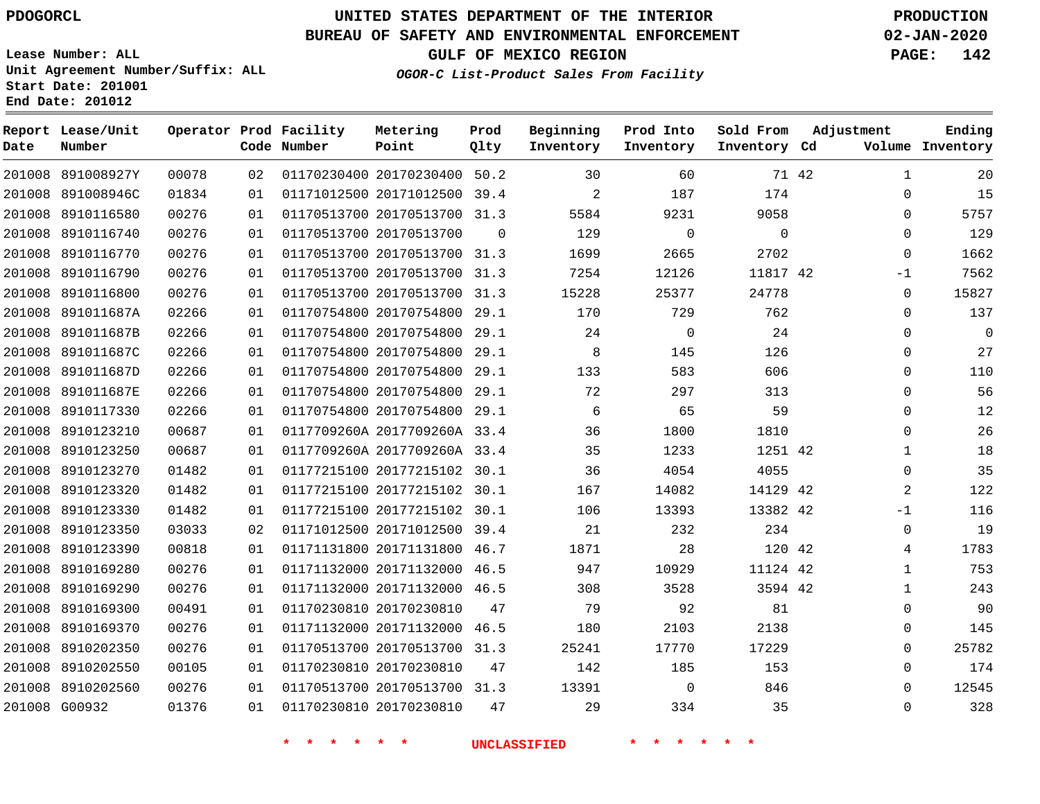PDOGORCL

# UNITED STATES DEPARTMENT OF THE INTERIOR
## BUREAU OF SAFETY AND ENVIRONMENTAL ENFORCEMENT
## GULF OF MEXICO REGION
### *OGOR-C List-Product Sales From Facility*

PRODUCTION
02-JAN-2020

Lease Number: ALL
Unit Agreement Number/Suffix: ALL
Start Date: 201001
End Date: 201012

| Report Date | Lease/Unit Number | Operator | Prod Code | Facility Number | Metering Point | Prod Qlty | Beginning Inventory | Prod Into Inventory | Sold From Inventory | Adjustment Cd | Adjustment Volume | Ending Inventory |
|---|---|---|---|---|---|---|---|---|---|---|---|---|
| 201008 | 891008927Y | 00078 | 02 | 01170230400 | 20170230400 | 50.2 | 30 | 60 | 71 | 42 | 1 | 20 |
| 201008 | 891008946C | 01834 | 01 | 01171012500 | 20171012500 | 39.4 | 2 | 187 | 174 | | 0 | 15 |
| 201008 | 8910116580 | 00276 | 01 | 01170513700 | 20170513700 | 31.3 | 5584 | 9231 | 9058 | | 0 | 5757 |
| 201008 | 8910116740 | 00276 | 01 | 01170513700 | 20170513700 | 0 | 129 | 0 | 0 | | 0 | 129 |
| 201008 | 8910116770 | 00276 | 01 | 01170513700 | 20170513700 | 31.3 | 1699 | 2665 | 2702 | | 0 | 1662 |
| 201008 | 8910116790 | 00276 | 01 | 01170513700 | 20170513700 | 31.3 | 7254 | 12126 | 11817 | 42 | -1 | 7562 |
| 201008 | 8910116800 | 00276 | 01 | 01170513700 | 20170513700 | 31.3 | 15228 | 25377 | 24778 | | 0 | 15827 |
| 201008 | 891011687A | 02266 | 01 | 01170754800 | 20170754800 | 29.1 | 170 | 729 | 762 | | 0 | 137 |
| 201008 | 891011687B | 02266 | 01 | 01170754800 | 20170754800 | 29.1 | 24 | 0 | 24 | | 0 | 0 |
| 201008 | 891011687C | 02266 | 01 | 01170754800 | 20170754800 | 29.1 | 8 | 145 | 126 | | 0 | 27 |
| 201008 | 891011687D | 02266 | 01 | 01170754800 | 20170754800 | 29.1 | 133 | 583 | 606 | | 0 | 110 |
| 201008 | 891011687E | 02266 | 01 | 01170754800 | 20170754800 | 29.1 | 72 | 297 | 313 | | 0 | 56 |
| 201008 | 8910117330 | 02266 | 01 | 01170754800 | 20170754800 | 29.1 | 6 | 65 | 59 | | 0 | 12 |
| 201008 | 8910123210 | 00687 | 01 | 0117709260A | 2017709260A | 33.4 | 36 | 1800 | 1810 | | 0 | 26 |
| 201008 | 8910123250 | 00687 | 01 | 0117709260A | 2017709260A | 33.4 | 35 | 1233 | 1251 | 42 | 1 | 18 |
| 201008 | 8910123270 | 01482 | 01 | 01177215100 | 20177215102 | 30.1 | 36 | 4054 | 4055 | | 0 | 35 |
| 201008 | 8910123320 | 01482 | 01 | 01177215100 | 20177215102 | 30.1 | 167 | 14082 | 14129 | 42 | 2 | 122 |
| 201008 | 8910123330 | 01482 | 01 | 01177215100 | 20177215102 | 30.1 | 106 | 13393 | 13382 | 42 | -1 | 116 |
| 201008 | 8910123350 | 03033 | 02 | 01171012500 | 20171012500 | 39.4 | 21 | 232 | 234 | | 0 | 19 |
| 201008 | 8910123390 | 00818 | 01 | 01171131800 | 20171131800 | 46.7 | 1871 | 28 | 120 | 42 | 4 | 1783 |
| 201008 | 8910169280 | 00276 | 01 | 01171132000 | 20171132000 | 46.5 | 947 | 10929 | 11124 | 42 | 1 | 753 |
| 201008 | 8910169290 | 00276 | 01 | 01171132000 | 20171132000 | 46.5 | 308 | 3528 | 3594 | 42 | 1 | 243 |
| 201008 | 8910169300 | 00491 | 01 | 01170230810 | 20170230810 | 47 | 79 | 92 | 81 | | 0 | 90 |
| 201008 | 8910169370 | 00276 | 01 | 01171132000 | 20171132000 | 46.5 | 180 | 2103 | 2138 | | 0 | 145 |
| 201008 | 8910202350 | 00276 | 01 | 01170513700 | 20170513700 | 31.3 | 25241 | 17770 | 17229 | | 0 | 25782 |
| 201008 | 8910202550 | 00105 | 01 | 01170230810 | 20170230810 | 47 | 142 | 185 | 153 | | 0 | 174 |
| 201008 | 8910202560 | 00276 | 01 | 01170513700 | 20170513700 | 31.3 | 13391 | 0 | 846 | | 0 | 12545 |
| 201008 | G00932 | 01376 | 01 | 01170230810 | 20170230810 | 47 | 29 | 334 | 35 | | 0 | 328 |

\* \* \* \* \* \* UNCLASSIFIED \* \* \* \* \* \*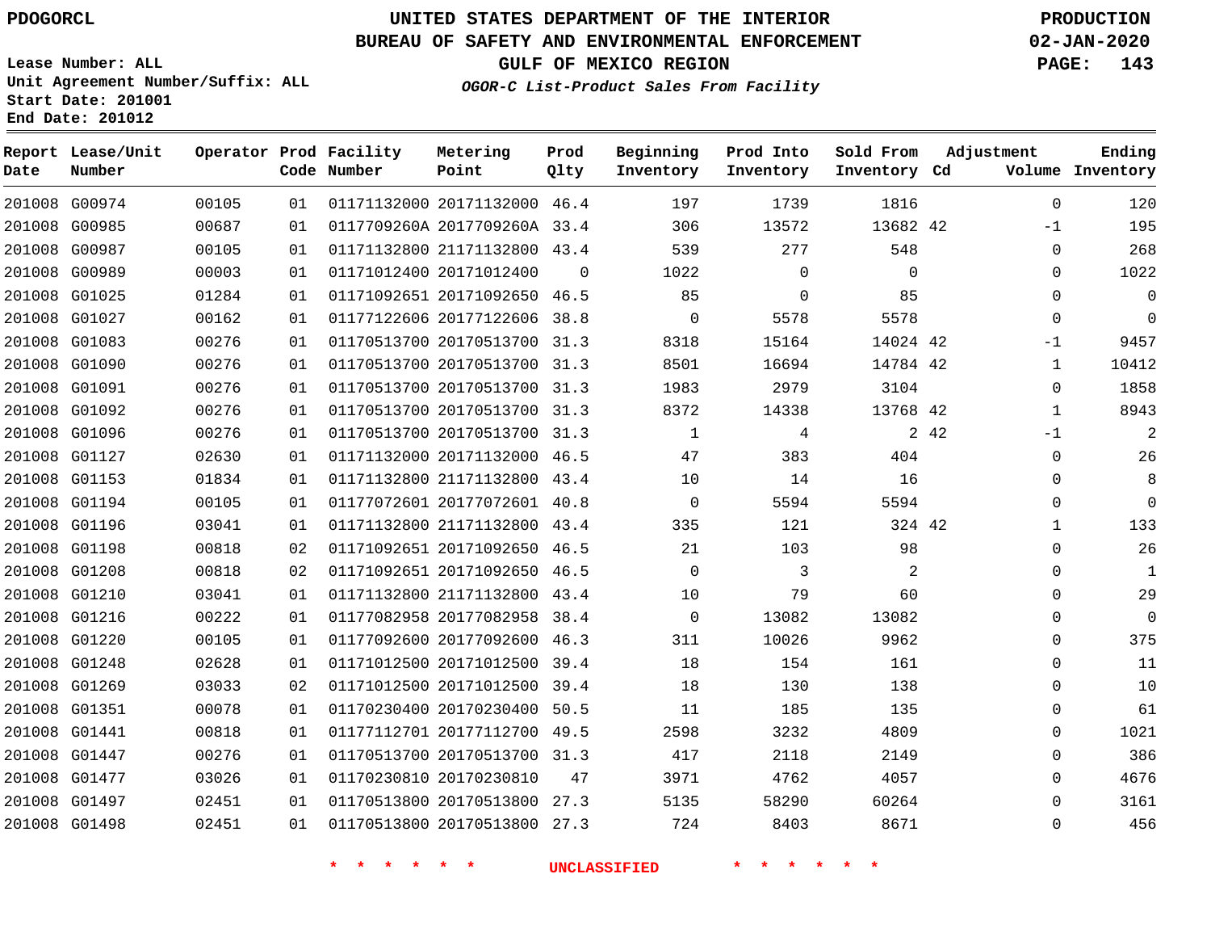PDOGORCL

# UNITED STATES DEPARTMENT OF THE INTERIOR
## BUREAU OF SAFETY AND ENVIRONMENTAL ENFORCEMENT
### GULF OF MEXICO REGION
*OGOR-C List-Product Sales From Facility*

PRODUCTION
02-JAN-2020

Lease Number: ALL
Unit Agreement Number/Suffix: ALL
Start Date: 201001
End Date: 201012

| Report Date | Lease/Unit Number | Operator | Prod Code | Facility Number | Metering Point | Prod Qlty | Beginning Inventory | Prod Into Inventory | Sold From Inventory | Adjustment Cd | Adjustment Volume | Ending Inventory |
|---|---|---|---|---|---|---|---|---|---|---|---|---|
| 201008 | G00974 | 00105 | 01 | 01171132000 | 20171132000 | 46.4 | 197 | 1739 | 1816 | | 0 | 120 |
| 201008 | G00985 | 00687 | 01 | 0117709260A | 2017709260A | 33.4 | 306 | 13572 | 13682 | 42 | -1 | 195 |
| 201008 | G00987 | 00105 | 01 | 01171132800 | 21171132800 | 43.4 | 539 | 277 | 548 | | 0 | 268 |
| 201008 | G00989 | 00003 | 01 | 01171012400 | 20171012400 | 0 | 1022 | 0 | 0 | | 0 | 1022 |
| 201008 | G01025 | 01284 | 01 | 01171092651 | 20171092650 | 46.5 | 85 | 0 | 85 | | 0 | 0 |
| 201008 | G01027 | 00162 | 01 | 01177122606 | 20177122606 | 38.8 | 0 | 5578 | 5578 | | 0 | 0 |
| 201008 | G01083 | 00276 | 01 | 01170513700 | 20170513700 | 31.3 | 8318 | 15164 | 14024 | 42 | -1 | 9457 |
| 201008 | G01090 | 00276 | 01 | 01170513700 | 20170513700 | 31.3 | 8501 | 16694 | 14784 | 42 | 1 | 10412 |
| 201008 | G01091 | 00276 | 01 | 01170513700 | 20170513700 | 31.3 | 1983 | 2979 | 3104 | | 0 | 1858 |
| 201008 | G01092 | 00276 | 01 | 01170513700 | 20170513700 | 31.3 | 8372 | 14338 | 13768 | 42 | 1 | 8943 |
| 201008 | G01096 | 00276 | 01 | 01170513700 | 20170513700 | 31.3 | 1 | 4 | 2 | 42 | -1 | 2 |
| 201008 | G01127 | 02630 | 01 | 01171132000 | 20171132000 | 46.5 | 47 | 383 | 404 | | 0 | 26 |
| 201008 | G01153 | 01834 | 01 | 01171132800 | 21171132800 | 43.4 | 10 | 14 | 16 | | 0 | 8 |
| 201008 | G01194 | 00105 | 01 | 01177072601 | 20177072601 | 40.8 | 0 | 5594 | 5594 | | 0 | 0 |
| 201008 | G01196 | 03041 | 01 | 01171132800 | 21171132800 | 43.4 | 335 | 121 | 324 | 42 | 1 | 133 |
| 201008 | G01198 | 00818 | 02 | 01171092651 | 20171092650 | 46.5 | 21 | 103 | 98 | | 0 | 26 |
| 201008 | G01208 | 00818 | 02 | 01171092651 | 20171092650 | 46.5 | 0 | 3 | 2 | | 0 | 1 |
| 201008 | G01210 | 03041 | 01 | 01171132800 | 21171132800 | 43.4 | 10 | 79 | 60 | | 0 | 29 |
| 201008 | G01216 | 00222 | 01 | 01177082958 | 20177082958 | 38.4 | 0 | 13082 | 13082 | | 0 | 0 |
| 201008 | G01220 | 00105 | 01 | 01177092600 | 20177092600 | 46.3 | 311 | 10026 | 9962 | | 0 | 375 |
| 201008 | G01248 | 02628 | 01 | 01171012500 | 20171012500 | 39.4 | 18 | 154 | 161 | | 0 | 11 |
| 201008 | G01269 | 03033 | 02 | 01171012500 | 20171012500 | 39.4 | 18 | 130 | 138 | | 0 | 10 |
| 201008 | G01351 | 00078 | 01 | 01170230400 | 20170230400 | 50.5 | 11 | 185 | 135 | | 0 | 61 |
| 201008 | G01441 | 00818 | 01 | 01177112701 | 20177112700 | 49.5 | 2598 | 3232 | 4809 | | 0 | 1021 |
| 201008 | G01447 | 00276 | 01 | 01170513700 | 20170513700 | 31.3 | 417 | 2118 | 2149 | | 0 | 386 |
| 201008 | G01477 | 03026 | 01 | 01170230810 | 20170230810 | 47 | 3971 | 4762 | 4057 | | 0 | 4676 |
| 201008 | G01497 | 02451 | 01 | 01170513800 | 20170513800 | 27.3 | 5135 | 58290 | 60264 | | 0 | 3161 |
| 201008 | G01498 | 02451 | 01 | 01170513800 | 20170513800 | 27.3 | 724 | 8403 | 8671 | | 0 | 456 |

* * * * * * UNCLASSIFIED * * * * * *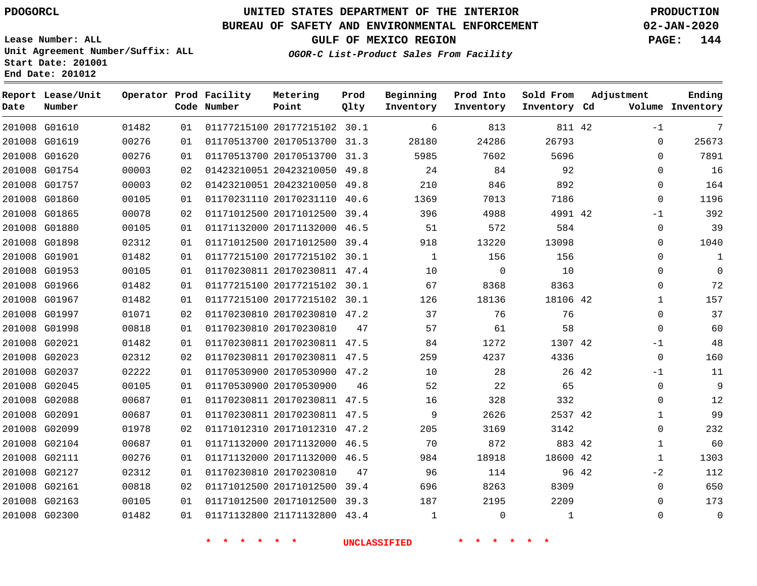PDOGORCL

# UNITED STATES DEPARTMENT OF THE INTERIOR
## BUREAU OF SAFETY AND ENVIRONMENTAL ENFORCEMENT
### GULF OF MEXICO REGION
*OGOR-C List-Product Sales From Facility*

PRODUCTION
02-JAN-2020

Lease Number: ALL
Unit Agreement Number/Suffix: ALL
Start Date: 201001
End Date: 201012

| Report Date | Lease/Unit Number | Operator | Prod Code | Facility Number | Metering Point | Prod Qlty | Beginning Inventory | Prod Into Inventory | Sold From Inventory | Adjustment Cd | Adjustment Volume | Ending Inventory |
|---|---|---|---|---|---|---|---|---|---|---|---|---|
| 201008 | G01610 | 01482 | 01 | 01177215100 | 20177215102 | 30.1 | 6 | 813 | 811 | 42 | -1 | 7 |
| 201008 | G01619 | 00276 | 01 | 01170513700 | 20170513700 | 31.3 | 28180 | 24286 | 26793 | | 0 | 25673 |
| 201008 | G01620 | 00276 | 01 | 01170513700 | 20170513700 | 31.3 | 5985 | 7602 | 5696 | | 0 | 7891 |
| 201008 | G01754 | 00003 | 02 | 01423210051 | 20423210050 | 49.8 | 24 | 84 | 92 | | 0 | 16 |
| 201008 | G01757 | 00003 | 02 | 01423210051 | 20423210050 | 49.8 | 210 | 846 | 892 | | 0 | 164 |
| 201008 | G01860 | 00105 | 01 | 01170231110 | 20170231110 | 40.6 | 1369 | 7013 | 7186 | | 0 | 1196 |
| 201008 | G01865 | 00078 | 02 | 01171012500 | 20171012500 | 39.4 | 396 | 4988 | 4991 | 42 | -1 | 392 |
| 201008 | G01880 | 00105 | 01 | 01171132000 | 20171132000 | 46.5 | 51 | 572 | 584 | | 0 | 39 |
| 201008 | G01898 | 02312 | 01 | 01171012500 | 20171012500 | 39.4 | 918 | 13220 | 13098 | | 0 | 1040 |
| 201008 | G01901 | 01482 | 01 | 01177215100 | 20177215102 | 30.1 | 1 | 156 | 156 | | 0 | 1 |
| 201008 | G01953 | 00105 | 01 | 01170230811 | 20170230811 | 47.4 | 10 | 0 | 10 | | 0 | 0 |
| 201008 | G01966 | 01482 | 01 | 01177215100 | 20177215102 | 30.1 | 67 | 8368 | 8363 | | 0 | 72 |
| 201008 | G01967 | 01482 | 01 | 01177215100 | 20177215102 | 30.1 | 126 | 18136 | 18106 | 42 | 1 | 157 |
| 201008 | G01997 | 01071 | 02 | 01170230810 | 20170230810 | 47.2 | 37 | 76 | 76 | | 0 | 37 |
| 201008 | G01998 | 00818 | 01 | 01170230810 | 20170230810 | 47 | 57 | 61 | 58 | | 0 | 60 |
| 201008 | G02021 | 01482 | 01 | 01170230811 | 20170230811 | 47.5 | 84 | 1272 | 1307 | 42 | -1 | 48 |
| 201008 | G02023 | 02312 | 02 | 01170230811 | 20170230811 | 47.5 | 259 | 4237 | 4336 | | 0 | 160 |
| 201008 | G02037 | 02222 | 01 | 01170530900 | 20170530900 | 47.2 | 10 | 28 | 26 | 42 | -1 | 11 |
| 201008 | G02045 | 00105 | 01 | 01170530900 | 20170530900 | 46 | 52 | 22 | 65 | | 0 | 9 |
| 201008 | G02088 | 00687 | 01 | 01170230811 | 20170230811 | 47.5 | 16 | 328 | 332 | | 0 | 12 |
| 201008 | G02091 | 00687 | 01 | 01170230811 | 20170230811 | 47.5 | 9 | 2626 | 2537 | 42 | 1 | 99 |
| 201008 | G02099 | 01978 | 02 | 01171012310 | 20171012310 | 47.2 | 205 | 3169 | 3142 | | 0 | 232 |
| 201008 | G02104 | 00687 | 01 | 01171132000 | 20171132000 | 46.5 | 70 | 872 | 883 | 42 | 1 | 60 |
| 201008 | G02111 | 00276 | 01 | 01171132000 | 20171132000 | 46.5 | 984 | 18918 | 18600 | 42 | 1 | 1303 |
| 201008 | G02127 | 02312 | 01 | 01170230810 | 20170230810 | 47 | 96 | 114 | 96 | 42 | -2 | 112 |
| 201008 | G02161 | 00818 | 02 | 01171012500 | 20171012500 | 39.4 | 696 | 8263 | 8309 | | 0 | 650 |
| 201008 | G02163 | 00105 | 01 | 01171012500 | 20171012500 | 39.3 | 187 | 2195 | 2209 | | 0 | 173 |
| 201008 | G02300 | 01482 | 01 | 01171132800 | 21171132800 | 43.4 | 1 | 0 | 1 | | 0 | 0 |

* * * * * * UNCLASSIFIED * * * * * *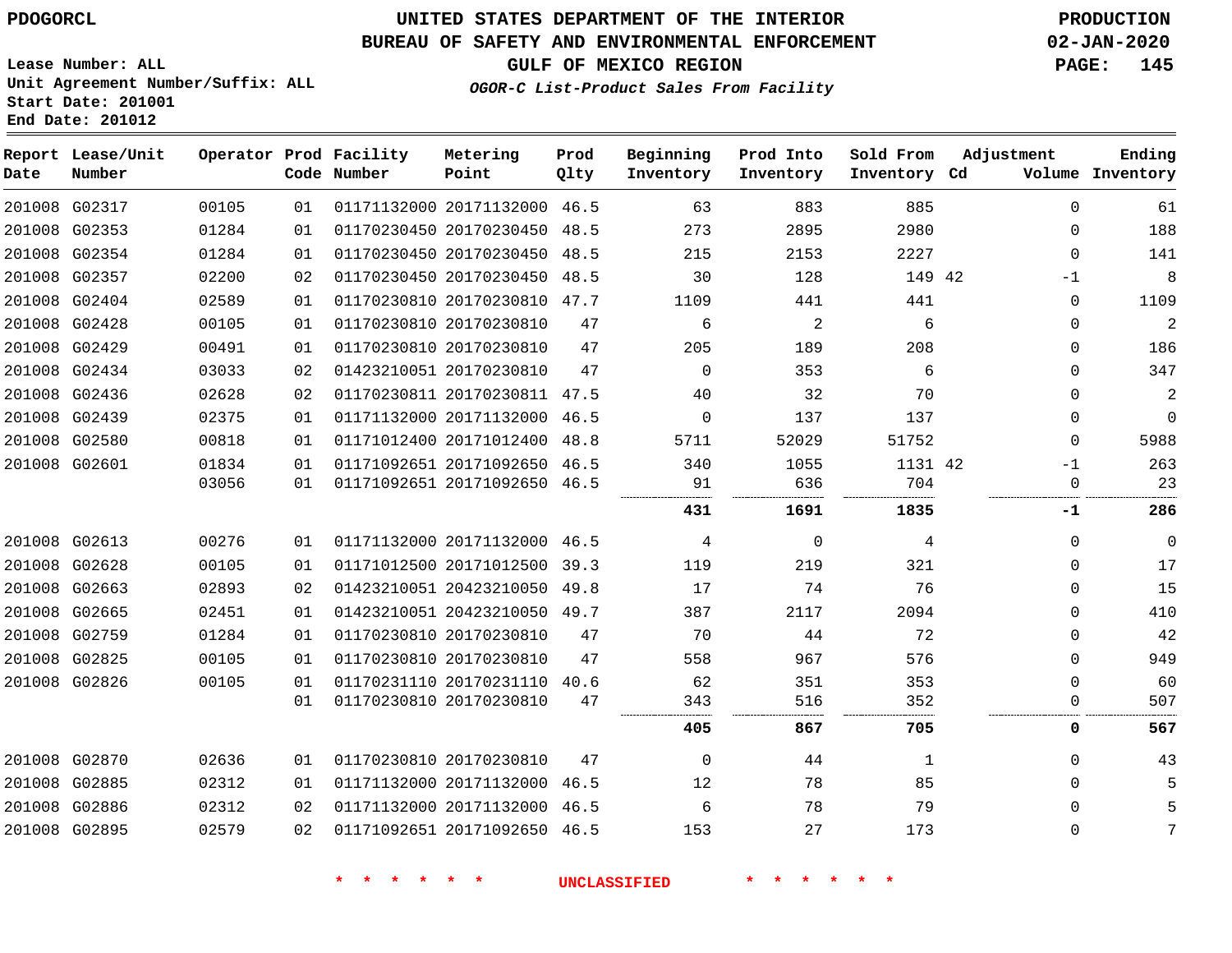PDOGORCL

Lease Number: ALL
Unit Agreement Number/Suffix: ALL
Start Date: 201001
End Date: 201012

# UNITED STATES DEPARTMENT OF THE INTERIOR
## BUREAU OF SAFETY AND ENVIRONMENTAL ENFORCEMENT
## GULF OF MEXICO REGION
### *OGOR-C List-Product Sales From Facility*

PRODUCTION
02-JAN-2020

| Report Date | Lease/Unit Number | Operator | Prod Code | Facility Number | Metering Point | Prod Qlty | Beginning Inventory | Prod Into Inventory | Sold From Inventory | Adjustment Cd | Adjustment Volume | Ending Inventory |
|---|---|---|---|---|---|---|---|---|---|---|---|---|
| 201008 | G02317 | 00105 | 01 | 01171132000 | 20171132000 | 46.5 | 63 | 883 | 885 | | 0 | 61 |
| 201008 | G02353 | 01284 | 01 | 01170230450 | 20170230450 | 48.5 | 273 | 2895 | 2980 | | 0 | 188 |
| 201008 | G02354 | 01284 | 01 | 01170230450 | 20170230450 | 48.5 | 215 | 2153 | 2227 | | 0 | 141 |
| 201008 | G02357 | 02200 | 02 | 01170230450 | 20170230450 | 48.5 | 30 | 128 | 149 | 42 | -1 | 8 |
| 201008 | G02404 | 02589 | 01 | 01170230810 | 20170230810 | 47.7 | 1109 | 441 | 441 | | 0 | 1109 |
| 201008 | G02428 | 00105 | 01 | 01170230810 | 20170230810 | 47 | 6 | 2 | 6 | | 0 | 2 |
| 201008 | G02429 | 00491 | 01 | 01170230810 | 20170230810 | 47 | 205 | 189 | 208 | | 0 | 186 |
| 201008 | G02434 | 03033 | 02 | 01423210051 | 20170230810 | 47 | 0 | 353 | 6 | | 0 | 347 |
| 201008 | G02436 | 02628 | 02 | 01170230811 | 20170230811 | 47.5 | 40 | 32 | 70 | | 0 | 2 |
| 201008 | G02439 | 02375 | 01 | 01171132000 | 20171132000 | 46.5 | 0 | 137 | 137 | | 0 | 0 |
| 201008 | G02580 | 00818 | 01 | 01171012400 | 20171012400 | 48.8 | 5711 | 52029 | 51752 | | 0 | 5988 |
| 201008 | G02601 | 01834 | 01 | 01171092651 | 20171092650 | 46.5 | 340 | 1055 | 1131 | 42 | -1 | 263 |
| | | 03056 | 01 | 01171092651 | 20171092650 | 46.5 | 91 | 636 | 704 | | 0 | 23 |
| | | | | | | | **431** | **1691** | **1835** | | **-1** | **286** |
| 201008 | G02613 | 00276 | 01 | 01171132000 | 20171132000 | 46.5 | 4 | 0 | 4 | | 0 | 0 |
| 201008 | G02628 | 00105 | 01 | 01171012500 | 20171012500 | 39.3 | 119 | 219 | 321 | | 0 | 17 |
| 201008 | G02663 | 02893 | 02 | 01423210051 | 20423210050 | 49.8 | 17 | 74 | 76 | | 0 | 15 |
| 201008 | G02665 | 02451 | 01 | 01423210051 | 20423210050 | 49.7 | 387 | 2117 | 2094 | | 0 | 410 |
| 201008 | G02759 | 01284 | 01 | 01170230810 | 20170230810 | 47 | 70 | 44 | 72 | | 0 | 42 |
| 201008 | G02825 | 00105 | 01 | 01170230810 | 20170230810 | 47 | 558 | 967 | 576 | | 0 | 949 |
| 201008 | G02826 | 00105 | 01 | 01170231110 | 20170231110 | 40.6 | 62 | 351 | 353 | | 0 | 60 |
| | | | 01 | 01170230810 | 20170230810 | 47 | 343 | 516 | 352 | | 0 | 507 |
| | | | | | | | **405** | **867** | **705** | | **0** | **567** |
| 201008 | G02870 | 02636 | 01 | 01170230810 | 20170230810 | 47 | 0 | 44 | 1 | | 0 | 43 |
| 201008 | G02885 | 02312 | 01 | 01171132000 | 20171132000 | 46.5 | 12 | 78 | 85 | | 0 | 5 |
| 201008 | G02886 | 02312 | 02 | 01171132000 | 20171132000 | 46.5 | 6 | 78 | 79 | | 0 | 5 |
| 201008 | G02895 | 02579 | 02 | 01171092651 | 20171092650 | 46.5 | 153 | 27 | 173 | | 0 | 7 |

* * * * * * UNCLASSIFIED * * * * * *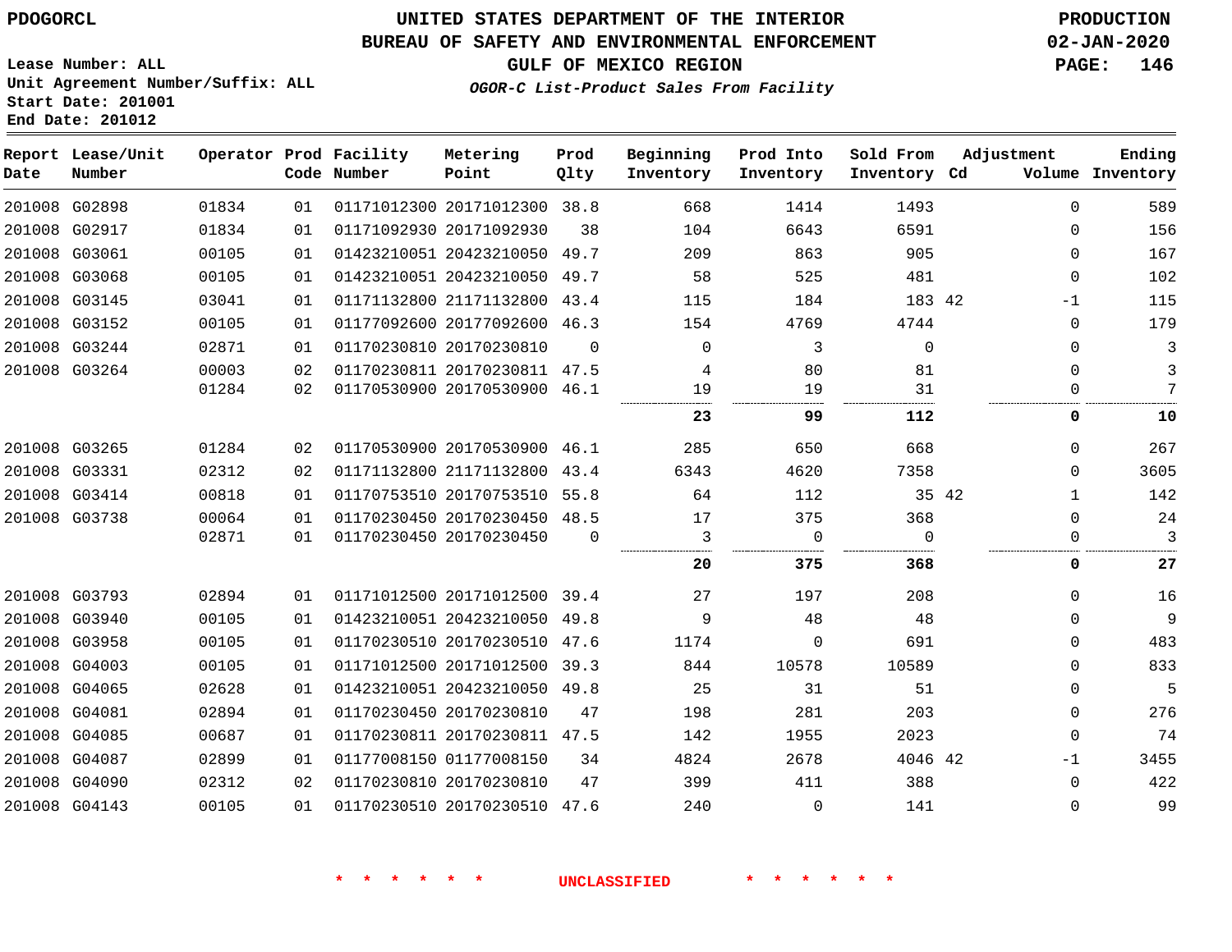PDOGORCL

# UNITED STATES DEPARTMENT OF THE INTERIOR
## BUREAU OF SAFETY AND ENVIRONMENTAL ENFORCEMENT
## GULF OF MEXICO REGION
### *OGOR-C List-Product Sales From Facility*

PRODUCTION
02-JAN-2020

Lease Number: ALL
Unit Agreement Number/Suffix: ALL
Start Date: 201001
End Date: 201012

| Report Date | Lease/Unit Number | Operator | Prod Code | Facility Number | Metering Point | Prod Qlty | Beginning Inventory | Prod Into Inventory | Sold From Inventory | Adjustment Cd | Volume | Ending Inventory |
|---|---|---|---|---|---|---|---|---|---|---|---|---|
| 201008 | G02898 | 01834 | 01 | 01171012300 | 20171012300 | 38.8 | 668 | 1414 | 1493 | | 0 | 589 |
| 201008 | G02917 | 01834 | 01 | 01171092930 | 20171092930 | 38 | 104 | 6643 | 6591 | | 0 | 156 |
| 201008 | G03061 | 00105 | 01 | 01423210051 | 20423210050 | 49.7 | 209 | 863 | 905 | | 0 | 167 |
| 201008 | G03068 | 00105 | 01 | 01423210051 | 20423210050 | 49.7 | 58 | 525 | 481 | | 0 | 102 |
| 201008 | G03145 | 03041 | 01 | 01171132800 | 21171132800 | 43.4 | 115 | 184 | 183 | 42 | -1 | 115 |
| 201008 | G03152 | 00105 | 01 | 01177092600 | 20177092600 | 46.3 | 154 | 4769 | 4744 | | 0 | 179 |
| 201008 | G03244 | 02871 | 01 | 01170230810 | 20170230810 | 0 | 0 | 3 | 0 | | 0 | 3 |
| 201008 | G03264 | 00003 | 02 | 01170230811 | 20170230811 | 47.5 | 4 | 80 | 81 | | 0 | 3 |
| | | 01284 | 02 | 01170530900 | 20170530900 | 46.1 | 19 | 19 | 31 | | 0 | 7 |
| | | | | | | | **23** | **99** | **112** | | **0** | **10** |
| 201008 | G03265 | 01284 | 02 | 01170530900 | 20170530900 | 46.1 | 285 | 650 | 668 | | 0 | 267 |
| 201008 | G03331 | 02312 | 02 | 01171132800 | 21171132800 | 43.4 | 6343 | 4620 | 7358 | | 0 | 3605 |
| 201008 | G03414 | 00818 | 01 | 01170753510 | 20170753510 | 55.8 | 64 | 112 | 35 | 42 | 1 | 142 |
| 201008 | G03738 | 00064 | 01 | 01170230450 | 20170230450 | 48.5 | 17 | 375 | 368 | | 0 | 24 |
| | | 02871 | 01 | 01170230450 | 20170230450 | 0 | 3 | 0 | 0 | | 0 | 3 |
| | | | | | | | **20** | **375** | **368** | | **0** | **27** |
| 201008 | G03793 | 02894 | 01 | 01171012500 | 20171012500 | 39.4 | 27 | 197 | 208 | | 0 | 16 |
| 201008 | G03940 | 00105 | 01 | 01423210051 | 20423210050 | 49.8 | 9 | 48 | 48 | | 0 | 9 |
| 201008 | G03958 | 00105 | 01 | 01170230510 | 20170230510 | 47.6 | 1174 | 0 | 691 | | 0 | 483 |
| 201008 | G04003 | 00105 | 01 | 01171012500 | 20171012500 | 39.3 | 844 | 10578 | 10589 | | 0 | 833 |
| 201008 | G04065 | 02628 | 01 | 01423210051 | 20423210050 | 49.8 | 25 | 31 | 51 | | 0 | 5 |
| 201008 | G04081 | 02894 | 01 | 01170230450 | 20170230810 | 47 | 198 | 281 | 203 | | 0 | 276 |
| 201008 | G04085 | 00687 | 01 | 01170230811 | 20170230811 | 47.5 | 142 | 1955 | 2023 | | 0 | 74 |
| 201008 | G04087 | 02899 | 01 | 01177008150 | 01177008150 | 34 | 4824 | 2678 | 4046 | 42 | -1 | 3455 |
| 201008 | G04090 | 02312 | 02 | 01170230810 | 20170230810 | 47 | 399 | 411 | 388 | | 0 | 422 |
| 201008 | G04143 | 00105 | 01 | 01170230510 | 20170230510 | 47.6 | 240 | 0 | 141 | | 0 | 99 |

\* \* \* \* \* \* UNCLASSIFIED \* \* \* \* \* \*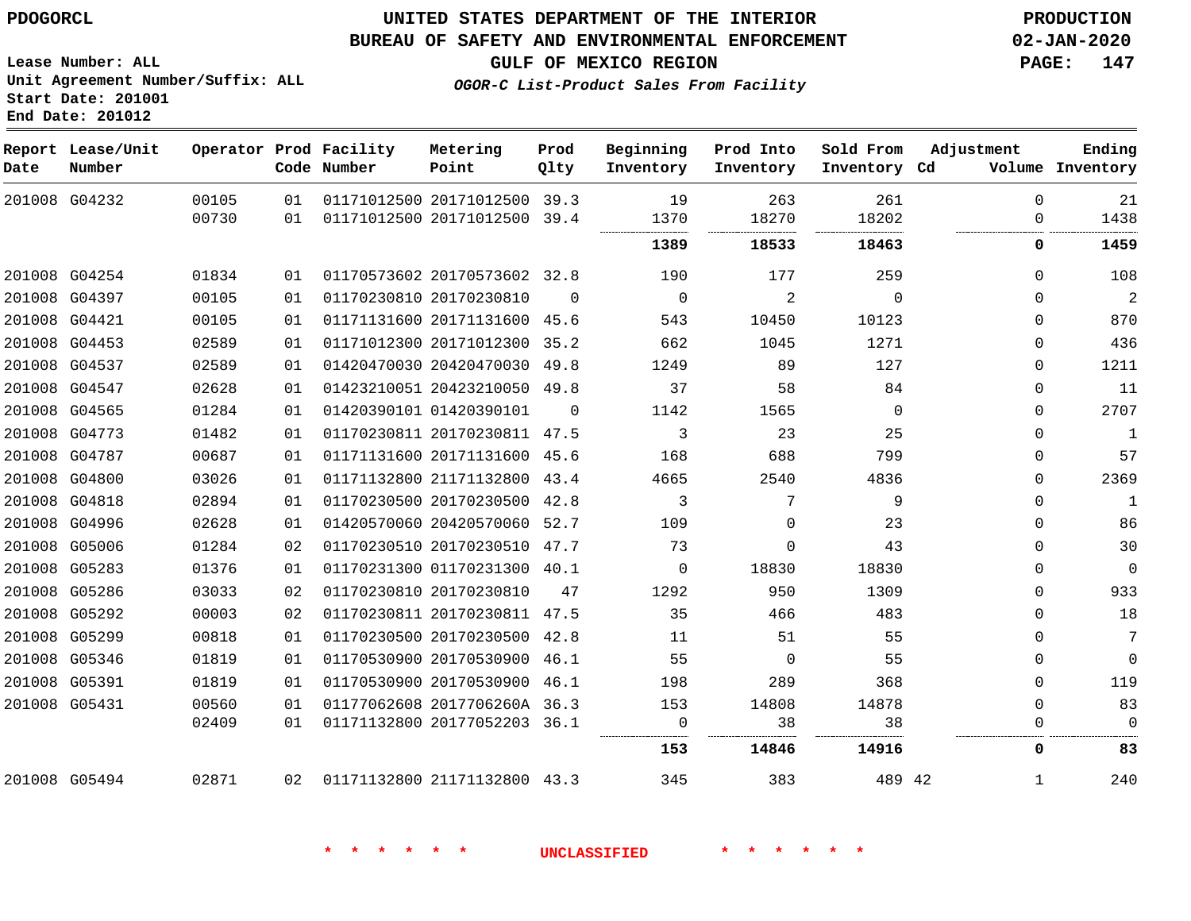PDOGORCL

Lease Number: ALL
Unit Agreement Number/Suffix: ALL
Start Date: 201001
End Date: 201012

# UNITED STATES DEPARTMENT OF THE INTERIOR
## BUREAU OF SAFETY AND ENVIRONMENTAL ENFORCEMENT
## GULF OF MEXICO REGION
### *OGOR-C List-Product Sales From Facility*

PRODUCTION
02-JAN-2020

| Report Date | Lease/Unit Number | Operator | Prod Code | Facility Number | Metering Point | Prod Qlty | Beginning Inventory | Prod Into Inventory | Sold From Inventory | Adjustment Cd | Adjustment Volume | Ending Inventory |
|---|---|---|---|---|---|---|---|---|---|---|---|---|
| 201008 | G04232 | 00105 | 01 | 01171012500 | 20171012500 | 39.3 | 19 | 263 | 261 | | 0 | 21 |
| | | 00730 | 01 | 01171012500 | 20171012500 | 39.4 | 1370 | 18270 | 18202 | | 0 | 1438 |
| | | | | | | | **1389** | **18533** | **18463** | | **0** | **1459** |
| 201008 | G04254 | 01834 | 01 | 01170573602 | 20170573602 | 32.8 | 190 | 177 | 259 | | 0 | 108 |
| 201008 | G04397 | 00105 | 01 | 01170230810 | 20170230810 | 0 | 0 | 2 | 0 | | 0 | 2 |
| 201008 | G04421 | 00105 | 01 | 01171131600 | 20171131600 | 45.6 | 543 | 10450 | 10123 | | 0 | 870 |
| 201008 | G04453 | 02589 | 01 | 01171012300 | 20171012300 | 35.2 | 662 | 1045 | 1271 | | 0 | 436 |
| 201008 | G04537 | 02589 | 01 | 01420470030 | 20420470030 | 49.8 | 1249 | 89 | 127 | | 0 | 1211 |
| 201008 | G04547 | 02628 | 01 | 01423210051 | 20423210050 | 49.8 | 37 | 58 | 84 | | 0 | 11 |
| 201008 | G04565 | 01284 | 01 | 01420390101 | 01420390101 | 0 | 1142 | 1565 | 0 | | 0 | 2707 |
| 201008 | G04773 | 01482 | 01 | 01170230811 | 20170230811 | 47.5 | 3 | 23 | 25 | | 0 | 1 |
| 201008 | G04787 | 00687 | 01 | 01171131600 | 20171131600 | 45.6 | 168 | 688 | 799 | | 0 | 57 |
| 201008 | G04800 | 03026 | 01 | 01171132800 | 21171132800 | 43.4 | 4665 | 2540 | 4836 | | 0 | 2369 |
| 201008 | G04818 | 02894 | 01 | 01170230500 | 20170230500 | 42.8 | 3 | 7 | 9 | | 0 | 1 |
| 201008 | G04996 | 02628 | 01 | 01420570060 | 20420570060 | 52.7 | 109 | 0 | 23 | | 0 | 86 |
| 201008 | G05006 | 01284 | 02 | 01170230510 | 20170230510 | 47.7 | 73 | 0 | 43 | | 0 | 30 |
| 201008 | G05283 | 01376 | 01 | 01170231300 | 01170231300 | 40.1 | 0 | 18830 | 18830 | | 0 | 0 |
| 201008 | G05286 | 03033 | 02 | 01170230810 | 20170230810 | 47 | 1292 | 950 | 1309 | | 0 | 933 |
| 201008 | G05292 | 00003 | 02 | 01170230811 | 20170230811 | 47.5 | 35 | 466 | 483 | | 0 | 18 |
| 201008 | G05299 | 00818 | 01 | 01170230500 | 20170230500 | 42.8 | 11 | 51 | 55 | | 0 | 7 |
| 201008 | G05346 | 01819 | 01 | 01170530900 | 20170530900 | 46.1 | 55 | 0 | 55 | | 0 | 0 |
| 201008 | G05391 | 01819 | 01 | 01170530900 | 20170530900 | 46.1 | 198 | 289 | 368 | | 0 | 119 |
| 201008 | G05431 | 00560 | 01 | 01177062608 | 2017706260A | 36.3 | 153 | 14808 | 14878 | | 0 | 83 |
| | | 02409 | 01 | 01171132800 | 20177052203 | 36.1 | 0 | 38 | 38 | | 0 | 0 |
| | | | | | | | **153** | **14846** | **14916** | | **0** | **83** |
| 201008 | G05494 | 02871 | 02 | 01171132800 | 21171132800 | 43.3 | 345 | 383 | 489 | 42 | 1 | 240 |

\* \* \* \* \* \* UNCLASSIFIED \* \* \* \* \* \*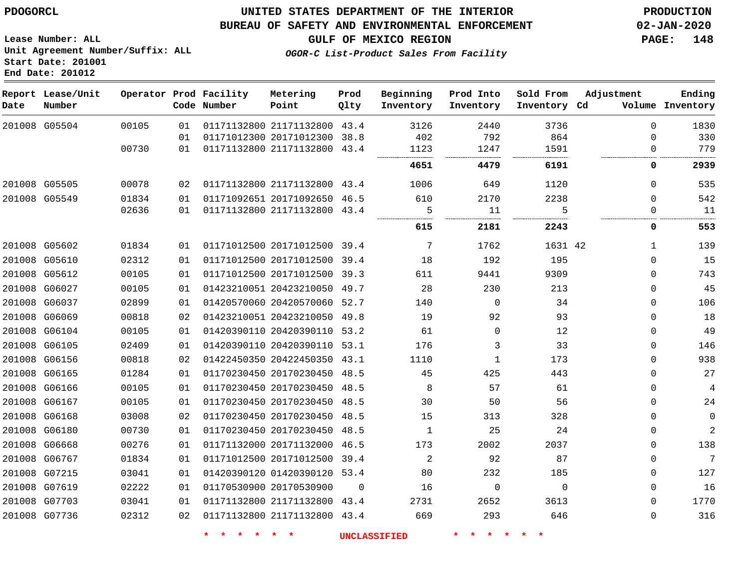# UNITED STATES DEPARTMENT OF THE INTERIOR
## BUREAU OF SAFETY AND ENVIRONMENTAL ENFORCEMENT
### GULF OF MEXICO REGION
#### *OGOR-C List-Product Sales From Facility*

PDOGORCL

Lease Number: ALL
Unit Agreement Number/Suffix: ALL
Start Date: 201001
End Date: 201012

PRODUCTION
02-JAN-2020

| Report Date | Lease/Unit Number | Operator | Prod Code | Facility Number | Metering Point | Prod Qlty | Beginning Inventory | Prod Into Inventory | Sold From Inventory | Adjustment Cd | Adjustment Volume | Ending Inventory |
|---|---|---|---|---|---|---|---|---|---|---|---|---|
| 201008 | G05504 | 00105 | 01 | 01171132800 | 21171132800 | 43.4 | 3126 | 2440 | 3736 | | 0 | 1830 |
| | | | 01 | 01171012300 | 20171012300 | 38.8 | 402 | 792 | 864 | | 0 | 330 |
| | | 00730 | 01 | 01171132800 | 21171132800 | 43.4 | 1123 | 1247 | 1591 | | 0 | 779 |
| | | | | | | | **4651** | **4479** | **6191** | | **0** | **2939** |
| 201008 | G05505 | 00078 | 02 | 01171132800 | 21171132800 | 43.4 | 1006 | 649 | 1120 | | 0 | 535 |
| 201008 | G05549 | 01834 | 01 | 01171092651 | 20171092650 | 46.5 | 610 | 2170 | 2238 | | 0 | 542 |
| | | 02636 | 01 | 01171132800 | 21171132800 | 43.4 | 5 | 11 | 5 | | 0 | 11 |
| | | | | | | | **615** | **2181** | **2243** | | **0** | **553** |
| 201008 | G05602 | 01834 | 01 | 01171012500 | 20171012500 | 39.4 | 7 | 1762 | 1631 | 42 | 1 | 139 |
| 201008 | G05610 | 02312 | 01 | 01171012500 | 20171012500 | 39.4 | 18 | 192 | 195 | | 0 | 15 |
| 201008 | G05612 | 00105 | 01 | 01171012500 | 20171012500 | 39.3 | 611 | 9441 | 9309 | | 0 | 743 |
| 201008 | G06027 | 00105 | 01 | 01423210051 | 20423210050 | 49.7 | 28 | 230 | 213 | | 0 | 45 |
| 201008 | G06037 | 02899 | 01 | 01420570060 | 20420570060 | 52.7 | 140 | 0 | 34 | | 0 | 106 |
| 201008 | G06069 | 00818 | 02 | 01423210051 | 20423210050 | 49.8 | 19 | 92 | 93 | | 0 | 18 |
| 201008 | G06104 | 00105 | 01 | 01420390110 | 20420390110 | 53.2 | 61 | 0 | 12 | | 0 | 49 |
| 201008 | G06105 | 02409 | 01 | 01420390110 | 20420390110 | 53.1 | 176 | 3 | 33 | | 0 | 146 |
| 201008 | G06156 | 00818 | 02 | 01422450350 | 20422450350 | 43.1 | 1110 | 1 | 173 | | 0 | 938 |
| 201008 | G06165 | 01284 | 01 | 01170230450 | 20170230450 | 48.5 | 45 | 425 | 443 | | 0 | 27 |
| 201008 | G06166 | 00105 | 01 | 01170230450 | 20170230450 | 48.5 | 8 | 57 | 61 | | 0 | 4 |
| 201008 | G06167 | 00105 | 01 | 01170230450 | 20170230450 | 48.5 | 30 | 50 | 56 | | 0 | 24 |
| 201008 | G06168 | 03008 | 02 | 01170230450 | 20170230450 | 48.5 | 15 | 313 | 328 | | 0 | 0 |
| 201008 | G06180 | 00730 | 01 | 01170230450 | 20170230450 | 48.5 | 1 | 25 | 24 | | 0 | 2 |
| 201008 | G06668 | 00276 | 01 | 01171132000 | 20171132000 | 46.5 | 173 | 2002 | 2037 | | 0 | 138 |
| 201008 | G06767 | 01834 | 01 | 01171012500 | 20171012500 | 39.4 | 2 | 92 | 87 | | 0 | 7 |
| 201008 | G07215 | 03041 | 01 | 01420390120 | 01420390120 | 53.4 | 80 | 232 | 185 | | 0 | 127 |
| 201008 | G07619 | 02222 | 01 | 01170530900 | 20170530900 | 0 | 16 | 0 | 0 | | 0 | 16 |
| 201008 | G07703 | 03041 | 01 | 01171132800 | 21171132800 | 43.4 | 2731 | 2652 | 3613 | | 0 | 1770 |
| 201008 | G07736 | 02312 | 02 | 01171132800 | 21171132800 | 43.4 | 669 | 293 | 646 | | 0 | 316 |

\* \* \* \* \* \* UNCLASSIFIED \* \* \* \* \* \*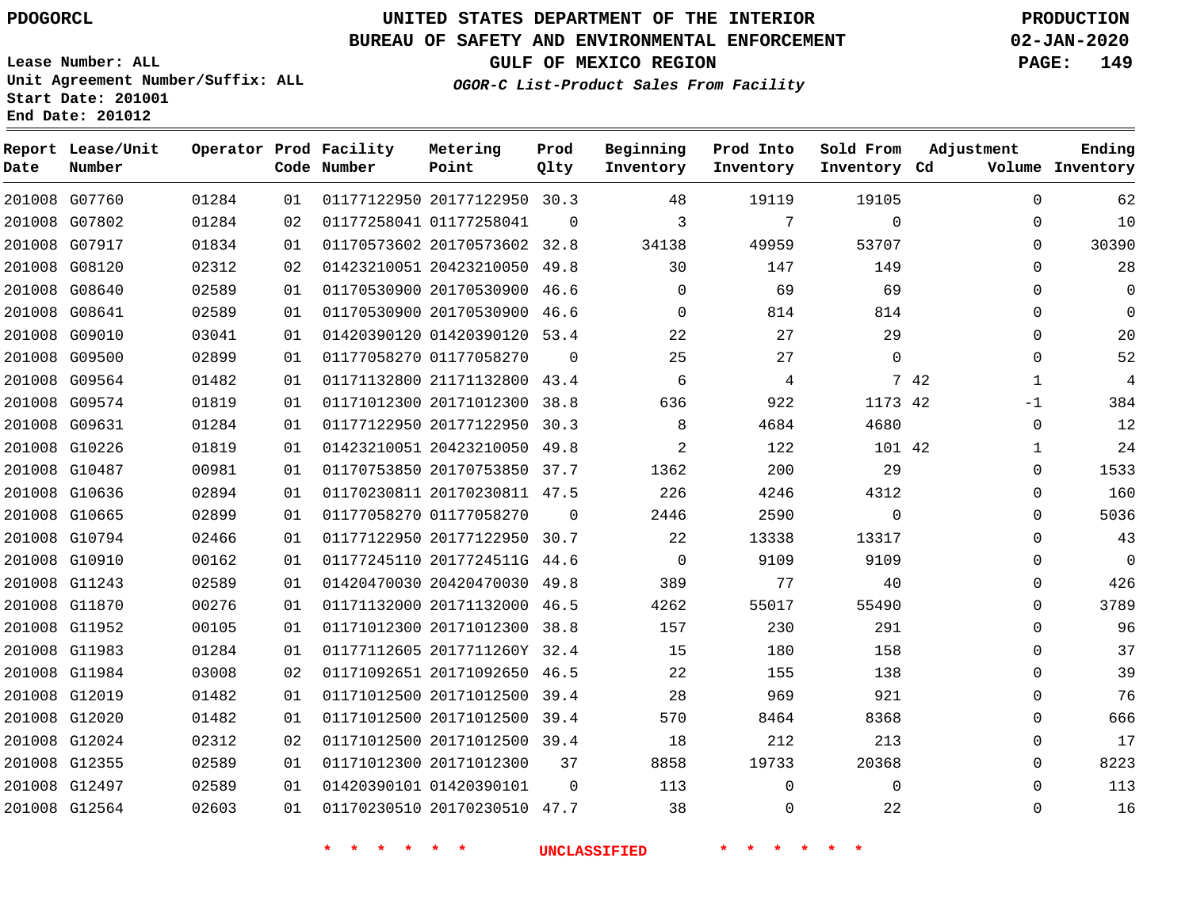PDOGORCL

# UNITED STATES DEPARTMENT OF THE INTERIOR
## BUREAU OF SAFETY AND ENVIRONMENTAL ENFORCEMENT
### GULF OF MEXICO REGION
*OGOR-C List-Product Sales From Facility*

PRODUCTION
02-JAN-2020

Lease Number: ALL
Unit Agreement Number/Suffix: ALL
Start Date: 201001
End Date: 201012

| Report Date | Lease/Unit Number | Operator | Prod Code | Facility Number | Metering Point | Prod Qlty | Beginning Inventory | Prod Into Inventory | Sold From Inventory | Adjustment Cd | Adjustment Volume | Ending Inventory |
|---|---|---|---|---|---|---|---|---|---|---|---|---|
| 201008 | G07760 | 01284 | 01 | 01177122950 | 20177122950 | 30.3 | 48 | 19119 | 19105 | | 0 | 62 |
| 201008 | G07802 | 01284 | 02 | 01177258041 | 01177258041 | 0 | 3 | 7 | 0 | | 0 | 10 |
| 201008 | G07917 | 01834 | 01 | 01170573602 | 20170573602 | 32.8 | 34138 | 49959 | 53707 | | 0 | 30390 |
| 201008 | G08120 | 02312 | 02 | 01423210051 | 20423210050 | 49.8 | 30 | 147 | 149 | | 0 | 28 |
| 201008 | G08640 | 02589 | 01 | 01170530900 | 20170530900 | 46.6 | 0 | 69 | 69 | | 0 | 0 |
| 201008 | G08641 | 02589 | 01 | 01170530900 | 20170530900 | 46.6 | 0 | 814 | 814 | | 0 | 0 |
| 201008 | G09010 | 03041 | 01 | 01420390120 | 01420390120 | 53.4 | 22 | 27 | 29 | | 0 | 20 |
| 201008 | G09500 | 02899 | 01 | 01177058270 | 01177058270 | 0 | 25 | 27 | 0 | | 0 | 52 |
| 201008 | G09564 | 01482 | 01 | 01171132800 | 21171132800 | 43.4 | 6 | 4 | 7 | 42 | 1 | 4 |
| 201008 | G09574 | 01819 | 01 | 01171012300 | 20171012300 | 38.8 | 636 | 922 | 1173 | 42 | -1 | 384 |
| 201008 | G09631 | 01284 | 01 | 01177122950 | 20177122950 | 30.3 | 8 | 4684 | 4680 | | 0 | 12 |
| 201008 | G10226 | 01819 | 01 | 01423210051 | 20423210050 | 49.8 | 2 | 122 | 101 | 42 | 1 | 24 |
| 201008 | G10487 | 00981 | 01 | 01170753850 | 20170753850 | 37.7 | 1362 | 200 | 29 | | 0 | 1533 |
| 201008 | G10636 | 02894 | 01 | 01170230811 | 20170230811 | 47.5 | 226 | 4246 | 4312 | | 0 | 160 |
| 201008 | G10665 | 02899 | 01 | 01177058270 | 01177058270 | 0 | 2446 | 2590 | 0 | | 0 | 5036 |
| 201008 | G10794 | 02466 | 01 | 01177122950 | 20177122950 | 30.7 | 22 | 13338 | 13317 | | 0 | 43 |
| 201008 | G10910 | 00162 | 01 | 01177245110 | 2017724511G | 44.6 | 0 | 9109 | 9109 | | 0 | 0 |
| 201008 | G11243 | 02589 | 01 | 01420470030 | 20420470030 | 49.8 | 389 | 77 | 40 | | 0 | 426 |
| 201008 | G11870 | 00276 | 01 | 01171132000 | 20171132000 | 46.5 | 4262 | 55017 | 55490 | | 0 | 3789 |
| 201008 | G11952 | 00105 | 01 | 01171012300 | 20171012300 | 38.8 | 157 | 230 | 291 | | 0 | 96 |
| 201008 | G11983 | 01284 | 01 | 01177112605 | 2017711260Y | 32.4 | 15 | 180 | 158 | | 0 | 37 |
| 201008 | G11984 | 03008 | 02 | 01171092651 | 20171092650 | 46.5 | 22 | 155 | 138 | | 0 | 39 |
| 201008 | G12019 | 01482 | 01 | 01171012500 | 20171012500 | 39.4 | 28 | 969 | 921 | | 0 | 76 |
| 201008 | G12020 | 01482 | 01 | 01171012500 | 20171012500 | 39.4 | 570 | 8464 | 8368 | | 0 | 666 |
| 201008 | G12024 | 02312 | 02 | 01171012500 | 20171012500 | 39.4 | 18 | 212 | 213 | | 0 | 17 |
| 201008 | G12355 | 02589 | 01 | 01171012300 | 20171012300 | 37 | 8858 | 19733 | 20368 | | 0 | 8223 |
| 201008 | G12497 | 02589 | 01 | 01420390101 | 01420390101 | 0 | 113 | 0 | 0 | | 0 | 113 |
| 201008 | G12564 | 02603 | 01 | 01170230510 | 20170230510 | 47.7 | 38 | 0 | 22 | | 0 | 16 |

\* \* \* \* \* \* UNCLASSIFIED \* \* \* \* \* \*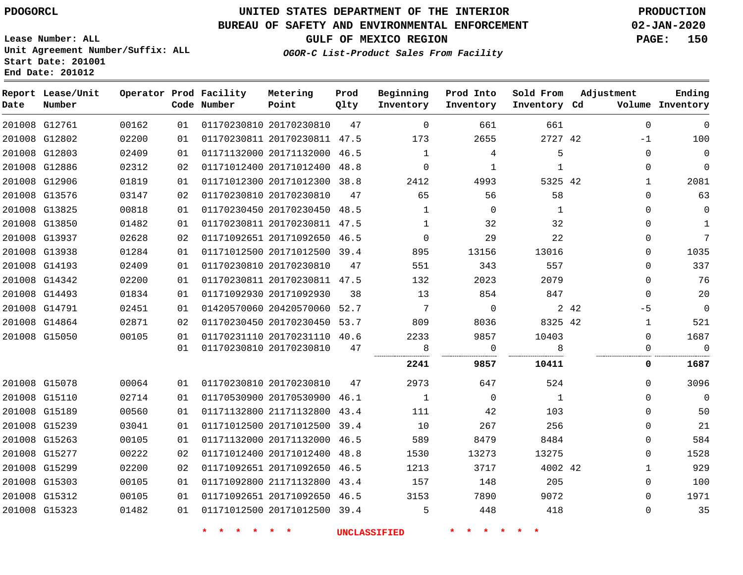PDOGORCL

# UNITED STATES DEPARTMENT OF THE INTERIOR
## BUREAU OF SAFETY AND ENVIRONMENTAL ENFORCEMENT
## GULF OF MEXICO REGION

*OGOR-C List-Product Sales From Facility*

PRODUCTION
02-JAN-2020

Lease Number: ALL
Unit Agreement Number/Suffix: ALL
Start Date: 201001
End Date: 201012

| Report Date | Lease/Unit Number | Operator | Prod Code | Facility Number | Metering Point | Prod Qlty | Beginning Inventory | Prod Into Inventory | Sold From Inventory | Adjustment Cd | Adjustment Volume | Ending Inventory |
|---|---|---|---|---|---|---|---|---|---|---|---|---|
| 201008 | G12761 | 00162 | 01 | 01170230810 | 20170230810 | 47 | 0 | 661 | 661 | | 0 | 0 |
| 201008 | G12802 | 02200 | 01 | 01170230811 | 20170230811 | 47.5 | 173 | 2655 | 2727 | 42 | -1 | 100 |
| 201008 | G12803 | 02409 | 01 | 01171132000 | 20171132000 | 46.5 | 1 | 4 | 5 | | 0 | 0 |
| 201008 | G12886 | 02312 | 02 | 01171012400 | 20171012400 | 48.8 | 0 | 1 | 1 | | 0 | 0 |
| 201008 | G12906 | 01819 | 01 | 01171012300 | 20171012300 | 38.8 | 2412 | 4993 | 5325 | 42 | 1 | 2081 |
| 201008 | G13576 | 03147 | 02 | 01170230810 | 20170230810 | 47 | 65 | 56 | 58 | | 0 | 63 |
| 201008 | G13825 | 00818 | 01 | 01170230450 | 20170230450 | 48.5 | 1 | 0 | 1 | | 0 | 0 |
| 201008 | G13850 | 01482 | 01 | 01170230811 | 20170230811 | 47.5 | 1 | 32 | 32 | | 0 | 1 |
| 201008 | G13937 | 02628 | 02 | 01171092651 | 20171092650 | 46.5 | 0 | 29 | 22 | | 0 | 7 |
| 201008 | G13938 | 01284 | 01 | 01171012500 | 20171012500 | 39.4 | 895 | 13156 | 13016 | | 0 | 1035 |
| 201008 | G14193 | 02409 | 01 | 01170230810 | 20170230810 | 47 | 551 | 343 | 557 | | 0 | 337 |
| 201008 | G14342 | 02200 | 01 | 01170230811 | 20170230811 | 47.5 | 132 | 2023 | 2079 | | 0 | 76 |
| 201008 | G14493 | 01834 | 01 | 01171092930 | 20171092930 | 38 | 13 | 854 | 847 | | 0 | 20 |
| 201008 | G14791 | 02451 | 01 | 01420570060 | 20420570060 | 52.7 | 7 | 0 | 2 | 42 | -5 | 0 |
| 201008 | G14864 | 02871 | 02 | 01170230450 | 20170230450 | 53.7 | 809 | 8036 | 8325 | 42 | 1 | 521 |
| 201008 | G15050 | 00105 | 01 | 01170231110 | 20170231110 | 40.6 | 2233 | 9857 | 10403 | | 0 | 1687 |
| | | | 01 | 01170230810 | 20170230810 | 47 | 8 | 0 | 8 | | 0 | 0 |
| | | | | | | | **2241** | **9857** | **10411** | | **0** | **1687** |
| 201008 | G15078 | 00064 | 01 | 01170230810 | 20170230810 | 47 | 2973 | 647 | 524 | | 0 | 3096 |
| 201008 | G15110 | 02714 | 01 | 01170530900 | 20170530900 | 46.1 | 1 | 0 | 1 | | 0 | 0 |
| 201008 | G15189 | 00560 | 01 | 01171132800 | 21171132800 | 43.4 | 111 | 42 | 103 | | 0 | 50 |
| 201008 | G15239 | 03041 | 01 | 01171012500 | 20171012500 | 39.4 | 10 | 267 | 256 | | 0 | 21 |
| 201008 | G15263 | 00105 | 01 | 01171132000 | 20171132000 | 46.5 | 589 | 8479 | 8484 | | 0 | 584 |
| 201008 | G15277 | 00222 | 02 | 01171012400 | 20171012400 | 48.8 | 1530 | 13273 | 13275 | | 0 | 1528 |
| 201008 | G15299 | 02200 | 02 | 01171092651 | 20171092650 | 46.5 | 1213 | 3717 | 4002 | 42 | 1 | 929 |
| 201008 | G15303 | 00105 | 01 | 01171092800 | 21171132800 | 43.4 | 157 | 148 | 205 | | 0 | 100 |
| 201008 | G15312 | 00105 | 01 | 01171092651 | 20171092650 | 46.5 | 3153 | 7890 | 9072 | | 0 | 1971 |
| 201008 | G15323 | 01482 | 01 | 01171012500 | 20171012500 | 39.4 | 5 | 448 | 418 | | 0 | 35 |

* * * * * * UNCLASSIFIED * * * * * *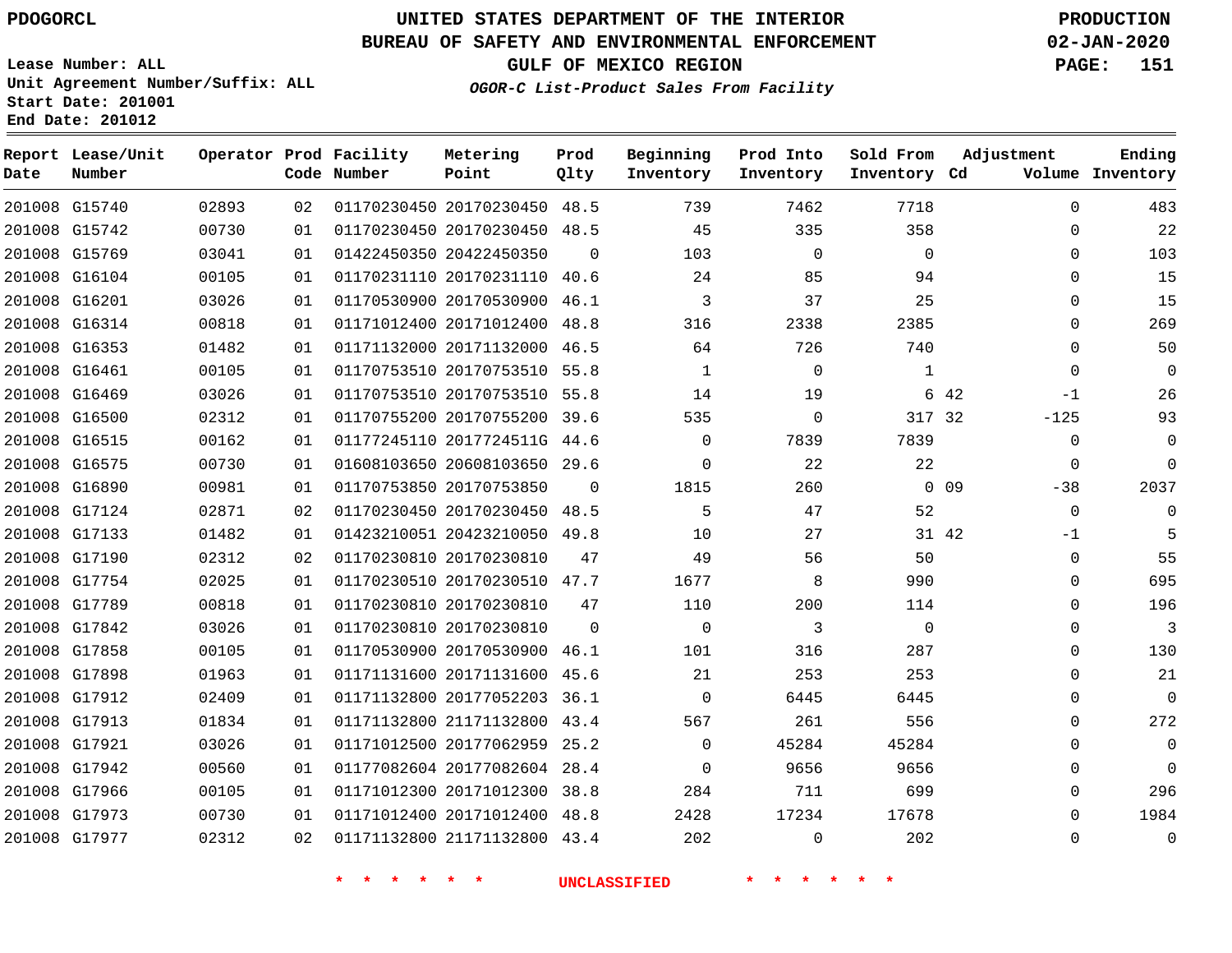PDOGORCL

# UNITED STATES DEPARTMENT OF THE INTERIOR
## BUREAU OF SAFETY AND ENVIRONMENTAL ENFORCEMENT
### GULF OF MEXICO REGION
*OGOR-C List-Product Sales From Facility*

PRODUCTION
02-JAN-2020

Lease Number: ALL
Unit Agreement Number/Suffix: ALL
Start Date: 201001
End Date: 201012

| Report Date | Lease/Unit Number | Operator | Prod Code | Facility Number | Metering Point | Prod Qlty | Beginning Inventory | Prod Into Inventory | Sold From Inventory | Adjustment Cd | Adjustment Volume | Ending Inventory |
|---|---|---|---|---|---|---|---|---|---|---|---|---|
| 201008 | G15740 | 02893 | 02 | 01170230450 | 20170230450 | 48.5 | 739 | 7462 | 7718 | | 0 | 483 |
| 201008 | G15742 | 00730 | 01 | 01170230450 | 20170230450 | 48.5 | 45 | 335 | 358 | | 0 | 22 |
| 201008 | G15769 | 03041 | 01 | 01422450350 | 20422450350 | 0 | 103 | 0 | 0 | | 0 | 103 |
| 201008 | G16104 | 00105 | 01 | 01170231110 | 20170231110 | 40.6 | 24 | 85 | 94 | | 0 | 15 |
| 201008 | G16201 | 03026 | 01 | 01170530900 | 20170530900 | 46.1 | 3 | 37 | 25 | | 0 | 15 |
| 201008 | G16314 | 00818 | 01 | 01171012400 | 20171012400 | 48.8 | 316 | 2338 | 2385 | | 0 | 269 |
| 201008 | G16353 | 01482 | 01 | 01171132000 | 20171132000 | 46.5 | 64 | 726 | 740 | | 0 | 50 |
| 201008 | G16461 | 00105 | 01 | 01170753510 | 20170753510 | 55.8 | 1 | 0 | 1 | | 0 | 0 |
| 201008 | G16469 | 03026 | 01 | 01170753510 | 20170753510 | 55.8 | 14 | 19 | 6 | 42 | -1 | 26 |
| 201008 | G16500 | 02312 | 01 | 01170755200 | 20170755200 | 39.6 | 535 | 0 | 317 | 32 | -125 | 93 |
| 201008 | G16515 | 00162 | 01 | 01177245110 | 2017724511G | 44.6 | 0 | 7839 | 7839 | | 0 | 0 |
| 201008 | G16575 | 00730 | 01 | 01608103650 | 20608103650 | 29.6 | 0 | 22 | 22 | | 0 | 0 |
| 201008 | G16890 | 00981 | 01 | 01170753850 | 20170753850 | 0 | 1815 | 260 | 0 | 09 | -38 | 2037 |
| 201008 | G17124 | 02871 | 02 | 01170230450 | 20170230450 | 48.5 | 5 | 47 | 52 | | 0 | 0 |
| 201008 | G17133 | 01482 | 01 | 01423210051 | 20423210050 | 49.8 | 10 | 27 | 31 | 42 | -1 | 5 |
| 201008 | G17190 | 02312 | 02 | 01170230810 | 20170230810 | 47 | 49 | 56 | 50 | | 0 | 55 |
| 201008 | G17754 | 02025 | 01 | 01170230510 | 20170230510 | 47.7 | 1677 | 8 | 990 | | 0 | 695 |
| 201008 | G17789 | 00818 | 01 | 01170230810 | 20170230810 | 47 | 110 | 200 | 114 | | 0 | 196 |
| 201008 | G17842 | 03026 | 01 | 01170230810 | 20170230810 | 0 | 0 | 3 | 0 | | 0 | 3 |
| 201008 | G17858 | 00105 | 01 | 01170530900 | 20170530900 | 46.1 | 101 | 316 | 287 | | 0 | 130 |
| 201008 | G17898 | 01963 | 01 | 01171131600 | 20171131600 | 45.6 | 21 | 253 | 253 | | 0 | 21 |
| 201008 | G17912 | 02409 | 01 | 01171132800 | 20177052203 | 36.1 | 0 | 6445 | 6445 | | 0 | 0 |
| 201008 | G17913 | 01834 | 01 | 01171132800 | 21171132800 | 43.4 | 567 | 261 | 556 | | 0 | 272 |
| 201008 | G17921 | 03026 | 01 | 01171012500 | 20177062959 | 25.2 | 0 | 45284 | 45284 | | 0 | 0 |
| 201008 | G17942 | 00560 | 01 | 01177082604 | 20177082604 | 28.4 | 0 | 9656 | 9656 | | 0 | 0 |
| 201008 | G17966 | 00105 | 01 | 01171012300 | 20171012300 | 38.8 | 284 | 711 | 699 | | 0 | 296 |
| 201008 | G17973 | 00730 | 01 | 01171012400 | 20171012400 | 48.8 | 2428 | 17234 | 17678 | | 0 | 1984 |
| 201008 | G17977 | 02312 | 02 | 01171132800 | 21171132800 | 43.4 | 202 | 0 | 202 | | 0 | 0 |

* * * * * * UNCLASSIFIED * * * * * *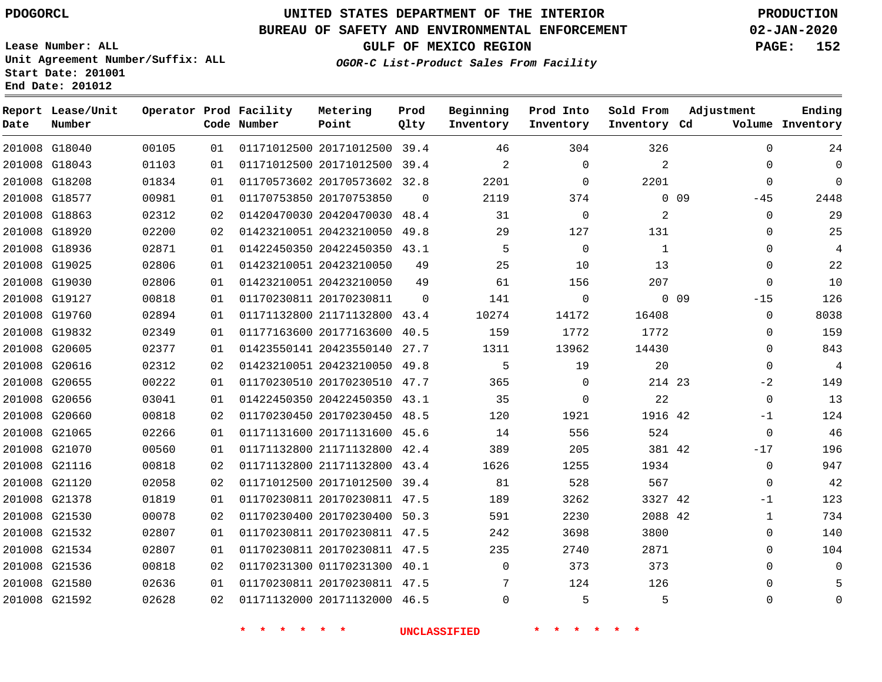PDOGORCL

# UNITED STATES DEPARTMENT OF THE INTERIOR
## BUREAU OF SAFETY AND ENVIRONMENTAL ENFORCEMENT
### GULF OF MEXICO REGION
*OGOR-C List-Product Sales From Facility*

PRODUCTION
02-JAN-2020

Lease Number: ALL
Unit Agreement Number/Suffix: ALL
Start Date: 201001
End Date: 201012

| Report Date | Lease/Unit Number | Operator | Prod Code | Facility Number | Metering Point | Prod Qlty | Beginning Inventory | Prod Into Inventory | Sold From Inventory | Adjustment Cd | Adjustment Volume | Ending Inventory |
|---|---|---|---|---|---|---|---|---|---|---|---|---|
| 201008 | G18040 | 00105 | 01 | 01171012500 | 20171012500 | 39.4 | 46 | 304 | 326 | | 0 | 24 |
| 201008 | G18043 | 01103 | 01 | 01171012500 | 20171012500 | 39.4 | 2 | 0 | 2 | | 0 | 0 |
| 201008 | G18208 | 01834 | 01 | 01170573602 | 20170573602 | 32.8 | 2201 | 0 | 2201 | | 0 | 0 |
| 201008 | G18577 | 00981 | 01 | 01170753850 | 20170753850 | 0 | 2119 | 374 | 0 | 09 | -45 | 2448 |
| 201008 | G18863 | 02312 | 02 | 01420470030 | 20420470030 | 48.4 | 31 | 0 | 2 | | 0 | 29 |
| 201008 | G18920 | 02200 | 02 | 01423210051 | 20423210050 | 49.8 | 29 | 127 | 131 | | 0 | 25 |
| 201008 | G18936 | 02871 | 01 | 01422450350 | 20422450350 | 43.1 | 5 | 0 | 1 | | 0 | 4 |
| 201008 | G19025 | 02806 | 01 | 01423210051 | 20423210050 | 49 | 25 | 10 | 13 | | 0 | 22 |
| 201008 | G19030 | 02806 | 01 | 01423210051 | 20423210050 | 49 | 61 | 156 | 207 | | 0 | 10 |
| 201008 | G19127 | 00818 | 01 | 01170230811 | 20170230811 | 0 | 141 | 0 | 0 | 09 | -15 | 126 |
| 201008 | G19760 | 02894 | 01 | 01171132800 | 21171132800 | 43.4 | 10274 | 14172 | 16408 | | 0 | 8038 |
| 201008 | G19832 | 02349 | 01 | 01177163600 | 20177163600 | 40.5 | 159 | 1772 | 1772 | | 0 | 159 |
| 201008 | G20605 | 02377 | 01 | 01423550141 | 20423550140 | 27.7 | 1311 | 13962 | 14430 | | 0 | 843 |
| 201008 | G20616 | 02312 | 02 | 01423210051 | 20423210050 | 49.8 | 5 | 19 | 20 | | 0 | 4 |
| 201008 | G20655 | 00222 | 01 | 01170230510 | 20170230510 | 47.7 | 365 | 0 | 214 | 23 | -2 | 149 |
| 201008 | G20656 | 03041 | 01 | 01422450350 | 20422450350 | 43.1 | 35 | 0 | 22 | | 0 | 13 |
| 201008 | G20660 | 00818 | 02 | 01170230450 | 20170230450 | 48.5 | 120 | 1921 | 1916 | 42 | -1 | 124 |
| 201008 | G21065 | 02266 | 01 | 01171131600 | 20171131600 | 45.6 | 14 | 556 | 524 | | 0 | 46 |
| 201008 | G21070 | 00560 | 01 | 01171132800 | 21171132800 | 42.4 | 389 | 205 | 381 | 42 | -17 | 196 |
| 201008 | G21116 | 00818 | 02 | 01171132800 | 21171132800 | 43.4 | 1626 | 1255 | 1934 | | 0 | 947 |
| 201008 | G21120 | 02058 | 02 | 01171012500 | 20171012500 | 39.4 | 81 | 528 | 567 | | 0 | 42 |
| 201008 | G21378 | 01819 | 01 | 01170230811 | 20170230811 | 47.5 | 189 | 3262 | 3327 | 42 | -1 | 123 |
| 201008 | G21530 | 00078 | 02 | 01170230400 | 20170230400 | 50.3 | 591 | 2230 | 2088 | 42 | 1 | 734 |
| 201008 | G21532 | 02807 | 01 | 01170230811 | 20170230811 | 47.5 | 242 | 3698 | 3800 | | 0 | 140 |
| 201008 | G21534 | 02807 | 01 | 01170230811 | 20170230811 | 47.5 | 235 | 2740 | 2871 | | 0 | 104 |
| 201008 | G21536 | 00818 | 02 | 01170231300 | 01170231300 | 40.1 | 0 | 373 | 373 | | 0 | 0 |
| 201008 | G21580 | 02636 | 01 | 01170230811 | 20170230811 | 47.5 | 7 | 124 | 126 | | 0 | 5 |
| 201008 | G21592 | 02628 | 02 | 01171132000 | 20171132000 | 46.5 | 0 | 5 | 5 | | 0 | 0 |

\* \* \* \* \* \* UNCLASSIFIED \* \* \* \* \* \*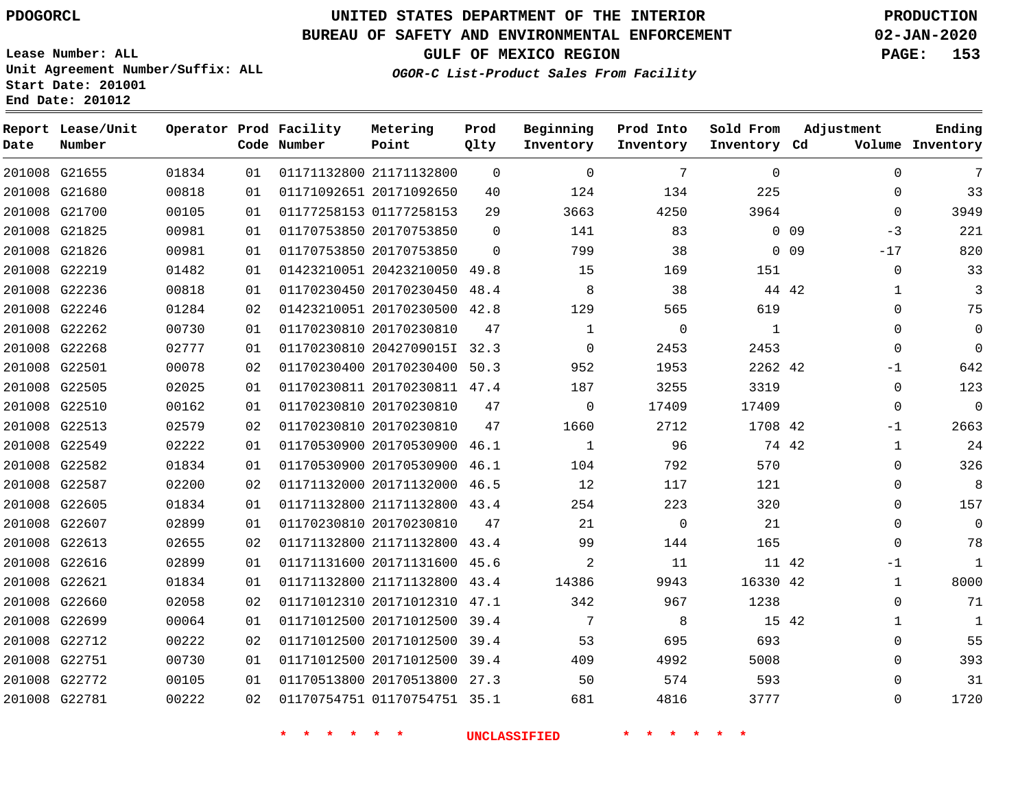UNITED STATES DEPARTMENT OF THE INTERIOR
BUREAU OF SAFETY AND ENVIRONMENTAL ENFORCEMENT
GULF OF MEXICO REGION
*OGOR-C List-Product Sales From Facility*

PDOGORCL

Lease Number: ALL
Unit Agreement Number/Suffix: ALL
Start Date: 201001
End Date: 201012

PRODUCTION
02-JAN-2020

| Report Date | Lease/Unit Number | Operator | Prod Code | Facility Number | Metering Point | Prod Qlty | Beginning Inventory | Prod Into Inventory | Sold From Inventory | Adjustment Cd | Adjustment Volume | Ending Inventory |
|---|---|---|---|---|---|---|---|---|---|---|---|---|
| 201008 | G21655 | 01834 | 01 | 01171132800 | 21171132800 | 0 | 0 | 7 | 0 | | 0 | 7 |
| 201008 | G21680 | 00818 | 01 | 01171092651 | 20171092650 | 40 | 124 | 134 | 225 | | 0 | 33 |
| 201008 | G21700 | 00105 | 01 | 01177258153 | 01177258153 | 29 | 3663 | 4250 | 3964 | | 0 | 3949 |
| 201008 | G21825 | 00981 | 01 | 01170753850 | 20170753850 | 0 | 141 | 83 | 0 | 09 | -3 | 221 |
| 201008 | G21826 | 00981 | 01 | 01170753850 | 20170753850 | 0 | 799 | 38 | 0 | 09 | -17 | 820 |
| 201008 | G22219 | 01482 | 01 | 01423210051 | 20423210050 | 49.8 | 15 | 169 | 151 | | 0 | 33 |
| 201008 | G22236 | 00818 | 01 | 01170230450 | 20170230450 | 48.4 | 8 | 38 | 44 | 42 | 1 | 3 |
| 201008 | G22246 | 01284 | 02 | 01423210051 | 20170230500 | 42.8 | 129 | 565 | 619 | | 0 | 75 |
| 201008 | G22262 | 00730 | 01 | 01170230810 | 20170230810 | 47 | 1 | 0 | 1 | | 0 | 0 |
| 201008 | G22268 | 02777 | 01 | 01170230810 | 2042709015I | 32.3 | 0 | 2453 | 2453 | | 0 | 0 |
| 201008 | G22501 | 00078 | 02 | 01170230400 | 20170230400 | 50.3 | 952 | 1953 | 2262 | 42 | -1 | 642 |
| 201008 | G22505 | 02025 | 01 | 01170230811 | 20170230811 | 47.4 | 187 | 3255 | 3319 | | 0 | 123 |
| 201008 | G22510 | 00162 | 01 | 01170230810 | 20170230810 | 47 | 0 | 17409 | 17409 | | 0 | 0 |
| 201008 | G22513 | 02579 | 02 | 01170230810 | 20170230810 | 47 | 1660 | 2712 | 1708 | 42 | -1 | 2663 |
| 201008 | G22549 | 02222 | 01 | 01170530900 | 20170530900 | 46.1 | 1 | 96 | 74 | 42 | 1 | 24 |
| 201008 | G22582 | 01834 | 01 | 01170530900 | 20170530900 | 46.1 | 104 | 792 | 570 | | 0 | 326 |
| 201008 | G22587 | 02200 | 02 | 01171132000 | 20171132000 | 46.5 | 12 | 117 | 121 | | 0 | 8 |
| 201008 | G22605 | 01834 | 01 | 01171132800 | 21171132800 | 43.4 | 254 | 223 | 320 | | 0 | 157 |
| 201008 | G22607 | 02899 | 01 | 01170230810 | 20170230810 | 47 | 21 | 0 | 21 | | 0 | 0 |
| 201008 | G22613 | 02655 | 02 | 01171132800 | 21171132800 | 43.4 | 99 | 144 | 165 | | 0 | 78 |
| 201008 | G22616 | 02899 | 01 | 01171131600 | 20171131600 | 45.6 | 2 | 11 | 11 | 42 | -1 | 1 |
| 201008 | G22621 | 01834 | 01 | 01171132800 | 21171132800 | 43.4 | 14386 | 9943 | 16330 | 42 | 1 | 8000 |
| 201008 | G22660 | 02058 | 02 | 01171012310 | 20171012310 | 47.1 | 342 | 967 | 1238 | | 0 | 71 |
| 201008 | G22699 | 00064 | 01 | 01171012500 | 20171012500 | 39.4 | 7 | 8 | 15 | 42 | 1 | 1 |
| 201008 | G22712 | 00222 | 02 | 01171012500 | 20171012500 | 39.4 | 53 | 695 | 693 | | 0 | 55 |
| 201008 | G22751 | 00730 | 01 | 01171012500 | 20171012500 | 39.4 | 409 | 4992 | 5008 | | 0 | 393 |
| 201008 | G22772 | 00105 | 01 | 01170513800 | 20170513800 | 27.3 | 50 | 574 | 593 | | 0 | 31 |
| 201008 | G22781 | 00222 | 02 | 01170754751 | 01170754751 | 35.1 | 681 | 4816 | 3777 | | 0 | 1720 |

* * * * * * UNCLASSIFIED * * * * * *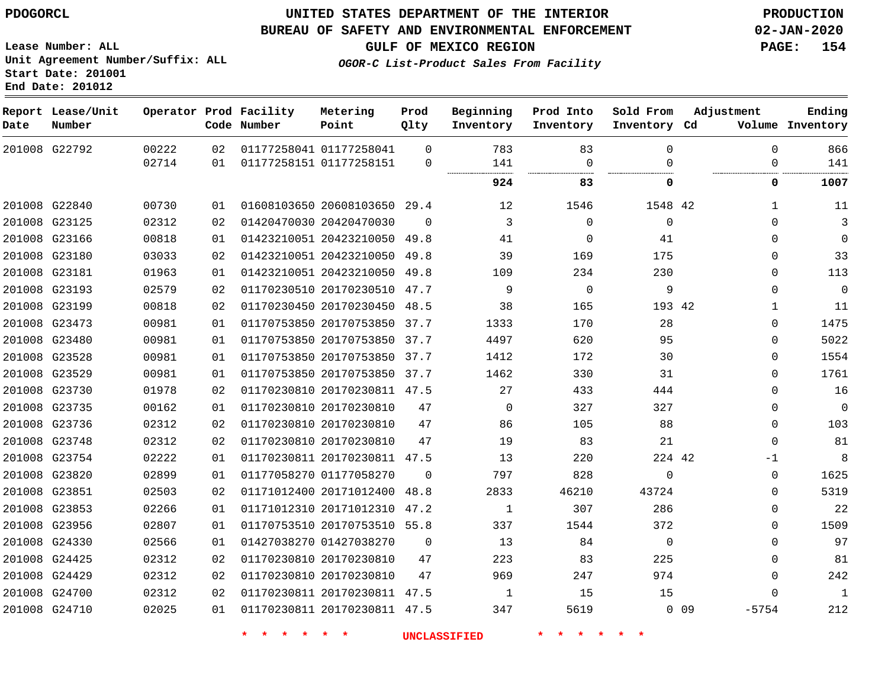PDOGORCL

# UNITED STATES DEPARTMENT OF THE INTERIOR
## BUREAU OF SAFETY AND ENVIRONMENTAL ENFORCEMENT
### GULF OF MEXICO REGION
*OGOR-C List-Product Sales From Facility*

PRODUCTION
02-JAN-2020

Lease Number: ALL
Unit Agreement Number/Suffix: ALL
Start Date: 201001
End Date: 201012

| Report Date | Lease/Unit Number | Operator | Prod Code | Facility Number | Metering Point | Prod Qlty | Beginning Inventory | Prod Into Inventory | Sold From Inventory | Adjustment Cd | Volume | Ending Inventory |
|---|---|---|---|---|---|---|---|---|---|---|---|---|
| 201008 | G22792 | 00222 | 02 | 01177258041 | 01177258041 | 0 | 783 | 83 | 0 | | 0 | 866 |
| | | 02714 | 01 | 01177258151 | 01177258151 | 0 | 141 | 0 | 0 | | 0 | 141 |
| | | | | | | | **924** | **83** | **0** | | **0** | **1007** |
| 201008 | G22840 | 00730 | 01 | 01608103650 | 20608103650 | 29.4 | 12 | 1546 | 1548 | 42 | 1 | 11 |
| 201008 | G23125 | 02312 | 02 | 01420470030 | 20420470030 | 0 | 3 | 0 | 0 | | 0 | 3 |
| 201008 | G23166 | 00818 | 01 | 01423210051 | 20423210050 | 49.8 | 41 | 0 | 41 | | 0 | 0 |
| 201008 | G23180 | 03033 | 02 | 01423210051 | 20423210050 | 49.8 | 39 | 169 | 175 | | 0 | 33 |
| 201008 | G23181 | 01963 | 01 | 01423210051 | 20423210050 | 49.8 | 109 | 234 | 230 | | 0 | 113 |
| 201008 | G23193 | 02579 | 02 | 01170230510 | 20170230510 | 47.7 | 9 | 0 | 9 | | 0 | 0 |
| 201008 | G23199 | 00818 | 02 | 01170230450 | 20170230450 | 48.5 | 38 | 165 | 193 | 42 | 1 | 11 |
| 201008 | G23473 | 00981 | 01 | 01170753850 | 20170753850 | 37.7 | 1333 | 170 | 28 | | 0 | 1475 |
| 201008 | G23480 | 00981 | 01 | 01170753850 | 20170753850 | 37.7 | 4497 | 620 | 95 | | 0 | 5022 |
| 201008 | G23528 | 00981 | 01 | 01170753850 | 20170753850 | 37.7 | 1412 | 172 | 30 | | 0 | 1554 |
| 201008 | G23529 | 00981 | 01 | 01170753850 | 20170753850 | 37.7 | 1462 | 330 | 31 | | 0 | 1761 |
| 201008 | G23730 | 01978 | 02 | 01170230810 | 20170230811 | 47.5 | 27 | 433 | 444 | | 0 | 16 |
| 201008 | G23735 | 00162 | 01 | 01170230810 | 20170230810 | 47 | 0 | 327 | 327 | | 0 | 0 |
| 201008 | G23736 | 02312 | 02 | 01170230810 | 20170230810 | 47 | 86 | 105 | 88 | | 0 | 103 |
| 201008 | G23748 | 02312 | 02 | 01170230810 | 20170230810 | 47 | 19 | 83 | 21 | | 0 | 81 |
| 201008 | G23754 | 02222 | 01 | 01170230811 | 20170230811 | 47.5 | 13 | 220 | 224 | 42 | -1 | 8 |
| 201008 | G23820 | 02899 | 01 | 01177058270 | 01177058270 | 0 | 797 | 828 | 0 | | 0 | 1625 |
| 201008 | G23851 | 02503 | 02 | 01171012400 | 20171012400 | 48.8 | 2833 | 46210 | 43724 | | 0 | 5319 |
| 201008 | G23853 | 02266 | 01 | 01171012310 | 20171012310 | 47.2 | 1 | 307 | 286 | | 0 | 22 |
| 201008 | G23956 | 02807 | 01 | 01170753510 | 20170753510 | 55.8 | 337 | 1544 | 372 | | 0 | 1509 |
| 201008 | G24330 | 02566 | 01 | 01427038270 | 01427038270 | 0 | 13 | 84 | 0 | | 0 | 97 |
| 201008 | G24425 | 02312 | 02 | 01170230810 | 20170230810 | 47 | 223 | 83 | 225 | | 0 | 81 |
| 201008 | G24429 | 02312 | 02 | 01170230810 | 20170230810 | 47 | 969 | 247 | 974 | | 0 | 242 |
| 201008 | G24700 | 02312 | 02 | 01170230811 | 20170230811 | 47.5 | 1 | 15 | 15 | | 0 | 1 |
| 201008 | G24710 | 02025 | 01 | 01170230811 | 20170230811 | 47.5 | 347 | 5619 | 0 | 09 | -5754 | 212 |

\* \* \* \* \* \* UNCLASSIFIED \* \* \* \* \* \*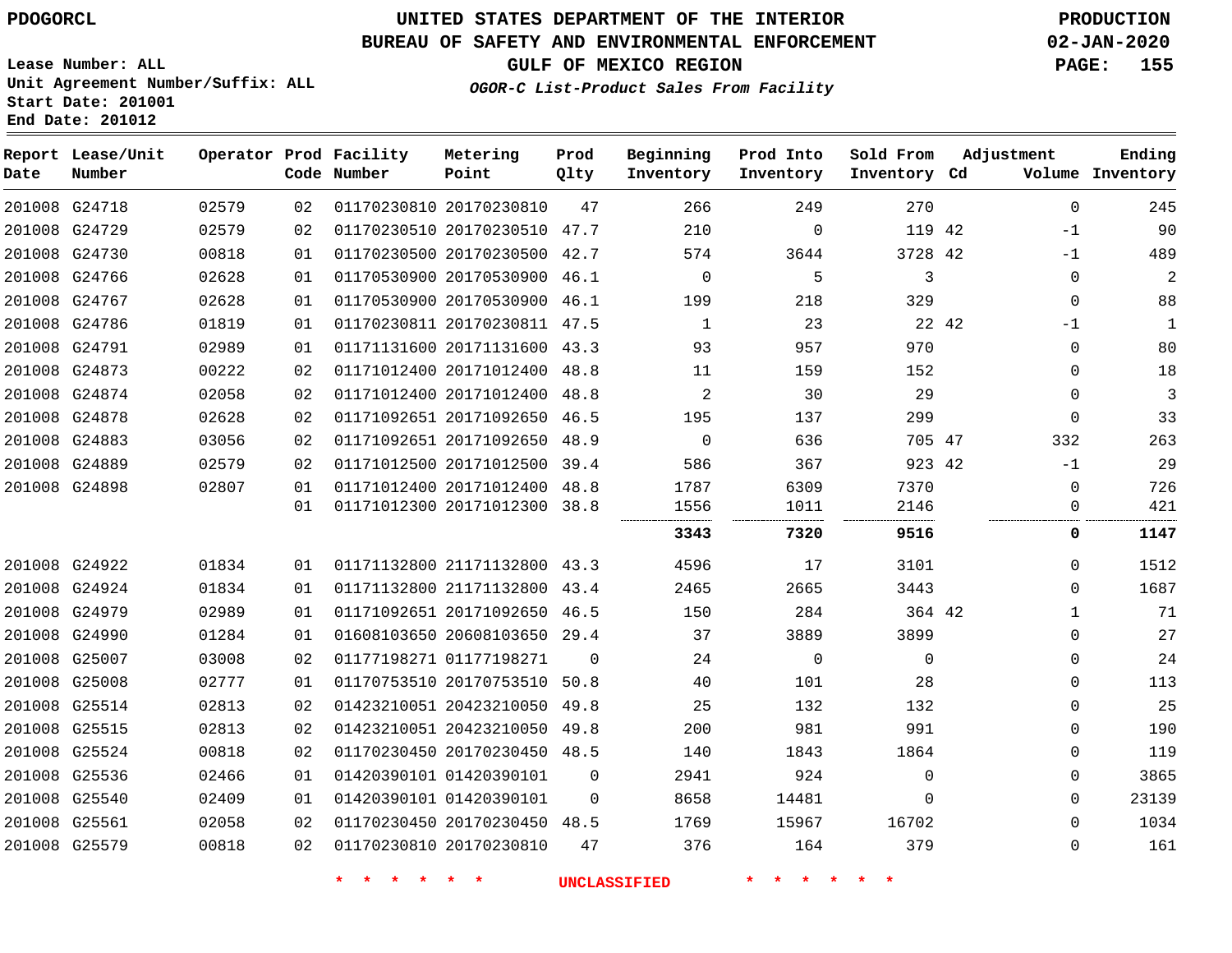PDOGORCL

# UNITED STATES DEPARTMENT OF THE INTERIOR
## BUREAU OF SAFETY AND ENVIRONMENTAL ENFORCEMENT
### GULF OF MEXICO REGION
*OGOR-C List-Product Sales From Facility*

PRODUCTION
02-JAN-2020

Lease Number: ALL
Unit Agreement Number/Suffix: ALL
Start Date: 201001
End Date: 201012

| Report Date | Lease/Unit Number | Operator | Prod Code | Facility Number | Metering Point | Prod Qlty | Beginning Inventory | Prod Into Inventory | Sold From Inventory | Adjustment Cd | Volume | Ending Inventory |
|---|---|---|---|---|---|---|---|---|---|---|---|---|
| 201008 | G24718 | 02579 | 02 | 01170230810 | 20170230810 | 47 | 266 | 249 | 270 | | 0 | 245 |
| 201008 | G24729 | 02579 | 02 | 01170230510 | 20170230510 | 47.7 | 210 | 0 | 119 | 42 | -1 | 90 |
| 201008 | G24730 | 00818 | 01 | 01170230500 | 20170230500 | 42.7 | 574 | 3644 | 3728 | 42 | -1 | 489 |
| 201008 | G24766 | 02628 | 01 | 01170530900 | 20170530900 | 46.1 | 0 | 5 | 3 | | 0 | 2 |
| 201008 | G24767 | 02628 | 01 | 01170530900 | 20170530900 | 46.1 | 199 | 218 | 329 | | 0 | 88 |
| 201008 | G24786 | 01819 | 01 | 01170230811 | 20170230811 | 47.5 | 1 | 23 | 22 | 42 | -1 | 1 |
| 201008 | G24791 | 02989 | 01 | 01171131600 | 20171131600 | 43.3 | 93 | 957 | 970 | | 0 | 80 |
| 201008 | G24873 | 00222 | 02 | 01171012400 | 20171012400 | 48.8 | 11 | 159 | 152 | | 0 | 18 |
| 201008 | G24874 | 02058 | 02 | 01171012400 | 20171012400 | 48.8 | 2 | 30 | 29 | | 0 | 3 |
| 201008 | G24878 | 02628 | 02 | 01171092651 | 20171092650 | 46.5 | 195 | 137 | 299 | | 0 | 33 |
| 201008 | G24883 | 03056 | 02 | 01171092651 | 20171092650 | 48.9 | 0 | 636 | 705 | 47 | 332 | 263 |
| 201008 | G24889 | 02579 | 02 | 01171012500 | 20171012500 | 39.4 | 586 | 367 | 923 | 42 | -1 | 29 |
| 201008 | G24898 | 02807 | 01 | 01171012400 | 20171012400 | 48.8 | 1787 | 6309 | 7370 | | 0 | 726 |
| | | | 01 | 01171012300 | 20171012300 | 38.8 | 1556 | 1011 | 2146 | | 0 | 421 |
| | | | | | | | **3343** | **7320** | **9516** | | **0** | **1147** |
| 201008 | G24922 | 01834 | 01 | 01171132800 | 21171132800 | 43.3 | 4596 | 17 | 3101 | | 0 | 1512 |
| 201008 | G24924 | 01834 | 01 | 01171132800 | 21171132800 | 43.4 | 2465 | 2665 | 3443 | | 0 | 1687 |
| 201008 | G24979 | 02989 | 01 | 01171092651 | 20171092650 | 46.5 | 150 | 284 | 364 | 42 | 1 | 71 |
| 201008 | G24990 | 01284 | 01 | 01608103650 | 20608103650 | 29.4 | 37 | 3889 | 3899 | | 0 | 27 |
| 201008 | G25007 | 03008 | 02 | 01177198271 | 01177198271 | 0 | 24 | 0 | 0 | | 0 | 24 |
| 201008 | G25008 | 02777 | 01 | 01170753510 | 20170753510 | 50.8 | 40 | 101 | 28 | | 0 | 113 |
| 201008 | G25514 | 02813 | 02 | 01423210051 | 20423210050 | 49.8 | 25 | 132 | 132 | | 0 | 25 |
| 201008 | G25515 | 02813 | 02 | 01423210051 | 20423210050 | 49.8 | 200 | 981 | 991 | | 0 | 190 |
| 201008 | G25524 | 00818 | 02 | 01170230450 | 20170230450 | 48.5 | 140 | 1843 | 1864 | | 0 | 119 |
| 201008 | G25536 | 02466 | 01 | 01420390101 | 01420390101 | 0 | 2941 | 924 | 0 | | 0 | 3865 |
| 201008 | G25540 | 02409 | 01 | 01420390101 | 01420390101 | 0 | 8658 | 14481 | 0 | | 0 | 23139 |
| 201008 | G25561 | 02058 | 02 | 01170230450 | 20170230450 | 48.5 | 1769 | 15967 | 16702 | | 0 | 1034 |
| 201008 | G25579 | 00818 | 02 | 01170230810 | 20170230810 | 47 | 376 | 164 | 379 | | 0 | 161 |

* * * * * * UNCLASSIFIED * * * * * *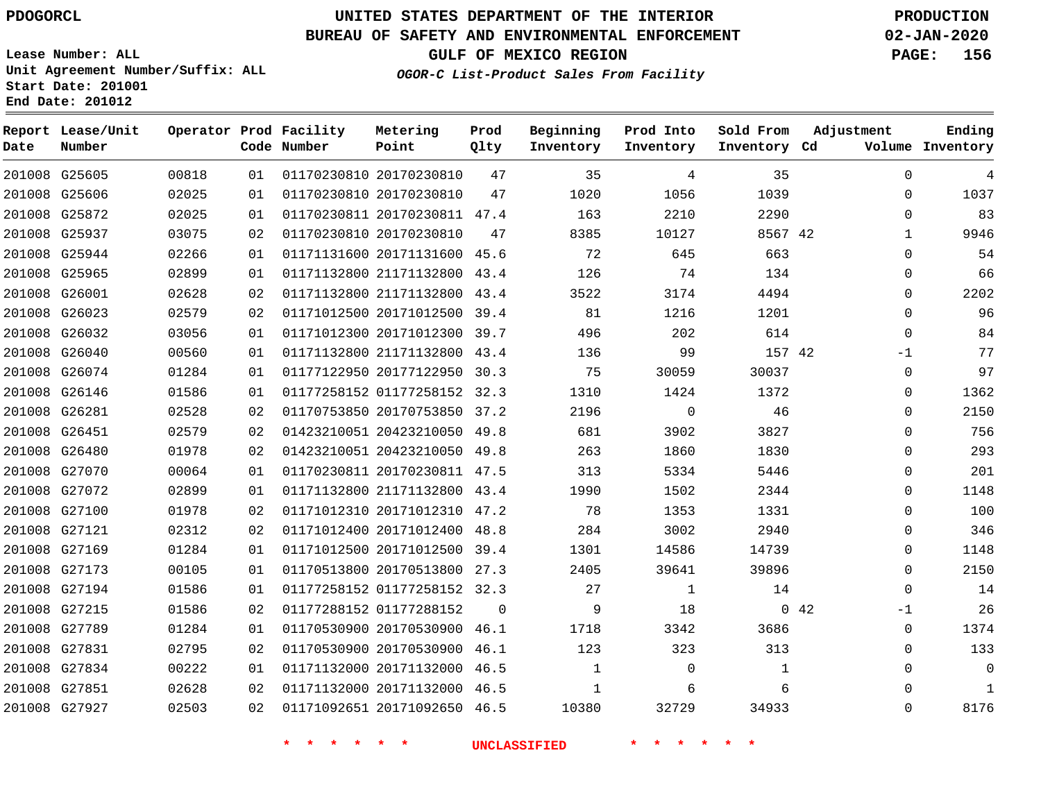PDOGORCL

# UNITED STATES DEPARTMENT OF THE INTERIOR
## BUREAU OF SAFETY AND ENVIRONMENTAL ENFORCEMENT
## GULF OF MEXICO REGION

*OGOR-C List-Product Sales From Facility*

PRODUCTION
02-JAN-2020

Lease Number: ALL
Unit Agreement Number/Suffix: ALL
Start Date: 201001
End Date: 201012

| Report Date | Lease/Unit Number | Operator | Prod Code | Facility Number | Metering Point | Prod Qlty | Beginning Inventory | Prod Into Inventory | Sold From Inventory | Adjustment Cd | Adjustment Volume | Ending Inventory |
|---|---|---|---|---|---|---|---|---|---|---|---|---|
| 201008 | G25605 | 00818 | 01 | 01170230810 | 20170230810 | 47 | 35 | 4 | 35 | | 0 | 4 |
| 201008 | G25606 | 02025 | 01 | 01170230810 | 20170230810 | 47 | 1020 | 1056 | 1039 | | 0 | 1037 |
| 201008 | G25872 | 02025 | 01 | 01170230811 | 20170230811 | 47.4 | 163 | 2210 | 2290 | | 0 | 83 |
| 201008 | G25937 | 03075 | 02 | 01170230810 | 20170230810 | 47 | 8385 | 10127 | 8567 | 42 | 1 | 9946 |
| 201008 | G25944 | 02266 | 01 | 01171131600 | 20171131600 | 45.6 | 72 | 645 | 663 | | 0 | 54 |
| 201008 | G25965 | 02899 | 01 | 01171132800 | 21171132800 | 43.4 | 126 | 74 | 134 | | 0 | 66 |
| 201008 | G26001 | 02628 | 02 | 01171132800 | 21171132800 | 43.4 | 3522 | 3174 | 4494 | | 0 | 2202 |
| 201008 | G26023 | 02579 | 02 | 01171012500 | 20171012500 | 39.4 | 81 | 1216 | 1201 | | 0 | 96 |
| 201008 | G26032 | 03056 | 01 | 01171012300 | 20171012300 | 39.7 | 496 | 202 | 614 | | 0 | 84 |
| 201008 | G26040 | 00560 | 01 | 01171132800 | 21171132800 | 43.4 | 136 | 99 | 157 | 42 | -1 | 77 |
| 201008 | G26074 | 01284 | 01 | 01177122950 | 20177122950 | 30.3 | 75 | 30059 | 30037 | | 0 | 97 |
| 201008 | G26146 | 01586 | 01 | 01177258152 | 01177258152 | 32.3 | 1310 | 1424 | 1372 | | 0 | 1362 |
| 201008 | G26281 | 02528 | 02 | 01170753850 | 20170753850 | 37.2 | 2196 | 0 | 46 | | 0 | 2150 |
| 201008 | G26451 | 02579 | 02 | 01423210051 | 20423210050 | 49.8 | 681 | 3902 | 3827 | | 0 | 756 |
| 201008 | G26480 | 01978 | 02 | 01423210051 | 20423210050 | 49.8 | 263 | 1860 | 1830 | | 0 | 293 |
| 201008 | G27070 | 00064 | 01 | 01170230811 | 20170230811 | 47.5 | 313 | 5334 | 5446 | | 0 | 201 |
| 201008 | G27072 | 02899 | 01 | 01171132800 | 21171132800 | 43.4 | 1990 | 1502 | 2344 | | 0 | 1148 |
| 201008 | G27100 | 01978 | 02 | 01171012310 | 20171012310 | 47.2 | 78 | 1353 | 1331 | | 0 | 100 |
| 201008 | G27121 | 02312 | 02 | 01171012400 | 20171012400 | 48.8 | 284 | 3002 | 2940 | | 0 | 346 |
| 201008 | G27169 | 01284 | 01 | 01171012500 | 20171012500 | 39.4 | 1301 | 14586 | 14739 | | 0 | 1148 |
| 201008 | G27173 | 00105 | 01 | 01170513800 | 20170513800 | 27.3 | 2405 | 39641 | 39896 | | 0 | 2150 |
| 201008 | G27194 | 01586 | 01 | 01177258152 | 01177258152 | 32.3 | 27 | 1 | 14 | | 0 | 14 |
| 201008 | G27215 | 01586 | 02 | 01177288152 | 01177288152 | 0 | 9 | 18 | 0 | 42 | -1 | 26 |
| 201008 | G27789 | 01284 | 01 | 01170530900 | 20170530900 | 46.1 | 1718 | 3342 | 3686 | | 0 | 1374 |
| 201008 | G27831 | 02795 | 02 | 01170530900 | 20170530900 | 46.1 | 123 | 323 | 313 | | 0 | 133 |
| 201008 | G27834 | 00222 | 01 | 01171132000 | 20171132000 | 46.5 | 1 | 0 | 1 | | 0 | 0 |
| 201008 | G27851 | 02628 | 02 | 01171132000 | 20171132000 | 46.5 | 1 | 6 | 6 | | 0 | 1 |
| 201008 | G27927 | 02503 | 02 | 01171092651 | 20171092650 | 46.5 | 10380 | 32729 | 34933 | | 0 | 8176 |

\* \* \* \* \* \* UNCLASSIFIED \* \* \* \* \* \*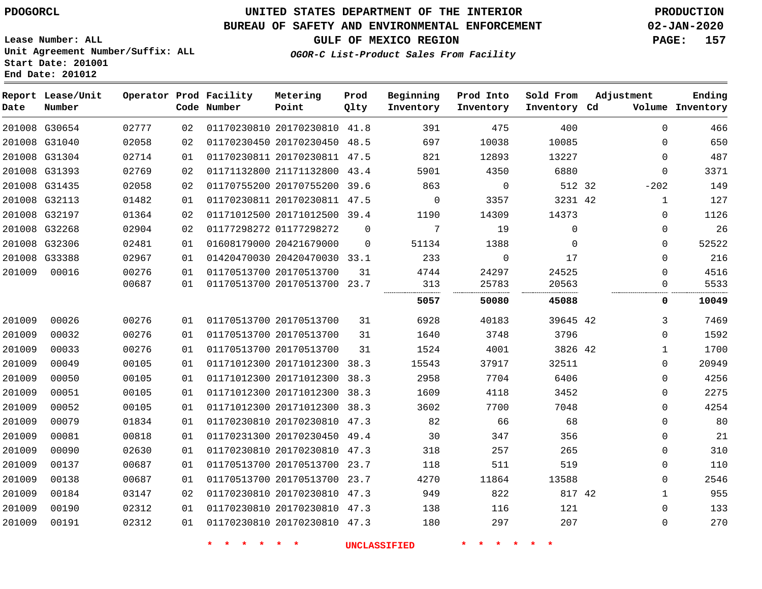# UNITED STATES DEPARTMENT OF THE INTERIOR
## BUREAU OF SAFETY AND ENVIRONMENTAL ENFORCEMENT
### GULF OF MEXICO REGION
*OGOR-C List-Product Sales From Facility*

PDOGORCL

Lease Number: ALL
Unit Agreement Number/Suffix: ALL
Start Date: 201001
End Date: 201012

PRODUCTION
02-JAN-2020

| Report Date | Lease/Unit Number | Operator | Prod Code | Facility Number | Metering Point | Prod Qlty | Beginning Inventory | Prod Into Inventory | Sold From Inventory | Adjustment Cd | Adjustment Volume | Ending Inventory |
|---|---|---|---|---|---|---|---|---|---|---|---|---|
| 201008 | G30654 | 02777 | 02 | 01170230810 | 20170230810 | 41.8 | 391 | 475 | 400 | | 0 | 466 |
| 201008 | G31040 | 02058 | 02 | 01170230450 | 20170230450 | 48.5 | 697 | 10038 | 10085 | | 0 | 650 |
| 201008 | G31304 | 02714 | 01 | 01170230811 | 20170230811 | 47.5 | 821 | 12893 | 13227 | | 0 | 487 |
| 201008 | G31393 | 02769 | 02 | 01171132800 | 21171132800 | 43.4 | 5901 | 4350 | 6880 | | 0 | 3371 |
| 201008 | G31435 | 02058 | 02 | 01170755200 | 20170755200 | 39.6 | 863 | 0 | 512 | 32 | -202 | 149 |
| 201008 | G32113 | 01482 | 01 | 01170230811 | 20170230811 | 47.5 | 0 | 3357 | 3231 | 42 | 1 | 127 |
| 201008 | G32197 | 01364 | 02 | 01171012500 | 20171012500 | 39.4 | 1190 | 14309 | 14373 | | 0 | 1126 |
| 201008 | G32268 | 02904 | 02 | 01177298272 | 01177298272 | 0 | 7 | 19 | 0 | | 0 | 26 |
| 201008 | G32306 | 02481 | 01 | 01608179000 | 20421679000 | 0 | 51134 | 1388 | 0 | | 0 | 52522 |
| 201008 | G33388 | 02967 | 01 | 01420470030 | 20420470030 | 33.1 | 233 | 0 | 17 | | 0 | 216 |
| 201009 | 00016 | 00276 | 01 | 01170513700 | 20170513700 | 31 | 4744 | 24297 | 24525 | | 0 | 4516 |
| | | 00687 | 01 | 01170513700 | 20170513700 | 23.7 | 313 | 25783 | 20563 | | 0 | 5533 |
| | | | | | | | **5057** | **50080** | **45088** | | **0** | **10049** |
| 201009 | 00026 | 00276 | 01 | 01170513700 | 20170513700 | 31 | 6928 | 40183 | 39645 | 42 | 3 | 7469 |
| 201009 | 00032 | 00276 | 01 | 01170513700 | 20170513700 | 31 | 1640 | 3748 | 3796 | | 0 | 1592 |
| 201009 | 00033 | 00276 | 01 | 01170513700 | 20170513700 | 31 | 1524 | 4001 | 3826 | 42 | 1 | 1700 |
| 201009 | 00049 | 00105 | 01 | 01171012300 | 20171012300 | 38.3 | 15543 | 37917 | 32511 | | 0 | 20949 |
| 201009 | 00050 | 00105 | 01 | 01171012300 | 20171012300 | 38.3 | 2958 | 7704 | 6406 | | 0 | 4256 |
| 201009 | 00051 | 00105 | 01 | 01171012300 | 20171012300 | 38.3 | 1609 | 4118 | 3452 | | 0 | 2275 |
| 201009 | 00052 | 00105 | 01 | 01171012300 | 20171012300 | 38.3 | 3602 | 7700 | 7048 | | 0 | 4254 |
| 201009 | 00079 | 01834 | 01 | 01170230810 | 20170230810 | 47.3 | 82 | 66 | 68 | | 0 | 80 |
| 201009 | 00081 | 00818 | 01 | 01170231300 | 20170230450 | 49.4 | 30 | 347 | 356 | | 0 | 21 |
| 201009 | 00090 | 02630 | 01 | 01170230810 | 20170230810 | 47.3 | 318 | 257 | 265 | | 0 | 310 |
| 201009 | 00137 | 00687 | 01 | 01170513700 | 20170513700 | 23.7 | 118 | 511 | 519 | | 0 | 110 |
| 201009 | 00138 | 00687 | 01 | 01170513700 | 20170513700 | 23.7 | 4270 | 11864 | 13588 | | 0 | 2546 |
| 201009 | 00184 | 03147 | 02 | 01170230810 | 20170230810 | 47.3 | 949 | 822 | 817 | 42 | 1 | 955 |
| 201009 | 00190 | 02312 | 01 | 01170230810 | 20170230810 | 47.3 | 138 | 116 | 121 | | 0 | 133 |
| 201009 | 00191 | 02312 | 01 | 01170230810 | 20170230810 | 47.3 | 180 | 297 | 207 | | 0 | 270 |

* * * * * * UNCLASSIFIED * * * * * *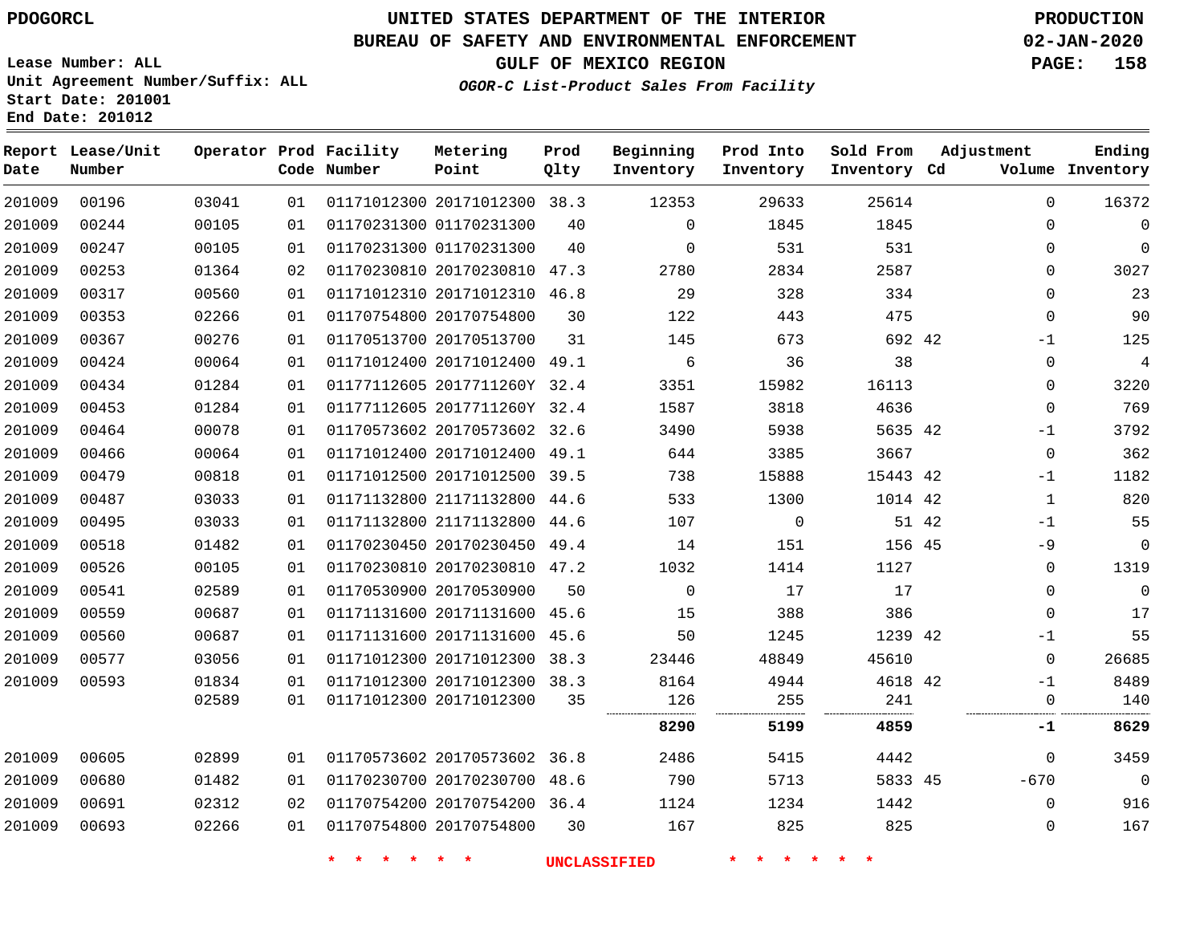PDOGORCL

# UNITED STATES DEPARTMENT OF THE INTERIOR
## BUREAU OF SAFETY AND ENVIRONMENTAL ENFORCEMENT
### GULF OF MEXICO REGION
*OGOR-C List-Product Sales From Facility*

PRODUCTION
02-JAN-2020

Lease Number: ALL
Unit Agreement Number/Suffix: ALL
Start Date: 201001
End Date: 201012

| Report Date | Lease/Unit Number | Operator | Prod Code | Facility Number | Metering Point | Prod Qlty | Beginning Inventory | Prod Into Inventory | Sold From Inventory | Adjustment Cd | Volume | Ending Inventory |
|---|---|---|---|---|---|---|---|---|---|---|---|---|
| 201009 | 00196 | 03041 | 01 | 01171012300 | 20171012300 | 38.3 | 12353 | 29633 | 25614 | | 0 | 16372 |
| 201009 | 00244 | 00105 | 01 | 01170231300 | 01170231300 | 40 | 0 | 1845 | 1845 | | 0 | 0 |
| 201009 | 00247 | 00105 | 01 | 01170231300 | 01170231300 | 40 | 0 | 531 | 531 | | 0 | 0 |
| 201009 | 00253 | 01364 | 02 | 01170230810 | 20170230810 | 47.3 | 2780 | 2834 | 2587 | | 0 | 3027 |
| 201009 | 00317 | 00560 | 01 | 01171012310 | 20171012310 | 46.8 | 29 | 328 | 334 | | 0 | 23 |
| 201009 | 00353 | 02266 | 01 | 01170754800 | 20170754800 | 30 | 122 | 443 | 475 | | 0 | 90 |
| 201009 | 00367 | 00276 | 01 | 01170513700 | 20170513700 | 31 | 145 | 673 | 692 | 42 | -1 | 125 |
| 201009 | 00424 | 00064 | 01 | 01171012400 | 20171012400 | 49.1 | 6 | 36 | 38 | | 0 | 4 |
| 201009 | 00434 | 01284 | 01 | 01177112605 | 2017711260Y | 32.4 | 3351 | 15982 | 16113 | | 0 | 3220 |
| 201009 | 00453 | 01284 | 01 | 01177112605 | 2017711260Y | 32.4 | 1587 | 3818 | 4636 | | 0 | 769 |
| 201009 | 00464 | 00078 | 01 | 01170573602 | 20170573602 | 32.6 | 3490 | 5938 | 5635 | 42 | -1 | 3792 |
| 201009 | 00466 | 00064 | 01 | 01171012400 | 20171012400 | 49.1 | 644 | 3385 | 3667 | | 0 | 362 |
| 201009 | 00479 | 00818 | 01 | 01171012500 | 20171012500 | 39.5 | 738 | 15888 | 15443 | 42 | -1 | 1182 |
| 201009 | 00487 | 03033 | 01 | 01171132800 | 21171132800 | 44.6 | 533 | 1300 | 1014 | 42 | 1 | 820 |
| 201009 | 00495 | 03033 | 01 | 01171132800 | 21171132800 | 44.6 | 107 | 0 | 51 | 42 | -1 | 55 |
| 201009 | 00518 | 01482 | 01 | 01170230450 | 20170230450 | 49.4 | 14 | 151 | 156 | 45 | -9 | 0 |
| 201009 | 00526 | 00105 | 01 | 01170230810 | 20170230810 | 47.2 | 1032 | 1414 | 1127 | | 0 | 1319 |
| 201009 | 00541 | 02589 | 01 | 01170530900 | 20170530900 | 50 | 0 | 17 | 17 | | 0 | 0 |
| 201009 | 00559 | 00687 | 01 | 01171131600 | 20171131600 | 45.6 | 15 | 388 | 386 | | 0 | 17 |
| 201009 | 00560 | 00687 | 01 | 01171131600 | 20171131600 | 45.6 | 50 | 1245 | 1239 | 42 | -1 | 55 |
| 201009 | 00577 | 03056 | 01 | 01171012300 | 20171012300 | 38.3 | 23446 | 48849 | 45610 | | 0 | 26685 |
| 201009 | 00593 | 01834 | 01 | 01171012300 | 20171012300 | 38.3 | 8164 | 4944 | 4618 | 42 | -1 | 8489 |
| | | 02589 | 01 | 01171012300 | 20171012300 | 35 | 126 | 255 | 241 | | 0 | 140 |
| | | | | | | | **8290** | **5199** | **4859** | | **-1** | **8629** |
| 201009 | 00605 | 02899 | 01 | 01170573602 | 20170573602 | 36.8 | 2486 | 5415 | 4442 | | 0 | 3459 |
| 201009 | 00680 | 01482 | 01 | 01170230700 | 20170230700 | 48.6 | 790 | 5713 | 5833 | 45 | -670 | 0 |
| 201009 | 00691 | 02312 | 02 | 01170754200 | 20170754200 | 36.4 | 1124 | 1234 | 1442 | | 0 | 916 |
| 201009 | 00693 | 02266 | 01 | 01170754800 | 20170754800 | 30 | 167 | 825 | 825 | | 0 | 167 |

* * * * * * UNCLASSIFIED * * * * * *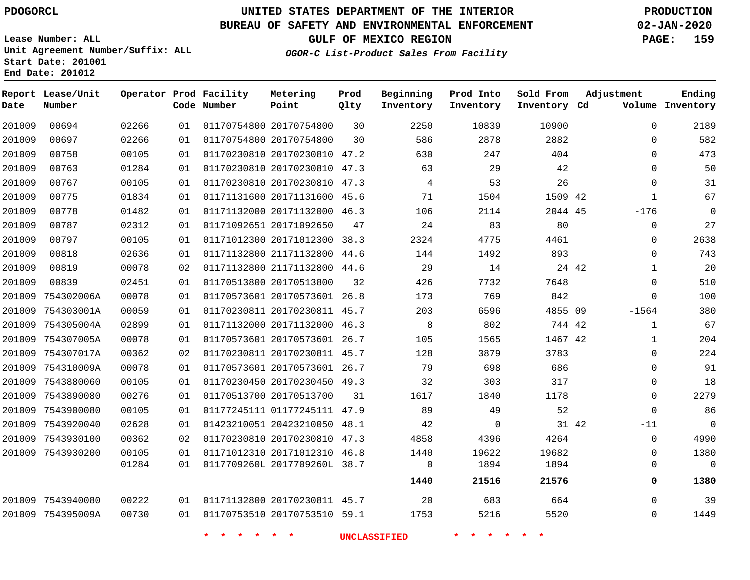PDOGORCL

# UNITED STATES DEPARTMENT OF THE INTERIOR
## BUREAU OF SAFETY AND ENVIRONMENTAL ENFORCEMENT
### GULF OF MEXICO REGION

*OGOR-C List-Product Sales From Facility*

PRODUCTION
02-JAN-2020

Lease Number: ALL
Unit Agreement Number/Suffix: ALL
Start Date: 201001
End Date: 201012

| Report Date | Lease/Unit Number | Operator | Prod Code | Facility Number | Metering Point | Prod Qlty | Beginning Inventory | Prod Into Inventory | Sold From Inventory | Adjustment Cd | Volume | Ending Inventory |
|---|---|---|---|---|---|---|---|---|---|---|---|---|
| 201009 | 00694 | 02266 | 01 | 01170754800 | 20170754800 | 30 | 2250 | 10839 | 10900 | | 0 | 2189 |
| 201009 | 00697 | 02266 | 01 | 01170754800 | 20170754800 | 30 | 586 | 2878 | 2882 | | 0 | 582 |
| 201009 | 00758 | 00105 | 01 | 01170230810 | 20170230810 | 47.2 | 630 | 247 | 404 | | 0 | 473 |
| 201009 | 00763 | 01284 | 01 | 01170230810 | 20170230810 | 47.3 | 63 | 29 | 42 | | 0 | 50 |
| 201009 | 00767 | 00105 | 01 | 01170230810 | 20170230810 | 47.3 | 4 | 53 | 26 | | 0 | 31 |
| 201009 | 00775 | 01834 | 01 | 01171131600 | 20171131600 | 45.6 | 71 | 1504 | 1509 | 42 | 1 | 67 |
| 201009 | 00778 | 01482 | 01 | 01171132000 | 20171132000 | 46.3 | 106 | 2114 | 2044 | 45 | -176 | 0 |
| 201009 | 00787 | 02312 | 01 | 01171092651 | 20171092650 | 47 | 24 | 83 | 80 | | 0 | 27 |
| 201009 | 00797 | 00105 | 01 | 01171012300 | 20171012300 | 38.3 | 2324 | 4775 | 4461 | | 0 | 2638 |
| 201009 | 00818 | 02636 | 01 | 01171132800 | 21171132800 | 44.6 | 144 | 1492 | 893 | | 0 | 743 |
| 201009 | 00819 | 00078 | 02 | 01171132800 | 21171132800 | 44.6 | 29 | 14 | 24 | 42 | 1 | 20 |
| 201009 | 00839 | 02451 | 01 | 01170513800 | 20170513800 | 32 | 426 | 7732 | 7648 | | 0 | 510 |
| 201009 | 754302006A | 00078 | 01 | 01170573601 | 20170573601 | 26.8 | 173 | 769 | 842 | | 0 | 100 |
| 201009 | 754303001A | 00059 | 01 | 01170230811 | 20170230811 | 45.7 | 203 | 6596 | 4855 | 09 | -1564 | 380 |
| 201009 | 754305004A | 02899 | 01 | 01171132000 | 20171132000 | 46.3 | 8 | 802 | 744 | 42 | 1 | 67 |
| 201009 | 754307005A | 00078 | 01 | 01170573601 | 20170573601 | 26.7 | 105 | 1565 | 1467 | 42 | 1 | 204 |
| 201009 | 754307017A | 00362 | 02 | 01170230811 | 20170230811 | 45.7 | 128 | 3879 | 3783 | | 0 | 224 |
| 201009 | 754310009A | 00078 | 01 | 01170573601 | 20170573601 | 26.7 | 79 | 698 | 686 | | 0 | 91 |
| 201009 | 7543880060 | 00105 | 01 | 01170230450 | 20170230450 | 49.3 | 32 | 303 | 317 | | 0 | 18 |
| 201009 | 7543890080 | 00276 | 01 | 01170513700 | 20170513700 | 31 | 1617 | 1840 | 1178 | | 0 | 2279 |
| 201009 | 7543900080 | 00105 | 01 | 01177245111 | 01177245111 | 47.9 | 89 | 49 | 52 | | 0 | 86 |
| 201009 | 7543920040 | 02628 | 01 | 01423210051 | 20423210050 | 48.1 | 42 | 0 | 31 | 42 | -11 | 0 |
| 201009 | 7543930100 | 00362 | 02 | 01170230810 | 20170230810 | 47.3 | 4858 | 4396 | 4264 | | 0 | 4990 |
| 201009 | 7543930200 | 00105 | 01 | 01171012310 | 20171012310 | 46.8 | 1440 | 19622 | 19682 | | 0 | 1380 |
| | | 01284 | 01 | 0117709260L | 2017709260L | 38.7 | 0 | 1894 | 1894 | | 0 | 0 |
| | | | | | | | **1440** | **21516** | **21576** | | **0** | **1380** |
| 201009 | 7543940080 | 00222 | 01 | 01171132800 | 20170230811 | 45.7 | 20 | 683 | 664 | | 0 | 39 |
| 201009 | 754395009A | 00730 | 01 | 01170753510 | 20170753510 | 59.1 | 1753 | 5216 | 5520 | | 0 | 1449 |

\* \* \* \* \* \* UNCLASSIFIED \* \* \* \* \* \*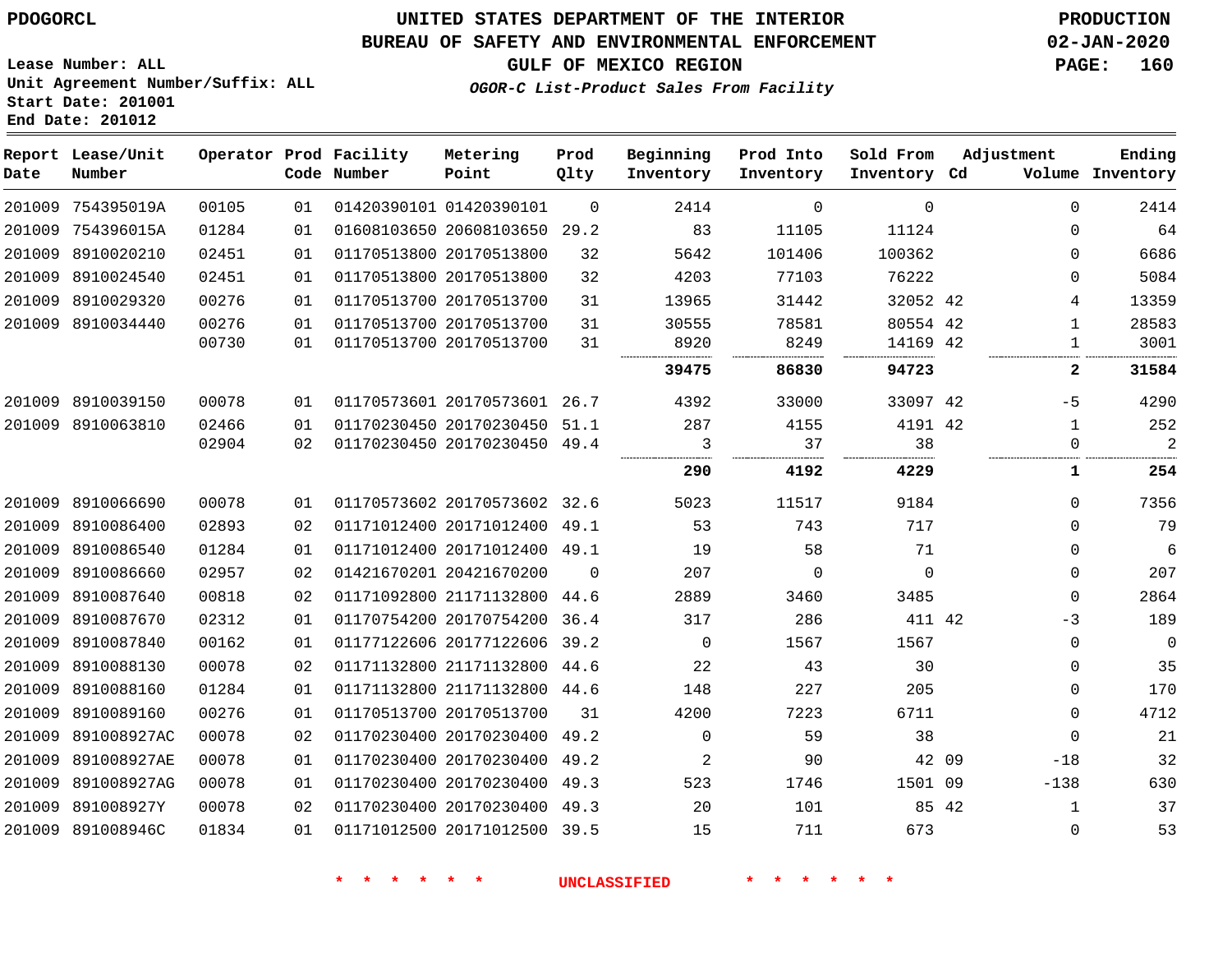# UNITED STATES DEPARTMENT OF THE INTERIOR
## BUREAU OF SAFETY AND ENVIRONMENTAL ENFORCEMENT
### GULF OF MEXICO REGION
*OGOR-C List-Product Sales From Facility*

PDOGORCL

Lease Number: ALL
Unit Agreement Number/Suffix: ALL
Start Date: 201001
End Date: 201012

PRODUCTION
02-JAN-2020

| Report Date | Lease/Unit Number | Operator | Prod Code | Facility Number | Metering Point | Prod Qlty | Beginning Inventory | Prod Into Inventory | Sold From Inventory | Adjustment Cd | Adjustment Volume | Ending Inventory |
|---|---|---|---|---|---|---|---|---|---|---|---|---|
| 201009 | 754395019A | 00105 | 01 | 01420390101 | 01420390101 | 0 | 2414 | 0 | 0 | | 0 | 2414 |
| 201009 | 754396015A | 01284 | 01 | 01608103650 | 20608103650 | 29.2 | 83 | 11105 | 11124 | | 0 | 64 |
| 201009 | 8910020210 | 02451 | 01 | 01170513800 | 20170513800 | 32 | 5642 | 101406 | 100362 | | 0 | 6686 |
| 201009 | 8910024540 | 02451 | 01 | 01170513800 | 20170513800 | 32 | 4203 | 77103 | 76222 | | 0 | 5084 |
| 201009 | 8910029320 | 00276 | 01 | 01170513700 | 20170513700 | 31 | 13965 | 31442 | 32052 | 42 | 4 | 13359 |
| 201009 | 8910034440 | 00276 | 01 | 01170513700 | 20170513700 | 31 | 30555 | 78581 | 80554 | 42 | 1 | 28583 |
| | | 00730 | 01 | 01170513700 | 20170513700 | 31 | 8920 | 8249 | 14169 | 42 | 1 | 3001 |
| | | | | | | | **39475** | **86830** | **94723** | | **2** | **31584** |
| 201009 | 8910039150 | 00078 | 01 | 01170573601 | 20170573601 | 26.7 | 4392 | 33000 | 33097 | 42 | -5 | 4290 |
| 201009 | 8910063810 | 02466 | 01 | 01170230450 | 20170230450 | 51.1 | 287 | 4155 | 4191 | 42 | 1 | 252 |
| | | 02904 | 02 | 01170230450 | 20170230450 | 49.4 | 3 | 37 | 38 | | 0 | 2 |
| | | | | | | | **290** | **4192** | **4229** | | **1** | **254** |
| 201009 | 8910066690 | 00078 | 01 | 01170573602 | 20170573602 | 32.6 | 5023 | 11517 | 9184 | | 0 | 7356 |
| 201009 | 8910086400 | 02893 | 02 | 01171012400 | 20171012400 | 49.1 | 53 | 743 | 717 | | 0 | 79 |
| 201009 | 8910086540 | 01284 | 01 | 01171012400 | 20171012400 | 49.1 | 19 | 58 | 71 | | 0 | 6 |
| 201009 | 8910086660 | 02957 | 02 | 01421670201 | 20421670200 | 0 | 207 | 0 | 0 | | 0 | 207 |
| 201009 | 8910087640 | 00818 | 02 | 01171092800 | 21171132800 | 44.6 | 2889 | 3460 | 3485 | | 0 | 2864 |
| 201009 | 8910087670 | 02312 | 01 | 01170754200 | 20170754200 | 36.4 | 317 | 286 | 411 | 42 | -3 | 189 |
| 201009 | 8910087840 | 00162 | 01 | 01177122606 | 20177122606 | 39.2 | 0 | 1567 | 1567 | | 0 | 0 |
| 201009 | 8910088130 | 00078 | 02 | 01171132800 | 21171132800 | 44.6 | 22 | 43 | 30 | | 0 | 35 |
| 201009 | 8910088160 | 01284 | 01 | 01171132800 | 21171132800 | 44.6 | 148 | 227 | 205 | | 0 | 170 |
| 201009 | 8910089160 | 00276 | 01 | 01170513700 | 20170513700 | 31 | 4200 | 7223 | 6711 | | 0 | 4712 |
| 201009 | 891008927AC | 00078 | 02 | 01170230400 | 20170230400 | 49.2 | 0 | 59 | 38 | | 0 | 21 |
| 201009 | 891008927AE | 00078 | 01 | 01170230400 | 20170230400 | 49.2 | 2 | 90 | 42 | 09 | -18 | 32 |
| 201009 | 891008927AG | 00078 | 01 | 01170230400 | 20170230400 | 49.3 | 523 | 1746 | 1501 | 09 | -138 | 630 |
| 201009 | 891008927Y | 00078 | 02 | 01170230400 | 20170230400 | 49.3 | 20 | 101 | 85 | 42 | 1 | 37 |
| 201009 | 891008946C | 01834 | 01 | 01171012500 | 20171012500 | 39.5 | 15 | 711 | 673 | | 0 | 53 |

\* \* \* \* \* \* UNCLASSIFIED \* \* \* \* \* \*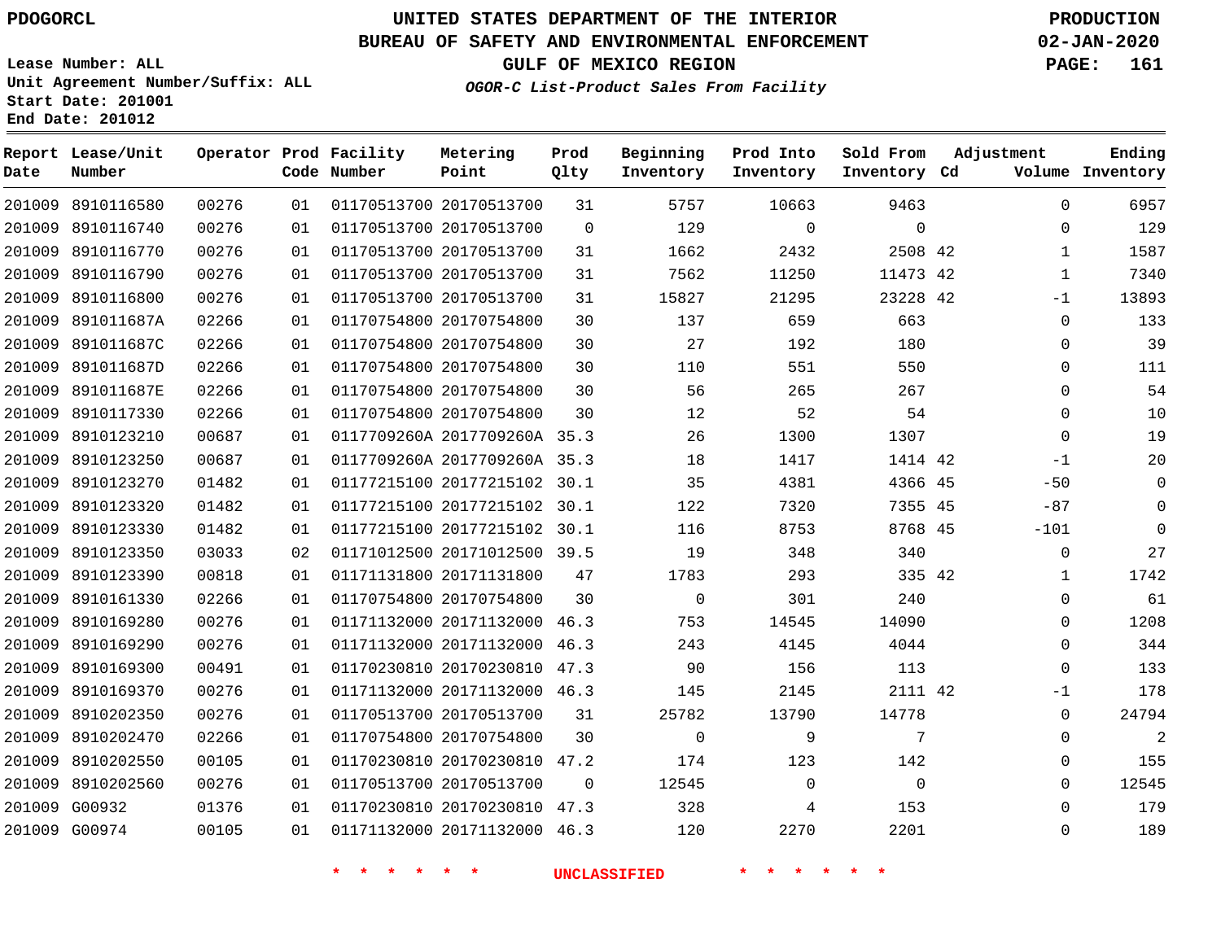PDOGORCL

# UNITED STATES DEPARTMENT OF THE INTERIOR
## BUREAU OF SAFETY AND ENVIRONMENTAL ENFORCEMENT
### GULF OF MEXICO REGION
*OGOR-C List-Product Sales From Facility*

PRODUCTION
02-JAN-2020

Lease Number: ALL
Unit Agreement Number/Suffix: ALL
Start Date: 201001
End Date: 201012

| Report Date | Lease/Unit Number | Operator | Prod Code | Facility Number | Metering Point | Prod Qlty | Beginning Inventory | Prod Into Inventory | Sold From Inventory | Adjustment Cd | Volume | Ending Inventory |
|---|---|---|---|---|---|---|---|---|---|---|---|---|
| 201009 | 8910116580 | 00276 | 01 | 01170513700 | 20170513700 | 31 | 5757 | 10663 | 9463 | | 0 | 6957 |
| 201009 | 8910116740 | 00276 | 01 | 01170513700 | 20170513700 | 0 | 129 | 0 | 0 | | 0 | 129 |
| 201009 | 8910116770 | 00276 | 01 | 01170513700 | 20170513700 | 31 | 1662 | 2432 | 2508 | 42 | 1 | 1587 |
| 201009 | 8910116790 | 00276 | 01 | 01170513700 | 20170513700 | 31 | 7562 | 11250 | 11473 | 42 | 1 | 7340 |
| 201009 | 8910116800 | 00276 | 01 | 01170513700 | 20170513700 | 31 | 15827 | 21295 | 23228 | 42 | -1 | 13893 |
| 201009 | 891011687A | 02266 | 01 | 01170754800 | 20170754800 | 30 | 137 | 659 | 663 | | 0 | 133 |
| 201009 | 891011687C | 02266 | 01 | 01170754800 | 20170754800 | 30 | 27 | 192 | 180 | | 0 | 39 |
| 201009 | 891011687D | 02266 | 01 | 01170754800 | 20170754800 | 30 | 110 | 551 | 550 | | 0 | 111 |
| 201009 | 891011687E | 02266 | 01 | 01170754800 | 20170754800 | 30 | 56 | 265 | 267 | | 0 | 54 |
| 201009 | 8910117330 | 02266 | 01 | 01170754800 | 20170754800 | 30 | 12 | 52 | 54 | | 0 | 10 |
| 201009 | 8910123210 | 00687 | 01 | 0117709260A | 2017709260A | 35.3 | 26 | 1300 | 1307 | | 0 | 19 |
| 201009 | 8910123250 | 00687 | 01 | 0117709260A | 2017709260A | 35.3 | 18 | 1417 | 1414 | 42 | -1 | 20 |
| 201009 | 8910123270 | 01482 | 01 | 01177215100 | 20177215102 | 30.1 | 35 | 4381 | 4366 | 45 | -50 | 0 |
| 201009 | 8910123320 | 01482 | 01 | 01177215100 | 20177215102 | 30.1 | 122 | 7320 | 7355 | 45 | -87 | 0 |
| 201009 | 8910123330 | 01482 | 01 | 01177215100 | 20177215102 | 30.1 | 116 | 8753 | 8768 | 45 | -101 | 0 |
| 201009 | 8910123350 | 03033 | 02 | 01171012500 | 20171012500 | 39.5 | 19 | 348 | 340 | | 0 | 27 |
| 201009 | 8910123390 | 00818 | 01 | 01171131800 | 20171131800 | 47 | 1783 | 293 | 335 | 42 | 1 | 1742 |
| 201009 | 8910161330 | 02266 | 01 | 01170754800 | 20170754800 | 30 | 0 | 301 | 240 | | 0 | 61 |
| 201009 | 8910169280 | 00276 | 01 | 01171132000 | 20171132000 | 46.3 | 753 | 14545 | 14090 | | 0 | 1208 |
| 201009 | 8910169290 | 00276 | 01 | 01171132000 | 20171132000 | 46.3 | 243 | 4145 | 4044 | | 0 | 344 |
| 201009 | 8910169300 | 00491 | 01 | 01170230810 | 20170230810 | 47.3 | 90 | 156 | 113 | | 0 | 133 |
| 201009 | 8910169370 | 00276 | 01 | 01171132000 | 20171132000 | 46.3 | 145 | 2145 | 2111 | 42 | -1 | 178 |
| 201009 | 8910202350 | 00276 | 01 | 01170513700 | 20170513700 | 31 | 25782 | 13790 | 14778 | | 0 | 24794 |
| 201009 | 8910202470 | 02266 | 01 | 01170754800 | 20170754800 | 30 | 0 | 9 | 7 | | 0 | 2 |
| 201009 | 8910202550 | 00105 | 01 | 01170230810 | 20170230810 | 47.2 | 174 | 123 | 142 | | 0 | 155 |
| 201009 | 8910202560 | 00276 | 01 | 01170513700 | 20170513700 | 0 | 12545 | 0 | 0 | | 0 | 12545 |
| 201009 | G00932 | 01376 | 01 | 01170230810 | 20170230810 | 47.3 | 328 | 4 | 153 | | 0 | 179 |
| 201009 | G00974 | 00105 | 01 | 01171132000 | 20171132000 | 46.3 | 120 | 2270 | 2201 | | 0 | 189 |

* * * * * * UNCLASSIFIED * * * * * *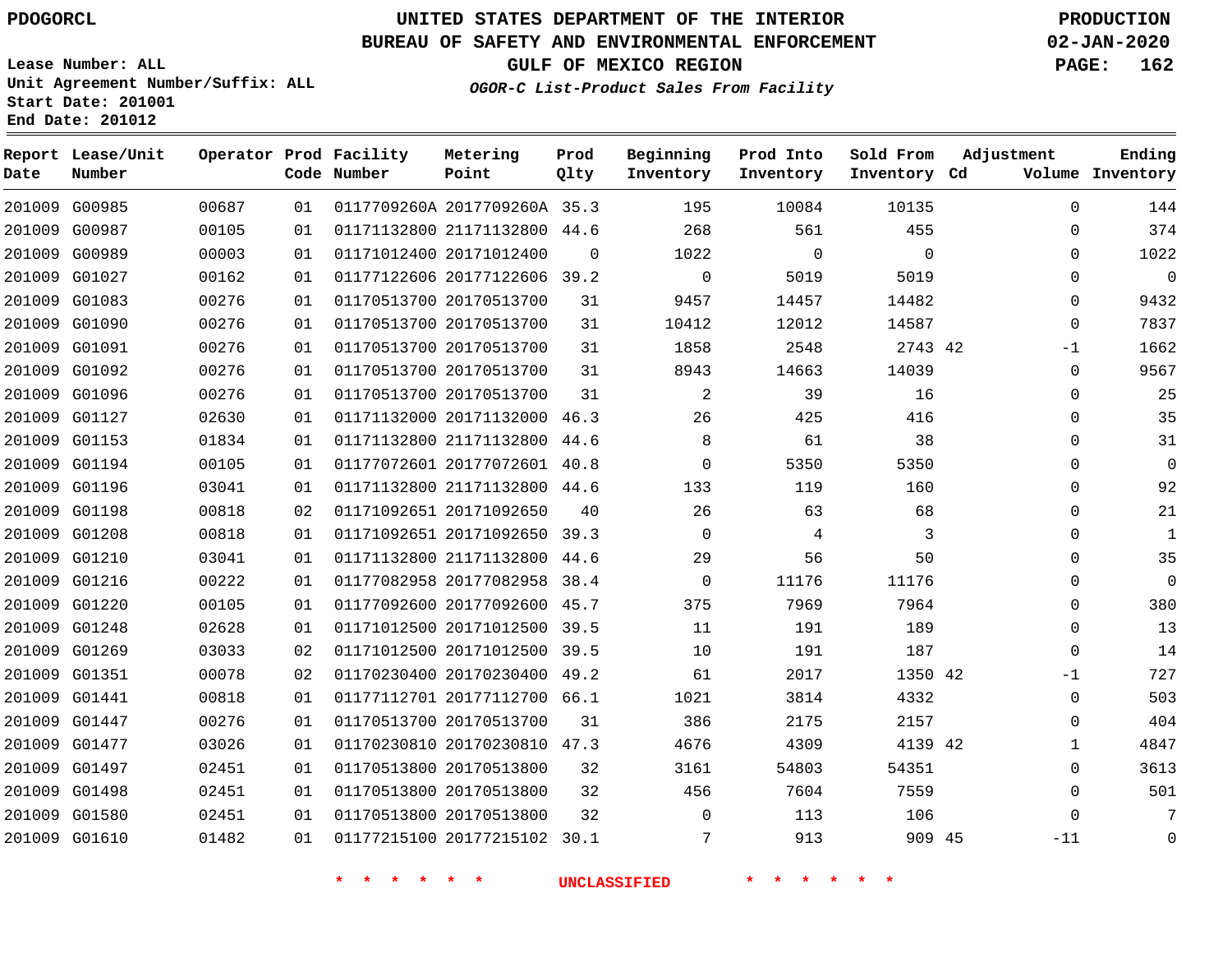PDOGORCL

# UNITED STATES DEPARTMENT OF THE INTERIOR
## BUREAU OF SAFETY AND ENVIRONMENTAL ENFORCEMENT
### GULF OF MEXICO REGION
*OGOR-C List-Product Sales From Facility*

PRODUCTION
02-JAN-2020

Lease Number: ALL
Unit Agreement Number/Suffix: ALL
Start Date: 201001
End Date: 201012

| Report Date | Lease/Unit Number | Operator | Prod Code | Facility Number | Metering Point | Prod Qlty | Beginning Inventory | Prod Into Inventory | Sold From Inventory | Adjustment Cd | Volume | Ending Inventory |
|---|---|---|---|---|---|---|---|---|---|---|---|---|
| 201009 | G00985 | 00687 | 01 | 0117709260A | 2017709260A | 35.3 | 195 | 10084 | 10135 | | 0 | 144 |
| 201009 | G00987 | 00105 | 01 | 01171132800 | 21171132800 | 44.6 | 268 | 561 | 455 | | 0 | 374 |
| 201009 | G00989 | 00003 | 01 | 01171012400 | 20171012400 | 0 | 1022 | 0 | 0 | | 0 | 1022 |
| 201009 | G01027 | 00162 | 01 | 01177122606 | 20177122606 | 39.2 | 0 | 5019 | 5019 | | 0 | 0 |
| 201009 | G01083 | 00276 | 01 | 01170513700 | 20170513700 | 31 | 9457 | 14457 | 14482 | | 0 | 9432 |
| 201009 | G01090 | 00276 | 01 | 01170513700 | 20170513700 | 31 | 10412 | 12012 | 14587 | | 0 | 7837 |
| 201009 | G01091 | 00276 | 01 | 01170513700 | 20170513700 | 31 | 1858 | 2548 | 2743 | 42 | -1 | 1662 |
| 201009 | G01092 | 00276 | 01 | 01170513700 | 20170513700 | 31 | 8943 | 14663 | 14039 | | 0 | 9567 |
| 201009 | G01096 | 00276 | 01 | 01170513700 | 20170513700 | 31 | 2 | 39 | 16 | | 0 | 25 |
| 201009 | G01127 | 02630 | 01 | 01171132000 | 20171132000 | 46.3 | 26 | 425 | 416 | | 0 | 35 |
| 201009 | G01153 | 01834 | 01 | 01171132800 | 21171132800 | 44.6 | 8 | 61 | 38 | | 0 | 31 |
| 201009 | G01194 | 00105 | 01 | 01177072601 | 20177072601 | 40.8 | 0 | 5350 | 5350 | | 0 | 0 |
| 201009 | G01196 | 03041 | 01 | 01171132800 | 21171132800 | 44.6 | 133 | 119 | 160 | | 0 | 92 |
| 201009 | G01198 | 00818 | 02 | 01171092651 | 20171092650 | 40 | 26 | 63 | 68 | | 0 | 21 |
| 201009 | G01208 | 00818 | 01 | 01171092651 | 20171092650 | 39.3 | 0 | 4 | 3 | | 0 | 1 |
| 201009 | G01210 | 03041 | 01 | 01171132800 | 21171132800 | 44.6 | 29 | 56 | 50 | | 0 | 35 |
| 201009 | G01216 | 00222 | 01 | 01177082958 | 20177082958 | 38.4 | 0 | 11176 | 11176 | | 0 | 0 |
| 201009 | G01220 | 00105 | 01 | 01177092600 | 20177092600 | 45.7 | 375 | 7969 | 7964 | | 0 | 380 |
| 201009 | G01248 | 02628 | 01 | 01171012500 | 20171012500 | 39.5 | 11 | 191 | 189 | | 0 | 13 |
| 201009 | G01269 | 03033 | 02 | 01171012500 | 20171012500 | 39.5 | 10 | 191 | 187 | | 0 | 14 |
| 201009 | G01351 | 00078 | 02 | 01170230400 | 20170230400 | 49.2 | 61 | 2017 | 1350 | 42 | -1 | 727 |
| 201009 | G01441 | 00818 | 01 | 01177112701 | 20177112700 | 66.1 | 1021 | 3814 | 4332 | | 0 | 503 |
| 201009 | G01447 | 00276 | 01 | 01170513700 | 20170513700 | 31 | 386 | 2175 | 2157 | | 0 | 404 |
| 201009 | G01477 | 03026 | 01 | 01170230810 | 20170230810 | 47.3 | 4676 | 4309 | 4139 | 42 | 1 | 4847 |
| 201009 | G01497 | 02451 | 01 | 01170513800 | 20170513800 | 32 | 3161 | 54803 | 54351 | | 0 | 3613 |
| 201009 | G01498 | 02451 | 01 | 01170513800 | 20170513800 | 32 | 456 | 7604 | 7559 | | 0 | 501 |
| 201009 | G01580 | 02451 | 01 | 01170513800 | 20170513800 | 32 | 0 | 113 | 106 | | 0 | 7 |
| 201009 | G01610 | 01482 | 01 | 01177215100 | 20177215102 | 30.1 | 7 | 913 | 909 | 45 | -11 | 0 |

\* \* \* \* \* \* UNCLASSIFIED \* \* \* \* \* \*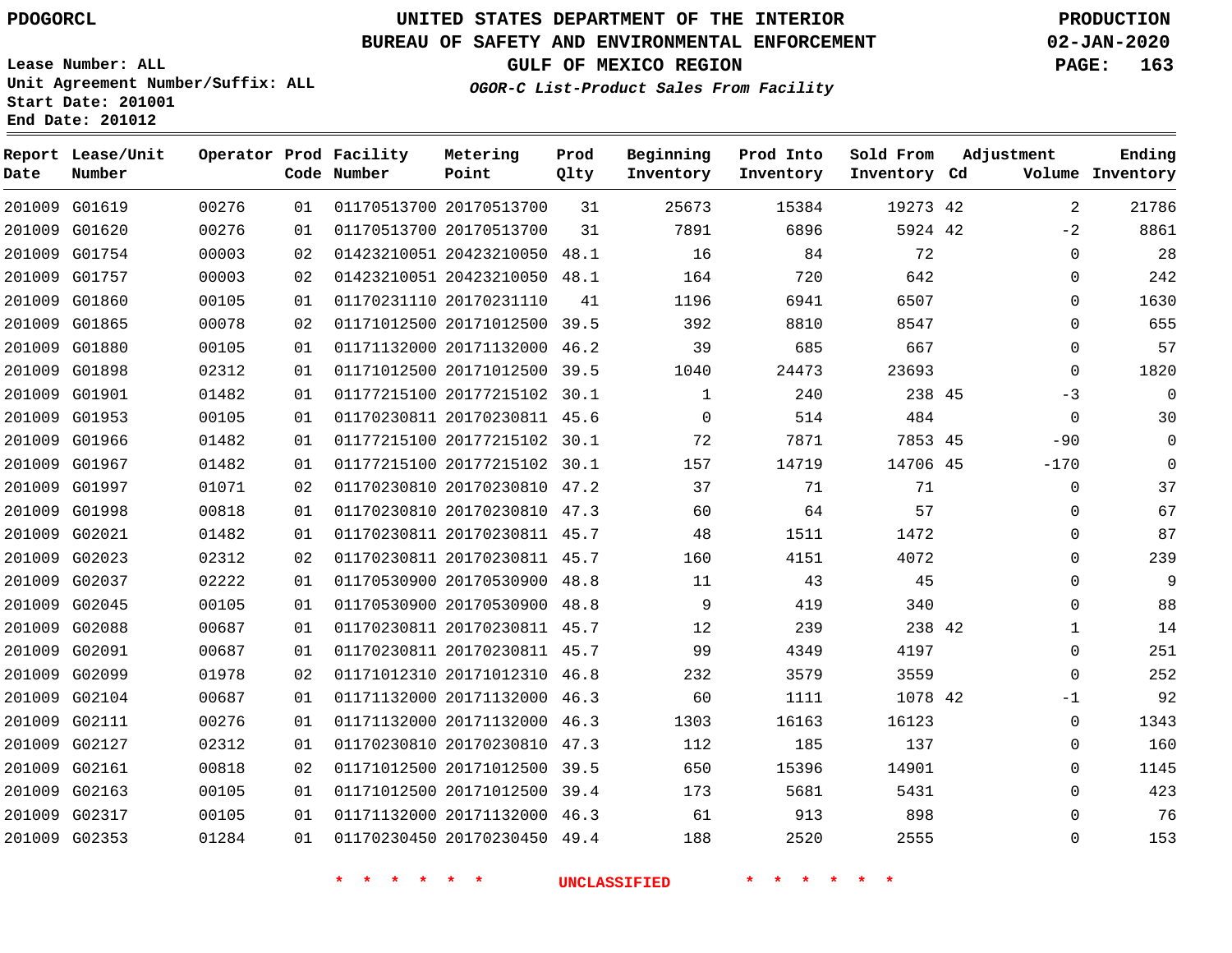PDOGORCL

# UNITED STATES DEPARTMENT OF THE INTERIOR
## BUREAU OF SAFETY AND ENVIRONMENTAL ENFORCEMENT
### GULF OF MEXICO REGION
*OGOR-C List-Product Sales From Facility*

PRODUCTION
02-JAN-2020

Lease Number: ALL
Unit Agreement Number/Suffix: ALL
Start Date: 201001
End Date: 201012

| Report Date | Lease/Unit Number | Operator | Prod Code | Facility Number | Metering Point | Prod Qlty | Beginning Inventory | Prod Into Inventory | Sold From Inventory | Adjustment Cd | Adjustment Volume | Ending Inventory |
|---|---|---|---|---|---|---|---|---|---|---|---|---|
| 201009 | G01619 | 00276 | 01 | 01170513700 | 20170513700 | 31 | 25673 | 15384 | 19273 | 42 | 2 | 21786 |
| 201009 | G01620 | 00276 | 01 | 01170513700 | 20170513700 | 31 | 7891 | 6896 | 5924 | 42 | -2 | 8861 |
| 201009 | G01754 | 00003 | 02 | 01423210051 | 20423210050 | 48.1 | 16 | 84 | 72 | | 0 | 28 |
| 201009 | G01757 | 00003 | 02 | 01423210051 | 20423210050 | 48.1 | 164 | 720 | 642 | | 0 | 242 |
| 201009 | G01860 | 00105 | 01 | 01170231110 | 20170231110 | 41 | 1196 | 6941 | 6507 | | 0 | 1630 |
| 201009 | G01865 | 00078 | 02 | 01171012500 | 20171012500 | 39.5 | 392 | 8810 | 8547 | | 0 | 655 |
| 201009 | G01880 | 00105 | 01 | 01171132000 | 20171132000 | 46.2 | 39 | 685 | 667 | | 0 | 57 |
| 201009 | G01898 | 02312 | 01 | 01171012500 | 20171012500 | 39.5 | 1040 | 24473 | 23693 | | 0 | 1820 |
| 201009 | G01901 | 01482 | 01 | 01177215100 | 20177215102 | 30.1 | 1 | 240 | 238 | 45 | -3 | 0 |
| 201009 | G01953 | 00105 | 01 | 01170230811 | 20170230811 | 45.6 | 0 | 514 | 484 | | 0 | 30 |
| 201009 | G01966 | 01482 | 01 | 01177215100 | 20177215102 | 30.1 | 72 | 7871 | 7853 | 45 | -90 | 0 |
| 201009 | G01967 | 01482 | 01 | 01177215100 | 20177215102 | 30.1 | 157 | 14719 | 14706 | 45 | -170 | 0 |
| 201009 | G01997 | 01071 | 02 | 01170230810 | 20170230810 | 47.2 | 37 | 71 | 71 | | 0 | 37 |
| 201009 | G01998 | 00818 | 01 | 01170230810 | 20170230810 | 47.3 | 60 | 64 | 57 | | 0 | 67 |
| 201009 | G02021 | 01482 | 01 | 01170230811 | 20170230811 | 45.7 | 48 | 1511 | 1472 | | 0 | 87 |
| 201009 | G02023 | 02312 | 02 | 01170230811 | 20170230811 | 45.7 | 160 | 4151 | 4072 | | 0 | 239 |
| 201009 | G02037 | 02222 | 01 | 01170530900 | 20170530900 | 48.8 | 11 | 43 | 45 | | 0 | 9 |
| 201009 | G02045 | 00105 | 01 | 01170530900 | 20170530900 | 48.8 | 9 | 419 | 340 | | 0 | 88 |
| 201009 | G02088 | 00687 | 01 | 01170230811 | 20170230811 | 45.7 | 12 | 239 | 238 | 42 | 1 | 14 |
| 201009 | G02091 | 00687 | 01 | 01170230811 | 20170230811 | 45.7 | 99 | 4349 | 4197 | | 0 | 251 |
| 201009 | G02099 | 01978 | 02 | 01171012310 | 20171012310 | 46.8 | 232 | 3579 | 3559 | | 0 | 252 |
| 201009 | G02104 | 00687 | 01 | 01171132000 | 20171132000 | 46.3 | 60 | 1111 | 1078 | 42 | -1 | 92 |
| 201009 | G02111 | 00276 | 01 | 01171132000 | 20171132000 | 46.3 | 1303 | 16163 | 16123 | | 0 | 1343 |
| 201009 | G02127 | 02312 | 01 | 01170230810 | 20170230810 | 47.3 | 112 | 185 | 137 | | 0 | 160 |
| 201009 | G02161 | 00818 | 02 | 01171012500 | 20171012500 | 39.5 | 650 | 15396 | 14901 | | 0 | 1145 |
| 201009 | G02163 | 00105 | 01 | 01171012500 | 20171012500 | 39.4 | 173 | 5681 | 5431 | | 0 | 423 |
| 201009 | G02317 | 00105 | 01 | 01171132000 | 20171132000 | 46.3 | 61 | 913 | 898 | | 0 | 76 |
| 201009 | G02353 | 01284 | 01 | 01170230450 | 20170230450 | 49.4 | 188 | 2520 | 2555 | | 0 | 153 |

\* \* \* \* \* \* UNCLASSIFIED \* \* \* \* \* \*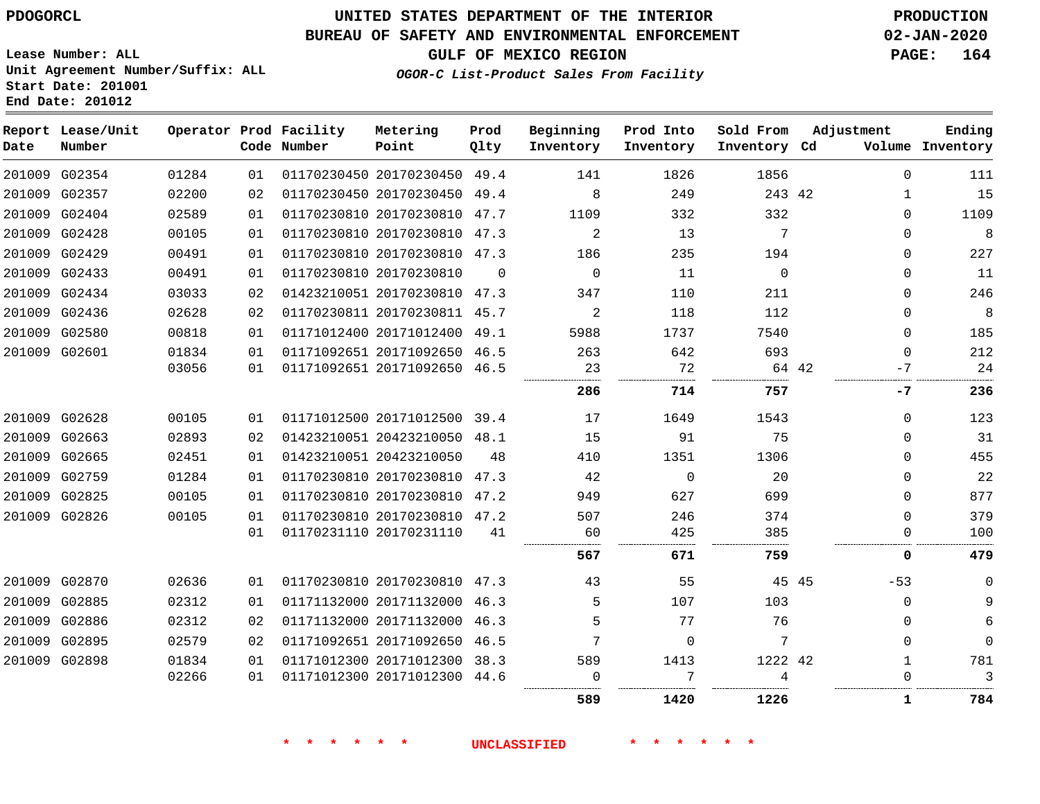PDOGORCL

# UNITED STATES DEPARTMENT OF THE INTERIOR
## BUREAU OF SAFETY AND ENVIRONMENTAL ENFORCEMENT
### GULF OF MEXICO REGION
*OGOR-C List-Product Sales From Facility*

PRODUCTION
02-JAN-2020

Lease Number: ALL
Unit Agreement Number/Suffix: ALL
Start Date: 201001
End Date: 201012

| Report Date | Lease/Unit Number | Operator | Prod Code | Facility Number | Metering Point | Prod Qlty | Beginning Inventory | Prod Into Inventory | Sold From Inventory | Adjustment Cd | Volume | Ending Inventory |
|---|---|---|---|---|---|---|---|---|---|---|---|---|
| 201009 | G02354 | 01284 | 01 | 01170230450 | 20170230450 | 49.4 | 141 | 1826 | 1856 | | 0 | 111 |
| 201009 | G02357 | 02200 | 02 | 01170230450 | 20170230450 | 49.4 | 8 | 249 | 243 | 42 | 1 | 15 |
| 201009 | G02404 | 02589 | 01 | 01170230810 | 20170230810 | 47.7 | 1109 | 332 | 332 | | 0 | 1109 |
| 201009 | G02428 | 00105 | 01 | 01170230810 | 20170230810 | 47.3 | 2 | 13 | 7 | | 0 | 8 |
| 201009 | G02429 | 00491 | 01 | 01170230810 | 20170230810 | 47.3 | 186 | 235 | 194 | | 0 | 227 |
| 201009 | G02433 | 00491 | 01 | 01170230810 | 20170230810 | 0 | 0 | 11 | 0 | | 0 | 11 |
| 201009 | G02434 | 03033 | 02 | 01423210051 | 20170230810 | 47.3 | 347 | 110 | 211 | | 0 | 246 |
| 201009 | G02436 | 02628 | 02 | 01170230811 | 20170230811 | 45.7 | 2 | 118 | 112 | | 0 | 8 |
| 201009 | G02580 | 00818 | 01 | 01171012400 | 20171012400 | 49.1 | 5988 | 1737 | 7540 | | 0 | 185 |
| 201009 | G02601 | 01834 | 01 | 01171092651 | 20171092650 | 46.5 | 263 | 642 | 693 | | 0 | 212 |
| | | 03056 | 01 | 01171092651 | 20171092650 | 46.5 | 23 | 72 | 64 | 42 | -7 | 24 |
| | | | | | | | **286** | **714** | **757** | | **-7** | **236** |
| 201009 | G02628 | 00105 | 01 | 01171012500 | 20171012500 | 39.4 | 17 | 1649 | 1543 | | 0 | 123 |
| 201009 | G02663 | 02893 | 02 | 01423210051 | 20423210050 | 48.1 | 15 | 91 | 75 | | 0 | 31 |
| 201009 | G02665 | 02451 | 01 | 01423210051 | 20423210050 | 48 | 410 | 1351 | 1306 | | 0 | 455 |
| 201009 | G02759 | 01284 | 01 | 01170230810 | 20170230810 | 47.3 | 42 | 0 | 20 | | 0 | 22 |
| 201009 | G02825 | 00105 | 01 | 01170230810 | 20170230810 | 47.2 | 949 | 627 | 699 | | 0 | 877 |
| 201009 | G02826 | 00105 | 01 | 01170230810 | 20170230810 | 47.2 | 507 | 246 | 374 | | 0 | 379 |
| | | | 01 | 01170231110 | 20170231110 | 41 | 60 | 425 | 385 | | 0 | 100 |
| | | | | | | | **567** | **671** | **759** | | **0** | **479** |
| 201009 | G02870 | 02636 | 01 | 01170230810 | 20170230810 | 47.3 | 43 | 55 | 45 | 45 | -53 | 0 |
| 201009 | G02885 | 02312 | 01 | 01171132000 | 20171132000 | 46.3 | 5 | 107 | 103 | | 0 | 9 |
| 201009 | G02886 | 02312 | 02 | 01171132000 | 20171132000 | 46.3 | 5 | 77 | 76 | | 0 | 6 |
| 201009 | G02895 | 02579 | 02 | 01171092651 | 20171092650 | 46.5 | 7 | 0 | 7 | | 0 | 0 |
| 201009 | G02898 | 01834 | 01 | 01171012300 | 20171012300 | 38.3 | 589 | 1413 | 1222 | 42 | 1 | 781 |
| | | 02266 | 01 | 01171012300 | 20171012300 | 44.6 | 0 | 7 | 4 | | 0 | 3 |
| | | | | | | | **589** | **1420** | **1226** | | **1** | **784** |

\* \* \* \* \* \* UNCLASSIFIED \* \* \* \* \* \*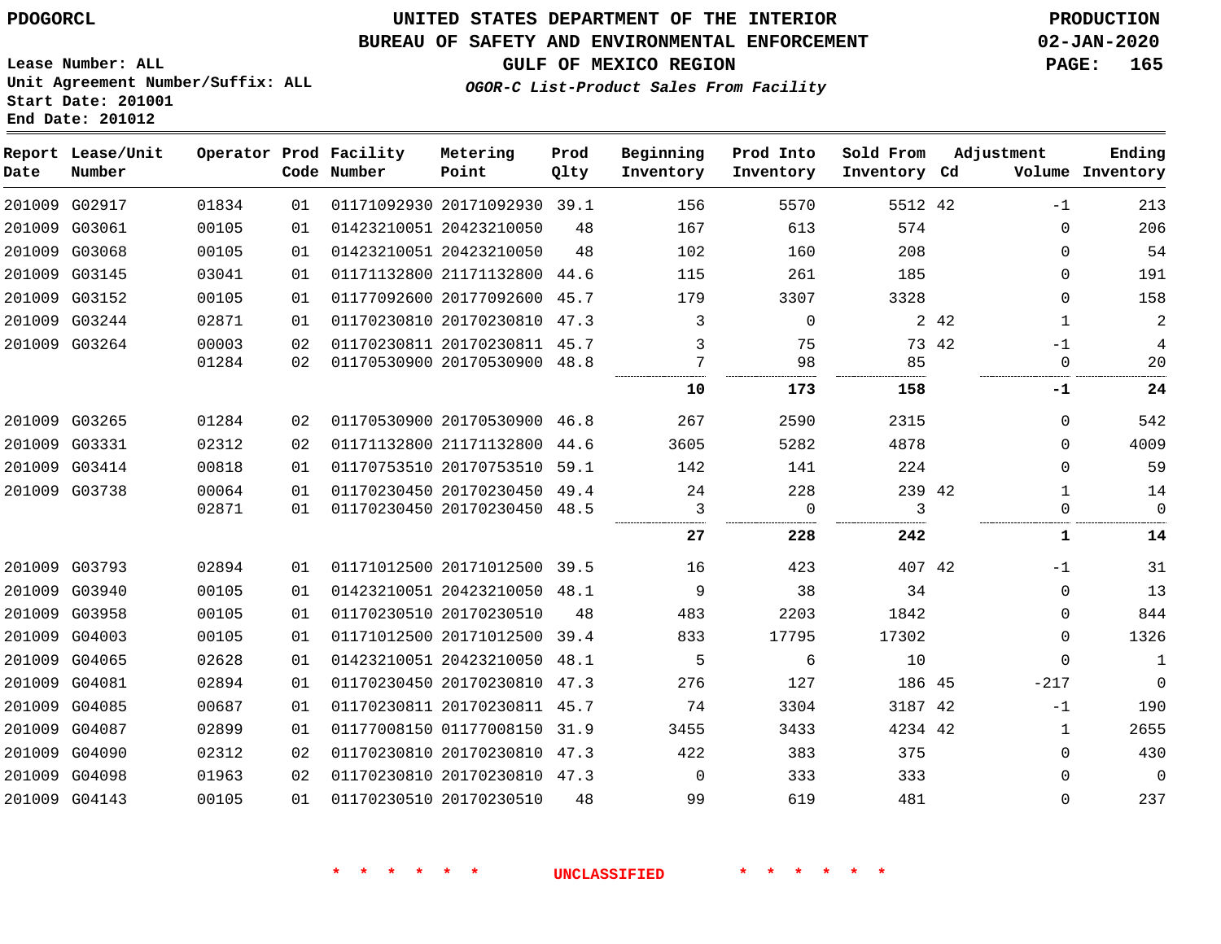**PDOGORCL**

# UNITED STATES DEPARTMENT OF THE INTERIOR
## BUREAU OF SAFETY AND ENVIRONMENTAL ENFORCEMENT
### GULF OF MEXICO REGION
*OGOR-C List-Product Sales From Facility*

**PRODUCTION**
**02-JAN-2020**

Lease Number: ALL
Unit Agreement Number/Suffix: ALL
Start Date: 201001
End Date: 201012

| Report Date | Lease/Unit Number | Operator | Prod Code | Facility Number | Metering Point | Prod Qlty | Beginning Inventory | Prod Into Inventory | Sold From Inventory | Adjustment Cd | Adjustment Volume | Ending Inventory |
|---|---|---|---|---|---|---|---|---|---|---|---|---|
| 201009 | G02917 | 01834 | 01 | 01171092930 | 20171092930 | 39.1 | 156 | 5570 | 5512 | 42 | -1 | 213 |
| 201009 | G03061 | 00105 | 01 | 01423210051 | 20423210050 | 48 | 167 | 613 | 574 | | 0 | 206 |
| 201009 | G03068 | 00105 | 01 | 01423210051 | 20423210050 | 48 | 102 | 160 | 208 | | 0 | 54 |
| 201009 | G03145 | 03041 | 01 | 01171132800 | 21171132800 | 44.6 | 115 | 261 | 185 | | 0 | 191 |
| 201009 | G03152 | 00105 | 01 | 01177092600 | 20177092600 | 45.7 | 179 | 3307 | 3328 | | 0 | 158 |
| 201009 | G03244 | 02871 | 01 | 01170230810 | 20170230810 | 47.3 | 3 | 0 | 2 | 42 | 1 | 2 |
| 201009 | G03264 | 00003 | 02 | 01170230811 | 20170230811 | 45.7 | 3 | 75 | 73 | 42 | -1 | 4 |
| | | 01284 | 02 | 01170530900 | 20170530900 | 48.8 | 7 | 98 | 85 | | 0 | 20 |
| | | | | | | | **10** | **173** | **158** | | **-1** | **24** |
| 201009 | G03265 | 01284 | 02 | 01170530900 | 20170530900 | 46.8 | 267 | 2590 | 2315 | | 0 | 542 |
| 201009 | G03331 | 02312 | 02 | 01171132800 | 21171132800 | 44.6 | 3605 | 5282 | 4878 | | 0 | 4009 |
| 201009 | G03414 | 00818 | 01 | 01170753510 | 20170753510 | 59.1 | 142 | 141 | 224 | | 0 | 59 |
| 201009 | G03738 | 00064 | 01 | 01170230450 | 20170230450 | 49.4 | 24 | 228 | 239 | 42 | 1 | 14 |
| | | 02871 | 01 | 01170230450 | 20170230450 | 48.5 | 3 | 0 | 3 | | 0 | 0 |
| | | | | | | | **27** | **228** | **242** | | **1** | **14** |
| 201009 | G03793 | 02894 | 01 | 01171012500 | 20171012500 | 39.5 | 16 | 423 | 407 | 42 | -1 | 31 |
| 201009 | G03940 | 00105 | 01 | 01423210051 | 20423210050 | 48.1 | 9 | 38 | 34 | | 0 | 13 |
| 201009 | G03958 | 00105 | 01 | 01170230510 | 20170230510 | 48 | 483 | 2203 | 1842 | | 0 | 844 |
| 201009 | G04003 | 00105 | 01 | 01171012500 | 20171012500 | 39.4 | 833 | 17795 | 17302 | | 0 | 1326 |
| 201009 | G04065 | 02628 | 01 | 01423210051 | 20423210050 | 48.1 | 5 | 6 | 10 | | 0 | 1 |
| 201009 | G04081 | 02894 | 01 | 01170230450 | 20170230810 | 47.3 | 276 | 127 | 186 | 45 | -217 | 0 |
| 201009 | G04085 | 00687 | 01 | 01170230811 | 20170230811 | 45.7 | 74 | 3304 | 3187 | 42 | -1 | 190 |
| 201009 | G04087 | 02899 | 01 | 01177008150 | 01177008150 | 31.9 | 3455 | 3433 | 4234 | 42 | 1 | 2655 |
| 201009 | G04090 | 02312 | 02 | 01170230810 | 20170230810 | 47.3 | 422 | 383 | 375 | | 0 | 430 |
| 201009 | G04098 | 01963 | 02 | 01170230810 | 20170230810 | 47.3 | 0 | 333 | 333 | | 0 | 0 |
| 201009 | G04143 | 00105 | 01 | 01170230510 | 20170230510 | 48 | 99 | 619 | 481 | | 0 | 237 |

* * * * * * UNCLASSIFIED * * * * * *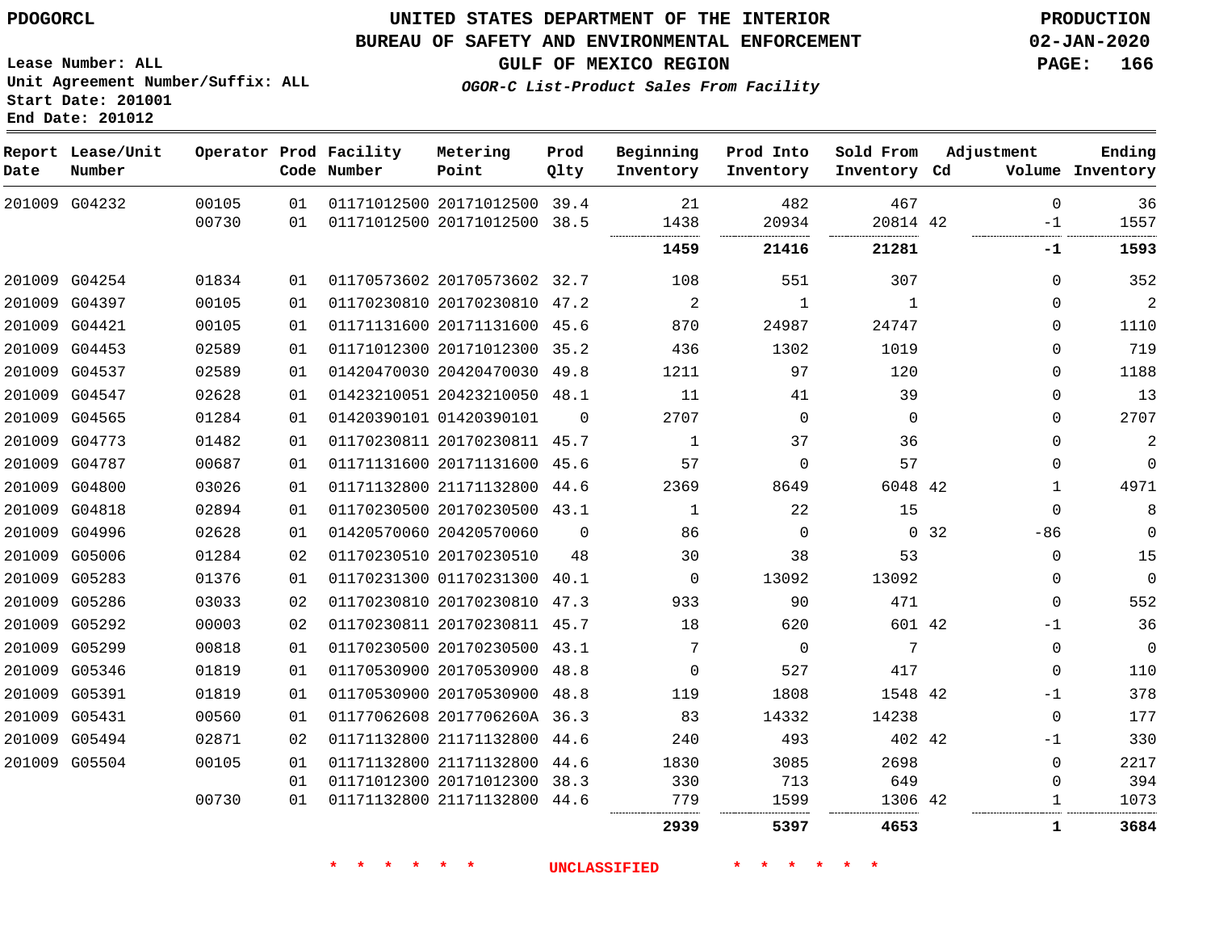# UNITED STATES DEPARTMENT OF THE INTERIOR
## BUREAU OF SAFETY AND ENVIRONMENTAL ENFORCEMENT
### GULF OF MEXICO REGION
*OGOR-C List-Product Sales From Facility*

PDOGORCL

PRODUCTION 02-JAN-2020

Lease Number: ALL
Unit Agreement Number/Suffix: ALL
Start Date: 201001
End Date: 201012

| Report Date | Lease/Unit Number | Operator | Prod Code | Facility Number | Metering Point | Prod Qlty | Beginning Inventory | Prod Into Inventory | Sold From Inventory | Adjustment Cd | Adjustment Volume | Ending Inventory |
|---|---|---|---|---|---|---|---|---|---|---|---|---|
| 201009 | G04232 | 00105 | 01 | 01171012500 | 20171012500 | 39.4 | 21 | 482 | 467 | | 0 | 36 |
| | | 00730 | 01 | 01171012500 | 20171012500 | 38.5 | 1438 | 20934 | 20814 | 42 | -1 | 1557 |
| | | | | | | | **1459** | **21416** | **21281** | | **-1** | **1593** |
| 201009 | G04254 | 01834 | 01 | 01170573602 | 20170573602 | 32.7 | 108 | 551 | 307 | | 0 | 352 |
| 201009 | G04397 | 00105 | 01 | 01170230810 | 20170230810 | 47.2 | 2 | 1 | 1 | | 0 | 2 |
| 201009 | G04421 | 00105 | 01 | 01171131600 | 20171131600 | 45.6 | 870 | 24987 | 24747 | | 0 | 1110 |
| 201009 | G04453 | 02589 | 01 | 01171012300 | 20171012300 | 35.2 | 436 | 1302 | 1019 | | 0 | 719 |
| 201009 | G04537 | 02589 | 01 | 01420470030 | 20420470030 | 49.8 | 1211 | 97 | 120 | | 0 | 1188 |
| 201009 | G04547 | 02628 | 01 | 01423210051 | 20423210050 | 48.1 | 11 | 41 | 39 | | 0 | 13 |
| 201009 | G04565 | 01284 | 01 | 01420390101 | 01420390101 | 0 | 2707 | 0 | 0 | | 0 | 2707 |
| 201009 | G04773 | 01482 | 01 | 01170230811 | 20170230811 | 45.7 | 1 | 37 | 36 | | 0 | 2 |
| 201009 | G04787 | 00687 | 01 | 01171131600 | 20171131600 | 45.6 | 57 | 0 | 57 | | 0 | 0 |
| 201009 | G04800 | 03026 | 01 | 01171132800 | 21171132800 | 44.6 | 2369 | 8649 | 6048 | 42 | 1 | 4971 |
| 201009 | G04818 | 02894 | 01 | 01170230500 | 20170230500 | 43.1 | 1 | 22 | 15 | | 0 | 8 |
| 201009 | G04996 | 02628 | 01 | 01420570060 | 20420570060 | 0 | 86 | 0 | 0 | 32 | -86 | 0 |
| 201009 | G05006 | 01284 | 02 | 01170230510 | 20170230510 | 48 | 30 | 38 | 53 | | 0 | 15 |
| 201009 | G05283 | 01376 | 01 | 01170231300 | 01170231300 | 40.1 | 0 | 13092 | 13092 | | 0 | 0 |
| 201009 | G05286 | 03033 | 02 | 01170230810 | 20170230810 | 47.3 | 933 | 90 | 471 | | 0 | 552 |
| 201009 | G05292 | 00003 | 02 | 01170230811 | 20170230811 | 45.7 | 18 | 620 | 601 | 42 | -1 | 36 |
| 201009 | G05299 | 00818 | 01 | 01170230500 | 20170230500 | 43.1 | 7 | 0 | 7 | | 0 | 0 |
| 201009 | G05346 | 01819 | 01 | 01170530900 | 20170530900 | 48.8 | 0 | 527 | 417 | | 0 | 110 |
| 201009 | G05391 | 01819 | 01 | 01170530900 | 20170530900 | 48.8 | 119 | 1808 | 1548 | 42 | -1 | 378 |
| 201009 | G05431 | 00560 | 01 | 01177062608 | 2017706260A | 36.3 | 83 | 14332 | 14238 | | 0 | 177 |
| 201009 | G05494 | 02871 | 02 | 01171132800 | 21171132800 | 44.6 | 240 | 493 | 402 | 42 | -1 | 330 |
| 201009 | G05504 | 00105 | 01 | 01171132800 | 21171132800 | 44.6 | 1830 | 3085 | 2698 | | 0 | 2217 |
| | | | 01 | 01171012300 | 20171012300 | 38.3 | 330 | 713 | 649 | | 0 | 394 |
| | | 00730 | 01 | 01171132800 | 21171132800 | 44.6 | 779 | 1599 | 1306 | 42 | 1 | 1073 |
| | | | | | | | **2939** | **5397** | **4653** | | **1** | **3684** |

* * * * * * UNCLASSIFIED * * * * * *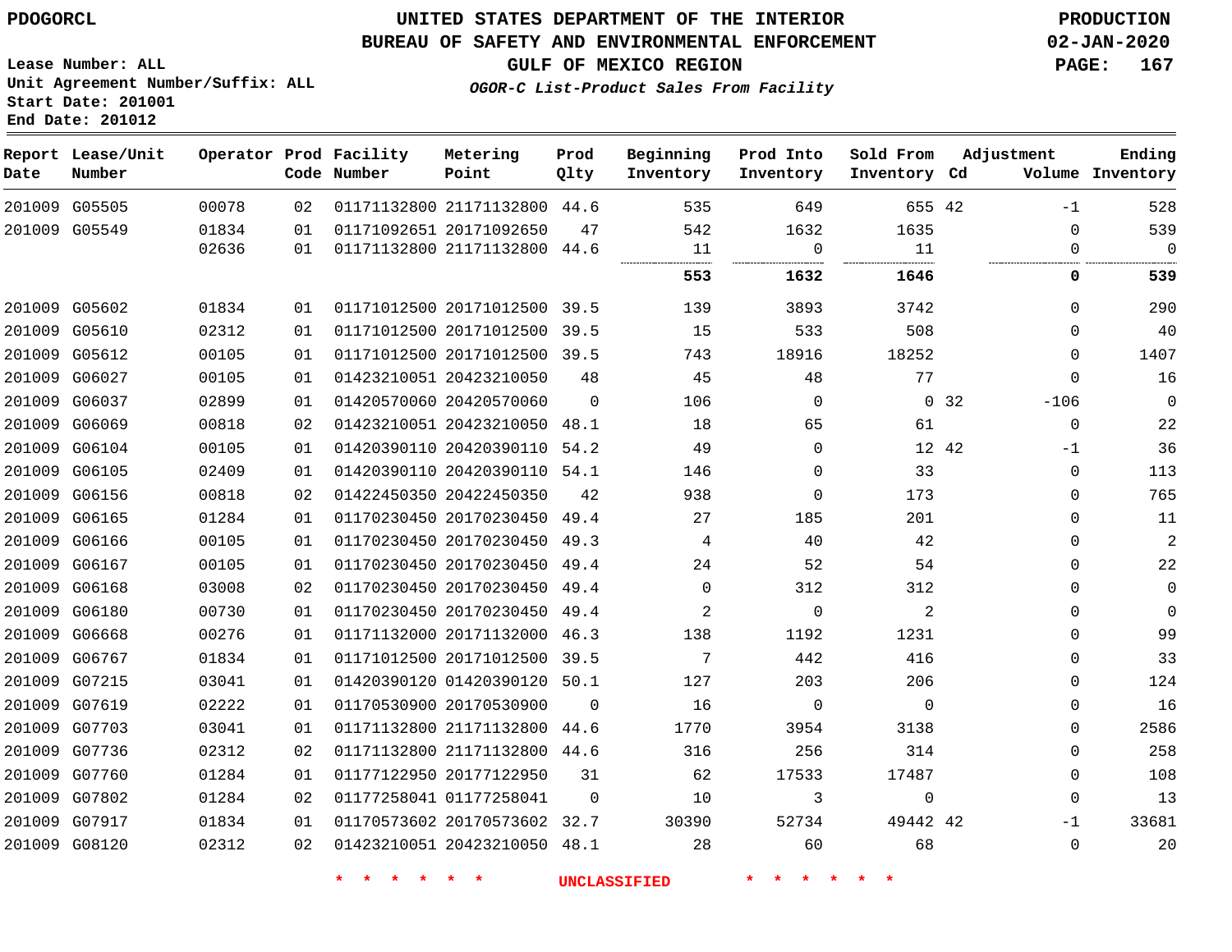PDOGORCL

# UNITED STATES DEPARTMENT OF THE INTERIOR
## BUREAU OF SAFETY AND ENVIRONMENTAL ENFORCEMENT
### GULF OF MEXICO REGION
*OGOR-C List-Product Sales From Facility*

PRODUCTION
02-JAN-2020

Lease Number: ALL
Unit Agreement Number/Suffix: ALL
Start Date: 201001
End Date: 201012

| Report Date | Lease/Unit Number | Operator | Prod Code | Facility Number | Metering Point | Prod Qlty | Beginning Inventory | Prod Into Inventory | Sold From Inventory | Adjustment Cd | Adjustment Volume | Ending Inventory |
|---|---|---|---|---|---|---|---|---|---|---|---|---|
| 201009 | G05505 | 00078 | 02 | 01171132800 | 21171132800 | 44.6 | 535 | 649 | 655 | 42 | -1 | 528 |
| 201009 | G05549 | 01834 | 01 | 01171092651 | 20171092650 | 47 | 542 | 1632 | 1635 | | 0 | 539 |
| | | 02636 | 01 | 01171132800 | 21171132800 | 44.6 | 11 | 0 | 11 | | 0 | 0 |
| | | | | | | | **553** | **1632** | **1646** | | **0** | **539** |
| 201009 | G05602 | 01834 | 01 | 01171012500 | 20171012500 | 39.5 | 139 | 3893 | 3742 | | 0 | 290 |
| 201009 | G05610 | 02312 | 01 | 01171012500 | 20171012500 | 39.5 | 15 | 533 | 508 | | 0 | 40 |
| 201009 | G05612 | 00105 | 01 | 01171012500 | 20171012500 | 39.5 | 743 | 18916 | 18252 | | 0 | 1407 |
| 201009 | G06027 | 00105 | 01 | 01423210051 | 20423210050 | 48 | 45 | 48 | 77 | | 0 | 16 |
| 201009 | G06037 | 02899 | 01 | 01420570060 | 20420570060 | 0 | 106 | 0 | 0 | 32 | -106 | 0 |
| 201009 | G06069 | 00818 | 02 | 01423210051 | 20423210050 | 48.1 | 18 | 65 | 61 | | 0 | 22 |
| 201009 | G06104 | 00105 | 01 | 01420390110 | 20420390110 | 54.2 | 49 | 0 | 12 | 42 | -1 | 36 |
| 201009 | G06105 | 02409 | 01 | 01420390110 | 20420390110 | 54.1 | 146 | 0 | 33 | | 0 | 113 |
| 201009 | G06156 | 00818 | 02 | 01422450350 | 20422450350 | 42 | 938 | 0 | 173 | | 0 | 765 |
| 201009 | G06165 | 01284 | 01 | 01170230450 | 20170230450 | 49.4 | 27 | 185 | 201 | | 0 | 11 |
| 201009 | G06166 | 00105 | 01 | 01170230450 | 20170230450 | 49.3 | 4 | 40 | 42 | | 0 | 2 |
| 201009 | G06167 | 00105 | 01 | 01170230450 | 20170230450 | 49.4 | 24 | 52 | 54 | | 0 | 22 |
| 201009 | G06168 | 03008 | 02 | 01170230450 | 20170230450 | 49.4 | 0 | 312 | 312 | | 0 | 0 |
| 201009 | G06180 | 00730 | 01 | 01170230450 | 20170230450 | 49.4 | 2 | 0 | 2 | | 0 | 0 |
| 201009 | G06668 | 00276 | 01 | 01171132000 | 20171132000 | 46.3 | 138 | 1192 | 1231 | | 0 | 99 |
| 201009 | G06767 | 01834 | 01 | 01171012500 | 20171012500 | 39.5 | 7 | 442 | 416 | | 0 | 33 |
| 201009 | G07215 | 03041 | 01 | 01420390120 | 01420390120 | 50.1 | 127 | 203 | 206 | | 0 | 124 |
| 201009 | G07619 | 02222 | 01 | 01170530900 | 20170530900 | 0 | 16 | 0 | 0 | | 0 | 16 |
| 201009 | G07703 | 03041 | 01 | 01171132800 | 21171132800 | 44.6 | 1770 | 3954 | 3138 | | 0 | 2586 |
| 201009 | G07736 | 02312 | 02 | 01171132800 | 21171132800 | 44.6 | 316 | 256 | 314 | | 0 | 258 |
| 201009 | G07760 | 01284 | 01 | 01177122950 | 20177122950 | 31 | 62 | 17533 | 17487 | | 0 | 108 |
| 201009 | G07802 | 01284 | 02 | 01177258041 | 01177258041 | 0 | 10 | 3 | 0 | | 0 | 13 |
| 201009 | G07917 | 01834 | 01 | 01170573602 | 20170573602 | 32.7 | 30390 | 52734 | 49442 | 42 | -1 | 33681 |
| 201009 | G08120 | 02312 | 02 | 01423210051 | 20423210050 | 48.1 | 28 | 60 | 68 | | 0 | 20 |

* * * * * * UNCLASSIFIED * * * * * *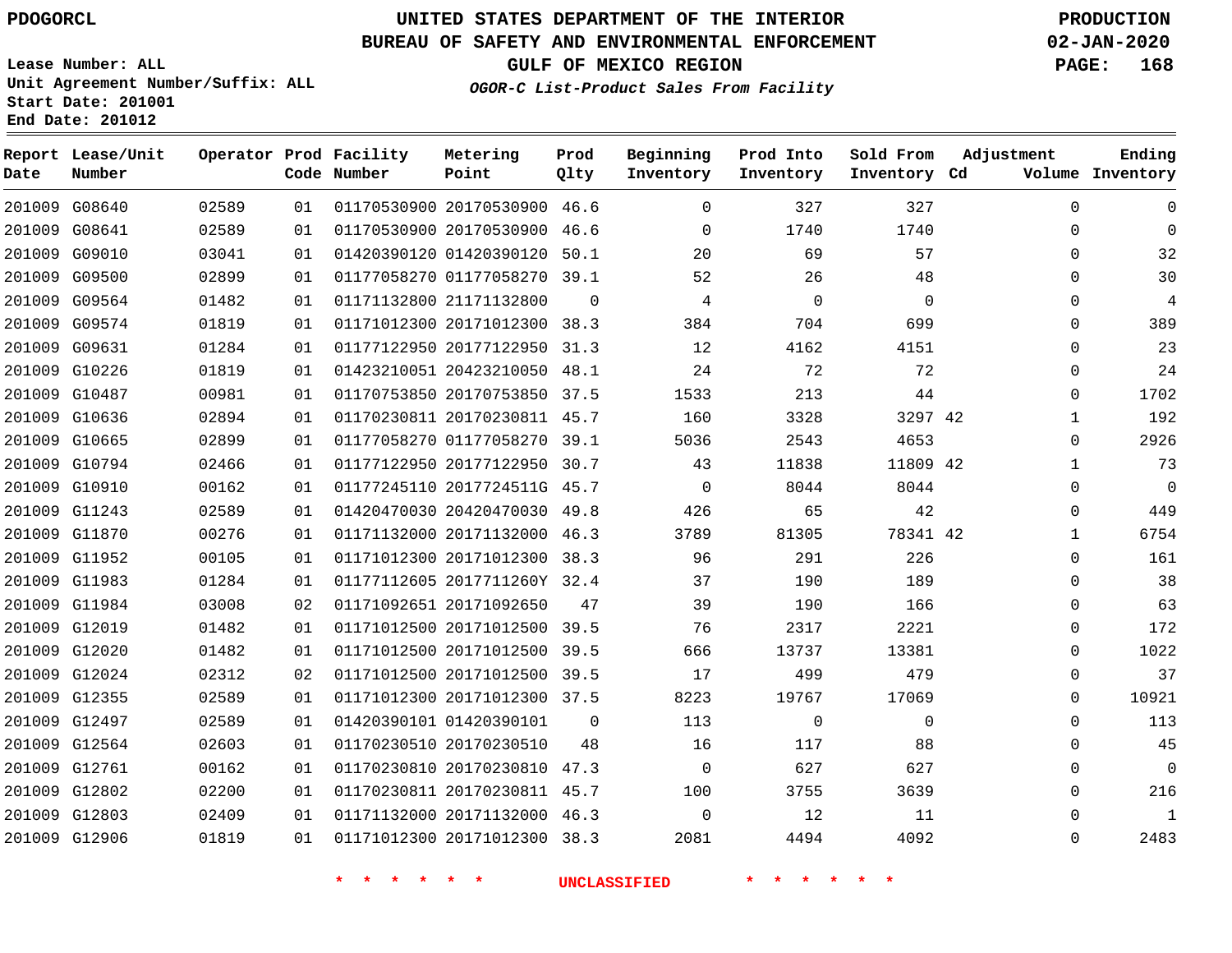PDOGORCL

# UNITED STATES DEPARTMENT OF THE INTERIOR
## BUREAU OF SAFETY AND ENVIRONMENTAL ENFORCEMENT
## GULF OF MEXICO REGION
### *OGOR-C List-Product Sales From Facility*

PRODUCTION
02-JAN-2020

Lease Number: ALL
Unit Agreement Number/Suffix: ALL
Start Date: 201001
End Date: 201012

| Report Date | Lease/Unit Number | Operator | Prod Code | Facility Number | Metering Point | Prod Qlty | Beginning Inventory | Prod Into Inventory | Sold From Inventory | Adjustment Cd | Adjustment Volume | Ending Inventory |
|---|---|---|---|---|---|---|---|---|---|---|---|---|
| 201009 | G08640 | 02589 | 01 | 01170530900 | 20170530900 | 46.6 | 0 | 327 | 327 | | 0 | 0 |
| 201009 | G08641 | 02589 | 01 | 01170530900 | 20170530900 | 46.6 | 0 | 1740 | 1740 | | 0 | 0 |
| 201009 | G09010 | 03041 | 01 | 01420390120 | 01420390120 | 50.1 | 20 | 69 | 57 | | 0 | 32 |
| 201009 | G09500 | 02899 | 01 | 01177058270 | 01177058270 | 39.1 | 52 | 26 | 48 | | 0 | 30 |
| 201009 | G09564 | 01482 | 01 | 01171132800 | 21171132800 | 0 | 4 | 0 | 0 | | 0 | 4 |
| 201009 | G09574 | 01819 | 01 | 01171012300 | 20171012300 | 38.3 | 384 | 704 | 699 | | 0 | 389 |
| 201009 | G09631 | 01284 | 01 | 01177122950 | 20177122950 | 31.3 | 12 | 4162 | 4151 | | 0 | 23 |
| 201009 | G10226 | 01819 | 01 | 01423210051 | 20423210050 | 48.1 | 24 | 72 | 72 | | 0 | 24 |
| 201009 | G10487 | 00981 | 01 | 01170753850 | 20170753850 | 37.5 | 1533 | 213 | 44 | | 0 | 1702 |
| 201009 | G10636 | 02894 | 01 | 01170230811 | 20170230811 | 45.7 | 160 | 3328 | 3297 | 42 | 1 | 192 |
| 201009 | G10665 | 02899 | 01 | 01177058270 | 01177058270 | 39.1 | 5036 | 2543 | 4653 | | 0 | 2926 |
| 201009 | G10794 | 02466 | 01 | 01177122950 | 20177122950 | 30.7 | 43 | 11838 | 11809 | 42 | 1 | 73 |
| 201009 | G10910 | 00162 | 01 | 01177245110 | 2017724511G | 45.7 | 0 | 8044 | 8044 | | 0 | 0 |
| 201009 | G11243 | 02589 | 01 | 01420470030 | 20420470030 | 49.8 | 426 | 65 | 42 | | 0 | 449 |
| 201009 | G11870 | 00276 | 01 | 01171132000 | 20171132000 | 46.3 | 3789 | 81305 | 78341 | 42 | 1 | 6754 |
| 201009 | G11952 | 00105 | 01 | 01171012300 | 20171012300 | 38.3 | 96 | 291 | 226 | | 0 | 161 |
| 201009 | G11983 | 01284 | 01 | 01177112605 | 2017711260Y | 32.4 | 37 | 190 | 189 | | 0 | 38 |
| 201009 | G11984 | 03008 | 02 | 01171092651 | 20171092650 | 47 | 39 | 190 | 166 | | 0 | 63 |
| 201009 | G12019 | 01482 | 01 | 01171012500 | 20171012500 | 39.5 | 76 | 2317 | 2221 | | 0 | 172 |
| 201009 | G12020 | 01482 | 01 | 01171012500 | 20171012500 | 39.5 | 666 | 13737 | 13381 | | 0 | 1022 |
| 201009 | G12024 | 02312 | 02 | 01171012500 | 20171012500 | 39.5 | 17 | 499 | 479 | | 0 | 37 |
| 201009 | G12355 | 02589 | 01 | 01171012300 | 20171012300 | 37.5 | 8223 | 19767 | 17069 | | 0 | 10921 |
| 201009 | G12497 | 02589 | 01 | 01420390101 | 01420390101 | 0 | 113 | 0 | 0 | | 0 | 113 |
| 201009 | G12564 | 02603 | 01 | 01170230510 | 20170230510 | 48 | 16 | 117 | 88 | | 0 | 45 |
| 201009 | G12761 | 00162 | 01 | 01170230810 | 20170230810 | 47.3 | 0 | 627 | 627 | | 0 | 0 |
| 201009 | G12802 | 02200 | 01 | 01170230811 | 20170230811 | 45.7 | 100 | 3755 | 3639 | | 0 | 216 |
| 201009 | G12803 | 02409 | 01 | 01171132000 | 20171132000 | 46.3 | 0 | 12 | 11 | | 0 | 1 |
| 201009 | G12906 | 01819 | 01 | 01171012300 | 20171012300 | 38.3 | 2081 | 4494 | 4092 | | 0 | 2483 |

* * * * * * UNCLASSIFIED * * * * * *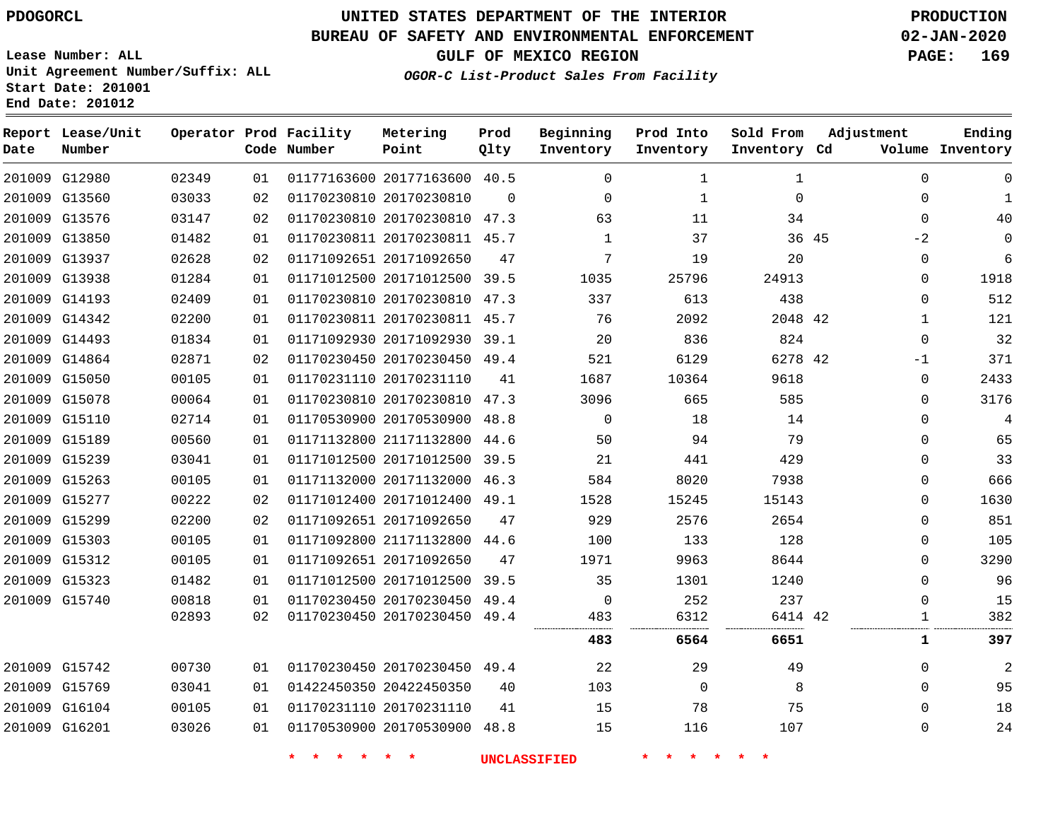PDOGORCL

# UNITED STATES DEPARTMENT OF THE INTERIOR
## BUREAU OF SAFETY AND ENVIRONMENTAL ENFORCEMENT
### GULF OF MEXICO REGION
*OGOR-C List-Product Sales From Facility*

PRODUCTION
02-JAN-2020

Lease Number: ALL
Unit Agreement Number/Suffix: ALL
Start Date: 201001
End Date: 201012

| Report Date | Lease/Unit Number | Operator | Prod Code | Facility Number | Metering Point | Prod Qlty | Beginning Inventory | Prod Into Inventory | Sold From Inventory | Adjustment Cd | Adjustment Volume | Ending Inventory |
|---|---|---|---|---|---|---|---|---|---|---|---|---|
| 201009 | G12980 | 02349 | 01 | 01177163600 | 20177163600 | 40.5 | 0 | 1 | 1 | | 0 | 0 |
| 201009 | G13560 | 03033 | 02 | 01170230810 | 20170230810 | 0 | 0 | 1 | 0 | | 0 | 1 |
| 201009 | G13576 | 03147 | 02 | 01170230810 | 20170230810 | 47.3 | 63 | 11 | 34 | | 0 | 40 |
| 201009 | G13850 | 01482 | 01 | 01170230811 | 20170230811 | 45.7 | 1 | 37 | 36 | 45 | -2 | 0 |
| 201009 | G13937 | 02628 | 02 | 01171092651 | 20171092650 | 47 | 7 | 19 | 20 | | 0 | 6 |
| 201009 | G13938 | 01284 | 01 | 01171012500 | 20171012500 | 39.5 | 1035 | 25796 | 24913 | | 0 | 1918 |
| 201009 | G14193 | 02409 | 01 | 01170230810 | 20170230810 | 47.3 | 337 | 613 | 438 | | 0 | 512 |
| 201009 | G14342 | 02200 | 01 | 01170230811 | 20170230811 | 45.7 | 76 | 2092 | 2048 | 42 | 1 | 121 |
| 201009 | G14493 | 01834 | 01 | 01171092930 | 20171092930 | 39.1 | 20 | 836 | 824 | | 0 | 32 |
| 201009 | G14864 | 02871 | 02 | 01170230450 | 20170230450 | 49.4 | 521 | 6129 | 6278 | 42 | -1 | 371 |
| 201009 | G15050 | 00105 | 01 | 01170231110 | 20170231110 | 41 | 1687 | 10364 | 9618 | | 0 | 2433 |
| 201009 | G15078 | 00064 | 01 | 01170230810 | 20170230810 | 47.3 | 3096 | 665 | 585 | | 0 | 3176 |
| 201009 | G15110 | 02714 | 01 | 01170530900 | 20170530900 | 48.8 | 0 | 18 | 14 | | 0 | 4 |
| 201009 | G15189 | 00560 | 01 | 01171132800 | 21171132800 | 44.6 | 50 | 94 | 79 | | 0 | 65 |
| 201009 | G15239 | 03041 | 01 | 01171012500 | 20171012500 | 39.5 | 21 | 441 | 429 | | 0 | 33 |
| 201009 | G15263 | 00105 | 01 | 01171132000 | 20171132000 | 46.3 | 584 | 8020 | 7938 | | 0 | 666 |
| 201009 | G15277 | 00222 | 02 | 01171012400 | 20171012400 | 49.1 | 1528 | 15245 | 15143 | | 0 | 1630 |
| 201009 | G15299 | 02200 | 02 | 01171092651 | 20171092650 | 47 | 929 | 2576 | 2654 | | 0 | 851 |
| 201009 | G15303 | 00105 | 01 | 01171092800 | 21171132800 | 44.6 | 100 | 133 | 128 | | 0 | 105 |
| 201009 | G15312 | 00105 | 01 | 01171092651 | 20171092650 | 47 | 1971 | 9963 | 8644 | | 0 | 3290 |
| 201009 | G15323 | 01482 | 01 | 01171012500 | 20171012500 | 39.5 | 35 | 1301 | 1240 | | 0 | 96 |
| 201009 | G15740 | 00818 | 01 | 01170230450 | 20170230450 | 49.4 | 0 | 252 | 237 | | 0 | 15 |
| | | 02893 | 02 | 01170230450 | 20170230450 | 49.4 | 483 | 6312 | 6414 | 42 | 1 | 382 |
| | | | | | | | **483** | **6564** | **6651** | | **1** | **397** |
| 201009 | G15742 | 00730 | 01 | 01170230450 | 20170230450 | 49.4 | 22 | 29 | 49 | | 0 | 2 |
| 201009 | G15769 | 03041 | 01 | 01422450350 | 20422450350 | 40 | 103 | 0 | 8 | | 0 | 95 |
| 201009 | G16104 | 00105 | 01 | 01170231110 | 20170231110 | 41 | 15 | 78 | 75 | | 0 | 18 |
| 201009 | G16201 | 03026 | 01 | 01170530900 | 20170530900 | 48.8 | 15 | 116 | 107 | | 0 | 24 |

* * * * * * UNCLASSIFIED * * * * * *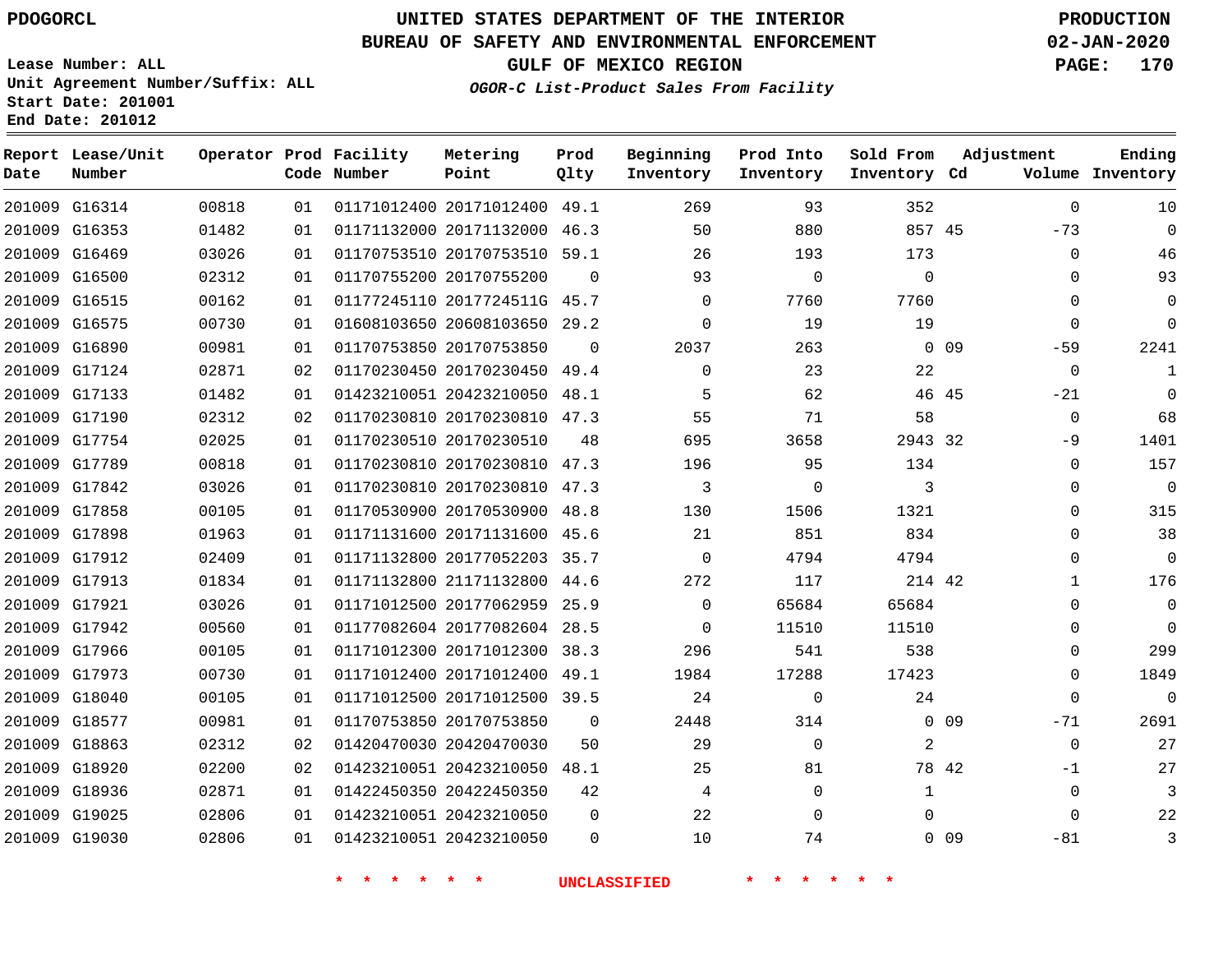PDOGORCL

# UNITED STATES DEPARTMENT OF THE INTERIOR
## BUREAU OF SAFETY AND ENVIRONMENTAL ENFORCEMENT
### GULF OF MEXICO REGION
*OGOR-C List-Product Sales From Facility*

PRODUCTION
02-JAN-2020

Lease Number: ALL
Unit Agreement Number/Suffix: ALL
Start Date: 201001
End Date: 201012

| Report Date | Lease/Unit Number | Operator | Prod Code | Facility Number | Metering Point | Prod Qlty | Beginning Inventory | Prod Into Inventory | Sold From Inventory | Adjustment Cd | Volume | Ending Inventory |
|---|---|---|---|---|---|---|---|---|---|---|---|---|
| 201009 | G16314 | 00818 | 01 | 01171012400 | 20171012400 | 49.1 | 269 | 93 | 352 | | 0 | 10 |
| 201009 | G16353 | 01482 | 01 | 01171132000 | 20171132000 | 46.3 | 50 | 880 | 857 | 45 | -73 | 0 |
| 201009 | G16469 | 03026 | 01 | 01170753510 | 20170753510 | 59.1 | 26 | 193 | 173 | | 0 | 46 |
| 201009 | G16500 | 02312 | 01 | 01170755200 | 20170755200 | 0 | 93 | 0 | 0 | | 0 | 93 |
| 201009 | G16515 | 00162 | 01 | 01177245110 | 2017724511G | 45.7 | 0 | 7760 | 7760 | | 0 | 0 |
| 201009 | G16575 | 00730 | 01 | 01608103650 | 20608103650 | 29.2 | 0 | 19 | 19 | | 0 | 0 |
| 201009 | G16890 | 00981 | 01 | 01170753850 | 20170753850 | 0 | 2037 | 263 | 0 | 09 | -59 | 2241 |
| 201009 | G17124 | 02871 | 02 | 01170230450 | 20170230450 | 49.4 | 0 | 23 | 22 | | 0 | 1 |
| 201009 | G17133 | 01482 | 01 | 01423210051 | 20423210050 | 48.1 | 5 | 62 | 46 | 45 | -21 | 0 |
| 201009 | G17190 | 02312 | 02 | 01170230810 | 20170230810 | 47.3 | 55 | 71 | 58 | | 0 | 68 |
| 201009 | G17754 | 02025 | 01 | 01170230510 | 20170230510 | 48 | 695 | 3658 | 2943 | 32 | -9 | 1401 |
| 201009 | G17789 | 00818 | 01 | 01170230810 | 20170230810 | 47.3 | 196 | 95 | 134 | | 0 | 157 |
| 201009 | G17842 | 03026 | 01 | 01170230810 | 20170230810 | 47.3 | 3 | 0 | 3 | | 0 | 0 |
| 201009 | G17858 | 00105 | 01 | 01170530900 | 20170530900 | 48.8 | 130 | 1506 | 1321 | | 0 | 315 |
| 201009 | G17898 | 01963 | 01 | 01171131600 | 20171131600 | 45.6 | 21 | 851 | 834 | | 0 | 38 |
| 201009 | G17912 | 02409 | 01 | 01171132800 | 20177052203 | 35.7 | 0 | 4794 | 4794 | | 0 | 0 |
| 201009 | G17913 | 01834 | 01 | 01171132800 | 21171132800 | 44.6 | 272 | 117 | 214 | 42 | 1 | 176 |
| 201009 | G17921 | 03026 | 01 | 01171012500 | 20177062959 | 25.9 | 0 | 65684 | 65684 | | 0 | 0 |
| 201009 | G17942 | 00560 | 01 | 01177082604 | 20177082604 | 28.5 | 0 | 11510 | 11510 | | 0 | 0 |
| 201009 | G17966 | 00105 | 01 | 01171012300 | 20171012300 | 38.3 | 296 | 541 | 538 | | 0 | 299 |
| 201009 | G17973 | 00730 | 01 | 01171012400 | 20171012400 | 49.1 | 1984 | 17288 | 17423 | | 0 | 1849 |
| 201009 | G18040 | 00105 | 01 | 01171012500 | 20171012500 | 39.5 | 24 | 0 | 24 | | 0 | 0 |
| 201009 | G18577 | 00981 | 01 | 01170753850 | 20170753850 | 0 | 2448 | 314 | 0 | 09 | -71 | 2691 |
| 201009 | G18863 | 02312 | 02 | 01420470030 | 20420470030 | 50 | 29 | 0 | 2 | | 0 | 27 |
| 201009 | G18920 | 02200 | 02 | 01423210051 | 20423210050 | 48.1 | 25 | 81 | 78 | 42 | -1 | 27 |
| 201009 | G18936 | 02871 | 01 | 01422450350 | 20422450350 | 42 | 4 | 0 | 1 | | 0 | 3 |
| 201009 | G19025 | 02806 | 01 | 01423210051 | 20423210050 | 0 | 22 | 0 | 0 | | 0 | 22 |
| 201009 | G19030 | 02806 | 01 | 01423210051 | 20423210050 | 0 | 10 | 74 | 0 | 09 | -81 | 3 |

\* \* \* \* \* \* UNCLASSIFIED \* \* \* \* \* \*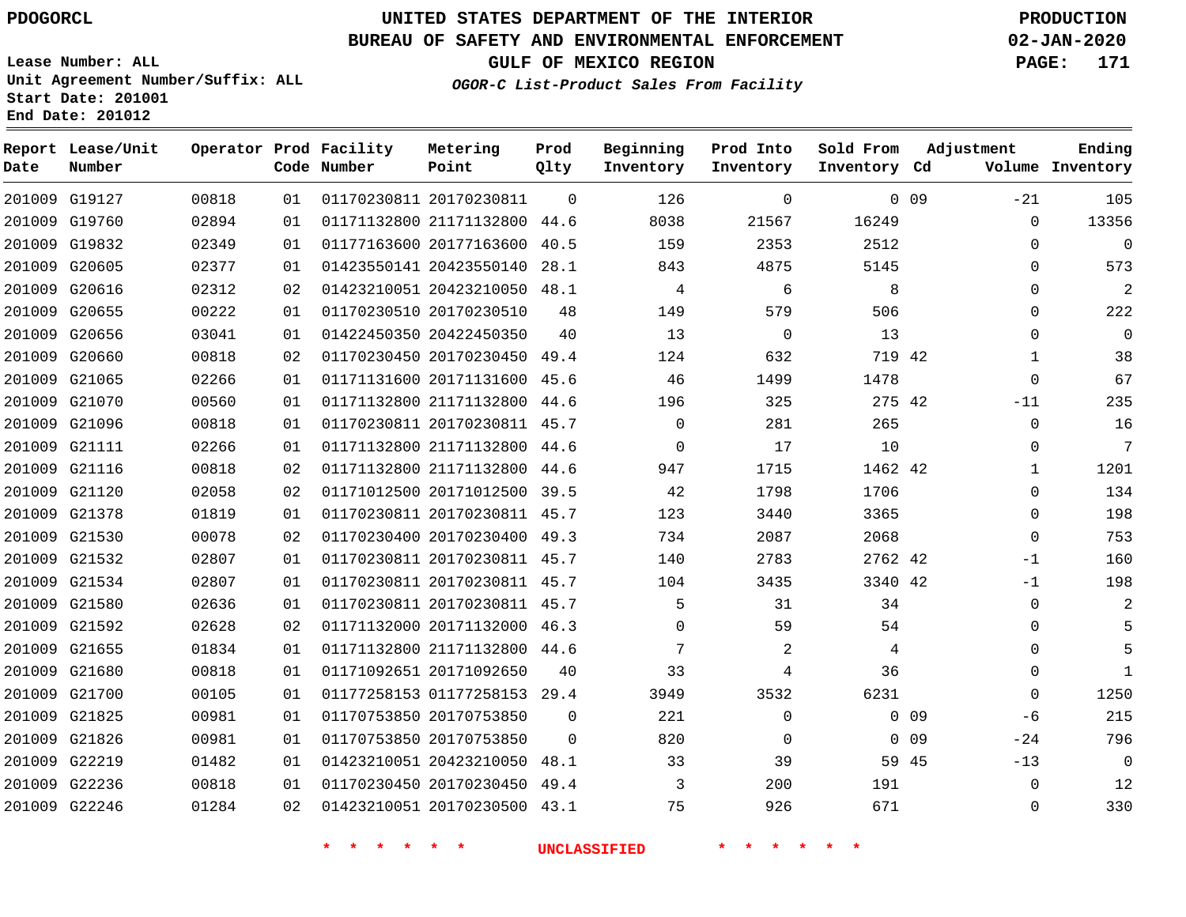PDOGORCL

# UNITED STATES DEPARTMENT OF THE INTERIOR
## BUREAU OF SAFETY AND ENVIRONMENTAL ENFORCEMENT
### GULF OF MEXICO REGION
*OGOR-C List-Product Sales From Facility*

PRODUCTION
02-JAN-2020

Lease Number: ALL
Unit Agreement Number/Suffix: ALL
Start Date: 201001
End Date: 201012

| Report Date | Lease/Unit Number | Operator | Prod Code | Facility Number | Metering Point | Prod Qlty | Beginning Inventory | Prod Into Inventory | Sold From Inventory | Adjustment Cd | Adjustment Volume | Ending Inventory |
|---|---|---|---|---|---|---|---|---|---|---|---|---|
| 201009 | G19127 | 00818 | 01 | 01170230811 | 20170230811 | 0 | 126 | 0 | 0 | 09 | -21 | 105 |
| 201009 | G19760 | 02894 | 01 | 01171132800 | 21171132800 | 44.6 | 8038 | 21567 | 16249 | | 0 | 13356 |
| 201009 | G19832 | 02349 | 01 | 01177163600 | 20177163600 | 40.5 | 159 | 2353 | 2512 | | 0 | 0 |
| 201009 | G20605 | 02377 | 01 | 01423550141 | 20423550140 | 28.1 | 843 | 4875 | 5145 | | 0 | 573 |
| 201009 | G20616 | 02312 | 02 | 01423210051 | 20423210050 | 48.1 | 4 | 6 | 8 | | 0 | 2 |
| 201009 | G20655 | 00222 | 01 | 01170230510 | 20170230510 | 48 | 149 | 579 | 506 | | 0 | 222 |
| 201009 | G20656 | 03041 | 01 | 01422450350 | 20422450350 | 40 | 13 | 0 | 13 | | 0 | 0 |
| 201009 | G20660 | 00818 | 02 | 01170230450 | 20170230450 | 49.4 | 124 | 632 | 719 | 42 | 1 | 38 |
| 201009 | G21065 | 02266 | 01 | 01171131600 | 20171131600 | 45.6 | 46 | 1499 | 1478 | | 0 | 67 |
| 201009 | G21070 | 00560 | 01 | 01171132800 | 21171132800 | 44.6 | 196 | 325 | 275 | 42 | -11 | 235 |
| 201009 | G21096 | 00818 | 01 | 01170230811 | 20170230811 | 45.7 | 0 | 281 | 265 | | 0 | 16 |
| 201009 | G21111 | 02266 | 01 | 01171132800 | 21171132800 | 44.6 | 0 | 17 | 10 | | 0 | 7 |
| 201009 | G21116 | 00818 | 02 | 01171132800 | 21171132800 | 44.6 | 947 | 1715 | 1462 | 42 | 1 | 1201 |
| 201009 | G21120 | 02058 | 02 | 01171012500 | 20171012500 | 39.5 | 42 | 1798 | 1706 | | 0 | 134 |
| 201009 | G21378 | 01819 | 01 | 01170230811 | 20170230811 | 45.7 | 123 | 3440 | 3365 | | 0 | 198 |
| 201009 | G21530 | 00078 | 02 | 01170230400 | 20170230400 | 49.3 | 734 | 2087 | 2068 | | 0 | 753 |
| 201009 | G21532 | 02807 | 01 | 01170230811 | 20170230811 | 45.7 | 140 | 2783 | 2762 | 42 | -1 | 160 |
| 201009 | G21534 | 02807 | 01 | 01170230811 | 20170230811 | 45.7 | 104 | 3435 | 3340 | 42 | -1 | 198 |
| 201009 | G21580 | 02636 | 01 | 01170230811 | 20170230811 | 45.7 | 5 | 31 | 34 | | 0 | 2 |
| 201009 | G21592 | 02628 | 02 | 01171132000 | 20171132000 | 46.3 | 0 | 59 | 54 | | 0 | 5 |
| 201009 | G21655 | 01834 | 01 | 01171132800 | 21171132800 | 44.6 | 7 | 2 | 4 | | 0 | 5 |
| 201009 | G21680 | 00818 | 01 | 01171092651 | 20171092650 | 40 | 33 | 4 | 36 | | 0 | 1 |
| 201009 | G21700 | 00105 | 01 | 01177258153 | 01177258153 | 29.4 | 3949 | 3532 | 6231 | | 0 | 1250 |
| 201009 | G21825 | 00981 | 01 | 01170753850 | 20170753850 | 0 | 221 | 0 | 0 | 09 | -6 | 215 |
| 201009 | G21826 | 00981 | 01 | 01170753850 | 20170753850 | 0 | 820 | 0 | 0 | 09 | -24 | 796 |
| 201009 | G22219 | 01482 | 01 | 01423210051 | 20423210050 | 48.1 | 33 | 39 | 59 | 45 | -13 | 0 |
| 201009 | G22236 | 00818 | 01 | 01170230450 | 20170230450 | 49.4 | 3 | 200 | 191 | | 0 | 12 |
| 201009 | G22246 | 01284 | 02 | 01423210051 | 20170230500 | 43.1 | 75 | 926 | 671 | | 0 | 330 |

* * * * * * UNCLASSIFIED * * * * * *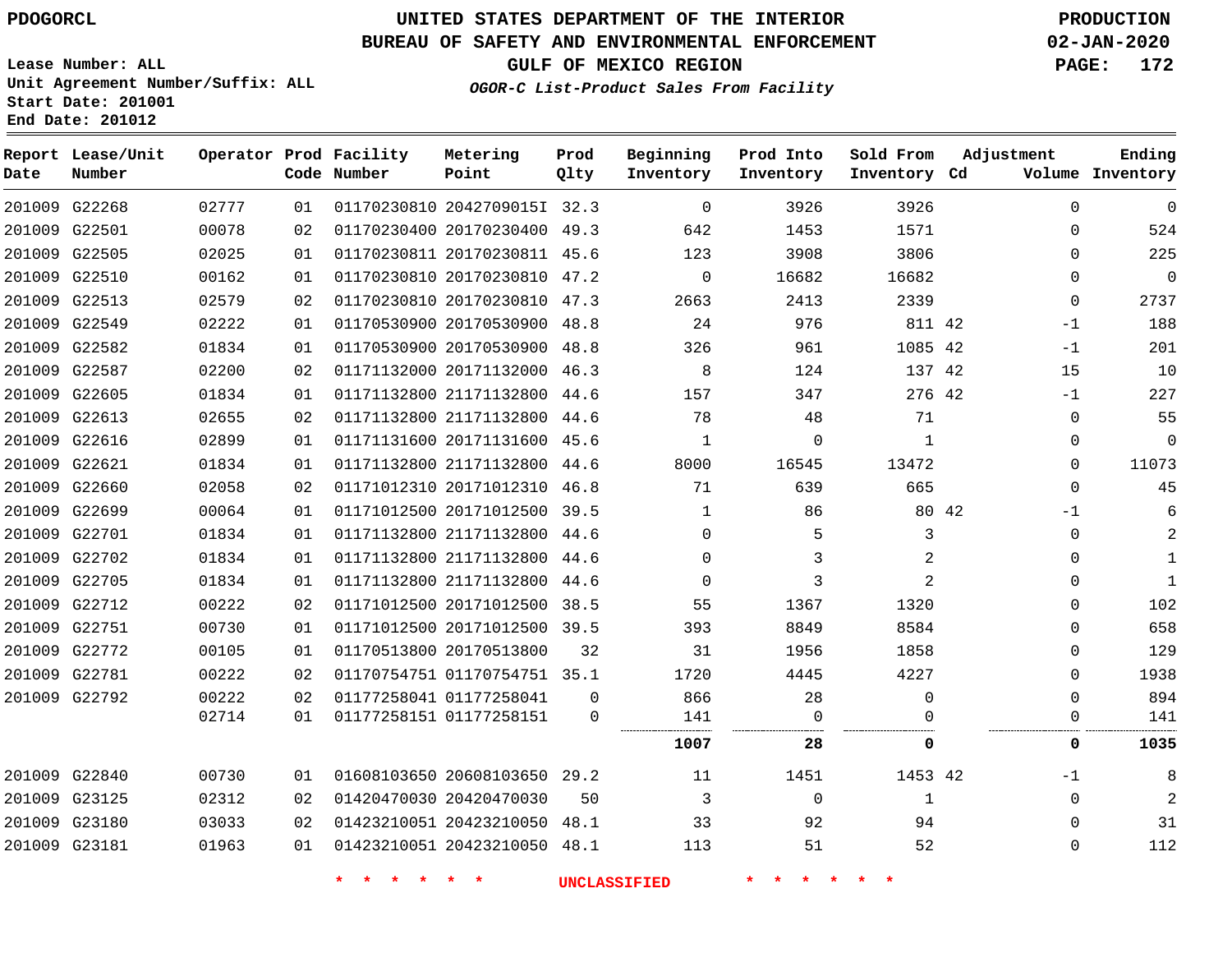**PDOGORCL**

**Lease Number: ALL**
**Unit Agreement Number/Suffix: ALL**
**Start Date: 201001**
**End Date: 201012**

# UNITED STATES DEPARTMENT OF THE INTERIOR
## BUREAU OF SAFETY AND ENVIRONMENTAL ENFORCEMENT
## GULF OF MEXICO REGION
### *OGOR-C List-Product Sales From Facility*

**PRODUCTION**
**02-JAN-2020**

| Report Date | Lease/Unit Number | Operator | Prod Code | Facility Number | Metering Point | Prod Qlty | Beginning Inventory | Prod Into Inventory | Sold From Inventory | Adjustment Cd | Adjustment Volume | Ending Inventory |
|---|---|---|---|---|---|---|---|---|---|---|---|---|
| 201009 | G22268 | 02777 | 01 | 01170230810 | 2042709015I | 32.3 | 0 | 3926 | 3926 | | 0 | 0 |
| 201009 | G22501 | 00078 | 02 | 01170230400 | 20170230400 | 49.3 | 642 | 1453 | 1571 | | 0 | 524 |
| 201009 | G22505 | 02025 | 01 | 01170230811 | 20170230811 | 45.6 | 123 | 3908 | 3806 | | 0 | 225 |
| 201009 | G22510 | 00162 | 01 | 01170230810 | 20170230810 | 47.2 | 0 | 16682 | 16682 | | 0 | 0 |
| 201009 | G22513 | 02579 | 02 | 01170230810 | 20170230810 | 47.3 | 2663 | 2413 | 2339 | | 0 | 2737 |
| 201009 | G22549 | 02222 | 01 | 01170530900 | 20170530900 | 48.8 | 24 | 976 | 811 | 42 | -1 | 188 |
| 201009 | G22582 | 01834 | 01 | 01170530900 | 20170530900 | 48.8 | 326 | 961 | 1085 | 42 | -1 | 201 |
| 201009 | G22587 | 02200 | 02 | 01171132000 | 20171132000 | 46.3 | 8 | 124 | 137 | 42 | 15 | 10 |
| 201009 | G22605 | 01834 | 01 | 01171132800 | 21171132800 | 44.6 | 157 | 347 | 276 | 42 | -1 | 227 |
| 201009 | G22613 | 02655 | 02 | 01171132800 | 21171132800 | 44.6 | 78 | 48 | 71 | | 0 | 55 |
| 201009 | G22616 | 02899 | 01 | 01171131600 | 20171131600 | 45.6 | 1 | 0 | 1 | | 0 | 0 |
| 201009 | G22621 | 01834 | 01 | 01171132800 | 21171132800 | 44.6 | 8000 | 16545 | 13472 | | 0 | 11073 |
| 201009 | G22660 | 02058 | 02 | 01171012310 | 20171012310 | 46.8 | 71 | 639 | 665 | | 0 | 45 |
| 201009 | G22699 | 00064 | 01 | 01171012500 | 20171012500 | 39.5 | 1 | 86 | 80 | 42 | -1 | 6 |
| 201009 | G22701 | 01834 | 01 | 01171132800 | 21171132800 | 44.6 | 0 | 5 | 3 | | 0 | 2 |
| 201009 | G22702 | 01834 | 01 | 01171132800 | 21171132800 | 44.6 | 0 | 3 | 2 | | 0 | 1 |
| 201009 | G22705 | 01834 | 01 | 01171132800 | 21171132800 | 44.6 | 0 | 3 | 2 | | 0 | 1 |
| 201009 | G22712 | 00222 | 02 | 01171012500 | 20171012500 | 38.5 | 55 | 1367 | 1320 | | 0 | 102 |
| 201009 | G22751 | 00730 | 01 | 01171012500 | 20171012500 | 39.5 | 393 | 8849 | 8584 | | 0 | 658 |
| 201009 | G22772 | 00105 | 01 | 01170513800 | 20170513800 | 32 | 31 | 1956 | 1858 | | 0 | 129 |
| 201009 | G22781 | 00222 | 02 | 01170754751 | 01170754751 | 35.1 | 1720 | 4445 | 4227 | | 0 | 1938 |
| 201009 | G22792 | 00222 | 02 | 01177258041 | 01177258041 | 0 | 866 | 28 | 0 | | 0 | 894 |
| | | 02714 | 01 | 01177258151 | 01177258151 | 0 | 141 | 0 | 0 | | 0 | 141 |
| | | | | | | | **1007** | **28** | **0** | | **0** | **1035** |
| 201009 | G22840 | 00730 | 01 | 01608103650 | 20608103650 | 29.2 | 11 | 1451 | 1453 | 42 | -1 | 8 |
| 201009 | G23125 | 02312 | 02 | 01420470030 | 20420470030 | 50 | 3 | 0 | 1 | | 0 | 2 |
| 201009 | G23180 | 03033 | 02 | 01423210051 | 20423210050 | 48.1 | 33 | 92 | 94 | | 0 | 31 |
| 201009 | G23181 | 01963 | 01 | 01423210051 | 20423210050 | 48.1 | 113 | 51 | 52 | | 0 | 112 |

* * * * * * UNCLASSIFIED * * * * * *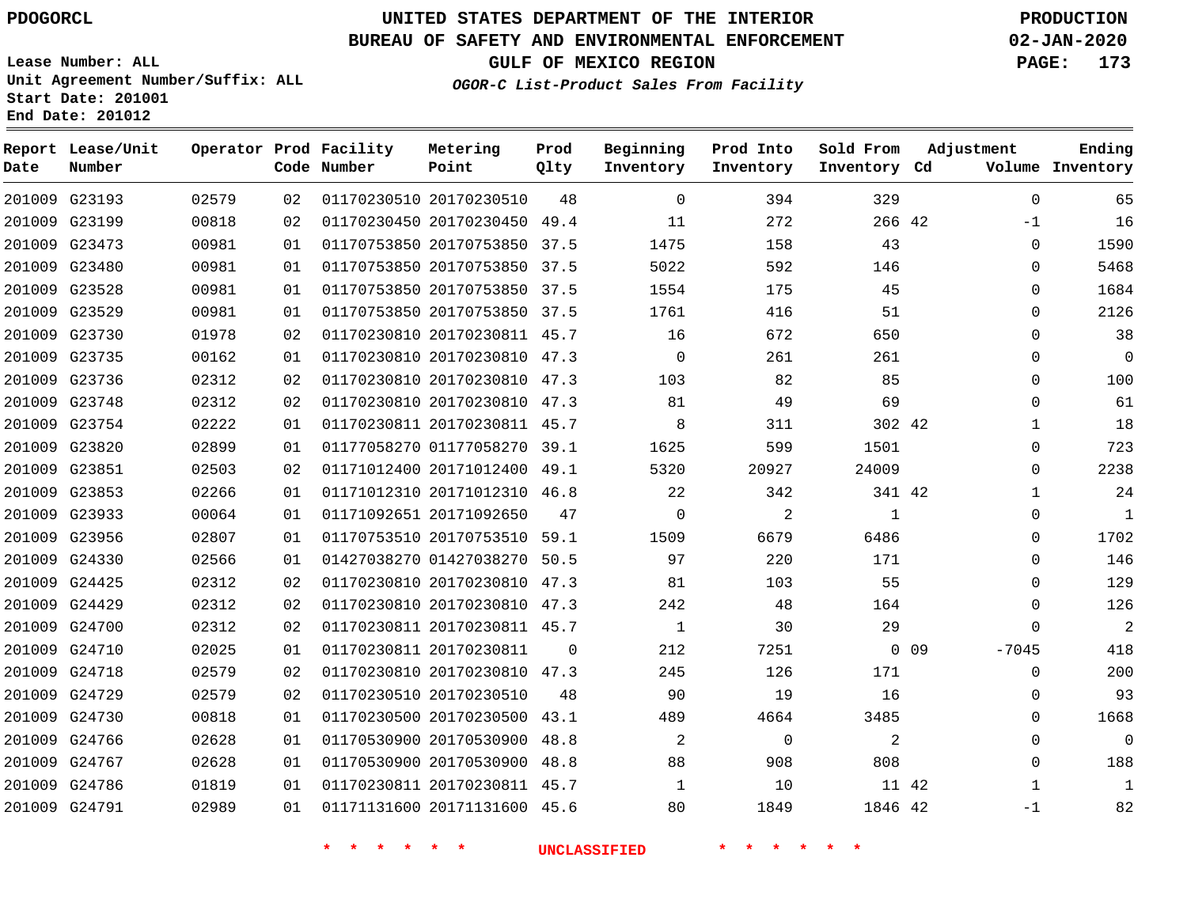PDOGORCL

# UNITED STATES DEPARTMENT OF THE INTERIOR
## BUREAU OF SAFETY AND ENVIRONMENTAL ENFORCEMENT
### GULF OF MEXICO REGION
*OGOR-C List-Product Sales From Facility*

PRODUCTION
02-JAN-2020

Lease Number: ALL
Unit Agreement Number/Suffix: ALL
Start Date: 201001
End Date: 201012

| Report Date | Lease/Unit Number | Operator | Prod Code | Facility Number | Metering Point | Prod Qlty | Beginning Inventory | Prod Into Inventory | Sold From Inventory | Adjustment Cd | Adjustment Volume | Ending Inventory |
|---|---|---|---|---|---|---|---|---|---|---|---|---|
| 201009 | G23193 | 02579 | 02 | 01170230510 | 20170230510 | 48 | 0 | 394 | 329 | | 0 | 65 |
| 201009 | G23199 | 00818 | 02 | 01170230450 | 20170230450 | 49.4 | 11 | 272 | 266 | 42 | -1 | 16 |
| 201009 | G23473 | 00981 | 01 | 01170753850 | 20170753850 | 37.5 | 1475 | 158 | 43 | | 0 | 1590 |
| 201009 | G23480 | 00981 | 01 | 01170753850 | 20170753850 | 37.5 | 5022 | 592 | 146 | | 0 | 5468 |
| 201009 | G23528 | 00981 | 01 | 01170753850 | 20170753850 | 37.5 | 1554 | 175 | 45 | | 0 | 1684 |
| 201009 | G23529 | 00981 | 01 | 01170753850 | 20170753850 | 37.5 | 1761 | 416 | 51 | | 0 | 2126 |
| 201009 | G23730 | 01978 | 02 | 01170230810 | 20170230811 | 45.7 | 16 | 672 | 650 | | 0 | 38 |
| 201009 | G23735 | 00162 | 01 | 01170230810 | 20170230810 | 47.3 | 0 | 261 | 261 | | 0 | 0 |
| 201009 | G23736 | 02312 | 02 | 01170230810 | 20170230810 | 47.3 | 103 | 82 | 85 | | 0 | 100 |
| 201009 | G23748 | 02312 | 02 | 01170230810 | 20170230810 | 47.3 | 81 | 49 | 69 | | 0 | 61 |
| 201009 | G23754 | 02222 | 01 | 01170230811 | 20170230811 | 45.7 | 8 | 311 | 302 | 42 | 1 | 18 |
| 201009 | G23820 | 02899 | 01 | 01177058270 | 01177058270 | 39.1 | 1625 | 599 | 1501 | | 0 | 723 |
| 201009 | G23851 | 02503 | 02 | 01171012400 | 20171012400 | 49.1 | 5320 | 20927 | 24009 | | 0 | 2238 |
| 201009 | G23853 | 02266 | 01 | 01171012310 | 20171012310 | 46.8 | 22 | 342 | 341 | 42 | 1 | 24 |
| 201009 | G23933 | 00064 | 01 | 01171092651 | 20171092650 | 47 | 0 | 2 | 1 | | 0 | 1 |
| 201009 | G23956 | 02807 | 01 | 01170753510 | 20170753510 | 59.1 | 1509 | 6679 | 6486 | | 0 | 1702 |
| 201009 | G24330 | 02566 | 01 | 01427038270 | 01427038270 | 50.5 | 97 | 220 | 171 | | 0 | 146 |
| 201009 | G24425 | 02312 | 02 | 01170230810 | 20170230810 | 47.3 | 81 | 103 | 55 | | 0 | 129 |
| 201009 | G24429 | 02312 | 02 | 01170230810 | 20170230810 | 47.3 | 242 | 48 | 164 | | 0 | 126 |
| 201009 | G24700 | 02312 | 02 | 01170230811 | 20170230811 | 45.7 | 1 | 30 | 29 | | 0 | 2 |
| 201009 | G24710 | 02025 | 01 | 01170230811 | 20170230811 | 0 | 212 | 7251 | 0 | 09 | -7045 | 418 |
| 201009 | G24718 | 02579 | 02 | 01170230810 | 20170230810 | 47.3 | 245 | 126 | 171 | | 0 | 200 |
| 201009 | G24729 | 02579 | 02 | 01170230510 | 20170230510 | 48 | 90 | 19 | 16 | | 0 | 93 |
| 201009 | G24730 | 00818 | 01 | 01170230500 | 20170230500 | 43.1 | 489 | 4664 | 3485 | | 0 | 1668 |
| 201009 | G24766 | 02628 | 01 | 01170530900 | 20170530900 | 48.8 | 2 | 0 | 2 | | 0 | 0 |
| 201009 | G24767 | 02628 | 01 | 01170530900 | 20170530900 | 48.8 | 88 | 908 | 808 | | 0 | 188 |
| 201009 | G24786 | 01819 | 01 | 01170230811 | 20170230811 | 45.7 | 1 | 10 | 11 | 42 | 1 | 1 |
| 201009 | G24791 | 02989 | 01 | 01171131600 | 20171131600 | 45.6 | 80 | 1849 | 1846 | 42 | -1 | 82 |

* * * * * * UNCLASSIFIED * * * * * *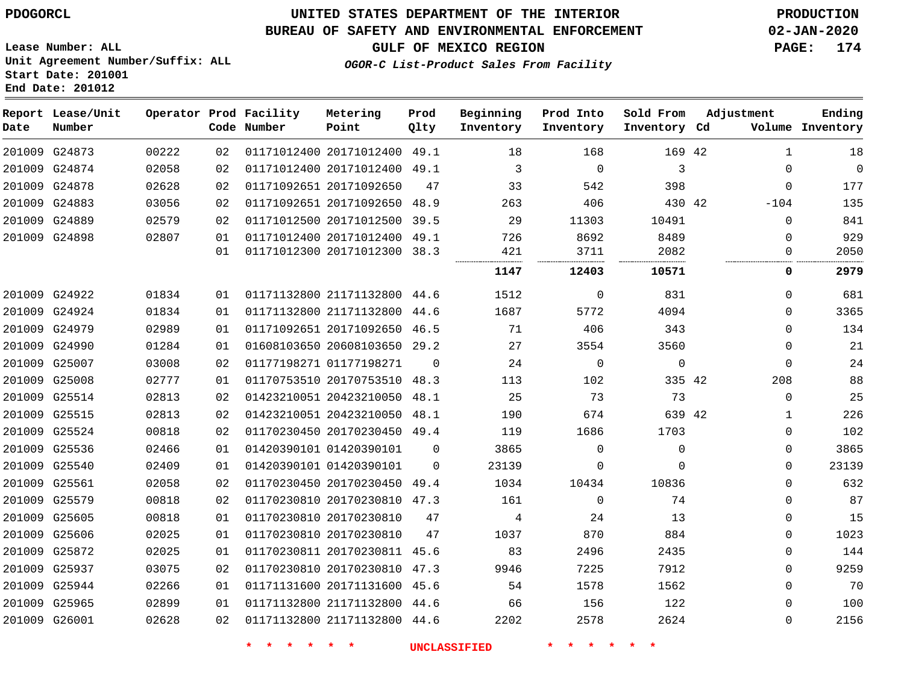PDOGORCL

# UNITED STATES DEPARTMENT OF THE INTERIOR
## BUREAU OF SAFETY AND ENVIRONMENTAL ENFORCEMENT
### GULF OF MEXICO REGION
*OGOR-C List-Product Sales From Facility*

PRODUCTION
02-JAN-2020

Lease Number: ALL
Unit Agreement Number/Suffix: ALL
Start Date: 201001
End Date: 201012

| Report Date | Lease/Unit Number | Operator | Prod Code | Facility Number | Metering Point | Prod Qlty | Beginning Inventory | Prod Into Inventory | Sold From Inventory | Adjustment Cd | Adjustment Volume | Ending Inventory |
|---|---|---|---|---|---|---|---|---|---|---|---|---|
| 201009 | G24873 | 00222 | 02 | 01171012400 | 20171012400 | 49.1 | 18 | 168 | 169 | 42 | 1 | 18 |
| 201009 | G24874 | 02058 | 02 | 01171012400 | 20171012400 | 49.1 | 3 | 0 | 3 | | 0 | 0 |
| 201009 | G24878 | 02628 | 02 | 01171092651 | 20171092650 | 47 | 33 | 542 | 398 | | 0 | 177 |
| 201009 | G24883 | 03056 | 02 | 01171092651 | 20171092650 | 48.9 | 263 | 406 | 430 | 42 | -104 | 135 |
| 201009 | G24889 | 02579 | 02 | 01171012500 | 20171012500 | 39.5 | 29 | 11303 | 10491 | | 0 | 841 |
| 201009 | G24898 | 02807 | 01 | 01171012400 | 20171012400 | 49.1 | 726 | 8692 | 8489 | | 0 | 929 |
| | | | 01 | 01171012300 | 20171012300 | 38.3 | 421 | 3711 | 2082 | | 0 | 2050 |
| | | | | | | | **1147** | **12403** | **10571** | | **0** | **2979** |
| 201009 | G24922 | 01834 | 01 | 01171132800 | 21171132800 | 44.6 | 1512 | 0 | 831 | | 0 | 681 |
| 201009 | G24924 | 01834 | 01 | 01171132800 | 21171132800 | 44.6 | 1687 | 5772 | 4094 | | 0 | 3365 |
| 201009 | G24979 | 02989 | 01 | 01171092651 | 20171092650 | 46.5 | 71 | 406 | 343 | | 0 | 134 |
| 201009 | G24990 | 01284 | 01 | 01608103650 | 20608103650 | 29.2 | 27 | 3554 | 3560 | | 0 | 21 |
| 201009 | G25007 | 03008 | 02 | 01177198271 | 01177198271 | 0 | 24 | 0 | 0 | | 0 | 24 |
| 201009 | G25008 | 02777 | 01 | 01170753510 | 20170753510 | 48.3 | 113 | 102 | 335 | 42 | 208 | 88 |
| 201009 | G25514 | 02813 | 02 | 01423210051 | 20423210050 | 48.1 | 25 | 73 | 73 | | 0 | 25 |
| 201009 | G25515 | 02813 | 02 | 01423210051 | 20423210050 | 48.1 | 190 | 674 | 639 | 42 | 1 | 226 |
| 201009 | G25524 | 00818 | 02 | 01170230450 | 20170230450 | 49.4 | 119 | 1686 | 1703 | | 0 | 102 |
| 201009 | G25536 | 02466 | 01 | 01420390101 | 01420390101 | 0 | 3865 | 0 | 0 | | 0 | 3865 |
| 201009 | G25540 | 02409 | 01 | 01420390101 | 01420390101 | 0 | 23139 | 0 | 0 | | 0 | 23139 |
| 201009 | G25561 | 02058 | 02 | 01170230450 | 20170230450 | 49.4 | 1034 | 10434 | 10836 | | 0 | 632 |
| 201009 | G25579 | 00818 | 02 | 01170230810 | 20170230810 | 47.3 | 161 | 0 | 74 | | 0 | 87 |
| 201009 | G25605 | 00818 | 01 | 01170230810 | 20170230810 | 47 | 4 | 24 | 13 | | 0 | 15 |
| 201009 | G25606 | 02025 | 01 | 01170230810 | 20170230810 | 47 | 1037 | 870 | 884 | | 0 | 1023 |
| 201009 | G25872 | 02025 | 01 | 01170230811 | 20170230811 | 45.6 | 83 | 2496 | 2435 | | 0 | 144 |
| 201009 | G25937 | 03075 | 02 | 01170230810 | 20170230810 | 47.3 | 9946 | 7225 | 7912 | | 0 | 9259 |
| 201009 | G25944 | 02266 | 01 | 01171131600 | 20171131600 | 45.6 | 54 | 1578 | 1562 | | 0 | 70 |
| 201009 | G25965 | 02899 | 01 | 01171132800 | 21171132800 | 44.6 | 66 | 156 | 122 | | 0 | 100 |
| 201009 | G26001 | 02628 | 02 | 01171132800 | 21171132800 | 44.6 | 2202 | 2578 | 2624 | | 0 | 2156 |

* * * * * * UNCLASSIFIED * * * * * *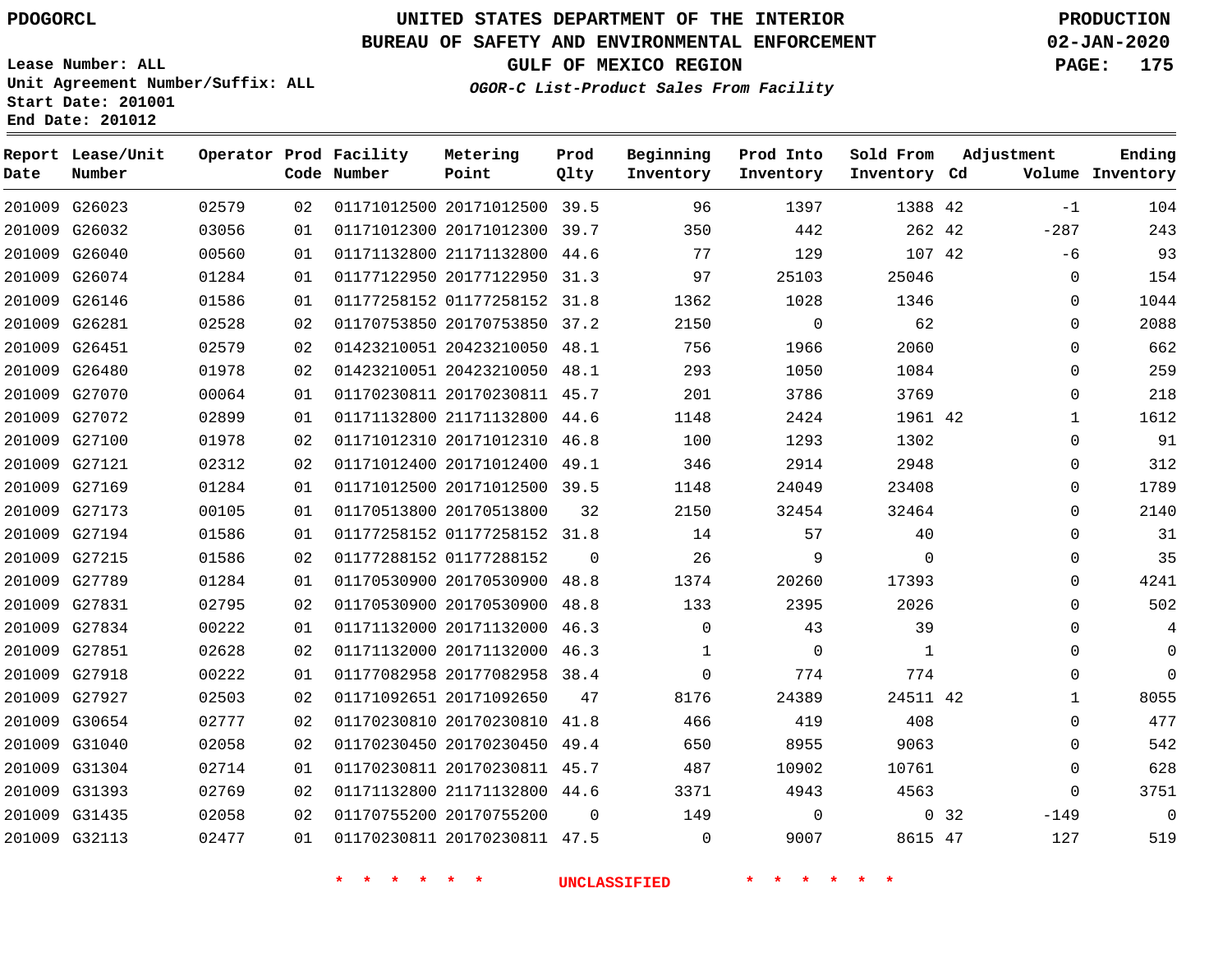PDOGORCL

# UNITED STATES DEPARTMENT OF THE INTERIOR
## BUREAU OF SAFETY AND ENVIRONMENTAL ENFORCEMENT
### GULF OF MEXICO REGION

*OGOR-C List-Product Sales From Facility*

PRODUCTION
02-JAN-2020

Lease Number: ALL
Unit Agreement Number/Suffix: ALL
Start Date: 201001
End Date: 201012

| Report Date | Lease/Unit Number | Operator | Prod Code | Facility Number | Metering Point | Prod Qlty | Beginning Inventory | Prod Into Inventory | Sold From Inventory | Adjustment Cd | Volume | Ending Inventory |
|---|---|---|---|---|---|---|---|---|---|---|---|---|
| 201009 | G26023 | 02579 | 02 | 01171012500 | 20171012500 | 39.5 | 96 | 1397 | 1388 | 42 | -1 | 104 |
| 201009 | G26032 | 03056 | 01 | 01171012300 | 20171012300 | 39.7 | 350 | 442 | 262 | 42 | -287 | 243 |
| 201009 | G26040 | 00560 | 01 | 01171132800 | 21171132800 | 44.6 | 77 | 129 | 107 | 42 | -6 | 93 |
| 201009 | G26074 | 01284 | 01 | 01177122950 | 20177122950 | 31.3 | 97 | 25103 | 25046 | | 0 | 154 |
| 201009 | G26146 | 01586 | 01 | 01177258152 | 01177258152 | 31.8 | 1362 | 1028 | 1346 | | 0 | 1044 |
| 201009 | G26281 | 02528 | 02 | 01170753850 | 20170753850 | 37.2 | 2150 | 0 | 62 | | 0 | 2088 |
| 201009 | G26451 | 02579 | 02 | 01423210051 | 20423210050 | 48.1 | 756 | 1966 | 2060 | | 0 | 662 |
| 201009 | G26480 | 01978 | 02 | 01423210051 | 20423210050 | 48.1 | 293 | 1050 | 1084 | | 0 | 259 |
| 201009 | G27070 | 00064 | 01 | 01170230811 | 20170230811 | 45.7 | 201 | 3786 | 3769 | | 0 | 218 |
| 201009 | G27072 | 02899 | 01 | 01171132800 | 21171132800 | 44.6 | 1148 | 2424 | 1961 | 42 | 1 | 1612 |
| 201009 | G27100 | 01978 | 02 | 01171012310 | 20171012310 | 46.8 | 100 | 1293 | 1302 | | 0 | 91 |
| 201009 | G27121 | 02312 | 02 | 01171012400 | 20171012400 | 49.1 | 346 | 2914 | 2948 | | 0 | 312 |
| 201009 | G27169 | 01284 | 01 | 01171012500 | 20171012500 | 39.5 | 1148 | 24049 | 23408 | | 0 | 1789 |
| 201009 | G27173 | 00105 | 01 | 01170513800 | 20170513800 | 32 | 2150 | 32454 | 32464 | | 0 | 2140 |
| 201009 | G27194 | 01586 | 01 | 01177258152 | 01177258152 | 31.8 | 14 | 57 | 40 | | 0 | 31 |
| 201009 | G27215 | 01586 | 02 | 01177288152 | 01177288152 | 0 | 26 | 9 | 0 | | 0 | 35 |
| 201009 | G27789 | 01284 | 01 | 01170530900 | 20170530900 | 48.8 | 1374 | 20260 | 17393 | | 0 | 4241 |
| 201009 | G27831 | 02795 | 02 | 01170530900 | 20170530900 | 48.8 | 133 | 2395 | 2026 | | 0 | 502 |
| 201009 | G27834 | 00222 | 01 | 01171132000 | 20171132000 | 46.3 | 0 | 43 | 39 | | 0 | 4 |
| 201009 | G27851 | 02628 | 02 | 01171132000 | 20171132000 | 46.3 | 1 | 0 | 1 | | 0 | 0 |
| 201009 | G27918 | 00222 | 01 | 01177082958 | 20177082958 | 38.4 | 0 | 774 | 774 | | 0 | 0 |
| 201009 | G27927 | 02503 | 02 | 01171092651 | 20171092650 | 47 | 8176 | 24389 | 24511 | 42 | 1 | 8055 |
| 201009 | G30654 | 02777 | 02 | 01170230810 | 20170230810 | 41.8 | 466 | 419 | 408 | | 0 | 477 |
| 201009 | G31040 | 02058 | 02 | 01170230450 | 20170230450 | 49.4 | 650 | 8955 | 9063 | | 0 | 542 |
| 201009 | G31304 | 02714 | 01 | 01170230811 | 20170230811 | 45.7 | 487 | 10902 | 10761 | | 0 | 628 |
| 201009 | G31393 | 02769 | 02 | 01171132800 | 21171132800 | 44.6 | 3371 | 4943 | 4563 | | 0 | 3751 |
| 201009 | G31435 | 02058 | 02 | 01170755200 | 20170755200 | 0 | 149 | 0 | 0 | 32 | -149 | 0 |
| 201009 | G32113 | 02477 | 01 | 01170230811 | 20170230811 | 47.5 | 0 | 9007 | 8615 | 47 | 127 | 519 |

\* \* \* \* \* \* UNCLASSIFIED \* \* \* \* \* \*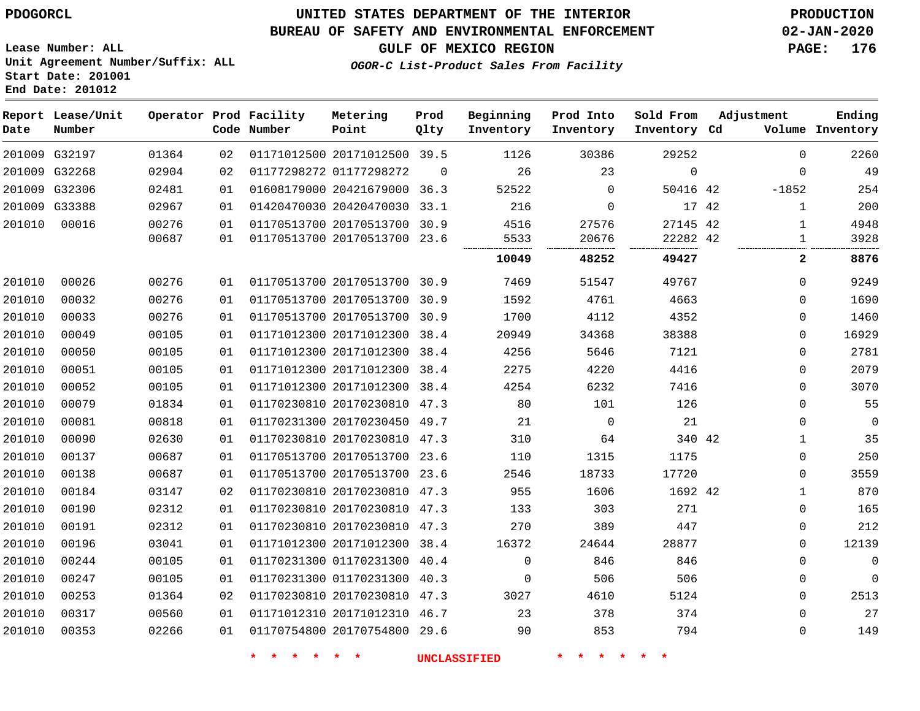PDOGORCL

# UNITED STATES DEPARTMENT OF THE INTERIOR
## BUREAU OF SAFETY AND ENVIRONMENTAL ENFORCEMENT
### GULF OF MEXICO REGION
*OGOR-C List-Product Sales From Facility*

PRODUCTION
02-JAN-2020

Lease Number: ALL
Unit Agreement Number/Suffix: ALL
Start Date: 201001
End Date: 201012

| Report Date | Lease/Unit Number | Operator | Prod Code | Facility Number | Metering Point | Prod Qlty | Beginning Inventory | Prod Into Inventory | Sold From Inventory | Adjustment Cd | Volume | Ending Inventory |
|---|---|---|---|---|---|---|---|---|---|---|---|---|
| 201009 | G32197 | 01364 | 02 | 01171012500 | 20171012500 | 39.5 | 1126 | 30386 | 29252 | | 0 | 2260 |
| 201009 | G32268 | 02904 | 02 | 01177298272 | 01177298272 | 0 | 26 | 23 | 0 | | 0 | 49 |
| 201009 | G32306 | 02481 | 01 | 01608179000 | 20421679000 | 36.3 | 52522 | 0 | 50416 | 42 | -1852 | 254 |
| 201009 | G33388 | 02967 | 01 | 01420470030 | 20420470030 | 33.1 | 216 | 0 | 17 | 42 | 1 | 200 |
| 201010 | 00016 | 00276 | 01 | 01170513700 | 20170513700 | 30.9 | 4516 | 27576 | 27145 | 42 | 1 | 4948 |
| | | 00687 | 01 | 01170513700 | 20170513700 | 23.6 | 5533 | 20676 | 22282 | 42 | 1 | 3928 |
| | | | | | | | **10049** | **48252** | **49427** | | **2** | **8876** |
| 201010 | 00026 | 00276 | 01 | 01170513700 | 20170513700 | 30.9 | 7469 | 51547 | 49767 | | 0 | 9249 |
| 201010 | 00032 | 00276 | 01 | 01170513700 | 20170513700 | 30.9 | 1592 | 4761 | 4663 | | 0 | 1690 |
| 201010 | 00033 | 00276 | 01 | 01170513700 | 20170513700 | 30.9 | 1700 | 4112 | 4352 | | 0 | 1460 |
| 201010 | 00049 | 00105 | 01 | 01171012300 | 20171012300 | 38.4 | 20949 | 34368 | 38388 | | 0 | 16929 |
| 201010 | 00050 | 00105 | 01 | 01171012300 | 20171012300 | 38.4 | 4256 | 5646 | 7121 | | 0 | 2781 |
| 201010 | 00051 | 00105 | 01 | 01171012300 | 20171012300 | 38.4 | 2275 | 4220 | 4416 | | 0 | 2079 |
| 201010 | 00052 | 00105 | 01 | 01171012300 | 20171012300 | 38.4 | 4254 | 6232 | 7416 | | 0 | 3070 |
| 201010 | 00079 | 01834 | 01 | 01170230810 | 20170230810 | 47.3 | 80 | 101 | 126 | | 0 | 55 |
| 201010 | 00081 | 00818 | 01 | 01170231300 | 20170230450 | 49.7 | 21 | 0 | 21 | | 0 | 0 |
| 201010 | 00090 | 02630 | 01 | 01170230810 | 20170230810 | 47.3 | 310 | 64 | 340 | 42 | 1 | 35 |
| 201010 | 00137 | 00687 | 01 | 01170513700 | 20170513700 | 23.6 | 110 | 1315 | 1175 | | 0 | 250 |
| 201010 | 00138 | 00687 | 01 | 01170513700 | 20170513700 | 23.6 | 2546 | 18733 | 17720 | | 0 | 3559 |
| 201010 | 00184 | 03147 | 02 | 01170230810 | 20170230810 | 47.3 | 955 | 1606 | 1692 | 42 | 1 | 870 |
| 201010 | 00190 | 02312 | 01 | 01170230810 | 20170230810 | 47.3 | 133 | 303 | 271 | | 0 | 165 |
| 201010 | 00191 | 02312 | 01 | 01170230810 | 20170230810 | 47.3 | 270 | 389 | 447 | | 0 | 212 |
| 201010 | 00196 | 03041 | 01 | 01171012300 | 20171012300 | 38.4 | 16372 | 24644 | 28877 | | 0 | 12139 |
| 201010 | 00244 | 00105 | 01 | 01170231300 | 01170231300 | 40.4 | 0 | 846 | 846 | | 0 | 0 |
| 201010 | 00247 | 00105 | 01 | 01170231300 | 01170231300 | 40.3 | 0 | 506 | 506 | | 0 | 0 |
| 201010 | 00253 | 01364 | 02 | 01170230810 | 20170230810 | 47.3 | 3027 | 4610 | 5124 | | 0 | 2513 |
| 201010 | 00317 | 00560 | 01 | 01171012310 | 20171012310 | 46.7 | 23 | 378 | 374 | | 0 | 27 |
| 201010 | 00353 | 02266 | 01 | 01170754800 | 20170754800 | 29.6 | 90 | 853 | 794 | | 0 | 149 |

* * * * * * UNCLASSIFIED * * * * * *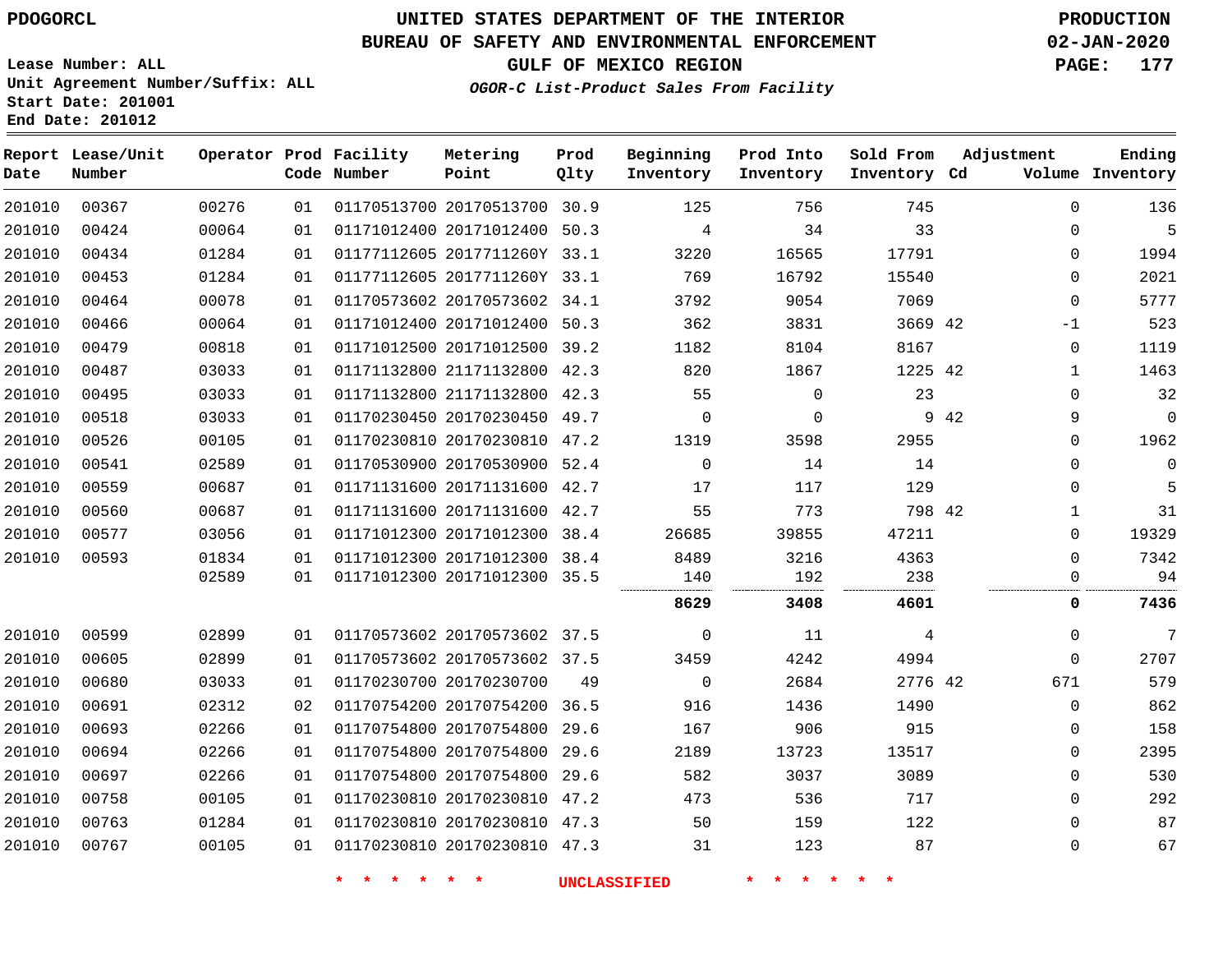PDOGORCL

# UNITED STATES DEPARTMENT OF THE INTERIOR
## BUREAU OF SAFETY AND ENVIRONMENTAL ENFORCEMENT
### GULF OF MEXICO REGION
*OGOR-C List-Product Sales From Facility*

PRODUCTION
02-JAN-2020

Lease Number: ALL
Unit Agreement Number/Suffix: ALL
Start Date: 201001
End Date: 201012

| Report Date | Lease/Unit Number | Operator | Prod Code | Facility Number | Metering Point | Prod Qlty | Beginning Inventory | Prod Into Inventory | Sold From Inventory | Adjustment Cd | Adjustment Volume | Ending Inventory |
|---|---|---|---|---|---|---|---|---|---|---|---|---|
| 201010 | 00367 | 00276 | 01 | 01170513700 | 20170513700 | 30.9 | 125 | 756 | 745 | | 0 | 136 |
| 201010 | 00424 | 00064 | 01 | 01171012400 | 20171012400 | 50.3 | 4 | 34 | 33 | | 0 | 5 |
| 201010 | 00434 | 01284 | 01 | 01177112605 | 2017711260Y | 33.1 | 3220 | 16565 | 17791 | | 0 | 1994 |
| 201010 | 00453 | 01284 | 01 | 01177112605 | 2017711260Y | 33.1 | 769 | 16792 | 15540 | | 0 | 2021 |
| 201010 | 00464 | 00078 | 01 | 01170573602 | 20170573602 | 34.1 | 3792 | 9054 | 7069 | | 0 | 5777 |
| 201010 | 00466 | 00064 | 01 | 01171012400 | 20171012400 | 50.3 | 362 | 3831 | 3669 | 42 | -1 | 523 |
| 201010 | 00479 | 00818 | 01 | 01171012500 | 20171012500 | 39.2 | 1182 | 8104 | 8167 | | 0 | 1119 |
| 201010 | 00487 | 03033 | 01 | 01171132800 | 21171132800 | 42.3 | 820 | 1867 | 1225 | 42 | 1 | 1463 |
| 201010 | 00495 | 03033 | 01 | 01171132800 | 21171132800 | 42.3 | 55 | 0 | 23 | | 0 | 32 |
| 201010 | 00518 | 03033 | 01 | 01170230450 | 20170230450 | 49.7 | 0 | 0 | 9 | 42 | 9 | 0 |
| 201010 | 00526 | 00105 | 01 | 01170230810 | 20170230810 | 47.2 | 1319 | 3598 | 2955 | | 0 | 1962 |
| 201010 | 00541 | 02589 | 01 | 01170530900 | 20170530900 | 52.4 | 0 | 14 | 14 | | 0 | 0 |
| 201010 | 00559 | 00687 | 01 | 01171131600 | 20171131600 | 42.7 | 17 | 117 | 129 | | 0 | 5 |
| 201010 | 00560 | 00687 | 01 | 01171131600 | 20171131600 | 42.7 | 55 | 773 | 798 | 42 | 1 | 31 |
| 201010 | 00577 | 03056 | 01 | 01171012300 | 20171012300 | 38.4 | 26685 | 39855 | 47211 | | 0 | 19329 |
| 201010 | 00593 | 01834 | 01 | 01171012300 | 20171012300 | 38.4 | 8489 | 3216 | 4363 | | 0 | 7342 |
| | | 02589 | 01 | 01171012300 | 20171012300 | 35.5 | 140 | 192 | 238 | | 0 | 94 |
| | | | | | | | **8629** | **3408** | **4601** | | **0** | **7436** |
| 201010 | 00599 | 02899 | 01 | 01170573602 | 20170573602 | 37.5 | 0 | 11 | 4 | | 0 | 7 |
| 201010 | 00605 | 02899 | 01 | 01170573602 | 20170573602 | 37.5 | 3459 | 4242 | 4994 | | 0 | 2707 |
| 201010 | 00680 | 03033 | 01 | 01170230700 | 20170230700 | 49 | 0 | 2684 | 2776 | 42 | 671 | 579 |
| 201010 | 00691 | 02312 | 02 | 01170754200 | 20170754200 | 36.5 | 916 | 1436 | 1490 | | 0 | 862 |
| 201010 | 00693 | 02266 | 01 | 01170754800 | 20170754800 | 29.6 | 167 | 906 | 915 | | 0 | 158 |
| 201010 | 00694 | 02266 | 01 | 01170754800 | 20170754800 | 29.6 | 2189 | 13723 | 13517 | | 0 | 2395 |
| 201010 | 00697 | 02266 | 01 | 01170754800 | 20170754800 | 29.6 | 582 | 3037 | 3089 | | 0 | 530 |
| 201010 | 00758 | 00105 | 01 | 01170230810 | 20170230810 | 47.2 | 473 | 536 | 717 | | 0 | 292 |
| 201010 | 00763 | 01284 | 01 | 01170230810 | 20170230810 | 47.3 | 50 | 159 | 122 | | 0 | 87 |
| 201010 | 00767 | 00105 | 01 | 01170230810 | 20170230810 | 47.3 | 31 | 123 | 87 | | 0 | 67 |

* * * * * * UNCLASSIFIED * * * * * *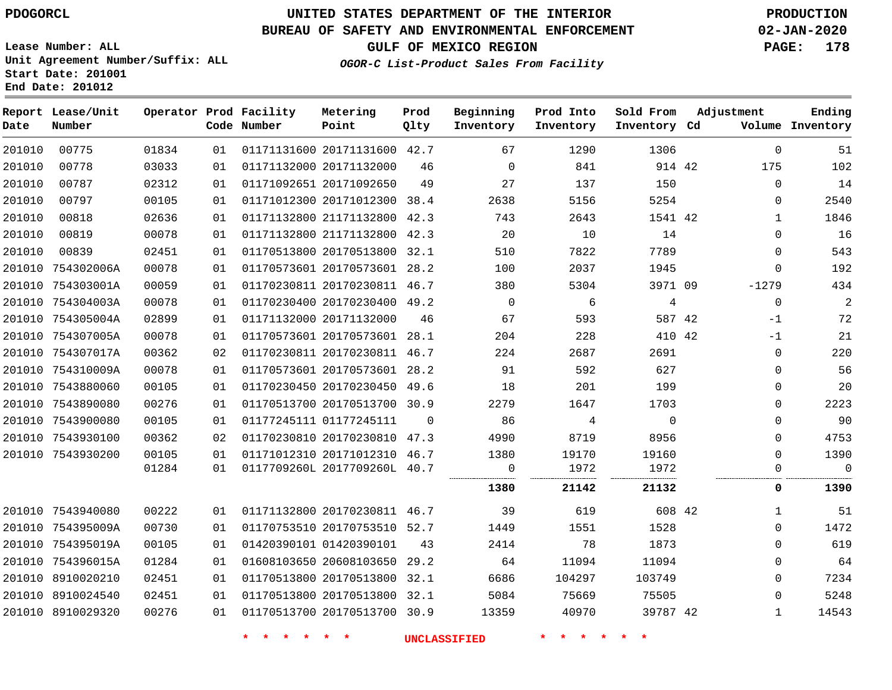PDOGORCL

Lease Number: ALL
Unit Agreement Number/Suffix: ALL
Start Date: 201001
End Date: 201012

# UNITED STATES DEPARTMENT OF THE INTERIOR
## BUREAU OF SAFETY AND ENVIRONMENTAL ENFORCEMENT
### GULF OF MEXICO REGION

*OGOR-C List-Product Sales From Facility*

PRODUCTION
02-JAN-2020

| Report Date | Lease/Unit Number | Operator | Prod Code | Facility Number | Metering Point | Prod Qlty | Beginning Inventory | Prod Into Inventory | Sold From Inventory | Adjustment Cd | Adjustment Volume | Ending Inventory |
|---|---|---|---|---|---|---|---|---|---|---|---|---|
| 201010 | 00775 | 01834 | 01 | 01171131600 | 20171131600 | 42.7 | 67 | 1290 | 1306 | | 0 | 51 |
| 201010 | 00778 | 03033 | 01 | 01171132000 | 20171132000 | 46 | 0 | 841 | 914 | 42 | 175 | 102 |
| 201010 | 00787 | 02312 | 01 | 01171092651 | 20171092650 | 49 | 27 | 137 | 150 | | 0 | 14 |
| 201010 | 00797 | 00105 | 01 | 01171012300 | 20171012300 | 38.4 | 2638 | 5156 | 5254 | | 0 | 2540 |
| 201010 | 00818 | 02636 | 01 | 01171132800 | 21171132800 | 42.3 | 743 | 2643 | 1541 | 42 | 1 | 1846 |
| 201010 | 00819 | 00078 | 01 | 01171132800 | 21171132800 | 42.3 | 20 | 10 | 14 | | 0 | 16 |
| 201010 | 00839 | 02451 | 01 | 01170513800 | 20170513800 | 32.1 | 510 | 7822 | 7789 | | 0 | 543 |
| 201010 | 754302006A | 00078 | 01 | 01170573601 | 20170573601 | 28.2 | 100 | 2037 | 1945 | | 0 | 192 |
| 201010 | 754303001A | 00059 | 01 | 01170230811 | 20170230811 | 46.7 | 380 | 5304 | 3971 | 09 | -1279 | 434 |
| 201010 | 754304003A | 00078 | 01 | 01170230400 | 20170230400 | 49.2 | 0 | 6 | 4 | | 0 | 2 |
| 201010 | 754305004A | 02899 | 01 | 01171132000 | 20171132000 | 46 | 67 | 593 | 587 | 42 | -1 | 72 |
| 201010 | 754307005A | 00078 | 01 | 01170573601 | 20170573601 | 28.1 | 204 | 228 | 410 | 42 | -1 | 21 |
| 201010 | 754307017A | 00362 | 02 | 01170230811 | 20170230811 | 46.7 | 224 | 2687 | 2691 | | 0 | 220 |
| 201010 | 754310009A | 00078 | 01 | 01170573601 | 20170573601 | 28.2 | 91 | 592 | 627 | | 0 | 56 |
| 201010 | 7543880060 | 00105 | 01 | 01170230450 | 20170230450 | 49.6 | 18 | 201 | 199 | | 0 | 20 |
| 201010 | 7543890080 | 00276 | 01 | 01170513700 | 20170513700 | 30.9 | 2279 | 1647 | 1703 | | 0 | 2223 |
| 201010 | 7543900080 | 00105 | 01 | 01177245111 | 01177245111 | 0 | 86 | 4 | 0 | | 0 | 90 |
| 201010 | 7543930100 | 00362 | 02 | 01170230810 | 20170230810 | 47.3 | 4990 | 8719 | 8956 | | 0 | 4753 |
| 201010 | 7543930200 | 00105 | 01 | 01171012310 | 20171012310 | 46.7 | 1380 | 19170 | 19160 | | 0 | 1390 |
| | | 01284 | 01 | 0117709260L | 2017709260L | 40.7 | 0 | 1972 | 1972 | | 0 | 0 |
| | | | | | | | **1380** | **21142** | **21132** | | **0** | **1390** |
| 201010 | 7543940080 | 00222 | 01 | 01171132800 | 20170230811 | 46.7 | 39 | 619 | 608 | 42 | 1 | 51 |
| 201010 | 754395009A | 00730 | 01 | 01170753510 | 20170753510 | 52.7 | 1449 | 1551 | 1528 | | 0 | 1472 |
| 201010 | 754395019A | 00105 | 01 | 01420390101 | 01420390101 | 43 | 2414 | 78 | 1873 | | 0 | 619 |
| 201010 | 754396015A | 01284 | 01 | 01608103650 | 20608103650 | 29.2 | 64 | 11094 | 11094 | | 0 | 64 |
| 201010 | 8910020210 | 02451 | 01 | 01170513800 | 20170513800 | 32.1 | 6686 | 104297 | 103749 | | 0 | 7234 |
| 201010 | 8910024540 | 02451 | 01 | 01170513800 | 20170513800 | 32.1 | 5084 | 75669 | 75505 | | 0 | 5248 |
| 201010 | 8910029320 | 00276 | 01 | 01170513700 | 20170513700 | 30.9 | 13359 | 40970 | 39787 | 42 | 1 | 14543 |

\* \* \* \* \* \* UNCLASSIFIED \* \* \* \* \* \*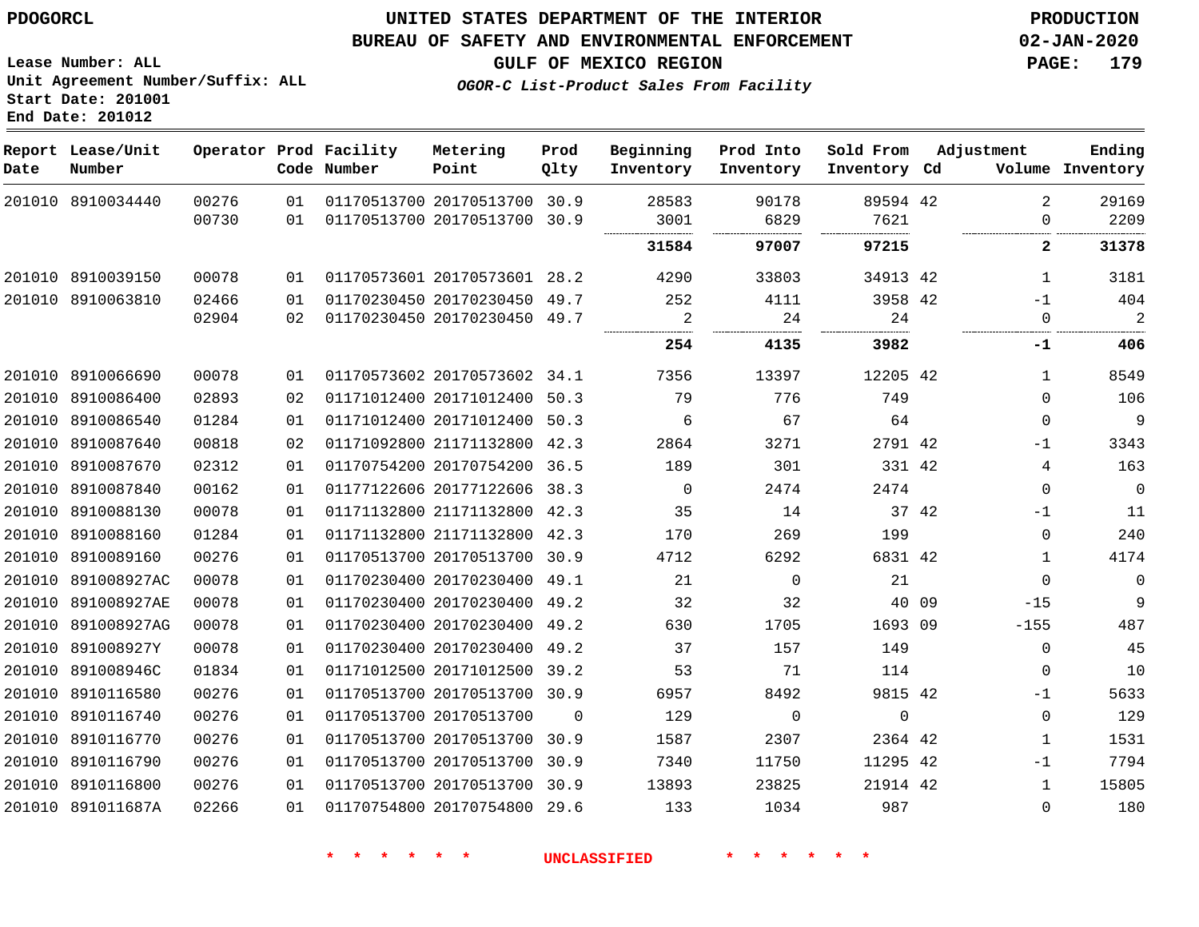**PDOGORCL**

**Lease Number: ALL**
**Unit Agreement Number/Suffix: ALL**
**Start Date: 201001**
**End Date: 201012**

# UNITED STATES DEPARTMENT OF THE INTERIOR
## BUREAU OF SAFETY AND ENVIRONMENTAL ENFORCEMENT
### GULF OF MEXICO REGION
***OGOR-C List-Product Sales From Facility***

**PRODUCTION**
**02-JAN-2020**

| Report Date | Lease/Unit Number | Operator | Prod Code | Facility Number | Metering Point | Prod Qlty | Beginning Inventory | Prod Into Inventory | Sold From Inventory | Adjustment Cd | Adjustment Volume | Ending Inventory |
|---|---|---|---|---|---|---|---|---|---|---|---|---|
| 201010 | 8910034440 | 00276 | 01 | 01170513700 | 20170513700 | 30.9 | 28583 | 90178 | 89594 | 42 | 2 | 29169 |
| | | 00730 | 01 | 01170513700 | 20170513700 | 30.9 | 3001 | 6829 | 7621 | | 0 | 2209 |
| | | | | | | | **31584** | **97007** | **97215** | | **2** | **31378** |
| 201010 | 8910039150 | 00078 | 01 | 01170573601 | 20170573601 | 28.2 | 4290 | 33803 | 34913 | 42 | 1 | 3181 |
| 201010 | 8910063810 | 02466 | 01 | 01170230450 | 20170230450 | 49.7 | 252 | 4111 | 3958 | 42 | -1 | 404 |
| | | 02904 | 02 | 01170230450 | 20170230450 | 49.7 | 2 | 24 | 24 | | 0 | 2 |
| | | | | | | | **254** | **4135** | **3982** | | **-1** | **406** |
| 201010 | 8910066690 | 00078 | 01 | 01170573602 | 20170573602 | 34.1 | 7356 | 13397 | 12205 | 42 | 1 | 8549 |
| 201010 | 8910086400 | 02893 | 02 | 01171012400 | 20171012400 | 50.3 | 79 | 776 | 749 | | 0 | 106 |
| 201010 | 8910086540 | 01284 | 01 | 01171012400 | 20171012400 | 50.3 | 6 | 67 | 64 | | 0 | 9 |
| 201010 | 8910087640 | 00818 | 02 | 01171092800 | 21171132800 | 42.3 | 2864 | 3271 | 2791 | 42 | -1 | 3343 |
| 201010 | 8910087670 | 02312 | 01 | 01170754200 | 20170754200 | 36.5 | 189 | 301 | 331 | 42 | 4 | 163 |
| 201010 | 8910087840 | 00162 | 01 | 01177122606 | 20177122606 | 38.3 | 0 | 2474 | 2474 | | 0 | 0 |
| 201010 | 8910088130 | 00078 | 01 | 01171132800 | 21171132800 | 42.3 | 35 | 14 | 37 | 42 | -1 | 11 |
| 201010 | 8910088160 | 01284 | 01 | 01171132800 | 21171132800 | 42.3 | 170 | 269 | 199 | | 0 | 240 |
| 201010 | 8910089160 | 00276 | 01 | 01170513700 | 20170513700 | 30.9 | 4712 | 6292 | 6831 | 42 | 1 | 4174 |
| 201010 | 891008927AC | 00078 | 01 | 01170230400 | 20170230400 | 49.1 | 21 | 0 | 21 | | 0 | 0 |
| 201010 | 891008927AE | 00078 | 01 | 01170230400 | 20170230400 | 49.2 | 32 | 32 | 40 | 09 | -15 | 9 |
| 201010 | 891008927AG | 00078 | 01 | 01170230400 | 20170230400 | 49.2 | 630 | 1705 | 1693 | 09 | -155 | 487 |
| 201010 | 891008927Y | 00078 | 01 | 01170230400 | 20170230400 | 49.2 | 37 | 157 | 149 | | 0 | 45 |
| 201010 | 891008946C | 01834 | 01 | 01171012500 | 20171012500 | 39.2 | 53 | 71 | 114 | | 0 | 10 |
| 201010 | 8910116580 | 00276 | 01 | 01170513700 | 20170513700 | 30.9 | 6957 | 8492 | 9815 | 42 | -1 | 5633 |
| 201010 | 8910116740 | 00276 | 01 | 01170513700 | 20170513700 | 0 | 129 | 0 | 0 | | 0 | 129 |
| 201010 | 8910116770 | 00276 | 01 | 01170513700 | 20170513700 | 30.9 | 1587 | 2307 | 2364 | 42 | 1 | 1531 |
| 201010 | 8910116790 | 00276 | 01 | 01170513700 | 20170513700 | 30.9 | 7340 | 11750 | 11295 | 42 | -1 | 7794 |
| 201010 | 8910116800 | 00276 | 01 | 01170513700 | 20170513700 | 30.9 | 13893 | 23825 | 21914 | 42 | 1 | 15805 |
| 201010 | 891011687A | 02266 | 01 | 01170754800 | 20170754800 | 29.6 | 133 | 1034 | 987 | | 0 | 180 |

\* \* \* \* \* \* UNCLASSIFIED \* \* \* \* \* \*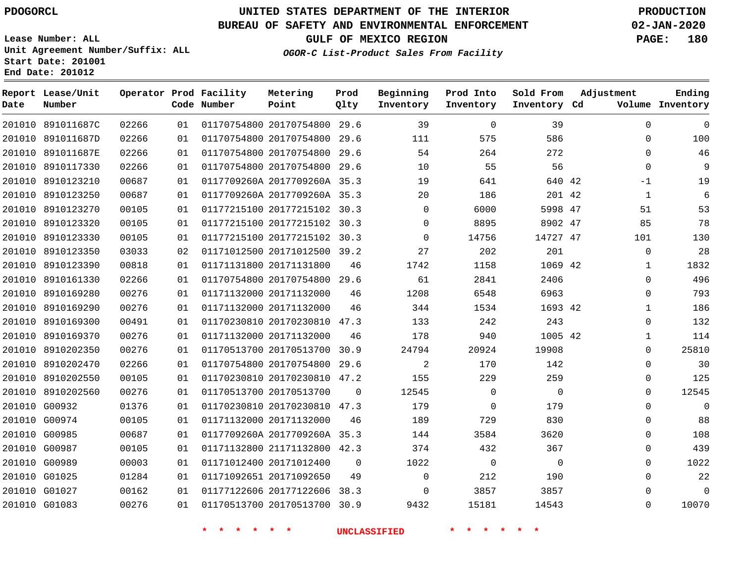PDOGORCL

# UNITED STATES DEPARTMENT OF THE INTERIOR
## BUREAU OF SAFETY AND ENVIRONMENTAL ENFORCEMENT
### GULF OF MEXICO REGION
*OGOR-C List-Product Sales From Facility*

PRODUCTION
02-JAN-2020

Lease Number: ALL
Unit Agreement Number/Suffix: ALL
Start Date: 201001
End Date: 201012

| Report Date | Lease/Unit Number | Operator | Prod Code | Facility Number | Metering Point | Prod Qlty | Beginning Inventory | Prod Into Inventory | Sold From Inventory | Adjustment Cd | Adjustment Volume | Ending Inventory |
|---|---|---|---|---|---|---|---|---|---|---|---|---|
| 201010 | 891011687C | 02266 | 01 | 01170754800 | 20170754800 | 29.6 | 39 | 0 | 39 | | 0 | 0 |
| 201010 | 891011687D | 02266 | 01 | 01170754800 | 20170754800 | 29.6 | 111 | 575 | 586 | | 0 | 100 |
| 201010 | 891011687E | 02266 | 01 | 01170754800 | 20170754800 | 29.6 | 54 | 264 | 272 | | 0 | 46 |
| 201010 | 8910117330 | 02266 | 01 | 01170754800 | 20170754800 | 29.6 | 10 | 55 | 56 | | 0 | 9 |
| 201010 | 8910123210 | 00687 | 01 | 0117709260A | 2017709260A | 35.3 | 19 | 641 | 640 | 42 | -1 | 19 |
| 201010 | 8910123250 | 00687 | 01 | 0117709260A | 2017709260A | 35.3 | 20 | 186 | 201 | 42 | 1 | 6 |
| 201010 | 8910123270 | 00105 | 01 | 01177215100 | 20177215102 | 30.3 | 0 | 6000 | 5998 | 47 | 51 | 53 |
| 201010 | 8910123320 | 00105 | 01 | 01177215100 | 20177215102 | 30.3 | 0 | 8895 | 8902 | 47 | 85 | 78 |
| 201010 | 8910123330 | 00105 | 01 | 01177215100 | 20177215102 | 30.3 | 0 | 14756 | 14727 | 47 | 101 | 130 |
| 201010 | 8910123350 | 03033 | 02 | 01171012500 | 20171012500 | 39.2 | 27 | 202 | 201 | | 0 | 28 |
| 201010 | 8910123390 | 00818 | 01 | 01171131800 | 20171131800 | 46 | 1742 | 1158 | 1069 | 42 | 1 | 1832 |
| 201010 | 8910161330 | 02266 | 01 | 01170754800 | 20170754800 | 29.6 | 61 | 2841 | 2406 | | 0 | 496 |
| 201010 | 8910169280 | 00276 | 01 | 01171132000 | 20171132000 | 46 | 1208 | 6548 | 6963 | | 0 | 793 |
| 201010 | 8910169290 | 00276 | 01 | 01171132000 | 20171132000 | 46 | 344 | 1534 | 1693 | 42 | 1 | 186 |
| 201010 | 8910169300 | 00491 | 01 | 01170230810 | 20170230810 | 47.3 | 133 | 242 | 243 | | 0 | 132 |
| 201010 | 8910169370 | 00276 | 01 | 01171132000 | 20171132000 | 46 | 178 | 940 | 1005 | 42 | 1 | 114 |
| 201010 | 8910202350 | 00276 | 01 | 01170513700 | 20170513700 | 30.9 | 24794 | 20924 | 19908 | | 0 | 25810 |
| 201010 | 8910202470 | 02266 | 01 | 01170754800 | 20170754800 | 29.6 | 2 | 170 | 142 | | 0 | 30 |
| 201010 | 8910202550 | 00105 | 01 | 01170230810 | 20170230810 | 47.2 | 155 | 229 | 259 | | 0 | 125 |
| 201010 | 8910202560 | 00276 | 01 | 01170513700 | 20170513700 | 0 | 12545 | 0 | 0 | | 0 | 12545 |
| 201010 | G00932 | 01376 | 01 | 01170230810 | 20170230810 | 47.3 | 179 | 0 | 179 | | 0 | 0 |
| 201010 | G00974 | 00105 | 01 | 01171132000 | 20171132000 | 46 | 189 | 729 | 830 | | 0 | 88 |
| 201010 | G00985 | 00687 | 01 | 0117709260A | 2017709260A | 35.3 | 144 | 3584 | 3620 | | 0 | 108 |
| 201010 | G00987 | 00105 | 01 | 01171132800 | 21171132800 | 42.3 | 374 | 432 | 367 | | 0 | 439 |
| 201010 | G00989 | 00003 | 01 | 01171012400 | 20171012400 | 0 | 1022 | 0 | 0 | | 0 | 1022 |
| 201010 | G01025 | 01284 | 01 | 01171092651 | 20171092650 | 49 | 0 | 212 | 190 | | 0 | 22 |
| 201010 | G01027 | 00162 | 01 | 01177122606 | 20177122606 | 38.3 | 0 | 3857 | 3857 | | 0 | 0 |
| 201010 | G01083 | 00276 | 01 | 01170513700 | 20170513700 | 30.9 | 9432 | 15181 | 14543 | | 0 | 10070 |

* * * * * * UNCLASSIFIED * * * * * *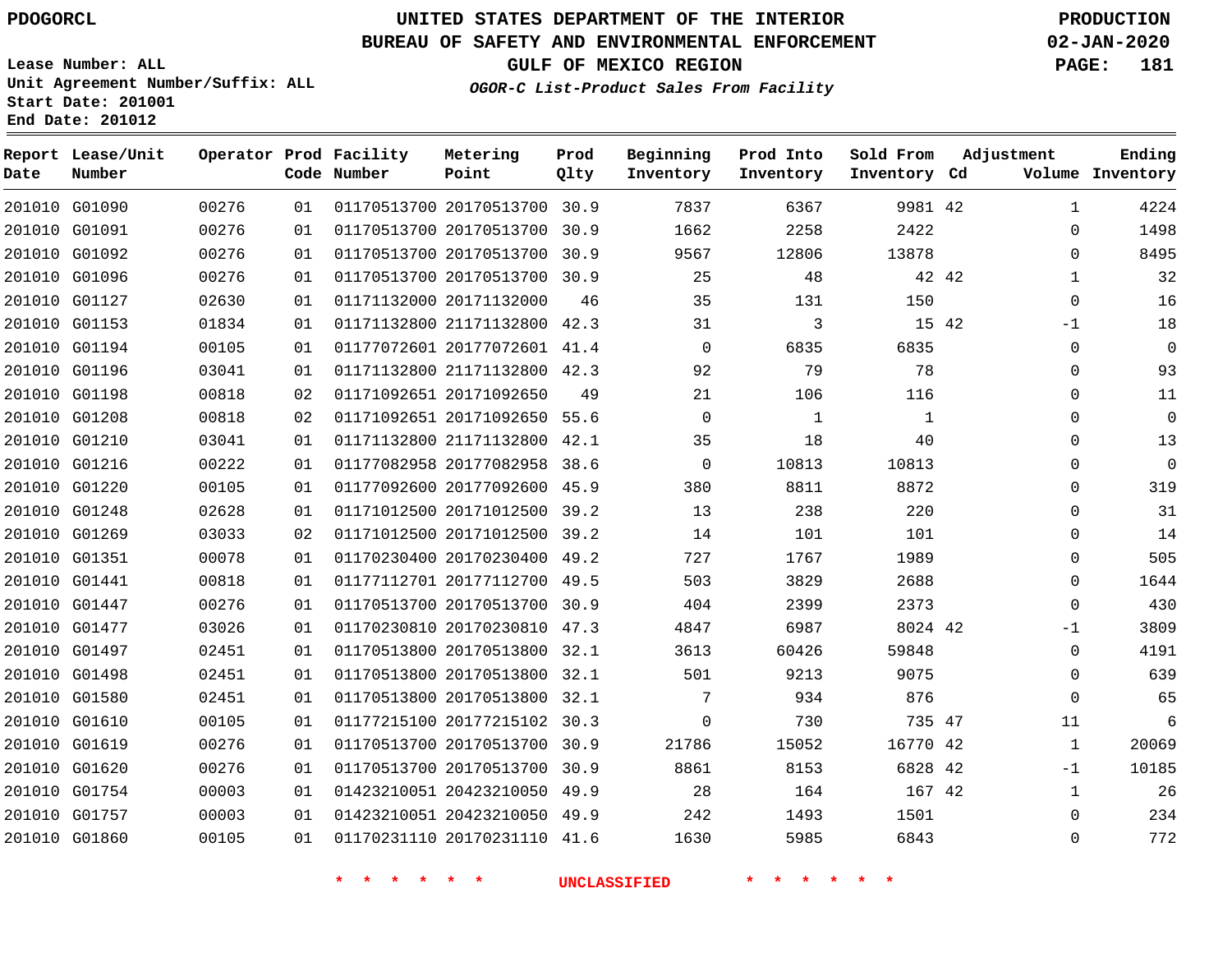PDOGORCL

Lease Number: ALL
Unit Agreement Number/Suffix: ALL
Start Date: 201001
End Date: 201012

# UNITED STATES DEPARTMENT OF THE INTERIOR
## BUREAU OF SAFETY AND ENVIRONMENTAL ENFORCEMENT
## GULF OF MEXICO REGION

*OGOR-C List-Product Sales From Facility*

PRODUCTION
02-JAN-2020

| Report Date | Lease/Unit Number | Operator | Prod Code | Facility Number | Metering Point | Prod Qlty | Beginning Inventory | Prod Into Inventory | Sold From Inventory | Adjustment Cd | Adjustment Volume | Ending Inventory |
|---|---|---|---|---|---|---|---|---|---|---|---|---|
| 201010 | G01090 | 00276 | 01 | 01170513700 | 20170513700 | 30.9 | 7837 | 6367 | 9981 | 42 | 1 | 4224 |
| 201010 | G01091 | 00276 | 01 | 01170513700 | 20170513700 | 30.9 | 1662 | 2258 | 2422 | | 0 | 1498 |
| 201010 | G01092 | 00276 | 01 | 01170513700 | 20170513700 | 30.9 | 9567 | 12806 | 13878 | | 0 | 8495 |
| 201010 | G01096 | 00276 | 01 | 01170513700 | 20170513700 | 30.9 | 25 | 48 | 42 | 42 | 1 | 32 |
| 201010 | G01127 | 02630 | 01 | 01171132000 | 20171132000 | 46 | 35 | 131 | 150 | | 0 | 16 |
| 201010 | G01153 | 01834 | 01 | 01171132800 | 21171132800 | 42.3 | 31 | 3 | 15 | 42 | -1 | 18 |
| 201010 | G01194 | 00105 | 01 | 01177072601 | 20177072601 | 41.4 | 0 | 6835 | 6835 | | 0 | 0 |
| 201010 | G01196 | 03041 | 01 | 01171132800 | 21171132800 | 42.3 | 92 | 79 | 78 | | 0 | 93 |
| 201010 | G01198 | 00818 | 02 | 01171092651 | 20171092650 | 49 | 21 | 106 | 116 | | 0 | 11 |
| 201010 | G01208 | 00818 | 02 | 01171092651 | 20171092650 | 55.6 | 0 | 1 | 1 | | 0 | 0 |
| 201010 | G01210 | 03041 | 01 | 01171132800 | 21171132800 | 42.1 | 35 | 18 | 40 | | 0 | 13 |
| 201010 | G01216 | 00222 | 01 | 01177082958 | 20177082958 | 38.6 | 0 | 10813 | 10813 | | 0 | 0 |
| 201010 | G01220 | 00105 | 01 | 01177092600 | 20177092600 | 45.9 | 380 | 8811 | 8872 | | 0 | 319 |
| 201010 | G01248 | 02628 | 01 | 01171012500 | 20171012500 | 39.2 | 13 | 238 | 220 | | 0 | 31 |
| 201010 | G01269 | 03033 | 02 | 01171012500 | 20171012500 | 39.2 | 14 | 101 | 101 | | 0 | 14 |
| 201010 | G01351 | 00078 | 01 | 01170230400 | 20170230400 | 49.2 | 727 | 1767 | 1989 | | 0 | 505 |
| 201010 | G01441 | 00818 | 01 | 01177112701 | 20177112700 | 49.5 | 503 | 3829 | 2688 | | 0 | 1644 |
| 201010 | G01447 | 00276 | 01 | 01170513700 | 20170513700 | 30.9 | 404 | 2399 | 2373 | | 0 | 430 |
| 201010 | G01477 | 03026 | 01 | 01170230810 | 20170230810 | 47.3 | 4847 | 6987 | 8024 | 42 | -1 | 3809 |
| 201010 | G01497 | 02451 | 01 | 01170513800 | 20170513800 | 32.1 | 3613 | 60426 | 59848 | | 0 | 4191 |
| 201010 | G01498 | 02451 | 01 | 01170513800 | 20170513800 | 32.1 | 501 | 9213 | 9075 | | 0 | 639 |
| 201010 | G01580 | 02451 | 01 | 01170513800 | 20170513800 | 32.1 | 7 | 934 | 876 | | 0 | 65 |
| 201010 | G01610 | 00105 | 01 | 01177215100 | 20177215102 | 30.3 | 0 | 730 | 735 | 47 | 11 | 6 |
| 201010 | G01619 | 00276 | 01 | 01170513700 | 20170513700 | 30.9 | 21786 | 15052 | 16770 | 42 | 1 | 20069 |
| 201010 | G01620 | 00276 | 01 | 01170513700 | 20170513700 | 30.9 | 8861 | 8153 | 6828 | 42 | -1 | 10185 |
| 201010 | G01754 | 00003 | 01 | 01423210051 | 20423210050 | 49.9 | 28 | 164 | 167 | 42 | 1 | 26 |
| 201010 | G01757 | 00003 | 01 | 01423210051 | 20423210050 | 49.9 | 242 | 1493 | 1501 | | 0 | 234 |
| 201010 | G01860 | 00105 | 01 | 01170231110 | 20170231110 | 41.6 | 1630 | 5985 | 6843 | | 0 | 772 |

* * * * * * UNCLASSIFIED * * * * * *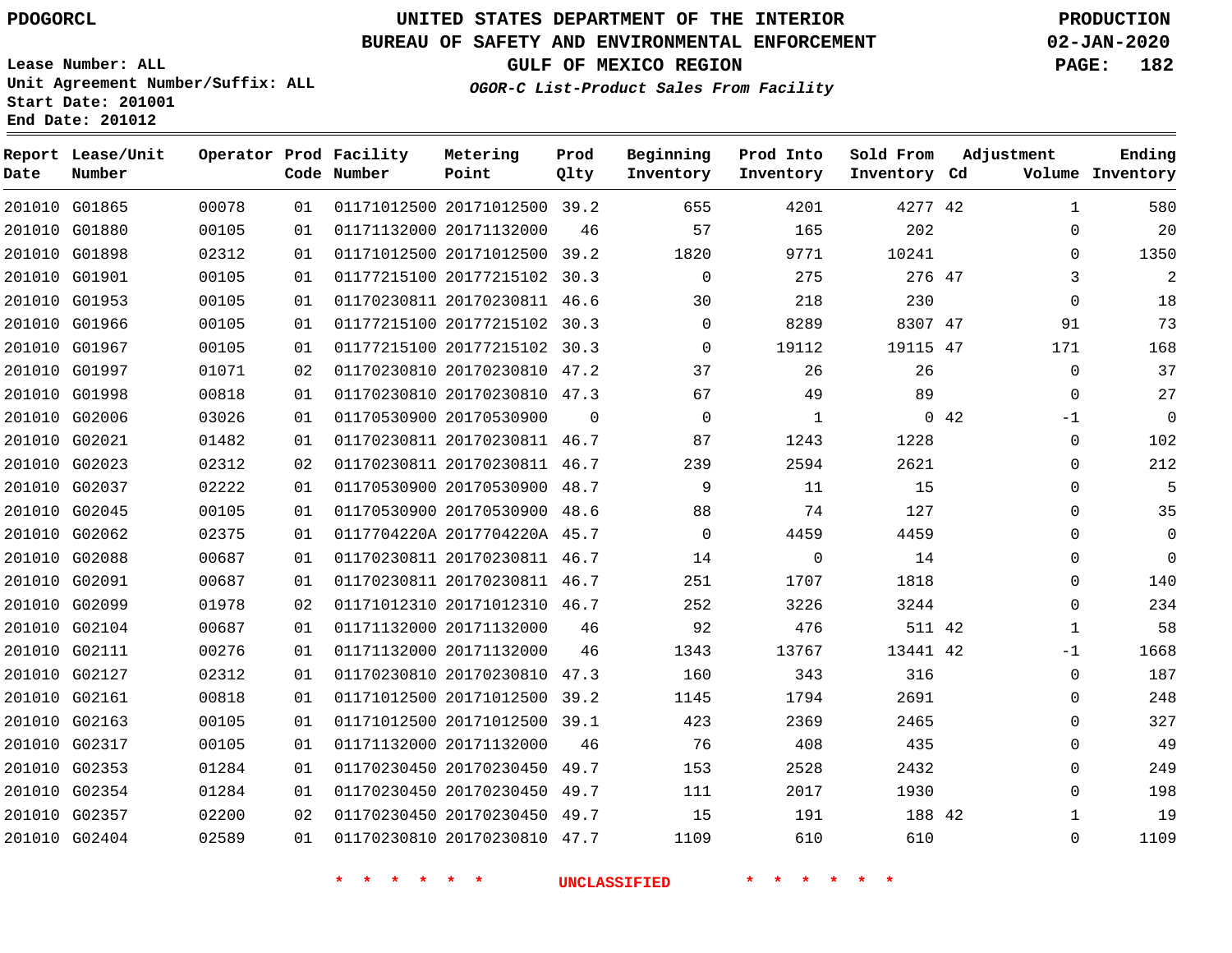PDOGORCL

Lease Number: ALL
Unit Agreement Number/Suffix: ALL
Start Date: 201001
End Date: 201012

# UNITED STATES DEPARTMENT OF THE INTERIOR
## BUREAU OF SAFETY AND ENVIRONMENTAL ENFORCEMENT
## GULF OF MEXICO REGION
### *OGOR-C List-Product Sales From Facility*

PRODUCTION
02-JAN-2020
PAGE: 182

| Report Date | Lease/Unit Number | Operator | Prod Code | Facility Number | Metering Point | Prod Qlty | Beginning Inventory | Prod Into Inventory | Sold From Inventory | Adjustment Cd | Volume | Ending Inventory |
|---|---|---|---|---|---|---|---|---|---|---|---|---|
| 201010 | G01865 | 00078 | 01 | 01171012500 | 20171012500 | 39.2 | 655 | 4201 | 4277 | 42 | 1 | 580 |
| 201010 | G01880 | 00105 | 01 | 01171132000 | 20171132000 | 46 | 57 | 165 | 202 | | 0 | 20 |
| 201010 | G01898 | 02312 | 01 | 01171012500 | 20171012500 | 39.2 | 1820 | 9771 | 10241 | | 0 | 1350 |
| 201010 | G01901 | 00105 | 01 | 01177215100 | 20177215102 | 30.3 | 0 | 275 | 276 | 47 | 3 | 2 |
| 201010 | G01953 | 00105 | 01 | 01170230811 | 20170230811 | 46.6 | 30 | 218 | 230 | | 0 | 18 |
| 201010 | G01966 | 00105 | 01 | 01177215100 | 20177215102 | 30.3 | 0 | 8289 | 8307 | 47 | 91 | 73 |
| 201010 | G01967 | 00105 | 01 | 01177215100 | 20177215102 | 30.3 | 0 | 19112 | 19115 | 47 | 171 | 168 |
| 201010 | G01997 | 01071 | 02 | 01170230810 | 20170230810 | 47.2 | 37 | 26 | 26 | | 0 | 37 |
| 201010 | G01998 | 00818 | 01 | 01170230810 | 20170230810 | 47.3 | 67 | 49 | 89 | | 0 | 27 |
| 201010 | G02006 | 03026 | 01 | 01170530900 | 20170530900 | 0 | 0 | 1 | 0 | 42 | -1 | 0 |
| 201010 | G02021 | 01482 | 01 | 01170230811 | 20170230811 | 46.7 | 87 | 1243 | 1228 | | 0 | 102 |
| 201010 | G02023 | 02312 | 02 | 01170230811 | 20170230811 | 46.7 | 239 | 2594 | 2621 | | 0 | 212 |
| 201010 | G02037 | 02222 | 01 | 01170530900 | 20170530900 | 48.7 | 9 | 11 | 15 | | 0 | 5 |
| 201010 | G02045 | 00105 | 01 | 01170530900 | 20170530900 | 48.6 | 88 | 74 | 127 | | 0 | 35 |
| 201010 | G02062 | 02375 | 01 | 0117704220A | 2017704220A | 45.7 | 0 | 4459 | 4459 | | 0 | 0 |
| 201010 | G02088 | 00687 | 01 | 01170230811 | 20170230811 | 46.7 | 14 | 0 | 14 | | 0 | 0 |
| 201010 | G02091 | 00687 | 01 | 01170230811 | 20170230811 | 46.7 | 251 | 1707 | 1818 | | 0 | 140 |
| 201010 | G02099 | 01978 | 02 | 01171012310 | 20171012310 | 46.7 | 252 | 3226 | 3244 | | 0 | 234 |
| 201010 | G02104 | 00687 | 01 | 01171132000 | 20171132000 | 46 | 92 | 476 | 511 | 42 | 1 | 58 |
| 201010 | G02111 | 00276 | 01 | 01171132000 | 20171132000 | 46 | 1343 | 13767 | 13441 | 42 | -1 | 1668 |
| 201010 | G02127 | 02312 | 01 | 01170230810 | 20170230810 | 47.3 | 160 | 343 | 316 | | 0 | 187 |
| 201010 | G02161 | 00818 | 01 | 01171012500 | 20171012500 | 39.2 | 1145 | 1794 | 2691 | | 0 | 248 |
| 201010 | G02163 | 00105 | 01 | 01171012500 | 20171012500 | 39.1 | 423 | 2369 | 2465 | | 0 | 327 |
| 201010 | G02317 | 00105 | 01 | 01171132000 | 20171132000 | 46 | 76 | 408 | 435 | | 0 | 49 |
| 201010 | G02353 | 01284 | 01 | 01170230450 | 20170230450 | 49.7 | 153 | 2528 | 2432 | | 0 | 249 |
| 201010 | G02354 | 01284 | 01 | 01170230450 | 20170230450 | 49.7 | 111 | 2017 | 1930 | | 0 | 198 |
| 201010 | G02357 | 02200 | 02 | 01170230450 | 20170230450 | 49.7 | 15 | 191 | 188 | 42 | 1 | 19 |
| 201010 | G02404 | 02589 | 01 | 01170230810 | 20170230810 | 47.7 | 1109 | 610 | 610 | | 0 | 1109 |

\* \* \* \* \* \* UNCLASSIFIED \* \* \* \* \* \*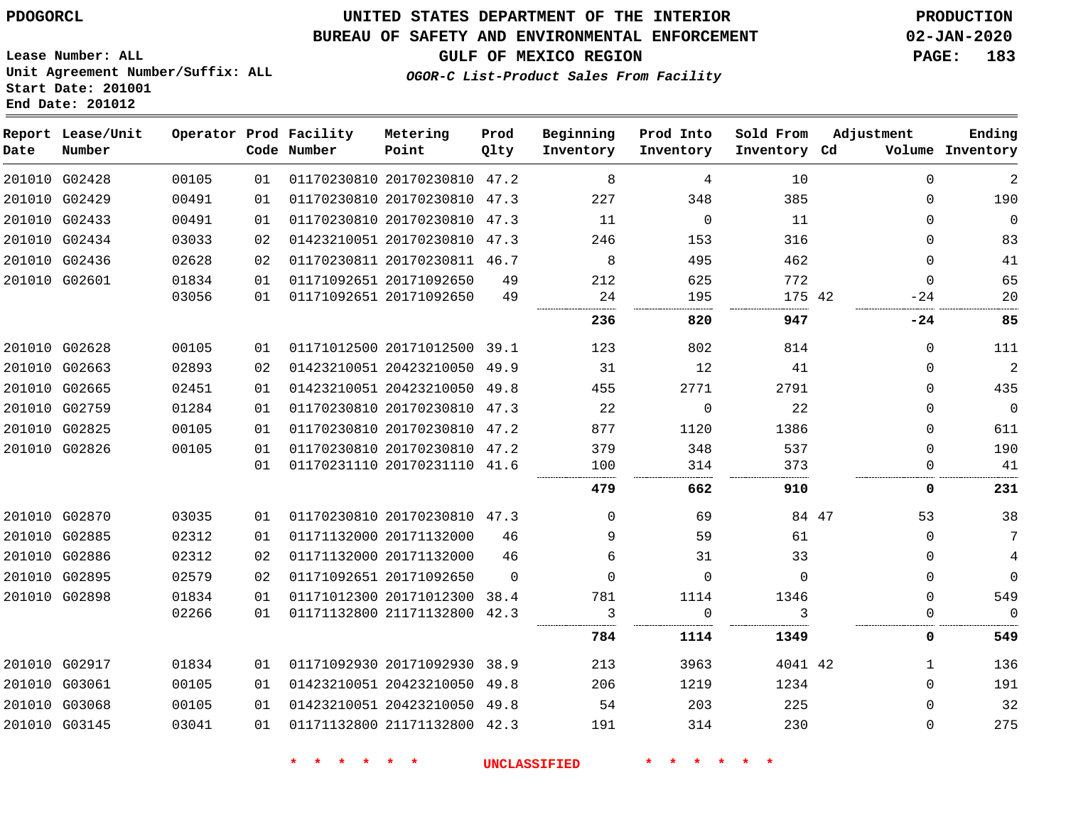PDOGORCL

# UNITED STATES DEPARTMENT OF THE INTERIOR
## BUREAU OF SAFETY AND ENVIRONMENTAL ENFORCEMENT
## GULF OF MEXICO REGION
### *OGOR-C List-Product Sales From Facility*

PRODUCTION
02-JAN-2020

Lease Number: ALL
Unit Agreement Number/Suffix: ALL
Start Date: 201001
End Date: 201012

| Report Date | Lease/Unit Number | Operator | Prod Code | Facility Number | Metering Point | Prod Qlty | Beginning Inventory | Prod Into Inventory | Sold From Inventory | Adjustment Cd | Volume | Ending Inventory |
|---|---|---|---|---|---|---|---|---|---|---|---|---|
| 201010 | G02428 | 00105 | 01 | 01170230810 | 20170230810 | 47.2 | 8 | 4 | 10 | | 0 | 2 |
| 201010 | G02429 | 00491 | 01 | 01170230810 | 20170230810 | 47.3 | 227 | 348 | 385 | | 0 | 190 |
| 201010 | G02433 | 00491 | 01 | 01170230810 | 20170230810 | 47.3 | 11 | 0 | 11 | | 0 | 0 |
| 201010 | G02434 | 03033 | 02 | 01423210051 | 20170230810 | 47.3 | 246 | 153 | 316 | | 0 | 83 |
| 201010 | G02436 | 02628 | 02 | 01170230811 | 20170230811 | 46.7 | 8 | 495 | 462 | | 0 | 41 |
| 201010 | G02601 | 01834 | 01 | 01171092651 | 20171092650 | 49 | 212 | 625 | 772 | | 0 | 65 |
| | | 03056 | 01 | 01171092651 | 20171092650 | 49 | 24 | 195 | 175 | 42 | -24 | 20 |
| | | | | | | | **236** | **820** | **947** | | **-24** | **85** |
| 201010 | G02628 | 00105 | 01 | 01171012500 | 20171012500 | 39.1 | 123 | 802 | 814 | | 0 | 111 |
| 201010 | G02663 | 02893 | 02 | 01423210051 | 20423210050 | 49.9 | 31 | 12 | 41 | | 0 | 2 |
| 201010 | G02665 | 02451 | 01 | 01423210051 | 20423210050 | 49.8 | 455 | 2771 | 2791 | | 0 | 435 |
| 201010 | G02759 | 01284 | 01 | 01170230810 | 20170230810 | 47.3 | 22 | 0 | 22 | | 0 | 0 |
| 201010 | G02825 | 00105 | 01 | 01170230810 | 20170230810 | 47.2 | 877 | 1120 | 1386 | | 0 | 611 |
| 201010 | G02826 | 00105 | 01 | 01170230810 | 20170230810 | 47.2 | 379 | 348 | 537 | | 0 | 190 |
| | | | 01 | 01170231110 | 20170231110 | 41.6 | 100 | 314 | 373 | | 0 | 41 |
| | | | | | | | **479** | **662** | **910** | | **0** | **231** |
| 201010 | G02870 | 03035 | 01 | 01170230810 | 20170230810 | 47.3 | 0 | 69 | 84 | 47 | 53 | 38 |
| 201010 | G02885 | 02312 | 01 | 01171132000 | 20171132000 | 46 | 9 | 59 | 61 | | 0 | 7 |
| 201010 | G02886 | 02312 | 02 | 01171132000 | 20171132000 | 46 | 6 | 31 | 33 | | 0 | 4 |
| 201010 | G02895 | 02579 | 02 | 01171092651 | 20171092650 | 0 | 0 | 0 | 0 | | 0 | 0 |
| 201010 | G02898 | 01834 | 01 | 01171012300 | 20171012300 | 38.4 | 781 | 1114 | 1346 | | 0 | 549 |
| | | 02266 | 01 | 01171132800 | 21171132800 | 42.3 | 3 | 0 | 3 | | 0 | 0 |
| | | | | | | | **784** | **1114** | **1349** | | **0** | **549** |
| 201010 | G02917 | 01834 | 01 | 01171092930 | 20171092930 | 38.9 | 213 | 3963 | 4041 | 42 | 1 | 136 |
| 201010 | G03061 | 00105 | 01 | 01423210051 | 20423210050 | 49.8 | 206 | 1219 | 1234 | | 0 | 191 |
| 201010 | G03068 | 00105 | 01 | 01423210051 | 20423210050 | 49.8 | 54 | 203 | 225 | | 0 | 32 |
| 201010 | G03145 | 03041 | 01 | 01171132800 | 21171132800 | 42.3 | 191 | 314 | 230 | | 0 | 275 |

* * * * * * UNCLASSIFIED * * * * * *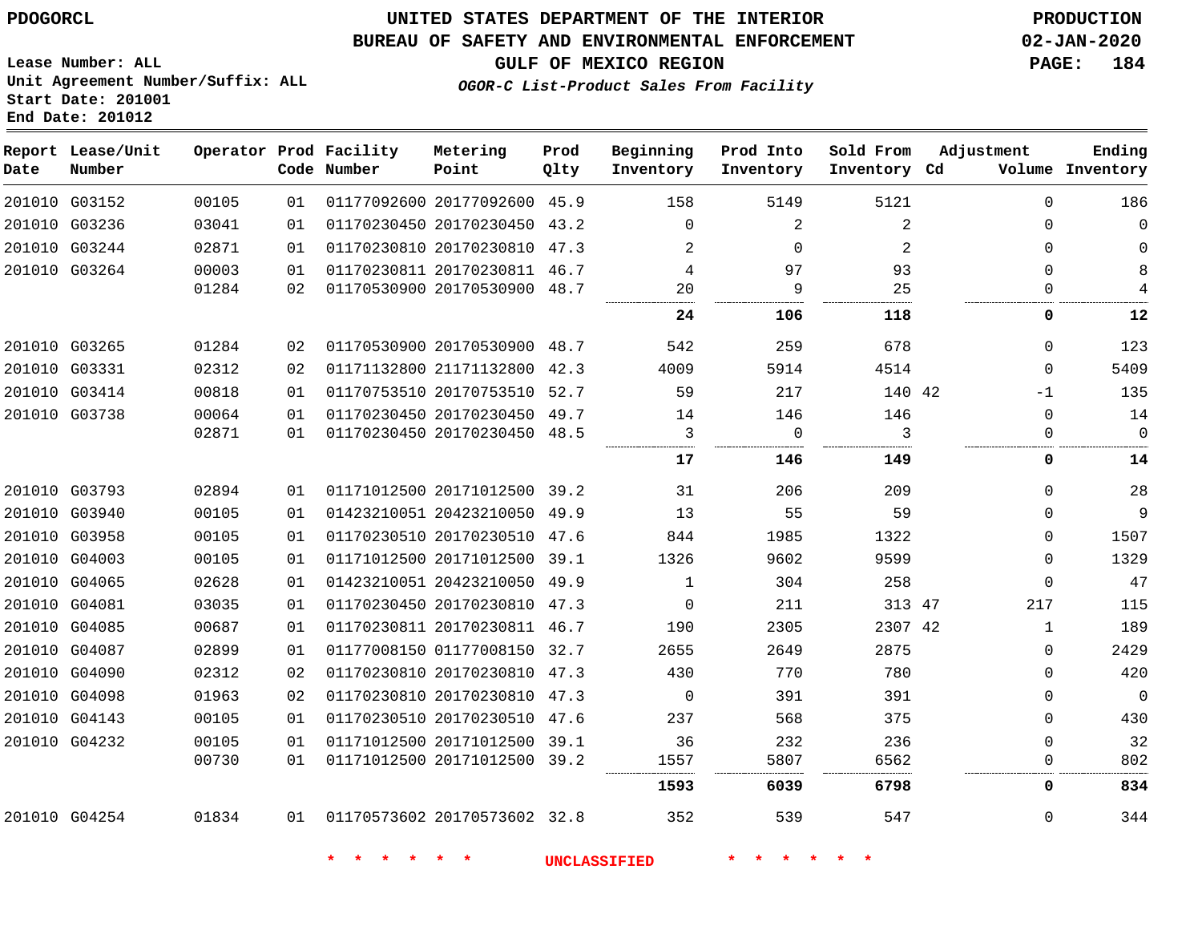PDOGORCL

Lease Number: ALL
Unit Agreement Number/Suffix: ALL
Start Date: 201001
End Date: 201012

# UNITED STATES DEPARTMENT OF THE INTERIOR
## BUREAU OF SAFETY AND ENVIRONMENTAL ENFORCEMENT
## GULF OF MEXICO REGION
### *OGOR-C List-Product Sales From Facility*

PRODUCTION
02-JAN-2020
PAGE: 184

| Report Date | Lease/Unit Number | Operator | Prod Code | Facility Number | Metering Point | Prod Qlty | Beginning Inventory | Prod Into Inventory | Sold From Inventory | Adjustment Cd | Volume | Ending Inventory |
|---|---|---|---|---|---|---|---|---|---|---|---|---|
| 201010 | G03152 | 00105 | 01 | 01177092600 | 20177092600 | 45.9 | 158 | 5149 | 5121 | | 0 | 186 |
| 201010 | G03236 | 03041 | 01 | 01170230450 | 20170230450 | 43.2 | 0 | 2 | 2 | | 0 | 0 |
| 201010 | G03244 | 02871 | 01 | 01170230810 | 20170230810 | 47.3 | 2 | 0 | 2 | | 0 | 0 |
| 201010 | G03264 | 00003 | 01 | 01170230811 | 20170230811 | 46.7 | 4 | 97 | 93 | | 0 | 8 |
| | | 01284 | 02 | 01170530900 | 20170530900 | 48.7 | 20 | 9 | 25 | | 0 | 4 |
| | | | | | | | **24** | **106** | **118** | | **0** | **12** |
| 201010 | G03265 | 01284 | 02 | 01170530900 | 20170530900 | 48.7 | 542 | 259 | 678 | | 0 | 123 |
| 201010 | G03331 | 02312 | 02 | 01171132800 | 21171132800 | 42.3 | 4009 | 5914 | 4514 | | 0 | 5409 |
| 201010 | G03414 | 00818 | 01 | 01170753510 | 20170753510 | 52.7 | 59 | 217 | 140 | 42 | -1 | 135 |
| 201010 | G03738 | 00064 | 01 | 01170230450 | 20170230450 | 49.7 | 14 | 146 | 146 | | 0 | 14 |
| | | 02871 | 01 | 01170230450 | 20170230450 | 48.5 | 3 | 0 | 3 | | 0 | 0 |
| | | | | | | | **17** | **146** | **149** | | **0** | **14** |
| 201010 | G03793 | 02894 | 01 | 01171012500 | 20171012500 | 39.2 | 31 | 206 | 209 | | 0 | 28 |
| 201010 | G03940 | 00105 | 01 | 01423210051 | 20423210050 | 49.9 | 13 | 55 | 59 | | 0 | 9 |
| 201010 | G03958 | 00105 | 01 | 01170230510 | 20170230510 | 47.6 | 844 | 1985 | 1322 | | 0 | 1507 |
| 201010 | G04003 | 00105 | 01 | 01171012500 | 20171012500 | 39.1 | 1326 | 9602 | 9599 | | 0 | 1329 |
| 201010 | G04065 | 02628 | 01 | 01423210051 | 20423210050 | 49.9 | 1 | 304 | 258 | | 0 | 47 |
| 201010 | G04081 | 03035 | 01 | 01170230450 | 20170230810 | 47.3 | 0 | 211 | 313 | 47 | 217 | 115 |
| 201010 | G04085 | 00687 | 01 | 01170230811 | 20170230811 | 46.7 | 190 | 2305 | 2307 | 42 | 1 | 189 |
| 201010 | G04087 | 02899 | 01 | 01177008150 | 01177008150 | 32.7 | 2655 | 2649 | 2875 | | 0 | 2429 |
| 201010 | G04090 | 02312 | 02 | 01170230810 | 20170230810 | 47.3 | 430 | 770 | 780 | | 0 | 420 |
| 201010 | G04098 | 01963 | 02 | 01170230810 | 20170230810 | 47.3 | 0 | 391 | 391 | | 0 | 0 |
| 201010 | G04143 | 00105 | 01 | 01170230510 | 20170230510 | 47.6 | 237 | 568 | 375 | | 0 | 430 |
| 201010 | G04232 | 00105 | 01 | 01171012500 | 20171012500 | 39.1 | 36 | 232 | 236 | | 0 | 32 |
| | | 00730 | 01 | 01171012500 | 20171012500 | 39.2 | 1557 | 5807 | 6562 | | 0 | 802 |
| | | | | | | | **1593** | **6039** | **6798** | | **0** | **834** |
| 201010 | G04254 | 01834 | 01 | 01170573602 | 20170573602 | 32.8 | 352 | 539 | 547 | | 0 | 344 |

\* \* \* \* \* \* UNCLASSIFIED \* \* \* \* \* \*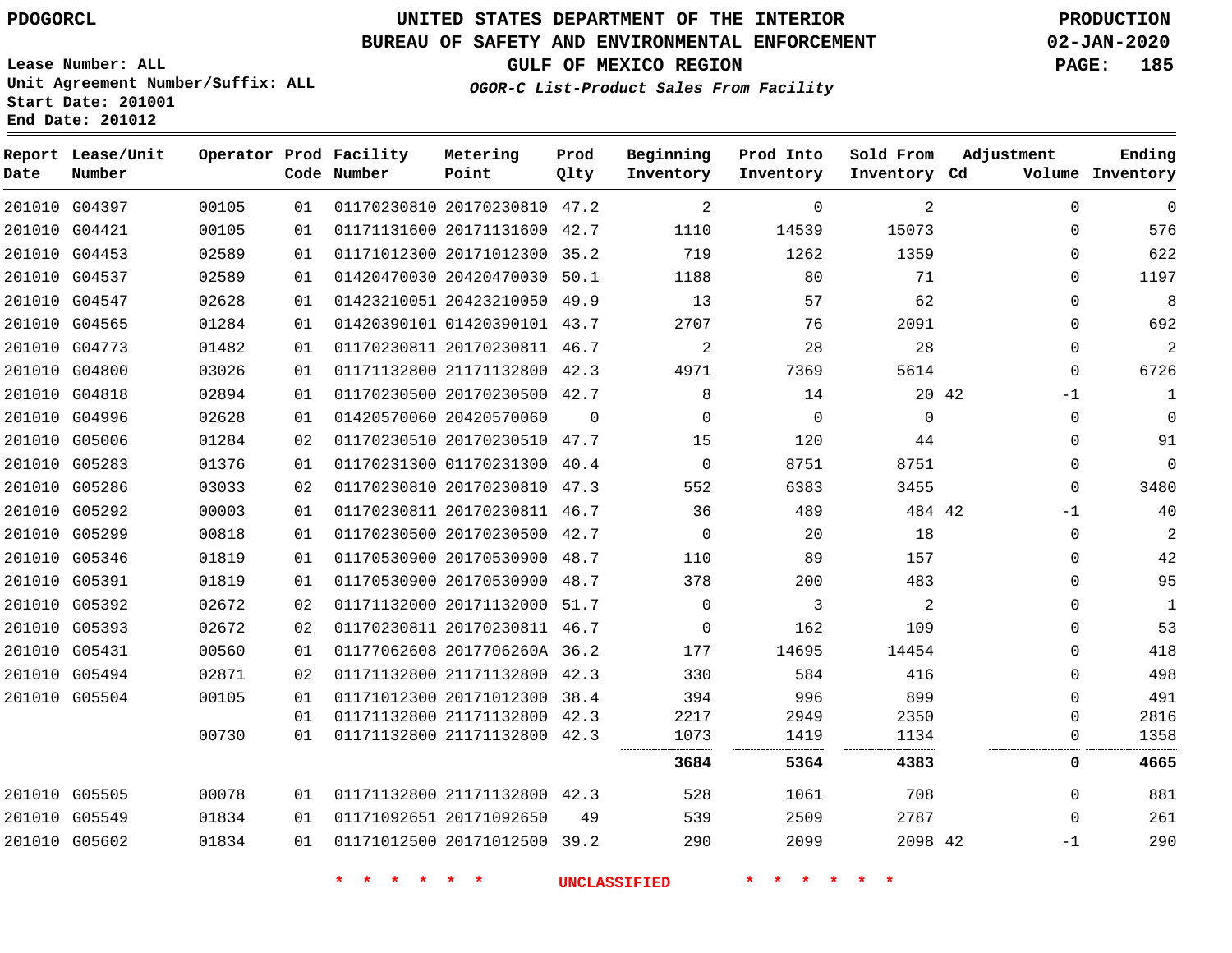PDOGORCL

# UNITED STATES DEPARTMENT OF THE INTERIOR
## BUREAU OF SAFETY AND ENVIRONMENTAL ENFORCEMENT
### GULF OF MEXICO REGION

PRODUCTION
02-JAN-2020

Lease Number: ALL
Unit Agreement Number/Suffix: ALL
Start Date: 201001
End Date: 201012

*OGOR-C List-Product Sales From Facility*

| Report Date | Lease/Unit Number | Operator | Prod Code | Facility Number | Metering Point | Prod Qlty | Beginning Inventory | Prod Into Inventory | Sold From Inventory | Adjustment Cd | Volume | Ending Inventory |
|---|---|---|---|---|---|---|---|---|---|---|---|---|
| 201010 | G04397 | 00105 | 01 | 01170230810 | 20170230810 | 47.2 | 2 | 0 | 2 | | 0 | 0 |
| 201010 | G04421 | 00105 | 01 | 01171131600 | 20171131600 | 42.7 | 1110 | 14539 | 15073 | | 0 | 576 |
| 201010 | G04453 | 02589 | 01 | 01171012300 | 20171012300 | 35.2 | 719 | 1262 | 1359 | | 0 | 622 |
| 201010 | G04537 | 02589 | 01 | 01420470030 | 20420470030 | 50.1 | 1188 | 80 | 71 | | 0 | 1197 |
| 201010 | G04547 | 02628 | 01 | 01423210051 | 20423210050 | 49.9 | 13 | 57 | 62 | | 0 | 8 |
| 201010 | G04565 | 01284 | 01 | 01420390101 | 01420390101 | 43.7 | 2707 | 76 | 2091 | | 0 | 692 |
| 201010 | G04773 | 01482 | 01 | 01170230811 | 20170230811 | 46.7 | 2 | 28 | 28 | | 0 | 2 |
| 201010 | G04800 | 03026 | 01 | 01171132800 | 21171132800 | 42.3 | 4971 | 7369 | 5614 | | 0 | 6726 |
| 201010 | G04818 | 02894 | 01 | 01170230500 | 20170230500 | 42.7 | 8 | 14 | 20 | 42 | -1 | 1 |
| 201010 | G04996 | 02628 | 01 | 01420570060 | 20420570060 | 0 | 0 | 0 | 0 | | 0 | 0 |
| 201010 | G05006 | 01284 | 02 | 01170230510 | 20170230510 | 47.7 | 15 | 120 | 44 | | 0 | 91 |
| 201010 | G05283 | 01376 | 01 | 01170231300 | 01170231300 | 40.4 | 0 | 8751 | 8751 | | 0 | 0 |
| 201010 | G05286 | 03033 | 02 | 01170230810 | 20170230810 | 47.3 | 552 | 6383 | 3455 | | 0 | 3480 |
| 201010 | G05292 | 00003 | 01 | 01170230811 | 20170230811 | 46.7 | 36 | 489 | 484 | 42 | -1 | 40 |
| 201010 | G05299 | 00818 | 01 | 01170230500 | 20170230500 | 42.7 | 0 | 20 | 18 | | 0 | 2 |
| 201010 | G05346 | 01819 | 01 | 01170530900 | 20170530900 | 48.7 | 110 | 89 | 157 | | 0 | 42 |
| 201010 | G05391 | 01819 | 01 | 01170530900 | 20170530900 | 48.7 | 378 | 200 | 483 | | 0 | 95 |
| 201010 | G05392 | 02672 | 02 | 01171132000 | 20171132000 | 51.7 | 0 | 3 | 2 | | 0 | 1 |
| 201010 | G05393 | 02672 | 02 | 01170230811 | 20170230811 | 46.7 | 0 | 162 | 109 | | 0 | 53 |
| 201010 | G05431 | 00560 | 01 | 01177062608 | 2017706260A | 36.2 | 177 | 14695 | 14454 | | 0 | 418 |
| 201010 | G05494 | 02871 | 02 | 01171132800 | 21171132800 | 42.3 | 330 | 584 | 416 | | 0 | 498 |
| 201010 | G05504 | 00105 | 01 | 01171012300 | 20171012300 | 38.4 | 394 | 996 | 899 | | 0 | 491 |
| | | | 01 | 01171132800 | 21171132800 | 42.3 | 2217 | 2949 | 2350 | | 0 | 2816 |
| | | 00730 | 01 | 01171132800 | 21171132800 | 42.3 | 1073 | 1419 | 1134 | | 0 | 1358 |
| | | | | | | | **3684** | **5364** | **4383** | | **0** | **4665** |
| 201010 | G05505 | 00078 | 01 | 01171132800 | 21171132800 | 42.3 | 528 | 1061 | 708 | | 0 | 881 |
| 201010 | G05549 | 01834 | 01 | 01171092651 | 20171092650 | 49 | 539 | 2509 | 2787 | | 0 | 261 |
| 201010 | G05602 | 01834 | 01 | 01171012500 | 20171012500 | 39.2 | 290 | 2099 | 2098 | 42 | -1 | 290 |

\* \* \* \* \* \* UNCLASSIFIED \* \* \* \* \* \*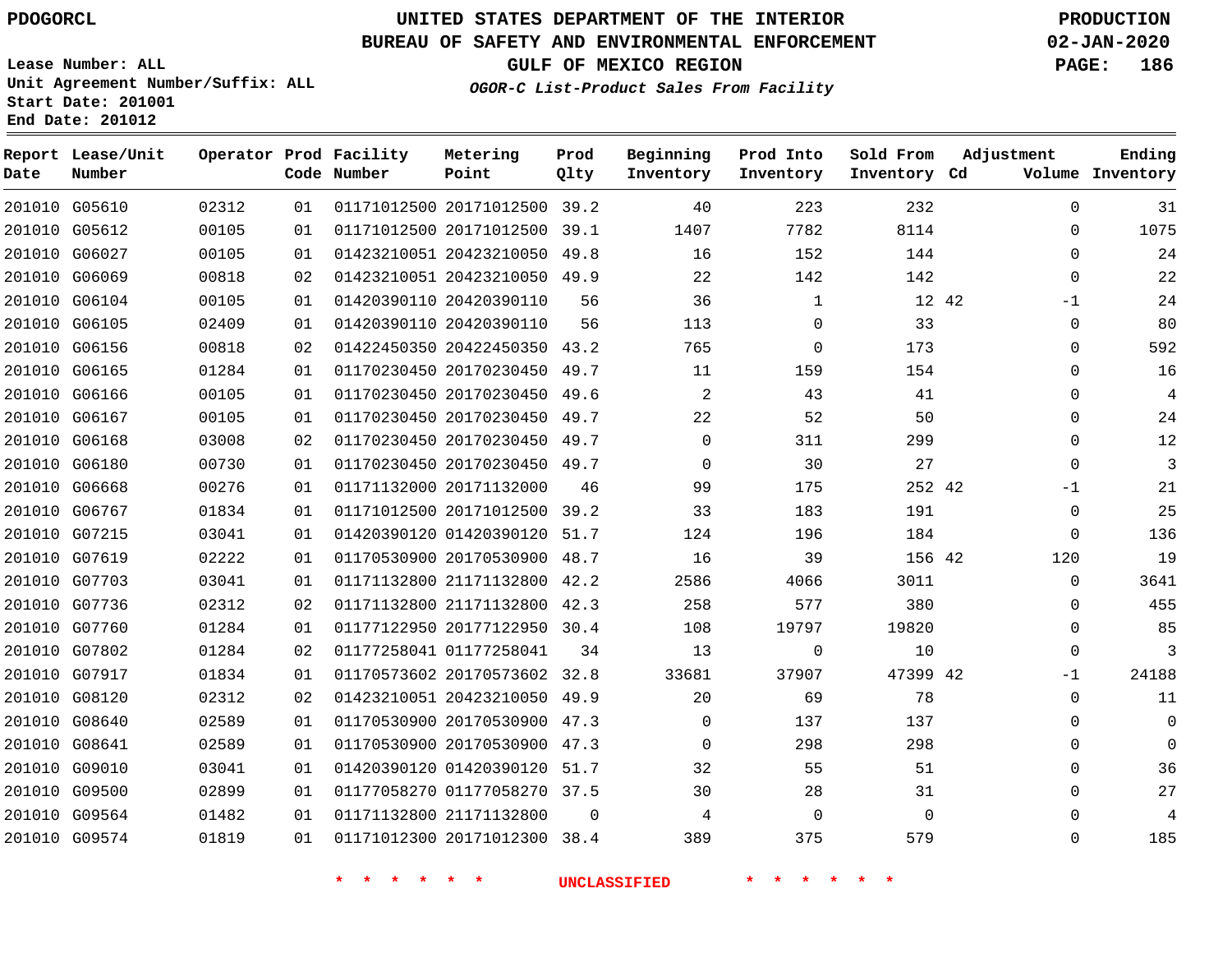PDOGORCL

# UNITED STATES DEPARTMENT OF THE INTERIOR
## BUREAU OF SAFETY AND ENVIRONMENTAL ENFORCEMENT
### GULF OF MEXICO REGION

PRODUCTION
02-JAN-2020

Lease Number: ALL
Unit Agreement Number/Suffix: ALL
Start Date: 201001
End Date: 201012

*OGOR-C List-Product Sales From Facility*

| Report Date | Lease/Unit Number | Operator | Prod Code | Facility Number | Metering Point | Prod Qlty | Beginning Inventory | Prod Into Inventory | Sold From Inventory | Adjustment Cd | Adjustment Volume | Ending Inventory |
|---|---|---|---|---|---|---|---|---|---|---|---|---|
| 201010 | G05610 | 02312 | 01 | 01171012500 | 20171012500 | 39.2 | 40 | 223 | 232 | | 0 | 31 |
| 201010 | G05612 | 00105 | 01 | 01171012500 | 20171012500 | 39.1 | 1407 | 7782 | 8114 | | 0 | 1075 |
| 201010 | G06027 | 00105 | 01 | 01423210051 | 20423210050 | 49.8 | 16 | 152 | 144 | | 0 | 24 |
| 201010 | G06069 | 00818 | 02 | 01423210051 | 20423210050 | 49.9 | 22 | 142 | 142 | | 0 | 22 |
| 201010 | G06104 | 00105 | 01 | 01420390110 | 20420390110 | 56 | 36 | 1 | 12 | 42 | -1 | 24 |
| 201010 | G06105 | 02409 | 01 | 01420390110 | 20420390110 | 56 | 113 | 0 | 33 | | 0 | 80 |
| 201010 | G06156 | 00818 | 02 | 01422450350 | 20422450350 | 43.2 | 765 | 0 | 173 | | 0 | 592 |
| 201010 | G06165 | 01284 | 01 | 01170230450 | 20170230450 | 49.7 | 11 | 159 | 154 | | 0 | 16 |
| 201010 | G06166 | 00105 | 01 | 01170230450 | 20170230450 | 49.6 | 2 | 43 | 41 | | 0 | 4 |
| 201010 | G06167 | 00105 | 01 | 01170230450 | 20170230450 | 49.7 | 22 | 52 | 50 | | 0 | 24 |
| 201010 | G06168 | 03008 | 02 | 01170230450 | 20170230450 | 49.7 | 0 | 311 | 299 | | 0 | 12 |
| 201010 | G06180 | 00730 | 01 | 01170230450 | 20170230450 | 49.7 | 0 | 30 | 27 | | 0 | 3 |
| 201010 | G06668 | 00276 | 01 | 01171132000 | 20171132000 | 46 | 99 | 175 | 252 | 42 | -1 | 21 |
| 201010 | G06767 | 01834 | 01 | 01171012500 | 20171012500 | 39.2 | 33 | 183 | 191 | | 0 | 25 |
| 201010 | G07215 | 03041 | 01 | 01420390120 | 01420390120 | 51.7 | 124 | 196 | 184 | | 0 | 136 |
| 201010 | G07619 | 02222 | 01 | 01170530900 | 20170530900 | 48.7 | 16 | 39 | 156 | 42 | 120 | 19 |
| 201010 | G07703 | 03041 | 01 | 01171132800 | 21171132800 | 42.2 | 2586 | 4066 | 3011 | | 0 | 3641 |
| 201010 | G07736 | 02312 | 02 | 01171132800 | 21171132800 | 42.3 | 258 | 577 | 380 | | 0 | 455 |
| 201010 | G07760 | 01284 | 01 | 01177122950 | 20177122950 | 30.4 | 108 | 19797 | 19820 | | 0 | 85 |
| 201010 | G07802 | 01284 | 02 | 01177258041 | 01177258041 | 34 | 13 | 0 | 10 | | 0 | 3 |
| 201010 | G07917 | 01834 | 01 | 01170573602 | 20170573602 | 32.8 | 33681 | 37907 | 47399 | 42 | -1 | 24188 |
| 201010 | G08120 | 02312 | 02 | 01423210051 | 20423210050 | 49.9 | 20 | 69 | 78 | | 0 | 11 |
| 201010 | G08640 | 02589 | 01 | 01170530900 | 20170530900 | 47.3 | 0 | 137 | 137 | | 0 | 0 |
| 201010 | G08641 | 02589 | 01 | 01170530900 | 20170530900 | 47.3 | 0 | 298 | 298 | | 0 | 0 |
| 201010 | G09010 | 03041 | 01 | 01420390120 | 01420390120 | 51.7 | 32 | 55 | 51 | | 0 | 36 |
| 201010 | G09500 | 02899 | 01 | 01177058270 | 01177058270 | 37.5 | 30 | 28 | 31 | | 0 | 27 |
| 201010 | G09564 | 01482 | 01 | 01171132800 | 21171132800 | 0 | 4 | 0 | 0 | | 0 | 4 |
| 201010 | G09574 | 01819 | 01 | 01171012300 | 20171012300 | 38.4 | 389 | 375 | 579 | | 0 | 185 |

\* \* \* \* \* \* UNCLASSIFIED \* \* \* \* \* \*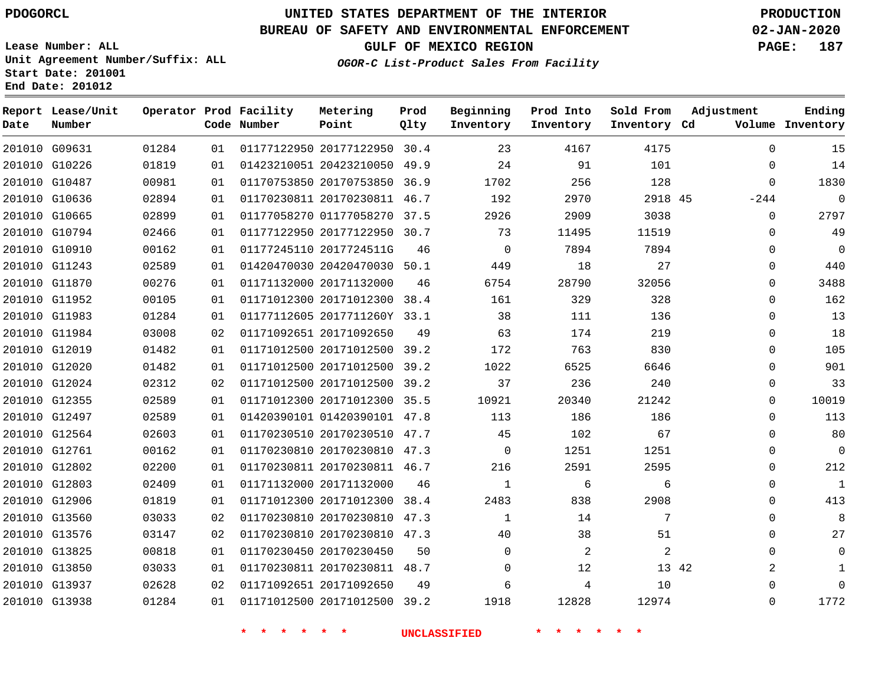PDOGORCL

# UNITED STATES DEPARTMENT OF THE INTERIOR
## BUREAU OF SAFETY AND ENVIRONMENTAL ENFORCEMENT
### GULF OF MEXICO REGION

*OGOR-C List-Product Sales From Facility*

PRODUCTION
02-JAN-2020
PAGE: 187

Lease Number: ALL
Unit Agreement Number/Suffix: ALL
Start Date: 201001
End Date: 201012

| Report Date | Lease/Unit Number | Operator | Prod Code | Facility Number | Metering Point | Prod Qlty | Beginning Inventory | Prod Into Inventory | Sold From Inventory | Adjustment Cd | Adjustment Volume | Ending Inventory |
|---|---|---|---|---|---|---|---|---|---|---|---|---|
| 201010 | G09631 | 01284 | 01 | 01177122950 | 20177122950 | 30.4 | 23 | 4167 | 4175 | | 0 | 15 |
| 201010 | G10226 | 01819 | 01 | 01423210051 | 20423210050 | 49.9 | 24 | 91 | 101 | | 0 | 14 |
| 201010 | G10487 | 00981 | 01 | 01170753850 | 20170753850 | 36.9 | 1702 | 256 | 128 | | 0 | 1830 |
| 201010 | G10636 | 02894 | 01 | 01170230811 | 20170230811 | 46.7 | 192 | 2970 | 2918 | 45 | -244 | 0 |
| 201010 | G10665 | 02899 | 01 | 01177058270 | 01177058270 | 37.5 | 2926 | 2909 | 3038 | | 0 | 2797 |
| 201010 | G10794 | 02466 | 01 | 01177122950 | 20177122950 | 30.7 | 73 | 11495 | 11519 | | 0 | 49 |
| 201010 | G10910 | 00162 | 01 | 01177245110 | 2017724511G | 46 | 0 | 7894 | 7894 | | 0 | 0 |
| 201010 | G11243 | 02589 | 01 | 01420470030 | 20420470030 | 50.1 | 449 | 18 | 27 | | 0 | 440 |
| 201010 | G11870 | 00276 | 01 | 01171132000 | 20171132000 | 46 | 6754 | 28790 | 32056 | | 0 | 3488 |
| 201010 | G11952 | 00105 | 01 | 01171012300 | 20171012300 | 38.4 | 161 | 329 | 328 | | 0 | 162 |
| 201010 | G11983 | 01284 | 01 | 01177112605 | 2017711260Y | 33.1 | 38 | 111 | 136 | | 0 | 13 |
| 201010 | G11984 | 03008 | 02 | 01171092651 | 20171092650 | 49 | 63 | 174 | 219 | | 0 | 18 |
| 201010 | G12019 | 01482 | 01 | 01171012500 | 20171012500 | 39.2 | 172 | 763 | 830 | | 0 | 105 |
| 201010 | G12020 | 01482 | 01 | 01171012500 | 20171012500 | 39.2 | 1022 | 6525 | 6646 | | 0 | 901 |
| 201010 | G12024 | 02312 | 02 | 01171012500 | 20171012500 | 39.2 | 37 | 236 | 240 | | 0 | 33 |
| 201010 | G12355 | 02589 | 01 | 01171012300 | 20171012300 | 35.5 | 10921 | 20340 | 21242 | | 0 | 10019 |
| 201010 | G12497 | 02589 | 01 | 01420390101 | 01420390101 | 47.8 | 113 | 186 | 186 | | 0 | 113 |
| 201010 | G12564 | 02603 | 01 | 01170230510 | 20170230510 | 47.7 | 45 | 102 | 67 | | 0 | 80 |
| 201010 | G12761 | 00162 | 01 | 01170230810 | 20170230810 | 47.3 | 0 | 1251 | 1251 | | 0 | 0 |
| 201010 | G12802 | 02200 | 01 | 01170230811 | 20170230811 | 46.7 | 216 | 2591 | 2595 | | 0 | 212 |
| 201010 | G12803 | 02409 | 01 | 01171132000 | 20171132000 | 46 | 1 | 6 | 6 | | 0 | 1 |
| 201010 | G12906 | 01819 | 01 | 01171012300 | 20171012300 | 38.4 | 2483 | 838 | 2908 | | 0 | 413 |
| 201010 | G13560 | 03033 | 02 | 01170230810 | 20170230810 | 47.3 | 1 | 14 | 7 | | 0 | 8 |
| 201010 | G13576 | 03147 | 02 | 01170230810 | 20170230810 | 47.3 | 40 | 38 | 51 | | 0 | 27 |
| 201010 | G13825 | 00818 | 01 | 01170230450 | 20170230450 | 50 | 0 | 2 | 2 | | 0 | 0 |
| 201010 | G13850 | 03033 | 01 | 01170230811 | 20170230811 | 48.7 | 0 | 12 | 13 | 42 | 2 | 1 |
| 201010 | G13937 | 02628 | 02 | 01171092651 | 20171092650 | 49 | 6 | 4 | 10 | | 0 | 0 |
| 201010 | G13938 | 01284 | 01 | 01171012500 | 20171012500 | 39.2 | 1918 | 12828 | 12974 | | 0 | 1772 |

\* \* \* \* \* \* UNCLASSIFIED \* \* \* \* \* \*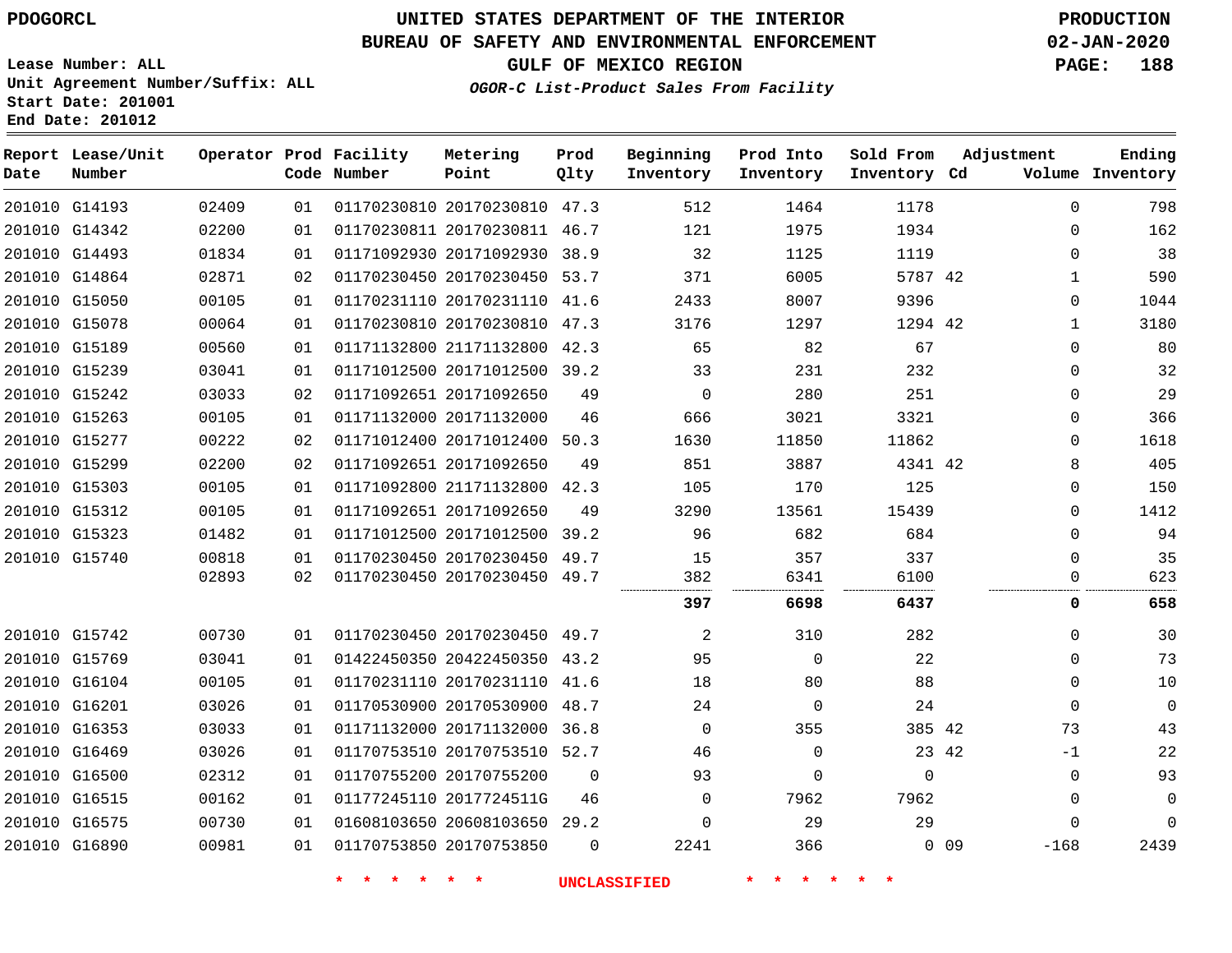PDOGORCL

# UNITED STATES DEPARTMENT OF THE INTERIOR
## BUREAU OF SAFETY AND ENVIRONMENTAL ENFORCEMENT
### GULF OF MEXICO REGION

*OGOR-C List-Product Sales From Facility*

PRODUCTION
02-JAN-2020

Lease Number: ALL
Unit Agreement Number/Suffix: ALL
Start Date: 201001
End Date: 201012

| Report Date | Lease/Unit Number | Operator | Prod Code | Facility Number | Metering Point | Prod Qlty | Beginning Inventory | Prod Into Inventory | Sold From Inventory | Adjustment Cd | Volume | Ending Inventory |
|---|---|---|---|---|---|---|---|---|---|---|---|---|
| 201010 | G14193 | 02409 | 01 | 01170230810 | 20170230810 | 47.3 | 512 | 1464 | 1178 | | 0 | 798 |
| 201010 | G14342 | 02200 | 01 | 01170230811 | 20170230811 | 46.7 | 121 | 1975 | 1934 | | 0 | 162 |
| 201010 | G14493 | 01834 | 01 | 01171092930 | 20171092930 | 38.9 | 32 | 1125 | 1119 | | 0 | 38 |
| 201010 | G14864 | 02871 | 02 | 01170230450 | 20170230450 | 53.7 | 371 | 6005 | 5787 | 42 | 1 | 590 |
| 201010 | G15050 | 00105 | 01 | 01170231110 | 20170231110 | 41.6 | 2433 | 8007 | 9396 | | 0 | 1044 |
| 201010 | G15078 | 00064 | 01 | 01170230810 | 20170230810 | 47.3 | 3176 | 1297 | 1294 | 42 | 1 | 3180 |
| 201010 | G15189 | 00560 | 01 | 01171132800 | 21171132800 | 42.3 | 65 | 82 | 67 | | 0 | 80 |
| 201010 | G15239 | 03041 | 01 | 01171012500 | 20171012500 | 39.2 | 33 | 231 | 232 | | 0 | 32 |
| 201010 | G15242 | 03033 | 02 | 01171092651 | 20171092650 | 49 | 0 | 280 | 251 | | 0 | 29 |
| 201010 | G15263 | 00105 | 01 | 01171132000 | 20171132000 | 46 | 666 | 3021 | 3321 | | 0 | 366 |
| 201010 | G15277 | 00222 | 02 | 01171012400 | 20171012400 | 50.3 | 1630 | 11850 | 11862 | | 0 | 1618 |
| 201010 | G15299 | 02200 | 02 | 01171092651 | 20171092650 | 49 | 851 | 3887 | 4341 | 42 | 8 | 405 |
| 201010 | G15303 | 00105 | 01 | 01171092800 | 21171132800 | 42.3 | 105 | 170 | 125 | | 0 | 150 |
| 201010 | G15312 | 00105 | 01 | 01171092651 | 20171092650 | 49 | 3290 | 13561 | 15439 | | 0 | 1412 |
| 201010 | G15323 | 01482 | 01 | 01171012500 | 20171012500 | 39.2 | 96 | 682 | 684 | | 0 | 94 |
| 201010 | G15740 | 00818 | 01 | 01170230450 | 20170230450 | 49.7 | 15 | 357 | 337 | | 0 | 35 |
| | | 02893 | 02 | 01170230450 | 20170230450 | 49.7 | 382 | 6341 | 6100 | | 0 | 623 |
| | | | | | | | **397** | **6698** | **6437** | | **0** | **658** |
| 201010 | G15742 | 00730 | 01 | 01170230450 | 20170230450 | 49.7 | 2 | 310 | 282 | | 0 | 30 |
| 201010 | G15769 | 03041 | 01 | 01422450350 | 20422450350 | 43.2 | 95 | 0 | 22 | | 0 | 73 |
| 201010 | G16104 | 00105 | 01 | 01170231110 | 20170231110 | 41.6 | 18 | 80 | 88 | | 0 | 10 |
| 201010 | G16201 | 03026 | 01 | 01170530900 | 20170530900 | 48.7 | 24 | 0 | 24 | | 0 | 0 |
| 201010 | G16353 | 03033 | 01 | 01171132000 | 20171132000 | 36.8 | 0 | 355 | 385 | 42 | 73 | 43 |
| 201010 | G16469 | 03026 | 01 | 01170753510 | 20170753510 | 52.7 | 46 | 0 | 23 | 42 | -1 | 22 |
| 201010 | G16500 | 02312 | 01 | 01170755200 | 20170755200 | 0 | 93 | 0 | 0 | | 0 | 93 |
| 201010 | G16515 | 00162 | 01 | 01177245110 | 2017724511G | 46 | 0 | 7962 | 7962 | | 0 | 0 |
| 201010 | G16575 | 00730 | 01 | 01608103650 | 20608103650 | 29.2 | 0 | 29 | 29 | | 0 | 0 |
| 201010 | G16890 | 00981 | 01 | 01170753850 | 20170753850 | 0 | 2241 | 366 | 0 | 09 | -168 | 2439 |

\* \* \* \* \* \* UNCLASSIFIED \* \* \* \* \* \*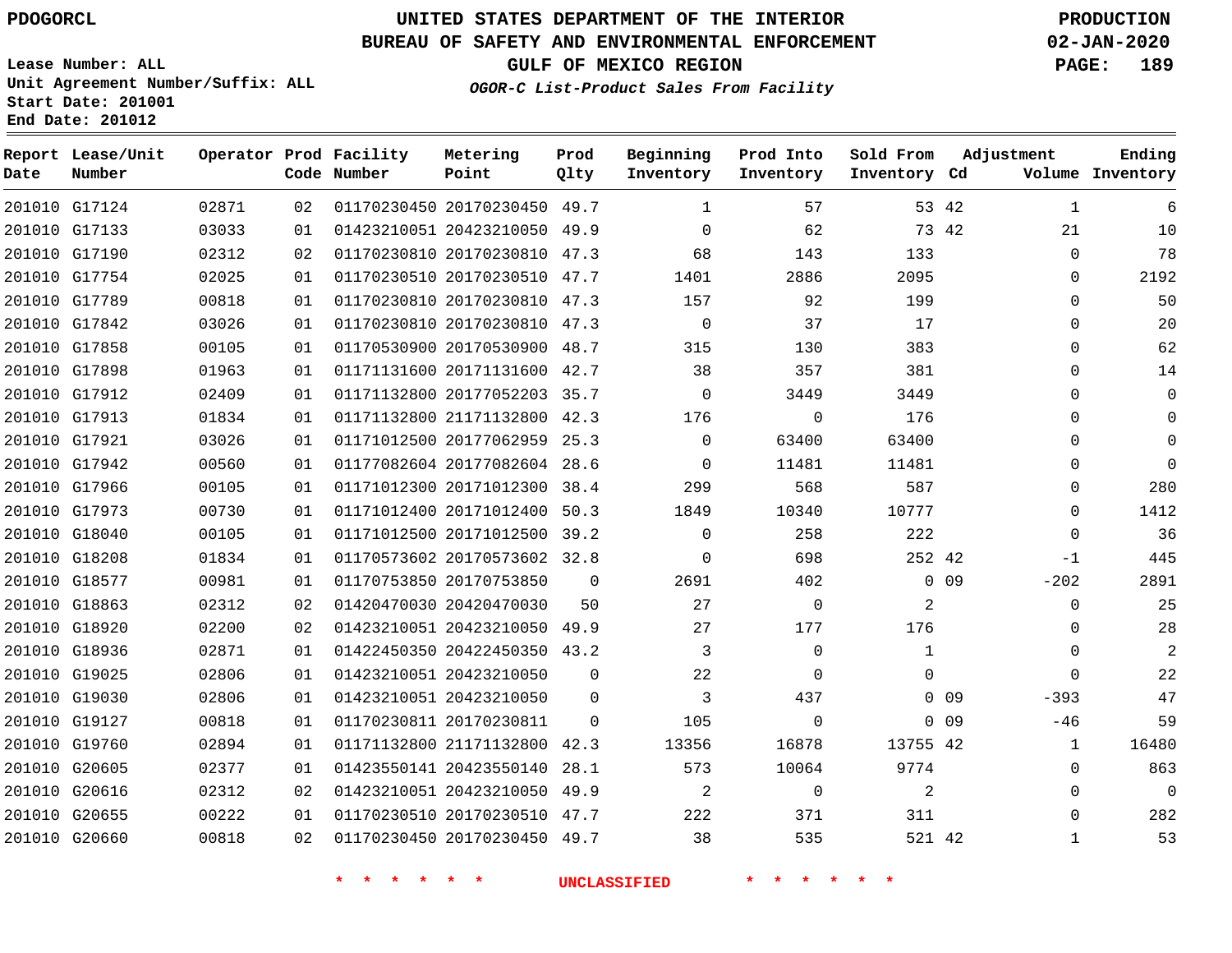# UNITED STATES DEPARTMENT OF THE INTERIOR
## BUREAU OF SAFETY AND ENVIRONMENTAL ENFORCEMENT
### GULF OF MEXICO REGION
#### *OGOR-C List-Product Sales From Facility*

PDOGORCL

PRODUCTION 02-JAN-2020

Lease Number: ALL
Unit Agreement Number/Suffix: ALL
Start Date: 201001
End Date: 201012

| Report Date | Lease/Unit Number | Operator | Prod Code | Facility Number | Metering Point | Prod Qlty | Beginning Inventory | Prod Into Inventory | Sold From Inventory | Adjustment Cd | Adjustment Volume | Ending Inventory |
|---|---|---|---|---|---|---|---|---|---|---|---|---|
| 201010 | G17124 | 02871 | 02 | 01170230450 | 20170230450 | 49.7 | 1 | 57 | 53 | 42 | 1 | 6 |
| 201010 | G17133 | 03033 | 01 | 01423210051 | 20423210050 | 49.9 | 0 | 62 | 73 | 42 | 21 | 10 |
| 201010 | G17190 | 02312 | 02 | 01170230810 | 20170230810 | 47.3 | 68 | 143 | 133 | | 0 | 78 |
| 201010 | G17754 | 02025 | 01 | 01170230510 | 20170230510 | 47.7 | 1401 | 2886 | 2095 | | 0 | 2192 |
| 201010 | G17789 | 00818 | 01 | 01170230810 | 20170230810 | 47.3 | 157 | 92 | 199 | | 0 | 50 |
| 201010 | G17842 | 03026 | 01 | 01170230810 | 20170230810 | 47.3 | 0 | 37 | 17 | | 0 | 20 |
| 201010 | G17858 | 00105 | 01 | 01170530900 | 20170530900 | 48.7 | 315 | 130 | 383 | | 0 | 62 |
| 201010 | G17898 | 01963 | 01 | 01171131600 | 20171131600 | 42.7 | 38 | 357 | 381 | | 0 | 14 |
| 201010 | G17912 | 02409 | 01 | 01171132800 | 20177052203 | 35.7 | 0 | 3449 | 3449 | | 0 | 0 |
| 201010 | G17913 | 01834 | 01 | 01171132800 | 21171132800 | 42.3 | 176 | 0 | 176 | | 0 | 0 |
| 201010 | G17921 | 03026 | 01 | 01171012500 | 20177062959 | 25.3 | 0 | 63400 | 63400 | | 0 | 0 |
| 201010 | G17942 | 00560 | 01 | 01177082604 | 20177082604 | 28.6 | 0 | 11481 | 11481 | | 0 | 0 |
| 201010 | G17966 | 00105 | 01 | 01171012300 | 20171012300 | 38.4 | 299 | 568 | 587 | | 0 | 280 |
| 201010 | G17973 | 00730 | 01 | 01171012400 | 20171012400 | 50.3 | 1849 | 10340 | 10777 | | 0 | 1412 |
| 201010 | G18040 | 00105 | 01 | 01171012500 | 20171012500 | 39.2 | 0 | 258 | 222 | | 0 | 36 |
| 201010 | G18208 | 01834 | 01 | 01170573602 | 20170573602 | 32.8 | 0 | 698 | 252 | 42 | -1 | 445 |
| 201010 | G18577 | 00981 | 01 | 01170753850 | 20170753850 | 0 | 2691 | 402 | 0 | 09 | -202 | 2891 |
| 201010 | G18863 | 02312 | 02 | 01420470030 | 20420470030 | 50 | 27 | 0 | 2 | | 0 | 25 |
| 201010 | G18920 | 02200 | 02 | 01423210051 | 20423210050 | 49.9 | 27 | 177 | 176 | | 0 | 28 |
| 201010 | G18936 | 02871 | 01 | 01422450350 | 20422450350 | 43.2 | 3 | 0 | 1 | | 0 | 2 |
| 201010 | G19025 | 02806 | 01 | 01423210051 | 20423210050 | 0 | 22 | 0 | 0 | | 0 | 22 |
| 201010 | G19030 | 02806 | 01 | 01423210051 | 20423210050 | 0 | 3 | 437 | 0 | 09 | -393 | 47 |
| 201010 | G19127 | 00818 | 01 | 01170230811 | 20170230811 | 0 | 105 | 0 | 0 | 09 | -46 | 59 |
| 201010 | G19760 | 02894 | 01 | 01171132800 | 21171132800 | 42.3 | 13356 | 16878 | 13755 | 42 | 1 | 16480 |
| 201010 | G20605 | 02377 | 01 | 01423550141 | 20423550140 | 28.1 | 573 | 10064 | 9774 | | 0 | 863 |
| 201010 | G20616 | 02312 | 02 | 01423210051 | 20423210050 | 49.9 | 2 | 0 | 2 | | 0 | 0 |
| 201010 | G20655 | 00222 | 01 | 01170230510 | 20170230510 | 47.7 | 222 | 371 | 311 | | 0 | 282 |
| 201010 | G20660 | 00818 | 02 | 01170230450 | 20170230450 | 49.7 | 38 | 535 | 521 | 42 | 1 | 53 |

* * * * * * UNCLASSIFIED * * * * * *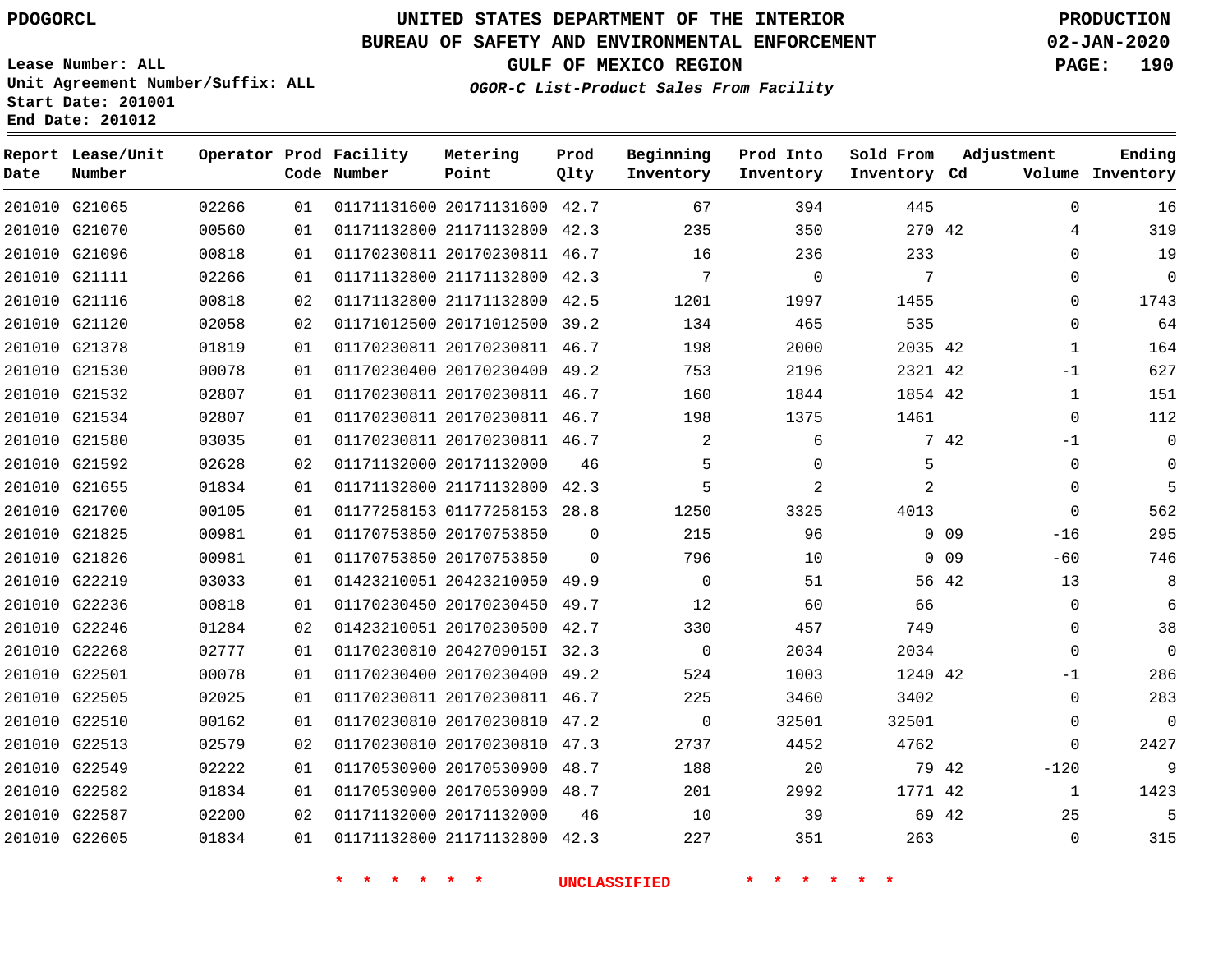PDOGORCL

# UNITED STATES DEPARTMENT OF THE INTERIOR
## BUREAU OF SAFETY AND ENVIRONMENTAL ENFORCEMENT
### GULF OF MEXICO REGION
*OGOR-C List-Product Sales From Facility*

PRODUCTION
02-JAN-2020

Lease Number: ALL
Unit Agreement Number/Suffix: ALL
Start Date: 201001
End Date: 201012

| Report Date | Lease/Unit Number | Operator | Prod Code | Facility Number | Metering Point | Prod Qlty | Beginning Inventory | Prod Into Inventory | Sold From Inventory | Adjustment Cd | Adjustment Volume | Ending Inventory |
|---|---|---|---|---|---|---|---|---|---|---|---|---|
| 201010 | G21065 | 02266 | 01 | 01171131600 | 20171131600 | 42.7 | 67 | 394 | 445 | | 0 | 16 |
| 201010 | G21070 | 00560 | 01 | 01171132800 | 21171132800 | 42.3 | 235 | 350 | 270 | 42 | 4 | 319 |
| 201010 | G21096 | 00818 | 01 | 01170230811 | 20170230811 | 46.7 | 16 | 236 | 233 | | 0 | 19 |
| 201010 | G21111 | 02266 | 01 | 01171132800 | 21171132800 | 42.3 | 7 | 0 | 7 | | 0 | 0 |
| 201010 | G21116 | 00818 | 02 | 01171132800 | 21171132800 | 42.5 | 1201 | 1997 | 1455 | | 0 | 1743 |
| 201010 | G21120 | 02058 | 02 | 01171012500 | 20171012500 | 39.2 | 134 | 465 | 535 | | 0 | 64 |
| 201010 | G21378 | 01819 | 01 | 01170230811 | 20170230811 | 46.7 | 198 | 2000 | 2035 | 42 | 1 | 164 |
| 201010 | G21530 | 00078 | 01 | 01170230400 | 20170230400 | 49.2 | 753 | 2196 | 2321 | 42 | -1 | 627 |
| 201010 | G21532 | 02807 | 01 | 01170230811 | 20170230811 | 46.7 | 160 | 1844 | 1854 | 42 | 1 | 151 |
| 201010 | G21534 | 02807 | 01 | 01170230811 | 20170230811 | 46.7 | 198 | 1375 | 1461 | | 0 | 112 |
| 201010 | G21580 | 03035 | 01 | 01170230811 | 20170230811 | 46.7 | 2 | 6 | 7 | 42 | -1 | 0 |
| 201010 | G21592 | 02628 | 02 | 01171132000 | 20171132000 | 46 | 5 | 0 | 5 | | 0 | 0 |
| 201010 | G21655 | 01834 | 01 | 01171132800 | 21171132800 | 42.3 | 5 | 2 | 2 | | 0 | 5 |
| 201010 | G21700 | 00105 | 01 | 01177258153 | 01177258153 | 28.8 | 1250 | 3325 | 4013 | | 0 | 562 |
| 201010 | G21825 | 00981 | 01 | 01170753850 | 20170753850 | 0 | 215 | 96 | 0 | 09 | -16 | 295 |
| 201010 | G21826 | 00981 | 01 | 01170753850 | 20170753850 | 0 | 796 | 10 | 0 | 09 | -60 | 746 |
| 201010 | G22219 | 03033 | 01 | 01423210051 | 20423210050 | 49.9 | 0 | 51 | 56 | 42 | 13 | 8 |
| 201010 | G22236 | 00818 | 01 | 01170230450 | 20170230450 | 49.7 | 12 | 60 | 66 | | 0 | 6 |
| 201010 | G22246 | 01284 | 02 | 01423210051 | 20170230500 | 42.7 | 330 | 457 | 749 | | 0 | 38 |
| 201010 | G22268 | 02777 | 01 | 01170230810 | 2042709015I | 32.3 | 0 | 2034 | 2034 | | 0 | 0 |
| 201010 | G22501 | 00078 | 01 | 01170230400 | 20170230400 | 49.2 | 524 | 1003 | 1240 | 42 | -1 | 286 |
| 201010 | G22505 | 02025 | 01 | 01170230811 | 20170230811 | 46.7 | 225 | 3460 | 3402 | | 0 | 283 |
| 201010 | G22510 | 00162 | 01 | 01170230810 | 20170230810 | 47.2 | 0 | 32501 | 32501 | | 0 | 0 |
| 201010 | G22513 | 02579 | 02 | 01170230810 | 20170230810 | 47.3 | 2737 | 4452 | 4762 | | 0 | 2427 |
| 201010 | G22549 | 02222 | 01 | 01170530900 | 20170530900 | 48.7 | 188 | 20 | 79 | 42 | -120 | 9 |
| 201010 | G22582 | 01834 | 01 | 01170530900 | 20170530900 | 48.7 | 201 | 2992 | 1771 | 42 | 1 | 1423 |
| 201010 | G22587 | 02200 | 02 | 01171132000 | 20171132000 | 46 | 10 | 39 | 69 | 42 | 25 | 5 |
| 201010 | G22605 | 01834 | 01 | 01171132800 | 21171132800 | 42.3 | 227 | 351 | 263 | | 0 | 315 |

\* \* \* \* \* \* UNCLASSIFIED \* \* \* \* \* \*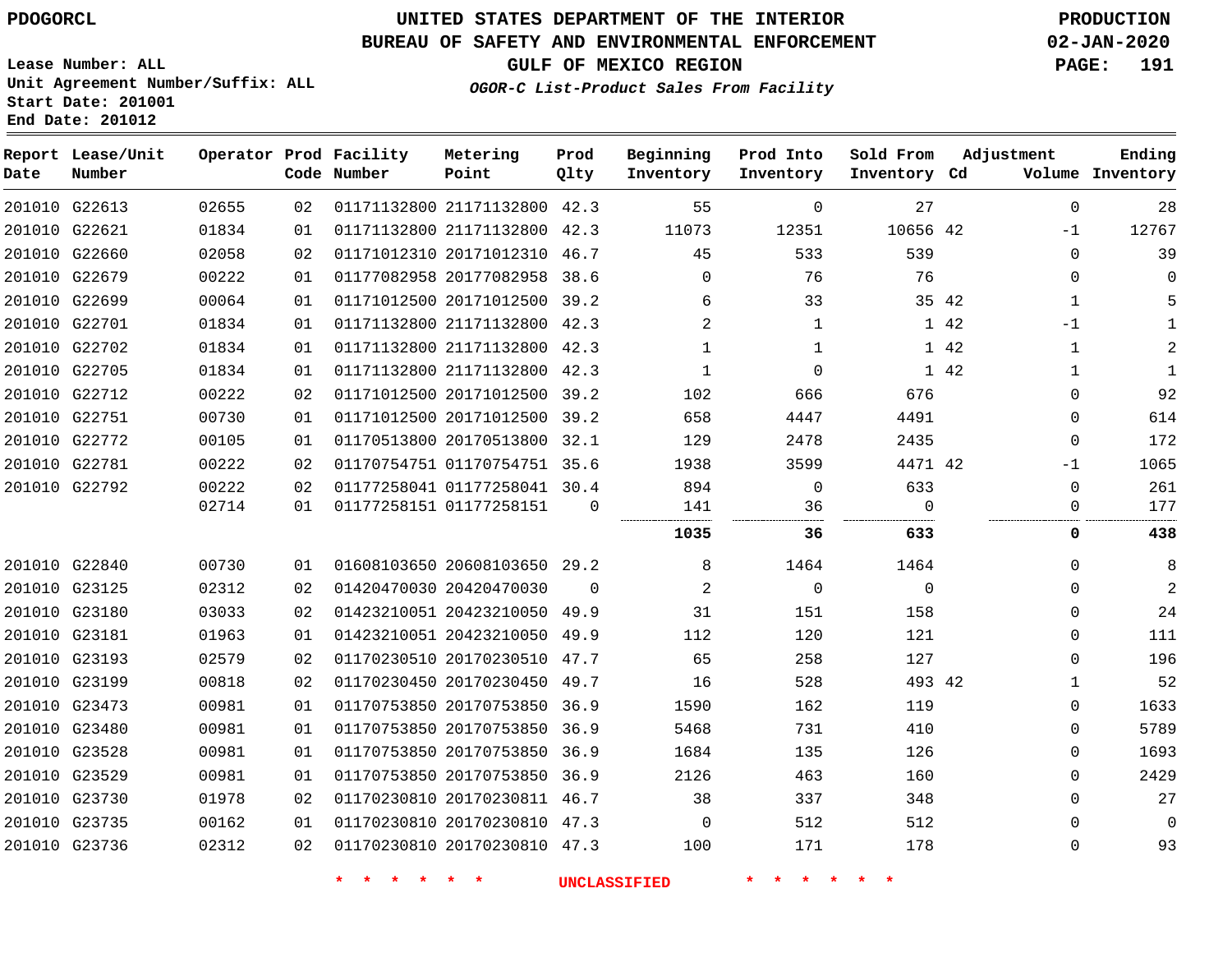PDOGORCL

# UNITED STATES DEPARTMENT OF THE INTERIOR
## BUREAU OF SAFETY AND ENVIRONMENTAL ENFORCEMENT
## GULF OF MEXICO REGION
### *OGOR-C List-Product Sales From Facility*

PRODUCTION
02-JAN-2020

Lease Number: ALL
Unit Agreement Number/Suffix: ALL
Start Date: 201001
End Date: 201012

| Report Date | Lease/Unit Number | Operator | Prod Code | Facility Number | Metering Point | Prod Qlty | Beginning Inventory | Prod Into Inventory | Sold From Inventory | Adjustment Cd | Adjustment Volume | Ending Inventory |
|---|---|---|---|---|---|---|---|---|---|---|---|---|
| 201010 | G22613 | 02655 | 02 | 01171132800 | 21171132800 | 42.3 | 55 | 0 | 27 | | 0 | 28 |
| 201010 | G22621 | 01834 | 01 | 01171132800 | 21171132800 | 42.3 | 11073 | 12351 | 10656 | 42 | -1 | 12767 |
| 201010 | G22660 | 02058 | 02 | 01171012310 | 20171012310 | 46.7 | 45 | 533 | 539 | | 0 | 39 |
| 201010 | G22679 | 00222 | 01 | 01177082958 | 20177082958 | 38.6 | 0 | 76 | 76 | | 0 | 0 |
| 201010 | G22699 | 00064 | 01 | 01171012500 | 20171012500 | 39.2 | 6 | 33 | 35 | 42 | 1 | 5 |
| 201010 | G22701 | 01834 | 01 | 01171132800 | 21171132800 | 42.3 | 2 | 1 | 1 | 42 | -1 | 1 |
| 201010 | G22702 | 01834 | 01 | 01171132800 | 21171132800 | 42.3 | 1 | 1 | 1 | 42 | 1 | 2 |
| 201010 | G22705 | 01834 | 01 | 01171132800 | 21171132800 | 42.3 | 1 | 0 | 1 | 42 | 1 | 1 |
| 201010 | G22712 | 00222 | 02 | 01171012500 | 20171012500 | 39.2 | 102 | 666 | 676 | | 0 | 92 |
| 201010 | G22751 | 00730 | 01 | 01171012500 | 20171012500 | 39.2 | 658 | 4447 | 4491 | | 0 | 614 |
| 201010 | G22772 | 00105 | 01 | 01170513800 | 20170513800 | 32.1 | 129 | 2478 | 2435 | | 0 | 172 |
| 201010 | G22781 | 00222 | 02 | 01170754751 | 01170754751 | 35.6 | 1938 | 3599 | 4471 | 42 | -1 | 1065 |
| 201010 | G22792 | 00222 | 02 | 01177258041 | 01177258041 | 30.4 | 894 | 0 | 633 | | 0 | 261 |
| | | 02714 | 01 | 01177258151 | 01177258151 | 0 | 141 | 36 | 0 | | 0 | 177 |
| | | | | | | | **1035** | **36** | **633** | | **0** | **438** |
| 201010 | G22840 | 00730 | 01 | 01608103650 | 20608103650 | 29.2 | 8 | 1464 | 1464 | | 0 | 8 |
| 201010 | G23125 | 02312 | 02 | 01420470030 | 20420470030 | 0 | 2 | 0 | 0 | | 0 | 2 |
| 201010 | G23180 | 03033 | 02 | 01423210051 | 20423210050 | 49.9 | 31 | 151 | 158 | | 0 | 24 |
| 201010 | G23181 | 01963 | 01 | 01423210051 | 20423210050 | 49.9 | 112 | 120 | 121 | | 0 | 111 |
| 201010 | G23193 | 02579 | 02 | 01170230510 | 20170230510 | 47.7 | 65 | 258 | 127 | | 0 | 196 |
| 201010 | G23199 | 00818 | 02 | 01170230450 | 20170230450 | 49.7 | 16 | 528 | 493 | 42 | 1 | 52 |
| 201010 | G23473 | 00981 | 01 | 01170753850 | 20170753850 | 36.9 | 1590 | 162 | 119 | | 0 | 1633 |
| 201010 | G23480 | 00981 | 01 | 01170753850 | 20170753850 | 36.9 | 5468 | 731 | 410 | | 0 | 5789 |
| 201010 | G23528 | 00981 | 01 | 01170753850 | 20170753850 | 36.9 | 1684 | 135 | 126 | | 0 | 1693 |
| 201010 | G23529 | 00981 | 01 | 01170753850 | 20170753850 | 36.9 | 2126 | 463 | 160 | | 0 | 2429 |
| 201010 | G23730 | 01978 | 02 | 01170230810 | 20170230811 | 46.7 | 38 | 337 | 348 | | 0 | 27 |
| 201010 | G23735 | 00162 | 01 | 01170230810 | 20170230810 | 47.3 | 0 | 512 | 512 | | 0 | 0 |
| 201010 | G23736 | 02312 | 02 | 01170230810 | 20170230810 | 47.3 | 100 | 171 | 178 | | 0 | 93 |

* * * * * * UNCLASSIFIED * * * * * *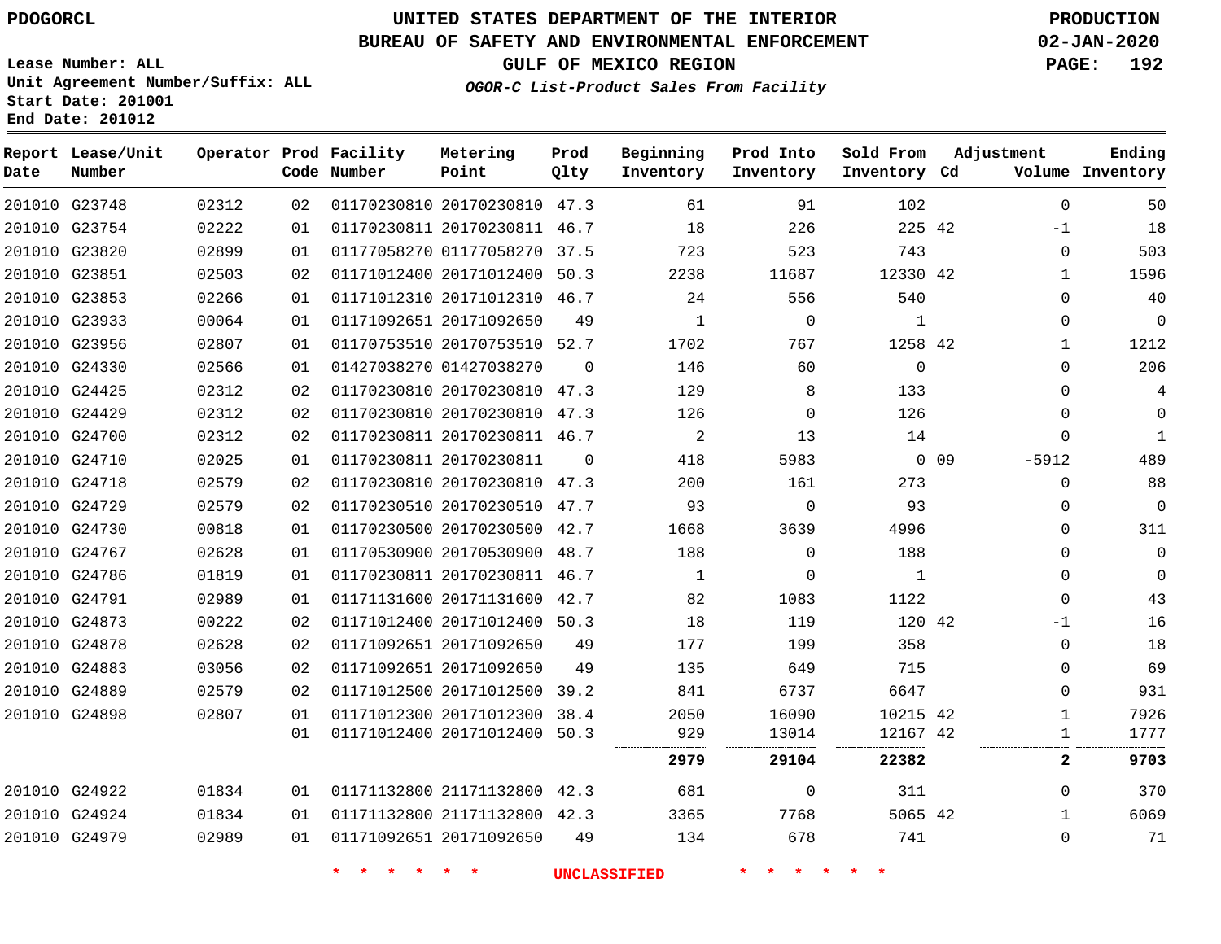PDOGORCL

Lease Number: ALL
Unit Agreement Number/Suffix: ALL
Start Date: 201001
End Date: 201012

# UNITED STATES DEPARTMENT OF THE INTERIOR
## BUREAU OF SAFETY AND ENVIRONMENTAL ENFORCEMENT
### GULF OF MEXICO REGION
*OGOR-C List-Product Sales From Facility*

PRODUCTION
02-JAN-2020

| Report Date | Lease/Unit Number | Operator | Prod Code | Facility Number | Metering Point | Prod Qlty | Beginning Inventory | Prod Into Inventory | Sold From Inventory | Adjustment Cd | Adjustment Volume | Ending Inventory |
|---|---|---|---|---|---|---|---|---|---|---|---|---|
| 201010 | G23748 | 02312 | 02 | 01170230810 | 20170230810 | 47.3 | 61 | 91 | 102 | | 0 | 50 |
| 201010 | G23754 | 02222 | 01 | 01170230811 | 20170230811 | 46.7 | 18 | 226 | 225 | 42 | -1 | 18 |
| 201010 | G23820 | 02899 | 01 | 01177058270 | 01177058270 | 37.5 | 723 | 523 | 743 | | 0 | 503 |
| 201010 | G23851 | 02503 | 02 | 01171012400 | 20171012400 | 50.3 | 2238 | 11687 | 12330 | 42 | 1 | 1596 |
| 201010 | G23853 | 02266 | 01 | 01171012310 | 20171012310 | 46.7 | 24 | 556 | 540 | | 0 | 40 |
| 201010 | G23933 | 00064 | 01 | 01171092651 | 20171092650 | 49 | 1 | 0 | 1 | | 0 | 0 |
| 201010 | G23956 | 02807 | 01 | 01170753510 | 20170753510 | 52.7 | 1702 | 767 | 1258 | 42 | 1 | 1212 |
| 201010 | G24330 | 02566 | 01 | 01427038270 | 01427038270 | 0 | 146 | 60 | 0 | | 0 | 206 |
| 201010 | G24425 | 02312 | 02 | 01170230810 | 20170230810 | 47.3 | 129 | 8 | 133 | | 0 | 4 |
| 201010 | G24429 | 02312 | 02 | 01170230810 | 20170230810 | 47.3 | 126 | 0 | 126 | | 0 | 0 |
| 201010 | G24700 | 02312 | 02 | 01170230811 | 20170230811 | 46.7 | 2 | 13 | 14 | | 0 | 1 |
| 201010 | G24710 | 02025 | 01 | 01170230811 | 20170230811 | 0 | 418 | 5983 | 0 | 09 | -5912 | 489 |
| 201010 | G24718 | 02579 | 02 | 01170230810 | 20170230810 | 47.3 | 200 | 161 | 273 | | 0 | 88 |
| 201010 | G24729 | 02579 | 02 | 01170230510 | 20170230510 | 47.7 | 93 | 0 | 93 | | 0 | 0 |
| 201010 | G24730 | 00818 | 01 | 01170230500 | 20170230500 | 42.7 | 1668 | 3639 | 4996 | | 0 | 311 |
| 201010 | G24767 | 02628 | 01 | 01170530900 | 20170530900 | 48.7 | 188 | 0 | 188 | | 0 | 0 |
| 201010 | G24786 | 01819 | 01 | 01170230811 | 20170230811 | 46.7 | 1 | 0 | 1 | | 0 | 0 |
| 201010 | G24791 | 02989 | 01 | 01171131600 | 20171131600 | 42.7 | 82 | 1083 | 1122 | | 0 | 43 |
| 201010 | G24873 | 00222 | 02 | 01171012400 | 20171012400 | 50.3 | 18 | 119 | 120 | 42 | -1 | 16 |
| 201010 | G24878 | 02628 | 02 | 01171092651 | 20171092650 | 49 | 177 | 199 | 358 | | 0 | 18 |
| 201010 | G24883 | 03056 | 02 | 01171092651 | 20171092650 | 49 | 135 | 649 | 715 | | 0 | 69 |
| 201010 | G24889 | 02579 | 02 | 01171012500 | 20171012500 | 39.2 | 841 | 6737 | 6647 | | 0 | 931 |
| 201010 | G24898 | 02807 | 01 | 01171012300 | 20171012300 | 38.4 | 2050 | 16090 | 10215 | 42 | 1 | 7926 |
| | | | 01 | 01171012400 | 20171012400 | 50.3 | 929 | 13014 | 12167 | 42 | 1 | 1777 |
| | | | | | | | **2979** | **29104** | **22382** | | **2** | **9703** |
| 201010 | G24922 | 01834 | 01 | 01171132800 | 21171132800 | 42.3 | 681 | 0 | 311 | | 0 | 370 |
| 201010 | G24924 | 01834 | 01 | 01171132800 | 21171132800 | 42.3 | 3365 | 7768 | 5065 | 42 | 1 | 6069 |
| 201010 | G24979 | 02989 | 01 | 01171092651 | 20171092650 | 49 | 134 | 678 | 741 | | 0 | 71 |

* * * * * * UNCLASSIFIED * * * * * *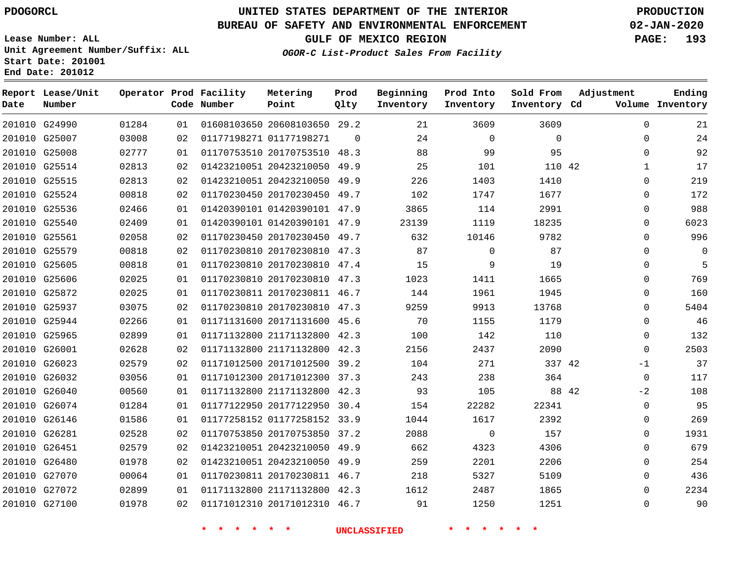PDOGORCL

# UNITED STATES DEPARTMENT OF THE INTERIOR
## BUREAU OF SAFETY AND ENVIRONMENTAL ENFORCEMENT
### GULF OF MEXICO REGION
*OGOR-C List-Product Sales From Facility*

PRODUCTION
02-JAN-2020

Lease Number: ALL
Unit Agreement Number/Suffix: ALL
Start Date: 201001
End Date: 201012

| Report Date | Lease/Unit Number | Operator | Prod Code | Facility Number | Metering Point | Prod Qlty | Beginning Inventory | Prod Into Inventory | Sold From Inventory | Adjustment Cd | Adjustment Volume | Ending Inventory |
|---|---|---|---|---|---|---|---|---|---|---|---|---|
| 201010 | G24990 | 01284 | 01 | 01608103650 | 20608103650 | 29.2 | 21 | 3609 | 3609 | | 0 | 21 |
| 201010 | G25007 | 03008 | 02 | 01177198271 | 01177198271 | 0 | 24 | 0 | 0 | | 0 | 24 |
| 201010 | G25008 | 02777 | 01 | 01170753510 | 20170753510 | 48.3 | 88 | 99 | 95 | | 0 | 92 |
| 201010 | G25514 | 02813 | 02 | 01423210051 | 20423210050 | 49.9 | 25 | 101 | 110 | 42 | 1 | 17 |
| 201010 | G25515 | 02813 | 02 | 01423210051 | 20423210050 | 49.9 | 226 | 1403 | 1410 | | 0 | 219 |
| 201010 | G25524 | 00818 | 02 | 01170230450 | 20170230450 | 49.7 | 102 | 1747 | 1677 | | 0 | 172 |
| 201010 | G25536 | 02466 | 01 | 01420390101 | 01420390101 | 47.9 | 3865 | 114 | 2991 | | 0 | 988 |
| 201010 | G25540 | 02409 | 01 | 01420390101 | 01420390101 | 47.9 | 23139 | 1119 | 18235 | | 0 | 6023 |
| 201010 | G25561 | 02058 | 02 | 01170230450 | 20170230450 | 49.7 | 632 | 10146 | 9782 | | 0 | 996 |
| 201010 | G25579 | 00818 | 02 | 01170230810 | 20170230810 | 47.3 | 87 | 0 | 87 | | 0 | 0 |
| 201010 | G25605 | 00818 | 01 | 01170230810 | 20170230810 | 47.4 | 15 | 9 | 19 | | 0 | 5 |
| 201010 | G25606 | 02025 | 01 | 01170230810 | 20170230810 | 47.3 | 1023 | 1411 | 1665 | | 0 | 769 |
| 201010 | G25872 | 02025 | 01 | 01170230811 | 20170230811 | 46.7 | 144 | 1961 | 1945 | | 0 | 160 |
| 201010 | G25937 | 03075 | 02 | 01170230810 | 20170230810 | 47.3 | 9259 | 9913 | 13768 | | 0 | 5404 |
| 201010 | G25944 | 02266 | 01 | 01171131600 | 20171131600 | 45.6 | 70 | 1155 | 1179 | | 0 | 46 |
| 201010 | G25965 | 02899 | 01 | 01171132800 | 21171132800 | 42.3 | 100 | 142 | 110 | | 0 | 132 |
| 201010 | G26001 | 02628 | 02 | 01171132800 | 21171132800 | 42.3 | 2156 | 2437 | 2090 | | 0 | 2503 |
| 201010 | G26023 | 02579 | 02 | 01171012500 | 20171012500 | 39.2 | 104 | 271 | 337 | 42 | -1 | 37 |
| 201010 | G26032 | 03056 | 01 | 01171012300 | 20171012300 | 37.3 | 243 | 238 | 364 | | 0 | 117 |
| 201010 | G26040 | 00560 | 01 | 01171132800 | 21171132800 | 42.3 | 93 | 105 | 88 | 42 | -2 | 108 |
| 201010 | G26074 | 01284 | 01 | 01177122950 | 20177122950 | 30.4 | 154 | 22282 | 22341 | | 0 | 95 |
| 201010 | G26146 | 01586 | 01 | 01177258152 | 01177258152 | 33.9 | 1044 | 1617 | 2392 | | 0 | 269 |
| 201010 | G26281 | 02528 | 02 | 01170753850 | 20170753850 | 37.2 | 2088 | 0 | 157 | | 0 | 1931 |
| 201010 | G26451 | 02579 | 02 | 01423210051 | 20423210050 | 49.9 | 662 | 4323 | 4306 | | 0 | 679 |
| 201010 | G26480 | 01978 | 02 | 01423210051 | 20423210050 | 49.9 | 259 | 2201 | 2206 | | 0 | 254 |
| 201010 | G27070 | 00064 | 01 | 01170230811 | 20170230811 | 46.7 | 218 | 5327 | 5109 | | 0 | 436 |
| 201010 | G27072 | 02899 | 01 | 01171132800 | 21171132800 | 42.3 | 1612 | 2487 | 1865 | | 0 | 2234 |
| 201010 | G27100 | 01978 | 02 | 01171012310 | 20171012310 | 46.7 | 91 | 1250 | 1251 | | 0 | 90 |

\* \* \* \* \* \* UNCLASSIFIED \* \* \* \* \* \*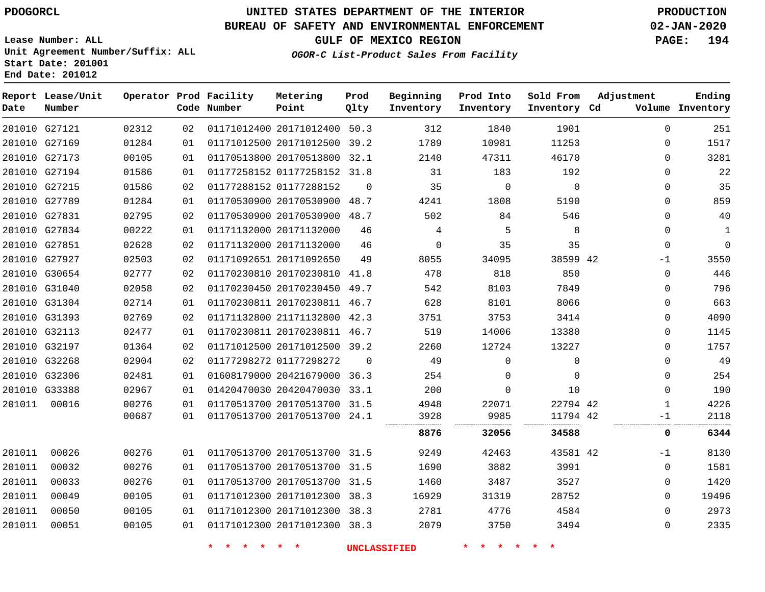PDOGORCL

# UNITED STATES DEPARTMENT OF THE INTERIOR
## BUREAU OF SAFETY AND ENVIRONMENTAL ENFORCEMENT
### GULF OF MEXICO REGION
*OGOR-C List-Product Sales From Facility*

PRODUCTION
02-JAN-2020

Lease Number: ALL
Unit Agreement Number/Suffix: ALL
Start Date: 201001
End Date: 201012

| Report Date | Lease/Unit Number | Operator | Prod Code | Facility Number | Metering Point | Prod Qlty | Beginning Inventory | Prod Into Inventory | Sold From Inventory | Adjustment Cd | Adjustment Volume | Ending Inventory |
|---|---|---|---|---|---|---|---|---|---|---|---|---|
| 201010 | G27121 | 02312 | 02 | 01171012400 | 20171012400 | 50.3 | 312 | 1840 | 1901 | | 0 | 251 |
| 201010 | G27169 | 01284 | 01 | 01171012500 | 20171012500 | 39.2 | 1789 | 10981 | 11253 | | 0 | 1517 |
| 201010 | G27173 | 00105 | 01 | 01170513800 | 20170513800 | 32.1 | 2140 | 47311 | 46170 | | 0 | 3281 |
| 201010 | G27194 | 01586 | 01 | 01177258152 | 01177258152 | 31.8 | 31 | 183 | 192 | | 0 | 22 |
| 201010 | G27215 | 01586 | 02 | 01177288152 | 01177288152 | 0 | 35 | 0 | 0 | | 0 | 35 |
| 201010 | G27789 | 01284 | 01 | 01170530900 | 20170530900 | 48.7 | 4241 | 1808 | 5190 | | 0 | 859 |
| 201010 | G27831 | 02795 | 02 | 01170530900 | 20170530900 | 48.7 | 502 | 84 | 546 | | 0 | 40 |
| 201010 | G27834 | 00222 | 01 | 01171132000 | 20171132000 | 46 | 4 | 5 | 8 | | 0 | 1 |
| 201010 | G27851 | 02628 | 02 | 01171132000 | 20171132000 | 46 | 0 | 35 | 35 | | 0 | 0 |
| 201010 | G27927 | 02503 | 02 | 01171092651 | 20171092650 | 49 | 8055 | 34095 | 38599 | 42 | -1 | 3550 |
| 201010 | G30654 | 02777 | 02 | 01170230810 | 20170230810 | 41.8 | 478 | 818 | 850 | | 0 | 446 |
| 201010 | G31040 | 02058 | 02 | 01170230450 | 20170230450 | 49.7 | 542 | 8103 | 7849 | | 0 | 796 |
| 201010 | G31304 | 02714 | 01 | 01170230811 | 20170230811 | 46.7 | 628 | 8101 | 8066 | | 0 | 663 |
| 201010 | G31393 | 02769 | 02 | 01171132800 | 21171132800 | 42.3 | 3751 | 3753 | 3414 | | 0 | 4090 |
| 201010 | G32113 | 02477 | 01 | 01170230811 | 20170230811 | 46.7 | 519 | 14006 | 13380 | | 0 | 1145 |
| 201010 | G32197 | 01364 | 02 | 01171012500 | 20171012500 | 39.2 | 2260 | 12724 | 13227 | | 0 | 1757 |
| 201010 | G32268 | 02904 | 02 | 01177298272 | 01177298272 | 0 | 49 | 0 | 0 | | 0 | 49 |
| 201010 | G32306 | 02481 | 01 | 01608179000 | 20421679000 | 36.3 | 254 | 0 | 0 | | 0 | 254 |
| 201010 | G33388 | 02967 | 01 | 01420470030 | 20420470030 | 33.1 | 200 | 0 | 10 | | 0 | 190 |
| 201011 | 00016 | 00276 | 01 | 01170513700 | 20170513700 | 31.5 | 4948 | 22071 | 22794 | 42 | 1 | 4226 |
| | | 00687 | 01 | 01170513700 | 20170513700 | 24.1 | 3928 | 9985 | 11794 | 42 | -1 | 2118 |
| | | | | | | | **8876** | **32056** | **34588** | | **0** | **6344** |
| 201011 | 00026 | 00276 | 01 | 01170513700 | 20170513700 | 31.5 | 9249 | 42463 | 43581 | 42 | -1 | 8130 |
| 201011 | 00032 | 00276 | 01 | 01170513700 | 20170513700 | 31.5 | 1690 | 3882 | 3991 | | 0 | 1581 |
| 201011 | 00033 | 00276 | 01 | 01170513700 | 20170513700 | 31.5 | 1460 | 3487 | 3527 | | 0 | 1420 |
| 201011 | 00049 | 00105 | 01 | 01171012300 | 20171012300 | 38.3 | 16929 | 31319 | 28752 | | 0 | 19496 |
| 201011 | 00050 | 00105 | 01 | 01171012300 | 20171012300 | 38.3 | 2781 | 4776 | 4584 | | 0 | 2973 |
| 201011 | 00051 | 00105 | 01 | 01171012300 | 20171012300 | 38.3 | 2079 | 3750 | 3494 | | 0 | 2335 |

* * * * * * UNCLASSIFIED * * * * * *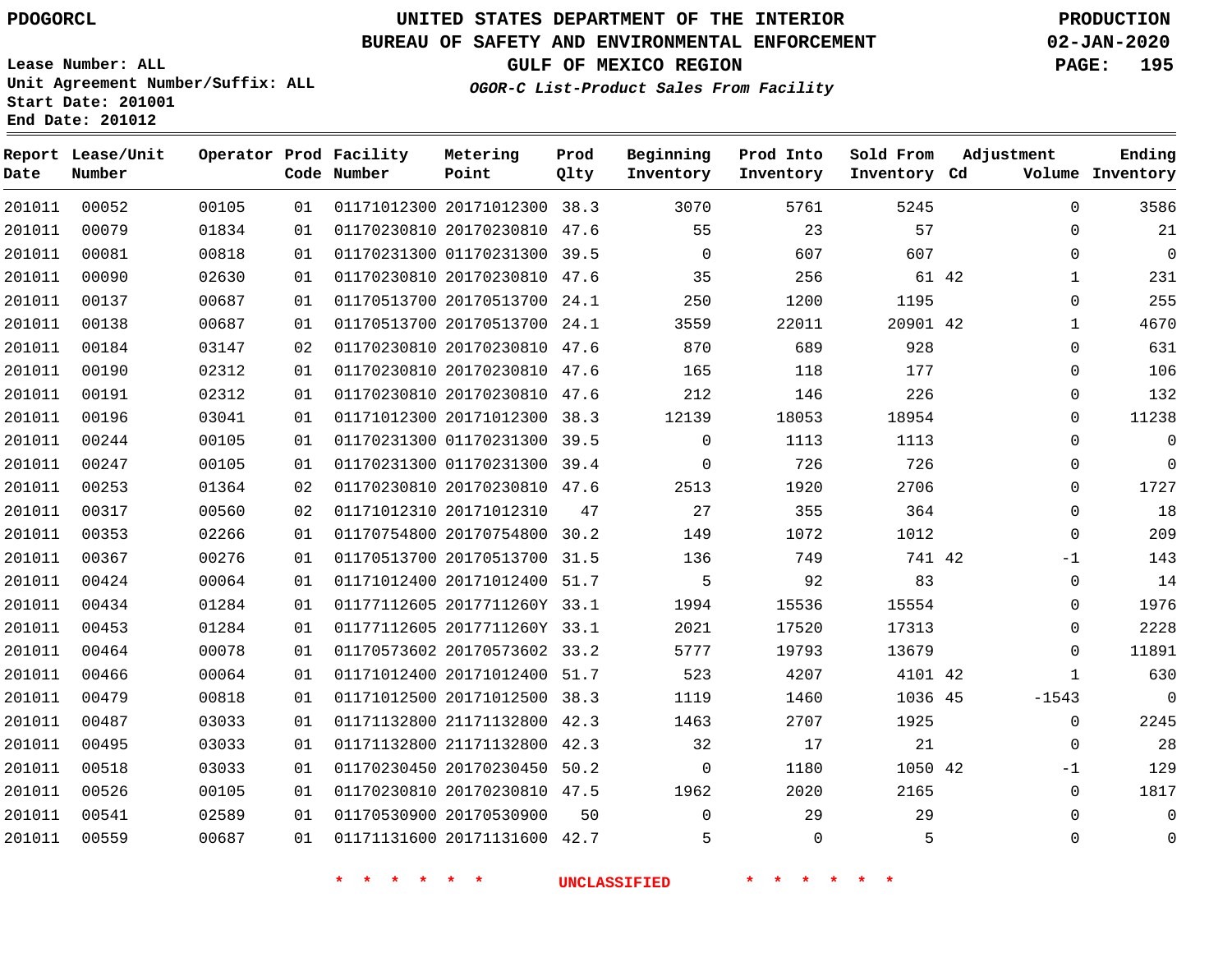PDOGORCL

# UNITED STATES DEPARTMENT OF THE INTERIOR
## BUREAU OF SAFETY AND ENVIRONMENTAL ENFORCEMENT
### GULF OF MEXICO REGION
*OGOR-C List-Product Sales From Facility*

PRODUCTION
02-JAN-2020

Lease Number: ALL
Unit Agreement Number/Suffix: ALL
Start Date: 201001
End Date: 201012

| Report Date | Lease/Unit Number | Operator | Prod Code | Facility Number | Metering Point | Prod Qlty | Beginning Inventory | Prod Into Inventory | Sold From Inventory | Adjustment Cd | Adjustment Volume | Ending Inventory |
|---|---|---|---|---|---|---|---|---|---|---|---|---|
| 201011 | 00052 | 00105 | 01 | 01171012300 | 20171012300 | 38.3 | 3070 | 5761 | 5245 | | 0 | 3586 |
| 201011 | 00079 | 01834 | 01 | 01170230810 | 20170230810 | 47.6 | 55 | 23 | 57 | | 0 | 21 |
| 201011 | 00081 | 00818 | 01 | 01170231300 | 01170231300 | 39.5 | 0 | 607 | 607 | | 0 | 0 |
| 201011 | 00090 | 02630 | 01 | 01170230810 | 20170230810 | 47.6 | 35 | 256 | 61 | 42 | 1 | 231 |
| 201011 | 00137 | 00687 | 01 | 01170513700 | 20170513700 | 24.1 | 250 | 1200 | 1195 | | 0 | 255 |
| 201011 | 00138 | 00687 | 01 | 01170513700 | 20170513700 | 24.1 | 3559 | 22011 | 20901 | 42 | 1 | 4670 |
| 201011 | 00184 | 03147 | 02 | 01170230810 | 20170230810 | 47.6 | 870 | 689 | 928 | | 0 | 631 |
| 201011 | 00190 | 02312 | 01 | 01170230810 | 20170230810 | 47.6 | 165 | 118 | 177 | | 0 | 106 |
| 201011 | 00191 | 02312 | 01 | 01170230810 | 20170230810 | 47.6 | 212 | 146 | 226 | | 0 | 132 |
| 201011 | 00196 | 03041 | 01 | 01171012300 | 20171012300 | 38.3 | 12139 | 18053 | 18954 | | 0 | 11238 |
| 201011 | 00244 | 00105 | 01 | 01170231300 | 01170231300 | 39.5 | 0 | 1113 | 1113 | | 0 | 0 |
| 201011 | 00247 | 00105 | 01 | 01170231300 | 01170231300 | 39.4 | 0 | 726 | 726 | | 0 | 0 |
| 201011 | 00253 | 01364 | 02 | 01170230810 | 20170230810 | 47.6 | 2513 | 1920 | 2706 | | 0 | 1727 |
| 201011 | 00317 | 00560 | 02 | 01171012310 | 20171012310 | 47 | 27 | 355 | 364 | | 0 | 18 |
| 201011 | 00353 | 02266 | 01 | 01170754800 | 20170754800 | 30.2 | 149 | 1072 | 1012 | | 0 | 209 |
| 201011 | 00367 | 00276 | 01 | 01170513700 | 20170513700 | 31.5 | 136 | 749 | 741 | 42 | -1 | 143 |
| 201011 | 00424 | 00064 | 01 | 01171012400 | 20171012400 | 51.7 | 5 | 92 | 83 | | 0 | 14 |
| 201011 | 00434 | 01284 | 01 | 01177112605 | 2017711260Y | 33.1 | 1994 | 15536 | 15554 | | 0 | 1976 |
| 201011 | 00453 | 01284 | 01 | 01177112605 | 2017711260Y | 33.1 | 2021 | 17520 | 17313 | | 0 | 2228 |
| 201011 | 00464 | 00078 | 01 | 01170573602 | 20170573602 | 33.2 | 5777 | 19793 | 13679 | | 0 | 11891 |
| 201011 | 00466 | 00064 | 01 | 01171012400 | 20171012400 | 51.7 | 523 | 4207 | 4101 | 42 | 1 | 630 |
| 201011 | 00479 | 00818 | 01 | 01171012500 | 20171012500 | 38.3 | 1119 | 1460 | 1036 | 45 | -1543 | 0 |
| 201011 | 00487 | 03033 | 01 | 01171132800 | 21171132800 | 42.3 | 1463 | 2707 | 1925 | | 0 | 2245 |
| 201011 | 00495 | 03033 | 01 | 01171132800 | 21171132800 | 42.3 | 32 | 17 | 21 | | 0 | 28 |
| 201011 | 00518 | 03033 | 01 | 01170230450 | 20170230450 | 50.2 | 0 | 1180 | 1050 | 42 | -1 | 129 |
| 201011 | 00526 | 00105 | 01 | 01170230810 | 20170230810 | 47.5 | 1962 | 2020 | 2165 | | 0 | 1817 |
| 201011 | 00541 | 02589 | 01 | 01170530900 | 20170530900 | 50 | 0 | 29 | 29 | | 0 | 0 |
| 201011 | 00559 | 00687 | 01 | 01171131600 | 20171131600 | 42.7 | 5 | 0 | 5 | | 0 | 0 |

\* \* \* \* \* \* UNCLASSIFIED \* \* \* \* \* \*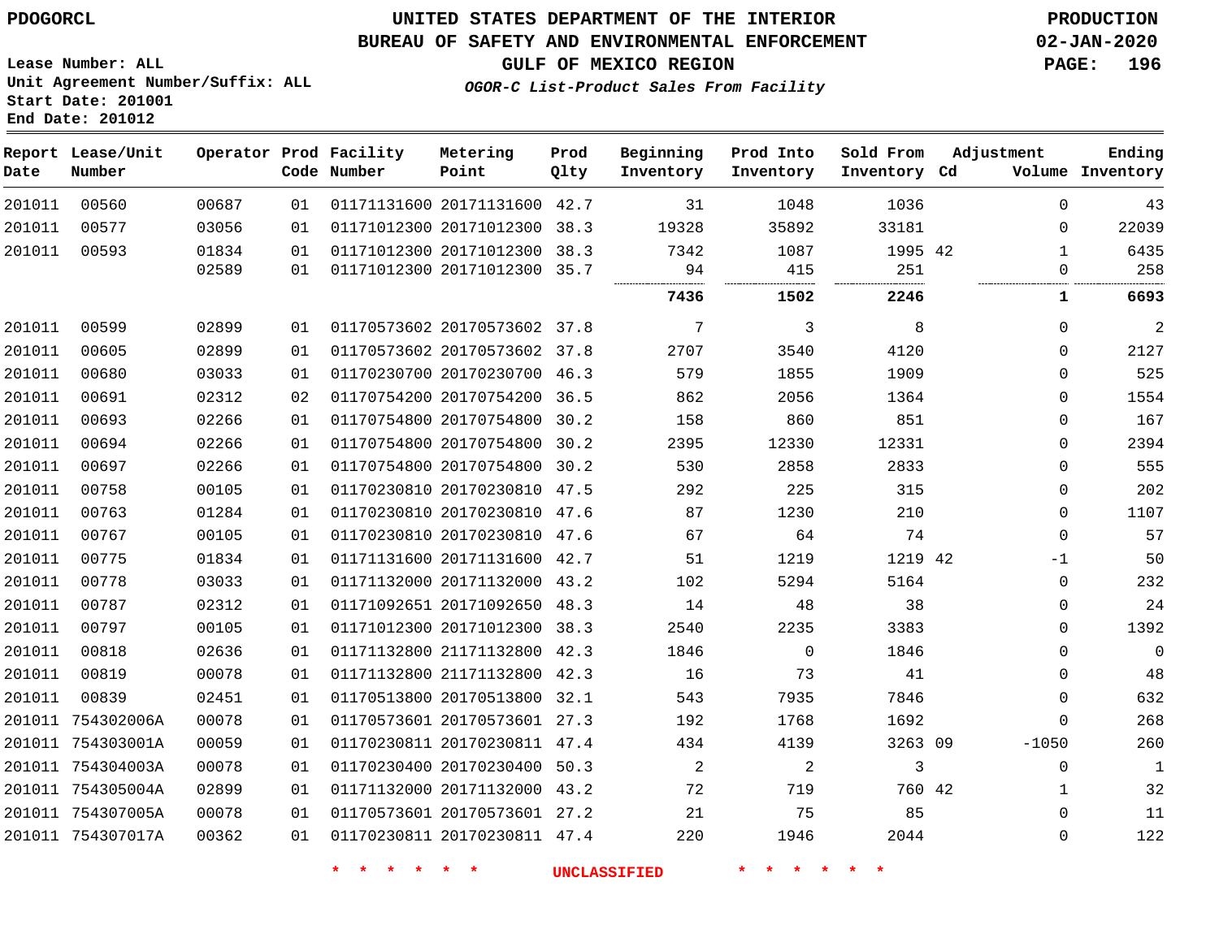# UNITED STATES DEPARTMENT OF THE INTERIOR
## BUREAU OF SAFETY AND ENVIRONMENTAL ENFORCEMENT
### GULF OF MEXICO REGION
*OGOR-C List-Product Sales From Facility*

PDOGORCL

PRODUCTION 02-JAN-2020

Lease Number: ALL
Unit Agreement Number/Suffix: ALL
Start Date: 201001
End Date: 201012

| Report Date | Lease/Unit Number | Operator | Prod Code | Facility Number | Metering Point | Prod Qlty | Beginning Inventory | Prod Into Inventory | Sold From Inventory | Adjustment Cd | Volume | Ending Inventory |
|---|---|---|---|---|---|---|---|---|---|---|---|---|
| 201011 | 00560 | 00687 | 01 | 01171131600 | 20171131600 | 42.7 | 31 | 1048 | 1036 | | 0 | 43 |
| 201011 | 00577 | 03056 | 01 | 01171012300 | 20171012300 | 38.3 | 19328 | 35892 | 33181 | | 0 | 22039 |
| 201011 | 00593 | 01834 | 01 | 01171012300 | 20171012300 | 38.3 | 7342 | 1087 | 1995 | 42 | 1 | 6435 |
| | | 02589 | 01 | 01171012300 | 20171012300 | 35.7 | 94 | 415 | 251 | | 0 | 258 |
| | | | | | | | **7436** | **1502** | **2246** | | **1** | **6693** |
| 201011 | 00599 | 02899 | 01 | 01170573602 | 20170573602 | 37.8 | 7 | 3 | 8 | | 0 | 2 |
| 201011 | 00605 | 02899 | 01 | 01170573602 | 20170573602 | 37.8 | 2707 | 3540 | 4120 | | 0 | 2127 |
| 201011 | 00680 | 03033 | 01 | 01170230700 | 20170230700 | 46.3 | 579 | 1855 | 1909 | | 0 | 525 |
| 201011 | 00691 | 02312 | 02 | 01170754200 | 20170754200 | 36.5 | 862 | 2056 | 1364 | | 0 | 1554 |
| 201011 | 00693 | 02266 | 01 | 01170754800 | 20170754800 | 30.2 | 158 | 860 | 851 | | 0 | 167 |
| 201011 | 00694 | 02266 | 01 | 01170754800 | 20170754800 | 30.2 | 2395 | 12330 | 12331 | | 0 | 2394 |
| 201011 | 00697 | 02266 | 01 | 01170754800 | 20170754800 | 30.2 | 530 | 2858 | 2833 | | 0 | 555 |
| 201011 | 00758 | 00105 | 01 | 01170230810 | 20170230810 | 47.5 | 292 | 225 | 315 | | 0 | 202 |
| 201011 | 00763 | 01284 | 01 | 01170230810 | 20170230810 | 47.6 | 87 | 1230 | 210 | | 0 | 1107 |
| 201011 | 00767 | 00105 | 01 | 01170230810 | 20170230810 | 47.6 | 67 | 64 | 74 | | 0 | 57 |
| 201011 | 00775 | 01834 | 01 | 01171131600 | 20171131600 | 42.7 | 51 | 1219 | 1219 | 42 | -1 | 50 |
| 201011 | 00778 | 03033 | 01 | 01171132000 | 20171132000 | 43.2 | 102 | 5294 | 5164 | | 0 | 232 |
| 201011 | 00787 | 02312 | 01 | 01171092651 | 20171092650 | 48.3 | 14 | 48 | 38 | | 0 | 24 |
| 201011 | 00797 | 00105 | 01 | 01171012300 | 20171012300 | 38.3 | 2540 | 2235 | 3383 | | 0 | 1392 |
| 201011 | 00818 | 02636 | 01 | 01171132800 | 21171132800 | 42.3 | 1846 | 0 | 1846 | | 0 | 0 |
| 201011 | 00819 | 00078 | 01 | 01171132800 | 21171132800 | 42.3 | 16 | 73 | 41 | | 0 | 48 |
| 201011 | 00839 | 02451 | 01 | 01170513800 | 20170513800 | 32.1 | 543 | 7935 | 7846 | | 0 | 632 |
| 201011 | 754302006A | 00078 | 01 | 01170573601 | 20170573601 | 27.3 | 192 | 1768 | 1692 | | 0 | 268 |
| 201011 | 754303001A | 00059 | 01 | 01170230811 | 20170230811 | 47.4 | 434 | 4139 | 3263 | 09 | -1050 | 260 |
| 201011 | 754304003A | 00078 | 01 | 01170230400 | 20170230400 | 50.3 | 2 | 2 | 3 | | 0 | 1 |
| 201011 | 754305004A | 02899 | 01 | 01171132000 | 20171132000 | 43.2 | 72 | 719 | 760 | 42 | 1 | 32 |
| 201011 | 754307005A | 00078 | 01 | 01170573601 | 20170573601 | 27.2 | 21 | 75 | 85 | | 0 | 11 |
| 201011 | 754307017A | 00362 | 01 | 01170230811 | 20170230811 | 47.4 | 220 | 1946 | 2044 | | 0 | 122 |

* * * * * * UNCLASSIFIED * * * * * *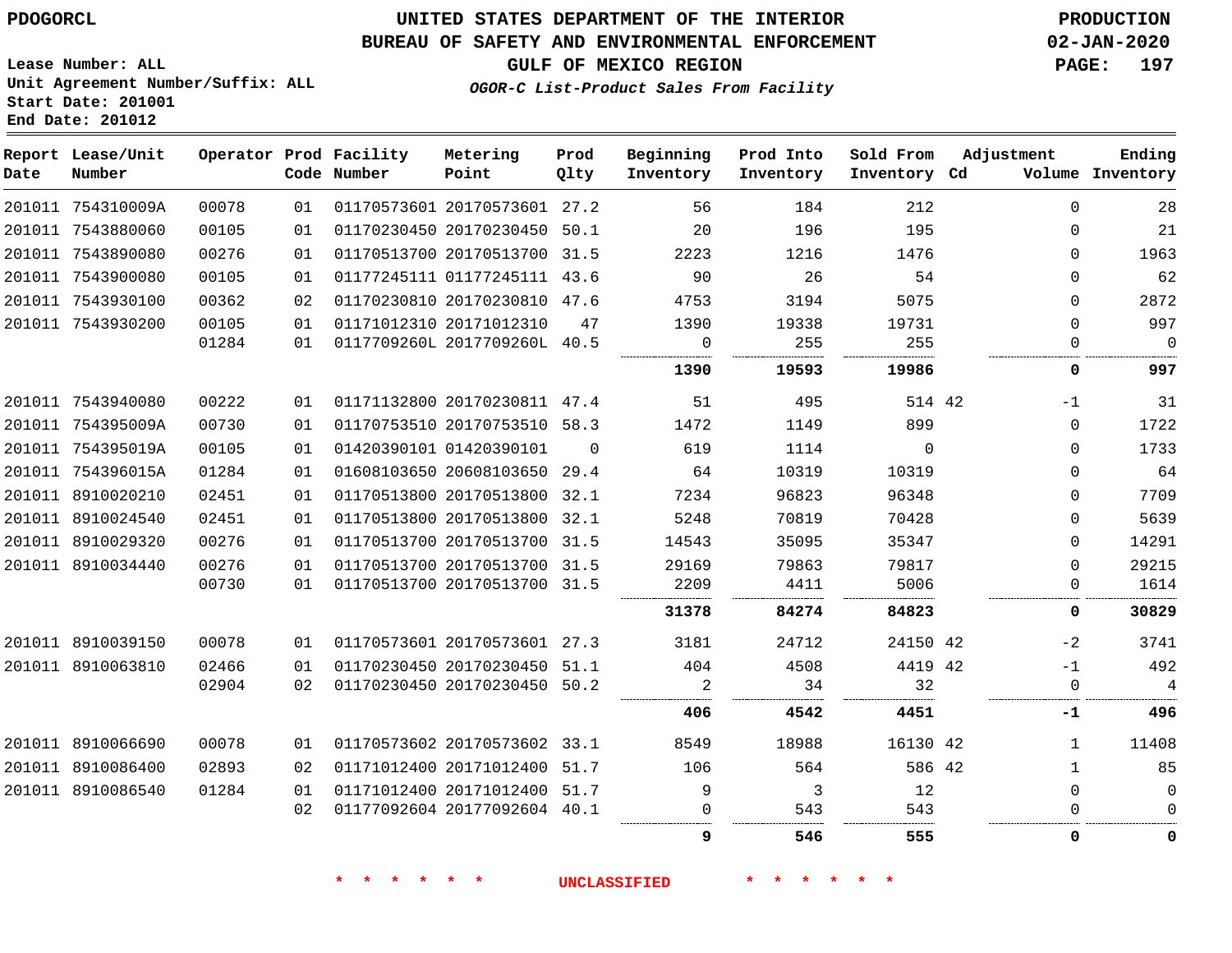PDOGORCL

# UNITED STATES DEPARTMENT OF THE INTERIOR
## BUREAU OF SAFETY AND ENVIRONMENTAL ENFORCEMENT
### GULF OF MEXICO REGION
*OGOR-C List-Product Sales From Facility*

PRODUCTION
02-JAN-2020

Lease Number: ALL
Unit Agreement Number/Suffix: ALL
Start Date: 201001
End Date: 201012

| Report Date | Lease/Unit Number | Operator | Prod Code | Facility Number | Metering Point | Prod Qlty | Beginning Inventory | Prod Into Inventory | Sold From Inventory | Adjustment Cd | Volume | Ending Inventory |
|---|---|---|---|---|---|---|---|---|---|---|---|---|
| 201011 | 754310009A | 00078 | 01 | 01170573601 | 20170573601 | 27.2 | 56 | 184 | 212 | | 0 | 28 |
| 201011 | 7543880060 | 00105 | 01 | 01170230450 | 20170230450 | 50.1 | 20 | 196 | 195 | | 0 | 21 |
| 201011 | 7543890080 | 00276 | 01 | 01170513700 | 20170513700 | 31.5 | 2223 | 1216 | 1476 | | 0 | 1963 |
| 201011 | 7543900080 | 00105 | 01 | 01177245111 | 01177245111 | 43.6 | 90 | 26 | 54 | | 0 | 62 |
| 201011 | 7543930100 | 00362 | 02 | 01170230810 | 20170230810 | 47.6 | 4753 | 3194 | 5075 | | 0 | 2872 |
| 201011 | 7543930200 | 00105 | 01 | 01171012310 | 20171012310 | 47 | 1390 | 19338 | 19731 | | 0 | 997 |
| | | 01284 | 01 | 0117709260L | 2017709260L | 40.5 | 0 | 255 | 255 | | 0 | 0 |
| | | | | | | | **1390** | **19593** | **19986** | | **0** | **997** |
| 201011 | 7543940080 | 00222 | 01 | 01171132800 | 20170230811 | 47.4 | 51 | 495 | 514 | 42 | -1 | 31 |
| 201011 | 754395009A | 00730 | 01 | 01170753510 | 20170753510 | 58.3 | 1472 | 1149 | 899 | | 0 | 1722 |
| 201011 | 754395019A | 00105 | 01 | 01420390101 | 01420390101 | 0 | 619 | 1114 | 0 | | 0 | 1733 |
| 201011 | 754396015A | 01284 | 01 | 01608103650 | 20608103650 | 29.4 | 64 | 10319 | 10319 | | 0 | 64 |
| 201011 | 8910020210 | 02451 | 01 | 01170513800 | 20170513800 | 32.1 | 7234 | 96823 | 96348 | | 0 | 7709 |
| 201011 | 8910024540 | 02451 | 01 | 01170513800 | 20170513800 | 32.1 | 5248 | 70819 | 70428 | | 0 | 5639 |
| 201011 | 8910029320 | 00276 | 01 | 01170513700 | 20170513700 | 31.5 | 14543 | 35095 | 35347 | | 0 | 14291 |
| 201011 | 8910034440 | 00276 | 01 | 01170513700 | 20170513700 | 31.5 | 29169 | 79863 | 79817 | | 0 | 29215 |
| | | 00730 | 01 | 01170513700 | 20170513700 | 31.5 | 2209 | 4411 | 5006 | | 0 | 1614 |
| | | | | | | | **31378** | **84274** | **84823** | | **0** | **30829** |
| 201011 | 8910039150 | 00078 | 01 | 01170573601 | 20170573601 | 27.3 | 3181 | 24712 | 24150 | 42 | -2 | 3741 |
| 201011 | 8910063810 | 02466 | 01 | 01170230450 | 20170230450 | 51.1 | 404 | 4508 | 4419 | 42 | -1 | 492 |
| | | 02904 | 02 | 01170230450 | 20170230450 | 50.2 | 2 | 34 | 32 | | 0 | 4 |
| | | | | | | | **406** | **4542** | **4451** | | **-1** | **496** |
| 201011 | 8910066690 | 00078 | 01 | 01170573602 | 20170573602 | 33.1 | 8549 | 18988 | 16130 | 42 | 1 | 11408 |
| 201011 | 8910086400 | 02893 | 02 | 01171012400 | 20171012400 | 51.7 | 106 | 564 | 586 | 42 | 1 | 85 |
| 201011 | 8910086540 | 01284 | 01 | 01171012400 | 20171012400 | 51.7 | 9 | 3 | 12 | | 0 | 0 |
| | | | 02 | 01177092604 | 20177092604 | 40.1 | 0 | 543 | 543 | | 0 | 0 |
| | | | | | | | **9** | **546** | **555** | | **0** | **0** |

* * * * * * UNCLASSIFIED * * * * * *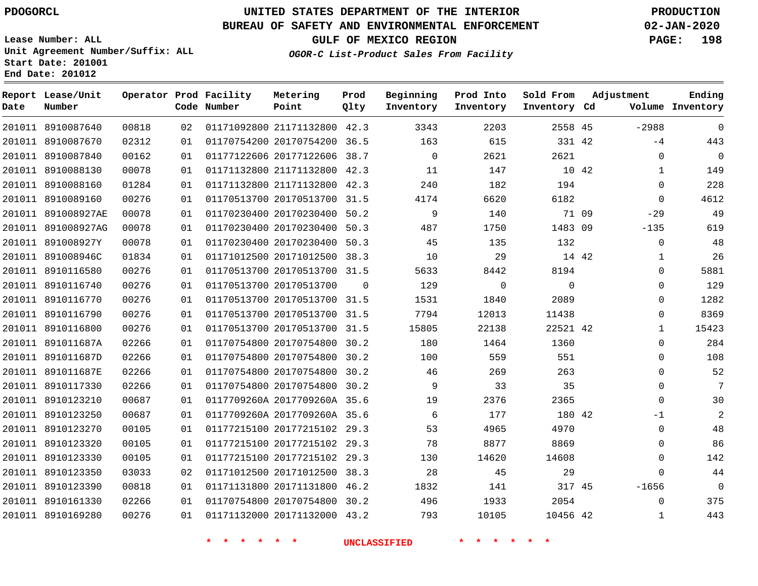PDOGORCL

# UNITED STATES DEPARTMENT OF THE INTERIOR
## BUREAU OF SAFETY AND ENVIRONMENTAL ENFORCEMENT
### GULF OF MEXICO REGION
*OGOR-C List-Product Sales From Facility*

PRODUCTION
02-JAN-2020

Lease Number: ALL
Unit Agreement Number/Suffix: ALL
Start Date: 201001
End Date: 201012

| Report Date | Lease/Unit Number | Operator | Prod Code | Facility Number | Metering Point | Prod Qlty | Beginning Inventory | Prod Into Inventory | Sold From Inventory | Adjustment Cd | Volume | Ending Inventory |
|---|---|---|---|---|---|---|---|---|---|---|---|---|
| 201011 | 8910087640 | 00818 | 02 | 01171092800 | 21171132800 | 42.3 | 3343 | 2203 | 2558 | 45 | -2988 | 0 |
| 201011 | 8910087670 | 02312 | 01 | 01170754200 | 20170754200 | 36.5 | 163 | 615 | 331 | 42 | -4 | 443 |
| 201011 | 8910087840 | 00162 | 01 | 01177122606 | 20177122606 | 38.7 | 0 | 2621 | 2621 | | 0 | 0 |
| 201011 | 8910088130 | 00078 | 01 | 01171132800 | 21171132800 | 42.3 | 11 | 147 | 10 | 42 | 1 | 149 |
| 201011 | 8910088160 | 01284 | 01 | 01171132800 | 21171132800 | 42.3 | 240 | 182 | 194 | | 0 | 228 |
| 201011 | 8910089160 | 00276 | 01 | 01170513700 | 20170513700 | 31.5 | 4174 | 6620 | 6182 | | 0 | 4612 |
| 201011 | 891008927AE | 00078 | 01 | 01170230400 | 20170230400 | 50.2 | 9 | 140 | 71 | 09 | -29 | 49 |
| 201011 | 891008927AG | 00078 | 01 | 01170230400 | 20170230400 | 50.3 | 487 | 1750 | 1483 | 09 | -135 | 619 |
| 201011 | 891008927Y | 00078 | 01 | 01170230400 | 20170230400 | 50.3 | 45 | 135 | 132 | | 0 | 48 |
| 201011 | 891008946C | 01834 | 01 | 01171012500 | 20171012500 | 38.3 | 10 | 29 | 14 | 42 | 1 | 26 |
| 201011 | 8910116580 | 00276 | 01 | 01170513700 | 20170513700 | 31.5 | 5633 | 8442 | 8194 | | 0 | 5881 |
| 201011 | 8910116740 | 00276 | 01 | 01170513700 | 20170513700 | 0 | 129 | 0 | 0 | | 0 | 129 |
| 201011 | 8910116770 | 00276 | 01 | 01170513700 | 20170513700 | 31.5 | 1531 | 1840 | 2089 | | 0 | 1282 |
| 201011 | 8910116790 | 00276 | 01 | 01170513700 | 20170513700 | 31.5 | 7794 | 12013 | 11438 | | 0 | 8369 |
| 201011 | 8910116800 | 00276 | 01 | 01170513700 | 20170513700 | 31.5 | 15805 | 22138 | 22521 | 42 | 1 | 15423 |
| 201011 | 891011687A | 02266 | 01 | 01170754800 | 20170754800 | 30.2 | 180 | 1464 | 1360 | | 0 | 284 |
| 201011 | 891011687D | 02266 | 01 | 01170754800 | 20170754800 | 30.2 | 100 | 559 | 551 | | 0 | 108 |
| 201011 | 891011687E | 02266 | 01 | 01170754800 | 20170754800 | 30.2 | 46 | 269 | 263 | | 0 | 52 |
| 201011 | 8910117330 | 02266 | 01 | 01170754800 | 20170754800 | 30.2 | 9 | 33 | 35 | | 0 | 7 |
| 201011 | 8910123210 | 00687 | 01 | 0117709260A | 2017709260A | 35.6 | 19 | 2376 | 2365 | | 0 | 30 |
| 201011 | 8910123250 | 00687 | 01 | 0117709260A | 2017709260A | 35.6 | 6 | 177 | 180 | 42 | -1 | 2 |
| 201011 | 8910123270 | 00105 | 01 | 01177215100 | 20177215102 | 29.3 | 53 | 4965 | 4970 | | 0 | 48 |
| 201011 | 8910123320 | 00105 | 01 | 01177215100 | 20177215102 | 29.3 | 78 | 8877 | 8869 | | 0 | 86 |
| 201011 | 8910123330 | 00105 | 01 | 01177215100 | 20177215102 | 29.3 | 130 | 14620 | 14608 | | 0 | 142 |
| 201011 | 8910123350 | 03033 | 02 | 01171012500 | 20171012500 | 38.3 | 28 | 45 | 29 | | 0 | 44 |
| 201011 | 8910123390 | 00818 | 01 | 01171131800 | 20171131800 | 46.2 | 1832 | 141 | 317 | 45 | -1656 | 0 |
| 201011 | 8910161330 | 02266 | 01 | 01170754800 | 20170754800 | 30.2 | 496 | 1933 | 2054 | | 0 | 375 |
| 201011 | 8910169280 | 00276 | 01 | 01171132000 | 20171132000 | 43.2 | 793 | 10105 | 10456 | 42 | 1 | 443 |

\* \* \* \* \* \* UNCLASSIFIED \* \* \* \* \* \*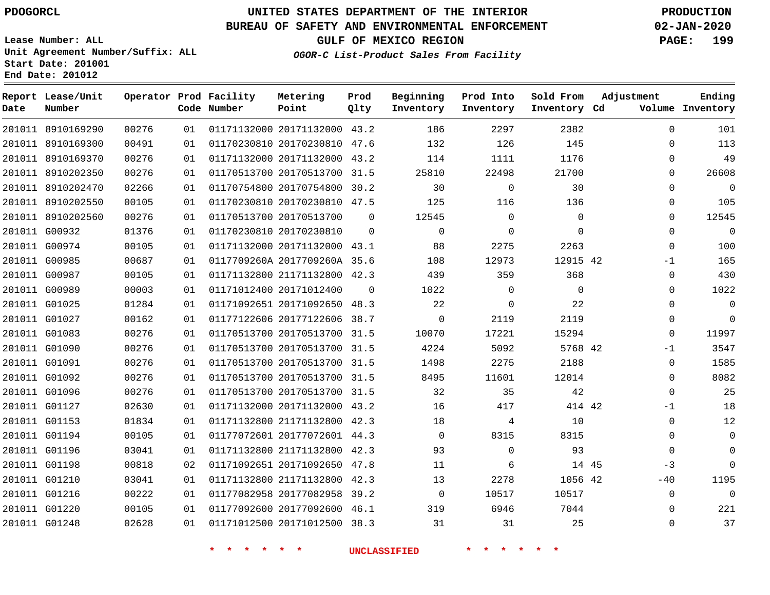# UNITED STATES DEPARTMENT OF THE INTERIOR
## BUREAU OF SAFETY AND ENVIRONMENTAL ENFORCEMENT
### GULF OF MEXICO REGION
*OGOR-C List-Product Sales From Facility*

PDOGORCL

PRODUCTION
02-JAN-2020

Lease Number: ALL
Unit Agreement Number/Suffix: ALL
Start Date: 201001
End Date: 201012

| Report Date | Lease/Unit Number | Operator | Prod Code | Facility Number | Metering Point | Prod Qlty | Beginning Inventory | Prod Into Inventory | Sold From Inventory | Adjustment Cd | Adjustment Volume | Ending Inventory |
|---|---|---|---|---|---|---|---|---|---|---|---|---|
| 201011 | 8910169290 | 00276 | 01 | 01171132000 | 20171132000 | 43.2 | 186 | 2297 | 2382 | | 0 | 101 |
| 201011 | 8910169300 | 00491 | 01 | 01170230810 | 20170230810 | 47.6 | 132 | 126 | 145 | | 0 | 113 |
| 201011 | 8910169370 | 00276 | 01 | 01171132000 | 20171132000 | 43.2 | 114 | 1111 | 1176 | | 0 | 49 |
| 201011 | 8910202350 | 00276 | 01 | 01170513700 | 20170513700 | 31.5 | 25810 | 22498 | 21700 | | 0 | 26608 |
| 201011 | 8910202470 | 02266 | 01 | 01170754800 | 20170754800 | 30.2 | 30 | 0 | 30 | | 0 | 0 |
| 201011 | 8910202550 | 00105 | 01 | 01170230810 | 20170230810 | 47.5 | 125 | 116 | 136 | | 0 | 105 |
| 201011 | 8910202560 | 00276 | 01 | 01170513700 | 20170513700 | 0 | 12545 | 0 | 0 | | 0 | 12545 |
| 201011 | G00932 | 01376 | 01 | 01170230810 | 20170230810 | 0 | 0 | 0 | 0 | | 0 | 0 |
| 201011 | G00974 | 00105 | 01 | 01171132000 | 20171132000 | 43.1 | 88 | 2275 | 2263 | | 0 | 100 |
| 201011 | G00985 | 00687 | 01 | 0117709260A | 2017709260A | 35.6 | 108 | 12973 | 12915 | 42 | -1 | 165 |
| 201011 | G00987 | 00105 | 01 | 01171132800 | 21171132800 | 42.3 | 439 | 359 | 368 | | 0 | 430 |
| 201011 | G00989 | 00003 | 01 | 01171012400 | 20171012400 | 0 | 1022 | 0 | 0 | | 0 | 1022 |
| 201011 | G01025 | 01284 | 01 | 01171092651 | 20171092650 | 48.3 | 22 | 0 | 22 | | 0 | 0 |
| 201011 | G01027 | 00162 | 01 | 01177122606 | 20177122606 | 38.7 | 0 | 2119 | 2119 | | 0 | 0 |
| 201011 | G01083 | 00276 | 01 | 01170513700 | 20170513700 | 31.5 | 10070 | 17221 | 15294 | | 0 | 11997 |
| 201011 | G01090 | 00276 | 01 | 01170513700 | 20170513700 | 31.5 | 4224 | 5092 | 5768 | 42 | -1 | 3547 |
| 201011 | G01091 | 00276 | 01 | 01170513700 | 20170513700 | 31.5 | 1498 | 2275 | 2188 | | 0 | 1585 |
| 201011 | G01092 | 00276 | 01 | 01170513700 | 20170513700 | 31.5 | 8495 | 11601 | 12014 | | 0 | 8082 |
| 201011 | G01096 | 00276 | 01 | 01170513700 | 20170513700 | 31.5 | 32 | 35 | 42 | | 0 | 25 |
| 201011 | G01127 | 02630 | 01 | 01171132000 | 20171132000 | 43.2 | 16 | 417 | 414 | 42 | -1 | 18 |
| 201011 | G01153 | 01834 | 01 | 01171132800 | 21171132800 | 42.3 | 18 | 4 | 10 | | 0 | 12 |
| 201011 | G01194 | 00105 | 01 | 01177072601 | 20177072601 | 44.3 | 0 | 8315 | 8315 | | 0 | 0 |
| 201011 | G01196 | 03041 | 01 | 01171132800 | 21171132800 | 42.3 | 93 | 0 | 93 | | 0 | 0 |
| 201011 | G01198 | 00818 | 02 | 01171092651 | 20171092650 | 47.8 | 11 | 6 | 14 | 45 | -3 | 0 |
| 201011 | G01210 | 03041 | 01 | 01171132800 | 21171132800 | 42.3 | 13 | 2278 | 1056 | 42 | -40 | 1195 |
| 201011 | G01216 | 00222 | 01 | 01177082958 | 20177082958 | 39.2 | 0 | 10517 | 10517 | | 0 | 0 |
| 201011 | G01220 | 00105 | 01 | 01177092600 | 20177092600 | 46.1 | 319 | 6946 | 7044 | | 0 | 221 |
| 201011 | G01248 | 02628 | 01 | 01171012500 | 20171012500 | 38.3 | 31 | 31 | 25 | | 0 | 37 |

* * * * * * UNCLASSIFIED * * * * * *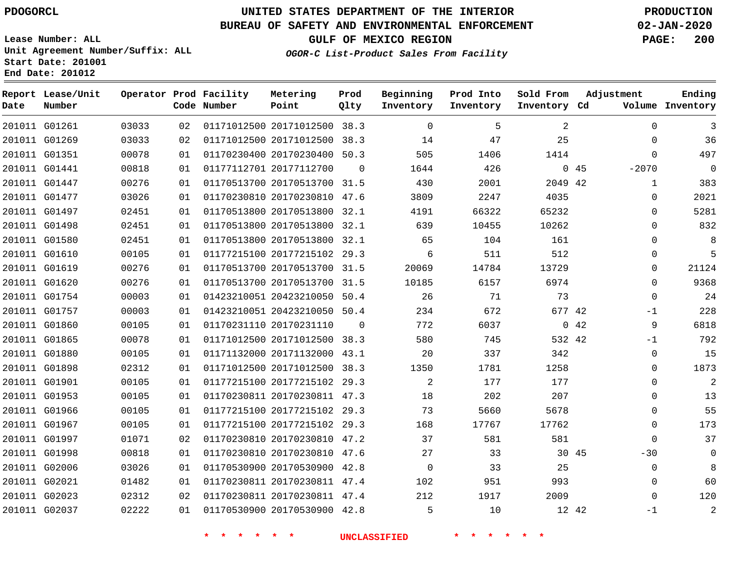PDOGORCL

# UNITED STATES DEPARTMENT OF THE INTERIOR
## BUREAU OF SAFETY AND ENVIRONMENTAL ENFORCEMENT
### GULF OF MEXICO REGION
*OGOR-C List-Product Sales From Facility*

PRODUCTION
02-JAN-2020

Lease Number: ALL
Unit Agreement Number/Suffix: ALL
Start Date: 201001
End Date: 201012

| Report Date | Lease/Unit Number | Operator | Prod Code | Facility Number | Metering Point | Prod Qlty | Beginning Inventory | Prod Into Inventory | Sold From Inventory | Adjustment Cd | Volume | Ending Inventory |
|---|---|---|---|---|---|---|---|---|---|---|---|---|
| 201011 | G01261 | 03033 | 02 | 01171012500 | 20171012500 | 38.3 | 0 | 5 | 2 | | 0 | 3 |
| 201011 | G01269 | 03033 | 02 | 01171012500 | 20171012500 | 38.3 | 14 | 47 | 25 | | 0 | 36 |
| 201011 | G01351 | 00078 | 01 | 01170230400 | 20170230400 | 50.3 | 505 | 1406 | 1414 | | 0 | 497 |
| 201011 | G01441 | 00818 | 01 | 01177112701 | 20177112700 | 0 | 1644 | 426 | 0 | 45 | -2070 | 0 |
| 201011 | G01447 | 00276 | 01 | 01170513700 | 20170513700 | 31.5 | 430 | 2001 | 2049 | 42 | 1 | 383 |
| 201011 | G01477 | 03026 | 01 | 01170230810 | 20170230810 | 47.6 | 3809 | 2247 | 4035 | | 0 | 2021 |
| 201011 | G01497 | 02451 | 01 | 01170513800 | 20170513800 | 32.1 | 4191 | 66322 | 65232 | | 0 | 5281 |
| 201011 | G01498 | 02451 | 01 | 01170513800 | 20170513800 | 32.1 | 639 | 10455 | 10262 | | 0 | 832 |
| 201011 | G01580 | 02451 | 01 | 01170513800 | 20170513800 | 32.1 | 65 | 104 | 161 | | 0 | 8 |
| 201011 | G01610 | 00105 | 01 | 01177215100 | 20177215102 | 29.3 | 6 | 511 | 512 | | 0 | 5 |
| 201011 | G01619 | 00276 | 01 | 01170513700 | 20170513700 | 31.5 | 20069 | 14784 | 13729 | | 0 | 21124 |
| 201011 | G01620 | 00276 | 01 | 01170513700 | 20170513700 | 31.5 | 10185 | 6157 | 6974 | | 0 | 9368 |
| 201011 | G01754 | 00003 | 01 | 01423210051 | 20423210050 | 50.4 | 26 | 71 | 73 | | 0 | 24 |
| 201011 | G01757 | 00003 | 01 | 01423210051 | 20423210050 | 50.4 | 234 | 672 | 677 | 42 | -1 | 228 |
| 201011 | G01860 | 00105 | 01 | 01170231110 | 20170231110 | 0 | 772 | 6037 | 0 | 42 | 9 | 6818 |
| 201011 | G01865 | 00078 | 01 | 01171012500 | 20171012500 | 38.3 | 580 | 745 | 532 | 42 | -1 | 792 |
| 201011 | G01880 | 00105 | 01 | 01171132000 | 20171132000 | 43.1 | 20 | 337 | 342 | | 0 | 15 |
| 201011 | G01898 | 02312 | 01 | 01171012500 | 20171012500 | 38.3 | 1350 | 1781 | 1258 | | 0 | 1873 |
| 201011 | G01901 | 00105 | 01 | 01177215100 | 20177215102 | 29.3 | 2 | 177 | 177 | | 0 | 2 |
| 201011 | G01953 | 00105 | 01 | 01170230811 | 20170230811 | 47.3 | 18 | 202 | 207 | | 0 | 13 |
| 201011 | G01966 | 00105 | 01 | 01177215100 | 20177215102 | 29.3 | 73 | 5660 | 5678 | | 0 | 55 |
| 201011 | G01967 | 00105 | 01 | 01177215100 | 20177215102 | 29.3 | 168 | 17767 | 17762 | | 0 | 173 |
| 201011 | G01997 | 01071 | 02 | 01170230810 | 20170230810 | 47.2 | 37 | 581 | 581 | | 0 | 37 |
| 201011 | G01998 | 00818 | 01 | 01170230810 | 20170230810 | 47.6 | 27 | 33 | 30 | 45 | -30 | 0 |
| 201011 | G02006 | 03026 | 01 | 01170530900 | 20170530900 | 42.8 | 0 | 33 | 25 | | 0 | 8 |
| 201011 | G02021 | 01482 | 01 | 01170230811 | 20170230811 | 47.4 | 102 | 951 | 993 | | 0 | 60 |
| 201011 | G02023 | 02312 | 02 | 01170230811 | 20170230811 | 47.4 | 212 | 1917 | 2009 | | 0 | 120 |
| 201011 | G02037 | 02222 | 01 | 01170530900 | 20170530900 | 42.8 | 5 | 10 | 12 | 42 | -1 | 2 |

* * * * * * UNCLASSIFIED * * * * * *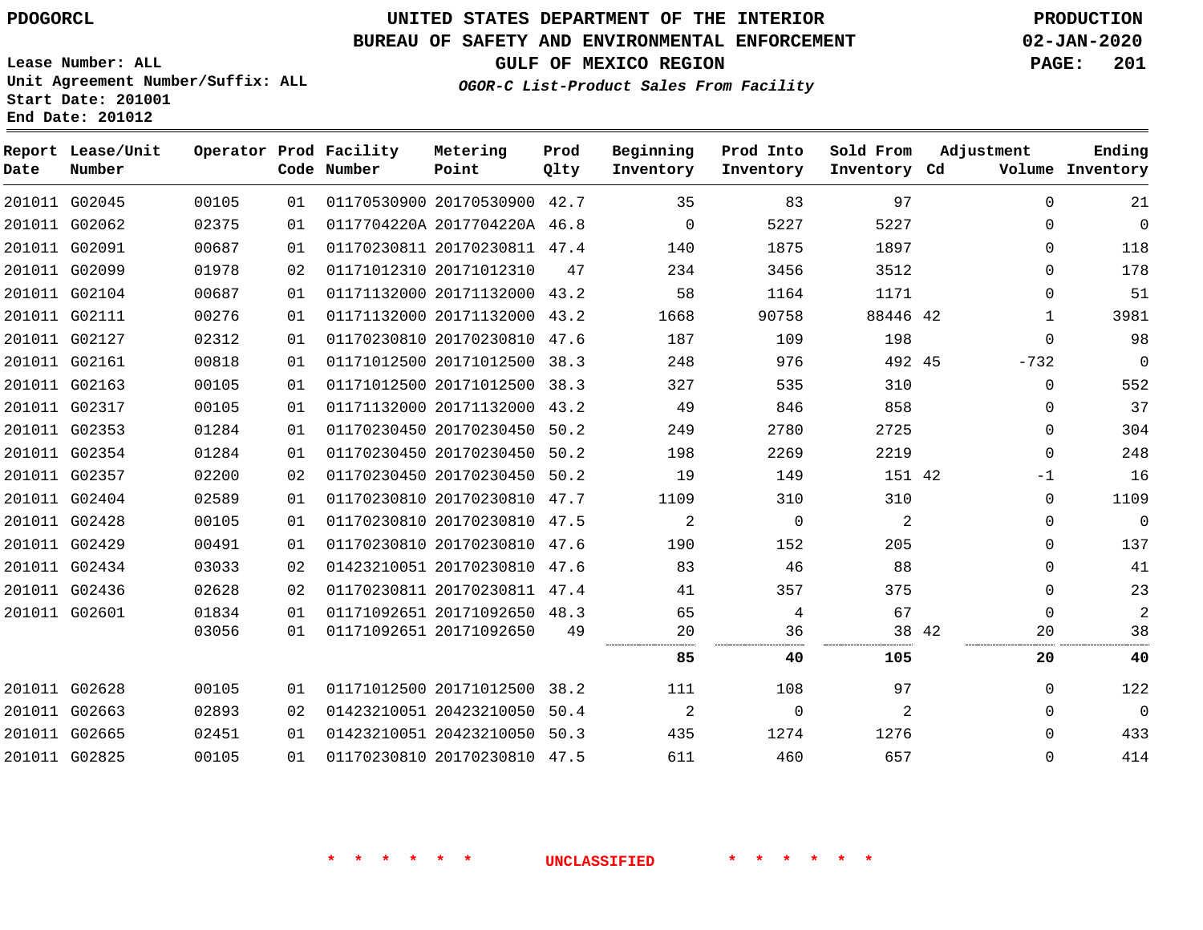# UNITED STATES DEPARTMENT OF THE INTERIOR
## BUREAU OF SAFETY AND ENVIRONMENTAL ENFORCEMENT
### GULF OF MEXICO REGION
*OGOR-C List-Product Sales From Facility*

PDOGORCL

Lease Number: ALL
Unit Agreement Number/Suffix: ALL
Start Date: 201001
End Date: 201012

PRODUCTION
02-JAN-2020

| Report Date | Lease/Unit Number | Operator | Prod Code | Facility Number | Metering Point | Prod Qlty | Beginning Inventory | Prod Into Inventory | Sold From Inventory | Adjustment Cd | Adjustment Volume | Ending Inventory |
|---|---|---|---|---|---|---|---|---|---|---|---|---|
| 201011 | G02045 | 00105 | 01 | 01170530900 | 20170530900 | 42.7 | 35 | 83 | 97 | | 0 | 21 |
| 201011 | G02062 | 02375 | 01 | 0117704220A | 2017704220A | 46.8 | 0 | 5227 | 5227 | | 0 | 0 |
| 201011 | G02091 | 00687 | 01 | 01170230811 | 20170230811 | 47.4 | 140 | 1875 | 1897 | | 0 | 118 |
| 201011 | G02099 | 01978 | 02 | 01171012310 | 20171012310 | 47 | 234 | 3456 | 3512 | | 0 | 178 |
| 201011 | G02104 | 00687 | 01 | 01171132000 | 20171132000 | 43.2 | 58 | 1164 | 1171 | | 0 | 51 |
| 201011 | G02111 | 00276 | 01 | 01171132000 | 20171132000 | 43.2 | 1668 | 90758 | 88446 | 42 | 1 | 3981 |
| 201011 | G02127 | 02312 | 01 | 01170230810 | 20170230810 | 47.6 | 187 | 109 | 198 | | 0 | 98 |
| 201011 | G02161 | 00818 | 01 | 01171012500 | 20171012500 | 38.3 | 248 | 976 | 492 | 45 | -732 | 0 |
| 201011 | G02163 | 00105 | 01 | 01171012500 | 20171012500 | 38.3 | 327 | 535 | 310 | | 0 | 552 |
| 201011 | G02317 | 00105 | 01 | 01171132000 | 20171132000 | 43.2 | 49 | 846 | 858 | | 0 | 37 |
| 201011 | G02353 | 01284 | 01 | 01170230450 | 20170230450 | 50.2 | 249 | 2780 | 2725 | | 0 | 304 |
| 201011 | G02354 | 01284 | 01 | 01170230450 | 20170230450 | 50.2 | 198 | 2269 | 2219 | | 0 | 248 |
| 201011 | G02357 | 02200 | 02 | 01170230450 | 20170230450 | 50.2 | 19 | 149 | 151 | 42 | -1 | 16 |
| 201011 | G02404 | 02589 | 01 | 01170230810 | 20170230810 | 47.7 | 1109 | 310 | 310 | | 0 | 1109 |
| 201011 | G02428 | 00105 | 01 | 01170230810 | 20170230810 | 47.5 | 2 | 0 | 2 | | 0 | 0 |
| 201011 | G02429 | 00491 | 01 | 01170230810 | 20170230810 | 47.6 | 190 | 152 | 205 | | 0 | 137 |
| 201011 | G02434 | 03033 | 02 | 01423210051 | 20170230810 | 47.6 | 83 | 46 | 88 | | 0 | 41 |
| 201011 | G02436 | 02628 | 02 | 01170230811 | 20170230811 | 47.4 | 41 | 357 | 375 | | 0 | 23 |
| 201011 | G02601 | 01834 | 01 | 01171092651 | 20171092650 | 48.3 | 65 | 4 | 67 | | 0 | 2 |
| | | 03056 | 01 | 01171092651 | 20171092650 | 49 | 20 | 36 | 38 | 42 | 20 | 38 |
| | | | | | | | **85** | **40** | **105** | | **20** | **40** |
| 201011 | G02628 | 00105 | 01 | 01171012500 | 20171012500 | 38.2 | 111 | 108 | 97 | | 0 | 122 |
| 201011 | G02663 | 02893 | 02 | 01423210051 | 20423210050 | 50.4 | 2 | 0 | 2 | | 0 | 0 |
| 201011 | G02665 | 02451 | 01 | 01423210051 | 20423210050 | 50.3 | 435 | 1274 | 1276 | | 0 | 433 |
| 201011 | G02825 | 00105 | 01 | 01170230810 | 20170230810 | 47.5 | 611 | 460 | 657 | | 0 | 414 |

\* \* \* \* \* \* UNCLASSIFIED \* \* \* \* \* \*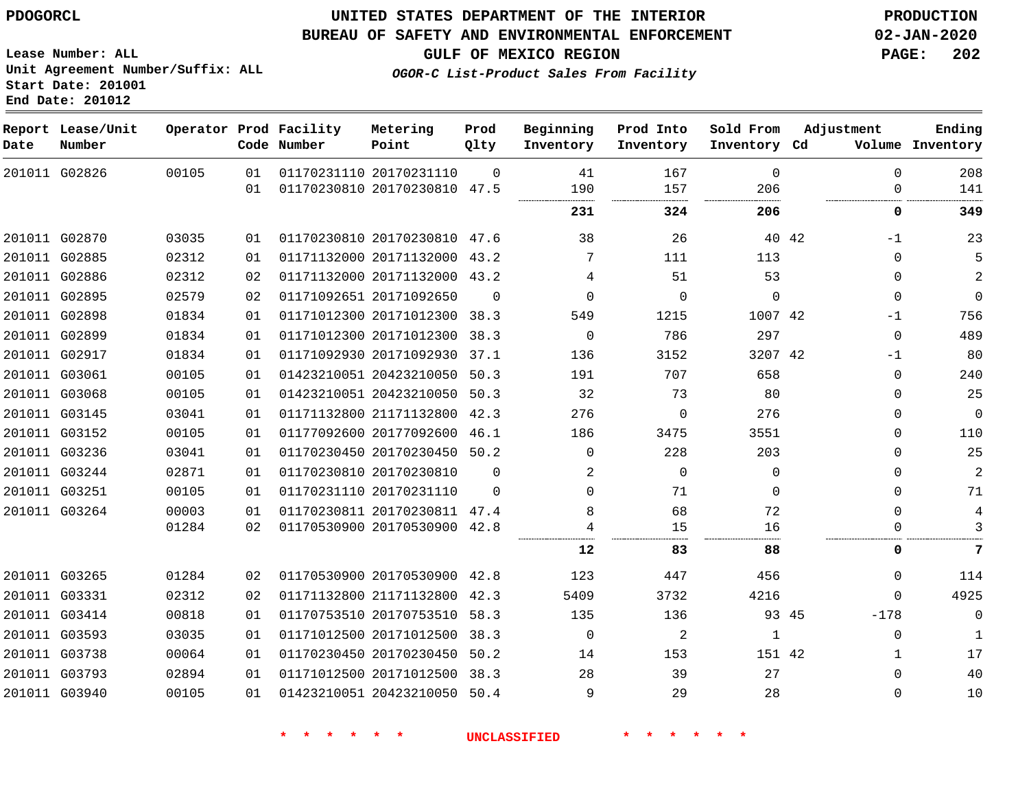PDOGORCL

# UNITED STATES DEPARTMENT OF THE INTERIOR
## BUREAU OF SAFETY AND ENVIRONMENTAL ENFORCEMENT
## GULF OF MEXICO REGION
### *OGOR-C List-Product Sales From Facility*

PRODUCTION
02-JAN-2020

Lease Number: ALL
Unit Agreement Number/Suffix: ALL
Start Date: 201001
End Date: 201012

| Report Date | Lease/Unit Number | Operator | Prod Code | Facility Number | Metering Point | Prod Qlty | Beginning Inventory | Prod Into Inventory | Sold From Inventory | Adjustment Cd | Volume | Ending Inventory |
|---|---|---|---|---|---|---|---|---|---|---|---|---|
| 201011 | G02826 | 00105 | 01 | 01170231110 | 20170231110 | 0 | 41 | 167 | 0 | | 0 | 208 |
| | | | 01 | 01170230810 | 20170230810 | 47.5 | 190 | 157 | 206 | | 0 | 141 |
| | | | | | | | **231** | **324** | **206** | | **0** | **349** |
| 201011 | G02870 | 03035 | 01 | 01170230810 | 20170230810 | 47.6 | 38 | 26 | 40 | 42 | -1 | 23 |
| 201011 | G02885 | 02312 | 01 | 01171132000 | 20171132000 | 43.2 | 7 | 111 | 113 | | 0 | 5 |
| 201011 | G02886 | 02312 | 02 | 01171132000 | 20171132000 | 43.2 | 4 | 51 | 53 | | 0 | 2 |
| 201011 | G02895 | 02579 | 02 | 01171092651 | 20171092650 | 0 | 0 | 0 | 0 | | 0 | 0 |
| 201011 | G02898 | 01834 | 01 | 01171012300 | 20171012300 | 38.3 | 549 | 1215 | 1007 | 42 | -1 | 756 |
| 201011 | G02899 | 01834 | 01 | 01171012300 | 20171012300 | 38.3 | 0 | 786 | 297 | | 0 | 489 |
| 201011 | G02917 | 01834 | 01 | 01171092930 | 20171092930 | 37.1 | 136 | 3152 | 3207 | 42 | -1 | 80 |
| 201011 | G03061 | 00105 | 01 | 01423210051 | 20423210050 | 50.3 | 191 | 707 | 658 | | 0 | 240 |
| 201011 | G03068 | 00105 | 01 | 01423210051 | 20423210050 | 50.3 | 32 | 73 | 80 | | 0 | 25 |
| 201011 | G03145 | 03041 | 01 | 01171132800 | 21171132800 | 42.3 | 276 | 0 | 276 | | 0 | 0 |
| 201011 | G03152 | 00105 | 01 | 01177092600 | 20177092600 | 46.1 | 186 | 3475 | 3551 | | 0 | 110 |
| 201011 | G03236 | 03041 | 01 | 01170230450 | 20170230450 | 50.2 | 0 | 228 | 203 | | 0 | 25 |
| 201011 | G03244 | 02871 | 01 | 01170230810 | 20170230810 | 0 | 2 | 0 | 0 | | 0 | 2 |
| 201011 | G03251 | 00105 | 01 | 01170231110 | 20170231110 | 0 | 0 | 71 | 0 | | 0 | 71 |
| 201011 | G03264 | 00003 | 01 | 01170230811 | 20170230811 | 47.4 | 8 | 68 | 72 | | 0 | 4 |
| | | 01284 | 02 | 01170530900 | 20170530900 | 42.8 | 4 | 15 | 16 | | 0 | 3 |
| | | | | | | | **12** | **83** | **88** | | **0** | **7** |
| 201011 | G03265 | 01284 | 02 | 01170530900 | 20170530900 | 42.8 | 123 | 447 | 456 | | 0 | 114 |
| 201011 | G03331 | 02312 | 02 | 01171132800 | 21171132800 | 42.3 | 5409 | 3732 | 4216 | | 0 | 4925 |
| 201011 | G03414 | 00818 | 01 | 01170753510 | 20170753510 | 58.3 | 135 | 136 | 93 | 45 | -178 | 0 |
| 201011 | G03593 | 03035 | 01 | 01171012500 | 20171012500 | 38.3 | 0 | 2 | 1 | | 0 | 1 |
| 201011 | G03738 | 00064 | 01 | 01170230450 | 20170230450 | 50.2 | 14 | 153 | 151 | 42 | 1 | 17 |
| 201011 | G03793 | 02894 | 01 | 01171012500 | 20171012500 | 38.3 | 28 | 39 | 27 | | 0 | 40 |
| 201011 | G03940 | 00105 | 01 | 01423210051 | 20423210050 | 50.4 | 9 | 29 | 28 | | 0 | 10 |

* * * * * * UNCLASSIFIED * * * * * *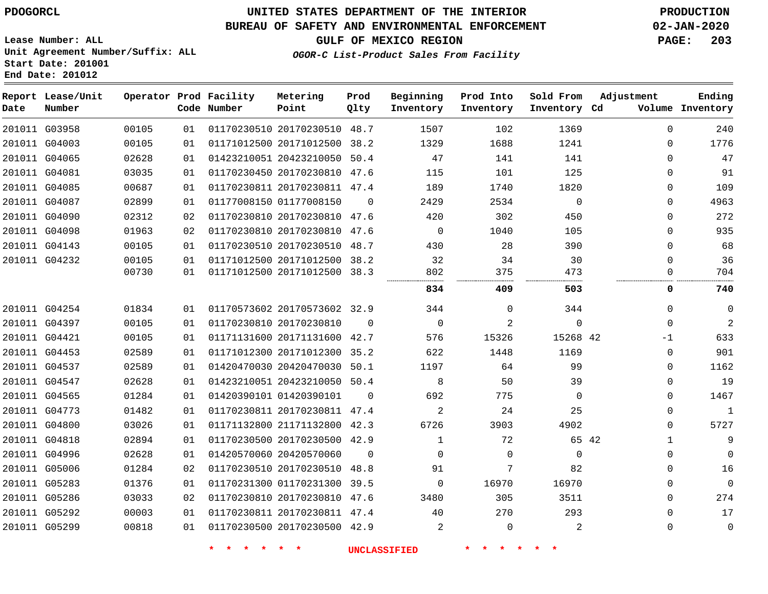PDOGORCL

Lease Number: ALL
Unit Agreement Number/Suffix: ALL
Start Date: 201001
End Date: 201012

# UNITED STATES DEPARTMENT OF THE INTERIOR
## BUREAU OF SAFETY AND ENVIRONMENTAL ENFORCEMENT
### GULF OF MEXICO REGION

*OGOR-C List-Product Sales From Facility*

PRODUCTION
02-JAN-2020

| Report Date | Lease/Unit Number | Operator | Prod Code | Facility Number | Metering Point | Prod Qlty | Beginning Inventory | Prod Into Inventory | Sold From Inventory | Adjustment Cd | Adjustment Volume | Ending Inventory |
|---|---|---|---|---|---|---|---|---|---|---|---|---|
| 201011 | G03958 | 00105 | 01 | 01170230510 | 20170230510 | 48.7 | 1507 | 102 | 1369 | | 0 | 240 |
| 201011 | G04003 | 00105 | 01 | 01171012500 | 20171012500 | 38.2 | 1329 | 1688 | 1241 | | 0 | 1776 |
| 201011 | G04065 | 02628 | 01 | 01423210051 | 20423210050 | 50.4 | 47 | 141 | 141 | | 0 | 47 |
| 201011 | G04081 | 03035 | 01 | 01170230450 | 20170230810 | 47.6 | 115 | 101 | 125 | | 0 | 91 |
| 201011 | G04085 | 00687 | 01 | 01170230811 | 20170230811 | 47.4 | 189 | 1740 | 1820 | | 0 | 109 |
| 201011 | G04087 | 02899 | 01 | 01177008150 | 01177008150 | 0 | 2429 | 2534 | 0 | | 0 | 4963 |
| 201011 | G04090 | 02312 | 02 | 01170230810 | 20170230810 | 47.6 | 420 | 302 | 450 | | 0 | 272 |
| 201011 | G04098 | 01963 | 02 | 01170230810 | 20170230810 | 47.6 | 0 | 1040 | 105 | | 0 | 935 |
| 201011 | G04143 | 00105 | 01 | 01170230510 | 20170230510 | 48.7 | 430 | 28 | 390 | | 0 | 68 |
| 201011 | G04232 | 00105 | 01 | 01171012500 | 20171012500 | 38.2 | 32 | 34 | 30 | | 0 | 36 |
| | | 00730 | 01 | 01171012500 | 20171012500 | 38.3 | 802 | 375 | 473 | | 0 | 704 |
| | | | | | | | **834** | **409** | **503** | | **0** | **740** |
| 201011 | G04254 | 01834 | 01 | 01170573602 | 20170573602 | 32.9 | 344 | 0 | 344 | | 0 | 0 |
| 201011 | G04397 | 00105 | 01 | 01170230810 | 20170230810 | 0 | 0 | 2 | 0 | | 0 | 2 |
| 201011 | G04421 | 00105 | 01 | 01171131600 | 20171131600 | 42.7 | 576 | 15326 | 15268 | 42 | -1 | 633 |
| 201011 | G04453 | 02589 | 01 | 01171012300 | 20171012300 | 35.2 | 622 | 1448 | 1169 | | 0 | 901 |
| 201011 | G04537 | 02589 | 01 | 01420470030 | 20420470030 | 50.1 | 1197 | 64 | 99 | | 0 | 1162 |
| 201011 | G04547 | 02628 | 01 | 01423210051 | 20423210050 | 50.4 | 8 | 50 | 39 | | 0 | 19 |
| 201011 | G04565 | 01284 | 01 | 01420390101 | 01420390101 | 0 | 692 | 775 | 0 | | 0 | 1467 |
| 201011 | G04773 | 01482 | 01 | 01170230811 | 20170230811 | 47.4 | 2 | 24 | 25 | | 0 | 1 |
| 201011 | G04800 | 03026 | 01 | 01171132800 | 21171132800 | 42.3 | 6726 | 3903 | 4902 | | 0 | 5727 |
| 201011 | G04818 | 02894 | 01 | 01170230500 | 20170230500 | 42.9 | 1 | 72 | 65 | 42 | 1 | 9 |
| 201011 | G04996 | 02628 | 01 | 01420570060 | 20420570060 | 0 | 0 | 0 | 0 | | 0 | 0 |
| 201011 | G05006 | 01284 | 02 | 01170230510 | 20170230510 | 48.8 | 91 | 7 | 82 | | 0 | 16 |
| 201011 | G05283 | 01376 | 01 | 01170231300 | 01170231300 | 39.5 | 0 | 16970 | 16970 | | 0 | 0 |
| 201011 | G05286 | 03033 | 02 | 01170230810 | 20170230810 | 47.6 | 3480 | 305 | 3511 | | 0 | 274 |
| 201011 | G05292 | 00003 | 01 | 01170230811 | 20170230811 | 47.4 | 40 | 270 | 293 | | 0 | 17 |
| 201011 | G05299 | 00818 | 01 | 01170230500 | 20170230500 | 42.9 | 2 | 0 | 2 | | 0 | 0 |

* * * * * * UNCLASSIFIED * * * * * *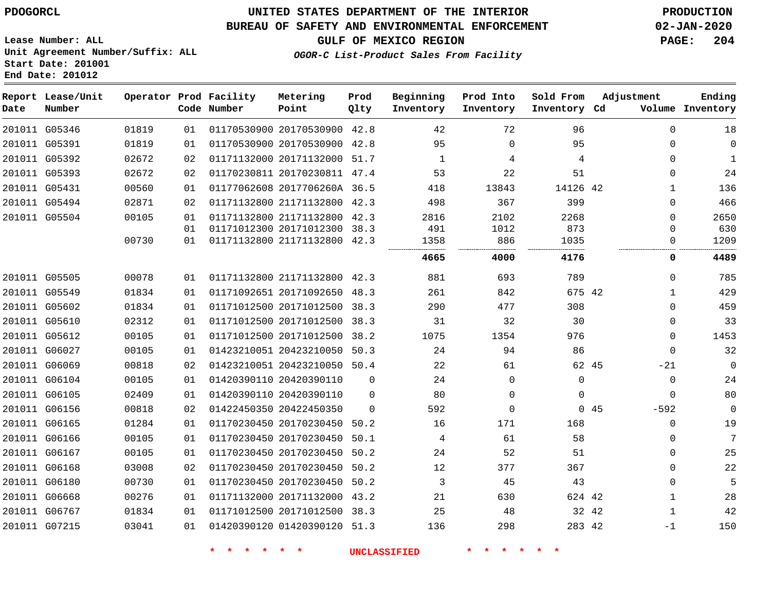# UNITED STATES DEPARTMENT OF THE INTERIOR
## BUREAU OF SAFETY AND ENVIRONMENTAL ENFORCEMENT
### GULF OF MEXICO REGION

PDOGORCL

PRODUCTION
02-JAN-2020

Lease Number: ALL
Unit Agreement Number/Suffix: ALL
Start Date: 201001
End Date: 201012

*OGOR-C List-Product Sales From Facility*

| Report Date | Lease/Unit Number | Operator | Prod Code | Facility Number | Metering Point | Prod Qlty | Beginning Inventory | Prod Into Inventory | Sold From Inventory | Adjustment Cd | Volume | Ending Inventory |
|---|---|---|---|---|---|---|---|---|---|---|---|---|
| 201011 | G05346 | 01819 | 01 | 01170530900 | 20170530900 | 42.8 | 42 | 72 | 96 | | 0 | 18 |
| 201011 | G05391 | 01819 | 01 | 01170530900 | 20170530900 | 42.8 | 95 | 0 | 95 | | 0 | 0 |
| 201011 | G05392 | 02672 | 02 | 01171132000 | 20171132000 | 51.7 | 1 | 4 | 4 | | 0 | 1 |
| 201011 | G05393 | 02672 | 02 | 01170230811 | 20170230811 | 47.4 | 53 | 22 | 51 | | 0 | 24 |
| 201011 | G05431 | 00560 | 01 | 01177062608 | 2017706260A | 36.5 | 418 | 13843 | 14126 | 42 | 1 | 136 |
| 201011 | G05494 | 02871 | 02 | 01171132800 | 21171132800 | 42.3 | 498 | 367 | 399 | | 0 | 466 |
| 201011 | G05504 | 00105 | 01 | 01171132800 | 21171132800 | 42.3 | 2816 | 2102 | 2268 | | 0 | 2650 |
| | | | 01 | 01171012300 | 20171012300 | 38.3 | 491 | 1012 | 873 | | 0 | 630 |
| | | 00730 | 01 | 01171132800 | 21171132800 | 42.3 | 1358 | 886 | 1035 | | 0 | 1209 |
| | | | | | | | **4665** | **4000** | **4176** | | **0** | **4489** |
| 201011 | G05505 | 00078 | 01 | 01171132800 | 21171132800 | 42.3 | 881 | 693 | 789 | | 0 | 785 |
| 201011 | G05549 | 01834 | 01 | 01171092651 | 20171092650 | 48.3 | 261 | 842 | 675 | 42 | 1 | 429 |
| 201011 | G05602 | 01834 | 01 | 01171012500 | 20171012500 | 38.3 | 290 | 477 | 308 | | 0 | 459 |
| 201011 | G05610 | 02312 | 01 | 01171012500 | 20171012500 | 38.3 | 31 | 32 | 30 | | 0 | 33 |
| 201011 | G05612 | 00105 | 01 | 01171012500 | 20171012500 | 38.2 | 1075 | 1354 | 976 | | 0 | 1453 |
| 201011 | G06027 | 00105 | 01 | 01423210051 | 20423210050 | 50.3 | 24 | 94 | 86 | | 0 | 32 |
| 201011 | G06069 | 00818 | 02 | 01423210051 | 20423210050 | 50.4 | 22 | 61 | 62 | 45 | -21 | 0 |
| 201011 | G06104 | 00105 | 01 | 01420390110 | 20420390110 | 0 | 24 | 0 | 0 | | 0 | 24 |
| 201011 | G06105 | 02409 | 01 | 01420390110 | 20420390110 | 0 | 80 | 0 | 0 | | 0 | 80 |
| 201011 | G06156 | 00818 | 02 | 01422450350 | 20422450350 | 0 | 592 | 0 | 0 | 45 | -592 | 0 |
| 201011 | G06165 | 01284 | 01 | 01170230450 | 20170230450 | 50.2 | 16 | 171 | 168 | | 0 | 19 |
| 201011 | G06166 | 00105 | 01 | 01170230450 | 20170230450 | 50.1 | 4 | 61 | 58 | | 0 | 7 |
| 201011 | G06167 | 00105 | 01 | 01170230450 | 20170230450 | 50.2 | 24 | 52 | 51 | | 0 | 25 |
| 201011 | G06168 | 03008 | 02 | 01170230450 | 20170230450 | 50.2 | 12 | 377 | 367 | | 0 | 22 |
| 201011 | G06180 | 00730 | 01 | 01170230450 | 20170230450 | 50.2 | 3 | 45 | 43 | | 0 | 5 |
| 201011 | G06668 | 00276 | 01 | 01171132000 | 20171132000 | 43.2 | 21 | 630 | 624 | 42 | 1 | 28 |
| 201011 | G06767 | 01834 | 01 | 01171012500 | 20171012500 | 38.3 | 25 | 48 | 32 | 42 | 1 | 42 |
| 201011 | G07215 | 03041 | 01 | 01420390120 | 01420390120 | 51.3 | 136 | 298 | 283 | 42 | -1 | 150 |

* * * * * * UNCLASSIFIED * * * * * *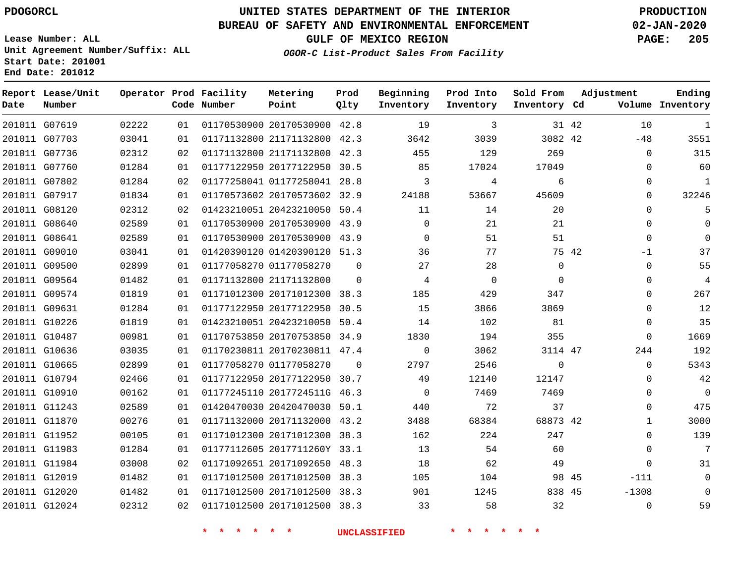PDOGORCL

# UNITED STATES DEPARTMENT OF THE INTERIOR
## BUREAU OF SAFETY AND ENVIRONMENTAL ENFORCEMENT
### GULF OF MEXICO REGION
*OGOR-C List-Product Sales From Facility*

PRODUCTION
02-JAN-2020

Lease Number: ALL
Unit Agreement Number/Suffix: ALL
Start Date: 201001
End Date: 201012

| Report Date | Lease/Unit Number | Operator | Prod Code | Facility Number | Metering Point | Prod Qlty | Beginning Inventory | Prod Into Inventory | Sold From Inventory | Adjustment Cd | Adjustment Volume | Ending Inventory |
|---|---|---|---|---|---|---|---|---|---|---|---|---|
| 201011 | G07619 | 02222 | 01 | 01170530900 | 20170530900 | 42.8 | 19 | 3 | 31 | 42 | 10 | 1 |
| 201011 | G07703 | 03041 | 01 | 01171132800 | 21171132800 | 42.3 | 3642 | 3039 | 3082 | 42 | -48 | 3551 |
| 201011 | G07736 | 02312 | 02 | 01171132800 | 21171132800 | 42.3 | 455 | 129 | 269 | | 0 | 315 |
| 201011 | G07760 | 01284 | 01 | 01177122950 | 20177122950 | 30.5 | 85 | 17024 | 17049 | | 0 | 60 |
| 201011 | G07802 | 01284 | 02 | 01177258041 | 01177258041 | 28.8 | 3 | 4 | 6 | | 0 | 1 |
| 201011 | G07917 | 01834 | 01 | 01170573602 | 20170573602 | 32.9 | 24188 | 53667 | 45609 | | 0 | 32246 |
| 201011 | G08120 | 02312 | 02 | 01423210051 | 20423210050 | 50.4 | 11 | 14 | 20 | | 0 | 5 |
| 201011 | G08640 | 02589 | 01 | 01170530900 | 20170530900 | 43.9 | 0 | 21 | 21 | | 0 | 0 |
| 201011 | G08641 | 02589 | 01 | 01170530900 | 20170530900 | 43.9 | 0 | 51 | 51 | | 0 | 0 |
| 201011 | G09010 | 03041 | 01 | 01420390120 | 01420390120 | 51.3 | 36 | 77 | 75 | 42 | -1 | 37 |
| 201011 | G09500 | 02899 | 01 | 01177058270 | 01177058270 | 0 | 27 | 28 | 0 | | 0 | 55 |
| 201011 | G09564 | 01482 | 01 | 01171132800 | 21171132800 | 0 | 4 | 0 | 0 | | 0 | 4 |
| 201011 | G09574 | 01819 | 01 | 01171012300 | 20171012300 | 38.3 | 185 | 429 | 347 | | 0 | 267 |
| 201011 | G09631 | 01284 | 01 | 01177122950 | 20177122950 | 30.5 | 15 | 3866 | 3869 | | 0 | 12 |
| 201011 | G10226 | 01819 | 01 | 01423210051 | 20423210050 | 50.4 | 14 | 102 | 81 | | 0 | 35 |
| 201011 | G10487 | 00981 | 01 | 01170753850 | 20170753850 | 34.9 | 1830 | 194 | 355 | | 0 | 1669 |
| 201011 | G10636 | 03035 | 01 | 01170230811 | 20170230811 | 47.4 | 0 | 3062 | 3114 | 47 | 244 | 192 |
| 201011 | G10665 | 02899 | 01 | 01177058270 | 01177058270 | 0 | 2797 | 2546 | 0 | | 0 | 5343 |
| 201011 | G10794 | 02466 | 01 | 01177122950 | 20177122950 | 30.7 | 49 | 12140 | 12147 | | 0 | 42 |
| 201011 | G10910 | 00162 | 01 | 01177245110 | 2017724511G | 46.3 | 0 | 7469 | 7469 | | 0 | 0 |
| 201011 | G11243 | 02589 | 01 | 01420470030 | 20420470030 | 50.1 | 440 | 72 | 37 | | 0 | 475 |
| 201011 | G11870 | 00276 | 01 | 01171132000 | 20171132000 | 43.2 | 3488 | 68384 | 68873 | 42 | 1 | 3000 |
| 201011 | G11952 | 00105 | 01 | 01171012300 | 20171012300 | 38.3 | 162 | 224 | 247 | | 0 | 139 |
| 201011 | G11983 | 01284 | 01 | 01177112605 | 2017711260Y | 33.1 | 13 | 54 | 60 | | 0 | 7 |
| 201011 | G11984 | 03008 | 02 | 01171092651 | 20171092650 | 48.3 | 18 | 62 | 49 | | 0 | 31 |
| 201011 | G12019 | 01482 | 01 | 01171012500 | 20171012500 | 38.3 | 105 | 104 | 98 | 45 | -111 | 0 |
| 201011 | G12020 | 01482 | 01 | 01171012500 | 20171012500 | 38.3 | 901 | 1245 | 838 | 45 | -1308 | 0 |
| 201011 | G12024 | 02312 | 02 | 01171012500 | 20171012500 | 38.3 | 33 | 58 | 32 | | 0 | 59 |

\* \* \* \* \* \* UNCLASSIFIED \* \* \* \* \* \*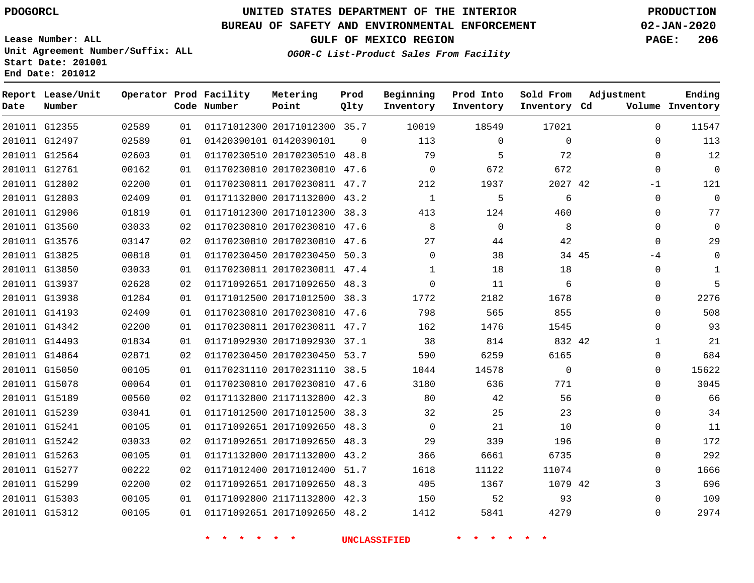PDOGORCL

Lease Number: ALL
Unit Agreement Number/Suffix: ALL
Start Date: 201001
End Date: 201012

# UNITED STATES DEPARTMENT OF THE INTERIOR
## BUREAU OF SAFETY AND ENVIRONMENTAL ENFORCEMENT
### GULF OF MEXICO REGION
*OGOR-C List-Product Sales From Facility*

PRODUCTION
02-JAN-2020

| Report Date | Lease/Unit Number | Operator | Prod Code | Facility Number | Metering Point | Prod Qlty | Beginning Inventory | Prod Into Inventory | Sold From Inventory | Adjustment Cd | Adjustment Volume | Ending Inventory |
|---|---|---|---|---|---|---|---|---|---|---|---|---|
| 201011 | G12355 | 02589 | 01 | 01171012300 | 20171012300 | 35.7 | 10019 | 18549 | 17021 | | 0 | 11547 |
| 201011 | G12497 | 02589 | 01 | 01420390101 | 01420390101 | 0 | 113 | 0 | 0 | | 0 | 113 |
| 201011 | G12564 | 02603 | 01 | 01170230510 | 20170230510 | 48.8 | 79 | 5 | 72 | | 0 | 12 |
| 201011 | G12761 | 00162 | 01 | 01170230810 | 20170230810 | 47.6 | 0 | 672 | 672 | | 0 | 0 |
| 201011 | G12802 | 02200 | 01 | 01170230811 | 20170230811 | 47.7 | 212 | 1937 | 2027 | 42 | -1 | 121 |
| 201011 | G12803 | 02409 | 01 | 01171132000 | 20171132000 | 43.2 | 1 | 5 | 6 | | 0 | 0 |
| 201011 | G12906 | 01819 | 01 | 01171012300 | 20171012300 | 38.3 | 413 | 124 | 460 | | 0 | 77 |
| 201011 | G13560 | 03033 | 02 | 01170230810 | 20170230810 | 47.6 | 8 | 0 | 8 | | 0 | 0 |
| 201011 | G13576 | 03147 | 02 | 01170230810 | 20170230810 | 47.6 | 27 | 44 | 42 | | 0 | 29 |
| 201011 | G13825 | 00818 | 01 | 01170230450 | 20170230450 | 50.3 | 0 | 38 | 34 | 45 | -4 | 0 |
| 201011 | G13850 | 03033 | 01 | 01170230811 | 20170230811 | 47.4 | 1 | 18 | 18 | | 0 | 1 |
| 201011 | G13937 | 02628 | 02 | 01171092651 | 20171092650 | 48.3 | 0 | 11 | 6 | | 0 | 5 |
| 201011 | G13938 | 01284 | 01 | 01171012500 | 20171012500 | 38.3 | 1772 | 2182 | 1678 | | 0 | 2276 |
| 201011 | G14193 | 02409 | 01 | 01170230810 | 20170230810 | 47.6 | 798 | 565 | 855 | | 0 | 508 |
| 201011 | G14342 | 02200 | 01 | 01170230811 | 20170230811 | 47.7 | 162 | 1476 | 1545 | | 0 | 93 |
| 201011 | G14493 | 01834 | 01 | 01171092930 | 20171092930 | 37.1 | 38 | 814 | 832 | 42 | 1 | 21 |
| 201011 | G14864 | 02871 | 02 | 01170230450 | 20170230450 | 53.7 | 590 | 6259 | 6165 | | 0 | 684 |
| 201011 | G15050 | 00105 | 01 | 01170231110 | 20170231110 | 38.5 | 1044 | 14578 | 0 | | 0 | 15622 |
| 201011 | G15078 | 00064 | 01 | 01170230810 | 20170230810 | 47.6 | 3180 | 636 | 771 | | 0 | 3045 |
| 201011 | G15189 | 00560 | 02 | 01171132800 | 21171132800 | 42.3 | 80 | 42 | 56 | | 0 | 66 |
| 201011 | G15239 | 03041 | 01 | 01171012500 | 20171012500 | 38.3 | 32 | 25 | 23 | | 0 | 34 |
| 201011 | G15241 | 00105 | 01 | 01171092651 | 20171092650 | 48.3 | 0 | 21 | 10 | | 0 | 11 |
| 201011 | G15242 | 03033 | 02 | 01171092651 | 20171092650 | 48.3 | 29 | 339 | 196 | | 0 | 172 |
| 201011 | G15263 | 00105 | 01 | 01171132000 | 20171132000 | 43.2 | 366 | 6661 | 6735 | | 0 | 292 |
| 201011 | G15277 | 00222 | 02 | 01171012400 | 20171012400 | 51.7 | 1618 | 11122 | 11074 | | 0 | 1666 |
| 201011 | G15299 | 02200 | 02 | 01171092651 | 20171092650 | 48.3 | 405 | 1367 | 1079 | 42 | 3 | 696 |
| 201011 | G15303 | 00105 | 01 | 01171092800 | 21171132800 | 42.3 | 150 | 52 | 93 | | 0 | 109 |
| 201011 | G15312 | 00105 | 01 | 01171092651 | 20171092650 | 48.2 | 1412 | 5841 | 4279 | | 0 | 2974 |

* * * * * * UNCLASSIFIED * * * * * *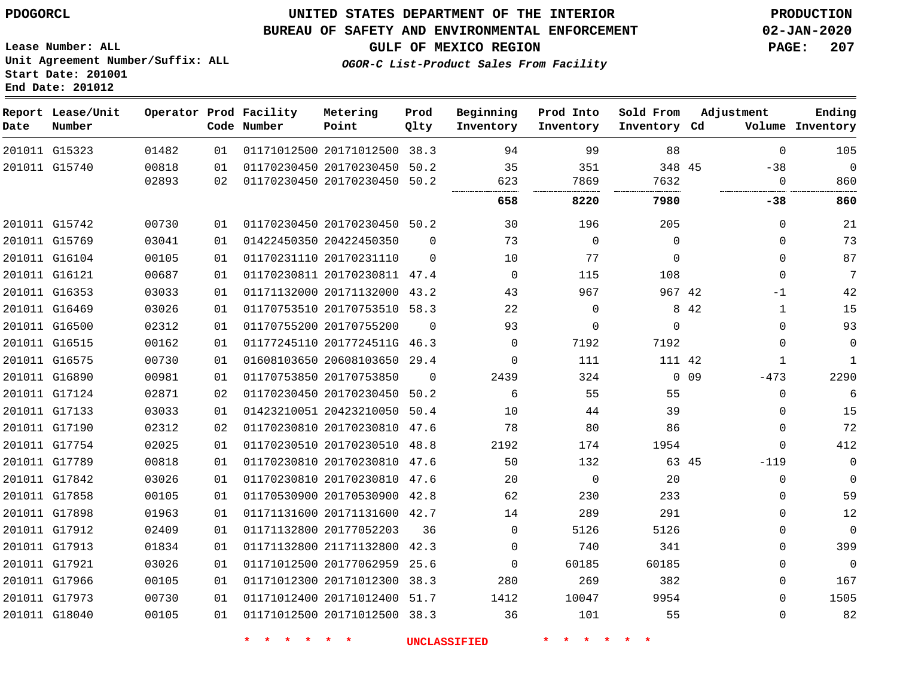PDOGORCL

# UNITED STATES DEPARTMENT OF THE INTERIOR
## BUREAU OF SAFETY AND ENVIRONMENTAL ENFORCEMENT
### GULF OF MEXICO REGION

PRODUCTION
02-JAN-2020

Lease Number: ALL
Unit Agreement Number/Suffix: ALL
Start Date: 201001
End Date: 201012

*OGOR-C List-Product Sales From Facility*

| Report Date | Lease/Unit Number | Operator | Prod Code | Facility Number | Metering Point | Prod Qlty | Beginning Inventory | Prod Into Inventory | Sold From Inventory | Adjustment Cd | Volume | Ending Inventory |
|---|---|---|---|---|---|---|---|---|---|---|---|---|
| 201011 | G15323 | 01482 | 01 | 01171012500 | 20171012500 | 38.3 | 94 | 99 | 88 | | 0 | 105 |
| 201011 | G15740 | 00818 | 01 | 01170230450 | 20170230450 | 50.2 | 35 | 351 | 348 | 45 | -38 | 0 |
| | | 02893 | 02 | 01170230450 | 20170230450 | 50.2 | 623 | 7869 | 7632 | | 0 | 860 |
| | | | | | | | **658** | **8220** | **7980** | | **-38** | **860** |
| 201011 | G15742 | 00730 | 01 | 01170230450 | 20170230450 | 50.2 | 30 | 196 | 205 | | 0 | 21 |
| 201011 | G15769 | 03041 | 01 | 01422450350 | 20422450350 | 0 | 73 | 0 | 0 | | 0 | 73 |
| 201011 | G16104 | 00105 | 01 | 01170231110 | 20170231110 | 0 | 10 | 77 | 0 | | 0 | 87 |
| 201011 | G16121 | 00687 | 01 | 01170230811 | 20170230811 | 47.4 | 0 | 115 | 108 | | 0 | 7 |
| 201011 | G16353 | 03033 | 01 | 01171132000 | 20171132000 | 43.2 | 43 | 967 | 967 | 42 | -1 | 42 |
| 201011 | G16469 | 03026 | 01 | 01170753510 | 20170753510 | 58.3 | 22 | 0 | 8 | 42 | 1 | 15 |
| 201011 | G16500 | 02312 | 01 | 01170755200 | 20170755200 | 0 | 93 | 0 | 0 | | 0 | 93 |
| 201011 | G16515 | 00162 | 01 | 01177245110 | 2017724511G | 46.3 | 0 | 7192 | 7192 | | 0 | 0 |
| 201011 | G16575 | 00730 | 01 | 01608103650 | 20608103650 | 29.4 | 0 | 111 | 111 | 42 | 1 | 1 |
| 201011 | G16890 | 00981 | 01 | 01170753850 | 20170753850 | 0 | 2439 | 324 | 0 | 09 | -473 | 2290 |
| 201011 | G17124 | 02871 | 02 | 01170230450 | 20170230450 | 50.2 | 6 | 55 | 55 | | 0 | 6 |
| 201011 | G17133 | 03033 | 01 | 01423210051 | 20423210050 | 50.4 | 10 | 44 | 39 | | 0 | 15 |
| 201011 | G17190 | 02312 | 02 | 01170230810 | 20170230810 | 47.6 | 78 | 80 | 86 | | 0 | 72 |
| 201011 | G17754 | 02025 | 01 | 01170230510 | 20170230510 | 48.8 | 2192 | 174 | 1954 | | 0 | 412 |
| 201011 | G17789 | 00818 | 01 | 01170230810 | 20170230810 | 47.6 | 50 | 132 | 63 | 45 | -119 | 0 |
| 201011 | G17842 | 03026 | 01 | 01170230810 | 20170230810 | 47.6 | 20 | 0 | 20 | | 0 | 0 |
| 201011 | G17858 | 00105 | 01 | 01170530900 | 20170530900 | 42.8 | 62 | 230 | 233 | | 0 | 59 |
| 201011 | G17898 | 01963 | 01 | 01171131600 | 20171131600 | 42.7 | 14 | 289 | 291 | | 0 | 12 |
| 201011 | G17912 | 02409 | 01 | 01171132800 | 20177052203 | 36 | 0 | 5126 | 5126 | | 0 | 0 |
| 201011 | G17913 | 01834 | 01 | 01171132800 | 21171132800 | 42.3 | 0 | 740 | 341 | | 0 | 399 |
| 201011 | G17921 | 03026 | 01 | 01171012500 | 20177062959 | 25.6 | 0 | 60185 | 60185 | | 0 | 0 |
| 201011 | G17966 | 00105 | 01 | 01171012300 | 20171012300 | 38.3 | 280 | 269 | 382 | | 0 | 167 |
| 201011 | G17973 | 00730 | 01 | 01171012400 | 20171012400 | 51.7 | 1412 | 10047 | 9954 | | 0 | 1505 |
| 201011 | G18040 | 00105 | 01 | 01171012500 | 20171012500 | 38.3 | 36 | 101 | 55 | | 0 | 82 |

\* \* \* \* \* \* UNCLASSIFIED \* \* \* \* \* \*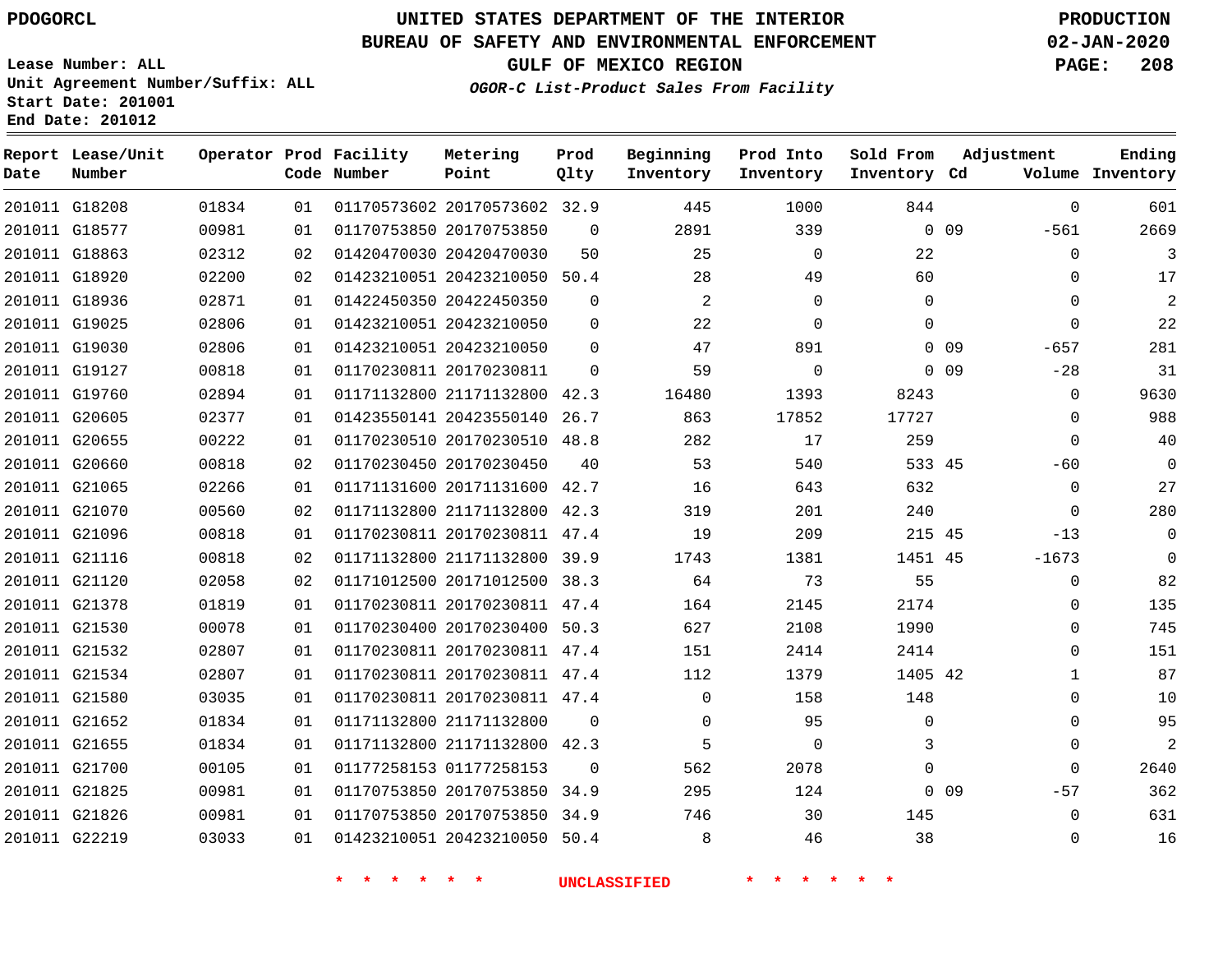PDOGORCL

# UNITED STATES DEPARTMENT OF THE INTERIOR
## BUREAU OF SAFETY AND ENVIRONMENTAL ENFORCEMENT
### GULF OF MEXICO REGION
*OGOR-C List-Product Sales From Facility*

PRODUCTION
02-JAN-2020

Lease Number: ALL
Unit Agreement Number/Suffix: ALL
Start Date: 201001
End Date: 201012

| Report Date | Lease/Unit Number | Operator | Prod Code | Facility Number | Metering Point | Prod Qlty | Beginning Inventory | Prod Into Inventory | Sold From Inventory | Adjustment Cd | Adjustment Volume | Ending Inventory |
|---|---|---|---|---|---|---|---|---|---|---|---|---|
| 201011 | G18208 | 01834 | 01 | 01170573602 | 20170573602 | 32.9 | 445 | 1000 | 844 | | 0 | 601 |
| 201011 | G18577 | 00981 | 01 | 01170753850 | 20170753850 | 0 | 2891 | 339 | 0 | 09 | -561 | 2669 |
| 201011 | G18863 | 02312 | 02 | 01420470030 | 20420470030 | 50 | 25 | 0 | 22 | | 0 | 3 |
| 201011 | G18920 | 02200 | 02 | 01423210051 | 20423210050 | 50.4 | 28 | 49 | 60 | | 0 | 17 |
| 201011 | G18936 | 02871 | 01 | 01422450350 | 20422450350 | 0 | 2 | 0 | 0 | | 0 | 2 |
| 201011 | G19025 | 02806 | 01 | 01423210051 | 20423210050 | 0 | 22 | 0 | 0 | | 0 | 22 |
| 201011 | G19030 | 02806 | 01 | 01423210051 | 20423210050 | 0 | 47 | 891 | 0 | 09 | -657 | 281 |
| 201011 | G19127 | 00818 | 01 | 01170230811 | 20170230811 | 0 | 59 | 0 | 0 | 09 | -28 | 31 |
| 201011 | G19760 | 02894 | 01 | 01171132800 | 21171132800 | 42.3 | 16480 | 1393 | 8243 | | 0 | 9630 |
| 201011 | G20605 | 02377 | 01 | 01423550141 | 20423550140 | 26.7 | 863 | 17852 | 17727 | | 0 | 988 |
| 201011 | G20655 | 00222 | 01 | 01170230510 | 20170230510 | 48.8 | 282 | 17 | 259 | | 0 | 40 |
| 201011 | G20660 | 00818 | 02 | 01170230450 | 20170230450 | 40 | 53 | 540 | 533 | 45 | -60 | 0 |
| 201011 | G21065 | 02266 | 01 | 01171131600 | 20171131600 | 42.7 | 16 | 643 | 632 | | 0 | 27 |
| 201011 | G21070 | 00560 | 02 | 01171132800 | 21171132800 | 42.3 | 319 | 201 | 240 | | 0 | 280 |
| 201011 | G21096 | 00818 | 01 | 01170230811 | 20170230811 | 47.4 | 19 | 209 | 215 | 45 | -13 | 0 |
| 201011 | G21116 | 00818 | 02 | 01171132800 | 21171132800 | 39.9 | 1743 | 1381 | 1451 | 45 | -1673 | 0 |
| 201011 | G21120 | 02058 | 02 | 01171012500 | 20171012500 | 38.3 | 64 | 73 | 55 | | 0 | 82 |
| 201011 | G21378 | 01819 | 01 | 01170230811 | 20170230811 | 47.4 | 164 | 2145 | 2174 | | 0 | 135 |
| 201011 | G21530 | 00078 | 01 | 01170230400 | 20170230400 | 50.3 | 627 | 2108 | 1990 | | 0 | 745 |
| 201011 | G21532 | 02807 | 01 | 01170230811 | 20170230811 | 47.4 | 151 | 2414 | 2414 | | 0 | 151 |
| 201011 | G21534 | 02807 | 01 | 01170230811 | 20170230811 | 47.4 | 112 | 1379 | 1405 | 42 | 1 | 87 |
| 201011 | G21580 | 03035 | 01 | 01170230811 | 20170230811 | 47.4 | 0 | 158 | 148 | | 0 | 10 |
| 201011 | G21652 | 01834 | 01 | 01171132800 | 21171132800 | 0 | 0 | 95 | 0 | | 0 | 95 |
| 201011 | G21655 | 01834 | 01 | 01171132800 | 21171132800 | 42.3 | 5 | 0 | 3 | | 0 | 2 |
| 201011 | G21700 | 00105 | 01 | 01177258153 | 01177258153 | 0 | 562 | 2078 | 0 | | 0 | 2640 |
| 201011 | G21825 | 00981 | 01 | 01170753850 | 20170753850 | 34.9 | 295 | 124 | 0 | 09 | -57 | 362 |
| 201011 | G21826 | 00981 | 01 | 01170753850 | 20170753850 | 34.9 | 746 | 30 | 145 | | 0 | 631 |
| 201011 | G22219 | 03033 | 01 | 01423210051 | 20423210050 | 50.4 | 8 | 46 | 38 | | 0 | 16 |

* * * * * * UNCLASSIFIED * * * * * *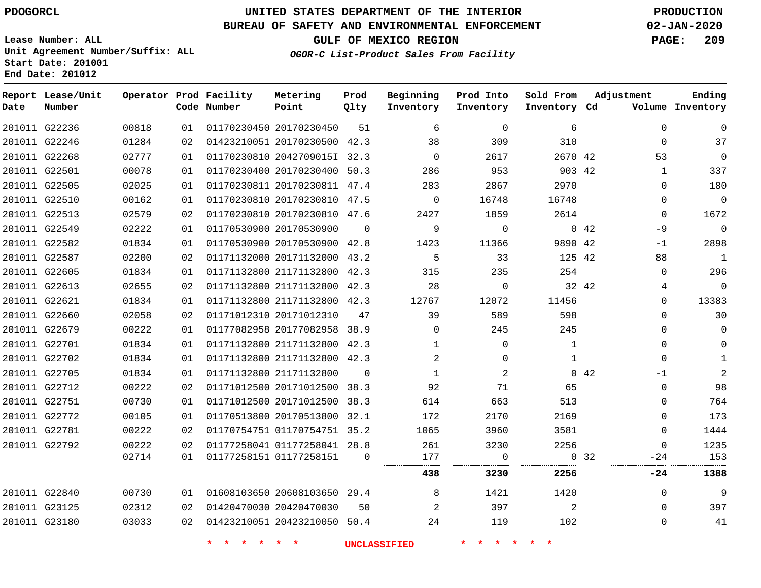PDOGORCL

# UNITED STATES DEPARTMENT OF THE INTERIOR
## BUREAU OF SAFETY AND ENVIRONMENTAL ENFORCEMENT
### GULF OF MEXICO REGION
*OGOR-C List-Product Sales From Facility*

PRODUCTION
02-JAN-2020

Lease Number: ALL
Unit Agreement Number/Suffix: ALL
Start Date: 201001
End Date: 201012

| Report Date | Lease/Unit Number | Operator | Prod Code | Facility Number | Metering Point | Prod Qlty | Beginning Inventory | Prod Into Inventory | Sold From Inventory | Adjustment Cd | Adjustment Volume | Ending Inventory |
|---|---|---|---|---|---|---|---|---|---|---|---|---|
| 201011 | G22236 | 00818 | 01 | 01170230450 | 20170230450 | 51 | 6 | 0 | 6 | | 0 | 0 |
| 201011 | G22246 | 01284 | 02 | 01423210051 | 20170230500 | 42.3 | 38 | 309 | 310 | | 0 | 37 |
| 201011 | G22268 | 02777 | 01 | 01170230810 | 2042709015I | 32.3 | 0 | 2617 | 2670 | 42 | 53 | 0 |
| 201011 | G22501 | 00078 | 01 | 01170230400 | 20170230400 | 50.3 | 286 | 953 | 903 | 42 | 1 | 337 |
| 201011 | G22505 | 02025 | 01 | 01170230811 | 20170230811 | 47.4 | 283 | 2867 | 2970 | | 0 | 180 |
| 201011 | G22510 | 00162 | 01 | 01170230810 | 20170230810 | 47.5 | 0 | 16748 | 16748 | | 0 | 0 |
| 201011 | G22513 | 02579 | 02 | 01170230810 | 20170230810 | 47.6 | 2427 | 1859 | 2614 | | 0 | 1672 |
| 201011 | G22549 | 02222 | 01 | 01170530900 | 20170530900 | 0 | 9 | 0 | 0 | 42 | -9 | 0 |
| 201011 | G22582 | 01834 | 01 | 01170530900 | 20170530900 | 42.8 | 1423 | 11366 | 9890 | 42 | -1 | 2898 |
| 201011 | G22587 | 02200 | 02 | 01171132000 | 20171132000 | 43.2 | 5 | 33 | 125 | 42 | 88 | 1 |
| 201011 | G22605 | 01834 | 01 | 01171132800 | 21171132800 | 42.3 | 315 | 235 | 254 | | 0 | 296 |
| 201011 | G22613 | 02655 | 02 | 01171132800 | 21171132800 | 42.3 | 28 | 0 | 32 | 42 | 4 | 0 |
| 201011 | G22621 | 01834 | 01 | 01171132800 | 21171132800 | 42.3 | 12767 | 12072 | 11456 | | 0 | 13383 |
| 201011 | G22660 | 02058 | 02 | 01171012310 | 20171012310 | 47 | 39 | 589 | 598 | | 0 | 30 |
| 201011 | G22679 | 00222 | 01 | 01177082958 | 20177082958 | 38.9 | 0 | 245 | 245 | | 0 | 0 |
| 201011 | G22701 | 01834 | 01 | 01171132800 | 21171132800 | 42.3 | 1 | 0 | 1 | | 0 | 0 |
| 201011 | G22702 | 01834 | 01 | 01171132800 | 21171132800 | 42.3 | 2 | 0 | 1 | | 0 | 1 |
| 201011 | G22705 | 01834 | 01 | 01171132800 | 21171132800 | 0 | 1 | 2 | 0 | 42 | -1 | 2 |
| 201011 | G22712 | 00222 | 02 | 01171012500 | 20171012500 | 38.3 | 92 | 71 | 65 | | 0 | 98 |
| 201011 | G22751 | 00730 | 01 | 01171012500 | 20171012500 | 38.3 | 614 | 663 | 513 | | 0 | 764 |
| 201011 | G22772 | 00105 | 01 | 01170513800 | 20170513800 | 32.1 | 172 | 2170 | 2169 | | 0 | 173 |
| 201011 | G22781 | 00222 | 02 | 01170754751 | 01170754751 | 35.2 | 1065 | 3960 | 3581 | | 0 | 1444 |
| 201011 | G22792 | 00222 | 02 | 01177258041 | 01177258041 | 28.8 | 261 | 3230 | 2256 | | 0 | 1235 |
| | | 02714 | 01 | 01177258151 | 01177258151 | 0 | 177 | 0 | 0 | 32 | -24 | 153 |
| | | | | | | | **438** | **3230** | **2256** | | **-24** | **1388** |
| 201011 | G22840 | 00730 | 01 | 01608103650 | 20608103650 | 29.4 | 8 | 1421 | 1420 | | 0 | 9 |
| 201011 | G23125 | 02312 | 02 | 01420470030 | 20420470030 | 50 | 2 | 397 | 2 | | 0 | 397 |
| 201011 | G23180 | 03033 | 02 | 01423210051 | 20423210050 | 50.4 | 24 | 119 | 102 | | 0 | 41 |

\* \* \* \* \* \* UNCLASSIFIED \* \* \* \* \* \*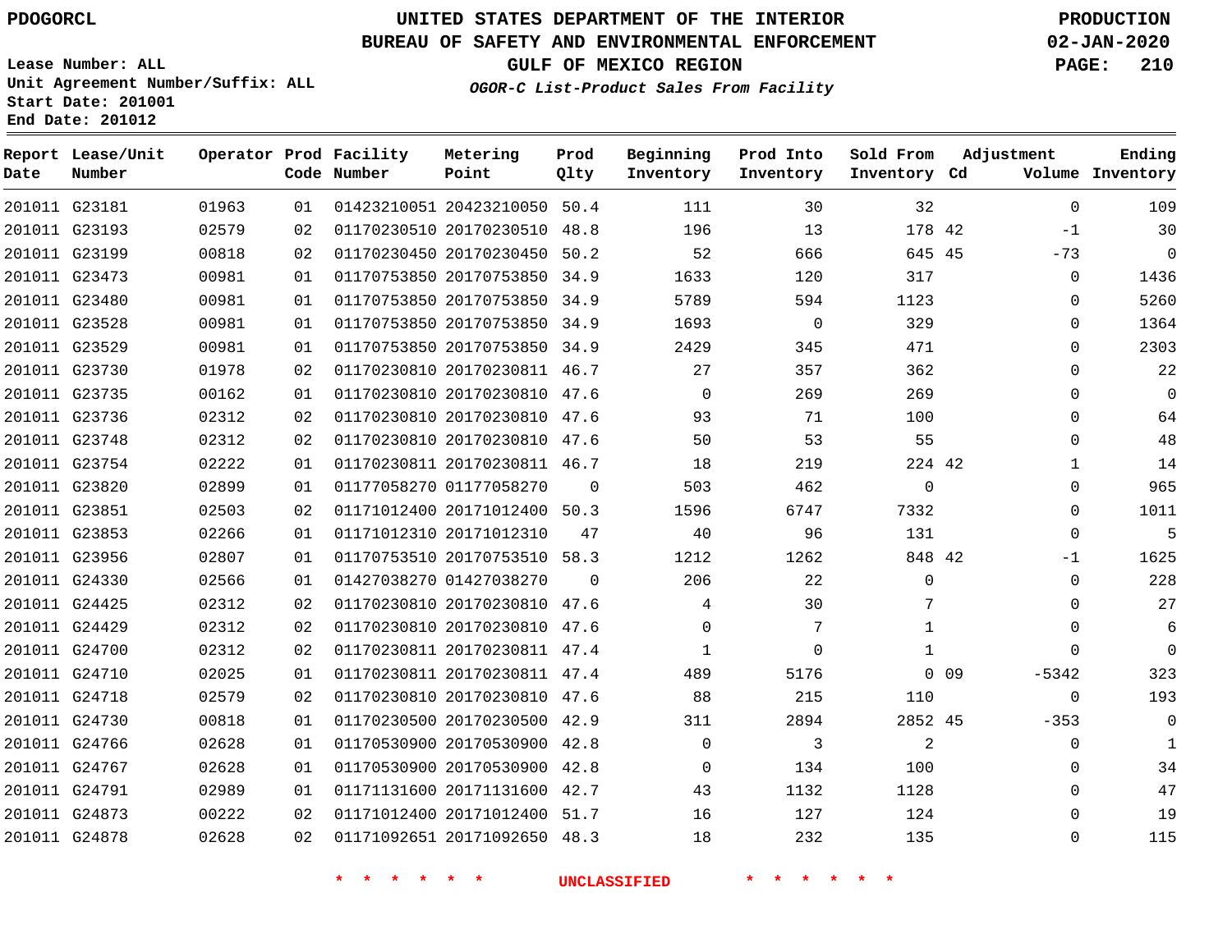PDOGORCL

# UNITED STATES DEPARTMENT OF THE INTERIOR
## BUREAU OF SAFETY AND ENVIRONMENTAL ENFORCEMENT
### GULF OF MEXICO REGION

*OGOR-C List-Product Sales From Facility*

PRODUCTION
02-JAN-2020

Lease Number: ALL
Unit Agreement Number/Suffix: ALL
Start Date: 201001
End Date: 201012

| Report Date | Lease/Unit Number | Operator | Prod Code | Facility Number | Metering Point | Prod Qlty | Beginning Inventory | Prod Into Inventory | Sold From Inventory | Adjustment Cd | Adjustment Volume | Ending Inventory |
|---|---|---|---|---|---|---|---|---|---|---|---|---|
| 201011 | G23181 | 01963 | 01 | 01423210051 | 20423210050 | 50.4 | 111 | 30 | 32 | | 0 | 109 |
| 201011 | G23193 | 02579 | 02 | 01170230510 | 20170230510 | 48.8 | 196 | 13 | 178 | 42 | -1 | 30 |
| 201011 | G23199 | 00818 | 02 | 01170230450 | 20170230450 | 50.2 | 52 | 666 | 645 | 45 | -73 | 0 |
| 201011 | G23473 | 00981 | 01 | 01170753850 | 20170753850 | 34.9 | 1633 | 120 | 317 | | 0 | 1436 |
| 201011 | G23480 | 00981 | 01 | 01170753850 | 20170753850 | 34.9 | 5789 | 594 | 1123 | | 0 | 5260 |
| 201011 | G23528 | 00981 | 01 | 01170753850 | 20170753850 | 34.9 | 1693 | 0 | 329 | | 0 | 1364 |
| 201011 | G23529 | 00981 | 01 | 01170753850 | 20170753850 | 34.9 | 2429 | 345 | 471 | | 0 | 2303 |
| 201011 | G23730 | 01978 | 02 | 01170230810 | 20170230811 | 46.7 | 27 | 357 | 362 | | 0 | 22 |
| 201011 | G23735 | 00162 | 01 | 01170230810 | 20170230810 | 47.6 | 0 | 269 | 269 | | 0 | 0 |
| 201011 | G23736 | 02312 | 02 | 01170230810 | 20170230810 | 47.6 | 93 | 71 | 100 | | 0 | 64 |
| 201011 | G23748 | 02312 | 02 | 01170230810 | 20170230810 | 47.6 | 50 | 53 | 55 | | 0 | 48 |
| 201011 | G23754 | 02222 | 01 | 01170230811 | 20170230811 | 46.7 | 18 | 219 | 224 | 42 | 1 | 14 |
| 201011 | G23820 | 02899 | 01 | 01177058270 | 01177058270 | 0 | 503 | 462 | 0 | | 0 | 965 |
| 201011 | G23851 | 02503 | 02 | 01171012400 | 20171012400 | 50.3 | 1596 | 6747 | 7332 | | 0 | 1011 |
| 201011 | G23853 | 02266 | 01 | 01171012310 | 20171012310 | 47 | 40 | 96 | 131 | | 0 | 5 |
| 201011 | G23956 | 02807 | 01 | 01170753510 | 20170753510 | 58.3 | 1212 | 1262 | 848 | 42 | -1 | 1625 |
| 201011 | G24330 | 02566 | 01 | 01427038270 | 01427038270 | 0 | 206 | 22 | 0 | | 0 | 228 |
| 201011 | G24425 | 02312 | 02 | 01170230810 | 20170230810 | 47.6 | 4 | 30 | 7 | | 0 | 27 |
| 201011 | G24429 | 02312 | 02 | 01170230810 | 20170230810 | 47.6 | 0 | 7 | 1 | | 0 | 6 |
| 201011 | G24700 | 02312 | 02 | 01170230811 | 20170230811 | 47.4 | 1 | 0 | 1 | | 0 | 0 |
| 201011 | G24710 | 02025 | 01 | 01170230811 | 20170230811 | 47.4 | 489 | 5176 | 0 | 09 | -5342 | 323 |
| 201011 | G24718 | 02579 | 02 | 01170230810 | 20170230810 | 47.6 | 88 | 215 | 110 | | 0 | 193 |
| 201011 | G24730 | 00818 | 01 | 01170230500 | 20170230500 | 42.9 | 311 | 2894 | 2852 | 45 | -353 | 0 |
| 201011 | G24766 | 02628 | 01 | 01170530900 | 20170530900 | 42.8 | 0 | 3 | 2 | | 0 | 1 |
| 201011 | G24767 | 02628 | 01 | 01170530900 | 20170530900 | 42.8 | 0 | 134 | 100 | | 0 | 34 |
| 201011 | G24791 | 02989 | 01 | 01171131600 | 20171131600 | 42.7 | 43 | 1132 | 1128 | | 0 | 47 |
| 201011 | G24873 | 00222 | 02 | 01171012400 | 20171012400 | 51.7 | 16 | 127 | 124 | | 0 | 19 |
| 201011 | G24878 | 02628 | 02 | 01171092651 | 20171092650 | 48.3 | 18 | 232 | 135 | | 0 | 115 |

\* \* \* \* \* \* UNCLASSIFIED \* \* \* \* \* \*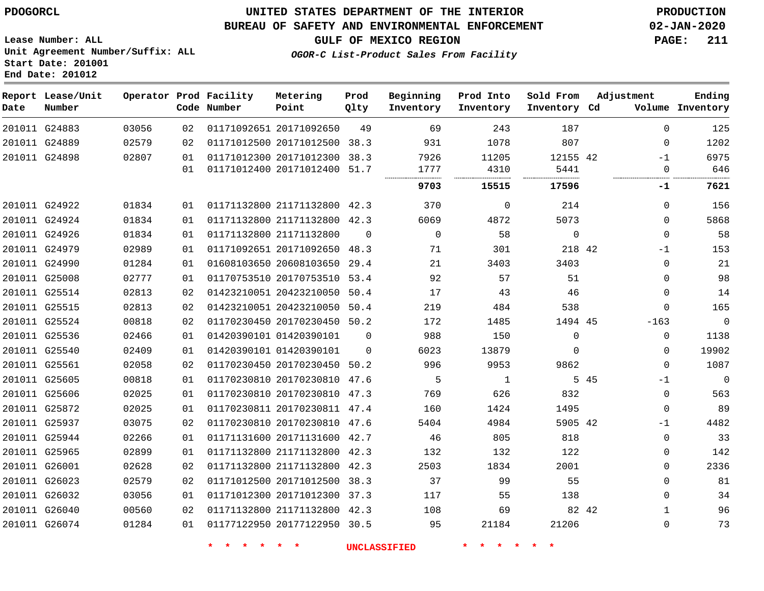# UNITED STATES DEPARTMENT OF THE INTERIOR
## BUREAU OF SAFETY AND ENVIRONMENTAL ENFORCEMENT
### GULF OF MEXICO REGION
*OGOR-C List-Product Sales From Facility*

PDOGORCL

PRODUCTION 02-JAN-2020

Lease Number: ALL
Unit Agreement Number/Suffix: ALL
Start Date: 201001
End Date: 201012

| Report Date | Lease/Unit Number | Operator | Prod Code | Facility Number | Metering Point | Prod Qlty | Beginning Inventory | Prod Into Inventory | Sold From Inventory | Adjustment Cd | Adjustment Volume | Ending Inventory |
|---|---|---|---|---|---|---|---|---|---|---|---|---|
| 201011 | G24883 | 03056 | 02 | 01171092651 | 20171092650 | 49 | 69 | 243 | 187 | | 0 | 125 |
| 201011 | G24889 | 02579 | 02 | 01171012500 | 20171012500 | 38.3 | 931 | 1078 | 807 | | 0 | 1202 |
| 201011 | G24898 | 02807 | 01 | 01171012300 | 20171012300 | 38.3 | 7926 | 11205 | 12155 | 42 | -1 | 6975 |
| | | | 01 | 01171012400 | 20171012400 | 51.7 | 1777 | 4310 | 5441 | | 0 | 646 |
| | | | | | | | **9703** | **15515** | **17596** | | **-1** | **7621** |
| 201011 | G24922 | 01834 | 01 | 01171132800 | 21171132800 | 42.3 | 370 | 0 | 214 | | 0 | 156 |
| 201011 | G24924 | 01834 | 01 | 01171132800 | 21171132800 | 42.3 | 6069 | 4872 | 5073 | | 0 | 5868 |
| 201011 | G24926 | 01834 | 01 | 01171132800 | 21171132800 | 0 | 0 | 58 | 0 | | 0 | 58 |
| 201011 | G24979 | 02989 | 01 | 01171092651 | 20171092650 | 48.3 | 71 | 301 | 218 | 42 | -1 | 153 |
| 201011 | G24990 | 01284 | 01 | 01608103650 | 20608103650 | 29.4 | 21 | 3403 | 3403 | | 0 | 21 |
| 201011 | G25008 | 02777 | 01 | 01170753510 | 20170753510 | 53.4 | 92 | 57 | 51 | | 0 | 98 |
| 201011 | G25514 | 02813 | 02 | 01423210051 | 20423210050 | 50.4 | 17 | 43 | 46 | | 0 | 14 |
| 201011 | G25515 | 02813 | 02 | 01423210051 | 20423210050 | 50.4 | 219 | 484 | 538 | | 0 | 165 |
| 201011 | G25524 | 00818 | 02 | 01170230450 | 20170230450 | 50.2 | 172 | 1485 | 1494 | 45 | -163 | 0 |
| 201011 | G25536 | 02466 | 01 | 01420390101 | 01420390101 | 0 | 988 | 150 | 0 | | 0 | 1138 |
| 201011 | G25540 | 02409 | 01 | 01420390101 | 01420390101 | 0 | 6023 | 13879 | 0 | | 0 | 19902 |
| 201011 | G25561 | 02058 | 02 | 01170230450 | 20170230450 | 50.2 | 996 | 9953 | 9862 | | 0 | 1087 |
| 201011 | G25605 | 00818 | 01 | 01170230810 | 20170230810 | 47.6 | 5 | 1 | 5 | 45 | -1 | 0 |
| 201011 | G25606 | 02025 | 01 | 01170230810 | 20170230810 | 47.3 | 769 | 626 | 832 | | 0 | 563 |
| 201011 | G25872 | 02025 | 01 | 01170230811 | 20170230811 | 47.4 | 160 | 1424 | 1495 | | 0 | 89 |
| 201011 | G25937 | 03075 | 02 | 01170230810 | 20170230810 | 47.6 | 5404 | 4984 | 5905 | 42 | -1 | 4482 |
| 201011 | G25944 | 02266 | 01 | 01171131600 | 20171131600 | 42.7 | 46 | 805 | 818 | | 0 | 33 |
| 201011 | G25965 | 02899 | 01 | 01171132800 | 21171132800 | 42.3 | 132 | 132 | 122 | | 0 | 142 |
| 201011 | G26001 | 02628 | 02 | 01171132800 | 21171132800 | 42.3 | 2503 | 1834 | 2001 | | 0 | 2336 |
| 201011 | G26023 | 02579 | 02 | 01171012500 | 20171012500 | 38.3 | 37 | 99 | 55 | | 0 | 81 |
| 201011 | G26032 | 03056 | 01 | 01171012300 | 20171012300 | 37.3 | 117 | 55 | 138 | | 0 | 34 |
| 201011 | G26040 | 00560 | 02 | 01171132800 | 21171132800 | 42.3 | 108 | 69 | 82 | 42 | 1 | 96 |
| 201011 | G26074 | 01284 | 01 | 01177122950 | 20177122950 | 30.5 | 95 | 21184 | 21206 | | 0 | 73 |

* * * * * * UNCLASSIFIED * * * * * *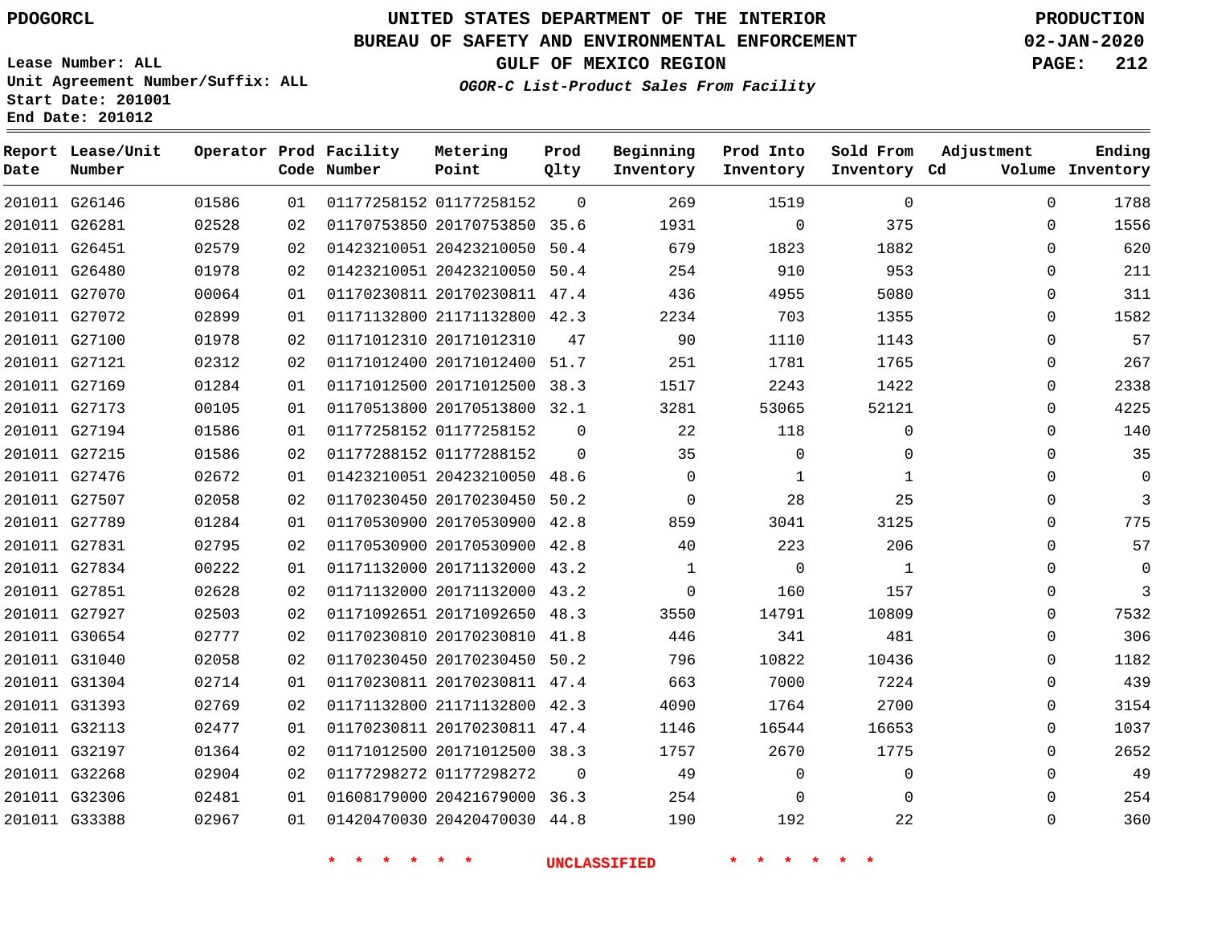PDOGORCL

# UNITED STATES DEPARTMENT OF THE INTERIOR
## BUREAU OF SAFETY AND ENVIRONMENTAL ENFORCEMENT
### GULF OF MEXICO REGION

*OGOR-C List-Product Sales From Facility*

PRODUCTION
02-JAN-2020

Lease Number: ALL
Unit Agreement Number/Suffix: ALL
Start Date: 201001
End Date: 201012

| Report Date | Lease/Unit Number | Operator | Prod Code | Facility Number | Metering Point | Prod Qlty | Beginning Inventory | Prod Into Inventory | Sold From Inventory | Adjustment Cd | Volume | Ending Inventory |
|---|---|---|---|---|---|---|---|---|---|---|---|---|
| 201011 | G26146 | 01586 | 01 | 01177258152 | 01177258152 | 0 | 269 | 1519 | 0 | | 0 | 1788 |
| 201011 | G26281 | 02528 | 02 | 01170753850 | 20170753850 | 35.6 | 1931 | 0 | 375 | | 0 | 1556 |
| 201011 | G26451 | 02579 | 02 | 01423210051 | 20423210050 | 50.4 | 679 | 1823 | 1882 | | 0 | 620 |
| 201011 | G26480 | 01978 | 02 | 01423210051 | 20423210050 | 50.4 | 254 | 910 | 953 | | 0 | 211 |
| 201011 | G27070 | 00064 | 01 | 01170230811 | 20170230811 | 47.4 | 436 | 4955 | 5080 | | 0 | 311 |
| 201011 | G27072 | 02899 | 01 | 01171132800 | 21171132800 | 42.3 | 2234 | 703 | 1355 | | 0 | 1582 |
| 201011 | G27100 | 01978 | 02 | 01171012310 | 20171012310 | 47 | 90 | 1110 | 1143 | | 0 | 57 |
| 201011 | G27121 | 02312 | 02 | 01171012400 | 20171012400 | 51.7 | 251 | 1781 | 1765 | | 0 | 267 |
| 201011 | G27169 | 01284 | 01 | 01171012500 | 20171012500 | 38.3 | 1517 | 2243 | 1422 | | 0 | 2338 |
| 201011 | G27173 | 00105 | 01 | 01170513800 | 20170513800 | 32.1 | 3281 | 53065 | 52121 | | 0 | 4225 |
| 201011 | G27194 | 01586 | 01 | 01177258152 | 01177258152 | 0 | 22 | 118 | 0 | | 0 | 140 |
| 201011 | G27215 | 01586 | 02 | 01177288152 | 01177288152 | 0 | 35 | 0 | 0 | | 0 | 35 |
| 201011 | G27476 | 02672 | 01 | 01423210051 | 20423210050 | 48.6 | 0 | 1 | 1 | | 0 | 0 |
| 201011 | G27507 | 02058 | 02 | 01170230450 | 20170230450 | 50.2 | 0 | 28 | 25 | | 0 | 3 |
| 201011 | G27789 | 01284 | 01 | 01170530900 | 20170530900 | 42.8 | 859 | 3041 | 3125 | | 0 | 775 |
| 201011 | G27831 | 02795 | 02 | 01170530900 | 20170530900 | 42.8 | 40 | 223 | 206 | | 0 | 57 |
| 201011 | G27834 | 00222 | 01 | 01171132000 | 20171132000 | 43.2 | 1 | 0 | 1 | | 0 | 0 |
| 201011 | G27851 | 02628 | 02 | 01171132000 | 20171132000 | 43.2 | 0 | 160 | 157 | | 0 | 3 |
| 201011 | G27927 | 02503 | 02 | 01171092651 | 20171092650 | 48.3 | 3550 | 14791 | 10809 | | 0 | 7532 |
| 201011 | G30654 | 02777 | 02 | 01170230810 | 20170230810 | 41.8 | 446 | 341 | 481 | | 0 | 306 |
| 201011 | G31040 | 02058 | 02 | 01170230450 | 20170230450 | 50.2 | 796 | 10822 | 10436 | | 0 | 1182 |
| 201011 | G31304 | 02714 | 01 | 01170230811 | 20170230811 | 47.4 | 663 | 7000 | 7224 | | 0 | 439 |
| 201011 | G31393 | 02769 | 02 | 01171132800 | 21171132800 | 42.3 | 4090 | 1764 | 2700 | | 0 | 3154 |
| 201011 | G32113 | 02477 | 01 | 01170230811 | 20170230811 | 47.4 | 1146 | 16544 | 16653 | | 0 | 1037 |
| 201011 | G32197 | 01364 | 02 | 01171012500 | 20171012500 | 38.3 | 1757 | 2670 | 1775 | | 0 | 2652 |
| 201011 | G32268 | 02904 | 02 | 01177298272 | 01177298272 | 0 | 49 | 0 | 0 | | 0 | 49 |
| 201011 | G32306 | 02481 | 01 | 01608179000 | 20421679000 | 36.3 | 254 | 0 | 0 | | 0 | 254 |
| 201011 | G33388 | 02967 | 01 | 01420470030 | 20420470030 | 44.8 | 190 | 192 | 22 | | 0 | 360 |

* * * * * * UNCLASSIFIED * * * * * *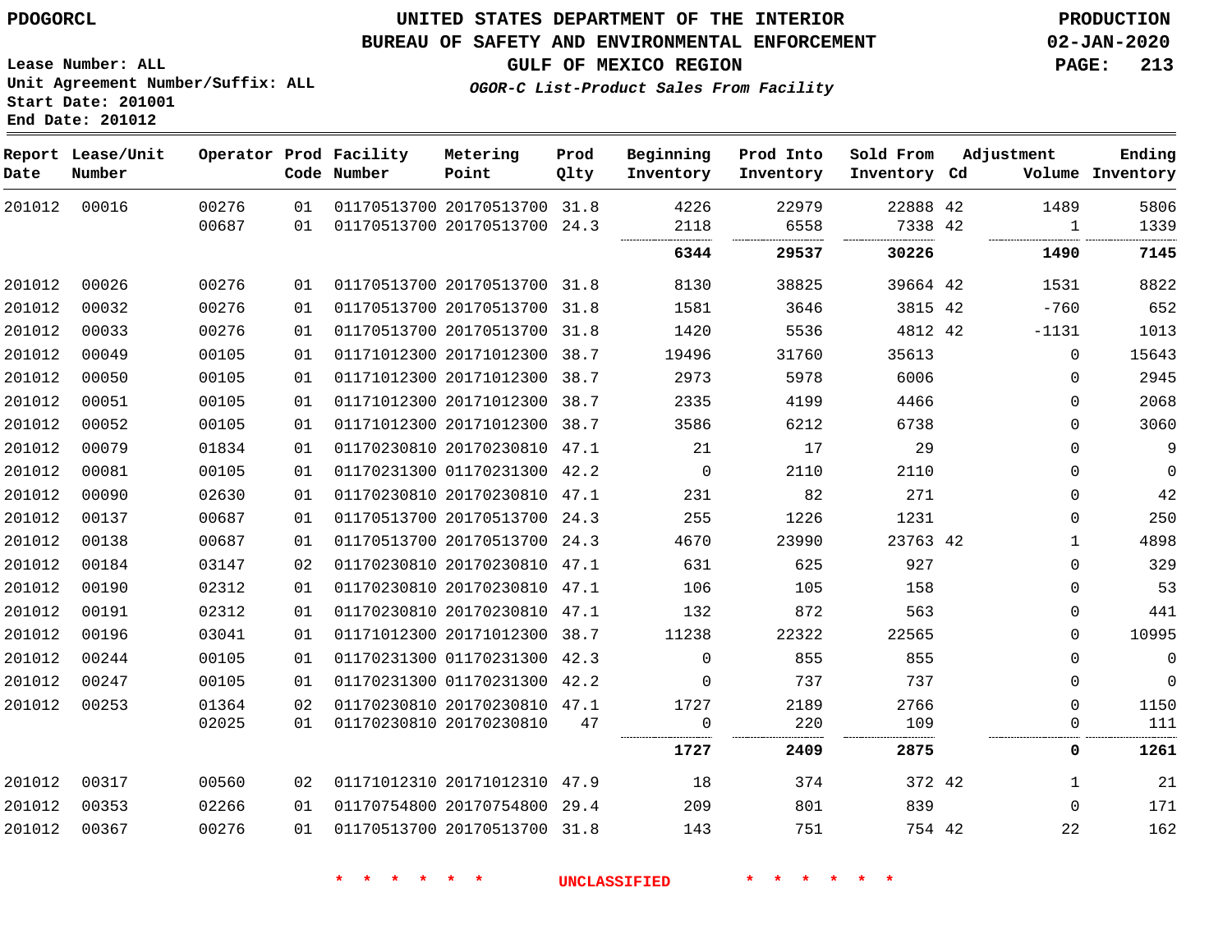PDOGORCL

# UNITED STATES DEPARTMENT OF THE INTERIOR
## BUREAU OF SAFETY AND ENVIRONMENTAL ENFORCEMENT
### GULF OF MEXICO REGION

*OGOR-C List-Product Sales From Facility*

PRODUCTION
02-JAN-2020

Lease Number: ALL
Unit Agreement Number/Suffix: ALL
Start Date: 201001
End Date: 201012

| Report Date | Lease/Unit Number | Operator | Prod Code | Facility Number | Metering Point | Prod Qlty | Beginning Inventory | Prod Into Inventory | Sold From Inventory | Cd | Adjustment Volume | Ending Inventory |
|---|---|---|---|---|---|---|---|---|---|---|---|---|
| 201012 | 00016 | 00276 | 01 | 01170513700 | 20170513700 | 31.8 | 4226 | 22979 | 22888 | 42 | 1489 | 5806 |
| | | 00687 | 01 | 01170513700 | 20170513700 | 24.3 | 2118 | 6558 | 7338 | 42 | 1 | 1339 |
| | | | | | | | **6344** | **29537** | **30226** | | **1490** | **7145** |
| 201012 | 00026 | 00276 | 01 | 01170513700 | 20170513700 | 31.8 | 8130 | 38825 | 39664 | 42 | 1531 | 8822 |
| 201012 | 00032 | 00276 | 01 | 01170513700 | 20170513700 | 31.8 | 1581 | 3646 | 3815 | 42 | -760 | 652 |
| 201012 | 00033 | 00276 | 01 | 01170513700 | 20170513700 | 31.8 | 1420 | 5536 | 4812 | 42 | -1131 | 1013 |
| 201012 | 00049 | 00105 | 01 | 01171012300 | 20171012300 | 38.7 | 19496 | 31760 | 35613 | | 0 | 15643 |
| 201012 | 00050 | 00105 | 01 | 01171012300 | 20171012300 | 38.7 | 2973 | 5978 | 6006 | | 0 | 2945 |
| 201012 | 00051 | 00105 | 01 | 01171012300 | 20171012300 | 38.7 | 2335 | 4199 | 4466 | | 0 | 2068 |
| 201012 | 00052 | 00105 | 01 | 01171012300 | 20171012300 | 38.7 | 3586 | 6212 | 6738 | | 0 | 3060 |
| 201012 | 00079 | 01834 | 01 | 01170230810 | 20170230810 | 47.1 | 21 | 17 | 29 | | 0 | 9 |
| 201012 | 00081 | 00105 | 01 | 01170231300 | 01170231300 | 42.2 | 0 | 2110 | 2110 | | 0 | 0 |
| 201012 | 00090 | 02630 | 01 | 01170230810 | 20170230810 | 47.1 | 231 | 82 | 271 | | 0 | 42 |
| 201012 | 00137 | 00687 | 01 | 01170513700 | 20170513700 | 24.3 | 255 | 1226 | 1231 | | 0 | 250 |
| 201012 | 00138 | 00687 | 01 | 01170513700 | 20170513700 | 24.3 | 4670 | 23990 | 23763 | 42 | 1 | 4898 |
| 201012 | 00184 | 03147 | 02 | 01170230810 | 20170230810 | 47.1 | 631 | 625 | 927 | | 0 | 329 |
| 201012 | 00190 | 02312 | 01 | 01170230810 | 20170230810 | 47.1 | 106 | 105 | 158 | | 0 | 53 |
| 201012 | 00191 | 02312 | 01 | 01170230810 | 20170230810 | 47.1 | 132 | 872 | 563 | | 0 | 441 |
| 201012 | 00196 | 03041 | 01 | 01171012300 | 20171012300 | 38.7 | 11238 | 22322 | 22565 | | 0 | 10995 |
| 201012 | 00244 | 00105 | 01 | 01170231300 | 01170231300 | 42.3 | 0 | 855 | 855 | | 0 | 0 |
| 201012 | 00247 | 00105 | 01 | 01170231300 | 01170231300 | 42.2 | 0 | 737 | 737 | | 0 | 0 |
| 201012 | 00253 | 01364 | 02 | 01170230810 | 20170230810 | 47.1 | 1727 | 2189 | 2766 | | 0 | 1150 |
| | | 02025 | 01 | 01170230810 | 20170230810 | 47 | 0 | 220 | 109 | | 0 | 111 |
| | | | | | | | **1727** | **2409** | **2875** | | **0** | **1261** |
| 201012 | 00317 | 00560 | 02 | 01171012310 | 20171012310 | 47.9 | 18 | 374 | 372 | 42 | 1 | 21 |
| 201012 | 00353 | 02266 | 01 | 01170754800 | 20170754800 | 29.4 | 209 | 801 | 839 | | 0 | 171 |
| 201012 | 00367 | 00276 | 01 | 01170513700 | 20170513700 | 31.8 | 143 | 751 | 754 | 42 | 22 | 162 |

\* \* \* \* \* \* UNCLASSIFIED \* \* \* \* \* \*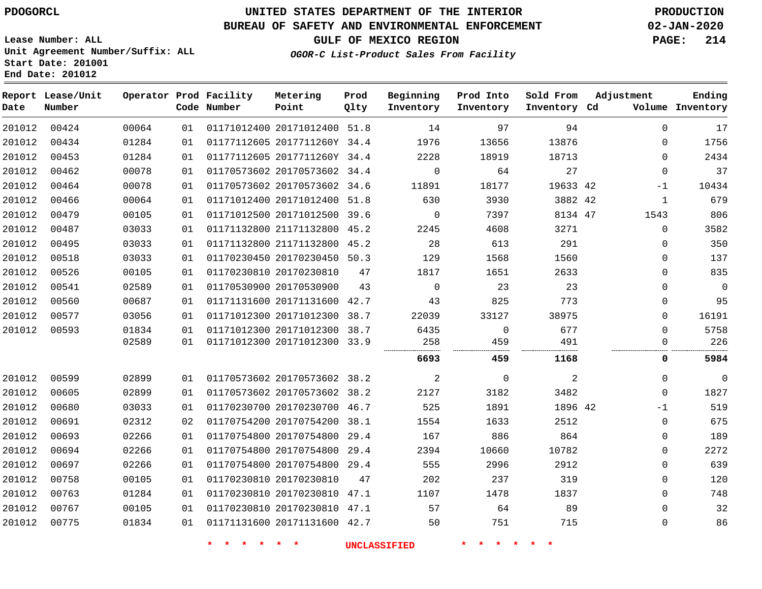PDOGORCL

# UNITED STATES DEPARTMENT OF THE INTERIOR
## BUREAU OF SAFETY AND ENVIRONMENTAL ENFORCEMENT
## GULF OF MEXICO REGION
### *OGOR-C List-Product Sales From Facility*

PRODUCTION
02-JAN-2020

Lease Number: ALL
Unit Agreement Number/Suffix: ALL
Start Date: 201001
End Date: 201012

| Report Date | Lease/Unit Number | Operator | Prod Code | Facility Number | Metering Point | Prod Qlty | Beginning Inventory | Prod Into Inventory | Sold From Inventory | Adjustment Cd | Volume | Ending Inventory |
|---|---|---|---|---|---|---|---|---|---|---|---|---|
| 201012 | 00424 | 00064 | 01 | 01171012400 | 20171012400 | 51.8 | 14 | 97 | 94 | | 0 | 17 |
| 201012 | 00434 | 01284 | 01 | 01177112605 | 2017711260Y | 34.4 | 1976 | 13656 | 13876 | | 0 | 1756 |
| 201012 | 00453 | 01284 | 01 | 01177112605 | 2017711260Y | 34.4 | 2228 | 18919 | 18713 | | 0 | 2434 |
| 201012 | 00462 | 00078 | 01 | 01170573602 | 20170573602 | 34.4 | 0 | 64 | 27 | | 0 | 37 |
| 201012 | 00464 | 00078 | 01 | 01170573602 | 20170573602 | 34.6 | 11891 | 18177 | 19633 | 42 | -1 | 10434 |
| 201012 | 00466 | 00064 | 01 | 01171012400 | 20171012400 | 51.8 | 630 | 3930 | 3882 | 42 | 1 | 679 |
| 201012 | 00479 | 00105 | 01 | 01171012500 | 20171012500 | 39.6 | 0 | 7397 | 8134 | 47 | 1543 | 806 |
| 201012 | 00487 | 03033 | 01 | 01171132800 | 21171132800 | 45.2 | 2245 | 4608 | 3271 | | 0 | 3582 |
| 201012 | 00495 | 03033 | 01 | 01171132800 | 21171132800 | 45.2 | 28 | 613 | 291 | | 0 | 350 |
| 201012 | 00518 | 03033 | 01 | 01170230450 | 20170230450 | 50.3 | 129 | 1568 | 1560 | | 0 | 137 |
| 201012 | 00526 | 00105 | 01 | 01170230810 | 20170230810 | 47 | 1817 | 1651 | 2633 | | 0 | 835 |
| 201012 | 00541 | 02589 | 01 | 01170530900 | 20170530900 | 43 | 0 | 23 | 23 | | 0 | 0 |
| 201012 | 00560 | 00687 | 01 | 01171131600 | 20171131600 | 42.7 | 43 | 825 | 773 | | 0 | 95 |
| 201012 | 00577 | 03056 | 01 | 01171012300 | 20171012300 | 38.7 | 22039 | 33127 | 38975 | | 0 | 16191 |
| 201012 | 00593 | 01834 | 01 | 01171012300 | 20171012300 | 38.7 | 6435 | 0 | 677 | | 0 | 5758 |
| | | 02589 | 01 | 01171012300 | 20171012300 | 33.9 | 258 | 459 | 491 | | 0 | 226 |
| | | | | | | | **6693** | **459** | **1168** | | **0** | **5984** |
| 201012 | 00599 | 02899 | 01 | 01170573602 | 20170573602 | 38.2 | 2 | 0 | 2 | | 0 | 0 |
| 201012 | 00605 | 02899 | 01 | 01170573602 | 20170573602 | 38.2 | 2127 | 3182 | 3482 | | 0 | 1827 |
| 201012 | 00680 | 03033 | 01 | 01170230700 | 20170230700 | 46.7 | 525 | 1891 | 1896 | 42 | -1 | 519 |
| 201012 | 00691 | 02312 | 02 | 01170754200 | 20170754200 | 38.1 | 1554 | 1633 | 2512 | | 0 | 675 |
| 201012 | 00693 | 02266 | 01 | 01170754800 | 20170754800 | 29.4 | 167 | 886 | 864 | | 0 | 189 |
| 201012 | 00694 | 02266 | 01 | 01170754800 | 20170754800 | 29.4 | 2394 | 10660 | 10782 | | 0 | 2272 |
| 201012 | 00697 | 02266 | 01 | 01170754800 | 20170754800 | 29.4 | 555 | 2996 | 2912 | | 0 | 639 |
| 201012 | 00758 | 00105 | 01 | 01170230810 | 20170230810 | 47 | 202 | 237 | 319 | | 0 | 120 |
| 201012 | 00763 | 01284 | 01 | 01170230810 | 20170230810 | 47.1 | 1107 | 1478 | 1837 | | 0 | 748 |
| 201012 | 00767 | 00105 | 01 | 01170230810 | 20170230810 | 47.1 | 57 | 64 | 89 | | 0 | 32 |
| 201012 | 00775 | 01834 | 01 | 01171131600 | 20171131600 | 42.7 | 50 | 751 | 715 | | 0 | 86 |

* * * * * * UNCLASSIFIED * * * * * *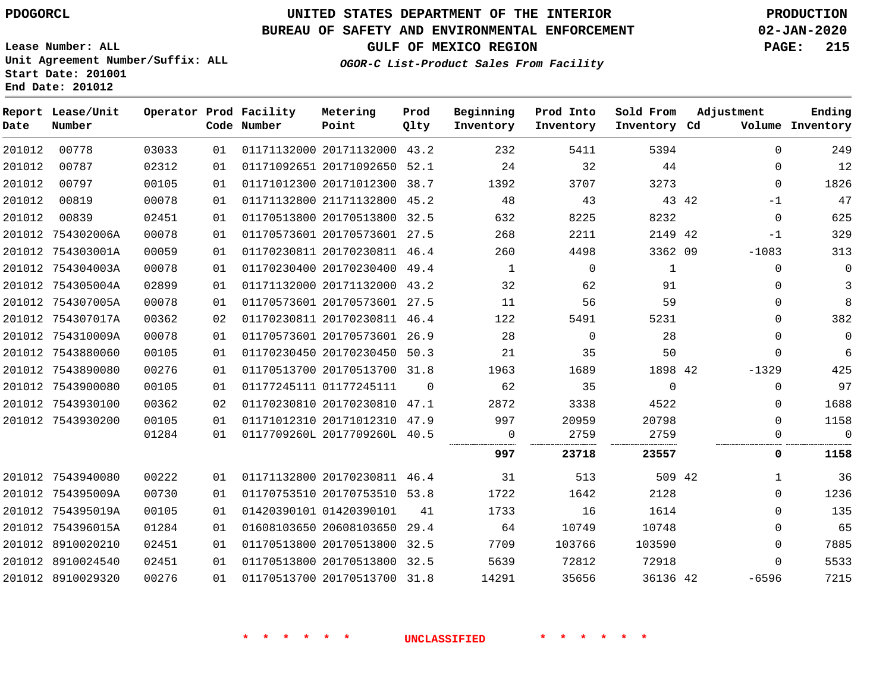UNITED STATES DEPARTMENT OF THE INTERIOR
BUREAU OF SAFETY AND ENVIRONMENTAL ENFORCEMENT
GULF OF MEXICO REGION

*OGOR-C List-Product Sales From Facility*

PDOGORCL

Lease Number: ALL
Unit Agreement Number/Suffix: ALL
Start Date: 201001
End Date: 201012

PRODUCTION
02-JAN-2020

| Report Date | Lease/Unit Number | Operator | Prod Code | Facility Number | Metering Point | Prod Qlty | Beginning Inventory | Prod Into Inventory | Sold From Inventory | Adjustment Cd | Volume | Ending Inventory |
|---|---|---|---|---|---|---|---|---|---|---|---|---|
| 201012 | 00778 | 03033 | 01 | 01171132000 | 20171132000 | 43.2 | 232 | 5411 | 5394 | | 0 | 249 |
| 201012 | 00787 | 02312 | 01 | 01171092651 | 20171092650 | 52.1 | 24 | 32 | 44 | | 0 | 12 |
| 201012 | 00797 | 00105 | 01 | 01171012300 | 20171012300 | 38.7 | 1392 | 3707 | 3273 | | 0 | 1826 |
| 201012 | 00819 | 00078 | 01 | 01171132800 | 21171132800 | 45.2 | 48 | 43 | 43 | 42 | -1 | 47 |
| 201012 | 00839 | 02451 | 01 | 01170513800 | 20170513800 | 32.5 | 632 | 8225 | 8232 | | 0 | 625 |
| 201012 | 754302006A | 00078 | 01 | 01170573601 | 20170573601 | 27.5 | 268 | 2211 | 2149 | 42 | -1 | 329 |
| 201012 | 754303001A | 00059 | 01 | 01170230811 | 20170230811 | 46.4 | 260 | 4498 | 3362 | 09 | -1083 | 313 |
| 201012 | 754304003A | 00078 | 01 | 01170230400 | 20170230400 | 49.4 | 1 | 0 | 1 | | 0 | 0 |
| 201012 | 754305004A | 02899 | 01 | 01171132000 | 20171132000 | 43.2 | 32 | 62 | 91 | | 0 | 3 |
| 201012 | 754307005A | 00078 | 01 | 01170573601 | 20170573601 | 27.5 | 11 | 56 | 59 | | 0 | 8 |
| 201012 | 754307017A | 00362 | 02 | 01170230811 | 20170230811 | 46.4 | 122 | 5491 | 5231 | | 0 | 382 |
| 201012 | 754310009A | 00078 | 01 | 01170573601 | 20170573601 | 26.9 | 28 | 0 | 28 | | 0 | 0 |
| 201012 | 7543880060 | 00105 | 01 | 01170230450 | 20170230450 | 50.3 | 21 | 35 | 50 | | 0 | 6 |
| 201012 | 7543890080 | 00276 | 01 | 01170513700 | 20170513700 | 31.8 | 1963 | 1689 | 1898 | 42 | -1329 | 425 |
| 201012 | 7543900080 | 00105 | 01 | 01177245111 | 01177245111 | 0 | 62 | 35 | 0 | | 0 | 97 |
| 201012 | 7543930100 | 00362 | 02 | 01170230810 | 20170230810 | 47.1 | 2872 | 3338 | 4522 | | 0 | 1688 |
| 201012 | 7543930200 | 00105 | 01 | 01171012310 | 20171012310 | 47.9 | 997 | 20959 | 20798 | | 0 | 1158 |
| | | 01284 | 01 | 0117709260L | 2017709260L | 40.5 | 0 | 2759 | 2759 | | 0 | 0 |
| | | | | | | | **997** | **23718** | **23557** | | **0** | **1158** |
| 201012 | 7543940080 | 00222 | 01 | 01171132800 | 20170230811 | 46.4 | 31 | 513 | 509 | 42 | 1 | 36 |
| 201012 | 754395009A | 00730 | 01 | 01170753510 | 20170753510 | 53.8 | 1722 | 1642 | 2128 | | 0 | 1236 |
| 201012 | 754395019A | 00105 | 01 | 01420390101 | 01420390101 | 41 | 1733 | 16 | 1614 | | 0 | 135 |
| 201012 | 754396015A | 01284 | 01 | 01608103650 | 20608103650 | 29.4 | 64 | 10749 | 10748 | | 0 | 65 |
| 201012 | 8910020210 | 02451 | 01 | 01170513800 | 20170513800 | 32.5 | 7709 | 103766 | 103590 | | 0 | 7885 |
| 201012 | 8910024540 | 02451 | 01 | 01170513800 | 20170513800 | 32.5 | 5639 | 72812 | 72918 | | 0 | 5533 |
| 201012 | 8910029320 | 00276 | 01 | 01170513700 | 20170513700 | 31.8 | 14291 | 35656 | 36136 | 42 | -6596 | 7215 |

* * * * * * UNCLASSIFIED * * * * * *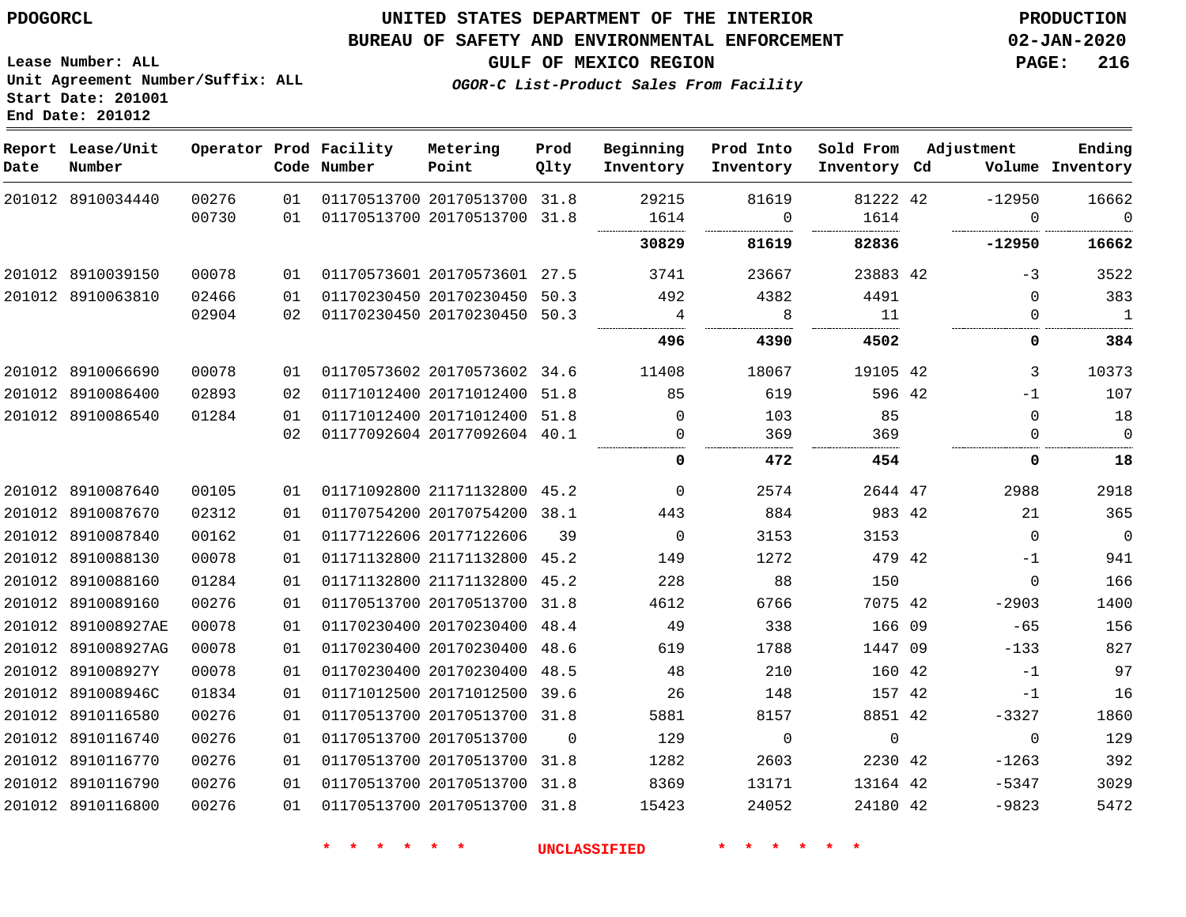PDOGORCL

# UNITED STATES DEPARTMENT OF THE INTERIOR
## BUREAU OF SAFETY AND ENVIRONMENTAL ENFORCEMENT
### GULF OF MEXICO REGION
*OGOR-C List-Product Sales From Facility*

PRODUCTION
02-JAN-2020

Lease Number: ALL
Unit Agreement Number/Suffix: ALL
Start Date: 201001
End Date: 201012

| Report Date | Lease/Unit Number | Operator | Prod Code | Facility Number | Metering Point | Prod Qlty | Beginning Inventory | Prod Into Inventory | Sold From Inventory | Cd | Adjustment Volume | Ending Inventory |
|---|---|---|---|---|---|---|---|---|---|---|---|---|
| 201012 | 8910034440 | 00276 | 01 | 01170513700 | 20170513700 | 31.8 | 29215 | 81619 | 81222 | 42 | -12950 | 16662 |
| | | 00730 | 01 | 01170513700 | 20170513700 | 31.8 | 1614 | 0 | 1614 | | 0 | 0 |
| | | | | | | | **30829** | **81619** | **82836** | | **-12950** | **16662** |
| 201012 | 8910039150 | 00078 | 01 | 01170573601 | 20170573601 | 27.5 | 3741 | 23667 | 23883 | 42 | -3 | 3522 |
| 201012 | 8910063810 | 02466 | 01 | 01170230450 | 20170230450 | 50.3 | 492 | 4382 | 4491 | | 0 | 383 |
| | | 02904 | 02 | 01170230450 | 20170230450 | 50.3 | 4 | 8 | 11 | | 0 | 1 |
| | | | | | | | **496** | **4390** | **4502** | | **0** | **384** |
| 201012 | 8910066690 | 00078 | 01 | 01170573602 | 20170573602 | 34.6 | 11408 | 18067 | 19105 | 42 | 3 | 10373 |
| 201012 | 8910086400 | 02893 | 02 | 01171012400 | 20171012400 | 51.8 | 85 | 619 | 596 | 42 | -1 | 107 |
| 201012 | 8910086540 | 01284 | 01 | 01171012400 | 20171012400 | 51.8 | 0 | 103 | 85 | | 0 | 18 |
| | | | 02 | 01177092604 | 20177092604 | 40.1 | 0 | 369 | 369 | | 0 | 0 |
| | | | | | | | **0** | **472** | **454** | | **0** | **18** |
| 201012 | 8910087640 | 00105 | 01 | 01171092800 | 21171132800 | 45.2 | 0 | 2574 | 2644 | 47 | 2988 | 2918 |
| 201012 | 8910087670 | 02312 | 01 | 01170754200 | 20170754200 | 38.1 | 443 | 884 | 983 | 42 | 21 | 365 |
| 201012 | 8910087840 | 00162 | 01 | 01177122606 | 20177122606 | 39 | 0 | 3153 | 3153 | | 0 | 0 |
| 201012 | 8910088130 | 00078 | 01 | 01171132800 | 21171132800 | 45.2 | 149 | 1272 | 479 | 42 | -1 | 941 |
| 201012 | 8910088160 | 01284 | 01 | 01171132800 | 21171132800 | 45.2 | 228 | 88 | 150 | | 0 | 166 |
| 201012 | 8910089160 | 00276 | 01 | 01170513700 | 20170513700 | 31.8 | 4612 | 6766 | 7075 | 42 | -2903 | 1400 |
| 201012 | 891008927AE | 00078 | 01 | 01170230400 | 20170230400 | 48.4 | 49 | 338 | 166 | 09 | -65 | 156 |
| 201012 | 891008927AG | 00078 | 01 | 01170230400 | 20170230400 | 48.6 | 619 | 1788 | 1447 | 09 | -133 | 827 |
| 201012 | 891008927Y | 00078 | 01 | 01170230400 | 20170230400 | 48.5 | 48 | 210 | 160 | 42 | -1 | 97 |
| 201012 | 891008946C | 01834 | 01 | 01171012500 | 20171012500 | 39.6 | 26 | 148 | 157 | 42 | -1 | 16 |
| 201012 | 8910116580 | 00276 | 01 | 01170513700 | 20170513700 | 31.8 | 5881 | 8157 | 8851 | 42 | -3327 | 1860 |
| 201012 | 8910116740 | 00276 | 01 | 01170513700 | 20170513700 | 0 | 129 | 0 | 0 | | 0 | 129 |
| 201012 | 8910116770 | 00276 | 01 | 01170513700 | 20170513700 | 31.8 | 1282 | 2603 | 2230 | 42 | -1263 | 392 |
| 201012 | 8910116790 | 00276 | 01 | 01170513700 | 20170513700 | 31.8 | 8369 | 13171 | 13164 | 42 | -5347 | 3029 |
| 201012 | 8910116800 | 00276 | 01 | 01170513700 | 20170513700 | 31.8 | 15423 | 24052 | 24180 | 42 | -9823 | 5472 |

* * * * * * UNCLASSIFIED * * * * * *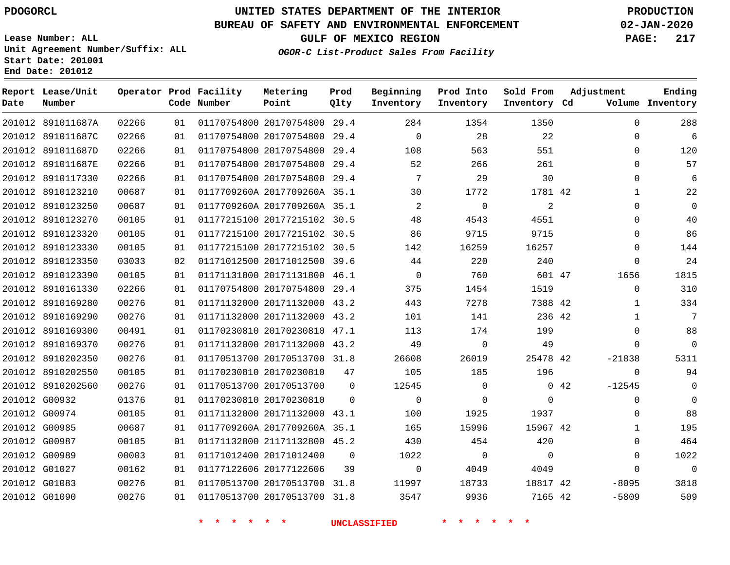# UNITED STATES DEPARTMENT OF THE INTERIOR
## BUREAU OF SAFETY AND ENVIRONMENTAL ENFORCEMENT
### GULF OF MEXICO REGION

PDOGORCL

PRODUCTION
02-JAN-2020

Lease Number: ALL
Unit Agreement Number/Suffix: ALL
Start Date: 201001
End Date: 201012

*OGOR-C List-Product Sales From Facility*

| Report Date | Lease/Unit Number | Operator | Prod Code | Facility Number | Metering Point | Prod Qlty | Beginning Inventory | Prod Into Inventory | Sold From Inventory | Adjustment Cd | Adjustment Volume | Ending Inventory |
|---|---|---|---|---|---|---|---|---|---|---|---|---|
| 201012 | 891011687A | 02266 | 01 | 01170754800 | 20170754800 | 29.4 | 284 | 1354 | 1350 | | 0 | 288 |
| 201012 | 891011687C | 02266 | 01 | 01170754800 | 20170754800 | 29.4 | 0 | 28 | 22 | | 0 | 6 |
| 201012 | 891011687D | 02266 | 01 | 01170754800 | 20170754800 | 29.4 | 108 | 563 | 551 | | 0 | 120 |
| 201012 | 891011687E | 02266 | 01 | 01170754800 | 20170754800 | 29.4 | 52 | 266 | 261 | | 0 | 57 |
| 201012 | 8910117330 | 02266 | 01 | 01170754800 | 20170754800 | 29.4 | 7 | 29 | 30 | | 0 | 6 |
| 201012 | 8910123210 | 00687 | 01 | 0117709260A | 2017709260A | 35.1 | 30 | 1772 | 1781 | 42 | 1 | 22 |
| 201012 | 8910123250 | 00687 | 01 | 0117709260A | 2017709260A | 35.1 | 2 | 0 | 2 | | 0 | 0 |
| 201012 | 8910123270 | 00105 | 01 | 01177215100 | 20177215102 | 30.5 | 48 | 4543 | 4551 | | 0 | 40 |
| 201012 | 8910123320 | 00105 | 01 | 01177215100 | 20177215102 | 30.5 | 86 | 9715 | 9715 | | 0 | 86 |
| 201012 | 8910123330 | 00105 | 01 | 01177215100 | 20177215102 | 30.5 | 142 | 16259 | 16257 | | 0 | 144 |
| 201012 | 8910123350 | 03033 | 02 | 01171012500 | 20171012500 | 39.6 | 44 | 220 | 240 | | 0 | 24 |
| 201012 | 8910123390 | 00105 | 01 | 01171131800 | 20171131800 | 46.1 | 0 | 760 | 601 | 47 | 1656 | 1815 |
| 201012 | 8910161330 | 02266 | 01 | 01170754800 | 20170754800 | 29.4 | 375 | 1454 | 1519 | | 0 | 310 |
| 201012 | 8910169280 | 00276 | 01 | 01171132000 | 20171132000 | 43.2 | 443 | 7278 | 7388 | 42 | 1 | 334 |
| 201012 | 8910169290 | 00276 | 01 | 01171132000 | 20171132000 | 43.2 | 101 | 141 | 236 | 42 | 1 | 7 |
| 201012 | 8910169300 | 00491 | 01 | 01170230810 | 20170230810 | 47.1 | 113 | 174 | 199 | | 0 | 88 |
| 201012 | 8910169370 | 00276 | 01 | 01171132000 | 20171132000 | 43.2 | 49 | 0 | 49 | | 0 | 0 |
| 201012 | 8910202350 | 00276 | 01 | 01170513700 | 20170513700 | 31.8 | 26608 | 26019 | 25478 | 42 | -21838 | 5311 |
| 201012 | 8910202550 | 00105 | 01 | 01170230810 | 20170230810 | 47 | 105 | 185 | 196 | | 0 | 94 |
| 201012 | 8910202560 | 00276 | 01 | 01170513700 | 20170513700 | 0 | 12545 | 0 | 0 | 42 | -12545 | 0 |
| 201012 | G00932 | 01376 | 01 | 01170230810 | 20170230810 | 0 | 0 | 0 | 0 | | 0 | 0 |
| 201012 | G00974 | 00105 | 01 | 01171132000 | 20171132000 | 43.1 | 100 | 1925 | 1937 | | 0 | 88 |
| 201012 | G00985 | 00687 | 01 | 0117709260A | 2017709260A | 35.1 | 165 | 15996 | 15967 | 42 | 1 | 195 |
| 201012 | G00987 | 00105 | 01 | 01171132800 | 21171132800 | 45.2 | 430 | 454 | 420 | | 0 | 464 |
| 201012 | G00989 | 00003 | 01 | 01171012400 | 20171012400 | 0 | 1022 | 0 | 0 | | 0 | 1022 |
| 201012 | G01027 | 00162 | 01 | 01177122606 | 20177122606 | 39 | 0 | 4049 | 4049 | | 0 | 0 |
| 201012 | G01083 | 00276 | 01 | 01170513700 | 20170513700 | 31.8 | 11997 | 18733 | 18817 | 42 | -8095 | 3818 |
| 201012 | G01090 | 00276 | 01 | 01170513700 | 20170513700 | 31.8 | 3547 | 9936 | 7165 | 42 | -5809 | 509 |

* * * * * * * UNCLASSIFIED * * * * * * *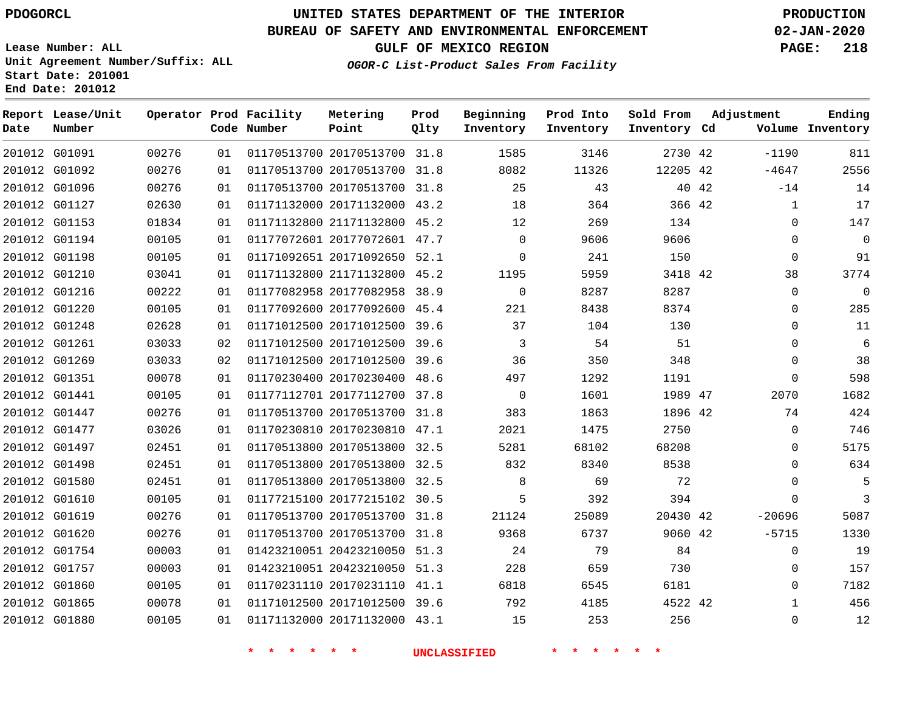PDOGORCL

# UNITED STATES DEPARTMENT OF THE INTERIOR
## BUREAU OF SAFETY AND ENVIRONMENTAL ENFORCEMENT
### GULF OF MEXICO REGION
*OGOR-C List-Product Sales From Facility*

PRODUCTION
02-JAN-2020

Lease Number: ALL
Unit Agreement Number/Suffix: ALL
Start Date: 201001
End Date: 201012

| Report Date | Lease/Unit Number | Operator | Prod Code | Facility Number | Metering Point | Prod Qlty | Beginning Inventory | Prod Into Inventory | Sold From Inventory | Adjustment Cd | Volume | Ending Inventory |
|---|---|---|---|---|---|---|---|---|---|---|---|---|
| 201012 | G01091 | 00276 | 01 | 01170513700 | 20170513700 | 31.8 | 1585 | 3146 | 2730 | 42 | -1190 | 811 |
| 201012 | G01092 | 00276 | 01 | 01170513700 | 20170513700 | 31.8 | 8082 | 11326 | 12205 | 42 | -4647 | 2556 |
| 201012 | G01096 | 00276 | 01 | 01170513700 | 20170513700 | 31.8 | 25 | 43 | 40 | 42 | -14 | 14 |
| 201012 | G01127 | 02630 | 01 | 01171132000 | 20171132000 | 43.2 | 18 | 364 | 366 | 42 | 1 | 17 |
| 201012 | G01153 | 01834 | 01 | 01171132800 | 21171132800 | 45.2 | 12 | 269 | 134 | | 0 | 147 |
| 201012 | G01194 | 00105 | 01 | 01177072601 | 20177072601 | 47.7 | 0 | 9606 | 9606 | | 0 | 0 |
| 201012 | G01198 | 00105 | 01 | 01171092651 | 20171092650 | 52.1 | 0 | 241 | 150 | | 0 | 91 |
| 201012 | G01210 | 03041 | 01 | 01171132800 | 21171132800 | 45.2 | 1195 | 5959 | 3418 | 42 | 38 | 3774 |
| 201012 | G01216 | 00222 | 01 | 01177082958 | 20177082958 | 38.9 | 0 | 8287 | 8287 | | 0 | 0 |
| 201012 | G01220 | 00105 | 01 | 01177092600 | 20177092600 | 45.4 | 221 | 8438 | 8374 | | 0 | 285 |
| 201012 | G01248 | 02628 | 01 | 01171012500 | 20171012500 | 39.6 | 37 | 104 | 130 | | 0 | 11 |
| 201012 | G01261 | 03033 | 02 | 01171012500 | 20171012500 | 39.6 | 3 | 54 | 51 | | 0 | 6 |
| 201012 | G01269 | 03033 | 02 | 01171012500 | 20171012500 | 39.6 | 36 | 350 | 348 | | 0 | 38 |
| 201012 | G01351 | 00078 | 01 | 01170230400 | 20170230400 | 48.6 | 497 | 1292 | 1191 | | 0 | 598 |
| 201012 | G01441 | 00105 | 01 | 01177112701 | 20177112700 | 37.8 | 0 | 1601 | 1989 | 47 | 2070 | 1682 |
| 201012 | G01447 | 00276 | 01 | 01170513700 | 20170513700 | 31.8 | 383 | 1863 | 1896 | 42 | 74 | 424 |
| 201012 | G01477 | 03026 | 01 | 01170230810 | 20170230810 | 47.1 | 2021 | 1475 | 2750 | | 0 | 746 |
| 201012 | G01497 | 02451 | 01 | 01170513800 | 20170513800 | 32.5 | 5281 | 68102 | 68208 | | 0 | 5175 |
| 201012 | G01498 | 02451 | 01 | 01170513800 | 20170513800 | 32.5 | 832 | 8340 | 8538 | | 0 | 634 |
| 201012 | G01580 | 02451 | 01 | 01170513800 | 20170513800 | 32.5 | 8 | 69 | 72 | | 0 | 5 |
| 201012 | G01610 | 00105 | 01 | 01177215100 | 20177215102 | 30.5 | 5 | 392 | 394 | | 0 | 3 |
| 201012 | G01619 | 00276 | 01 | 01170513700 | 20170513700 | 31.8 | 21124 | 25089 | 20430 | 42 | -20696 | 5087 |
| 201012 | G01620 | 00276 | 01 | 01170513700 | 20170513700 | 31.8 | 9368 | 6737 | 9060 | 42 | -5715 | 1330 |
| 201012 | G01754 | 00003 | 01 | 01423210051 | 20423210050 | 51.3 | 24 | 79 | 84 | | 0 | 19 |
| 201012 | G01757 | 00003 | 01 | 01423210051 | 20423210050 | 51.3 | 228 | 659 | 730 | | 0 | 157 |
| 201012 | G01860 | 00105 | 01 | 01170231110 | 20170231110 | 41.1 | 6818 | 6545 | 6181 | | 0 | 7182 |
| 201012 | G01865 | 00078 | 01 | 01171012500 | 20171012500 | 39.6 | 792 | 4185 | 4522 | 42 | 1 | 456 |
| 201012 | G01880 | 00105 | 01 | 01171132000 | 20171132000 | 43.1 | 15 | 253 | 256 | | 0 | 12 |

\* \* \* \* \* \* UNCLASSIFIED \* \* \* \* \* \*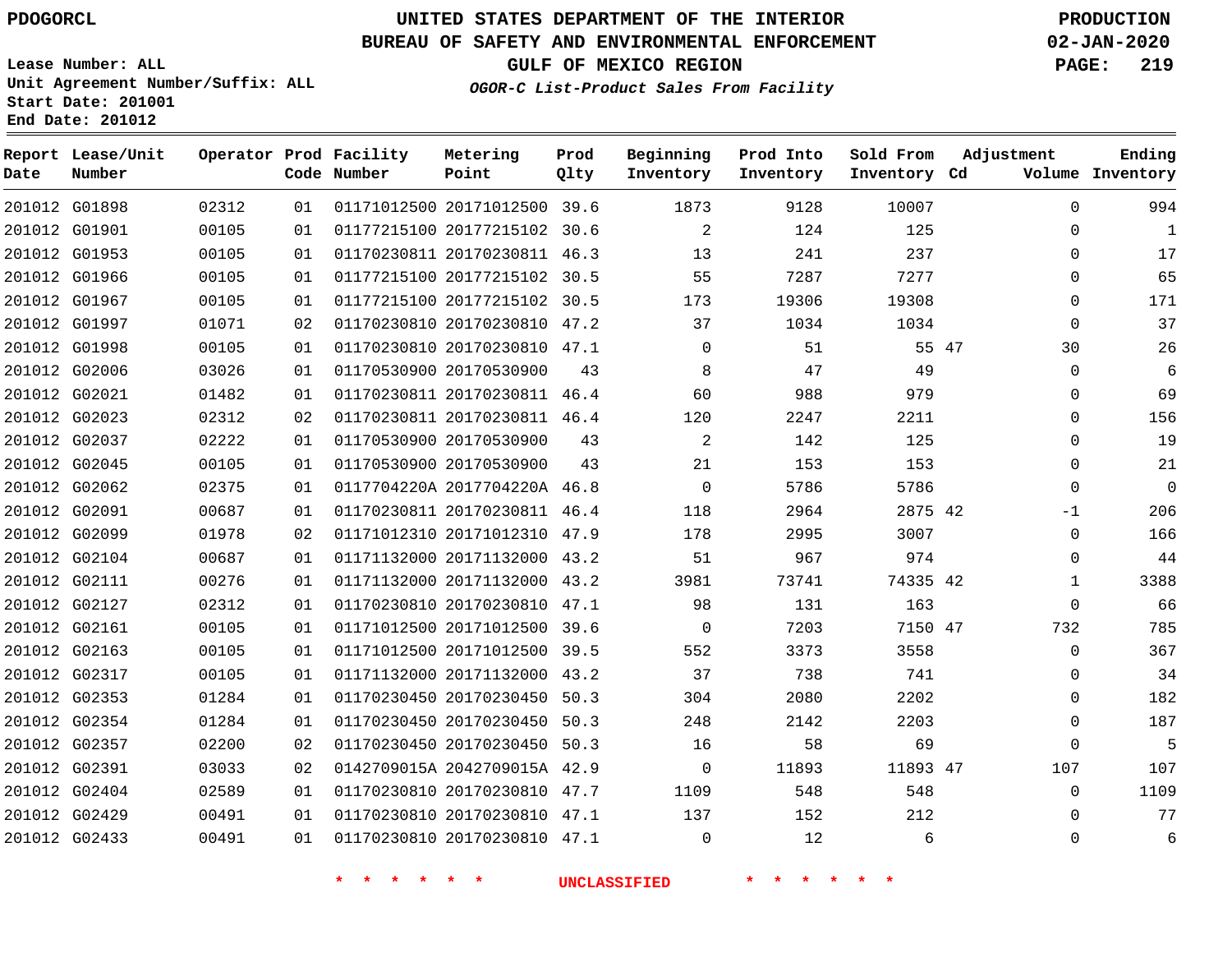PDOGORCL

# UNITED STATES DEPARTMENT OF THE INTERIOR
## BUREAU OF SAFETY AND ENVIRONMENTAL ENFORCEMENT
### GULF OF MEXICO REGION
*OGOR-C List-Product Sales From Facility*

PRODUCTION
02-JAN-2020

Lease Number: ALL
Unit Agreement Number/Suffix: ALL
Start Date: 201001
End Date: 201012

| Report Date | Lease/Unit Number | Operator | Prod Code | Facility Number | Metering Point | Prod Qlty | Beginning Inventory | Prod Into Inventory | Sold From Inventory | Adjustment Cd | Adjustment Volume | Ending Inventory |
|---|---|---|---|---|---|---|---|---|---|---|---|---|
| 201012 | G01898 | 02312 | 01 | 01171012500 | 20171012500 | 39.6 | 1873 | 9128 | 10007 | | 0 | 994 |
| 201012 | G01901 | 00105 | 01 | 01177215100 | 20177215102 | 30.6 | 2 | 124 | 125 | | 0 | 1 |
| 201012 | G01953 | 00105 | 01 | 01170230811 | 20170230811 | 46.3 | 13 | 241 | 237 | | 0 | 17 |
| 201012 | G01966 | 00105 | 01 | 01177215100 | 20177215102 | 30.5 | 55 | 7287 | 7277 | | 0 | 65 |
| 201012 | G01967 | 00105 | 01 | 01177215100 | 20177215102 | 30.5 | 173 | 19306 | 19308 | | 0 | 171 |
| 201012 | G01997 | 01071 | 02 | 01170230810 | 20170230810 | 47.2 | 37 | 1034 | 1034 | | 0 | 37 |
| 201012 | G01998 | 00105 | 01 | 01170230810 | 20170230810 | 47.1 | 0 | 51 | 55 | 47 | 30 | 26 |
| 201012 | G02006 | 03026 | 01 | 01170530900 | 20170530900 | 43 | 8 | 47 | 49 | | 0 | 6 |
| 201012 | G02021 | 01482 | 01 | 01170230811 | 20170230811 | 46.4 | 60 | 988 | 979 | | 0 | 69 |
| 201012 | G02023 | 02312 | 02 | 01170230811 | 20170230811 | 46.4 | 120 | 2247 | 2211 | | 0 | 156 |
| 201012 | G02037 | 02222 | 01 | 01170530900 | 20170530900 | 43 | 2 | 142 | 125 | | 0 | 19 |
| 201012 | G02045 | 00105 | 01 | 01170530900 | 20170530900 | 43 | 21 | 153 | 153 | | 0 | 21 |
| 201012 | G02062 | 02375 | 01 | 0117704220A | 2017704220A | 46.8 | 0 | 5786 | 5786 | | 0 | 0 |
| 201012 | G02091 | 00687 | 01 | 01170230811 | 20170230811 | 46.4 | 118 | 2964 | 2875 | 42 | -1 | 206 |
| 201012 | G02099 | 01978 | 02 | 01171012310 | 20171012310 | 47.9 | 178 | 2995 | 3007 | | 0 | 166 |
| 201012 | G02104 | 00687 | 01 | 01171132000 | 20171132000 | 43.2 | 51 | 967 | 974 | | 0 | 44 |
| 201012 | G02111 | 00276 | 01 | 01171132000 | 20171132000 | 43.2 | 3981 | 73741 | 74335 | 42 | 1 | 3388 |
| 201012 | G02127 | 02312 | 01 | 01170230810 | 20170230810 | 47.1 | 98 | 131 | 163 | | 0 | 66 |
| 201012 | G02161 | 00105 | 01 | 01171012500 | 20171012500 | 39.6 | 0 | 7203 | 7150 | 47 | 732 | 785 |
| 201012 | G02163 | 00105 | 01 | 01171012500 | 20171012500 | 39.5 | 552 | 3373 | 3558 | | 0 | 367 |
| 201012 | G02317 | 00105 | 01 | 01171132000 | 20171132000 | 43.2 | 37 | 738 | 741 | | 0 | 34 |
| 201012 | G02353 | 01284 | 01 | 01170230450 | 20170230450 | 50.3 | 304 | 2080 | 2202 | | 0 | 182 |
| 201012 | G02354 | 01284 | 01 | 01170230450 | 20170230450 | 50.3 | 248 | 2142 | 2203 | | 0 | 187 |
| 201012 | G02357 | 02200 | 02 | 01170230450 | 20170230450 | 50.3 | 16 | 58 | 69 | | 0 | 5 |
| 201012 | G02391 | 03033 | 02 | 0142709015A | 2042709015A | 42.9 | 0 | 11893 | 11893 | 47 | 107 | 107 |
| 201012 | G02404 | 02589 | 01 | 01170230810 | 20170230810 | 47.7 | 1109 | 548 | 548 | | 0 | 1109 |
| 201012 | G02429 | 00491 | 01 | 01170230810 | 20170230810 | 47.1 | 137 | 152 | 212 | | 0 | 77 |
| 201012 | G02433 | 00491 | 01 | 01170230810 | 20170230810 | 47.1 | 0 | 12 | 6 | | 0 | 6 |

* * * * * * UNCLASSIFIED * * * * * *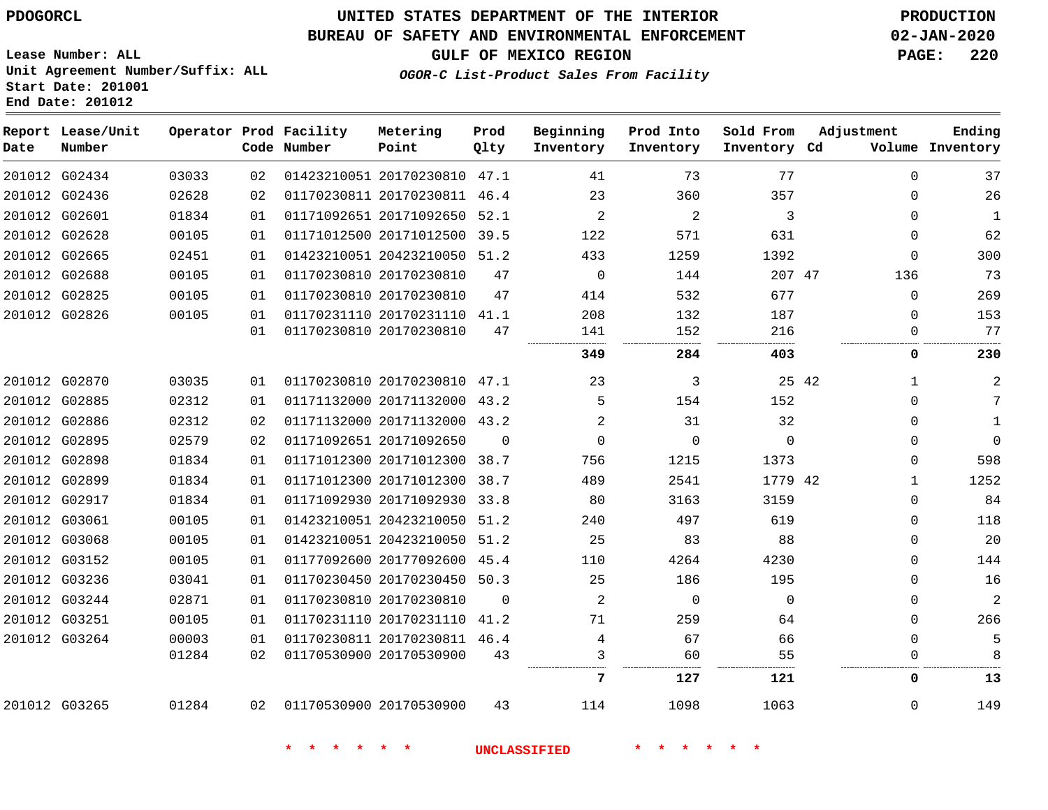PDOGORCL

Lease Number: ALL
Unit Agreement Number/Suffix: ALL
Start Date: 201001
End Date: 201012

# UNITED STATES DEPARTMENT OF THE INTERIOR
## BUREAU OF SAFETY AND ENVIRONMENTAL ENFORCEMENT
### GULF OF MEXICO REGION
*OGOR-C List-Product Sales From Facility*

PRODUCTION
02-JAN-2020

| Report Date | Lease/Unit Number | Operator | Prod Code | Facility Number | Metering Point | Prod Qlty | Beginning Inventory | Prod Into Inventory | Sold From Inventory | Adjustment Cd | Volume | Ending Inventory |
|---|---|---|---|---|---|---|---|---|---|---|---|---|
| 201012 | G02434 | 03033 | 02 | 01423210051 | 20170230810 | 47.1 | 41 | 73 | 77 | | 0 | 37 |
| 201012 | G02436 | 02628 | 02 | 01170230811 | 20170230811 | 46.4 | 23 | 360 | 357 | | 0 | 26 |
| 201012 | G02601 | 01834 | 01 | 01171092651 | 20171092650 | 52.1 | 2 | 2 | 3 | | 0 | 1 |
| 201012 | G02628 | 00105 | 01 | 01171012500 | 20171012500 | 39.5 | 122 | 571 | 631 | | 0 | 62 |
| 201012 | G02665 | 02451 | 01 | 01423210051 | 20423210050 | 51.2 | 433 | 1259 | 1392 | | 0 | 300 |
| 201012 | G02688 | 00105 | 01 | 01170230810 | 20170230810 | 47 | 0 | 144 | 207 | 47 | 136 | 73 |
| 201012 | G02825 | 00105 | 01 | 01170230810 | 20170230810 | 47 | 414 | 532 | 677 | | 0 | 269 |
| 201012 | G02826 | 00105 | 01 | 01170231110 | 20170231110 | 41.1 | 208 | 132 | 187 | | 0 | 153 |
| | | | 01 | 01170230810 | 20170230810 | 47 | 141 | 152 | 216 | | 0 | 77 |
| | | | | | | | **349** | **284** | **403** | | **0** | **230** |
| 201012 | G02870 | 03035 | 01 | 01170230810 | 20170230810 | 47.1 | 23 | 3 | 25 | 42 | 1 | 2 |
| 201012 | G02885 | 02312 | 01 | 01171132000 | 20171132000 | 43.2 | 5 | 154 | 152 | | 0 | 7 |
| 201012 | G02886 | 02312 | 02 | 01171132000 | 20171132000 | 43.2 | 2 | 31 | 32 | | 0 | 1 |
| 201012 | G02895 | 02579 | 02 | 01171092651 | 20171092650 | 0 | 0 | 0 | 0 | | 0 | 0 |
| 201012 | G02898 | 01834 | 01 | 01171012300 | 20171012300 | 38.7 | 756 | 1215 | 1373 | | 0 | 598 |
| 201012 | G02899 | 01834 | 01 | 01171012300 | 20171012300 | 38.7 | 489 | 2541 | 1779 | 42 | 1 | 1252 |
| 201012 | G02917 | 01834 | 01 | 01171092930 | 20171092930 | 33.8 | 80 | 3163 | 3159 | | 0 | 84 |
| 201012 | G03061 | 00105 | 01 | 01423210051 | 20423210050 | 51.2 | 240 | 497 | 619 | | 0 | 118 |
| 201012 | G03068 | 00105 | 01 | 01423210051 | 20423210050 | 51.2 | 25 | 83 | 88 | | 0 | 20 |
| 201012 | G03152 | 00105 | 01 | 01177092600 | 20177092600 | 45.4 | 110 | 4264 | 4230 | | 0 | 144 |
| 201012 | G03236 | 03041 | 01 | 01170230450 | 20170230450 | 50.3 | 25 | 186 | 195 | | 0 | 16 |
| 201012 | G03244 | 02871 | 01 | 01170230810 | 20170230810 | 0 | 2 | 0 | 0 | | 0 | 2 |
| 201012 | G03251 | 00105 | 01 | 01170231110 | 20170231110 | 41.2 | 71 | 259 | 64 | | 0 | 266 |
| 201012 | G03264 | 00003 | 01 | 01170230811 | 20170230811 | 46.4 | 4 | 67 | 66 | | 0 | 5 |
| | | 01284 | 02 | 01170530900 | 20170530900 | 43 | 3 | 60 | 55 | | 0 | 8 |
| | | | | | | | **7** | **127** | **121** | | **0** | **13** |
| 201012 | G03265 | 01284 | 02 | 01170530900 | 20170530900 | 43 | 114 | 1098 | 1063 | | 0 | 149 |

* * * * * * UNCLASSIFIED * * * * * *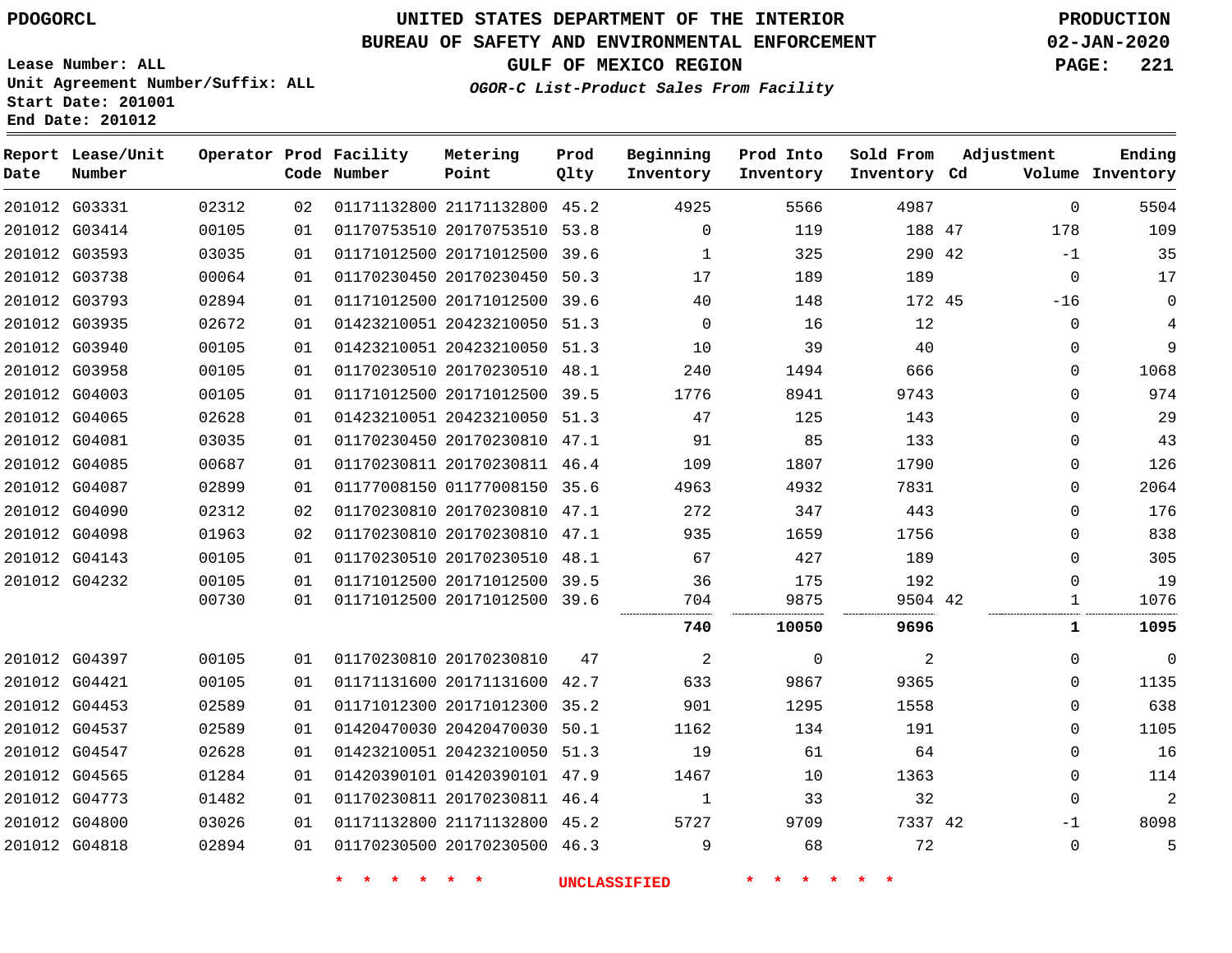PDOGORCL

# UNITED STATES DEPARTMENT OF THE INTERIOR
## BUREAU OF SAFETY AND ENVIRONMENTAL ENFORCEMENT
### GULF OF MEXICO REGION

*OGOR-C List-Product Sales From Facility*

PRODUCTION
02-JAN-2020

Lease Number: ALL
Unit Agreement Number/Suffix: ALL
Start Date: 201001
End Date: 201012

| Report Date | Lease/Unit Number | Operator | Prod Code | Facility Number | Metering Point | Prod Qlty | Beginning Inventory | Prod Into Inventory | Sold From Inventory | Adjustment Cd | Volume | Ending Inventory |
|---|---|---|---|---|---|---|---|---|---|---|---|---|
| 201012 | G03331 | 02312 | 02 | 01171132800 | 21171132800 | 45.2 | 4925 | 5566 | 4987 | | 0 | 5504 |
| 201012 | G03414 | 00105 | 01 | 01170753510 | 20170753510 | 53.8 | 0 | 119 | 188 | 47 | 178 | 109 |
| 201012 | G03593 | 03035 | 01 | 01171012500 | 20171012500 | 39.6 | 1 | 325 | 290 | 42 | -1 | 35 |
| 201012 | G03738 | 00064 | 01 | 01170230450 | 20170230450 | 50.3 | 17 | 189 | 189 | | 0 | 17 |
| 201012 | G03793 | 02894 | 01 | 01171012500 | 20171012500 | 39.6 | 40 | 148 | 172 | 45 | -16 | 0 |
| 201012 | G03935 | 02672 | 01 | 01423210051 | 20423210050 | 51.3 | 0 | 16 | 12 | | 0 | 4 |
| 201012 | G03940 | 00105 | 01 | 01423210051 | 20423210050 | 51.3 | 10 | 39 | 40 | | 0 | 9 |
| 201012 | G03958 | 00105 | 01 | 01170230510 | 20170230510 | 48.1 | 240 | 1494 | 666 | | 0 | 1068 |
| 201012 | G04003 | 00105 | 01 | 01171012500 | 20171012500 | 39.5 | 1776 | 8941 | 9743 | | 0 | 974 |
| 201012 | G04065 | 02628 | 01 | 01423210051 | 20423210050 | 51.3 | 47 | 125 | 143 | | 0 | 29 |
| 201012 | G04081 | 03035 | 01 | 01170230450 | 20170230810 | 47.1 | 91 | 85 | 133 | | 0 | 43 |
| 201012 | G04085 | 00687 | 01 | 01170230811 | 20170230811 | 46.4 | 109 | 1807 | 1790 | | 0 | 126 |
| 201012 | G04087 | 02899 | 01 | 01177008150 | 01177008150 | 35.6 | 4963 | 4932 | 7831 | | 0 | 2064 |
| 201012 | G04090 | 02312 | 02 | 01170230810 | 20170230810 | 47.1 | 272 | 347 | 443 | | 0 | 176 |
| 201012 | G04098 | 01963 | 02 | 01170230810 | 20170230810 | 47.1 | 935 | 1659 | 1756 | | 0 | 838 |
| 201012 | G04143 | 00105 | 01 | 01170230510 | 20170230510 | 48.1 | 67 | 427 | 189 | | 0 | 305 |
| 201012 | G04232 | 00105 | 01 | 01171012500 | 20171012500 | 39.5 | 36 | 175 | 192 | | 0 | 19 |
| | | 00730 | 01 | 01171012500 | 20171012500 | 39.6 | 704 | 9875 | 9504 | 42 | 1 | 1076 |
| | | | | | | | **740** | **10050** | **9696** | | **1** | **1095** |
| 201012 | G04397 | 00105 | 01 | 01170230810 | 20170230810 | 47 | 2 | 0 | 2 | | 0 | 0 |
| 201012 | G04421 | 00105 | 01 | 01171131600 | 20171131600 | 42.7 | 633 | 9867 | 9365 | | 0 | 1135 |
| 201012 | G04453 | 02589 | 01 | 01171012300 | 20171012300 | 35.2 | 901 | 1295 | 1558 | | 0 | 638 |
| 201012 | G04537 | 02589 | 01 | 01420470030 | 20420470030 | 50.1 | 1162 | 134 | 191 | | 0 | 1105 |
| 201012 | G04547 | 02628 | 01 | 01423210051 | 20423210050 | 51.3 | 19 | 61 | 64 | | 0 | 16 |
| 201012 | G04565 | 01284 | 01 | 01420390101 | 01420390101 | 47.9 | 1467 | 10 | 1363 | | 0 | 114 |
| 201012 | G04773 | 01482 | 01 | 01170230811 | 20170230811 | 46.4 | 1 | 33 | 32 | | 0 | 2 |
| 201012 | G04800 | 03026 | 01 | 01171132800 | 21171132800 | 45.2 | 5727 | 9709 | 7337 | 42 | -1 | 8098 |
| 201012 | G04818 | 02894 | 01 | 01170230500 | 20170230500 | 46.3 | 9 | 68 | 72 | | 0 | 5 |

\* \* \* \* \* \* UNCLASSIFIED \* \* \* \* \* \*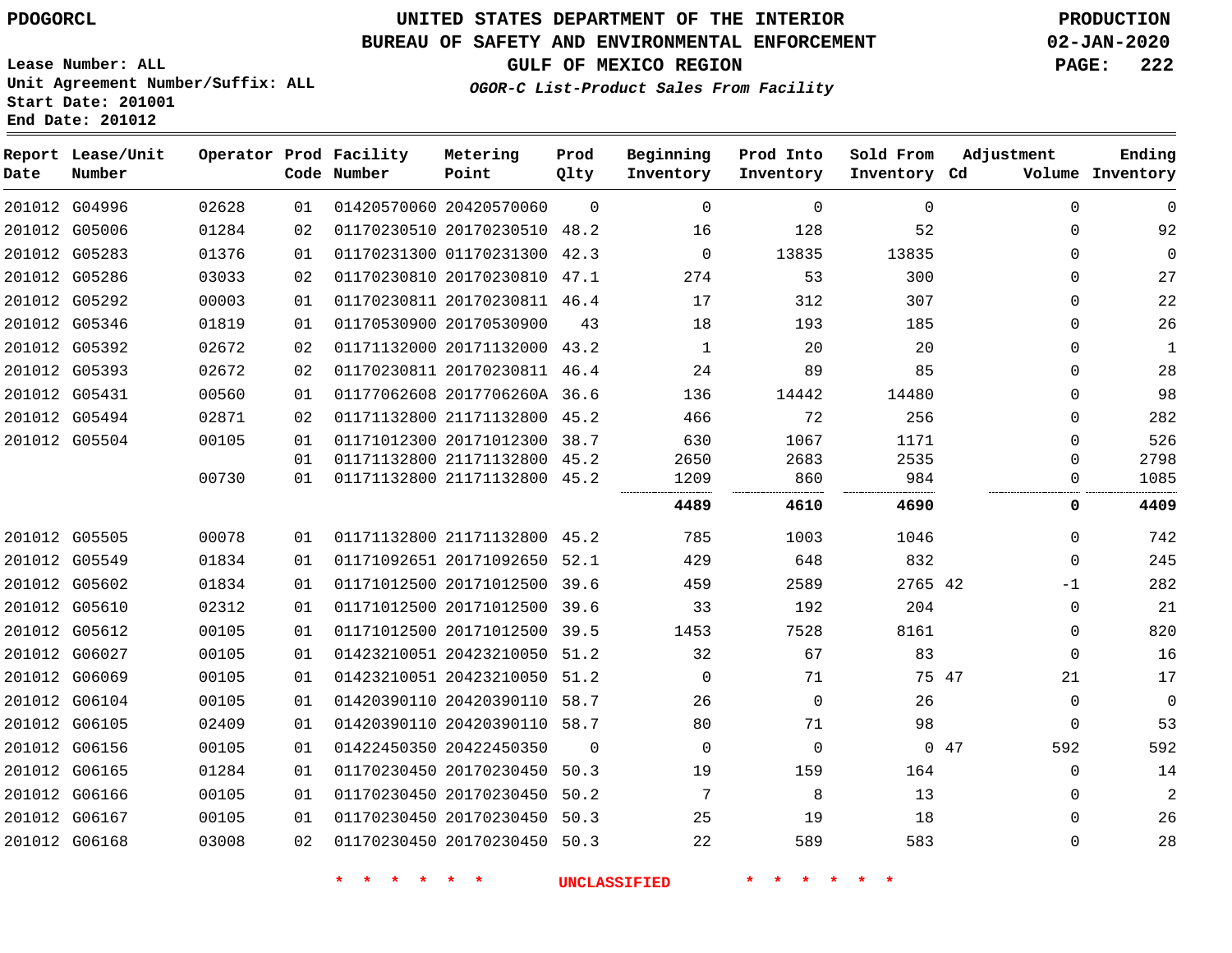PDOGORCL

# UNITED STATES DEPARTMENT OF THE INTERIOR
## BUREAU OF SAFETY AND ENVIRONMENTAL ENFORCEMENT
### GULF OF MEXICO REGION

*OGOR-C List-Product Sales From Facility*

PRODUCTION
02-JAN-2020

Lease Number: ALL
Unit Agreement Number/Suffix: ALL
Start Date: 201001
End Date: 201012

| Report Date | Lease/Unit Number | Operator | Prod Code | Facility Number | Metering Point | Prod Qlty | Beginning Inventory | Prod Into Inventory | Sold From Inventory | Adjustment Cd | Adjustment Volume | Ending Inventory |
|---|---|---|---|---|---|---|---|---|---|---|---|---|
| 201012 | G04996 | 02628 | 01 | 01420570060 | 20420570060 | 0 | 0 | 0 | 0 | | 0 | 0 |
| 201012 | G05006 | 01284 | 02 | 01170230510 | 20170230510 | 48.2 | 16 | 128 | 52 | | 0 | 92 |
| 201012 | G05283 | 01376 | 01 | 01170231300 | 01170231300 | 42.3 | 0 | 13835 | 13835 | | 0 | 0 |
| 201012 | G05286 | 03033 | 02 | 01170230810 | 20170230810 | 47.1 | 274 | 53 | 300 | | 0 | 27 |
| 201012 | G05292 | 00003 | 01 | 01170230811 | 20170230811 | 46.4 | 17 | 312 | 307 | | 0 | 22 |
| 201012 | G05346 | 01819 | 01 | 01170530900 | 20170530900 | 43 | 18 | 193 | 185 | | 0 | 26 |
| 201012 | G05392 | 02672 | 02 | 01171132000 | 20171132000 | 43.2 | 1 | 20 | 20 | | 0 | 1 |
| 201012 | G05393 | 02672 | 02 | 01170230811 | 20170230811 | 46.4 | 24 | 89 | 85 | | 0 | 28 |
| 201012 | G05431 | 00560 | 01 | 01177062608 | 2017706260A | 36.6 | 136 | 14442 | 14480 | | 0 | 98 |
| 201012 | G05494 | 02871 | 02 | 01171132800 | 21171132800 | 45.2 | 466 | 72 | 256 | | 0 | 282 |
| 201012 | G05504 | 00105 | 01 | 01171012300 | 20171012300 | 38.7 | 630 | 1067 | 1171 | | 0 | 526 |
| | | | 01 | 01171132800 | 21171132800 | 45.2 | 2650 | 2683 | 2535 | | 0 | 2798 |
| | | 00730 | 01 | 01171132800 | 21171132800 | 45.2 | 1209 | 860 | 984 | | 0 | 1085 |
| | | | | | | | **4489** | **4610** | **4690** | | **0** | **4409** |
| 201012 | G05505 | 00078 | 01 | 01171132800 | 21171132800 | 45.2 | 785 | 1003 | 1046 | | 0 | 742 |
| 201012 | G05549 | 01834 | 01 | 01171092651 | 20171092650 | 52.1 | 429 | 648 | 832 | | 0 | 245 |
| 201012 | G05602 | 01834 | 01 | 01171012500 | 20171012500 | 39.6 | 459 | 2589 | 2765 | 42 | -1 | 282 |
| 201012 | G05610 | 02312 | 01 | 01171012500 | 20171012500 | 39.6 | 33 | 192 | 204 | | 0 | 21 |
| 201012 | G05612 | 00105 | 01 | 01171012500 | 20171012500 | 39.5 | 1453 | 7528 | 8161 | | 0 | 820 |
| 201012 | G06027 | 00105 | 01 | 01423210051 | 20423210050 | 51.2 | 32 | 67 | 83 | | 0 | 16 |
| 201012 | G06069 | 00105 | 01 | 01423210051 | 20423210050 | 51.2 | 0 | 71 | 75 | 47 | 21 | 17 |
| 201012 | G06104 | 00105 | 01 | 01420390110 | 20420390110 | 58.7 | 26 | 0 | 26 | | 0 | 0 |
| 201012 | G06105 | 02409 | 01 | 01420390110 | 20420390110 | 58.7 | 80 | 71 | 98 | | 0 | 53 |
| 201012 | G06156 | 00105 | 01 | 01422450350 | 20422450350 | 0 | 0 | 0 | 0 | 47 | 592 | 592 |
| 201012 | G06165 | 01284 | 01 | 01170230450 | 20170230450 | 50.3 | 19 | 159 | 164 | | 0 | 14 |
| 201012 | G06166 | 00105 | 01 | 01170230450 | 20170230450 | 50.2 | 7 | 8 | 13 | | 0 | 2 |
| 201012 | G06167 | 00105 | 01 | 01170230450 | 20170230450 | 50.3 | 25 | 19 | 18 | | 0 | 26 |
| 201012 | G06168 | 03008 | 02 | 01170230450 | 20170230450 | 50.3 | 22 | 589 | 583 | | 0 | 28 |

\* \* \* \* \* \* UNCLASSIFIED \* \* \* \* \* \*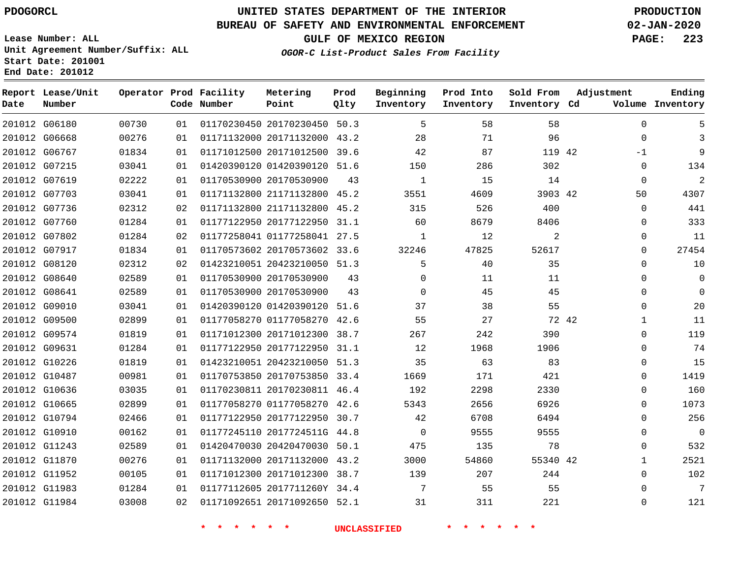PDOGORCL

# UNITED STATES DEPARTMENT OF THE INTERIOR
## BUREAU OF SAFETY AND ENVIRONMENTAL ENFORCEMENT
### GULF OF MEXICO REGION
*OGOR-C List-Product Sales From Facility*

PRODUCTION
02-JAN-2020

Lease Number: ALL
Unit Agreement Number/Suffix: ALL
Start Date: 201001
End Date: 201012

| Report Date | Lease/Unit Number | Operator | Prod Code | Facility Number | Metering Point | Prod Qlty | Beginning Inventory | Prod Into Inventory | Sold From Inventory | Adjustment Cd | Volume | Ending Inventory |
|---|---|---|---|---|---|---|---|---|---|---|---|---|
| 201012 | G06180 | 00730 | 01 | 01170230450 | 20170230450 | 50.3 | 5 | 58 | 58 | | 0 | 5 |
| 201012 | G06668 | 00276 | 01 | 01171132000 | 20171132000 | 43.2 | 28 | 71 | 96 | | 0 | 3 |
| 201012 | G06767 | 01834 | 01 | 01171012500 | 20171012500 | 39.6 | 42 | 87 | 119 | 42 | -1 | 9 |
| 201012 | G07215 | 03041 | 01 | 01420390120 | 01420390120 | 51.6 | 150 | 286 | 302 | | 0 | 134 |
| 201012 | G07619 | 02222 | 01 | 01170530900 | 20170530900 | 43 | 1 | 15 | 14 | | 0 | 2 |
| 201012 | G07703 | 03041 | 01 | 01171132800 | 21171132800 | 45.2 | 3551 | 4609 | 3903 | 42 | 50 | 4307 |
| 201012 | G07736 | 02312 | 02 | 01171132800 | 21171132800 | 45.2 | 315 | 526 | 400 | | 0 | 441 |
| 201012 | G07760 | 01284 | 01 | 01177122950 | 20177122950 | 31.1 | 60 | 8679 | 8406 | | 0 | 333 |
| 201012 | G07802 | 01284 | 02 | 01177258041 | 01177258041 | 27.5 | 1 | 12 | 2 | | 0 | 11 |
| 201012 | G07917 | 01834 | 01 | 01170573602 | 20170573602 | 33.6 | 32246 | 47825 | 52617 | | 0 | 27454 |
| 201012 | G08120 | 02312 | 02 | 01423210051 | 20423210050 | 51.3 | 5 | 40 | 35 | | 0 | 10 |
| 201012 | G08640 | 02589 | 01 | 01170530900 | 20170530900 | 43 | 0 | 11 | 11 | | 0 | 0 |
| 201012 | G08641 | 02589 | 01 | 01170530900 | 20170530900 | 43 | 0 | 45 | 45 | | 0 | 0 |
| 201012 | G09010 | 03041 | 01 | 01420390120 | 01420390120 | 51.6 | 37 | 38 | 55 | | 0 | 20 |
| 201012 | G09500 | 02899 | 01 | 01177058270 | 01177058270 | 42.6 | 55 | 27 | 72 | 42 | 1 | 11 |
| 201012 | G09574 | 01819 | 01 | 01171012300 | 20171012300 | 38.7 | 267 | 242 | 390 | | 0 | 119 |
| 201012 | G09631 | 01284 | 01 | 01177122950 | 20177122950 | 31.1 | 12 | 1968 | 1906 | | 0 | 74 |
| 201012 | G10226 | 01819 | 01 | 01423210051 | 20423210050 | 51.3 | 35 | 63 | 83 | | 0 | 15 |
| 201012 | G10487 | 00981 | 01 | 01170753850 | 20170753850 | 33.4 | 1669 | 171 | 421 | | 0 | 1419 |
| 201012 | G10636 | 03035 | 01 | 01170230811 | 20170230811 | 46.4 | 192 | 2298 | 2330 | | 0 | 160 |
| 201012 | G10665 | 02899 | 01 | 01177058270 | 01177058270 | 42.6 | 5343 | 2656 | 6926 | | 0 | 1073 |
| 201012 | G10794 | 02466 | 01 | 01177122950 | 20177122950 | 30.7 | 42 | 6708 | 6494 | | 0 | 256 |
| 201012 | G10910 | 00162 | 01 | 01177245110 | 2017724511G | 44.8 | 0 | 9555 | 9555 | | 0 | 0 |
| 201012 | G11243 | 02589 | 01 | 01420470030 | 20420470030 | 50.1 | 475 | 135 | 78 | | 0 | 532 |
| 201012 | G11870 | 00276 | 01 | 01171132000 | 20171132000 | 43.2 | 3000 | 54860 | 55340 | 42 | 1 | 2521 |
| 201012 | G11952 | 00105 | 01 | 01171012300 | 20171012300 | 38.7 | 139 | 207 | 244 | | 0 | 102 |
| 201012 | G11983 | 01284 | 01 | 01177112605 | 2017711260Y | 34.4 | 7 | 55 | 55 | | 0 | 7 |
| 201012 | G11984 | 03008 | 02 | 01171092651 | 20171092650 | 52.1 | 31 | 311 | 221 | | 0 | 121 |

* * * * * * UNCLASSIFIED * * * * * *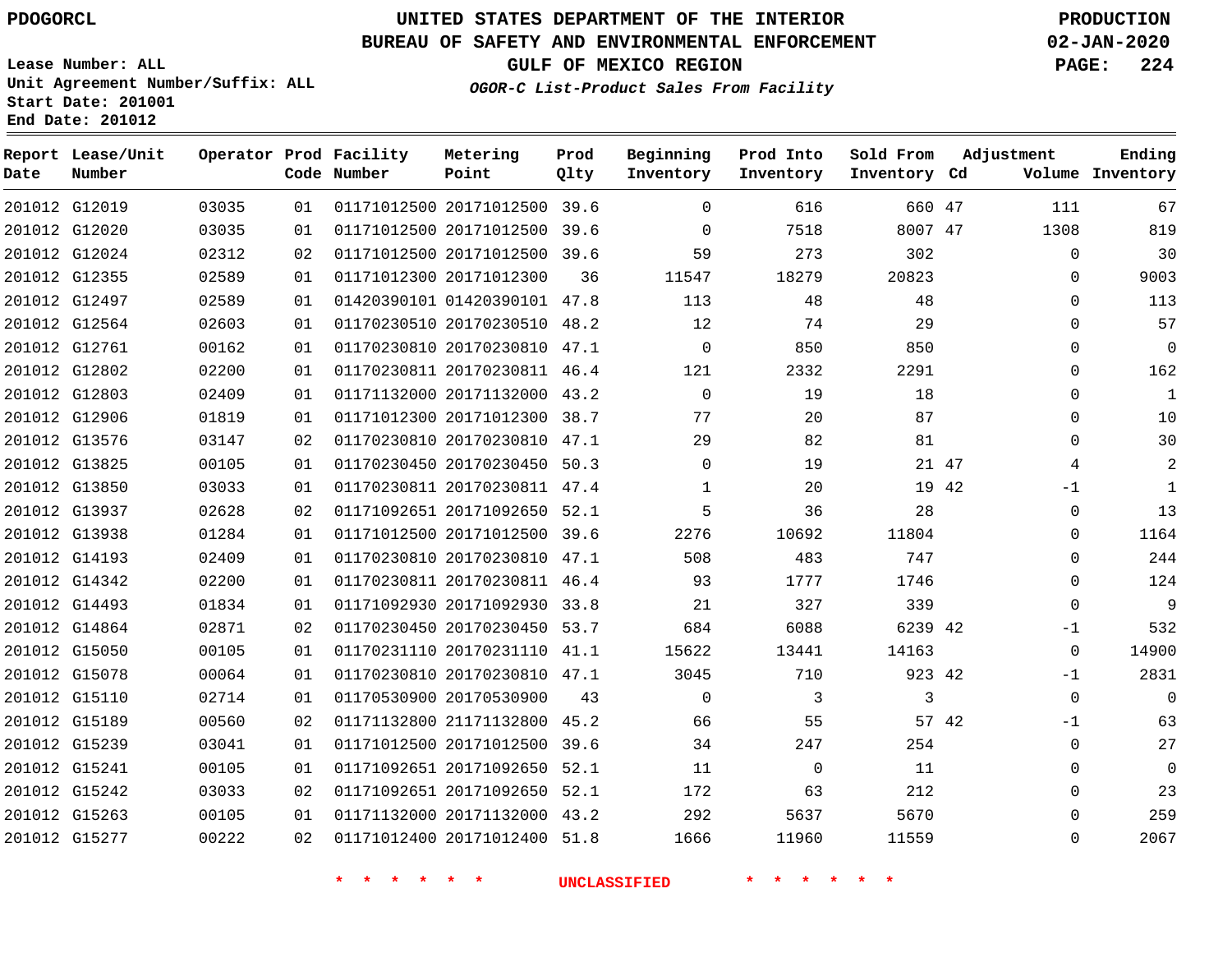PDOGORCL

# UNITED STATES DEPARTMENT OF THE INTERIOR
## BUREAU OF SAFETY AND ENVIRONMENTAL ENFORCEMENT
### GULF OF MEXICO REGION
*OGOR-C List-Product Sales From Facility*

PRODUCTION
02-JAN-2020

Lease Number: ALL
Unit Agreement Number/Suffix: ALL
Start Date: 201001
End Date: 201012

| Report Date | Lease/Unit Number | Operator | Prod Code | Facility Number | Metering Point | Prod Qlty | Beginning Inventory | Prod Into Inventory | Sold From Inventory | Adjustment Cd | Adjustment Volume | Ending Inventory |
|---|---|---|---|---|---|---|---|---|---|---|---|---|
| 201012 | G12019 | 03035 | 01 | 01171012500 | 20171012500 | 39.6 | 0 | 616 | 660 | 47 | 111 | 67 |
| 201012 | G12020 | 03035 | 01 | 01171012500 | 20171012500 | 39.6 | 0 | 7518 | 8007 | 47 | 1308 | 819 |
| 201012 | G12024 | 02312 | 02 | 01171012500 | 20171012500 | 39.6 | 59 | 273 | 302 | | 0 | 30 |
| 201012 | G12355 | 02589 | 01 | 01171012300 | 20171012300 | 36 | 11547 | 18279 | 20823 | | 0 | 9003 |
| 201012 | G12497 | 02589 | 01 | 01420390101 | 01420390101 | 47.8 | 113 | 48 | 48 | | 0 | 113 |
| 201012 | G12564 | 02603 | 01 | 01170230510 | 20170230510 | 48.2 | 12 | 74 | 29 | | 0 | 57 |
| 201012 | G12761 | 00162 | 01 | 01170230810 | 20170230810 | 47.1 | 0 | 850 | 850 | | 0 | 0 |
| 201012 | G12802 | 02200 | 01 | 01170230811 | 20170230811 | 46.4 | 121 | 2332 | 2291 | | 0 | 162 |
| 201012 | G12803 | 02409 | 01 | 01171132000 | 20171132000 | 43.2 | 0 | 19 | 18 | | 0 | 1 |
| 201012 | G12906 | 01819 | 01 | 01171012300 | 20171012300 | 38.7 | 77 | 20 | 87 | | 0 | 10 |
| 201012 | G13576 | 03147 | 02 | 01170230810 | 20170230810 | 47.1 | 29 | 82 | 81 | | 0 | 30 |
| 201012 | G13825 | 00105 | 01 | 01170230450 | 20170230450 | 50.3 | 0 | 19 | 21 | 47 | 4 | 2 |
| 201012 | G13850 | 03033 | 01 | 01170230811 | 20170230811 | 47.4 | 1 | 20 | 19 | 42 | -1 | 1 |
| 201012 | G13937 | 02628 | 02 | 01171092651 | 20171092650 | 52.1 | 5 | 36 | 28 | | 0 | 13 |
| 201012 | G13938 | 01284 | 01 | 01171012500 | 20171012500 | 39.6 | 2276 | 10692 | 11804 | | 0 | 1164 |
| 201012 | G14193 | 02409 | 01 | 01170230810 | 20170230810 | 47.1 | 508 | 483 | 747 | | 0 | 244 |
| 201012 | G14342 | 02200 | 01 | 01170230811 | 20170230811 | 46.4 | 93 | 1777 | 1746 | | 0 | 124 |
| 201012 | G14493 | 01834 | 01 | 01171092930 | 20171092930 | 33.8 | 21 | 327 | 339 | | 0 | 9 |
| 201012 | G14864 | 02871 | 02 | 01170230450 | 20170230450 | 53.7 | 684 | 6088 | 6239 | 42 | -1 | 532 |
| 201012 | G15050 | 00105 | 01 | 01170231110 | 20170231110 | 41.1 | 15622 | 13441 | 14163 | | 0 | 14900 |
| 201012 | G15078 | 00064 | 01 | 01170230810 | 20170230810 | 47.1 | 3045 | 710 | 923 | 42 | -1 | 2831 |
| 201012 | G15110 | 02714 | 01 | 01170530900 | 20170530900 | 43 | 0 | 3 | 3 | | 0 | 0 |
| 201012 | G15189 | 00560 | 02 | 01171132800 | 21171132800 | 45.2 | 66 | 55 | 57 | 42 | -1 | 63 |
| 201012 | G15239 | 03041 | 01 | 01171012500 | 20171012500 | 39.6 | 34 | 247 | 254 | | 0 | 27 |
| 201012 | G15241 | 00105 | 01 | 01171092651 | 20171092650 | 52.1 | 11 | 0 | 11 | | 0 | 0 |
| 201012 | G15242 | 03033 | 02 | 01171092651 | 20171092650 | 52.1 | 172 | 63 | 212 | | 0 | 23 |
| 201012 | G15263 | 00105 | 01 | 01171132000 | 20171132000 | 43.2 | 292 | 5637 | 5670 | | 0 | 259 |
| 201012 | G15277 | 00222 | 02 | 01171012400 | 20171012400 | 51.8 | 1666 | 11960 | 11559 | | 0 | 2067 |

* * * * * * UNCLASSIFIED * * * * * *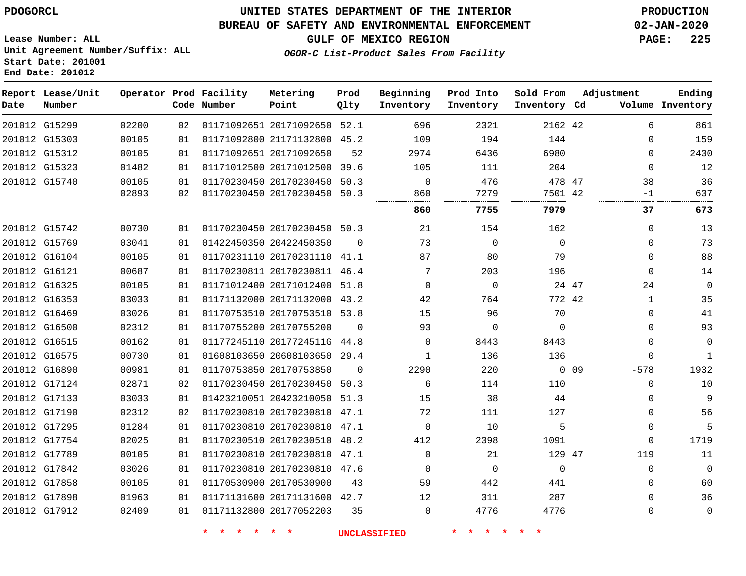PDOGORCL

# UNITED STATES DEPARTMENT OF THE INTERIOR
## BUREAU OF SAFETY AND ENVIRONMENTAL ENFORCEMENT
### GULF OF MEXICO REGION
*OGOR-C List-Product Sales From Facility*

PRODUCTION
02-JAN-2020

Lease Number: ALL
Unit Agreement Number/Suffix: ALL
Start Date: 201001
End Date: 201012

| Report Date | Lease/Unit Number | Operator | Prod Code | Facility Number | Metering Point | Prod Qlty | Beginning Inventory | Prod Into Inventory | Sold From Inventory | Adjustment Cd | Adjustment Volume | Ending Inventory |
|---|---|---|---|---|---|---|---|---|---|---|---|---|
| 201012 | G15299 | 02200 | 02 | 01171092651 | 20171092650 | 52.1 | 696 | 2321 | 2162 | 42 | 6 | 861 |
| 201012 | G15303 | 00105 | 01 | 01171092800 | 21171132800 | 45.2 | 109 | 194 | 144 | | 0 | 159 |
| 201012 | G15312 | 00105 | 01 | 01171092651 | 20171092650 | 52 | 2974 | 6436 | 6980 | | 0 | 2430 |
| 201012 | G15323 | 01482 | 01 | 01171012500 | 20171012500 | 39.6 | 105 | 111 | 204 | | 0 | 12 |
| 201012 | G15740 | 00105 | 01 | 01170230450 | 20170230450 | 50.3 | 0 | 476 | 478 | 47 | 38 | 36 |
| | | 02893 | 02 | 01170230450 | 20170230450 | 50.3 | 860 | 7279 | 7501 | 42 | -1 | 637 |
| | | | | | | | **860** | **7755** | **7979** | | **37** | **673** |
| 201012 | G15742 | 00730 | 01 | 01170230450 | 20170230450 | 50.3 | 21 | 154 | 162 | | 0 | 13 |
| 201012 | G15769 | 03041 | 01 | 01422450350 | 20422450350 | 0 | 73 | 0 | 0 | | 0 | 73 |
| 201012 | G16104 | 00105 | 01 | 01170231110 | 20170231110 | 41.1 | 87 | 80 | 79 | | 0 | 88 |
| 201012 | G16121 | 00687 | 01 | 01170230811 | 20170230811 | 46.4 | 7 | 203 | 196 | | 0 | 14 |
| 201012 | G16325 | 00105 | 01 | 01171012400 | 20171012400 | 51.8 | 0 | 0 | 24 | 47 | 24 | 0 |
| 201012 | G16353 | 03033 | 01 | 01171132000 | 20171132000 | 43.2 | 42 | 764 | 772 | 42 | 1 | 35 |
| 201012 | G16469 | 03026 | 01 | 01170753510 | 20170753510 | 53.8 | 15 | 96 | 70 | | 0 | 41 |
| 201012 | G16500 | 02312 | 01 | 01170755200 | 20170755200 | 0 | 93 | 0 | 0 | | 0 | 93 |
| 201012 | G16515 | 00162 | 01 | 01177245110 | 2017724511G | 44.8 | 0 | 8443 | 8443 | | 0 | 0 |
| 201012 | G16575 | 00730 | 01 | 01608103650 | 20608103650 | 29.4 | 1 | 136 | 136 | | 0 | 1 |
| 201012 | G16890 | 00981 | 01 | 01170753850 | 20170753850 | 0 | 2290 | 220 | 0 | 09 | -578 | 1932 |
| 201012 | G17124 | 02871 | 02 | 01170230450 | 20170230450 | 50.3 | 6 | 114 | 110 | | 0 | 10 |
| 201012 | G17133 | 03033 | 01 | 01423210051 | 20423210050 | 51.3 | 15 | 38 | 44 | | 0 | 9 |
| 201012 | G17190 | 02312 | 02 | 01170230810 | 20170230810 | 47.1 | 72 | 111 | 127 | | 0 | 56 |
| 201012 | G17295 | 01284 | 01 | 01170230810 | 20170230810 | 47.1 | 0 | 10 | 5 | | 0 | 5 |
| 201012 | G17754 | 02025 | 01 | 01170230510 | 20170230510 | 48.2 | 412 | 2398 | 1091 | | 0 | 1719 |
| 201012 | G17789 | 00105 | 01 | 01170230810 | 20170230810 | 47.1 | 0 | 21 | 129 | 47 | 119 | 11 |
| 201012 | G17842 | 03026 | 01 | 01170230810 | 20170230810 | 47.6 | 0 | 0 | 0 | | 0 | 0 |
| 201012 | G17858 | 00105 | 01 | 01170530900 | 20170530900 | 43 | 59 | 442 | 441 | | 0 | 60 |
| 201012 | G17898 | 01963 | 01 | 01171131600 | 20171131600 | 42.7 | 12 | 311 | 287 | | 0 | 36 |
| 201012 | G17912 | 02409 | 01 | 01171132800 | 20177052203 | 35 | 0 | 4776 | 4776 | | 0 | 0 |

\* \* \* \* \* \* UNCLASSIFIED \* \* \* \* \* \*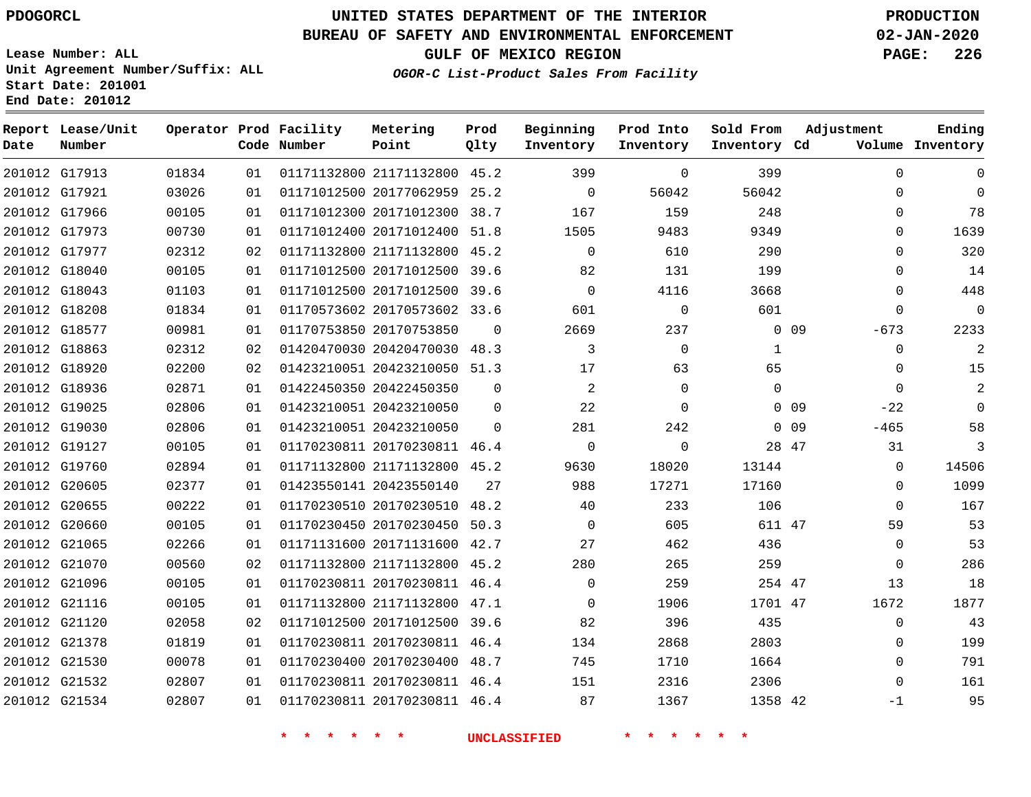PDOGORCL

# UNITED STATES DEPARTMENT OF THE INTERIOR
## BUREAU OF SAFETY AND ENVIRONMENTAL ENFORCEMENT
## GULF OF MEXICO REGION
### *OGOR-C List-Product Sales From Facility*

PRODUCTION
02-JAN-2020

Lease Number: ALL
Unit Agreement Number/Suffix: ALL
Start Date: 201001
End Date: 201012

| Report Date | Lease/Unit Number | Operator | Prod Code | Facility Number | Metering Point | Prod Qlty | Beginning Inventory | Prod Into Inventory | Sold From Inventory | Adjustment Cd | Adjustment Volume | Ending Inventory |
|---|---|---|---|---|---|---|---|---|---|---|---|---|
| 201012 | G17913 | 01834 | 01 | 01171132800 | 21171132800 | 45.2 | 399 | 0 | 399 | | 0 | 0 |
| 201012 | G17921 | 03026 | 01 | 01171012500 | 20177062959 | 25.2 | 0 | 56042 | 56042 | | 0 | 0 |
| 201012 | G17966 | 00105 | 01 | 01171012300 | 20171012300 | 38.7 | 167 | 159 | 248 | | 0 | 78 |
| 201012 | G17973 | 00730 | 01 | 01171012400 | 20171012400 | 51.8 | 1505 | 9483 | 9349 | | 0 | 1639 |
| 201012 | G17977 | 02312 | 02 | 01171132800 | 21171132800 | 45.2 | 0 | 610 | 290 | | 0 | 320 |
| 201012 | G18040 | 00105 | 01 | 01171012500 | 20171012500 | 39.6 | 82 | 131 | 199 | | 0 | 14 |
| 201012 | G18043 | 01103 | 01 | 01171012500 | 20171012500 | 39.6 | 0 | 4116 | 3668 | | 0 | 448 |
| 201012 | G18208 | 01834 | 01 | 01170573602 | 20170573602 | 33.6 | 601 | 0 | 601 | | 0 | 0 |
| 201012 | G18577 | 00981 | 01 | 01170753850 | 20170753850 | 0 | 2669 | 237 | 0 | 09 | -673 | 2233 |
| 201012 | G18863 | 02312 | 02 | 01420470030 | 20420470030 | 48.3 | 3 | 0 | 1 | | 0 | 2 |
| 201012 | G18920 | 02200 | 02 | 01423210051 | 20423210050 | 51.3 | 17 | 63 | 65 | | 0 | 15 |
| 201012 | G18936 | 02871 | 01 | 01422450350 | 20422450350 | 0 | 2 | 0 | 0 | | 0 | 2 |
| 201012 | G19025 | 02806 | 01 | 01423210051 | 20423210050 | 0 | 22 | 0 | 0 | 09 | -22 | 0 |
| 201012 | G19030 | 02806 | 01 | 01423210051 | 20423210050 | 0 | 281 | 242 | 0 | 09 | -465 | 58 |
| 201012 | G19127 | 00105 | 01 | 01170230811 | 20170230811 | 46.4 | 0 | 0 | 28 | 47 | 31 | 3 |
| 201012 | G19760 | 02894 | 01 | 01171132800 | 21171132800 | 45.2 | 9630 | 18020 | 13144 | | 0 | 14506 |
| 201012 | G20605 | 02377 | 01 | 01423550141 | 20423550140 | 27 | 988 | 17271 | 17160 | | 0 | 1099 |
| 201012 | G20655 | 00222 | 01 | 01170230510 | 20170230510 | 48.2 | 40 | 233 | 106 | | 0 | 167 |
| 201012 | G20660 | 00105 | 01 | 01170230450 | 20170230450 | 50.3 | 0 | 605 | 611 | 47 | 59 | 53 |
| 201012 | G21065 | 02266 | 01 | 01171131600 | 20171131600 | 42.7 | 27 | 462 | 436 | | 0 | 53 |
| 201012 | G21070 | 00560 | 02 | 01171132800 | 21171132800 | 45.2 | 280 | 265 | 259 | | 0 | 286 |
| 201012 | G21096 | 00105 | 01 | 01170230811 | 20170230811 | 46.4 | 0 | 259 | 254 | 47 | 13 | 18 |
| 201012 | G21116 | 00105 | 01 | 01171132800 | 21171132800 | 47.1 | 0 | 1906 | 1701 | 47 | 1672 | 1877 |
| 201012 | G21120 | 02058 | 02 | 01171012500 | 20171012500 | 39.6 | 82 | 396 | 435 | | 0 | 43 |
| 201012 | G21378 | 01819 | 01 | 01170230811 | 20170230811 | 46.4 | 134 | 2868 | 2803 | | 0 | 199 |
| 201012 | G21530 | 00078 | 01 | 01170230400 | 20170230400 | 48.7 | 745 | 1710 | 1664 | | 0 | 791 |
| 201012 | G21532 | 02807 | 01 | 01170230811 | 20170230811 | 46.4 | 151 | 2316 | 2306 | | 0 | 161 |
| 201012 | G21534 | 02807 | 01 | 01170230811 | 20170230811 | 46.4 | 87 | 1367 | 1358 | 42 | -1 | 95 |

\* \* \* \* \* \* UNCLASSIFIED \* \* \* \* \* \*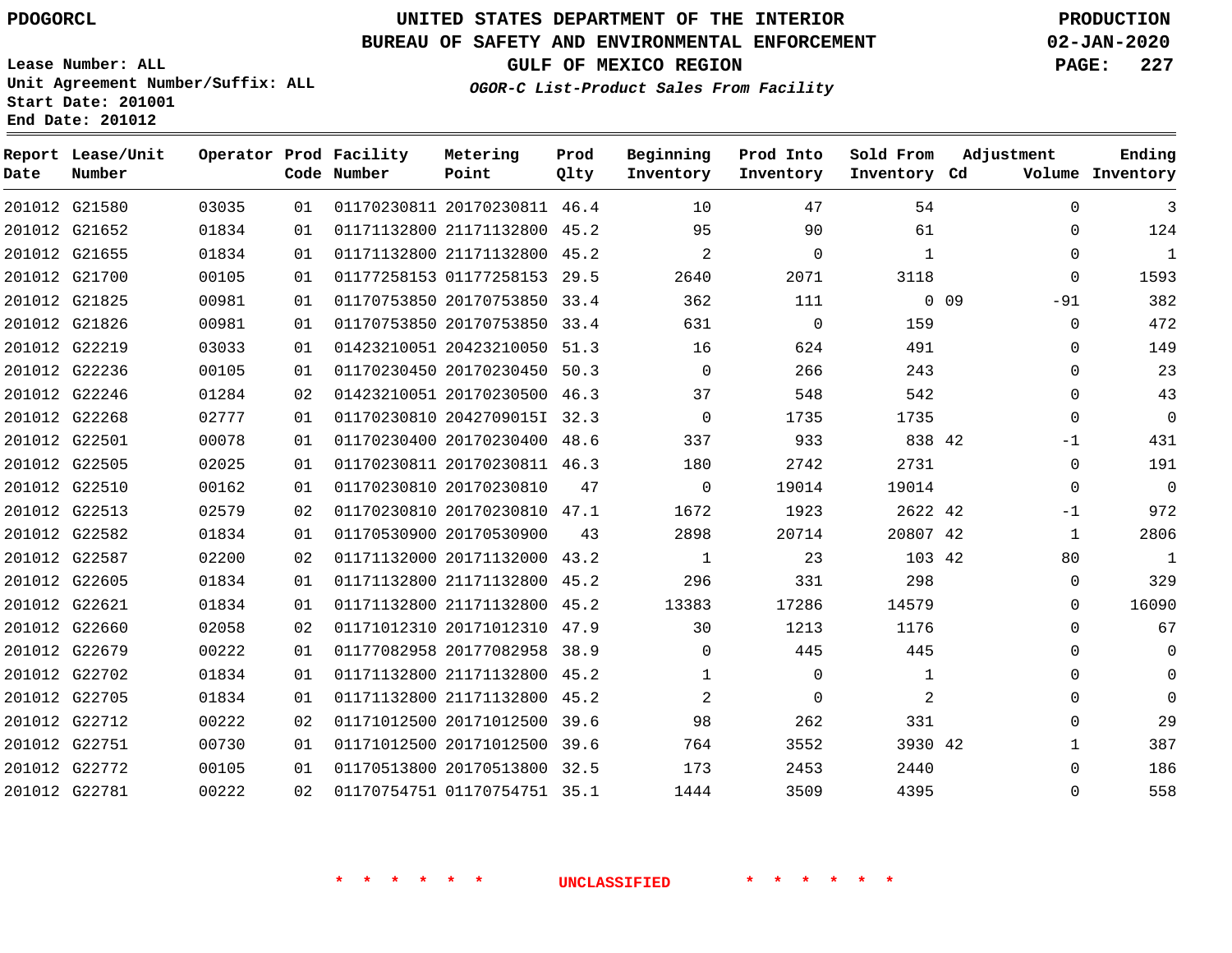PDOGORCL

Lease Number: ALL
Unit Agreement Number/Suffix: ALL
Start Date: 201001
End Date: 201012

# UNITED STATES DEPARTMENT OF THE INTERIOR
## BUREAU OF SAFETY AND ENVIRONMENTAL ENFORCEMENT
### GULF OF MEXICO REGION
*OGOR-C List-Product Sales From Facility*

PRODUCTION
02-JAN-2020

| Report Date | Lease/Unit Number | Operator | Prod Code | Facility Number | Metering Point | Prod Qlty | Beginning Inventory | Prod Into Inventory | Sold From Inventory | Adjustment Cd | Adjustment Volume | Ending Inventory |
|---|---|---|---|---|---|---|---|---|---|---|---|---|
| 201012 | G21580 | 03035 | 01 | 01170230811 | 20170230811 | 46.4 | 10 | 47 | 54 | | 0 | 3 |
| 201012 | G21652 | 01834 | 01 | 01171132800 | 21171132800 | 45.2 | 95 | 90 | 61 | | 0 | 124 |
| 201012 | G21655 | 01834 | 01 | 01171132800 | 21171132800 | 45.2 | 2 | 0 | 1 | | 0 | 1 |
| 201012 | G21700 | 00105 | 01 | 01177258153 | 01177258153 | 29.5 | 2640 | 2071 | 3118 | | 0 | 1593 |
| 201012 | G21825 | 00981 | 01 | 01170753850 | 20170753850 | 33.4 | 362 | 111 | 0 | 09 | -91 | 382 |
| 201012 | G21826 | 00981 | 01 | 01170753850 | 20170753850 | 33.4 | 631 | 0 | 159 | | 0 | 472 |
| 201012 | G22219 | 03033 | 01 | 01423210051 | 20423210050 | 51.3 | 16 | 624 | 491 | | 0 | 149 |
| 201012 | G22236 | 00105 | 01 | 01170230450 | 20170230450 | 50.3 | 0 | 266 | 243 | | 0 | 23 |
| 201012 | G22246 | 01284 | 02 | 01423210051 | 20170230500 | 46.3 | 37 | 548 | 542 | | 0 | 43 |
| 201012 | G22268 | 02777 | 01 | 01170230810 | 2042709015I | 32.3 | 0 | 1735 | 1735 | | 0 | 0 |
| 201012 | G22501 | 00078 | 01 | 01170230400 | 20170230400 | 48.6 | 337 | 933 | 838 | 42 | -1 | 431 |
| 201012 | G22505 | 02025 | 01 | 01170230811 | 20170230811 | 46.3 | 180 | 2742 | 2731 | | 0 | 191 |
| 201012 | G22510 | 00162 | 01 | 01170230810 | 20170230810 | 47 | 0 | 19014 | 19014 | | 0 | 0 |
| 201012 | G22513 | 02579 | 02 | 01170230810 | 20170230810 | 47.1 | 1672 | 1923 | 2622 | 42 | -1 | 972 |
| 201012 | G22582 | 01834 | 01 | 01170530900 | 20170530900 | 43 | 2898 | 20714 | 20807 | 42 | 1 | 2806 |
| 201012 | G22587 | 02200 | 02 | 01171132000 | 20171132000 | 43.2 | 1 | 23 | 103 | 42 | 80 | 1 |
| 201012 | G22605 | 01834 | 01 | 01171132800 | 21171132800 | 45.2 | 296 | 331 | 298 | | 0 | 329 |
| 201012 | G22621 | 01834 | 01 | 01171132800 | 21171132800 | 45.2 | 13383 | 17286 | 14579 | | 0 | 16090 |
| 201012 | G22660 | 02058 | 02 | 01171012310 | 20171012310 | 47.9 | 30 | 1213 | 1176 | | 0 | 67 |
| 201012 | G22679 | 00222 | 01 | 01177082958 | 20177082958 | 38.9 | 0 | 445 | 445 | | 0 | 0 |
| 201012 | G22702 | 01834 | 01 | 01171132800 | 21171132800 | 45.2 | 1 | 0 | 1 | | 0 | 0 |
| 201012 | G22705 | 01834 | 01 | 01171132800 | 21171132800 | 45.2 | 2 | 0 | 2 | | 0 | 0 |
| 201012 | G22712 | 00222 | 02 | 01171012500 | 20171012500 | 39.6 | 98 | 262 | 331 | | 0 | 29 |
| 201012 | G22751 | 00730 | 01 | 01171012500 | 20171012500 | 39.6 | 764 | 3552 | 3930 | 42 | 1 | 387 |
| 201012 | G22772 | 00105 | 01 | 01170513800 | 20170513800 | 32.5 | 173 | 2453 | 2440 | | 0 | 186 |
| 201012 | G22781 | 00222 | 02 | 01170754751 | 01170754751 | 35.1 | 1444 | 3509 | 4395 | | 0 | 558 |

\* \* \* \* \* \* UNCLASSIFIED \* \* \* \* \* \*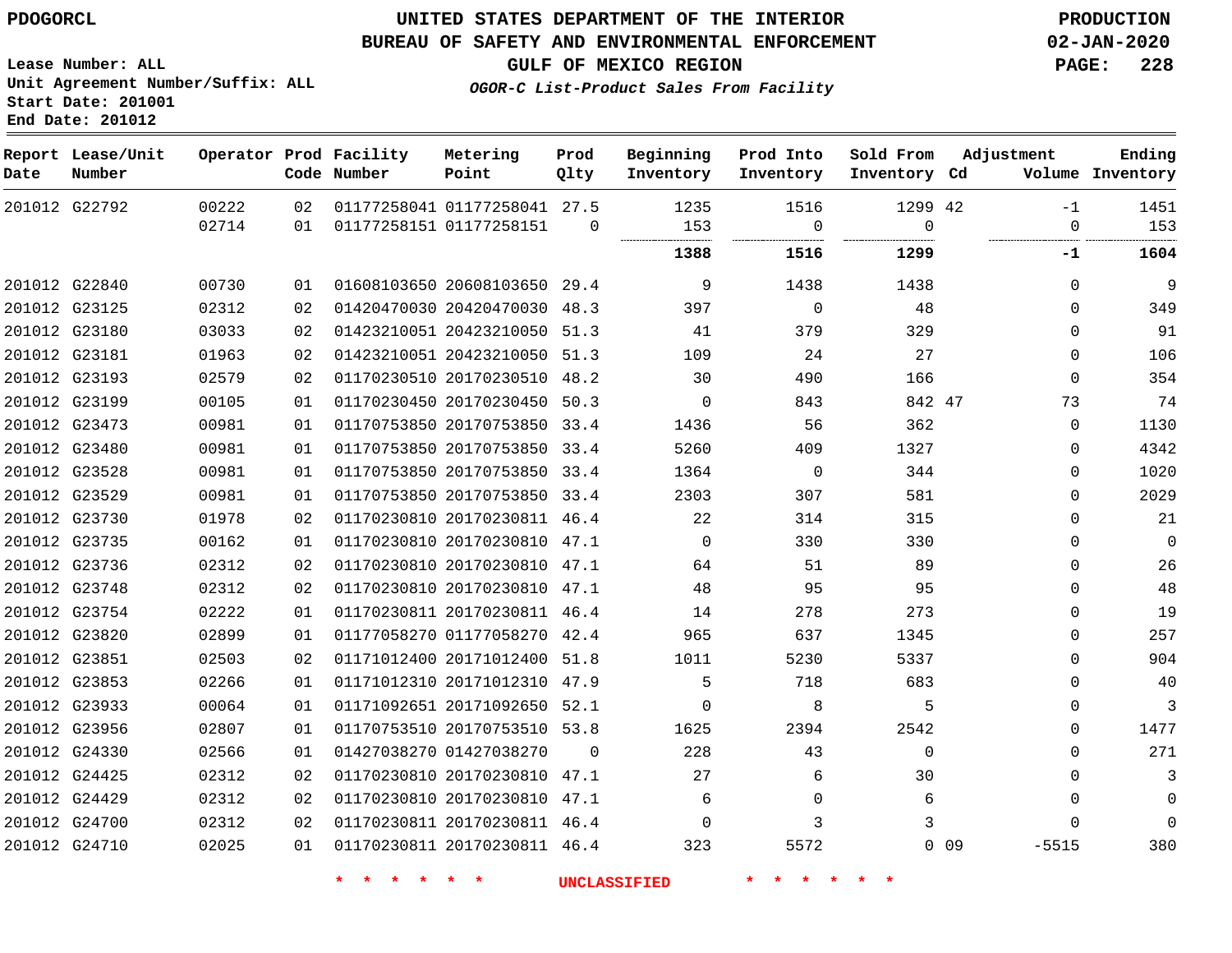PDOGORCL

# UNITED STATES DEPARTMENT OF THE INTERIOR
## BUREAU OF SAFETY AND ENVIRONMENTAL ENFORCEMENT
## GULF OF MEXICO REGION

PRODUCTION
02-JAN-2020

Lease Number: ALL
Unit Agreement Number/Suffix: ALL
Start Date: 201001
End Date: 201012

*OGOR-C List-Product Sales From Facility*

| Report Date | Lease/Unit Number | Operator | Prod Code | Facility Number | Metering Point | Prod Qlty | Beginning Inventory | Prod Into Inventory | Sold From Inventory | Adjustment Cd | Adjustment Volume | Ending Inventory |
|---|---|---|---|---|---|---|---|---|---|---|---|---|
| 201012 | G22792 | 00222 | 02 | 01177258041 | 01177258041 | 27.5 | 1235 | 1516 | 1299 | 42 | -1 | 1451 |
| | | 02714 | 01 | 01177258151 | 01177258151 | 0 | 153 | 0 | 0 | | 0 | 153 |
| | | | | | | | **1388** | **1516** | **1299** | | **-1** | **1604** |
| 201012 | G22840 | 00730 | 01 | 01608103650 | 20608103650 | 29.4 | 9 | 1438 | 1438 | | 0 | 9 |
| 201012 | G23125 | 02312 | 02 | 01420470030 | 20420470030 | 48.3 | 397 | 0 | 48 | | 0 | 349 |
| 201012 | G23180 | 03033 | 02 | 01423210051 | 20423210050 | 51.3 | 41 | 379 | 329 | | 0 | 91 |
| 201012 | G23181 | 01963 | 02 | 01423210051 | 20423210050 | 51.3 | 109 | 24 | 27 | | 0 | 106 |
| 201012 | G23193 | 02579 | 02 | 01170230510 | 20170230510 | 48.2 | 30 | 490 | 166 | | 0 | 354 |
| 201012 | G23199 | 00105 | 01 | 01170230450 | 20170230450 | 50.3 | 0 | 843 | 842 | 47 | 73 | 74 |
| 201012 | G23473 | 00981 | 01 | 01170753850 | 20170753850 | 33.4 | 1436 | 56 | 362 | | 0 | 1130 |
| 201012 | G23480 | 00981 | 01 | 01170753850 | 20170753850 | 33.4 | 5260 | 409 | 1327 | | 0 | 4342 |
| 201012 | G23528 | 00981 | 01 | 01170753850 | 20170753850 | 33.4 | 1364 | 0 | 344 | | 0 | 1020 |
| 201012 | G23529 | 00981 | 01 | 01170753850 | 20170753850 | 33.4 | 2303 | 307 | 581 | | 0 | 2029 |
| 201012 | G23730 | 01978 | 02 | 01170230810 | 20170230811 | 46.4 | 22 | 314 | 315 | | 0 | 21 |
| 201012 | G23735 | 00162 | 01 | 01170230810 | 20170230810 | 47.1 | 0 | 330 | 330 | | 0 | 0 |
| 201012 | G23736 | 02312 | 02 | 01170230810 | 20170230810 | 47.1 | 64 | 51 | 89 | | 0 | 26 |
| 201012 | G23748 | 02312 | 02 | 01170230810 | 20170230810 | 47.1 | 48 | 95 | 95 | | 0 | 48 |
| 201012 | G23754 | 02222 | 01 | 01170230811 | 20170230811 | 46.4 | 14 | 278 | 273 | | 0 | 19 |
| 201012 | G23820 | 02899 | 01 | 01177058270 | 01177058270 | 42.4 | 965 | 637 | 1345 | | 0 | 257 |
| 201012 | G23851 | 02503 | 02 | 01171012400 | 20171012400 | 51.8 | 1011 | 5230 | 5337 | | 0 | 904 |
| 201012 | G23853 | 02266 | 01 | 01171012310 | 20171012310 | 47.9 | 5 | 718 | 683 | | 0 | 40 |
| 201012 | G23933 | 00064 | 01 | 01171092651 | 20171092650 | 52.1 | 0 | 8 | 5 | | 0 | 3 |
| 201012 | G23956 | 02807 | 01 | 01170753510 | 20170753510 | 53.8 | 1625 | 2394 | 2542 | | 0 | 1477 |
| 201012 | G24330 | 02566 | 01 | 01427038270 | 01427038270 | 0 | 228 | 43 | 0 | | 0 | 271 |
| 201012 | G24425 | 02312 | 02 | 01170230810 | 20170230810 | 47.1 | 27 | 6 | 30 | | 0 | 3 |
| 201012 | G24429 | 02312 | 02 | 01170230810 | 20170230810 | 47.1 | 6 | 0 | 6 | | 0 | 0 |
| 201012 | G24700 | 02312 | 02 | 01170230811 | 20170230811 | 46.4 | 0 | 3 | 3 | | 0 | 0 |
| 201012 | G24710 | 02025 | 01 | 01170230811 | 20170230811 | 46.4 | 323 | 5572 | 0 | 09 | -5515 | 380 |

\* \* \* \* \* \* UNCLASSIFIED \* \* \* \* \* \*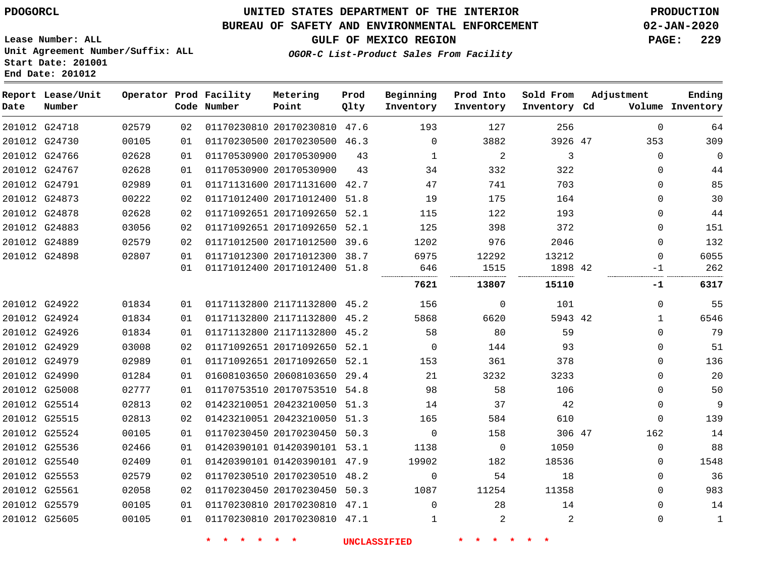PDOGORCL

**UNITED STATES DEPARTMENT OF THE INTERIOR**
**BUREAU OF SAFETY AND ENVIRONMENTAL ENFORCEMENT**
**GULF OF MEXICO REGION**
*OGOR-C List-Product Sales From Facility*

PRODUCTION
02-JAN-2020

Lease Number: ALL
Unit Agreement Number/Suffix: ALL
Start Date: 201001
End Date: 201012

| Report Date | Lease/Unit Number | Operator | Prod Code | Facility Number | Metering Point | Prod Qlty | Beginning Inventory | Prod Into Inventory | Sold From Inventory | Adjustment Cd | Adjustment Volume | Ending Inventory |
|---|---|---|---|---|---|---|---|---|---|---|---|---|
| 201012 | G24718 | 02579 | 02 | 01170230810 | 20170230810 | 47.6 | 193 | 127 | 256 | | 0 | 64 |
| 201012 | G24730 | 00105 | 01 | 01170230500 | 20170230500 | 46.3 | 0 | 3882 | 3926 | 47 | 353 | 309 |
| 201012 | G24766 | 02628 | 01 | 01170530900 | 20170530900 | 43 | 1 | 2 | 3 | | 0 | 0 |
| 201012 | G24767 | 02628 | 01 | 01170530900 | 20170530900 | 43 | 34 | 332 | 322 | | 0 | 44 |
| 201012 | G24791 | 02989 | 01 | 01171131600 | 20171131600 | 42.7 | 47 | 741 | 703 | | 0 | 85 |
| 201012 | G24873 | 00222 | 02 | 01171012400 | 20171012400 | 51.8 | 19 | 175 | 164 | | 0 | 30 |
| 201012 | G24878 | 02628 | 02 | 01171092651 | 20171092650 | 52.1 | 115 | 122 | 193 | | 0 | 44 |
| 201012 | G24883 | 03056 | 02 | 01171092651 | 20171092650 | 52.1 | 125 | 398 | 372 | | 0 | 151 |
| 201012 | G24889 | 02579 | 02 | 01171012500 | 20171012500 | 39.6 | 1202 | 976 | 2046 | | 0 | 132 |
| 201012 | G24898 | 02807 | 01 | 01171012300 | 20171012300 | 38.7 | 6975 | 12292 | 13212 | | 0 | 6055 |
| | | | 01 | 01171012400 | 20171012400 | 51.8 | 646 | 1515 | 1898 | 42 | -1 | 262 |
| | | | | | | | **7621** | **13807** | **15110** | | **-1** | **6317** |
| 201012 | G24922 | 01834 | 01 | 01171132800 | 21171132800 | 45.2 | 156 | 0 | 101 | | 0 | 55 |
| 201012 | G24924 | 01834 | 01 | 01171132800 | 21171132800 | 45.2 | 5868 | 6620 | 5943 | 42 | 1 | 6546 |
| 201012 | G24926 | 01834 | 01 | 01171132800 | 21171132800 | 45.2 | 58 | 80 | 59 | | 0 | 79 |
| 201012 | G24929 | 03008 | 02 | 01171092651 | 20171092650 | 52.1 | 0 | 144 | 93 | | 0 | 51 |
| 201012 | G24979 | 02989 | 01 | 01171092651 | 20171092650 | 52.1 | 153 | 361 | 378 | | 0 | 136 |
| 201012 | G24990 | 01284 | 01 | 01608103650 | 20608103650 | 29.4 | 21 | 3232 | 3233 | | 0 | 20 |
| 201012 | G25008 | 02777 | 01 | 01170753510 | 20170753510 | 54.8 | 98 | 58 | 106 | | 0 | 50 |
| 201012 | G25514 | 02813 | 02 | 01423210051 | 20423210050 | 51.3 | 14 | 37 | 42 | | 0 | 9 |
| 201012 | G25515 | 02813 | 02 | 01423210051 | 20423210050 | 51.3 | 165 | 584 | 610 | | 0 | 139 |
| 201012 | G25524 | 00105 | 01 | 01170230450 | 20170230450 | 50.3 | 0 | 158 | 306 | 47 | 162 | 14 |
| 201012 | G25536 | 02466 | 01 | 01420390101 | 01420390101 | 53.1 | 1138 | 0 | 1050 | | 0 | 88 |
| 201012 | G25540 | 02409 | 01 | 01420390101 | 01420390101 | 47.9 | 19902 | 182 | 18536 | | 0 | 1548 |
| 201012 | G25553 | 02579 | 02 | 01170230510 | 20170230510 | 48.2 | 0 | 54 | 18 | | 0 | 36 |
| 201012 | G25561 | 02058 | 02 | 01170230450 | 20170230450 | 50.3 | 1087 | 11254 | 11358 | | 0 | 983 |
| 201012 | G25579 | 00105 | 01 | 01170230810 | 20170230810 | 47.1 | 0 | 28 | 14 | | 0 | 14 |
| 201012 | G25605 | 00105 | 01 | 01170230810 | 20170230810 | 47.1 | 1 | 2 | 2 | | 0 | 1 |

* * * * * * UNCLASSIFIED * * * * * *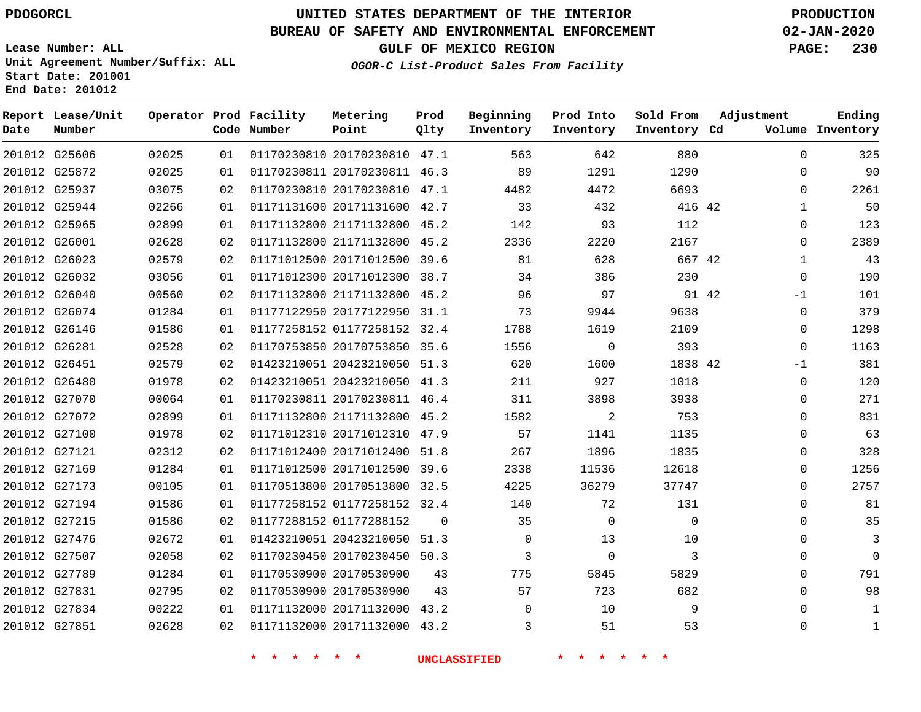PDOGORCL

# UNITED STATES DEPARTMENT OF THE INTERIOR
## BUREAU OF SAFETY AND ENVIRONMENTAL ENFORCEMENT
## GULF OF MEXICO REGION
### *OGOR-C List-Product Sales From Facility*

PRODUCTION
02-JAN-2020

Lease Number: ALL
Unit Agreement Number/Suffix: ALL
Start Date: 201001
End Date: 201012

| Report Date | Lease/Unit Number | Operator | Prod Code | Facility Number | Metering Point | Prod Qlty | Beginning Inventory | Prod Into Inventory | Sold From Inventory | Adjustment Cd | Adjustment Volume | Ending Inventory |
|---|---|---|---|---|---|---|---|---|---|---|---|---|
| 201012 | G25606 | 02025 | 01 | 01170230810 | 20170230810 | 47.1 | 563 | 642 | 880 | | 0 | 325 |
| 201012 | G25872 | 02025 | 01 | 01170230811 | 20170230811 | 46.3 | 89 | 1291 | 1290 | | 0 | 90 |
| 201012 | G25937 | 03075 | 02 | 01170230810 | 20170230810 | 47.1 | 4482 | 4472 | 6693 | | 0 | 2261 |
| 201012 | G25944 | 02266 | 01 | 01171131600 | 20171131600 | 42.7 | 33 | 432 | 416 | 42 | 1 | 50 |
| 201012 | G25965 | 02899 | 01 | 01171132800 | 21171132800 | 45.2 | 142 | 93 | 112 | | 0 | 123 |
| 201012 | G26001 | 02628 | 02 | 01171132800 | 21171132800 | 45.2 | 2336 | 2220 | 2167 | | 0 | 2389 |
| 201012 | G26023 | 02579 | 02 | 01171012500 | 20171012500 | 39.6 | 81 | 628 | 667 | 42 | 1 | 43 |
| 201012 | G26032 | 03056 | 01 | 01171012300 | 20171012300 | 38.7 | 34 | 386 | 230 | | 0 | 190 |
| 201012 | G26040 | 00560 | 02 | 01171132800 | 21171132800 | 45.2 | 96 | 97 | 91 | 42 | -1 | 101 |
| 201012 | G26074 | 01284 | 01 | 01177122950 | 20177122950 | 31.1 | 73 | 9944 | 9638 | | 0 | 379 |
| 201012 | G26146 | 01586 | 01 | 01177258152 | 01177258152 | 32.4 | 1788 | 1619 | 2109 | | 0 | 1298 |
| 201012 | G26281 | 02528 | 02 | 01170753850 | 20170753850 | 35.6 | 1556 | 0 | 393 | | 0 | 1163 |
| 201012 | G26451 | 02579 | 02 | 01423210051 | 20423210050 | 51.3 | 620 | 1600 | 1838 | 42 | -1 | 381 |
| 201012 | G26480 | 01978 | 02 | 01423210051 | 20423210050 | 41.3 | 211 | 927 | 1018 | | 0 | 120 |
| 201012 | G27070 | 00064 | 01 | 01170230811 | 20170230811 | 46.4 | 311 | 3898 | 3938 | | 0 | 271 |
| 201012 | G27072 | 02899 | 01 | 01171132800 | 21171132800 | 45.2 | 1582 | 2 | 753 | | 0 | 831 |
| 201012 | G27100 | 01978 | 02 | 01171012310 | 20171012310 | 47.9 | 57 | 1141 | 1135 | | 0 | 63 |
| 201012 | G27121 | 02312 | 02 | 01171012400 | 20171012400 | 51.8 | 267 | 1896 | 1835 | | 0 | 328 |
| 201012 | G27169 | 01284 | 01 | 01171012500 | 20171012500 | 39.6 | 2338 | 11536 | 12618 | | 0 | 1256 |
| 201012 | G27173 | 00105 | 01 | 01170513800 | 20170513800 | 32.5 | 4225 | 36279 | 37747 | | 0 | 2757 |
| 201012 | G27194 | 01586 | 01 | 01177258152 | 01177258152 | 32.4 | 140 | 72 | 131 | | 0 | 81 |
| 201012 | G27215 | 01586 | 02 | 01177288152 | 01177288152 | 0 | 35 | 0 | 0 | | 0 | 35 |
| 201012 | G27476 | 02672 | 01 | 01423210051 | 20423210050 | 51.3 | 0 | 13 | 10 | | 0 | 3 |
| 201012 | G27507 | 02058 | 02 | 01170230450 | 20170230450 | 50.3 | 3 | 0 | 3 | | 0 | 0 |
| 201012 | G27789 | 01284 | 01 | 01170530900 | 20170530900 | 43 | 775 | 5845 | 5829 | | 0 | 791 |
| 201012 | G27831 | 02795 | 02 | 01170530900 | 20170530900 | 43 | 57 | 723 | 682 | | 0 | 98 |
| 201012 | G27834 | 00222 | 01 | 01171132000 | 20171132000 | 43.2 | 0 | 10 | 9 | | 0 | 1 |
| 201012 | G27851 | 02628 | 02 | 01171132000 | 20171132000 | 43.2 | 3 | 51 | 53 | | 0 | 1 |

\* \* \* \* \* \* UNCLASSIFIED \* \* \* \* \* \*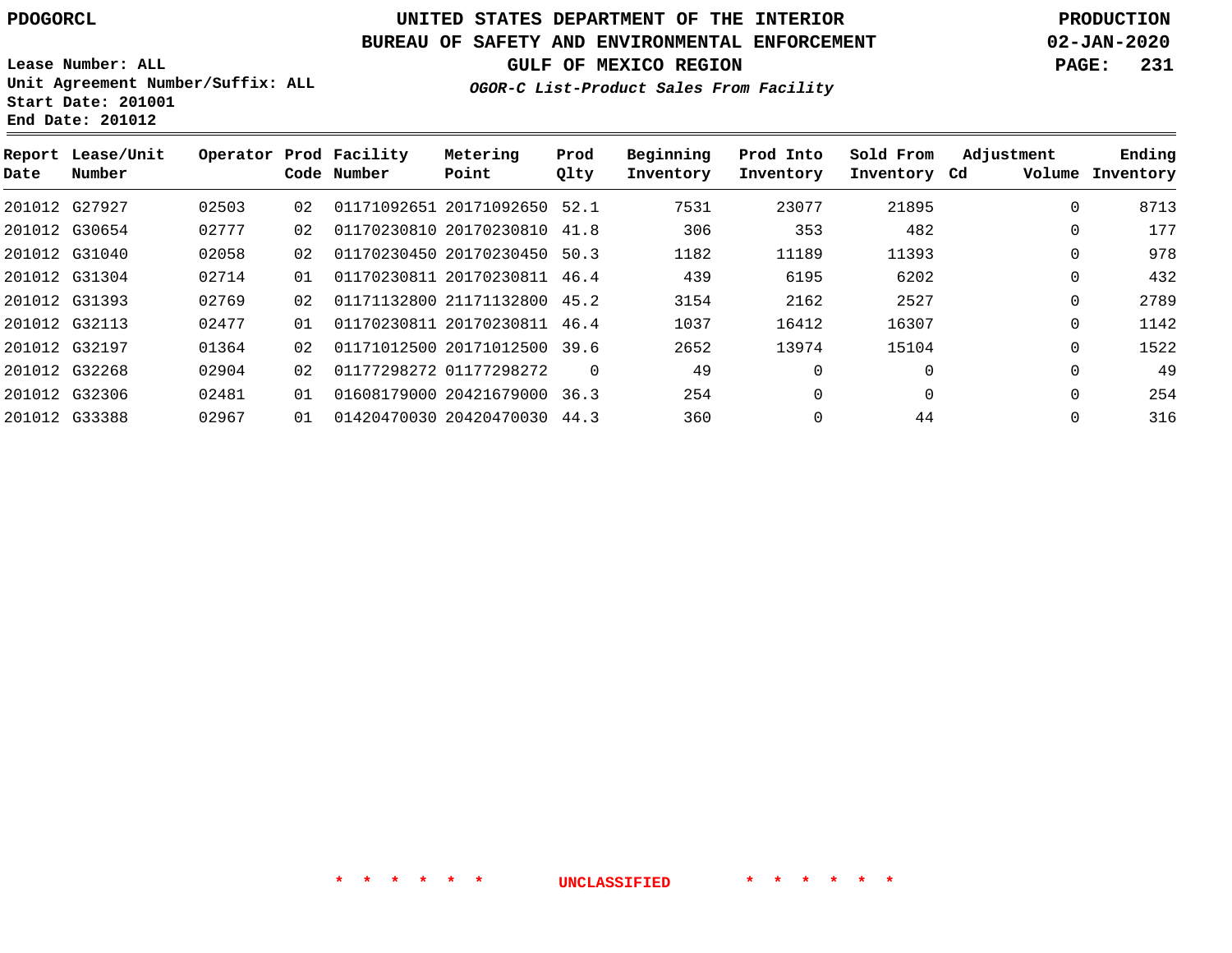PDOGORCL

# UNITED STATES DEPARTMENT OF THE INTERIOR
## BUREAU OF SAFETY AND ENVIRONMENTAL ENFORCEMENT
### GULF OF MEXICO REGION

*OGOR-C List-Product Sales From Facility*

PRODUCTION
02-JAN-2020

Lease Number: ALL
Unit Agreement Number/Suffix: ALL
Start Date: 201001
End Date: 201012

| Report Date | Lease/Unit Number | Operator | Prod Code | Facility Number | Metering Point | Prod Qlty | Beginning Inventory | Prod Into Inventory | Sold From Inventory | Adjustment Cd | Adjustment Volume | Ending Inventory |
|---|---|---|---|---|---|---|---|---|---|---|---|---|
| 201012 | G27927 | 02503 | 02 | 01171092651 | 20171092650 | 52.1 | 7531 | 23077 | 21895 | | 0 | 8713 |
| 201012 | G30654 | 02777 | 02 | 01170230810 | 20170230810 | 41.8 | 306 | 353 | 482 | | 0 | 177 |
| 201012 | G31040 | 02058 | 02 | 01170230450 | 20170230450 | 50.3 | 1182 | 11189 | 11393 | | 0 | 978 |
| 201012 | G31304 | 02714 | 01 | 01170230811 | 20170230811 | 46.4 | 439 | 6195 | 6202 | | 0 | 432 |
| 201012 | G31393 | 02769 | 02 | 01171132800 | 21171132800 | 45.2 | 3154 | 2162 | 2527 | | 0 | 2789 |
| 201012 | G32113 | 02477 | 01 | 01170230811 | 20170230811 | 46.4 | 1037 | 16412 | 16307 | | 0 | 1142 |
| 201012 | G32197 | 01364 | 02 | 01171012500 | 20171012500 | 39.6 | 2652 | 13974 | 15104 | | 0 | 1522 |
| 201012 | G32268 | 02904 | 02 | 01177298272 | 01177298272 | 0 | 49 | 0 | 0 | | 0 | 49 |
| 201012 | G32306 | 02481 | 01 | 01608179000 | 20421679000 | 36.3 | 254 | 0 | 0 | | 0 | 254 |
| 201012 | G33388 | 02967 | 01 | 01420470030 | 20420470030 | 44.3 | 360 | 0 | 44 | | 0 | 316 |

* * * * * * UNCLASSIFIED * * * * * *